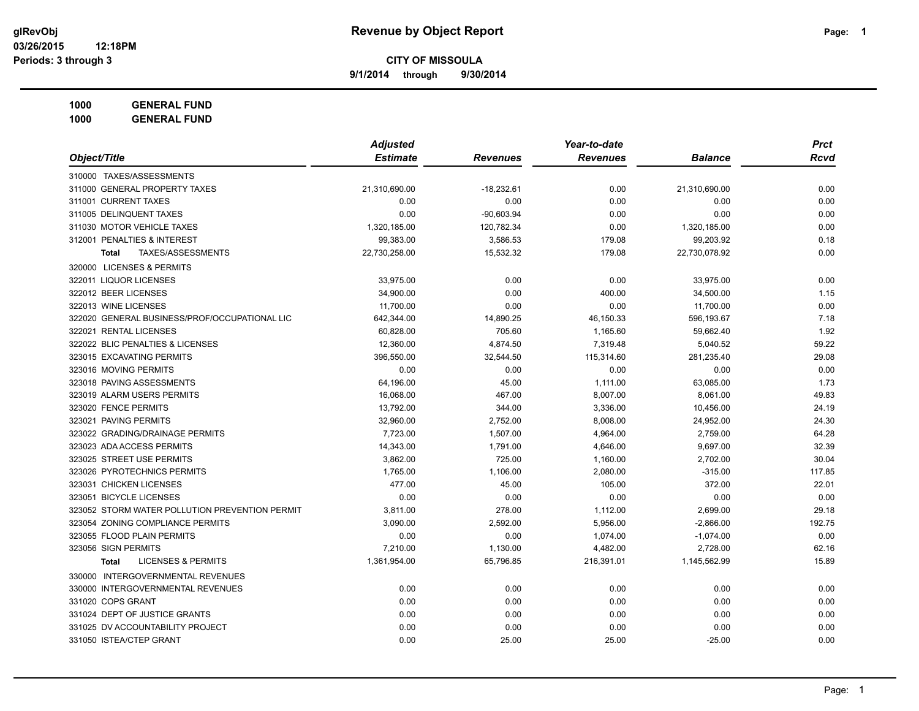# Revenue by Object Report

glRevObj
03/26/2015 12:18PM
Periods: 3 through 3

**CITY OF MISSOULA**

**9/1/2014 through 9/30/2014**

**1000 GENERAL FUND**
**1000 GENERAL FUND**

| Object/Title | Adjusted Estimate | Revenues | Year-to-date Revenues | Balance | Prct Rcvd |
|---|---|---|---|---|---|
| 310000 TAXES/ASSESSMENTS | | | | | |
| 311000 GENERAL PROPERTY TAXES | 21,310,690.00 | -18,232.61 | 0.00 | 21,310,690.00 | 0.00 |
| 311001 CURRENT TAXES | 0.00 | 0.00 | 0.00 | 0.00 | 0.00 |
| 311005 DELINQUENT TAXES | 0.00 | -90,603.94 | 0.00 | 0.00 | 0.00 |
| 311030 MOTOR VEHICLE TAXES | 1,320,185.00 | 120,782.34 | 0.00 | 1,320,185.00 | 0.00 |
| 312001 PENALTIES & INTEREST | 99,383.00 | 3,586.53 | 179.08 | 99,203.92 | 0.18 |
| **Total** TAXES/ASSESSMENTS | 22,730,258.00 | 15,532.32 | 179.08 | 22,730,078.92 | 0.00 |
| 320000 LICENSES & PERMITS | | | | | |
| 322011 LIQUOR LICENSES | 33,975.00 | 0.00 | 0.00 | 33,975.00 | 0.00 |
| 322012 BEER LICENSES | 34,900.00 | 0.00 | 400.00 | 34,500.00 | 1.15 |
| 322013 WINE LICENSES | 11,700.00 | 0.00 | 0.00 | 11,700.00 | 0.00 |
| 322020 GENERAL BUSINESS/PROF/OCCUPATIONAL LIC | 642,344.00 | 14,890.25 | 46,150.33 | 596,193.67 | 7.18 |
| 322021 RENTAL LICENSES | 60,828.00 | 705.60 | 1,165.60 | 59,662.40 | 1.92 |
| 322022 BLIC PENALTIES & LICENSES | 12,360.00 | 4,874.50 | 7,319.48 | 5,040.52 | 59.22 |
| 323015 EXCAVATING PERMITS | 396,550.00 | 32,544.50 | 115,314.60 | 281,235.40 | 29.08 |
| 323016 MOVING PERMITS | 0.00 | 0.00 | 0.00 | 0.00 | 0.00 |
| 323018 PAVING ASSESSMENTS | 64,196.00 | 45.00 | 1,111.00 | 63,085.00 | 1.73 |
| 323019 ALARM USERS PERMITS | 16,068.00 | 467.00 | 8,007.00 | 8,061.00 | 49.83 |
| 323020 FENCE PERMITS | 13,792.00 | 344.00 | 3,336.00 | 10,456.00 | 24.19 |
| 323021 PAVING PERMITS | 32,960.00 | 2,752.00 | 8,008.00 | 24,952.00 | 24.30 |
| 323022 GRADING/DRAINAGE PERMITS | 7,723.00 | 1,507.00 | 4,964.00 | 2,759.00 | 64.28 |
| 323023 ADA ACCESS PERMITS | 14,343.00 | 1,791.00 | 4,646.00 | 9,697.00 | 32.39 |
| 323025 STREET USE PERMITS | 3,862.00 | 725.00 | 1,160.00 | 2,702.00 | 30.04 |
| 323026 PYROTECHNICS PERMITS | 1,765.00 | 1,106.00 | 2,080.00 | -315.00 | 117.85 |
| 323031 CHICKEN LICENSES | 477.00 | 45.00 | 105.00 | 372.00 | 22.01 |
| 323051 BICYCLE LICENSES | 0.00 | 0.00 | 0.00 | 0.00 | 0.00 |
| 323052 STORM WATER POLLUTION PREVENTION PERMIT | 3,811.00 | 278.00 | 1,112.00 | 2,699.00 | 29.18 |
| 323054 ZONING COMPLIANCE PERMITS | 3,090.00 | 2,592.00 | 5,956.00 | -2,866.00 | 192.75 |
| 323055 FLOOD PLAIN PERMITS | 0.00 | 0.00 | 1,074.00 | -1,074.00 | 0.00 |
| 323056 SIGN PERMITS | 7,210.00 | 1,130.00 | 4,482.00 | 2,728.00 | 62.16 |
| **Total** LICENSES & PERMITS | 1,361,954.00 | 65,796.85 | 216,391.01 | 1,145,562.99 | 15.89 |
| 330000 INTERGOVERNMENTAL REVENUES | | | | | |
| 330000 INTERGOVERNMENTAL REVENUES | 0.00 | 0.00 | 0.00 | 0.00 | 0.00 |
| 331020 COPS GRANT | 0.00 | 0.00 | 0.00 | 0.00 | 0.00 |
| 331024 DEPT OF JUSTICE GRANTS | 0.00 | 0.00 | 0.00 | 0.00 | 0.00 |
| 331025 DV ACCOUNTABILITY PROJECT | 0.00 | 0.00 | 0.00 | 0.00 | 0.00 |
| 331050 ISTEA/CTEP GRANT | 0.00 | 25.00 | 25.00 | -25.00 | 0.00 |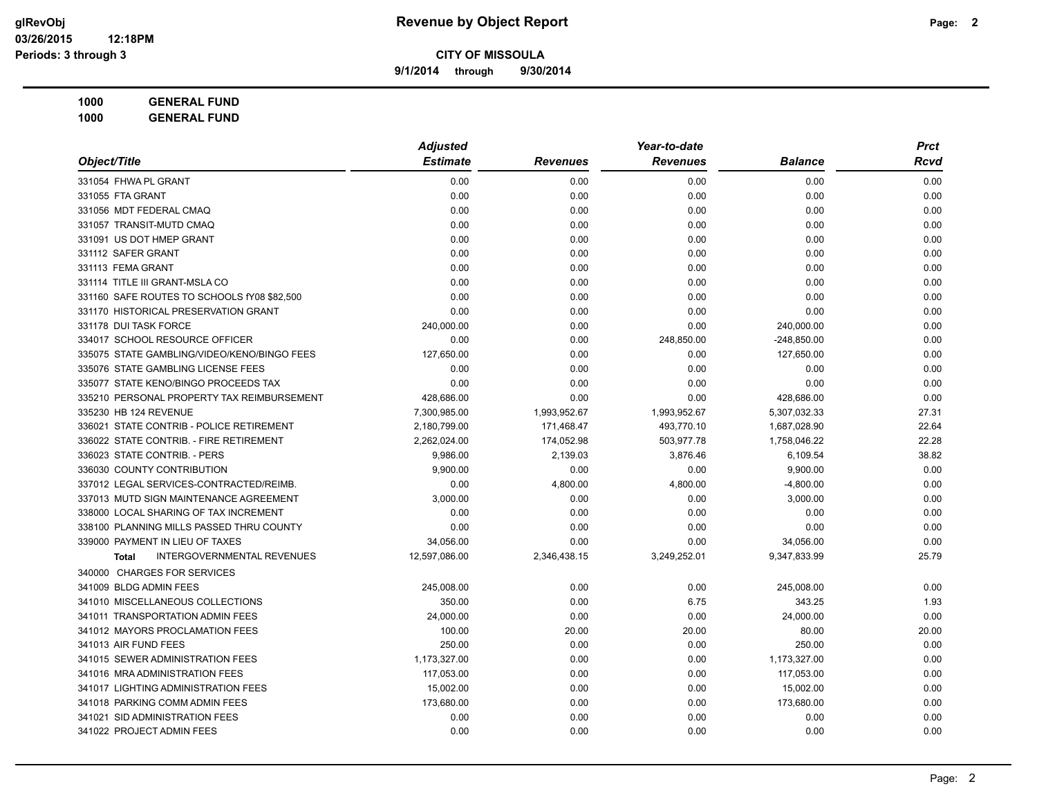**Revenue by Object Report**

**CITY OF MISSOULA**

**9/1/2014 through 9/30/2014**

**1000 GENERAL FUND**

**1000 GENERAL FUND**

| Object/Title | Adjusted Estimate | Revenues | Year-to-date Revenues | Balance | Prct Rcvd |
|---|---|---|---|---|---|
| 331054 FHWA PL GRANT | 0.00 | 0.00 | 0.00 | 0.00 | 0.00 |
| 331055 FTA GRANT | 0.00 | 0.00 | 0.00 | 0.00 | 0.00 |
| 331056 MDT FEDERAL CMAQ | 0.00 | 0.00 | 0.00 | 0.00 | 0.00 |
| 331057 TRANSIT-MUTD CMAQ | 0.00 | 0.00 | 0.00 | 0.00 | 0.00 |
| 331091 US DOT HMEP GRANT | 0.00 | 0.00 | 0.00 | 0.00 | 0.00 |
| 331112 SAFER GRANT | 0.00 | 0.00 | 0.00 | 0.00 | 0.00 |
| 331113 FEMA GRANT | 0.00 | 0.00 | 0.00 | 0.00 | 0.00 |
| 331114 TITLE III GRANT-MSLA CO | 0.00 | 0.00 | 0.00 | 0.00 | 0.00 |
| 331160 SAFE ROUTES TO SCHOOLS fY08 $82,500 | 0.00 | 0.00 | 0.00 | 0.00 | 0.00 |
| 331170 HISTORICAL PRESERVATION GRANT | 0.00 | 0.00 | 0.00 | 0.00 | 0.00 |
| 331178 DUI TASK FORCE | 240,000.00 | 0.00 | 0.00 | 240,000.00 | 0.00 |
| 334017 SCHOOL RESOURCE OFFICER | 0.00 | 0.00 | 248,850.00 | -248,850.00 | 0.00 |
| 335075 STATE GAMBLING/VIDEO/KENO/BINGO FEES | 127,650.00 | 0.00 | 0.00 | 127,650.00 | 0.00 |
| 335076 STATE GAMBLING LICENSE FEES | 0.00 | 0.00 | 0.00 | 0.00 | 0.00 |
| 335077 STATE KENO/BINGO PROCEEDS TAX | 0.00 | 0.00 | 0.00 | 0.00 | 0.00 |
| 335210 PERSONAL PROPERTY TAX REIMBURSEMENT | 428,686.00 | 0.00 | 0.00 | 428,686.00 | 0.00 |
| 335230 HB 124 REVENUE | 7,300,985.00 | 1,993,952.67 | 1,993,952.67 | 5,307,032.33 | 27.31 |
| 336021 STATE CONTRIB - POLICE RETIREMENT | 2,180,799.00 | 171,468.47 | 493,770.10 | 1,687,028.90 | 22.64 |
| 336022 STATE CONTRIB. - FIRE RETIREMENT | 2,262,024.00 | 174,052.98 | 503,977.78 | 1,758,046.22 | 22.28 |
| 336023 STATE CONTRIB. - PERS | 9,986.00 | 2,139.03 | 3,876.46 | 6,109.54 | 38.82 |
| 336030 COUNTY CONTRIBUTION | 9,900.00 | 0.00 | 0.00 | 9,900.00 | 0.00 |
| 337012 LEGAL SERVICES-CONTRACTED/REIMB. | 0.00 | 4,800.00 | 4,800.00 | -4,800.00 | 0.00 |
| 337013 MUTD SIGN MAINTENANCE AGREEMENT | 3,000.00 | 0.00 | 0.00 | 3,000.00 | 0.00 |
| 338000 LOCAL SHARING OF TAX INCREMENT | 0.00 | 0.00 | 0.00 | 0.00 | 0.00 |
| 338100 PLANNING MILLS PASSED THRU COUNTY | 0.00 | 0.00 | 0.00 | 0.00 | 0.00 |
| 339000 PAYMENT IN LIEU OF TAXES | 34,056.00 | 0.00 | 0.00 | 34,056.00 | 0.00 |
| **Total** INTERGOVERNMENTAL REVENUES | 12,597,086.00 | 2,346,438.15 | 3,249,252.01 | 9,347,833.99 | 25.79 |
| 340000 CHARGES FOR SERVICES | | | | | |
| 341009 BLDG ADMIN FEES | 245,008.00 | 0.00 | 0.00 | 245,008.00 | 0.00 |
| 341010 MISCELLANEOUS COLLECTIONS | 350.00 | 0.00 | 6.75 | 343.25 | 1.93 |
| 341011 TRANSPORTATION ADMIN FEES | 24,000.00 | 0.00 | 0.00 | 24,000.00 | 0.00 |
| 341012 MAYORS PROCLAMATION FEES | 100.00 | 20.00 | 20.00 | 80.00 | 20.00 |
| 341013 AIR FUND FEES | 250.00 | 0.00 | 0.00 | 250.00 | 0.00 |
| 341015 SEWER ADMINISTRATION FEES | 1,173,327.00 | 0.00 | 0.00 | 1,173,327.00 | 0.00 |
| 341016 MRA ADMINISTRATION FEES | 117,053.00 | 0.00 | 0.00 | 117,053.00 | 0.00 |
| 341017 LIGHTING ADMINISTRATION FEES | 15,002.00 | 0.00 | 0.00 | 15,002.00 | 0.00 |
| 341018 PARKING COMM ADMIN FEES | 173,680.00 | 0.00 | 0.00 | 173,680.00 | 0.00 |
| 341021 SID ADMINISTRATION FEES | 0.00 | 0.00 | 0.00 | 0.00 | 0.00 |
| 341022 PROJECT ADMIN FEES | 0.00 | 0.00 | 0.00 | 0.00 | 0.00 |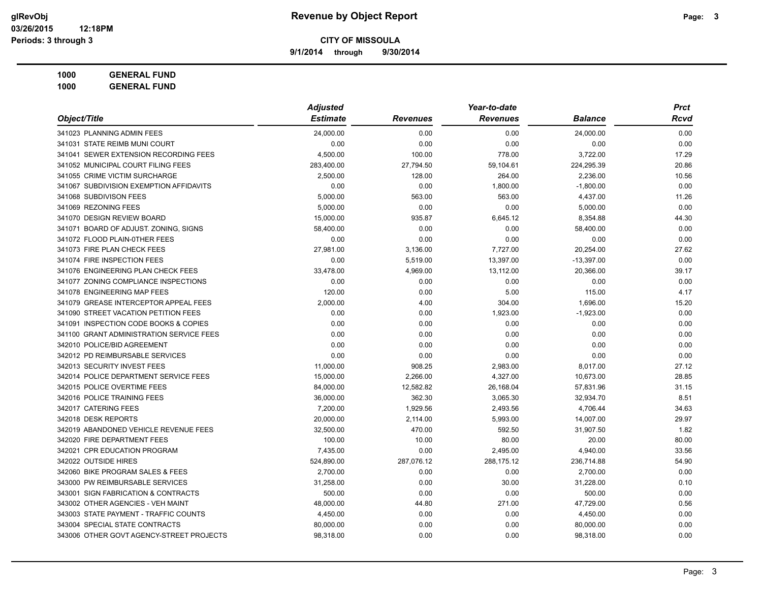# Revenue by Object Report

**CITY OF MISSOULA**

**9/1/2014 through 9/30/2014**

glRevObj
03/26/2015 12:18PM
Periods: 3 through 3

**1000 GENERAL FUND**
**1000 GENERAL FUND**

| Object/Title | Adjusted Estimate | Revenues | Year-to-date Revenues | Balance | Prct Rcvd |
|---|---|---|---|---|---|
| 341023 PLANNING ADMIN FEES | 24,000.00 | 0.00 | 0.00 | 24,000.00 | 0.00 |
| 341031 STATE REIMB MUNI COURT | 0.00 | 0.00 | 0.00 | 0.00 | 0.00 |
| 341041 SEWER EXTENSION RECORDING FEES | 4,500.00 | 100.00 | 778.00 | 3,722.00 | 17.29 |
| 341052 MUNICIPAL COURT FILING FEES | 283,400.00 | 27,794.50 | 59,104.61 | 224,295.39 | 20.86 |
| 341055 CRIME VICTIM SURCHARGE | 2,500.00 | 128.00 | 264.00 | 2,236.00 | 10.56 |
| 341067 SUBDIVISION EXEMPTION AFFIDAVITS | 0.00 | 0.00 | 1,800.00 | -1,800.00 | 0.00 |
| 341068 SUBDIVISON FEES | 5,000.00 | 563.00 | 563.00 | 4,437.00 | 11.26 |
| 341069 REZONING FEES | 5,000.00 | 0.00 | 0.00 | 5,000.00 | 0.00 |
| 341070 DESIGN REVIEW BOARD | 15,000.00 | 935.87 | 6,645.12 | 8,354.88 | 44.30 |
| 341071 BOARD OF ADJUST. ZONING, SIGNS | 58,400.00 | 0.00 | 0.00 | 58,400.00 | 0.00 |
| 341072 FLOOD PLAIN-0THER FEES | 0.00 | 0.00 | 0.00 | 0.00 | 0.00 |
| 341073 FIRE PLAN CHECK FEES | 27,981.00 | 3,136.00 | 7,727.00 | 20,254.00 | 27.62 |
| 341074 FIRE INSPECTION FEES | 0.00 | 5,519.00 | 13,397.00 | -13,397.00 | 0.00 |
| 341076 ENGINEERING PLAN CHECK FEES | 33,478.00 | 4,969.00 | 13,112.00 | 20,366.00 | 39.17 |
| 341077 ZONING COMPLIANCE INSPECTIONS | 0.00 | 0.00 | 0.00 | 0.00 | 0.00 |
| 341078 ENGINEERING MAP FEES | 120.00 | 0.00 | 5.00 | 115.00 | 4.17 |
| 341079 GREASE INTERCEPTOR APPEAL FEES | 2,000.00 | 4.00 | 304.00 | 1,696.00 | 15.20 |
| 341090 STREET VACATION PETITION FEES | 0.00 | 0.00 | 1,923.00 | -1,923.00 | 0.00 |
| 341091 INSPECTION CODE BOOKS & COPIES | 0.00 | 0.00 | 0.00 | 0.00 | 0.00 |
| 341100 GRANT ADMINISTRATION SERVICE FEES | 0.00 | 0.00 | 0.00 | 0.00 | 0.00 |
| 342010 POLICE/BID AGREEMENT | 0.00 | 0.00 | 0.00 | 0.00 | 0.00 |
| 342012 PD REIMBURSABLE SERVICES | 0.00 | 0.00 | 0.00 | 0.00 | 0.00 |
| 342013 SECURITY INVEST FEES | 11,000.00 | 908.25 | 2,983.00 | 8,017.00 | 27.12 |
| 342014 POLICE DEPARTMENT SERVICE FEES | 15,000.00 | 2,266.00 | 4,327.00 | 10,673.00 | 28.85 |
| 342015 POLICE OVERTIME FEES | 84,000.00 | 12,582.82 | 26,168.04 | 57,831.96 | 31.15 |
| 342016 POLICE TRAINING FEES | 36,000.00 | 362.30 | 3,065.30 | 32,934.70 | 8.51 |
| 342017 CATERING FEES | 7,200.00 | 1,929.56 | 2,493.56 | 4,706.44 | 34.63 |
| 342018 DESK REPORTS | 20,000.00 | 2,114.00 | 5,993.00 | 14,007.00 | 29.97 |
| 342019 ABANDONED VEHICLE REVENUE FEES | 32,500.00 | 470.00 | 592.50 | 31,907.50 | 1.82 |
| 342020 FIRE DEPARTMENT FEES | 100.00 | 10.00 | 80.00 | 20.00 | 80.00 |
| 342021 CPR EDUCATION PROGRAM | 7,435.00 | 0.00 | 2,495.00 | 4,940.00 | 33.56 |
| 342022 OUTSIDE HIRES | 524,890.00 | 287,076.12 | 288,175.12 | 236,714.88 | 54.90 |
| 342060 BIKE PROGRAM SALES & FEES | 2,700.00 | 0.00 | 0.00 | 2,700.00 | 0.00 |
| 343000 PW REIMBURSABLE SERVICES | 31,258.00 | 0.00 | 30.00 | 31,228.00 | 0.10 |
| 343001 SIGN FABRICATION & CONTRACTS | 500.00 | 0.00 | 0.00 | 500.00 | 0.00 |
| 343002 OTHER AGENCIES - VEH MAINT | 48,000.00 | 44.80 | 271.00 | 47,729.00 | 0.56 |
| 343003 STATE PAYMENT - TRAFFIC COUNTS | 4,450.00 | 0.00 | 0.00 | 4,450.00 | 0.00 |
| 343004 SPECIAL STATE CONTRACTS | 80,000.00 | 0.00 | 0.00 | 80,000.00 | 0.00 |
| 343006 OTHER GOVT AGENCY-STREET PROJECTS | 98,318.00 | 0.00 | 0.00 | 98,318.00 | 0.00 |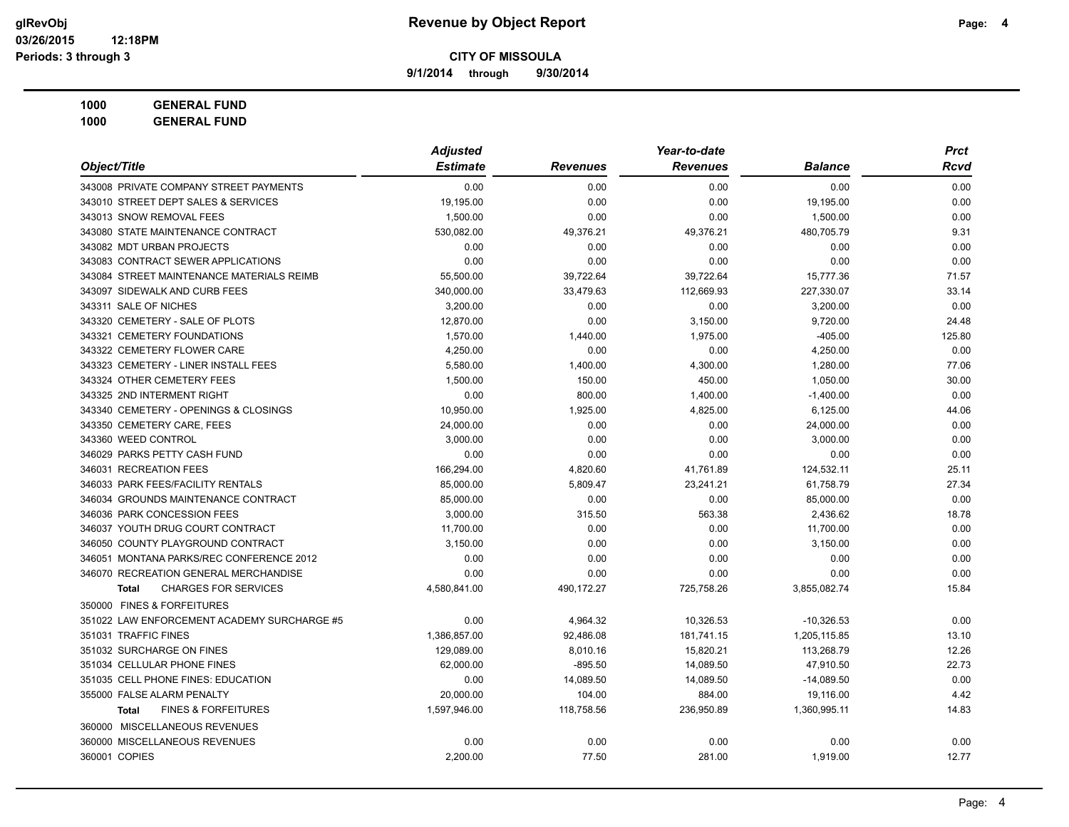**CITY OF MISSOULA**

**9/1/2014 through 9/30/2014**

**1000 GENERAL FUND**

**1000 GENERAL FUND**

| Object/Title | Adjusted Estimate | Revenues | Year-to-date Revenues | Balance | Prct Rcvd |
|---|---|---|---|---|---|
| 343008 PRIVATE COMPANY STREET PAYMENTS | 0.00 | 0.00 | 0.00 | 0.00 | 0.00 |
| 343010 STREET DEPT SALES & SERVICES | 19,195.00 | 0.00 | 0.00 | 19,195.00 | 0.00 |
| 343013 SNOW REMOVAL FEES | 1,500.00 | 0.00 | 0.00 | 1,500.00 | 0.00 |
| 343080 STATE MAINTENANCE CONTRACT | 530,082.00 | 49,376.21 | 49,376.21 | 480,705.79 | 9.31 |
| 343082 MDT URBAN PROJECTS | 0.00 | 0.00 | 0.00 | 0.00 | 0.00 |
| 343083 CONTRACT SEWER APPLICATIONS | 0.00 | 0.00 | 0.00 | 0.00 | 0.00 |
| 343084 STREET MAINTENANCE MATERIALS REIMB | 55,500.00 | 39,722.64 | 39,722.64 | 15,777.36 | 71.57 |
| 343097 SIDEWALK AND CURB FEES | 340,000.00 | 33,479.63 | 112,669.93 | 227,330.07 | 33.14 |
| 343311 SALE OF NICHES | 3,200.00 | 0.00 | 0.00 | 3,200.00 | 0.00 |
| 343320 CEMETERY - SALE OF PLOTS | 12,870.00 | 0.00 | 3,150.00 | 9,720.00 | 24.48 |
| 343321 CEMETERY FOUNDATIONS | 1,570.00 | 1,440.00 | 1,975.00 | -405.00 | 125.80 |
| 343322 CEMETERY FLOWER CARE | 4,250.00 | 0.00 | 0.00 | 4,250.00 | 0.00 |
| 343323 CEMETERY - LINER INSTALL FEES | 5,580.00 | 1,400.00 | 4,300.00 | 1,280.00 | 77.06 |
| 343324 OTHER CEMETERY FEES | 1,500.00 | 150.00 | 450.00 | 1,050.00 | 30.00 |
| 343325 2ND INTERMENT RIGHT | 0.00 | 800.00 | 1,400.00 | -1,400.00 | 0.00 |
| 343340 CEMETERY - OPENINGS & CLOSINGS | 10,950.00 | 1,925.00 | 4,825.00 | 6,125.00 | 44.06 |
| 343350 CEMETERY CARE, FEES | 24,000.00 | 0.00 | 0.00 | 24,000.00 | 0.00 |
| 343360 WEED CONTROL | 3,000.00 | 0.00 | 0.00 | 3,000.00 | 0.00 |
| 346029 PARKS PETTY CASH FUND | 0.00 | 0.00 | 0.00 | 0.00 | 0.00 |
| 346031 RECREATION FEES | 166,294.00 | 4,820.60 | 41,761.89 | 124,532.11 | 25.11 |
| 346033 PARK FEES/FACILITY RENTALS | 85,000.00 | 5,809.47 | 23,241.21 | 61,758.79 | 27.34 |
| 346034 GROUNDS MAINTENANCE CONTRACT | 85,000.00 | 0.00 | 0.00 | 85,000.00 | 0.00 |
| 346036 PARK CONCESSION FEES | 3,000.00 | 315.50 | 563.38 | 2,436.62 | 18.78 |
| 346037 YOUTH DRUG COURT CONTRACT | 11,700.00 | 0.00 | 0.00 | 11,700.00 | 0.00 |
| 346050 COUNTY PLAYGROUND CONTRACT | 3,150.00 | 0.00 | 0.00 | 3,150.00 | 0.00 |
| 346051 MONTANA PARKS/REC CONFERENCE 2012 | 0.00 | 0.00 | 0.00 | 0.00 | 0.00 |
| 346070 RECREATION GENERAL MERCHANDISE | 0.00 | 0.00 | 0.00 | 0.00 | 0.00 |
| **Total** CHARGES FOR SERVICES | 4,580,841.00 | 490,172.27 | 725,758.26 | 3,855,082.74 | 15.84 |
| 350000 FINES & FORFEITURES | | | | | |
| 351022 LAW ENFORCEMENT ACADEMY SURCHARGE #5 | 0.00 | 4,964.32 | 10,326.53 | -10,326.53 | 0.00 |
| 351031 TRAFFIC FINES | 1,386,857.00 | 92,486.08 | 181,741.15 | 1,205,115.85 | 13.10 |
| 351032 SURCHARGE ON FINES | 129,089.00 | 8,010.16 | 15,820.21 | 113,268.79 | 12.26 |
| 351034 CELLULAR PHONE FINES | 62,000.00 | -895.50 | 14,089.50 | 47,910.50 | 22.73 |
| 351035 CELL PHONE FINES: EDUCATION | 0.00 | 14,089.50 | 14,089.50 | -14,089.50 | 0.00 |
| 355000 FALSE ALARM PENALTY | 20,000.00 | 104.00 | 884.00 | 19,116.00 | 4.42 |
| **Total** FINES & FORFEITURES | 1,597,946.00 | 118,758.56 | 236,950.89 | 1,360,995.11 | 14.83 |
| 360000 MISCELLANEOUS REVENUES | | | | | |
| 360000 MISCELLANEOUS REVENUES | 0.00 | 0.00 | 0.00 | 0.00 | 0.00 |
| 360001 COPIES | 2,200.00 | 77.50 | 281.00 | 1,919.00 | 12.77 |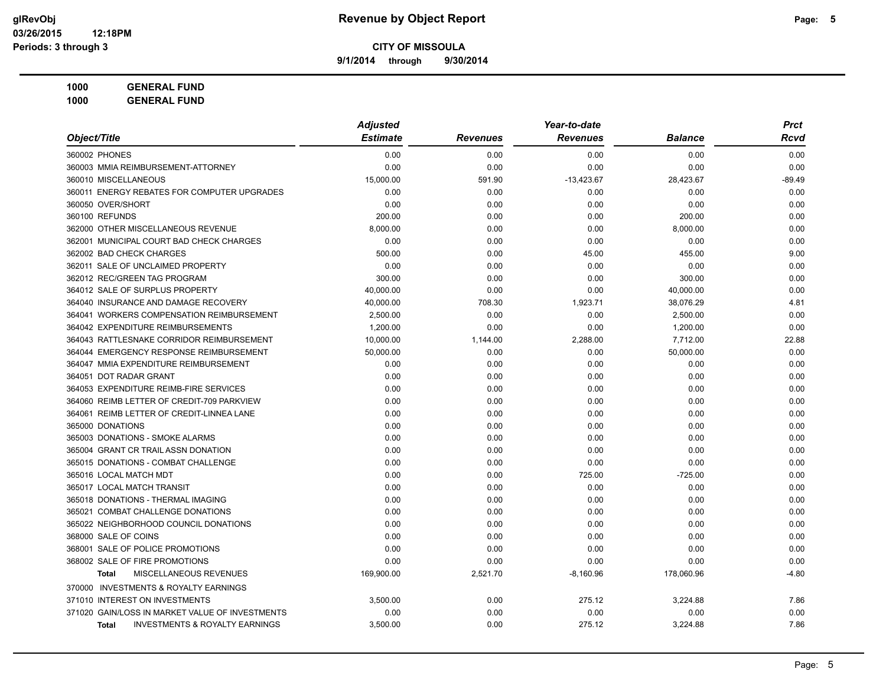**CITY OF MISSOULA**

**9/1/2014 through 9/30/2014**

**1000 GENERAL FUND**

**1000 GENERAL FUND**

| Object/Title | Adjusted Estimate | Revenues | Year-to-date Revenues | Balance | Prct Rcvd |
|---|---|---|---|---|---|
| 360002 PHONES | 0.00 | 0.00 | 0.00 | 0.00 | 0.00 |
| 360003 MMIA REIMBURSEMENT-ATTORNEY | 0.00 | 0.00 | 0.00 | 0.00 | 0.00 |
| 360010 MISCELLANEOUS | 15,000.00 | 591.90 | -13,423.67 | 28,423.67 | -89.49 |
| 360011 ENERGY REBATES FOR COMPUTER UPGRADES | 0.00 | 0.00 | 0.00 | 0.00 | 0.00 |
| 360050 OVER/SHORT | 0.00 | 0.00 | 0.00 | 0.00 | 0.00 |
| 360100 REFUNDS | 200.00 | 0.00 | 0.00 | 200.00 | 0.00 |
| 362000 OTHER MISCELLANEOUS REVENUE | 8,000.00 | 0.00 | 0.00 | 8,000.00 | 0.00 |
| 362001 MUNICIPAL COURT BAD CHECK CHARGES | 0.00 | 0.00 | 0.00 | 0.00 | 0.00 |
| 362002 BAD CHECK CHARGES | 500.00 | 0.00 | 45.00 | 455.00 | 9.00 |
| 362011 SALE OF UNCLAIMED PROPERTY | 0.00 | 0.00 | 0.00 | 0.00 | 0.00 |
| 362012 REC/GREEN TAG PROGRAM | 300.00 | 0.00 | 0.00 | 300.00 | 0.00 |
| 364012 SALE OF SURPLUS PROPERTY | 40,000.00 | 0.00 | 0.00 | 40,000.00 | 0.00 |
| 364040 INSURANCE AND DAMAGE RECOVERY | 40,000.00 | 708.30 | 1,923.71 | 38,076.29 | 4.81 |
| 364041 WORKERS COMPENSATION REIMBURSEMENT | 2,500.00 | 0.00 | 0.00 | 2,500.00 | 0.00 |
| 364042 EXPENDITURE REIMBURSEMENTS | 1,200.00 | 0.00 | 0.00 | 1,200.00 | 0.00 |
| 364043 RATTLESNAKE CORRIDOR REIMBURSEMENT | 10,000.00 | 1,144.00 | 2,288.00 | 7,712.00 | 22.88 |
| 364044 EMERGENCY RESPONSE REIMBURSEMENT | 50,000.00 | 0.00 | 0.00 | 50,000.00 | 0.00 |
| 364047 MMIA EXPENDITURE REIMBURSEMENT | 0.00 | 0.00 | 0.00 | 0.00 | 0.00 |
| 364051 DOT RADAR GRANT | 0.00 | 0.00 | 0.00 | 0.00 | 0.00 |
| 364053 EXPENDITURE REIMB-FIRE SERVICES | 0.00 | 0.00 | 0.00 | 0.00 | 0.00 |
| 364060 REIMB LETTER OF CREDIT-709 PARKVIEW | 0.00 | 0.00 | 0.00 | 0.00 | 0.00 |
| 364061 REIMB LETTER OF CREDIT-LINNEA LANE | 0.00 | 0.00 | 0.00 | 0.00 | 0.00 |
| 365000 DONATIONS | 0.00 | 0.00 | 0.00 | 0.00 | 0.00 |
| 365003 DONATIONS - SMOKE ALARMS | 0.00 | 0.00 | 0.00 | 0.00 | 0.00 |
| 365004 GRANT CR TRAIL ASSN DONATION | 0.00 | 0.00 | 0.00 | 0.00 | 0.00 |
| 365015 DONATIONS - COMBAT CHALLENGE | 0.00 | 0.00 | 0.00 | 0.00 | 0.00 |
| 365016 LOCAL MATCH MDT | 0.00 | 0.00 | 725.00 | -725.00 | 0.00 |
| 365017 LOCAL MATCH TRANSIT | 0.00 | 0.00 | 0.00 | 0.00 | 0.00 |
| 365018 DONATIONS - THERMAL IMAGING | 0.00 | 0.00 | 0.00 | 0.00 | 0.00 |
| 365021 COMBAT CHALLENGE DONATIONS | 0.00 | 0.00 | 0.00 | 0.00 | 0.00 |
| 365022 NEIGHBORHOOD COUNCIL DONATIONS | 0.00 | 0.00 | 0.00 | 0.00 | 0.00 |
| 368000 SALE OF COINS | 0.00 | 0.00 | 0.00 | 0.00 | 0.00 |
| 368001 SALE OF POLICE PROMOTIONS | 0.00 | 0.00 | 0.00 | 0.00 | 0.00 |
| 368002 SALE OF FIRE PROMOTIONS | 0.00 | 0.00 | 0.00 | 0.00 | 0.00 |
| **Total** MISCELLANEOUS REVENUES | 169,900.00 | 2,521.70 | -8,160.96 | 178,060.96 | -4.80 |
| 370000 INVESTMENTS & ROYALTY EARNINGS | | | | | |
| 371010 INTEREST ON INVESTMENTS | 3,500.00 | 0.00 | 275.12 | 3,224.88 | 7.86 |
| 371020 GAIN/LOSS IN MARKET VALUE OF INVESTMENTS | 0.00 | 0.00 | 0.00 | 0.00 | 0.00 |
| **Total** INVESTMENTS & ROYALTY EARNINGS | 3,500.00 | 0.00 | 275.12 | 3,224.88 | 7.86 |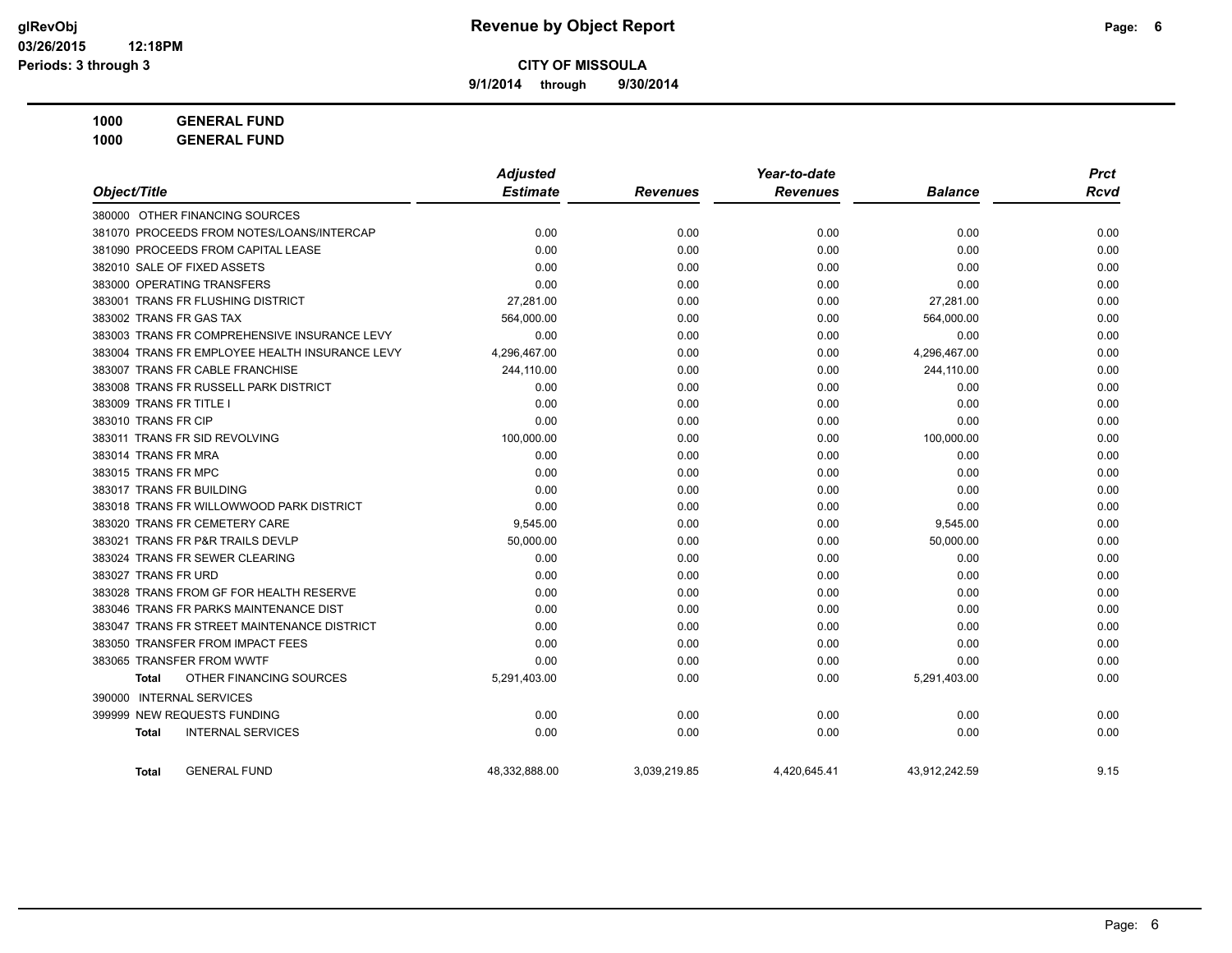# Revenue by Object Report

**CITY OF MISSOULA**

**9/1/2014 through 9/30/2014**

glRevObj
03/26/2015 12:18PM
Periods: 3 through 3

**1000 GENERAL FUND**

**1000 GENERAL FUND**

| Object/Title | Adjusted Estimate | Revenues | Year-to-date Revenues | Balance | Prct Rcvd |
|---|---|---|---|---|---|
| 380000 OTHER FINANCING SOURCES | | | | | |
| 381070 PROCEEDS FROM NOTES/LOANS/INTERCAP | 0.00 | 0.00 | 0.00 | 0.00 | 0.00 |
| 381090 PROCEEDS FROM CAPITAL LEASE | 0.00 | 0.00 | 0.00 | 0.00 | 0.00 |
| 382010 SALE OF FIXED ASSETS | 0.00 | 0.00 | 0.00 | 0.00 | 0.00 |
| 383000 OPERATING TRANSFERS | 0.00 | 0.00 | 0.00 | 0.00 | 0.00 |
| 383001 TRANS FR FLUSHING DISTRICT | 27,281.00 | 0.00 | 0.00 | 27,281.00 | 0.00 |
| 383002 TRANS FR GAS TAX | 564,000.00 | 0.00 | 0.00 | 564,000.00 | 0.00 |
| 383003 TRANS FR COMPREHENSIVE INSURANCE LEVY | 0.00 | 0.00 | 0.00 | 0.00 | 0.00 |
| 383004 TRANS FR EMPLOYEE HEALTH INSURANCE LEVY | 4,296,467.00 | 0.00 | 0.00 | 4,296,467.00 | 0.00 |
| 383007 TRANS FR CABLE FRANCHISE | 244,110.00 | 0.00 | 0.00 | 244,110.00 | 0.00 |
| 383008 TRANS FR RUSSELL PARK DISTRICT | 0.00 | 0.00 | 0.00 | 0.00 | 0.00 |
| 383009 TRANS FR TITLE I | 0.00 | 0.00 | 0.00 | 0.00 | 0.00 |
| 383010 TRANS FR CIP | 0.00 | 0.00 | 0.00 | 0.00 | 0.00 |
| 383011 TRANS FR SID REVOLVING | 100,000.00 | 0.00 | 0.00 | 100,000.00 | 0.00 |
| 383014 TRANS FR MRA | 0.00 | 0.00 | 0.00 | 0.00 | 0.00 |
| 383015 TRANS FR MPC | 0.00 | 0.00 | 0.00 | 0.00 | 0.00 |
| 383017 TRANS FR BUILDING | 0.00 | 0.00 | 0.00 | 0.00 | 0.00 |
| 383018 TRANS FR WILLOWWOOD PARK DISTRICT | 0.00 | 0.00 | 0.00 | 0.00 | 0.00 |
| 383020 TRANS FR CEMETERY CARE | 9,545.00 | 0.00 | 0.00 | 9,545.00 | 0.00 |
| 383021 TRANS FR P&R TRAILS DEVLP | 50,000.00 | 0.00 | 0.00 | 50,000.00 | 0.00 |
| 383024 TRANS FR SEWER CLEARING | 0.00 | 0.00 | 0.00 | 0.00 | 0.00 |
| 383027 TRANS FR URD | 0.00 | 0.00 | 0.00 | 0.00 | 0.00 |
| 383028 TRANS FROM GF FOR HEALTH RESERVE | 0.00 | 0.00 | 0.00 | 0.00 | 0.00 |
| 383046 TRANS FR PARKS MAINTENANCE DIST | 0.00 | 0.00 | 0.00 | 0.00 | 0.00 |
| 383047 TRANS FR STREET MAINTENANCE DISTRICT | 0.00 | 0.00 | 0.00 | 0.00 | 0.00 |
| 383050 TRANSFER FROM IMPACT FEES | 0.00 | 0.00 | 0.00 | 0.00 | 0.00 |
| 383065 TRANSFER FROM WWTF | 0.00 | 0.00 | 0.00 | 0.00 | 0.00 |
| **Total** OTHER FINANCING SOURCES | 5,291,403.00 | 0.00 | 0.00 | 5,291,403.00 | 0.00 |
| 390000 INTERNAL SERVICES | | | | | |
| 399999 NEW REQUESTS FUNDING | 0.00 | 0.00 | 0.00 | 0.00 | 0.00 |
| **Total** INTERNAL SERVICES | 0.00 | 0.00 | 0.00 | 0.00 | 0.00 |
| **Total** GENERAL FUND | 48,332,888.00 | 3,039,219.85 | 4,420,645.41 | 43,912,242.59 | 9.15 |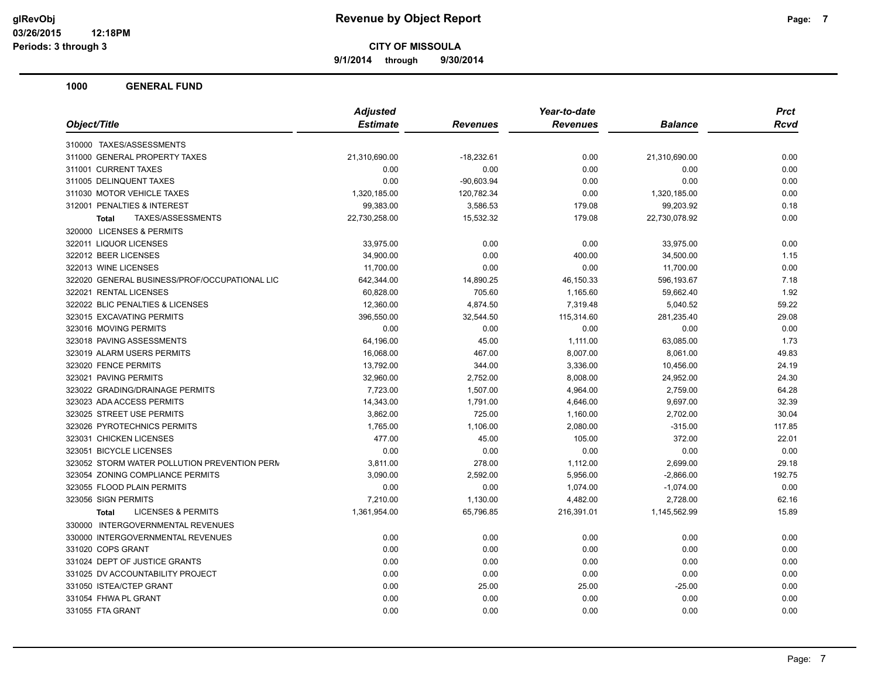# Revenue by Object Report

**CITY OF MISSOULA**

**9/1/2014 through 9/30/2014**

glRevObj
03/26/2015 12:18PM
Periods: 3 through 3

## 1000 GENERAL FUND

| Object/Title | Adjusted Estimate | Revenues | Year-to-date Revenues | Balance | Prct Rcvd |
|---|---|---|---|---|---|
| 310000 TAXES/ASSESSMENTS | | | | | |
| 311000 GENERAL PROPERTY TAXES | 21,310,690.00 | -18,232.61 | 0.00 | 21,310,690.00 | 0.00 |
| 311001 CURRENT TAXES | 0.00 | 0.00 | 0.00 | 0.00 | 0.00 |
| 311005 DELINQUENT TAXES | 0.00 | -90,603.94 | 0.00 | 0.00 | 0.00 |
| 311030 MOTOR VEHICLE TAXES | 1,320,185.00 | 120,782.34 | 0.00 | 1,320,185.00 | 0.00 |
| 312001 PENALTIES & INTEREST | 99,383.00 | 3,586.53 | 179.08 | 99,203.92 | 0.18 |
| **Total** TAXES/ASSESSMENTS | 22,730,258.00 | 15,532.32 | 179.08 | 22,730,078.92 | 0.00 |
| 320000 LICENSES & PERMITS | | | | | |
| 322011 LIQUOR LICENSES | 33,975.00 | 0.00 | 0.00 | 33,975.00 | 0.00 |
| 322012 BEER LICENSES | 34,900.00 | 0.00 | 400.00 | 34,500.00 | 1.15 |
| 322013 WINE LICENSES | 11,700.00 | 0.00 | 0.00 | 11,700.00 | 0.00 |
| 322020 GENERAL BUSINESS/PROF/OCCUPATIONAL LIC | 642,344.00 | 14,890.25 | 46,150.33 | 596,193.67 | 7.18 |
| 322021 RENTAL LICENSES | 60,828.00 | 705.60 | 1,165.60 | 59,662.40 | 1.92 |
| 322022 BLIC PENALTIES & LICENSES | 12,360.00 | 4,874.50 | 7,319.48 | 5,040.52 | 59.22 |
| 323015 EXCAVATING PERMITS | 396,550.00 | 32,544.50 | 115,314.60 | 281,235.40 | 29.08 |
| 323016 MOVING PERMITS | 0.00 | 0.00 | 0.00 | 0.00 | 0.00 |
| 323018 PAVING ASSESSMENTS | 64,196.00 | 45.00 | 1,111.00 | 63,085.00 | 1.73 |
| 323019 ALARM USERS PERMITS | 16,068.00 | 467.00 | 8,007.00 | 8,061.00 | 49.83 |
| 323020 FENCE PERMITS | 13,792.00 | 344.00 | 3,336.00 | 10,456.00 | 24.19 |
| 323021 PAVING PERMITS | 32,960.00 | 2,752.00 | 8,008.00 | 24,952.00 | 24.30 |
| 323022 GRADING/DRAINAGE PERMITS | 7,723.00 | 1,507.00 | 4,964.00 | 2,759.00 | 64.28 |
| 323023 ADA ACCESS PERMITS | 14,343.00 | 1,791.00 | 4,646.00 | 9,697.00 | 32.39 |
| 323025 STREET USE PERMITS | 3,862.00 | 725.00 | 1,160.00 | 2,702.00 | 30.04 |
| 323026 PYROTECHNICS PERMITS | 1,765.00 | 1,106.00 | 2,080.00 | -315.00 | 117.85 |
| 323031 CHICKEN LICENSES | 477.00 | 45.00 | 105.00 | 372.00 | 22.01 |
| 323051 BICYCLE LICENSES | 0.00 | 0.00 | 0.00 | 0.00 | 0.00 |
| 323052 STORM WATER POLLUTION PREVENTION PERM | 3,811.00 | 278.00 | 1,112.00 | 2,699.00 | 29.18 |
| 323054 ZONING COMPLIANCE PERMITS | 3,090.00 | 2,592.00 | 5,956.00 | -2,866.00 | 192.75 |
| 323055 FLOOD PLAIN PERMITS | 0.00 | 0.00 | 1,074.00 | -1,074.00 | 0.00 |
| 323056 SIGN PERMITS | 7,210.00 | 1,130.00 | 4,482.00 | 2,728.00 | 62.16 |
| **Total** LICENSES & PERMITS | 1,361,954.00 | 65,796.85 | 216,391.01 | 1,145,562.99 | 15.89 |
| 330000 INTERGOVERNMENTAL REVENUES | | | | | |
| 330000 INTERGOVERNMENTAL REVENUES | 0.00 | 0.00 | 0.00 | 0.00 | 0.00 |
| 331020 COPS GRANT | 0.00 | 0.00 | 0.00 | 0.00 | 0.00 |
| 331024 DEPT OF JUSTICE GRANTS | 0.00 | 0.00 | 0.00 | 0.00 | 0.00 |
| 331025 DV ACCOUNTABILITY PROJECT | 0.00 | 0.00 | 0.00 | 0.00 | 0.00 |
| 331050 ISTEA/CTEP GRANT | 0.00 | 25.00 | 25.00 | -25.00 | 0.00 |
| 331054 FHWA PL GRANT | 0.00 | 0.00 | 0.00 | 0.00 | 0.00 |
| 331055 FTA GRANT | 0.00 | 0.00 | 0.00 | 0.00 | 0.00 |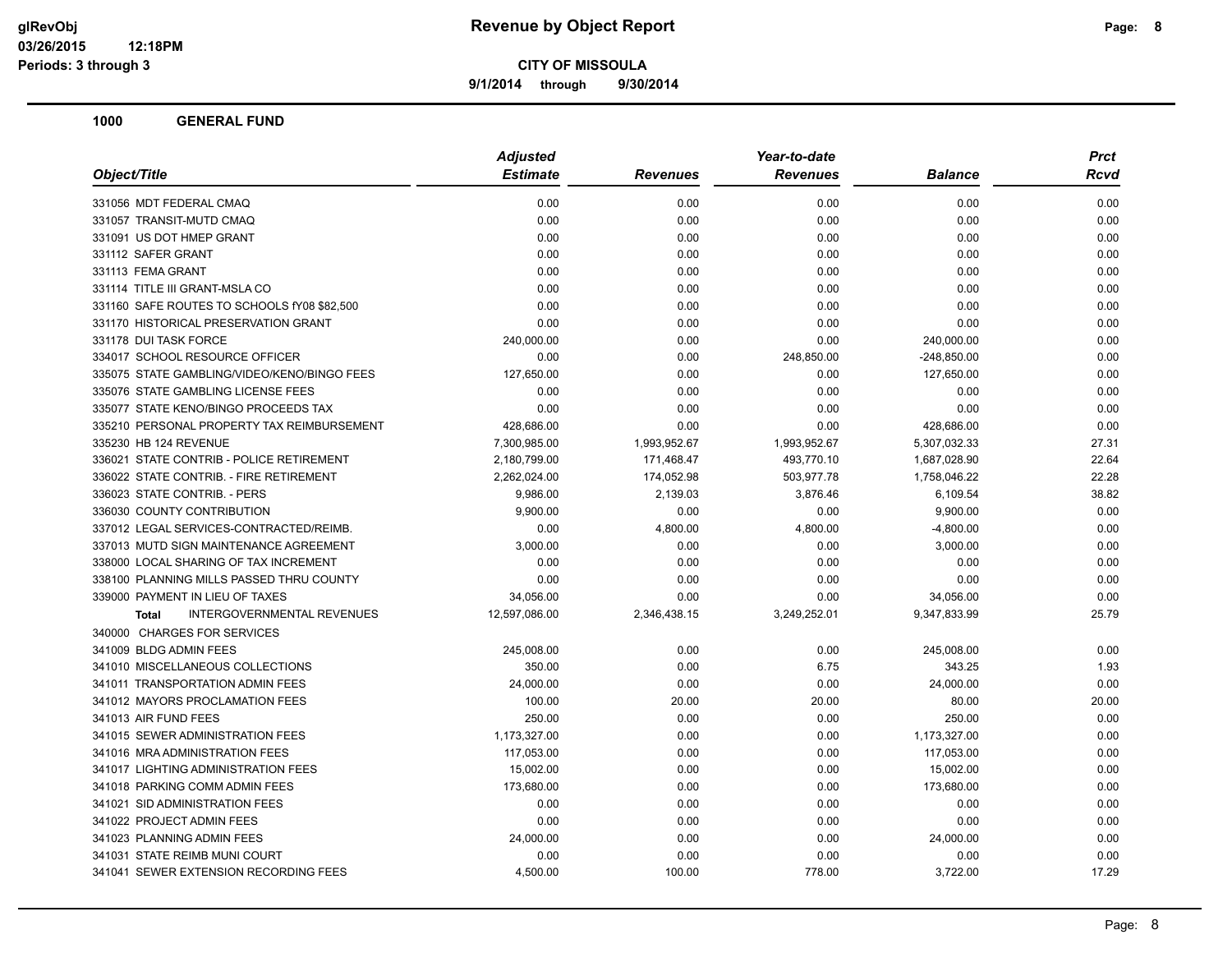**1000 GENERAL FUND**

| Object/Title | Adjusted Estimate | Revenues | Year-to-date Revenues | Balance | Prct Rcvd |
|---|---|---|---|---|---|
| 331056 MDT FEDERAL CMAQ | 0.00 | 0.00 | 0.00 | 0.00 | 0.00 |
| 331057 TRANSIT-MUTD CMAQ | 0.00 | 0.00 | 0.00 | 0.00 | 0.00 |
| 331091 US DOT HMEP GRANT | 0.00 | 0.00 | 0.00 | 0.00 | 0.00 |
| 331112 SAFER GRANT | 0.00 | 0.00 | 0.00 | 0.00 | 0.00 |
| 331113 FEMA GRANT | 0.00 | 0.00 | 0.00 | 0.00 | 0.00 |
| 331114 TITLE III GRANT-MSLA CO | 0.00 | 0.00 | 0.00 | 0.00 | 0.00 |
| 331160 SAFE ROUTES TO SCHOOLS fY08 $82,500 | 0.00 | 0.00 | 0.00 | 0.00 | 0.00 |
| 331170 HISTORICAL PRESERVATION GRANT | 0.00 | 0.00 | 0.00 | 0.00 | 0.00 |
| 331178 DUI TASK FORCE | 240,000.00 | 0.00 | 0.00 | 240,000.00 | 0.00 |
| 334017 SCHOOL RESOURCE OFFICER | 0.00 | 0.00 | 248,850.00 | -248,850.00 | 0.00 |
| 335075 STATE GAMBLING/VIDEO/KENO/BINGO FEES | 127,650.00 | 0.00 | 0.00 | 127,650.00 | 0.00 |
| 335076 STATE GAMBLING LICENSE FEES | 0.00 | 0.00 | 0.00 | 0.00 | 0.00 |
| 335077 STATE KENO/BINGO PROCEEDS TAX | 0.00 | 0.00 | 0.00 | 0.00 | 0.00 |
| 335210 PERSONAL PROPERTY TAX REIMBURSEMENT | 428,686.00 | 0.00 | 0.00 | 428,686.00 | 0.00 |
| 335230 HB 124 REVENUE | 7,300,985.00 | 1,993,952.67 | 1,993,952.67 | 5,307,032.33 | 27.31 |
| 336021 STATE CONTRIB - POLICE RETIREMENT | 2,180,799.00 | 171,468.47 | 493,770.10 | 1,687,028.90 | 22.64 |
| 336022 STATE CONTRIB. - FIRE RETIREMENT | 2,262,024.00 | 174,052.98 | 503,977.78 | 1,758,046.22 | 22.28 |
| 336023 STATE CONTRIB. - PERS | 9,986.00 | 2,139.03 | 3,876.46 | 6,109.54 | 38.82 |
| 336030 COUNTY CONTRIBUTION | 9,900.00 | 0.00 | 0.00 | 9,900.00 | 0.00 |
| 337012 LEGAL SERVICES-CONTRACTED/REIMB. | 0.00 | 4,800.00 | 4,800.00 | -4,800.00 | 0.00 |
| 337013 MUTD SIGN MAINTENANCE AGREEMENT | 3,000.00 | 0.00 | 0.00 | 3,000.00 | 0.00 |
| 338000 LOCAL SHARING OF TAX INCREMENT | 0.00 | 0.00 | 0.00 | 0.00 | 0.00 |
| 338100 PLANNING MILLS PASSED THRU COUNTY | 0.00 | 0.00 | 0.00 | 0.00 | 0.00 |
| 339000 PAYMENT IN LIEU OF TAXES | 34,056.00 | 0.00 | 0.00 | 34,056.00 | 0.00 |
| **Total** INTERGOVERNMENTAL REVENUES | 12,597,086.00 | 2,346,438.15 | 3,249,252.01 | 9,347,833.99 | 25.79 |
| 340000 CHARGES FOR SERVICES | | | | | |
| 341009 BLDG ADMIN FEES | 245,008.00 | 0.00 | 0.00 | 245,008.00 | 0.00 |
| 341010 MISCELLANEOUS COLLECTIONS | 350.00 | 0.00 | 6.75 | 343.25 | 1.93 |
| 341011 TRANSPORTATION ADMIN FEES | 24,000.00 | 0.00 | 0.00 | 24,000.00 | 0.00 |
| 341012 MAYORS PROCLAMATION FEES | 100.00 | 20.00 | 20.00 | 80.00 | 20.00 |
| 341013 AIR FUND FEES | 250.00 | 0.00 | 0.00 | 250.00 | 0.00 |
| 341015 SEWER ADMINISTRATION FEES | 1,173,327.00 | 0.00 | 0.00 | 1,173,327.00 | 0.00 |
| 341016 MRA ADMINISTRATION FEES | 117,053.00 | 0.00 | 0.00 | 117,053.00 | 0.00 |
| 341017 LIGHTING ADMINISTRATION FEES | 15,002.00 | 0.00 | 0.00 | 15,002.00 | 0.00 |
| 341018 PARKING COMM ADMIN FEES | 173,680.00 | 0.00 | 0.00 | 173,680.00 | 0.00 |
| 341021 SID ADMINISTRATION FEES | 0.00 | 0.00 | 0.00 | 0.00 | 0.00 |
| 341022 PROJECT ADMIN FEES | 0.00 | 0.00 | 0.00 | 0.00 | 0.00 |
| 341023 PLANNING ADMIN FEES | 24,000.00 | 0.00 | 0.00 | 24,000.00 | 0.00 |
| 341031 STATE REIMB MUNI COURT | 0.00 | 0.00 | 0.00 | 0.00 | 0.00 |
| 341041 SEWER EXTENSION RECORDING FEES | 4,500.00 | 100.00 | 778.00 | 3,722.00 | 17.29 |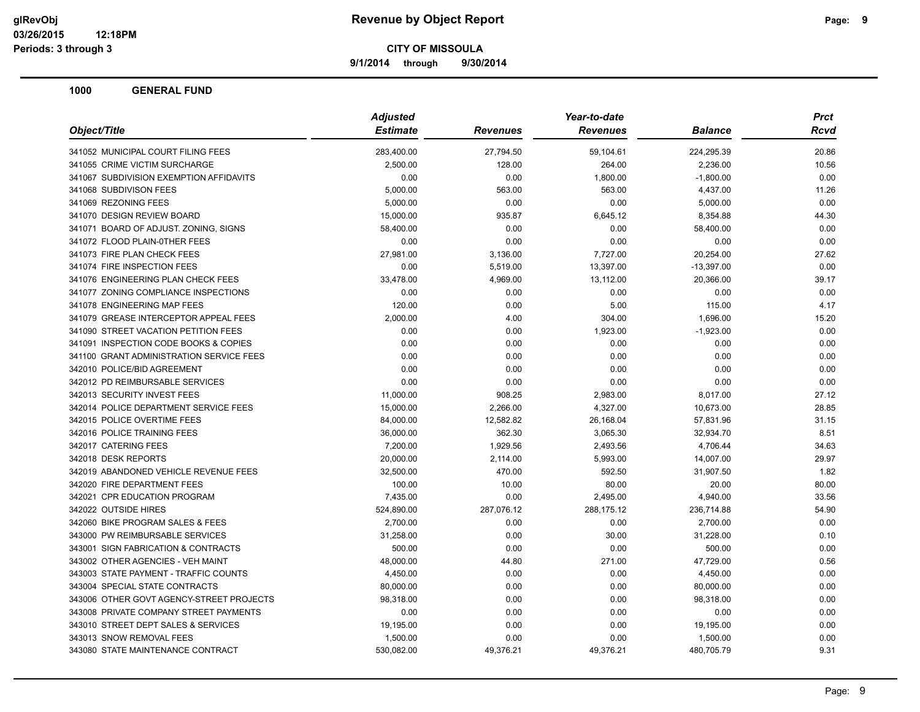# Revenue by Object Report

**CITY OF MISSOULA**

**9/1/2014 through 9/30/2014**

glRevObj
03/26/2015 12:18PM
Periods: 3 through 3

## 1000 GENERAL FUND

| Object/Title | Adjusted Estimate | Revenues | Year-to-date Revenues | Balance | Prct Rcvd |
|---|---|---|---|---|---|
| 341052 MUNICIPAL COURT FILING FEES | 283,400.00 | 27,794.50 | 59,104.61 | 224,295.39 | 20.86 |
| 341055 CRIME VICTIM SURCHARGE | 2,500.00 | 128.00 | 264.00 | 2,236.00 | 10.56 |
| 341067 SUBDIVISION EXEMPTION AFFIDAVITS | 0.00 | 0.00 | 1,800.00 | -1,800.00 | 0.00 |
| 341068 SUBDIVISON FEES | 5,000.00 | 563.00 | 563.00 | 4,437.00 | 11.26 |
| 341069 REZONING FEES | 5,000.00 | 0.00 | 0.00 | 5,000.00 | 0.00 |
| 341070 DESIGN REVIEW BOARD | 15,000.00 | 935.87 | 6,645.12 | 8,354.88 | 44.30 |
| 341071 BOARD OF ADJUST. ZONING, SIGNS | 58,400.00 | 0.00 | 0.00 | 58,400.00 | 0.00 |
| 341072 FLOOD PLAIN-0THER FEES | 0.00 | 0.00 | 0.00 | 0.00 | 0.00 |
| 341073 FIRE PLAN CHECK FEES | 27,981.00 | 3,136.00 | 7,727.00 | 20,254.00 | 27.62 |
| 341074 FIRE INSPECTION FEES | 0.00 | 5,519.00 | 13,397.00 | -13,397.00 | 0.00 |
| 341076 ENGINEERING PLAN CHECK FEES | 33,478.00 | 4,969.00 | 13,112.00 | 20,366.00 | 39.17 |
| 341077 ZONING COMPLIANCE INSPECTIONS | 0.00 | 0.00 | 0.00 | 0.00 | 0.00 |
| 341078 ENGINEERING MAP FEES | 120.00 | 0.00 | 5.00 | 115.00 | 4.17 |
| 341079 GREASE INTERCEPTOR APPEAL FEES | 2,000.00 | 4.00 | 304.00 | 1,696.00 | 15.20 |
| 341090 STREET VACATION PETITION FEES | 0.00 | 0.00 | 1,923.00 | -1,923.00 | 0.00 |
| 341091 INSPECTION CODE BOOKS & COPIES | 0.00 | 0.00 | 0.00 | 0.00 | 0.00 |
| 341100 GRANT ADMINISTRATION SERVICE FEES | 0.00 | 0.00 | 0.00 | 0.00 | 0.00 |
| 342010 POLICE/BID AGREEMENT | 0.00 | 0.00 | 0.00 | 0.00 | 0.00 |
| 342012 PD REIMBURSABLE SERVICES | 0.00 | 0.00 | 0.00 | 0.00 | 0.00 |
| 342013 SECURITY INVEST FEES | 11,000.00 | 908.25 | 2,983.00 | 8,017.00 | 27.12 |
| 342014 POLICE DEPARTMENT SERVICE FEES | 15,000.00 | 2,266.00 | 4,327.00 | 10,673.00 | 28.85 |
| 342015 POLICE OVERTIME FEES | 84,000.00 | 12,582.82 | 26,168.04 | 57,831.96 | 31.15 |
| 342016 POLICE TRAINING FEES | 36,000.00 | 362.30 | 3,065.30 | 32,934.70 | 8.51 |
| 342017 CATERING FEES | 7,200.00 | 1,929.56 | 2,493.56 | 4,706.44 | 34.63 |
| 342018 DESK REPORTS | 20,000.00 | 2,114.00 | 5,993.00 | 14,007.00 | 29.97 |
| 342019 ABANDONED VEHICLE REVENUE FEES | 32,500.00 | 470.00 | 592.50 | 31,907.50 | 1.82 |
| 342020 FIRE DEPARTMENT FEES | 100.00 | 10.00 | 80.00 | 20.00 | 80.00 |
| 342021 CPR EDUCATION PROGRAM | 7,435.00 | 0.00 | 2,495.00 | 4,940.00 | 33.56 |
| 342022 OUTSIDE HIRES | 524,890.00 | 287,076.12 | 288,175.12 | 236,714.88 | 54.90 |
| 342060 BIKE PROGRAM SALES & FEES | 2,700.00 | 0.00 | 0.00 | 2,700.00 | 0.00 |
| 343000 PW REIMBURSABLE SERVICES | 31,258.00 | 0.00 | 30.00 | 31,228.00 | 0.10 |
| 343001 SIGN FABRICATION & CONTRACTS | 500.00 | 0.00 | 0.00 | 500.00 | 0.00 |
| 343002 OTHER AGENCIES - VEH MAINT | 48,000.00 | 44.80 | 271.00 | 47,729.00 | 0.56 |
| 343003 STATE PAYMENT - TRAFFIC COUNTS | 4,450.00 | 0.00 | 0.00 | 4,450.00 | 0.00 |
| 343004 SPECIAL STATE CONTRACTS | 80,000.00 | 0.00 | 0.00 | 80,000.00 | 0.00 |
| 343006 OTHER GOVT AGENCY-STREET PROJECTS | 98,318.00 | 0.00 | 0.00 | 98,318.00 | 0.00 |
| 343008 PRIVATE COMPANY STREET PAYMENTS | 0.00 | 0.00 | 0.00 | 0.00 | 0.00 |
| 343010 STREET DEPT SALES & SERVICES | 19,195.00 | 0.00 | 0.00 | 19,195.00 | 0.00 |
| 343013 SNOW REMOVAL FEES | 1,500.00 | 0.00 | 0.00 | 1,500.00 | 0.00 |
| 343080 STATE MAINTENANCE CONTRACT | 530,082.00 | 49,376.21 | 49,376.21 | 480,705.79 | 9.31 |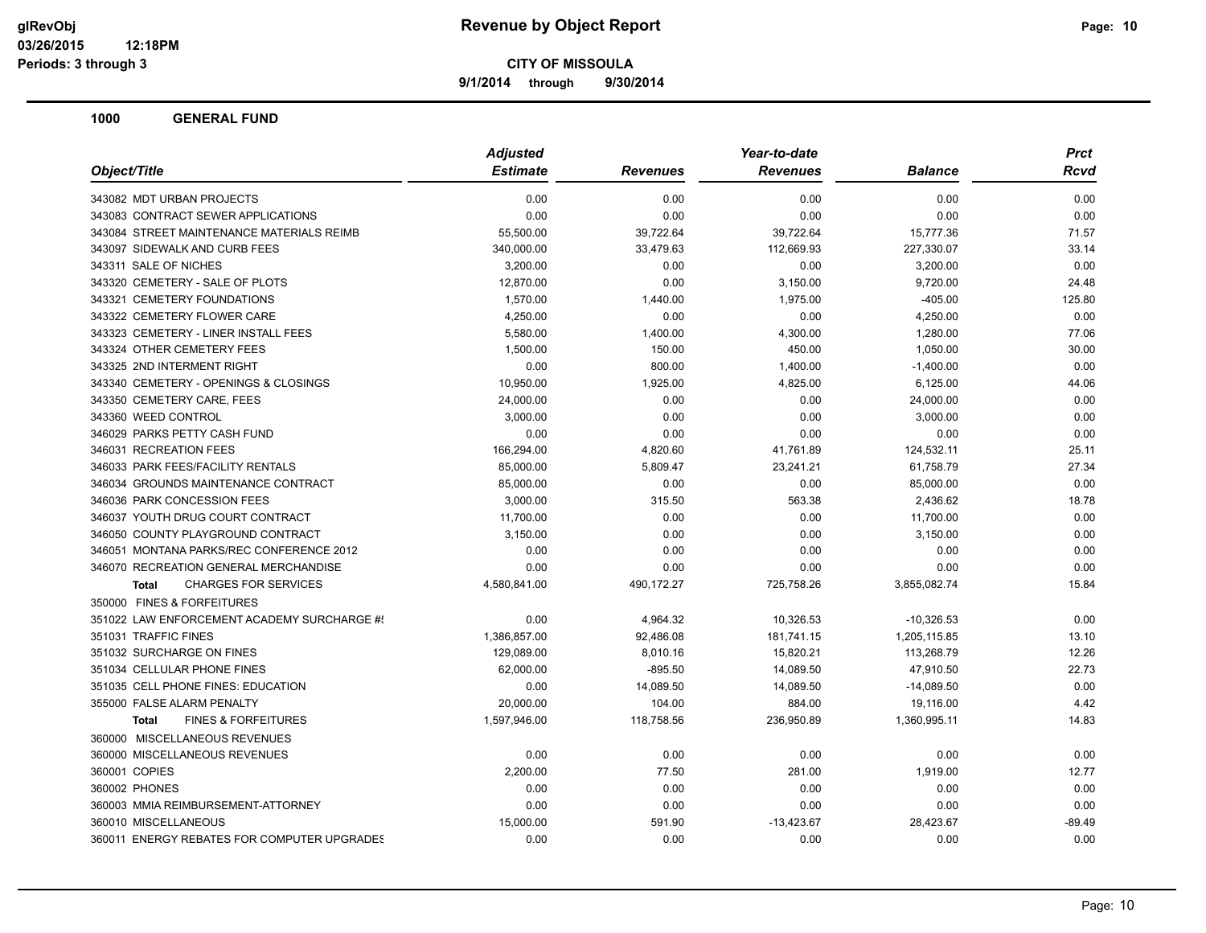# Revenue by Object Report

**CITY OF MISSOULA**

**9/1/2014 through 9/30/2014**

glRevObj
03/26/2015 12:18PM
Periods: 3 through 3

## 1000 GENERAL FUND

| Object/Title | Adjusted Estimate | Revenues | Year-to-date Revenues | Balance | Prct Rcvd |
|---|---|---|---|---|---|
| 343082 MDT URBAN PROJECTS | 0.00 | 0.00 | 0.00 | 0.00 | 0.00 |
| 343083 CONTRACT SEWER APPLICATIONS | 0.00 | 0.00 | 0.00 | 0.00 | 0.00 |
| 343084 STREET MAINTENANCE MATERIALS REIMB | 55,500.00 | 39,722.64 | 39,722.64 | 15,777.36 | 71.57 |
| 343097 SIDEWALK AND CURB FEES | 340,000.00 | 33,479.63 | 112,669.93 | 227,330.07 | 33.14 |
| 343311 SALE OF NICHES | 3,200.00 | 0.00 | 0.00 | 3,200.00 | 0.00 |
| 343320 CEMETERY - SALE OF PLOTS | 12,870.00 | 0.00 | 3,150.00 | 9,720.00 | 24.48 |
| 343321 CEMETERY FOUNDATIONS | 1,570.00 | 1,440.00 | 1,975.00 | -405.00 | 125.80 |
| 343322 CEMETERY FLOWER CARE | 4,250.00 | 0.00 | 0.00 | 4,250.00 | 0.00 |
| 343323 CEMETERY - LINER INSTALL FEES | 5,580.00 | 1,400.00 | 4,300.00 | 1,280.00 | 77.06 |
| 343324 OTHER CEMETERY FEES | 1,500.00 | 150.00 | 450.00 | 1,050.00 | 30.00 |
| 343325 2ND INTERMENT RIGHT | 0.00 | 800.00 | 1,400.00 | -1,400.00 | 0.00 |
| 343340 CEMETERY - OPENINGS & CLOSINGS | 10,950.00 | 1,925.00 | 4,825.00 | 6,125.00 | 44.06 |
| 343350 CEMETERY CARE, FEES | 24,000.00 | 0.00 | 0.00 | 24,000.00 | 0.00 |
| 343360 WEED CONTROL | 3,000.00 | 0.00 | 0.00 | 3,000.00 | 0.00 |
| 346029 PARKS PETTY CASH FUND | 0.00 | 0.00 | 0.00 | 0.00 | 0.00 |
| 346031 RECREATION FEES | 166,294.00 | 4,820.60 | 41,761.89 | 124,532.11 | 25.11 |
| 346033 PARK FEES/FACILITY RENTALS | 85,000.00 | 5,809.47 | 23,241.21 | 61,758.79 | 27.34 |
| 346034 GROUNDS MAINTENANCE CONTRACT | 85,000.00 | 0.00 | 0.00 | 85,000.00 | 0.00 |
| 346036 PARK CONCESSION FEES | 3,000.00 | 315.50 | 563.38 | 2,436.62 | 18.78 |
| 346037 YOUTH DRUG COURT CONTRACT | 11,700.00 | 0.00 | 0.00 | 11,700.00 | 0.00 |
| 346050 COUNTY PLAYGROUND CONTRACT | 3,150.00 | 0.00 | 0.00 | 3,150.00 | 0.00 |
| 346051 MONTANA PARKS/REC CONFERENCE 2012 | 0.00 | 0.00 | 0.00 | 0.00 | 0.00 |
| 346070 RECREATION GENERAL MERCHANDISE | 0.00 | 0.00 | 0.00 | 0.00 | 0.00 |
| **Total** CHARGES FOR SERVICES | 4,580,841.00 | 490,172.27 | 725,758.26 | 3,855,082.74 | 15.84 |
| 350000 FINES & FORFEITURES | | | | | |
| 351022 LAW ENFORCEMENT ACADEMY SURCHARGE #! | 0.00 | 4,964.32 | 10,326.53 | -10,326.53 | 0.00 |
| 351031 TRAFFIC FINES | 1,386,857.00 | 92,486.08 | 181,741.15 | 1,205,115.85 | 13.10 |
| 351032 SURCHARGE ON FINES | 129,089.00 | 8,010.16 | 15,820.21 | 113,268.79 | 12.26 |
| 351034 CELLULAR PHONE FINES | 62,000.00 | -895.50 | 14,089.50 | 47,910.50 | 22.73 |
| 351035 CELL PHONE FINES: EDUCATION | 0.00 | 14,089.50 | 14,089.50 | -14,089.50 | 0.00 |
| 355000 FALSE ALARM PENALTY | 20,000.00 | 104.00 | 884.00 | 19,116.00 | 4.42 |
| **Total** FINES & FORFEITURES | 1,597,946.00 | 118,758.56 | 236,950.89 | 1,360,995.11 | 14.83 |
| 360000 MISCELLANEOUS REVENUES | | | | | |
| 360000 MISCELLANEOUS REVENUES | 0.00 | 0.00 | 0.00 | 0.00 | 0.00 |
| 360001 COPIES | 2,200.00 | 77.50 | 281.00 | 1,919.00 | 12.77 |
| 360002 PHONES | 0.00 | 0.00 | 0.00 | 0.00 | 0.00 |
| 360003 MMIA REIMBURSEMENT-ATTORNEY | 0.00 | 0.00 | 0.00 | 0.00 | 0.00 |
| 360010 MISCELLANEOUS | 15,000.00 | 591.90 | -13,423.67 | 28,423.67 | -89.49 |
| 360011 ENERGY REBATES FOR COMPUTER UPGRADES | 0.00 | 0.00 | 0.00 | 0.00 | 0.00 |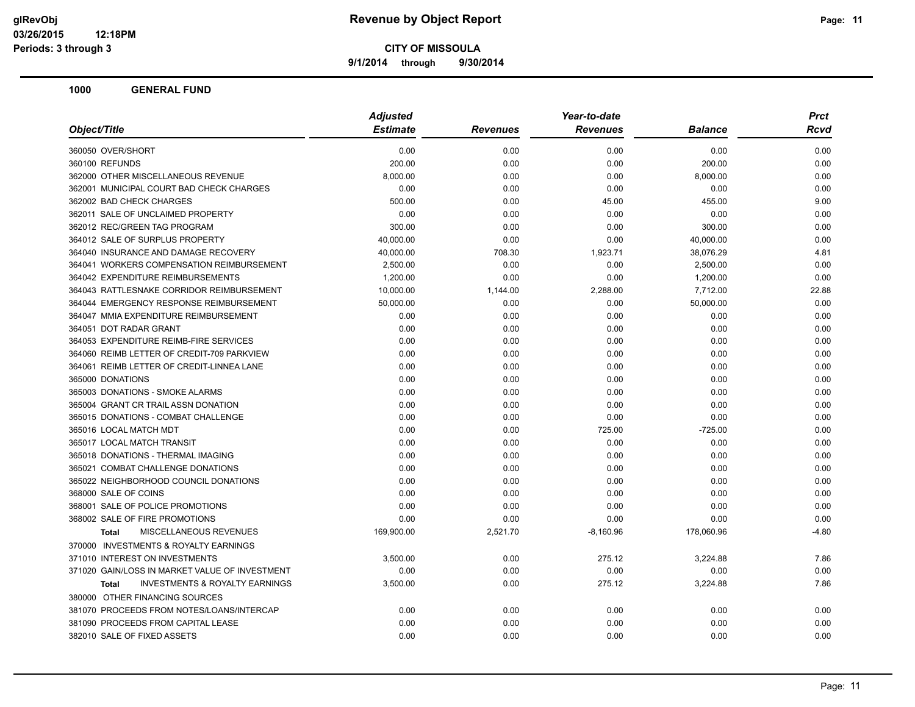**CITY OF MISSOULA**

**9/1/2014 through 9/30/2014**

**Periods: 3 through 3**

## 1000 GENERAL FUND

| Object/Title | Adjusted Estimate | Revenues | Year-to-date Revenues | Balance | Prct Rcvd |
|---|---|---|---|---|---|
| 360050 OVER/SHORT | 0.00 | 0.00 | 0.00 | 0.00 | 0.00 |
| 360100 REFUNDS | 200.00 | 0.00 | 0.00 | 200.00 | 0.00 |
| 362000 OTHER MISCELLANEOUS REVENUE | 8,000.00 | 0.00 | 0.00 | 8,000.00 | 0.00 |
| 362001 MUNICIPAL COURT BAD CHECK CHARGES | 0.00 | 0.00 | 0.00 | 0.00 | 0.00 |
| 362002 BAD CHECK CHARGES | 500.00 | 0.00 | 45.00 | 455.00 | 9.00 |
| 362011 SALE OF UNCLAIMED PROPERTY | 0.00 | 0.00 | 0.00 | 0.00 | 0.00 |
| 362012 REC/GREEN TAG PROGRAM | 300.00 | 0.00 | 0.00 | 300.00 | 0.00 |
| 364012 SALE OF SURPLUS PROPERTY | 40,000.00 | 0.00 | 0.00 | 40,000.00 | 0.00 |
| 364040 INSURANCE AND DAMAGE RECOVERY | 40,000.00 | 708.30 | 1,923.71 | 38,076.29 | 4.81 |
| 364041 WORKERS COMPENSATION REIMBURSEMENT | 2,500.00 | 0.00 | 0.00 | 2,500.00 | 0.00 |
| 364042 EXPENDITURE REIMBURSEMENTS | 1,200.00 | 0.00 | 0.00 | 1,200.00 | 0.00 |
| 364043 RATTLESNAKE CORRIDOR REIMBURSEMENT | 10,000.00 | 1,144.00 | 2,288.00 | 7,712.00 | 22.88 |
| 364044 EMERGENCY RESPONSE REIMBURSEMENT | 50,000.00 | 0.00 | 0.00 | 50,000.00 | 0.00 |
| 364047 MMIA EXPENDITURE REIMBURSEMENT | 0.00 | 0.00 | 0.00 | 0.00 | 0.00 |
| 364051 DOT RADAR GRANT | 0.00 | 0.00 | 0.00 | 0.00 | 0.00 |
| 364053 EXPENDITURE REIMB-FIRE SERVICES | 0.00 | 0.00 | 0.00 | 0.00 | 0.00 |
| 364060 REIMB LETTER OF CREDIT-709 PARKVIEW | 0.00 | 0.00 | 0.00 | 0.00 | 0.00 |
| 364061 REIMB LETTER OF CREDIT-LINNEA LANE | 0.00 | 0.00 | 0.00 | 0.00 | 0.00 |
| 365000 DONATIONS | 0.00 | 0.00 | 0.00 | 0.00 | 0.00 |
| 365003 DONATIONS - SMOKE ALARMS | 0.00 | 0.00 | 0.00 | 0.00 | 0.00 |
| 365004 GRANT CR TRAIL ASSN DONATION | 0.00 | 0.00 | 0.00 | 0.00 | 0.00 |
| 365015 DONATIONS - COMBAT CHALLENGE | 0.00 | 0.00 | 0.00 | 0.00 | 0.00 |
| 365016 LOCAL MATCH MDT | 0.00 | 0.00 | 725.00 | -725.00 | 0.00 |
| 365017 LOCAL MATCH TRANSIT | 0.00 | 0.00 | 0.00 | 0.00 | 0.00 |
| 365018 DONATIONS - THERMAL IMAGING | 0.00 | 0.00 | 0.00 | 0.00 | 0.00 |
| 365021 COMBAT CHALLENGE DONATIONS | 0.00 | 0.00 | 0.00 | 0.00 | 0.00 |
| 365022 NEIGHBORHOOD COUNCIL DONATIONS | 0.00 | 0.00 | 0.00 | 0.00 | 0.00 |
| 368000 SALE OF COINS | 0.00 | 0.00 | 0.00 | 0.00 | 0.00 |
| 368001 SALE OF POLICE PROMOTIONS | 0.00 | 0.00 | 0.00 | 0.00 | 0.00 |
| 368002 SALE OF FIRE PROMOTIONS | 0.00 | 0.00 | 0.00 | 0.00 | 0.00 |
| **Total** MISCELLANEOUS REVENUES | 169,900.00 | 2,521.70 | -8,160.96 | 178,060.96 | -4.80 |
| 370000 INVESTMENTS & ROYALTY EARNINGS | | | | | |
| 371010 INTEREST ON INVESTMENTS | 3,500.00 | 0.00 | 275.12 | 3,224.88 | 7.86 |
| 371020 GAIN/LOSS IN MARKET VALUE OF INVESTMENT | 0.00 | 0.00 | 0.00 | 0.00 | 0.00 |
| **Total** INVESTMENTS & ROYALTY EARNINGS | 3,500.00 | 0.00 | 275.12 | 3,224.88 | 7.86 |
| 380000 OTHER FINANCING SOURCES | | | | | |
| 381070 PROCEEDS FROM NOTES/LOANS/INTERCAP | 0.00 | 0.00 | 0.00 | 0.00 | 0.00 |
| 381090 PROCEEDS FROM CAPITAL LEASE | 0.00 | 0.00 | 0.00 | 0.00 | 0.00 |
| 382010 SALE OF FIXED ASSETS | 0.00 | 0.00 | 0.00 | 0.00 | 0.00 |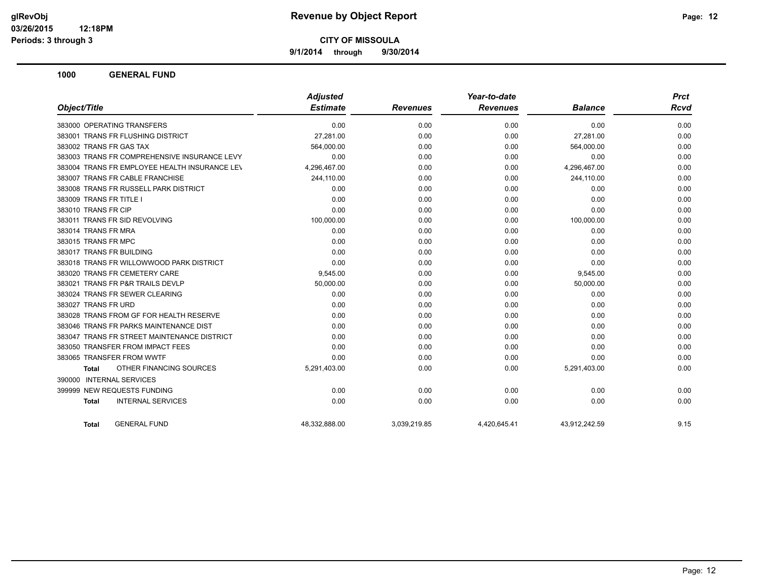**CITY OF MISSOULA**

**9/1/2014 through 9/30/2014**

**1000 GENERAL FUND**

| Object/Title | Adjusted Estimate | Revenues | Year-to-date Revenues | Balance | Prct Rcvd |
|---|---|---|---|---|---|
| 383000 OPERATING TRANSFERS | 0.00 | 0.00 | 0.00 | 0.00 | 0.00 |
| 383001 TRANS FR FLUSHING DISTRICT | 27,281.00 | 0.00 | 0.00 | 27,281.00 | 0.00 |
| 383002 TRANS FR GAS TAX | 564,000.00 | 0.00 | 0.00 | 564,000.00 | 0.00 |
| 383003 TRANS FR COMPREHENSIVE INSURANCE LEVY | 0.00 | 0.00 | 0.00 | 0.00 | 0.00 |
| 383004 TRANS FR EMPLOYEE HEALTH INSURANCE LEV | 4,296,467.00 | 0.00 | 0.00 | 4,296,467.00 | 0.00 |
| 383007 TRANS FR CABLE FRANCHISE | 244,110.00 | 0.00 | 0.00 | 244,110.00 | 0.00 |
| 383008 TRANS FR RUSSELL PARK DISTRICT | 0.00 | 0.00 | 0.00 | 0.00 | 0.00 |
| 383009 TRANS FR TITLE I | 0.00 | 0.00 | 0.00 | 0.00 | 0.00 |
| 383010 TRANS FR CIP | 0.00 | 0.00 | 0.00 | 0.00 | 0.00 |
| 383011 TRANS FR SID REVOLVING | 100,000.00 | 0.00 | 0.00 | 100,000.00 | 0.00 |
| 383014 TRANS FR MRA | 0.00 | 0.00 | 0.00 | 0.00 | 0.00 |
| 383015 TRANS FR MPC | 0.00 | 0.00 | 0.00 | 0.00 | 0.00 |
| 383017 TRANS FR BUILDING | 0.00 | 0.00 | 0.00 | 0.00 | 0.00 |
| 383018 TRANS FR WILLOWWOOD PARK DISTRICT | 0.00 | 0.00 | 0.00 | 0.00 | 0.00 |
| 383020 TRANS FR CEMETERY CARE | 9,545.00 | 0.00 | 0.00 | 9,545.00 | 0.00 |
| 383021 TRANS FR P&R TRAILS DEVLP | 50,000.00 | 0.00 | 0.00 | 50,000.00 | 0.00 |
| 383024 TRANS FR SEWER CLEARING | 0.00 | 0.00 | 0.00 | 0.00 | 0.00 |
| 383027 TRANS FR URD | 0.00 | 0.00 | 0.00 | 0.00 | 0.00 |
| 383028 TRANS FROM GF FOR HEALTH RESERVE | 0.00 | 0.00 | 0.00 | 0.00 | 0.00 |
| 383046 TRANS FR PARKS MAINTENANCE DIST | 0.00 | 0.00 | 0.00 | 0.00 | 0.00 |
| 383047 TRANS FR STREET MAINTENANCE DISTRICT | 0.00 | 0.00 | 0.00 | 0.00 | 0.00 |
| 383050 TRANSFER FROM IMPACT FEES | 0.00 | 0.00 | 0.00 | 0.00 | 0.00 |
| 383065 TRANSFER FROM WWTF | 0.00 | 0.00 | 0.00 | 0.00 | 0.00 |
| **Total** OTHER FINANCING SOURCES | 5,291,403.00 | 0.00 | 0.00 | 5,291,403.00 | 0.00 |
| 390000 INTERNAL SERVICES | | | | | |
| 399999 NEW REQUESTS FUNDING | 0.00 | 0.00 | 0.00 | 0.00 | 0.00 |
| **Total** INTERNAL SERVICES | 0.00 | 0.00 | 0.00 | 0.00 | 0.00 |
| **Total** GENERAL FUND | 48,332,888.00 | 3,039,219.85 | 4,420,645.41 | 43,912,242.59 | 9.15 |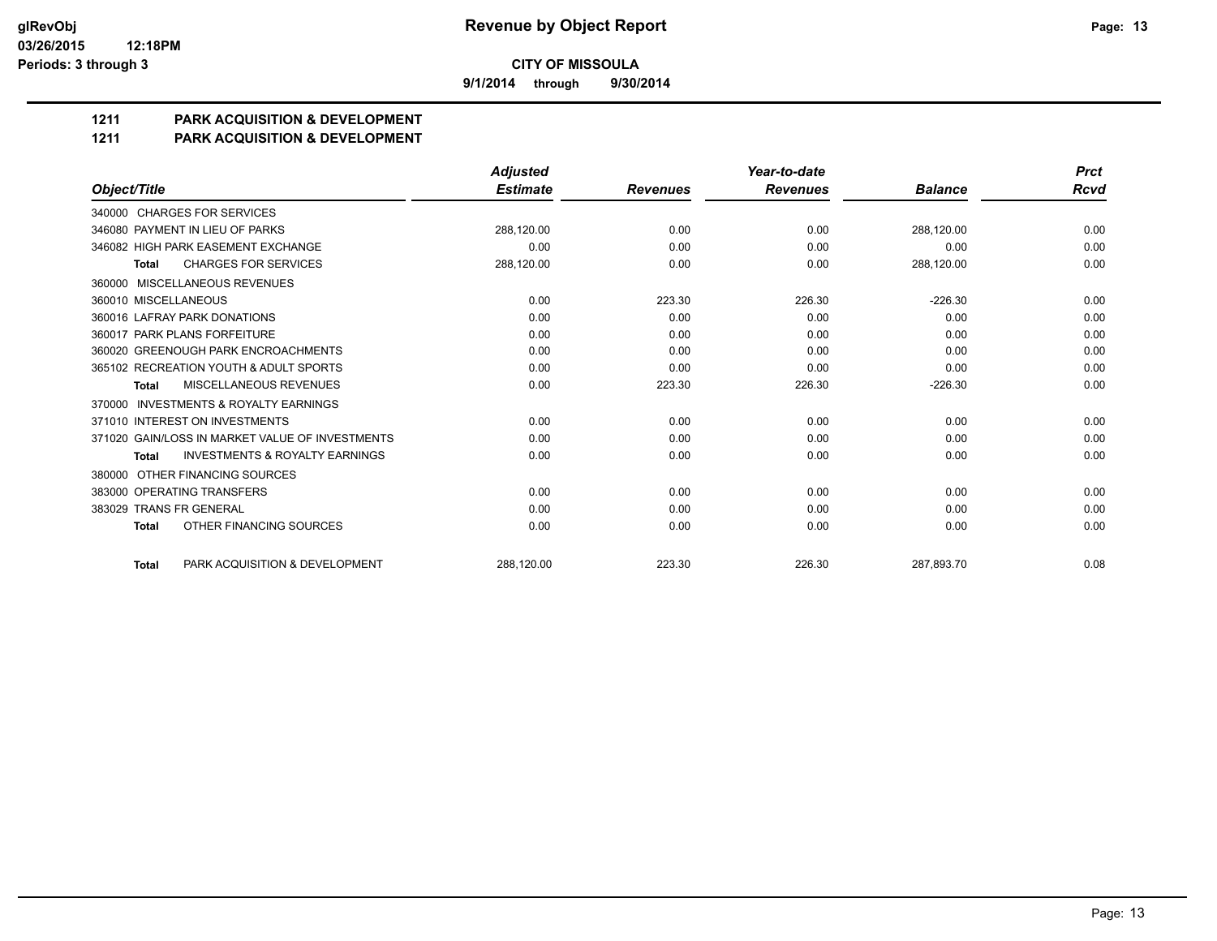**CITY OF MISSOULA**

**9/1/2014 through 9/30/2014**

## 1211 PARK ACQUISITION & DEVELOPMENT

## 1211 PARK ACQUISITION & DEVELOPMENT

| Object/Title | Adjusted Estimate | Revenues | Year-to-date Revenues | Balance | Prct Rcvd |
|---|---|---|---|---|---|
| 340000 CHARGES FOR SERVICES | | | | | |
| 346080 PAYMENT IN LIEU OF PARKS | 288,120.00 | 0.00 | 0.00 | 288,120.00 | 0.00 |
| 346082 HIGH PARK EASEMENT EXCHANGE | 0.00 | 0.00 | 0.00 | 0.00 | 0.00 |
| **Total** CHARGES FOR SERVICES | 288,120.00 | 0.00 | 0.00 | 288,120.00 | 0.00 |
| 360000 MISCELLANEOUS REVENUES | | | | | |
| 360010 MISCELLANEOUS | 0.00 | 223.30 | 226.30 | -226.30 | 0.00 |
| 360016 LAFRAY PARK DONATIONS | 0.00 | 0.00 | 0.00 | 0.00 | 0.00 |
| 360017 PARK PLANS FORFEITURE | 0.00 | 0.00 | 0.00 | 0.00 | 0.00 |
| 360020 GREENOUGH PARK ENCROACHMENTS | 0.00 | 0.00 | 0.00 | 0.00 | 0.00 |
| 365102 RECREATION YOUTH & ADULT SPORTS | 0.00 | 0.00 | 0.00 | 0.00 | 0.00 |
| **Total** MISCELLANEOUS REVENUES | 0.00 | 223.30 | 226.30 | -226.30 | 0.00 |
| 370000 INVESTMENTS & ROYALTY EARNINGS | | | | | |
| 371010 INTEREST ON INVESTMENTS | 0.00 | 0.00 | 0.00 | 0.00 | 0.00 |
| 371020 GAIN/LOSS IN MARKET VALUE OF INVESTMENTS | 0.00 | 0.00 | 0.00 | 0.00 | 0.00 |
| **Total** INVESTMENTS & ROYALTY EARNINGS | 0.00 | 0.00 | 0.00 | 0.00 | 0.00 |
| 380000 OTHER FINANCING SOURCES | | | | | |
| 383000 OPERATING TRANSFERS | 0.00 | 0.00 | 0.00 | 0.00 | 0.00 |
| 383029 TRANS FR GENERAL | 0.00 | 0.00 | 0.00 | 0.00 | 0.00 |
| **Total** OTHER FINANCING SOURCES | 0.00 | 0.00 | 0.00 | 0.00 | 0.00 |
| **Total** PARK ACQUISITION & DEVELOPMENT | 288,120.00 | 223.30 | 226.30 | 287,893.70 | 0.08 |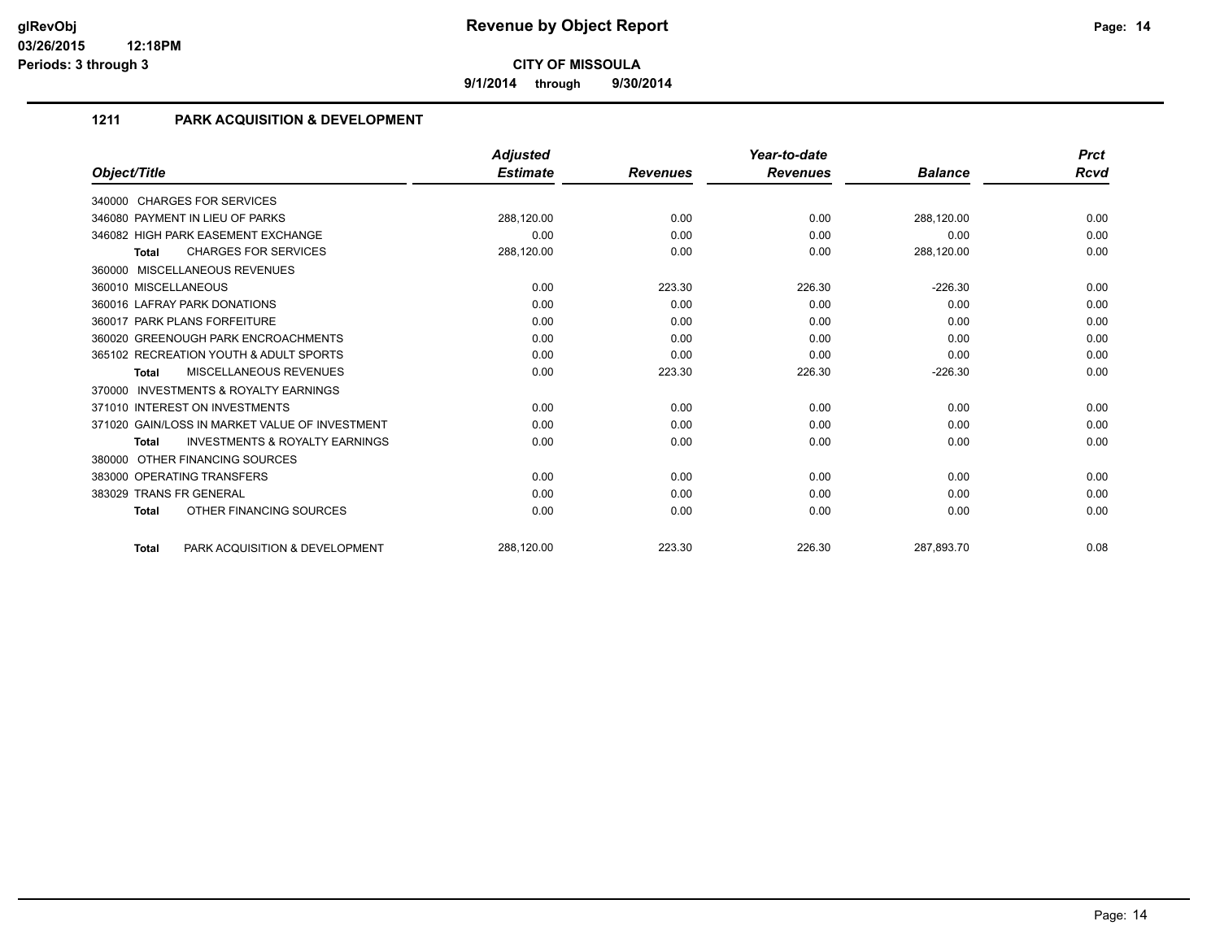# CITY OF MISSOULA

**9/1/2014 through 9/30/2014**

## 1211 PARK ACQUISITION & DEVELOPMENT

| Object/Title | Adjusted Estimate | Revenues | Year-to-date Revenues | Balance | Prct Rcvd |
|---|---|---|---|---|---|
| 340000 CHARGES FOR SERVICES | | | | | |
| 346080 PAYMENT IN LIEU OF PARKS | 288,120.00 | 0.00 | 0.00 | 288,120.00 | 0.00 |
| 346082 HIGH PARK EASEMENT EXCHANGE | 0.00 | 0.00 | 0.00 | 0.00 | 0.00 |
| **Total** CHARGES FOR SERVICES | 288,120.00 | 0.00 | 0.00 | 288,120.00 | 0.00 |
| 360000 MISCELLANEOUS REVENUES | | | | | |
| 360010 MISCELLANEOUS | 0.00 | 223.30 | 226.30 | -226.30 | 0.00 |
| 360016 LAFRAY PARK DONATIONS | 0.00 | 0.00 | 0.00 | 0.00 | 0.00 |
| 360017 PARK PLANS FORFEITURE | 0.00 | 0.00 | 0.00 | 0.00 | 0.00 |
| 360020 GREENOUGH PARK ENCROACHMENTS | 0.00 | 0.00 | 0.00 | 0.00 | 0.00 |
| 365102 RECREATION YOUTH & ADULT SPORTS | 0.00 | 0.00 | 0.00 | 0.00 | 0.00 |
| **Total** MISCELLANEOUS REVENUES | 0.00 | 223.30 | 226.30 | -226.30 | 0.00 |
| 370000 INVESTMENTS & ROYALTY EARNINGS | | | | | |
| 371010 INTEREST ON INVESTMENTS | 0.00 | 0.00 | 0.00 | 0.00 | 0.00 |
| 371020 GAIN/LOSS IN MARKET VALUE OF INVESTMENT | 0.00 | 0.00 | 0.00 | 0.00 | 0.00 |
| **Total** INVESTMENTS & ROYALTY EARNINGS | 0.00 | 0.00 | 0.00 | 0.00 | 0.00 |
| 380000 OTHER FINANCING SOURCES | | | | | |
| 383000 OPERATING TRANSFERS | 0.00 | 0.00 | 0.00 | 0.00 | 0.00 |
| 383029 TRANS FR GENERAL | 0.00 | 0.00 | 0.00 | 0.00 | 0.00 |
| **Total** OTHER FINANCING SOURCES | 0.00 | 0.00 | 0.00 | 0.00 | 0.00 |
| **Total** PARK ACQUISITION & DEVELOPMENT | 288,120.00 | 223.30 | 226.30 | 287,893.70 | 0.08 |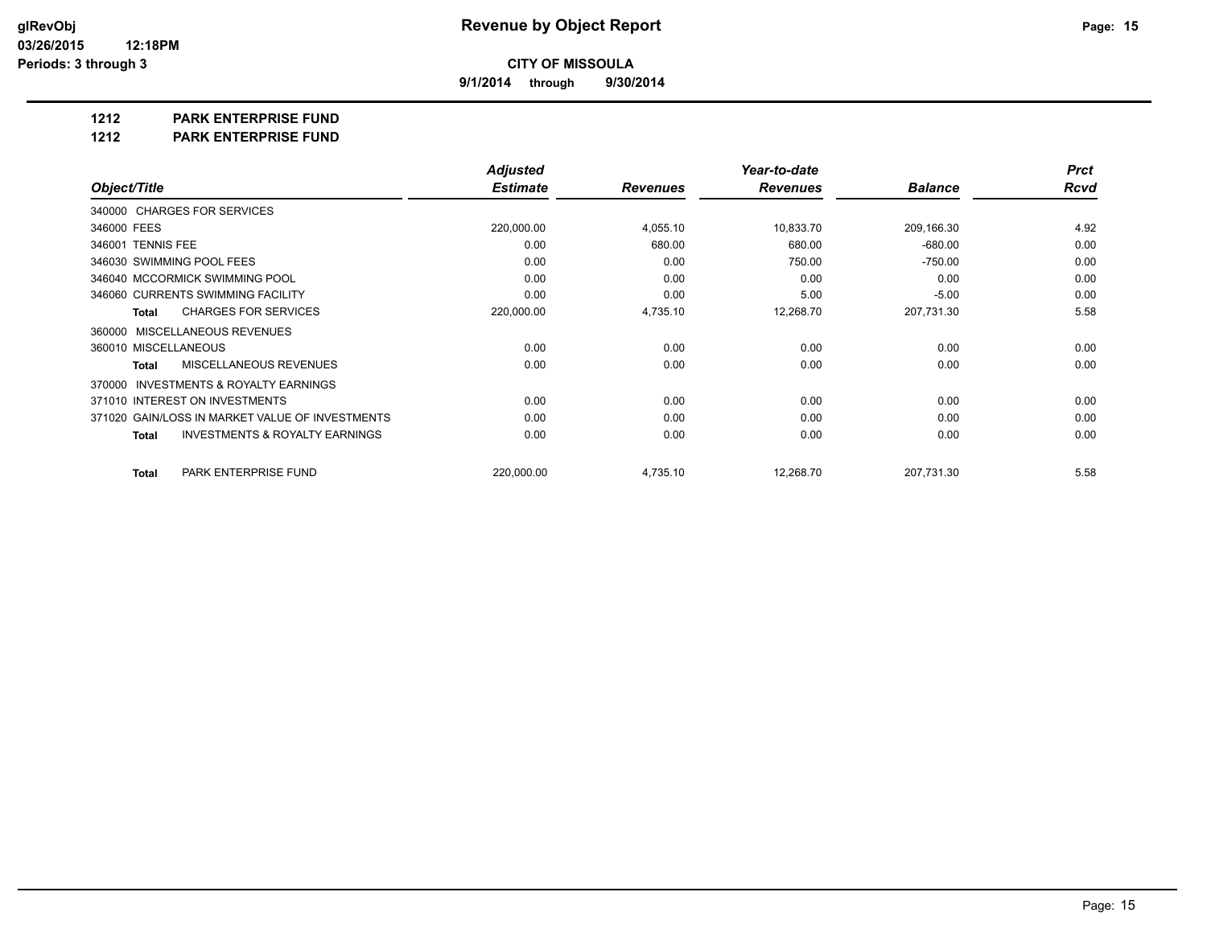**Revenue by Object Report**

**CITY OF MISSOULA**

**9/1/2014 through 9/30/2014**

**1212 PARK ENTERPRISE FUND**

**1212 PARK ENTERPRISE FUND**

| Object/Title | Adjusted Estimate | Revenues | Year-to-date Revenues | Balance | Prct Rcvd |
|---|---|---|---|---|---|
| 340000 CHARGES FOR SERVICES | | | | | |
| 346000 FEES | 220,000.00 | 4,055.10 | 10,833.70 | 209,166.30 | 4.92 |
| 346001 TENNIS FEE | 0.00 | 680.00 | 680.00 | -680.00 | 0.00 |
| 346030 SWIMMING POOL FEES | 0.00 | 0.00 | 750.00 | -750.00 | 0.00 |
| 346040 MCCORMICK SWIMMING POOL | 0.00 | 0.00 | 0.00 | 0.00 | 0.00 |
| 346060 CURRENTS SWIMMING FACILITY | 0.00 | 0.00 | 5.00 | -5.00 | 0.00 |
| **Total** CHARGES FOR SERVICES | 220,000.00 | 4,735.10 | 12,268.70 | 207,731.30 | 5.58 |
| 360000 MISCELLANEOUS REVENUES | | | | | |
| 360010 MISCELLANEOUS | 0.00 | 0.00 | 0.00 | 0.00 | 0.00 |
| **Total** MISCELLANEOUS REVENUES | 0.00 | 0.00 | 0.00 | 0.00 | 0.00 |
| 370000 INVESTMENTS & ROYALTY EARNINGS | | | | | |
| 371010 INTEREST ON INVESTMENTS | 0.00 | 0.00 | 0.00 | 0.00 | 0.00 |
| 371020 GAIN/LOSS IN MARKET VALUE OF INVESTMENTS | 0.00 | 0.00 | 0.00 | 0.00 | 0.00 |
| **Total** INVESTMENTS & ROYALTY EARNINGS | 0.00 | 0.00 | 0.00 | 0.00 | 0.00 |
| **Total** PARK ENTERPRISE FUND | 220,000.00 | 4,735.10 | 12,268.70 | 207,731.30 | 5.58 |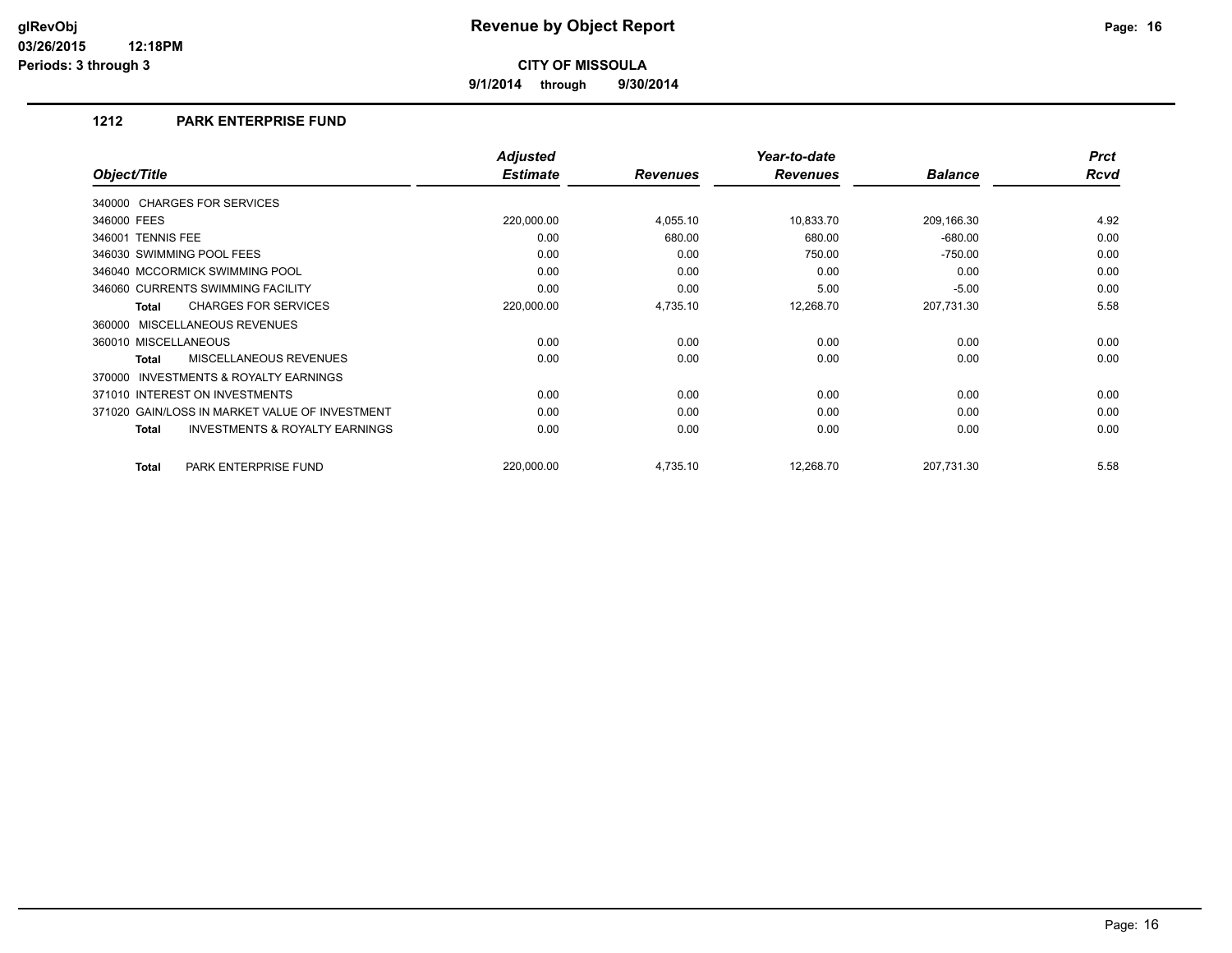# Revenue by Object Report

glRevObj
03/26/2015 12:18PM
Periods: 3 through 3

**CITY OF MISSOULA**

**9/1/2014 through 9/30/2014**

## 1212 PARK ENTERPRISE FUND

| Object/Title | Adjusted Estimate | Revenues | Year-to-date Revenues | Balance | Prct Rcvd |
|---|---|---|---|---|---|
| 340000 CHARGES FOR SERVICES | | | | | |
| 346000 FEES | 220,000.00 | 4,055.10 | 10,833.70 | 209,166.30 | 4.92 |
| 346001 TENNIS FEE | 0.00 | 680.00 | 680.00 | -680.00 | 0.00 |
| 346030 SWIMMING POOL FEES | 0.00 | 0.00 | 750.00 | -750.00 | 0.00 |
| 346040 MCCORMICK SWIMMING POOL | 0.00 | 0.00 | 0.00 | 0.00 | 0.00 |
| 346060 CURRENTS SWIMMING FACILITY | 0.00 | 0.00 | 5.00 | -5.00 | 0.00 |
| **Total** CHARGES FOR SERVICES | 220,000.00 | 4,735.10 | 12,268.70 | 207,731.30 | 5.58 |
| 360000 MISCELLANEOUS REVENUES | | | | | |
| 360010 MISCELLANEOUS | 0.00 | 0.00 | 0.00 | 0.00 | 0.00 |
| **Total** MISCELLANEOUS REVENUES | 0.00 | 0.00 | 0.00 | 0.00 | 0.00 |
| 370000 INVESTMENTS & ROYALTY EARNINGS | | | | | |
| 371010 INTEREST ON INVESTMENTS | 0.00 | 0.00 | 0.00 | 0.00 | 0.00 |
| 371020 GAIN/LOSS IN MARKET VALUE OF INVESTMENT | 0.00 | 0.00 | 0.00 | 0.00 | 0.00 |
| **Total** INVESTMENTS & ROYALTY EARNINGS | 0.00 | 0.00 | 0.00 | 0.00 | 0.00 |
| **Total** PARK ENTERPRISE FUND | 220,000.00 | 4,735.10 | 12,268.70 | 207,731.30 | 5.58 |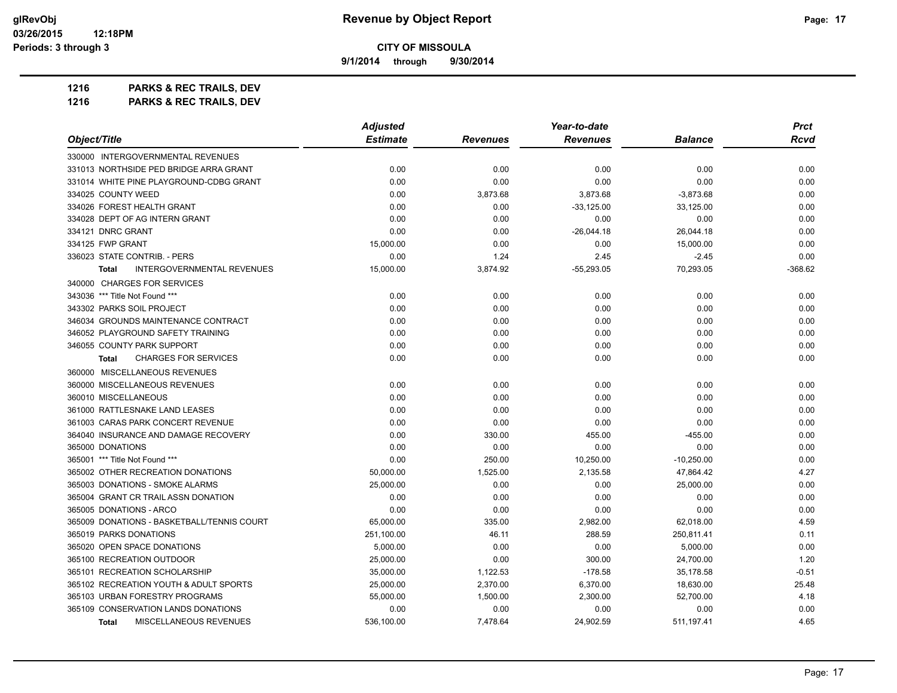**CITY OF MISSOULA**

**9/1/2014 through 9/30/2014**

**1216 PARKS & REC TRAILS, DEV**

**1216 PARKS & REC TRAILS, DEV**

| Object/Title | Adjusted Estimate | Revenues | Year-to-date Revenues | Balance | Prct Rcvd |
|---|---|---|---|---|---|
| 330000 INTERGOVERNMENTAL REVENUES | | | | | |
| 331013 NORTHSIDE PED BRIDGE ARRA GRANT | 0.00 | 0.00 | 0.00 | 0.00 | 0.00 |
| 331014 WHITE PINE PLAYGROUND-CDBG GRANT | 0.00 | 0.00 | 0.00 | 0.00 | 0.00 |
| 334025 COUNTY WEED | 0.00 | 3,873.68 | 3,873.68 | -3,873.68 | 0.00 |
| 334026 FOREST HEALTH GRANT | 0.00 | 0.00 | -33,125.00 | 33,125.00 | 0.00 |
| 334028 DEPT OF AG INTERN GRANT | 0.00 | 0.00 | 0.00 | 0.00 | 0.00 |
| 334121 DNRC GRANT | 0.00 | 0.00 | -26,044.18 | 26,044.18 | 0.00 |
| 334125 FWP GRANT | 15,000.00 | 0.00 | 0.00 | 15,000.00 | 0.00 |
| 336023 STATE CONTRIB. - PERS | 0.00 | 1.24 | 2.45 | -2.45 | 0.00 |
| **Total** INTERGOVERNMENTAL REVENUES | 15,000.00 | 3,874.92 | -55,293.05 | 70,293.05 | -368.62 |
| 340000 CHARGES FOR SERVICES | | | | | |
| 343036 *** Title Not Found *** | 0.00 | 0.00 | 0.00 | 0.00 | 0.00 |
| 343302 PARKS SOIL PROJECT | 0.00 | 0.00 | 0.00 | 0.00 | 0.00 |
| 346034 GROUNDS MAINTENANCE CONTRACT | 0.00 | 0.00 | 0.00 | 0.00 | 0.00 |
| 346052 PLAYGROUND SAFETY TRAINING | 0.00 | 0.00 | 0.00 | 0.00 | 0.00 |
| 346055 COUNTY PARK SUPPORT | 0.00 | 0.00 | 0.00 | 0.00 | 0.00 |
| **Total** CHARGES FOR SERVICES | 0.00 | 0.00 | 0.00 | 0.00 | 0.00 |
| 360000 MISCELLANEOUS REVENUES | | | | | |
| 360000 MISCELLANEOUS REVENUES | 0.00 | 0.00 | 0.00 | 0.00 | 0.00 |
| 360010 MISCELLANEOUS | 0.00 | 0.00 | 0.00 | 0.00 | 0.00 |
| 361000 RATTLESNAKE LAND LEASES | 0.00 | 0.00 | 0.00 | 0.00 | 0.00 |
| 361003 CARAS PARK CONCERT REVENUE | 0.00 | 0.00 | 0.00 | 0.00 | 0.00 |
| 364040 INSURANCE AND DAMAGE RECOVERY | 0.00 | 330.00 | 455.00 | -455.00 | 0.00 |
| 365000 DONATIONS | 0.00 | 0.00 | 0.00 | 0.00 | 0.00 |
| 365001 *** Title Not Found *** | 0.00 | 250.00 | 10,250.00 | -10,250.00 | 0.00 |
| 365002 OTHER RECREATION DONATIONS | 50,000.00 | 1,525.00 | 2,135.58 | 47,864.42 | 4.27 |
| 365003 DONATIONS - SMOKE ALARMS | 25,000.00 | 0.00 | 0.00 | 25,000.00 | 0.00 |
| 365004 GRANT CR TRAIL ASSN DONATION | 0.00 | 0.00 | 0.00 | 0.00 | 0.00 |
| 365005 DONATIONS - ARCO | 0.00 | 0.00 | 0.00 | 0.00 | 0.00 |
| 365009 DONATIONS - BASKETBALL/TENNIS COURT | 65,000.00 | 335.00 | 2,982.00 | 62,018.00 | 4.59 |
| 365019 PARKS DONATIONS | 251,100.00 | 46.11 | 288.59 | 250,811.41 | 0.11 |
| 365020 OPEN SPACE DONATIONS | 5,000.00 | 0.00 | 0.00 | 5,000.00 | 0.00 |
| 365100 RECREATION OUTDOOR | 25,000.00 | 0.00 | 300.00 | 24,700.00 | 1.20 |
| 365101 RECREATION SCHOLARSHIP | 35,000.00 | 1,122.53 | -178.58 | 35,178.58 | -0.51 |
| 365102 RECREATION YOUTH & ADULT SPORTS | 25,000.00 | 2,370.00 | 6,370.00 | 18,630.00 | 25.48 |
| 365103 URBAN FORESTRY PROGRAMS | 55,000.00 | 1,500.00 | 2,300.00 | 52,700.00 | 4.18 |
| 365109 CONSERVATION LANDS DONATIONS | 0.00 | 0.00 | 0.00 | 0.00 | 0.00 |
| **Total** MISCELLANEOUS REVENUES | 536,100.00 | 7,478.64 | 24,902.59 | 511,197.41 | 4.65 |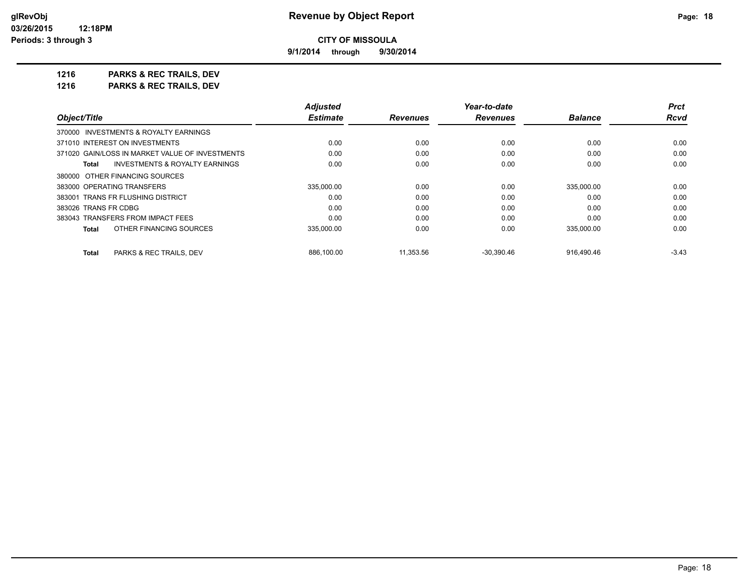**Revenue by Object Report**

**CITY OF MISSOULA**

**9/1/2014 through 9/30/2014**

glRevObj
03/26/2015 12:18PM
Periods: 3 through 3

## 1216 PARKS & REC TRAILS, DEV

## 1216 PARKS & REC TRAILS, DEV

| Object/Title | Adjusted Estimate | Revenues | Year-to-date Revenues | Balance | Prct Rcvd |
|---|---|---|---|---|---|
| 370000 INVESTMENTS & ROYALTY EARNINGS | | | | | |
| 371010 INTEREST ON INVESTMENTS | 0.00 | 0.00 | 0.00 | 0.00 | 0.00 |
| 371020 GAIN/LOSS IN MARKET VALUE OF INVESTMENTS | 0.00 | 0.00 | 0.00 | 0.00 | 0.00 |
| **Total** INVESTMENTS & ROYALTY EARNINGS | 0.00 | 0.00 | 0.00 | 0.00 | 0.00 |
| 380000 OTHER FINANCING SOURCES | | | | | |
| 383000 OPERATING TRANSFERS | 335,000.00 | 0.00 | 0.00 | 335,000.00 | 0.00 |
| 383001 TRANS FR FLUSHING DISTRICT | 0.00 | 0.00 | 0.00 | 0.00 | 0.00 |
| 383026 TRANS FR CDBG | 0.00 | 0.00 | 0.00 | 0.00 | 0.00 |
| 383043 TRANSFERS FROM IMPACT FEES | 0.00 | 0.00 | 0.00 | 0.00 | 0.00 |
| **Total** OTHER FINANCING SOURCES | 335,000.00 | 0.00 | 0.00 | 335,000.00 | 0.00 |
| **Total** PARKS & REC TRAILS, DEV | 886,100.00 | 11,353.56 | -30,390.46 | 916,490.46 | -3.43 |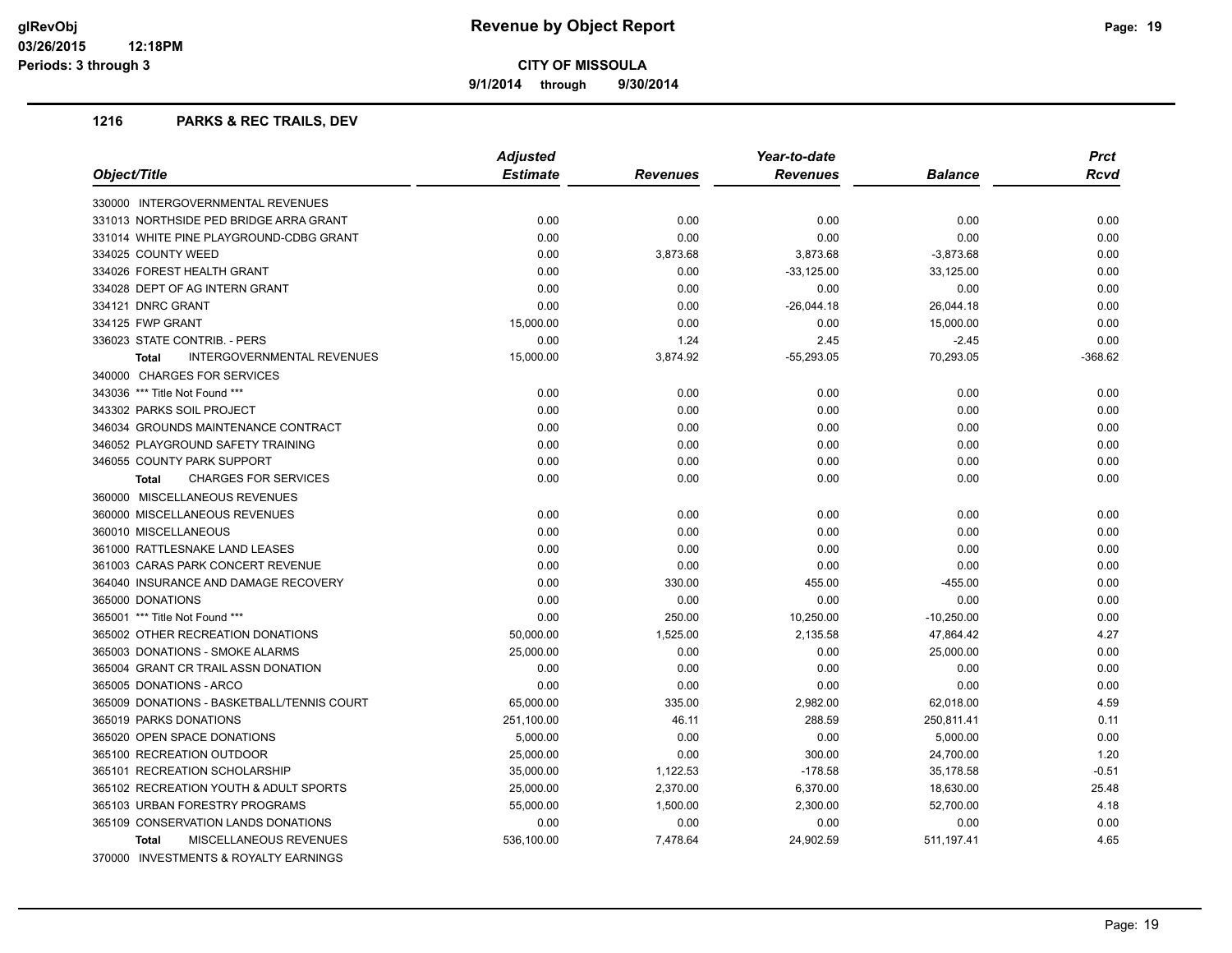# Revenue by Object Report

**CITY OF MISSOULA**

**9/1/2014 through 9/30/2014**

glRevObj
03/26/2015 12:18PM
Periods: 3 through 3

## 1216 PARKS & REC TRAILS, DEV

| Object/Title | Adjusted Estimate | Revenues | Year-to-date Revenues | Balance | Prct Rcvd |
|---|---|---|---|---|---|
| 330000 INTERGOVERNMENTAL REVENUES | | | | | |
| 331013 NORTHSIDE PED BRIDGE ARRA GRANT | 0.00 | 0.00 | 0.00 | 0.00 | 0.00 |
| 331014 WHITE PINE PLAYGROUND-CDBG GRANT | 0.00 | 0.00 | 0.00 | 0.00 | 0.00 |
| 334025 COUNTY WEED | 0.00 | 3,873.68 | 3,873.68 | -3,873.68 | 0.00 |
| 334026 FOREST HEALTH GRANT | 0.00 | 0.00 | -33,125.00 | 33,125.00 | 0.00 |
| 334028 DEPT OF AG INTERN GRANT | 0.00 | 0.00 | 0.00 | 0.00 | 0.00 |
| 334121 DNRC GRANT | 0.00 | 0.00 | -26,044.18 | 26,044.18 | 0.00 |
| 334125 FWP GRANT | 15,000.00 | 0.00 | 0.00 | 15,000.00 | 0.00 |
| 336023 STATE CONTRIB. - PERS | 0.00 | 1.24 | 2.45 | -2.45 | 0.00 |
| **Total** INTERGOVERNMENTAL REVENUES | 15,000.00 | 3,874.92 | -55,293.05 | 70,293.05 | -368.62 |
| 340000 CHARGES FOR SERVICES | | | | | |
| 343036 *** Title Not Found *** | 0.00 | 0.00 | 0.00 | 0.00 | 0.00 |
| 343302 PARKS SOIL PROJECT | 0.00 | 0.00 | 0.00 | 0.00 | 0.00 |
| 346034 GROUNDS MAINTENANCE CONTRACT | 0.00 | 0.00 | 0.00 | 0.00 | 0.00 |
| 346052 PLAYGROUND SAFETY TRAINING | 0.00 | 0.00 | 0.00 | 0.00 | 0.00 |
| 346055 COUNTY PARK SUPPORT | 0.00 | 0.00 | 0.00 | 0.00 | 0.00 |
| **Total** CHARGES FOR SERVICES | 0.00 | 0.00 | 0.00 | 0.00 | 0.00 |
| 360000 MISCELLANEOUS REVENUES | | | | | |
| 360000 MISCELLANEOUS REVENUES | 0.00 | 0.00 | 0.00 | 0.00 | 0.00 |
| 360010 MISCELLANEOUS | 0.00 | 0.00 | 0.00 | 0.00 | 0.00 |
| 361000 RATTLESNAKE LAND LEASES | 0.00 | 0.00 | 0.00 | 0.00 | 0.00 |
| 361003 CARAS PARK CONCERT REVENUE | 0.00 | 0.00 | 0.00 | 0.00 | 0.00 |
| 364040 INSURANCE AND DAMAGE RECOVERY | 0.00 | 330.00 | 455.00 | -455.00 | 0.00 |
| 365000 DONATIONS | 0.00 | 0.00 | 0.00 | 0.00 | 0.00 |
| 365001 *** Title Not Found *** | 0.00 | 250.00 | 10,250.00 | -10,250.00 | 0.00 |
| 365002 OTHER RECREATION DONATIONS | 50,000.00 | 1,525.00 | 2,135.58 | 47,864.42 | 4.27 |
| 365003 DONATIONS - SMOKE ALARMS | 25,000.00 | 0.00 | 0.00 | 25,000.00 | 0.00 |
| 365004 GRANT CR TRAIL ASSN DONATION | 0.00 | 0.00 | 0.00 | 0.00 | 0.00 |
| 365005 DONATIONS - ARCO | 0.00 | 0.00 | 0.00 | 0.00 | 0.00 |
| 365009 DONATIONS - BASKETBALL/TENNIS COURT | 65,000.00 | 335.00 | 2,982.00 | 62,018.00 | 4.59 |
| 365019 PARKS DONATIONS | 251,100.00 | 46.11 | 288.59 | 250,811.41 | 0.11 |
| 365020 OPEN SPACE DONATIONS | 5,000.00 | 0.00 | 0.00 | 5,000.00 | 0.00 |
| 365100 RECREATION OUTDOOR | 25,000.00 | 0.00 | 300.00 | 24,700.00 | 1.20 |
| 365101 RECREATION SCHOLARSHIP | 35,000.00 | 1,122.53 | -178.58 | 35,178.58 | -0.51 |
| 365102 RECREATION YOUTH & ADULT SPORTS | 25,000.00 | 2,370.00 | 6,370.00 | 18,630.00 | 25.48 |
| 365103 URBAN FORESTRY PROGRAMS | 55,000.00 | 1,500.00 | 2,300.00 | 52,700.00 | 4.18 |
| 365109 CONSERVATION LANDS DONATIONS | 0.00 | 0.00 | 0.00 | 0.00 | 0.00 |
| **Total** MISCELLANEOUS REVENUES | 536,100.00 | 7,478.64 | 24,902.59 | 511,197.41 | 4.65 |
| 370000 INVESTMENTS & ROYALTY EARNINGS | | | | | |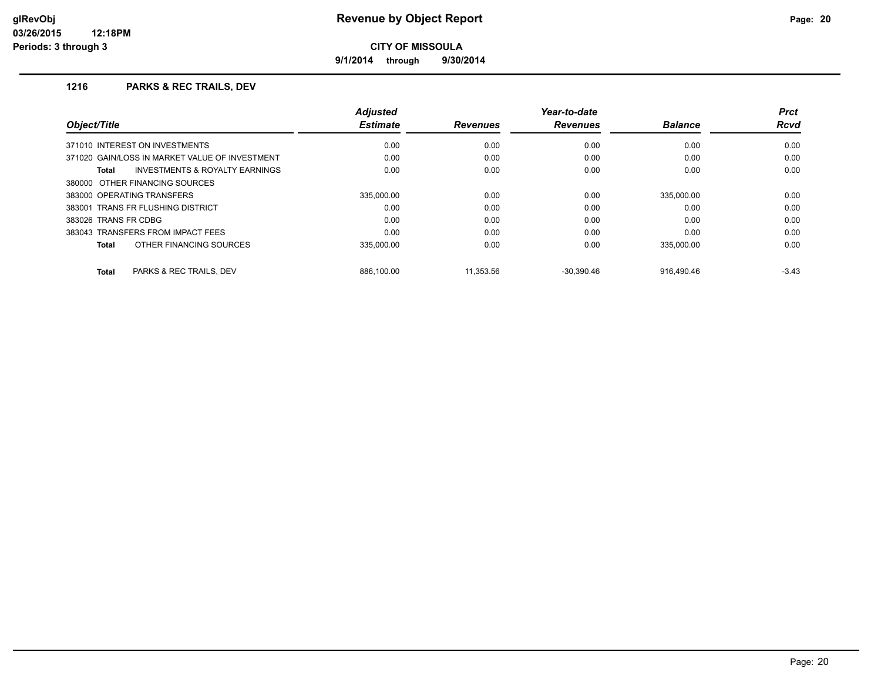# Revenue by Object Report

**CITY OF MISSOULA**

**9/1/2014 through 9/30/2014**

glRevObj
03/26/2015 12:18PM
Periods: 3 through 3

## 1216 PARKS & REC TRAILS, DEV

| Object/Title | Adjusted Estimate | Revenues | Year-to-date Revenues | Balance | Prct Rcvd |
|---|---|---|---|---|---|
| 371010 INTEREST ON INVESTMENTS | 0.00 | 0.00 | 0.00 | 0.00 | 0.00 |
| 371020 GAIN/LOSS IN MARKET VALUE OF INVESTMENT | 0.00 | 0.00 | 0.00 | 0.00 | 0.00 |
| **Total** INVESTMENTS & ROYALTY EARNINGS | 0.00 | 0.00 | 0.00 | 0.00 | 0.00 |
| 380000 OTHER FINANCING SOURCES | | | | | |
| 383000 OPERATING TRANSFERS | 335,000.00 | 0.00 | 0.00 | 335,000.00 | 0.00 |
| 383001 TRANS FR FLUSHING DISTRICT | 0.00 | 0.00 | 0.00 | 0.00 | 0.00 |
| 383026 TRANS FR CDBG | 0.00 | 0.00 | 0.00 | 0.00 | 0.00 |
| 383043 TRANSFERS FROM IMPACT FEES | 0.00 | 0.00 | 0.00 | 0.00 | 0.00 |
| **Total** OTHER FINANCING SOURCES | 335,000.00 | 0.00 | 0.00 | 335,000.00 | 0.00 |
| **Total** PARKS & REC TRAILS, DEV | 886,100.00 | 11,353.56 | -30,390.46 | 916,490.46 | -3.43 |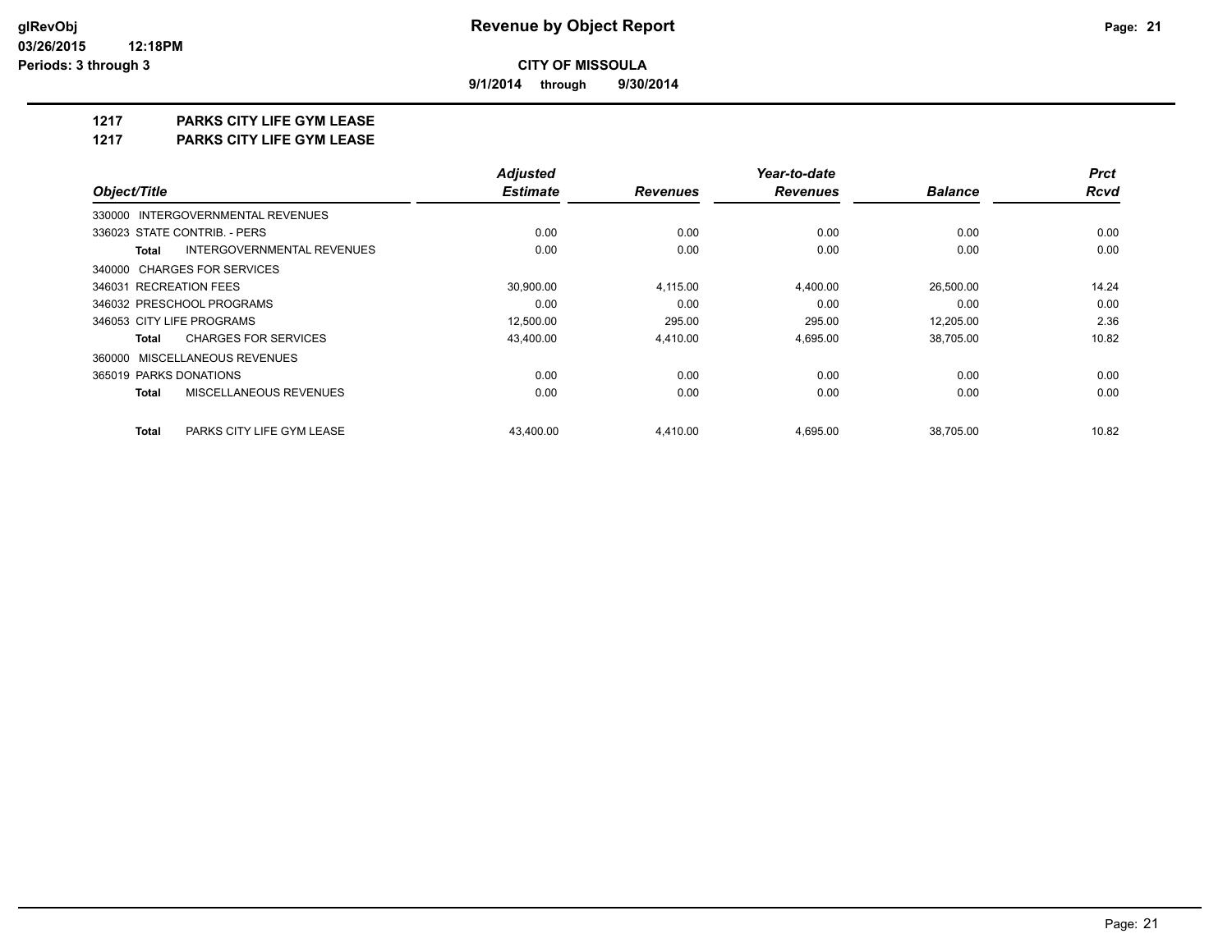**glRevObj**
**03/26/2015 12:18PM**
**Periods: 3 through 3**

# Revenue by Object Report

**CITY OF MISSOULA**

**9/1/2014 through 9/30/2014**

## 1217 PARKS CITY LIFE GYM LEASE
## 1217 PARKS CITY LIFE GYM LEASE

| Object/Title | Adjusted Estimate | Revenues | Year-to-date Revenues | Balance | Prct Rcvd |
|---|---|---|---|---|---|
| 330000 INTERGOVERNMENTAL REVENUES | | | | | |
| 336023 STATE CONTRIB. - PERS | 0.00 | 0.00 | 0.00 | 0.00 | 0.00 |
| **Total** INTERGOVERNMENTAL REVENUES | 0.00 | 0.00 | 0.00 | 0.00 | 0.00 |
| 340000 CHARGES FOR SERVICES | | | | | |
| 346031 RECREATION FEES | 30,900.00 | 4,115.00 | 4,400.00 | 26,500.00 | 14.24 |
| 346032 PRESCHOOL PROGRAMS | 0.00 | 0.00 | 0.00 | 0.00 | 0.00 |
| 346053 CITY LIFE PROGRAMS | 12,500.00 | 295.00 | 295.00 | 12,205.00 | 2.36 |
| **Total** CHARGES FOR SERVICES | 43,400.00 | 4,410.00 | 4,695.00 | 38,705.00 | 10.82 |
| 360000 MISCELLANEOUS REVENUES | | | | | |
| 365019 PARKS DONATIONS | 0.00 | 0.00 | 0.00 | 0.00 | 0.00 |
| **Total** MISCELLANEOUS REVENUES | 0.00 | 0.00 | 0.00 | 0.00 | 0.00 |
| **Total** PARKS CITY LIFE GYM LEASE | 43,400.00 | 4,410.00 | 4,695.00 | 38,705.00 | 10.82 |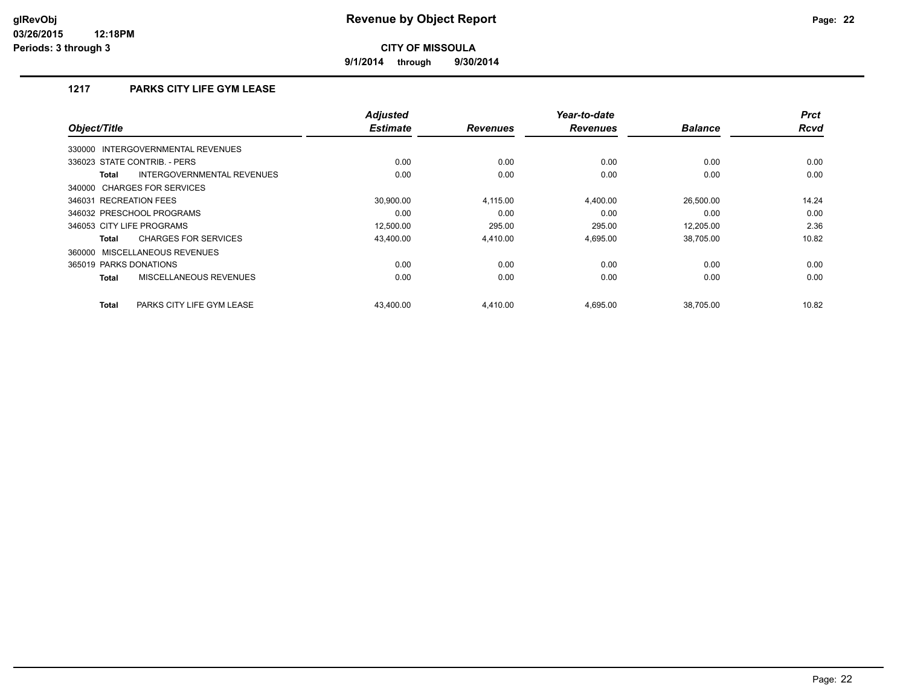**CITY OF MISSOULA**

**9/1/2014 through 9/30/2014**

### 1217 PARKS CITY LIFE GYM LEASE

| Object/Title | Adjusted Estimate | Revenues | Year-to-date Revenues | Balance | Prct Rcvd |
|---|---|---|---|---|---|
| 330000 INTERGOVERNMENTAL REVENUES | | | | | |
| 336023 STATE CONTRIB. - PERS | 0.00 | 0.00 | 0.00 | 0.00 | 0.00 |
| **Total** INTERGOVERNMENTAL REVENUES | 0.00 | 0.00 | 0.00 | 0.00 | 0.00 |
| 340000 CHARGES FOR SERVICES | | | | | |
| 346031 RECREATION FEES | 30,900.00 | 4,115.00 | 4,400.00 | 26,500.00 | 14.24 |
| 346032 PRESCHOOL PROGRAMS | 0.00 | 0.00 | 0.00 | 0.00 | 0.00 |
| 346053 CITY LIFE PROGRAMS | 12,500.00 | 295.00 | 295.00 | 12,205.00 | 2.36 |
| **Total** CHARGES FOR SERVICES | 43,400.00 | 4,410.00 | 4,695.00 | 38,705.00 | 10.82 |
| 360000 MISCELLANEOUS REVENUES | | | | | |
| 365019 PARKS DONATIONS | 0.00 | 0.00 | 0.00 | 0.00 | 0.00 |
| **Total** MISCELLANEOUS REVENUES | 0.00 | 0.00 | 0.00 | 0.00 | 0.00 |
| **Total** PARKS CITY LIFE GYM LEASE | 43,400.00 | 4,410.00 | 4,695.00 | 38,705.00 | 10.82 |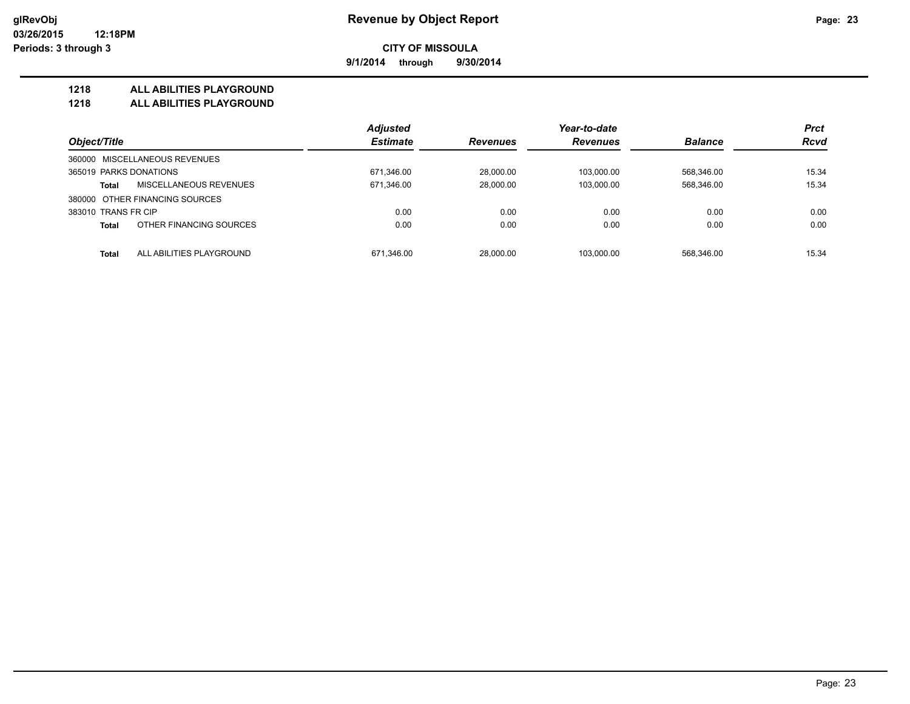# Revenue by Object Report

glRevObj
03/26/2015 12:18PM
Periods: 3 through 3

**CITY OF MISSOULA**

**9/1/2014 through 9/30/2014**

## 1218 ALL ABILITIES PLAYGROUND
## 1218 ALL ABILITIES PLAYGROUND

| Object/Title | | Adjusted Estimate | Revenues | Year-to-date Revenues | Balance | Prct Rcvd |
|---|---|---|---|---|---|---|
| 360000 MISCELLANEOUS REVENUES | | | | | | |
| 365019 PARKS DONATIONS | | 671,346.00 | 28,000.00 | 103,000.00 | 568,346.00 | 15.34 |
| Total | MISCELLANEOUS REVENUES | 671,346.00 | 28,000.00 | 103,000.00 | 568,346.00 | 15.34 |
| 380000 OTHER FINANCING SOURCES | | | | | | |
| 383010 TRANS FR CIP | | 0.00 | 0.00 | 0.00 | 0.00 | 0.00 |
| Total | OTHER FINANCING SOURCES | 0.00 | 0.00 | 0.00 | 0.00 | 0.00 |
| Total | ALL ABILITIES PLAYGROUND | 671,346.00 | 28,000.00 | 103,000.00 | 568,346.00 | 15.34 |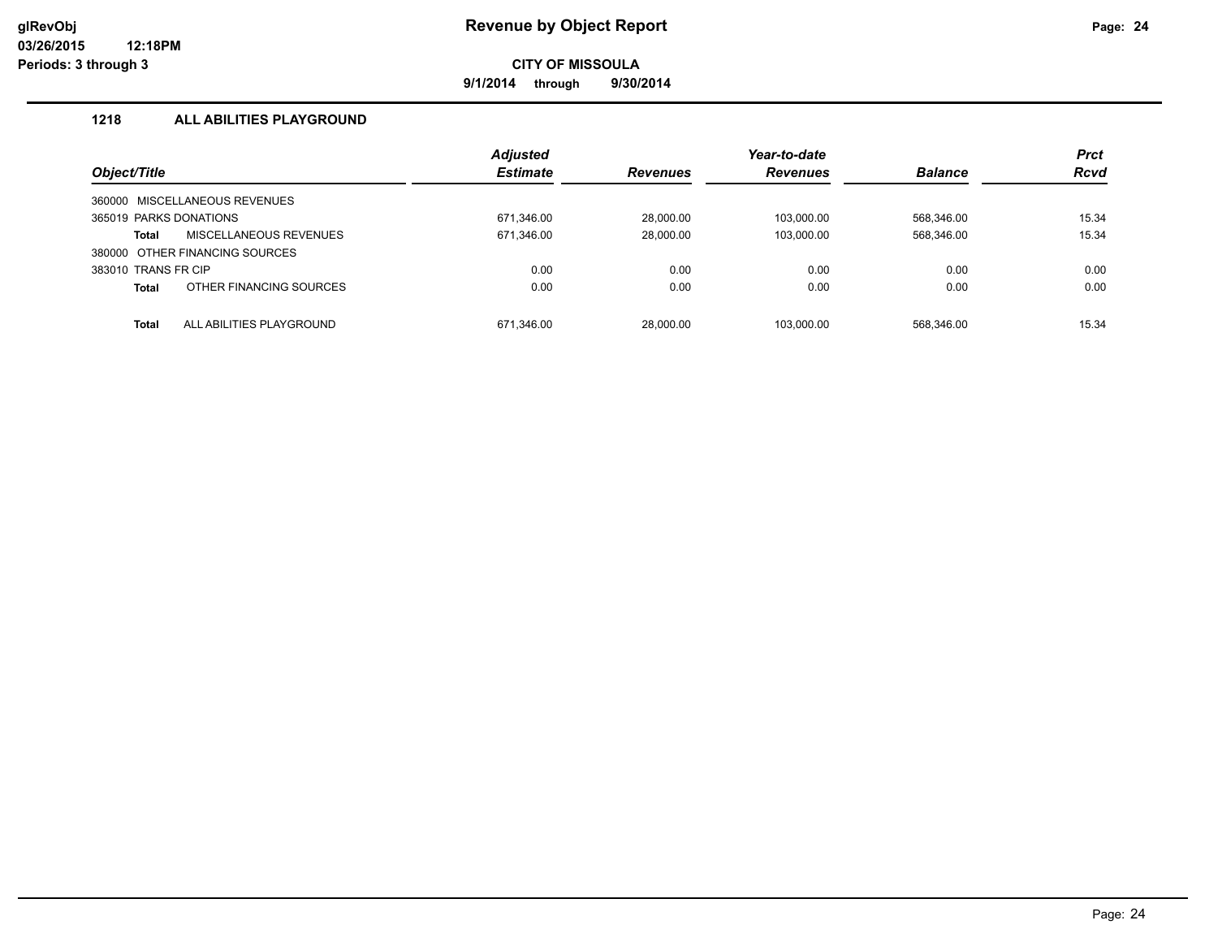**Revenue by Object Report**

**CITY OF MISSOULA**

**9/1/2014 through 9/30/2014**

glRevObj
03/26/2015 12:18PM
Periods: 3 through 3

### 1218 ALL ABILITIES PLAYGROUND

| Object/Title | Adjusted Estimate | Revenues | Year-to-date Revenues | Balance | Prct Rcvd |
|---|---|---|---|---|---|
| 360000 MISCELLANEOUS REVENUES | | | | | |
| 365019 PARKS DONATIONS | 671,346.00 | 28,000.00 | 103,000.00 | 568,346.00 | 15.34 |
| **Total** MISCELLANEOUS REVENUES | 671,346.00 | 28,000.00 | 103,000.00 | 568,346.00 | 15.34 |
| 380000 OTHER FINANCING SOURCES | | | | | |
| 383010 TRANS FR CIP | 0.00 | 0.00 | 0.00 | 0.00 | 0.00 |
| **Total** OTHER FINANCING SOURCES | 0.00 | 0.00 | 0.00 | 0.00 | 0.00 |
| **Total** ALL ABILITIES PLAYGROUND | 671,346.00 | 28,000.00 | 103,000.00 | 568,346.00 | 15.34 |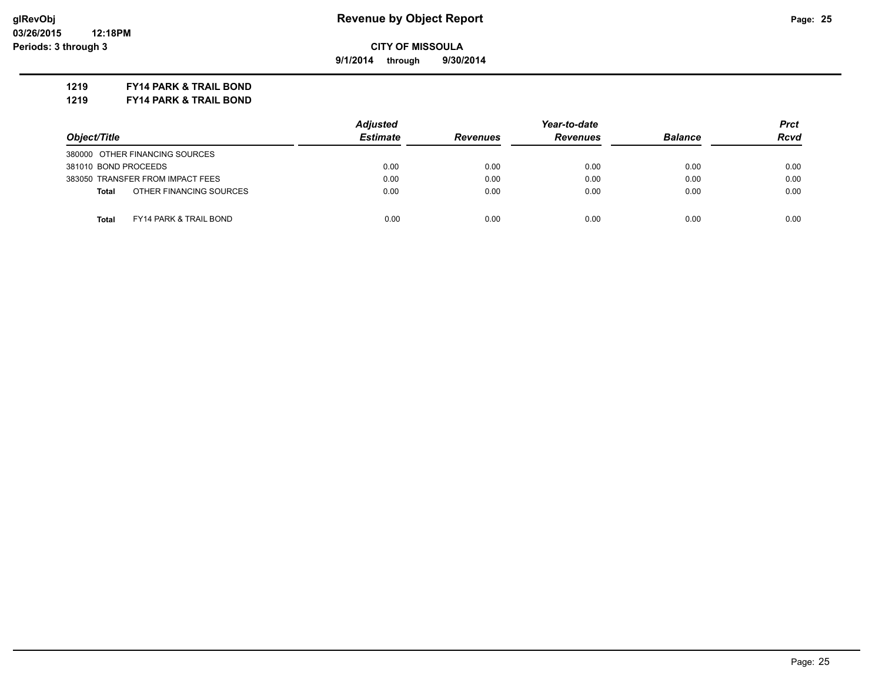# Revenue by Object Report

glRevObj
03/26/2015 12:18PM
Periods: 3 through 3

**CITY OF MISSOULA**

**9/1/2014 through 9/30/2014**

**1219 FY14 PARK & TRAIL BOND**

**1219 FY14 PARK & TRAIL BOND**

| Object/Title | Adjusted Estimate | Revenues | Year-to-date Revenues | Balance | Prct Rcvd |
|---|---|---|---|---|---|
| 380000 OTHER FINANCING SOURCES | | | | | |
| 381010 BOND PROCEEDS | 0.00 | 0.00 | 0.00 | 0.00 | 0.00 |
| 383050 TRANSFER FROM IMPACT FEES | 0.00 | 0.00 | 0.00 | 0.00 | 0.00 |
| **Total** OTHER FINANCING SOURCES | 0.00 | 0.00 | 0.00 | 0.00 | 0.00 |
| **Total** FY14 PARK & TRAIL BOND | 0.00 | 0.00 | 0.00 | 0.00 | 0.00 |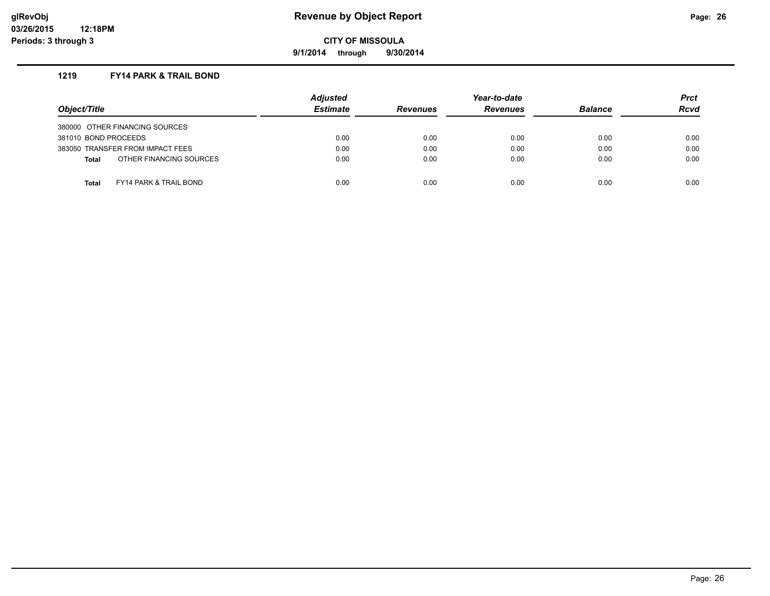# Revenue by Object Report

**CITY OF MISSOULA**

**9/1/2014 through 9/30/2014**

glRevObj
03/26/2015 12:18PM
Periods: 3 through 3

## 1219 FY14 PARK & TRAIL BOND

| Object/Title | Adjusted Estimate | Revenues | Year-to-date Revenues | Balance | Prct Rcvd |
|---|---|---|---|---|---|
| 380000 OTHER FINANCING SOURCES | | | | | |
| 381010 BOND PROCEEDS | 0.00 | 0.00 | 0.00 | 0.00 | 0.00 |
| 383050 TRANSFER FROM IMPACT FEES | 0.00 | 0.00 | 0.00 | 0.00 | 0.00 |
| **Total** OTHER FINANCING SOURCES | 0.00 | 0.00 | 0.00 | 0.00 | 0.00 |
| **Total** FY14 PARK & TRAIL BOND | 0.00 | 0.00 | 0.00 | 0.00 | 0.00 |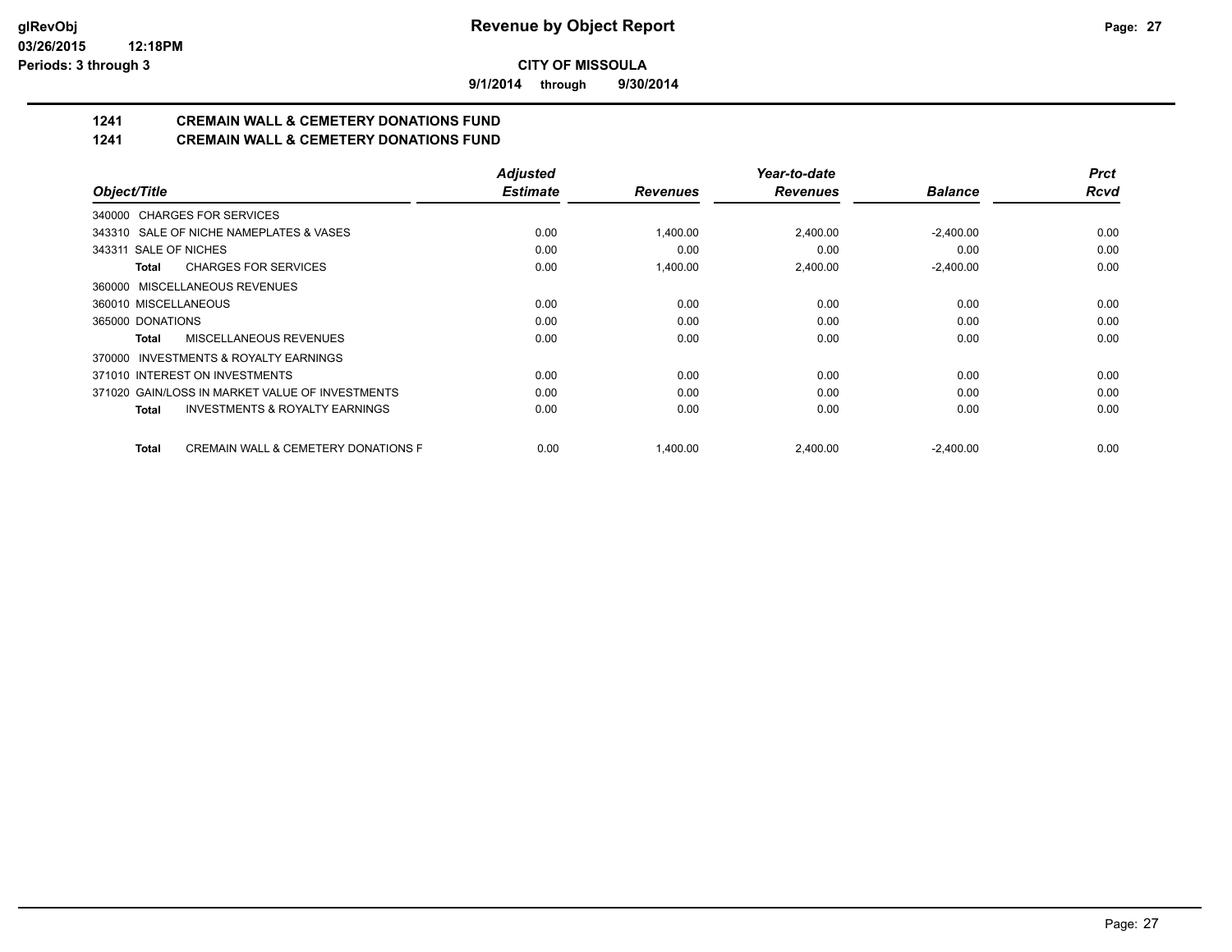**CITY OF MISSOULA**

**9/1/2014 through 9/30/2014**

## 1241 CREMAIN WALL & CEMETERY DONATIONS FUND

## 1241 CREMAIN WALL & CEMETERY DONATIONS FUND

| Object/Title | Adjusted Estimate | Revenues | Year-to-date Revenues | Balance | Prct Rcvd |
|---|---|---|---|---|---|
| 340000 CHARGES FOR SERVICES | | | | | |
| 343310 SALE OF NICHE NAMEPLATES & VASES | 0.00 | 1,400.00 | 2,400.00 | -2,400.00 | 0.00 |
| 343311 SALE OF NICHES | 0.00 | 0.00 | 0.00 | 0.00 | 0.00 |
| **Total** CHARGES FOR SERVICES | 0.00 | 1,400.00 | 2,400.00 | -2,400.00 | 0.00 |
| 360000 MISCELLANEOUS REVENUES | | | | | |
| 360010 MISCELLANEOUS | 0.00 | 0.00 | 0.00 | 0.00 | 0.00 |
| 365000 DONATIONS | 0.00 | 0.00 | 0.00 | 0.00 | 0.00 |
| **Total** MISCELLANEOUS REVENUES | 0.00 | 0.00 | 0.00 | 0.00 | 0.00 |
| 370000 INVESTMENTS & ROYALTY EARNINGS | | | | | |
| 371010 INTEREST ON INVESTMENTS | 0.00 | 0.00 | 0.00 | 0.00 | 0.00 |
| 371020 GAIN/LOSS IN MARKET VALUE OF INVESTMENTS | 0.00 | 0.00 | 0.00 | 0.00 | 0.00 |
| **Total** INVESTMENTS & ROYALTY EARNINGS | 0.00 | 0.00 | 0.00 | 0.00 | 0.00 |
| **Total** CREMAIN WALL & CEMETERY DONATIONS F | 0.00 | 1,400.00 | 2,400.00 | -2,400.00 | 0.00 |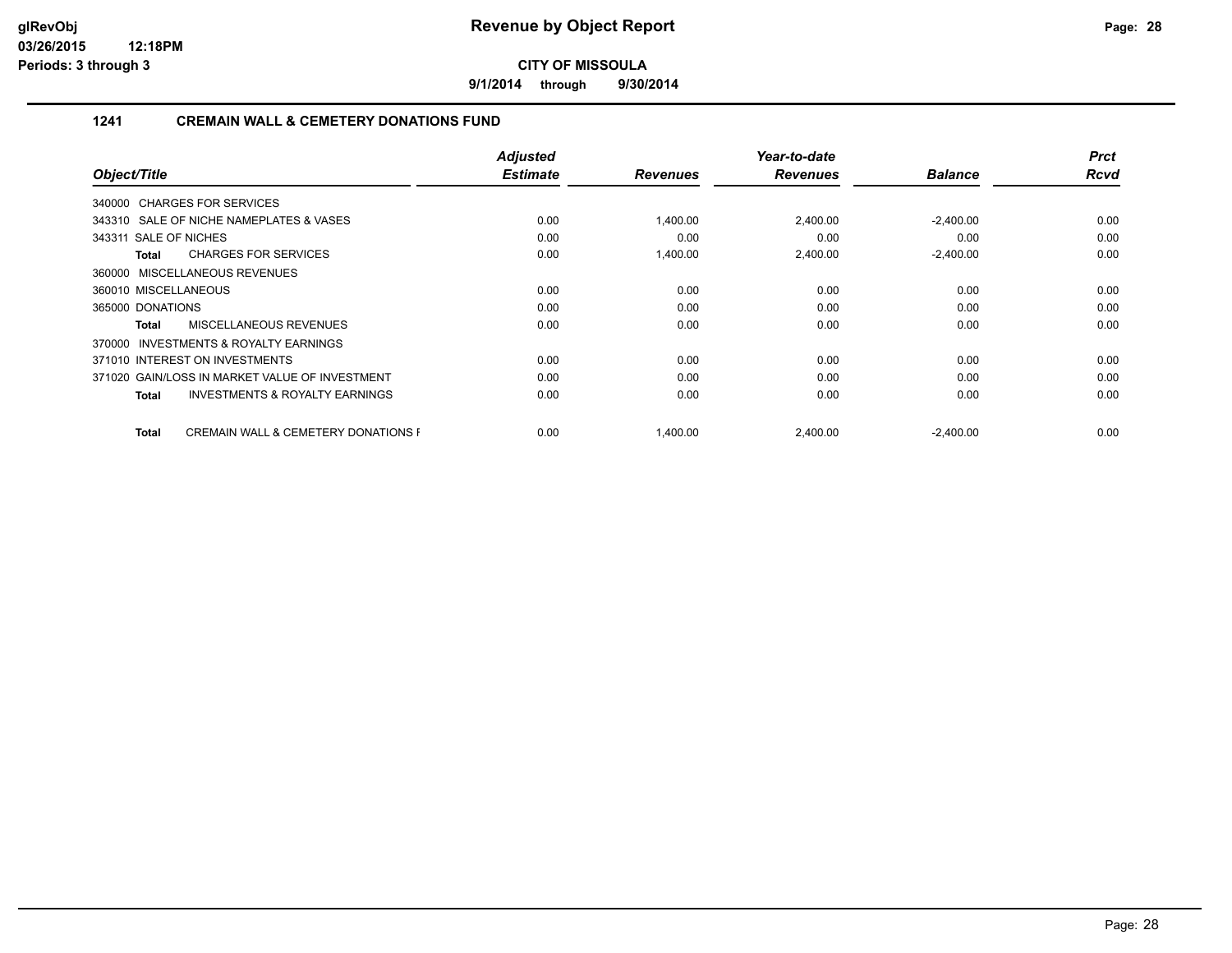**Revenue by Object Report**

**CITY OF MISSOULA**

**9/1/2014 through 9/30/2014**

glRevObj
03/26/2015 12:18PM
Periods: 3 through 3

## 1241 CREMAIN WALL & CEMETERY DONATIONS FUND

| Object/Title | Adjusted Estimate | Revenues | Year-to-date Revenues | Balance | Prct Rcvd |
|---|---|---|---|---|---|
| 340000 CHARGES FOR SERVICES | | | | | |
| 343310 SALE OF NICHE NAMEPLATES & VASES | 0.00 | 1,400.00 | 2,400.00 | -2,400.00 | 0.00 |
| 343311 SALE OF NICHES | 0.00 | 0.00 | 0.00 | 0.00 | 0.00 |
| **Total** CHARGES FOR SERVICES | 0.00 | 1,400.00 | 2,400.00 | -2,400.00 | 0.00 |
| 360000 MISCELLANEOUS REVENUES | | | | | |
| 360010 MISCELLANEOUS | 0.00 | 0.00 | 0.00 | 0.00 | 0.00 |
| 365000 DONATIONS | 0.00 | 0.00 | 0.00 | 0.00 | 0.00 |
| **Total** MISCELLANEOUS REVENUES | 0.00 | 0.00 | 0.00 | 0.00 | 0.00 |
| 370000 INVESTMENTS & ROYALTY EARNINGS | | | | | |
| 371010 INTEREST ON INVESTMENTS | 0.00 | 0.00 | 0.00 | 0.00 | 0.00 |
| 371020 GAIN/LOSS IN MARKET VALUE OF INVESTMENT | 0.00 | 0.00 | 0.00 | 0.00 | 0.00 |
| **Total** INVESTMENTS & ROYALTY EARNINGS | 0.00 | 0.00 | 0.00 | 0.00 | 0.00 |
| **Total** CREMAIN WALL & CEMETERY DONATIONS F | 0.00 | 1,400.00 | 2,400.00 | -2,400.00 | 0.00 |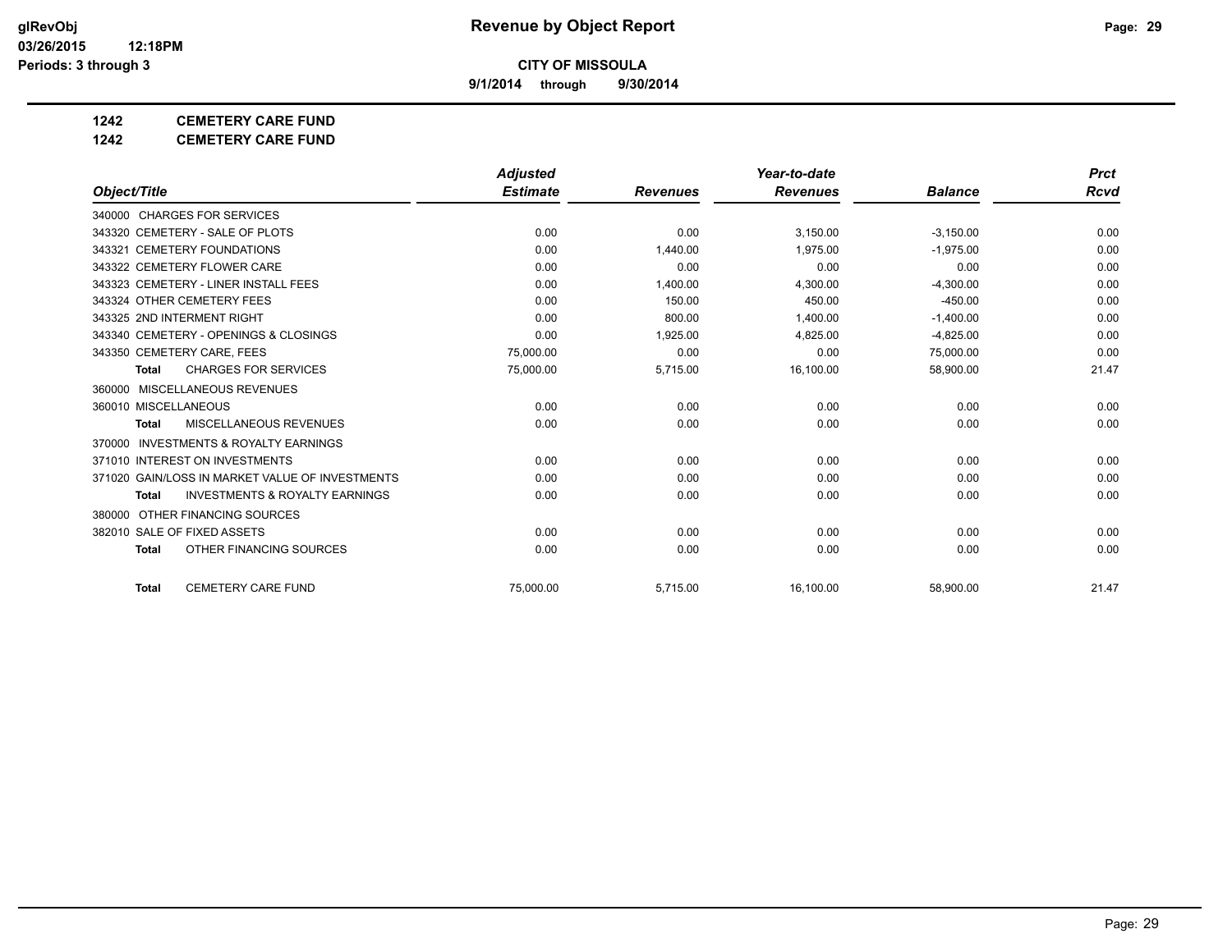# Revenue by Object Report

**CITY OF MISSOULA**

**9/1/2014 through 9/30/2014**

glRevObj
03/26/2015 12:18PM
Periods: 3 through 3

## 1242 CEMETERY CARE FUND
## 1242 CEMETERY CARE FUND

| Object/Title | Adjusted Estimate | Revenues | Year-to-date Revenues | Balance | Prct Rcvd |
|---|---|---|---|---|---|
| 340000 CHARGES FOR SERVICES | | | | | |
| 343320 CEMETERY - SALE OF PLOTS | 0.00 | 0.00 | 3,150.00 | -3,150.00 | 0.00 |
| 343321 CEMETERY FOUNDATIONS | 0.00 | 1,440.00 | 1,975.00 | -1,975.00 | 0.00 |
| 343322 CEMETERY FLOWER CARE | 0.00 | 0.00 | 0.00 | 0.00 | 0.00 |
| 343323 CEMETERY - LINER INSTALL FEES | 0.00 | 1,400.00 | 4,300.00 | -4,300.00 | 0.00 |
| 343324 OTHER CEMETERY FEES | 0.00 | 150.00 | 450.00 | -450.00 | 0.00 |
| 343325 2ND INTERMENT RIGHT | 0.00 | 800.00 | 1,400.00 | -1,400.00 | 0.00 |
| 343340 CEMETERY - OPENINGS & CLOSINGS | 0.00 | 1,925.00 | 4,825.00 | -4,825.00 | 0.00 |
| 343350 CEMETERY CARE, FEES | 75,000.00 | 0.00 | 0.00 | 75,000.00 | 0.00 |
| **Total** CHARGES FOR SERVICES | 75,000.00 | 5,715.00 | 16,100.00 | 58,900.00 | 21.47 |
| 360000 MISCELLANEOUS REVENUES | | | | | |
| 360010 MISCELLANEOUS | 0.00 | 0.00 | 0.00 | 0.00 | 0.00 |
| **Total** MISCELLANEOUS REVENUES | 0.00 | 0.00 | 0.00 | 0.00 | 0.00 |
| 370000 INVESTMENTS & ROYALTY EARNINGS | | | | | |
| 371010 INTEREST ON INVESTMENTS | 0.00 | 0.00 | 0.00 | 0.00 | 0.00 |
| 371020 GAIN/LOSS IN MARKET VALUE OF INVESTMENTS | 0.00 | 0.00 | 0.00 | 0.00 | 0.00 |
| **Total** INVESTMENTS & ROYALTY EARNINGS | 0.00 | 0.00 | 0.00 | 0.00 | 0.00 |
| 380000 OTHER FINANCING SOURCES | | | | | |
| 382010 SALE OF FIXED ASSETS | 0.00 | 0.00 | 0.00 | 0.00 | 0.00 |
| **Total** OTHER FINANCING SOURCES | 0.00 | 0.00 | 0.00 | 0.00 | 0.00 |
| **Total** CEMETERY CARE FUND | 75,000.00 | 5,715.00 | 16,100.00 | 58,900.00 | 21.47 |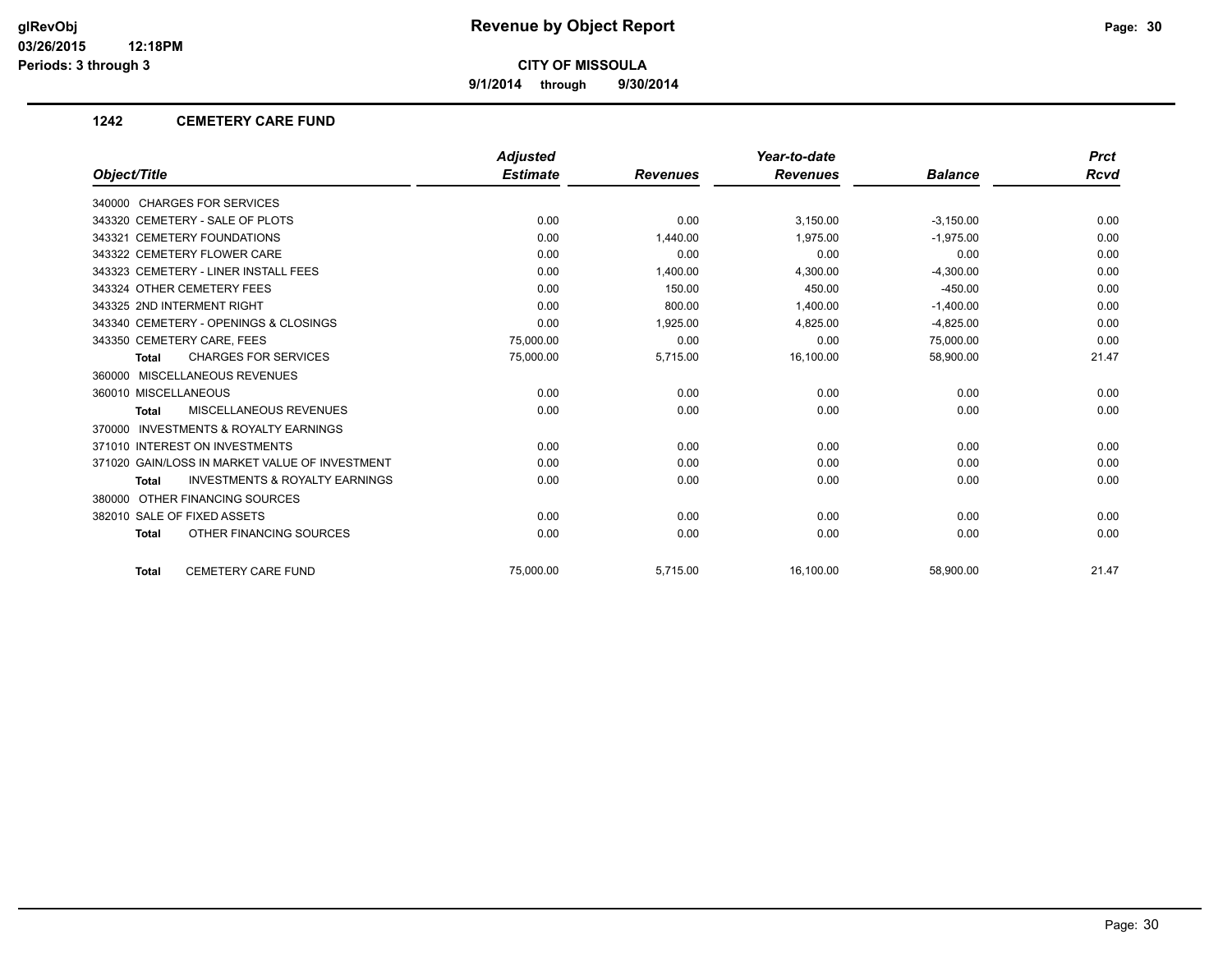# Revenue by Object Report

**CITY OF MISSOULA**

**9/1/2014 through 9/30/2014**

glRevObj
03/26/2015 12:18PM
Periods: 3 through 3

## 1242 CEMETERY CARE FUND

| Object/Title | Adjusted Estimate | Revenues | Year-to-date Revenues | Balance | Prct Rcvd |
|---|---|---|---|---|---|
| 340000 CHARGES FOR SERVICES | | | | | |
| 343320 CEMETERY - SALE OF PLOTS | 0.00 | 0.00 | 3,150.00 | -3,150.00 | 0.00 |
| 343321 CEMETERY FOUNDATIONS | 0.00 | 1,440.00 | 1,975.00 | -1,975.00 | 0.00 |
| 343322 CEMETERY FLOWER CARE | 0.00 | 0.00 | 0.00 | 0.00 | 0.00 |
| 343323 CEMETERY - LINER INSTALL FEES | 0.00 | 1,400.00 | 4,300.00 | -4,300.00 | 0.00 |
| 343324 OTHER CEMETERY FEES | 0.00 | 150.00 | 450.00 | -450.00 | 0.00 |
| 343325 2ND INTERMENT RIGHT | 0.00 | 800.00 | 1,400.00 | -1,400.00 | 0.00 |
| 343340 CEMETERY - OPENINGS & CLOSINGS | 0.00 | 1,925.00 | 4,825.00 | -4,825.00 | 0.00 |
| 343350 CEMETERY CARE, FEES | 75,000.00 | 0.00 | 0.00 | 75,000.00 | 0.00 |
| **Total** CHARGES FOR SERVICES | 75,000.00 | 5,715.00 | 16,100.00 | 58,900.00 | 21.47 |
| 360000 MISCELLANEOUS REVENUES | | | | | |
| 360010 MISCELLANEOUS | 0.00 | 0.00 | 0.00 | 0.00 | 0.00 |
| **Total** MISCELLANEOUS REVENUES | 0.00 | 0.00 | 0.00 | 0.00 | 0.00 |
| 370000 INVESTMENTS & ROYALTY EARNINGS | | | | | |
| 371010 INTEREST ON INVESTMENTS | 0.00 | 0.00 | 0.00 | 0.00 | 0.00 |
| 371020 GAIN/LOSS IN MARKET VALUE OF INVESTMENT | 0.00 | 0.00 | 0.00 | 0.00 | 0.00 |
| **Total** INVESTMENTS & ROYALTY EARNINGS | 0.00 | 0.00 | 0.00 | 0.00 | 0.00 |
| 380000 OTHER FINANCING SOURCES | | | | | |
| 382010 SALE OF FIXED ASSETS | 0.00 | 0.00 | 0.00 | 0.00 | 0.00 |
| **Total** OTHER FINANCING SOURCES | 0.00 | 0.00 | 0.00 | 0.00 | 0.00 |
| **Total** CEMETERY CARE FUND | 75,000.00 | 5,715.00 | 16,100.00 | 58,900.00 | 21.47 |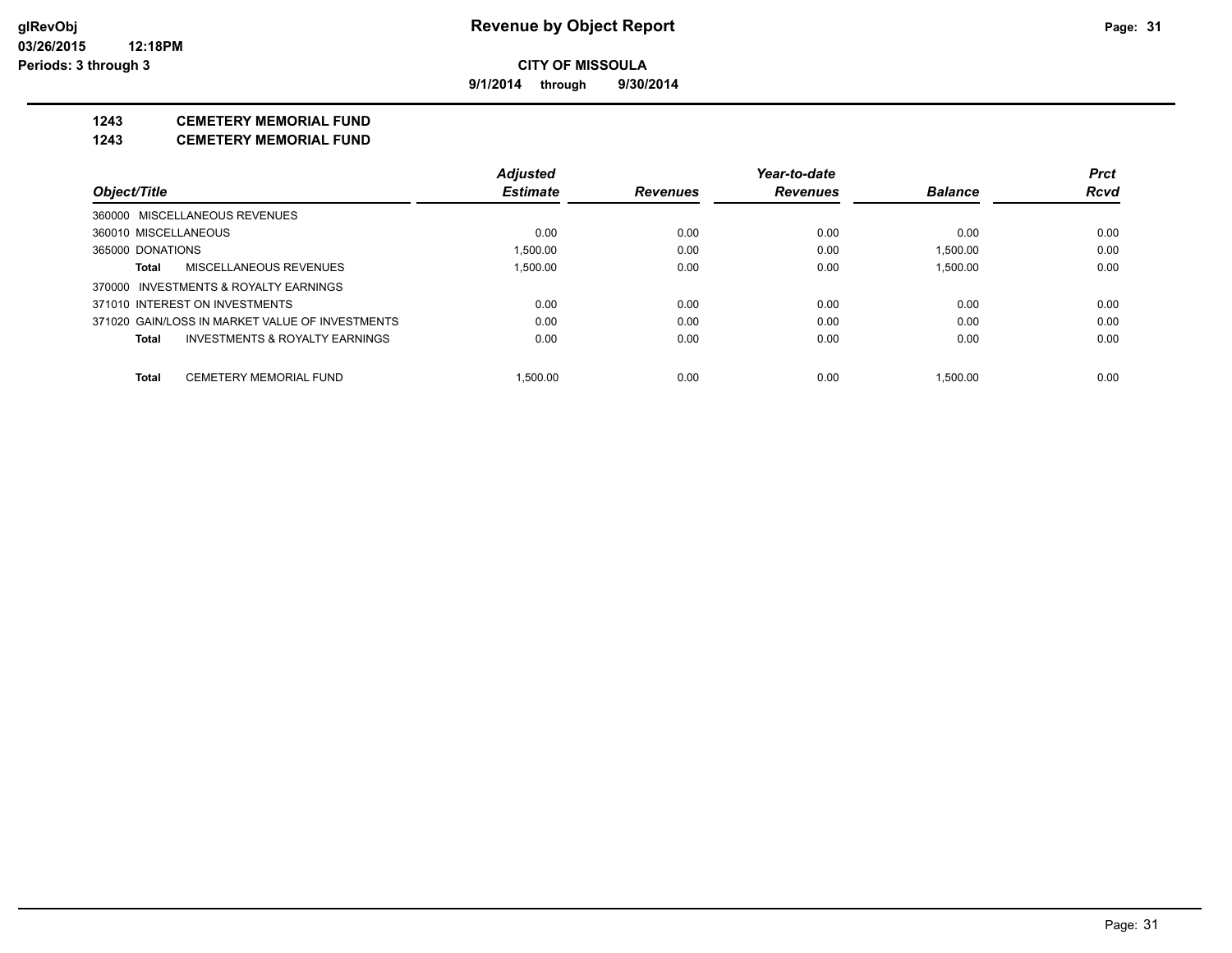**Revenue by Object Report**

**CITY OF MISSOULA**

**9/1/2014 through 9/30/2014**

glRevObj
03/26/2015 12:18PM
Periods: 3 through 3

## 1243 CEMETERY MEMORIAL FUND
## 1243 CEMETERY MEMORIAL FUND

| Object/Title | Adjusted Estimate | Revenues | Year-to-date Revenues | Balance | Prct Rcvd |
|---|---|---|---|---|---|
| 360000 MISCELLANEOUS REVENUES | | | | | |
| 360010 MISCELLANEOUS | 0.00 | 0.00 | 0.00 | 0.00 | 0.00 |
| 365000 DONATIONS | 1,500.00 | 0.00 | 0.00 | 1,500.00 | 0.00 |
| **Total** MISCELLANEOUS REVENUES | 1,500.00 | 0.00 | 0.00 | 1,500.00 | 0.00 |
| 370000 INVESTMENTS & ROYALTY EARNINGS | | | | | |
| 371010 INTEREST ON INVESTMENTS | 0.00 | 0.00 | 0.00 | 0.00 | 0.00 |
| 371020 GAIN/LOSS IN MARKET VALUE OF INVESTMENTS | 0.00 | 0.00 | 0.00 | 0.00 | 0.00 |
| **Total** INVESTMENTS & ROYALTY EARNINGS | 0.00 | 0.00 | 0.00 | 0.00 | 0.00 |
| **Total** CEMETERY MEMORIAL FUND | 1,500.00 | 0.00 | 0.00 | 1,500.00 | 0.00 |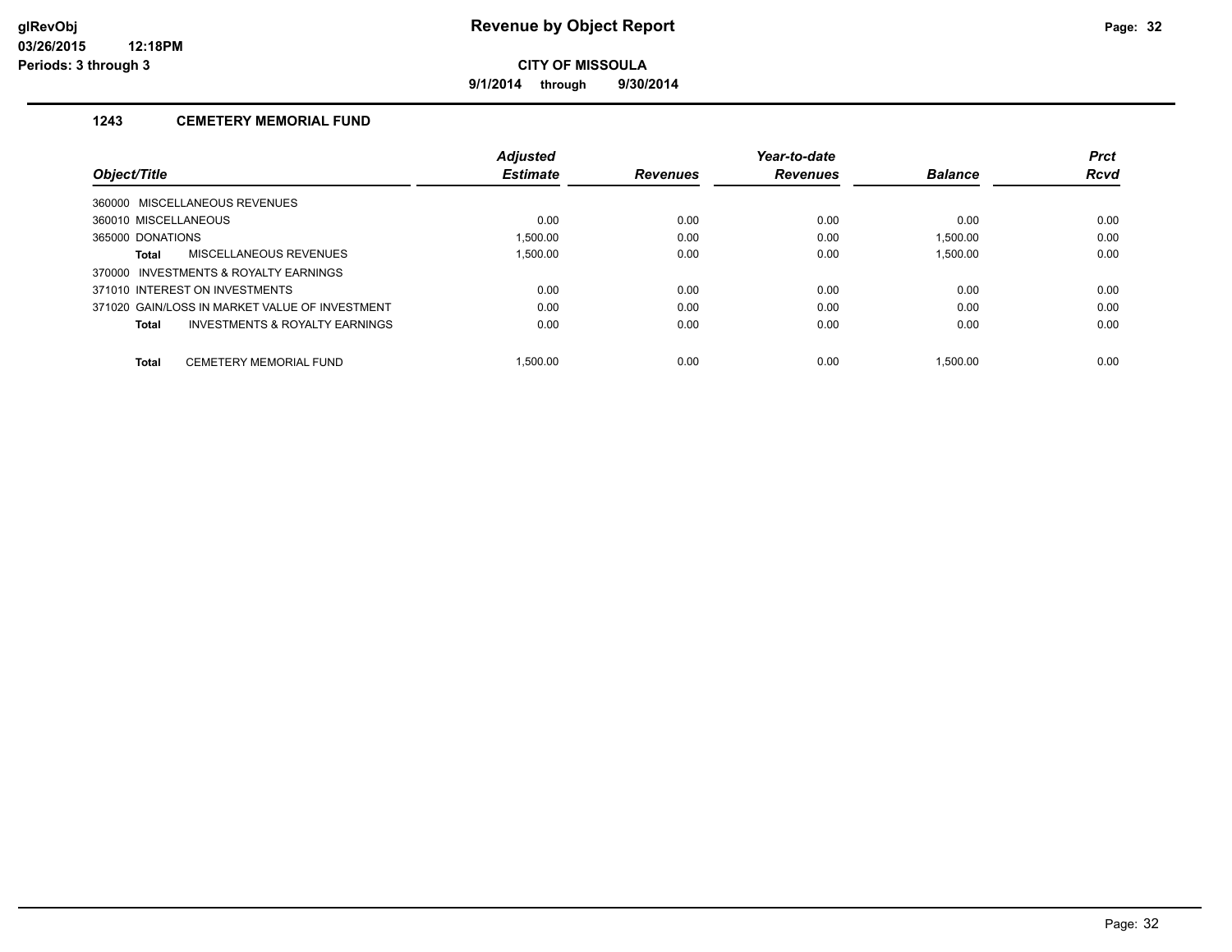**Revenue by Object Report**

**CITY OF MISSOULA**

**9/1/2014 through 9/30/2014**

### 1243 CEMETERY MEMORIAL FUND

| Object/Title | Adjusted Estimate | Revenues | Year-to-date Revenues | Balance | Prct Rcvd |
|---|---|---|---|---|---|
| 360000 MISCELLANEOUS REVENUES | | | | | |
| 360010 MISCELLANEOUS | 0.00 | 0.00 | 0.00 | 0.00 | 0.00 |
| 365000 DONATIONS | 1,500.00 | 0.00 | 0.00 | 1,500.00 | 0.00 |
| **Total** MISCELLANEOUS REVENUES | 1,500.00 | 0.00 | 0.00 | 1,500.00 | 0.00 |
| 370000 INVESTMENTS & ROYALTY EARNINGS | | | | | |
| 371010 INTEREST ON INVESTMENTS | 0.00 | 0.00 | 0.00 | 0.00 | 0.00 |
| 371020 GAIN/LOSS IN MARKET VALUE OF INVESTMENT | 0.00 | 0.00 | 0.00 | 0.00 | 0.00 |
| **Total** INVESTMENTS & ROYALTY EARNINGS | 0.00 | 0.00 | 0.00 | 0.00 | 0.00 |
| **Total** CEMETERY MEMORIAL FUND | 1,500.00 | 0.00 | 0.00 | 1,500.00 | 0.00 |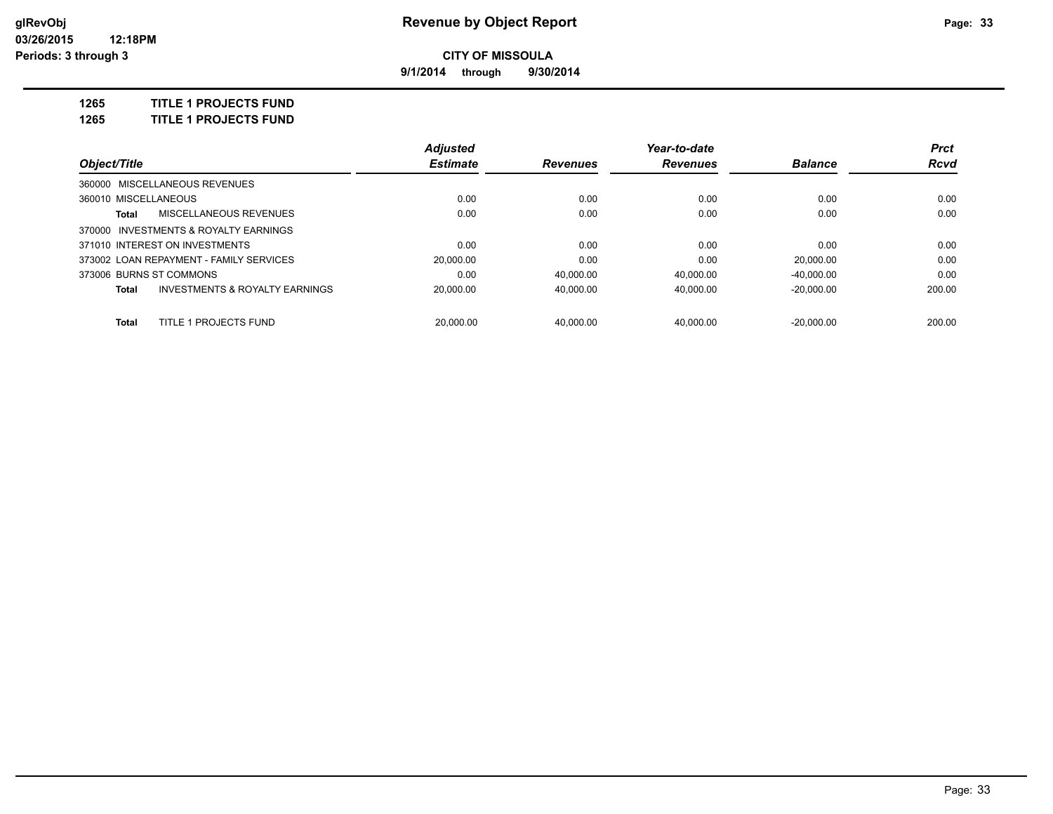# Revenue by Object Report

**CITY OF MISSOULA**

**9/1/2014 through 9/30/2014**

glRevObj
03/26/2015 12:18PM
Periods: 3 through 3

**1265 TITLE 1 PROJECTS FUND**

**1265 TITLE 1 PROJECTS FUND**

| Object/Title | Adjusted Estimate | Revenues | Year-to-date Revenues | Balance | Prct Rcvd |
|---|---|---|---|---|---|
| 360000 MISCELLANEOUS REVENUES | | | | | |
| 360010 MISCELLANEOUS | 0.00 | 0.00 | 0.00 | 0.00 | 0.00 |
| **Total** MISCELLANEOUS REVENUES | 0.00 | 0.00 | 0.00 | 0.00 | 0.00 |
| 370000 INVESTMENTS & ROYALTY EARNINGS | | | | | |
| 371010 INTEREST ON INVESTMENTS | 0.00 | 0.00 | 0.00 | 0.00 | 0.00 |
| 373002 LOAN REPAYMENT - FAMILY SERVICES | 20,000.00 | 0.00 | 0.00 | 20,000.00 | 0.00 |
| 373006 BURNS ST COMMONS | 0.00 | 40,000.00 | 40,000.00 | -40,000.00 | 0.00 |
| **Total** INVESTMENTS & ROYALTY EARNINGS | 20,000.00 | 40,000.00 | 40,000.00 | -20,000.00 | 200.00 |
| **Total** TITLE 1 PROJECTS FUND | 20,000.00 | 40,000.00 | 40,000.00 | -20,000.00 | 200.00 |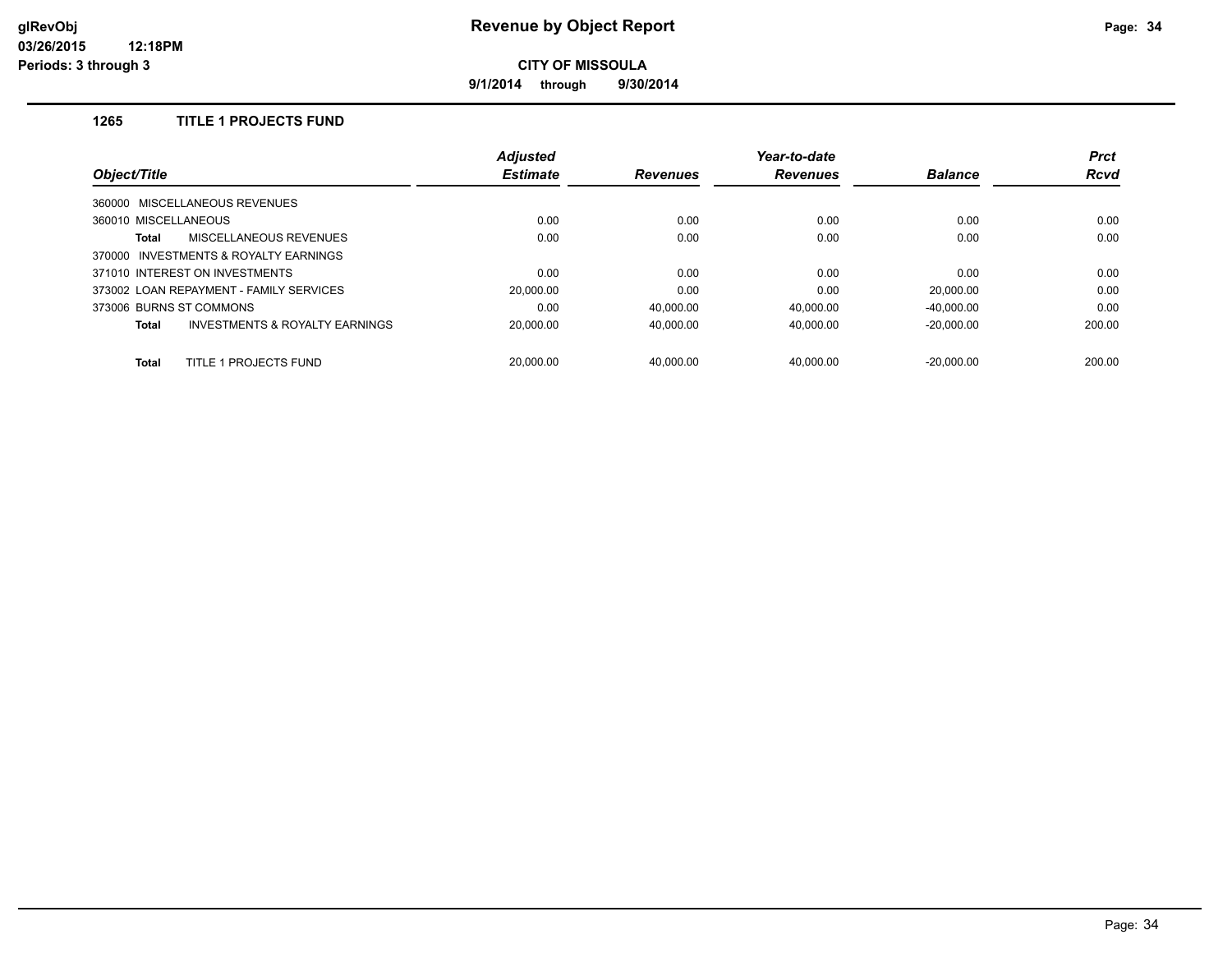**Revenue by Object Report**

**CITY OF MISSOULA**

**9/1/2014 through 9/30/2014**

glRevObj
03/26/2015 12:18PM
Periods: 3 through 3

### 1265 TITLE 1 PROJECTS FUND

| Object/Title | Adjusted Estimate | Revenues | Year-to-date Revenues | Balance | Prct Rcvd |
|---|---|---|---|---|---|
| 360000 MISCELLANEOUS REVENUES | | | | | |
| 360010 MISCELLANEOUS | 0.00 | 0.00 | 0.00 | 0.00 | 0.00 |
| **Total** MISCELLANEOUS REVENUES | 0.00 | 0.00 | 0.00 | 0.00 | 0.00 |
| 370000 INVESTMENTS & ROYALTY EARNINGS | | | | | |
| 371010 INTEREST ON INVESTMENTS | 0.00 | 0.00 | 0.00 | 0.00 | 0.00 |
| 373002 LOAN REPAYMENT - FAMILY SERVICES | 20,000.00 | 0.00 | 0.00 | 20,000.00 | 0.00 |
| 373006 BURNS ST COMMONS | 0.00 | 40,000.00 | 40,000.00 | -40,000.00 | 0.00 |
| **Total** INVESTMENTS & ROYALTY EARNINGS | 20,000.00 | 40,000.00 | 40,000.00 | -20,000.00 | 200.00 |
| **Total** TITLE 1 PROJECTS FUND | 20,000.00 | 40,000.00 | 40,000.00 | -20,000.00 | 200.00 |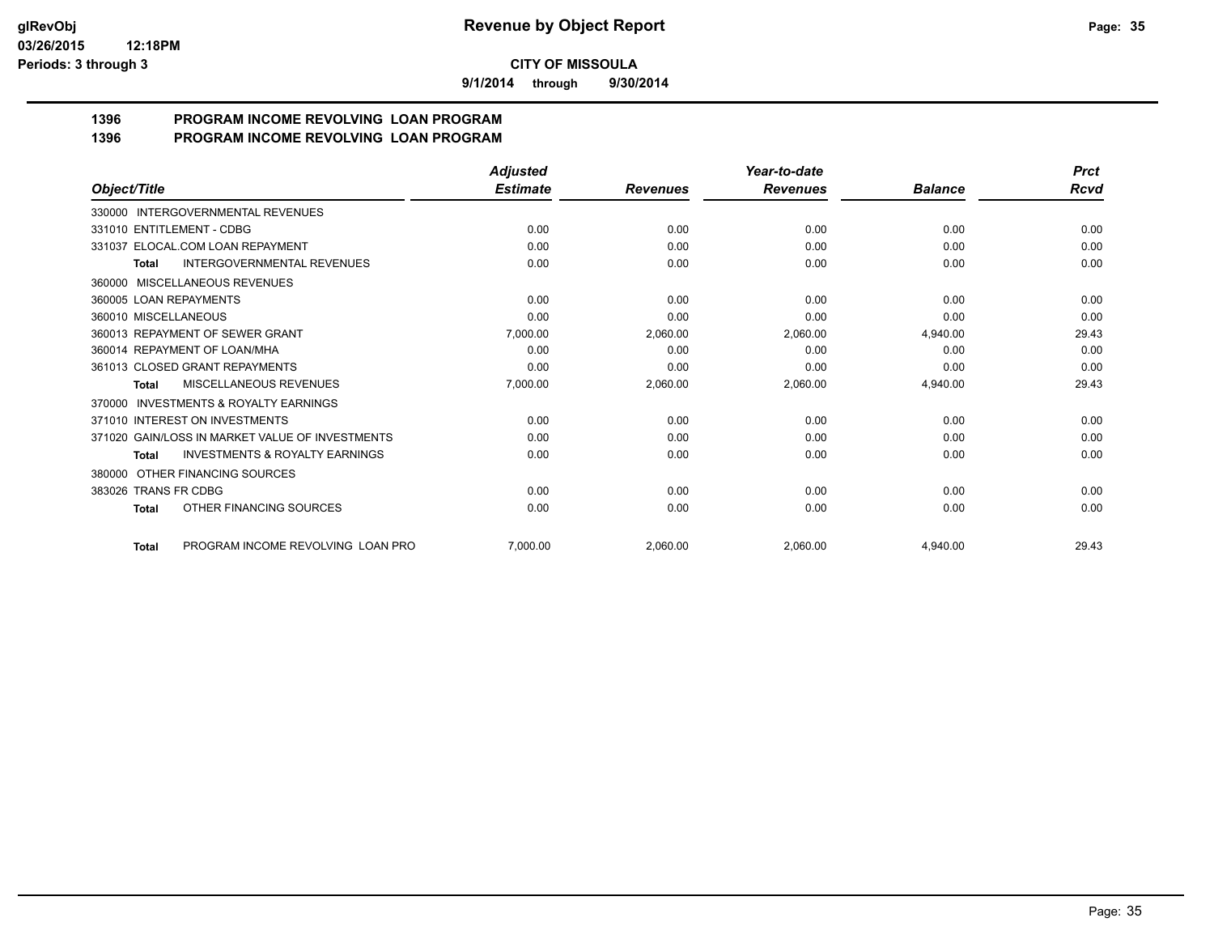**glRevObj**
**03/26/2015 12:18PM**
**Periods: 3 through 3**

# Revenue by Object Report

**CITY OF MISSOULA**

**9/1/2014 through 9/30/2014**

## 1396 PROGRAM INCOME REVOLVING LOAN PROGRAM
## 1396 PROGRAM INCOME REVOLVING LOAN PROGRAM

| Object/Title | Adjusted Estimate | Revenues | Year-to-date Revenues | Balance | Prct Rcvd |
|---|---|---|---|---|---|
| 330000 INTERGOVERNMENTAL REVENUES | | | | | |
| 331010 ENTITLEMENT - CDBG | 0.00 | 0.00 | 0.00 | 0.00 | 0.00 |
| 331037 ELOCAL.COM LOAN REPAYMENT | 0.00 | 0.00 | 0.00 | 0.00 | 0.00 |
| **Total** INTERGOVERNMENTAL REVENUES | 0.00 | 0.00 | 0.00 | 0.00 | 0.00 |
| 360000 MISCELLANEOUS REVENUES | | | | | |
| 360005 LOAN REPAYMENTS | 0.00 | 0.00 | 0.00 | 0.00 | 0.00 |
| 360010 MISCELLANEOUS | 0.00 | 0.00 | 0.00 | 0.00 | 0.00 |
| 360013 REPAYMENT OF SEWER GRANT | 7,000.00 | 2,060.00 | 2,060.00 | 4,940.00 | 29.43 |
| 360014 REPAYMENT OF LOAN/MHA | 0.00 | 0.00 | 0.00 | 0.00 | 0.00 |
| 361013 CLOSED GRANT REPAYMENTS | 0.00 | 0.00 | 0.00 | 0.00 | 0.00 |
| **Total** MISCELLANEOUS REVENUES | 7,000.00 | 2,060.00 | 2,060.00 | 4,940.00 | 29.43 |
| 370000 INVESTMENTS & ROYALTY EARNINGS | | | | | |
| 371010 INTEREST ON INVESTMENTS | 0.00 | 0.00 | 0.00 | 0.00 | 0.00 |
| 371020 GAIN/LOSS IN MARKET VALUE OF INVESTMENTS | 0.00 | 0.00 | 0.00 | 0.00 | 0.00 |
| **Total** INVESTMENTS & ROYALTY EARNINGS | 0.00 | 0.00 | 0.00 | 0.00 | 0.00 |
| 380000 OTHER FINANCING SOURCES | | | | | |
| 383026 TRANS FR CDBG | 0.00 | 0.00 | 0.00 | 0.00 | 0.00 |
| **Total** OTHER FINANCING SOURCES | 0.00 | 0.00 | 0.00 | 0.00 | 0.00 |
| **Total** PROGRAM INCOME REVOLVING LOAN PRO | 7,000.00 | 2,060.00 | 2,060.00 | 4,940.00 | 29.43 |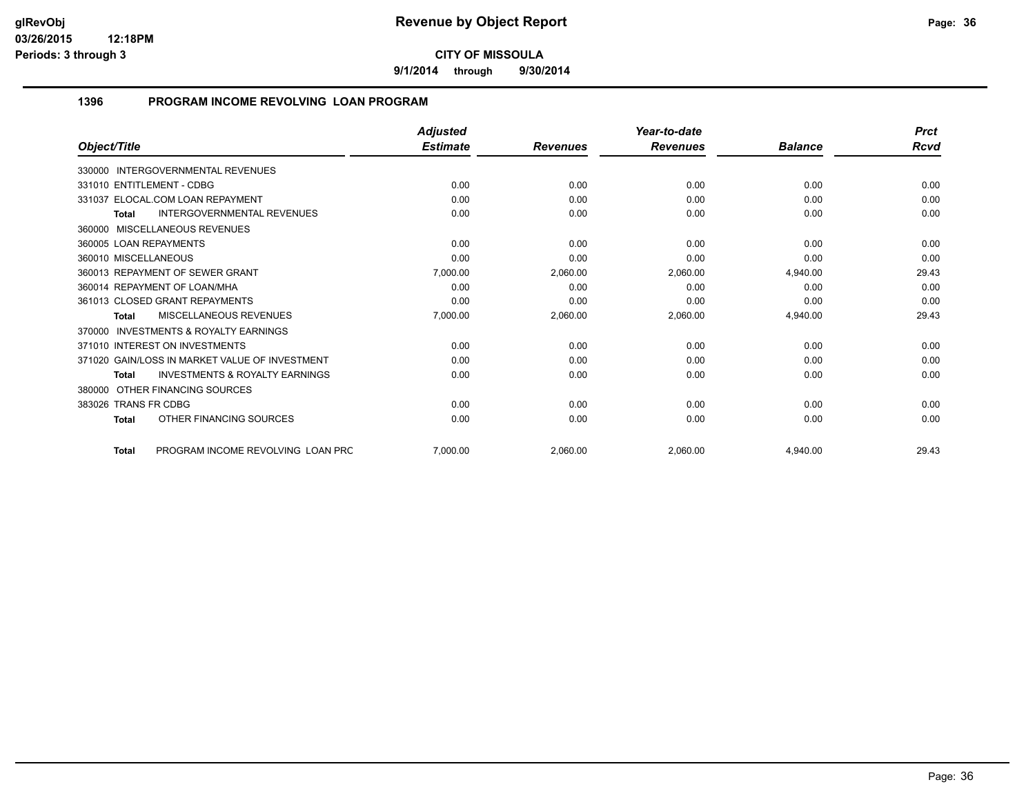**CITY OF MISSOULA**

**9/1/2014 through 9/30/2014**

### 1396 PROGRAM INCOME REVOLVING LOAN PROGRAM

| Object/Title | Adjusted Estimate | Revenues | Year-to-date Revenues | Balance | Prct Rcvd |
|---|---|---|---|---|---|
| 330000 INTERGOVERNMENTAL REVENUES | | | | | |
| 331010 ENTITLEMENT - CDBG | 0.00 | 0.00 | 0.00 | 0.00 | 0.00 |
| 331037 ELOCAL.COM LOAN REPAYMENT | 0.00 | 0.00 | 0.00 | 0.00 | 0.00 |
| **Total** INTERGOVERNMENTAL REVENUES | 0.00 | 0.00 | 0.00 | 0.00 | 0.00 |
| 360000 MISCELLANEOUS REVENUES | | | | | |
| 360005 LOAN REPAYMENTS | 0.00 | 0.00 | 0.00 | 0.00 | 0.00 |
| 360010 MISCELLANEOUS | 0.00 | 0.00 | 0.00 | 0.00 | 0.00 |
| 360013 REPAYMENT OF SEWER GRANT | 7,000.00 | 2,060.00 | 2,060.00 | 4,940.00 | 29.43 |
| 360014 REPAYMENT OF LOAN/MHA | 0.00 | 0.00 | 0.00 | 0.00 | 0.00 |
| 361013 CLOSED GRANT REPAYMENTS | 0.00 | 0.00 | 0.00 | 0.00 | 0.00 |
| **Total** MISCELLANEOUS REVENUES | 7,000.00 | 2,060.00 | 2,060.00 | 4,940.00 | 29.43 |
| 370000 INVESTMENTS & ROYALTY EARNINGS | | | | | |
| 371010 INTEREST ON INVESTMENTS | 0.00 | 0.00 | 0.00 | 0.00 | 0.00 |
| 371020 GAIN/LOSS IN MARKET VALUE OF INVESTMENT | 0.00 | 0.00 | 0.00 | 0.00 | 0.00 |
| **Total** INVESTMENTS & ROYALTY EARNINGS | 0.00 | 0.00 | 0.00 | 0.00 | 0.00 |
| 380000 OTHER FINANCING SOURCES | | | | | |
| 383026 TRANS FR CDBG | 0.00 | 0.00 | 0.00 | 0.00 | 0.00 |
| **Total** OTHER FINANCING SOURCES | 0.00 | 0.00 | 0.00 | 0.00 | 0.00 |
| **Total** PROGRAM INCOME REVOLVING LOAN PRC | 7,000.00 | 2,060.00 | 2,060.00 | 4,940.00 | 29.43 |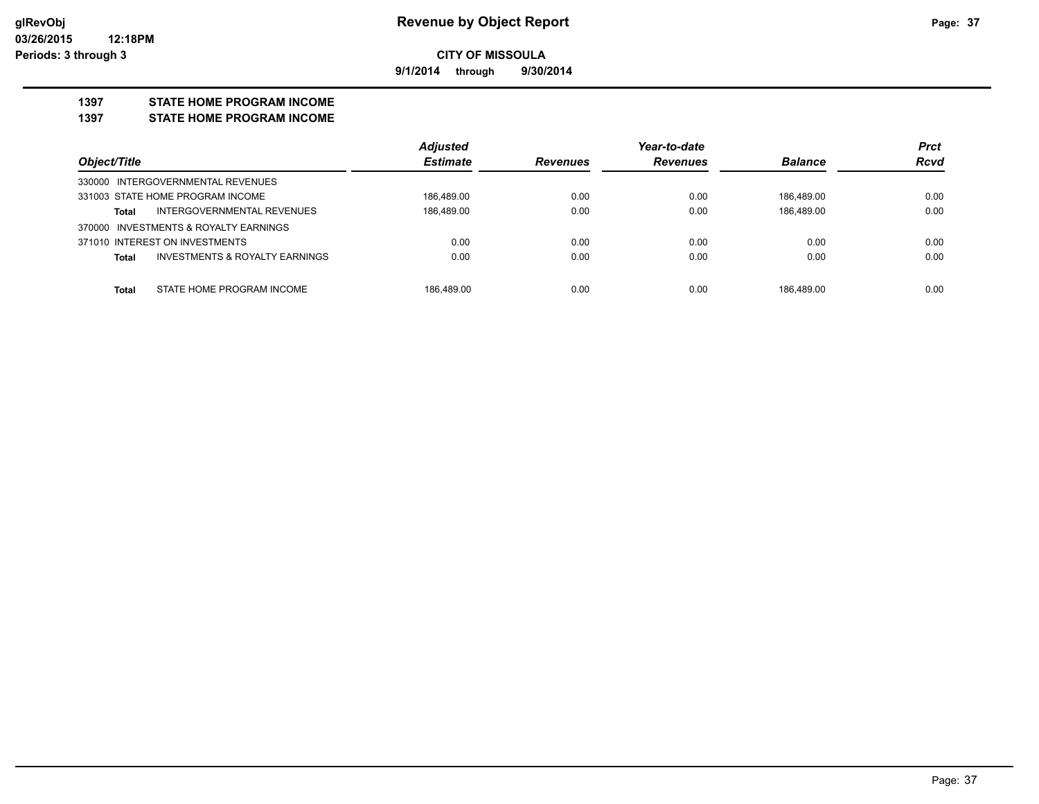**CITY OF MISSOULA**

**9/1/2014 through 9/30/2014**

# Revenue by Object Report

glRevObj
03/26/2015 12:18PM
Periods: 3 through 3

## 1397 STATE HOME PROGRAM INCOME
## 1397 STATE HOME PROGRAM INCOME

| Object/Title | | Adjusted Estimate | Revenues | Year-to-date Revenues | Balance | Prct Rcvd |
|---|---|---|---|---|---|---|
| 330000 INTERGOVERNMENTAL REVENUES | | | | | | |
| 331003 STATE HOME PROGRAM INCOME | | 186,489.00 | 0.00 | 0.00 | 186,489.00 | 0.00 |
| Total | INTERGOVERNMENTAL REVENUES | 186,489.00 | 0.00 | 0.00 | 186,489.00 | 0.00 |
| 370000 INVESTMENTS & ROYALTY EARNINGS | | | | | | |
| 371010 INTEREST ON INVESTMENTS | | 0.00 | 0.00 | 0.00 | 0.00 | 0.00 |
| Total | INVESTMENTS & ROYALTY EARNINGS | 0.00 | 0.00 | 0.00 | 0.00 | 0.00 |
| Total | STATE HOME PROGRAM INCOME | 186,489.00 | 0.00 | 0.00 | 186,489.00 | 0.00 |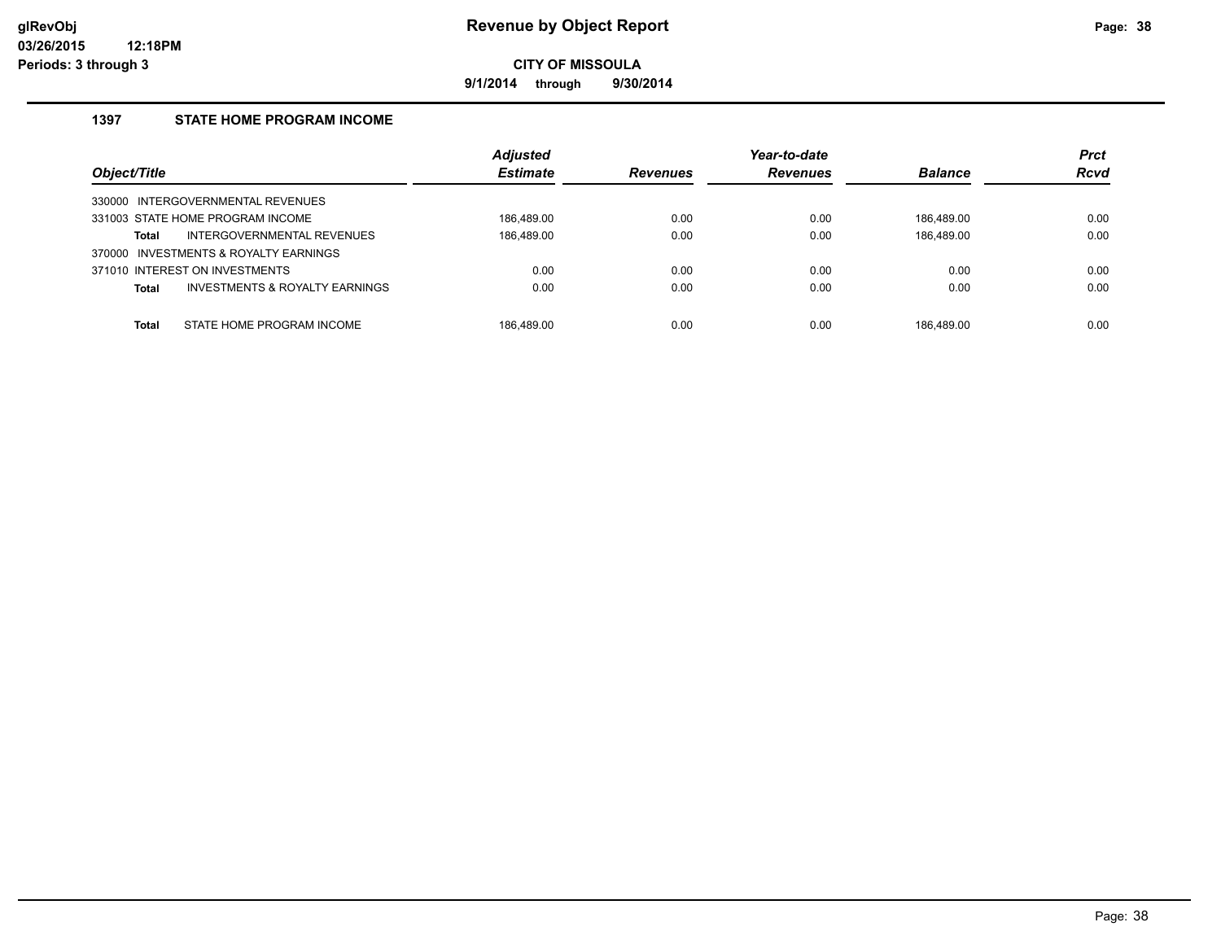# Revenue by Object Report

**CITY OF MISSOULA**

**9/1/2014 through 9/30/2014**

### 1397 STATE HOME PROGRAM INCOME

| Object/Title | Adjusted Estimate | Revenues | Year-to-date Revenues | Balance | Prct Rcvd |
|---|---|---|---|---|---|
| 330000 INTERGOVERNMENTAL REVENUES | | | | | |
| 331003 STATE HOME PROGRAM INCOME | 186,489.00 | 0.00 | 0.00 | 186,489.00 | 0.00 |
| **Total** INTERGOVERNMENTAL REVENUES | 186,489.00 | 0.00 | 0.00 | 186,489.00 | 0.00 |
| 370000 INVESTMENTS & ROYALTY EARNINGS | | | | | |
| 371010 INTEREST ON INVESTMENTS | 0.00 | 0.00 | 0.00 | 0.00 | 0.00 |
| **Total** INVESTMENTS & ROYALTY EARNINGS | 0.00 | 0.00 | 0.00 | 0.00 | 0.00 |
| **Total** STATE HOME PROGRAM INCOME | 186,489.00 | 0.00 | 0.00 | 186,489.00 | 0.00 |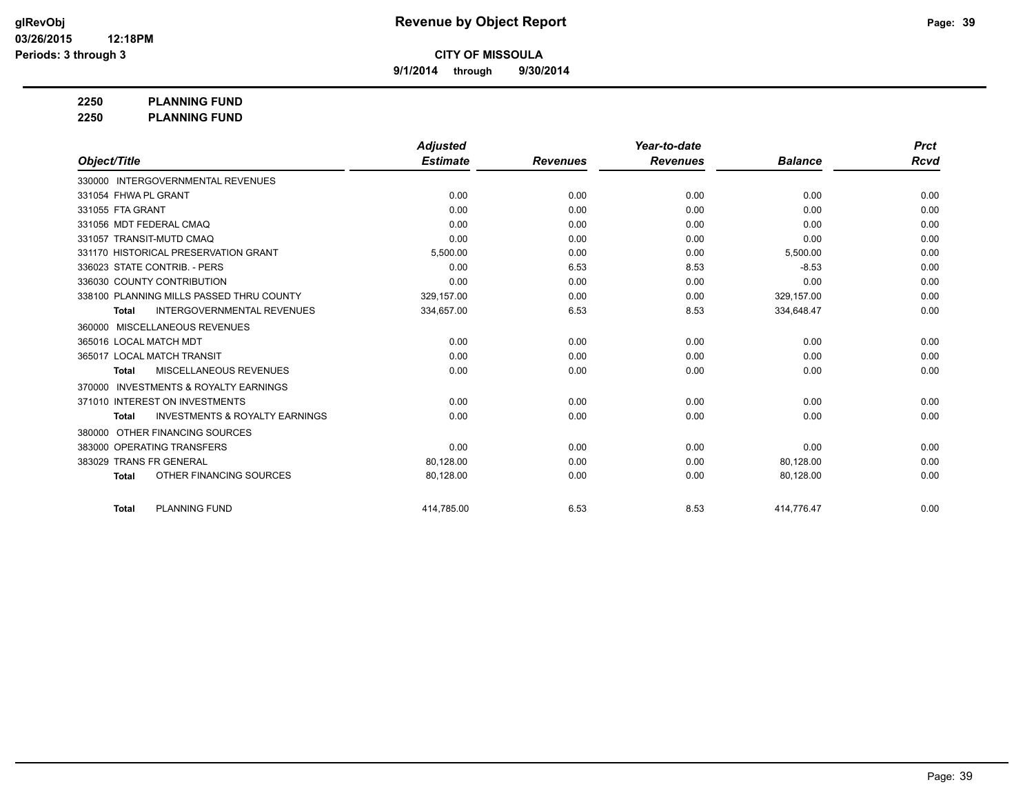**Revenue by Object Report**

**CITY OF MISSOULA**

**9/1/2014 through 9/30/2014**

glRevObj
03/26/2015 12:18PM
Periods: 3 through 3

**2250 PLANNING FUND**
**2250 PLANNING FUND**

| Object/Title | Adjusted Estimate | Revenues | Year-to-date Revenues | Balance | Prct Rcvd |
|---|---|---|---|---|---|
| 330000 INTERGOVERNMENTAL REVENUES | | | | | |
| 331054 FHWA PL GRANT | 0.00 | 0.00 | 0.00 | 0.00 | 0.00 |
| 331055 FTA GRANT | 0.00 | 0.00 | 0.00 | 0.00 | 0.00 |
| 331056 MDT FEDERAL CMAQ | 0.00 | 0.00 | 0.00 | 0.00 | 0.00 |
| 331057 TRANSIT-MUTD CMAQ | 0.00 | 0.00 | 0.00 | 0.00 | 0.00 |
| 331170 HISTORICAL PRESERVATION GRANT | 5,500.00 | 0.00 | 0.00 | 5,500.00 | 0.00 |
| 336023 STATE CONTRIB. - PERS | 0.00 | 6.53 | 8.53 | -8.53 | 0.00 |
| 336030 COUNTY CONTRIBUTION | 0.00 | 0.00 | 0.00 | 0.00 | 0.00 |
| 338100 PLANNING MILLS PASSED THRU COUNTY | 329,157.00 | 0.00 | 0.00 | 329,157.00 | 0.00 |
| **Total** INTERGOVERNMENTAL REVENUES | 334,657.00 | 6.53 | 8.53 | 334,648.47 | 0.00 |
| 360000 MISCELLANEOUS REVENUES | | | | | |
| 365016 LOCAL MATCH MDT | 0.00 | 0.00 | 0.00 | 0.00 | 0.00 |
| 365017 LOCAL MATCH TRANSIT | 0.00 | 0.00 | 0.00 | 0.00 | 0.00 |
| **Total** MISCELLANEOUS REVENUES | 0.00 | 0.00 | 0.00 | 0.00 | 0.00 |
| 370000 INVESTMENTS & ROYALTY EARNINGS | | | | | |
| 371010 INTEREST ON INVESTMENTS | 0.00 | 0.00 | 0.00 | 0.00 | 0.00 |
| **Total** INVESTMENTS & ROYALTY EARNINGS | 0.00 | 0.00 | 0.00 | 0.00 | 0.00 |
| 380000 OTHER FINANCING SOURCES | | | | | |
| 383000 OPERATING TRANSFERS | 0.00 | 0.00 | 0.00 | 0.00 | 0.00 |
| 383029 TRANS FR GENERAL | 80,128.00 | 0.00 | 0.00 | 80,128.00 | 0.00 |
| **Total** OTHER FINANCING SOURCES | 80,128.00 | 0.00 | 0.00 | 80,128.00 | 0.00 |
| **Total** PLANNING FUND | 414,785.00 | 6.53 | 8.53 | 414,776.47 | 0.00 |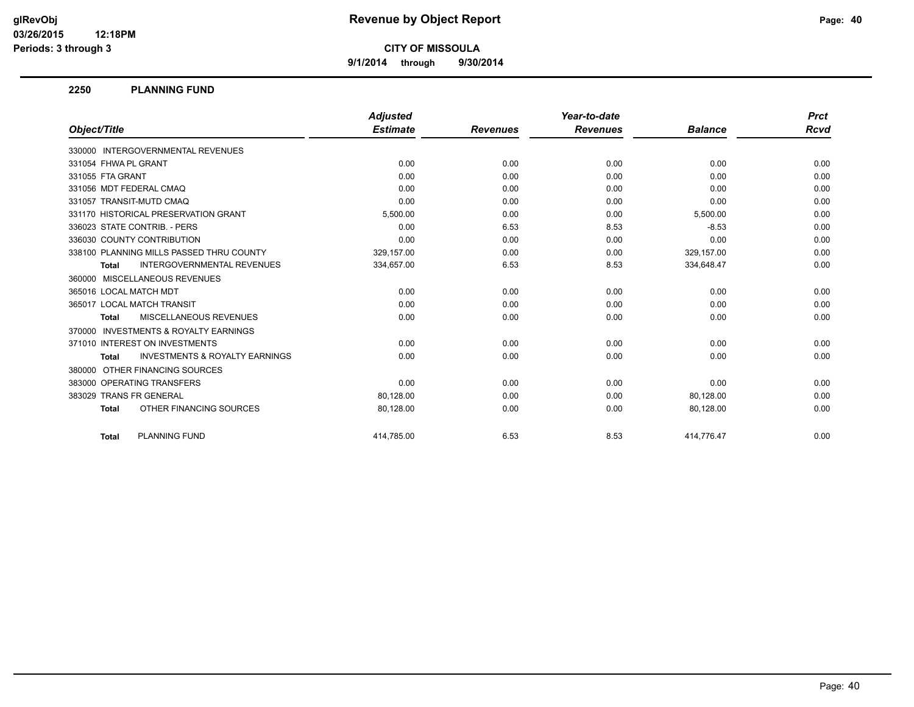**Revenue by Object Report**

**CITY OF MISSOULA**

**9/1/2014 through 9/30/2014**

glRevObj
03/26/2015 12:18PM
Periods: 3 through 3

## 2250 PLANNING FUND

| Object/Title | Adjusted Estimate | Revenues | Year-to-date Revenues | Balance | Prct Rcvd |
|---|---|---|---|---|---|
| 330000 INTERGOVERNMENTAL REVENUES | | | | | |
| 331054 FHWA PL GRANT | 0.00 | 0.00 | 0.00 | 0.00 | 0.00 |
| 331055 FTA GRANT | 0.00 | 0.00 | 0.00 | 0.00 | 0.00 |
| 331056 MDT FEDERAL CMAQ | 0.00 | 0.00 | 0.00 | 0.00 | 0.00 |
| 331057 TRANSIT-MUTD CMAQ | 0.00 | 0.00 | 0.00 | 0.00 | 0.00 |
| 331170 HISTORICAL PRESERVATION GRANT | 5,500.00 | 0.00 | 0.00 | 5,500.00 | 0.00 |
| 336023 STATE CONTRIB. - PERS | 0.00 | 6.53 | 8.53 | -8.53 | 0.00 |
| 336030 COUNTY CONTRIBUTION | 0.00 | 0.00 | 0.00 | 0.00 | 0.00 |
| 338100 PLANNING MILLS PASSED THRU COUNTY | 329,157.00 | 0.00 | 0.00 | 329,157.00 | 0.00 |
| **Total** INTERGOVERNMENTAL REVENUES | 334,657.00 | 6.53 | 8.53 | 334,648.47 | 0.00 |
| 360000 MISCELLANEOUS REVENUES | | | | | |
| 365016 LOCAL MATCH MDT | 0.00 | 0.00 | 0.00 | 0.00 | 0.00 |
| 365017 LOCAL MATCH TRANSIT | 0.00 | 0.00 | 0.00 | 0.00 | 0.00 |
| **Total** MISCELLANEOUS REVENUES | 0.00 | 0.00 | 0.00 | 0.00 | 0.00 |
| 370000 INVESTMENTS & ROYALTY EARNINGS | | | | | |
| 371010 INTEREST ON INVESTMENTS | 0.00 | 0.00 | 0.00 | 0.00 | 0.00 |
| **Total** INVESTMENTS & ROYALTY EARNINGS | 0.00 | 0.00 | 0.00 | 0.00 | 0.00 |
| 380000 OTHER FINANCING SOURCES | | | | | |
| 383000 OPERATING TRANSFERS | 0.00 | 0.00 | 0.00 | 0.00 | 0.00 |
| 383029 TRANS FR GENERAL | 80,128.00 | 0.00 | 0.00 | 80,128.00 | 0.00 |
| **Total** OTHER FINANCING SOURCES | 80,128.00 | 0.00 | 0.00 | 80,128.00 | 0.00 |
| **Total** PLANNING FUND | 414,785.00 | 6.53 | 8.53 | 414,776.47 | 0.00 |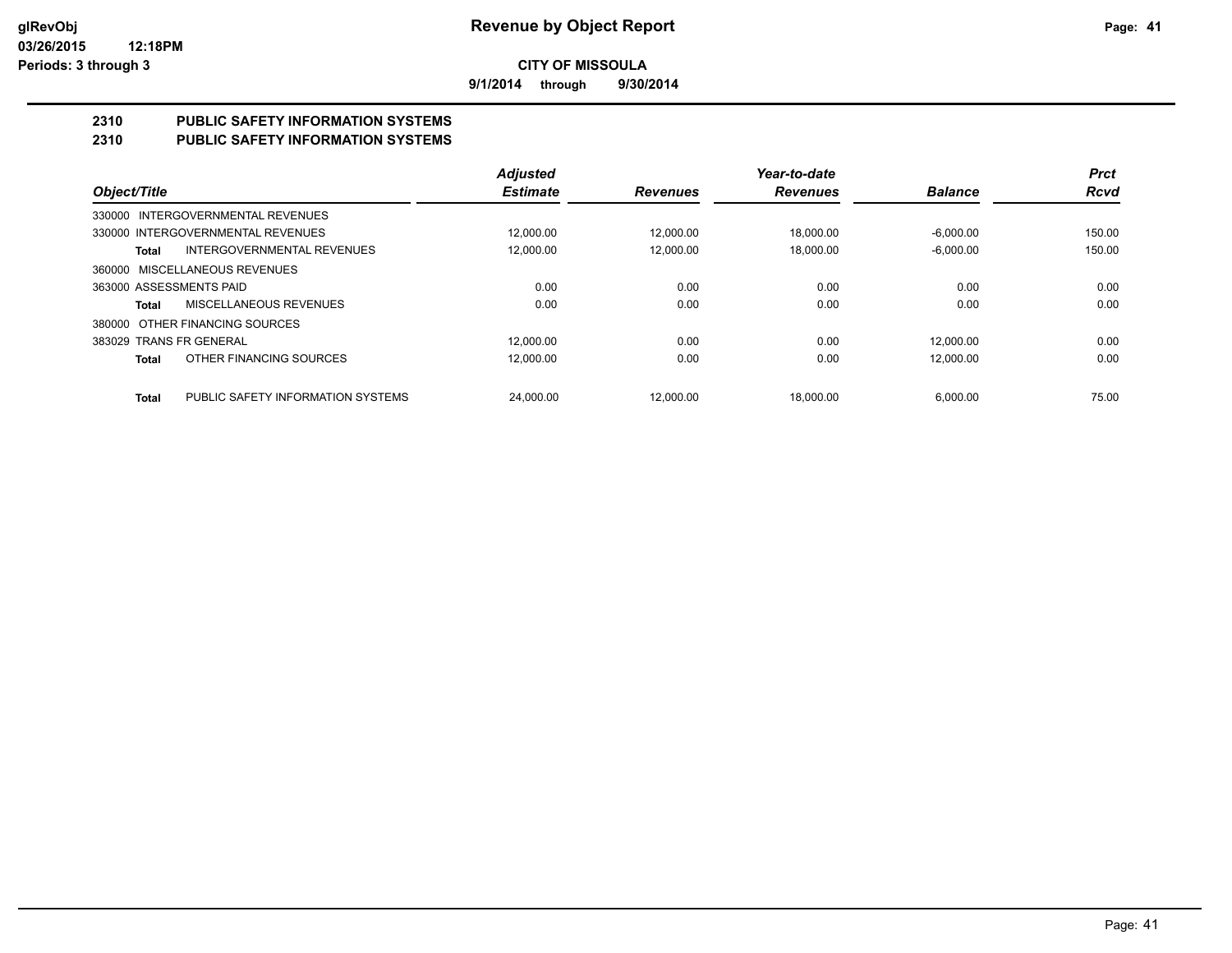**CITY OF MISSOULA**

**9/1/2014 through 9/30/2014**

## 2310 PUBLIC SAFETY INFORMATION SYSTEMS
## 2310 PUBLIC SAFETY INFORMATION SYSTEMS

| Object/Title | Adjusted Estimate | Revenues | Year-to-date Revenues | Balance | Prct Rcvd |
|---|---|---|---|---|---|
| 330000 INTERGOVERNMENTAL REVENUES | | | | | |
| 330000 INTERGOVERNMENTAL REVENUES | 12,000.00 | 12,000.00 | 18,000.00 | -6,000.00 | 150.00 |
| **Total** INTERGOVERNMENTAL REVENUES | 12,000.00 | 12,000.00 | 18,000.00 | -6,000.00 | 150.00 |
| 360000 MISCELLANEOUS REVENUES | | | | | |
| 363000 ASSESSMENTS PAID | 0.00 | 0.00 | 0.00 | 0.00 | 0.00 |
| **Total** MISCELLANEOUS REVENUES | 0.00 | 0.00 | 0.00 | 0.00 | 0.00 |
| 380000 OTHER FINANCING SOURCES | | | | | |
| 383029 TRANS FR GENERAL | 12,000.00 | 0.00 | 0.00 | 12,000.00 | 0.00 |
| **Total** OTHER FINANCING SOURCES | 12,000.00 | 0.00 | 0.00 | 12,000.00 | 0.00 |
| **Total** PUBLIC SAFETY INFORMATION SYSTEMS | 24,000.00 | 12,000.00 | 18,000.00 | 6,000.00 | 75.00 |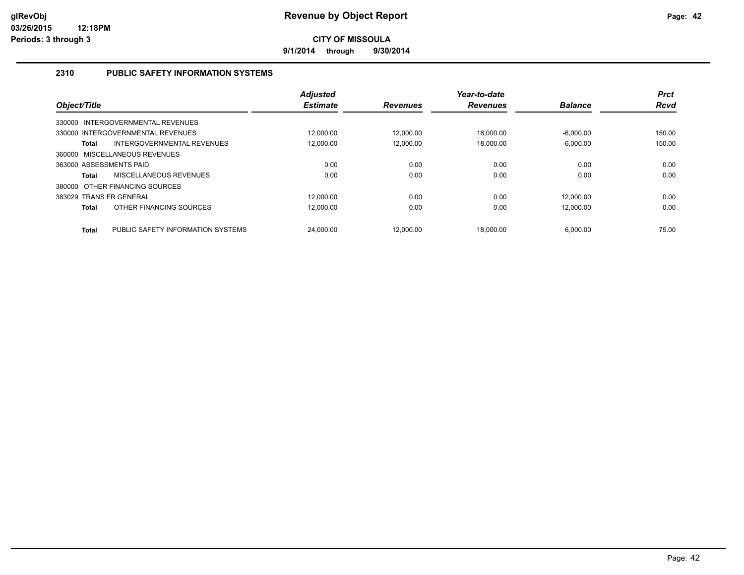glRevObj
03/26/2015 12:18PM
Periods: 3 through 3

# Revenue by Object Report

**CITY OF MISSOULA**

**9/1/2014 through 9/30/2014**

## 2310 PUBLIC SAFETY INFORMATION SYSTEMS

| Object/Title | Adjusted Estimate | Revenues | Year-to-date Revenues | Balance | Prct Rcvd |
|---|---|---|---|---|---|
| 330000 INTERGOVERNMENTAL REVENUES | | | | | |
| 330000 INTERGOVERNMENTAL REVENUES | 12,000.00 | 12,000.00 | 18,000.00 | -6,000.00 | 150.00 |
| **Total** INTERGOVERNMENTAL REVENUES | 12,000.00 | 12,000.00 | 18,000.00 | -6,000.00 | 150.00 |
| 360000 MISCELLANEOUS REVENUES | | | | | |
| 363000 ASSESSMENTS PAID | 0.00 | 0.00 | 0.00 | 0.00 | 0.00 |
| **Total** MISCELLANEOUS REVENUES | 0.00 | 0.00 | 0.00 | 0.00 | 0.00 |
| 380000 OTHER FINANCING SOURCES | | | | | |
| 383029 TRANS FR GENERAL | 12,000.00 | 0.00 | 0.00 | 12,000.00 | 0.00 |
| **Total** OTHER FINANCING SOURCES | 12,000.00 | 0.00 | 0.00 | 12,000.00 | 0.00 |
| **Total** PUBLIC SAFETY INFORMATION SYSTEMS | 24,000.00 | 12,000.00 | 18,000.00 | 6,000.00 | 75.00 |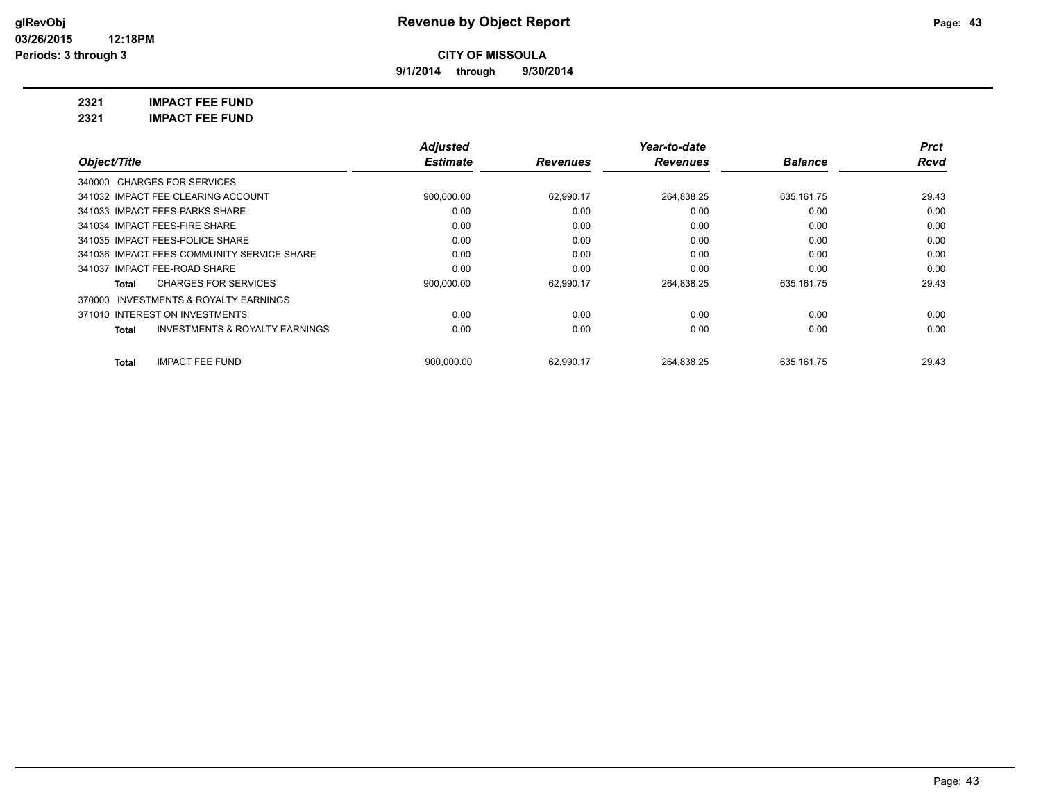# Revenue by Object Report

glRevObj
03/26/2015 12:18PM
Periods: 3 through 3

**CITY OF MISSOULA**

**9/1/2014 through 9/30/2014**

**2321 IMPACT FEE FUND**

**2321 IMPACT FEE FUND**

| Object/Title | Adjusted Estimate | Revenues | Year-to-date Revenues | Balance | Prct Rcvd |
|---|---|---|---|---|---|
| 340000 CHARGES FOR SERVICES | | | | | |
| 341032 IMPACT FEE CLEARING ACCOUNT | 900,000.00 | 62,990.17 | 264,838.25 | 635,161.75 | 29.43 |
| 341033 IMPACT FEES-PARKS SHARE | 0.00 | 0.00 | 0.00 | 0.00 | 0.00 |
| 341034 IMPACT FEES-FIRE SHARE | 0.00 | 0.00 | 0.00 | 0.00 | 0.00 |
| 341035 IMPACT FEES-POLICE SHARE | 0.00 | 0.00 | 0.00 | 0.00 | 0.00 |
| 341036 IMPACT FEES-COMMUNITY SERVICE SHARE | 0.00 | 0.00 | 0.00 | 0.00 | 0.00 |
| 341037 IMPACT FEE-ROAD SHARE | 0.00 | 0.00 | 0.00 | 0.00 | 0.00 |
| **Total** CHARGES FOR SERVICES | 900,000.00 | 62,990.17 | 264,838.25 | 635,161.75 | 29.43 |
| 370000 INVESTMENTS & ROYALTY EARNINGS | | | | | |
| 371010 INTEREST ON INVESTMENTS | 0.00 | 0.00 | 0.00 | 0.00 | 0.00 |
| **Total** INVESTMENTS & ROYALTY EARNINGS | 0.00 | 0.00 | 0.00 | 0.00 | 0.00 |
| **Total** IMPACT FEE FUND | 900,000.00 | 62,990.17 | 264,838.25 | 635,161.75 | 29.43 |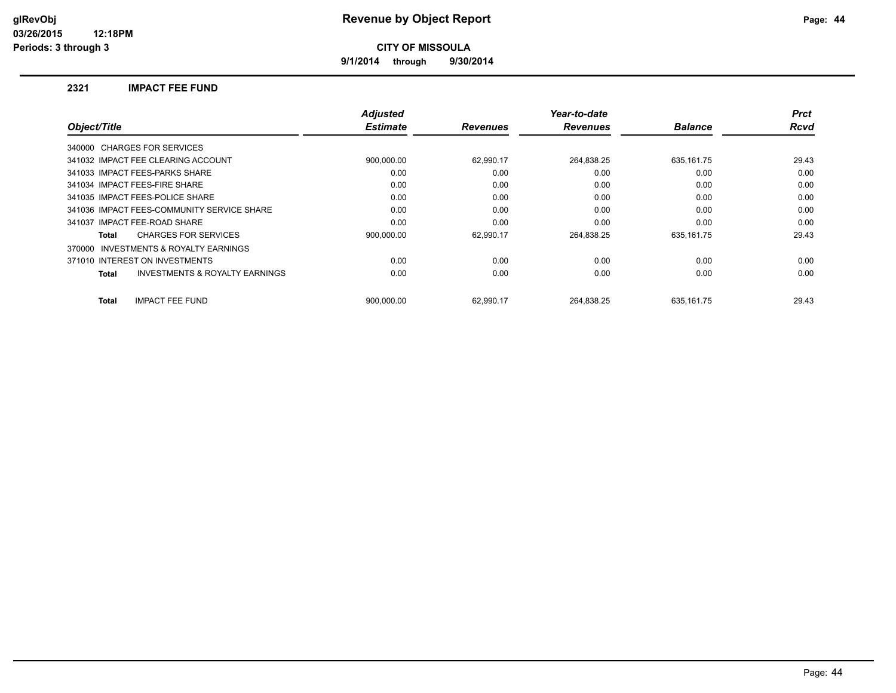# Revenue by Object Report

**CITY OF MISSOULA**

**9/1/2014 through 9/30/2014**

glRevObj
03/26/2015 12:18PM
Periods: 3 through 3

## 2321 IMPACT FEE FUND

| Object/Title | Adjusted Estimate | Revenues | Year-to-date Revenues | Balance | Prct Rcvd |
|---|---|---|---|---|---|
| 340000 CHARGES FOR SERVICES | | | | | |
| 341032 IMPACT FEE CLEARING ACCOUNT | 900,000.00 | 62,990.17 | 264,838.25 | 635,161.75 | 29.43 |
| 341033 IMPACT FEES-PARKS SHARE | 0.00 | 0.00 | 0.00 | 0.00 | 0.00 |
| 341034 IMPACT FEES-FIRE SHARE | 0.00 | 0.00 | 0.00 | 0.00 | 0.00 |
| 341035 IMPACT FEES-POLICE SHARE | 0.00 | 0.00 | 0.00 | 0.00 | 0.00 |
| 341036 IMPACT FEES-COMMUNITY SERVICE SHARE | 0.00 | 0.00 | 0.00 | 0.00 | 0.00 |
| 341037 IMPACT FEE-ROAD SHARE | 0.00 | 0.00 | 0.00 | 0.00 | 0.00 |
| **Total** CHARGES FOR SERVICES | 900,000.00 | 62,990.17 | 264,838.25 | 635,161.75 | 29.43 |
| 370000 INVESTMENTS & ROYALTY EARNINGS | | | | | |
| 371010 INTEREST ON INVESTMENTS | 0.00 | 0.00 | 0.00 | 0.00 | 0.00 |
| **Total** INVESTMENTS & ROYALTY EARNINGS | 0.00 | 0.00 | 0.00 | 0.00 | 0.00 |
| **Total** IMPACT FEE FUND | 900,000.00 | 62,990.17 | 264,838.25 | 635,161.75 | 29.43 |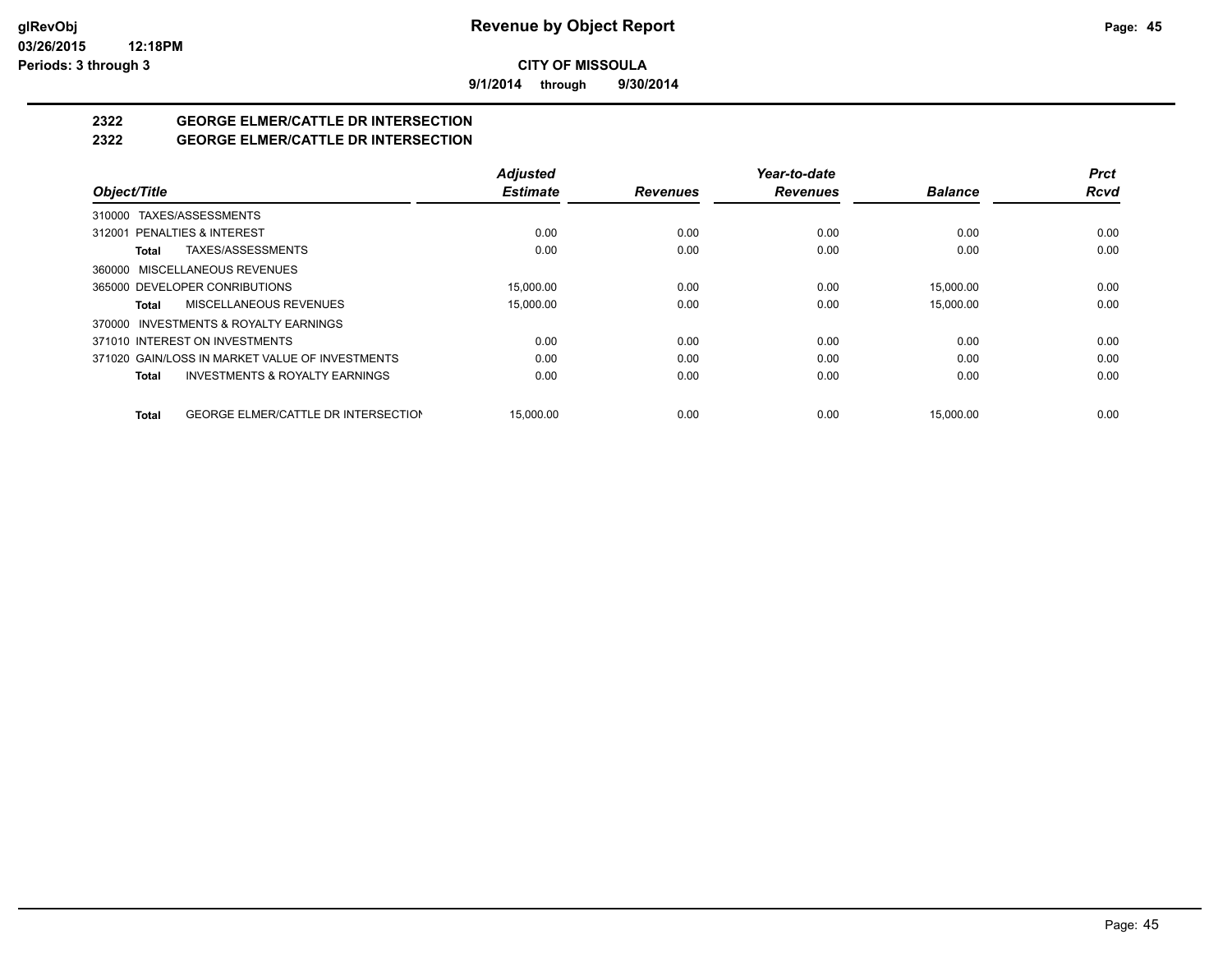# Revenue by Object Report

**CITY OF MISSOULA**

**9/1/2014 through 9/30/2014**

glRevObj
03/26/2015 12:18PM
Periods: 3 through 3

## 2322 GEORGE ELMER/CATTLE DR INTERSECTION
## 2322 GEORGE ELMER/CATTLE DR INTERSECTION

| Object/Title | Adjusted Estimate | Revenues | Year-to-date Revenues | Balance | Prct Rcvd |
|---|---|---|---|---|---|
| 310000 TAXES/ASSESSMENTS | | | | | |
| 312001 PENALTIES & INTEREST | 0.00 | 0.00 | 0.00 | 0.00 | 0.00 |
| **Total** TAXES/ASSESSMENTS | 0.00 | 0.00 | 0.00 | 0.00 | 0.00 |
| 360000 MISCELLANEOUS REVENUES | | | | | |
| 365000 DEVELOPER CONRIBUTIONS | 15,000.00 | 0.00 | 0.00 | 15,000.00 | 0.00 |
| **Total** MISCELLANEOUS REVENUES | 15,000.00 | 0.00 | 0.00 | 15,000.00 | 0.00 |
| 370000 INVESTMENTS & ROYALTY EARNINGS | | | | | |
| 371010 INTEREST ON INVESTMENTS | 0.00 | 0.00 | 0.00 | 0.00 | 0.00 |
| 371020 GAIN/LOSS IN MARKET VALUE OF INVESTMENTS | 0.00 | 0.00 | 0.00 | 0.00 | 0.00 |
| **Total** INVESTMENTS & ROYALTY EARNINGS | 0.00 | 0.00 | 0.00 | 0.00 | 0.00 |
| **Total** GEORGE ELMER/CATTLE DR INTERSECTION | 15,000.00 | 0.00 | 0.00 | 15,000.00 | 0.00 |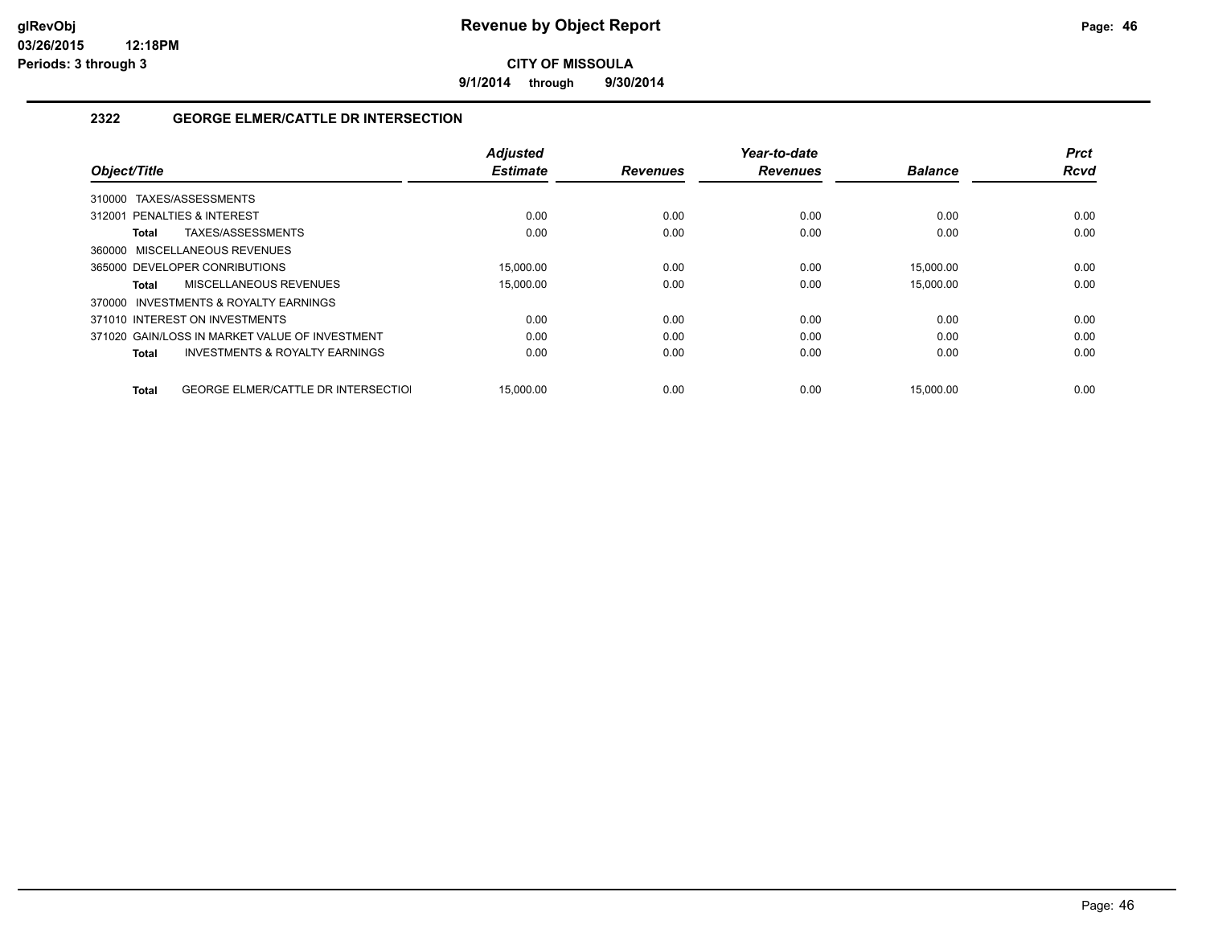# Revenue by Object Report

**CITY OF MISSOULA**

**9/1/2014 through 9/30/2014**

glRevObj
03/26/2015 12:18PM
Periods: 3 through 3

## 2322 GEORGE ELMER/CATTLE DR INTERSECTION

| Object/Title | | Adjusted Estimate | Revenues | Year-to-date Revenues | Balance | Prct Rcvd |
|---|---|---|---|---|---|---|
| 310000 TAXES/ASSESSMENTS | | | | | | |
| 312001 PENALTIES & INTEREST | | 0.00 | 0.00 | 0.00 | 0.00 | 0.00 |
| Total | TAXES/ASSESSMENTS | 0.00 | 0.00 | 0.00 | 0.00 | 0.00 |
| 360000 MISCELLANEOUS REVENUES | | | | | | |
| 365000 DEVELOPER CONRIBUTIONS | | 15,000.00 | 0.00 | 0.00 | 15,000.00 | 0.00 |
| Total | MISCELLANEOUS REVENUES | 15,000.00 | 0.00 | 0.00 | 15,000.00 | 0.00 |
| 370000 INVESTMENTS & ROYALTY EARNINGS | | | | | | |
| 371010 INTEREST ON INVESTMENTS | | 0.00 | 0.00 | 0.00 | 0.00 | 0.00 |
| 371020 GAIN/LOSS IN MARKET VALUE OF INVESTMENT | | 0.00 | 0.00 | 0.00 | 0.00 | 0.00 |
| Total | INVESTMENTS & ROYALTY EARNINGS | 0.00 | 0.00 | 0.00 | 0.00 | 0.00 |
| Total | GEORGE ELMER/CATTLE DR INTERSECTIOI | 15,000.00 | 0.00 | 0.00 | 15,000.00 | 0.00 |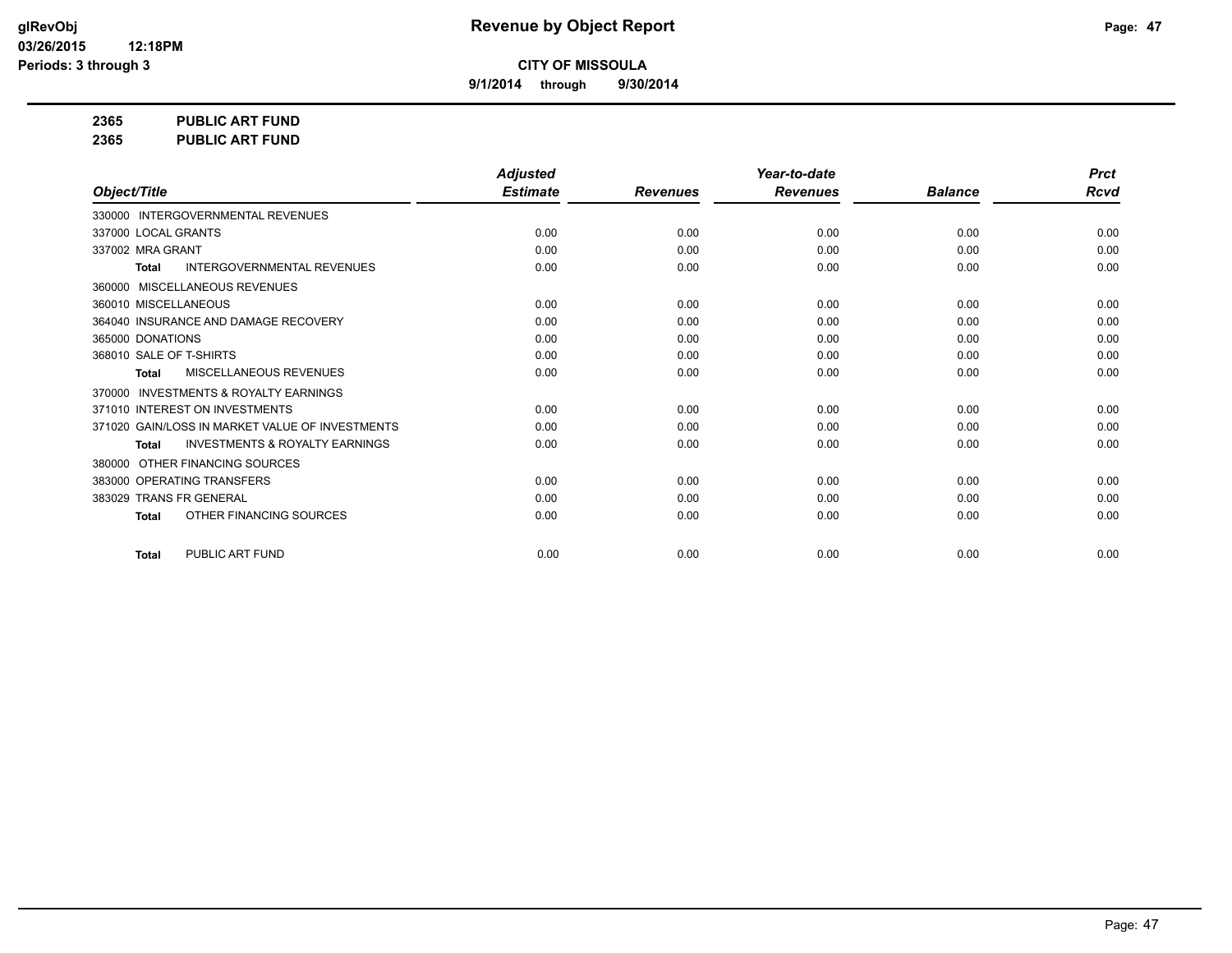**glRevObj**
**03/26/2015 12:18PM**
**Periods: 3 through 3**

# Revenue by Object Report

**CITY OF MISSOULA**
**9/1/2014 through 9/30/2014**

**2365 PUBLIC ART FUND**
**2365 PUBLIC ART FUND**

| Object/Title | Adjusted Estimate | Revenues | Year-to-date Revenues | Balance | Prct Rcvd |
|---|---|---|---|---|---|
| 330000 INTERGOVERNMENTAL REVENUES | | | | | |
| 337000 LOCAL GRANTS | 0.00 | 0.00 | 0.00 | 0.00 | 0.00 |
| 337002 MRA GRANT | 0.00 | 0.00 | 0.00 | 0.00 | 0.00 |
| Total INTERGOVERNMENTAL REVENUES | 0.00 | 0.00 | 0.00 | 0.00 | 0.00 |
| 360000 MISCELLANEOUS REVENUES | | | | | |
| 360010 MISCELLANEOUS | 0.00 | 0.00 | 0.00 | 0.00 | 0.00 |
| 364040 INSURANCE AND DAMAGE RECOVERY | 0.00 | 0.00 | 0.00 | 0.00 | 0.00 |
| 365000 DONATIONS | 0.00 | 0.00 | 0.00 | 0.00 | 0.00 |
| 368010 SALE OF T-SHIRTS | 0.00 | 0.00 | 0.00 | 0.00 | 0.00 |
| Total MISCELLANEOUS REVENUES | 0.00 | 0.00 | 0.00 | 0.00 | 0.00 |
| 370000 INVESTMENTS & ROYALTY EARNINGS | | | | | |
| 371010 INTEREST ON INVESTMENTS | 0.00 | 0.00 | 0.00 | 0.00 | 0.00 |
| 371020 GAIN/LOSS IN MARKET VALUE OF INVESTMENTS | 0.00 | 0.00 | 0.00 | 0.00 | 0.00 |
| Total INVESTMENTS & ROYALTY EARNINGS | 0.00 | 0.00 | 0.00 | 0.00 | 0.00 |
| 380000 OTHER FINANCING SOURCES | | | | | |
| 383000 OPERATING TRANSFERS | 0.00 | 0.00 | 0.00 | 0.00 | 0.00 |
| 383029 TRANS FR GENERAL | 0.00 | 0.00 | 0.00 | 0.00 | 0.00 |
| Total OTHER FINANCING SOURCES | 0.00 | 0.00 | 0.00 | 0.00 | 0.00 |
| Total PUBLIC ART FUND | 0.00 | 0.00 | 0.00 | 0.00 | 0.00 |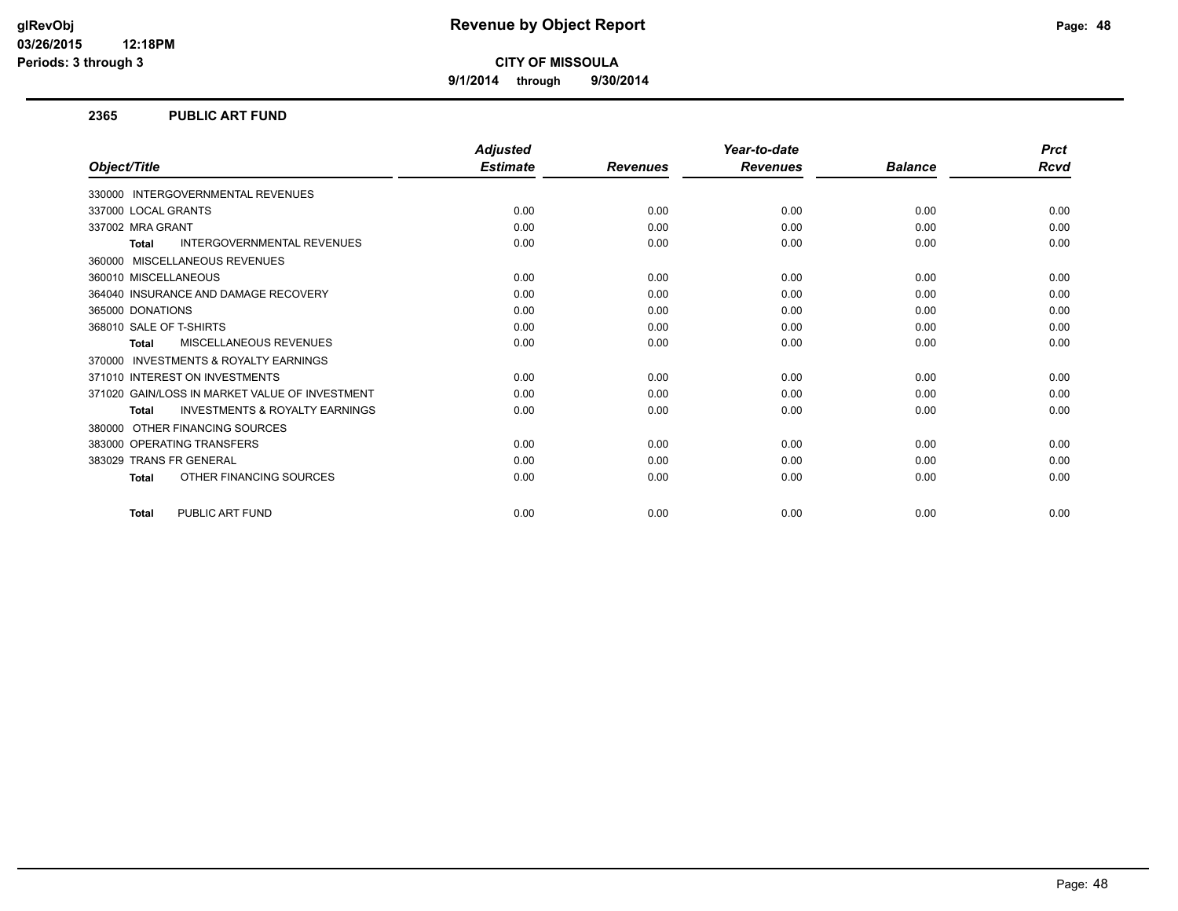# Revenue by Object Report

**CITY OF MISSOULA**

**9/1/2014 through 9/30/2014**

glRevObj
03/26/2015 12:18PM
Periods: 3 through 3

## 2365 PUBLIC ART FUND

| Object/Title | Adjusted Estimate | Revenues | Year-to-date Revenues | Balance | Prct Rcvd |
|---|---|---|---|---|---|
| 330000 INTERGOVERNMENTAL REVENUES | | | | | |
| 337000 LOCAL GRANTS | 0.00 | 0.00 | 0.00 | 0.00 | 0.00 |
| 337002 MRA GRANT | 0.00 | 0.00 | 0.00 | 0.00 | 0.00 |
| **Total** INTERGOVERNMENTAL REVENUES | 0.00 | 0.00 | 0.00 | 0.00 | 0.00 |
| 360000 MISCELLANEOUS REVENUES | | | | | |
| 360010 MISCELLANEOUS | 0.00 | 0.00 | 0.00 | 0.00 | 0.00 |
| 364040 INSURANCE AND DAMAGE RECOVERY | 0.00 | 0.00 | 0.00 | 0.00 | 0.00 |
| 365000 DONATIONS | 0.00 | 0.00 | 0.00 | 0.00 | 0.00 |
| 368010 SALE OF T-SHIRTS | 0.00 | 0.00 | 0.00 | 0.00 | 0.00 |
| **Total** MISCELLANEOUS REVENUES | 0.00 | 0.00 | 0.00 | 0.00 | 0.00 |
| 370000 INVESTMENTS & ROYALTY EARNINGS | | | | | |
| 371010 INTEREST ON INVESTMENTS | 0.00 | 0.00 | 0.00 | 0.00 | 0.00 |
| 371020 GAIN/LOSS IN MARKET VALUE OF INVESTMENT | 0.00 | 0.00 | 0.00 | 0.00 | 0.00 |
| **Total** INVESTMENTS & ROYALTY EARNINGS | 0.00 | 0.00 | 0.00 | 0.00 | 0.00 |
| 380000 OTHER FINANCING SOURCES | | | | | |
| 383000 OPERATING TRANSFERS | 0.00 | 0.00 | 0.00 | 0.00 | 0.00 |
| 383029 TRANS FR GENERAL | 0.00 | 0.00 | 0.00 | 0.00 | 0.00 |
| **Total** OTHER FINANCING SOURCES | 0.00 | 0.00 | 0.00 | 0.00 | 0.00 |
| **Total** PUBLIC ART FUND | 0.00 | 0.00 | 0.00 | 0.00 | 0.00 |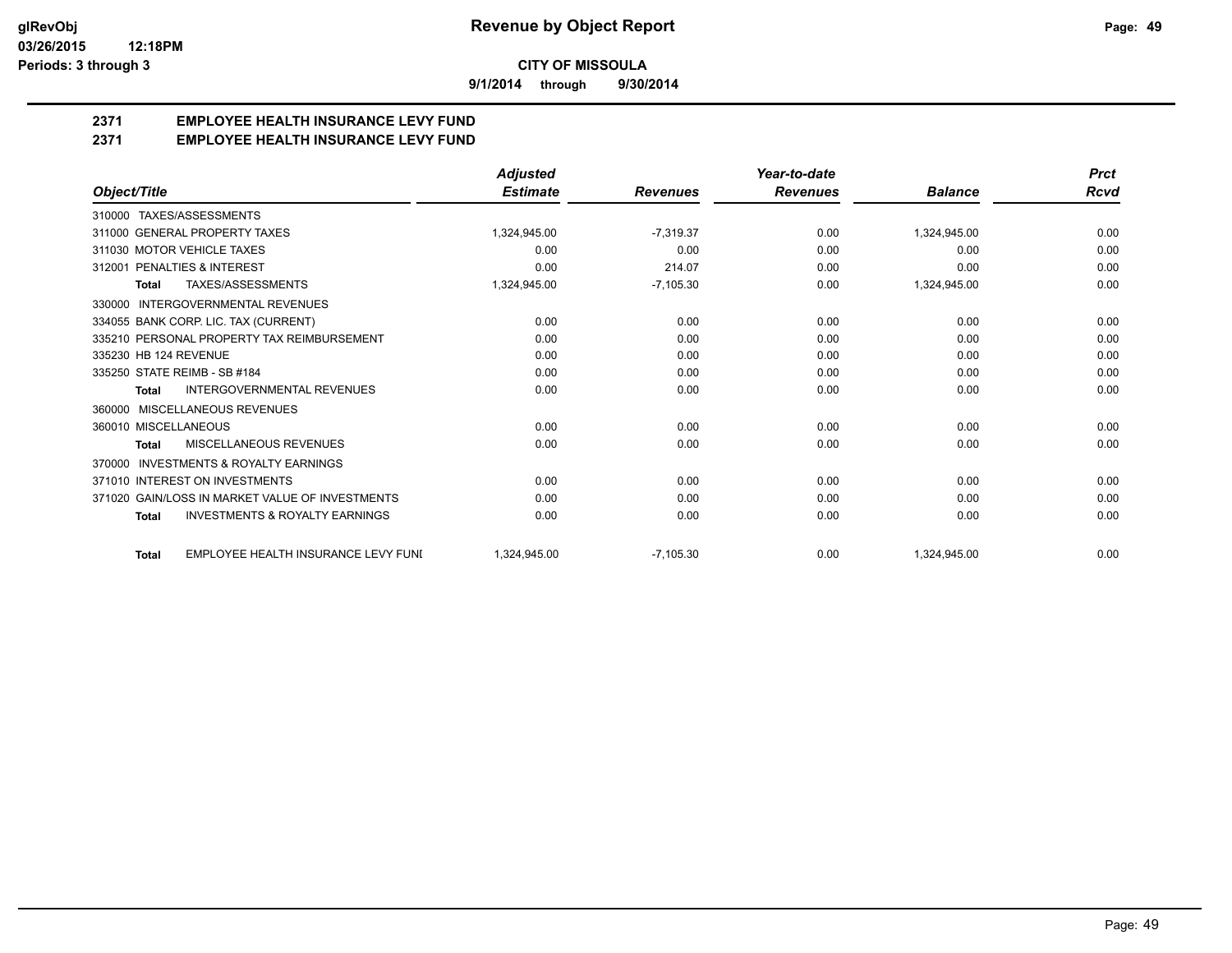**CITY OF MISSOULA**

**9/1/2014 through 9/30/2014**

# 2371 EMPLOYEE HEALTH INSURANCE LEVY FUND

## 2371 EMPLOYEE HEALTH INSURANCE LEVY FUND

| Object/Title | Adjusted Estimate | Revenues | Year-to-date Revenues | Balance | Prct Rcvd |
|---|---|---|---|---|---|
| 310000 TAXES/ASSESSMENTS | | | | | |
| 311000 GENERAL PROPERTY TAXES | 1,324,945.00 | -7,319.37 | 0.00 | 1,324,945.00 | 0.00 |
| 311030 MOTOR VEHICLE TAXES | 0.00 | 0.00 | 0.00 | 0.00 | 0.00 |
| 312001 PENALTIES & INTEREST | 0.00 | 214.07 | 0.00 | 0.00 | 0.00 |
| **Total** TAXES/ASSESSMENTS | 1,324,945.00 | -7,105.30 | 0.00 | 1,324,945.00 | 0.00 |
| 330000 INTERGOVERNMENTAL REVENUES | | | | | |
| 334055 BANK CORP. LIC. TAX (CURRENT) | 0.00 | 0.00 | 0.00 | 0.00 | 0.00 |
| 335210 PERSONAL PROPERTY TAX REIMBURSEMENT | 0.00 | 0.00 | 0.00 | 0.00 | 0.00 |
| 335230 HB 124 REVENUE | 0.00 | 0.00 | 0.00 | 0.00 | 0.00 |
| 335250 STATE REIMB - SB #184 | 0.00 | 0.00 | 0.00 | 0.00 | 0.00 |
| **Total** INTERGOVERNMENTAL REVENUES | 0.00 | 0.00 | 0.00 | 0.00 | 0.00 |
| 360000 MISCELLANEOUS REVENUES | | | | | |
| 360010 MISCELLANEOUS | 0.00 | 0.00 | 0.00 | 0.00 | 0.00 |
| **Total** MISCELLANEOUS REVENUES | 0.00 | 0.00 | 0.00 | 0.00 | 0.00 |
| 370000 INVESTMENTS & ROYALTY EARNINGS | | | | | |
| 371010 INTEREST ON INVESTMENTS | 0.00 | 0.00 | 0.00 | 0.00 | 0.00 |
| 371020 GAIN/LOSS IN MARKET VALUE OF INVESTMENTS | 0.00 | 0.00 | 0.00 | 0.00 | 0.00 |
| **Total** INVESTMENTS & ROYALTY EARNINGS | 0.00 | 0.00 | 0.00 | 0.00 | 0.00 |
| **Total** EMPLOYEE HEALTH INSURANCE LEVY FUNI | 1,324,945.00 | -7,105.30 | 0.00 | 1,324,945.00 | 0.00 |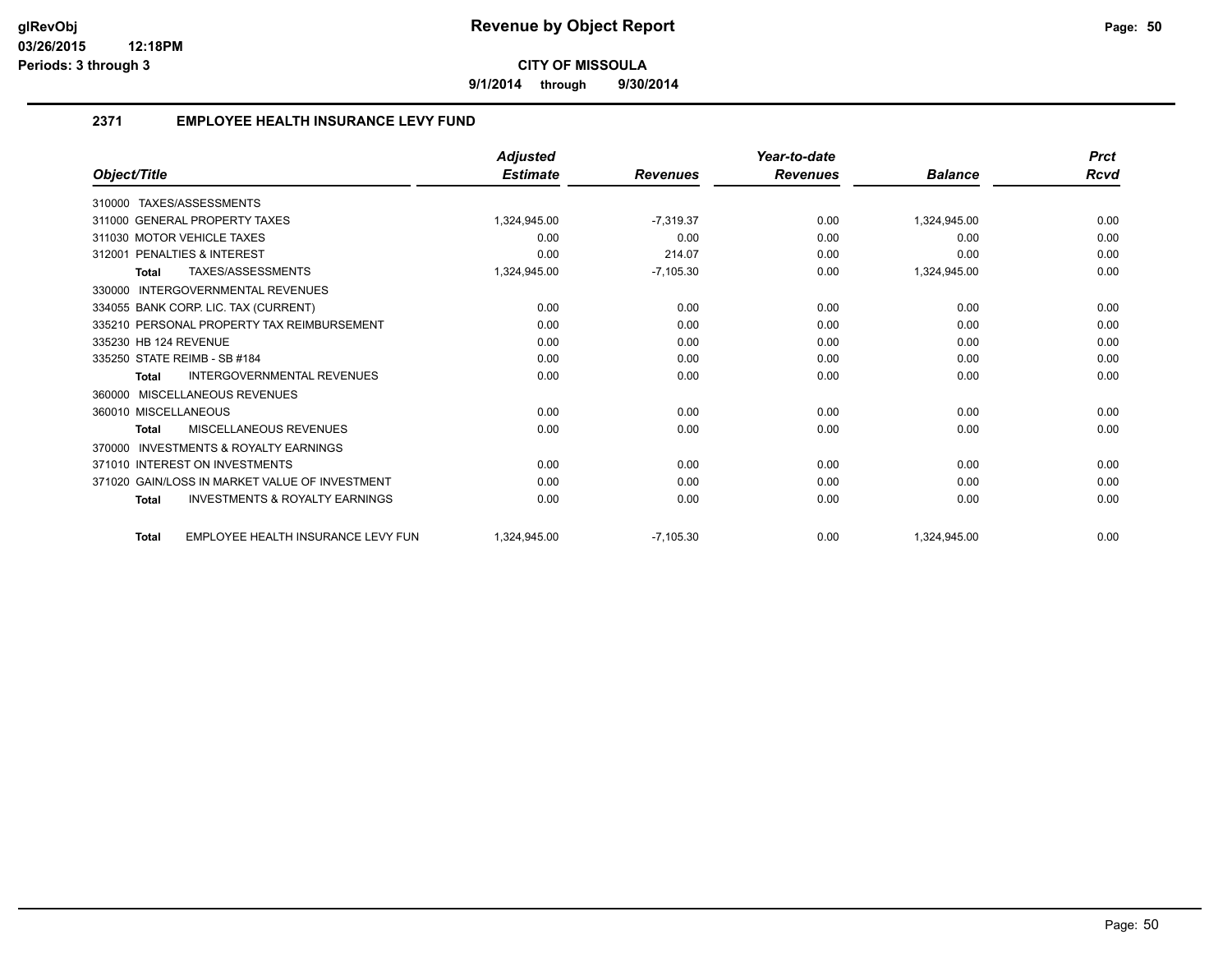**glRevObj**
**03/26/2015 12:18PM**
**Periods: 3 through 3**

# Revenue by Object Report

**CITY OF MISSOULA**

**9/1/2014 through 9/30/2014**

## 2371 EMPLOYEE HEALTH INSURANCE LEVY FUND

| Object/Title | Adjusted Estimate | Revenues | Year-to-date Revenues | Balance | Prct Rcvd |
|---|---|---|---|---|---|
| 310000 TAXES/ASSESSMENTS | | | | | |
| 311000 GENERAL PROPERTY TAXES | 1,324,945.00 | -7,319.37 | 0.00 | 1,324,945.00 | 0.00 |
| 311030 MOTOR VEHICLE TAXES | 0.00 | 0.00 | 0.00 | 0.00 | 0.00 |
| 312001 PENALTIES & INTEREST | 0.00 | 214.07 | 0.00 | 0.00 | 0.00 |
| **Total** TAXES/ASSESSMENTS | 1,324,945.00 | -7,105.30 | 0.00 | 1,324,945.00 | 0.00 |
| 330000 INTERGOVERNMENTAL REVENUES | | | | | |
| 334055 BANK CORP. LIC. TAX (CURRENT) | 0.00 | 0.00 | 0.00 | 0.00 | 0.00 |
| 335210 PERSONAL PROPERTY TAX REIMBURSEMENT | 0.00 | 0.00 | 0.00 | 0.00 | 0.00 |
| 335230 HB 124 REVENUE | 0.00 | 0.00 | 0.00 | 0.00 | 0.00 |
| 335250 STATE REIMB - SB #184 | 0.00 | 0.00 | 0.00 | 0.00 | 0.00 |
| **Total** INTERGOVERNMENTAL REVENUES | 0.00 | 0.00 | 0.00 | 0.00 | 0.00 |
| 360000 MISCELLANEOUS REVENUES | | | | | |
| 360010 MISCELLANEOUS | 0.00 | 0.00 | 0.00 | 0.00 | 0.00 |
| **Total** MISCELLANEOUS REVENUES | 0.00 | 0.00 | 0.00 | 0.00 | 0.00 |
| 370000 INVESTMENTS & ROYALTY EARNINGS | | | | | |
| 371010 INTEREST ON INVESTMENTS | 0.00 | 0.00 | 0.00 | 0.00 | 0.00 |
| 371020 GAIN/LOSS IN MARKET VALUE OF INVESTMENT | 0.00 | 0.00 | 0.00 | 0.00 | 0.00 |
| **Total** INVESTMENTS & ROYALTY EARNINGS | 0.00 | 0.00 | 0.00 | 0.00 | 0.00 |
| **Total** EMPLOYEE HEALTH INSURANCE LEVY FUN | 1,324,945.00 | -7,105.30 | 0.00 | 1,324,945.00 | 0.00 |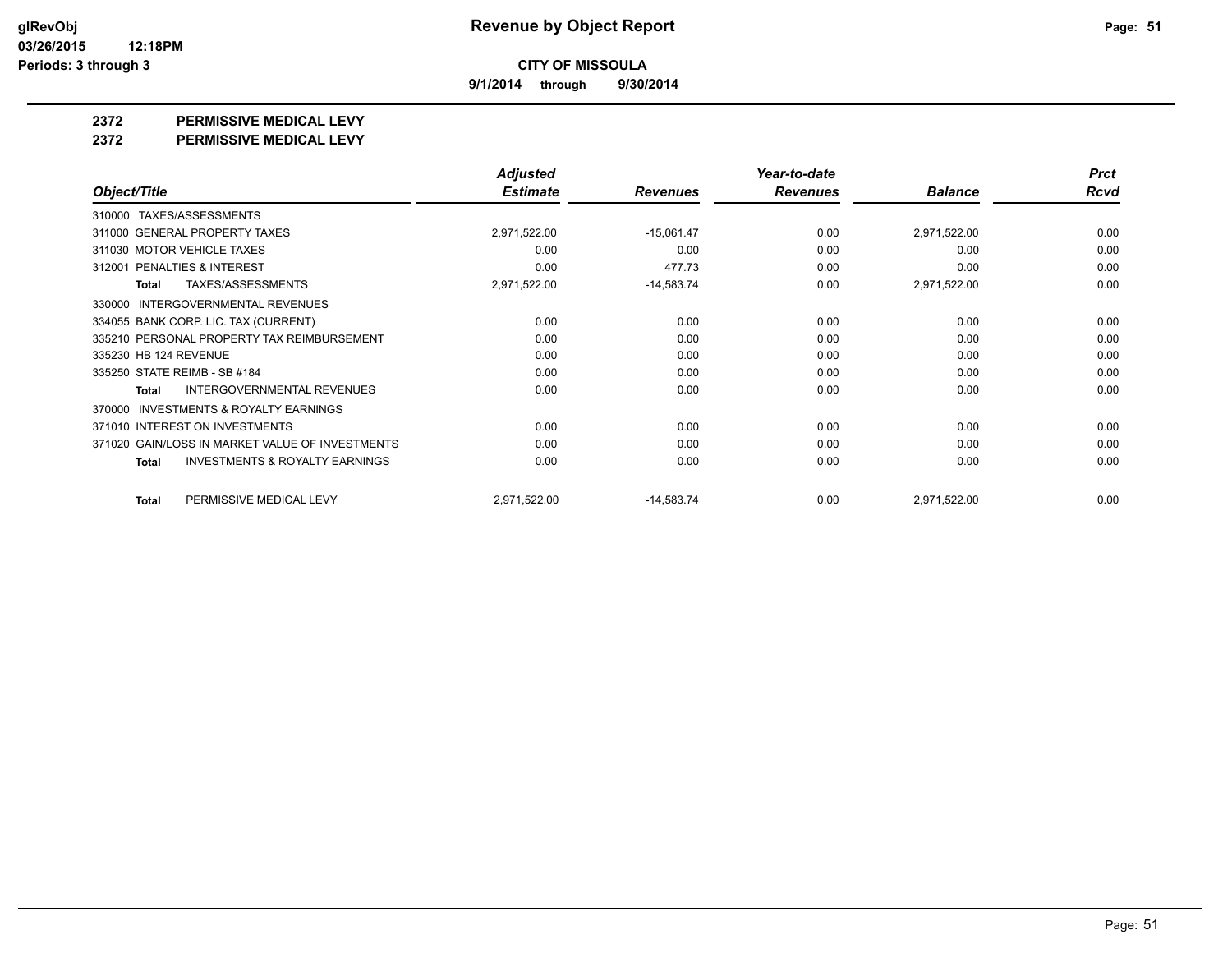**glRevObj**
**03/26/2015 12:18PM**
**Periods: 3 through 3**

# Revenue by Object Report

**CITY OF MISSOULA**

**9/1/2014 through 9/30/2014**

## 2372 PERMISSIVE MEDICAL LEVY
## 2372 PERMISSIVE MEDICAL LEVY

| Object/Title | Adjusted Estimate | Revenues | Year-to-date Revenues | Balance | Prct Rcvd |
|---|---|---|---|---|---|
| 310000 TAXES/ASSESSMENTS | | | | | |
| 311000 GENERAL PROPERTY TAXES | 2,971,522.00 | -15,061.47 | 0.00 | 2,971,522.00 | 0.00 |
| 311030 MOTOR VEHICLE TAXES | 0.00 | 0.00 | 0.00 | 0.00 | 0.00 |
| 312001 PENALTIES & INTEREST | 0.00 | 477.73 | 0.00 | 0.00 | 0.00 |
| **Total** TAXES/ASSESSMENTS | 2,971,522.00 | -14,583.74 | 0.00 | 2,971,522.00 | 0.00 |
| 330000 INTERGOVERNMENTAL REVENUES | | | | | |
| 334055 BANK CORP. LIC. TAX (CURRENT) | 0.00 | 0.00 | 0.00 | 0.00 | 0.00 |
| 335210 PERSONAL PROPERTY TAX REIMBURSEMENT | 0.00 | 0.00 | 0.00 | 0.00 | 0.00 |
| 335230 HB 124 REVENUE | 0.00 | 0.00 | 0.00 | 0.00 | 0.00 |
| 335250 STATE REIMB - SB #184 | 0.00 | 0.00 | 0.00 | 0.00 | 0.00 |
| **Total** INTERGOVERNMENTAL REVENUES | 0.00 | 0.00 | 0.00 | 0.00 | 0.00 |
| 370000 INVESTMENTS & ROYALTY EARNINGS | | | | | |
| 371010 INTEREST ON INVESTMENTS | 0.00 | 0.00 | 0.00 | 0.00 | 0.00 |
| 371020 GAIN/LOSS IN MARKET VALUE OF INVESTMENTS | 0.00 | 0.00 | 0.00 | 0.00 | 0.00 |
| **Total** INVESTMENTS & ROYALTY EARNINGS | 0.00 | 0.00 | 0.00 | 0.00 | 0.00 |
| **Total** PERMISSIVE MEDICAL LEVY | 2,971,522.00 | -14,583.74 | 0.00 | 2,971,522.00 | 0.00 |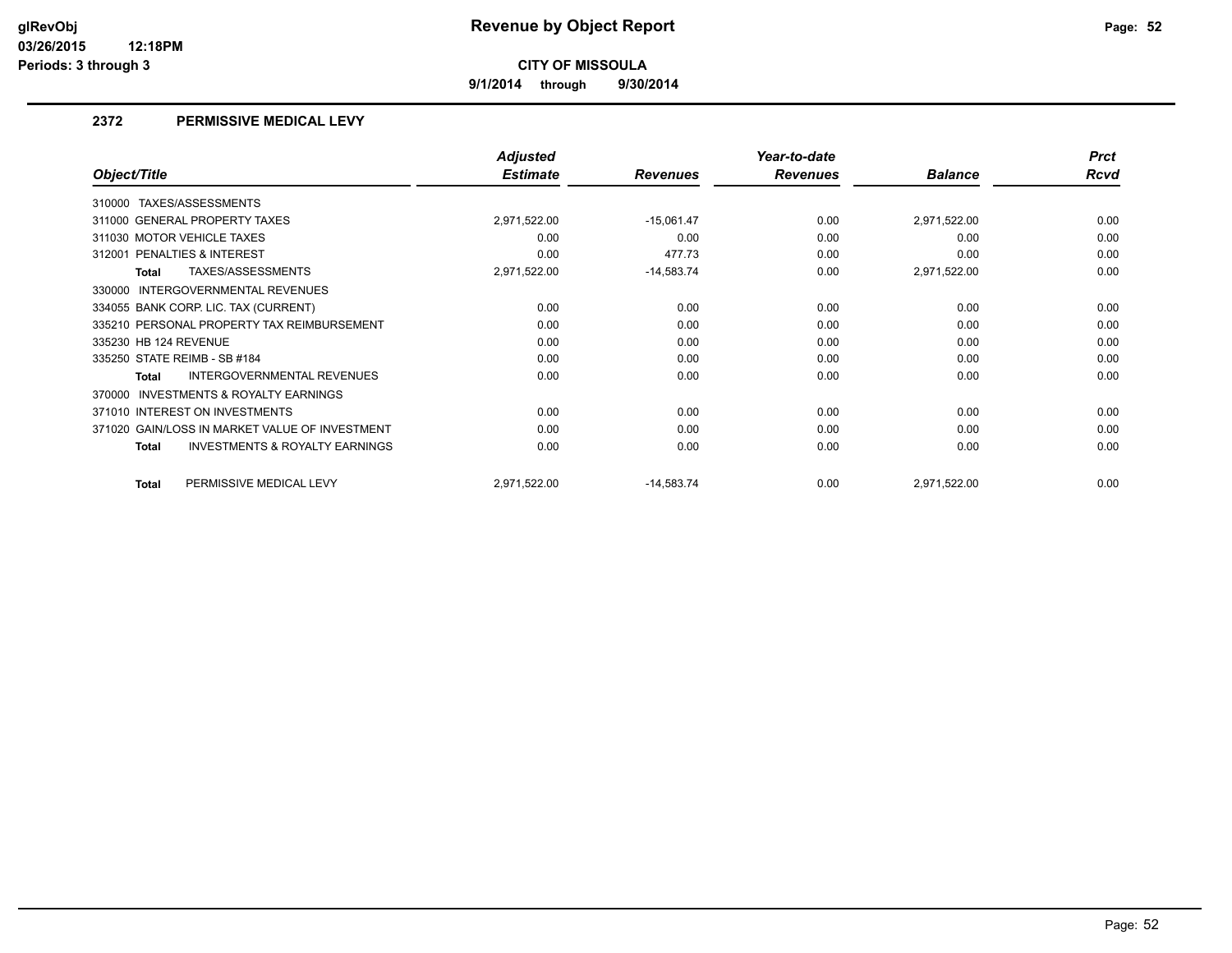**Revenue by Object Report**

**CITY OF MISSOULA**

**9/1/2014 through 9/30/2014**

glRevObj
03/26/2015 12:18PM
Periods: 3 through 3

## 2372 PERMISSIVE MEDICAL LEVY

| Object/Title | Adjusted Estimate | Revenues | Year-to-date Revenues | Balance | Prct Rcvd |
|---|---|---|---|---|---|
| 310000 TAXES/ASSESSMENTS | | | | | |
| 311000 GENERAL PROPERTY TAXES | 2,971,522.00 | -15,061.47 | 0.00 | 2,971,522.00 | 0.00 |
| 311030 MOTOR VEHICLE TAXES | 0.00 | 0.00 | 0.00 | 0.00 | 0.00 |
| 312001 PENALTIES & INTEREST | 0.00 | 477.73 | 0.00 | 0.00 | 0.00 |
| **Total** TAXES/ASSESSMENTS | 2,971,522.00 | -14,583.74 | 0.00 | 2,971,522.00 | 0.00 |
| 330000 INTERGOVERNMENTAL REVENUES | | | | | |
| 334055 BANK CORP. LIC. TAX (CURRENT) | 0.00 | 0.00 | 0.00 | 0.00 | 0.00 |
| 335210 PERSONAL PROPERTY TAX REIMBURSEMENT | 0.00 | 0.00 | 0.00 | 0.00 | 0.00 |
| 335230 HB 124 REVENUE | 0.00 | 0.00 | 0.00 | 0.00 | 0.00 |
| 335250 STATE REIMB - SB #184 | 0.00 | 0.00 | 0.00 | 0.00 | 0.00 |
| **Total** INTERGOVERNMENTAL REVENUES | 0.00 | 0.00 | 0.00 | 0.00 | 0.00 |
| 370000 INVESTMENTS & ROYALTY EARNINGS | | | | | |
| 371010 INTEREST ON INVESTMENTS | 0.00 | 0.00 | 0.00 | 0.00 | 0.00 |
| 371020 GAIN/LOSS IN MARKET VALUE OF INVESTMENT | 0.00 | 0.00 | 0.00 | 0.00 | 0.00 |
| **Total** INVESTMENTS & ROYALTY EARNINGS | 0.00 | 0.00 | 0.00 | 0.00 | 0.00 |
| **Total** PERMISSIVE MEDICAL LEVY | 2,971,522.00 | -14,583.74 | 0.00 | 2,971,522.00 | 0.00 |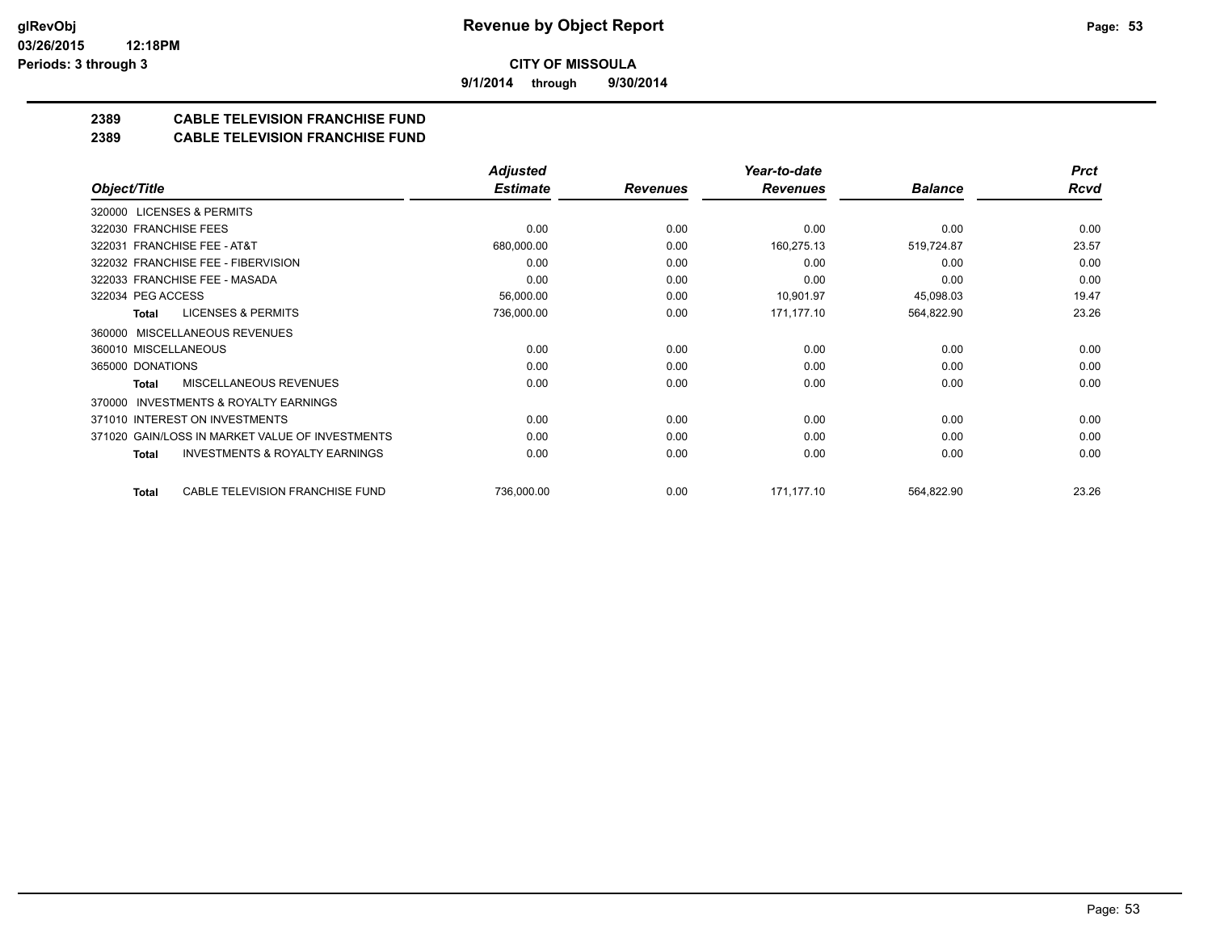**Revenue by Object Report**

**CITY OF MISSOULA**

**9/1/2014 through 9/30/2014**

## 2389 CABLE TELEVISION FRANCHISE FUND
## 2389 CABLE TELEVISION FRANCHISE FUND

| Object/Title | Adjusted Estimate | Revenues | Year-to-date Revenues | Balance | Prct Rcvd |
|---|---|---|---|---|---|
| 320000 LICENSES & PERMITS | | | | | |
| 322030 FRANCHISE FEES | 0.00 | 0.00 | 0.00 | 0.00 | 0.00 |
| 322031 FRANCHISE FEE - AT&T | 680,000.00 | 0.00 | 160,275.13 | 519,724.87 | 23.57 |
| 322032 FRANCHISE FEE - FIBERVISION | 0.00 | 0.00 | 0.00 | 0.00 | 0.00 |
| 322033 FRANCHISE FEE - MASADA | 0.00 | 0.00 | 0.00 | 0.00 | 0.00 |
| 322034 PEG ACCESS | 56,000.00 | 0.00 | 10,901.97 | 45,098.03 | 19.47 |
| **Total** LICENSES & PERMITS | 736,000.00 | 0.00 | 171,177.10 | 564,822.90 | 23.26 |
| 360000 MISCELLANEOUS REVENUES | | | | | |
| 360010 MISCELLANEOUS | 0.00 | 0.00 | 0.00 | 0.00 | 0.00 |
| 365000 DONATIONS | 0.00 | 0.00 | 0.00 | 0.00 | 0.00 |
| **Total** MISCELLANEOUS REVENUES | 0.00 | 0.00 | 0.00 | 0.00 | 0.00 |
| 370000 INVESTMENTS & ROYALTY EARNINGS | | | | | |
| 371010 INTEREST ON INVESTMENTS | 0.00 | 0.00 | 0.00 | 0.00 | 0.00 |
| 371020 GAIN/LOSS IN MARKET VALUE OF INVESTMENTS | 0.00 | 0.00 | 0.00 | 0.00 | 0.00 |
| **Total** INVESTMENTS & ROYALTY EARNINGS | 0.00 | 0.00 | 0.00 | 0.00 | 0.00 |
| **Total** CABLE TELEVISION FRANCHISE FUND | 736,000.00 | 0.00 | 171,177.10 | 564,822.90 | 23.26 |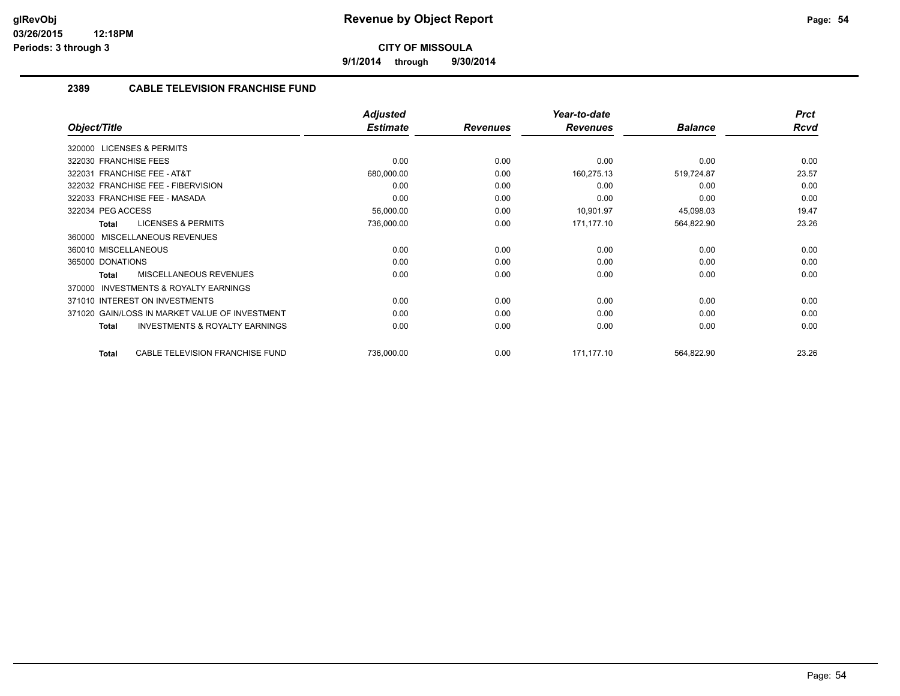**glRevObj**
**03/26/2015 12:18PM**
**Periods: 3 through 3**

# Revenue by Object Report

**CITY OF MISSOULA**

**9/1/2014 through 9/30/2014**

## 2389 CABLE TELEVISION FRANCHISE FUND

| Object/Title | Adjusted Estimate | Revenues | Year-to-date Revenues | Balance | Prct Rcvd |
|---|---|---|---|---|---|
| 320000 LICENSES & PERMITS | | | | | |
| 322030 FRANCHISE FEES | 0.00 | 0.00 | 0.00 | 0.00 | 0.00 |
| 322031 FRANCHISE FEE - AT&T | 680,000.00 | 0.00 | 160,275.13 | 519,724.87 | 23.57 |
| 322032 FRANCHISE FEE - FIBERVISION | 0.00 | 0.00 | 0.00 | 0.00 | 0.00 |
| 322033 FRANCHISE FEE - MASADA | 0.00 | 0.00 | 0.00 | 0.00 | 0.00 |
| 322034 PEG ACCESS | 56,000.00 | 0.00 | 10,901.97 | 45,098.03 | 19.47 |
| **Total** LICENSES & PERMITS | 736,000.00 | 0.00 | 171,177.10 | 564,822.90 | 23.26 |
| 360000 MISCELLANEOUS REVENUES | | | | | |
| 360010 MISCELLANEOUS | 0.00 | 0.00 | 0.00 | 0.00 | 0.00 |
| 365000 DONATIONS | 0.00 | 0.00 | 0.00 | 0.00 | 0.00 |
| **Total** MISCELLANEOUS REVENUES | 0.00 | 0.00 | 0.00 | 0.00 | 0.00 |
| 370000 INVESTMENTS & ROYALTY EARNINGS | | | | | |
| 371010 INTEREST ON INVESTMENTS | 0.00 | 0.00 | 0.00 | 0.00 | 0.00 |
| 371020 GAIN/LOSS IN MARKET VALUE OF INVESTMENT | 0.00 | 0.00 | 0.00 | 0.00 | 0.00 |
| **Total** INVESTMENTS & ROYALTY EARNINGS | 0.00 | 0.00 | 0.00 | 0.00 | 0.00 |
| **Total** CABLE TELEVISION FRANCHISE FUND | 736,000.00 | 0.00 | 171,177.10 | 564,822.90 | 23.26 |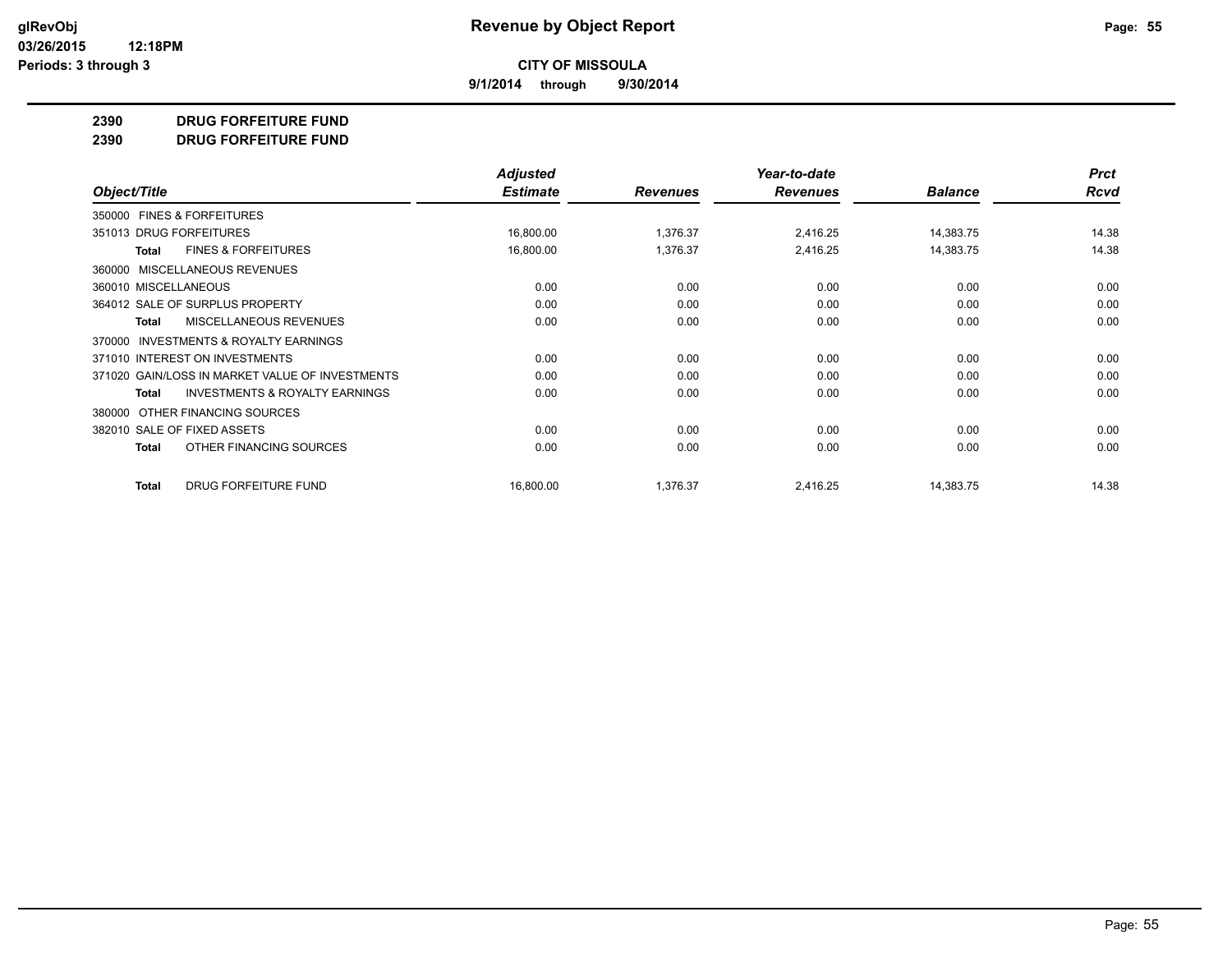**CITY OF MISSOULA**

**9/1/2014 through 9/30/2014**

## 2390 DRUG FORFEITURE FUND
## 2390 DRUG FORFEITURE FUND

| Object/Title | Adjusted Estimate | Revenues | Year-to-date Revenues | Balance | Prct Rcvd |
|---|---|---|---|---|---|
| 350000 FINES & FORFEITURES | | | | | |
| 351013 DRUG FORFEITURES | 16,800.00 | 1,376.37 | 2,416.25 | 14,383.75 | 14.38 |
| **Total** FINES & FORFEITURES | 16,800.00 | 1,376.37 | 2,416.25 | 14,383.75 | 14.38 |
| 360000 MISCELLANEOUS REVENUES | | | | | |
| 360010 MISCELLANEOUS | 0.00 | 0.00 | 0.00 | 0.00 | 0.00 |
| 364012 SALE OF SURPLUS PROPERTY | 0.00 | 0.00 | 0.00 | 0.00 | 0.00 |
| **Total** MISCELLANEOUS REVENUES | 0.00 | 0.00 | 0.00 | 0.00 | 0.00 |
| 370000 INVESTMENTS & ROYALTY EARNINGS | | | | | |
| 371010 INTEREST ON INVESTMENTS | 0.00 | 0.00 | 0.00 | 0.00 | 0.00 |
| 371020 GAIN/LOSS IN MARKET VALUE OF INVESTMENTS | 0.00 | 0.00 | 0.00 | 0.00 | 0.00 |
| **Total** INVESTMENTS & ROYALTY EARNINGS | 0.00 | 0.00 | 0.00 | 0.00 | 0.00 |
| 380000 OTHER FINANCING SOURCES | | | | | |
| 382010 SALE OF FIXED ASSETS | 0.00 | 0.00 | 0.00 | 0.00 | 0.00 |
| **Total** OTHER FINANCING SOURCES | 0.00 | 0.00 | 0.00 | 0.00 | 0.00 |
| **Total** DRUG FORFEITURE FUND | 16,800.00 | 1,376.37 | 2,416.25 | 14,383.75 | 14.38 |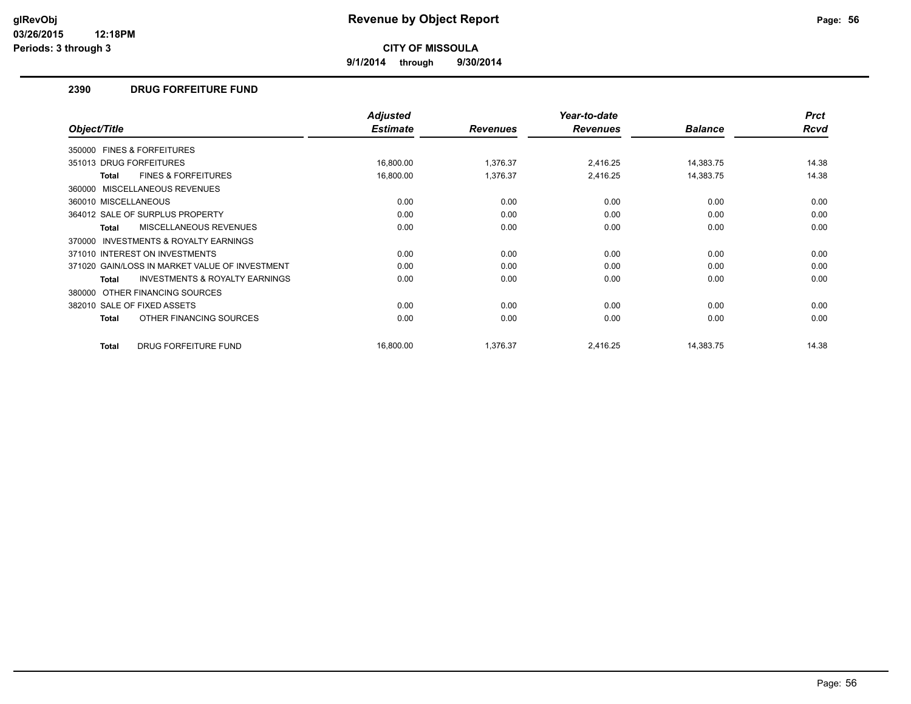# Revenue by Object Report

**CITY OF MISSOULA**

**9/1/2014 through 9/30/2014**

glRevObj
03/26/2015 12:18PM
Periods: 3 through 3

## 2390 DRUG FORFEITURE FUND

| Object/Title | Adjusted Estimate | Revenues | Year-to-date Revenues | Balance | Prct Rcvd |
|---|---|---|---|---|---|
| 350000 FINES & FORFEITURES | | | | | |
| 351013 DRUG FORFEITURES | 16,800.00 | 1,376.37 | 2,416.25 | 14,383.75 | 14.38 |
| **Total** FINES & FORFEITURES | 16,800.00 | 1,376.37 | 2,416.25 | 14,383.75 | 14.38 |
| 360000 MISCELLANEOUS REVENUES | | | | | |
| 360010 MISCELLANEOUS | 0.00 | 0.00 | 0.00 | 0.00 | 0.00 |
| 364012 SALE OF SURPLUS PROPERTY | 0.00 | 0.00 | 0.00 | 0.00 | 0.00 |
| **Total** MISCELLANEOUS REVENUES | 0.00 | 0.00 | 0.00 | 0.00 | 0.00 |
| 370000 INVESTMENTS & ROYALTY EARNINGS | | | | | |
| 371010 INTEREST ON INVESTMENTS | 0.00 | 0.00 | 0.00 | 0.00 | 0.00 |
| 371020 GAIN/LOSS IN MARKET VALUE OF INVESTMENT | 0.00 | 0.00 | 0.00 | 0.00 | 0.00 |
| **Total** INVESTMENTS & ROYALTY EARNINGS | 0.00 | 0.00 | 0.00 | 0.00 | 0.00 |
| 380000 OTHER FINANCING SOURCES | | | | | |
| 382010 SALE OF FIXED ASSETS | 0.00 | 0.00 | 0.00 | 0.00 | 0.00 |
| **Total** OTHER FINANCING SOURCES | 0.00 | 0.00 | 0.00 | 0.00 | 0.00 |
| **Total** DRUG FORFEITURE FUND | 16,800.00 | 1,376.37 | 2,416.25 | 14,383.75 | 14.38 |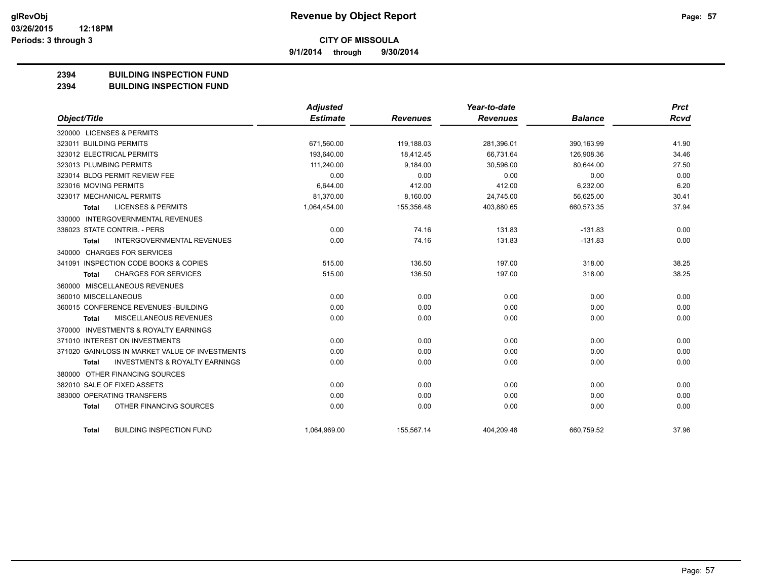glRevObj
03/26/2015 12:18PM
Periods: 3 through 3

# Revenue by Object Report

**CITY OF MISSOULA**

**9/1/2014 through 9/30/2014**

## 2394 BUILDING INSPECTION FUND
## 2394 BUILDING INSPECTION FUND

| Object/Title | Adjusted Estimate | Revenues | Year-to-date Revenues | Balance | Prct Rcvd |
|---|---|---|---|---|---|
| 320000 LICENSES & PERMITS | | | | | |
| 323011 BUILDING PERMITS | 671,560.00 | 119,188.03 | 281,396.01 | 390,163.99 | 41.90 |
| 323012 ELECTRICAL PERMITS | 193,640.00 | 18,412.45 | 66,731.64 | 126,908.36 | 34.46 |
| 323013 PLUMBING PERMITS | 111,240.00 | 9,184.00 | 30,596.00 | 80,644.00 | 27.50 |
| 323014 BLDG PERMIT REVIEW FEE | 0.00 | 0.00 | 0.00 | 0.00 | 0.00 |
| 323016 MOVING PERMITS | 6,644.00 | 412.00 | 412.00 | 6,232.00 | 6.20 |
| 323017 MECHANICAL PERMITS | 81,370.00 | 8,160.00 | 24,745.00 | 56,625.00 | 30.41 |
| Total LICENSES & PERMITS | 1,064,454.00 | 155,356.48 | 403,880.65 | 660,573.35 | 37.94 |
| 330000 INTERGOVERNMENTAL REVENUES | | | | | |
| 336023 STATE CONTRIB. - PERS | 0.00 | 74.16 | 131.83 | -131.83 | 0.00 |
| Total INTERGOVERNMENTAL REVENUES | 0.00 | 74.16 | 131.83 | -131.83 | 0.00 |
| 340000 CHARGES FOR SERVICES | | | | | |
| 341091 INSPECTION CODE BOOKS & COPIES | 515.00 | 136.50 | 197.00 | 318.00 | 38.25 |
| Total CHARGES FOR SERVICES | 515.00 | 136.50 | 197.00 | 318.00 | 38.25 |
| 360000 MISCELLANEOUS REVENUES | | | | | |
| 360010 MISCELLANEOUS | 0.00 | 0.00 | 0.00 | 0.00 | 0.00 |
| 360015 CONFERENCE REVENUES -BUILDING | 0.00 | 0.00 | 0.00 | 0.00 | 0.00 |
| Total MISCELLANEOUS REVENUES | 0.00 | 0.00 | 0.00 | 0.00 | 0.00 |
| 370000 INVESTMENTS & ROYALTY EARNINGS | | | | | |
| 371010 INTEREST ON INVESTMENTS | 0.00 | 0.00 | 0.00 | 0.00 | 0.00 |
| 371020 GAIN/LOSS IN MARKET VALUE OF INVESTMENTS | 0.00 | 0.00 | 0.00 | 0.00 | 0.00 |
| Total INVESTMENTS & ROYALTY EARNINGS | 0.00 | 0.00 | 0.00 | 0.00 | 0.00 |
| 380000 OTHER FINANCING SOURCES | | | | | |
| 382010 SALE OF FIXED ASSETS | 0.00 | 0.00 | 0.00 | 0.00 | 0.00 |
| 383000 OPERATING TRANSFERS | 0.00 | 0.00 | 0.00 | 0.00 | 0.00 |
| Total OTHER FINANCING SOURCES | 0.00 | 0.00 | 0.00 | 0.00 | 0.00 |
| Total BUILDING INSPECTION FUND | 1,064,969.00 | 155,567.14 | 404,209.48 | 660,759.52 | 37.96 |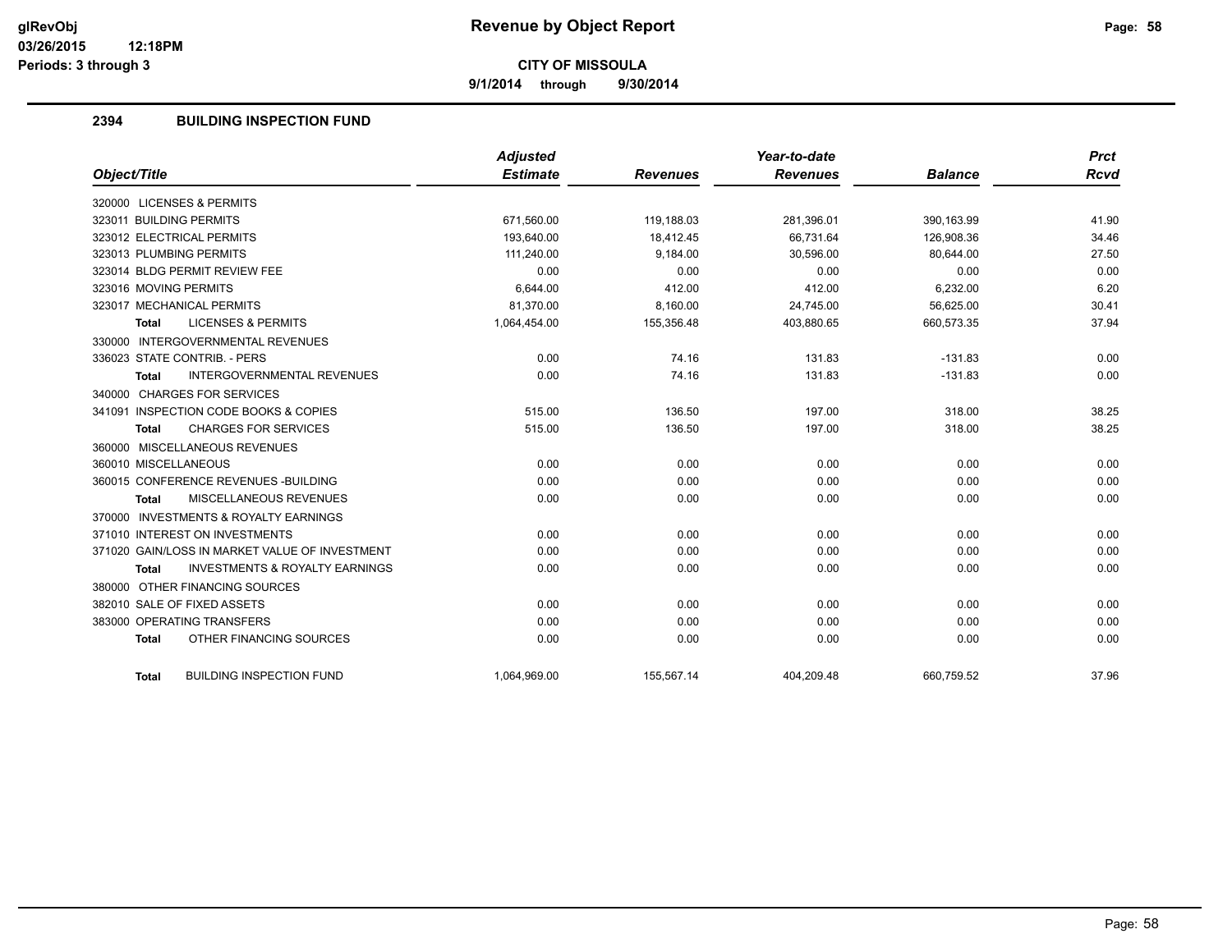# Revenue by Object Report

**CITY OF MISSOULA**

**9/1/2014 through 9/30/2014**

glRevObj
03/26/2015 12:18PM
Periods: 3 through 3

## 2394 BUILDING INSPECTION FUND

| Object/Title | Adjusted Estimate | Revenues | Year-to-date Revenues | Balance | Prct Rcvd |
|---|---|---|---|---|---|
| 320000 LICENSES & PERMITS | | | | | |
| 323011 BUILDING PERMITS | 671,560.00 | 119,188.03 | 281,396.01 | 390,163.99 | 41.90 |
| 323012 ELECTRICAL PERMITS | 193,640.00 | 18,412.45 | 66,731.64 | 126,908.36 | 34.46 |
| 323013 PLUMBING PERMITS | 111,240.00 | 9,184.00 | 30,596.00 | 80,644.00 | 27.50 |
| 323014 BLDG PERMIT REVIEW FEE | 0.00 | 0.00 | 0.00 | 0.00 | 0.00 |
| 323016 MOVING PERMITS | 6,644.00 | 412.00 | 412.00 | 6,232.00 | 6.20 |
| 323017 MECHANICAL PERMITS | 81,370.00 | 8,160.00 | 24,745.00 | 56,625.00 | 30.41 |
| **Total** LICENSES & PERMITS | 1,064,454.00 | 155,356.48 | 403,880.65 | 660,573.35 | 37.94 |
| 330000 INTERGOVERNMENTAL REVENUES | | | | | |
| 336023 STATE CONTRIB. - PERS | 0.00 | 74.16 | 131.83 | -131.83 | 0.00 |
| **Total** INTERGOVERNMENTAL REVENUES | 0.00 | 74.16 | 131.83 | -131.83 | 0.00 |
| 340000 CHARGES FOR SERVICES | | | | | |
| 341091 INSPECTION CODE BOOKS & COPIES | 515.00 | 136.50 | 197.00 | 318.00 | 38.25 |
| **Total** CHARGES FOR SERVICES | 515.00 | 136.50 | 197.00 | 318.00 | 38.25 |
| 360000 MISCELLANEOUS REVENUES | | | | | |
| 360010 MISCELLANEOUS | 0.00 | 0.00 | 0.00 | 0.00 | 0.00 |
| 360015 CONFERENCE REVENUES -BUILDING | 0.00 | 0.00 | 0.00 | 0.00 | 0.00 |
| **Total** MISCELLANEOUS REVENUES | 0.00 | 0.00 | 0.00 | 0.00 | 0.00 |
| 370000 INVESTMENTS & ROYALTY EARNINGS | | | | | |
| 371010 INTEREST ON INVESTMENTS | 0.00 | 0.00 | 0.00 | 0.00 | 0.00 |
| 371020 GAIN/LOSS IN MARKET VALUE OF INVESTMENT | 0.00 | 0.00 | 0.00 | 0.00 | 0.00 |
| **Total** INVESTMENTS & ROYALTY EARNINGS | 0.00 | 0.00 | 0.00 | 0.00 | 0.00 |
| 380000 OTHER FINANCING SOURCES | | | | | |
| 382010 SALE OF FIXED ASSETS | 0.00 | 0.00 | 0.00 | 0.00 | 0.00 |
| 383000 OPERATING TRANSFERS | 0.00 | 0.00 | 0.00 | 0.00 | 0.00 |
| **Total** OTHER FINANCING SOURCES | 0.00 | 0.00 | 0.00 | 0.00 | 0.00 |
| **Total** BUILDING INSPECTION FUND | 1,064,969.00 | 155,567.14 | 404,209.48 | 660,759.52 | 37.96 |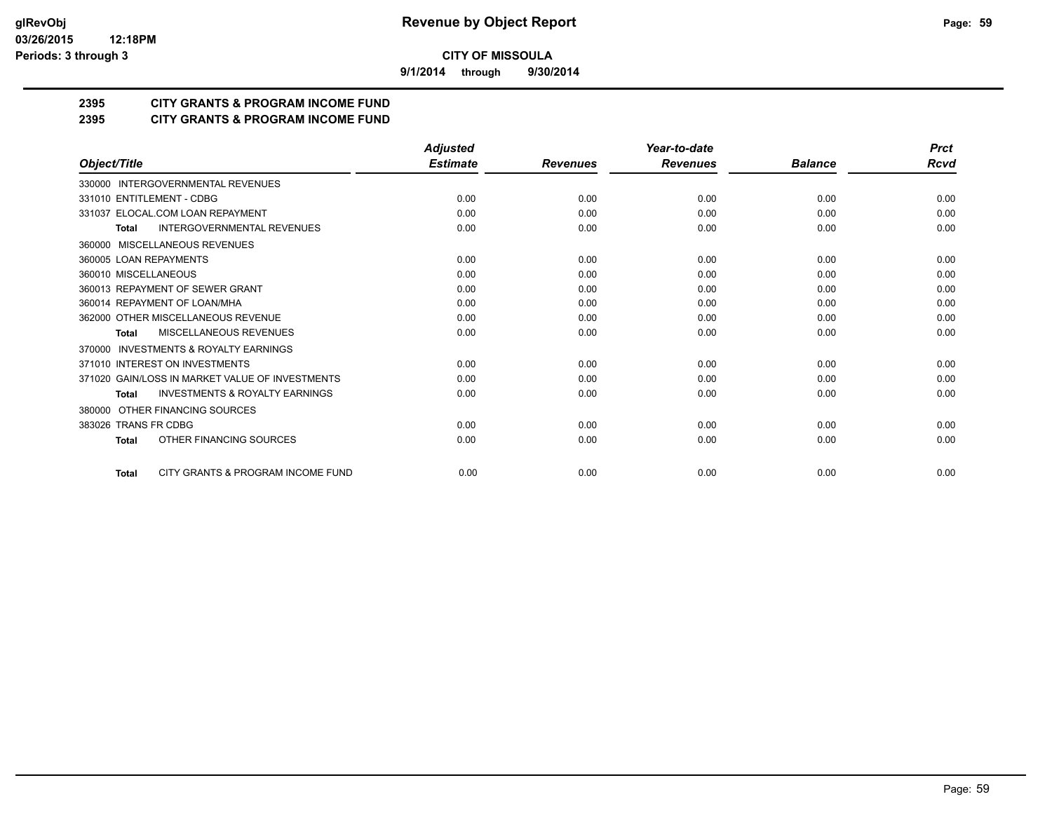**CITY OF MISSOULA**

**9/1/2014 through 9/30/2014**

# Revenue by Object Report

## 2395 CITY GRANTS & PROGRAM INCOME FUND
## 2395 CITY GRANTS & PROGRAM INCOME FUND

| Object/Title | Adjusted Estimate | Revenues | Year-to-date Revenues | Balance | Prct Rcvd |
|---|---|---|---|---|---|
| 330000 INTERGOVERNMENTAL REVENUES | | | | | |
| 331010 ENTITLEMENT - CDBG | 0.00 | 0.00 | 0.00 | 0.00 | 0.00 |
| 331037 ELOCAL.COM LOAN REPAYMENT | 0.00 | 0.00 | 0.00 | 0.00 | 0.00 |
| **Total** INTERGOVERNMENTAL REVENUES | 0.00 | 0.00 | 0.00 | 0.00 | 0.00 |
| 360000 MISCELLANEOUS REVENUES | | | | | |
| 360005 LOAN REPAYMENTS | 0.00 | 0.00 | 0.00 | 0.00 | 0.00 |
| 360010 MISCELLANEOUS | 0.00 | 0.00 | 0.00 | 0.00 | 0.00 |
| 360013 REPAYMENT OF SEWER GRANT | 0.00 | 0.00 | 0.00 | 0.00 | 0.00 |
| 360014 REPAYMENT OF LOAN/MHA | 0.00 | 0.00 | 0.00 | 0.00 | 0.00 |
| 362000 OTHER MISCELLANEOUS REVENUE | 0.00 | 0.00 | 0.00 | 0.00 | 0.00 |
| **Total** MISCELLANEOUS REVENUES | 0.00 | 0.00 | 0.00 | 0.00 | 0.00 |
| 370000 INVESTMENTS & ROYALTY EARNINGS | | | | | |
| 371010 INTEREST ON INVESTMENTS | 0.00 | 0.00 | 0.00 | 0.00 | 0.00 |
| 371020 GAIN/LOSS IN MARKET VALUE OF INVESTMENTS | 0.00 | 0.00 | 0.00 | 0.00 | 0.00 |
| **Total** INVESTMENTS & ROYALTY EARNINGS | 0.00 | 0.00 | 0.00 | 0.00 | 0.00 |
| 380000 OTHER FINANCING SOURCES | | | | | |
| 383026 TRANS FR CDBG | 0.00 | 0.00 | 0.00 | 0.00 | 0.00 |
| **Total** OTHER FINANCING SOURCES | 0.00 | 0.00 | 0.00 | 0.00 | 0.00 |
| **Total** CITY GRANTS & PROGRAM INCOME FUND | 0.00 | 0.00 | 0.00 | 0.00 | 0.00 |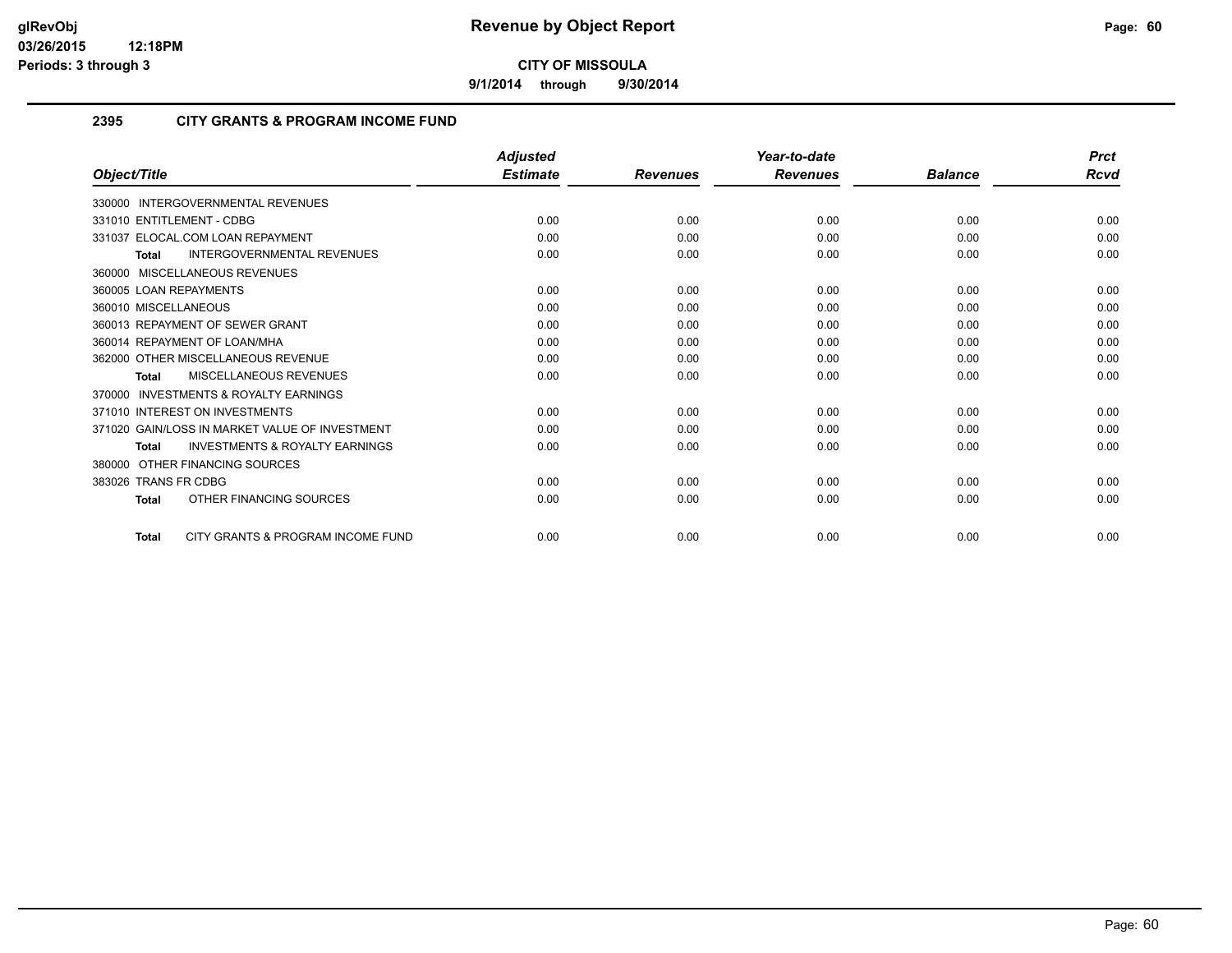**CITY OF MISSOULA**

**9/1/2014 through 9/30/2014**

## 2395 CITY GRANTS & PROGRAM INCOME FUND

| Object/Title | Adjusted Estimate | Revenues | Year-to-date Revenues | Balance | Prct Rcvd |
|---|---|---|---|---|---|
| 330000 INTERGOVERNMENTAL REVENUES | | | | | |
| 331010 ENTITLEMENT - CDBG | 0.00 | 0.00 | 0.00 | 0.00 | 0.00 |
| 331037 ELOCAL.COM LOAN REPAYMENT | 0.00 | 0.00 | 0.00 | 0.00 | 0.00 |
| **Total** INTERGOVERNMENTAL REVENUES | 0.00 | 0.00 | 0.00 | 0.00 | 0.00 |
| 360000 MISCELLANEOUS REVENUES | | | | | |
| 360005 LOAN REPAYMENTS | 0.00 | 0.00 | 0.00 | 0.00 | 0.00 |
| 360010 MISCELLANEOUS | 0.00 | 0.00 | 0.00 | 0.00 | 0.00 |
| 360013 REPAYMENT OF SEWER GRANT | 0.00 | 0.00 | 0.00 | 0.00 | 0.00 |
| 360014 REPAYMENT OF LOAN/MHA | 0.00 | 0.00 | 0.00 | 0.00 | 0.00 |
| 362000 OTHER MISCELLANEOUS REVENUE | 0.00 | 0.00 | 0.00 | 0.00 | 0.00 |
| **Total** MISCELLANEOUS REVENUES | 0.00 | 0.00 | 0.00 | 0.00 | 0.00 |
| 370000 INVESTMENTS & ROYALTY EARNINGS | | | | | |
| 371010 INTEREST ON INVESTMENTS | 0.00 | 0.00 | 0.00 | 0.00 | 0.00 |
| 371020 GAIN/LOSS IN MARKET VALUE OF INVESTMENT | 0.00 | 0.00 | 0.00 | 0.00 | 0.00 |
| **Total** INVESTMENTS & ROYALTY EARNINGS | 0.00 | 0.00 | 0.00 | 0.00 | 0.00 |
| 380000 OTHER FINANCING SOURCES | | | | | |
| 383026 TRANS FR CDBG | 0.00 | 0.00 | 0.00 | 0.00 | 0.00 |
| **Total** OTHER FINANCING SOURCES | 0.00 | 0.00 | 0.00 | 0.00 | 0.00 |
| **Total** CITY GRANTS & PROGRAM INCOME FUND | 0.00 | 0.00 | 0.00 | 0.00 | 0.00 |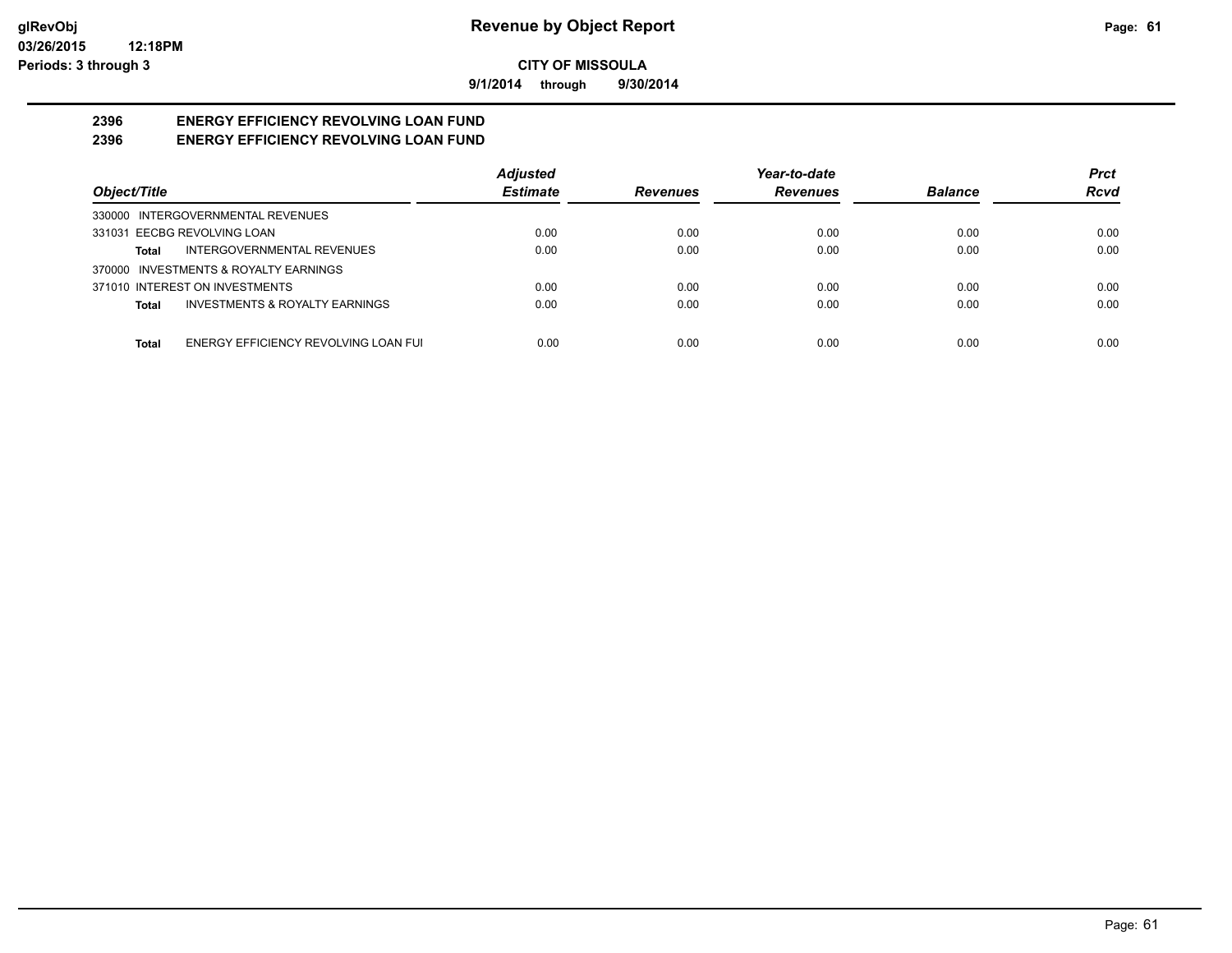**glRevObj**
**03/26/2015 12:18PM**
**Periods: 3 through 3**

# Revenue by Object Report

**CITY OF MISSOULA**

**9/1/2014 through 9/30/2014**

## 2396 ENERGY EFFICIENCY REVOLVING LOAN FUND
## 2396 ENERGY EFFICIENCY REVOLVING LOAN FUND

| *Object/Title* | *Adjusted Estimate* | *Revenues* | *Year-to-date Revenues* | *Balance* | *Prct Rcvd* |
|---|---|---|---|---|---|
| 330000 INTERGOVERNMENTAL REVENUES | | | | | |
| 331031 EECBG REVOLVING LOAN | 0.00 | 0.00 | 0.00 | 0.00 | 0.00 |
| **Total** INTERGOVERNMENTAL REVENUES | 0.00 | 0.00 | 0.00 | 0.00 | 0.00 |
| 370000 INVESTMENTS & ROYALTY EARNINGS | | | | | |
| 371010 INTEREST ON INVESTMENTS | 0.00 | 0.00 | 0.00 | 0.00 | 0.00 |
| **Total** INVESTMENTS & ROYALTY EARNINGS | 0.00 | 0.00 | 0.00 | 0.00 | 0.00 |
| **Total** ENERGY EFFICIENCY REVOLVING LOAN FUI | 0.00 | 0.00 | 0.00 | 0.00 | 0.00 |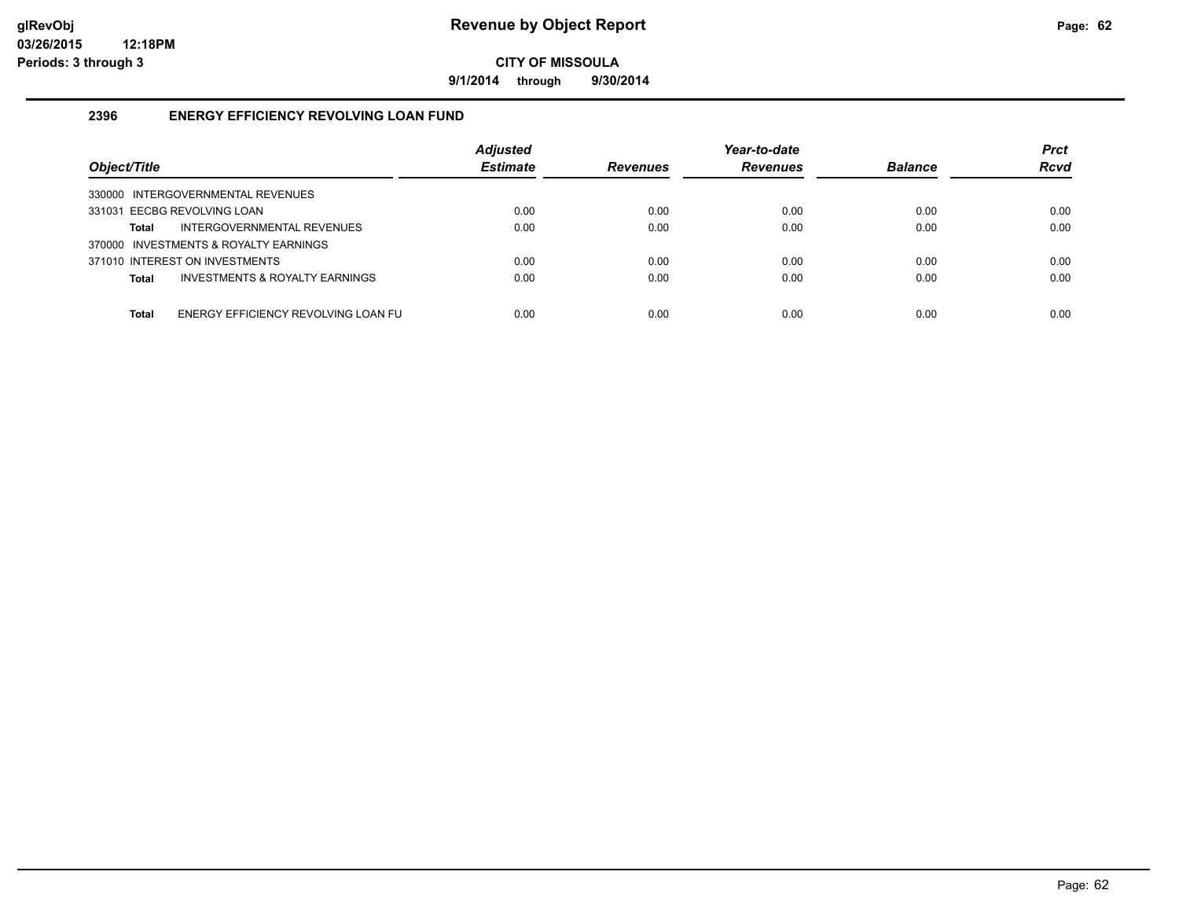glRevObj
03/26/2015 12:18PM
Periods: 3 through 3

# Revenue by Object Report

**CITY OF MISSOULA**

**9/1/2014 through 9/30/2014**

## 2396 ENERGY EFFICIENCY REVOLVING LOAN FUND

| Object/Title | Adjusted Estimate | Revenues | Year-to-date Revenues | Balance | Prct Rcvd |
|---|---|---|---|---|---|
| 330000 INTERGOVERNMENTAL REVENUES | | | | | |
| 331031 EECBG REVOLVING LOAN | 0.00 | 0.00 | 0.00 | 0.00 | 0.00 |
| **Total** INTERGOVERNMENTAL REVENUES | 0.00 | 0.00 | 0.00 | 0.00 | 0.00 |
| 370000 INVESTMENTS & ROYALTY EARNINGS | | | | | |
| 371010 INTEREST ON INVESTMENTS | 0.00 | 0.00 | 0.00 | 0.00 | 0.00 |
| **Total** INVESTMENTS & ROYALTY EARNINGS | 0.00 | 0.00 | 0.00 | 0.00 | 0.00 |
| **Total** ENERGY EFFICIENCY REVOLVING LOAN FU | 0.00 | 0.00 | 0.00 | 0.00 | 0.00 |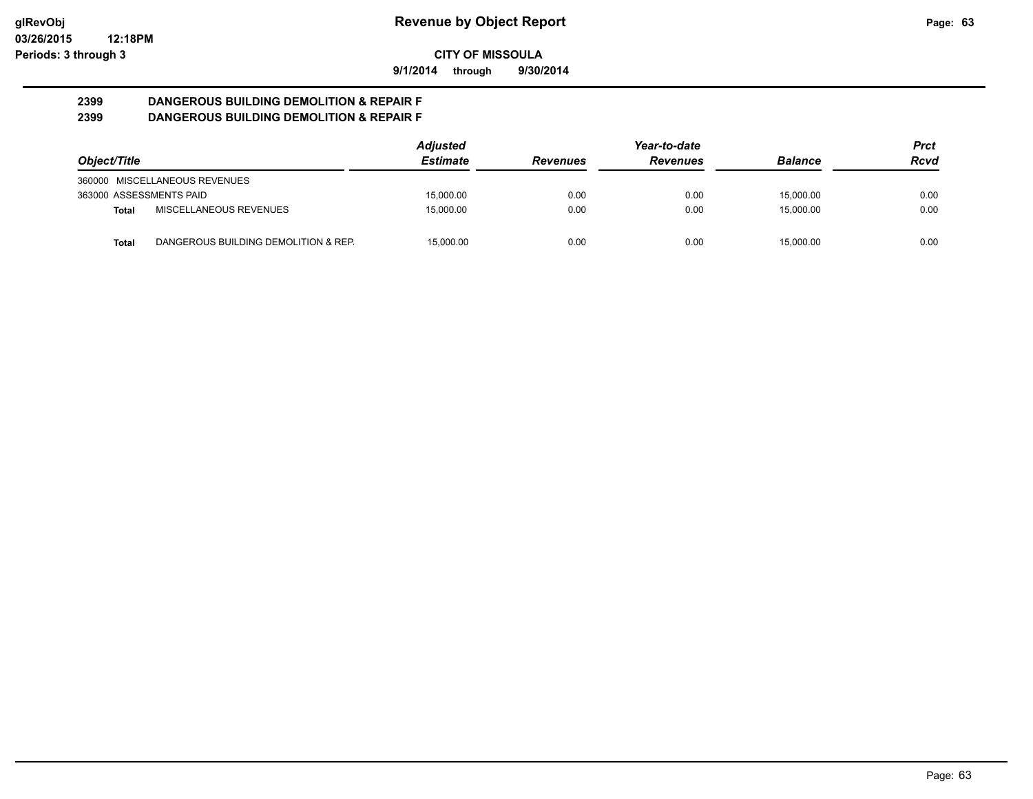# Revenue by Object Report

**CITY OF MISSOULA**

**9/1/2014 through 9/30/2014**

glRevObj
03/26/2015 12:18PM
Periods: 3 through 3

## 2399 DANGEROUS BUILDING DEMOLITION & REPAIR F
## 2399 DANGEROUS BUILDING DEMOLITION & REPAIR F

| Object/Title | | Adjusted Estimate | Revenues | Year-to-date Revenues | Balance | Prct Rcvd |
|---|---|---|---|---|---|---|
| 360000 MISCELLANEOUS REVENUES | | | | | | |
| 363000 ASSESSMENTS PAID | | 15,000.00 | 0.00 | 0.00 | 15,000.00 | 0.00 |
| **Total** | MISCELLANEOUS REVENUES | 15,000.00 | 0.00 | 0.00 | 15,000.00 | 0.00 |
| **Total** | DANGEROUS BUILDING DEMOLITION & REP. | 15,000.00 | 0.00 | 0.00 | 15,000.00 | 0.00 |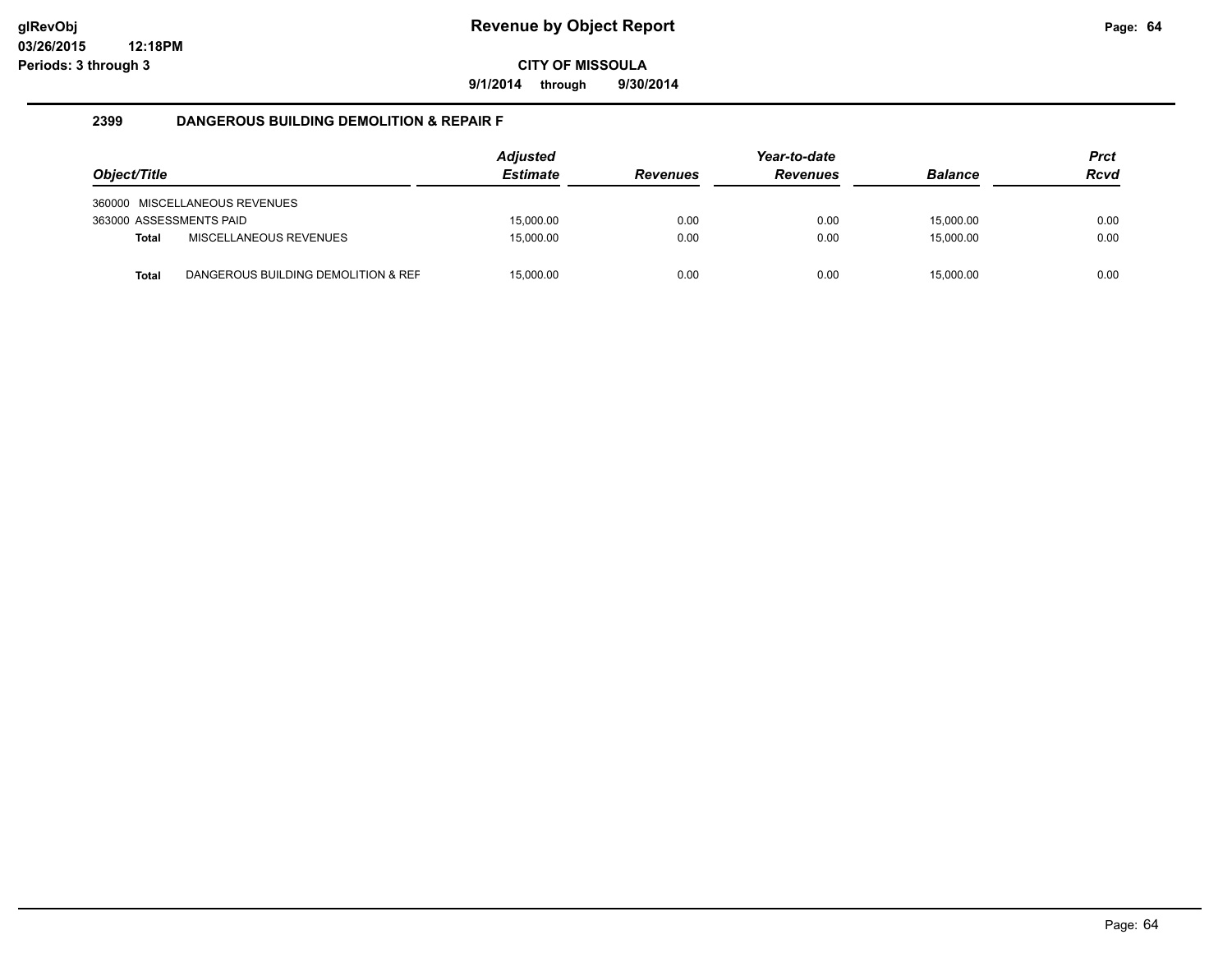# Revenue by Object Report

**CITY OF MISSOULA**

**9/1/2014 through 9/30/2014**

glRevObj
03/26/2015 12:18PM
Periods: 3 through 3

## 2399 DANGEROUS BUILDING DEMOLITION & REPAIR F

| Object/Title | Adjusted Estimate | Revenues | Year-to-date Revenues | Balance | Prct Rcvd |
|---|---|---|---|---|---|
| 360000 MISCELLANEOUS REVENUES | | | | | |
| 363000 ASSESSMENTS PAID | 15,000.00 | 0.00 | 0.00 | 15,000.00 | 0.00 |
| **Total** MISCELLANEOUS REVENUES | 15,000.00 | 0.00 | 0.00 | 15,000.00 | 0.00 |
| **Total** DANGEROUS BUILDING DEMOLITION & REF | 15,000.00 | 0.00 | 0.00 | 15,000.00 | 0.00 |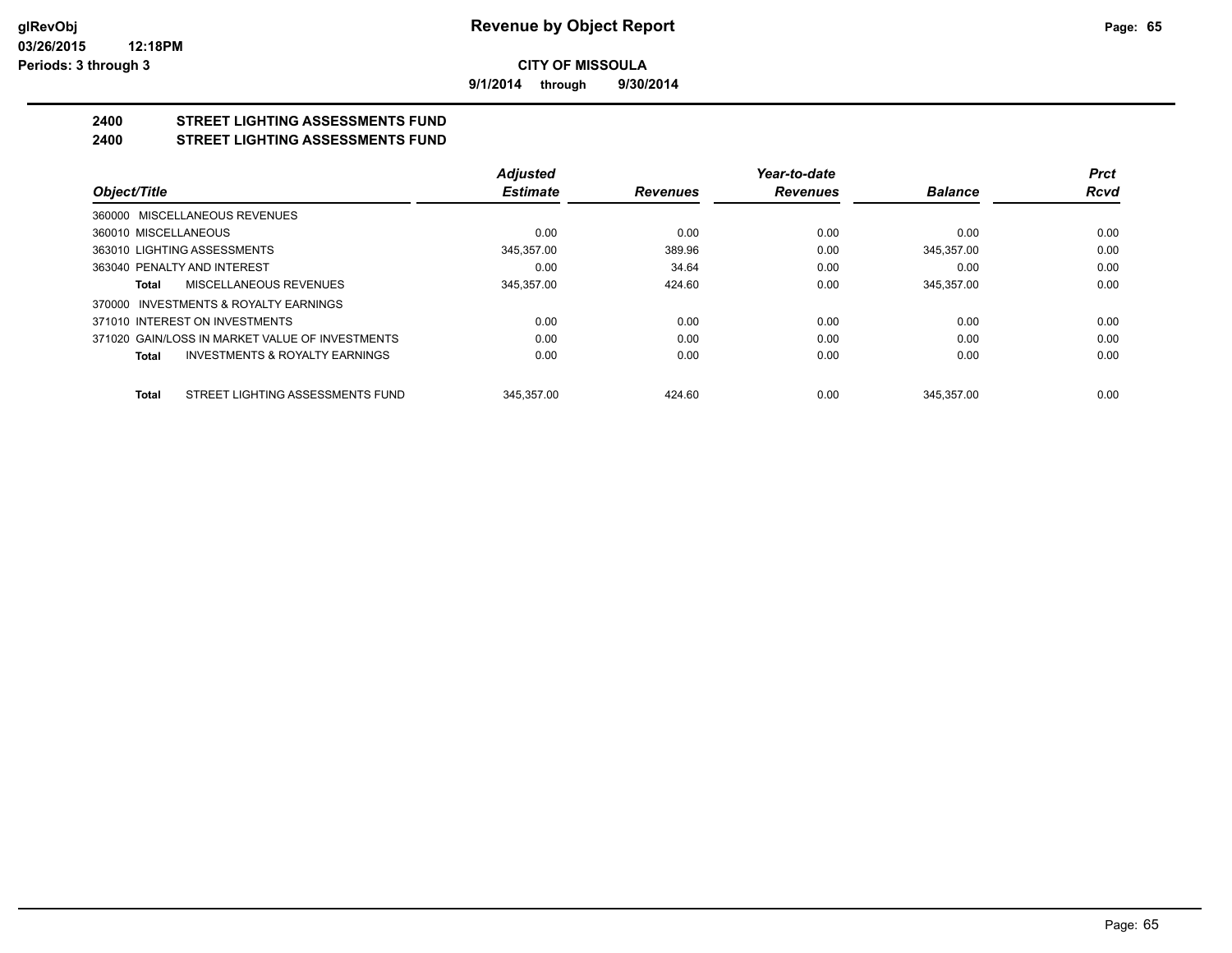**glRevObj** | **Revenue by Object Report**
**03/26/2015 12:18PM**
**Periods: 3 through 3**

**CITY OF MISSOULA**

**9/1/2014 through 9/30/2014**

## 2400 STREET LIGHTING ASSESSMENTS FUND
## 2400 STREET LIGHTING ASSESSMENTS FUND

| Object/Title | Adjusted Estimate | Revenues | Year-to-date Revenues | Balance | Prct Rcvd |
|---|---|---|---|---|---|
| 360000 MISCELLANEOUS REVENUES | | | | | |
| 360010 MISCELLANEOUS | 0.00 | 0.00 | 0.00 | 0.00 | 0.00 |
| 363010 LIGHTING ASSESSMENTS | 345,357.00 | 389.96 | 0.00 | 345,357.00 | 0.00 |
| 363040 PENALTY AND INTEREST | 0.00 | 34.64 | 0.00 | 0.00 | 0.00 |
| **Total** MISCELLANEOUS REVENUES | 345,357.00 | 424.60 | 0.00 | 345,357.00 | 0.00 |
| 370000 INVESTMENTS & ROYALTY EARNINGS | | | | | |
| 371010 INTEREST ON INVESTMENTS | 0.00 | 0.00 | 0.00 | 0.00 | 0.00 |
| 371020 GAIN/LOSS IN MARKET VALUE OF INVESTMENTS | 0.00 | 0.00 | 0.00 | 0.00 | 0.00 |
| **Total** INVESTMENTS & ROYALTY EARNINGS | 0.00 | 0.00 | 0.00 | 0.00 | 0.00 |
| **Total** STREET LIGHTING ASSESSMENTS FUND | 345,357.00 | 424.60 | 0.00 | 345,357.00 | 0.00 |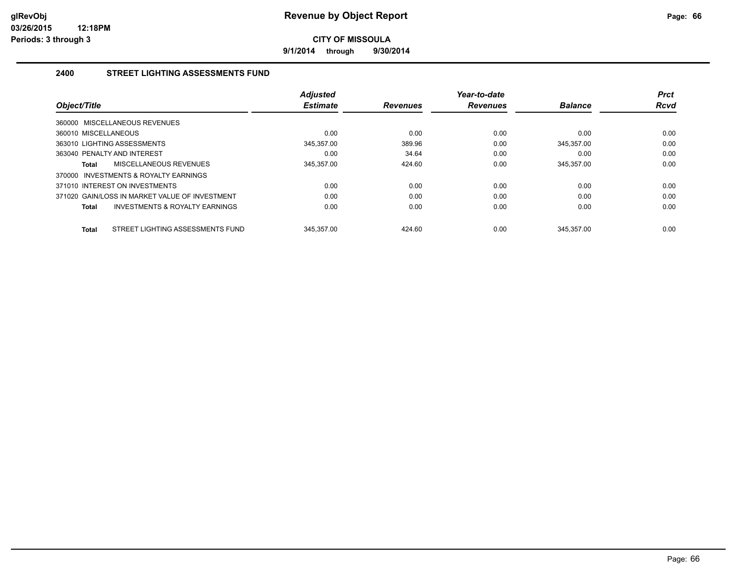# Revenue by Object Report

glRevObj
03/26/2015 12:18PM
Periods: 3 through 3

**CITY OF MISSOULA**

**9/1/2014 through 9/30/2014**

## 2400 STREET LIGHTING ASSESSMENTS FUND

| Object/Title | Adjusted Estimate | Revenues | Year-to-date Revenues | Balance | Prct Rcvd |
|---|---|---|---|---|---|
| 360000 MISCELLANEOUS REVENUES | | | | | |
| 360010 MISCELLANEOUS | 0.00 | 0.00 | 0.00 | 0.00 | 0.00 |
| 363010 LIGHTING ASSESSMENTS | 345,357.00 | 389.96 | 0.00 | 345,357.00 | 0.00 |
| 363040 PENALTY AND INTEREST | 0.00 | 34.64 | 0.00 | 0.00 | 0.00 |
| **Total** MISCELLANEOUS REVENUES | 345,357.00 | 424.60 | 0.00 | 345,357.00 | 0.00 |
| 370000 INVESTMENTS & ROYALTY EARNINGS | | | | | |
| 371010 INTEREST ON INVESTMENTS | 0.00 | 0.00 | 0.00 | 0.00 | 0.00 |
| 371020 GAIN/LOSS IN MARKET VALUE OF INVESTMENT | 0.00 | 0.00 | 0.00 | 0.00 | 0.00 |
| **Total** INVESTMENTS & ROYALTY EARNINGS | 0.00 | 0.00 | 0.00 | 0.00 | 0.00 |
| **Total** STREET LIGHTING ASSESSMENTS FUND | 345,357.00 | 424.60 | 0.00 | 345,357.00 | 0.00 |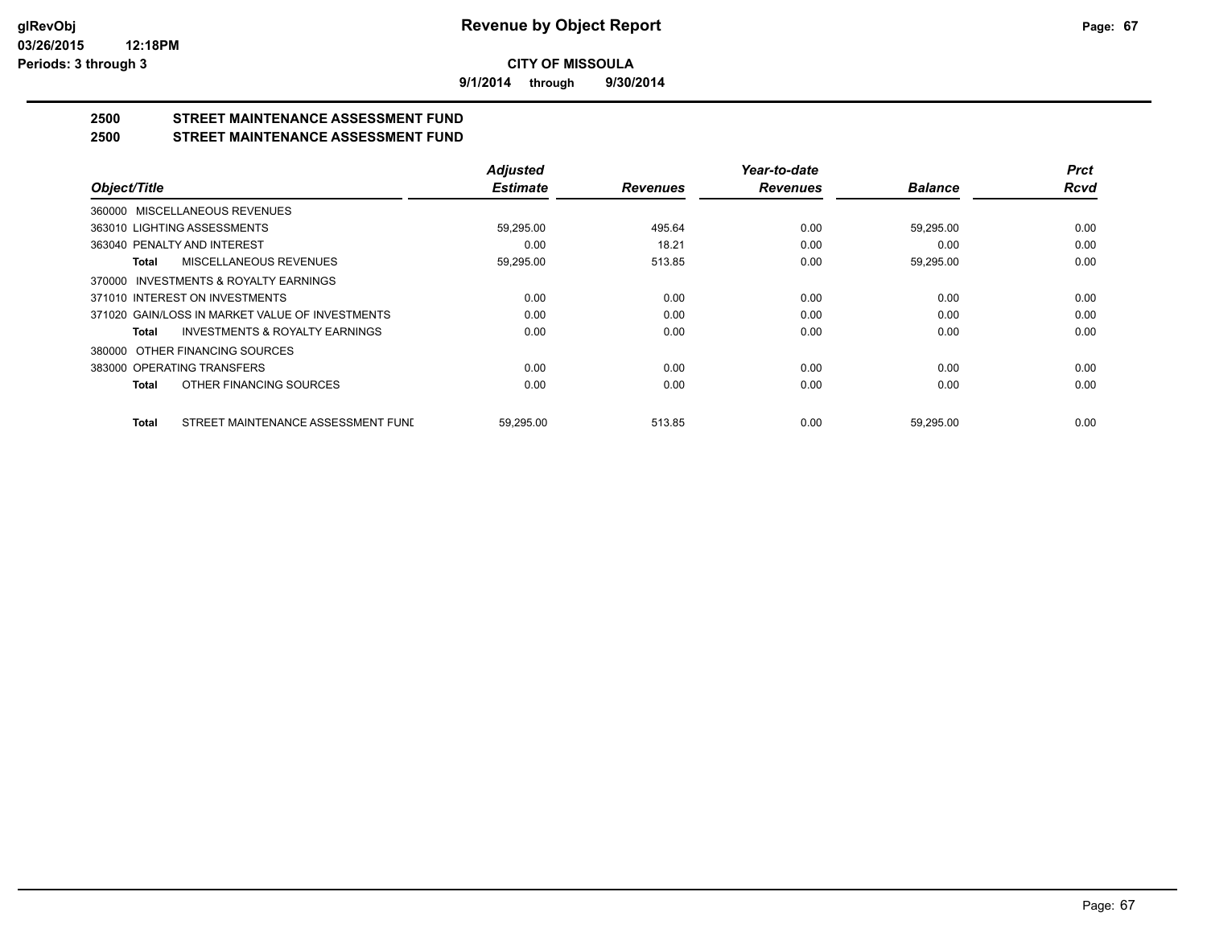**CITY OF MISSOULA**

**9/1/2014 through 9/30/2014**

## 2500 STREET MAINTENANCE ASSESSMENT FUND

## 2500 STREET MAINTENANCE ASSESSMENT FUND

| Object/Title | Adjusted Estimate | Revenues | Year-to-date Revenues | Balance | Prct Rcvd |
|---|---|---|---|---|---|
| 360000 MISCELLANEOUS REVENUES | | | | | |
| 363010 LIGHTING ASSESSMENTS | 59,295.00 | 495.64 | 0.00 | 59,295.00 | 0.00 |
| 363040 PENALTY AND INTEREST | 0.00 | 18.21 | 0.00 | 0.00 | 0.00 |
| **Total** MISCELLANEOUS REVENUES | 59,295.00 | 513.85 | 0.00 | 59,295.00 | 0.00 |
| 370000 INVESTMENTS & ROYALTY EARNINGS | | | | | |
| 371010 INTEREST ON INVESTMENTS | 0.00 | 0.00 | 0.00 | 0.00 | 0.00 |
| 371020 GAIN/LOSS IN MARKET VALUE OF INVESTMENTS | 0.00 | 0.00 | 0.00 | 0.00 | 0.00 |
| **Total** INVESTMENTS & ROYALTY EARNINGS | 0.00 | 0.00 | 0.00 | 0.00 | 0.00 |
| 380000 OTHER FINANCING SOURCES | | | | | |
| 383000 OPERATING TRANSFERS | 0.00 | 0.00 | 0.00 | 0.00 | 0.00 |
| **Total** OTHER FINANCING SOURCES | 0.00 | 0.00 | 0.00 | 0.00 | 0.00 |
| **Total** STREET MAINTENANCE ASSESSMENT FUNI | 59,295.00 | 513.85 | 0.00 | 59,295.00 | 0.00 |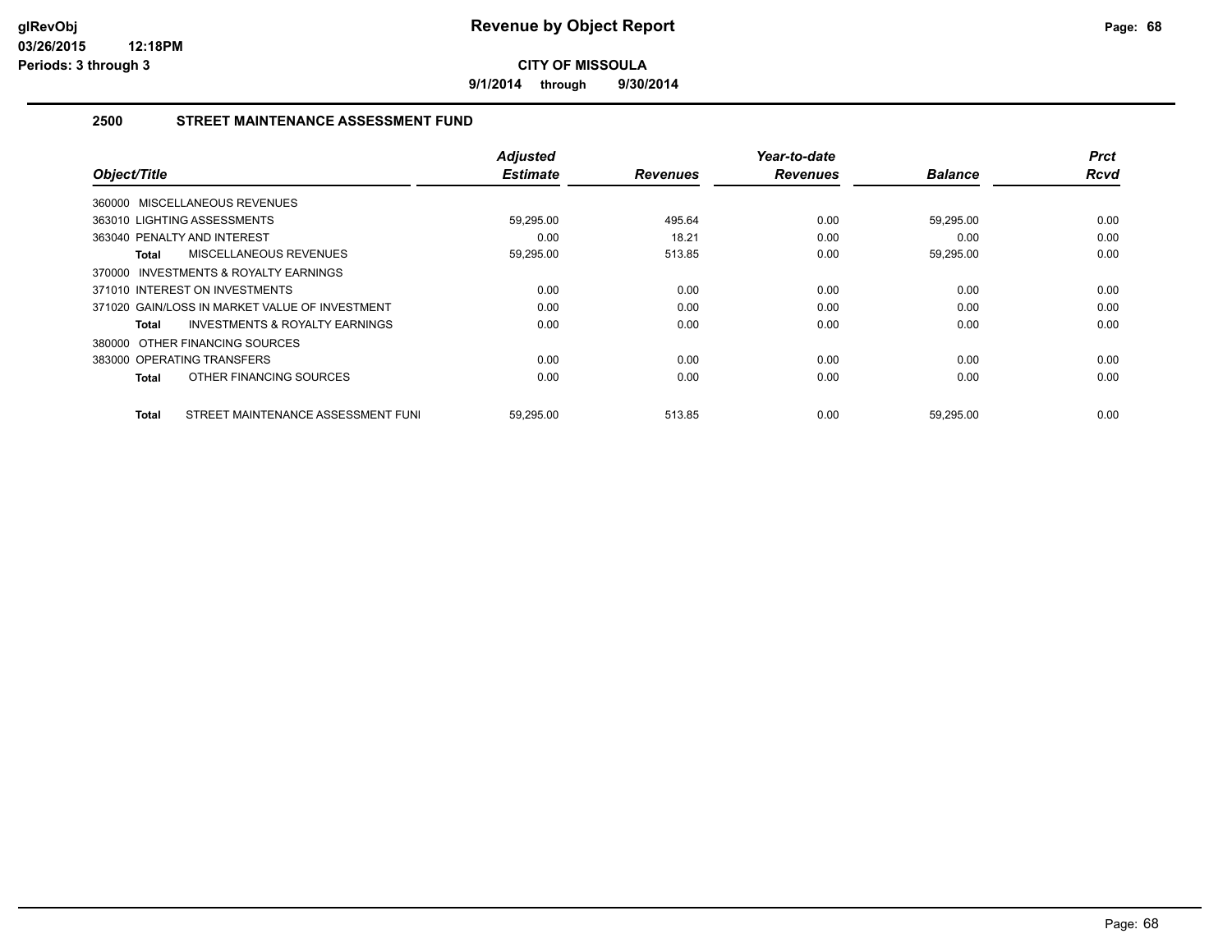**CITY OF MISSOULA**

**9/1/2014 through 9/30/2014**

## 2500 STREET MAINTENANCE ASSESSMENT FUND

| Object/Title | Adjusted Estimate | Revenues | Year-to-date Revenues | Balance | Prct Rcvd |
|---|---|---|---|---|---|
| 360000 MISCELLANEOUS REVENUES | | | | | |
| 363010 LIGHTING ASSESSMENTS | 59,295.00 | 495.64 | 0.00 | 59,295.00 | 0.00 |
| 363040 PENALTY AND INTEREST | 0.00 | 18.21 | 0.00 | 0.00 | 0.00 |
| **Total** MISCELLANEOUS REVENUES | 59,295.00 | 513.85 | 0.00 | 59,295.00 | 0.00 |
| 370000 INVESTMENTS & ROYALTY EARNINGS | | | | | |
| 371010 INTEREST ON INVESTMENTS | 0.00 | 0.00 | 0.00 | 0.00 | 0.00 |
| 371020 GAIN/LOSS IN MARKET VALUE OF INVESTMENT | 0.00 | 0.00 | 0.00 | 0.00 | 0.00 |
| **Total** INVESTMENTS & ROYALTY EARNINGS | 0.00 | 0.00 | 0.00 | 0.00 | 0.00 |
| 380000 OTHER FINANCING SOURCES | | | | | |
| 383000 OPERATING TRANSFERS | 0.00 | 0.00 | 0.00 | 0.00 | 0.00 |
| **Total** OTHER FINANCING SOURCES | 0.00 | 0.00 | 0.00 | 0.00 | 0.00 |
| **Total** STREET MAINTENANCE ASSESSMENT FUNI | 59,295.00 | 513.85 | 0.00 | 59,295.00 | 0.00 |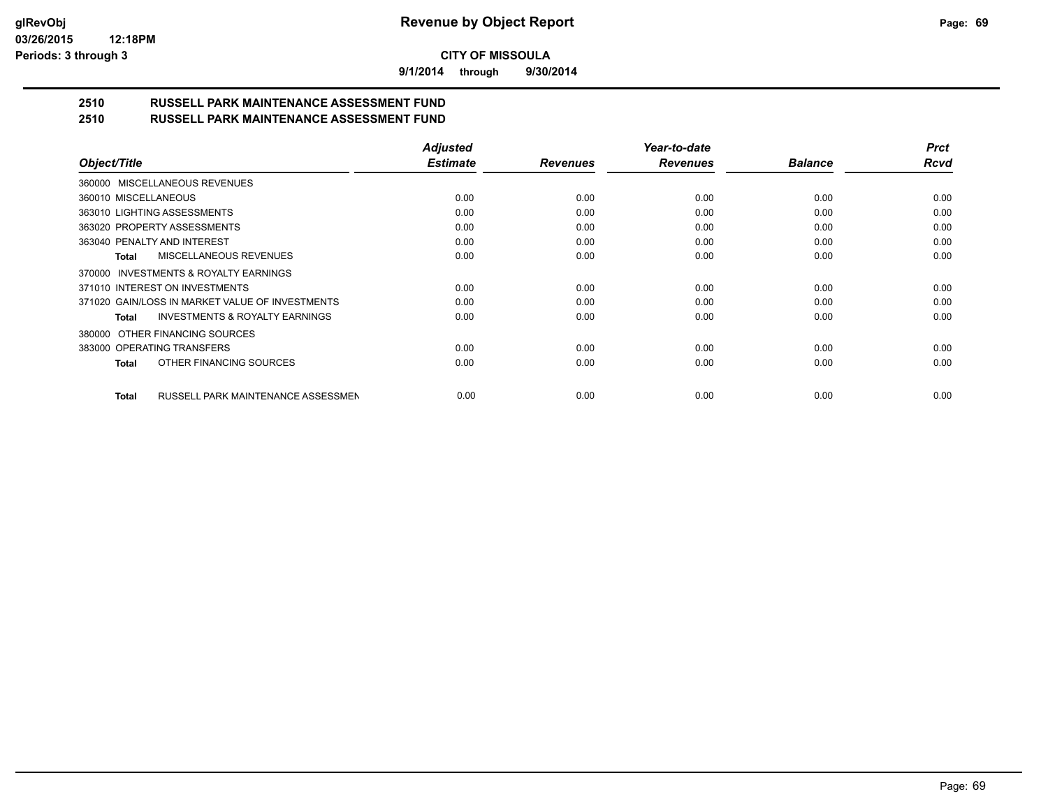**CITY OF MISSOULA**

**9/1/2014 through 9/30/2014**

## 2510 RUSSELL PARK MAINTENANCE ASSESSMENT FUND
## 2510 RUSSELL PARK MAINTENANCE ASSESSMENT FUND

| Object/Title | Adjusted Estimate | Revenues | Year-to-date Revenues | Balance | Prct Rcvd |
|---|---|---|---|---|---|
| 360000 MISCELLANEOUS REVENUES | | | | | |
| 360010 MISCELLANEOUS | 0.00 | 0.00 | 0.00 | 0.00 | 0.00 |
| 363010 LIGHTING ASSESSMENTS | 0.00 | 0.00 | 0.00 | 0.00 | 0.00 |
| 363020 PROPERTY ASSESSMENTS | 0.00 | 0.00 | 0.00 | 0.00 | 0.00 |
| 363040 PENALTY AND INTEREST | 0.00 | 0.00 | 0.00 | 0.00 | 0.00 |
| **Total** MISCELLANEOUS REVENUES | 0.00 | 0.00 | 0.00 | 0.00 | 0.00 |
| 370000 INVESTMENTS & ROYALTY EARNINGS | | | | | |
| 371010 INTEREST ON INVESTMENTS | 0.00 | 0.00 | 0.00 | 0.00 | 0.00 |
| 371020 GAIN/LOSS IN MARKET VALUE OF INVESTMENTS | 0.00 | 0.00 | 0.00 | 0.00 | 0.00 |
| **Total** INVESTMENTS & ROYALTY EARNINGS | 0.00 | 0.00 | 0.00 | 0.00 | 0.00 |
| 380000 OTHER FINANCING SOURCES | | | | | |
| 383000 OPERATING TRANSFERS | 0.00 | 0.00 | 0.00 | 0.00 | 0.00 |
| **Total** OTHER FINANCING SOURCES | 0.00 | 0.00 | 0.00 | 0.00 | 0.00 |
| **Total** RUSSELL PARK MAINTENANCE ASSESSMEN | 0.00 | 0.00 | 0.00 | 0.00 | 0.00 |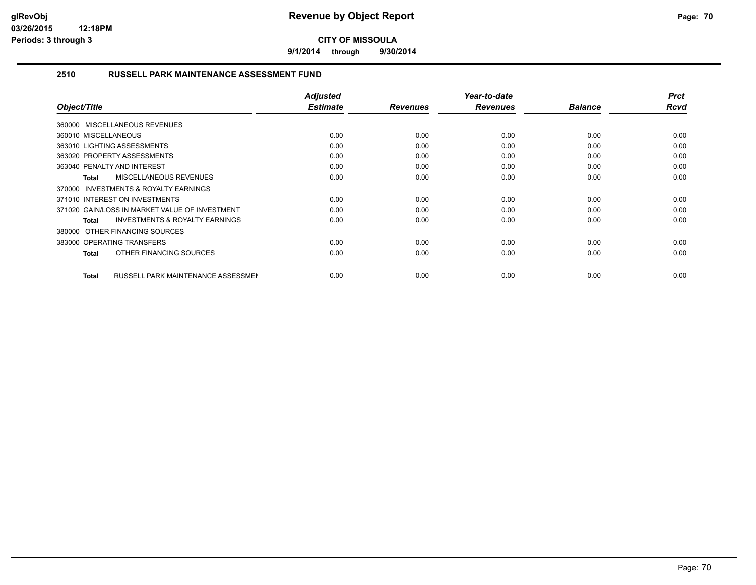**CITY OF MISSOULA**

**9/1/2014 through 9/30/2014**

## 2510 RUSSELL PARK MAINTENANCE ASSESSMENT FUND

| Object/Title | Adjusted Estimate | Revenues | Year-to-date Revenues | Balance | Prct Rcvd |
|---|---|---|---|---|---|
| 360000 MISCELLANEOUS REVENUES | | | | | |
| 360010 MISCELLANEOUS | 0.00 | 0.00 | 0.00 | 0.00 | 0.00 |
| 363010 LIGHTING ASSESSMENTS | 0.00 | 0.00 | 0.00 | 0.00 | 0.00 |
| 363020 PROPERTY ASSESSMENTS | 0.00 | 0.00 | 0.00 | 0.00 | 0.00 |
| 363040 PENALTY AND INTEREST | 0.00 | 0.00 | 0.00 | 0.00 | 0.00 |
| **Total** MISCELLANEOUS REVENUES | 0.00 | 0.00 | 0.00 | 0.00 | 0.00 |
| 370000 INVESTMENTS & ROYALTY EARNINGS | | | | | |
| 371010 INTEREST ON INVESTMENTS | 0.00 | 0.00 | 0.00 | 0.00 | 0.00 |
| 371020 GAIN/LOSS IN MARKET VALUE OF INVESTMENT | 0.00 | 0.00 | 0.00 | 0.00 | 0.00 |
| **Total** INVESTMENTS & ROYALTY EARNINGS | 0.00 | 0.00 | 0.00 | 0.00 | 0.00 |
| 380000 OTHER FINANCING SOURCES | | | | | |
| 383000 OPERATING TRANSFERS | 0.00 | 0.00 | 0.00 | 0.00 | 0.00 |
| **Total** OTHER FINANCING SOURCES | 0.00 | 0.00 | 0.00 | 0.00 | 0.00 |
| **Total** RUSSELL PARK MAINTENANCE ASSESSMEI | 0.00 | 0.00 | 0.00 | 0.00 | 0.00 |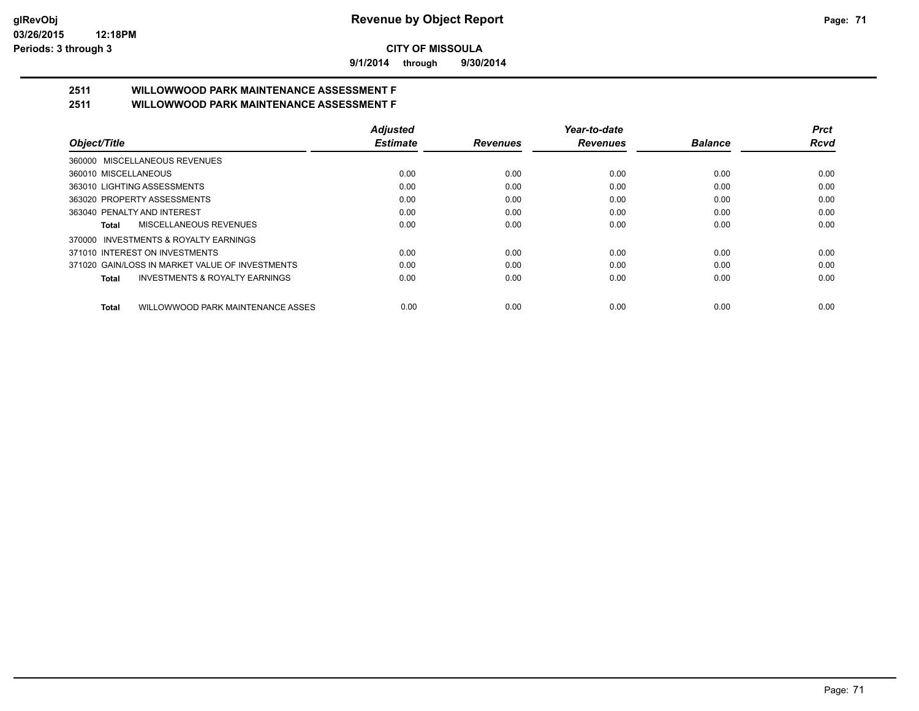**Revenue by Object Report**

**CITY OF MISSOULA**

**9/1/2014 through 9/30/2014**

**2511 WILLOWWOOD PARK MAINTENANCE ASSESSMENT F**

**2511 WILLOWWOOD PARK MAINTENANCE ASSESSMENT F**

| Object/Title | Adjusted Estimate | Revenues | Year-to-date Revenues | Balance | Prct Rcvd |
|---|---|---|---|---|---|
| 360000 MISCELLANEOUS REVENUES | | | | | |
| 360010 MISCELLANEOUS | 0.00 | 0.00 | 0.00 | 0.00 | 0.00 |
| 363010 LIGHTING ASSESSMENTS | 0.00 | 0.00 | 0.00 | 0.00 | 0.00 |
| 363020 PROPERTY ASSESSMENTS | 0.00 | 0.00 | 0.00 | 0.00 | 0.00 |
| 363040 PENALTY AND INTEREST | 0.00 | 0.00 | 0.00 | 0.00 | 0.00 |
| **Total** MISCELLANEOUS REVENUES | 0.00 | 0.00 | 0.00 | 0.00 | 0.00 |
| 370000 INVESTMENTS & ROYALTY EARNINGS | | | | | |
| 371010 INTEREST ON INVESTMENTS | 0.00 | 0.00 | 0.00 | 0.00 | 0.00 |
| 371020 GAIN/LOSS IN MARKET VALUE OF INVESTMENTS | 0.00 | 0.00 | 0.00 | 0.00 | 0.00 |
| **Total** INVESTMENTS & ROYALTY EARNINGS | 0.00 | 0.00 | 0.00 | 0.00 | 0.00 |
| **Total** WILLOWWOOD PARK MAINTENANCE ASSES | 0.00 | 0.00 | 0.00 | 0.00 | 0.00 |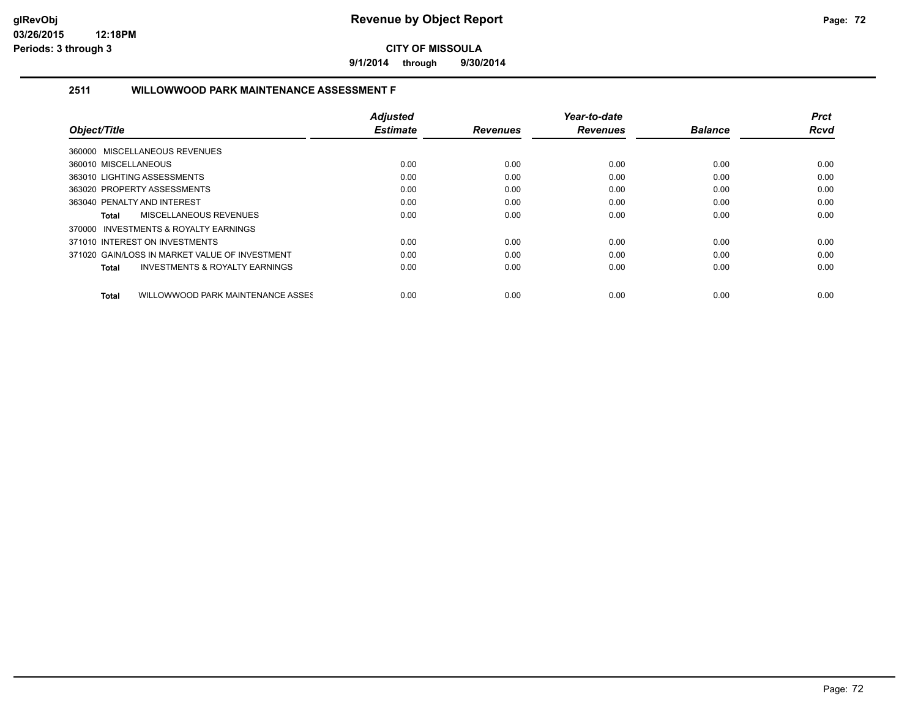**glRevObj** **Revenue by Object Report**
**03/26/2015 12:18PM**
**Periods: 3 through 3**

**CITY OF MISSOULA**

**9/1/2014 through 9/30/2014**

## 2511 WILLOWWOOD PARK MAINTENANCE ASSESSMENT F

| Object/Title | Adjusted Estimate | Revenues | Year-to-date Revenues | Balance | Prct Rcvd |
|---|---|---|---|---|---|
| 360000 MISCELLANEOUS REVENUES | | | | | |
| 360010 MISCELLANEOUS | 0.00 | 0.00 | 0.00 | 0.00 | 0.00 |
| 363010 LIGHTING ASSESSMENTS | 0.00 | 0.00 | 0.00 | 0.00 | 0.00 |
| 363020 PROPERTY ASSESSMENTS | 0.00 | 0.00 | 0.00 | 0.00 | 0.00 |
| 363040 PENALTY AND INTEREST | 0.00 | 0.00 | 0.00 | 0.00 | 0.00 |
| **Total** MISCELLANEOUS REVENUES | 0.00 | 0.00 | 0.00 | 0.00 | 0.00 |
| 370000 INVESTMENTS & ROYALTY EARNINGS | | | | | |
| 371010 INTEREST ON INVESTMENTS | 0.00 | 0.00 | 0.00 | 0.00 | 0.00 |
| 371020 GAIN/LOSS IN MARKET VALUE OF INVESTMENT | 0.00 | 0.00 | 0.00 | 0.00 | 0.00 |
| **Total** INVESTMENTS & ROYALTY EARNINGS | 0.00 | 0.00 | 0.00 | 0.00 | 0.00 |
| **Total** WILLOWWOOD PARK MAINTENANCE ASSES | 0.00 | 0.00 | 0.00 | 0.00 | 0.00 |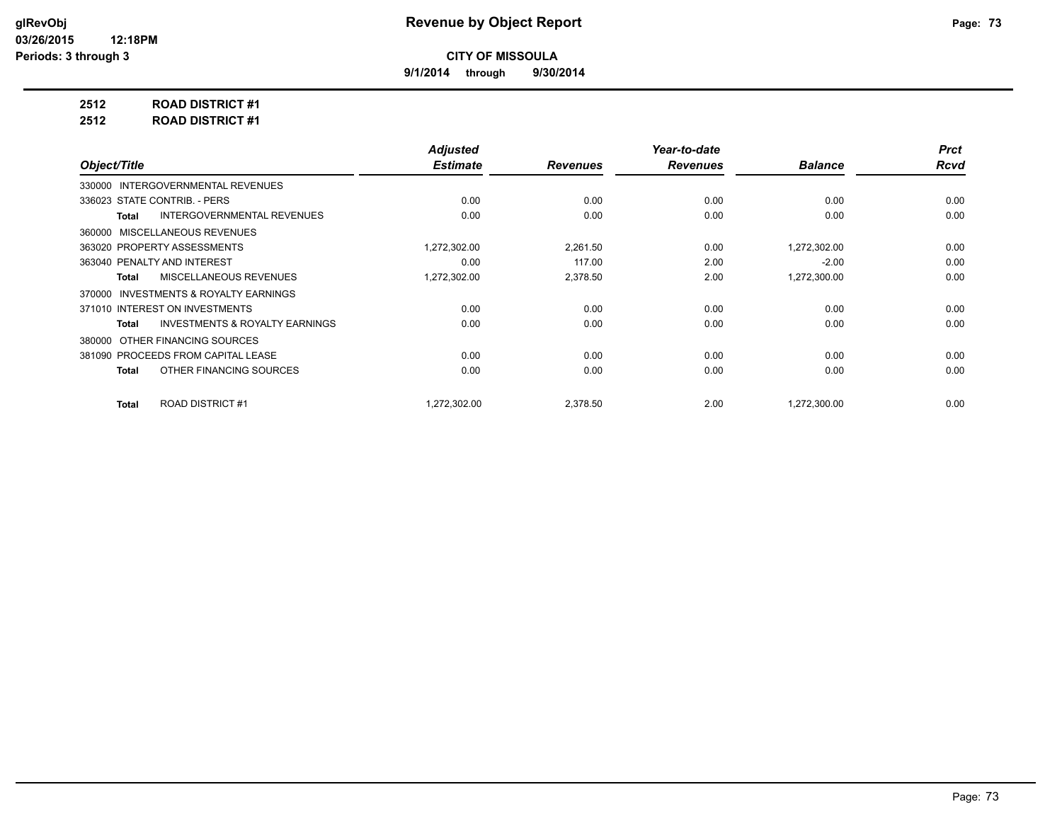# Revenue by Object Report

**glRevObj**
**03/26/2015 12:18PM**
**Periods: 3 through 3**

**CITY OF MISSOULA**

**9/1/2014 through 9/30/2014**

**2512 ROAD DISTRICT #1**
**2512 ROAD DISTRICT #1**

| Object/Title | Adjusted Estimate | Revenues | Year-to-date Revenues | Balance | Prct Rcvd |
|---|---|---|---|---|---|
| 330000 INTERGOVERNMENTAL REVENUES | | | | | |
| 336023 STATE CONTRIB. - PERS | 0.00 | 0.00 | 0.00 | 0.00 | 0.00 |
| **Total** INTERGOVERNMENTAL REVENUES | 0.00 | 0.00 | 0.00 | 0.00 | 0.00 |
| 360000 MISCELLANEOUS REVENUES | | | | | |
| 363020 PROPERTY ASSESSMENTS | 1,272,302.00 | 2,261.50 | 0.00 | 1,272,302.00 | 0.00 |
| 363040 PENALTY AND INTEREST | 0.00 | 117.00 | 2.00 | -2.00 | 0.00 |
| **Total** MISCELLANEOUS REVENUES | 1,272,302.00 | 2,378.50 | 2.00 | 1,272,300.00 | 0.00 |
| 370000 INVESTMENTS & ROYALTY EARNINGS | | | | | |
| 371010 INTEREST ON INVESTMENTS | 0.00 | 0.00 | 0.00 | 0.00 | 0.00 |
| **Total** INVESTMENTS & ROYALTY EARNINGS | 0.00 | 0.00 | 0.00 | 0.00 | 0.00 |
| 380000 OTHER FINANCING SOURCES | | | | | |
| 381090 PROCEEDS FROM CAPITAL LEASE | 0.00 | 0.00 | 0.00 | 0.00 | 0.00 |
| **Total** OTHER FINANCING SOURCES | 0.00 | 0.00 | 0.00 | 0.00 | 0.00 |
| **Total** ROAD DISTRICT #1 | 1,272,302.00 | 2,378.50 | 2.00 | 1,272,300.00 | 0.00 |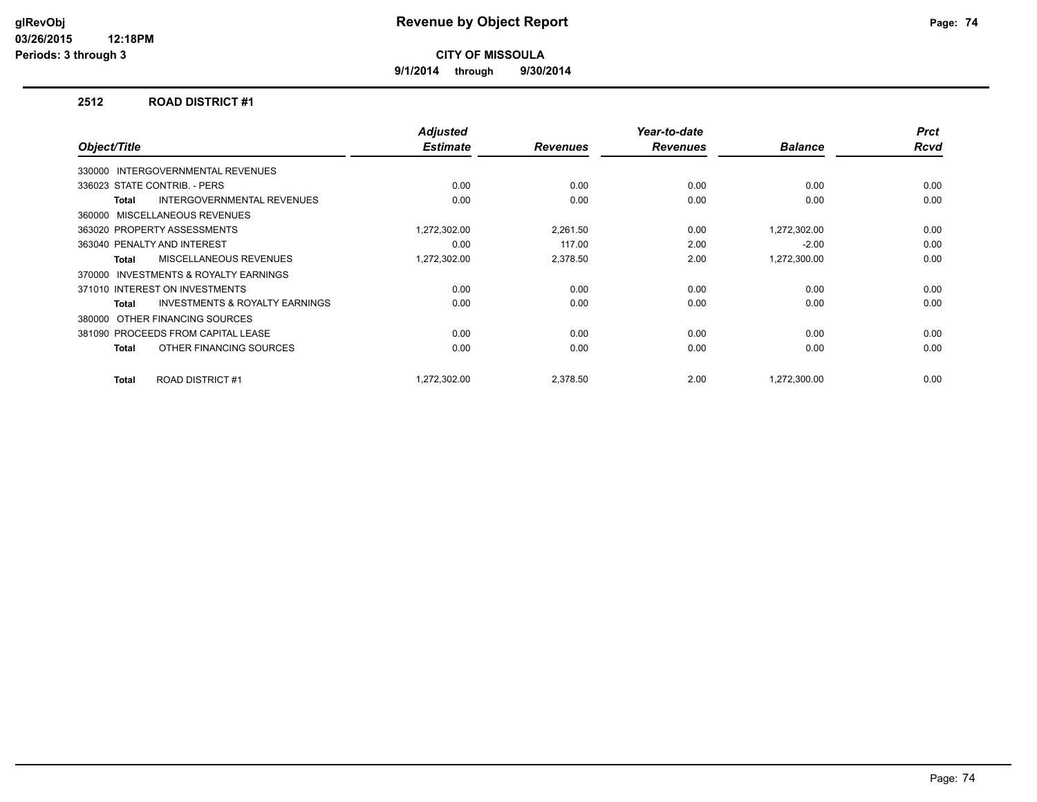**glRevObj**
**03/26/2015 12:18PM**
**Periods: 3 through 3**

# Revenue by Object Report

**CITY OF MISSOULA**

**9/1/2014 through 9/30/2014**

## 2512 ROAD DISTRICT #1

| *Object/Title* | *Adjusted Estimate* | *Revenues* | *Year-to-date Revenues* | *Balance* | *Prct Rcvd* |
|---|---|---|---|---|---|
| 330000 INTERGOVERNMENTAL REVENUES | | | | | |
| 336023 STATE CONTRIB. - PERS | 0.00 | 0.00 | 0.00 | 0.00 | 0.00 |
| **Total** INTERGOVERNMENTAL REVENUES | 0.00 | 0.00 | 0.00 | 0.00 | 0.00 |
| 360000 MISCELLANEOUS REVENUES | | | | | |
| 363020 PROPERTY ASSESSMENTS | 1,272,302.00 | 2,261.50 | 0.00 | 1,272,302.00 | 0.00 |
| 363040 PENALTY AND INTEREST | 0.00 | 117.00 | 2.00 | -2.00 | 0.00 |
| **Total** MISCELLANEOUS REVENUES | 1,272,302.00 | 2,378.50 | 2.00 | 1,272,300.00 | 0.00 |
| 370000 INVESTMENTS & ROYALTY EARNINGS | | | | | |
| 371010 INTEREST ON INVESTMENTS | 0.00 | 0.00 | 0.00 | 0.00 | 0.00 |
| **Total** INVESTMENTS & ROYALTY EARNINGS | 0.00 | 0.00 | 0.00 | 0.00 | 0.00 |
| 380000 OTHER FINANCING SOURCES | | | | | |
| 381090 PROCEEDS FROM CAPITAL LEASE | 0.00 | 0.00 | 0.00 | 0.00 | 0.00 |
| **Total** OTHER FINANCING SOURCES | 0.00 | 0.00 | 0.00 | 0.00 | 0.00 |
| **Total** ROAD DISTRICT #1 | 1,272,302.00 | 2,378.50 | 2.00 | 1,272,300.00 | 0.00 |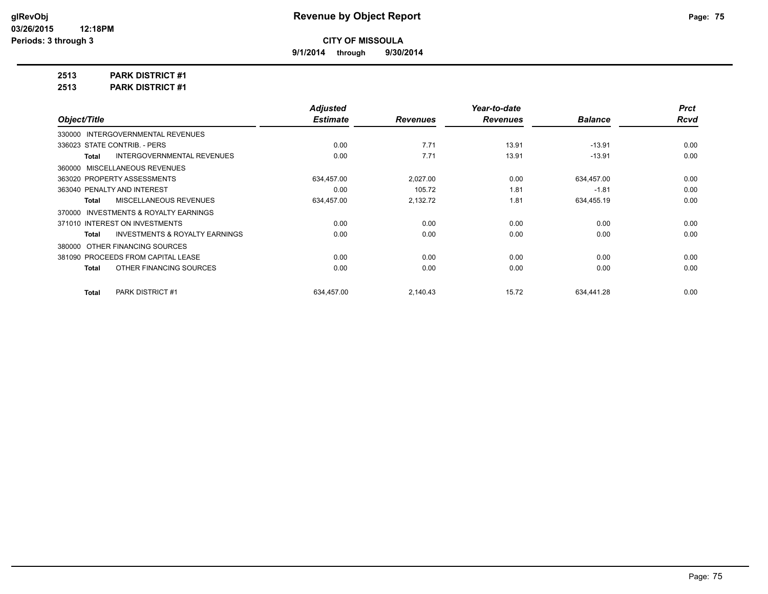glRevObj
03/26/2015 12:18PM
Periods: 3 through 3

# Revenue by Object Report

## CITY OF MISSOULA

9/1/2014 through 9/30/2014

**2513 PARK DISTRICT #1**
**2513 PARK DISTRICT #1**

| Object/Title | Adjusted Estimate | Revenues | Year-to-date Revenues | Balance | Prct Rcvd |
|---|---|---|---|---|---|
| 330000 INTERGOVERNMENTAL REVENUES | | | | | |
| 336023 STATE CONTRIB. - PERS | 0.00 | 7.71 | 13.91 | -13.91 | 0.00 |
| **Total** INTERGOVERNMENTAL REVENUES | 0.00 | 7.71 | 13.91 | -13.91 | 0.00 |
| 360000 MISCELLANEOUS REVENUES | | | | | |
| 363020 PROPERTY ASSESSMENTS | 634,457.00 | 2,027.00 | 0.00 | 634,457.00 | 0.00 |
| 363040 PENALTY AND INTEREST | 0.00 | 105.72 | 1.81 | -1.81 | 0.00 |
| **Total** MISCELLANEOUS REVENUES | 634,457.00 | 2,132.72 | 1.81 | 634,455.19 | 0.00 |
| 370000 INVESTMENTS & ROYALTY EARNINGS | | | | | |
| 371010 INTEREST ON INVESTMENTS | 0.00 | 0.00 | 0.00 | 0.00 | 0.00 |
| **Total** INVESTMENTS & ROYALTY EARNINGS | 0.00 | 0.00 | 0.00 | 0.00 | 0.00 |
| 380000 OTHER FINANCING SOURCES | | | | | |
| 381090 PROCEEDS FROM CAPITAL LEASE | 0.00 | 0.00 | 0.00 | 0.00 | 0.00 |
| **Total** OTHER FINANCING SOURCES | 0.00 | 0.00 | 0.00 | 0.00 | 0.00 |
| **Total** PARK DISTRICT #1 | 634,457.00 | 2,140.43 | 15.72 | 634,441.28 | 0.00 |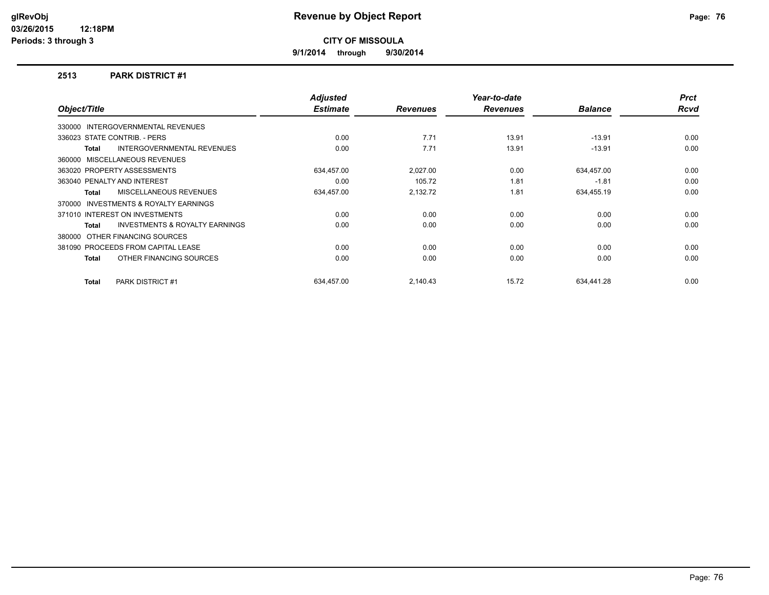# Revenue by Object Report

**CITY OF MISSOULA**

**9/1/2014 through 9/30/2014**

glRevObj
03/26/2015 12:18PM
Periods: 3 through 3

## 2513 PARK DISTRICT #1

| Object/Title | Adjusted Estimate | Revenues | Year-to-date Revenues | Balance | Prct Rcvd |
|---|---|---|---|---|---|
| 330000 INTERGOVERNMENTAL REVENUES | | | | | |
| 336023 STATE CONTRIB. - PERS | 0.00 | 7.71 | 13.91 | -13.91 | 0.00 |
| **Total** INTERGOVERNMENTAL REVENUES | 0.00 | 7.71 | 13.91 | -13.91 | 0.00 |
| 360000 MISCELLANEOUS REVENUES | | | | | |
| 363020 PROPERTY ASSESSMENTS | 634,457.00 | 2,027.00 | 0.00 | 634,457.00 | 0.00 |
| 363040 PENALTY AND INTEREST | 0.00 | 105.72 | 1.81 | -1.81 | 0.00 |
| **Total** MISCELLANEOUS REVENUES | 634,457.00 | 2,132.72 | 1.81 | 634,455.19 | 0.00 |
| 370000 INVESTMENTS & ROYALTY EARNINGS | | | | | |
| 371010 INTEREST ON INVESTMENTS | 0.00 | 0.00 | 0.00 | 0.00 | 0.00 |
| **Total** INVESTMENTS & ROYALTY EARNINGS | 0.00 | 0.00 | 0.00 | 0.00 | 0.00 |
| 380000 OTHER FINANCING SOURCES | | | | | |
| 381090 PROCEEDS FROM CAPITAL LEASE | 0.00 | 0.00 | 0.00 | 0.00 | 0.00 |
| **Total** OTHER FINANCING SOURCES | 0.00 | 0.00 | 0.00 | 0.00 | 0.00 |
| **Total** PARK DISTRICT #1 | 634,457.00 | 2,140.43 | 15.72 | 634,441.28 | 0.00 |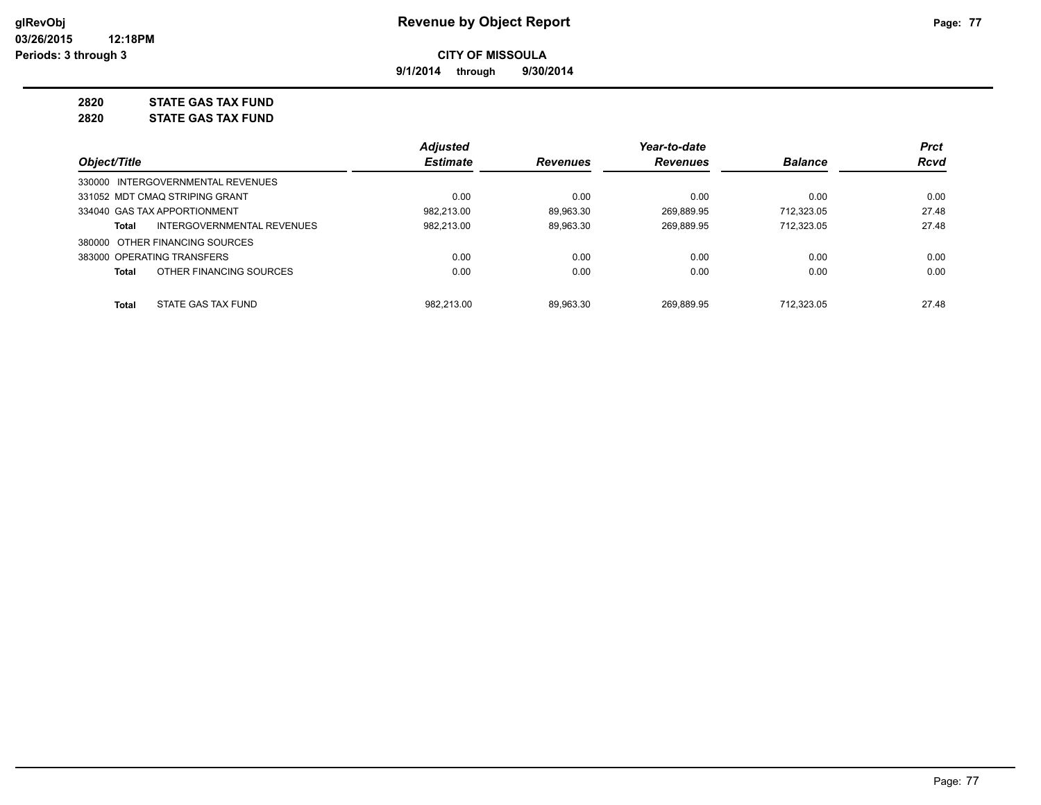# Revenue by Object Report

**CITY OF MISSOULA**

**9/1/2014 through 9/30/2014**

glRevObj
03/26/2015 12:18PM
Periods: 3 through 3

## 2820 STATE GAS TAX FUND
## 2820 STATE GAS TAX FUND

| Object/Title | Adjusted Estimate | Revenues | Year-to-date Revenues | Balance | Prct Rcvd |
|---|---|---|---|---|---|
| 330000 INTERGOVERNMENTAL REVENUES | | | | | |
| 331052 MDT CMAQ STRIPING GRANT | 0.00 | 0.00 | 0.00 | 0.00 | 0.00 |
| 334040 GAS TAX APPORTIONMENT | 982,213.00 | 89,963.30 | 269,889.95 | 712,323.05 | 27.48 |
| **Total** INTERGOVERNMENTAL REVENUES | 982,213.00 | 89,963.30 | 269,889.95 | 712,323.05 | 27.48 |
| 380000 OTHER FINANCING SOURCES | | | | | |
| 383000 OPERATING TRANSFERS | 0.00 | 0.00 | 0.00 | 0.00 | 0.00 |
| **Total** OTHER FINANCING SOURCES | 0.00 | 0.00 | 0.00 | 0.00 | 0.00 |
| **Total** STATE GAS TAX FUND | 982,213.00 | 89,963.30 | 269,889.95 | 712,323.05 | 27.48 |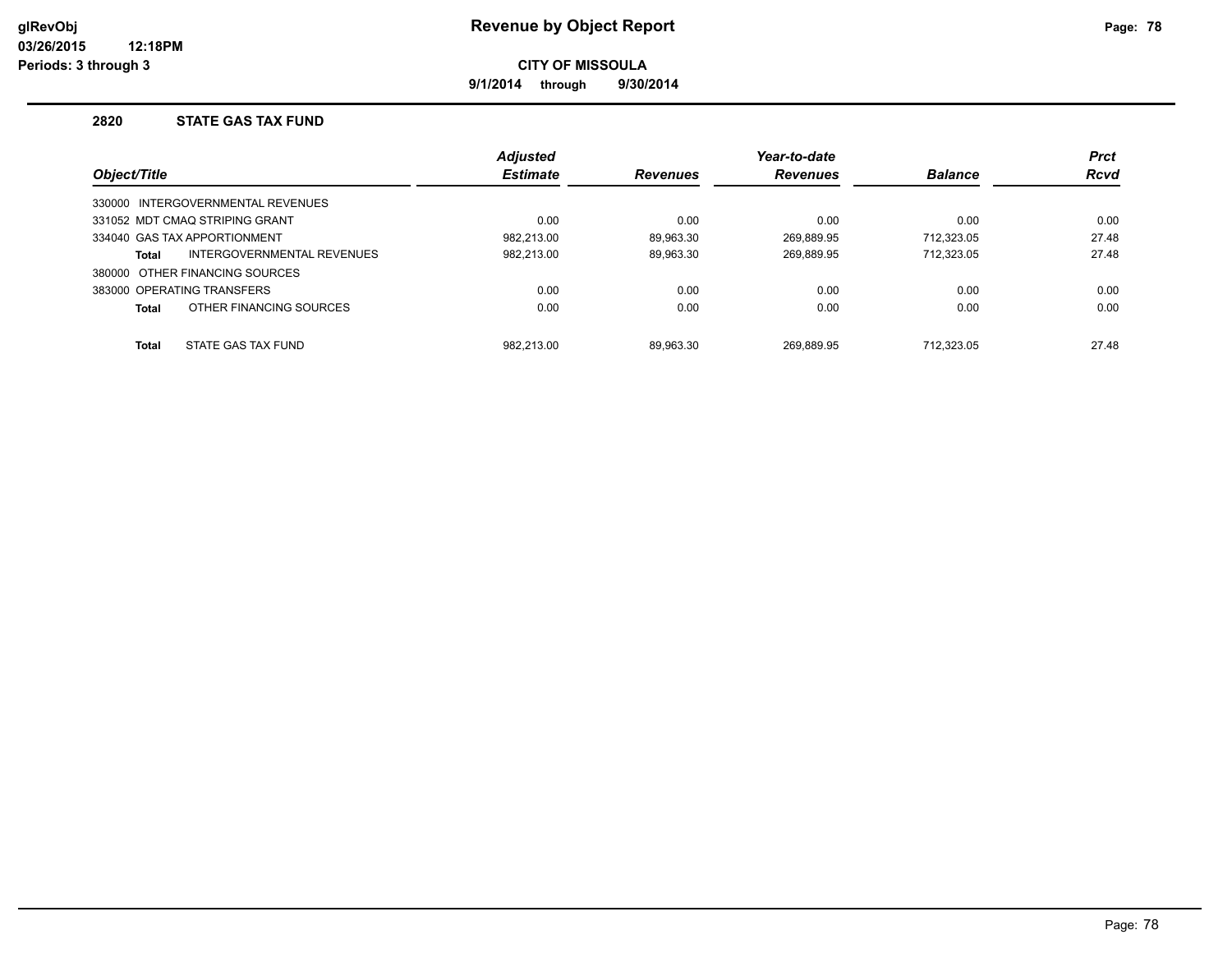# Revenue by Object Report

**CITY OF MISSOULA**

**9/1/2014 through 9/30/2014**

glRevObj
03/26/2015 12:18PM
Periods: 3 through 3

### 2820 STATE GAS TAX FUND

| Object/Title | Adjusted Estimate | Revenues | Year-to-date Revenues | Balance | Prct Rcvd |
|---|---|---|---|---|---|
| 330000 INTERGOVERNMENTAL REVENUES | | | | | |
| 331052 MDT CMAQ STRIPING GRANT | 0.00 | 0.00 | 0.00 | 0.00 | 0.00 |
| 334040 GAS TAX APPORTIONMENT | 982,213.00 | 89,963.30 | 269,889.95 | 712,323.05 | 27.48 |
| **Total** INTERGOVERNMENTAL REVENUES | 982,213.00 | 89,963.30 | 269,889.95 | 712,323.05 | 27.48 |
| 380000 OTHER FINANCING SOURCES | | | | | |
| 383000 OPERATING TRANSFERS | 0.00 | 0.00 | 0.00 | 0.00 | 0.00 |
| **Total** OTHER FINANCING SOURCES | 0.00 | 0.00 | 0.00 | 0.00 | 0.00 |
| **Total** STATE GAS TAX FUND | 982,213.00 | 89,963.30 | 269,889.95 | 712,323.05 | 27.48 |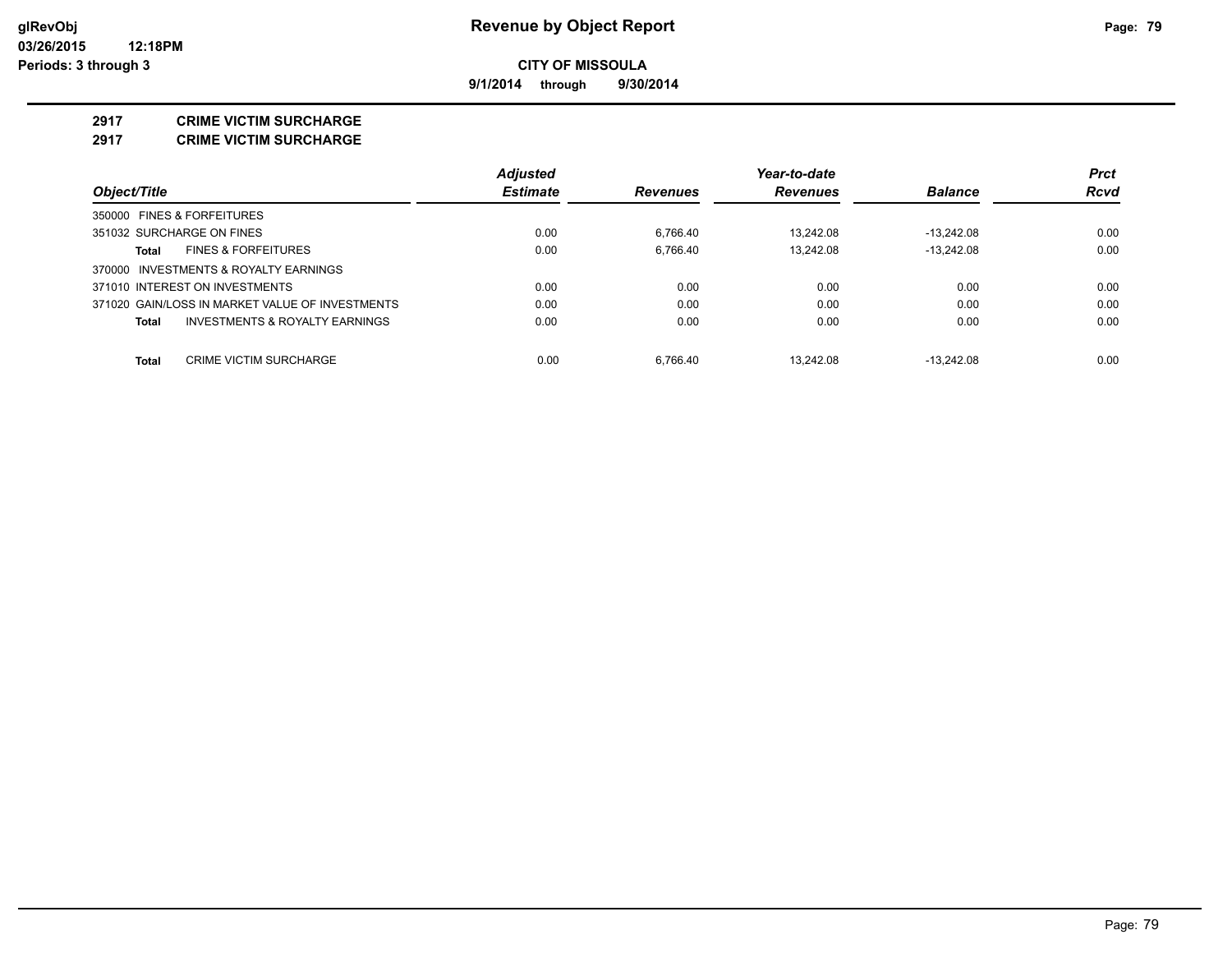**CITY OF MISSOULA**

**9/1/2014 through 9/30/2014**

## 2917 CRIME VICTIM SURCHARGE
## 2917 CRIME VICTIM SURCHARGE

| Object/Title | | Adjusted Estimate | Revenues | Year-to-date Revenues | Balance | Prct Rcvd |
|---|---|---|---|---|---|---|
| 350000 FINES & FORFEITURES | | | | | | |
| 351032 SURCHARGE ON FINES | | 0.00 | 6,766.40 | 13,242.08 | -13,242.08 | 0.00 |
| **Total** | FINES & FORFEITURES | 0.00 | 6,766.40 | 13,242.08 | -13,242.08 | 0.00 |
| 370000 INVESTMENTS & ROYALTY EARNINGS | | | | | | |
| 371010 INTEREST ON INVESTMENTS | | 0.00 | 0.00 | 0.00 | 0.00 | 0.00 |
| 371020 GAIN/LOSS IN MARKET VALUE OF INVESTMENTS | | 0.00 | 0.00 | 0.00 | 0.00 | 0.00 |
| **Total** | INVESTMENTS & ROYALTY EARNINGS | 0.00 | 0.00 | 0.00 | 0.00 | 0.00 |
| **Total** | CRIME VICTIM SURCHARGE | 0.00 | 6,766.40 | 13,242.08 | -13,242.08 | 0.00 |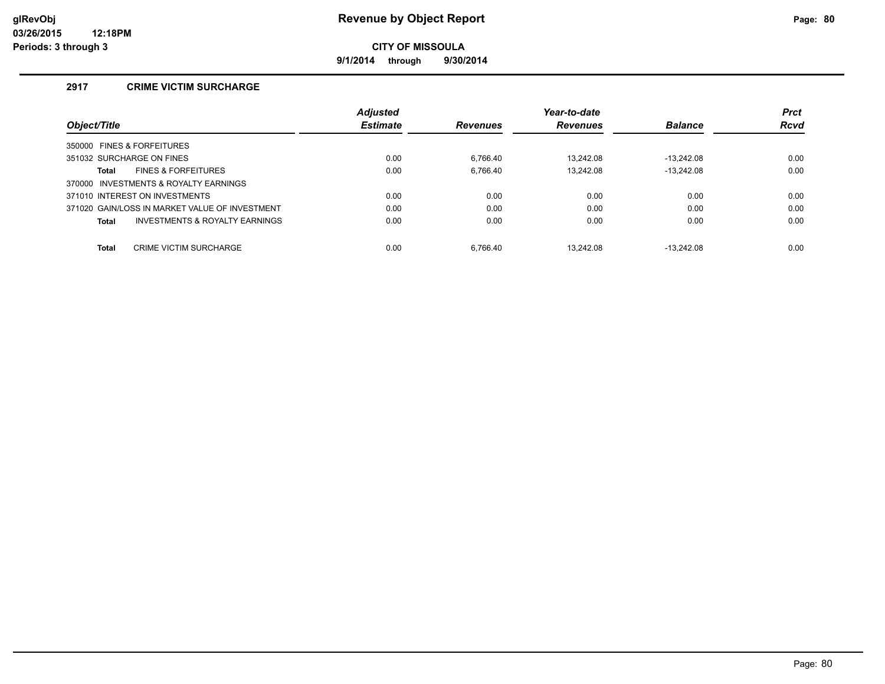# Revenue by Object Report

**CITY OF MISSOULA**

**9/1/2014 through 9/30/2014**

glRevObj
03/26/2015 12:18PM
Periods: 3 through 3

## 2917 CRIME VICTIM SURCHARGE

| Object/Title | Adjusted Estimate | Revenues | Year-to-date Revenues | Balance | Prct Rcvd |
|---|---|---|---|---|---|
| 350000 FINES & FORFEITURES | | | | | |
| 351032 SURCHARGE ON FINES | 0.00 | 6,766.40 | 13,242.08 | -13,242.08 | 0.00 |
| **Total** FINES & FORFEITURES | 0.00 | 6,766.40 | 13,242.08 | -13,242.08 | 0.00 |
| 370000 INVESTMENTS & ROYALTY EARNINGS | | | | | |
| 371010 INTEREST ON INVESTMENTS | 0.00 | 0.00 | 0.00 | 0.00 | 0.00 |
| 371020 GAIN/LOSS IN MARKET VALUE OF INVESTMENT | 0.00 | 0.00 | 0.00 | 0.00 | 0.00 |
| **Total** INVESTMENTS & ROYALTY EARNINGS | 0.00 | 0.00 | 0.00 | 0.00 | 0.00 |
| **Total** CRIME VICTIM SURCHARGE | 0.00 | 6,766.40 | 13,242.08 | -13,242.08 | 0.00 |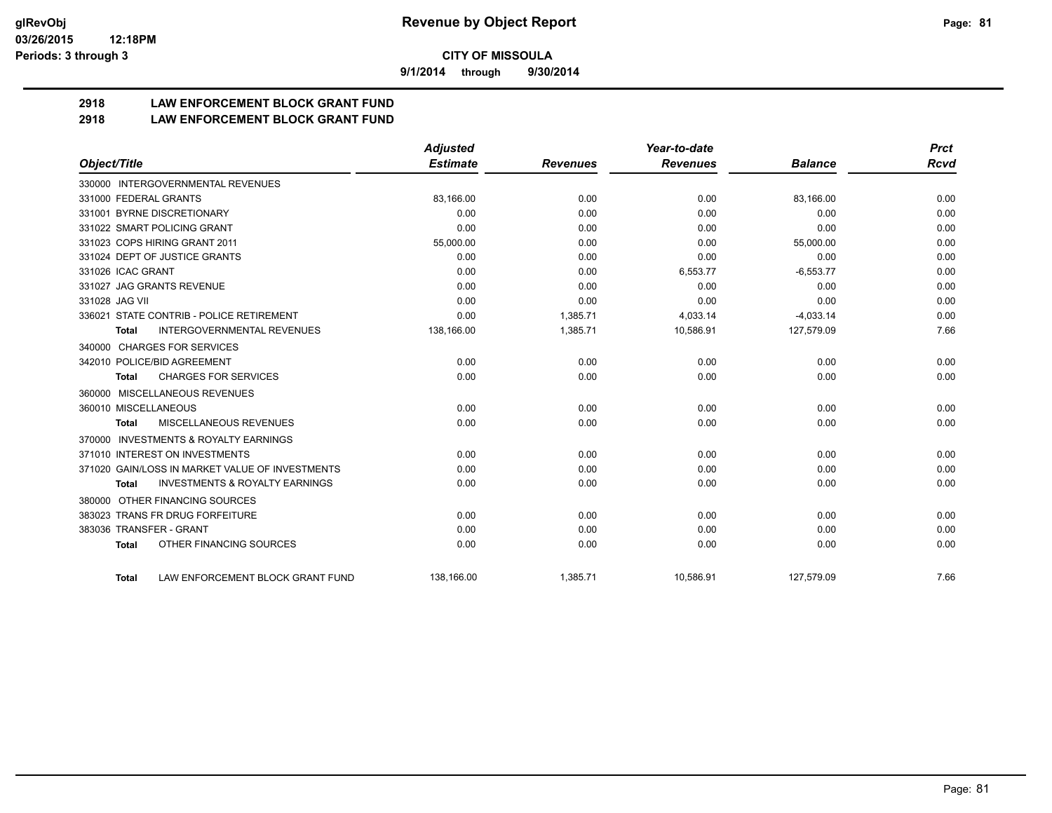# Revenue by Object Report

**CITY OF MISSOULA**

**9/1/2014 through 9/30/2014**

## 2918 LAW ENFORCEMENT BLOCK GRANT FUND
## 2918 LAW ENFORCEMENT BLOCK GRANT FUND

| Object/Title | Adjusted Estimate | Revenues | Year-to-date Revenues | Balance | Prct Rcvd |
|---|---|---|---|---|---|
| 330000 INTERGOVERNMENTAL REVENUES | | | | | |
| 331000 FEDERAL GRANTS | 83,166.00 | 0.00 | 0.00 | 83,166.00 | 0.00 |
| 331001 BYRNE DISCRETIONARY | 0.00 | 0.00 | 0.00 | 0.00 | 0.00 |
| 331022 SMART POLICING GRANT | 0.00 | 0.00 | 0.00 | 0.00 | 0.00 |
| 331023 COPS HIRING GRANT 2011 | 55,000.00 | 0.00 | 0.00 | 55,000.00 | 0.00 |
| 331024 DEPT OF JUSTICE GRANTS | 0.00 | 0.00 | 0.00 | 0.00 | 0.00 |
| 331026 ICAC GRANT | 0.00 | 0.00 | 6,553.77 | -6,553.77 | 0.00 |
| 331027 JAG GRANTS REVENUE | 0.00 | 0.00 | 0.00 | 0.00 | 0.00 |
| 331028 JAG VII | 0.00 | 0.00 | 0.00 | 0.00 | 0.00 |
| 336021 STATE CONTRIB - POLICE RETIREMENT | 0.00 | 1,385.71 | 4,033.14 | -4,033.14 | 0.00 |
| **Total** INTERGOVERNMENTAL REVENUES | 138,166.00 | 1,385.71 | 10,586.91 | 127,579.09 | 7.66 |
| 340000 CHARGES FOR SERVICES | | | | | |
| 342010 POLICE/BID AGREEMENT | 0.00 | 0.00 | 0.00 | 0.00 | 0.00 |
| **Total** CHARGES FOR SERVICES | 0.00 | 0.00 | 0.00 | 0.00 | 0.00 |
| 360000 MISCELLANEOUS REVENUES | | | | | |
| 360010 MISCELLANEOUS | 0.00 | 0.00 | 0.00 | 0.00 | 0.00 |
| **Total** MISCELLANEOUS REVENUES | 0.00 | 0.00 | 0.00 | 0.00 | 0.00 |
| 370000 INVESTMENTS & ROYALTY EARNINGS | | | | | |
| 371010 INTEREST ON INVESTMENTS | 0.00 | 0.00 | 0.00 | 0.00 | 0.00 |
| 371020 GAIN/LOSS IN MARKET VALUE OF INVESTMENTS | 0.00 | 0.00 | 0.00 | 0.00 | 0.00 |
| **Total** INVESTMENTS & ROYALTY EARNINGS | 0.00 | 0.00 | 0.00 | 0.00 | 0.00 |
| 380000 OTHER FINANCING SOURCES | | | | | |
| 383023 TRANS FR DRUG FORFEITURE | 0.00 | 0.00 | 0.00 | 0.00 | 0.00 |
| 383036 TRANSFER - GRANT | 0.00 | 0.00 | 0.00 | 0.00 | 0.00 |
| **Total** OTHER FINANCING SOURCES | 0.00 | 0.00 | 0.00 | 0.00 | 0.00 |
| **Total** LAW ENFORCEMENT BLOCK GRANT FUND | 138,166.00 | 1,385.71 | 10,586.91 | 127,579.09 | 7.66 |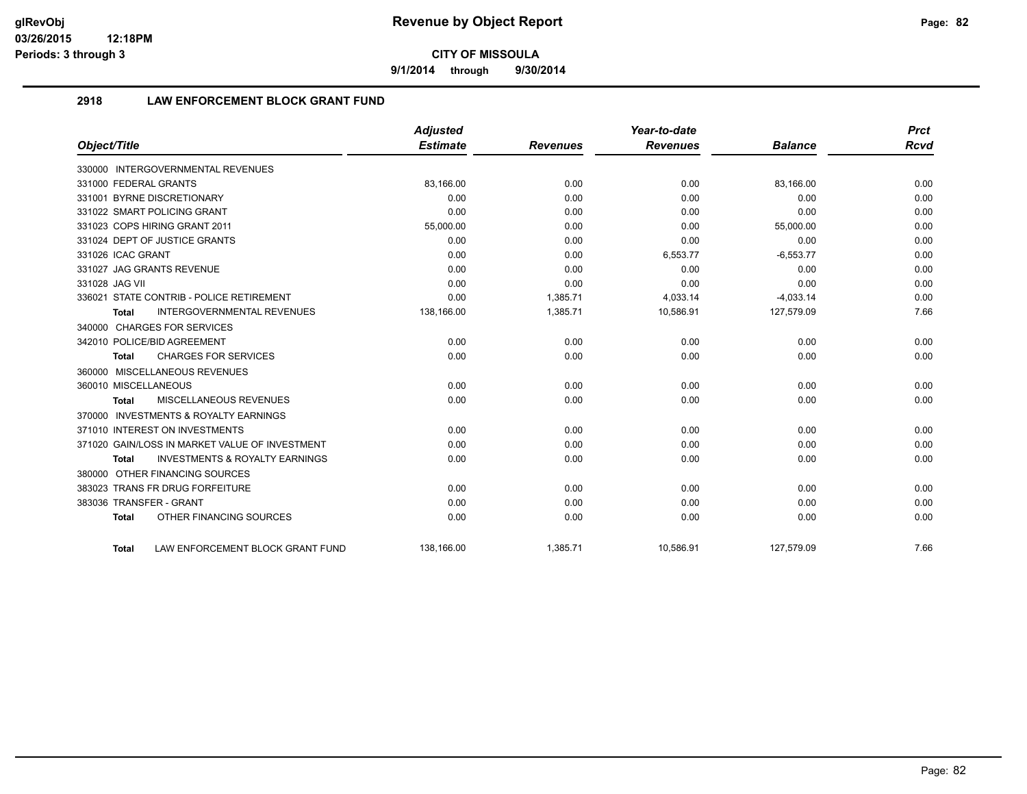# Revenue by Object Report

**CITY OF MISSOULA**

**9/1/2014 through 9/30/2014**

glRevObj
03/26/2015 12:18PM
Periods: 3 through 3

## 2918 LAW ENFORCEMENT BLOCK GRANT FUND

| Object/Title | Adjusted Estimate | Revenues | Year-to-date Revenues | Balance | Prct Rcvd |
|---|---|---|---|---|---|
| 330000 INTERGOVERNMENTAL REVENUES | | | | | |
| 331000 FEDERAL GRANTS | 83,166.00 | 0.00 | 0.00 | 83,166.00 | 0.00 |
| 331001 BYRNE DISCRETIONARY | 0.00 | 0.00 | 0.00 | 0.00 | 0.00 |
| 331022 SMART POLICING GRANT | 0.00 | 0.00 | 0.00 | 0.00 | 0.00 |
| 331023 COPS HIRING GRANT 2011 | 55,000.00 | 0.00 | 0.00 | 55,000.00 | 0.00 |
| 331024 DEPT OF JUSTICE GRANTS | 0.00 | 0.00 | 0.00 | 0.00 | 0.00 |
| 331026 ICAC GRANT | 0.00 | 0.00 | 6,553.77 | -6,553.77 | 0.00 |
| 331027 JAG GRANTS REVENUE | 0.00 | 0.00 | 0.00 | 0.00 | 0.00 |
| 331028 JAG VII | 0.00 | 0.00 | 0.00 | 0.00 | 0.00 |
| 336021 STATE CONTRIB - POLICE RETIREMENT | 0.00 | 1,385.71 | 4,033.14 | -4,033.14 | 0.00 |
| **Total** INTERGOVERNMENTAL REVENUES | 138,166.00 | 1,385.71 | 10,586.91 | 127,579.09 | 7.66 |
| 340000 CHARGES FOR SERVICES | | | | | |
| 342010 POLICE/BID AGREEMENT | 0.00 | 0.00 | 0.00 | 0.00 | 0.00 |
| **Total** CHARGES FOR SERVICES | 0.00 | 0.00 | 0.00 | 0.00 | 0.00 |
| 360000 MISCELLANEOUS REVENUES | | | | | |
| 360010 MISCELLANEOUS | 0.00 | 0.00 | 0.00 | 0.00 | 0.00 |
| **Total** MISCELLANEOUS REVENUES | 0.00 | 0.00 | 0.00 | 0.00 | 0.00 |
| 370000 INVESTMENTS & ROYALTY EARNINGS | | | | | |
| 371010 INTEREST ON INVESTMENTS | 0.00 | 0.00 | 0.00 | 0.00 | 0.00 |
| 371020 GAIN/LOSS IN MARKET VALUE OF INVESTMENT | 0.00 | 0.00 | 0.00 | 0.00 | 0.00 |
| **Total** INVESTMENTS & ROYALTY EARNINGS | 0.00 | 0.00 | 0.00 | 0.00 | 0.00 |
| 380000 OTHER FINANCING SOURCES | | | | | |
| 383023 TRANS FR DRUG FORFEITURE | 0.00 | 0.00 | 0.00 | 0.00 | 0.00 |
| 383036 TRANSFER - GRANT | 0.00 | 0.00 | 0.00 | 0.00 | 0.00 |
| **Total** OTHER FINANCING SOURCES | 0.00 | 0.00 | 0.00 | 0.00 | 0.00 |
| **Total** LAW ENFORCEMENT BLOCK GRANT FUND | 138,166.00 | 1,385.71 | 10,586.91 | 127,579.09 | 7.66 |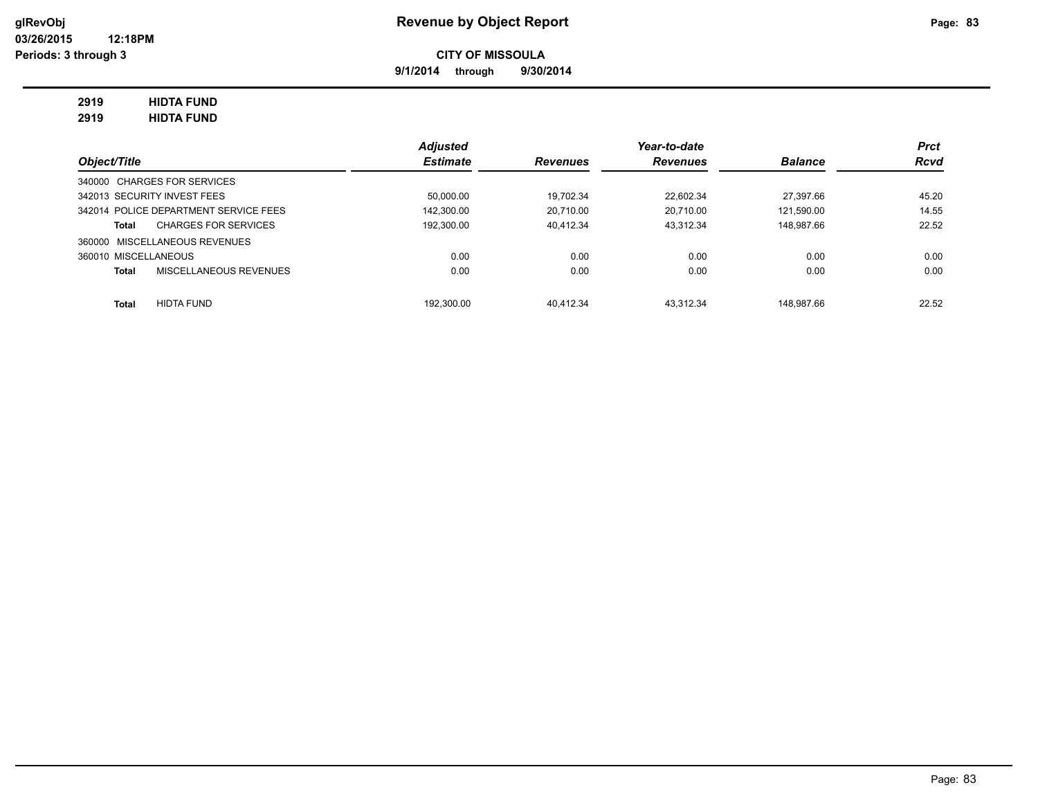glRevObj
03/26/2015 12:18PM
Periods: 3 through 3

# Revenue by Object Report

**CITY OF MISSOULA**

**9/1/2014 through 9/30/2014**

**2919 HIDTA FUND**
**2919 HIDTA FUND**

| Object/Title | Adjusted Estimate | Revenues | Year-to-date Revenues | Balance | Prct Rcvd |
|---|---|---|---|---|---|
| 340000 CHARGES FOR SERVICES | | | | | |
| 342013 SECURITY INVEST FEES | 50,000.00 | 19,702.34 | 22,602.34 | 27,397.66 | 45.20 |
| 342014 POLICE DEPARTMENT SERVICE FEES | 142,300.00 | 20,710.00 | 20,710.00 | 121,590.00 | 14.55 |
| **Total** CHARGES FOR SERVICES | 192,300.00 | 40,412.34 | 43,312.34 | 148,987.66 | 22.52 |
| 360000 MISCELLANEOUS REVENUES | | | | | |
| 360010 MISCELLANEOUS | 0.00 | 0.00 | 0.00 | 0.00 | 0.00 |
| **Total** MISCELLANEOUS REVENUES | 0.00 | 0.00 | 0.00 | 0.00 | 0.00 |
| **Total** HIDTA FUND | 192,300.00 | 40,412.34 | 43,312.34 | 148,987.66 | 22.52 |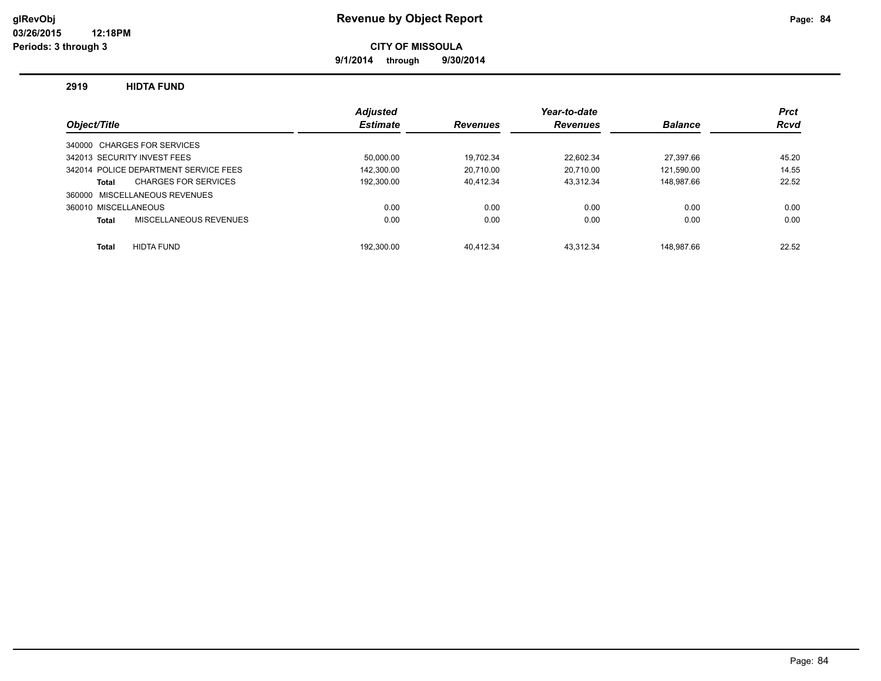glRevObj
03/26/2015 12:18PM
Periods: 3 through 3

# Revenue by Object Report

**CITY OF MISSOULA**

**9/1/2014 through 9/30/2014**

## 2919 HIDTA FUND

| Object/Title | Adjusted Estimate | Revenues | Year-to-date Revenues | Balance | Prct Rcvd |
|---|---|---|---|---|---|
| 340000 CHARGES FOR SERVICES | | | | | |
| 342013 SECURITY INVEST FEES | 50,000.00 | 19,702.34 | 22,602.34 | 27,397.66 | 45.20 |
| 342014 POLICE DEPARTMENT SERVICE FEES | 142,300.00 | 20,710.00 | 20,710.00 | 121,590.00 | 14.55 |
| **Total** CHARGES FOR SERVICES | 192,300.00 | 40,412.34 | 43,312.34 | 148,987.66 | 22.52 |
| 360000 MISCELLANEOUS REVENUES | | | | | |
| 360010 MISCELLANEOUS | 0.00 | 0.00 | 0.00 | 0.00 | 0.00 |
| **Total** MISCELLANEOUS REVENUES | 0.00 | 0.00 | 0.00 | 0.00 | 0.00 |
| **Total** HIDTA FUND | 192,300.00 | 40,412.34 | 43,312.34 | 148,987.66 | 22.52 |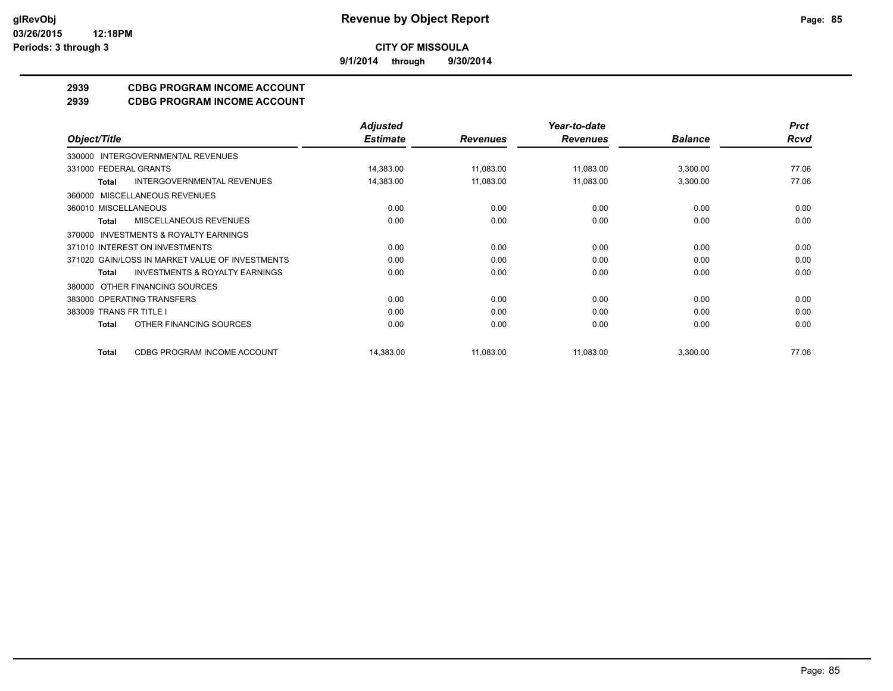**CITY OF MISSOULA**

**9/1/2014 through 9/30/2014**

## 2939 CDBG PROGRAM INCOME ACCOUNT
## 2939 CDBG PROGRAM INCOME ACCOUNT

| Object/Title | Adjusted Estimate | Revenues | Year-to-date Revenues | Balance | Prct Rcvd |
|---|---|---|---|---|---|
| 330000 INTERGOVERNMENTAL REVENUES | | | | | |
| 331000 FEDERAL GRANTS | 14,383.00 | 11,083.00 | 11,083.00 | 3,300.00 | 77.06 |
| **Total** INTERGOVERNMENTAL REVENUES | 14,383.00 | 11,083.00 | 11,083.00 | 3,300.00 | 77.06 |
| 360000 MISCELLANEOUS REVENUES | | | | | |
| 360010 MISCELLANEOUS | 0.00 | 0.00 | 0.00 | 0.00 | 0.00 |
| **Total** MISCELLANEOUS REVENUES | 0.00 | 0.00 | 0.00 | 0.00 | 0.00 |
| 370000 INVESTMENTS & ROYALTY EARNINGS | | | | | |
| 371010 INTEREST ON INVESTMENTS | 0.00 | 0.00 | 0.00 | 0.00 | 0.00 |
| 371020 GAIN/LOSS IN MARKET VALUE OF INVESTMENTS | 0.00 | 0.00 | 0.00 | 0.00 | 0.00 |
| **Total** INVESTMENTS & ROYALTY EARNINGS | 0.00 | 0.00 | 0.00 | 0.00 | 0.00 |
| 380000 OTHER FINANCING SOURCES | | | | | |
| 383000 OPERATING TRANSFERS | 0.00 | 0.00 | 0.00 | 0.00 | 0.00 |
| 383009 TRANS FR TITLE I | 0.00 | 0.00 | 0.00 | 0.00 | 0.00 |
| **Total** OTHER FINANCING SOURCES | 0.00 | 0.00 | 0.00 | 0.00 | 0.00 |
| **Total** CDBG PROGRAM INCOME ACCOUNT | 14,383.00 | 11,083.00 | 11,083.00 | 3,300.00 | 77.06 |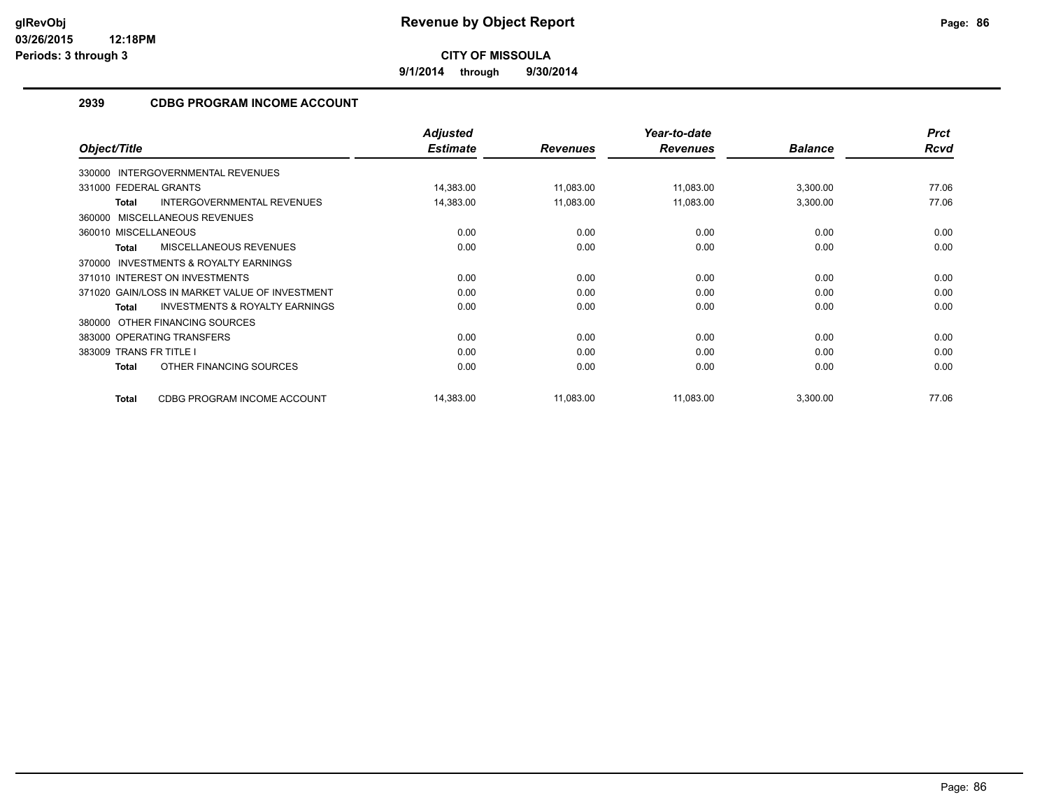**glRevObj**
**03/26/2015 12:18PM**
**Periods: 3 through 3**

# Revenue by Object Report

**CITY OF MISSOULA**

**9/1/2014 through 9/30/2014**

## 2939 CDBG PROGRAM INCOME ACCOUNT

| Object/Title | Adjusted Estimate | Revenues | Year-to-date Revenues | Balance | Prct Rcvd |
|---|---|---|---|---|---|
| 330000 INTERGOVERNMENTAL REVENUES | | | | | |
| 331000 FEDERAL GRANTS | 14,383.00 | 11,083.00 | 11,083.00 | 3,300.00 | 77.06 |
| **Total** INTERGOVERNMENTAL REVENUES | 14,383.00 | 11,083.00 | 11,083.00 | 3,300.00 | 77.06 |
| 360000 MISCELLANEOUS REVENUES | | | | | |
| 360010 MISCELLANEOUS | 0.00 | 0.00 | 0.00 | 0.00 | 0.00 |
| **Total** MISCELLANEOUS REVENUES | 0.00 | 0.00 | 0.00 | 0.00 | 0.00 |
| 370000 INVESTMENTS & ROYALTY EARNINGS | | | | | |
| 371010 INTEREST ON INVESTMENTS | 0.00 | 0.00 | 0.00 | 0.00 | 0.00 |
| 371020 GAIN/LOSS IN MARKET VALUE OF INVESTMENT | 0.00 | 0.00 | 0.00 | 0.00 | 0.00 |
| **Total** INVESTMENTS & ROYALTY EARNINGS | 0.00 | 0.00 | 0.00 | 0.00 | 0.00 |
| 380000 OTHER FINANCING SOURCES | | | | | |
| 383000 OPERATING TRANSFERS | 0.00 | 0.00 | 0.00 | 0.00 | 0.00 |
| 383009 TRANS FR TITLE I | 0.00 | 0.00 | 0.00 | 0.00 | 0.00 |
| **Total** OTHER FINANCING SOURCES | 0.00 | 0.00 | 0.00 | 0.00 | 0.00 |
| **Total** CDBG PROGRAM INCOME ACCOUNT | 14,383.00 | 11,083.00 | 11,083.00 | 3,300.00 | 77.06 |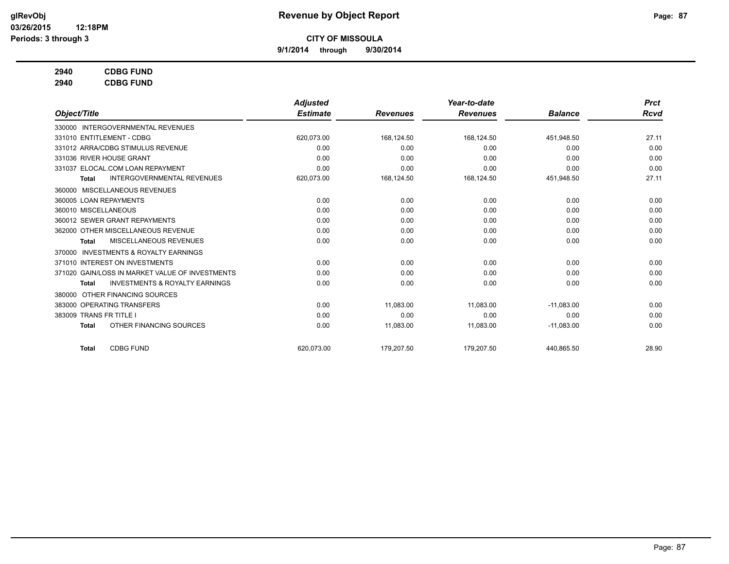# Revenue by Object Report

**CITY OF MISSOULA**

**9/1/2014 through 9/30/2014**

glRevObj
03/26/2015 12:18PM
Periods: 3 through 3

**2940 CDBG FUND**
**2940 CDBG FUND**

| Object/Title | Adjusted Estimate | Revenues | Year-to-date Revenues | Balance | Prct Rcvd |
|---|---|---|---|---|---|
| 330000 INTERGOVERNMENTAL REVENUES | | | | | |
| 331010 ENTITLEMENT - CDBG | 620,073.00 | 168,124.50 | 168,124.50 | 451,948.50 | 27.11 |
| 331012 ARRA/CDBG STIMULUS REVENUE | 0.00 | 0.00 | 0.00 | 0.00 | 0.00 |
| 331036 RIVER HOUSE GRANT | 0.00 | 0.00 | 0.00 | 0.00 | 0.00 |
| 331037 ELOCAL.COM LOAN REPAYMENT | 0.00 | 0.00 | 0.00 | 0.00 | 0.00 |
| **Total** INTERGOVERNMENTAL REVENUES | 620,073.00 | 168,124.50 | 168,124.50 | 451,948.50 | 27.11 |
| 360000 MISCELLANEOUS REVENUES | | | | | |
| 360005 LOAN REPAYMENTS | 0.00 | 0.00 | 0.00 | 0.00 | 0.00 |
| 360010 MISCELLANEOUS | 0.00 | 0.00 | 0.00 | 0.00 | 0.00 |
| 360012 SEWER GRANT REPAYMENTS | 0.00 | 0.00 | 0.00 | 0.00 | 0.00 |
| 362000 OTHER MISCELLANEOUS REVENUE | 0.00 | 0.00 | 0.00 | 0.00 | 0.00 |
| **Total** MISCELLANEOUS REVENUES | 0.00 | 0.00 | 0.00 | 0.00 | 0.00 |
| 370000 INVESTMENTS & ROYALTY EARNINGS | | | | | |
| 371010 INTEREST ON INVESTMENTS | 0.00 | 0.00 | 0.00 | 0.00 | 0.00 |
| 371020 GAIN/LOSS IN MARKET VALUE OF INVESTMENTS | 0.00 | 0.00 | 0.00 | 0.00 | 0.00 |
| **Total** INVESTMENTS & ROYALTY EARNINGS | 0.00 | 0.00 | 0.00 | 0.00 | 0.00 |
| 380000 OTHER FINANCING SOURCES | | | | | |
| 383000 OPERATING TRANSFERS | 0.00 | 11,083.00 | 11,083.00 | -11,083.00 | 0.00 |
| 383009 TRANS FR TITLE I | 0.00 | 0.00 | 0.00 | 0.00 | 0.00 |
| **Total** OTHER FINANCING SOURCES | 0.00 | 11,083.00 | 11,083.00 | -11,083.00 | 0.00 |
| **Total** CDBG FUND | 620,073.00 | 179,207.50 | 179,207.50 | 440,865.50 | 28.90 |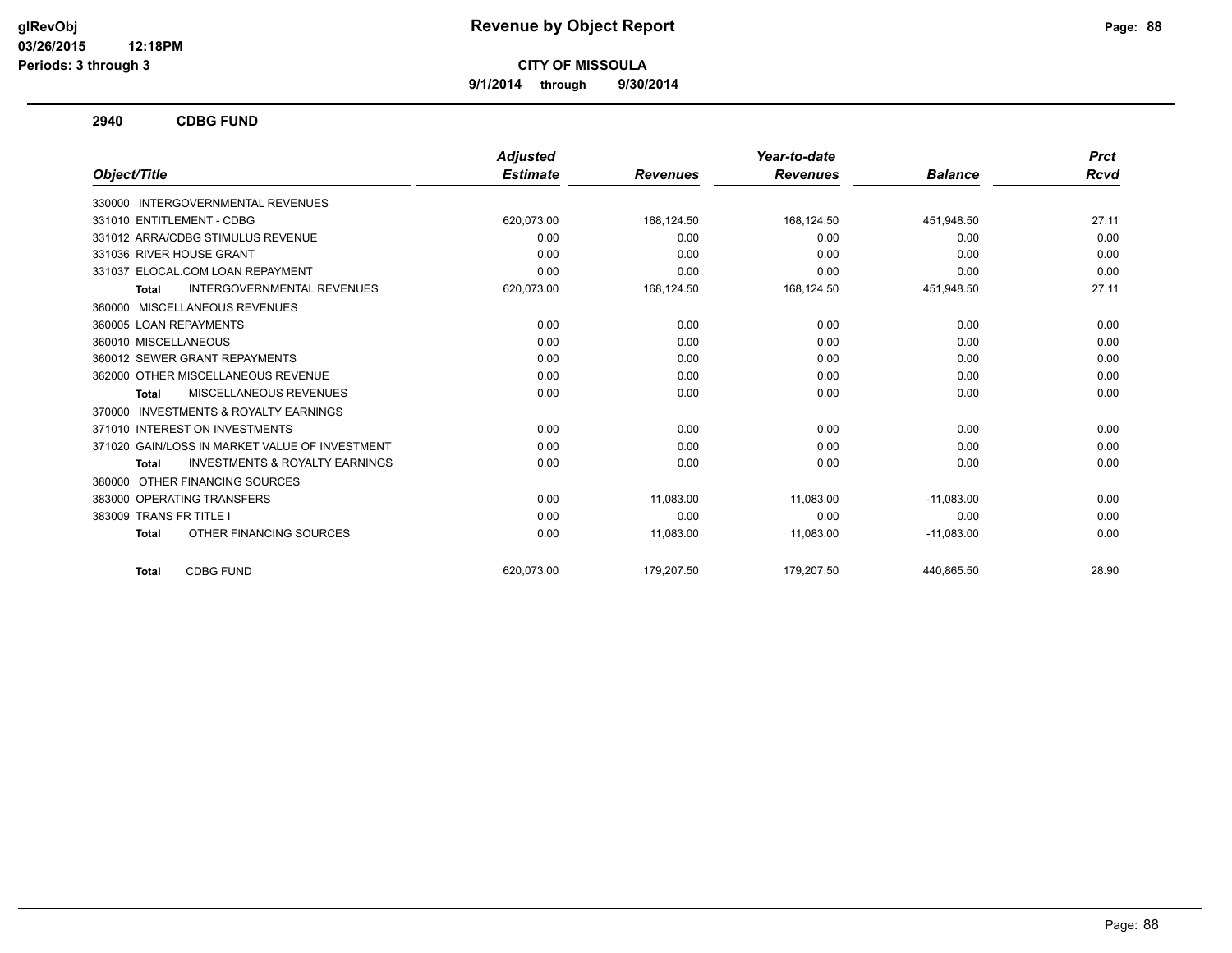# Revenue by Object Report

**CITY OF MISSOULA**

**9/1/2014 through 9/30/2014**

glRevObj
03/26/2015 12:18PM
Periods: 3 through 3

## 2940 CDBG FUND

| Object/Title | Adjusted Estimate | Revenues | Year-to-date Revenues | Balance | Prct Rcvd |
|---|---|---|---|---|---|
| 330000 INTERGOVERNMENTAL REVENUES | | | | | |
| 331010 ENTITLEMENT - CDBG | 620,073.00 | 168,124.50 | 168,124.50 | 451,948.50 | 27.11 |
| 331012 ARRA/CDBG STIMULUS REVENUE | 0.00 | 0.00 | 0.00 | 0.00 | 0.00 |
| 331036 RIVER HOUSE GRANT | 0.00 | 0.00 | 0.00 | 0.00 | 0.00 |
| 331037 ELOCAL.COM LOAN REPAYMENT | 0.00 | 0.00 | 0.00 | 0.00 | 0.00 |
| **Total** INTERGOVERNMENTAL REVENUES | 620,073.00 | 168,124.50 | 168,124.50 | 451,948.50 | 27.11 |
| 360000 MISCELLANEOUS REVENUES | | | | | |
| 360005 LOAN REPAYMENTS | 0.00 | 0.00 | 0.00 | 0.00 | 0.00 |
| 360010 MISCELLANEOUS | 0.00 | 0.00 | 0.00 | 0.00 | 0.00 |
| 360012 SEWER GRANT REPAYMENTS | 0.00 | 0.00 | 0.00 | 0.00 | 0.00 |
| 362000 OTHER MISCELLANEOUS REVENUE | 0.00 | 0.00 | 0.00 | 0.00 | 0.00 |
| **Total** MISCELLANEOUS REVENUES | 0.00 | 0.00 | 0.00 | 0.00 | 0.00 |
| 370000 INVESTMENTS & ROYALTY EARNINGS | | | | | |
| 371010 INTEREST ON INVESTMENTS | 0.00 | 0.00 | 0.00 | 0.00 | 0.00 |
| 371020 GAIN/LOSS IN MARKET VALUE OF INVESTMENT | 0.00 | 0.00 | 0.00 | 0.00 | 0.00 |
| **Total** INVESTMENTS & ROYALTY EARNINGS | 0.00 | 0.00 | 0.00 | 0.00 | 0.00 |
| 380000 OTHER FINANCING SOURCES | | | | | |
| 383000 OPERATING TRANSFERS | 0.00 | 11,083.00 | 11,083.00 | -11,083.00 | 0.00 |
| 383009 TRANS FR TITLE I | 0.00 | 0.00 | 0.00 | 0.00 | 0.00 |
| **Total** OTHER FINANCING SOURCES | 0.00 | 11,083.00 | 11,083.00 | -11,083.00 | 0.00 |
| **Total** CDBG FUND | 620,073.00 | 179,207.50 | 179,207.50 | 440,865.50 | 28.90 |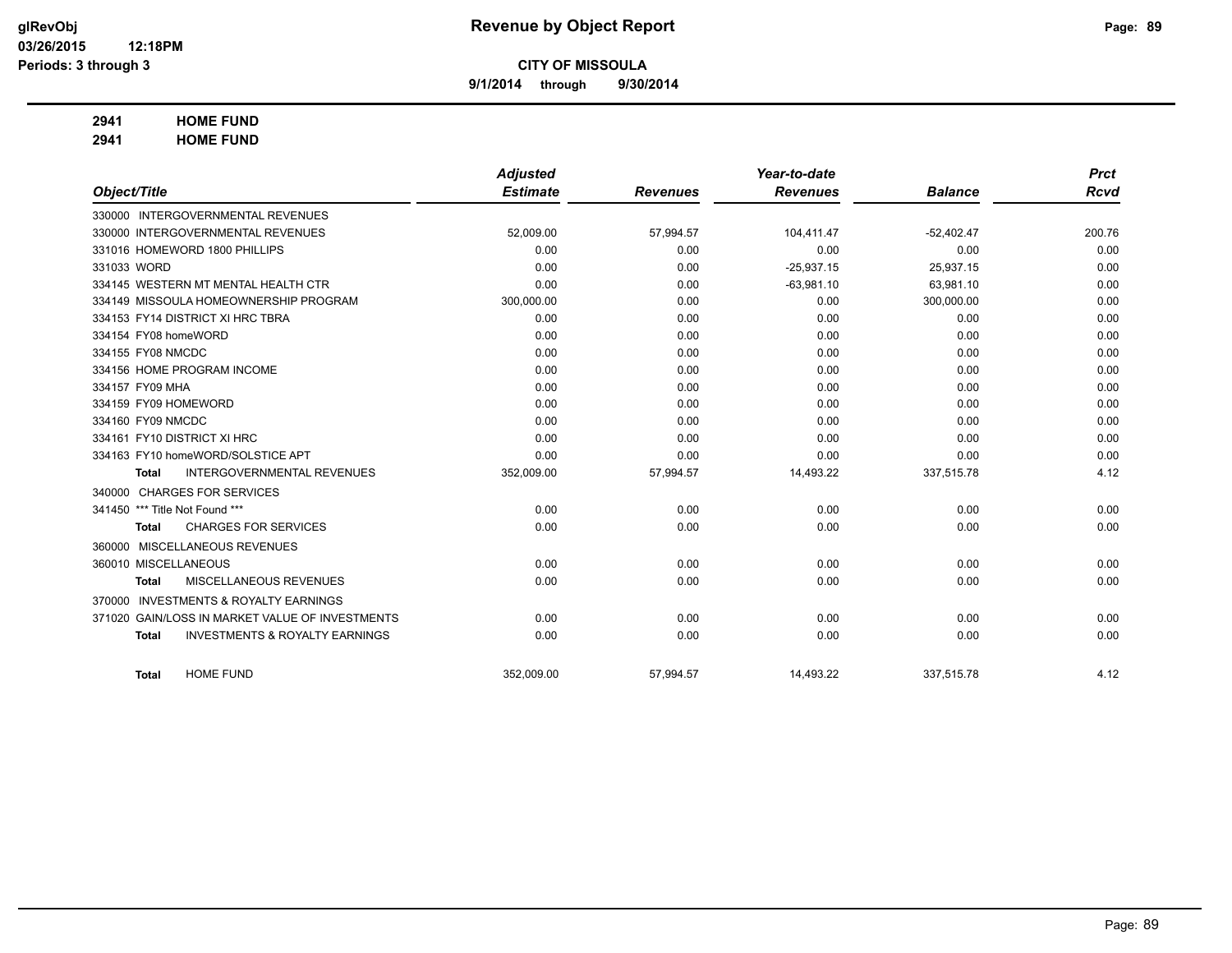**CITY OF MISSOULA**

**9/1/2014 through 9/30/2014**

**2941 HOME FUND**

**2941 HOME FUND**

| Object/Title | Adjusted Estimate | Revenues | Year-to-date Revenues | Balance | Prct Rcvd |
|---|---|---|---|---|---|
| 330000 INTERGOVERNMENTAL REVENUES | | | | | |
| 330000 INTERGOVERNMENTAL REVENUES | 52,009.00 | 57,994.57 | 104,411.47 | -52,402.47 | 200.76 |
| 331016 HOMEWORD 1800 PHILLIPS | 0.00 | 0.00 | 0.00 | 0.00 | 0.00 |
| 331033 WORD | 0.00 | 0.00 | -25,937.15 | 25,937.15 | 0.00 |
| 334145 WESTERN MT MENTAL HEALTH CTR | 0.00 | 0.00 | -63,981.10 | 63,981.10 | 0.00 |
| 334149 MISSOULA HOMEOWNERSHIP PROGRAM | 300,000.00 | 0.00 | 0.00 | 300,000.00 | 0.00 |
| 334153 FY14 DISTRICT XI HRC TBRA | 0.00 | 0.00 | 0.00 | 0.00 | 0.00 |
| 334154 FY08 homeWORD | 0.00 | 0.00 | 0.00 | 0.00 | 0.00 |
| 334155 FY08 NMCDC | 0.00 | 0.00 | 0.00 | 0.00 | 0.00 |
| 334156 HOME PROGRAM INCOME | 0.00 | 0.00 | 0.00 | 0.00 | 0.00 |
| 334157 FY09 MHA | 0.00 | 0.00 | 0.00 | 0.00 | 0.00 |
| 334159 FY09 HOMEWORD | 0.00 | 0.00 | 0.00 | 0.00 | 0.00 |
| 334160 FY09 NMCDC | 0.00 | 0.00 | 0.00 | 0.00 | 0.00 |
| 334161 FY10 DISTRICT XI HRC | 0.00 | 0.00 | 0.00 | 0.00 | 0.00 |
| 334163 FY10 homeWORD/SOLSTICE APT | 0.00 | 0.00 | 0.00 | 0.00 | 0.00 |
| **Total** INTERGOVERNMENTAL REVENUES | 352,009.00 | 57,994.57 | 14,493.22 | 337,515.78 | 4.12 |
| 340000 CHARGES FOR SERVICES | | | | | |
| 341450 *** Title Not Found *** | 0.00 | 0.00 | 0.00 | 0.00 | 0.00 |
| **Total** CHARGES FOR SERVICES | 0.00 | 0.00 | 0.00 | 0.00 | 0.00 |
| 360000 MISCELLANEOUS REVENUES | | | | | |
| 360010 MISCELLANEOUS | 0.00 | 0.00 | 0.00 | 0.00 | 0.00 |
| **Total** MISCELLANEOUS REVENUES | 0.00 | 0.00 | 0.00 | 0.00 | 0.00 |
| 370000 INVESTMENTS & ROYALTY EARNINGS | | | | | |
| 371020 GAIN/LOSS IN MARKET VALUE OF INVESTMENTS | 0.00 | 0.00 | 0.00 | 0.00 | 0.00 |
| **Total** INVESTMENTS & ROYALTY EARNINGS | 0.00 | 0.00 | 0.00 | 0.00 | 0.00 |
| **Total** HOME FUND | 352,009.00 | 57,994.57 | 14,493.22 | 337,515.78 | 4.12 |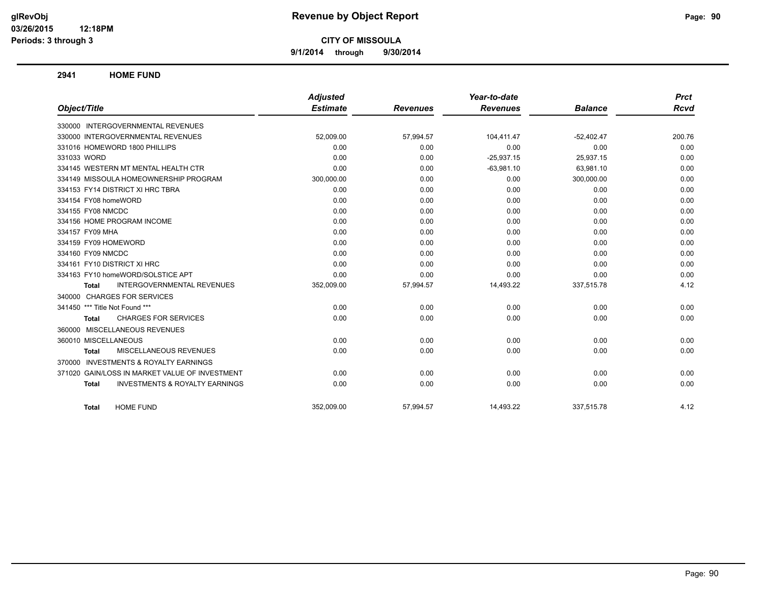**CITY OF MISSOULA**

**9/1/2014 through 9/30/2014**

## 2941 HOME FUND

| Object/Title | Adjusted Estimate | Revenues | Year-to-date Revenues | Balance | Prct Rcvd |
|---|---|---|---|---|---|
| 330000 INTERGOVERNMENTAL REVENUES | | | | | |
| 330000 INTERGOVERNMENTAL REVENUES | 52,009.00 | 57,994.57 | 104,411.47 | -52,402.47 | 200.76 |
| 331016 HOMEWORD 1800 PHILLIPS | 0.00 | 0.00 | 0.00 | 0.00 | 0.00 |
| 331033 WORD | 0.00 | 0.00 | -25,937.15 | 25,937.15 | 0.00 |
| 334145 WESTERN MT MENTAL HEALTH CTR | 0.00 | 0.00 | -63,981.10 | 63,981.10 | 0.00 |
| 334149 MISSOULA HOMEOWNERSHIP PROGRAM | 300,000.00 | 0.00 | 0.00 | 300,000.00 | 0.00 |
| 334153 FY14 DISTRICT XI HRC TBRA | 0.00 | 0.00 | 0.00 | 0.00 | 0.00 |
| 334154 FY08 homeWORD | 0.00 | 0.00 | 0.00 | 0.00 | 0.00 |
| 334155 FY08 NMCDC | 0.00 | 0.00 | 0.00 | 0.00 | 0.00 |
| 334156 HOME PROGRAM INCOME | 0.00 | 0.00 | 0.00 | 0.00 | 0.00 |
| 334157 FY09 MHA | 0.00 | 0.00 | 0.00 | 0.00 | 0.00 |
| 334159 FY09 HOMEWORD | 0.00 | 0.00 | 0.00 | 0.00 | 0.00 |
| 334160 FY09 NMCDC | 0.00 | 0.00 | 0.00 | 0.00 | 0.00 |
| 334161 FY10 DISTRICT XI HRC | 0.00 | 0.00 | 0.00 | 0.00 | 0.00 |
| 334163 FY10 homeWORD/SOLSTICE APT | 0.00 | 0.00 | 0.00 | 0.00 | 0.00 |
| **Total** INTERGOVERNMENTAL REVENUES | 352,009.00 | 57,994.57 | 14,493.22 | 337,515.78 | 4.12 |
| 340000 CHARGES FOR SERVICES | | | | | |
| 341450 *** Title Not Found *** | 0.00 | 0.00 | 0.00 | 0.00 | 0.00 |
| **Total** CHARGES FOR SERVICES | 0.00 | 0.00 | 0.00 | 0.00 | 0.00 |
| 360000 MISCELLANEOUS REVENUES | | | | | |
| 360010 MISCELLANEOUS | 0.00 | 0.00 | 0.00 | 0.00 | 0.00 |
| **Total** MISCELLANEOUS REVENUES | 0.00 | 0.00 | 0.00 | 0.00 | 0.00 |
| 370000 INVESTMENTS & ROYALTY EARNINGS | | | | | |
| 371020 GAIN/LOSS IN MARKET VALUE OF INVESTMENT | 0.00 | 0.00 | 0.00 | 0.00 | 0.00 |
| **Total** INVESTMENTS & ROYALTY EARNINGS | 0.00 | 0.00 | 0.00 | 0.00 | 0.00 |
| **Total** HOME FUND | 352,009.00 | 57,994.57 | 14,493.22 | 337,515.78 | 4.12 |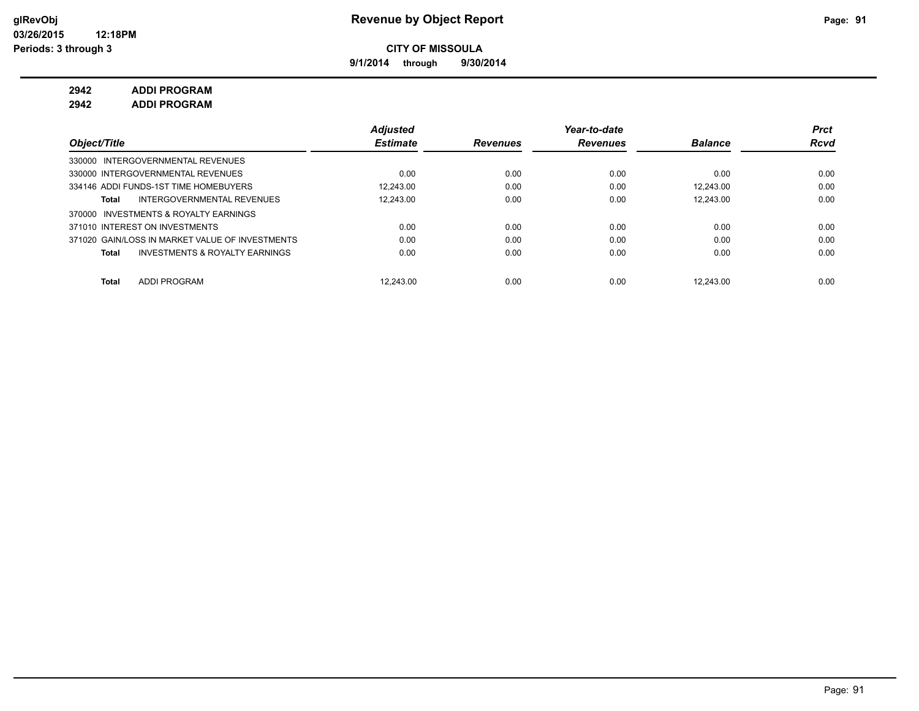**glRevObj**
**03/26/2015 12:18PM**
**Periods: 3 through 3**

# Revenue by Object Report

**CITY OF MISSOULA**

**9/1/2014 through 9/30/2014**

**2942 ADDI PROGRAM**
**2942 ADDI PROGRAM**

| Object/Title | Adjusted Estimate | Revenues | Year-to-date Revenues | Balance | Prct Rcvd |
|---|---|---|---|---|---|
| 330000 INTERGOVERNMENTAL REVENUES | | | | | |
| 330000 INTERGOVERNMENTAL REVENUES | 0.00 | 0.00 | 0.00 | 0.00 | 0.00 |
| 334146 ADDI FUNDS-1ST TIME HOMEBUYERS | 12,243.00 | 0.00 | 0.00 | 12,243.00 | 0.00 |
| **Total** INTERGOVERNMENTAL REVENUES | 12,243.00 | 0.00 | 0.00 | 12,243.00 | 0.00 |
| 370000 INVESTMENTS & ROYALTY EARNINGS | | | | | |
| 371010 INTEREST ON INVESTMENTS | 0.00 | 0.00 | 0.00 | 0.00 | 0.00 |
| 371020 GAIN/LOSS IN MARKET VALUE OF INVESTMENTS | 0.00 | 0.00 | 0.00 | 0.00 | 0.00 |
| **Total** INVESTMENTS & ROYALTY EARNINGS | 0.00 | 0.00 | 0.00 | 0.00 | 0.00 |
| **Total** ADDI PROGRAM | 12,243.00 | 0.00 | 0.00 | 12,243.00 | 0.00 |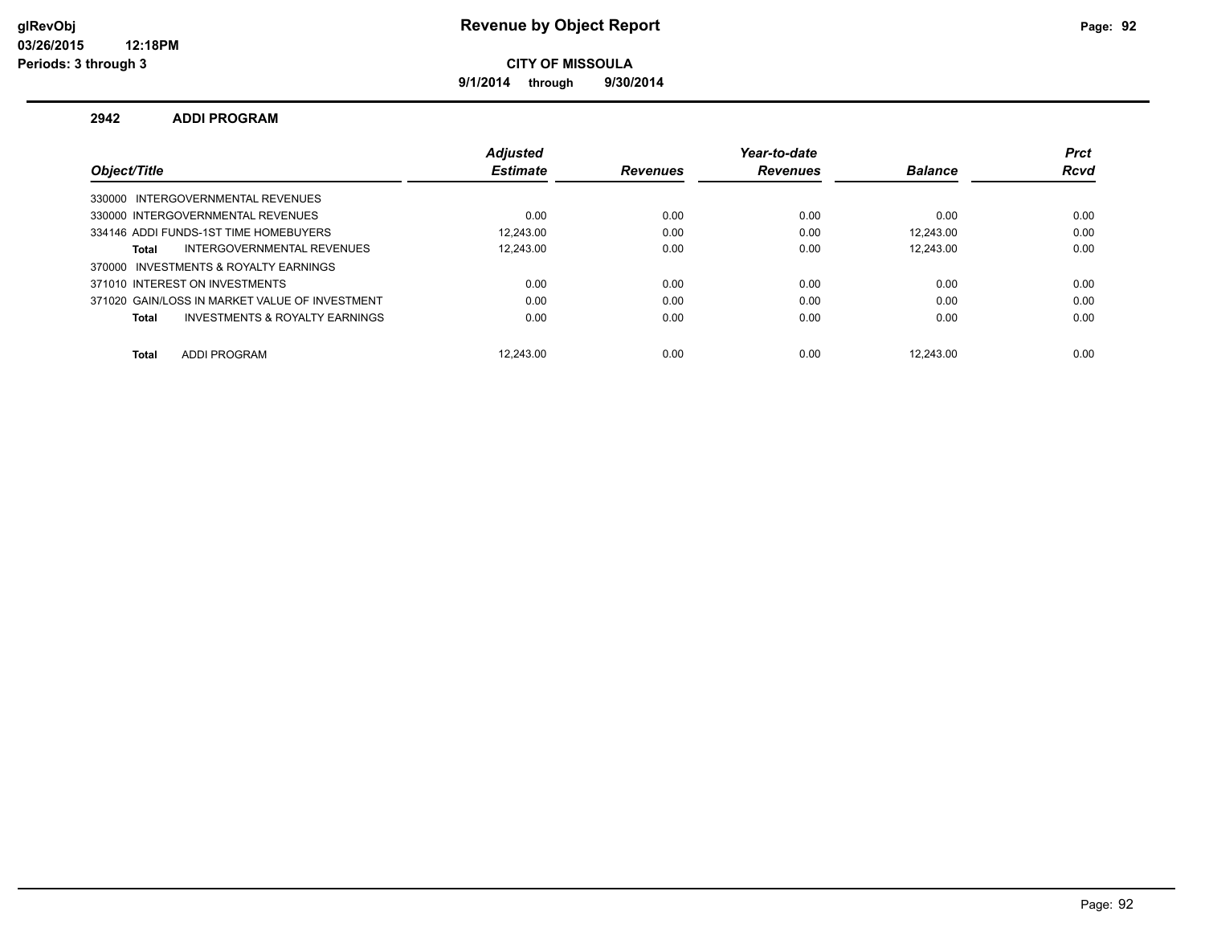# Revenue by Object Report

glRevObj
03/26/2015 12:18PM
Periods: 3 through 3

**CITY OF MISSOULA**

**9/1/2014 through 9/30/2014**

## 2942 ADDI PROGRAM

| Object/Title | Adjusted Estimate | Revenues | Year-to-date Revenues | Balance | Prct Rcvd |
|---|---|---|---|---|---|
| 330000 INTERGOVERNMENTAL REVENUES | | | | | |
| 330000 INTERGOVERNMENTAL REVENUES | 0.00 | 0.00 | 0.00 | 0.00 | 0.00 |
| 334146 ADDI FUNDS-1ST TIME HOMEBUYERS | 12,243.00 | 0.00 | 0.00 | 12,243.00 | 0.00 |
| **Total** INTERGOVERNMENTAL REVENUES | 12,243.00 | 0.00 | 0.00 | 12,243.00 | 0.00 |
| 370000 INVESTMENTS & ROYALTY EARNINGS | | | | | |
| 371010 INTEREST ON INVESTMENTS | 0.00 | 0.00 | 0.00 | 0.00 | 0.00 |
| 371020 GAIN/LOSS IN MARKET VALUE OF INVESTMENT | 0.00 | 0.00 | 0.00 | 0.00 | 0.00 |
| **Total** INVESTMENTS & ROYALTY EARNINGS | 0.00 | 0.00 | 0.00 | 0.00 | 0.00 |
| **Total** ADDI PROGRAM | 12,243.00 | 0.00 | 0.00 | 12,243.00 | 0.00 |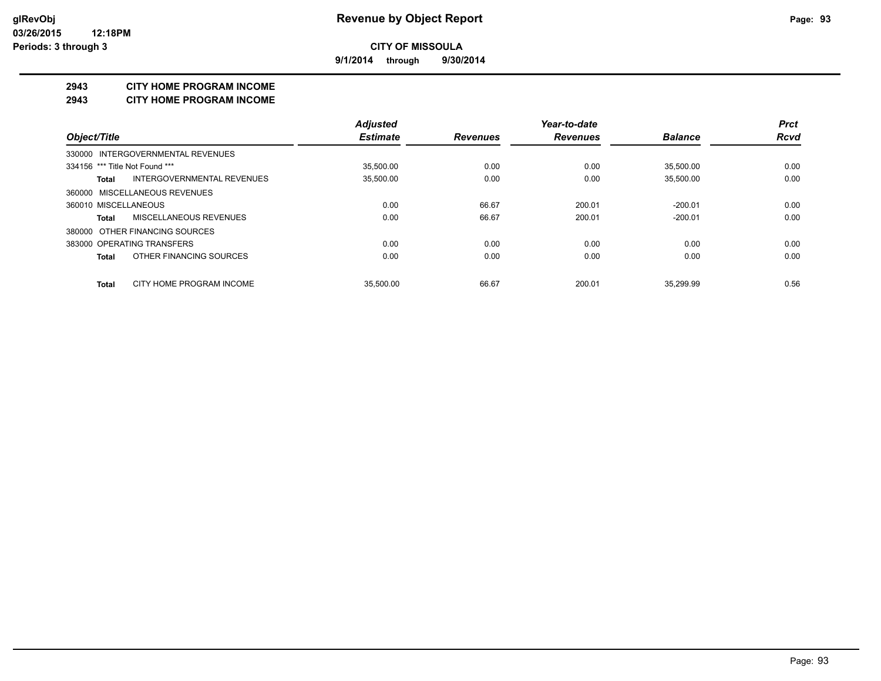**glRevObj**
**03/26/2015 12:18PM**
**Periods: 3 through 3**

# Revenue by Object Report

**CITY OF MISSOULA**

**9/1/2014 through 9/30/2014**

## 2943 CITY HOME PROGRAM INCOME
## 2943 CITY HOME PROGRAM INCOME

| Object/Title | Adjusted Estimate | Revenues | Year-to-date Revenues | Balance | Prct Rcvd |
|---|---|---|---|---|---|
| 330000 INTERGOVERNMENTAL REVENUES | | | | | |
| 334156 *** Title Not Found *** | 35,500.00 | 0.00 | 0.00 | 35,500.00 | 0.00 |
| **Total** INTERGOVERNMENTAL REVENUES | 35,500.00 | 0.00 | 0.00 | 35,500.00 | 0.00 |
| 360000 MISCELLANEOUS REVENUES | | | | | |
| 360010 MISCELLANEOUS | 0.00 | 66.67 | 200.01 | -200.01 | 0.00 |
| **Total** MISCELLANEOUS REVENUES | 0.00 | 66.67 | 200.01 | -200.01 | 0.00 |
| 380000 OTHER FINANCING SOURCES | | | | | |
| 383000 OPERATING TRANSFERS | 0.00 | 0.00 | 0.00 | 0.00 | 0.00 |
| **Total** OTHER FINANCING SOURCES | 0.00 | 0.00 | 0.00 | 0.00 | 0.00 |
| **Total** CITY HOME PROGRAM INCOME | 35,500.00 | 66.67 | 200.01 | 35,299.99 | 0.56 |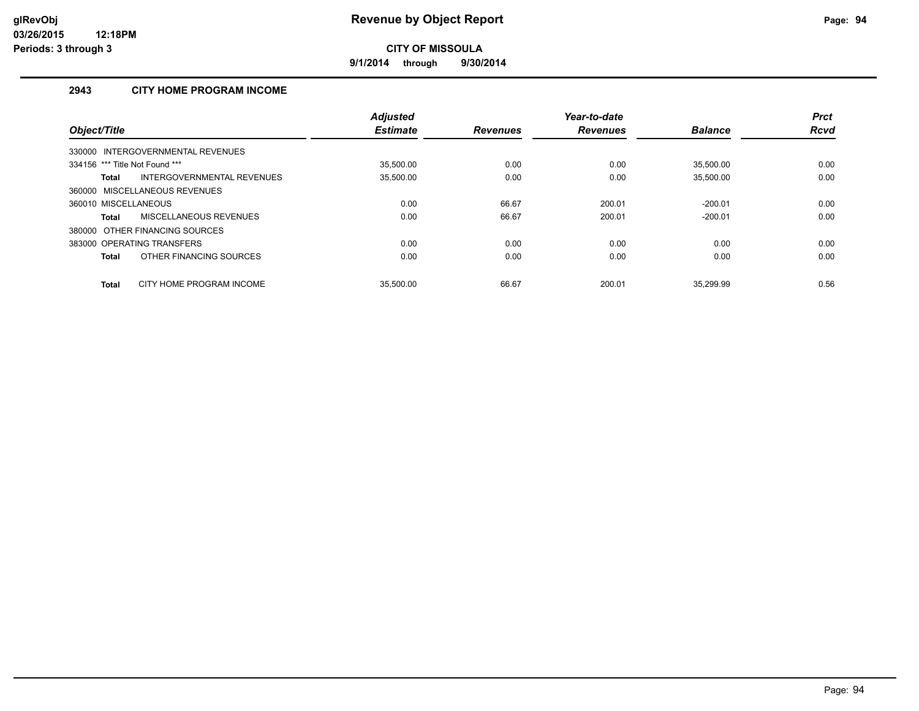# Revenue by Object Report

**CITY OF MISSOULA**

**9/1/2014 through 9/30/2014**

glRevObj
03/26/2015 12:18PM
Periods: 3 through 3

## 2943 CITY HOME PROGRAM INCOME

| Object/Title | | Adjusted Estimate | Revenues | Year-to-date Revenues | Balance | Prct Rcvd |
|---|---|---|---|---|---|---|
| 330000 INTERGOVERNMENTAL REVENUES | | | | | | |
| 334156 *** Title Not Found *** | | 35,500.00 | 0.00 | 0.00 | 35,500.00 | 0.00 |
| **Total** | INTERGOVERNMENTAL REVENUES | 35,500.00 | 0.00 | 0.00 | 35,500.00 | 0.00 |
| 360000 MISCELLANEOUS REVENUES | | | | | | |
| 360010 MISCELLANEOUS | | 0.00 | 66.67 | 200.01 | -200.01 | 0.00 |
| **Total** | MISCELLANEOUS REVENUES | 0.00 | 66.67 | 200.01 | -200.01 | 0.00 |
| 380000 OTHER FINANCING SOURCES | | | | | | |
| 383000 OPERATING TRANSFERS | | 0.00 | 0.00 | 0.00 | 0.00 | 0.00 |
| **Total** | OTHER FINANCING SOURCES | 0.00 | 0.00 | 0.00 | 0.00 | 0.00 |
| **Total** | CITY HOME PROGRAM INCOME | 35,500.00 | 66.67 | 200.01 | 35,299.99 | 0.56 |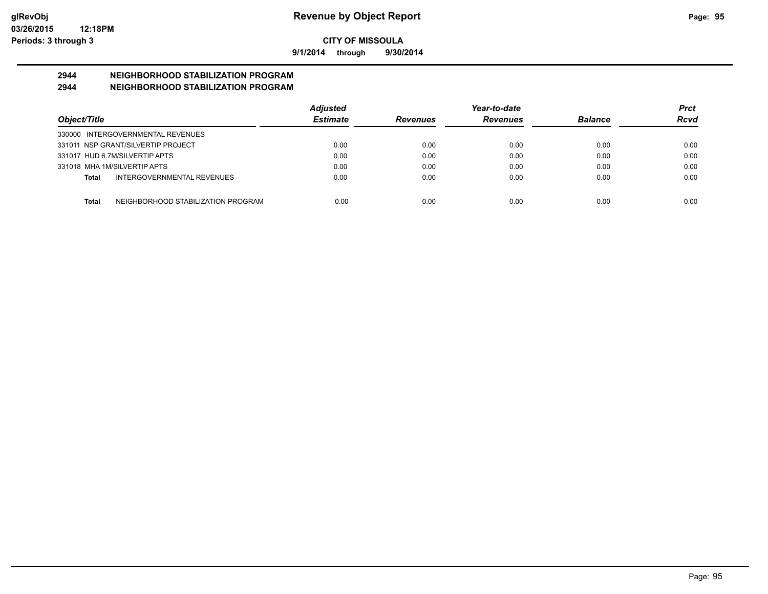**CITY OF MISSOULA**

**9/1/2014 through 9/30/2014**

## 2944 NEIGHBORHOOD STABILIZATION PROGRAM
## 2944 NEIGHBORHOOD STABILIZATION PROGRAM

| Object/Title | *Adjusted Estimate* | *Revenues* | *Year-to-date Revenues* | *Balance* | *Prct Rcvd* |
|---|---|---|---|---|---|
| 330000 INTERGOVERNMENTAL REVENUES | | | | | |
| 331011 NSP GRANT/SILVERTIP PROJECT | 0.00 | 0.00 | 0.00 | 0.00 | 0.00 |
| 331017 HUD 6.7M/SILVERTIP APTS | 0.00 | 0.00 | 0.00 | 0.00 | 0.00 |
| 331018 MHA 1M/SILVERTIP APTS | 0.00 | 0.00 | 0.00 | 0.00 | 0.00 |
| **Total** INTERGOVERNMENTAL REVENUES | 0.00 | 0.00 | 0.00 | 0.00 | 0.00 |
| **Total** NEIGHBORHOOD STABILIZATION PROGRAM | 0.00 | 0.00 | 0.00 | 0.00 | 0.00 |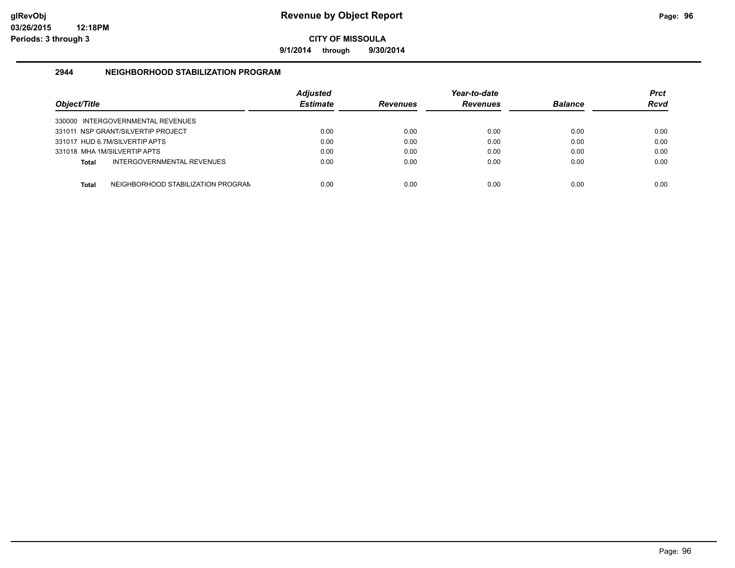**glRevObj**
**03/26/2015 12:18PM**
**Periods: 3 through 3**

# Revenue by Object Report

**CITY OF MISSOULA**

**9/1/2014 through 9/30/2014**

## 2944 NEIGHBORHOOD STABILIZATION PROGRAM

| Object/Title | Adjusted Estimate | Revenues | Year-to-date Revenues | Balance | Prct Rcvd |
|---|---|---|---|---|---|
| 330000 INTERGOVERNMENTAL REVENUES | | | | | |
| 331011 NSP GRANT/SILVERTIP PROJECT | 0.00 | 0.00 | 0.00 | 0.00 | 0.00 |
| 331017 HUD 6.7M/SILVERTIP APTS | 0.00 | 0.00 | 0.00 | 0.00 | 0.00 |
| 331018 MHA 1M/SILVERTIP APTS | 0.00 | 0.00 | 0.00 | 0.00 | 0.00 |
| **Total** INTERGOVERNMENTAL REVENUES | 0.00 | 0.00 | 0.00 | 0.00 | 0.00 |
| **Total** NEIGHBORHOOD STABILIZATION PROGRAM | 0.00 | 0.00 | 0.00 | 0.00 | 0.00 |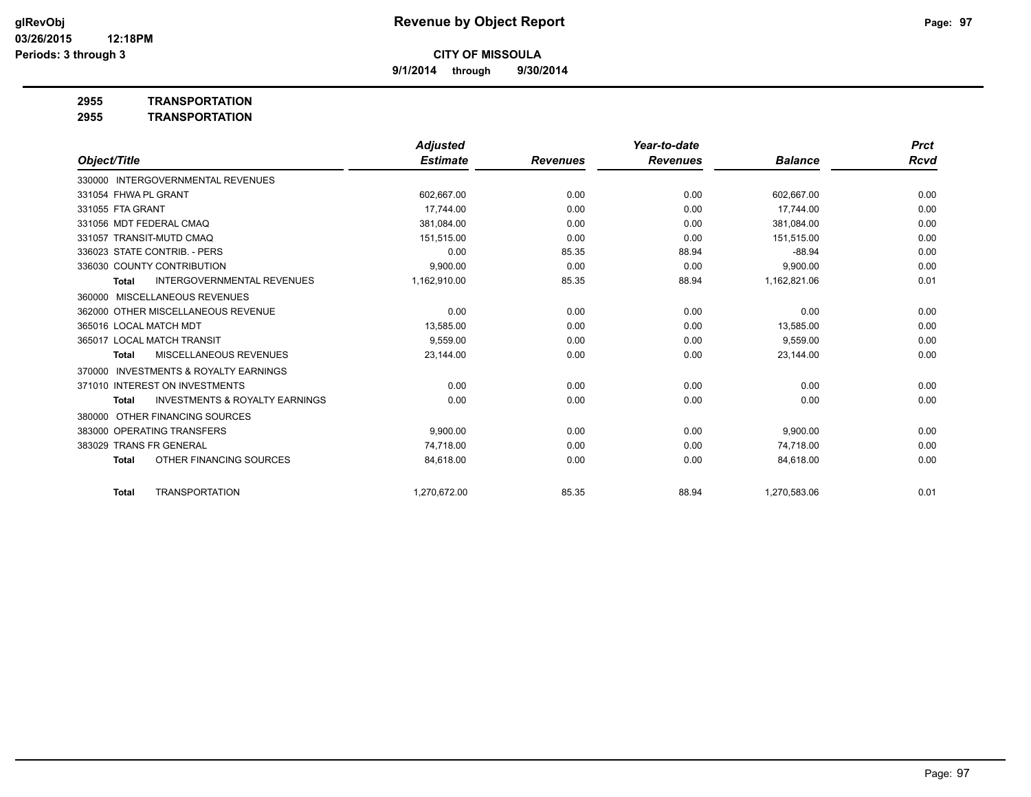**CITY OF MISSOULA**

**9/1/2014 through 9/30/2014**

**2955 TRANSPORTATION**

**2955 TRANSPORTATION**

| Object/Title | Adjusted Estimate | Revenues | Year-to-date Revenues | Balance | Prct Rcvd |
|---|---|---|---|---|---|
| 330000 INTERGOVERNMENTAL REVENUES | | | | | |
| 331054 FHWA PL GRANT | 602,667.00 | 0.00 | 0.00 | 602,667.00 | 0.00 |
| 331055 FTA GRANT | 17,744.00 | 0.00 | 0.00 | 17,744.00 | 0.00 |
| 331056 MDT FEDERAL CMAQ | 381,084.00 | 0.00 | 0.00 | 381,084.00 | 0.00 |
| 331057 TRANSIT-MUTD CMAQ | 151,515.00 | 0.00 | 0.00 | 151,515.00 | 0.00 |
| 336023 STATE CONTRIB. - PERS | 0.00 | 85.35 | 88.94 | -88.94 | 0.00 |
| 336030 COUNTY CONTRIBUTION | 9,900.00 | 0.00 | 0.00 | 9,900.00 | 0.00 |
| **Total** INTERGOVERNMENTAL REVENUES | 1,162,910.00 | 85.35 | 88.94 | 1,162,821.06 | 0.01 |
| 360000 MISCELLANEOUS REVENUES | | | | | |
| 362000 OTHER MISCELLANEOUS REVENUE | 0.00 | 0.00 | 0.00 | 0.00 | 0.00 |
| 365016 LOCAL MATCH MDT | 13,585.00 | 0.00 | 0.00 | 13,585.00 | 0.00 |
| 365017 LOCAL MATCH TRANSIT | 9,559.00 | 0.00 | 0.00 | 9,559.00 | 0.00 |
| **Total** MISCELLANEOUS REVENUES | 23,144.00 | 0.00 | 0.00 | 23,144.00 | 0.00 |
| 370000 INVESTMENTS & ROYALTY EARNINGS | | | | | |
| 371010 INTEREST ON INVESTMENTS | 0.00 | 0.00 | 0.00 | 0.00 | 0.00 |
| **Total** INVESTMENTS & ROYALTY EARNINGS | 0.00 | 0.00 | 0.00 | 0.00 | 0.00 |
| 380000 OTHER FINANCING SOURCES | | | | | |
| 383000 OPERATING TRANSFERS | 9,900.00 | 0.00 | 0.00 | 9,900.00 | 0.00 |
| 383029 TRANS FR GENERAL | 74,718.00 | 0.00 | 0.00 | 74,718.00 | 0.00 |
| **Total** OTHER FINANCING SOURCES | 84,618.00 | 0.00 | 0.00 | 84,618.00 | 0.00 |
| **Total** TRANSPORTATION | 1,270,672.00 | 85.35 | 88.94 | 1,270,583.06 | 0.01 |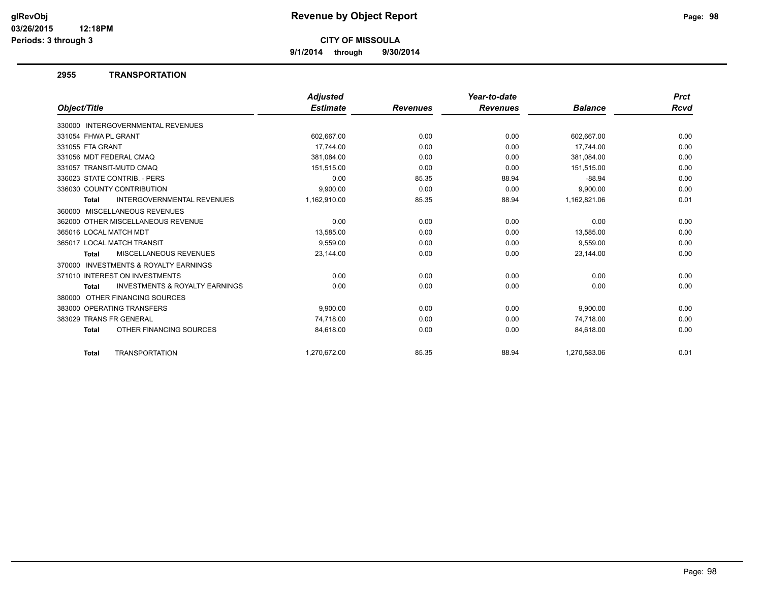# Revenue by Object Report

**CITY OF MISSOULA**

**9/1/2014 through 9/30/2014**

glRevObj
03/26/2015 12:18PM
Periods: 3 through 3

### 2955 TRANSPORTATION

| Object/Title | Adjusted Estimate | Revenues | Year-to-date Revenues | Balance | Prct Rcvd |
|---|---|---|---|---|---|
| 330000 INTERGOVERNMENTAL REVENUES | | | | | |
| 331054 FHWA PL GRANT | 602,667.00 | 0.00 | 0.00 | 602,667.00 | 0.00 |
| 331055 FTA GRANT | 17,744.00 | 0.00 | 0.00 | 17,744.00 | 0.00 |
| 331056 MDT FEDERAL CMAQ | 381,084.00 | 0.00 | 0.00 | 381,084.00 | 0.00 |
| 331057 TRANSIT-MUTD CMAQ | 151,515.00 | 0.00 | 0.00 | 151,515.00 | 0.00 |
| 336023 STATE CONTRIB. - PERS | 0.00 | 85.35 | 88.94 | -88.94 | 0.00 |
| 336030 COUNTY CONTRIBUTION | 9,900.00 | 0.00 | 0.00 | 9,900.00 | 0.00 |
| **Total** INTERGOVERNMENTAL REVENUES | 1,162,910.00 | 85.35 | 88.94 | 1,162,821.06 | 0.01 |
| 360000 MISCELLANEOUS REVENUES | | | | | |
| 362000 OTHER MISCELLANEOUS REVENUE | 0.00 | 0.00 | 0.00 | 0.00 | 0.00 |
| 365016 LOCAL MATCH MDT | 13,585.00 | 0.00 | 0.00 | 13,585.00 | 0.00 |
| 365017 LOCAL MATCH TRANSIT | 9,559.00 | 0.00 | 0.00 | 9,559.00 | 0.00 |
| **Total** MISCELLANEOUS REVENUES | 23,144.00 | 0.00 | 0.00 | 23,144.00 | 0.00 |
| 370000 INVESTMENTS & ROYALTY EARNINGS | | | | | |
| 371010 INTEREST ON INVESTMENTS | 0.00 | 0.00 | 0.00 | 0.00 | 0.00 |
| **Total** INVESTMENTS & ROYALTY EARNINGS | 0.00 | 0.00 | 0.00 | 0.00 | 0.00 |
| 380000 OTHER FINANCING SOURCES | | | | | |
| 383000 OPERATING TRANSFERS | 9,900.00 | 0.00 | 0.00 | 9,900.00 | 0.00 |
| 383029 TRANS FR GENERAL | 74,718.00 | 0.00 | 0.00 | 74,718.00 | 0.00 |
| **Total** OTHER FINANCING SOURCES | 84,618.00 | 0.00 | 0.00 | 84,618.00 | 0.00 |
| **Total** TRANSPORTATION | 1,270,672.00 | 85.35 | 88.94 | 1,270,583.06 | 0.01 |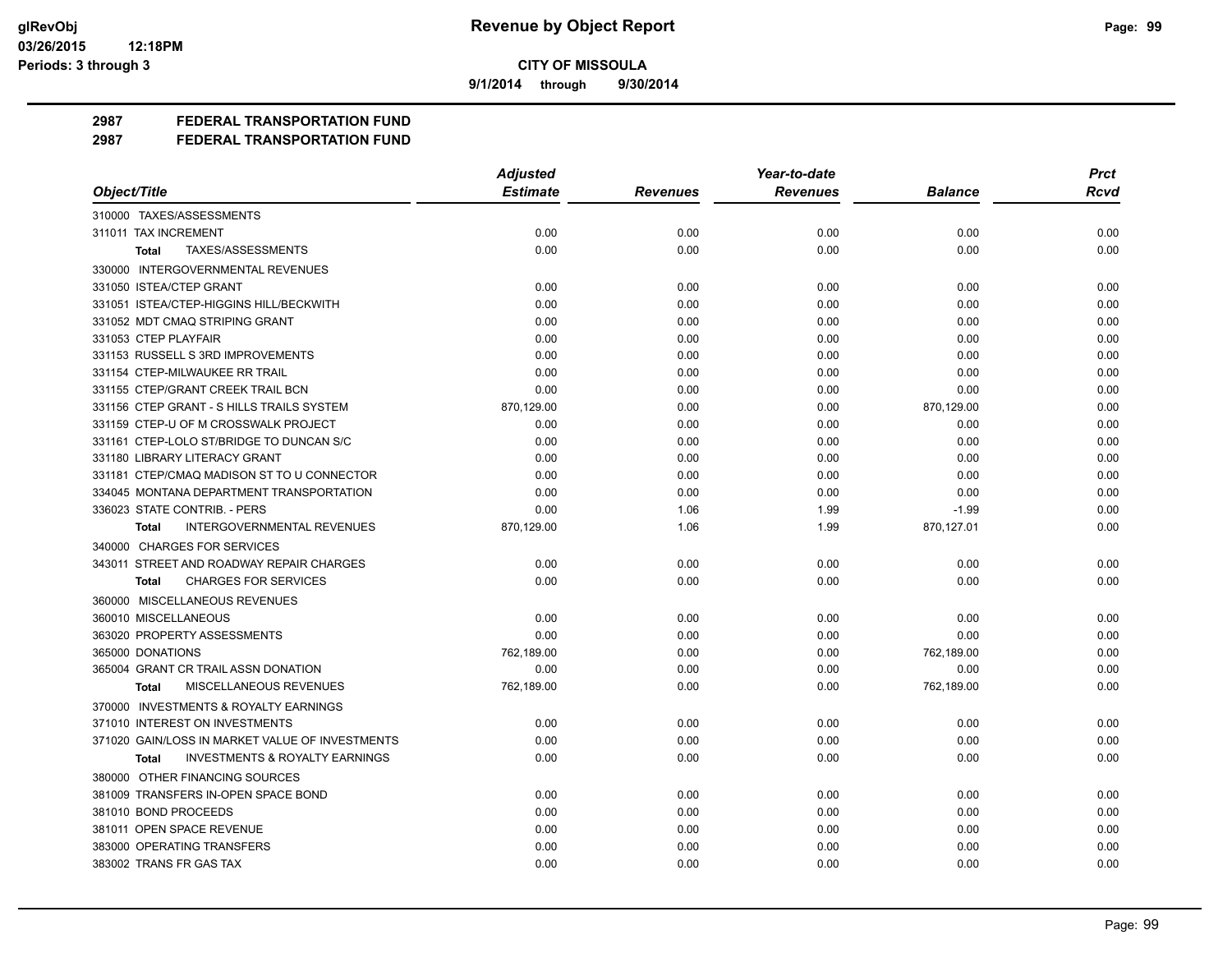**CITY OF MISSOULA**

**9/1/2014 through 9/30/2014**

## 2987 FEDERAL TRANSPORTATION FUND

## 2987 FEDERAL TRANSPORTATION FUND

| Object/Title | Adjusted Estimate | Revenues | Year-to-date Revenues | Balance | Prct Rcvd |
|---|---|---|---|---|---|
| 310000 TAXES/ASSESSMENTS | | | | | |
| 311011 TAX INCREMENT | 0.00 | 0.00 | 0.00 | 0.00 | 0.00 |
| **Total** TAXES/ASSESSMENTS | 0.00 | 0.00 | 0.00 | 0.00 | 0.00 |
| 330000 INTERGOVERNMENTAL REVENUES | | | | | |
| 331050 ISTEA/CTEP GRANT | 0.00 | 0.00 | 0.00 | 0.00 | 0.00 |
| 331051 ISTEA/CTEP-HIGGINS HILL/BECKWITH | 0.00 | 0.00 | 0.00 | 0.00 | 0.00 |
| 331052 MDT CMAQ STRIPING GRANT | 0.00 | 0.00 | 0.00 | 0.00 | 0.00 |
| 331053 CTEP PLAYFAIR | 0.00 | 0.00 | 0.00 | 0.00 | 0.00 |
| 331153 RUSSELL S 3RD IMPROVEMENTS | 0.00 | 0.00 | 0.00 | 0.00 | 0.00 |
| 331154 CTEP-MILWAUKEE RR TRAIL | 0.00 | 0.00 | 0.00 | 0.00 | 0.00 |
| 331155 CTEP/GRANT CREEK TRAIL BCN | 0.00 | 0.00 | 0.00 | 0.00 | 0.00 |
| 331156 CTEP GRANT - S HILLS TRAILS SYSTEM | 870,129.00 | 0.00 | 0.00 | 870,129.00 | 0.00 |
| 331159 CTEP-U OF M CROSSWALK PROJECT | 0.00 | 0.00 | 0.00 | 0.00 | 0.00 |
| 331161 CTEP-LOLO ST/BRIDGE TO DUNCAN S/C | 0.00 | 0.00 | 0.00 | 0.00 | 0.00 |
| 331180 LIBRARY LITERACY GRANT | 0.00 | 0.00 | 0.00 | 0.00 | 0.00 |
| 331181 CTEP/CMAQ MADISON ST TO U CONNECTOR | 0.00 | 0.00 | 0.00 | 0.00 | 0.00 |
| 334045 MONTANA DEPARTMENT TRANSPORTATION | 0.00 | 0.00 | 0.00 | 0.00 | 0.00 |
| 336023 STATE CONTRIB. - PERS | 0.00 | 1.06 | 1.99 | -1.99 | 0.00 |
| **Total** INTERGOVERNMENTAL REVENUES | 870,129.00 | 1.06 | 1.99 | 870,127.01 | 0.00 |
| 340000 CHARGES FOR SERVICES | | | | | |
| 343011 STREET AND ROADWAY REPAIR CHARGES | 0.00 | 0.00 | 0.00 | 0.00 | 0.00 |
| **Total** CHARGES FOR SERVICES | 0.00 | 0.00 | 0.00 | 0.00 | 0.00 |
| 360000 MISCELLANEOUS REVENUES | | | | | |
| 360010 MISCELLANEOUS | 0.00 | 0.00 | 0.00 | 0.00 | 0.00 |
| 363020 PROPERTY ASSESSMENTS | 0.00 | 0.00 | 0.00 | 0.00 | 0.00 |
| 365000 DONATIONS | 762,189.00 | 0.00 | 0.00 | 762,189.00 | 0.00 |
| 365004 GRANT CR TRAIL ASSN DONATION | 0.00 | 0.00 | 0.00 | 0.00 | 0.00 |
| **Total** MISCELLANEOUS REVENUES | 762,189.00 | 0.00 | 0.00 | 762,189.00 | 0.00 |
| 370000 INVESTMENTS & ROYALTY EARNINGS | | | | | |
| 371010 INTEREST ON INVESTMENTS | 0.00 | 0.00 | 0.00 | 0.00 | 0.00 |
| 371020 GAIN/LOSS IN MARKET VALUE OF INVESTMENTS | 0.00 | 0.00 | 0.00 | 0.00 | 0.00 |
| **Total** INVESTMENTS & ROYALTY EARNINGS | 0.00 | 0.00 | 0.00 | 0.00 | 0.00 |
| 380000 OTHER FINANCING SOURCES | | | | | |
| 381009 TRANSFERS IN-OPEN SPACE BOND | 0.00 | 0.00 | 0.00 | 0.00 | 0.00 |
| 381010 BOND PROCEEDS | 0.00 | 0.00 | 0.00 | 0.00 | 0.00 |
| 381011 OPEN SPACE REVENUE | 0.00 | 0.00 | 0.00 | 0.00 | 0.00 |
| 383000 OPERATING TRANSFERS | 0.00 | 0.00 | 0.00 | 0.00 | 0.00 |
| 383002 TRANS FR GAS TAX | 0.00 | 0.00 | 0.00 | 0.00 | 0.00 |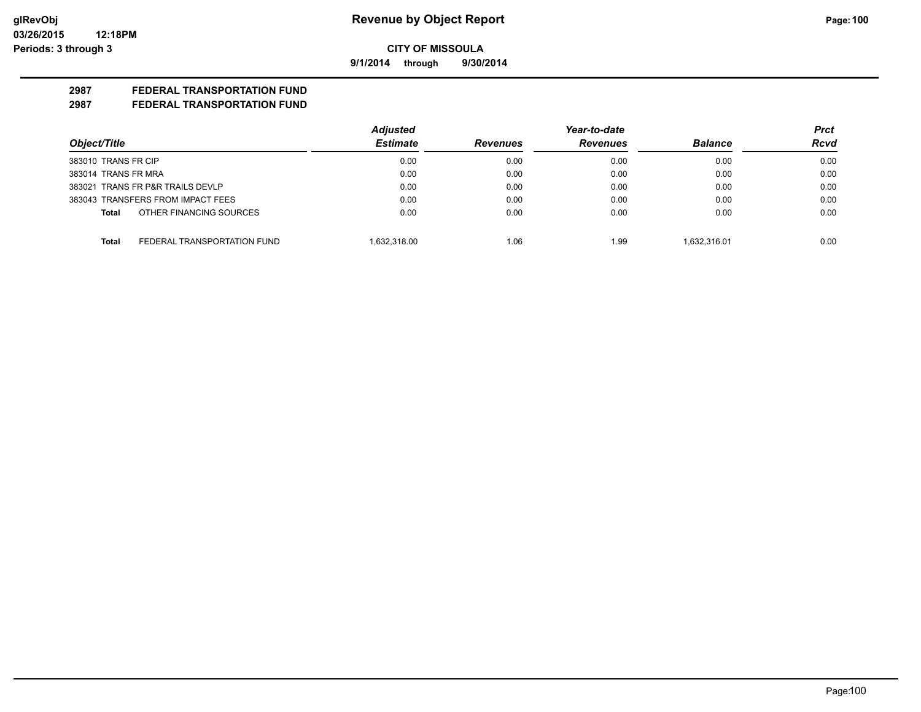**Revenue by Object Report**

**CITY OF MISSOULA**

**9/1/2014 through 9/30/2014**

glRevObj
03/26/2015 12:18PM
Periods: 3 through 3

**2987 FEDERAL TRANSPORTATION FUND**

**2987 FEDERAL TRANSPORTATION FUND**

| Object/Title | | Adjusted Estimate | Revenues | Year-to-date Revenues | Balance | Prct Rcvd |
|---|---|---|---|---|---|---|
| 383010 TRANS FR CIP | | 0.00 | 0.00 | 0.00 | 0.00 | 0.00 |
| 383014 TRANS FR MRA | | 0.00 | 0.00 | 0.00 | 0.00 | 0.00 |
| 383021 TRANS FR P&R TRAILS DEVLP | | 0.00 | 0.00 | 0.00 | 0.00 | 0.00 |
| 383043 TRANSFERS FROM IMPACT FEES | | 0.00 | 0.00 | 0.00 | 0.00 | 0.00 |
| **Total** | OTHER FINANCING SOURCES | 0.00 | 0.00 | 0.00 | 0.00 | 0.00 |
| **Total** | FEDERAL TRANSPORTATION FUND | 1,632,318.00 | 1.06 | 1.99 | 1,632,316.01 | 0.00 |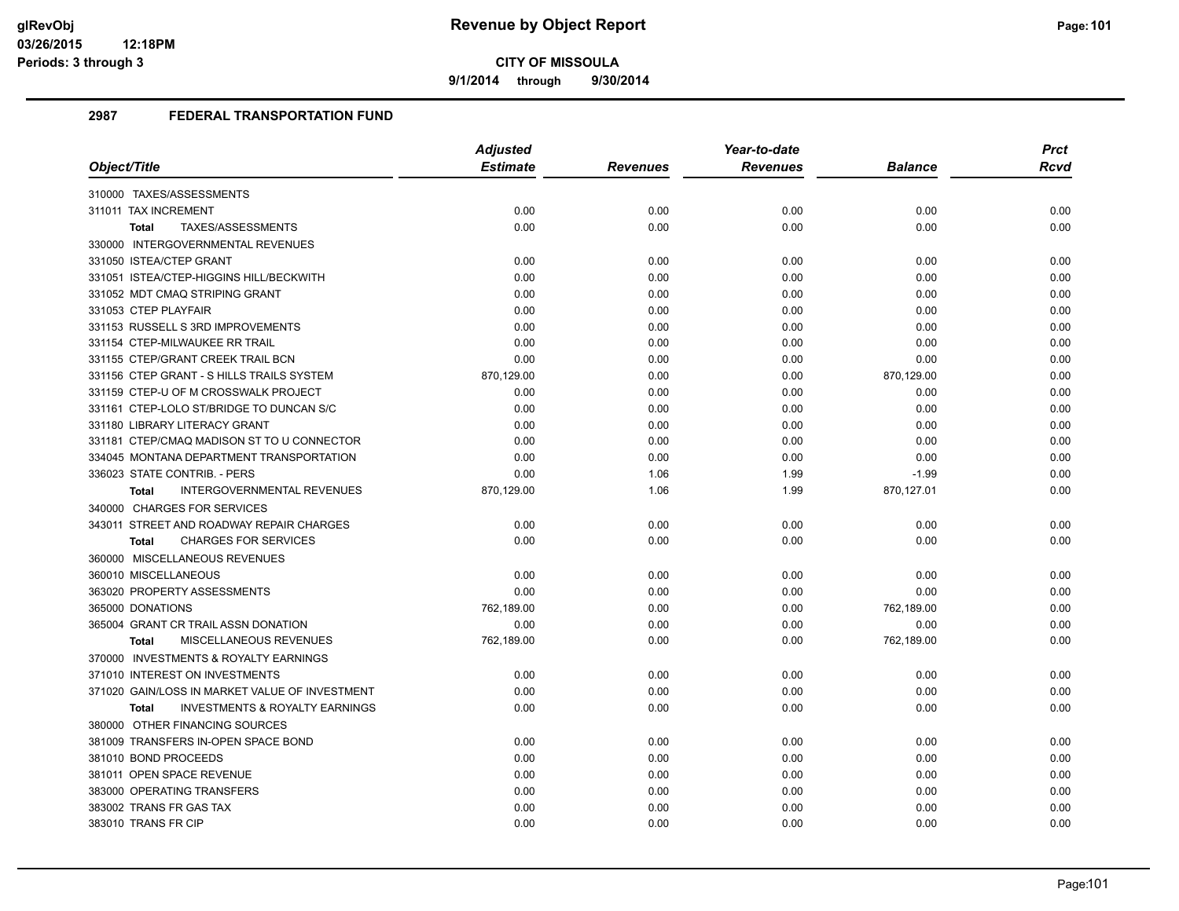**CITY OF MISSOULA**

**9/1/2014 through 9/30/2014**

## 2987 FEDERAL TRANSPORTATION FUND

| Object/Title | Adjusted Estimate | Revenues | Year-to-date Revenues | Balance | Prct Rcvd |
|---|---|---|---|---|---|
| 310000 TAXES/ASSESSMENTS | | | | | |
| 311011 TAX INCREMENT | 0.00 | 0.00 | 0.00 | 0.00 | 0.00 |
| **Total** TAXES/ASSESSMENTS | 0.00 | 0.00 | 0.00 | 0.00 | 0.00 |
| 330000 INTERGOVERNMENTAL REVENUES | | | | | |
| 331050 ISTEA/CTEP GRANT | 0.00 | 0.00 | 0.00 | 0.00 | 0.00 |
| 331051 ISTEA/CTEP-HIGGINS HILL/BECKWITH | 0.00 | 0.00 | 0.00 | 0.00 | 0.00 |
| 331052 MDT CMAQ STRIPING GRANT | 0.00 | 0.00 | 0.00 | 0.00 | 0.00 |
| 331053 CTEP PLAYFAIR | 0.00 | 0.00 | 0.00 | 0.00 | 0.00 |
| 331153 RUSSELL S 3RD IMPROVEMENTS | 0.00 | 0.00 | 0.00 | 0.00 | 0.00 |
| 331154 CTEP-MILWAUKEE RR TRAIL | 0.00 | 0.00 | 0.00 | 0.00 | 0.00 |
| 331155 CTEP/GRANT CREEK TRAIL BCN | 0.00 | 0.00 | 0.00 | 0.00 | 0.00 |
| 331156 CTEP GRANT - S HILLS TRAILS SYSTEM | 870,129.00 | 0.00 | 0.00 | 870,129.00 | 0.00 |
| 331159 CTEP-U OF M CROSSWALK PROJECT | 0.00 | 0.00 | 0.00 | 0.00 | 0.00 |
| 331161 CTEP-LOLO ST/BRIDGE TO DUNCAN S/C | 0.00 | 0.00 | 0.00 | 0.00 | 0.00 |
| 331180 LIBRARY LITERACY GRANT | 0.00 | 0.00 | 0.00 | 0.00 | 0.00 |
| 331181 CTEP/CMAQ MADISON ST TO U CONNECTOR | 0.00 | 0.00 | 0.00 | 0.00 | 0.00 |
| 334045 MONTANA DEPARTMENT TRANSPORTATION | 0.00 | 0.00 | 0.00 | 0.00 | 0.00 |
| 336023 STATE CONTRIB. - PERS | 0.00 | 1.06 | 1.99 | -1.99 | 0.00 |
| **Total** INTERGOVERNMENTAL REVENUES | 870,129.00 | 1.06 | 1.99 | 870,127.01 | 0.00 |
| 340000 CHARGES FOR SERVICES | | | | | |
| 343011 STREET AND ROADWAY REPAIR CHARGES | 0.00 | 0.00 | 0.00 | 0.00 | 0.00 |
| **Total** CHARGES FOR SERVICES | 0.00 | 0.00 | 0.00 | 0.00 | 0.00 |
| 360000 MISCELLANEOUS REVENUES | | | | | |
| 360010 MISCELLANEOUS | 0.00 | 0.00 | 0.00 | 0.00 | 0.00 |
| 363020 PROPERTY ASSESSMENTS | 0.00 | 0.00 | 0.00 | 0.00 | 0.00 |
| 365000 DONATIONS | 762,189.00 | 0.00 | 0.00 | 762,189.00 | 0.00 |
| 365004 GRANT CR TRAIL ASSN DONATION | 0.00 | 0.00 | 0.00 | 0.00 | 0.00 |
| **Total** MISCELLANEOUS REVENUES | 762,189.00 | 0.00 | 0.00 | 762,189.00 | 0.00 |
| 370000 INVESTMENTS & ROYALTY EARNINGS | | | | | |
| 371010 INTEREST ON INVESTMENTS | 0.00 | 0.00 | 0.00 | 0.00 | 0.00 |
| 371020 GAIN/LOSS IN MARKET VALUE OF INVESTMENT | 0.00 | 0.00 | 0.00 | 0.00 | 0.00 |
| **Total** INVESTMENTS & ROYALTY EARNINGS | 0.00 | 0.00 | 0.00 | 0.00 | 0.00 |
| 380000 OTHER FINANCING SOURCES | | | | | |
| 381009 TRANSFERS IN-OPEN SPACE BOND | 0.00 | 0.00 | 0.00 | 0.00 | 0.00 |
| 381010 BOND PROCEEDS | 0.00 | 0.00 | 0.00 | 0.00 | 0.00 |
| 381011 OPEN SPACE REVENUE | 0.00 | 0.00 | 0.00 | 0.00 | 0.00 |
| 383000 OPERATING TRANSFERS | 0.00 | 0.00 | 0.00 | 0.00 | 0.00 |
| 383002 TRANS FR GAS TAX | 0.00 | 0.00 | 0.00 | 0.00 | 0.00 |
| 383010 TRANS FR CIP | 0.00 | 0.00 | 0.00 | 0.00 | 0.00 |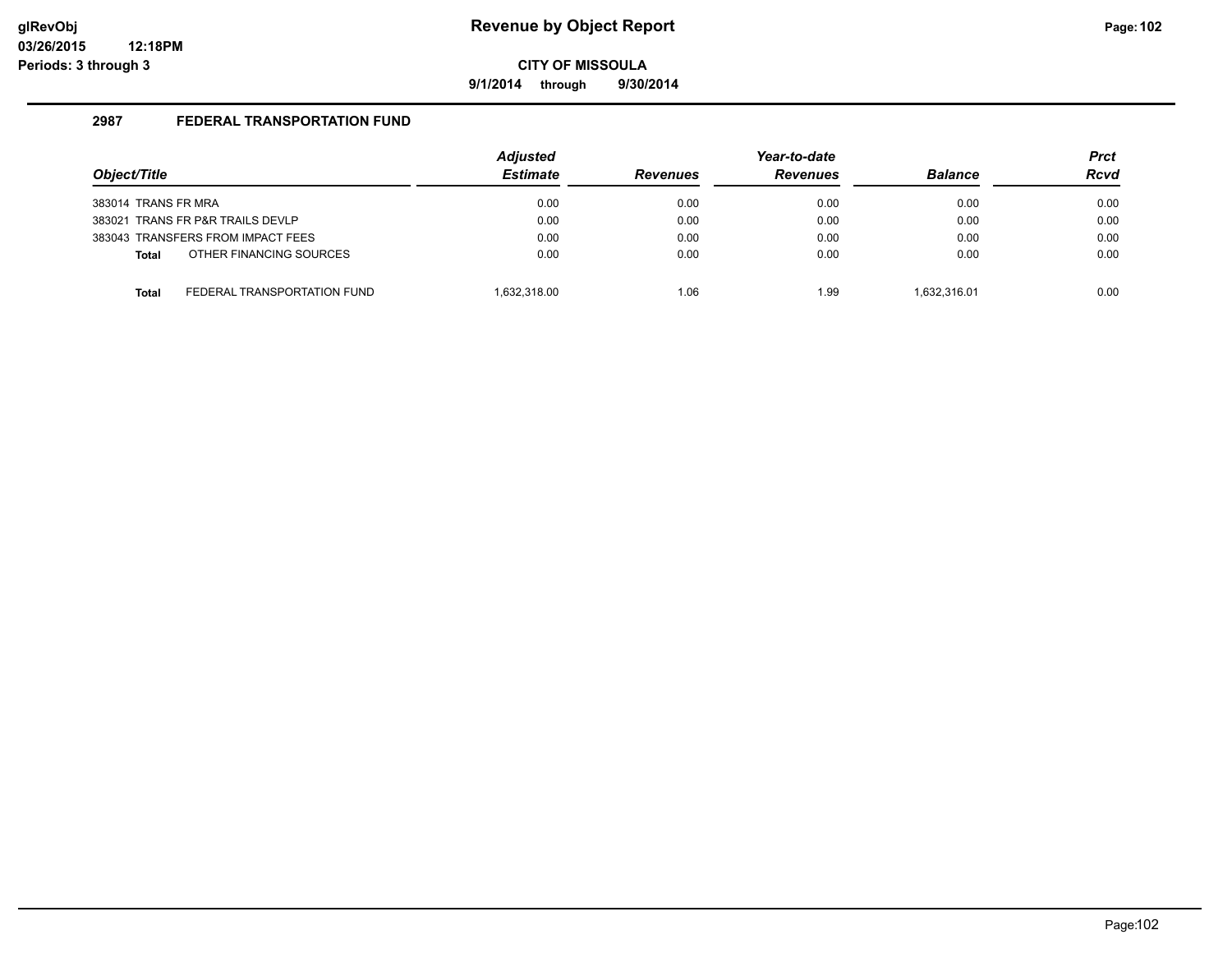## 2987 FEDERAL TRANSPORTATION FUND

| Object/Title | Adjusted Estimate | Revenues | Year-to-date Revenues | Balance | Prct Rcvd |
|---|---|---|---|---|---|
| 383014 TRANS FR MRA | 0.00 | 0.00 | 0.00 | 0.00 | 0.00 |
| 383021 TRANS FR P&R TRAILS DEVLP | 0.00 | 0.00 | 0.00 | 0.00 | 0.00 |
| 383043 TRANSFERS FROM IMPACT FEES | 0.00 | 0.00 | 0.00 | 0.00 | 0.00 |
| **Total** OTHER FINANCING SOURCES | 0.00 | 0.00 | 0.00 | 0.00 | 0.00 |
| **Total** FEDERAL TRANSPORTATION FUND | 1,632,318.00 | 1.06 | 1.99 | 1,632,316.01 | 0.00 |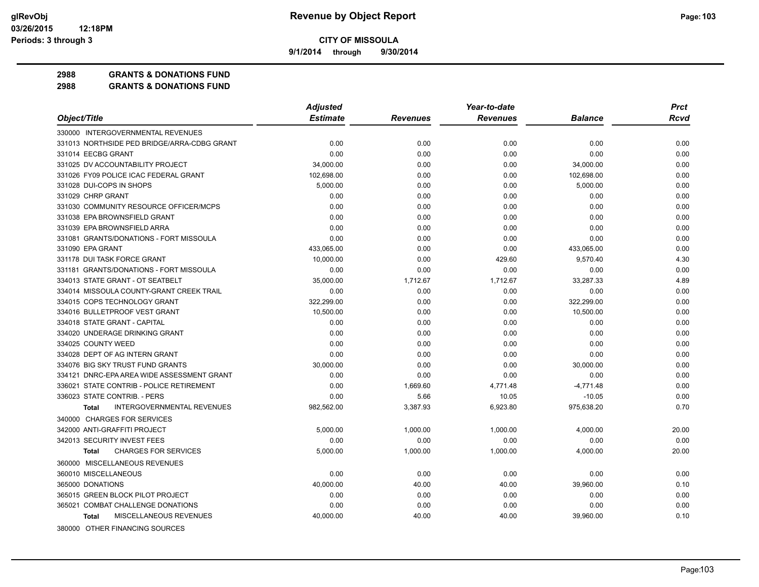# Revenue by Object Report

**CITY OF MISSOULA**

9/1/2014 through 9/30/2014

glRevObj
03/26/2015 12:18PM
Periods: 3 through 3

## 2988 GRANTS & DONATIONS FUND
## 2988 GRANTS & DONATIONS FUND

| Object/Title | Adjusted Estimate | Revenues | Year-to-date Revenues | Balance | Prct Rcvd |
|---|---|---|---|---|---|
| 330000 INTERGOVERNMENTAL REVENUES | | | | | |
| 331013 NORTHSIDE PED BRIDGE/ARRA-CDBG GRANT | 0.00 | 0.00 | 0.00 | 0.00 | 0.00 |
| 331014 EECBG GRANT | 0.00 | 0.00 | 0.00 | 0.00 | 0.00 |
| 331025 DV ACCOUNTABILITY PROJECT | 34,000.00 | 0.00 | 0.00 | 34,000.00 | 0.00 |
| 331026 FY09 POLICE ICAC FEDERAL GRANT | 102,698.00 | 0.00 | 0.00 | 102,698.00 | 0.00 |
| 331028 DUI-COPS IN SHOPS | 5,000.00 | 0.00 | 0.00 | 5,000.00 | 0.00 |
| 331029 CHRP GRANT | 0.00 | 0.00 | 0.00 | 0.00 | 0.00 |
| 331030 COMMUNITY RESOURCE OFFICER/MCPS | 0.00 | 0.00 | 0.00 | 0.00 | 0.00 |
| 331038 EPA BROWNSFIELD GRANT | 0.00 | 0.00 | 0.00 | 0.00 | 0.00 |
| 331039 EPA BROWNSFIELD ARRA | 0.00 | 0.00 | 0.00 | 0.00 | 0.00 |
| 331081 GRANTS/DONATIONS - FORT MISSOULA | 0.00 | 0.00 | 0.00 | 0.00 | 0.00 |
| 331090 EPA GRANT | 433,065.00 | 0.00 | 0.00 | 433,065.00 | 0.00 |
| 331178 DUI TASK FORCE GRANT | 10,000.00 | 0.00 | 429.60 | 9,570.40 | 4.30 |
| 331181 GRANTS/DONATIONS - FORT MISSOULA | 0.00 | 0.00 | 0.00 | 0.00 | 0.00 |
| 334013 STATE GRANT - OT SEATBELT | 35,000.00 | 1,712.67 | 1,712.67 | 33,287.33 | 4.89 |
| 334014 MISSOULA COUNTY-GRANT CREEK TRAIL | 0.00 | 0.00 | 0.00 | 0.00 | 0.00 |
| 334015 COPS TECHNOLOGY GRANT | 322,299.00 | 0.00 | 0.00 | 322,299.00 | 0.00 |
| 334016 BULLETPROOF VEST GRANT | 10,500.00 | 0.00 | 0.00 | 10,500.00 | 0.00 |
| 334018 STATE GRANT - CAPITAL | 0.00 | 0.00 | 0.00 | 0.00 | 0.00 |
| 334020 UNDERAGE DRINKING GRANT | 0.00 | 0.00 | 0.00 | 0.00 | 0.00 |
| 334025 COUNTY WEED | 0.00 | 0.00 | 0.00 | 0.00 | 0.00 |
| 334028 DEPT OF AG INTERN GRANT | 0.00 | 0.00 | 0.00 | 0.00 | 0.00 |
| 334076 BIG SKY TRUST FUND GRANTS | 30,000.00 | 0.00 | 0.00 | 30,000.00 | 0.00 |
| 334121 DNRC-EPA AREA WIDE ASSESSMENT GRANT | 0.00 | 0.00 | 0.00 | 0.00 | 0.00 |
| 336021 STATE CONTRIB - POLICE RETIREMENT | 0.00 | 1,669.60 | 4,771.48 | -4,771.48 | 0.00 |
| 336023 STATE CONTRIB. - PERS | 0.00 | 5.66 | 10.05 | -10.05 | 0.00 |
| **Total** INTERGOVERNMENTAL REVENUES | 982,562.00 | 3,387.93 | 6,923.80 | 975,638.20 | 0.70 |
| 340000 CHARGES FOR SERVICES | | | | | |
| 342000 ANTI-GRAFFITI PROJECT | 5,000.00 | 1,000.00 | 1,000.00 | 4,000.00 | 20.00 |
| 342013 SECURITY INVEST FEES | 0.00 | 0.00 | 0.00 | 0.00 | 0.00 |
| **Total** CHARGES FOR SERVICES | 5,000.00 | 1,000.00 | 1,000.00 | 4,000.00 | 20.00 |
| 360000 MISCELLANEOUS REVENUES | | | | | |
| 360010 MISCELLANEOUS | 0.00 | 0.00 | 0.00 | 0.00 | 0.00 |
| 365000 DONATIONS | 40,000.00 | 40.00 | 40.00 | 39,960.00 | 0.10 |
| 365015 GREEN BLOCK PILOT PROJECT | 0.00 | 0.00 | 0.00 | 0.00 | 0.00 |
| 365021 COMBAT CHALLENGE DONATIONS | 0.00 | 0.00 | 0.00 | 0.00 | 0.00 |
| **Total** MISCELLANEOUS REVENUES | 40,000.00 | 40.00 | 40.00 | 39,960.00 | 0.10 |
| 380000 OTHER FINANCING SOURCES | | | | | |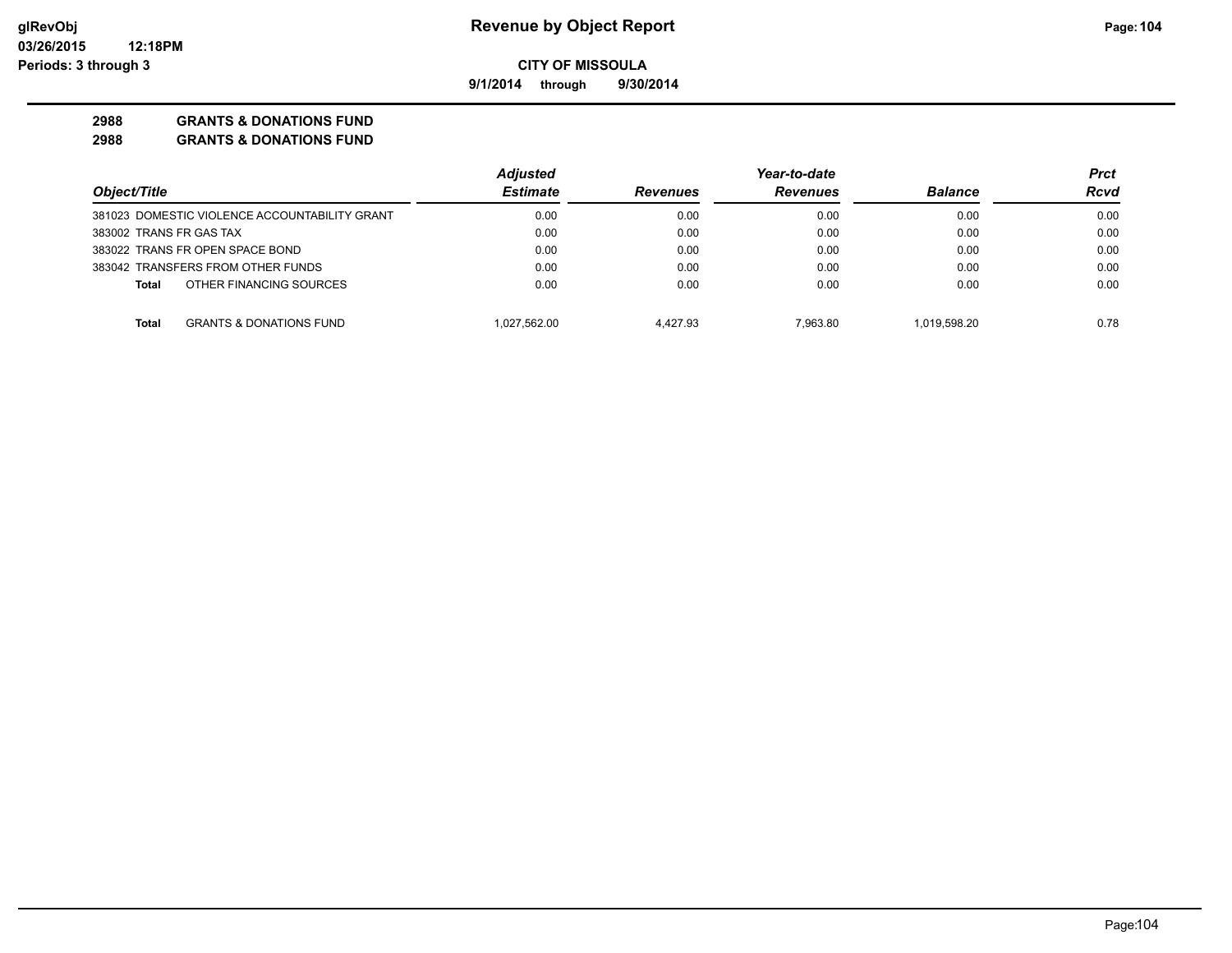**CITY OF MISSOULA**

**9/1/2014 through 9/30/2014**

**2988 GRANTS & DONATIONS FUND**

**2988 GRANTS & DONATIONS FUND**

| Object/Title | Adjusted Estimate | Revenues | Year-to-date Revenues | Balance | Prct Rcvd |
|---|---|---|---|---|---|
| 381023 DOMESTIC VIOLENCE ACCOUNTABILITY GRANT | 0.00 | 0.00 | 0.00 | 0.00 | 0.00 |
| 383002 TRANS FR GAS TAX | 0.00 | 0.00 | 0.00 | 0.00 | 0.00 |
| 383022 TRANS FR OPEN SPACE BOND | 0.00 | 0.00 | 0.00 | 0.00 | 0.00 |
| 383042 TRANSFERS FROM OTHER FUNDS | 0.00 | 0.00 | 0.00 | 0.00 | 0.00 |
| **Total** OTHER FINANCING SOURCES | 0.00 | 0.00 | 0.00 | 0.00 | 0.00 |
| **Total** GRANTS & DONATIONS FUND | 1,027,562.00 | 4,427.93 | 7,963.80 | 1,019,598.20 | 0.78 |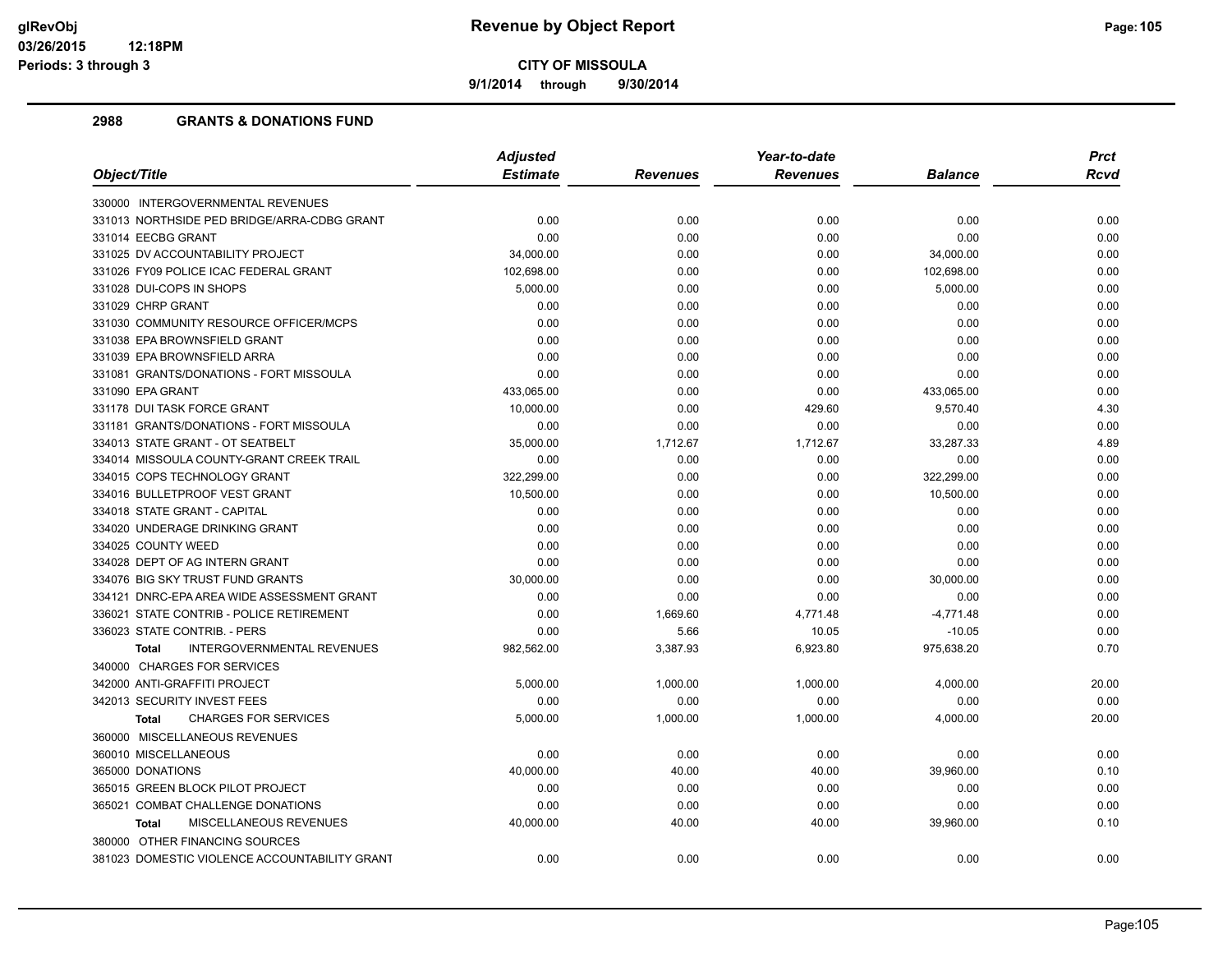**Revenue by Object Report**

**CITY OF MISSOULA**

**9/1/2014 through 9/30/2014**

## 2988 GRANTS & DONATIONS FUND

| Object/Title | Adjusted Estimate | Revenues | Year-to-date Revenues | Balance | Prct Rcvd |
|---|---|---|---|---|---|
| 330000 INTERGOVERNMENTAL REVENUES | | | | | |
| 331013 NORTHSIDE PED BRIDGE/ARRA-CDBG GRANT | 0.00 | 0.00 | 0.00 | 0.00 | 0.00 |
| 331014 EECBG GRANT | 0.00 | 0.00 | 0.00 | 0.00 | 0.00 |
| 331025 DV ACCOUNTABILITY PROJECT | 34,000.00 | 0.00 | 0.00 | 34,000.00 | 0.00 |
| 331026 FY09 POLICE ICAC FEDERAL GRANT | 102,698.00 | 0.00 | 0.00 | 102,698.00 | 0.00 |
| 331028 DUI-COPS IN SHOPS | 5,000.00 | 0.00 | 0.00 | 5,000.00 | 0.00 |
| 331029 CHRP GRANT | 0.00 | 0.00 | 0.00 | 0.00 | 0.00 |
| 331030 COMMUNITY RESOURCE OFFICER/MCPS | 0.00 | 0.00 | 0.00 | 0.00 | 0.00 |
| 331038 EPA BROWNSFIELD GRANT | 0.00 | 0.00 | 0.00 | 0.00 | 0.00 |
| 331039 EPA BROWNSFIELD ARRA | 0.00 | 0.00 | 0.00 | 0.00 | 0.00 |
| 331081 GRANTS/DONATIONS - FORT MISSOULA | 0.00 | 0.00 | 0.00 | 0.00 | 0.00 |
| 331090 EPA GRANT | 433,065.00 | 0.00 | 0.00 | 433,065.00 | 0.00 |
| 331178 DUI TASK FORCE GRANT | 10,000.00 | 0.00 | 429.60 | 9,570.40 | 4.30 |
| 331181 GRANTS/DONATIONS - FORT MISSOULA | 0.00 | 0.00 | 0.00 | 0.00 | 0.00 |
| 334013 STATE GRANT - OT SEATBELT | 35,000.00 | 1,712.67 | 1,712.67 | 33,287.33 | 4.89 |
| 334014 MISSOULA COUNTY-GRANT CREEK TRAIL | 0.00 | 0.00 | 0.00 | 0.00 | 0.00 |
| 334015 COPS TECHNOLOGY GRANT | 322,299.00 | 0.00 | 0.00 | 322,299.00 | 0.00 |
| 334016 BULLETPROOF VEST GRANT | 10,500.00 | 0.00 | 0.00 | 10,500.00 | 0.00 |
| 334018 STATE GRANT - CAPITAL | 0.00 | 0.00 | 0.00 | 0.00 | 0.00 |
| 334020 UNDERAGE DRINKING GRANT | 0.00 | 0.00 | 0.00 | 0.00 | 0.00 |
| 334025 COUNTY WEED | 0.00 | 0.00 | 0.00 | 0.00 | 0.00 |
| 334028 DEPT OF AG INTERN GRANT | 0.00 | 0.00 | 0.00 | 0.00 | 0.00 |
| 334076 BIG SKY TRUST FUND GRANTS | 30,000.00 | 0.00 | 0.00 | 30,000.00 | 0.00 |
| 334121 DNRC-EPA AREA WIDE ASSESSMENT GRANT | 0.00 | 0.00 | 0.00 | 0.00 | 0.00 |
| 336021 STATE CONTRIB - POLICE RETIREMENT | 0.00 | 1,669.60 | 4,771.48 | -4,771.48 | 0.00 |
| 336023 STATE CONTRIB. - PERS | 0.00 | 5.66 | 10.05 | -10.05 | 0.00 |
| **Total** INTERGOVERNMENTAL REVENUES | 982,562.00 | 3,387.93 | 6,923.80 | 975,638.20 | 0.70 |
| 340000 CHARGES FOR SERVICES | | | | | |
| 342000 ANTI-GRAFFITI PROJECT | 5,000.00 | 1,000.00 | 1,000.00 | 4,000.00 | 20.00 |
| 342013 SECURITY INVEST FEES | 0.00 | 0.00 | 0.00 | 0.00 | 0.00 |
| **Total** CHARGES FOR SERVICES | 5,000.00 | 1,000.00 | 1,000.00 | 4,000.00 | 20.00 |
| 360000 MISCELLANEOUS REVENUES | | | | | |
| 360010 MISCELLANEOUS | 0.00 | 0.00 | 0.00 | 0.00 | 0.00 |
| 365000 DONATIONS | 40,000.00 | 40.00 | 40.00 | 39,960.00 | 0.10 |
| 365015 GREEN BLOCK PILOT PROJECT | 0.00 | 0.00 | 0.00 | 0.00 | 0.00 |
| 365021 COMBAT CHALLENGE DONATIONS | 0.00 | 0.00 | 0.00 | 0.00 | 0.00 |
| **Total** MISCELLANEOUS REVENUES | 40,000.00 | 40.00 | 40.00 | 39,960.00 | 0.10 |
| 380000 OTHER FINANCING SOURCES | | | | | |
| 381023 DOMESTIC VIOLENCE ACCOUNTABILITY GRANT | 0.00 | 0.00 | 0.00 | 0.00 | 0.00 |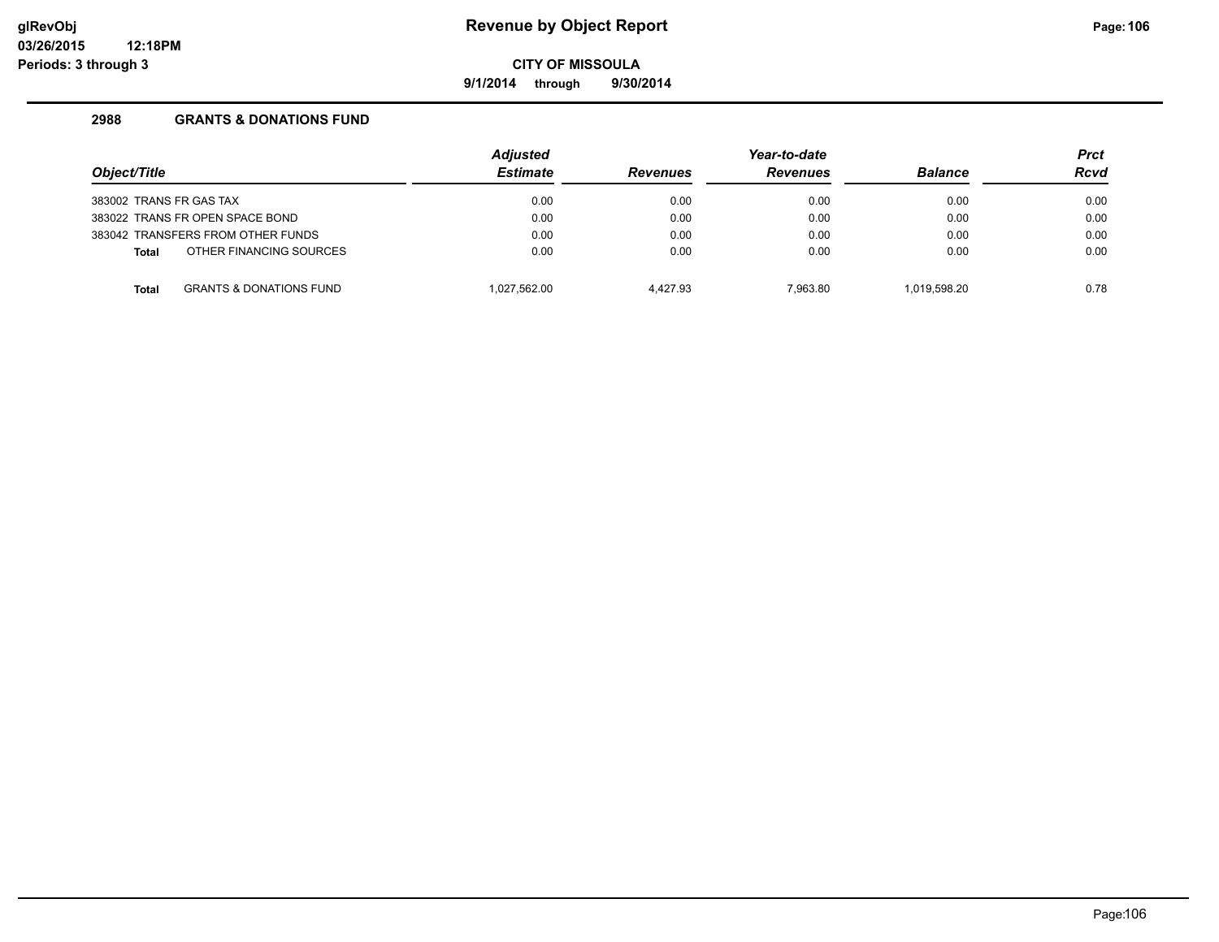# Revenue by Object Report

glRevObj
03/26/2015 12:18PM
Periods: 3 through 3

**CITY OF MISSOULA**

**9/1/2014 through 9/30/2014**

## 2988 GRANTS & DONATIONS FUND

| Object/Title | Adjusted Estimate | Revenues | Year-to-date Revenues | Balance | Prct Rcvd |
|---|---|---|---|---|---|
| 383002 TRANS FR GAS TAX | 0.00 | 0.00 | 0.00 | 0.00 | 0.00 |
| 383022 TRANS FR OPEN SPACE BOND | 0.00 | 0.00 | 0.00 | 0.00 | 0.00 |
| 383042 TRANSFERS FROM OTHER FUNDS | 0.00 | 0.00 | 0.00 | 0.00 | 0.00 |
| **Total** OTHER FINANCING SOURCES | 0.00 | 0.00 | 0.00 | 0.00 | 0.00 |
| **Total** GRANTS & DONATIONS FUND | 1,027,562.00 | 4,427.93 | 7,963.80 | 1,019,598.20 | 0.78 |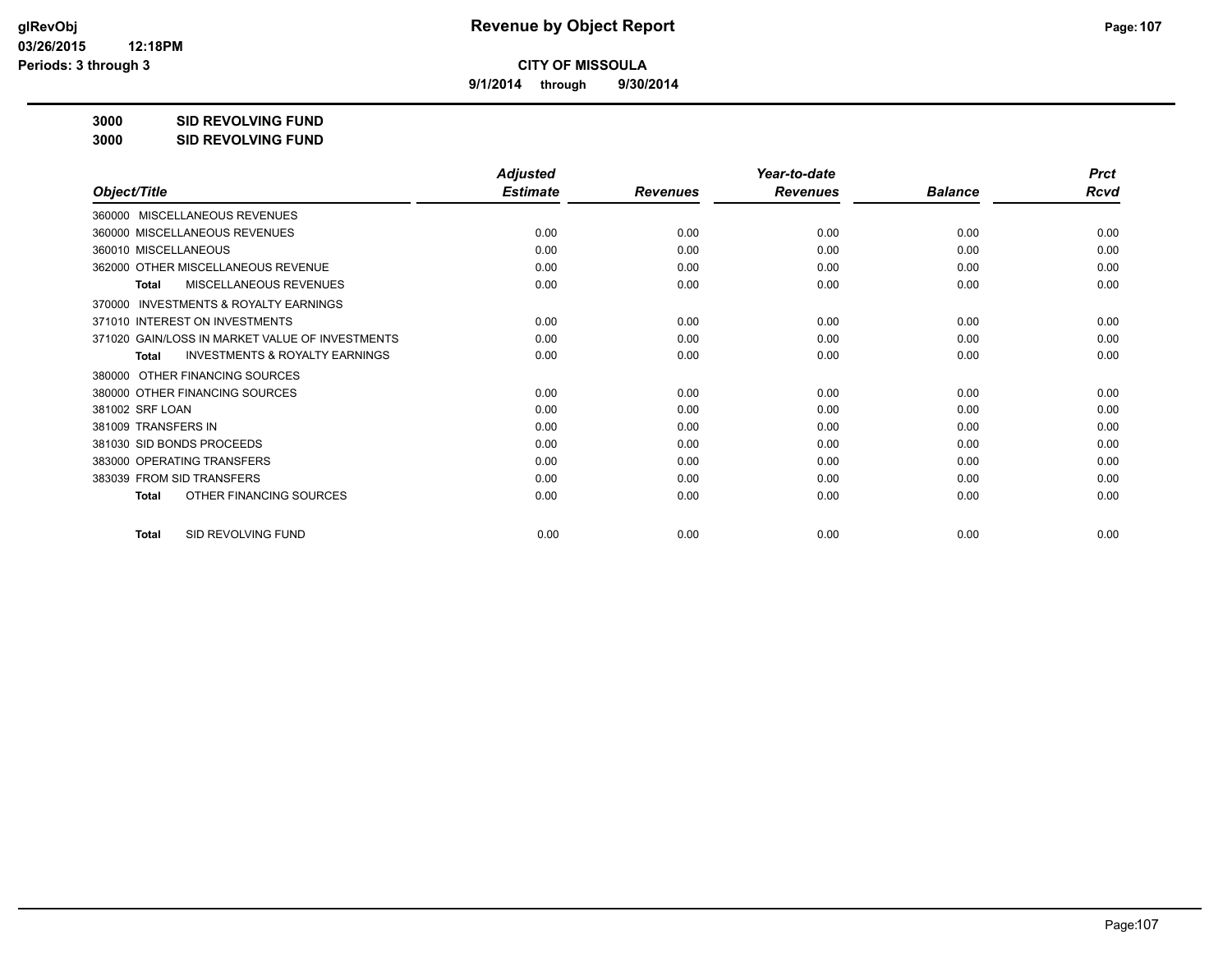**CITY OF MISSOULA**

**9/1/2014 through 9/30/2014**

**3000 SID REVOLVING FUND**

**3000 SID REVOLVING FUND**

| Object/Title | Adjusted Estimate | Revenues | Year-to-date Revenues | Balance | Prct Rcvd |
|---|---|---|---|---|---|
| 360000 MISCELLANEOUS REVENUES | | | | | |
| 360000 MISCELLANEOUS REVENUES | 0.00 | 0.00 | 0.00 | 0.00 | 0.00 |
| 360010 MISCELLANEOUS | 0.00 | 0.00 | 0.00 | 0.00 | 0.00 |
| 362000 OTHER MISCELLANEOUS REVENUE | 0.00 | 0.00 | 0.00 | 0.00 | 0.00 |
| **Total** MISCELLANEOUS REVENUES | 0.00 | 0.00 | 0.00 | 0.00 | 0.00 |
| 370000 INVESTMENTS & ROYALTY EARNINGS | | | | | |
| 371010 INTEREST ON INVESTMENTS | 0.00 | 0.00 | 0.00 | 0.00 | 0.00 |
| 371020 GAIN/LOSS IN MARKET VALUE OF INVESTMENTS | 0.00 | 0.00 | 0.00 | 0.00 | 0.00 |
| **Total** INVESTMENTS & ROYALTY EARNINGS | 0.00 | 0.00 | 0.00 | 0.00 | 0.00 |
| 380000 OTHER FINANCING SOURCES | | | | | |
| 380000 OTHER FINANCING SOURCES | 0.00 | 0.00 | 0.00 | 0.00 | 0.00 |
| 381002 SRF LOAN | 0.00 | 0.00 | 0.00 | 0.00 | 0.00 |
| 381009 TRANSFERS IN | 0.00 | 0.00 | 0.00 | 0.00 | 0.00 |
| 381030 SID BONDS PROCEEDS | 0.00 | 0.00 | 0.00 | 0.00 | 0.00 |
| 383000 OPERATING TRANSFERS | 0.00 | 0.00 | 0.00 | 0.00 | 0.00 |
| 383039 FROM SID TRANSFERS | 0.00 | 0.00 | 0.00 | 0.00 | 0.00 |
| **Total** OTHER FINANCING SOURCES | 0.00 | 0.00 | 0.00 | 0.00 | 0.00 |
| **Total** SID REVOLVING FUND | 0.00 | 0.00 | 0.00 | 0.00 | 0.00 |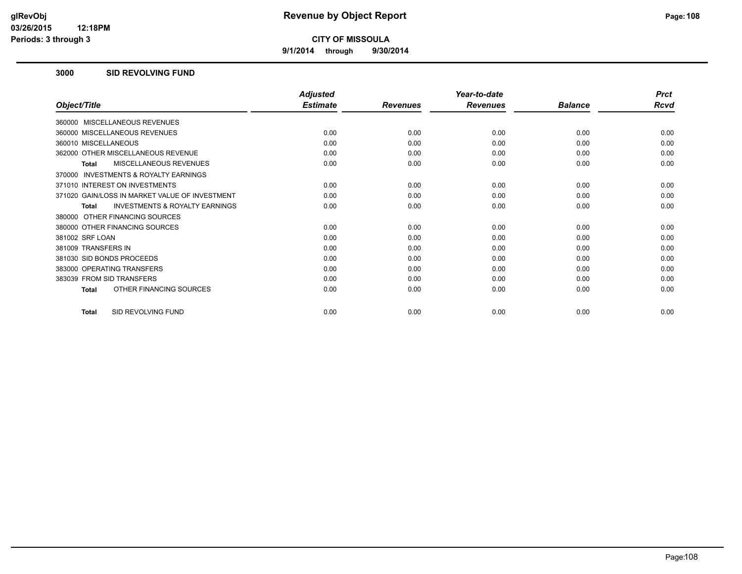# Revenue by Object Report

**CITY OF MISSOULA**

**9/1/2014 through 9/30/2014**

## 3000 SID REVOLVING FUND

| Object/Title | Adjusted Estimate | Revenues | Year-to-date Revenues | Balance | Prct Rcvd |
|---|---|---|---|---|---|
| 360000 MISCELLANEOUS REVENUES | | | | | |
| 360000 MISCELLANEOUS REVENUES | 0.00 | 0.00 | 0.00 | 0.00 | 0.00 |
| 360010 MISCELLANEOUS | 0.00 | 0.00 | 0.00 | 0.00 | 0.00 |
| 362000 OTHER MISCELLANEOUS REVENUE | 0.00 | 0.00 | 0.00 | 0.00 | 0.00 |
| **Total** MISCELLANEOUS REVENUES | 0.00 | 0.00 | 0.00 | 0.00 | 0.00 |
| 370000 INVESTMENTS & ROYALTY EARNINGS | | | | | |
| 371010 INTEREST ON INVESTMENTS | 0.00 | 0.00 | 0.00 | 0.00 | 0.00 |
| 371020 GAIN/LOSS IN MARKET VALUE OF INVESTMENT | 0.00 | 0.00 | 0.00 | 0.00 | 0.00 |
| **Total** INVESTMENTS & ROYALTY EARNINGS | 0.00 | 0.00 | 0.00 | 0.00 | 0.00 |
| 380000 OTHER FINANCING SOURCES | | | | | |
| 380000 OTHER FINANCING SOURCES | 0.00 | 0.00 | 0.00 | 0.00 | 0.00 |
| 381002 SRF LOAN | 0.00 | 0.00 | 0.00 | 0.00 | 0.00 |
| 381009 TRANSFERS IN | 0.00 | 0.00 | 0.00 | 0.00 | 0.00 |
| 381030 SID BONDS PROCEEDS | 0.00 | 0.00 | 0.00 | 0.00 | 0.00 |
| 383000 OPERATING TRANSFERS | 0.00 | 0.00 | 0.00 | 0.00 | 0.00 |
| 383039 FROM SID TRANSFERS | 0.00 | 0.00 | 0.00 | 0.00 | 0.00 |
| **Total** OTHER FINANCING SOURCES | 0.00 | 0.00 | 0.00 | 0.00 | 0.00 |
| **Total** SID REVOLVING FUND | 0.00 | 0.00 | 0.00 | 0.00 | 0.00 |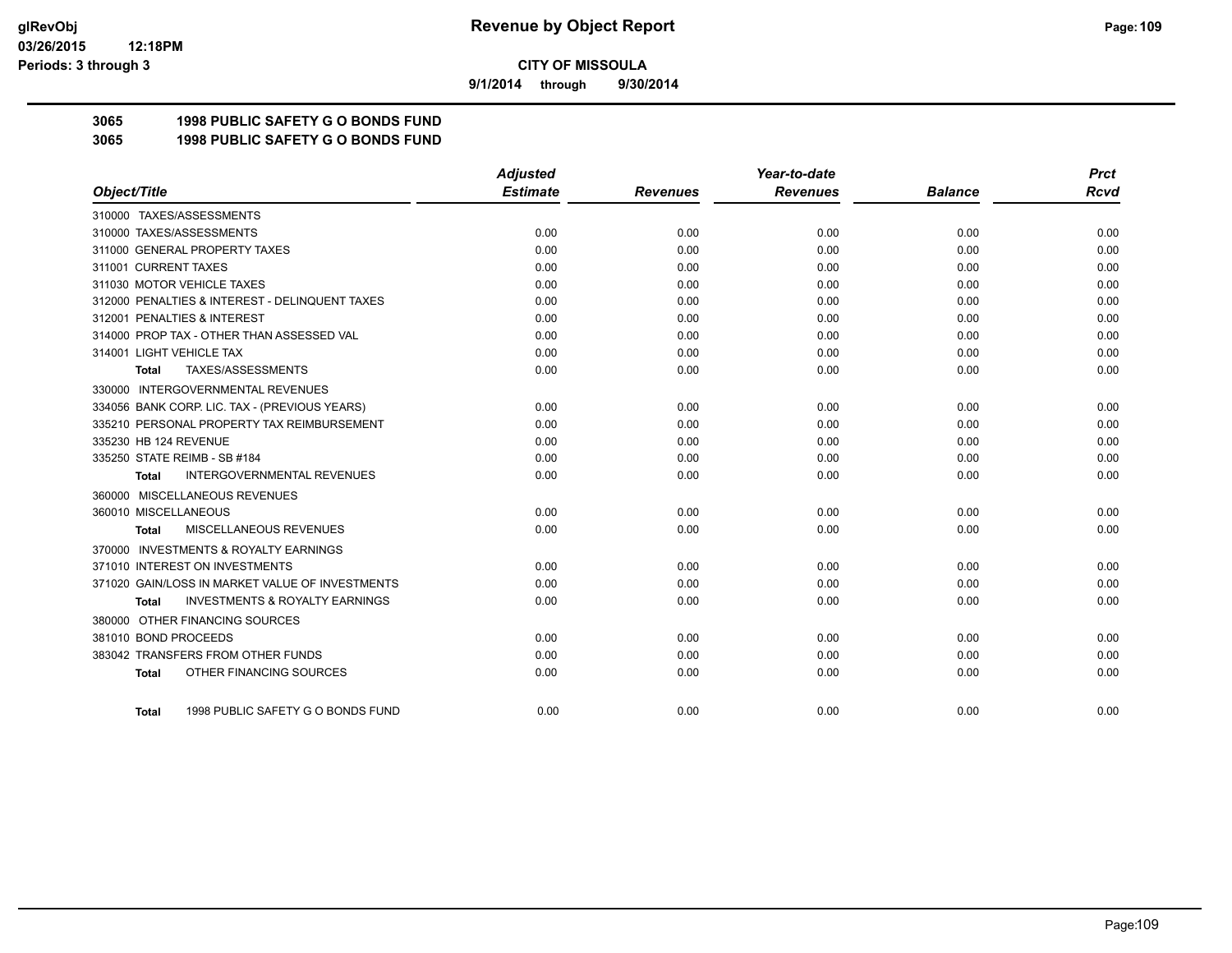**CITY OF MISSOULA**

**9/1/2014 through 9/30/2014**

**3065 1998 PUBLIC SAFETY G O BONDS FUND**

**3065 1998 PUBLIC SAFETY G O BONDS FUND**

| Object/Title | Adjusted Estimate | Revenues | Year-to-date Revenues | Balance | Prct Rcvd |
|---|---|---|---|---|---|
| 310000 TAXES/ASSESSMENTS | | | | | |
| 310000 TAXES/ASSESSMENTS | 0.00 | 0.00 | 0.00 | 0.00 | 0.00 |
| 311000 GENERAL PROPERTY TAXES | 0.00 | 0.00 | 0.00 | 0.00 | 0.00 |
| 311001 CURRENT TAXES | 0.00 | 0.00 | 0.00 | 0.00 | 0.00 |
| 311030 MOTOR VEHICLE TAXES | 0.00 | 0.00 | 0.00 | 0.00 | 0.00 |
| 312000 PENALTIES & INTEREST - DELINQUENT TAXES | 0.00 | 0.00 | 0.00 | 0.00 | 0.00 |
| 312001 PENALTIES & INTEREST | 0.00 | 0.00 | 0.00 | 0.00 | 0.00 |
| 314000 PROP TAX - OTHER THAN ASSESSED VAL | 0.00 | 0.00 | 0.00 | 0.00 | 0.00 |
| 314001 LIGHT VEHICLE TAX | 0.00 | 0.00 | 0.00 | 0.00 | 0.00 |
| **Total** TAXES/ASSESSMENTS | 0.00 | 0.00 | 0.00 | 0.00 | 0.00 |
| 330000 INTERGOVERNMENTAL REVENUES | | | | | |
| 334056 BANK CORP. LIC. TAX - (PREVIOUS YEARS) | 0.00 | 0.00 | 0.00 | 0.00 | 0.00 |
| 335210 PERSONAL PROPERTY TAX REIMBURSEMENT | 0.00 | 0.00 | 0.00 | 0.00 | 0.00 |
| 335230 HB 124 REVENUE | 0.00 | 0.00 | 0.00 | 0.00 | 0.00 |
| 335250 STATE REIMB - SB #184 | 0.00 | 0.00 | 0.00 | 0.00 | 0.00 |
| **Total** INTERGOVERNMENTAL REVENUES | 0.00 | 0.00 | 0.00 | 0.00 | 0.00 |
| 360000 MISCELLANEOUS REVENUES | | | | | |
| 360010 MISCELLANEOUS | 0.00 | 0.00 | 0.00 | 0.00 | 0.00 |
| **Total** MISCELLANEOUS REVENUES | 0.00 | 0.00 | 0.00 | 0.00 | 0.00 |
| 370000 INVESTMENTS & ROYALTY EARNINGS | | | | | |
| 371010 INTEREST ON INVESTMENTS | 0.00 | 0.00 | 0.00 | 0.00 | 0.00 |
| 371020 GAIN/LOSS IN MARKET VALUE OF INVESTMENTS | 0.00 | 0.00 | 0.00 | 0.00 | 0.00 |
| **Total** INVESTMENTS & ROYALTY EARNINGS | 0.00 | 0.00 | 0.00 | 0.00 | 0.00 |
| 380000 OTHER FINANCING SOURCES | | | | | |
| 381010 BOND PROCEEDS | 0.00 | 0.00 | 0.00 | 0.00 | 0.00 |
| 383042 TRANSFERS FROM OTHER FUNDS | 0.00 | 0.00 | 0.00 | 0.00 | 0.00 |
| **Total** OTHER FINANCING SOURCES | 0.00 | 0.00 | 0.00 | 0.00 | 0.00 |
| **Total** 1998 PUBLIC SAFETY G O BONDS FUND | 0.00 | 0.00 | 0.00 | 0.00 | 0.00 |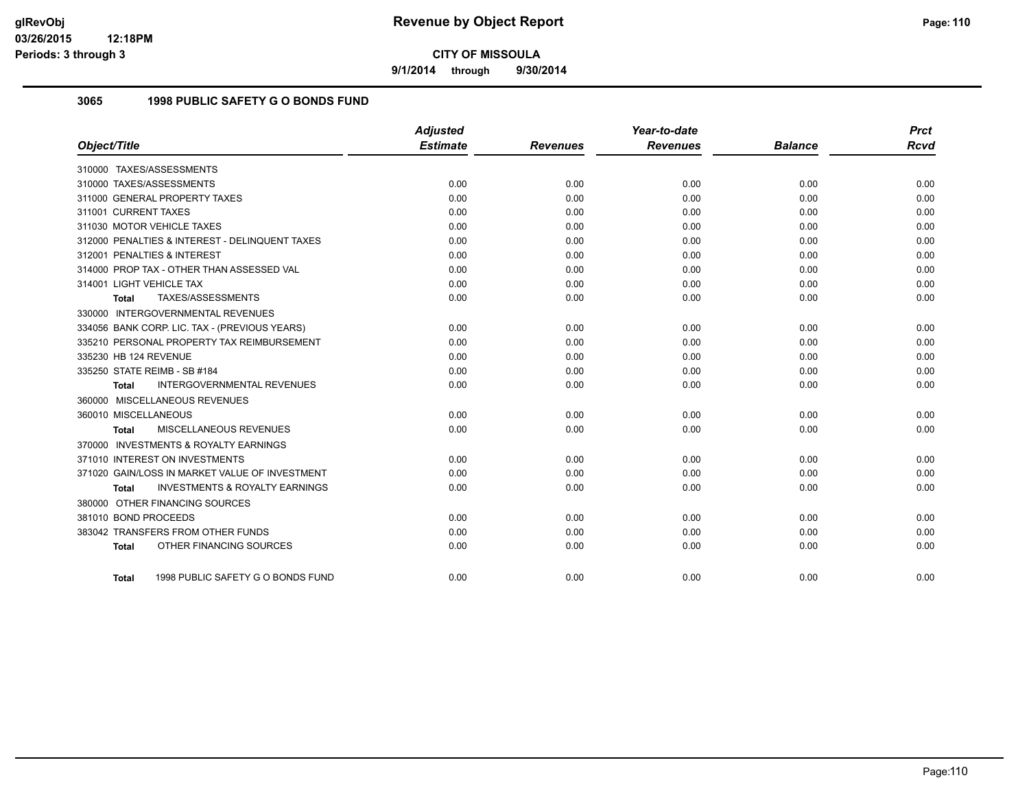# Revenue by Object Report

**CITY OF MISSOULA**

**9/1/2014 through 9/30/2014**

glRevObj
03/26/2015 12:18PM
Periods: 3 through 3

## 3065 1998 PUBLIC SAFETY G O BONDS FUND

| Object/Title | Adjusted Estimate | Revenues | Year-to-date Revenues | Balance | Prct Rcvd |
|---|---|---|---|---|---|
| 310000 TAXES/ASSESSMENTS | | | | | |
| 310000 TAXES/ASSESSMENTS | 0.00 | 0.00 | 0.00 | 0.00 | 0.00 |
| 311000 GENERAL PROPERTY TAXES | 0.00 | 0.00 | 0.00 | 0.00 | 0.00 |
| 311001 CURRENT TAXES | 0.00 | 0.00 | 0.00 | 0.00 | 0.00 |
| 311030 MOTOR VEHICLE TAXES | 0.00 | 0.00 | 0.00 | 0.00 | 0.00 |
| 312000 PENALTIES & INTEREST - DELINQUENT TAXES | 0.00 | 0.00 | 0.00 | 0.00 | 0.00 |
| 312001 PENALTIES & INTEREST | 0.00 | 0.00 | 0.00 | 0.00 | 0.00 |
| 314000 PROP TAX - OTHER THAN ASSESSED VAL | 0.00 | 0.00 | 0.00 | 0.00 | 0.00 |
| 314001 LIGHT VEHICLE TAX | 0.00 | 0.00 | 0.00 | 0.00 | 0.00 |
| **Total** TAXES/ASSESSMENTS | 0.00 | 0.00 | 0.00 | 0.00 | 0.00 |
| 330000 INTERGOVERNMENTAL REVENUES | | | | | |
| 334056 BANK CORP. LIC. TAX - (PREVIOUS YEARS) | 0.00 | 0.00 | 0.00 | 0.00 | 0.00 |
| 335210 PERSONAL PROPERTY TAX REIMBURSEMENT | 0.00 | 0.00 | 0.00 | 0.00 | 0.00 |
| 335230 HB 124 REVENUE | 0.00 | 0.00 | 0.00 | 0.00 | 0.00 |
| 335250 STATE REIMB - SB #184 | 0.00 | 0.00 | 0.00 | 0.00 | 0.00 |
| **Total** INTERGOVERNMENTAL REVENUES | 0.00 | 0.00 | 0.00 | 0.00 | 0.00 |
| 360000 MISCELLANEOUS REVENUES | | | | | |
| 360010 MISCELLANEOUS | 0.00 | 0.00 | 0.00 | 0.00 | 0.00 |
| **Total** MISCELLANEOUS REVENUES | 0.00 | 0.00 | 0.00 | 0.00 | 0.00 |
| 370000 INVESTMENTS & ROYALTY EARNINGS | | | | | |
| 371010 INTEREST ON INVESTMENTS | 0.00 | 0.00 | 0.00 | 0.00 | 0.00 |
| 371020 GAIN/LOSS IN MARKET VALUE OF INVESTMENT | 0.00 | 0.00 | 0.00 | 0.00 | 0.00 |
| **Total** INVESTMENTS & ROYALTY EARNINGS | 0.00 | 0.00 | 0.00 | 0.00 | 0.00 |
| 380000 OTHER FINANCING SOURCES | | | | | |
| 381010 BOND PROCEEDS | 0.00 | 0.00 | 0.00 | 0.00 | 0.00 |
| 383042 TRANSFERS FROM OTHER FUNDS | 0.00 | 0.00 | 0.00 | 0.00 | 0.00 |
| **Total** OTHER FINANCING SOURCES | 0.00 | 0.00 | 0.00 | 0.00 | 0.00 |
| **Total** 1998 PUBLIC SAFETY G O BONDS FUND | 0.00 | 0.00 | 0.00 | 0.00 | 0.00 |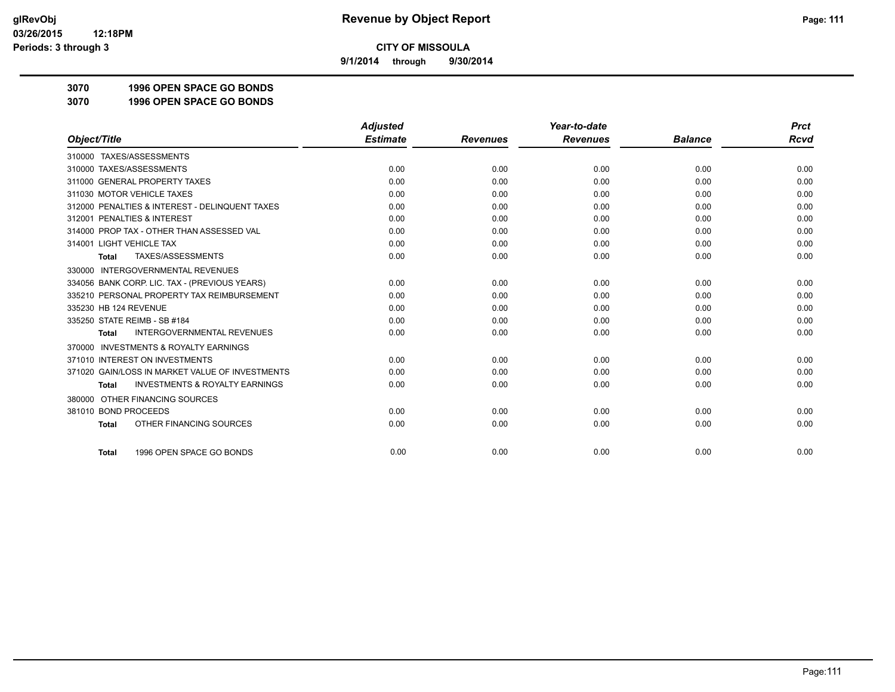# Revenue by Object Report

**glRevObj**
**03/26/2015 12:18PM**
**Periods: 3 through 3**

**CITY OF MISSOULA**

**9/1/2014 through 9/30/2014**

## 3070 1996 OPEN SPACE GO BONDS
## 3070 1996 OPEN SPACE GO BONDS

| Object/Title | Adjusted Estimate | Revenues | Year-to-date Revenues | Balance | Prct Rcvd |
|---|---|---|---|---|---|
| 310000 TAXES/ASSESSMENTS | | | | | |
| 310000 TAXES/ASSESSMENTS | 0.00 | 0.00 | 0.00 | 0.00 | 0.00 |
| 311000 GENERAL PROPERTY TAXES | 0.00 | 0.00 | 0.00 | 0.00 | 0.00 |
| 311030 MOTOR VEHICLE TAXES | 0.00 | 0.00 | 0.00 | 0.00 | 0.00 |
| 312000 PENALTIES & INTEREST - DELINQUENT TAXES | 0.00 | 0.00 | 0.00 | 0.00 | 0.00 |
| 312001 PENALTIES & INTEREST | 0.00 | 0.00 | 0.00 | 0.00 | 0.00 |
| 314000 PROP TAX - OTHER THAN ASSESSED VAL | 0.00 | 0.00 | 0.00 | 0.00 | 0.00 |
| 314001 LIGHT VEHICLE TAX | 0.00 | 0.00 | 0.00 | 0.00 | 0.00 |
| **Total** TAXES/ASSESSMENTS | 0.00 | 0.00 | 0.00 | 0.00 | 0.00 |
| 330000 INTERGOVERNMENTAL REVENUES | | | | | |
| 334056 BANK CORP. LIC. TAX - (PREVIOUS YEARS) | 0.00 | 0.00 | 0.00 | 0.00 | 0.00 |
| 335210 PERSONAL PROPERTY TAX REIMBURSEMENT | 0.00 | 0.00 | 0.00 | 0.00 | 0.00 |
| 335230 HB 124 REVENUE | 0.00 | 0.00 | 0.00 | 0.00 | 0.00 |
| 335250 STATE REIMB - SB #184 | 0.00 | 0.00 | 0.00 | 0.00 | 0.00 |
| **Total** INTERGOVERNMENTAL REVENUES | 0.00 | 0.00 | 0.00 | 0.00 | 0.00 |
| 370000 INVESTMENTS & ROYALTY EARNINGS | | | | | |
| 371010 INTEREST ON INVESTMENTS | 0.00 | 0.00 | 0.00 | 0.00 | 0.00 |
| 371020 GAIN/LOSS IN MARKET VALUE OF INVESTMENTS | 0.00 | 0.00 | 0.00 | 0.00 | 0.00 |
| **Total** INVESTMENTS & ROYALTY EARNINGS | 0.00 | 0.00 | 0.00 | 0.00 | 0.00 |
| 380000 OTHER FINANCING SOURCES | | | | | |
| 381010 BOND PROCEEDS | 0.00 | 0.00 | 0.00 | 0.00 | 0.00 |
| **Total** OTHER FINANCING SOURCES | 0.00 | 0.00 | 0.00 | 0.00 | 0.00 |
| **Total** 1996 OPEN SPACE GO BONDS | 0.00 | 0.00 | 0.00 | 0.00 | 0.00 |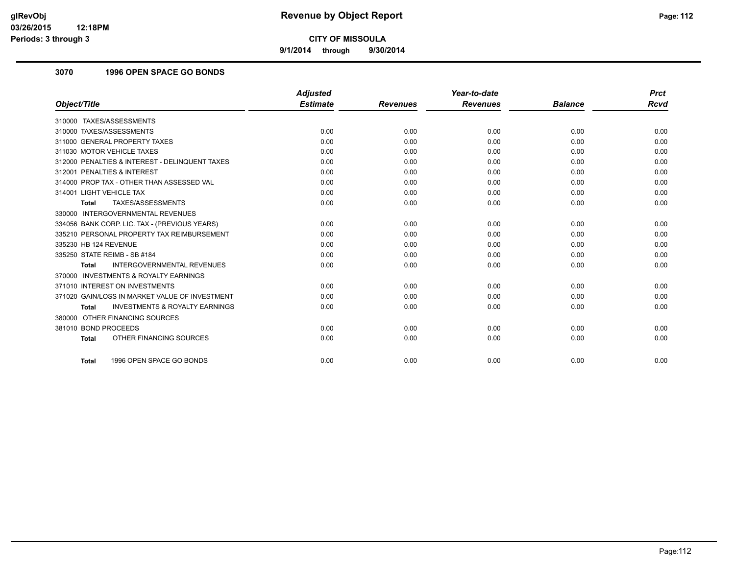# Revenue by Object Report

**CITY OF MISSOULA**

**9/1/2014 through 9/30/2014**

glRevObj
03/26/2015 12:18PM
Periods: 3 through 3

## 3070 1996 OPEN SPACE GO BONDS

| Object/Title | Adjusted Estimate | Revenues | Year-to-date Revenues | Balance | Prct Rcvd |
|---|---|---|---|---|---|
| 310000 TAXES/ASSESSMENTS | | | | | |
| 310000 TAXES/ASSESSMENTS | 0.00 | 0.00 | 0.00 | 0.00 | 0.00 |
| 311000 GENERAL PROPERTY TAXES | 0.00 | 0.00 | 0.00 | 0.00 | 0.00 |
| 311030 MOTOR VEHICLE TAXES | 0.00 | 0.00 | 0.00 | 0.00 | 0.00 |
| 312000 PENALTIES & INTEREST - DELINQUENT TAXES | 0.00 | 0.00 | 0.00 | 0.00 | 0.00 |
| 312001 PENALTIES & INTEREST | 0.00 | 0.00 | 0.00 | 0.00 | 0.00 |
| 314000 PROP TAX - OTHER THAN ASSESSED VAL | 0.00 | 0.00 | 0.00 | 0.00 | 0.00 |
| 314001 LIGHT VEHICLE TAX | 0.00 | 0.00 | 0.00 | 0.00 | 0.00 |
| **Total** TAXES/ASSESSMENTS | 0.00 | 0.00 | 0.00 | 0.00 | 0.00 |
| 330000 INTERGOVERNMENTAL REVENUES | | | | | |
| 334056 BANK CORP. LIC. TAX - (PREVIOUS YEARS) | 0.00 | 0.00 | 0.00 | 0.00 | 0.00 |
| 335210 PERSONAL PROPERTY TAX REIMBURSEMENT | 0.00 | 0.00 | 0.00 | 0.00 | 0.00 |
| 335230 HB 124 REVENUE | 0.00 | 0.00 | 0.00 | 0.00 | 0.00 |
| 335250 STATE REIMB - SB #184 | 0.00 | 0.00 | 0.00 | 0.00 | 0.00 |
| **Total** INTERGOVERNMENTAL REVENUES | 0.00 | 0.00 | 0.00 | 0.00 | 0.00 |
| 370000 INVESTMENTS & ROYALTY EARNINGS | | | | | |
| 371010 INTEREST ON INVESTMENTS | 0.00 | 0.00 | 0.00 | 0.00 | 0.00 |
| 371020 GAIN/LOSS IN MARKET VALUE OF INVESTMENT | 0.00 | 0.00 | 0.00 | 0.00 | 0.00 |
| **Total** INVESTMENTS & ROYALTY EARNINGS | 0.00 | 0.00 | 0.00 | 0.00 | 0.00 |
| 380000 OTHER FINANCING SOURCES | | | | | |
| 381010 BOND PROCEEDS | 0.00 | 0.00 | 0.00 | 0.00 | 0.00 |
| **Total** OTHER FINANCING SOURCES | 0.00 | 0.00 | 0.00 | 0.00 | 0.00 |
| **Total** 1996 OPEN SPACE GO BONDS | 0.00 | 0.00 | 0.00 | 0.00 | 0.00 |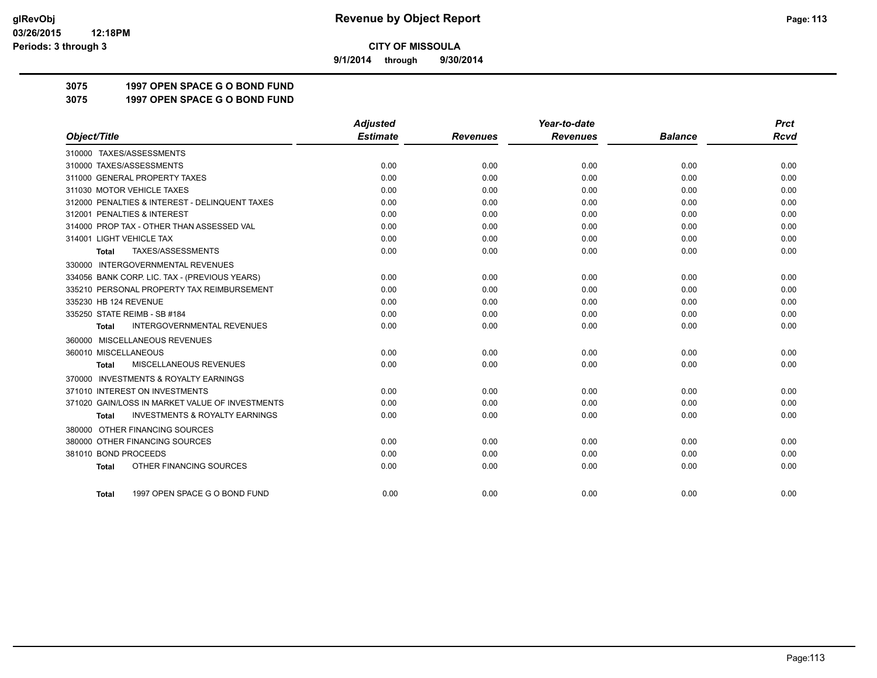**Revenue by Object Report**

**CITY OF MISSOULA**

**9/1/2014 through 9/30/2014**

glRevObj
03/26/2015 12:18PM
Periods: 3 through 3

**3075 1997 OPEN SPACE G O BOND FUND**

**3075 1997 OPEN SPACE G O BOND FUND**

| Object/Title | Adjusted Estimate | Revenues | Year-to-date Revenues | Balance | Prct Rcvd |
|---|---|---|---|---|---|
| 310000 TAXES/ASSESSMENTS | | | | | |
| 310000 TAXES/ASSESSMENTS | 0.00 | 0.00 | 0.00 | 0.00 | 0.00 |
| 311000 GENERAL PROPERTY TAXES | 0.00 | 0.00 | 0.00 | 0.00 | 0.00 |
| 311030 MOTOR VEHICLE TAXES | 0.00 | 0.00 | 0.00 | 0.00 | 0.00 |
| 312000 PENALTIES & INTEREST - DELINQUENT TAXES | 0.00 | 0.00 | 0.00 | 0.00 | 0.00 |
| 312001 PENALTIES & INTEREST | 0.00 | 0.00 | 0.00 | 0.00 | 0.00 |
| 314000 PROP TAX - OTHER THAN ASSESSED VAL | 0.00 | 0.00 | 0.00 | 0.00 | 0.00 |
| 314001 LIGHT VEHICLE TAX | 0.00 | 0.00 | 0.00 | 0.00 | 0.00 |
| **Total** TAXES/ASSESSMENTS | 0.00 | 0.00 | 0.00 | 0.00 | 0.00 |
| 330000 INTERGOVERNMENTAL REVENUES | | | | | |
| 334056 BANK CORP. LIC. TAX - (PREVIOUS YEARS) | 0.00 | 0.00 | 0.00 | 0.00 | 0.00 |
| 335210 PERSONAL PROPERTY TAX REIMBURSEMENT | 0.00 | 0.00 | 0.00 | 0.00 | 0.00 |
| 335230 HB 124 REVENUE | 0.00 | 0.00 | 0.00 | 0.00 | 0.00 |
| 335250 STATE REIMB - SB #184 | 0.00 | 0.00 | 0.00 | 0.00 | 0.00 |
| **Total** INTERGOVERNMENTAL REVENUES | 0.00 | 0.00 | 0.00 | 0.00 | 0.00 |
| 360000 MISCELLANEOUS REVENUES | | | | | |
| 360010 MISCELLANEOUS | 0.00 | 0.00 | 0.00 | 0.00 | 0.00 |
| **Total** MISCELLANEOUS REVENUES | 0.00 | 0.00 | 0.00 | 0.00 | 0.00 |
| 370000 INVESTMENTS & ROYALTY EARNINGS | | | | | |
| 371010 INTEREST ON INVESTMENTS | 0.00 | 0.00 | 0.00 | 0.00 | 0.00 |
| 371020 GAIN/LOSS IN MARKET VALUE OF INVESTMENTS | 0.00 | 0.00 | 0.00 | 0.00 | 0.00 |
| **Total** INVESTMENTS & ROYALTY EARNINGS | 0.00 | 0.00 | 0.00 | 0.00 | 0.00 |
| 380000 OTHER FINANCING SOURCES | | | | | |
| 380000 OTHER FINANCING SOURCES | 0.00 | 0.00 | 0.00 | 0.00 | 0.00 |
| 381010 BOND PROCEEDS | 0.00 | 0.00 | 0.00 | 0.00 | 0.00 |
| **Total** OTHER FINANCING SOURCES | 0.00 | 0.00 | 0.00 | 0.00 | 0.00 |
| **Total** 1997 OPEN SPACE G O BOND FUND | 0.00 | 0.00 | 0.00 | 0.00 | 0.00 |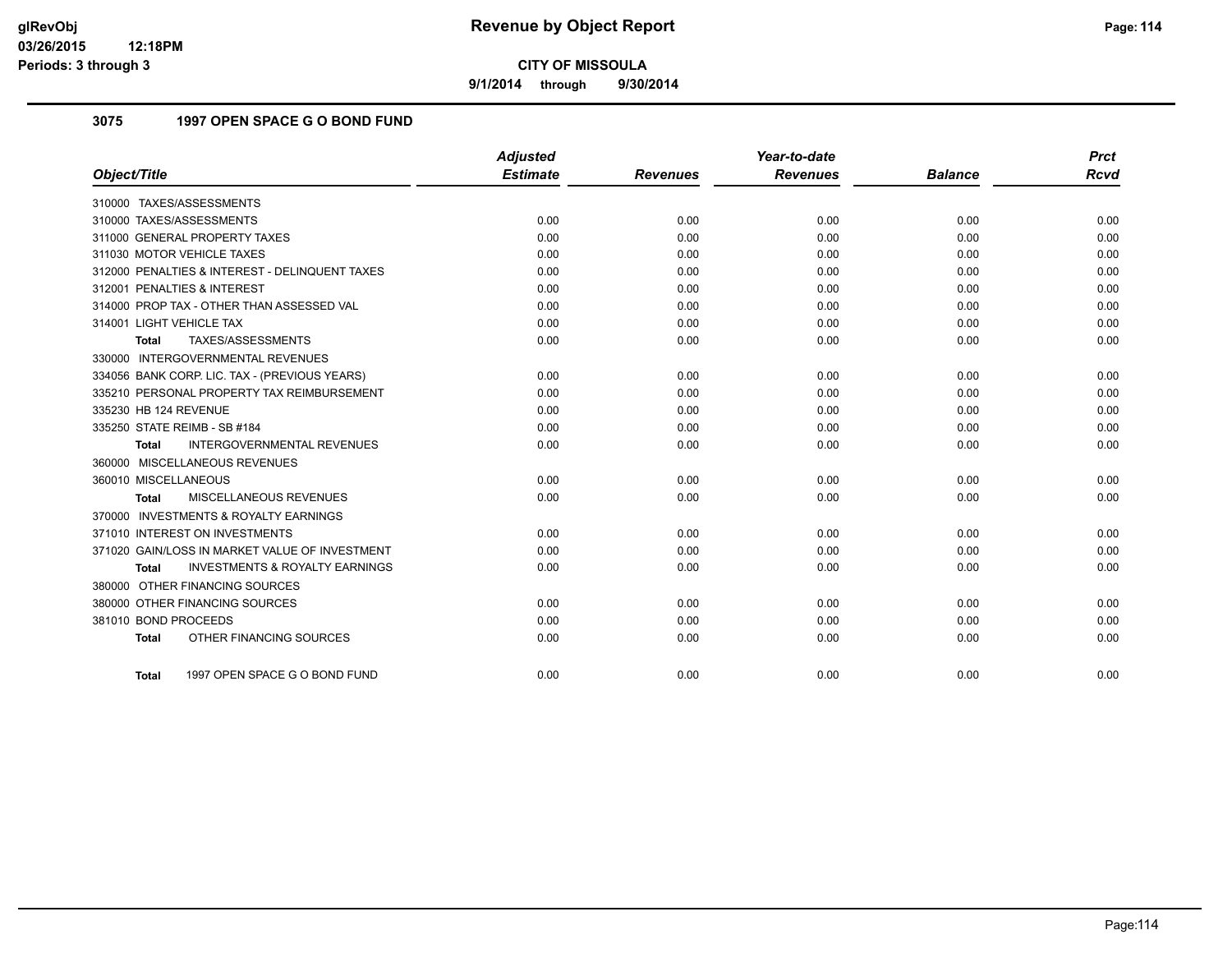**glRevObj** **Revenue by Object Report**

**03/26/2015 12:18PM**

**Periods: 3 through 3**

**CITY OF MISSOULA**

**9/1/2014 through 9/30/2014**

### 3075 1997 OPEN SPACE G O BOND FUND

| Object/Title | Adjusted Estimate | Revenues | Year-to-date Revenues | Balance | Prct Rcvd |
|---|---|---|---|---|---|
| 310000 TAXES/ASSESSMENTS | | | | | |
| 310000 TAXES/ASSESSMENTS | 0.00 | 0.00 | 0.00 | 0.00 | 0.00 |
| 311000 GENERAL PROPERTY TAXES | 0.00 | 0.00 | 0.00 | 0.00 | 0.00 |
| 311030 MOTOR VEHICLE TAXES | 0.00 | 0.00 | 0.00 | 0.00 | 0.00 |
| 312000 PENALTIES & INTEREST - DELINQUENT TAXES | 0.00 | 0.00 | 0.00 | 0.00 | 0.00 |
| 312001 PENALTIES & INTEREST | 0.00 | 0.00 | 0.00 | 0.00 | 0.00 |
| 314000 PROP TAX - OTHER THAN ASSESSED VAL | 0.00 | 0.00 | 0.00 | 0.00 | 0.00 |
| 314001 LIGHT VEHICLE TAX | 0.00 | 0.00 | 0.00 | 0.00 | 0.00 |
| **Total** TAXES/ASSESSMENTS | 0.00 | 0.00 | 0.00 | 0.00 | 0.00 |
| 330000 INTERGOVERNMENTAL REVENUES | | | | | |
| 334056 BANK CORP. LIC. TAX - (PREVIOUS YEARS) | 0.00 | 0.00 | 0.00 | 0.00 | 0.00 |
| 335210 PERSONAL PROPERTY TAX REIMBURSEMENT | 0.00 | 0.00 | 0.00 | 0.00 | 0.00 |
| 335230 HB 124 REVENUE | 0.00 | 0.00 | 0.00 | 0.00 | 0.00 |
| 335250 STATE REIMB - SB #184 | 0.00 | 0.00 | 0.00 | 0.00 | 0.00 |
| **Total** INTERGOVERNMENTAL REVENUES | 0.00 | 0.00 | 0.00 | 0.00 | 0.00 |
| 360000 MISCELLANEOUS REVENUES | | | | | |
| 360010 MISCELLANEOUS | 0.00 | 0.00 | 0.00 | 0.00 | 0.00 |
| **Total** MISCELLANEOUS REVENUES | 0.00 | 0.00 | 0.00 | 0.00 | 0.00 |
| 370000 INVESTMENTS & ROYALTY EARNINGS | | | | | |
| 371010 INTEREST ON INVESTMENTS | 0.00 | 0.00 | 0.00 | 0.00 | 0.00 |
| 371020 GAIN/LOSS IN MARKET VALUE OF INVESTMENT | 0.00 | 0.00 | 0.00 | 0.00 | 0.00 |
| **Total** INVESTMENTS & ROYALTY EARNINGS | 0.00 | 0.00 | 0.00 | 0.00 | 0.00 |
| 380000 OTHER FINANCING SOURCES | | | | | |
| 380000 OTHER FINANCING SOURCES | 0.00 | 0.00 | 0.00 | 0.00 | 0.00 |
| 381010 BOND PROCEEDS | 0.00 | 0.00 | 0.00 | 0.00 | 0.00 |
| **Total** OTHER FINANCING SOURCES | 0.00 | 0.00 | 0.00 | 0.00 | 0.00 |
| **Total** 1997 OPEN SPACE G O BOND FUND | 0.00 | 0.00 | 0.00 | 0.00 | 0.00 |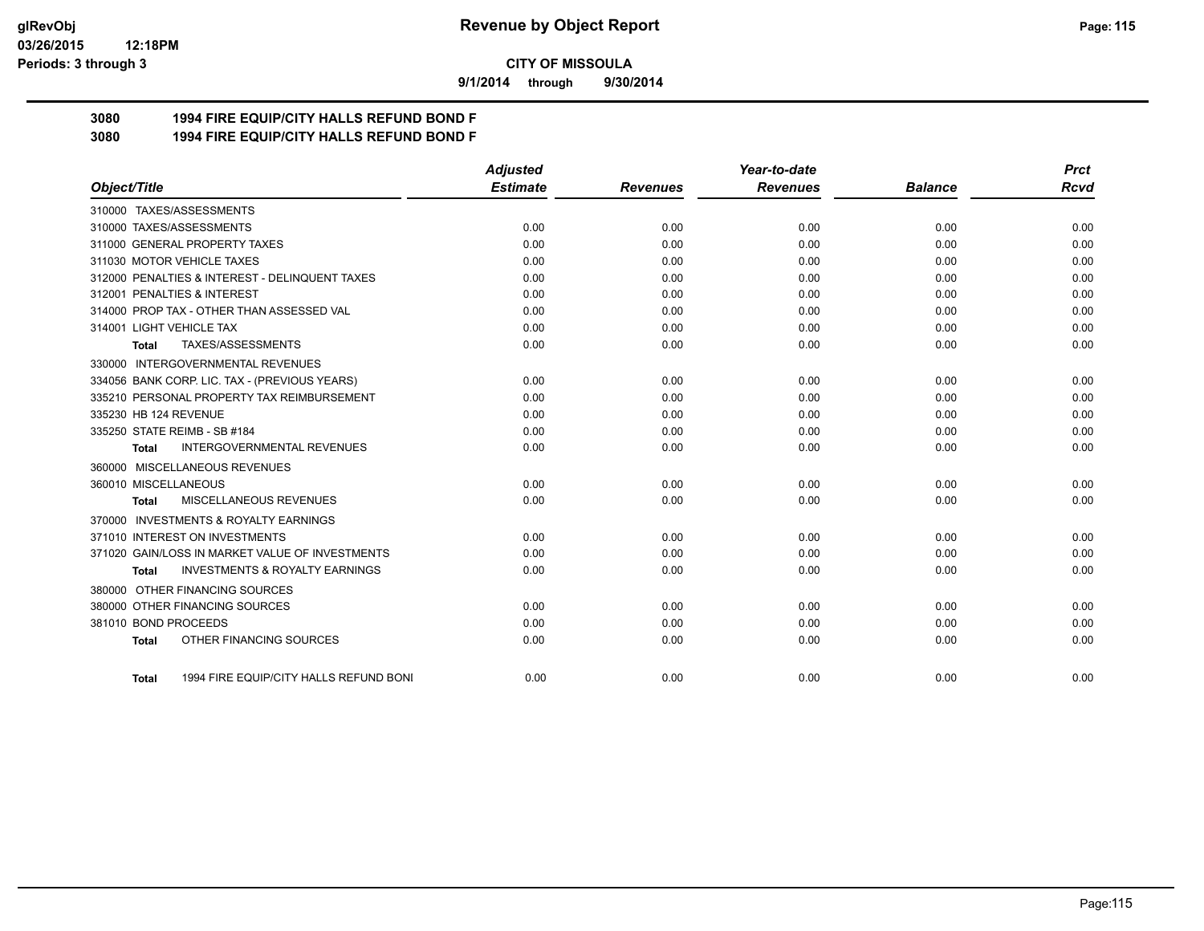**Revenue by Object Report**

**CITY OF MISSOULA**

**9/1/2014 through 9/30/2014**

glRevObj
03/26/2015 12:18PM
Periods: 3 through 3

**3080 1994 FIRE EQUIP/CITY HALLS REFUND BOND F**

**3080 1994 FIRE EQUIP/CITY HALLS REFUND BOND F**

| Object/Title | Adjusted Estimate | Revenues | Year-to-date Revenues | Balance | Prct Rcvd |
|---|---|---|---|---|---|
| 310000 TAXES/ASSESSMENTS | | | | | |
| 310000 TAXES/ASSESSMENTS | 0.00 | 0.00 | 0.00 | 0.00 | 0.00 |
| 311000 GENERAL PROPERTY TAXES | 0.00 | 0.00 | 0.00 | 0.00 | 0.00 |
| 311030 MOTOR VEHICLE TAXES | 0.00 | 0.00 | 0.00 | 0.00 | 0.00 |
| 312000 PENALTIES & INTEREST - DELINQUENT TAXES | 0.00 | 0.00 | 0.00 | 0.00 | 0.00 |
| 312001 PENALTIES & INTEREST | 0.00 | 0.00 | 0.00 | 0.00 | 0.00 |
| 314000 PROP TAX - OTHER THAN ASSESSED VAL | 0.00 | 0.00 | 0.00 | 0.00 | 0.00 |
| 314001 LIGHT VEHICLE TAX | 0.00 | 0.00 | 0.00 | 0.00 | 0.00 |
| **Total** TAXES/ASSESSMENTS | 0.00 | 0.00 | 0.00 | 0.00 | 0.00 |
| 330000 INTERGOVERNMENTAL REVENUES | | | | | |
| 334056 BANK CORP. LIC. TAX - (PREVIOUS YEARS) | 0.00 | 0.00 | 0.00 | 0.00 | 0.00 |
| 335210 PERSONAL PROPERTY TAX REIMBURSEMENT | 0.00 | 0.00 | 0.00 | 0.00 | 0.00 |
| 335230 HB 124 REVENUE | 0.00 | 0.00 | 0.00 | 0.00 | 0.00 |
| 335250 STATE REIMB - SB #184 | 0.00 | 0.00 | 0.00 | 0.00 | 0.00 |
| **Total** INTERGOVERNMENTAL REVENUES | 0.00 | 0.00 | 0.00 | 0.00 | 0.00 |
| 360000 MISCELLANEOUS REVENUES | | | | | |
| 360010 MISCELLANEOUS | 0.00 | 0.00 | 0.00 | 0.00 | 0.00 |
| **Total** MISCELLANEOUS REVENUES | 0.00 | 0.00 | 0.00 | 0.00 | 0.00 |
| 370000 INVESTMENTS & ROYALTY EARNINGS | | | | | |
| 371010 INTEREST ON INVESTMENTS | 0.00 | 0.00 | 0.00 | 0.00 | 0.00 |
| 371020 GAIN/LOSS IN MARKET VALUE OF INVESTMENTS | 0.00 | 0.00 | 0.00 | 0.00 | 0.00 |
| **Total** INVESTMENTS & ROYALTY EARNINGS | 0.00 | 0.00 | 0.00 | 0.00 | 0.00 |
| 380000 OTHER FINANCING SOURCES | | | | | |
| 380000 OTHER FINANCING SOURCES | 0.00 | 0.00 | 0.00 | 0.00 | 0.00 |
| 381010 BOND PROCEEDS | 0.00 | 0.00 | 0.00 | 0.00 | 0.00 |
| **Total** OTHER FINANCING SOURCES | 0.00 | 0.00 | 0.00 | 0.00 | 0.00 |
| **Total** 1994 FIRE EQUIP/CITY HALLS REFUND BONI | 0.00 | 0.00 | 0.00 | 0.00 | 0.00 |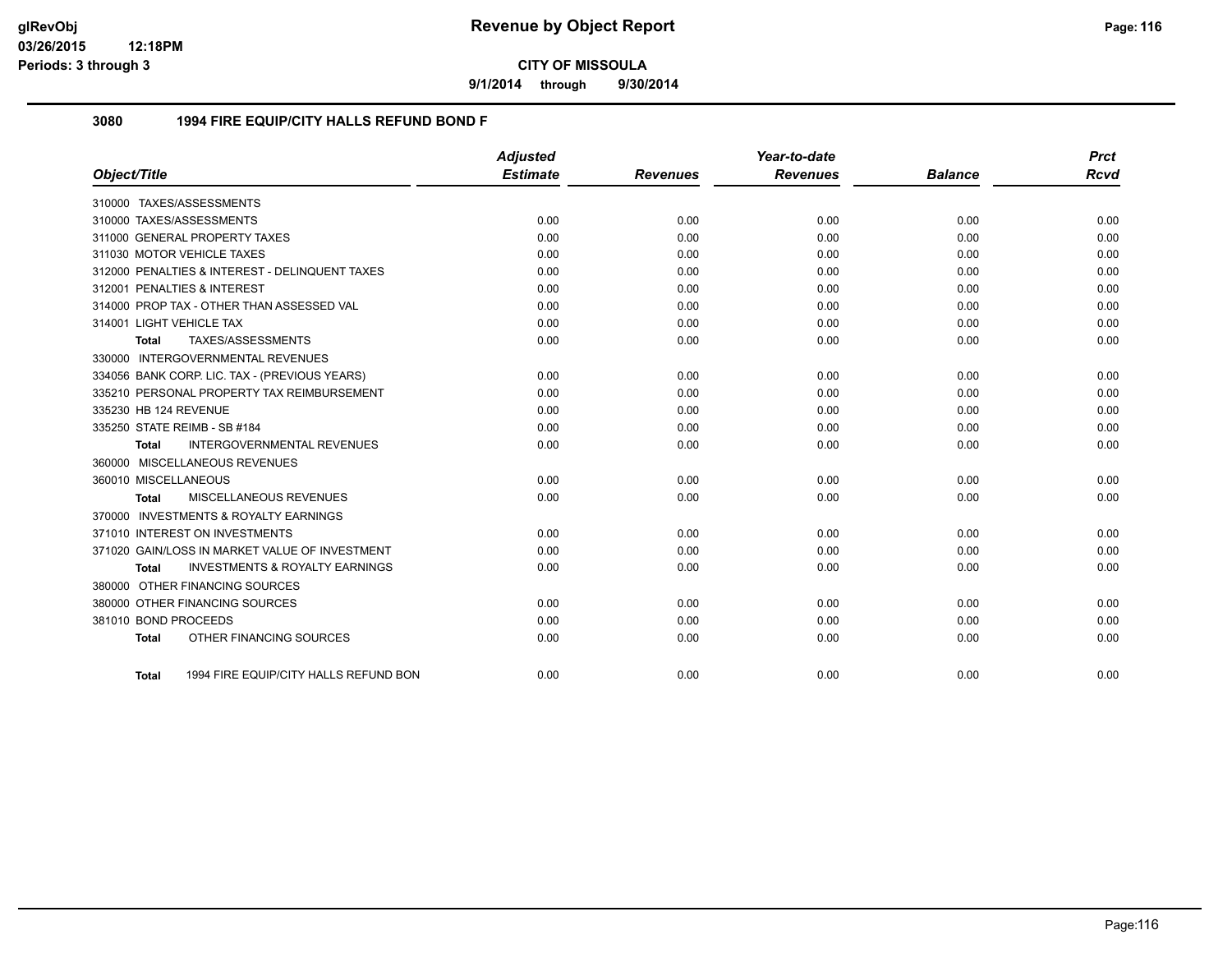# Revenue by Object Report

**CITY OF MISSOULA**

9/1/2014 through 9/30/2014

glRevObj
03/26/2015 12:18PM
Periods: 3 through 3

## 3080 1994 FIRE EQUIP/CITY HALLS REFUND BOND F

| Object/Title | Adjusted Estimate | Revenues | Year-to-date Revenues | Balance | Prct Rcvd |
|---|---|---|---|---|---|
| 310000 TAXES/ASSESSMENTS | | | | | |
| 310000 TAXES/ASSESSMENTS | 0.00 | 0.00 | 0.00 | 0.00 | 0.00 |
| 311000 GENERAL PROPERTY TAXES | 0.00 | 0.00 | 0.00 | 0.00 | 0.00 |
| 311030 MOTOR VEHICLE TAXES | 0.00 | 0.00 | 0.00 | 0.00 | 0.00 |
| 312000 PENALTIES & INTEREST - DELINQUENT TAXES | 0.00 | 0.00 | 0.00 | 0.00 | 0.00 |
| 312001 PENALTIES & INTEREST | 0.00 | 0.00 | 0.00 | 0.00 | 0.00 |
| 314000 PROP TAX - OTHER THAN ASSESSED VAL | 0.00 | 0.00 | 0.00 | 0.00 | 0.00 |
| 314001 LIGHT VEHICLE TAX | 0.00 | 0.00 | 0.00 | 0.00 | 0.00 |
| **Total** TAXES/ASSESSMENTS | 0.00 | 0.00 | 0.00 | 0.00 | 0.00 |
| 330000 INTERGOVERNMENTAL REVENUES | | | | | |
| 334056 BANK CORP. LIC. TAX - (PREVIOUS YEARS) | 0.00 | 0.00 | 0.00 | 0.00 | 0.00 |
| 335210 PERSONAL PROPERTY TAX REIMBURSEMENT | 0.00 | 0.00 | 0.00 | 0.00 | 0.00 |
| 335230 HB 124 REVENUE | 0.00 | 0.00 | 0.00 | 0.00 | 0.00 |
| 335250 STATE REIMB - SB #184 | 0.00 | 0.00 | 0.00 | 0.00 | 0.00 |
| **Total** INTERGOVERNMENTAL REVENUES | 0.00 | 0.00 | 0.00 | 0.00 | 0.00 |
| 360000 MISCELLANEOUS REVENUES | | | | | |
| 360010 MISCELLANEOUS | 0.00 | 0.00 | 0.00 | 0.00 | 0.00 |
| **Total** MISCELLANEOUS REVENUES | 0.00 | 0.00 | 0.00 | 0.00 | 0.00 |
| 370000 INVESTMENTS & ROYALTY EARNINGS | | | | | |
| 371010 INTEREST ON INVESTMENTS | 0.00 | 0.00 | 0.00 | 0.00 | 0.00 |
| 371020 GAIN/LOSS IN MARKET VALUE OF INVESTMENT | 0.00 | 0.00 | 0.00 | 0.00 | 0.00 |
| **Total** INVESTMENTS & ROYALTY EARNINGS | 0.00 | 0.00 | 0.00 | 0.00 | 0.00 |
| 380000 OTHER FINANCING SOURCES | | | | | |
| 380000 OTHER FINANCING SOURCES | 0.00 | 0.00 | 0.00 | 0.00 | 0.00 |
| 381010 BOND PROCEEDS | 0.00 | 0.00 | 0.00 | 0.00 | 0.00 |
| **Total** OTHER FINANCING SOURCES | 0.00 | 0.00 | 0.00 | 0.00 | 0.00 |
| **Total** 1994 FIRE EQUIP/CITY HALLS REFUND BON | 0.00 | 0.00 | 0.00 | 0.00 | 0.00 |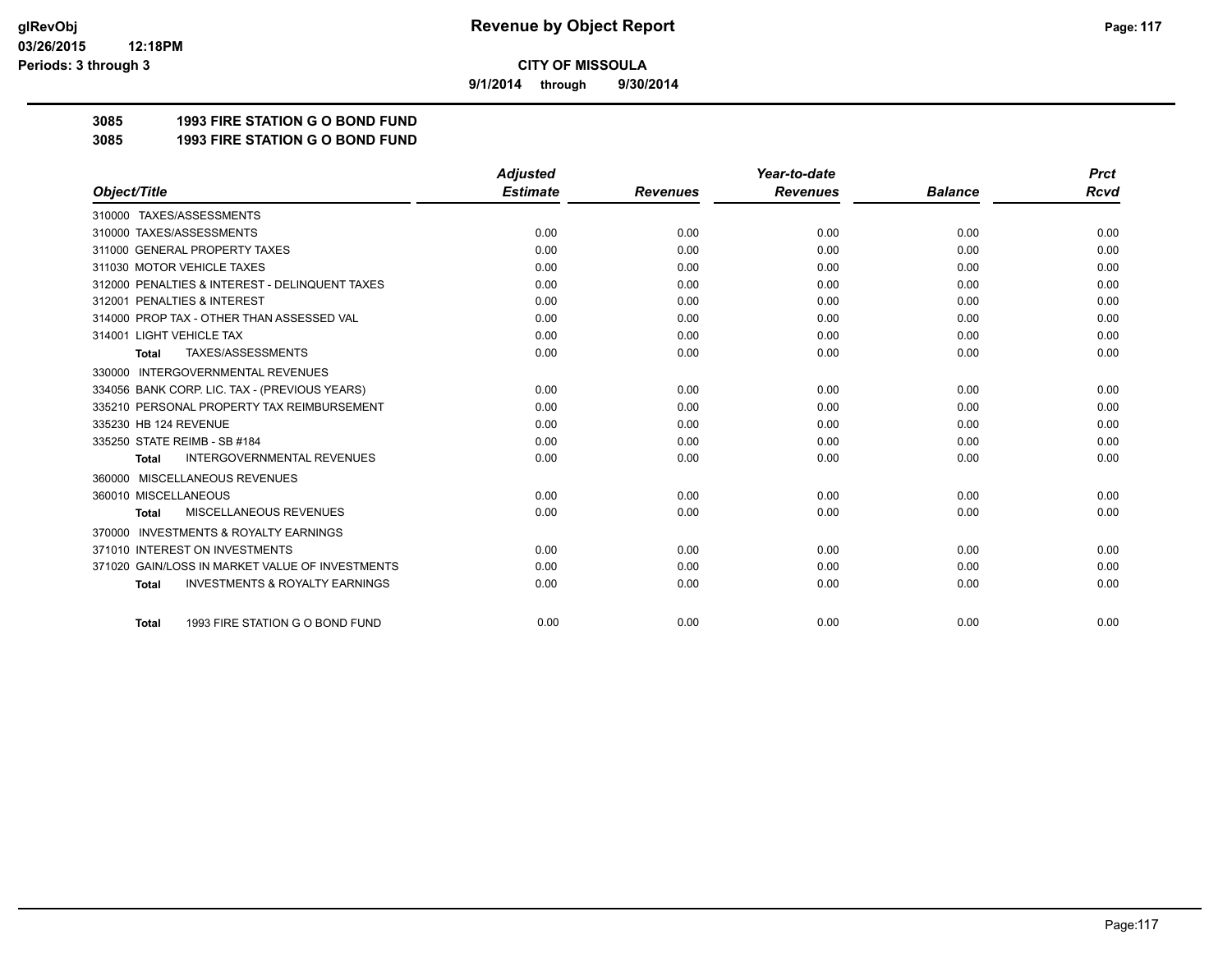**CITY OF MISSOULA**

**9/1/2014 through 9/30/2014**

**3085 1993 FIRE STATION G O BOND FUND**

**3085 1993 FIRE STATION G O BOND FUND**

| Object/Title | Adjusted Estimate | Revenues | Year-to-date Revenues | Balance | Prct Rcvd |
|---|---|---|---|---|---|
| 310000 TAXES/ASSESSMENTS | | | | | |
| 310000 TAXES/ASSESSMENTS | 0.00 | 0.00 | 0.00 | 0.00 | 0.00 |
| 311000 GENERAL PROPERTY TAXES | 0.00 | 0.00 | 0.00 | 0.00 | 0.00 |
| 311030 MOTOR VEHICLE TAXES | 0.00 | 0.00 | 0.00 | 0.00 | 0.00 |
| 312000 PENALTIES & INTEREST - DELINQUENT TAXES | 0.00 | 0.00 | 0.00 | 0.00 | 0.00 |
| 312001 PENALTIES & INTEREST | 0.00 | 0.00 | 0.00 | 0.00 | 0.00 |
| 314000 PROP TAX - OTHER THAN ASSESSED VAL | 0.00 | 0.00 | 0.00 | 0.00 | 0.00 |
| 314001 LIGHT VEHICLE TAX | 0.00 | 0.00 | 0.00 | 0.00 | 0.00 |
| **Total** TAXES/ASSESSMENTS | 0.00 | 0.00 | 0.00 | 0.00 | 0.00 |
| 330000 INTERGOVERNMENTAL REVENUES | | | | | |
| 334056 BANK CORP. LIC. TAX - (PREVIOUS YEARS) | 0.00 | 0.00 | 0.00 | 0.00 | 0.00 |
| 335210 PERSONAL PROPERTY TAX REIMBURSEMENT | 0.00 | 0.00 | 0.00 | 0.00 | 0.00 |
| 335230 HB 124 REVENUE | 0.00 | 0.00 | 0.00 | 0.00 | 0.00 |
| 335250 STATE REIMB - SB #184 | 0.00 | 0.00 | 0.00 | 0.00 | 0.00 |
| **Total** INTERGOVERNMENTAL REVENUES | 0.00 | 0.00 | 0.00 | 0.00 | 0.00 |
| 360000 MISCELLANEOUS REVENUES | | | | | |
| 360010 MISCELLANEOUS | 0.00 | 0.00 | 0.00 | 0.00 | 0.00 |
| **Total** MISCELLANEOUS REVENUES | 0.00 | 0.00 | 0.00 | 0.00 | 0.00 |
| 370000 INVESTMENTS & ROYALTY EARNINGS | | | | | |
| 371010 INTEREST ON INVESTMENTS | 0.00 | 0.00 | 0.00 | 0.00 | 0.00 |
| 371020 GAIN/LOSS IN MARKET VALUE OF INVESTMENTS | 0.00 | 0.00 | 0.00 | 0.00 | 0.00 |
| **Total** INVESTMENTS & ROYALTY EARNINGS | 0.00 | 0.00 | 0.00 | 0.00 | 0.00 |
| **Total** 1993 FIRE STATION G O BOND FUND | 0.00 | 0.00 | 0.00 | 0.00 | 0.00 |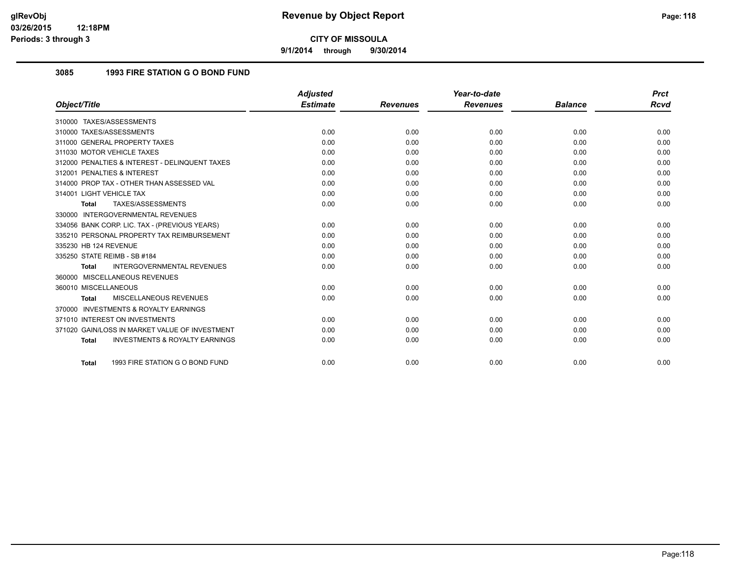**CITY OF MISSOULA**

**9/1/2014 through 9/30/2014**

### 3085 1993 FIRE STATION G O BOND FUND

| Object/Title | Adjusted Estimate | Revenues | Year-to-date Revenues | Balance | Prct Rcvd |
|---|---|---|---|---|---|
| 310000 TAXES/ASSESSMENTS | | | | | |
| 310000 TAXES/ASSESSMENTS | 0.00 | 0.00 | 0.00 | 0.00 | 0.00 |
| 311000 GENERAL PROPERTY TAXES | 0.00 | 0.00 | 0.00 | 0.00 | 0.00 |
| 311030 MOTOR VEHICLE TAXES | 0.00 | 0.00 | 0.00 | 0.00 | 0.00 |
| 312000 PENALTIES & INTEREST - DELINQUENT TAXES | 0.00 | 0.00 | 0.00 | 0.00 | 0.00 |
| 312001 PENALTIES & INTEREST | 0.00 | 0.00 | 0.00 | 0.00 | 0.00 |
| 314000 PROP TAX - OTHER THAN ASSESSED VAL | 0.00 | 0.00 | 0.00 | 0.00 | 0.00 |
| 314001 LIGHT VEHICLE TAX | 0.00 | 0.00 | 0.00 | 0.00 | 0.00 |
| **Total** TAXES/ASSESSMENTS | 0.00 | 0.00 | 0.00 | 0.00 | 0.00 |
| 330000 INTERGOVERNMENTAL REVENUES | | | | | |
| 334056 BANK CORP. LIC. TAX - (PREVIOUS YEARS) | 0.00 | 0.00 | 0.00 | 0.00 | 0.00 |
| 335210 PERSONAL PROPERTY TAX REIMBURSEMENT | 0.00 | 0.00 | 0.00 | 0.00 | 0.00 |
| 335230 HB 124 REVENUE | 0.00 | 0.00 | 0.00 | 0.00 | 0.00 |
| 335250 STATE REIMB - SB #184 | 0.00 | 0.00 | 0.00 | 0.00 | 0.00 |
| **Total** INTERGOVERNMENTAL REVENUES | 0.00 | 0.00 | 0.00 | 0.00 | 0.00 |
| 360000 MISCELLANEOUS REVENUES | | | | | |
| 360010 MISCELLANEOUS | 0.00 | 0.00 | 0.00 | 0.00 | 0.00 |
| **Total** MISCELLANEOUS REVENUES | 0.00 | 0.00 | 0.00 | 0.00 | 0.00 |
| 370000 INVESTMENTS & ROYALTY EARNINGS | | | | | |
| 371010 INTEREST ON INVESTMENTS | 0.00 | 0.00 | 0.00 | 0.00 | 0.00 |
| 371020 GAIN/LOSS IN MARKET VALUE OF INVESTMENT | 0.00 | 0.00 | 0.00 | 0.00 | 0.00 |
| **Total** INVESTMENTS & ROYALTY EARNINGS | 0.00 | 0.00 | 0.00 | 0.00 | 0.00 |
| **Total** 1993 FIRE STATION G O BOND FUND | 0.00 | 0.00 | 0.00 | 0.00 | 0.00 |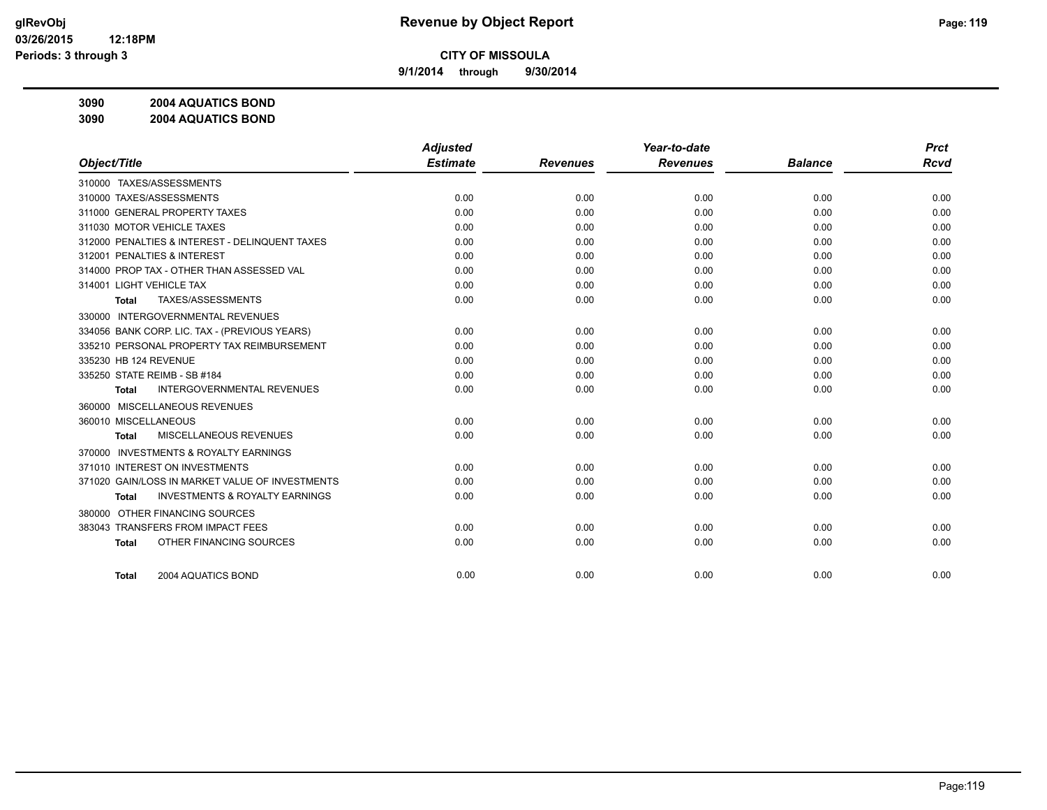# CITY OF MISSOULA

**9/1/2014 through 9/30/2014**

**3090 2004 AQUATICS BOND**

**3090 2004 AQUATICS BOND**

| Object/Title | Adjusted Estimate | Revenues | Year-to-date Revenues | Balance | Prct Rcvd |
|---|---|---|---|---|---|
| 310000 TAXES/ASSESSMENTS | | | | | |
| 310000 TAXES/ASSESSMENTS | 0.00 | 0.00 | 0.00 | 0.00 | 0.00 |
| 311000 GENERAL PROPERTY TAXES | 0.00 | 0.00 | 0.00 | 0.00 | 0.00 |
| 311030 MOTOR VEHICLE TAXES | 0.00 | 0.00 | 0.00 | 0.00 | 0.00 |
| 312000 PENALTIES & INTEREST - DELINQUENT TAXES | 0.00 | 0.00 | 0.00 | 0.00 | 0.00 |
| 312001 PENALTIES & INTEREST | 0.00 | 0.00 | 0.00 | 0.00 | 0.00 |
| 314000 PROP TAX - OTHER THAN ASSESSED VAL | 0.00 | 0.00 | 0.00 | 0.00 | 0.00 |
| 314001 LIGHT VEHICLE TAX | 0.00 | 0.00 | 0.00 | 0.00 | 0.00 |
| **Total** TAXES/ASSESSMENTS | 0.00 | 0.00 | 0.00 | 0.00 | 0.00 |
| 330000 INTERGOVERNMENTAL REVENUES | | | | | |
| 334056 BANK CORP. LIC. TAX - (PREVIOUS YEARS) | 0.00 | 0.00 | 0.00 | 0.00 | 0.00 |
| 335210 PERSONAL PROPERTY TAX REIMBURSEMENT | 0.00 | 0.00 | 0.00 | 0.00 | 0.00 |
| 335230 HB 124 REVENUE | 0.00 | 0.00 | 0.00 | 0.00 | 0.00 |
| 335250 STATE REIMB - SB #184 | 0.00 | 0.00 | 0.00 | 0.00 | 0.00 |
| **Total** INTERGOVERNMENTAL REVENUES | 0.00 | 0.00 | 0.00 | 0.00 | 0.00 |
| 360000 MISCELLANEOUS REVENUES | | | | | |
| 360010 MISCELLANEOUS | 0.00 | 0.00 | 0.00 | 0.00 | 0.00 |
| **Total** MISCELLANEOUS REVENUES | 0.00 | 0.00 | 0.00 | 0.00 | 0.00 |
| 370000 INVESTMENTS & ROYALTY EARNINGS | | | | | |
| 371010 INTEREST ON INVESTMENTS | 0.00 | 0.00 | 0.00 | 0.00 | 0.00 |
| 371020 GAIN/LOSS IN MARKET VALUE OF INVESTMENTS | 0.00 | 0.00 | 0.00 | 0.00 | 0.00 |
| **Total** INVESTMENTS & ROYALTY EARNINGS | 0.00 | 0.00 | 0.00 | 0.00 | 0.00 |
| 380000 OTHER FINANCING SOURCES | | | | | |
| 383043 TRANSFERS FROM IMPACT FEES | 0.00 | 0.00 | 0.00 | 0.00 | 0.00 |
| **Total** OTHER FINANCING SOURCES | 0.00 | 0.00 | 0.00 | 0.00 | 0.00 |
| **Total** 2004 AQUATICS BOND | 0.00 | 0.00 | 0.00 | 0.00 | 0.00 |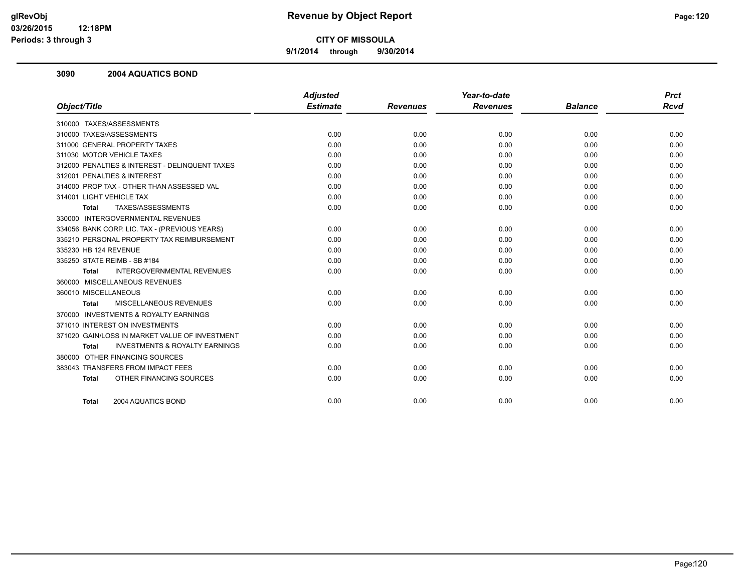**Revenue by Object Report**

**CITY OF MISSOULA**

**9/1/2014 through 9/30/2014**

### 3090 2004 AQUATICS BOND

| Object/Title | Adjusted Estimate | Revenues | Year-to-date Revenues | Balance | Prct Rcvd |
|---|---|---|---|---|---|
| 310000 TAXES/ASSESSMENTS | | | | | |
| 310000 TAXES/ASSESSMENTS | 0.00 | 0.00 | 0.00 | 0.00 | 0.00 |
| 311000 GENERAL PROPERTY TAXES | 0.00 | 0.00 | 0.00 | 0.00 | 0.00 |
| 311030 MOTOR VEHICLE TAXES | 0.00 | 0.00 | 0.00 | 0.00 | 0.00 |
| 312000 PENALTIES & INTEREST - DELINQUENT TAXES | 0.00 | 0.00 | 0.00 | 0.00 | 0.00 |
| 312001 PENALTIES & INTEREST | 0.00 | 0.00 | 0.00 | 0.00 | 0.00 |
| 314000 PROP TAX - OTHER THAN ASSESSED VAL | 0.00 | 0.00 | 0.00 | 0.00 | 0.00 |
| 314001 LIGHT VEHICLE TAX | 0.00 | 0.00 | 0.00 | 0.00 | 0.00 |
| **Total** TAXES/ASSESSMENTS | 0.00 | 0.00 | 0.00 | 0.00 | 0.00 |
| 330000 INTERGOVERNMENTAL REVENUES | | | | | |
| 334056 BANK CORP. LIC. TAX - (PREVIOUS YEARS) | 0.00 | 0.00 | 0.00 | 0.00 | 0.00 |
| 335210 PERSONAL PROPERTY TAX REIMBURSEMENT | 0.00 | 0.00 | 0.00 | 0.00 | 0.00 |
| 335230 HB 124 REVENUE | 0.00 | 0.00 | 0.00 | 0.00 | 0.00 |
| 335250 STATE REIMB - SB #184 | 0.00 | 0.00 | 0.00 | 0.00 | 0.00 |
| **Total** INTERGOVERNMENTAL REVENUES | 0.00 | 0.00 | 0.00 | 0.00 | 0.00 |
| 360000 MISCELLANEOUS REVENUES | | | | | |
| 360010 MISCELLANEOUS | 0.00 | 0.00 | 0.00 | 0.00 | 0.00 |
| **Total** MISCELLANEOUS REVENUES | 0.00 | 0.00 | 0.00 | 0.00 | 0.00 |
| 370000 INVESTMENTS & ROYALTY EARNINGS | | | | | |
| 371010 INTEREST ON INVESTMENTS | 0.00 | 0.00 | 0.00 | 0.00 | 0.00 |
| 371020 GAIN/LOSS IN MARKET VALUE OF INVESTMENT | 0.00 | 0.00 | 0.00 | 0.00 | 0.00 |
| **Total** INVESTMENTS & ROYALTY EARNINGS | 0.00 | 0.00 | 0.00 | 0.00 | 0.00 |
| 380000 OTHER FINANCING SOURCES | | | | | |
| 383043 TRANSFERS FROM IMPACT FEES | 0.00 | 0.00 | 0.00 | 0.00 | 0.00 |
| **Total** OTHER FINANCING SOURCES | 0.00 | 0.00 | 0.00 | 0.00 | 0.00 |
| **Total** 2004 AQUATICS BOND | 0.00 | 0.00 | 0.00 | 0.00 | 0.00 |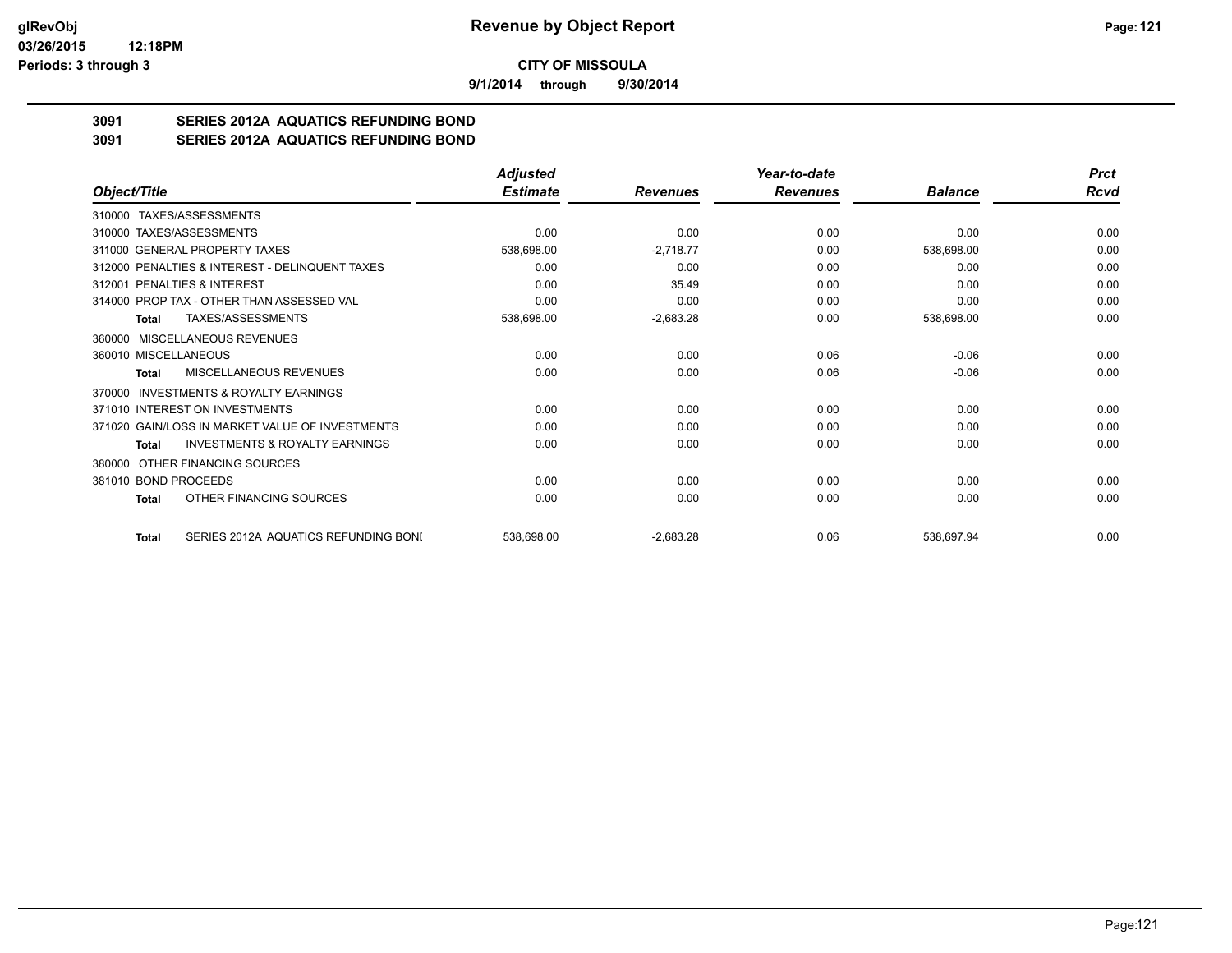**CITY OF MISSOULA**

**9/1/2014 through 9/30/2014**

## 3091 SERIES 2012A AQUATICS REFUNDING BOND
## 3091 SERIES 2012A AQUATICS REFUNDING BOND

| Object/Title | Adjusted Estimate | Revenues | Year-to-date Revenues | Balance | Prct Rcvd |
|---|---|---|---|---|---|
| 310000 TAXES/ASSESSMENTS | | | | | |
| 310000 TAXES/ASSESSMENTS | 0.00 | 0.00 | 0.00 | 0.00 | 0.00 |
| 311000 GENERAL PROPERTY TAXES | 538,698.00 | -2,718.77 | 0.00 | 538,698.00 | 0.00 |
| 312000 PENALTIES & INTEREST - DELINQUENT TAXES | 0.00 | 0.00 | 0.00 | 0.00 | 0.00 |
| 312001 PENALTIES & INTEREST | 0.00 | 35.49 | 0.00 | 0.00 | 0.00 |
| 314000 PROP TAX - OTHER THAN ASSESSED VAL | 0.00 | 0.00 | 0.00 | 0.00 | 0.00 |
| **Total** TAXES/ASSESSMENTS | 538,698.00 | -2,683.28 | 0.00 | 538,698.00 | 0.00 |
| 360000 MISCELLANEOUS REVENUES | | | | | |
| 360010 MISCELLANEOUS | 0.00 | 0.00 | 0.06 | -0.06 | 0.00 |
| **Total** MISCELLANEOUS REVENUES | 0.00 | 0.00 | 0.06 | -0.06 | 0.00 |
| 370000 INVESTMENTS & ROYALTY EARNINGS | | | | | |
| 371010 INTEREST ON INVESTMENTS | 0.00 | 0.00 | 0.00 | 0.00 | 0.00 |
| 371020 GAIN/LOSS IN MARKET VALUE OF INVESTMENTS | 0.00 | 0.00 | 0.00 | 0.00 | 0.00 |
| **Total** INVESTMENTS & ROYALTY EARNINGS | 0.00 | 0.00 | 0.00 | 0.00 | 0.00 |
| 380000 OTHER FINANCING SOURCES | | | | | |
| 381010 BOND PROCEEDS | 0.00 | 0.00 | 0.00 | 0.00 | 0.00 |
| **Total** OTHER FINANCING SOURCES | 0.00 | 0.00 | 0.00 | 0.00 | 0.00 |
| **Total** SERIES 2012A AQUATICS REFUNDING BONI | 538,698.00 | -2,683.28 | 0.06 | 538,697.94 | 0.00 |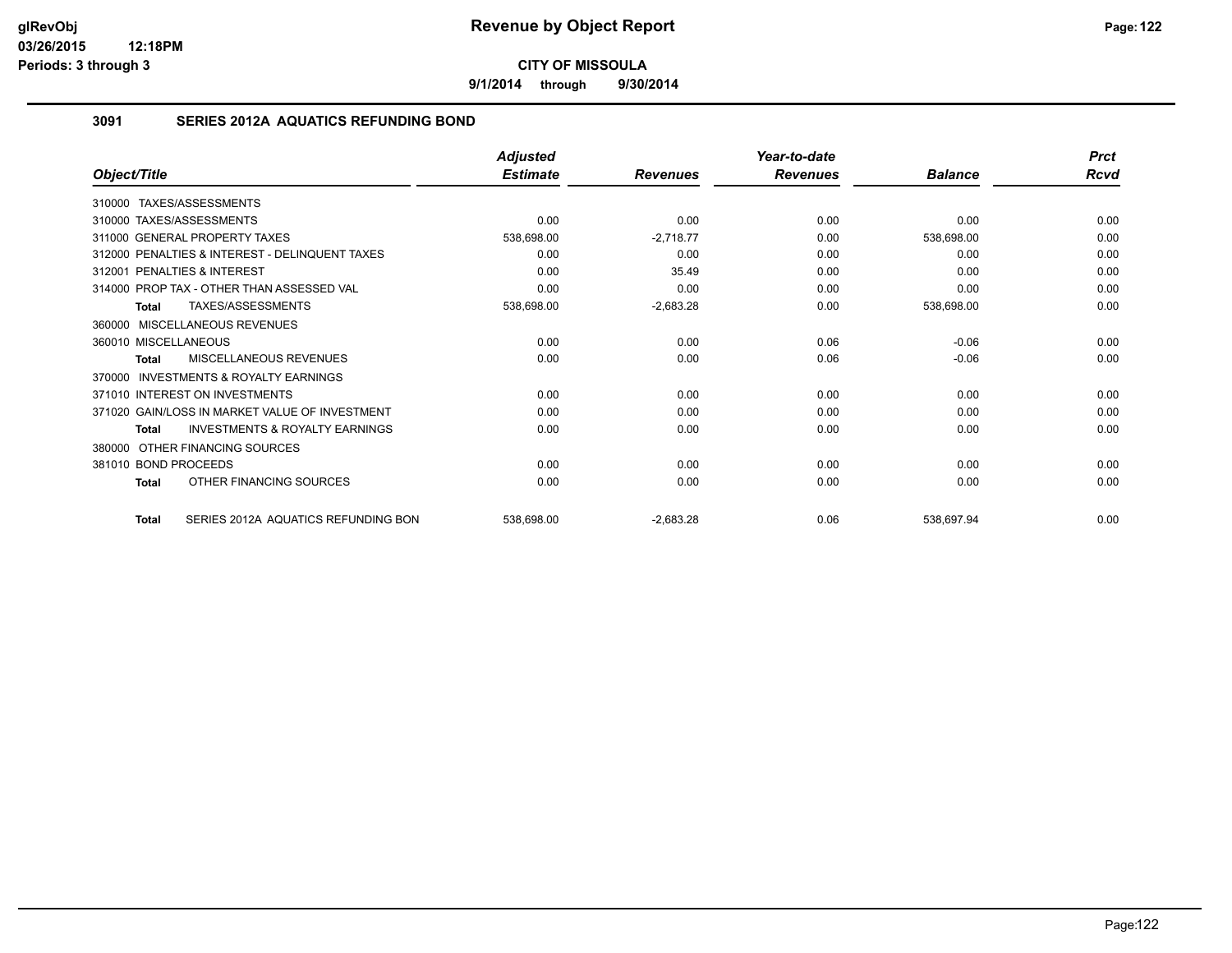# Revenue by Object Report

**CITY OF MISSOULA**

**9/1/2014 through 9/30/2014**

glRevObj
03/26/2015 12:18PM
Periods: 3 through 3

## 3091 SERIES 2012A AQUATICS REFUNDING BOND

| Object/Title | Adjusted Estimate | Revenues | Year-to-date Revenues | Balance | Prct Rcvd |
|---|---|---|---|---|---|
| 310000 TAXES/ASSESSMENTS | | | | | |
| 310000 TAXES/ASSESSMENTS | 0.00 | 0.00 | 0.00 | 0.00 | 0.00 |
| 311000 GENERAL PROPERTY TAXES | 538,698.00 | -2,718.77 | 0.00 | 538,698.00 | 0.00 |
| 312000 PENALTIES & INTEREST - DELINQUENT TAXES | 0.00 | 0.00 | 0.00 | 0.00 | 0.00 |
| 312001 PENALTIES & INTEREST | 0.00 | 35.49 | 0.00 | 0.00 | 0.00 |
| 314000 PROP TAX - OTHER THAN ASSESSED VAL | 0.00 | 0.00 | 0.00 | 0.00 | 0.00 |
| **Total** TAXES/ASSESSMENTS | 538,698.00 | -2,683.28 | 0.00 | 538,698.00 | 0.00 |
| 360000 MISCELLANEOUS REVENUES | | | | | |
| 360010 MISCELLANEOUS | 0.00 | 0.00 | 0.06 | -0.06 | 0.00 |
| **Total** MISCELLANEOUS REVENUES | 0.00 | 0.00 | 0.06 | -0.06 | 0.00 |
| 370000 INVESTMENTS & ROYALTY EARNINGS | | | | | |
| 371010 INTEREST ON INVESTMENTS | 0.00 | 0.00 | 0.00 | 0.00 | 0.00 |
| 371020 GAIN/LOSS IN MARKET VALUE OF INVESTMENT | 0.00 | 0.00 | 0.00 | 0.00 | 0.00 |
| **Total** INVESTMENTS & ROYALTY EARNINGS | 0.00 | 0.00 | 0.00 | 0.00 | 0.00 |
| 380000 OTHER FINANCING SOURCES | | | | | |
| 381010 BOND PROCEEDS | 0.00 | 0.00 | 0.00 | 0.00 | 0.00 |
| **Total** OTHER FINANCING SOURCES | 0.00 | 0.00 | 0.00 | 0.00 | 0.00 |
| **Total** SERIES 2012A AQUATICS REFUNDING BON | 538,698.00 | -2,683.28 | 0.06 | 538,697.94 | 0.00 |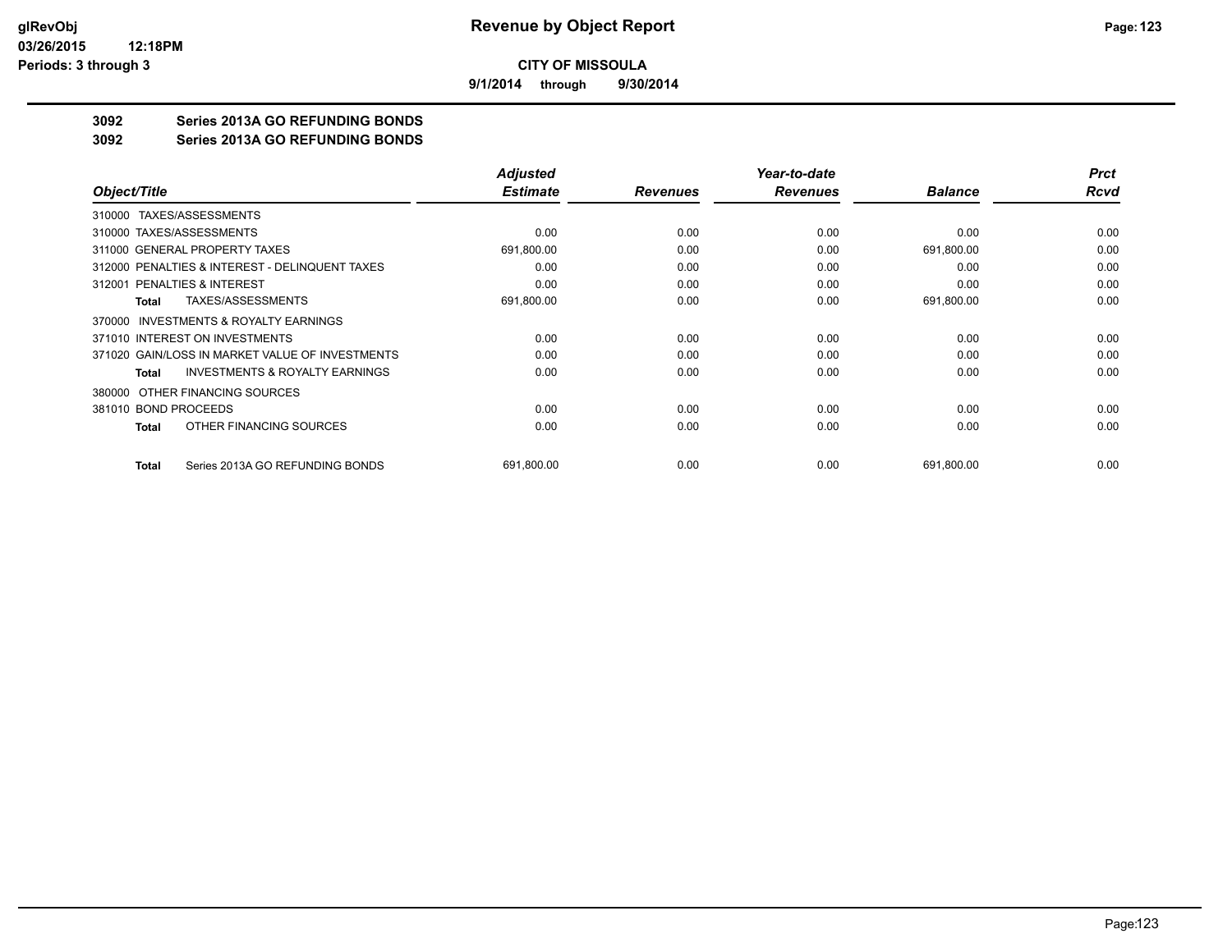**CITY OF MISSOULA**

**9/1/2014 through 9/30/2014**

## 3092 Series 2013A GO REFUNDING BONDS
## 3092 Series 2013A GO REFUNDING BONDS

| Object/Title | Adjusted Estimate | Revenues | Year-to-date Revenues | Balance | Prct Rcvd |
|---|---|---|---|---|---|
| 310000 TAXES/ASSESSMENTS | | | | | |
| 310000 TAXES/ASSESSMENTS | 0.00 | 0.00 | 0.00 | 0.00 | 0.00 |
| 311000 GENERAL PROPERTY TAXES | 691,800.00 | 0.00 | 0.00 | 691,800.00 | 0.00 |
| 312000 PENALTIES & INTEREST - DELINQUENT TAXES | 0.00 | 0.00 | 0.00 | 0.00 | 0.00 |
| 312001 PENALTIES & INTEREST | 0.00 | 0.00 | 0.00 | 0.00 | 0.00 |
| **Total** TAXES/ASSESSMENTS | 691,800.00 | 0.00 | 0.00 | 691,800.00 | 0.00 |
| 370000 INVESTMENTS & ROYALTY EARNINGS | | | | | |
| 371010 INTEREST ON INVESTMENTS | 0.00 | 0.00 | 0.00 | 0.00 | 0.00 |
| 371020 GAIN/LOSS IN MARKET VALUE OF INVESTMENTS | 0.00 | 0.00 | 0.00 | 0.00 | 0.00 |
| **Total** INVESTMENTS & ROYALTY EARNINGS | 0.00 | 0.00 | 0.00 | 0.00 | 0.00 |
| 380000 OTHER FINANCING SOURCES | | | | | |
| 381010 BOND PROCEEDS | 0.00 | 0.00 | 0.00 | 0.00 | 0.00 |
| **Total** OTHER FINANCING SOURCES | 0.00 | 0.00 | 0.00 | 0.00 | 0.00 |
| **Total** Series 2013A GO REFUNDING BONDS | 691,800.00 | 0.00 | 0.00 | 691,800.00 | 0.00 |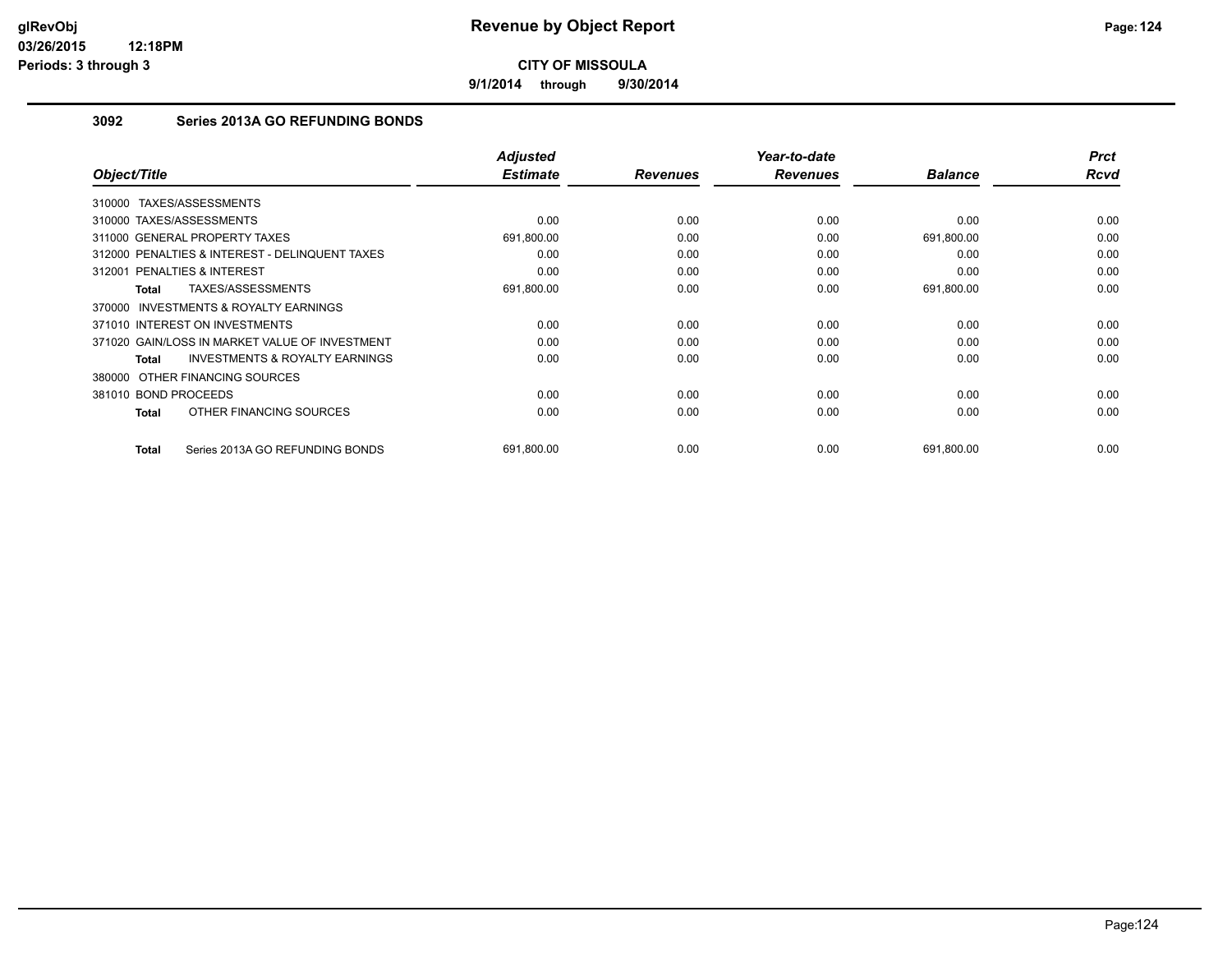# Revenue by Object Report

**CITY OF MISSOULA**

**9/1/2014 through 9/30/2014**

glRevObj
03/26/2015 12:18PM
Periods: 3 through 3

### 3092 Series 2013A GO REFUNDING BONDS

| Object/Title | Adjusted Estimate | Revenues | Year-to-date Revenues | Balance | Prct Rcvd |
|---|---|---|---|---|---|
| 310000 TAXES/ASSESSMENTS | | | | | |
| 310000 TAXES/ASSESSMENTS | 0.00 | 0.00 | 0.00 | 0.00 | 0.00 |
| 311000 GENERAL PROPERTY TAXES | 691,800.00 | 0.00 | 0.00 | 691,800.00 | 0.00 |
| 312000 PENALTIES & INTEREST - DELINQUENT TAXES | 0.00 | 0.00 | 0.00 | 0.00 | 0.00 |
| 312001 PENALTIES & INTEREST | 0.00 | 0.00 | 0.00 | 0.00 | 0.00 |
| **Total** TAXES/ASSESSMENTS | 691,800.00 | 0.00 | 0.00 | 691,800.00 | 0.00 |
| 370000 INVESTMENTS & ROYALTY EARNINGS | | | | | |
| 371010 INTEREST ON INVESTMENTS | 0.00 | 0.00 | 0.00 | 0.00 | 0.00 |
| 371020 GAIN/LOSS IN MARKET VALUE OF INVESTMENT | 0.00 | 0.00 | 0.00 | 0.00 | 0.00 |
| **Total** INVESTMENTS & ROYALTY EARNINGS | 0.00 | 0.00 | 0.00 | 0.00 | 0.00 |
| 380000 OTHER FINANCING SOURCES | | | | | |
| 381010 BOND PROCEEDS | 0.00 | 0.00 | 0.00 | 0.00 | 0.00 |
| **Total** OTHER FINANCING SOURCES | 0.00 | 0.00 | 0.00 | 0.00 | 0.00 |
| **Total** Series 2013A GO REFUNDING BONDS | 691,800.00 | 0.00 | 0.00 | 691,800.00 | 0.00 |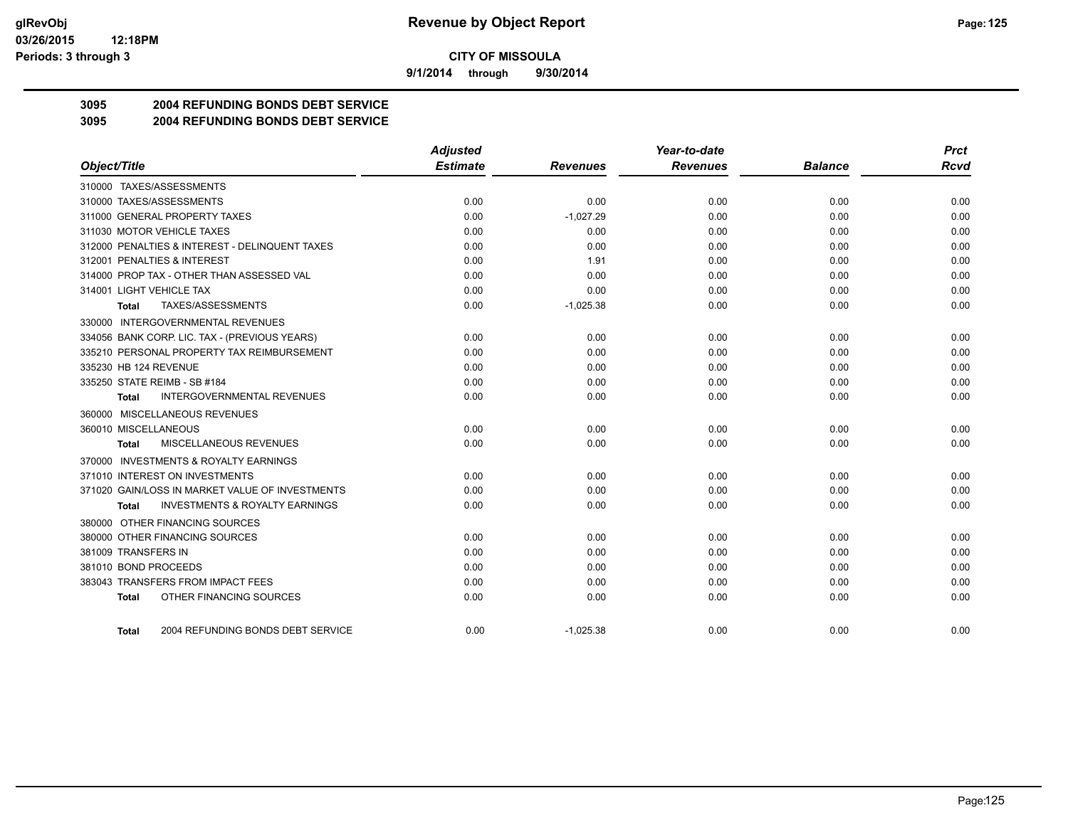**CITY OF MISSOULA**

**9/1/2014 through 9/30/2014**

## 3095 2004 REFUNDING BONDS DEBT SERVICE

## 3095 2004 REFUNDING BONDS DEBT SERVICE

| Object/Title | Adjusted Estimate | Revenues | Year-to-date Revenues | Balance | Prct Rcvd |
|---|---|---|---|---|---|
| 310000 TAXES/ASSESSMENTS | | | | | |
| 310000 TAXES/ASSESSMENTS | 0.00 | 0.00 | 0.00 | 0.00 | 0.00 |
| 311000 GENERAL PROPERTY TAXES | 0.00 | -1,027.29 | 0.00 | 0.00 | 0.00 |
| 311030 MOTOR VEHICLE TAXES | 0.00 | 0.00 | 0.00 | 0.00 | 0.00 |
| 312000 PENALTIES & INTEREST - DELINQUENT TAXES | 0.00 | 0.00 | 0.00 | 0.00 | 0.00 |
| 312001 PENALTIES & INTEREST | 0.00 | 1.91 | 0.00 | 0.00 | 0.00 |
| 314000 PROP TAX - OTHER THAN ASSESSED VAL | 0.00 | 0.00 | 0.00 | 0.00 | 0.00 |
| 314001 LIGHT VEHICLE TAX | 0.00 | 0.00 | 0.00 | 0.00 | 0.00 |
| **Total** TAXES/ASSESSMENTS | 0.00 | -1,025.38 | 0.00 | 0.00 | 0.00 |
| 330000 INTERGOVERNMENTAL REVENUES | | | | | |
| 334056 BANK CORP. LIC. TAX - (PREVIOUS YEARS) | 0.00 | 0.00 | 0.00 | 0.00 | 0.00 |
| 335210 PERSONAL PROPERTY TAX REIMBURSEMENT | 0.00 | 0.00 | 0.00 | 0.00 | 0.00 |
| 335230 HB 124 REVENUE | 0.00 | 0.00 | 0.00 | 0.00 | 0.00 |
| 335250 STATE REIMB - SB #184 | 0.00 | 0.00 | 0.00 | 0.00 | 0.00 |
| **Total** INTERGOVERNMENTAL REVENUES | 0.00 | 0.00 | 0.00 | 0.00 | 0.00 |
| 360000 MISCELLANEOUS REVENUES | | | | | |
| 360010 MISCELLANEOUS | 0.00 | 0.00 | 0.00 | 0.00 | 0.00 |
| **Total** MISCELLANEOUS REVENUES | 0.00 | 0.00 | 0.00 | 0.00 | 0.00 |
| 370000 INVESTMENTS & ROYALTY EARNINGS | | | | | |
| 371010 INTEREST ON INVESTMENTS | 0.00 | 0.00 | 0.00 | 0.00 | 0.00 |
| 371020 GAIN/LOSS IN MARKET VALUE OF INVESTMENTS | 0.00 | 0.00 | 0.00 | 0.00 | 0.00 |
| **Total** INVESTMENTS & ROYALTY EARNINGS | 0.00 | 0.00 | 0.00 | 0.00 | 0.00 |
| 380000 OTHER FINANCING SOURCES | | | | | |
| 380000 OTHER FINANCING SOURCES | 0.00 | 0.00 | 0.00 | 0.00 | 0.00 |
| 381009 TRANSFERS IN | 0.00 | 0.00 | 0.00 | 0.00 | 0.00 |
| 381010 BOND PROCEEDS | 0.00 | 0.00 | 0.00 | 0.00 | 0.00 |
| 383043 TRANSFERS FROM IMPACT FEES | 0.00 | 0.00 | 0.00 | 0.00 | 0.00 |
| **Total** OTHER FINANCING SOURCES | 0.00 | 0.00 | 0.00 | 0.00 | 0.00 |
| **Total** 2004 REFUNDING BONDS DEBT SERVICE | 0.00 | -1,025.38 | 0.00 | 0.00 | 0.00 |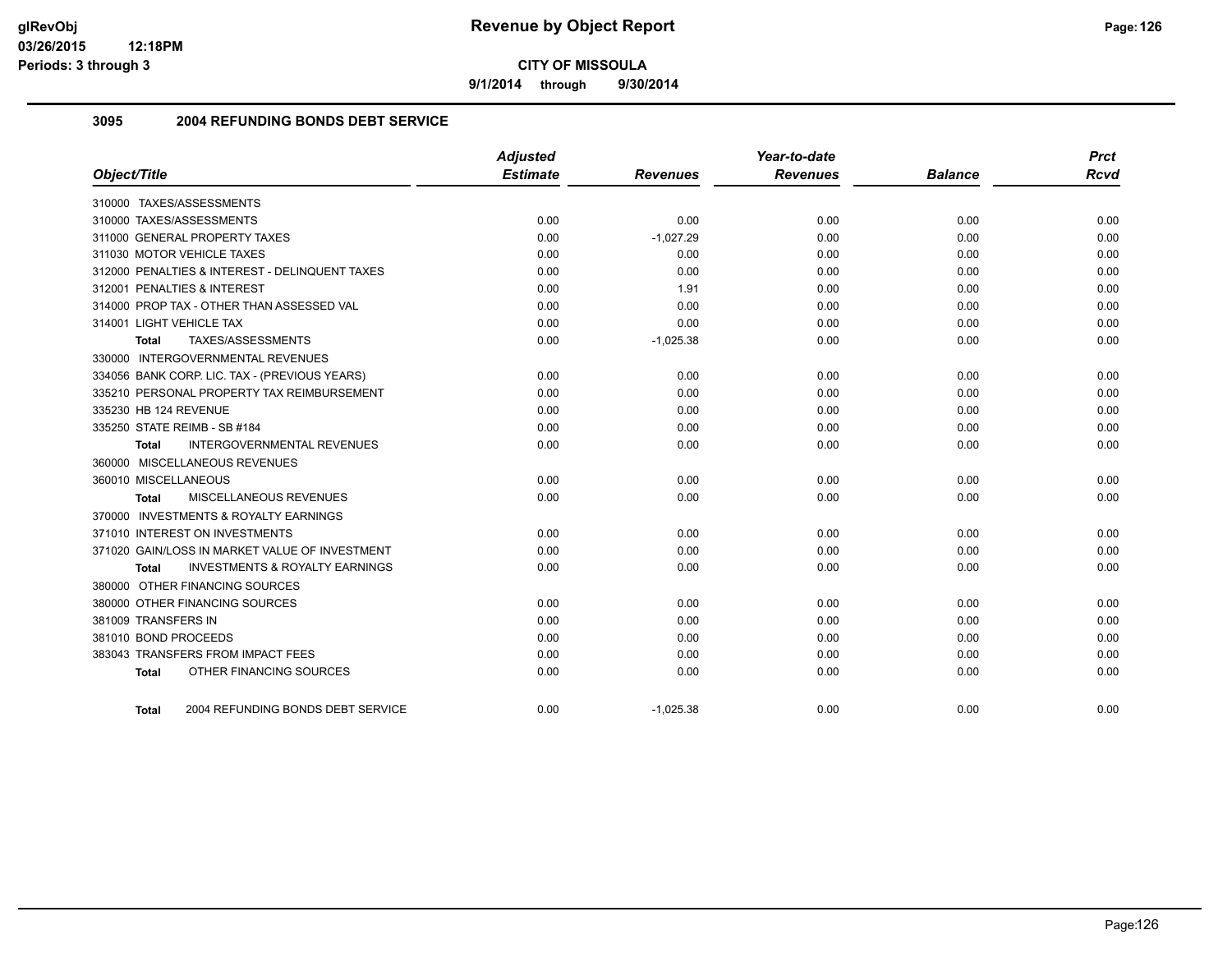# Revenue by Object Report

**CITY OF MISSOULA**

**9/1/2014 through 9/30/2014**

glRevObj
03/26/2015 12:18PM
Periods: 3 through 3

## 3095 2004 REFUNDING BONDS DEBT SERVICE

| Object/Title | Adjusted Estimate | Revenues | Year-to-date Revenues | Balance | Prct Rcvd |
|---|---|---|---|---|---|
| 310000 TAXES/ASSESSMENTS | | | | | |
| 310000 TAXES/ASSESSMENTS | 0.00 | 0.00 | 0.00 | 0.00 | 0.00 |
| 311000 GENERAL PROPERTY TAXES | 0.00 | -1,027.29 | 0.00 | 0.00 | 0.00 |
| 311030 MOTOR VEHICLE TAXES | 0.00 | 0.00 | 0.00 | 0.00 | 0.00 |
| 312000 PENALTIES & INTEREST - DELINQUENT TAXES | 0.00 | 0.00 | 0.00 | 0.00 | 0.00 |
| 312001 PENALTIES & INTEREST | 0.00 | 1.91 | 0.00 | 0.00 | 0.00 |
| 314000 PROP TAX - OTHER THAN ASSESSED VAL | 0.00 | 0.00 | 0.00 | 0.00 | 0.00 |
| 314001 LIGHT VEHICLE TAX | 0.00 | 0.00 | 0.00 | 0.00 | 0.00 |
| **Total** TAXES/ASSESSMENTS | 0.00 | -1,025.38 | 0.00 | 0.00 | 0.00 |
| 330000 INTERGOVERNMENTAL REVENUES | | | | | |
| 334056 BANK CORP. LIC. TAX - (PREVIOUS YEARS) | 0.00 | 0.00 | 0.00 | 0.00 | 0.00 |
| 335210 PERSONAL PROPERTY TAX REIMBURSEMENT | 0.00 | 0.00 | 0.00 | 0.00 | 0.00 |
| 335230 HB 124 REVENUE | 0.00 | 0.00 | 0.00 | 0.00 | 0.00 |
| 335250 STATE REIMB - SB #184 | 0.00 | 0.00 | 0.00 | 0.00 | 0.00 |
| **Total** INTERGOVERNMENTAL REVENUES | 0.00 | 0.00 | 0.00 | 0.00 | 0.00 |
| 360000 MISCELLANEOUS REVENUES | | | | | |
| 360010 MISCELLANEOUS | 0.00 | 0.00 | 0.00 | 0.00 | 0.00 |
| **Total** MISCELLANEOUS REVENUES | 0.00 | 0.00 | 0.00 | 0.00 | 0.00 |
| 370000 INVESTMENTS & ROYALTY EARNINGS | | | | | |
| 371010 INTEREST ON INVESTMENTS | 0.00 | 0.00 | 0.00 | 0.00 | 0.00 |
| 371020 GAIN/LOSS IN MARKET VALUE OF INVESTMENT | 0.00 | 0.00 | 0.00 | 0.00 | 0.00 |
| **Total** INVESTMENTS & ROYALTY EARNINGS | 0.00 | 0.00 | 0.00 | 0.00 | 0.00 |
| 380000 OTHER FINANCING SOURCES | | | | | |
| 380000 OTHER FINANCING SOURCES | 0.00 | 0.00 | 0.00 | 0.00 | 0.00 |
| 381009 TRANSFERS IN | 0.00 | 0.00 | 0.00 | 0.00 | 0.00 |
| 381010 BOND PROCEEDS | 0.00 | 0.00 | 0.00 | 0.00 | 0.00 |
| 383043 TRANSFERS FROM IMPACT FEES | 0.00 | 0.00 | 0.00 | 0.00 | 0.00 |
| **Total** OTHER FINANCING SOURCES | 0.00 | 0.00 | 0.00 | 0.00 | 0.00 |
| **Total** 2004 REFUNDING BONDS DEBT SERVICE | 0.00 | -1,025.38 | 0.00 | 0.00 | 0.00 |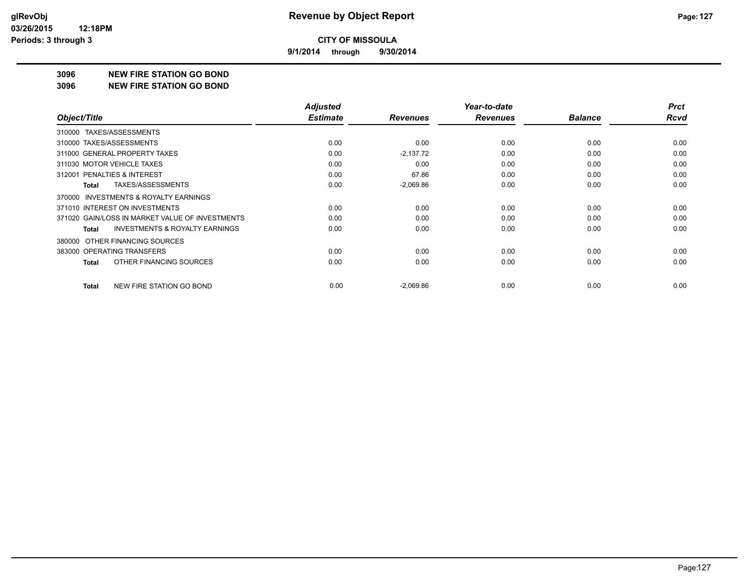**CITY OF MISSOULA**

**9/1/2014 through 9/30/2014**

## 3096 NEW FIRE STATION GO BOND

## 3096 NEW FIRE STATION GO BOND

| Object/Title | Adjusted Estimate | Revenues | Year-to-date Revenues | Balance | Prct Rcvd |
|---|---|---|---|---|---|
| 310000 TAXES/ASSESSMENTS | | | | | |
| 310000 TAXES/ASSESSMENTS | 0.00 | 0.00 | 0.00 | 0.00 | 0.00 |
| 311000 GENERAL PROPERTY TAXES | 0.00 | -2,137.72 | 0.00 | 0.00 | 0.00 |
| 311030 MOTOR VEHICLE TAXES | 0.00 | 0.00 | 0.00 | 0.00 | 0.00 |
| 312001 PENALTIES & INTEREST | 0.00 | 67.86 | 0.00 | 0.00 | 0.00 |
| **Total** TAXES/ASSESSMENTS | 0.00 | -2,069.86 | 0.00 | 0.00 | 0.00 |
| 370000 INVESTMENTS & ROYALTY EARNINGS | | | | | |
| 371010 INTEREST ON INVESTMENTS | 0.00 | 0.00 | 0.00 | 0.00 | 0.00 |
| 371020 GAIN/LOSS IN MARKET VALUE OF INVESTMENTS | 0.00 | 0.00 | 0.00 | 0.00 | 0.00 |
| **Total** INVESTMENTS & ROYALTY EARNINGS | 0.00 | 0.00 | 0.00 | 0.00 | 0.00 |
| 380000 OTHER FINANCING SOURCES | | | | | |
| 383000 OPERATING TRANSFERS | 0.00 | 0.00 | 0.00 | 0.00 | 0.00 |
| **Total** OTHER FINANCING SOURCES | 0.00 | 0.00 | 0.00 | 0.00 | 0.00 |
| **Total** NEW FIRE STATION GO BOND | 0.00 | -2,069.86 | 0.00 | 0.00 | 0.00 |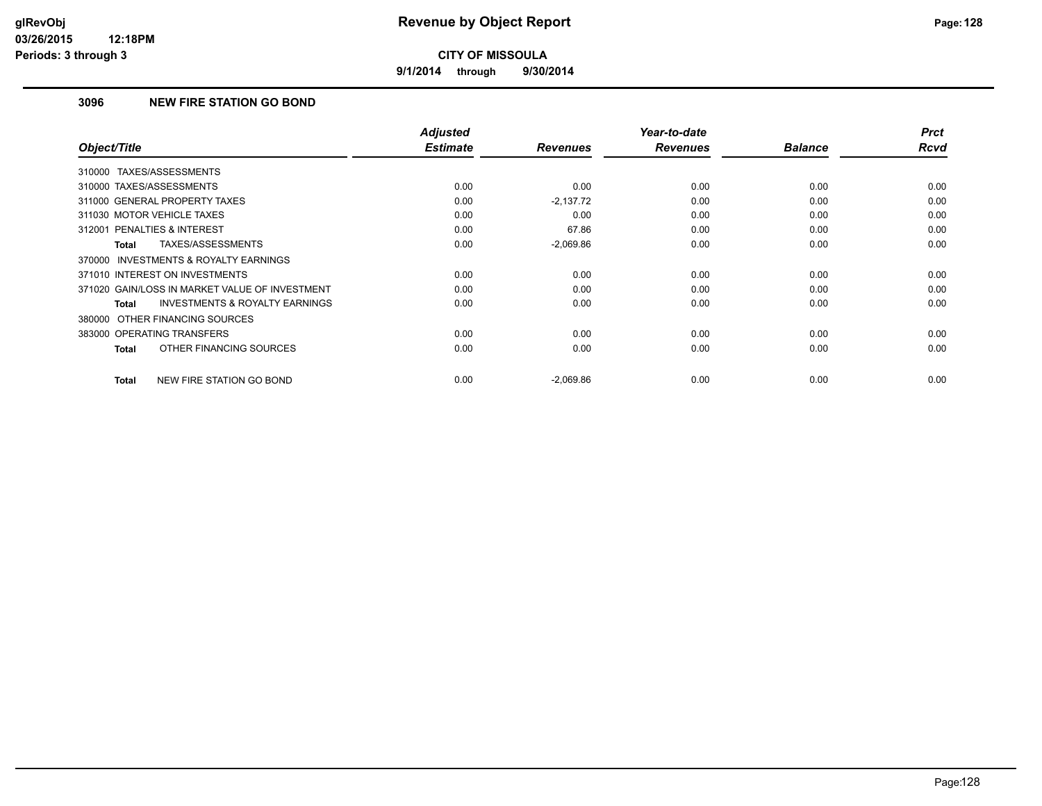# Revenue by Object Report

**CITY OF MISSOULA**

**9/1/2014 through 9/30/2014**

### 3096 NEW FIRE STATION GO BOND

| Object/Title | Adjusted Estimate | Revenues | Year-to-date Revenues | Balance | Prct Rcvd |
|---|---|---|---|---|---|
| 310000 TAXES/ASSESSMENTS | | | | | |
| 310000 TAXES/ASSESSMENTS | 0.00 | 0.00 | 0.00 | 0.00 | 0.00 |
| 311000 GENERAL PROPERTY TAXES | 0.00 | -2,137.72 | 0.00 | 0.00 | 0.00 |
| 311030 MOTOR VEHICLE TAXES | 0.00 | 0.00 | 0.00 | 0.00 | 0.00 |
| 312001 PENALTIES & INTEREST | 0.00 | 67.86 | 0.00 | 0.00 | 0.00 |
| **Total** TAXES/ASSESSMENTS | 0.00 | -2,069.86 | 0.00 | 0.00 | 0.00 |
| 370000 INVESTMENTS & ROYALTY EARNINGS | | | | | |
| 371010 INTEREST ON INVESTMENTS | 0.00 | 0.00 | 0.00 | 0.00 | 0.00 |
| 371020 GAIN/LOSS IN MARKET VALUE OF INVESTMENT | 0.00 | 0.00 | 0.00 | 0.00 | 0.00 |
| **Total** INVESTMENTS & ROYALTY EARNINGS | 0.00 | 0.00 | 0.00 | 0.00 | 0.00 |
| 380000 OTHER FINANCING SOURCES | | | | | |
| 383000 OPERATING TRANSFERS | 0.00 | 0.00 | 0.00 | 0.00 | 0.00 |
| **Total** OTHER FINANCING SOURCES | 0.00 | 0.00 | 0.00 | 0.00 | 0.00 |
| **Total** NEW FIRE STATION GO BOND | 0.00 | -2,069.86 | 0.00 | 0.00 | 0.00 |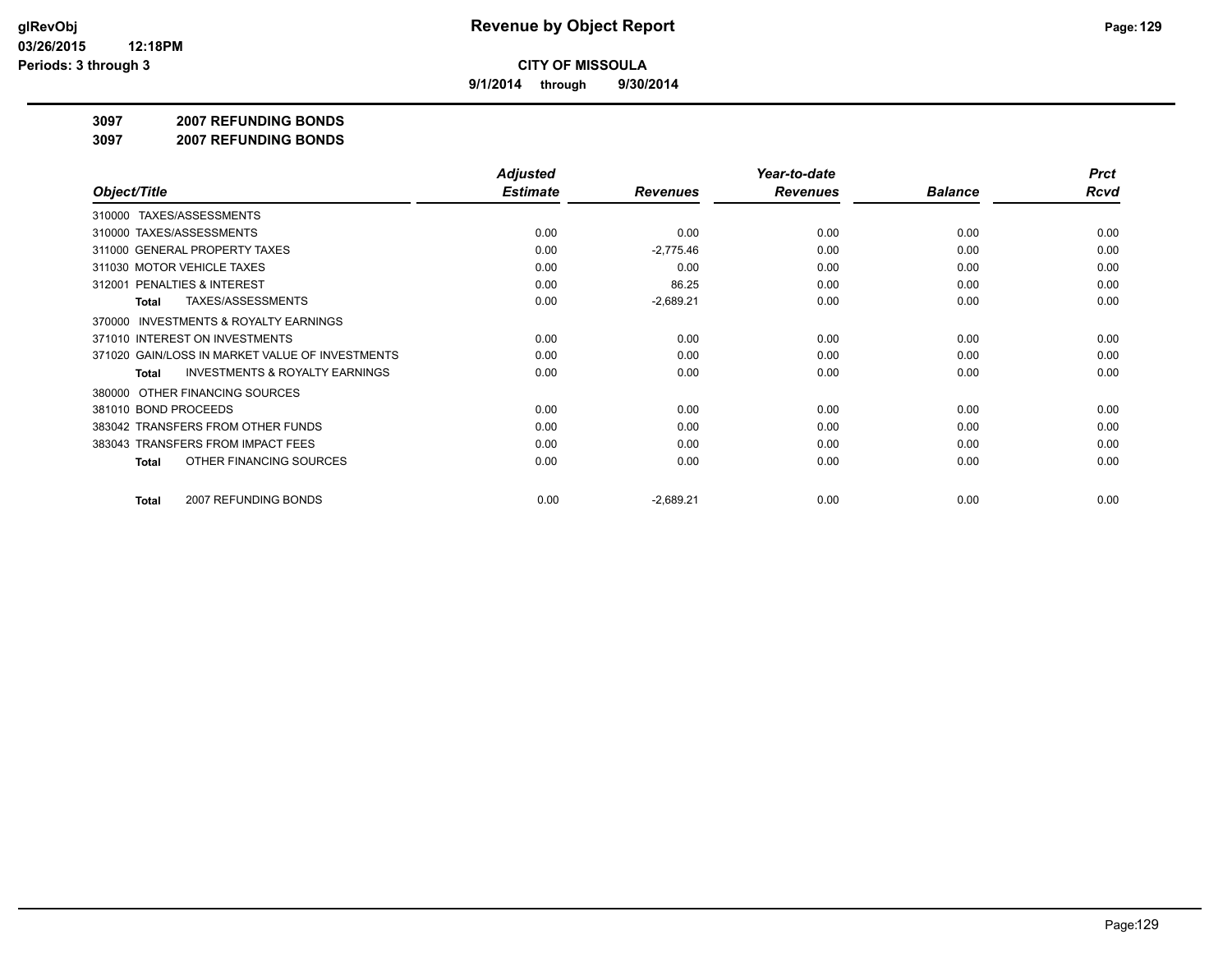# Revenue by Object Report

**CITY OF MISSOULA**

**9/1/2014 through 9/30/2014**

**glRevObj**
**03/26/2015 12:18PM**
**Periods: 3 through 3**

## 3097 2007 REFUNDING BONDS

## 3097 2007 REFUNDING BONDS

| Object/Title | Adjusted Estimate | Revenues | Year-to-date Revenues | Balance | Prct Rcvd |
|---|---|---|---|---|---|
| 310000 TAXES/ASSESSMENTS | | | | | |
| 310000 TAXES/ASSESSMENTS | 0.00 | 0.00 | 0.00 | 0.00 | 0.00 |
| 311000 GENERAL PROPERTY TAXES | 0.00 | -2,775.46 | 0.00 | 0.00 | 0.00 |
| 311030 MOTOR VEHICLE TAXES | 0.00 | 0.00 | 0.00 | 0.00 | 0.00 |
| 312001 PENALTIES & INTEREST | 0.00 | 86.25 | 0.00 | 0.00 | 0.00 |
| **Total** TAXES/ASSESSMENTS | 0.00 | -2,689.21 | 0.00 | 0.00 | 0.00 |
| 370000 INVESTMENTS & ROYALTY EARNINGS | | | | | |
| 371010 INTEREST ON INVESTMENTS | 0.00 | 0.00 | 0.00 | 0.00 | 0.00 |
| 371020 GAIN/LOSS IN MARKET VALUE OF INVESTMENTS | 0.00 | 0.00 | 0.00 | 0.00 | 0.00 |
| **Total** INVESTMENTS & ROYALTY EARNINGS | 0.00 | 0.00 | 0.00 | 0.00 | 0.00 |
| 380000 OTHER FINANCING SOURCES | | | | | |
| 381010 BOND PROCEEDS | 0.00 | 0.00 | 0.00 | 0.00 | 0.00 |
| 383042 TRANSFERS FROM OTHER FUNDS | 0.00 | 0.00 | 0.00 | 0.00 | 0.00 |
| 383043 TRANSFERS FROM IMPACT FEES | 0.00 | 0.00 | 0.00 | 0.00 | 0.00 |
| **Total** OTHER FINANCING SOURCES | 0.00 | 0.00 | 0.00 | 0.00 | 0.00 |
| **Total** 2007 REFUNDING BONDS | 0.00 | -2,689.21 | 0.00 | 0.00 | 0.00 |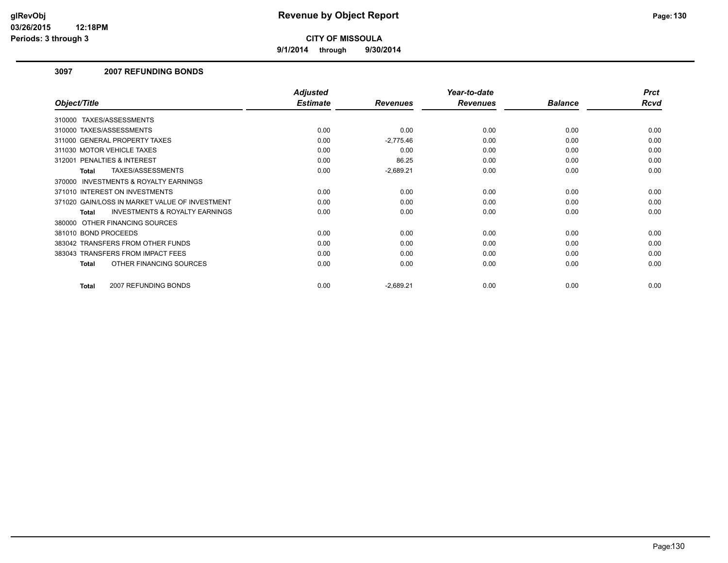# Revenue by Object Report

**CITY OF MISSOULA**

**9/1/2014 through 9/30/2014**

### 3097 2007 REFUNDING BONDS

| Object/Title | Adjusted Estimate | Revenues | Year-to-date Revenues | Balance | Prct Rcvd |
|---|---|---|---|---|---|
| 310000 TAXES/ASSESSMENTS | | | | | |
| 310000 TAXES/ASSESSMENTS | 0.00 | 0.00 | 0.00 | 0.00 | 0.00 |
| 311000 GENERAL PROPERTY TAXES | 0.00 | -2,775.46 | 0.00 | 0.00 | 0.00 |
| 311030 MOTOR VEHICLE TAXES | 0.00 | 0.00 | 0.00 | 0.00 | 0.00 |
| 312001 PENALTIES & INTEREST | 0.00 | 86.25 | 0.00 | 0.00 | 0.00 |
| **Total** TAXES/ASSESSMENTS | 0.00 | -2,689.21 | 0.00 | 0.00 | 0.00 |
| 370000 INVESTMENTS & ROYALTY EARNINGS | | | | | |
| 371010 INTEREST ON INVESTMENTS | 0.00 | 0.00 | 0.00 | 0.00 | 0.00 |
| 371020 GAIN/LOSS IN MARKET VALUE OF INVESTMENT | 0.00 | 0.00 | 0.00 | 0.00 | 0.00 |
| **Total** INVESTMENTS & ROYALTY EARNINGS | 0.00 | 0.00 | 0.00 | 0.00 | 0.00 |
| 380000 OTHER FINANCING SOURCES | | | | | |
| 381010 BOND PROCEEDS | 0.00 | 0.00 | 0.00 | 0.00 | 0.00 |
| 383042 TRANSFERS FROM OTHER FUNDS | 0.00 | 0.00 | 0.00 | 0.00 | 0.00 |
| 383043 TRANSFERS FROM IMPACT FEES | 0.00 | 0.00 | 0.00 | 0.00 | 0.00 |
| **Total** OTHER FINANCING SOURCES | 0.00 | 0.00 | 0.00 | 0.00 | 0.00 |
| **Total** 2007 REFUNDING BONDS | 0.00 | -2,689.21 | 0.00 | 0.00 | 0.00 |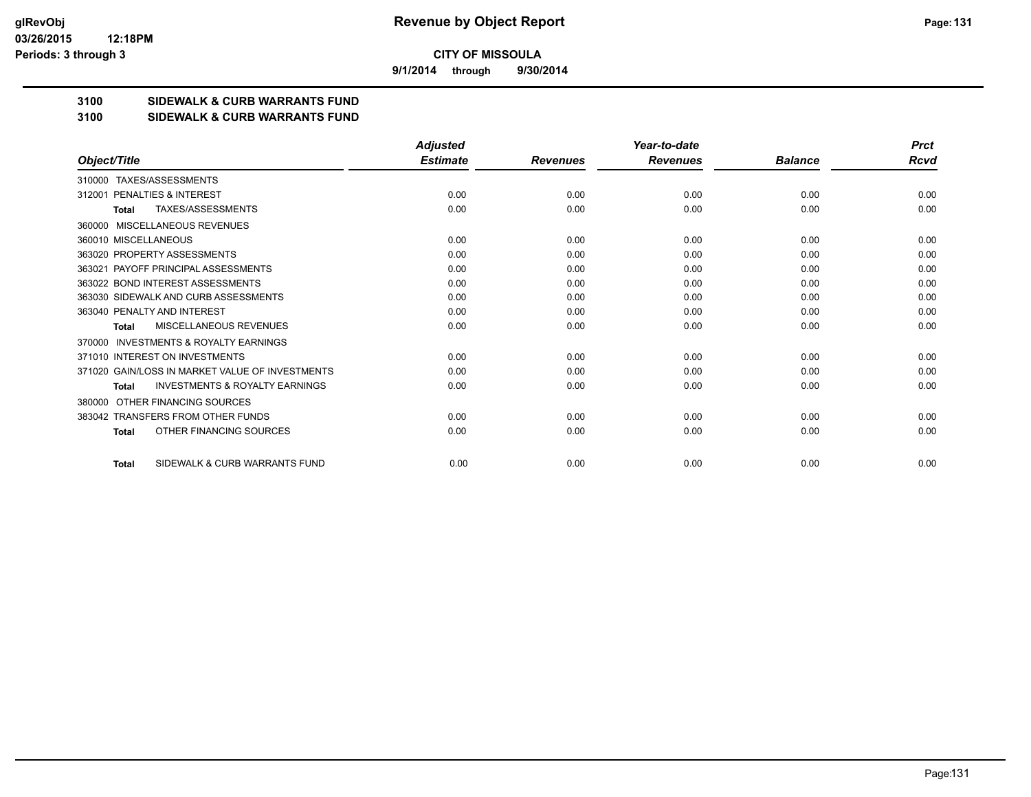**CITY OF MISSOULA**

**9/1/2014 through 9/30/2014**

## 3100 SIDEWALK & CURB WARRANTS FUND

## 3100 SIDEWALK & CURB WARRANTS FUND

| Object/Title | Adjusted Estimate | Revenues | Year-to-date Revenues | Balance | Prct Rcvd |
|---|---|---|---|---|---|
| 310000 TAXES/ASSESSMENTS | | | | | |
| 312001 PENALTIES & INTEREST | 0.00 | 0.00 | 0.00 | 0.00 | 0.00 |
| **Total** TAXES/ASSESSMENTS | 0.00 | 0.00 | 0.00 | 0.00 | 0.00 |
| 360000 MISCELLANEOUS REVENUES | | | | | |
| 360010 MISCELLANEOUS | 0.00 | 0.00 | 0.00 | 0.00 | 0.00 |
| 363020 PROPERTY ASSESSMENTS | 0.00 | 0.00 | 0.00 | 0.00 | 0.00 |
| 363021 PAYOFF PRINCIPAL ASSESSMENTS | 0.00 | 0.00 | 0.00 | 0.00 | 0.00 |
| 363022 BOND INTEREST ASSESSMENTS | 0.00 | 0.00 | 0.00 | 0.00 | 0.00 |
| 363030 SIDEWALK AND CURB ASSESSMENTS | 0.00 | 0.00 | 0.00 | 0.00 | 0.00 |
| 363040 PENALTY AND INTEREST | 0.00 | 0.00 | 0.00 | 0.00 | 0.00 |
| **Total** MISCELLANEOUS REVENUES | 0.00 | 0.00 | 0.00 | 0.00 | 0.00 |
| 370000 INVESTMENTS & ROYALTY EARNINGS | | | | | |
| 371010 INTEREST ON INVESTMENTS | 0.00 | 0.00 | 0.00 | 0.00 | 0.00 |
| 371020 GAIN/LOSS IN MARKET VALUE OF INVESTMENTS | 0.00 | 0.00 | 0.00 | 0.00 | 0.00 |
| **Total** INVESTMENTS & ROYALTY EARNINGS | 0.00 | 0.00 | 0.00 | 0.00 | 0.00 |
| 380000 OTHER FINANCING SOURCES | | | | | |
| 383042 TRANSFERS FROM OTHER FUNDS | 0.00 | 0.00 | 0.00 | 0.00 | 0.00 |
| **Total** OTHER FINANCING SOURCES | 0.00 | 0.00 | 0.00 | 0.00 | 0.00 |
| **Total** SIDEWALK & CURB WARRANTS FUND | 0.00 | 0.00 | 0.00 | 0.00 | 0.00 |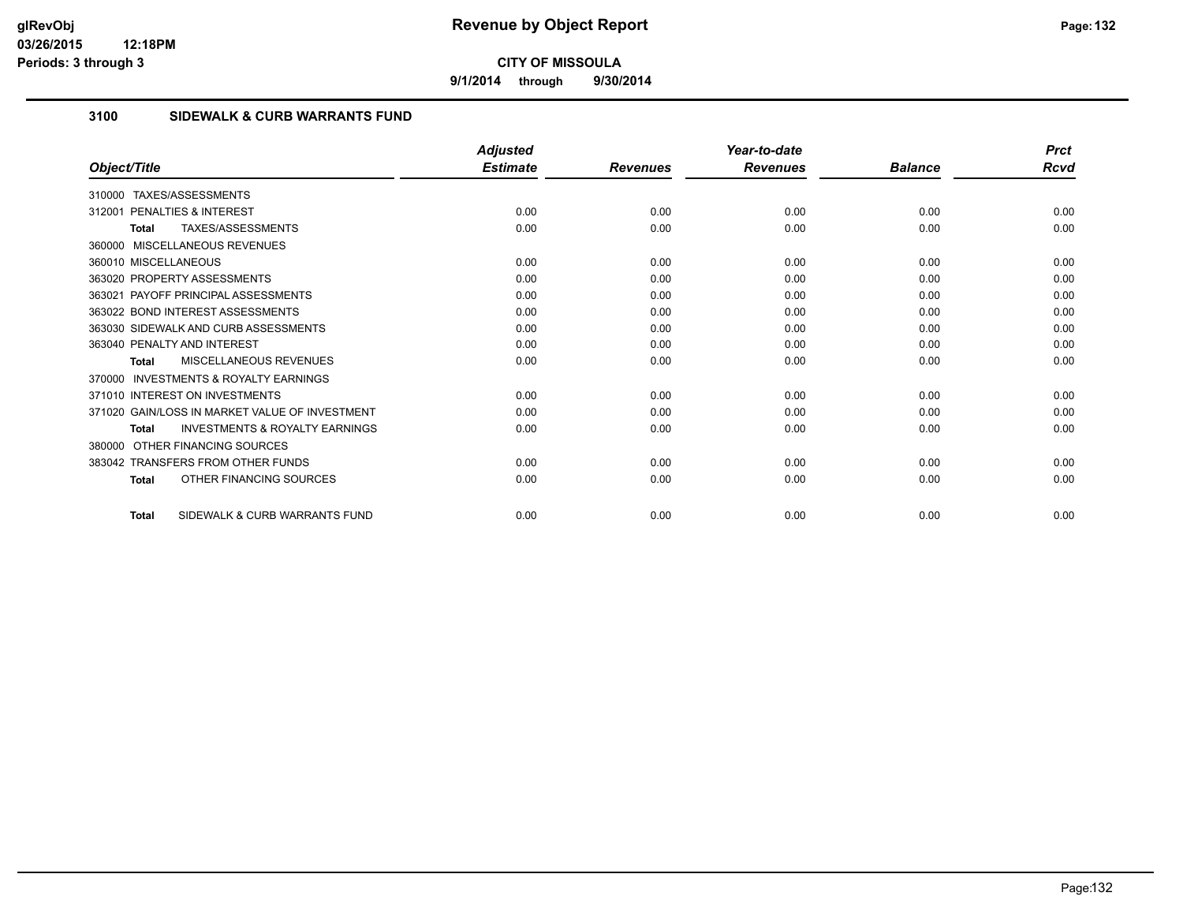**CITY OF MISSOULA**

**9/1/2014 through 9/30/2014**

## 3100 SIDEWALK & CURB WARRANTS FUND

| Object/Title | Adjusted Estimate | Revenues | Year-to-date Revenues | Balance | Prct Rcvd |
|---|---|---|---|---|---|
| 310000 TAXES/ASSESSMENTS | | | | | |
| 312001 PENALTIES & INTEREST | 0.00 | 0.00 | 0.00 | 0.00 | 0.00 |
| **Total** TAXES/ASSESSMENTS | 0.00 | 0.00 | 0.00 | 0.00 | 0.00 |
| 360000 MISCELLANEOUS REVENUES | | | | | |
| 360010 MISCELLANEOUS | 0.00 | 0.00 | 0.00 | 0.00 | 0.00 |
| 363020 PROPERTY ASSESSMENTS | 0.00 | 0.00 | 0.00 | 0.00 | 0.00 |
| 363021 PAYOFF PRINCIPAL ASSESSMENTS | 0.00 | 0.00 | 0.00 | 0.00 | 0.00 |
| 363022 BOND INTEREST ASSESSMENTS | 0.00 | 0.00 | 0.00 | 0.00 | 0.00 |
| 363030 SIDEWALK AND CURB ASSESSMENTS | 0.00 | 0.00 | 0.00 | 0.00 | 0.00 |
| 363040 PENALTY AND INTEREST | 0.00 | 0.00 | 0.00 | 0.00 | 0.00 |
| **Total** MISCELLANEOUS REVENUES | 0.00 | 0.00 | 0.00 | 0.00 | 0.00 |
| 370000 INVESTMENTS & ROYALTY EARNINGS | | | | | |
| 371010 INTEREST ON INVESTMENTS | 0.00 | 0.00 | 0.00 | 0.00 | 0.00 |
| 371020 GAIN/LOSS IN MARKET VALUE OF INVESTMENT | 0.00 | 0.00 | 0.00 | 0.00 | 0.00 |
| **Total** INVESTMENTS & ROYALTY EARNINGS | 0.00 | 0.00 | 0.00 | 0.00 | 0.00 |
| 380000 OTHER FINANCING SOURCES | | | | | |
| 383042 TRANSFERS FROM OTHER FUNDS | 0.00 | 0.00 | 0.00 | 0.00 | 0.00 |
| **Total** OTHER FINANCING SOURCES | 0.00 | 0.00 | 0.00 | 0.00 | 0.00 |
| **Total** SIDEWALK & CURB WARRANTS FUND | 0.00 | 0.00 | 0.00 | 0.00 | 0.00 |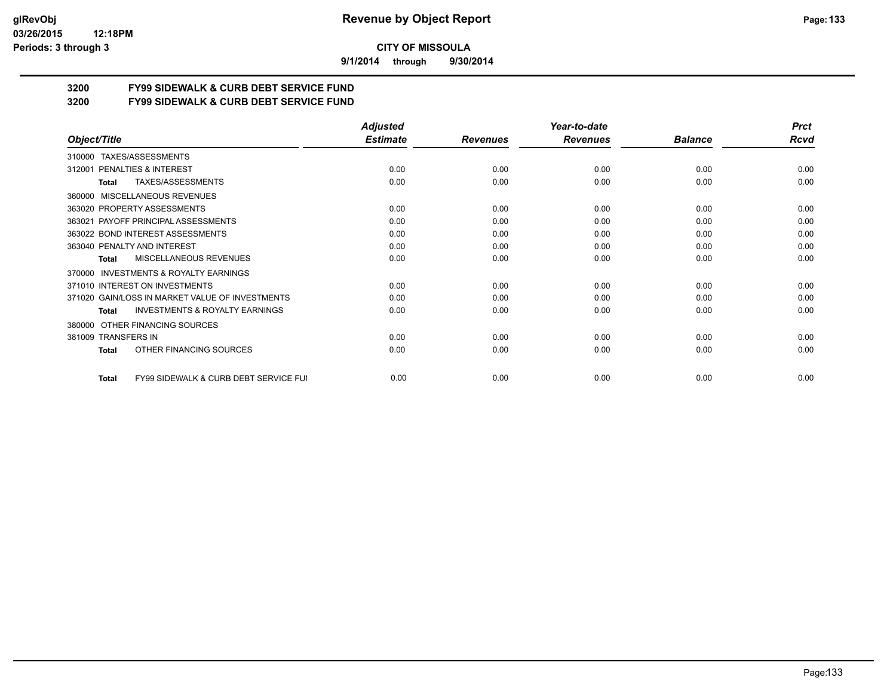**CITY OF MISSOULA**

**9/1/2014 through 9/30/2014**

## 3200 FY99 SIDEWALK & CURB DEBT SERVICE FUND
## 3200 FY99 SIDEWALK & CURB DEBT SERVICE FUND

| Object/Title | Adjusted Estimate | Revenues | Year-to-date Revenues | Balance | Prct Rcvd |
|---|---|---|---|---|---|
| 310000 TAXES/ASSESSMENTS | | | | | |
| 312001 PENALTIES & INTEREST | 0.00 | 0.00 | 0.00 | 0.00 | 0.00 |
| **Total** TAXES/ASSESSMENTS | 0.00 | 0.00 | 0.00 | 0.00 | 0.00 |
| 360000 MISCELLANEOUS REVENUES | | | | | |
| 363020 PROPERTY ASSESSMENTS | 0.00 | 0.00 | 0.00 | 0.00 | 0.00 |
| 363021 PAYOFF PRINCIPAL ASSESSMENTS | 0.00 | 0.00 | 0.00 | 0.00 | 0.00 |
| 363022 BOND INTEREST ASSESSMENTS | 0.00 | 0.00 | 0.00 | 0.00 | 0.00 |
| 363040 PENALTY AND INTEREST | 0.00 | 0.00 | 0.00 | 0.00 | 0.00 |
| **Total** MISCELLANEOUS REVENUES | 0.00 | 0.00 | 0.00 | 0.00 | 0.00 |
| 370000 INVESTMENTS & ROYALTY EARNINGS | | | | | |
| 371010 INTEREST ON INVESTMENTS | 0.00 | 0.00 | 0.00 | 0.00 | 0.00 |
| 371020 GAIN/LOSS IN MARKET VALUE OF INVESTMENTS | 0.00 | 0.00 | 0.00 | 0.00 | 0.00 |
| **Total** INVESTMENTS & ROYALTY EARNINGS | 0.00 | 0.00 | 0.00 | 0.00 | 0.00 |
| 380000 OTHER FINANCING SOURCES | | | | | |
| 381009 TRANSFERS IN | 0.00 | 0.00 | 0.00 | 0.00 | 0.00 |
| **Total** OTHER FINANCING SOURCES | 0.00 | 0.00 | 0.00 | 0.00 | 0.00 |
| **Total** FY99 SIDEWALK & CURB DEBT SERVICE FUI | 0.00 | 0.00 | 0.00 | 0.00 | 0.00 |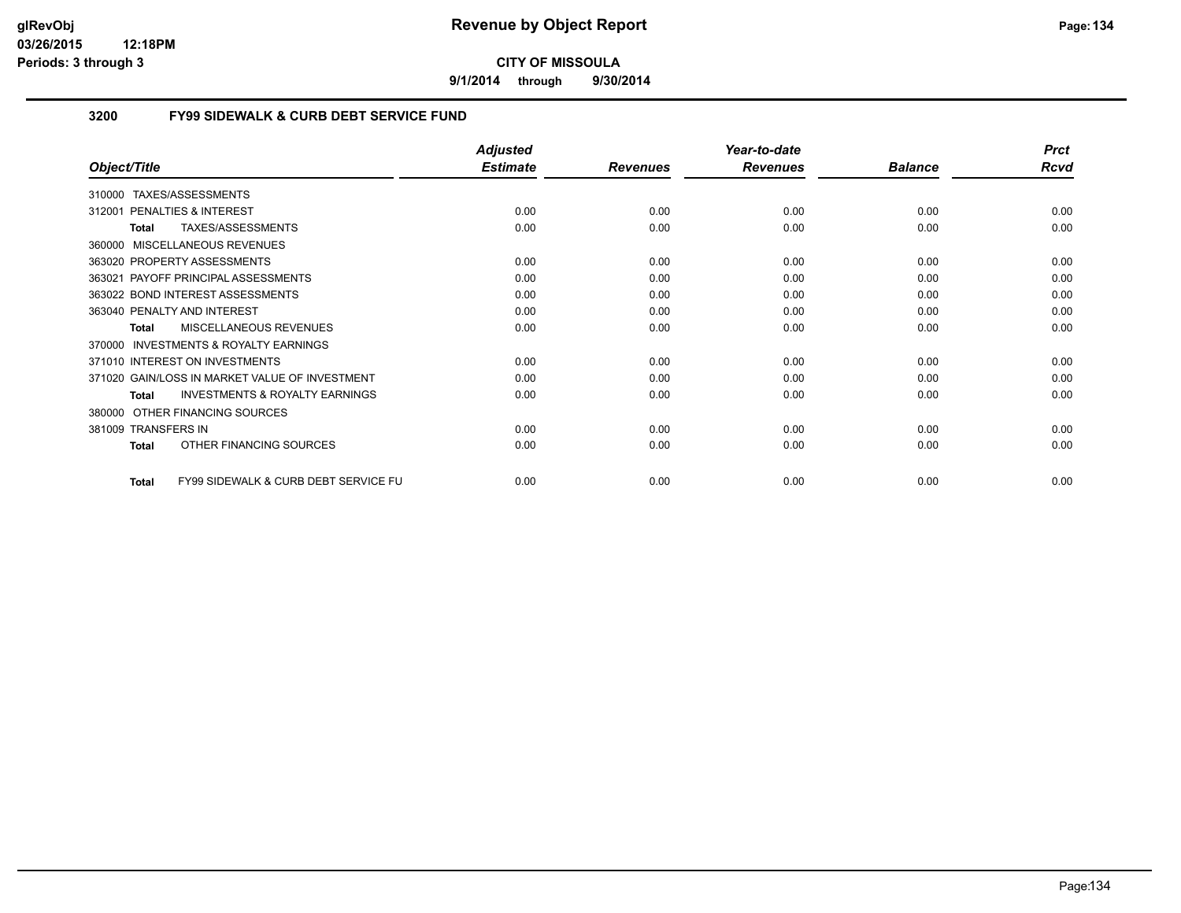**CITY OF MISSOULA**

**9/1/2014 through 9/30/2014**

## 3200 FY99 SIDEWALK & CURB DEBT SERVICE FUND

| Object/Title | Adjusted Estimate | Revenues | Year-to-date Revenues | Balance | Prct Rcvd |
|---|---|---|---|---|---|
| 310000 TAXES/ASSESSMENTS | | | | | |
| 312001 PENALTIES & INTEREST | 0.00 | 0.00 | 0.00 | 0.00 | 0.00 |
| **Total** TAXES/ASSESSMENTS | 0.00 | 0.00 | 0.00 | 0.00 | 0.00 |
| 360000 MISCELLANEOUS REVENUES | | | | | |
| 363020 PROPERTY ASSESSMENTS | 0.00 | 0.00 | 0.00 | 0.00 | 0.00 |
| 363021 PAYOFF PRINCIPAL ASSESSMENTS | 0.00 | 0.00 | 0.00 | 0.00 | 0.00 |
| 363022 BOND INTEREST ASSESSMENTS | 0.00 | 0.00 | 0.00 | 0.00 | 0.00 |
| 363040 PENALTY AND INTEREST | 0.00 | 0.00 | 0.00 | 0.00 | 0.00 |
| **Total** MISCELLANEOUS REVENUES | 0.00 | 0.00 | 0.00 | 0.00 | 0.00 |
| 370000 INVESTMENTS & ROYALTY EARNINGS | | | | | |
| 371010 INTEREST ON INVESTMENTS | 0.00 | 0.00 | 0.00 | 0.00 | 0.00 |
| 371020 GAIN/LOSS IN MARKET VALUE OF INVESTMENT | 0.00 | 0.00 | 0.00 | 0.00 | 0.00 |
| **Total** INVESTMENTS & ROYALTY EARNINGS | 0.00 | 0.00 | 0.00 | 0.00 | 0.00 |
| 380000 OTHER FINANCING SOURCES | | | | | |
| 381009 TRANSFERS IN | 0.00 | 0.00 | 0.00 | 0.00 | 0.00 |
| **Total** OTHER FINANCING SOURCES | 0.00 | 0.00 | 0.00 | 0.00 | 0.00 |
| **Total** FY99 SIDEWALK & CURB DEBT SERVICE FU | 0.00 | 0.00 | 0.00 | 0.00 | 0.00 |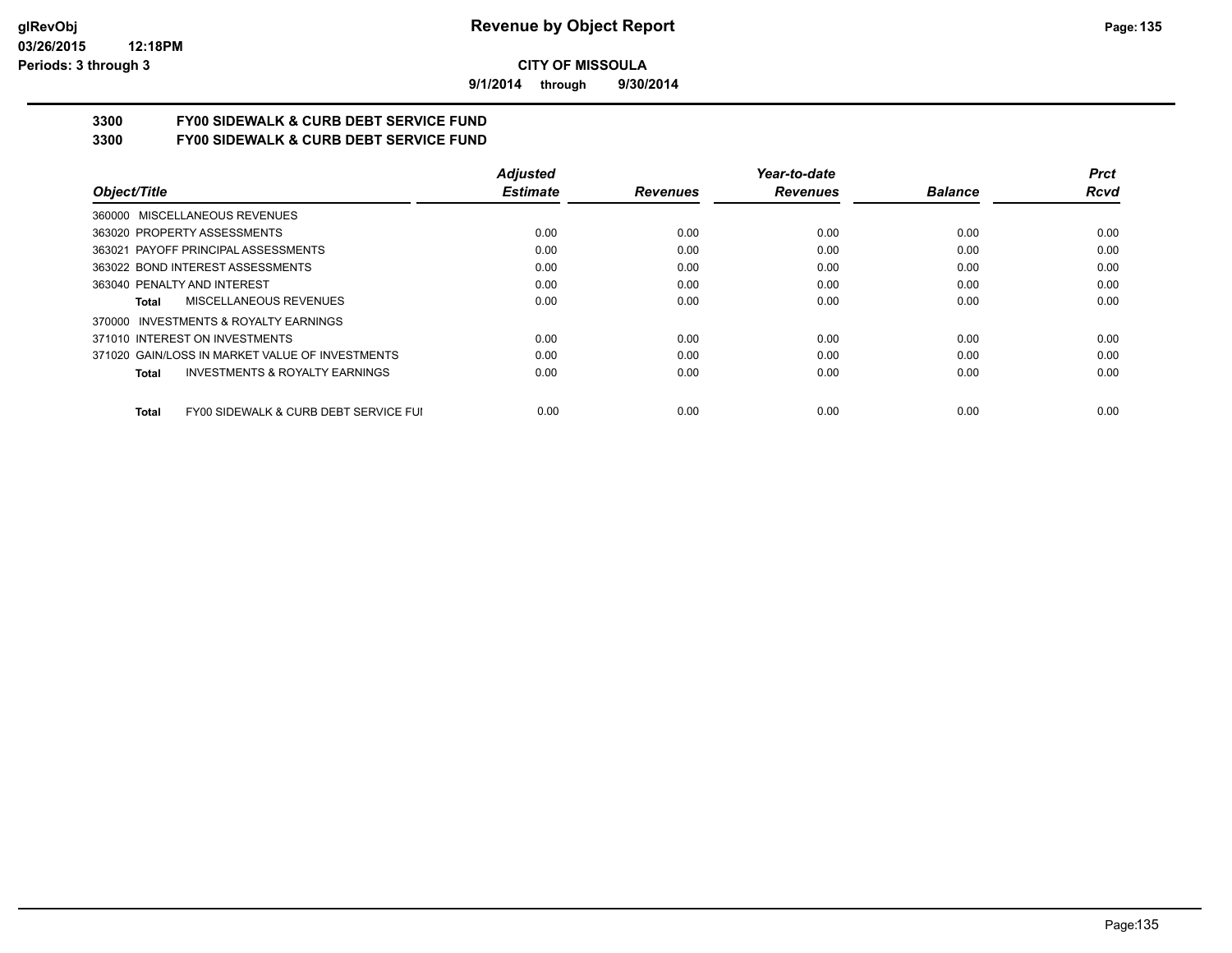**CITY OF MISSOULA**

**9/1/2014 through 9/30/2014**

# Revenue by Object Report

**glRevObj**
**03/26/2015 12:18PM**
**Periods: 3 through 3**

## 3300 FY00 SIDEWALK & CURB DEBT SERVICE FUND
## 3300 FY00 SIDEWALK & CURB DEBT SERVICE FUND

| Object/Title | Adjusted Estimate | Revenues | Year-to-date Revenues | Balance | Prct Rcvd |
|---|---|---|---|---|---|
| 360000 MISCELLANEOUS REVENUES | | | | | |
| 363020 PROPERTY ASSESSMENTS | 0.00 | 0.00 | 0.00 | 0.00 | 0.00 |
| 363021 PAYOFF PRINCIPAL ASSESSMENTS | 0.00 | 0.00 | 0.00 | 0.00 | 0.00 |
| 363022 BOND INTEREST ASSESSMENTS | 0.00 | 0.00 | 0.00 | 0.00 | 0.00 |
| 363040 PENALTY AND INTEREST | 0.00 | 0.00 | 0.00 | 0.00 | 0.00 |
| **Total** MISCELLANEOUS REVENUES | 0.00 | 0.00 | 0.00 | 0.00 | 0.00 |
| 370000 INVESTMENTS & ROYALTY EARNINGS | | | | | |
| 371010 INTEREST ON INVESTMENTS | 0.00 | 0.00 | 0.00 | 0.00 | 0.00 |
| 371020 GAIN/LOSS IN MARKET VALUE OF INVESTMENTS | 0.00 | 0.00 | 0.00 | 0.00 | 0.00 |
| **Total** INVESTMENTS & ROYALTY EARNINGS | 0.00 | 0.00 | 0.00 | 0.00 | 0.00 |
| **Total** FY00 SIDEWALK & CURB DEBT SERVICE FUI | 0.00 | 0.00 | 0.00 | 0.00 | 0.00 |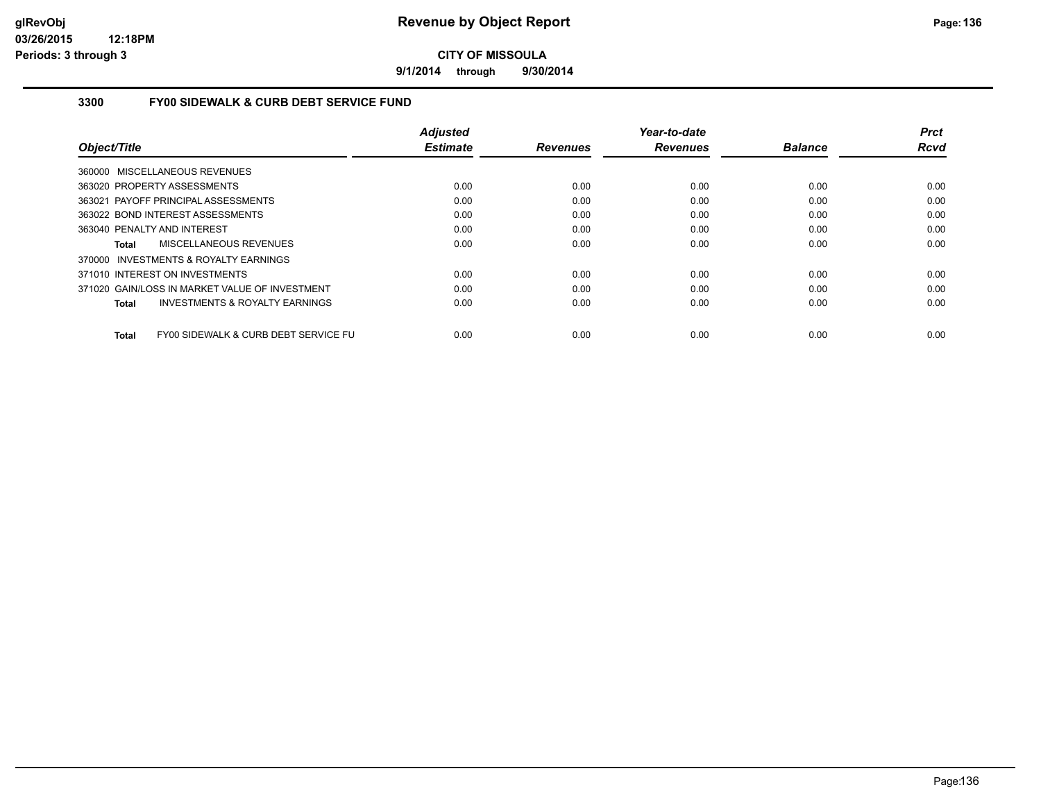**glRevObj** **Revenue by Object Report**
**03/26/2015 12:18PM**
**Periods: 3 through 3**

**CITY OF MISSOULA**

**9/1/2014 through 9/30/2014**

## 3300 FY00 SIDEWALK & CURB DEBT SERVICE FUND

| *Object/Title* | *Adjusted Estimate* | *Revenues* | *Year-to-date Revenues* | *Balance* | *Prct Rcvd* |
|---|---|---|---|---|---|
| 360000 MISCELLANEOUS REVENUES | | | | | |
| 363020 PROPERTY ASSESSMENTS | 0.00 | 0.00 | 0.00 | 0.00 | 0.00 |
| 363021 PAYOFF PRINCIPAL ASSESSMENTS | 0.00 | 0.00 | 0.00 | 0.00 | 0.00 |
| 363022 BOND INTEREST ASSESSMENTS | 0.00 | 0.00 | 0.00 | 0.00 | 0.00 |
| 363040 PENALTY AND INTEREST | 0.00 | 0.00 | 0.00 | 0.00 | 0.00 |
| **Total** MISCELLANEOUS REVENUES | 0.00 | 0.00 | 0.00 | 0.00 | 0.00 |
| 370000 INVESTMENTS & ROYALTY EARNINGS | | | | | |
| 371010 INTEREST ON INVESTMENTS | 0.00 | 0.00 | 0.00 | 0.00 | 0.00 |
| 371020 GAIN/LOSS IN MARKET VALUE OF INVESTMENT | 0.00 | 0.00 | 0.00 | 0.00 | 0.00 |
| **Total** INVESTMENTS & ROYALTY EARNINGS | 0.00 | 0.00 | 0.00 | 0.00 | 0.00 |
| **Total** FY00 SIDEWALK & CURB DEBT SERVICE FU | 0.00 | 0.00 | 0.00 | 0.00 | 0.00 |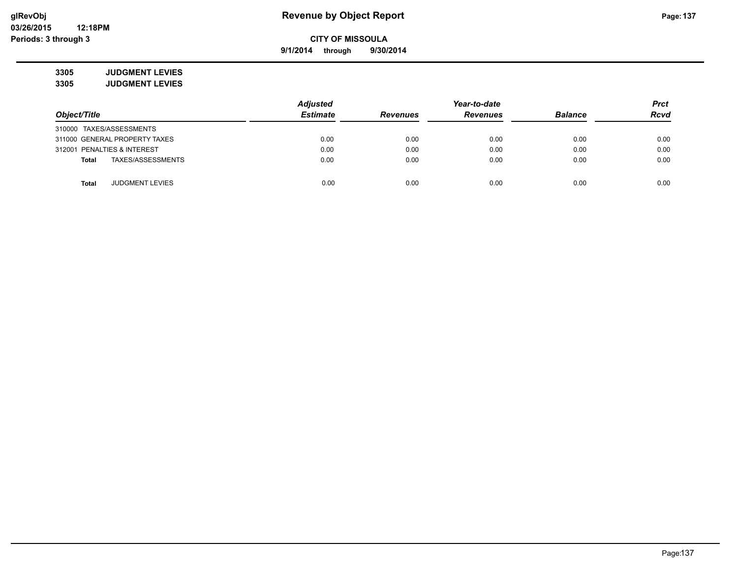# Revenue by Object Report

**CITY OF MISSOULA**

**9/1/2014 through 9/30/2014**

**glRevObj**
**03/26/2015 12:18PM**
**Periods: 3 through 3**

**3305 JUDGMENT LEVIES**
**3305 JUDGMENT LEVIES**

| Object/Title | Adjusted Estimate | Revenues | Year-to-date Revenues | Balance | Prct Rcvd |
|---|---|---|---|---|---|
| 310000 TAXES/ASSESSMENTS | | | | | |
| 311000 GENERAL PROPERTY TAXES | 0.00 | 0.00 | 0.00 | 0.00 | 0.00 |
| 312001 PENALTIES & INTEREST | 0.00 | 0.00 | 0.00 | 0.00 | 0.00 |
| **Total** TAXES/ASSESSMENTS | 0.00 | 0.00 | 0.00 | 0.00 | 0.00 |
| **Total** JUDGMENT LEVIES | 0.00 | 0.00 | 0.00 | 0.00 | 0.00 |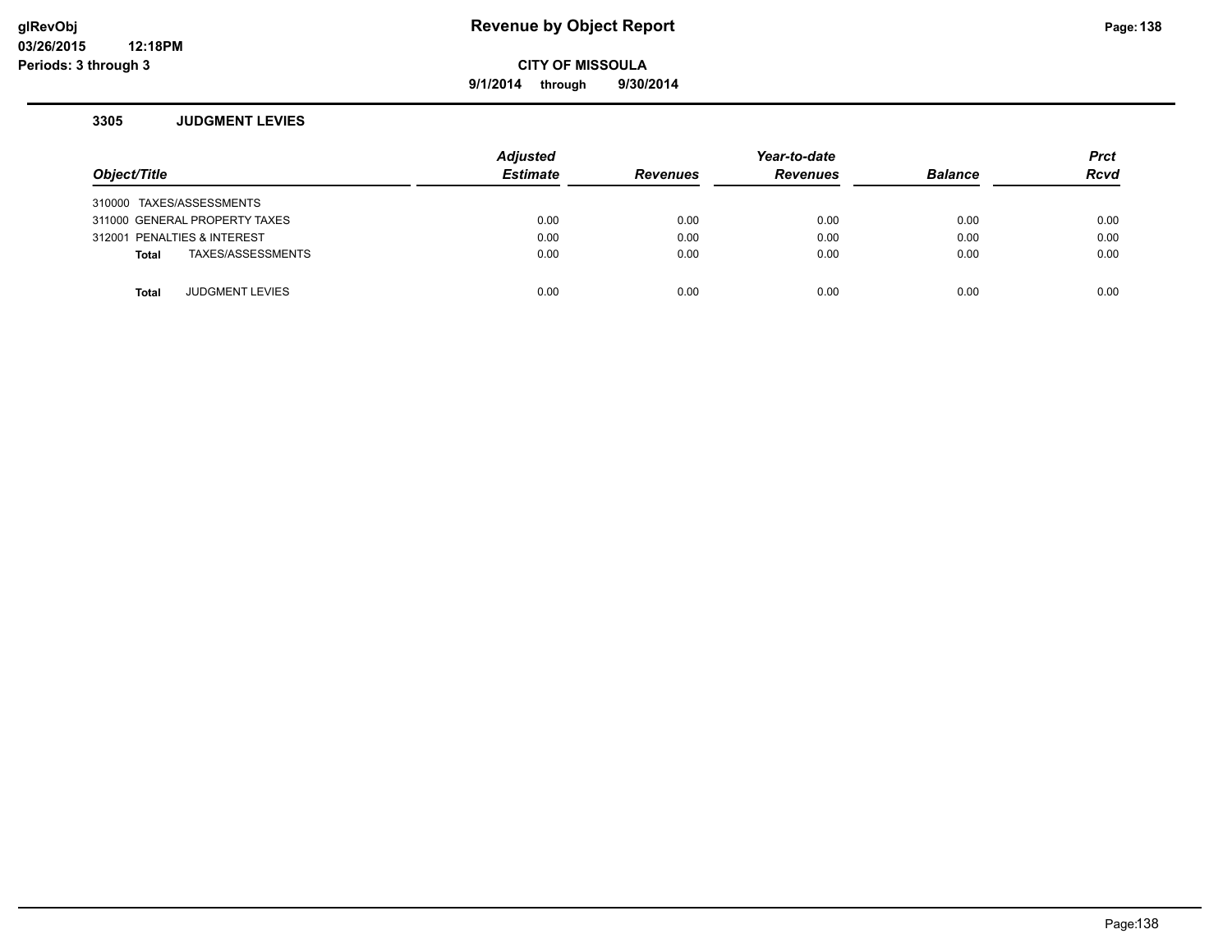# Revenue by Object Report

**CITY OF MISSOULA**

**9/1/2014 through 9/30/2014**

glRevObj
03/26/2015 12:18PM
Periods: 3 through 3

## 3305 JUDGMENT LEVIES

| Object/Title | Adjusted Estimate | Revenues | Year-to-date Revenues | Balance | Prct Rcvd |
|---|---|---|---|---|---|
| 310000 TAXES/ASSESSMENTS | | | | | |
| 311000 GENERAL PROPERTY TAXES | 0.00 | 0.00 | 0.00 | 0.00 | 0.00 |
| 312001 PENALTIES & INTEREST | 0.00 | 0.00 | 0.00 | 0.00 | 0.00 |
| **Total** TAXES/ASSESSMENTS | 0.00 | 0.00 | 0.00 | 0.00 | 0.00 |
| **Total** JUDGMENT LEVIES | 0.00 | 0.00 | 0.00 | 0.00 | 0.00 |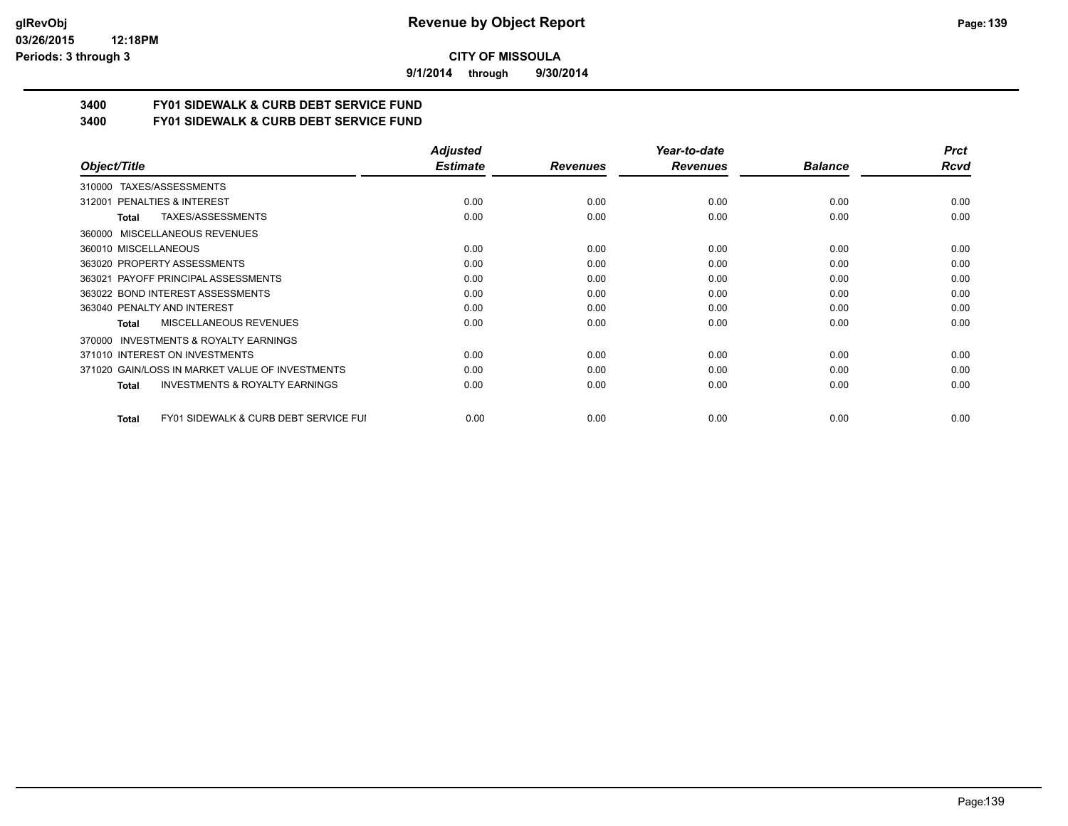**CITY OF MISSOULA**

**9/1/2014 through 9/30/2014**

## 3400 FY01 SIDEWALK & CURB DEBT SERVICE FUND

## 3400 FY01 SIDEWALK & CURB DEBT SERVICE FUND

| Object/Title | Adjusted Estimate | Revenues | Year-to-date Revenues | Balance | Prct Rcvd |
|---|---|---|---|---|---|
| 310000 TAXES/ASSESSMENTS | | | | | |
| 312001 PENALTIES & INTEREST | 0.00 | 0.00 | 0.00 | 0.00 | 0.00 |
| **Total** TAXES/ASSESSMENTS | 0.00 | 0.00 | 0.00 | 0.00 | 0.00 |
| 360000 MISCELLANEOUS REVENUES | | | | | |
| 360010 MISCELLANEOUS | 0.00 | 0.00 | 0.00 | 0.00 | 0.00 |
| 363020 PROPERTY ASSESSMENTS | 0.00 | 0.00 | 0.00 | 0.00 | 0.00 |
| 363021 PAYOFF PRINCIPAL ASSESSMENTS | 0.00 | 0.00 | 0.00 | 0.00 | 0.00 |
| 363022 BOND INTEREST ASSESSMENTS | 0.00 | 0.00 | 0.00 | 0.00 | 0.00 |
| 363040 PENALTY AND INTEREST | 0.00 | 0.00 | 0.00 | 0.00 | 0.00 |
| **Total** MISCELLANEOUS REVENUES | 0.00 | 0.00 | 0.00 | 0.00 | 0.00 |
| 370000 INVESTMENTS & ROYALTY EARNINGS | | | | | |
| 371010 INTEREST ON INVESTMENTS | 0.00 | 0.00 | 0.00 | 0.00 | 0.00 |
| 371020 GAIN/LOSS IN MARKET VALUE OF INVESTMENTS | 0.00 | 0.00 | 0.00 | 0.00 | 0.00 |
| **Total** INVESTMENTS & ROYALTY EARNINGS | 0.00 | 0.00 | 0.00 | 0.00 | 0.00 |
| **Total** FY01 SIDEWALK & CURB DEBT SERVICE FUI | 0.00 | 0.00 | 0.00 | 0.00 | 0.00 |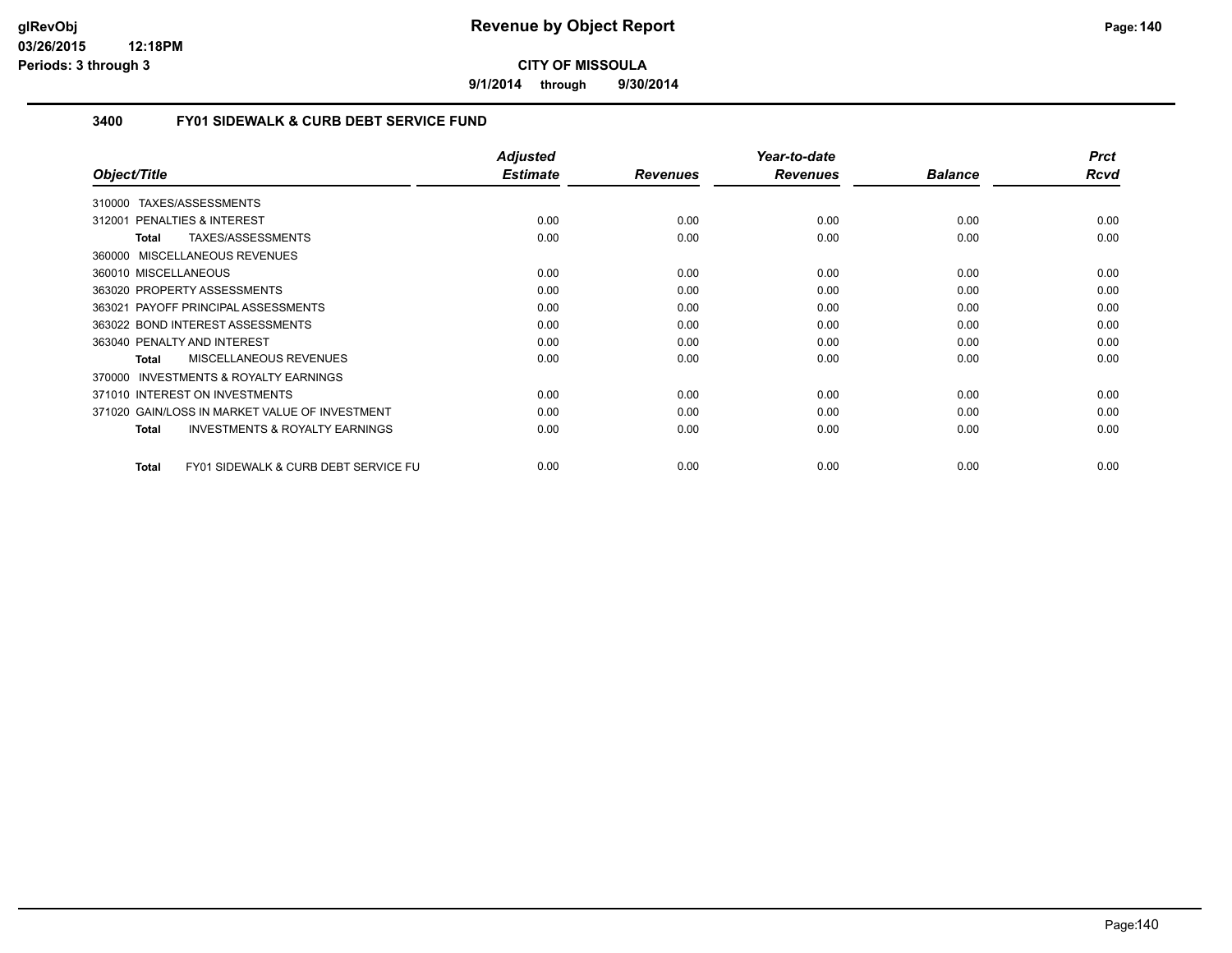# Revenue by Object Report

**CITY OF MISSOULA**

**9/1/2014 through 9/30/2014**

glRevObj
03/26/2015 12:18PM
Periods: 3 through 3

## 3400 FY01 SIDEWALK & CURB DEBT SERVICE FUND

| Object/Title | Adjusted Estimate | Revenues | Year-to-date Revenues | Balance | Prct Rcvd |
|---|---|---|---|---|---|
| 310000 TAXES/ASSESSMENTS | | | | | |
| 312001 PENALTIES & INTEREST | 0.00 | 0.00 | 0.00 | 0.00 | 0.00 |
| **Total** TAXES/ASSESSMENTS | 0.00 | 0.00 | 0.00 | 0.00 | 0.00 |
| 360000 MISCELLANEOUS REVENUES | | | | | |
| 360010 MISCELLANEOUS | 0.00 | 0.00 | 0.00 | 0.00 | 0.00 |
| 363020 PROPERTY ASSESSMENTS | 0.00 | 0.00 | 0.00 | 0.00 | 0.00 |
| 363021 PAYOFF PRINCIPAL ASSESSMENTS | 0.00 | 0.00 | 0.00 | 0.00 | 0.00 |
| 363022 BOND INTEREST ASSESSMENTS | 0.00 | 0.00 | 0.00 | 0.00 | 0.00 |
| 363040 PENALTY AND INTEREST | 0.00 | 0.00 | 0.00 | 0.00 | 0.00 |
| **Total** MISCELLANEOUS REVENUES | 0.00 | 0.00 | 0.00 | 0.00 | 0.00 |
| 370000 INVESTMENTS & ROYALTY EARNINGS | | | | | |
| 371010 INTEREST ON INVESTMENTS | 0.00 | 0.00 | 0.00 | 0.00 | 0.00 |
| 371020 GAIN/LOSS IN MARKET VALUE OF INVESTMENT | 0.00 | 0.00 | 0.00 | 0.00 | 0.00 |
| **Total** INVESTMENTS & ROYALTY EARNINGS | 0.00 | 0.00 | 0.00 | 0.00 | 0.00 |
| **Total** FY01 SIDEWALK & CURB DEBT SERVICE FU | 0.00 | 0.00 | 0.00 | 0.00 | 0.00 |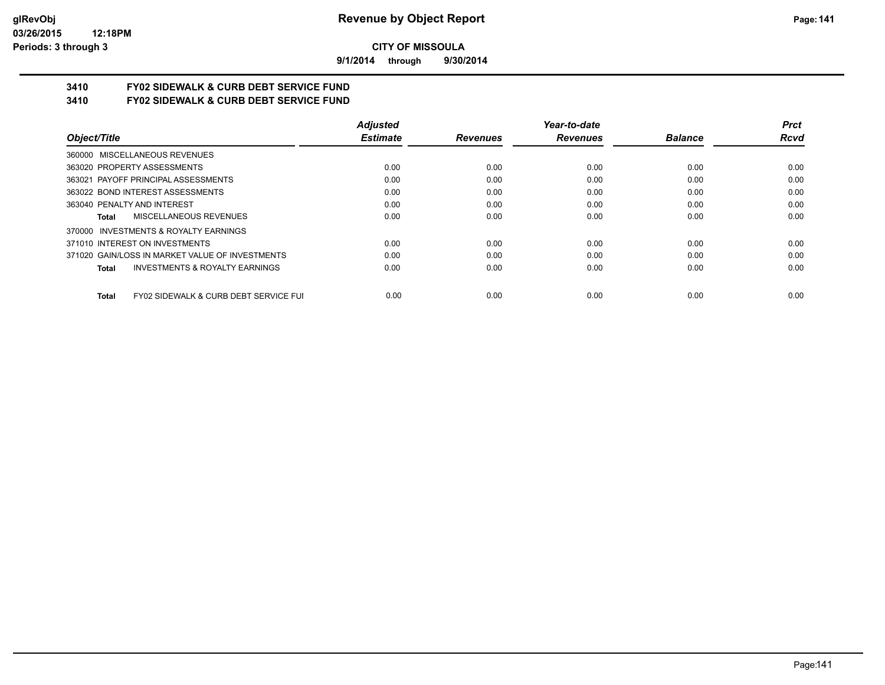**CITY OF MISSOULA**

**9/1/2014 through 9/30/2014**

## 3410 FY02 SIDEWALK & CURB DEBT SERVICE FUND

## 3410 FY02 SIDEWALK & CURB DEBT SERVICE FUND

| Object/Title | Adjusted Estimate | Revenues | Year-to-date Revenues | Balance | Prct Rcvd |
|---|---|---|---|---|---|
| 360000 MISCELLANEOUS REVENUES | | | | | |
| 363020 PROPERTY ASSESSMENTS | 0.00 | 0.00 | 0.00 | 0.00 | 0.00 |
| 363021 PAYOFF PRINCIPAL ASSESSMENTS | 0.00 | 0.00 | 0.00 | 0.00 | 0.00 |
| 363022 BOND INTEREST ASSESSMENTS | 0.00 | 0.00 | 0.00 | 0.00 | 0.00 |
| 363040 PENALTY AND INTEREST | 0.00 | 0.00 | 0.00 | 0.00 | 0.00 |
| **Total** MISCELLANEOUS REVENUES | 0.00 | 0.00 | 0.00 | 0.00 | 0.00 |
| 370000 INVESTMENTS & ROYALTY EARNINGS | | | | | |
| 371010 INTEREST ON INVESTMENTS | 0.00 | 0.00 | 0.00 | 0.00 | 0.00 |
| 371020 GAIN/LOSS IN MARKET VALUE OF INVESTMENTS | 0.00 | 0.00 | 0.00 | 0.00 | 0.00 |
| **Total** INVESTMENTS & ROYALTY EARNINGS | 0.00 | 0.00 | 0.00 | 0.00 | 0.00 |
| **Total** FY02 SIDEWALK & CURB DEBT SERVICE FUI | 0.00 | 0.00 | 0.00 | 0.00 | 0.00 |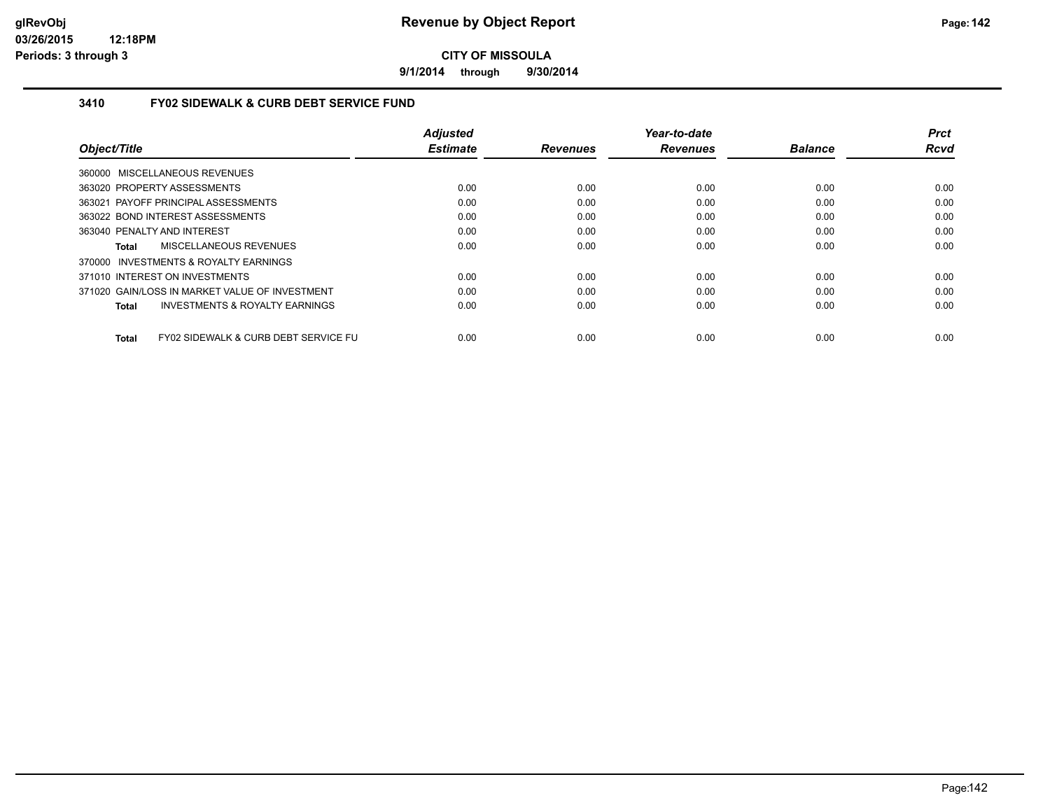**CITY OF MISSOULA**

**9/1/2014 through 9/30/2014**

### 3410 FY02 SIDEWALK & CURB DEBT SERVICE FUND

| Object/Title | Adjusted Estimate | Revenues | Year-to-date Revenues | Balance | Prct Rcvd |
|---|---|---|---|---|---|
| 360000 MISCELLANEOUS REVENUES | | | | | |
| 363020 PROPERTY ASSESSMENTS | 0.00 | 0.00 | 0.00 | 0.00 | 0.00 |
| 363021 PAYOFF PRINCIPAL ASSESSMENTS | 0.00 | 0.00 | 0.00 | 0.00 | 0.00 |
| 363022 BOND INTEREST ASSESSMENTS | 0.00 | 0.00 | 0.00 | 0.00 | 0.00 |
| 363040 PENALTY AND INTEREST | 0.00 | 0.00 | 0.00 | 0.00 | 0.00 |
| **Total** MISCELLANEOUS REVENUES | 0.00 | 0.00 | 0.00 | 0.00 | 0.00 |
| 370000 INVESTMENTS & ROYALTY EARNINGS | | | | | |
| 371010 INTEREST ON INVESTMENTS | 0.00 | 0.00 | 0.00 | 0.00 | 0.00 |
| 371020 GAIN/LOSS IN MARKET VALUE OF INVESTMENT | 0.00 | 0.00 | 0.00 | 0.00 | 0.00 |
| **Total** INVESTMENTS & ROYALTY EARNINGS | 0.00 | 0.00 | 0.00 | 0.00 | 0.00 |
| **Total** FY02 SIDEWALK & CURB DEBT SERVICE FU | 0.00 | 0.00 | 0.00 | 0.00 | 0.00 |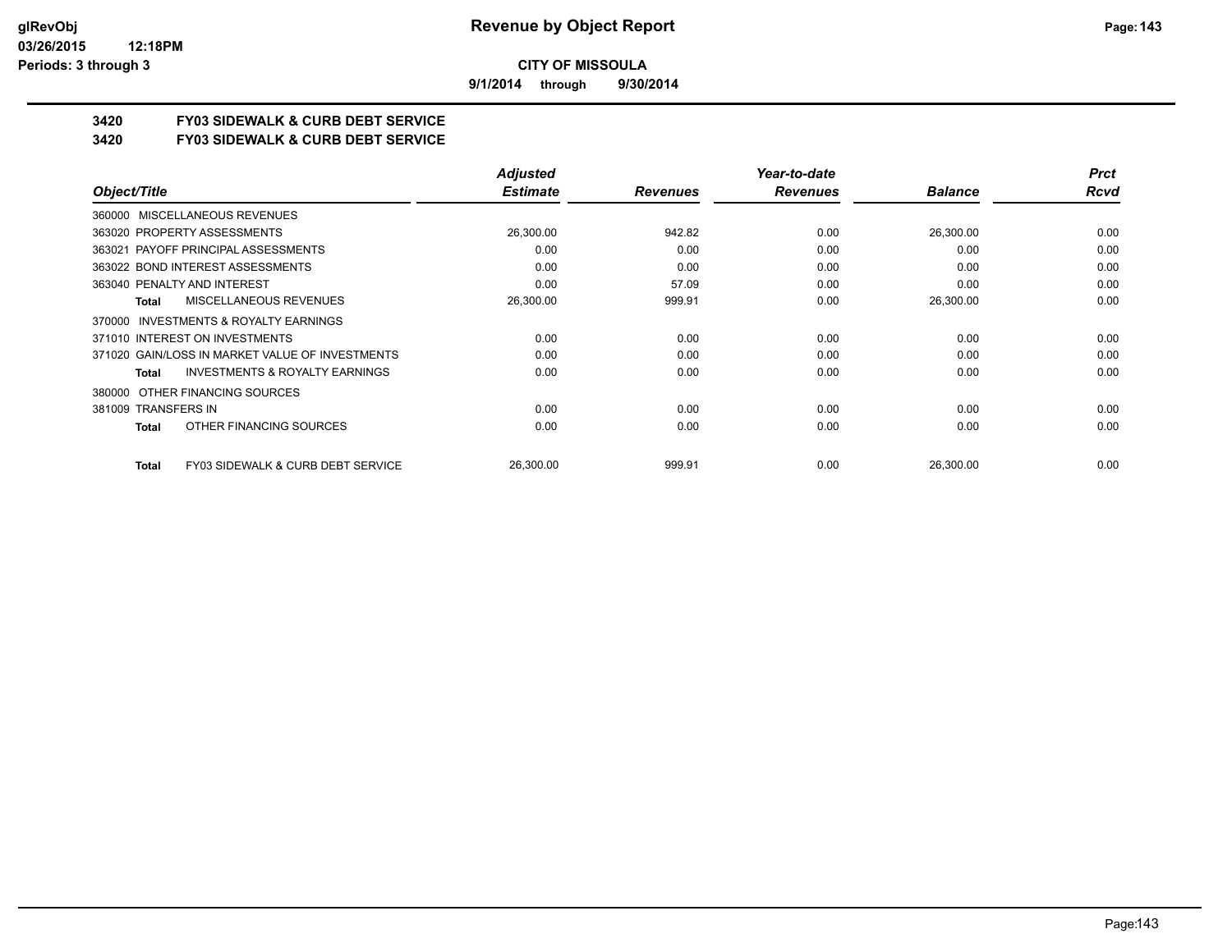**CITY OF MISSOULA**

**9/1/2014 through 9/30/2014**

## 3420 FY03 SIDEWALK & CURB DEBT SERVICE

## 3420 FY03 SIDEWALK & CURB DEBT SERVICE

| Object/Title | Adjusted Estimate | Revenues | Year-to-date Revenues | Balance | Prct Rcvd |
|---|---|---|---|---|---|
| 360000 MISCELLANEOUS REVENUES | | | | | |
| 363020 PROPERTY ASSESSMENTS | 26,300.00 | 942.82 | 0.00 | 26,300.00 | 0.00 |
| 363021 PAYOFF PRINCIPAL ASSESSMENTS | 0.00 | 0.00 | 0.00 | 0.00 | 0.00 |
| 363022 BOND INTEREST ASSESSMENTS | 0.00 | 0.00 | 0.00 | 0.00 | 0.00 |
| 363040 PENALTY AND INTEREST | 0.00 | 57.09 | 0.00 | 0.00 | 0.00 |
| **Total** MISCELLANEOUS REVENUES | 26,300.00 | 999.91 | 0.00 | 26,300.00 | 0.00 |
| 370000 INVESTMENTS & ROYALTY EARNINGS | | | | | |
| 371010 INTEREST ON INVESTMENTS | 0.00 | 0.00 | 0.00 | 0.00 | 0.00 |
| 371020 GAIN/LOSS IN MARKET VALUE OF INVESTMENTS | 0.00 | 0.00 | 0.00 | 0.00 | 0.00 |
| **Total** INVESTMENTS & ROYALTY EARNINGS | 0.00 | 0.00 | 0.00 | 0.00 | 0.00 |
| 380000 OTHER FINANCING SOURCES | | | | | |
| 381009 TRANSFERS IN | 0.00 | 0.00 | 0.00 | 0.00 | 0.00 |
| **Total** OTHER FINANCING SOURCES | 0.00 | 0.00 | 0.00 | 0.00 | 0.00 |
| **Total** FY03 SIDEWALK & CURB DEBT SERVICE | 26,300.00 | 999.91 | 0.00 | 26,300.00 | 0.00 |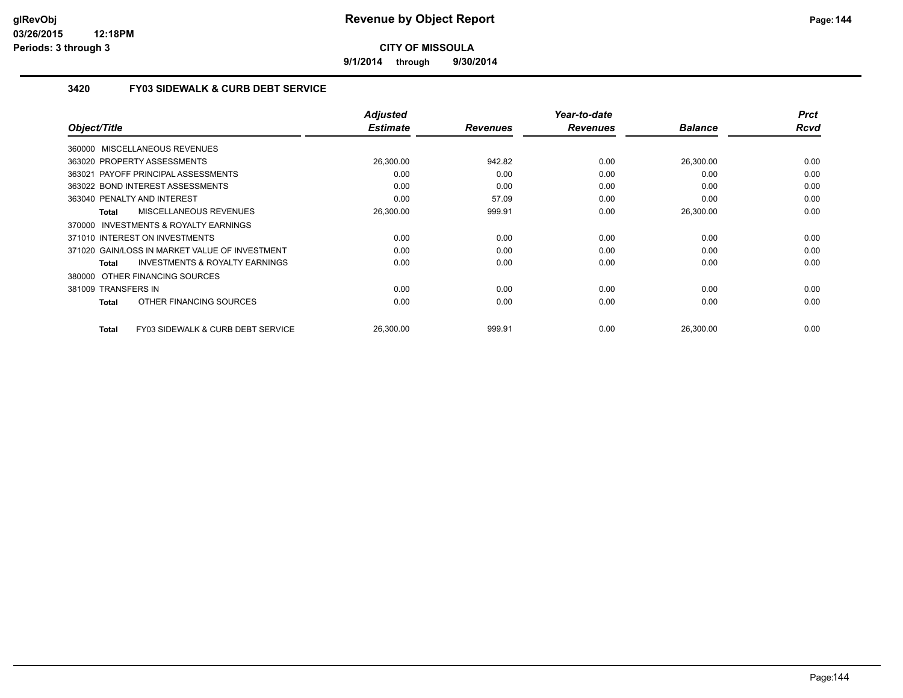**CITY OF MISSOULA**

**9/1/2014 through 9/30/2014**

### 3420 FY03 SIDEWALK & CURB DEBT SERVICE

| Object/Title | Adjusted Estimate | Revenues | Year-to-date Revenues | Balance | Prct Rcvd |
|---|---|---|---|---|---|
| 360000 MISCELLANEOUS REVENUES | | | | | |
| 363020 PROPERTY ASSESSMENTS | 26,300.00 | 942.82 | 0.00 | 26,300.00 | 0.00 |
| 363021 PAYOFF PRINCIPAL ASSESSMENTS | 0.00 | 0.00 | 0.00 | 0.00 | 0.00 |
| 363022 BOND INTEREST ASSESSMENTS | 0.00 | 0.00 | 0.00 | 0.00 | 0.00 |
| 363040 PENALTY AND INTEREST | 0.00 | 57.09 | 0.00 | 0.00 | 0.00 |
| **Total** MISCELLANEOUS REVENUES | 26,300.00 | 999.91 | 0.00 | 26,300.00 | 0.00 |
| 370000 INVESTMENTS & ROYALTY EARNINGS | | | | | |
| 371010 INTEREST ON INVESTMENTS | 0.00 | 0.00 | 0.00 | 0.00 | 0.00 |
| 371020 GAIN/LOSS IN MARKET VALUE OF INVESTMENT | 0.00 | 0.00 | 0.00 | 0.00 | 0.00 |
| **Total** INVESTMENTS & ROYALTY EARNINGS | 0.00 | 0.00 | 0.00 | 0.00 | 0.00 |
| 380000 OTHER FINANCING SOURCES | | | | | |
| 381009 TRANSFERS IN | 0.00 | 0.00 | 0.00 | 0.00 | 0.00 |
| **Total** OTHER FINANCING SOURCES | 0.00 | 0.00 | 0.00 | 0.00 | 0.00 |
| **Total** FY03 SIDEWALK & CURB DEBT SERVICE | 26,300.00 | 999.91 | 0.00 | 26,300.00 | 0.00 |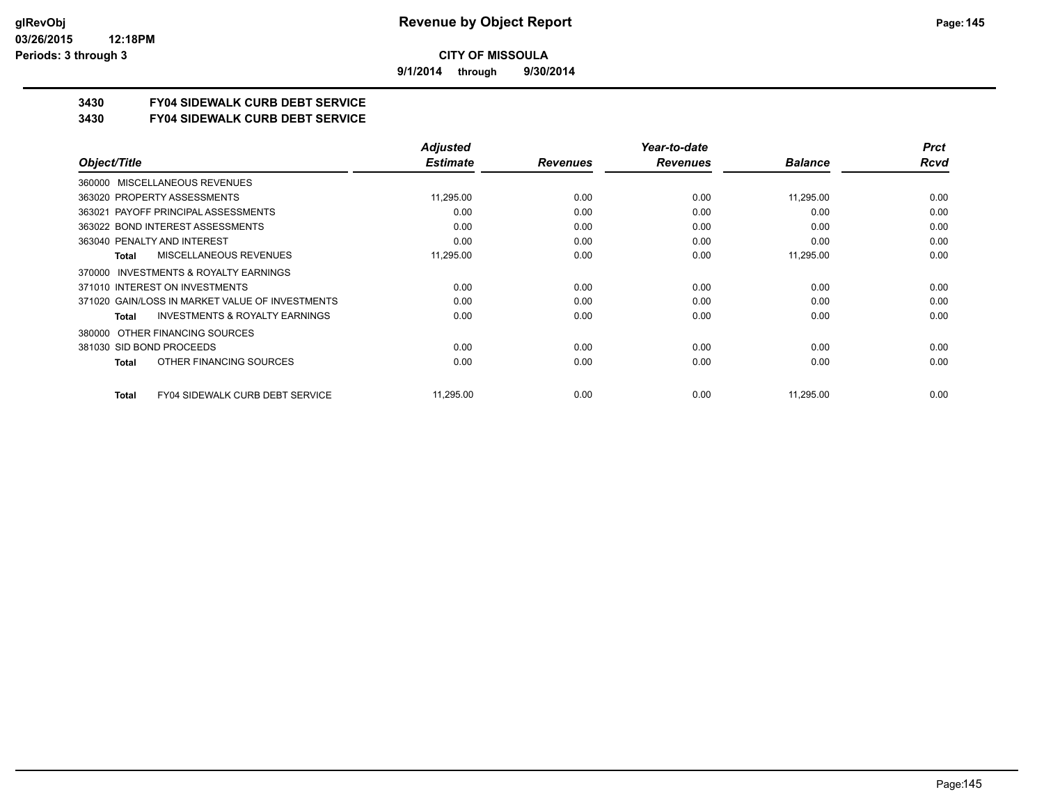**CITY OF MISSOULA**

**9/1/2014 through 9/30/2014**

## 3430 FY04 SIDEWALK CURB DEBT SERVICE
## 3430 FY04 SIDEWALK CURB DEBT SERVICE

| Object/Title | Adjusted Estimate | Revenues | Year-to-date Revenues | Balance | Prct Rcvd |
|---|---|---|---|---|---|
| 360000 MISCELLANEOUS REVENUES | | | | | |
| 363020 PROPERTY ASSESSMENTS | 11,295.00 | 0.00 | 0.00 | 11,295.00 | 0.00 |
| 363021 PAYOFF PRINCIPAL ASSESSMENTS | 0.00 | 0.00 | 0.00 | 0.00 | 0.00 |
| 363022 BOND INTEREST ASSESSMENTS | 0.00 | 0.00 | 0.00 | 0.00 | 0.00 |
| 363040 PENALTY AND INTEREST | 0.00 | 0.00 | 0.00 | 0.00 | 0.00 |
| Total MISCELLANEOUS REVENUES | 11,295.00 | 0.00 | 0.00 | 11,295.00 | 0.00 |
| 370000 INVESTMENTS & ROYALTY EARNINGS | | | | | |
| 371010 INTEREST ON INVESTMENTS | 0.00 | 0.00 | 0.00 | 0.00 | 0.00 |
| 371020 GAIN/LOSS IN MARKET VALUE OF INVESTMENTS | 0.00 | 0.00 | 0.00 | 0.00 | 0.00 |
| Total INVESTMENTS & ROYALTY EARNINGS | 0.00 | 0.00 | 0.00 | 0.00 | 0.00 |
| 380000 OTHER FINANCING SOURCES | | | | | |
| 381030 SID BOND PROCEEDS | 0.00 | 0.00 | 0.00 | 0.00 | 0.00 |
| Total OTHER FINANCING SOURCES | 0.00 | 0.00 | 0.00 | 0.00 | 0.00 |
| Total FY04 SIDEWALK CURB DEBT SERVICE | 11,295.00 | 0.00 | 0.00 | 11,295.00 | 0.00 |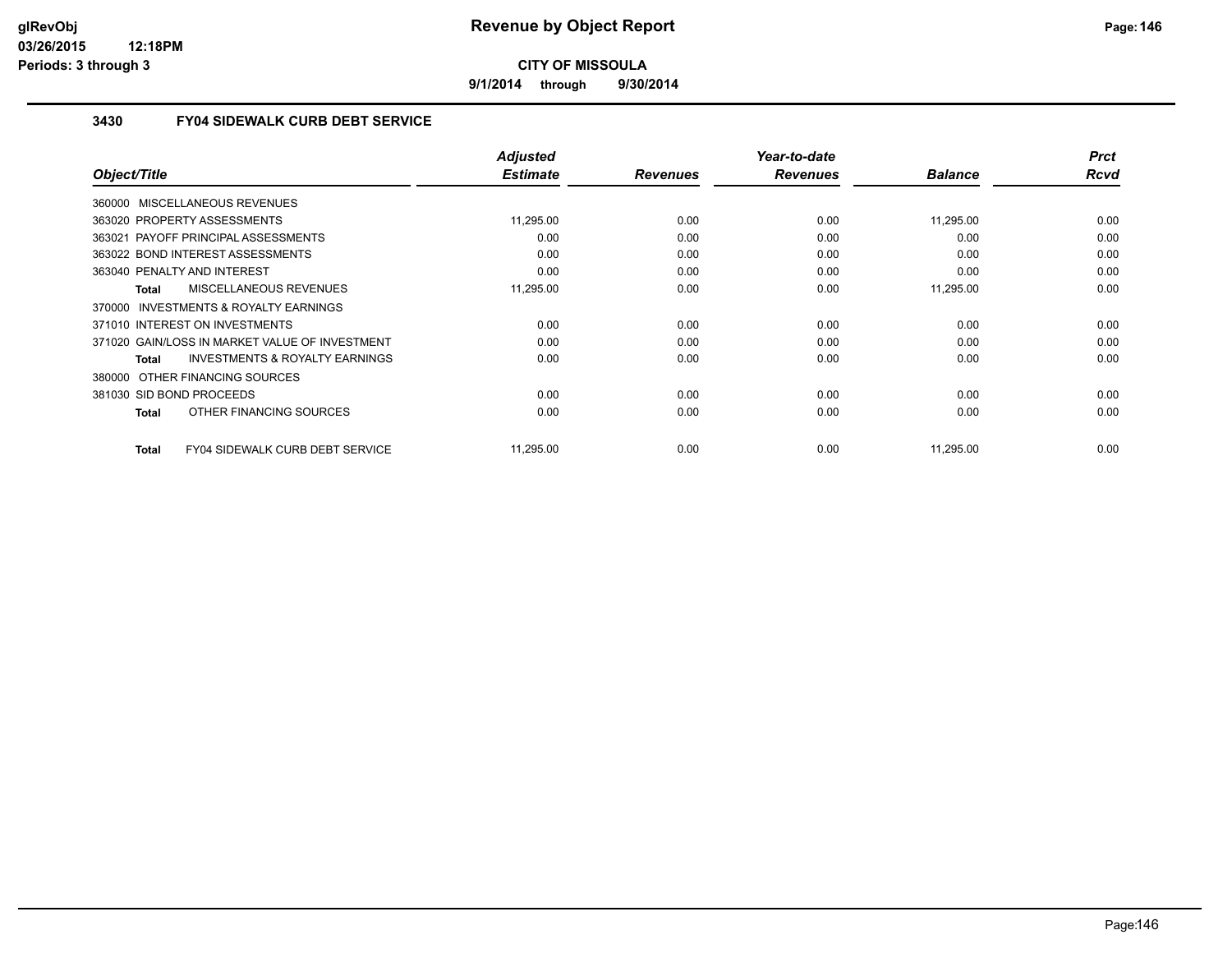**CITY OF MISSOULA**

**9/1/2014 through 9/30/2014**

### 3430 FY04 SIDEWALK CURB DEBT SERVICE

| Object/Title | Adjusted Estimate | Revenues | Year-to-date Revenues | Balance | Prct Rcvd |
|---|---|---|---|---|---|
| 360000 MISCELLANEOUS REVENUES | | | | | |
| 363020 PROPERTY ASSESSMENTS | 11,295.00 | 0.00 | 0.00 | 11,295.00 | 0.00 |
| 363021 PAYOFF PRINCIPAL ASSESSMENTS | 0.00 | 0.00 | 0.00 | 0.00 | 0.00 |
| 363022 BOND INTEREST ASSESSMENTS | 0.00 | 0.00 | 0.00 | 0.00 | 0.00 |
| 363040 PENALTY AND INTEREST | 0.00 | 0.00 | 0.00 | 0.00 | 0.00 |
| **Total** MISCELLANEOUS REVENUES | 11,295.00 | 0.00 | 0.00 | 11,295.00 | 0.00 |
| 370000 INVESTMENTS & ROYALTY EARNINGS | | | | | |
| 371010 INTEREST ON INVESTMENTS | 0.00 | 0.00 | 0.00 | 0.00 | 0.00 |
| 371020 GAIN/LOSS IN MARKET VALUE OF INVESTMENT | 0.00 | 0.00 | 0.00 | 0.00 | 0.00 |
| **Total** INVESTMENTS & ROYALTY EARNINGS | 0.00 | 0.00 | 0.00 | 0.00 | 0.00 |
| 380000 OTHER FINANCING SOURCES | | | | | |
| 381030 SID BOND PROCEEDS | 0.00 | 0.00 | 0.00 | 0.00 | 0.00 |
| **Total** OTHER FINANCING SOURCES | 0.00 | 0.00 | 0.00 | 0.00 | 0.00 |
| **Total** FY04 SIDEWALK CURB DEBT SERVICE | 11,295.00 | 0.00 | 0.00 | 11,295.00 | 0.00 |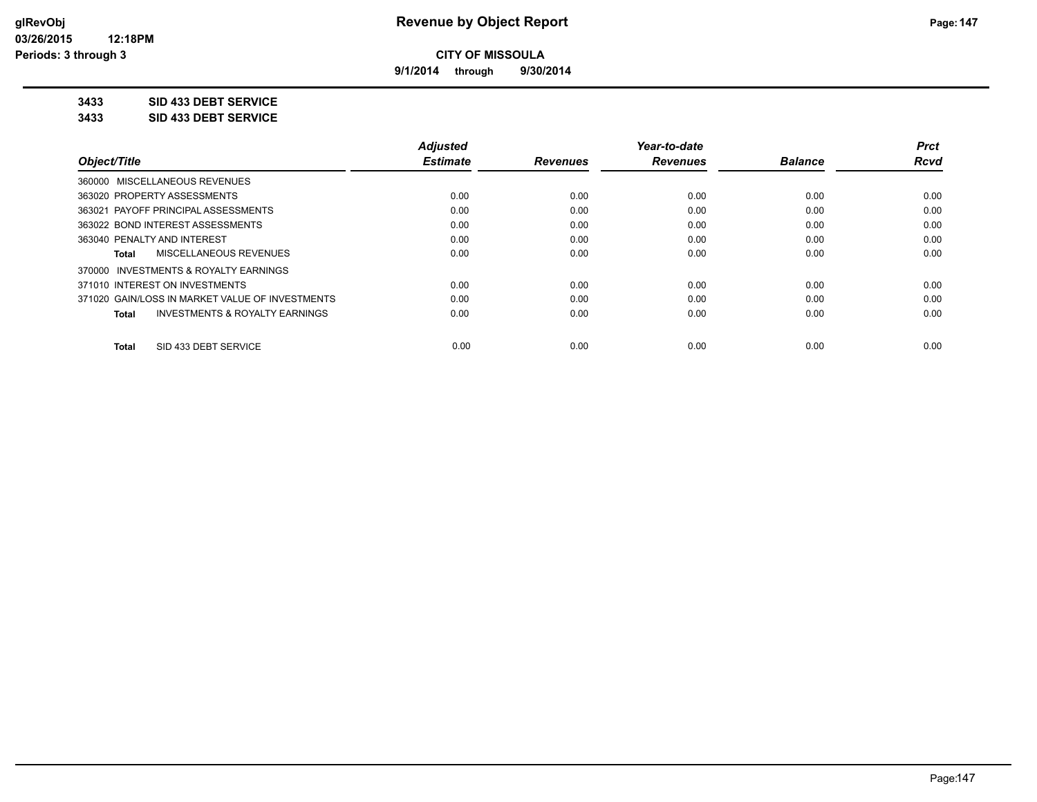**CITY OF MISSOULA**

**9/1/2014 through 9/30/2014**

**3433 SID 433 DEBT SERVICE**

**3433 SID 433 DEBT SERVICE**

| Object/Title | Adjusted Estimate | Revenues | Year-to-date Revenues | Balance | Prct Rcvd |
|---|---|---|---|---|---|
| 360000 MISCELLANEOUS REVENUES | | | | | |
| 363020 PROPERTY ASSESSMENTS | 0.00 | 0.00 | 0.00 | 0.00 | 0.00 |
| 363021 PAYOFF PRINCIPAL ASSESSMENTS | 0.00 | 0.00 | 0.00 | 0.00 | 0.00 |
| 363022 BOND INTEREST ASSESSMENTS | 0.00 | 0.00 | 0.00 | 0.00 | 0.00 |
| 363040 PENALTY AND INTEREST | 0.00 | 0.00 | 0.00 | 0.00 | 0.00 |
| **Total** MISCELLANEOUS REVENUES | 0.00 | 0.00 | 0.00 | 0.00 | 0.00 |
| 370000 INVESTMENTS & ROYALTY EARNINGS | | | | | |
| 371010 INTEREST ON INVESTMENTS | 0.00 | 0.00 | 0.00 | 0.00 | 0.00 |
| 371020 GAIN/LOSS IN MARKET VALUE OF INVESTMENTS | 0.00 | 0.00 | 0.00 | 0.00 | 0.00 |
| **Total** INVESTMENTS & ROYALTY EARNINGS | 0.00 | 0.00 | 0.00 | 0.00 | 0.00 |
| **Total** SID 433 DEBT SERVICE | 0.00 | 0.00 | 0.00 | 0.00 | 0.00 |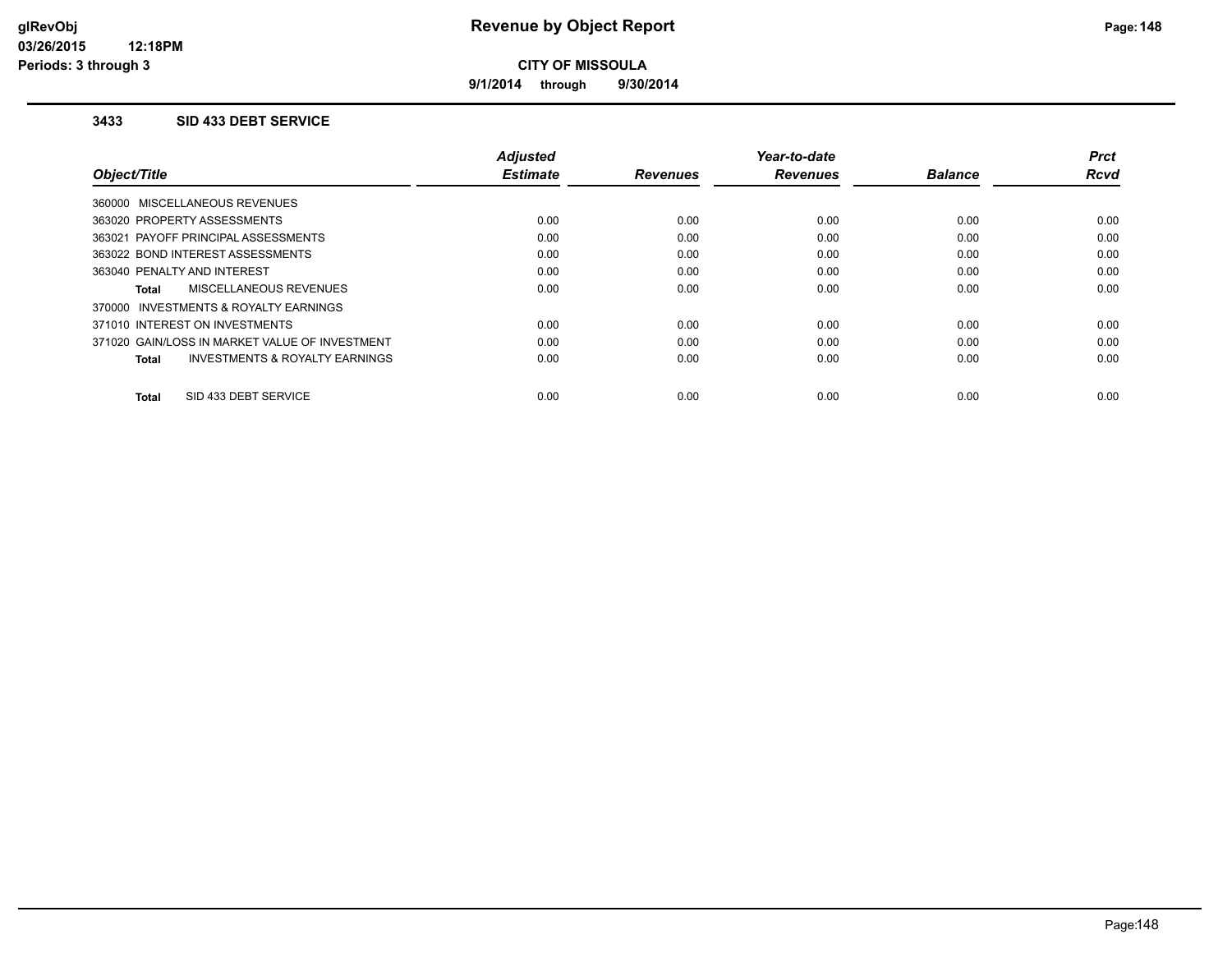# Revenue by Object Report

glRevObj
03/26/2015 12:18PM
Periods: 3 through 3

**CITY OF MISSOULA**

**9/1/2014 through 9/30/2014**

### 3433 SID 433 DEBT SERVICE

| Object/Title | Adjusted Estimate | Revenues | Year-to-date Revenues | Balance | Prct Rcvd |
|---|---|---|---|---|---|
| 360000 MISCELLANEOUS REVENUES | | | | | |
| 363020 PROPERTY ASSESSMENTS | 0.00 | 0.00 | 0.00 | 0.00 | 0.00 |
| 363021 PAYOFF PRINCIPAL ASSESSMENTS | 0.00 | 0.00 | 0.00 | 0.00 | 0.00 |
| 363022 BOND INTEREST ASSESSMENTS | 0.00 | 0.00 | 0.00 | 0.00 | 0.00 |
| 363040 PENALTY AND INTEREST | 0.00 | 0.00 | 0.00 | 0.00 | 0.00 |
| **Total** MISCELLANEOUS REVENUES | 0.00 | 0.00 | 0.00 | 0.00 | 0.00 |
| 370000 INVESTMENTS & ROYALTY EARNINGS | | | | | |
| 371010 INTEREST ON INVESTMENTS | 0.00 | 0.00 | 0.00 | 0.00 | 0.00 |
| 371020 GAIN/LOSS IN MARKET VALUE OF INVESTMENT | 0.00 | 0.00 | 0.00 | 0.00 | 0.00 |
| **Total** INVESTMENTS & ROYALTY EARNINGS | 0.00 | 0.00 | 0.00 | 0.00 | 0.00 |
| **Total** SID 433 DEBT SERVICE | 0.00 | 0.00 | 0.00 | 0.00 | 0.00 |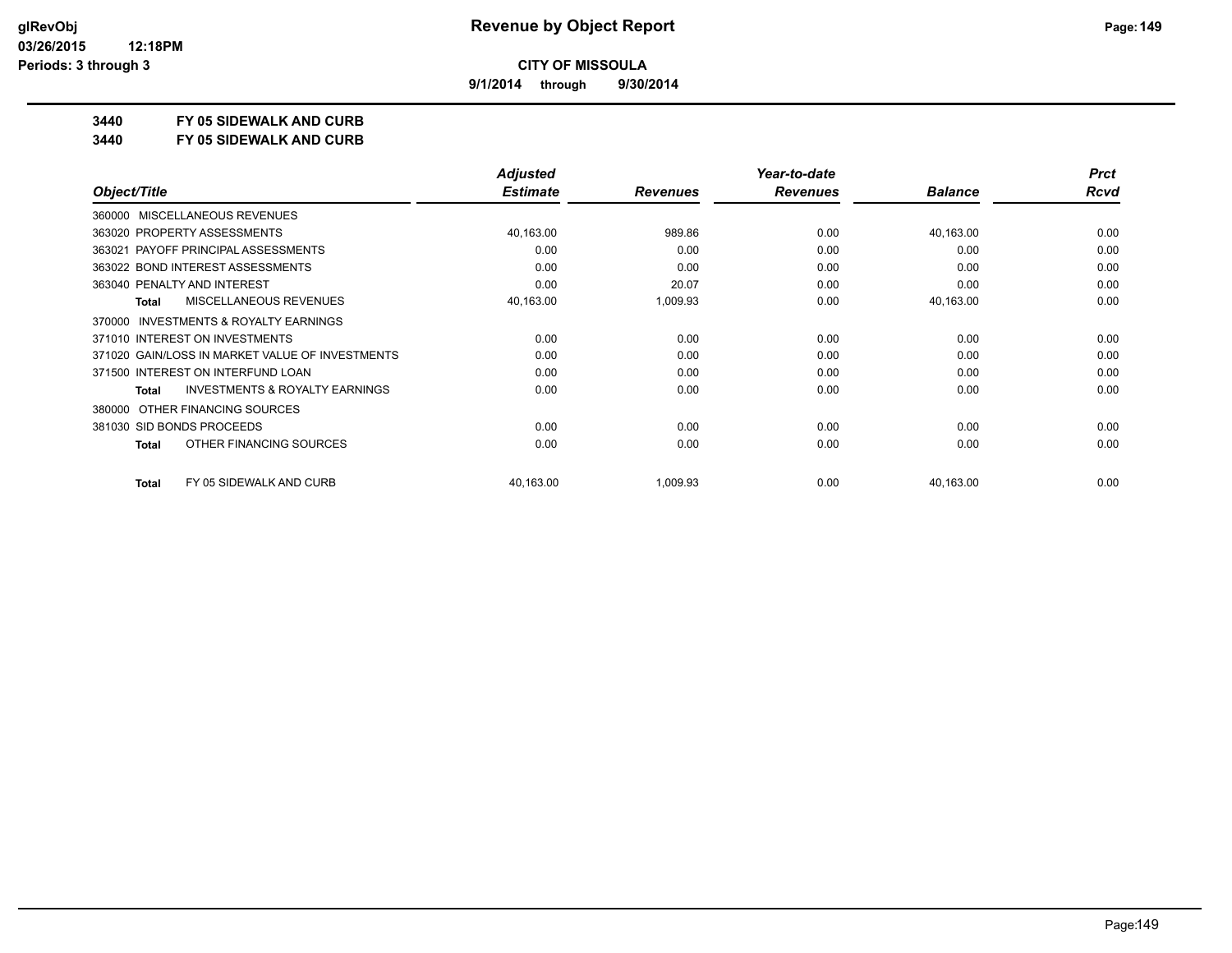# Revenue by Object Report

**CITY OF MISSOULA**

**9/1/2014 through 9/30/2014**

glRevObj
03/26/2015 12:18PM
Periods: 3 through 3

**3440 FY 05 SIDEWALK AND CURB**

**3440 FY 05 SIDEWALK AND CURB**

| Object/Title | Adjusted Estimate | Revenues | Year-to-date Revenues | Balance | Prct Rcvd |
|---|---|---|---|---|---|
| 360000 MISCELLANEOUS REVENUES | | | | | |
| 363020 PROPERTY ASSESSMENTS | 40,163.00 | 989.86 | 0.00 | 40,163.00 | 0.00 |
| 363021 PAYOFF PRINCIPAL ASSESSMENTS | 0.00 | 0.00 | 0.00 | 0.00 | 0.00 |
| 363022 BOND INTEREST ASSESSMENTS | 0.00 | 0.00 | 0.00 | 0.00 | 0.00 |
| 363040 PENALTY AND INTEREST | 0.00 | 20.07 | 0.00 | 0.00 | 0.00 |
| **Total** MISCELLANEOUS REVENUES | 40,163.00 | 1,009.93 | 0.00 | 40,163.00 | 0.00 |
| 370000 INVESTMENTS & ROYALTY EARNINGS | | | | | |
| 371010 INTEREST ON INVESTMENTS | 0.00 | 0.00 | 0.00 | 0.00 | 0.00 |
| 371020 GAIN/LOSS IN MARKET VALUE OF INVESTMENTS | 0.00 | 0.00 | 0.00 | 0.00 | 0.00 |
| 371500 INTEREST ON INTERFUND LOAN | 0.00 | 0.00 | 0.00 | 0.00 | 0.00 |
| **Total** INVESTMENTS & ROYALTY EARNINGS | 0.00 | 0.00 | 0.00 | 0.00 | 0.00 |
| 380000 OTHER FINANCING SOURCES | | | | | |
| 381030 SID BONDS PROCEEDS | 0.00 | 0.00 | 0.00 | 0.00 | 0.00 |
| **Total** OTHER FINANCING SOURCES | 0.00 | 0.00 | 0.00 | 0.00 | 0.00 |
| **Total** FY 05 SIDEWALK AND CURB | 40,163.00 | 1,009.93 | 0.00 | 40,163.00 | 0.00 |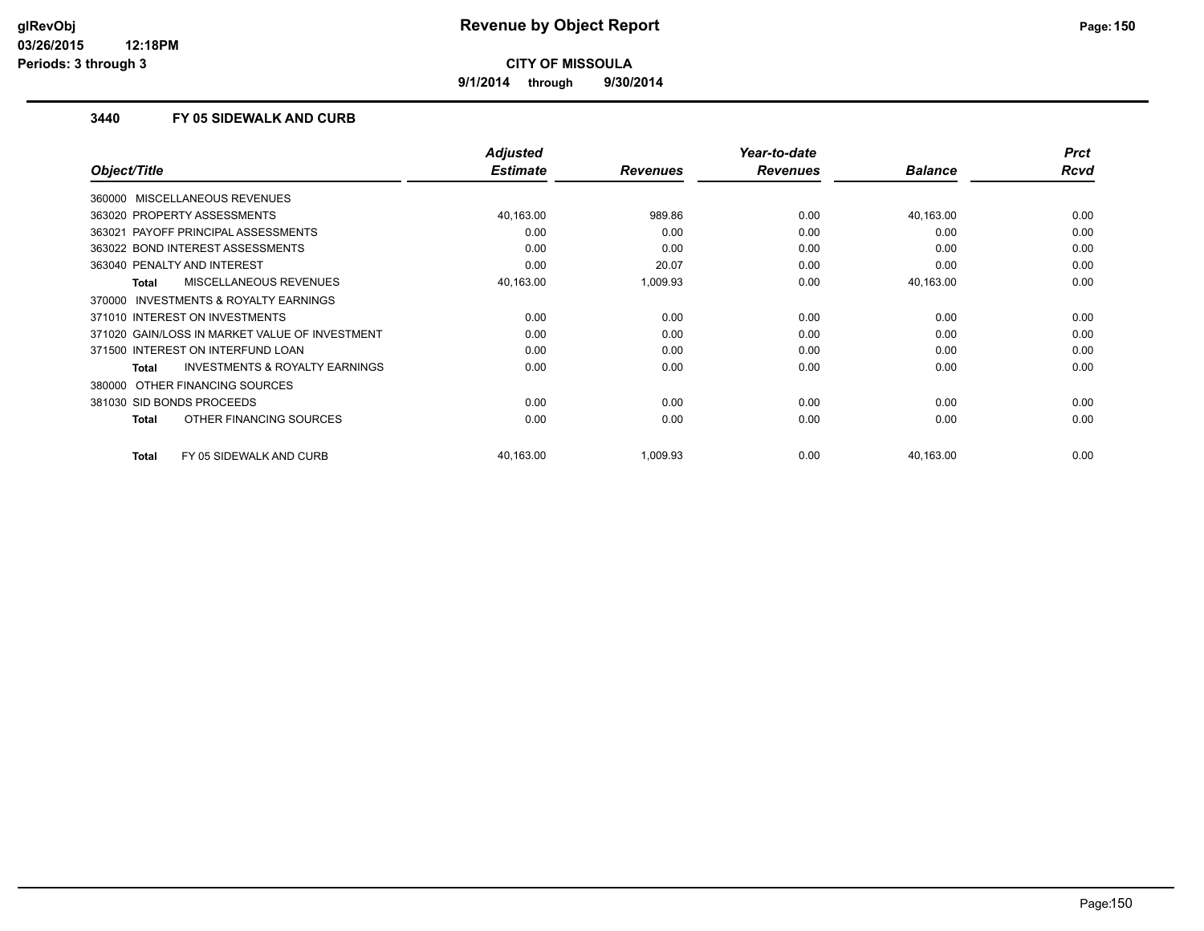# Revenue by Object Report

**CITY OF MISSOULA**

**9/1/2014 through 9/30/2014**

### 3440 FY 05 SIDEWALK AND CURB

| Object/Title | Adjusted Estimate | Revenues | Year-to-date Revenues | Balance | Prct Rcvd |
|---|---|---|---|---|---|
| 360000 MISCELLANEOUS REVENUES | | | | | |
| 363020 PROPERTY ASSESSMENTS | 40,163.00 | 989.86 | 0.00 | 40,163.00 | 0.00 |
| 363021 PAYOFF PRINCIPAL ASSESSMENTS | 0.00 | 0.00 | 0.00 | 0.00 | 0.00 |
| 363022 BOND INTEREST ASSESSMENTS | 0.00 | 0.00 | 0.00 | 0.00 | 0.00 |
| 363040 PENALTY AND INTEREST | 0.00 | 20.07 | 0.00 | 0.00 | 0.00 |
| **Total** MISCELLANEOUS REVENUES | 40,163.00 | 1,009.93 | 0.00 | 40,163.00 | 0.00 |
| 370000 INVESTMENTS & ROYALTY EARNINGS | | | | | |
| 371010 INTEREST ON INVESTMENTS | 0.00 | 0.00 | 0.00 | 0.00 | 0.00 |
| 371020 GAIN/LOSS IN MARKET VALUE OF INVESTMENT | 0.00 | 0.00 | 0.00 | 0.00 | 0.00 |
| 371500 INTEREST ON INTERFUND LOAN | 0.00 | 0.00 | 0.00 | 0.00 | 0.00 |
| **Total** INVESTMENTS & ROYALTY EARNINGS | 0.00 | 0.00 | 0.00 | 0.00 | 0.00 |
| 380000 OTHER FINANCING SOURCES | | | | | |
| 381030 SID BONDS PROCEEDS | 0.00 | 0.00 | 0.00 | 0.00 | 0.00 |
| **Total** OTHER FINANCING SOURCES | 0.00 | 0.00 | 0.00 | 0.00 | 0.00 |
| **Total** FY 05 SIDEWALK AND CURB | 40,163.00 | 1,009.93 | 0.00 | 40,163.00 | 0.00 |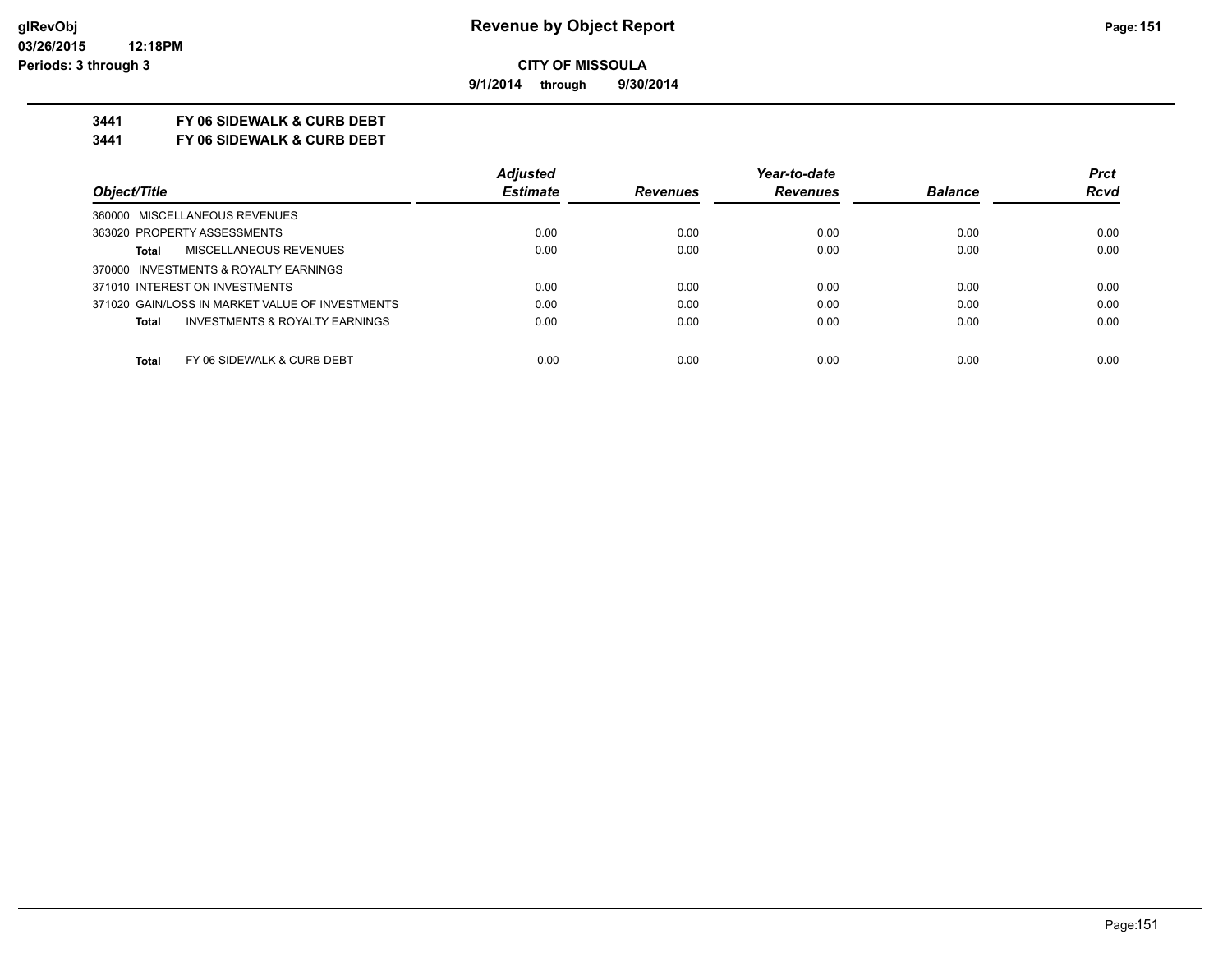glRevObj
03/26/2015 12:18PM
Periods: 3 through 3

# Revenue by Object Report

**CITY OF MISSOULA**

**9/1/2014 through 9/30/2014**

**3441 FY 06 SIDEWALK & CURB DEBT**

**3441 FY 06 SIDEWALK & CURB DEBT**

| Object/Title | Adjusted Estimate | Revenues | Year-to-date Revenues | Balance | Prct Rcvd |
|---|---|---|---|---|---|
| 360000 MISCELLANEOUS REVENUES | | | | | |
| 363020 PROPERTY ASSESSMENTS | 0.00 | 0.00 | 0.00 | 0.00 | 0.00 |
| **Total** MISCELLANEOUS REVENUES | 0.00 | 0.00 | 0.00 | 0.00 | 0.00 |
| 370000 INVESTMENTS & ROYALTY EARNINGS | | | | | |
| 371010 INTEREST ON INVESTMENTS | 0.00 | 0.00 | 0.00 | 0.00 | 0.00 |
| 371020 GAIN/LOSS IN MARKET VALUE OF INVESTMENTS | 0.00 | 0.00 | 0.00 | 0.00 | 0.00 |
| **Total** INVESTMENTS & ROYALTY EARNINGS | 0.00 | 0.00 | 0.00 | 0.00 | 0.00 |
| **Total** FY 06 SIDEWALK & CURB DEBT | 0.00 | 0.00 | 0.00 | 0.00 | 0.00 |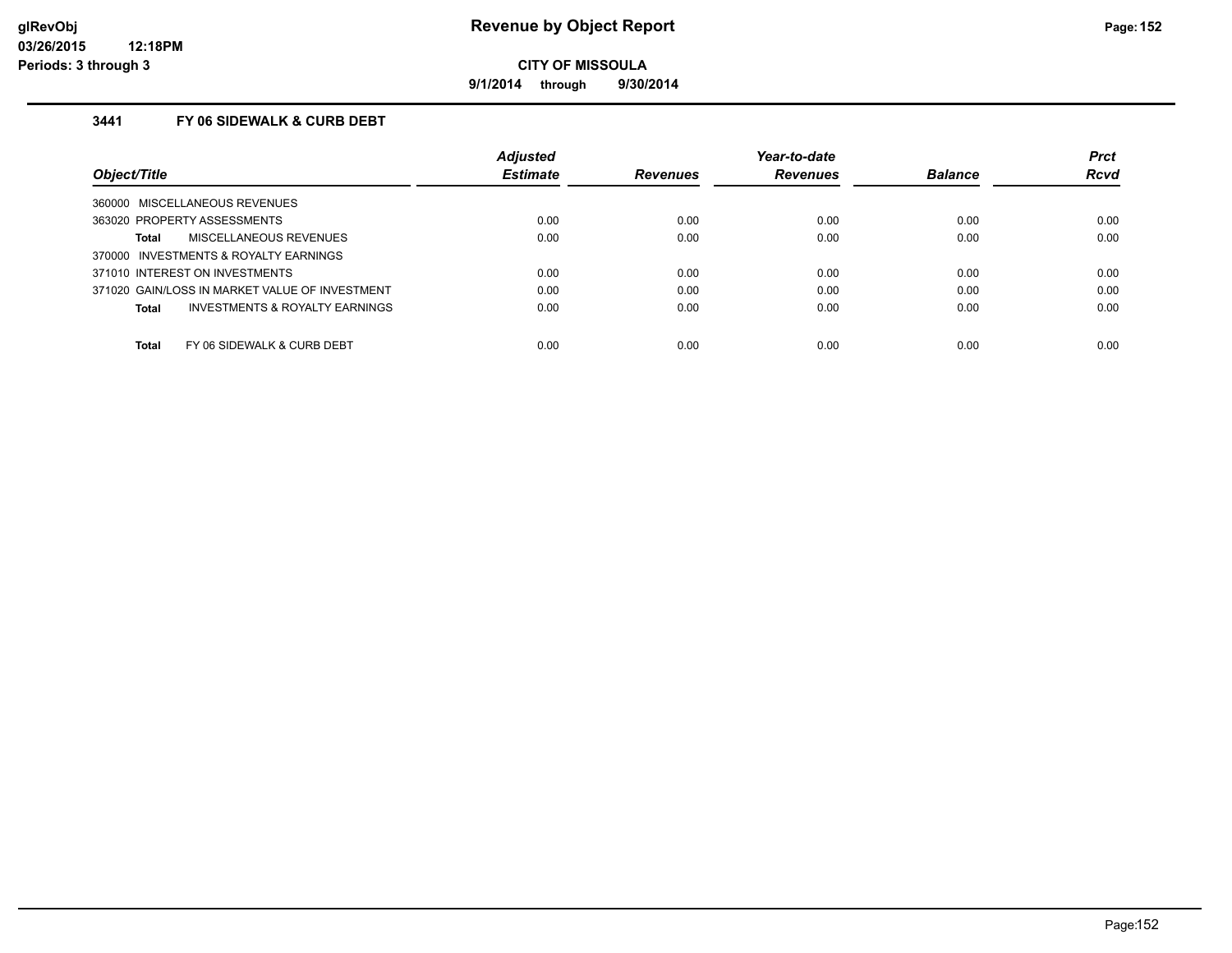**Revenue by Object Report**

**CITY OF MISSOULA**

**9/1/2014 through 9/30/2014**

### 3441 FY 06 SIDEWALK & CURB DEBT

| Object/Title | Adjusted Estimate | Revenues | Year-to-date Revenues | Balance | Prct Rcvd |
|---|---|---|---|---|---|
| 360000 MISCELLANEOUS REVENUES | | | | | |
| 363020 PROPERTY ASSESSMENTS | 0.00 | 0.00 | 0.00 | 0.00 | 0.00 |
| **Total** MISCELLANEOUS REVENUES | 0.00 | 0.00 | 0.00 | 0.00 | 0.00 |
| 370000 INVESTMENTS & ROYALTY EARNINGS | | | | | |
| 371010 INTEREST ON INVESTMENTS | 0.00 | 0.00 | 0.00 | 0.00 | 0.00 |
| 371020 GAIN/LOSS IN MARKET VALUE OF INVESTMENT | 0.00 | 0.00 | 0.00 | 0.00 | 0.00 |
| **Total** INVESTMENTS & ROYALTY EARNINGS | 0.00 | 0.00 | 0.00 | 0.00 | 0.00 |
| **Total** FY 06 SIDEWALK & CURB DEBT | 0.00 | 0.00 | 0.00 | 0.00 | 0.00 |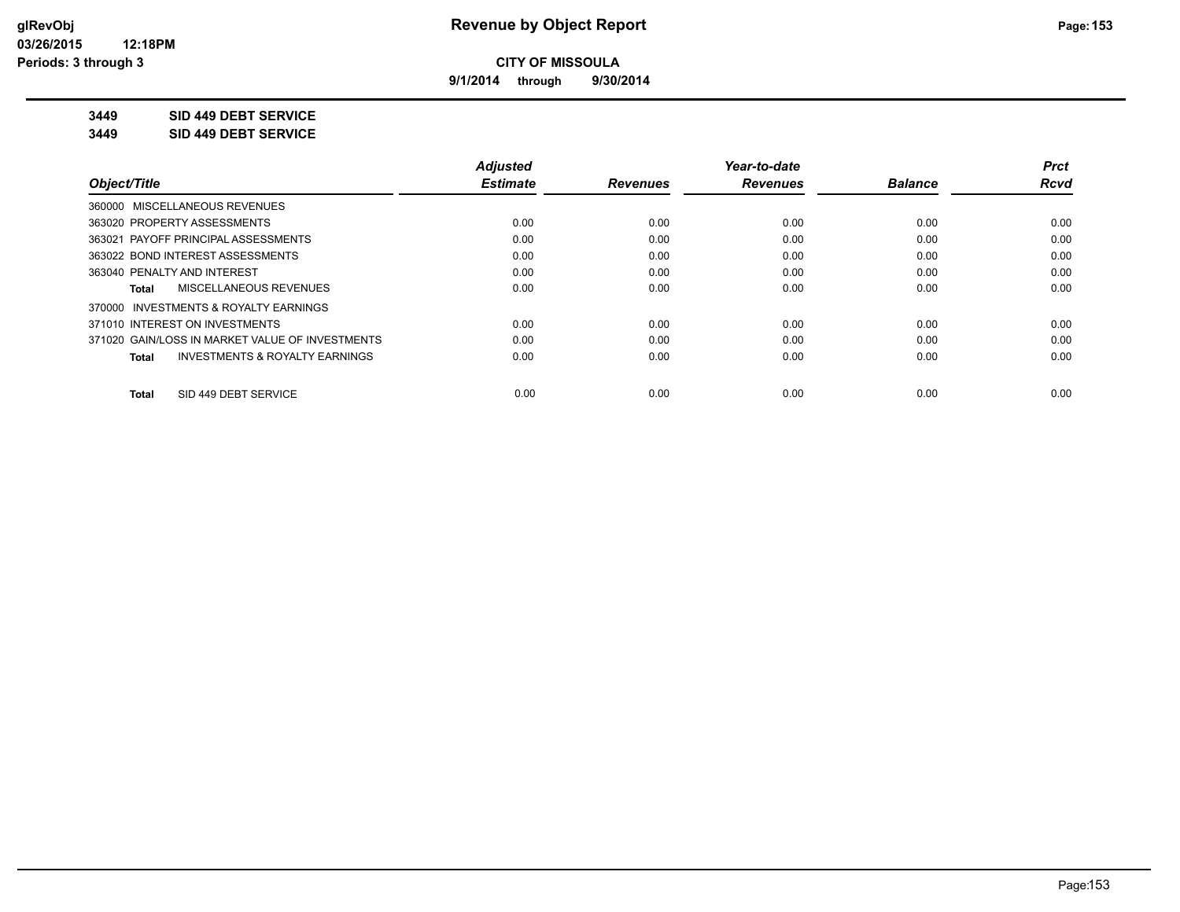**CITY OF MISSOULA**

**9/1/2014 through 9/30/2014**

**3449 SID 449 DEBT SERVICE**

**3449 SID 449 DEBT SERVICE**

| Object/Title | Adjusted Estimate | Revenues | Year-to-date Revenues | Balance | Prct Rcvd |
|---|---|---|---|---|---|
| 360000 MISCELLANEOUS REVENUES | | | | | |
| 363020 PROPERTY ASSESSMENTS | 0.00 | 0.00 | 0.00 | 0.00 | 0.00 |
| 363021 PAYOFF PRINCIPAL ASSESSMENTS | 0.00 | 0.00 | 0.00 | 0.00 | 0.00 |
| 363022 BOND INTEREST ASSESSMENTS | 0.00 | 0.00 | 0.00 | 0.00 | 0.00 |
| 363040 PENALTY AND INTEREST | 0.00 | 0.00 | 0.00 | 0.00 | 0.00 |
| **Total** MISCELLANEOUS REVENUES | 0.00 | 0.00 | 0.00 | 0.00 | 0.00 |
| 370000 INVESTMENTS & ROYALTY EARNINGS | | | | | |
| 371010 INTEREST ON INVESTMENTS | 0.00 | 0.00 | 0.00 | 0.00 | 0.00 |
| 371020 GAIN/LOSS IN MARKET VALUE OF INVESTMENTS | 0.00 | 0.00 | 0.00 | 0.00 | 0.00 |
| **Total** INVESTMENTS & ROYALTY EARNINGS | 0.00 | 0.00 | 0.00 | 0.00 | 0.00 |
| **Total** SID 449 DEBT SERVICE | 0.00 | 0.00 | 0.00 | 0.00 | 0.00 |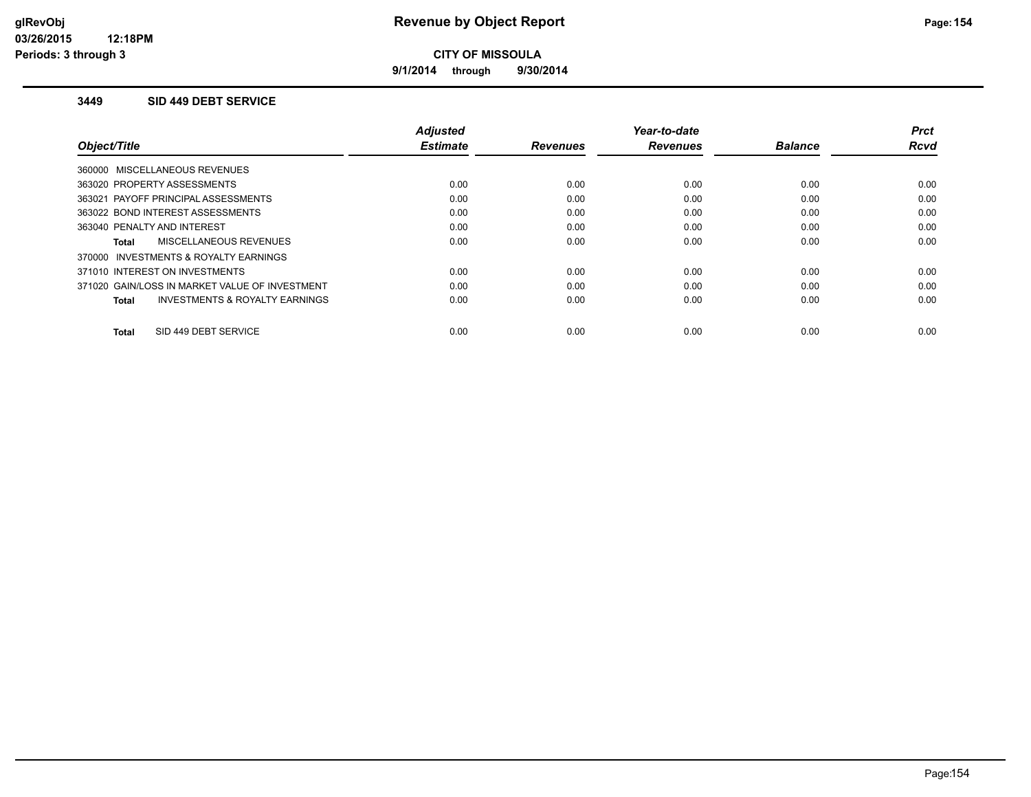# Revenue by Object Report

glRevObj
03/26/2015 12:18PM
Periods: 3 through 3

**CITY OF MISSOULA**

**9/1/2014 through 9/30/2014**

### 3449 SID 449 DEBT SERVICE

| Object/Title | Adjusted Estimate | Revenues | Year-to-date Revenues | Balance | Prct Rcvd |
|---|---|---|---|---|---|
| 360000 MISCELLANEOUS REVENUES | | | | | |
| 363020 PROPERTY ASSESSMENTS | 0.00 | 0.00 | 0.00 | 0.00 | 0.00 |
| 363021 PAYOFF PRINCIPAL ASSESSMENTS | 0.00 | 0.00 | 0.00 | 0.00 | 0.00 |
| 363022 BOND INTEREST ASSESSMENTS | 0.00 | 0.00 | 0.00 | 0.00 | 0.00 |
| 363040 PENALTY AND INTEREST | 0.00 | 0.00 | 0.00 | 0.00 | 0.00 |
| **Total** MISCELLANEOUS REVENUES | 0.00 | 0.00 | 0.00 | 0.00 | 0.00 |
| 370000 INVESTMENTS & ROYALTY EARNINGS | | | | | |
| 371010 INTEREST ON INVESTMENTS | 0.00 | 0.00 | 0.00 | 0.00 | 0.00 |
| 371020 GAIN/LOSS IN MARKET VALUE OF INVESTMENT | 0.00 | 0.00 | 0.00 | 0.00 | 0.00 |
| **Total** INVESTMENTS & ROYALTY EARNINGS | 0.00 | 0.00 | 0.00 | 0.00 | 0.00 |
| **Total** SID 449 DEBT SERVICE | 0.00 | 0.00 | 0.00 | 0.00 | 0.00 |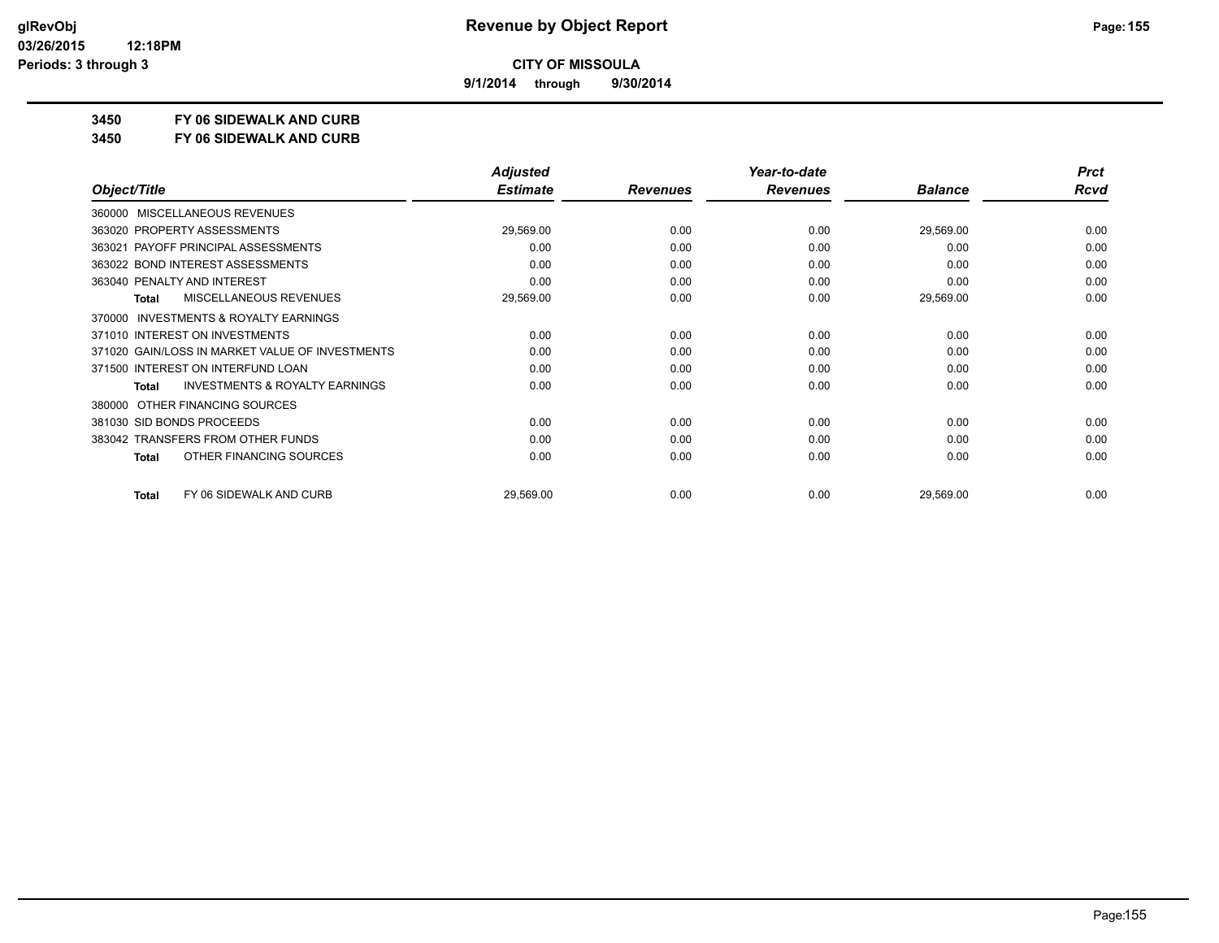**CITY OF MISSOULA**

**9/1/2014 through 9/30/2014**

## 3450 FY 06 SIDEWALK AND CURB

## 3450 FY 06 SIDEWALK AND CURB

| Object/Title | Adjusted Estimate | Revenues | Year-to-date Revenues | Balance | Prct Rcvd |
|---|---|---|---|---|---|
| 360000 MISCELLANEOUS REVENUES | | | | | |
| 363020 PROPERTY ASSESSMENTS | 29,569.00 | 0.00 | 0.00 | 29,569.00 | 0.00 |
| 363021 PAYOFF PRINCIPAL ASSESSMENTS | 0.00 | 0.00 | 0.00 | 0.00 | 0.00 |
| 363022 BOND INTEREST ASSESSMENTS | 0.00 | 0.00 | 0.00 | 0.00 | 0.00 |
| 363040 PENALTY AND INTEREST | 0.00 | 0.00 | 0.00 | 0.00 | 0.00 |
| **Total** MISCELLANEOUS REVENUES | 29,569.00 | 0.00 | 0.00 | 29,569.00 | 0.00 |
| 370000 INVESTMENTS & ROYALTY EARNINGS | | | | | |
| 371010 INTEREST ON INVESTMENTS | 0.00 | 0.00 | 0.00 | 0.00 | 0.00 |
| 371020 GAIN/LOSS IN MARKET VALUE OF INVESTMENTS | 0.00 | 0.00 | 0.00 | 0.00 | 0.00 |
| 371500 INTEREST ON INTERFUND LOAN | 0.00 | 0.00 | 0.00 | 0.00 | 0.00 |
| **Total** INVESTMENTS & ROYALTY EARNINGS | 0.00 | 0.00 | 0.00 | 0.00 | 0.00 |
| 380000 OTHER FINANCING SOURCES | | | | | |
| 381030 SID BONDS PROCEEDS | 0.00 | 0.00 | 0.00 | 0.00 | 0.00 |
| 383042 TRANSFERS FROM OTHER FUNDS | 0.00 | 0.00 | 0.00 | 0.00 | 0.00 |
| **Total** OTHER FINANCING SOURCES | 0.00 | 0.00 | 0.00 | 0.00 | 0.00 |
| **Total** FY 06 SIDEWALK AND CURB | 29,569.00 | 0.00 | 0.00 | 29,569.00 | 0.00 |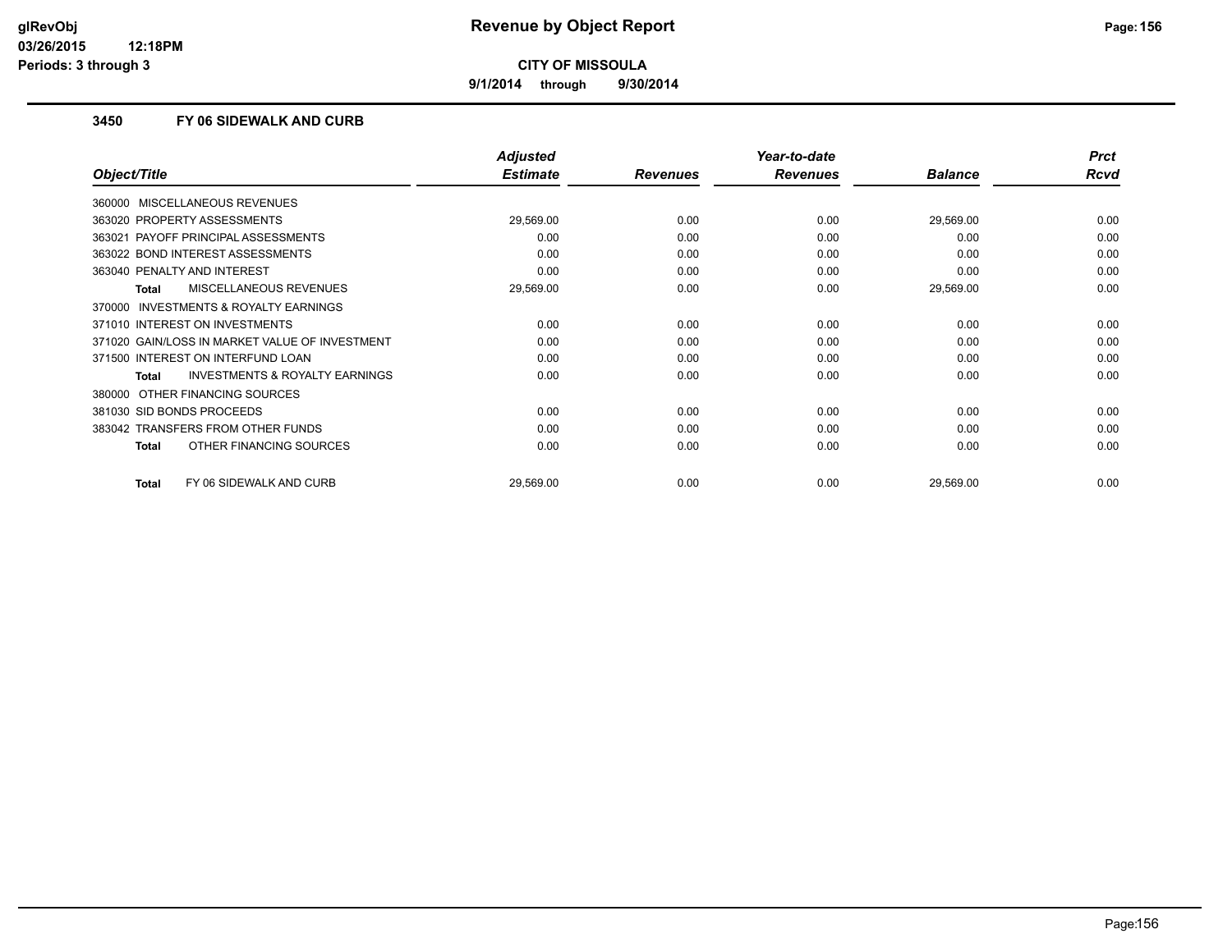**CITY OF MISSOULA**

**9/1/2014 through 9/30/2014**

### 3450 FY 06 SIDEWALK AND CURB

| Object/Title | Adjusted Estimate | Revenues | Year-to-date Revenues | Balance | Prct Rcvd |
|---|---|---|---|---|---|
| 360000 MISCELLANEOUS REVENUES | | | | | |
| 363020 PROPERTY ASSESSMENTS | 29,569.00 | 0.00 | 0.00 | 29,569.00 | 0.00 |
| 363021 PAYOFF PRINCIPAL ASSESSMENTS | 0.00 | 0.00 | 0.00 | 0.00 | 0.00 |
| 363022 BOND INTEREST ASSESSMENTS | 0.00 | 0.00 | 0.00 | 0.00 | 0.00 |
| 363040 PENALTY AND INTEREST | 0.00 | 0.00 | 0.00 | 0.00 | 0.00 |
| **Total** MISCELLANEOUS REVENUES | 29,569.00 | 0.00 | 0.00 | 29,569.00 | 0.00 |
| 370000 INVESTMENTS & ROYALTY EARNINGS | | | | | |
| 371010 INTEREST ON INVESTMENTS | 0.00 | 0.00 | 0.00 | 0.00 | 0.00 |
| 371020 GAIN/LOSS IN MARKET VALUE OF INVESTMENT | 0.00 | 0.00 | 0.00 | 0.00 | 0.00 |
| 371500 INTEREST ON INTERFUND LOAN | 0.00 | 0.00 | 0.00 | 0.00 | 0.00 |
| **Total** INVESTMENTS & ROYALTY EARNINGS | 0.00 | 0.00 | 0.00 | 0.00 | 0.00 |
| 380000 OTHER FINANCING SOURCES | | | | | |
| 381030 SID BONDS PROCEEDS | 0.00 | 0.00 | 0.00 | 0.00 | 0.00 |
| 383042 TRANSFERS FROM OTHER FUNDS | 0.00 | 0.00 | 0.00 | 0.00 | 0.00 |
| **Total** OTHER FINANCING SOURCES | 0.00 | 0.00 | 0.00 | 0.00 | 0.00 |
| **Total** FY 06 SIDEWALK AND CURB | 29,569.00 | 0.00 | 0.00 | 29,569.00 | 0.00 |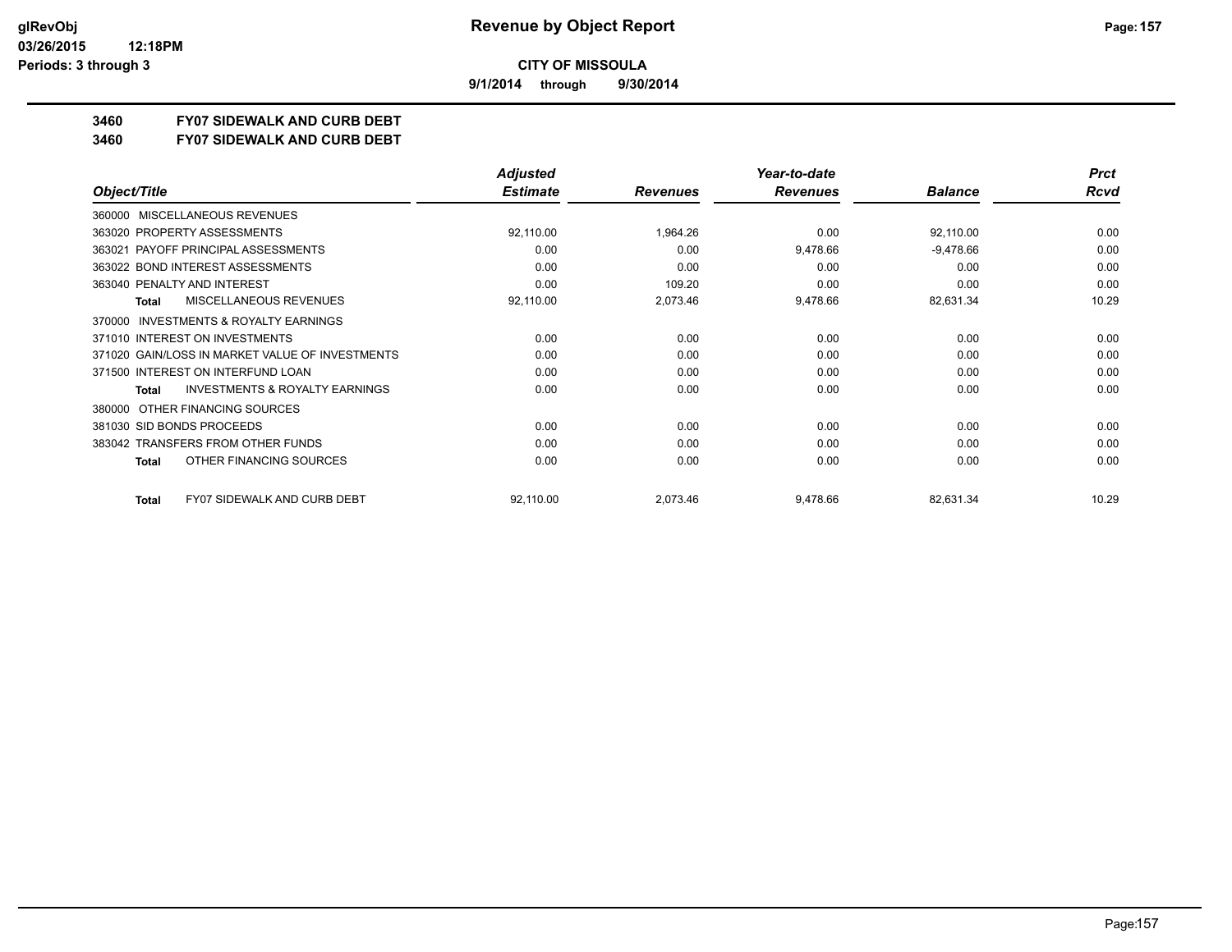**CITY OF MISSOULA**

**9/1/2014 through 9/30/2014**

## 3460 FY07 SIDEWALK AND CURB DEBT

## 3460 FY07 SIDEWALK AND CURB DEBT

| Object/Title | Adjusted Estimate | Revenues | Year-to-date Revenues | Balance | Prct Rcvd |
|---|---|---|---|---|---|
| 360000 MISCELLANEOUS REVENUES | | | | | |
| 363020 PROPERTY ASSESSMENTS | 92,110.00 | 1,964.26 | 0.00 | 92,110.00 | 0.00 |
| 363021 PAYOFF PRINCIPAL ASSESSMENTS | 0.00 | 0.00 | 9,478.66 | -9,478.66 | 0.00 |
| 363022 BOND INTEREST ASSESSMENTS | 0.00 | 0.00 | 0.00 | 0.00 | 0.00 |
| 363040 PENALTY AND INTEREST | 0.00 | 109.20 | 0.00 | 0.00 | 0.00 |
| **Total** MISCELLANEOUS REVENUES | 92,110.00 | 2,073.46 | 9,478.66 | 82,631.34 | 10.29 |
| 370000 INVESTMENTS & ROYALTY EARNINGS | | | | | |
| 371010 INTEREST ON INVESTMENTS | 0.00 | 0.00 | 0.00 | 0.00 | 0.00 |
| 371020 GAIN/LOSS IN MARKET VALUE OF INVESTMENTS | 0.00 | 0.00 | 0.00 | 0.00 | 0.00 |
| 371500 INTEREST ON INTERFUND LOAN | 0.00 | 0.00 | 0.00 | 0.00 | 0.00 |
| **Total** INVESTMENTS & ROYALTY EARNINGS | 0.00 | 0.00 | 0.00 | 0.00 | 0.00 |
| 380000 OTHER FINANCING SOURCES | | | | | |
| 381030 SID BONDS PROCEEDS | 0.00 | 0.00 | 0.00 | 0.00 | 0.00 |
| 383042 TRANSFERS FROM OTHER FUNDS | 0.00 | 0.00 | 0.00 | 0.00 | 0.00 |
| **Total** OTHER FINANCING SOURCES | 0.00 | 0.00 | 0.00 | 0.00 | 0.00 |
| **Total** FY07 SIDEWALK AND CURB DEBT | 92,110.00 | 2,073.46 | 9,478.66 | 82,631.34 | 10.29 |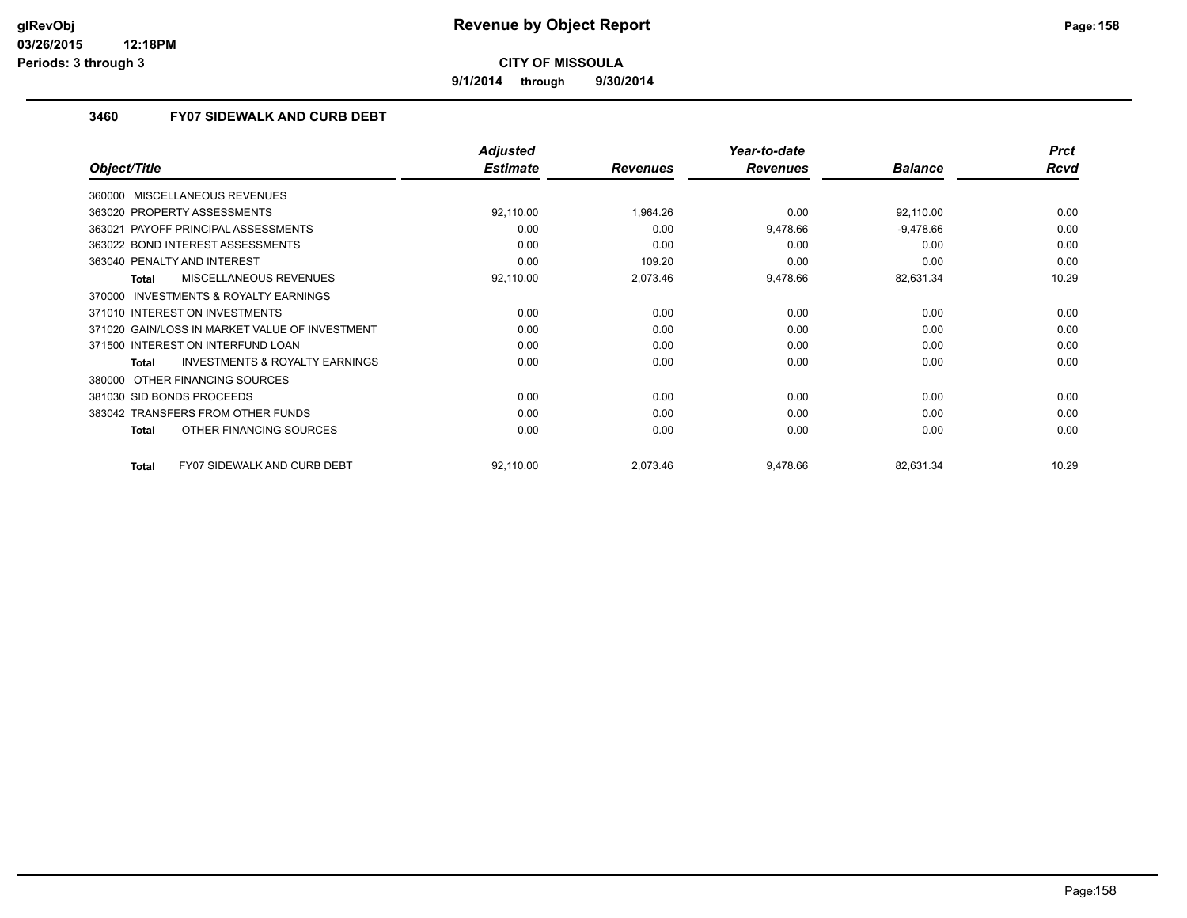**CITY OF MISSOULA**

**9/1/2014 through 9/30/2014**

### 3460 FY07 SIDEWALK AND CURB DEBT

| Object/Title | Adjusted Estimate | Revenues | Year-to-date Revenues | Balance | Prct Rcvd |
|---|---|---|---|---|---|
| 360000 MISCELLANEOUS REVENUES | | | | | |
| 363020 PROPERTY ASSESSMENTS | 92,110.00 | 1,964.26 | 0.00 | 92,110.00 | 0.00 |
| 363021 PAYOFF PRINCIPAL ASSESSMENTS | 0.00 | 0.00 | 9,478.66 | -9,478.66 | 0.00 |
| 363022 BOND INTEREST ASSESSMENTS | 0.00 | 0.00 | 0.00 | 0.00 | 0.00 |
| 363040 PENALTY AND INTEREST | 0.00 | 109.20 | 0.00 | 0.00 | 0.00 |
| **Total** MISCELLANEOUS REVENUES | 92,110.00 | 2,073.46 | 9,478.66 | 82,631.34 | 10.29 |
| 370000 INVESTMENTS & ROYALTY EARNINGS | | | | | |
| 371010 INTEREST ON INVESTMENTS | 0.00 | 0.00 | 0.00 | 0.00 | 0.00 |
| 371020 GAIN/LOSS IN MARKET VALUE OF INVESTMENT | 0.00 | 0.00 | 0.00 | 0.00 | 0.00 |
| 371500 INTEREST ON INTERFUND LOAN | 0.00 | 0.00 | 0.00 | 0.00 | 0.00 |
| **Total** INVESTMENTS & ROYALTY EARNINGS | 0.00 | 0.00 | 0.00 | 0.00 | 0.00 |
| 380000 OTHER FINANCING SOURCES | | | | | |
| 381030 SID BONDS PROCEEDS | 0.00 | 0.00 | 0.00 | 0.00 | 0.00 |
| 383042 TRANSFERS FROM OTHER FUNDS | 0.00 | 0.00 | 0.00 | 0.00 | 0.00 |
| **Total** OTHER FINANCING SOURCES | 0.00 | 0.00 | 0.00 | 0.00 | 0.00 |
| **Total** FY07 SIDEWALK AND CURB DEBT | 92,110.00 | 2,073.46 | 9,478.66 | 82,631.34 | 10.29 |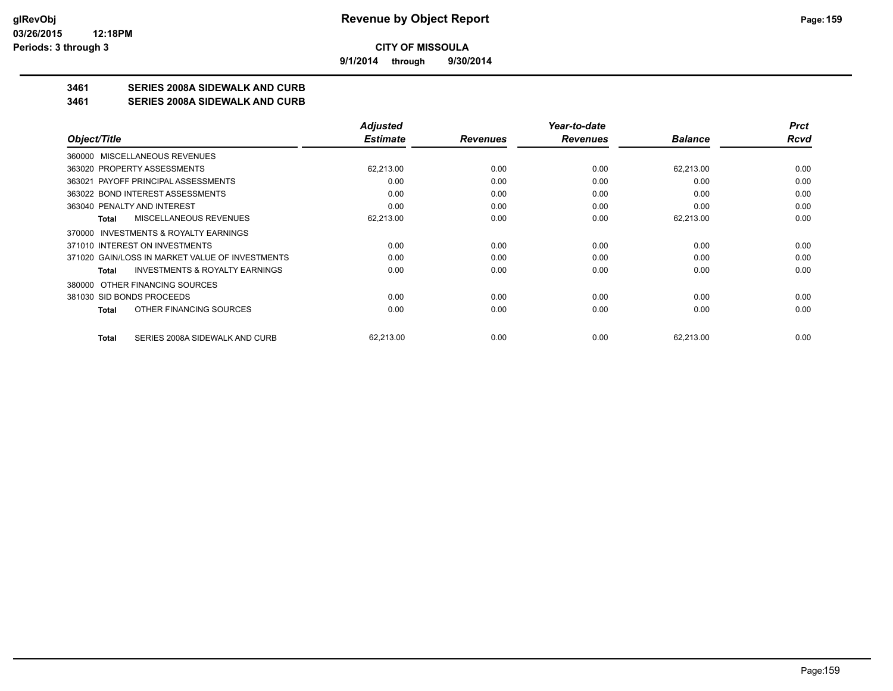**CITY OF MISSOULA**

**9/1/2014 through 9/30/2014**

## 3461 SERIES 2008A SIDEWALK AND CURB

## 3461 SERIES 2008A SIDEWALK AND CURB

| Object/Title | Adjusted Estimate | Revenues | Year-to-date Revenues | Balance | Prct Rcvd |
|---|---|---|---|---|---|
| 360000 MISCELLANEOUS REVENUES | | | | | |
| 363020 PROPERTY ASSESSMENTS | 62,213.00 | 0.00 | 0.00 | 62,213.00 | 0.00 |
| 363021 PAYOFF PRINCIPAL ASSESSMENTS | 0.00 | 0.00 | 0.00 | 0.00 | 0.00 |
| 363022 BOND INTEREST ASSESSMENTS | 0.00 | 0.00 | 0.00 | 0.00 | 0.00 |
| 363040 PENALTY AND INTEREST | 0.00 | 0.00 | 0.00 | 0.00 | 0.00 |
| **Total** MISCELLANEOUS REVENUES | 62,213.00 | 0.00 | 0.00 | 62,213.00 | 0.00 |
| 370000 INVESTMENTS & ROYALTY EARNINGS | | | | | |
| 371010 INTEREST ON INVESTMENTS | 0.00 | 0.00 | 0.00 | 0.00 | 0.00 |
| 371020 GAIN/LOSS IN MARKET VALUE OF INVESTMENTS | 0.00 | 0.00 | 0.00 | 0.00 | 0.00 |
| **Total** INVESTMENTS & ROYALTY EARNINGS | 0.00 | 0.00 | 0.00 | 0.00 | 0.00 |
| 380000 OTHER FINANCING SOURCES | | | | | |
| 381030 SID BONDS PROCEEDS | 0.00 | 0.00 | 0.00 | 0.00 | 0.00 |
| **Total** OTHER FINANCING SOURCES | 0.00 | 0.00 | 0.00 | 0.00 | 0.00 |
| **Total** SERIES 2008A SIDEWALK AND CURB | 62,213.00 | 0.00 | 0.00 | 62,213.00 | 0.00 |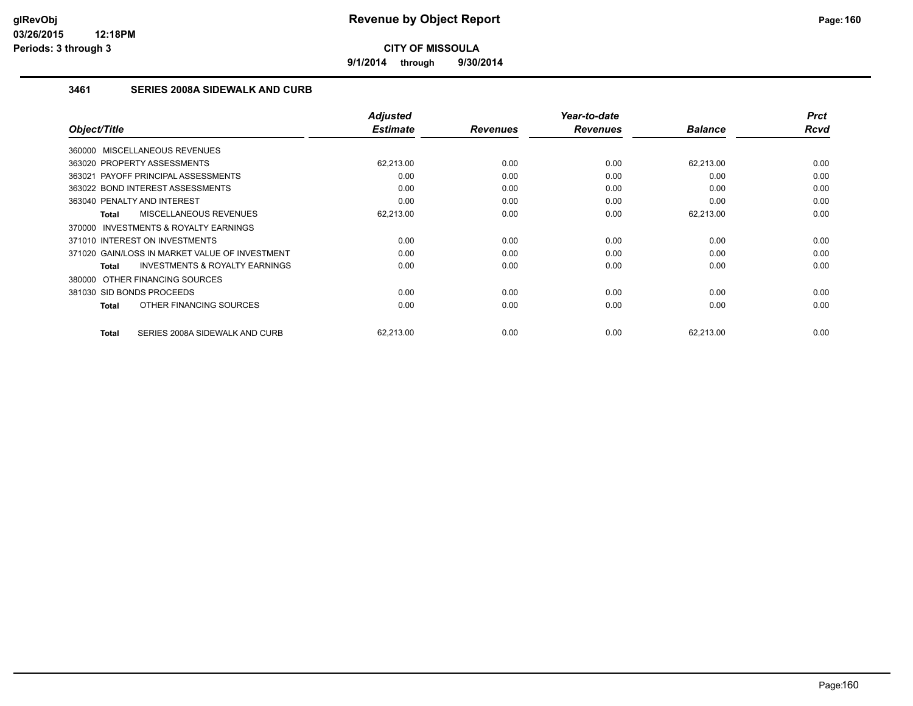**CITY OF MISSOULA**

**9/1/2014 through 9/30/2014**

### 3461 SERIES 2008A SIDEWALK AND CURB

| Object/Title | Adjusted Estimate | Revenues | Year-to-date Revenues | Balance | Prct Rcvd |
|---|---|---|---|---|---|
| 360000 MISCELLANEOUS REVENUES | | | | | |
| 363020 PROPERTY ASSESSMENTS | 62,213.00 | 0.00 | 0.00 | 62,213.00 | 0.00 |
| 363021 PAYOFF PRINCIPAL ASSESSMENTS | 0.00 | 0.00 | 0.00 | 0.00 | 0.00 |
| 363022 BOND INTEREST ASSESSMENTS | 0.00 | 0.00 | 0.00 | 0.00 | 0.00 |
| 363040 PENALTY AND INTEREST | 0.00 | 0.00 | 0.00 | 0.00 | 0.00 |
| **Total** MISCELLANEOUS REVENUES | 62,213.00 | 0.00 | 0.00 | 62,213.00 | 0.00 |
| 370000 INVESTMENTS & ROYALTY EARNINGS | | | | | |
| 371010 INTEREST ON INVESTMENTS | 0.00 | 0.00 | 0.00 | 0.00 | 0.00 |
| 371020 GAIN/LOSS IN MARKET VALUE OF INVESTMENT | 0.00 | 0.00 | 0.00 | 0.00 | 0.00 |
| **Total** INVESTMENTS & ROYALTY EARNINGS | 0.00 | 0.00 | 0.00 | 0.00 | 0.00 |
| 380000 OTHER FINANCING SOURCES | | | | | |
| 381030 SID BONDS PROCEEDS | 0.00 | 0.00 | 0.00 | 0.00 | 0.00 |
| **Total** OTHER FINANCING SOURCES | 0.00 | 0.00 | 0.00 | 0.00 | 0.00 |
| **Total** SERIES 2008A SIDEWALK AND CURB | 62,213.00 | 0.00 | 0.00 | 62,213.00 | 0.00 |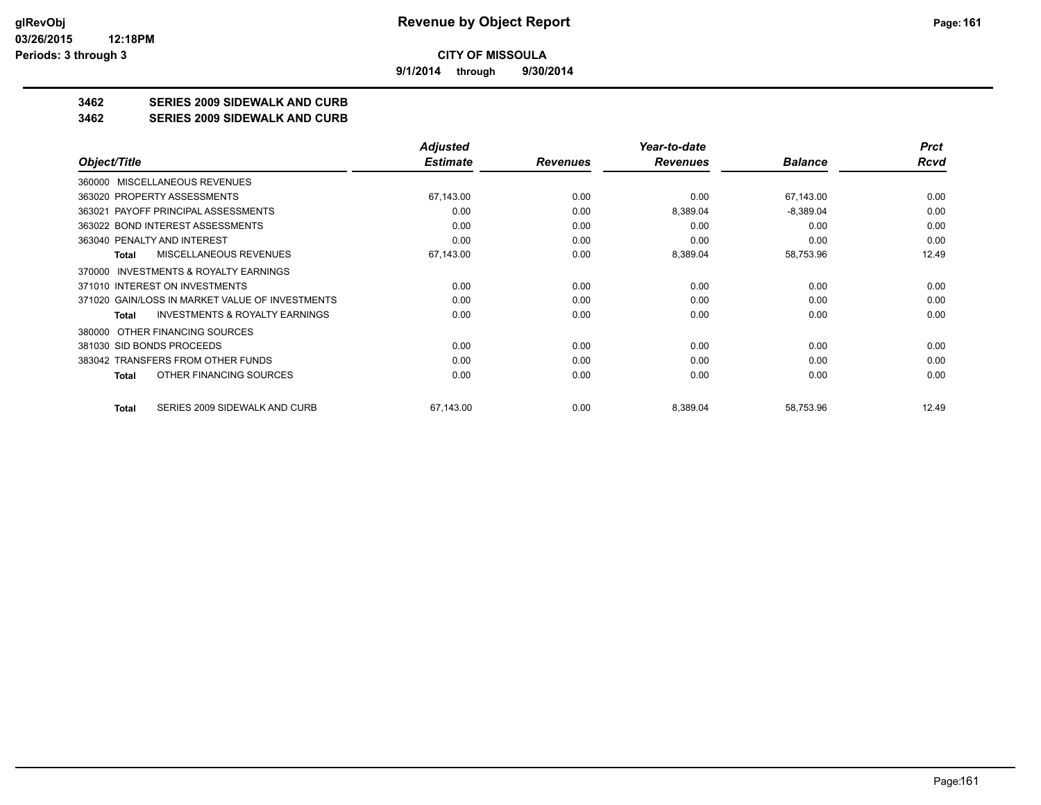**CITY OF MISSOULA**

**9/1/2014 through 9/30/2014**

## 3462 SERIES 2009 SIDEWALK AND CURB

## 3462 SERIES 2009 SIDEWALK AND CURB

| Object/Title | Adjusted Estimate | Revenues | Year-to-date Revenues | Balance | Prct Rcvd |
|---|---|---|---|---|---|
| 360000 MISCELLANEOUS REVENUES | | | | | |
| 363020 PROPERTY ASSESSMENTS | 67,143.00 | 0.00 | 0.00 | 67,143.00 | 0.00 |
| 363021 PAYOFF PRINCIPAL ASSESSMENTS | 0.00 | 0.00 | 8,389.04 | -8,389.04 | 0.00 |
| 363022 BOND INTEREST ASSESSMENTS | 0.00 | 0.00 | 0.00 | 0.00 | 0.00 |
| 363040 PENALTY AND INTEREST | 0.00 | 0.00 | 0.00 | 0.00 | 0.00 |
| **Total** MISCELLANEOUS REVENUES | 67,143.00 | 0.00 | 8,389.04 | 58,753.96 | 12.49 |
| 370000 INVESTMENTS & ROYALTY EARNINGS | | | | | |
| 371010 INTEREST ON INVESTMENTS | 0.00 | 0.00 | 0.00 | 0.00 | 0.00 |
| 371020 GAIN/LOSS IN MARKET VALUE OF INVESTMENTS | 0.00 | 0.00 | 0.00 | 0.00 | 0.00 |
| **Total** INVESTMENTS & ROYALTY EARNINGS | 0.00 | 0.00 | 0.00 | 0.00 | 0.00 |
| 380000 OTHER FINANCING SOURCES | | | | | |
| 381030 SID BONDS PROCEEDS | 0.00 | 0.00 | 0.00 | 0.00 | 0.00 |
| 383042 TRANSFERS FROM OTHER FUNDS | 0.00 | 0.00 | 0.00 | 0.00 | 0.00 |
| **Total** OTHER FINANCING SOURCES | 0.00 | 0.00 | 0.00 | 0.00 | 0.00 |
| **Total** SERIES 2009 SIDEWALK AND CURB | 67,143.00 | 0.00 | 8,389.04 | 58,753.96 | 12.49 |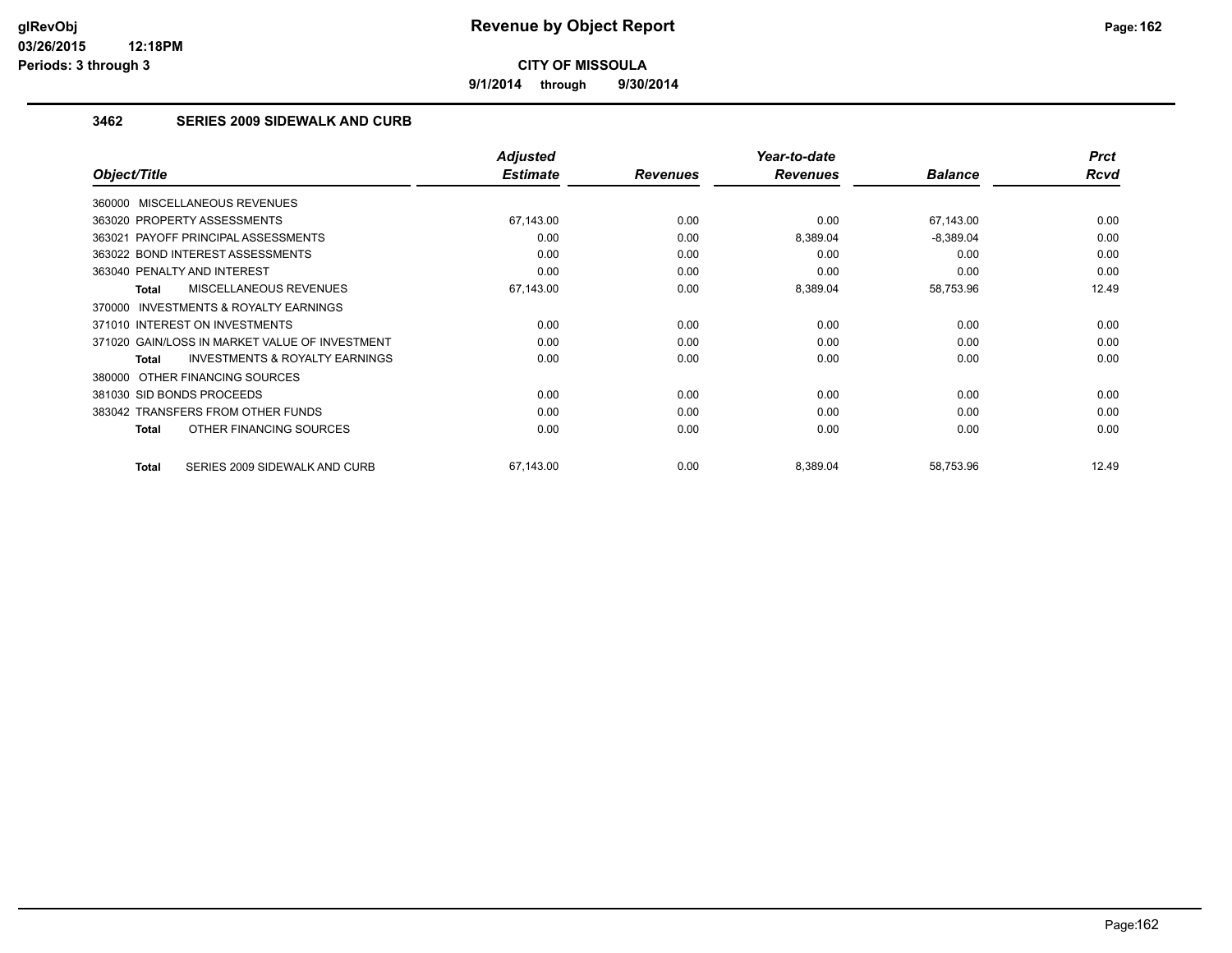**CITY OF MISSOULA**

**9/1/2014 through 9/30/2014**

### 3462 SERIES 2009 SIDEWALK AND CURB

| Object/Title | Adjusted Estimate | Revenues | Year-to-date Revenues | Balance | Prct Rcvd |
|---|---|---|---|---|---|
| 360000 MISCELLANEOUS REVENUES | | | | | |
| 363020 PROPERTY ASSESSMENTS | 67,143.00 | 0.00 | 0.00 | 67,143.00 | 0.00 |
| 363021 PAYOFF PRINCIPAL ASSESSMENTS | 0.00 | 0.00 | 8,389.04 | -8,389.04 | 0.00 |
| 363022 BOND INTEREST ASSESSMENTS | 0.00 | 0.00 | 0.00 | 0.00 | 0.00 |
| 363040 PENALTY AND INTEREST | 0.00 | 0.00 | 0.00 | 0.00 | 0.00 |
| **Total** MISCELLANEOUS REVENUES | 67,143.00 | 0.00 | 8,389.04 | 58,753.96 | 12.49 |
| 370000 INVESTMENTS & ROYALTY EARNINGS | | | | | |
| 371010 INTEREST ON INVESTMENTS | 0.00 | 0.00 | 0.00 | 0.00 | 0.00 |
| 371020 GAIN/LOSS IN MARKET VALUE OF INVESTMENT | 0.00 | 0.00 | 0.00 | 0.00 | 0.00 |
| **Total** INVESTMENTS & ROYALTY EARNINGS | 0.00 | 0.00 | 0.00 | 0.00 | 0.00 |
| 380000 OTHER FINANCING SOURCES | | | | | |
| 381030 SID BONDS PROCEEDS | 0.00 | 0.00 | 0.00 | 0.00 | 0.00 |
| 383042 TRANSFERS FROM OTHER FUNDS | 0.00 | 0.00 | 0.00 | 0.00 | 0.00 |
| **Total** OTHER FINANCING SOURCES | 0.00 | 0.00 | 0.00 | 0.00 | 0.00 |
| **Total** SERIES 2009 SIDEWALK AND CURB | 67,143.00 | 0.00 | 8,389.04 | 58,753.96 | 12.49 |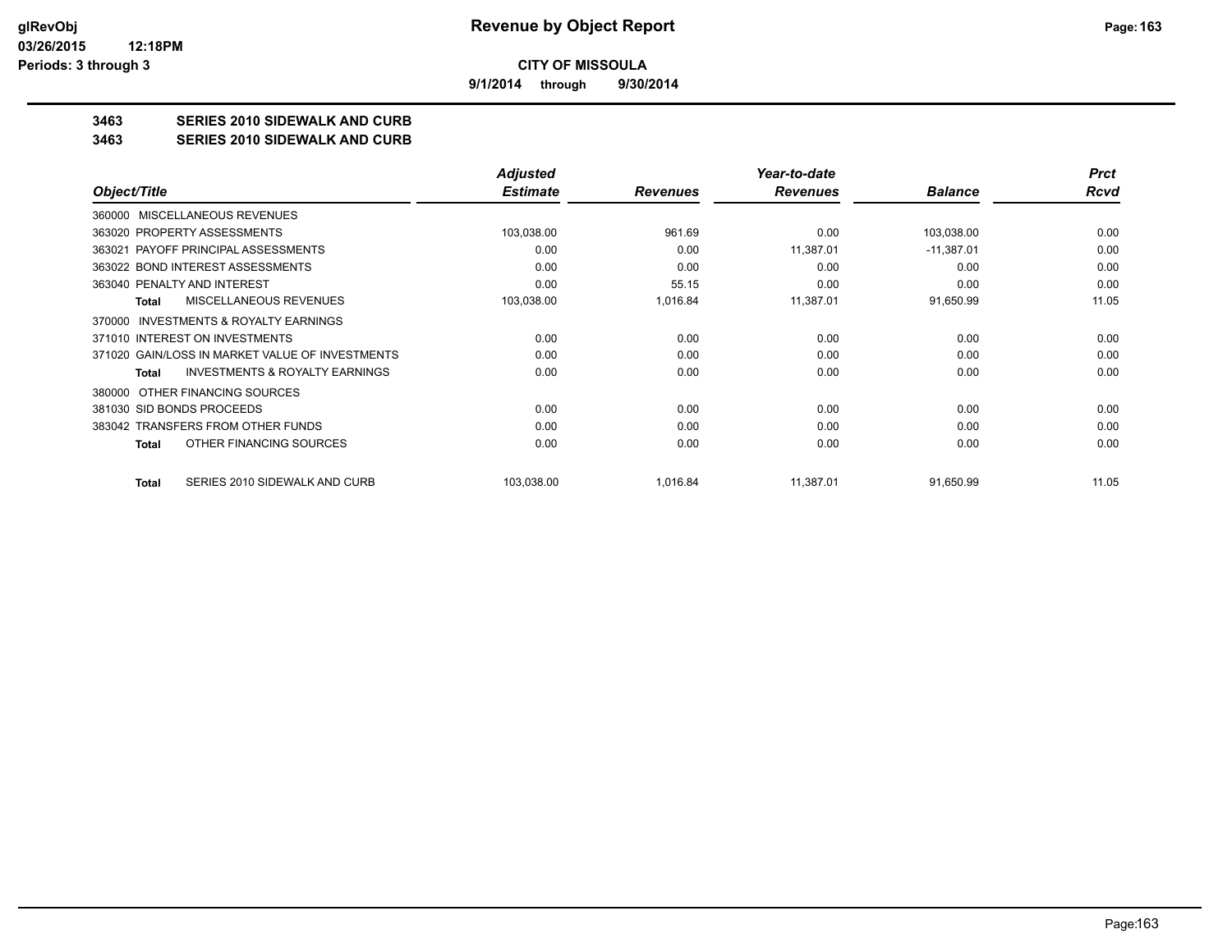**CITY OF MISSOULA**

**9/1/2014 through 9/30/2014**

# 3463 SERIES 2010 SIDEWALK AND CURB

## 3463 SERIES 2010 SIDEWALK AND CURB

| Object/Title | Adjusted Estimate | Revenues | Year-to-date Revenues | Balance | Prct Rcvd |
|---|---|---|---|---|---|
| 360000 MISCELLANEOUS REVENUES | | | | | |
| 363020 PROPERTY ASSESSMENTS | 103,038.00 | 961.69 | 0.00 | 103,038.00 | 0.00 |
| 363021 PAYOFF PRINCIPAL ASSESSMENTS | 0.00 | 0.00 | 11,387.01 | -11,387.01 | 0.00 |
| 363022 BOND INTEREST ASSESSMENTS | 0.00 | 0.00 | 0.00 | 0.00 | 0.00 |
| 363040 PENALTY AND INTEREST | 0.00 | 55.15 | 0.00 | 0.00 | 0.00 |
| **Total** MISCELLANEOUS REVENUES | 103,038.00 | 1,016.84 | 11,387.01 | 91,650.99 | 11.05 |
| 370000 INVESTMENTS & ROYALTY EARNINGS | | | | | |
| 371010 INTEREST ON INVESTMENTS | 0.00 | 0.00 | 0.00 | 0.00 | 0.00 |
| 371020 GAIN/LOSS IN MARKET VALUE OF INVESTMENTS | 0.00 | 0.00 | 0.00 | 0.00 | 0.00 |
| **Total** INVESTMENTS & ROYALTY EARNINGS | 0.00 | 0.00 | 0.00 | 0.00 | 0.00 |
| 380000 OTHER FINANCING SOURCES | | | | | |
| 381030 SID BONDS PROCEEDS | 0.00 | 0.00 | 0.00 | 0.00 | 0.00 |
| 383042 TRANSFERS FROM OTHER FUNDS | 0.00 | 0.00 | 0.00 | 0.00 | 0.00 |
| **Total** OTHER FINANCING SOURCES | 0.00 | 0.00 | 0.00 | 0.00 | 0.00 |
| **Total** SERIES 2010 SIDEWALK AND CURB | 103,038.00 | 1,016.84 | 11,387.01 | 91,650.99 | 11.05 |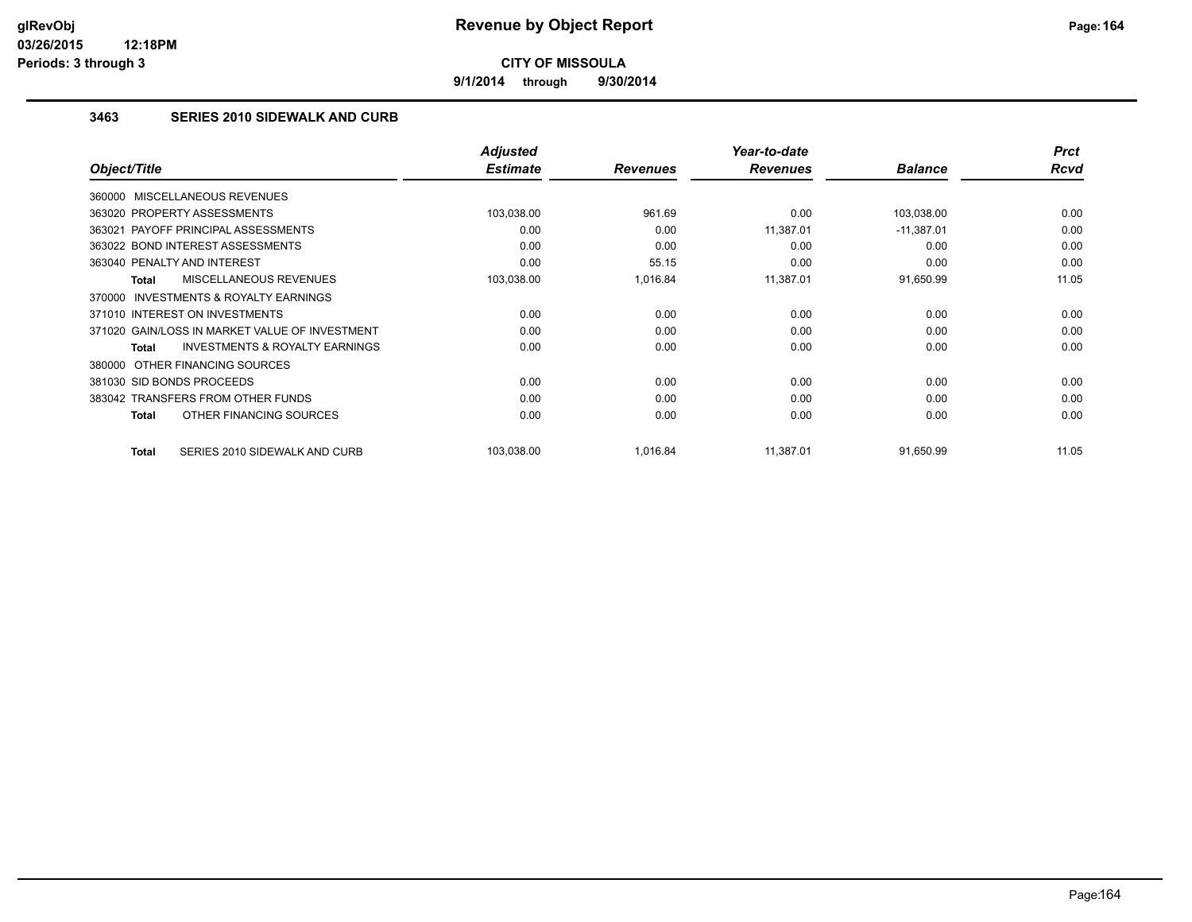**Revenue by Object Report**

**CITY OF MISSOULA**

**9/1/2014 through 9/30/2014**

### 3463 SERIES 2010 SIDEWALK AND CURB

| Object/Title | Adjusted Estimate | Revenues | Year-to-date Revenues | Balance | Prct Rcvd |
|---|---|---|---|---|---|
| 360000 MISCELLANEOUS REVENUES | | | | | |
| 363020 PROPERTY ASSESSMENTS | 103,038.00 | 961.69 | 0.00 | 103,038.00 | 0.00 |
| 363021 PAYOFF PRINCIPAL ASSESSMENTS | 0.00 | 0.00 | 11,387.01 | -11,387.01 | 0.00 |
| 363022 BOND INTEREST ASSESSMENTS | 0.00 | 0.00 | 0.00 | 0.00 | 0.00 |
| 363040 PENALTY AND INTEREST | 0.00 | 55.15 | 0.00 | 0.00 | 0.00 |
| **Total** MISCELLANEOUS REVENUES | 103,038.00 | 1,016.84 | 11,387.01 | 91,650.99 | 11.05 |
| 370000 INVESTMENTS & ROYALTY EARNINGS | | | | | |
| 371010 INTEREST ON INVESTMENTS | 0.00 | 0.00 | 0.00 | 0.00 | 0.00 |
| 371020 GAIN/LOSS IN MARKET VALUE OF INVESTMENT | 0.00 | 0.00 | 0.00 | 0.00 | 0.00 |
| **Total** INVESTMENTS & ROYALTY EARNINGS | 0.00 | 0.00 | 0.00 | 0.00 | 0.00 |
| 380000 OTHER FINANCING SOURCES | | | | | |
| 381030 SID BONDS PROCEEDS | 0.00 | 0.00 | 0.00 | 0.00 | 0.00 |
| 383042 TRANSFERS FROM OTHER FUNDS | 0.00 | 0.00 | 0.00 | 0.00 | 0.00 |
| **Total** OTHER FINANCING SOURCES | 0.00 | 0.00 | 0.00 | 0.00 | 0.00 |
| **Total** SERIES 2010 SIDEWALK AND CURB | 103,038.00 | 1,016.84 | 11,387.01 | 91,650.99 | 11.05 |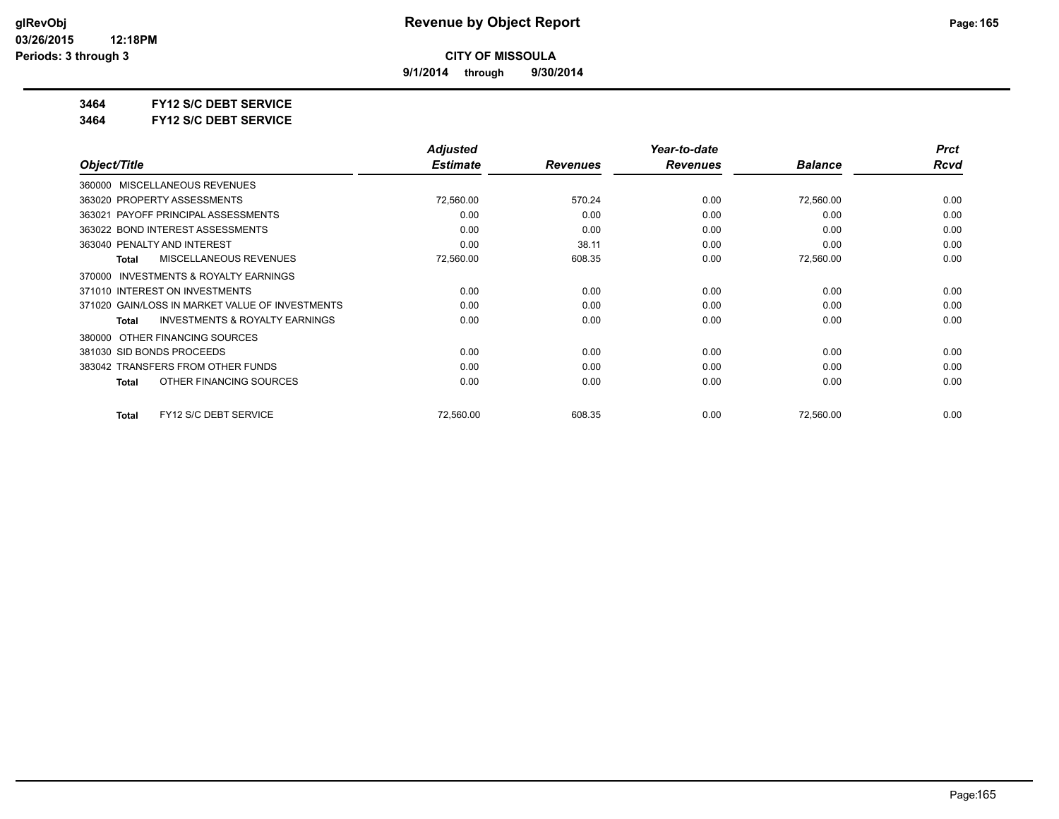**CITY OF MISSOULA**

**9/1/2014 through 9/30/2014**

**3464 FY12 S/C DEBT SERVICE**

**3464 FY12 S/C DEBT SERVICE**

| Object/Title | Adjusted Estimate | Revenues | Year-to-date Revenues | Balance | Prct Rcvd |
|---|---|---|---|---|---|
| 360000 MISCELLANEOUS REVENUES | | | | | |
| 363020 PROPERTY ASSESSMENTS | 72,560.00 | 570.24 | 0.00 | 72,560.00 | 0.00 |
| 363021 PAYOFF PRINCIPAL ASSESSMENTS | 0.00 | 0.00 | 0.00 | 0.00 | 0.00 |
| 363022 BOND INTEREST ASSESSMENTS | 0.00 | 0.00 | 0.00 | 0.00 | 0.00 |
| 363040 PENALTY AND INTEREST | 0.00 | 38.11 | 0.00 | 0.00 | 0.00 |
| **Total** MISCELLANEOUS REVENUES | 72,560.00 | 608.35 | 0.00 | 72,560.00 | 0.00 |
| 370000 INVESTMENTS & ROYALTY EARNINGS | | | | | |
| 371010 INTEREST ON INVESTMENTS | 0.00 | 0.00 | 0.00 | 0.00 | 0.00 |
| 371020 GAIN/LOSS IN MARKET VALUE OF INVESTMENTS | 0.00 | 0.00 | 0.00 | 0.00 | 0.00 |
| **Total** INVESTMENTS & ROYALTY EARNINGS | 0.00 | 0.00 | 0.00 | 0.00 | 0.00 |
| 380000 OTHER FINANCING SOURCES | | | | | |
| 381030 SID BONDS PROCEEDS | 0.00 | 0.00 | 0.00 | 0.00 | 0.00 |
| 383042 TRANSFERS FROM OTHER FUNDS | 0.00 | 0.00 | 0.00 | 0.00 | 0.00 |
| **Total** OTHER FINANCING SOURCES | 0.00 | 0.00 | 0.00 | 0.00 | 0.00 |
| **Total** FY12 S/C DEBT SERVICE | 72,560.00 | 608.35 | 0.00 | 72,560.00 | 0.00 |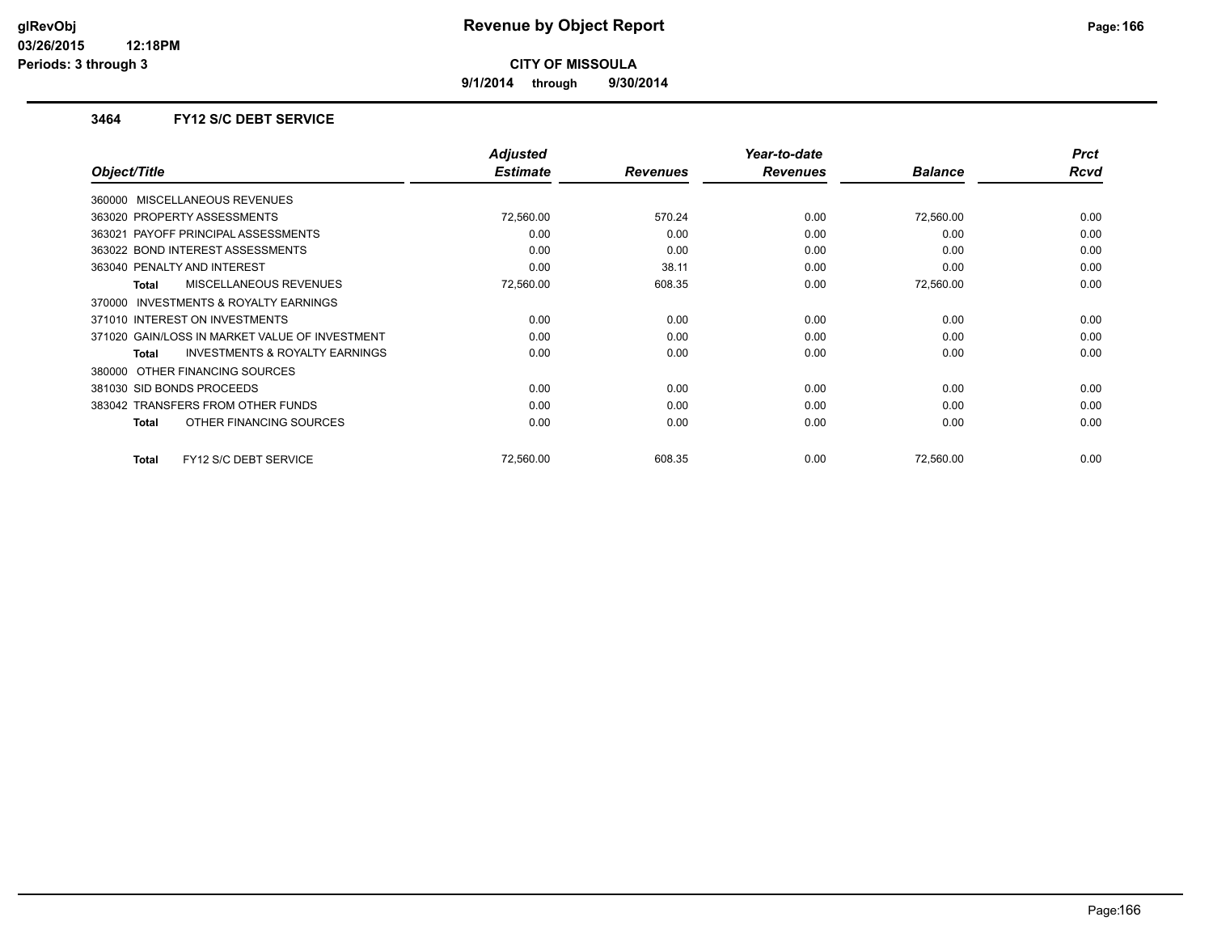**CITY OF MISSOULA**

**9/1/2014 through 9/30/2014**

### 3464 FY12 S/C DEBT SERVICE

| Object/Title | Adjusted Estimate | Revenues | Year-to-date Revenues | Balance | Prct Rcvd |
|---|---|---|---|---|---|
| 360000 MISCELLANEOUS REVENUES | | | | | |
| 363020 PROPERTY ASSESSMENTS | 72,560.00 | 570.24 | 0.00 | 72,560.00 | 0.00 |
| 363021 PAYOFF PRINCIPAL ASSESSMENTS | 0.00 | 0.00 | 0.00 | 0.00 | 0.00 |
| 363022 BOND INTEREST ASSESSMENTS | 0.00 | 0.00 | 0.00 | 0.00 | 0.00 |
| 363040 PENALTY AND INTEREST | 0.00 | 38.11 | 0.00 | 0.00 | 0.00 |
| **Total** MISCELLANEOUS REVENUES | 72,560.00 | 608.35 | 0.00 | 72,560.00 | 0.00 |
| 370000 INVESTMENTS & ROYALTY EARNINGS | | | | | |
| 371010 INTEREST ON INVESTMENTS | 0.00 | 0.00 | 0.00 | 0.00 | 0.00 |
| 371020 GAIN/LOSS IN MARKET VALUE OF INVESTMENT | 0.00 | 0.00 | 0.00 | 0.00 | 0.00 |
| **Total** INVESTMENTS & ROYALTY EARNINGS | 0.00 | 0.00 | 0.00 | 0.00 | 0.00 |
| 380000 OTHER FINANCING SOURCES | | | | | |
| 381030 SID BONDS PROCEEDS | 0.00 | 0.00 | 0.00 | 0.00 | 0.00 |
| 383042 TRANSFERS FROM OTHER FUNDS | 0.00 | 0.00 | 0.00 | 0.00 | 0.00 |
| **Total** OTHER FINANCING SOURCES | 0.00 | 0.00 | 0.00 | 0.00 | 0.00 |
| **Total** FY12 S/C DEBT SERVICE | 72,560.00 | 608.35 | 0.00 | 72,560.00 | 0.00 |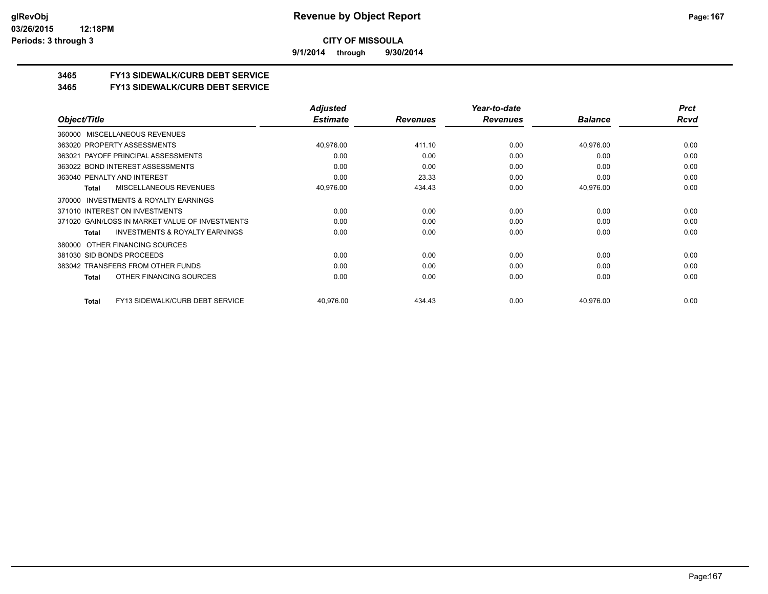**CITY OF MISSOULA**

**9/1/2014 through 9/30/2014**

### 3465 FY13 SIDEWALK/CURB DEBT SERVICE
### 3465 FY13 SIDEWALK/CURB DEBT SERVICE

| Object/Title | Adjusted Estimate | Revenues | Year-to-date Revenues | Balance | Prct Rcvd |
|---|---|---|---|---|---|
| 360000 MISCELLANEOUS REVENUES | | | | | |
| 363020 PROPERTY ASSESSMENTS | 40,976.00 | 411.10 | 0.00 | 40,976.00 | 0.00 |
| 363021 PAYOFF PRINCIPAL ASSESSMENTS | 0.00 | 0.00 | 0.00 | 0.00 | 0.00 |
| 363022 BOND INTEREST ASSESSMENTS | 0.00 | 0.00 | 0.00 | 0.00 | 0.00 |
| 363040 PENALTY AND INTEREST | 0.00 | 23.33 | 0.00 | 0.00 | 0.00 |
| **Total** MISCELLANEOUS REVENUES | 40,976.00 | 434.43 | 0.00 | 40,976.00 | 0.00 |
| 370000 INVESTMENTS & ROYALTY EARNINGS | | | | | |
| 371010 INTEREST ON INVESTMENTS | 0.00 | 0.00 | 0.00 | 0.00 | 0.00 |
| 371020 GAIN/LOSS IN MARKET VALUE OF INVESTMENTS | 0.00 | 0.00 | 0.00 | 0.00 | 0.00 |
| **Total** INVESTMENTS & ROYALTY EARNINGS | 0.00 | 0.00 | 0.00 | 0.00 | 0.00 |
| 380000 OTHER FINANCING SOURCES | | | | | |
| 381030 SID BONDS PROCEEDS | 0.00 | 0.00 | 0.00 | 0.00 | 0.00 |
| 383042 TRANSFERS FROM OTHER FUNDS | 0.00 | 0.00 | 0.00 | 0.00 | 0.00 |
| **Total** OTHER FINANCING SOURCES | 0.00 | 0.00 | 0.00 | 0.00 | 0.00 |
| **Total** FY13 SIDEWALK/CURB DEBT SERVICE | 40,976.00 | 434.43 | 0.00 | 40,976.00 | 0.00 |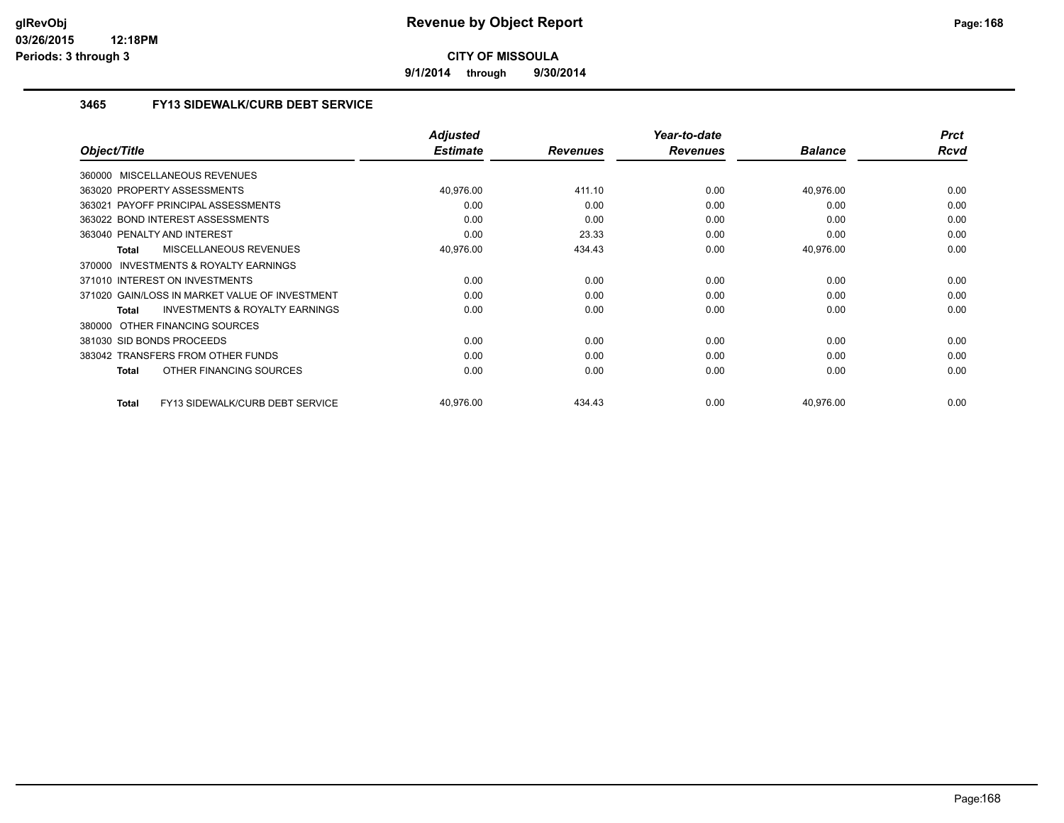**CITY OF MISSOULA**

**9/1/2014 through 9/30/2014**

### 3465 FY13 SIDEWALK/CURB DEBT SERVICE

| Object/Title | Adjusted Estimate | Revenues | Year-to-date Revenues | Balance | Prct Rcvd |
|---|---|---|---|---|---|
| 360000 MISCELLANEOUS REVENUES | | | | | |
| 363020 PROPERTY ASSESSMENTS | 40,976.00 | 411.10 | 0.00 | 40,976.00 | 0.00 |
| 363021 PAYOFF PRINCIPAL ASSESSMENTS | 0.00 | 0.00 | 0.00 | 0.00 | 0.00 |
| 363022 BOND INTEREST ASSESSMENTS | 0.00 | 0.00 | 0.00 | 0.00 | 0.00 |
| 363040 PENALTY AND INTEREST | 0.00 | 23.33 | 0.00 | 0.00 | 0.00 |
| Total MISCELLANEOUS REVENUES | 40,976.00 | 434.43 | 0.00 | 40,976.00 | 0.00 |
| 370000 INVESTMENTS & ROYALTY EARNINGS | | | | | |
| 371010 INTEREST ON INVESTMENTS | 0.00 | 0.00 | 0.00 | 0.00 | 0.00 |
| 371020 GAIN/LOSS IN MARKET VALUE OF INVESTMENT | 0.00 | 0.00 | 0.00 | 0.00 | 0.00 |
| Total INVESTMENTS & ROYALTY EARNINGS | 0.00 | 0.00 | 0.00 | 0.00 | 0.00 |
| 380000 OTHER FINANCING SOURCES | | | | | |
| 381030 SID BONDS PROCEEDS | 0.00 | 0.00 | 0.00 | 0.00 | 0.00 |
| 383042 TRANSFERS FROM OTHER FUNDS | 0.00 | 0.00 | 0.00 | 0.00 | 0.00 |
| Total OTHER FINANCING SOURCES | 0.00 | 0.00 | 0.00 | 0.00 | 0.00 |
| Total FY13 SIDEWALK/CURB DEBT SERVICE | 40,976.00 | 434.43 | 0.00 | 40,976.00 | 0.00 |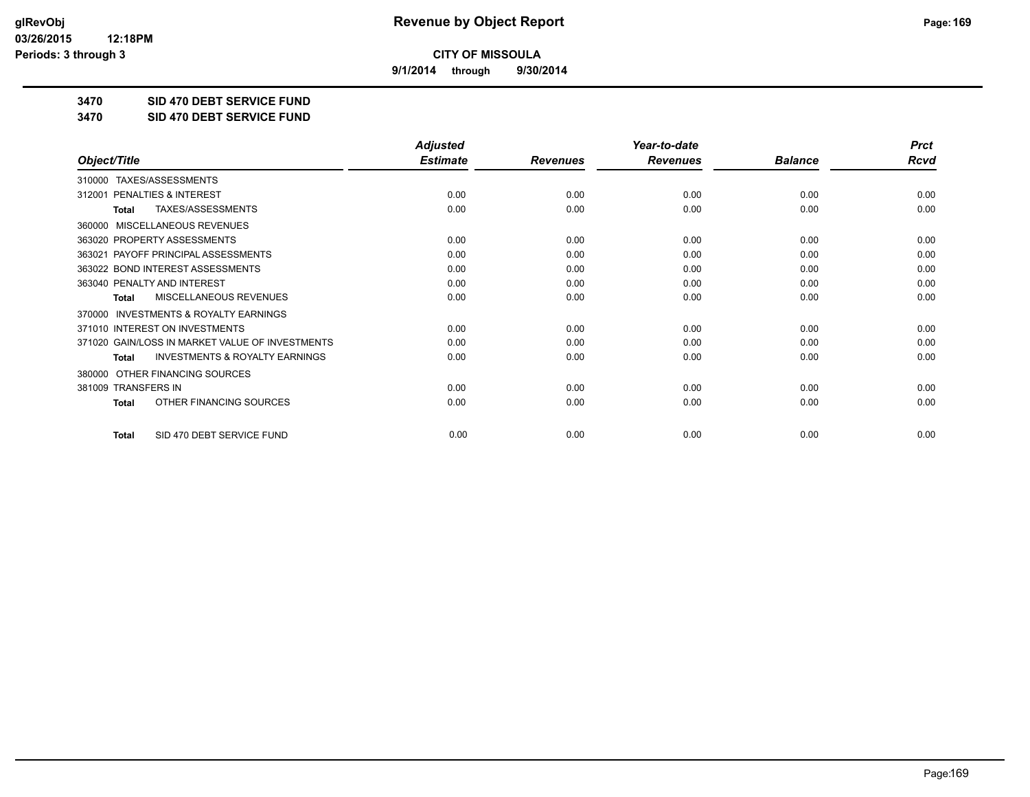**CITY OF MISSOULA**

**9/1/2014 through 9/30/2014**

**Revenue by Object Report**

glRevObj
03/26/2015 12:18PM
Periods: 3 through 3

## 3470 SID 470 DEBT SERVICE FUND
## 3470 SID 470 DEBT SERVICE FUND

| Object/Title | Adjusted Estimate | Revenues | Year-to-date Revenues | Balance | Prct Rcvd |
|---|---|---|---|---|---|
| 310000 TAXES/ASSESSMENTS | | | | | |
| 312001 PENALTIES & INTEREST | 0.00 | 0.00 | 0.00 | 0.00 | 0.00 |
| **Total** TAXES/ASSESSMENTS | 0.00 | 0.00 | 0.00 | 0.00 | 0.00 |
| 360000 MISCELLANEOUS REVENUES | | | | | |
| 363020 PROPERTY ASSESSMENTS | 0.00 | 0.00 | 0.00 | 0.00 | 0.00 |
| 363021 PAYOFF PRINCIPAL ASSESSMENTS | 0.00 | 0.00 | 0.00 | 0.00 | 0.00 |
| 363022 BOND INTEREST ASSESSMENTS | 0.00 | 0.00 | 0.00 | 0.00 | 0.00 |
| 363040 PENALTY AND INTEREST | 0.00 | 0.00 | 0.00 | 0.00 | 0.00 |
| **Total** MISCELLANEOUS REVENUES | 0.00 | 0.00 | 0.00 | 0.00 | 0.00 |
| 370000 INVESTMENTS & ROYALTY EARNINGS | | | | | |
| 371010 INTEREST ON INVESTMENTS | 0.00 | 0.00 | 0.00 | 0.00 | 0.00 |
| 371020 GAIN/LOSS IN MARKET VALUE OF INVESTMENTS | 0.00 | 0.00 | 0.00 | 0.00 | 0.00 |
| **Total** INVESTMENTS & ROYALTY EARNINGS | 0.00 | 0.00 | 0.00 | 0.00 | 0.00 |
| 380000 OTHER FINANCING SOURCES | | | | | |
| 381009 TRANSFERS IN | 0.00 | 0.00 | 0.00 | 0.00 | 0.00 |
| **Total** OTHER FINANCING SOURCES | 0.00 | 0.00 | 0.00 | 0.00 | 0.00 |
| **Total** SID 470 DEBT SERVICE FUND | 0.00 | 0.00 | 0.00 | 0.00 | 0.00 |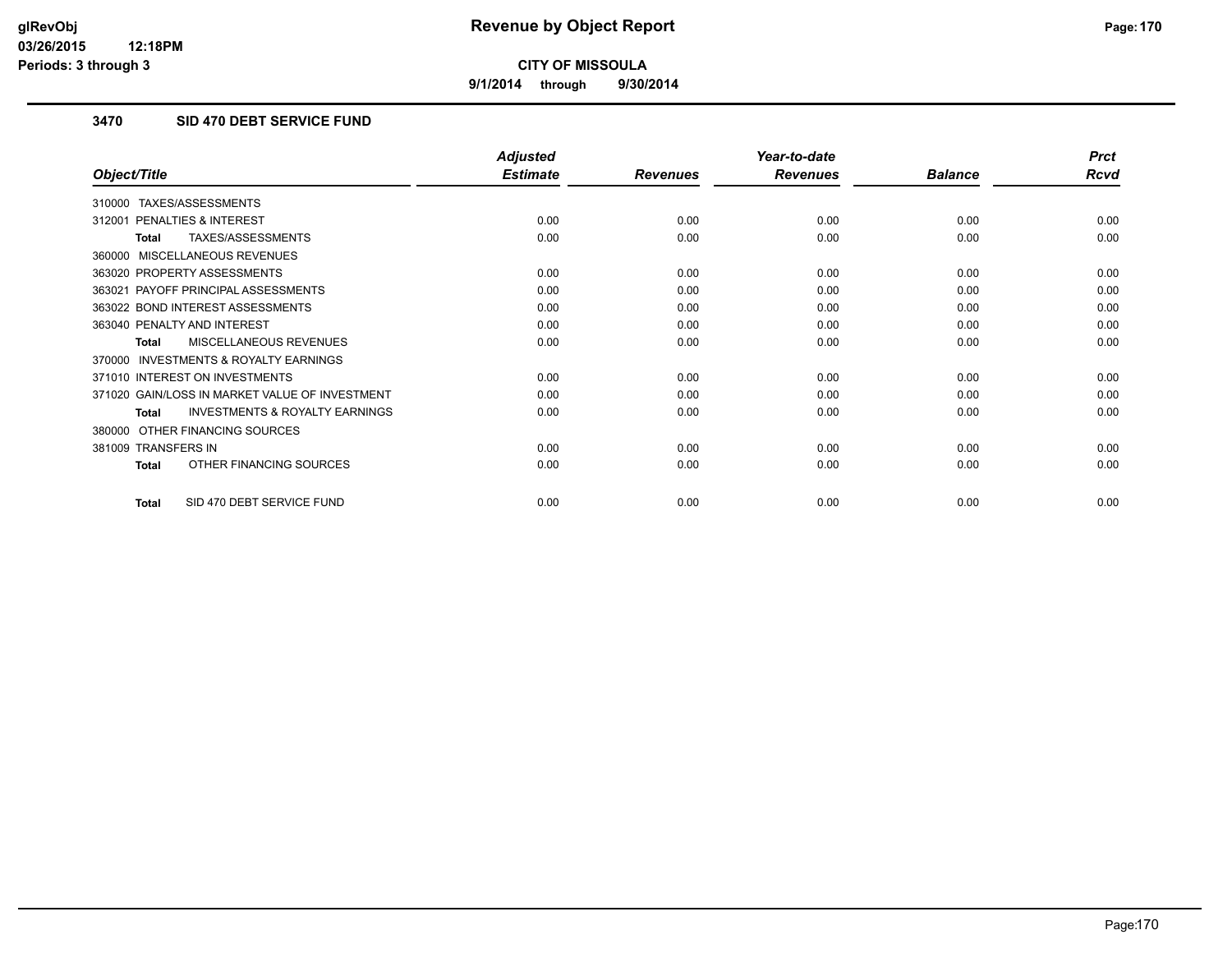**glRevObj**
**03/26/2015 12:18PM**
**Periods: 3 through 3**

# Revenue by Object Report

**CITY OF MISSOULA**

**9/1/2014 through 9/30/2014**

## 3470 SID 470 DEBT SERVICE FUND

| Object/Title | Adjusted Estimate | Revenues | Year-to-date Revenues | Balance | Prct Rcvd |
|---|---|---|---|---|---|
| 310000 TAXES/ASSESSMENTS | | | | | |
| 312001 PENALTIES & INTEREST | 0.00 | 0.00 | 0.00 | 0.00 | 0.00 |
| **Total** TAXES/ASSESSMENTS | 0.00 | 0.00 | 0.00 | 0.00 | 0.00 |
| 360000 MISCELLANEOUS REVENUES | | | | | |
| 363020 PROPERTY ASSESSMENTS | 0.00 | 0.00 | 0.00 | 0.00 | 0.00 |
| 363021 PAYOFF PRINCIPAL ASSESSMENTS | 0.00 | 0.00 | 0.00 | 0.00 | 0.00 |
| 363022 BOND INTEREST ASSESSMENTS | 0.00 | 0.00 | 0.00 | 0.00 | 0.00 |
| 363040 PENALTY AND INTEREST | 0.00 | 0.00 | 0.00 | 0.00 | 0.00 |
| **Total** MISCELLANEOUS REVENUES | 0.00 | 0.00 | 0.00 | 0.00 | 0.00 |
| 370000 INVESTMENTS & ROYALTY EARNINGS | | | | | |
| 371010 INTEREST ON INVESTMENTS | 0.00 | 0.00 | 0.00 | 0.00 | 0.00 |
| 371020 GAIN/LOSS IN MARKET VALUE OF INVESTMENT | 0.00 | 0.00 | 0.00 | 0.00 | 0.00 |
| **Total** INVESTMENTS & ROYALTY EARNINGS | 0.00 | 0.00 | 0.00 | 0.00 | 0.00 |
| 380000 OTHER FINANCING SOURCES | | | | | |
| 381009 TRANSFERS IN | 0.00 | 0.00 | 0.00 | 0.00 | 0.00 |
| **Total** OTHER FINANCING SOURCES | 0.00 | 0.00 | 0.00 | 0.00 | 0.00 |
| **Total** SID 470 DEBT SERVICE FUND | 0.00 | 0.00 | 0.00 | 0.00 | 0.00 |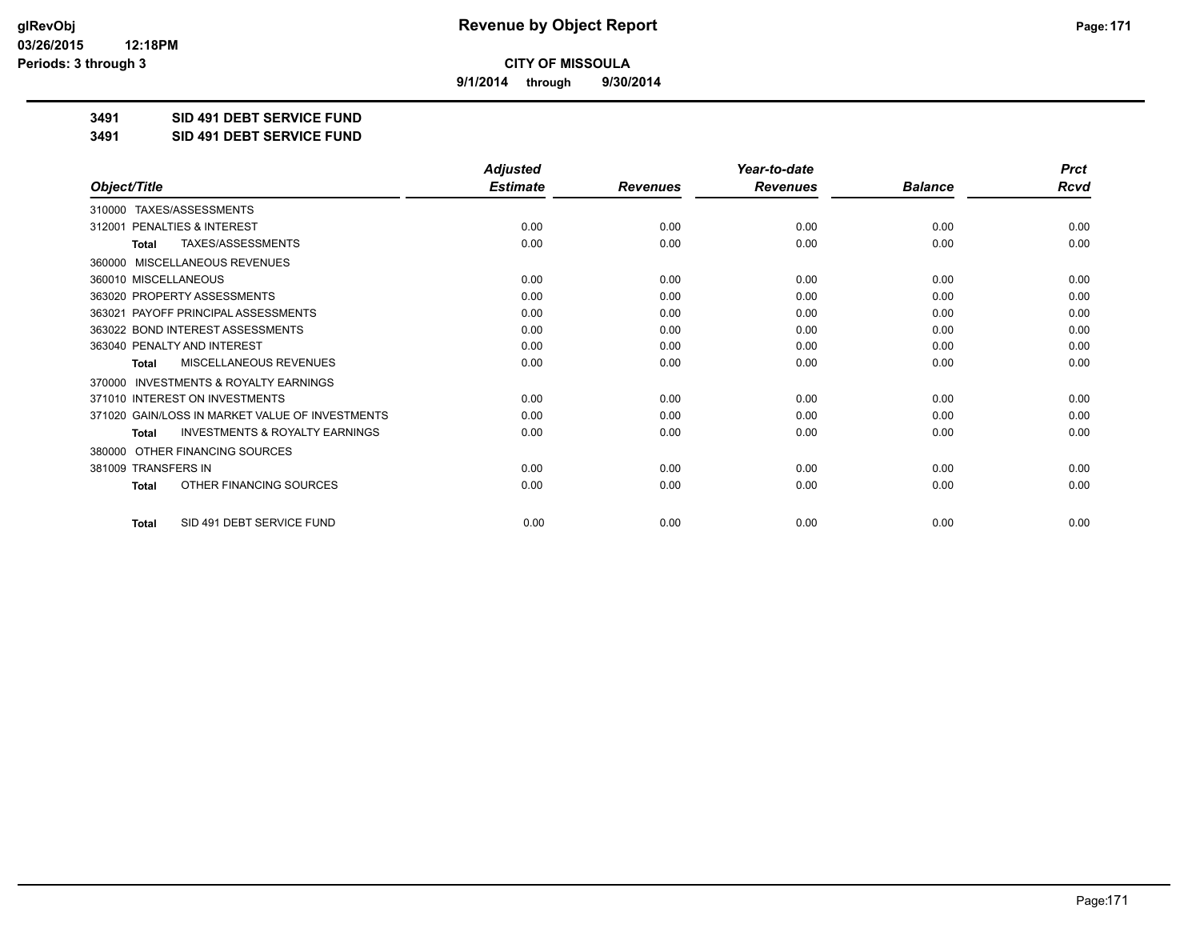**CITY OF MISSOULA**

**9/1/2014 through 9/30/2014**

**3491 SID 491 DEBT SERVICE FUND**

**3491 SID 491 DEBT SERVICE FUND**

| Object/Title | Adjusted Estimate | Revenues | Year-to-date Revenues | Balance | Prct Rcvd |
|---|---|---|---|---|---|
| 310000 TAXES/ASSESSMENTS | | | | | |
| 312001 PENALTIES & INTEREST | 0.00 | 0.00 | 0.00 | 0.00 | 0.00 |
| **Total** TAXES/ASSESSMENTS | 0.00 | 0.00 | 0.00 | 0.00 | 0.00 |
| 360000 MISCELLANEOUS REVENUES | | | | | |
| 360010 MISCELLANEOUS | 0.00 | 0.00 | 0.00 | 0.00 | 0.00 |
| 363020 PROPERTY ASSESSMENTS | 0.00 | 0.00 | 0.00 | 0.00 | 0.00 |
| 363021 PAYOFF PRINCIPAL ASSESSMENTS | 0.00 | 0.00 | 0.00 | 0.00 | 0.00 |
| 363022 BOND INTEREST ASSESSMENTS | 0.00 | 0.00 | 0.00 | 0.00 | 0.00 |
| 363040 PENALTY AND INTEREST | 0.00 | 0.00 | 0.00 | 0.00 | 0.00 |
| **Total** MISCELLANEOUS REVENUES | 0.00 | 0.00 | 0.00 | 0.00 | 0.00 |
| 370000 INVESTMENTS & ROYALTY EARNINGS | | | | | |
| 371010 INTEREST ON INVESTMENTS | 0.00 | 0.00 | 0.00 | 0.00 | 0.00 |
| 371020 GAIN/LOSS IN MARKET VALUE OF INVESTMENTS | 0.00 | 0.00 | 0.00 | 0.00 | 0.00 |
| **Total** INVESTMENTS & ROYALTY EARNINGS | 0.00 | 0.00 | 0.00 | 0.00 | 0.00 |
| 380000 OTHER FINANCING SOURCES | | | | | |
| 381009 TRANSFERS IN | 0.00 | 0.00 | 0.00 | 0.00 | 0.00 |
| **Total** OTHER FINANCING SOURCES | 0.00 | 0.00 | 0.00 | 0.00 | 0.00 |
| **Total** SID 491 DEBT SERVICE FUND | 0.00 | 0.00 | 0.00 | 0.00 | 0.00 |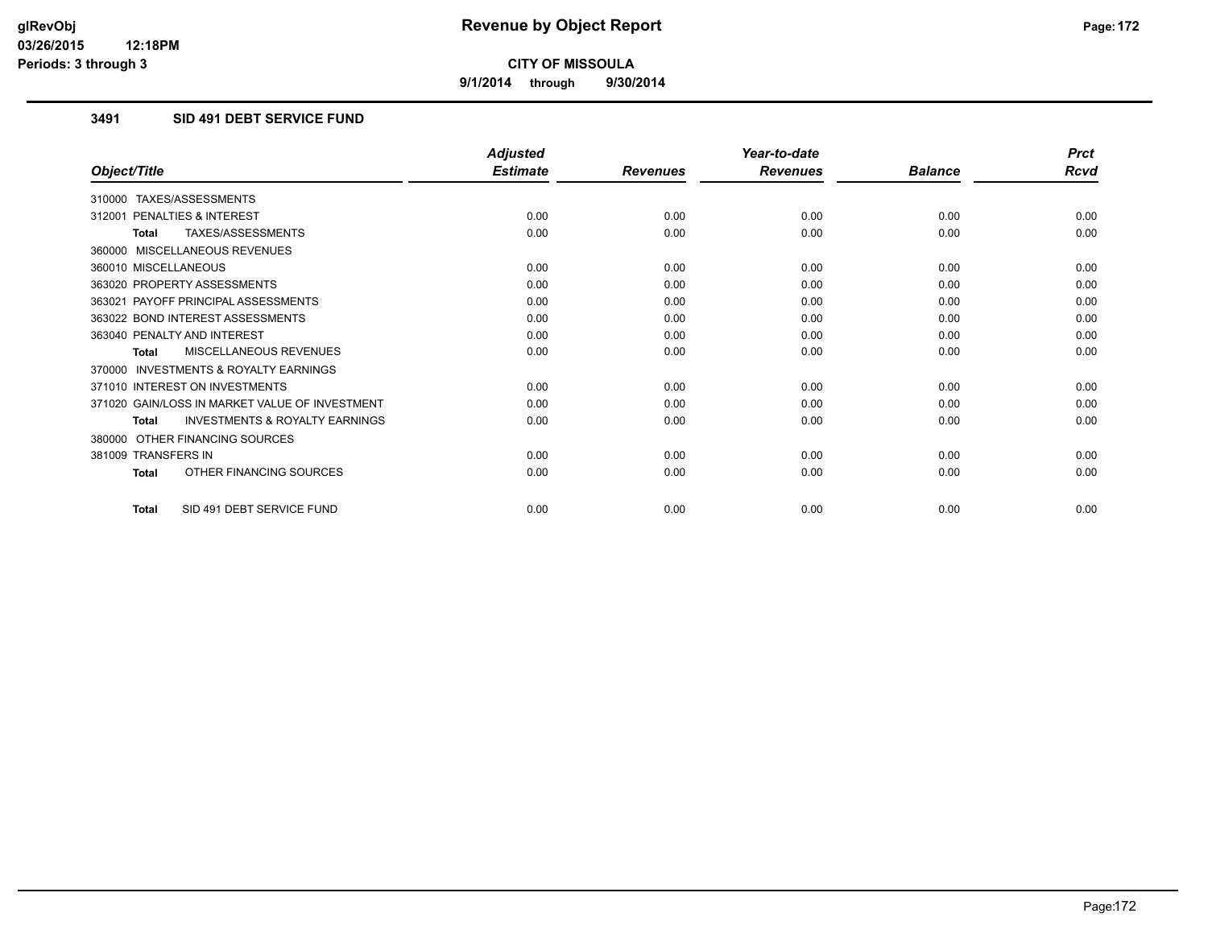**CITY OF MISSOULA**

**9/1/2014 through 9/30/2014**

### 3491 SID 491 DEBT SERVICE FUND

| Object/Title | Adjusted Estimate | Revenues | Year-to-date Revenues | Balance | Prct Rcvd |
|---|---|---|---|---|---|
| 310000 TAXES/ASSESSMENTS | | | | | |
| 312001 PENALTIES & INTEREST | 0.00 | 0.00 | 0.00 | 0.00 | 0.00 |
| **Total** TAXES/ASSESSMENTS | 0.00 | 0.00 | 0.00 | 0.00 | 0.00 |
| 360000 MISCELLANEOUS REVENUES | | | | | |
| 360010 MISCELLANEOUS | 0.00 | 0.00 | 0.00 | 0.00 | 0.00 |
| 363020 PROPERTY ASSESSMENTS | 0.00 | 0.00 | 0.00 | 0.00 | 0.00 |
| 363021 PAYOFF PRINCIPAL ASSESSMENTS | 0.00 | 0.00 | 0.00 | 0.00 | 0.00 |
| 363022 BOND INTEREST ASSESSMENTS | 0.00 | 0.00 | 0.00 | 0.00 | 0.00 |
| 363040 PENALTY AND INTEREST | 0.00 | 0.00 | 0.00 | 0.00 | 0.00 |
| **Total** MISCELLANEOUS REVENUES | 0.00 | 0.00 | 0.00 | 0.00 | 0.00 |
| 370000 INVESTMENTS & ROYALTY EARNINGS | | | | | |
| 371010 INTEREST ON INVESTMENTS | 0.00 | 0.00 | 0.00 | 0.00 | 0.00 |
| 371020 GAIN/LOSS IN MARKET VALUE OF INVESTMENT | 0.00 | 0.00 | 0.00 | 0.00 | 0.00 |
| **Total** INVESTMENTS & ROYALTY EARNINGS | 0.00 | 0.00 | 0.00 | 0.00 | 0.00 |
| 380000 OTHER FINANCING SOURCES | | | | | |
| 381009 TRANSFERS IN | 0.00 | 0.00 | 0.00 | 0.00 | 0.00 |
| **Total** OTHER FINANCING SOURCES | 0.00 | 0.00 | 0.00 | 0.00 | 0.00 |
| **Total** SID 491 DEBT SERVICE FUND | 0.00 | 0.00 | 0.00 | 0.00 | 0.00 |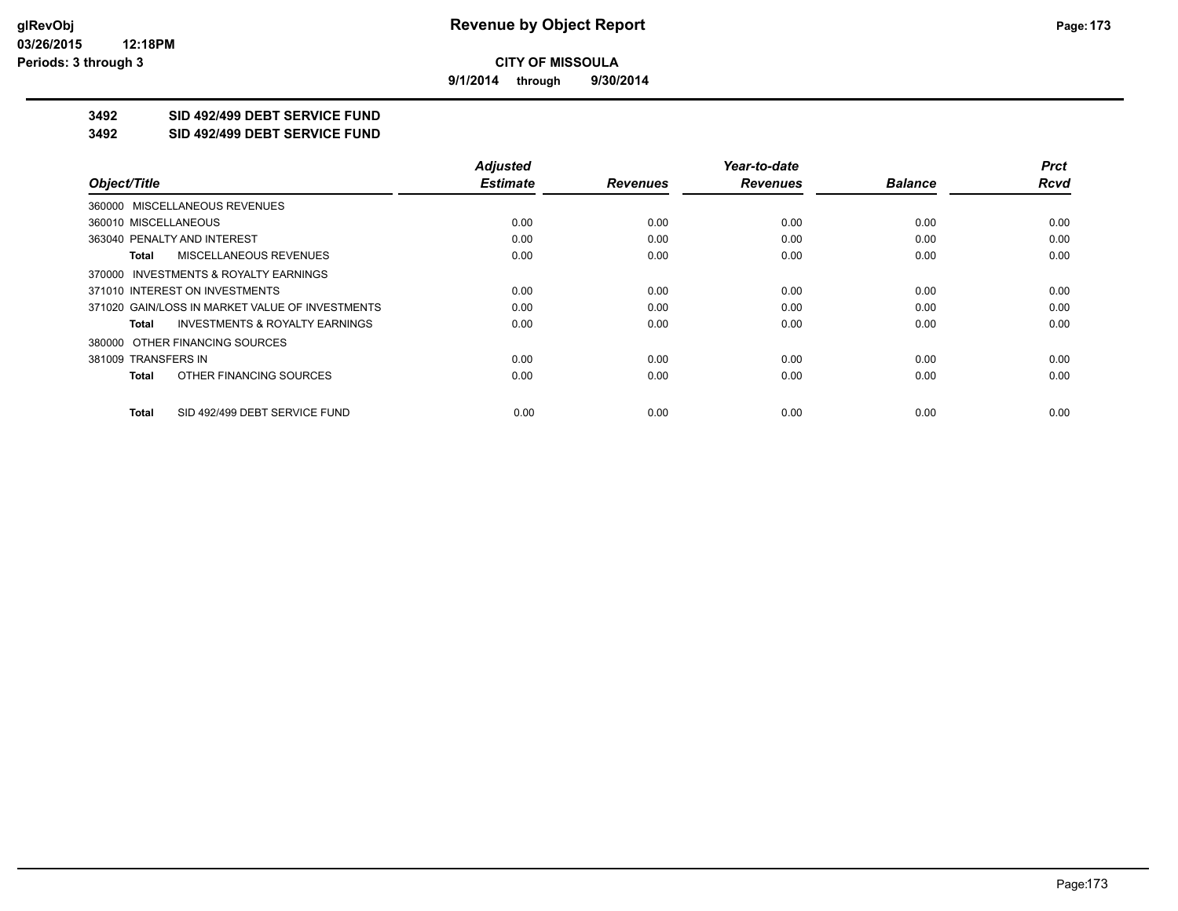# Revenue by Object Report

**CITY OF MISSOULA**

**9/1/2014 through 9/30/2014**

glRevObj
03/26/2015 12:18PM
Periods: 3 through 3

## 3492 SID 492/499 DEBT SERVICE FUND

## 3492 SID 492/499 DEBT SERVICE FUND

| Object/Title | Adjusted Estimate | Revenues | Year-to-date Revenues | Balance | Prct Rcvd |
|---|---|---|---|---|---|
| 360000 MISCELLANEOUS REVENUES | | | | | |
| 360010 MISCELLANEOUS | 0.00 | 0.00 | 0.00 | 0.00 | 0.00 |
| 363040 PENALTY AND INTEREST | 0.00 | 0.00 | 0.00 | 0.00 | 0.00 |
| **Total** MISCELLANEOUS REVENUES | 0.00 | 0.00 | 0.00 | 0.00 | 0.00 |
| 370000 INVESTMENTS & ROYALTY EARNINGS | | | | | |
| 371010 INTEREST ON INVESTMENTS | 0.00 | 0.00 | 0.00 | 0.00 | 0.00 |
| 371020 GAIN/LOSS IN MARKET VALUE OF INVESTMENTS | 0.00 | 0.00 | 0.00 | 0.00 | 0.00 |
| **Total** INVESTMENTS & ROYALTY EARNINGS | 0.00 | 0.00 | 0.00 | 0.00 | 0.00 |
| 380000 OTHER FINANCING SOURCES | | | | | |
| 381009 TRANSFERS IN | 0.00 | 0.00 | 0.00 | 0.00 | 0.00 |
| **Total** OTHER FINANCING SOURCES | 0.00 | 0.00 | 0.00 | 0.00 | 0.00 |
| **Total** SID 492/499 DEBT SERVICE FUND | 0.00 | 0.00 | 0.00 | 0.00 | 0.00 |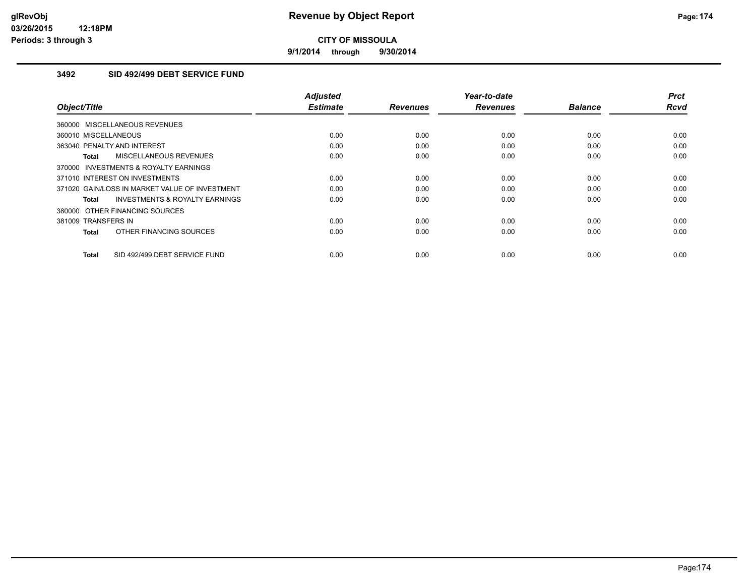# Revenue by Object Report

**CITY OF MISSOULA**

**9/1/2014 through 9/30/2014**

glRevObj
03/26/2015 12:18PM
Periods: 3 through 3

## 3492 SID 492/499 DEBT SERVICE FUND

| Object/Title | Adjusted Estimate | Revenues | Year-to-date Revenues | Balance | Prct Rcvd |
|---|---|---|---|---|---|
| 360000 MISCELLANEOUS REVENUES | | | | | |
| 360010 MISCELLANEOUS | 0.00 | 0.00 | 0.00 | 0.00 | 0.00 |
| 363040 PENALTY AND INTEREST | 0.00 | 0.00 | 0.00 | 0.00 | 0.00 |
| **Total** MISCELLANEOUS REVENUES | 0.00 | 0.00 | 0.00 | 0.00 | 0.00 |
| 370000 INVESTMENTS & ROYALTY EARNINGS | | | | | |
| 371010 INTEREST ON INVESTMENTS | 0.00 | 0.00 | 0.00 | 0.00 | 0.00 |
| 371020 GAIN/LOSS IN MARKET VALUE OF INVESTMENT | 0.00 | 0.00 | 0.00 | 0.00 | 0.00 |
| **Total** INVESTMENTS & ROYALTY EARNINGS | 0.00 | 0.00 | 0.00 | 0.00 | 0.00 |
| 380000 OTHER FINANCING SOURCES | | | | | |
| 381009 TRANSFERS IN | 0.00 | 0.00 | 0.00 | 0.00 | 0.00 |
| **Total** OTHER FINANCING SOURCES | 0.00 | 0.00 | 0.00 | 0.00 | 0.00 |
| **Total** SID 492/499 DEBT SERVICE FUND | 0.00 | 0.00 | 0.00 | 0.00 | 0.00 |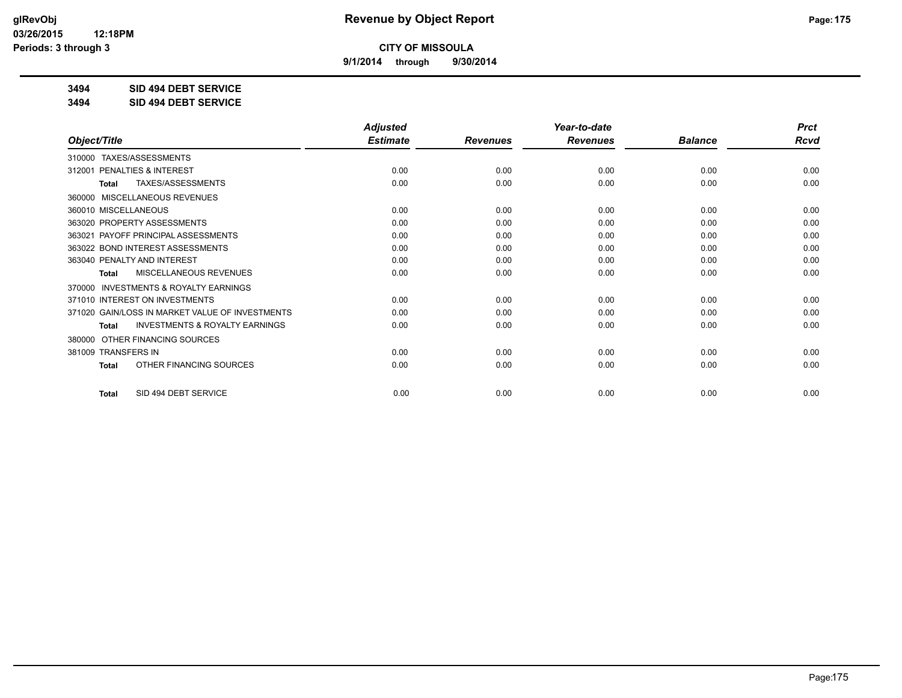**CITY OF MISSOULA**

**9/1/2014 through 9/30/2014**

**3494 SID 494 DEBT SERVICE**

**3494 SID 494 DEBT SERVICE**

| Object/Title | Adjusted Estimate | Revenues | Year-to-date Revenues | Balance | Prct Rcvd |
|---|---|---|---|---|---|
| 310000 TAXES/ASSESSMENTS | | | | | |
| 312001 PENALTIES & INTEREST | 0.00 | 0.00 | 0.00 | 0.00 | 0.00 |
| **Total** TAXES/ASSESSMENTS | 0.00 | 0.00 | 0.00 | 0.00 | 0.00 |
| 360000 MISCELLANEOUS REVENUES | | | | | |
| 360010 MISCELLANEOUS | 0.00 | 0.00 | 0.00 | 0.00 | 0.00 |
| 363020 PROPERTY ASSESSMENTS | 0.00 | 0.00 | 0.00 | 0.00 | 0.00 |
| 363021 PAYOFF PRINCIPAL ASSESSMENTS | 0.00 | 0.00 | 0.00 | 0.00 | 0.00 |
| 363022 BOND INTEREST ASSESSMENTS | 0.00 | 0.00 | 0.00 | 0.00 | 0.00 |
| 363040 PENALTY AND INTEREST | 0.00 | 0.00 | 0.00 | 0.00 | 0.00 |
| **Total** MISCELLANEOUS REVENUES | 0.00 | 0.00 | 0.00 | 0.00 | 0.00 |
| 370000 INVESTMENTS & ROYALTY EARNINGS | | | | | |
| 371010 INTEREST ON INVESTMENTS | 0.00 | 0.00 | 0.00 | 0.00 | 0.00 |
| 371020 GAIN/LOSS IN MARKET VALUE OF INVESTMENTS | 0.00 | 0.00 | 0.00 | 0.00 | 0.00 |
| **Total** INVESTMENTS & ROYALTY EARNINGS | 0.00 | 0.00 | 0.00 | 0.00 | 0.00 |
| 380000 OTHER FINANCING SOURCES | | | | | |
| 381009 TRANSFERS IN | 0.00 | 0.00 | 0.00 | 0.00 | 0.00 |
| **Total** OTHER FINANCING SOURCES | 0.00 | 0.00 | 0.00 | 0.00 | 0.00 |
| **Total** SID 494 DEBT SERVICE | 0.00 | 0.00 | 0.00 | 0.00 | 0.00 |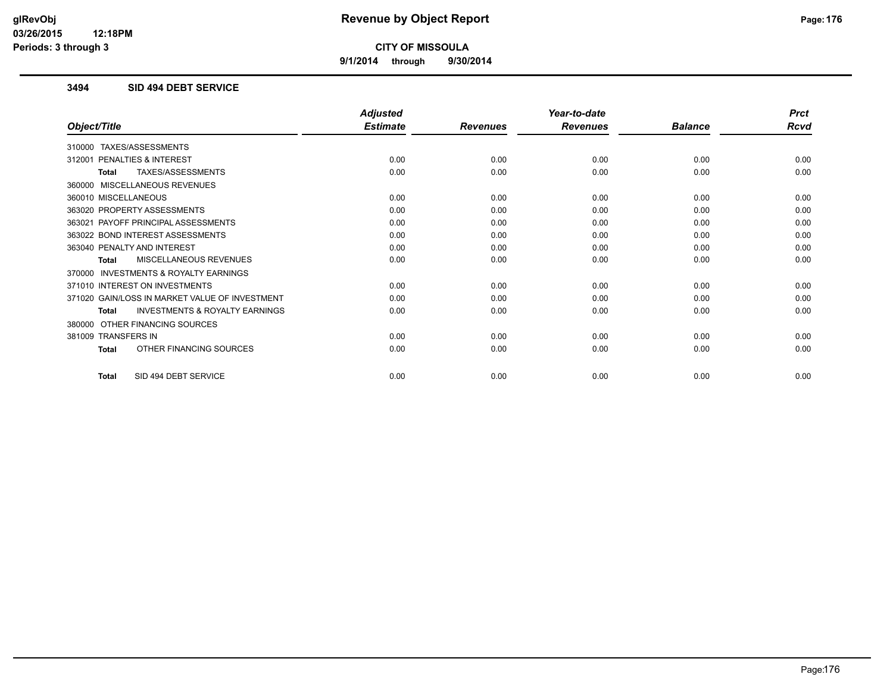**CITY OF MISSOULA**

**9/1/2014 through 9/30/2014**

### 3494 SID 494 DEBT SERVICE

| Object/Title | Adjusted Estimate | Revenues | Year-to-date Revenues | Balance | Prct Rcvd |
|---|---|---|---|---|---|
| 310000 TAXES/ASSESSMENTS | | | | | |
| 312001 PENALTIES & INTEREST | 0.00 | 0.00 | 0.00 | 0.00 | 0.00 |
| **Total** TAXES/ASSESSMENTS | 0.00 | 0.00 | 0.00 | 0.00 | 0.00 |
| 360000 MISCELLANEOUS REVENUES | | | | | |
| 360010 MISCELLANEOUS | 0.00 | 0.00 | 0.00 | 0.00 | 0.00 |
| 363020 PROPERTY ASSESSMENTS | 0.00 | 0.00 | 0.00 | 0.00 | 0.00 |
| 363021 PAYOFF PRINCIPAL ASSESSMENTS | 0.00 | 0.00 | 0.00 | 0.00 | 0.00 |
| 363022 BOND INTEREST ASSESSMENTS | 0.00 | 0.00 | 0.00 | 0.00 | 0.00 |
| 363040 PENALTY AND INTEREST | 0.00 | 0.00 | 0.00 | 0.00 | 0.00 |
| **Total** MISCELLANEOUS REVENUES | 0.00 | 0.00 | 0.00 | 0.00 | 0.00 |
| 370000 INVESTMENTS & ROYALTY EARNINGS | | | | | |
| 371010 INTEREST ON INVESTMENTS | 0.00 | 0.00 | 0.00 | 0.00 | 0.00 |
| 371020 GAIN/LOSS IN MARKET VALUE OF INVESTMENT | 0.00 | 0.00 | 0.00 | 0.00 | 0.00 |
| **Total** INVESTMENTS & ROYALTY EARNINGS | 0.00 | 0.00 | 0.00 | 0.00 | 0.00 |
| 380000 OTHER FINANCING SOURCES | | | | | |
| 381009 TRANSFERS IN | 0.00 | 0.00 | 0.00 | 0.00 | 0.00 |
| **Total** OTHER FINANCING SOURCES | 0.00 | 0.00 | 0.00 | 0.00 | 0.00 |
| **Total** SID 494 DEBT SERVICE | 0.00 | 0.00 | 0.00 | 0.00 | 0.00 |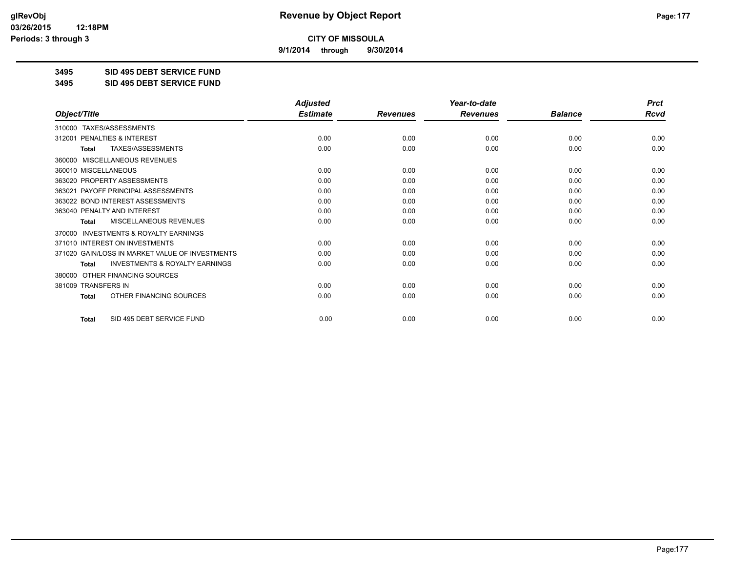**CITY OF MISSOULA**

**9/1/2014 through 9/30/2014**

**3495 SID 495 DEBT SERVICE FUND**

**3495 SID 495 DEBT SERVICE FUND**

| Object/Title | Adjusted Estimate | Revenues | Year-to-date Revenues | Balance | Prct Rcvd |
|---|---|---|---|---|---|
| 310000 TAXES/ASSESSMENTS | | | | | |
| 312001 PENALTIES & INTEREST | 0.00 | 0.00 | 0.00 | 0.00 | 0.00 |
| **Total** TAXES/ASSESSMENTS | 0.00 | 0.00 | 0.00 | 0.00 | 0.00 |
| 360000 MISCELLANEOUS REVENUES | | | | | |
| 360010 MISCELLANEOUS | 0.00 | 0.00 | 0.00 | 0.00 | 0.00 |
| 363020 PROPERTY ASSESSMENTS | 0.00 | 0.00 | 0.00 | 0.00 | 0.00 |
| 363021 PAYOFF PRINCIPAL ASSESSMENTS | 0.00 | 0.00 | 0.00 | 0.00 | 0.00 |
| 363022 BOND INTEREST ASSESSMENTS | 0.00 | 0.00 | 0.00 | 0.00 | 0.00 |
| 363040 PENALTY AND INTEREST | 0.00 | 0.00 | 0.00 | 0.00 | 0.00 |
| **Total** MISCELLANEOUS REVENUES | 0.00 | 0.00 | 0.00 | 0.00 | 0.00 |
| 370000 INVESTMENTS & ROYALTY EARNINGS | | | | | |
| 371010 INTEREST ON INVESTMENTS | 0.00 | 0.00 | 0.00 | 0.00 | 0.00 |
| 371020 GAIN/LOSS IN MARKET VALUE OF INVESTMENTS | 0.00 | 0.00 | 0.00 | 0.00 | 0.00 |
| **Total** INVESTMENTS & ROYALTY EARNINGS | 0.00 | 0.00 | 0.00 | 0.00 | 0.00 |
| 380000 OTHER FINANCING SOURCES | | | | | |
| 381009 TRANSFERS IN | 0.00 | 0.00 | 0.00 | 0.00 | 0.00 |
| **Total** OTHER FINANCING SOURCES | 0.00 | 0.00 | 0.00 | 0.00 | 0.00 |
| **Total** SID 495 DEBT SERVICE FUND | 0.00 | 0.00 | 0.00 | 0.00 | 0.00 |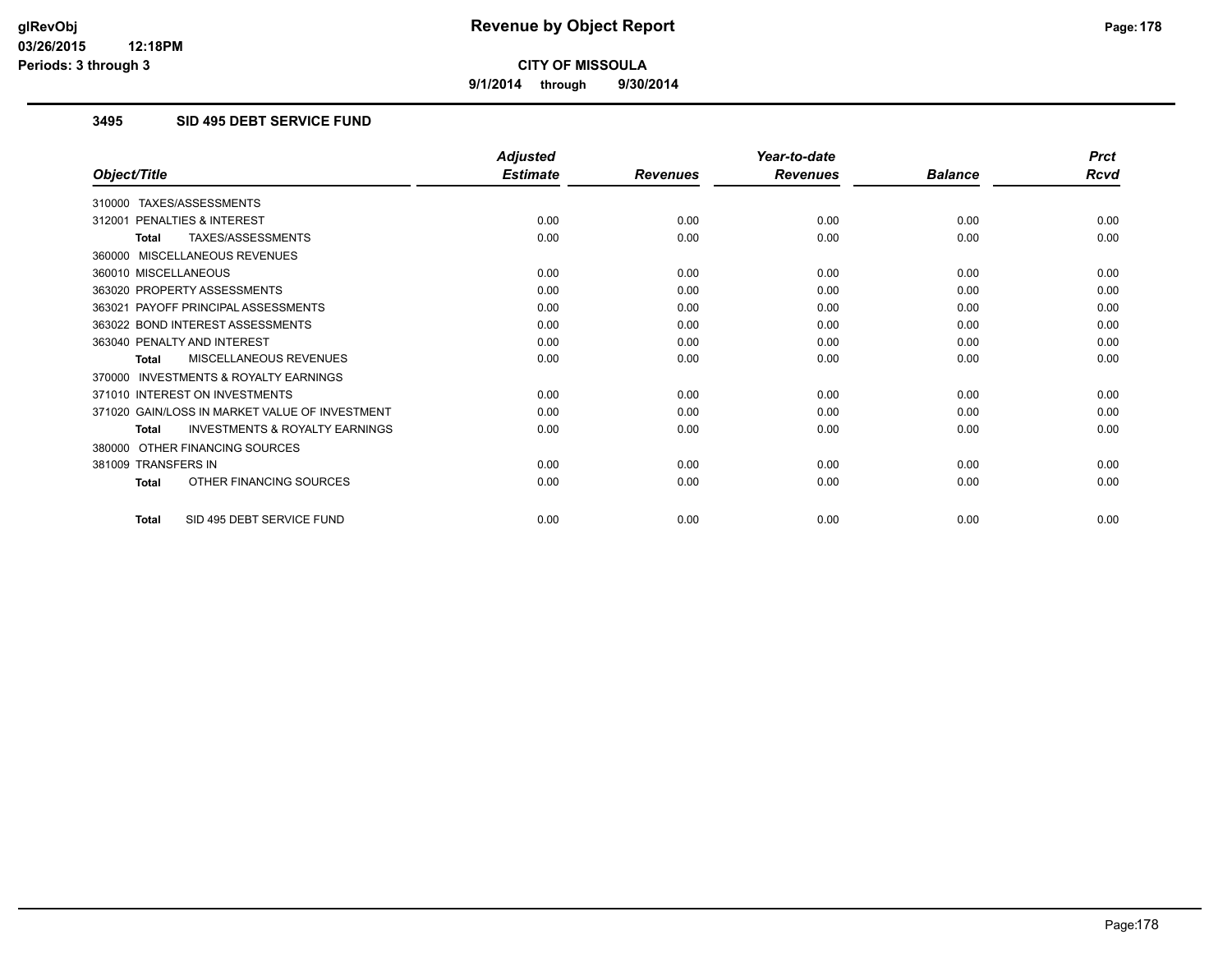# Revenue by Object Report

**CITY OF MISSOULA**

**9/1/2014 through 9/30/2014**

glRevObj
03/26/2015 12:18PM
Periods: 3 through 3

### 3495 SID 495 DEBT SERVICE FUND

| Object/Title | Adjusted Estimate | Revenues | Year-to-date Revenues | Balance | Prct Rcvd |
|---|---|---|---|---|---|
| 310000 TAXES/ASSESSMENTS | | | | | |
| 312001 PENALTIES & INTEREST | 0.00 | 0.00 | 0.00 | 0.00 | 0.00 |
| **Total** TAXES/ASSESSMENTS | 0.00 | 0.00 | 0.00 | 0.00 | 0.00 |
| 360000 MISCELLANEOUS REVENUES | | | | | |
| 360010 MISCELLANEOUS | 0.00 | 0.00 | 0.00 | 0.00 | 0.00 |
| 363020 PROPERTY ASSESSMENTS | 0.00 | 0.00 | 0.00 | 0.00 | 0.00 |
| 363021 PAYOFF PRINCIPAL ASSESSMENTS | 0.00 | 0.00 | 0.00 | 0.00 | 0.00 |
| 363022 BOND INTEREST ASSESSMENTS | 0.00 | 0.00 | 0.00 | 0.00 | 0.00 |
| 363040 PENALTY AND INTEREST | 0.00 | 0.00 | 0.00 | 0.00 | 0.00 |
| **Total** MISCELLANEOUS REVENUES | 0.00 | 0.00 | 0.00 | 0.00 | 0.00 |
| 370000 INVESTMENTS & ROYALTY EARNINGS | | | | | |
| 371010 INTEREST ON INVESTMENTS | 0.00 | 0.00 | 0.00 | 0.00 | 0.00 |
| 371020 GAIN/LOSS IN MARKET VALUE OF INVESTMENT | 0.00 | 0.00 | 0.00 | 0.00 | 0.00 |
| **Total** INVESTMENTS & ROYALTY EARNINGS | 0.00 | 0.00 | 0.00 | 0.00 | 0.00 |
| 380000 OTHER FINANCING SOURCES | | | | | |
| 381009 TRANSFERS IN | 0.00 | 0.00 | 0.00 | 0.00 | 0.00 |
| **Total** OTHER FINANCING SOURCES | 0.00 | 0.00 | 0.00 | 0.00 | 0.00 |
| **Total** SID 495 DEBT SERVICE FUND | 0.00 | 0.00 | 0.00 | 0.00 | 0.00 |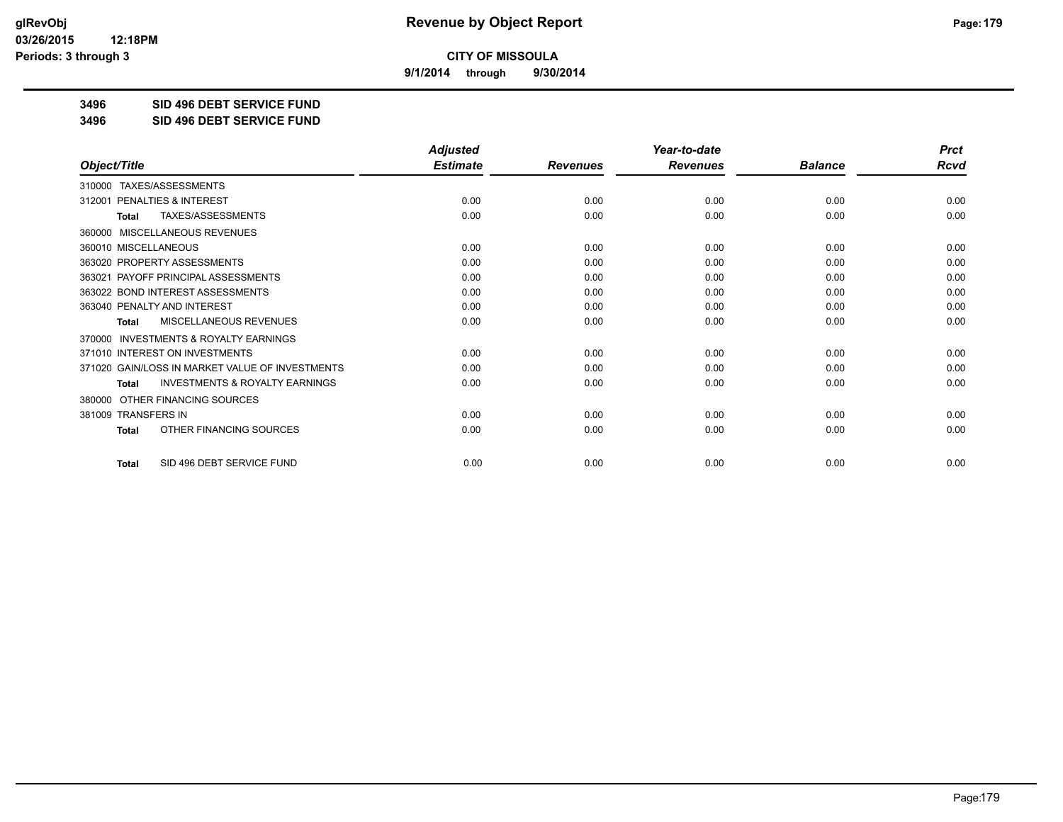**CITY OF MISSOULA**

**9/1/2014 through 9/30/2014**

**3496 SID 496 DEBT SERVICE FUND**

**3496 SID 496 DEBT SERVICE FUND**

| Object/Title | Adjusted Estimate | Revenues | Year-to-date Revenues | Balance | Prct Rcvd |
|---|---|---|---|---|---|
| 310000 TAXES/ASSESSMENTS | | | | | |
| 312001 PENALTIES & INTEREST | 0.00 | 0.00 | 0.00 | 0.00 | 0.00 |
| Total TAXES/ASSESSMENTS | 0.00 | 0.00 | 0.00 | 0.00 | 0.00 |
| 360000 MISCELLANEOUS REVENUES | | | | | |
| 360010 MISCELLANEOUS | 0.00 | 0.00 | 0.00 | 0.00 | 0.00 |
| 363020 PROPERTY ASSESSMENTS | 0.00 | 0.00 | 0.00 | 0.00 | 0.00 |
| 363021 PAYOFF PRINCIPAL ASSESSMENTS | 0.00 | 0.00 | 0.00 | 0.00 | 0.00 |
| 363022 BOND INTEREST ASSESSMENTS | 0.00 | 0.00 | 0.00 | 0.00 | 0.00 |
| 363040 PENALTY AND INTEREST | 0.00 | 0.00 | 0.00 | 0.00 | 0.00 |
| Total MISCELLANEOUS REVENUES | 0.00 | 0.00 | 0.00 | 0.00 | 0.00 |
| 370000 INVESTMENTS & ROYALTY EARNINGS | | | | | |
| 371010 INTEREST ON INVESTMENTS | 0.00 | 0.00 | 0.00 | 0.00 | 0.00 |
| 371020 GAIN/LOSS IN MARKET VALUE OF INVESTMENTS | 0.00 | 0.00 | 0.00 | 0.00 | 0.00 |
| Total INVESTMENTS & ROYALTY EARNINGS | 0.00 | 0.00 | 0.00 | 0.00 | 0.00 |
| 380000 OTHER FINANCING SOURCES | | | | | |
| 381009 TRANSFERS IN | 0.00 | 0.00 | 0.00 | 0.00 | 0.00 |
| Total OTHER FINANCING SOURCES | 0.00 | 0.00 | 0.00 | 0.00 | 0.00 |
| Total SID 496 DEBT SERVICE FUND | 0.00 | 0.00 | 0.00 | 0.00 | 0.00 |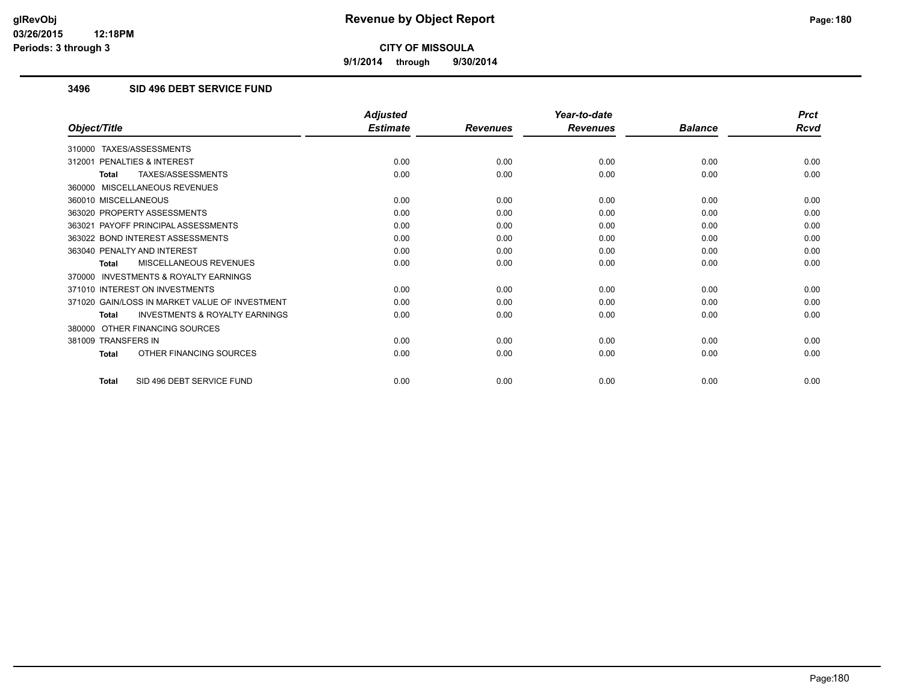**CITY OF MISSOULA**

**9/1/2014 through 9/30/2014**

### 3496 SID 496 DEBT SERVICE FUND

| Object/Title | Adjusted Estimate | Revenues | Year-to-date Revenues | Balance | Prct Rcvd |
|---|---|---|---|---|---|
| 310000 TAXES/ASSESSMENTS | | | | | |
| 312001 PENALTIES & INTEREST | 0.00 | 0.00 | 0.00 | 0.00 | 0.00 |
| **Total** TAXES/ASSESSMENTS | 0.00 | 0.00 | 0.00 | 0.00 | 0.00 |
| 360000 MISCELLANEOUS REVENUES | | | | | |
| 360010 MISCELLANEOUS | 0.00 | 0.00 | 0.00 | 0.00 | 0.00 |
| 363020 PROPERTY ASSESSMENTS | 0.00 | 0.00 | 0.00 | 0.00 | 0.00 |
| 363021 PAYOFF PRINCIPAL ASSESSMENTS | 0.00 | 0.00 | 0.00 | 0.00 | 0.00 |
| 363022 BOND INTEREST ASSESSMENTS | 0.00 | 0.00 | 0.00 | 0.00 | 0.00 |
| 363040 PENALTY AND INTEREST | 0.00 | 0.00 | 0.00 | 0.00 | 0.00 |
| **Total** MISCELLANEOUS REVENUES | 0.00 | 0.00 | 0.00 | 0.00 | 0.00 |
| 370000 INVESTMENTS & ROYALTY EARNINGS | | | | | |
| 371010 INTEREST ON INVESTMENTS | 0.00 | 0.00 | 0.00 | 0.00 | 0.00 |
| 371020 GAIN/LOSS IN MARKET VALUE OF INVESTMENT | 0.00 | 0.00 | 0.00 | 0.00 | 0.00 |
| **Total** INVESTMENTS & ROYALTY EARNINGS | 0.00 | 0.00 | 0.00 | 0.00 | 0.00 |
| 380000 OTHER FINANCING SOURCES | | | | | |
| 381009 TRANSFERS IN | 0.00 | 0.00 | 0.00 | 0.00 | 0.00 |
| **Total** OTHER FINANCING SOURCES | 0.00 | 0.00 | 0.00 | 0.00 | 0.00 |
| **Total** SID 496 DEBT SERVICE FUND | 0.00 | 0.00 | 0.00 | 0.00 | 0.00 |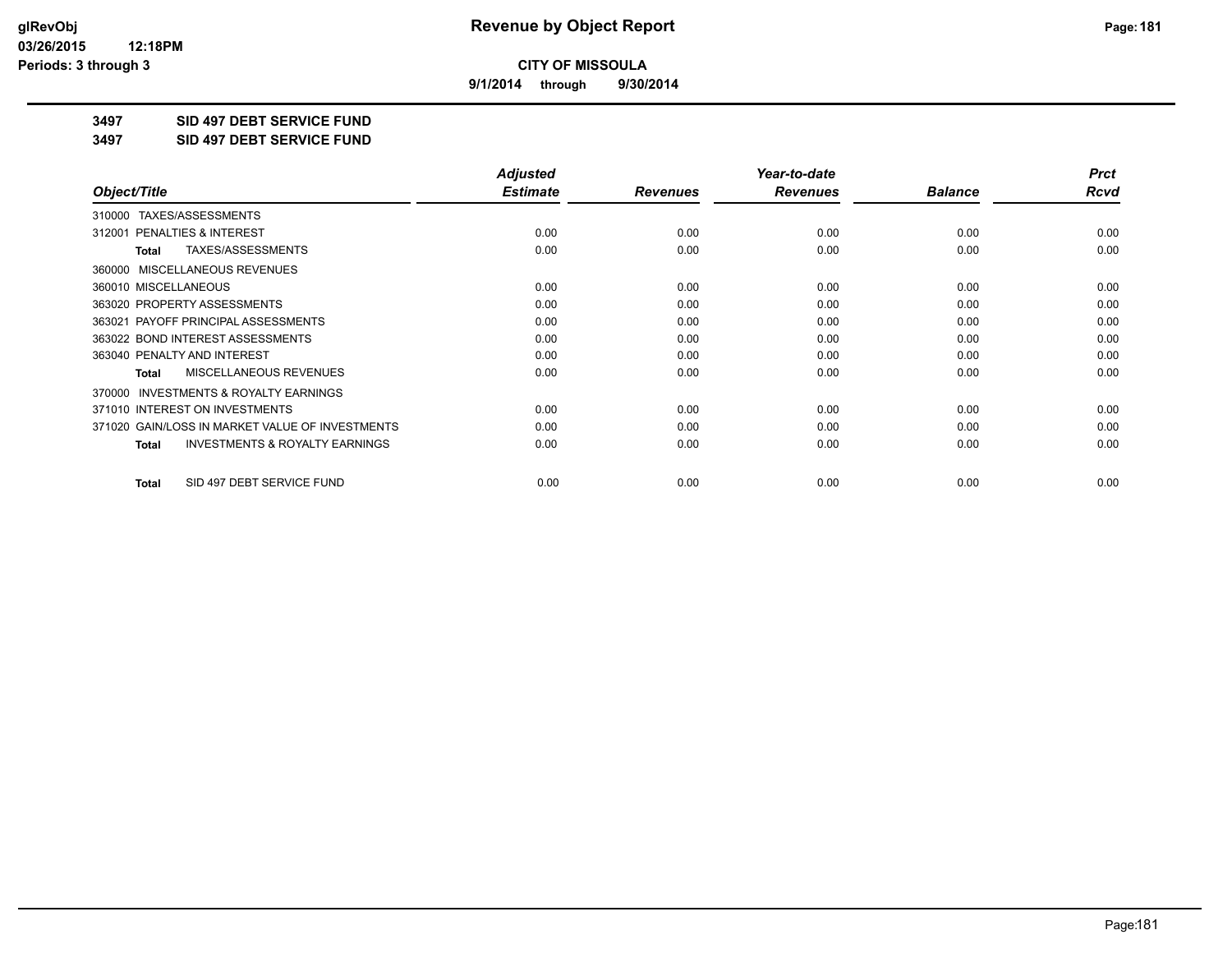# CITY OF MISSOULA

**9/1/2014 through 9/30/2014**

**3497 SID 497 DEBT SERVICE FUND**

**3497 SID 497 DEBT SERVICE FUND**

| Object/Title | Adjusted Estimate | Revenues | Year-to-date Revenues | Balance | Prct Rcvd |
|---|---|---|---|---|---|
| 310000 TAXES/ASSESSMENTS | | | | | |
| 312001 PENALTIES & INTEREST | 0.00 | 0.00 | 0.00 | 0.00 | 0.00 |
| **Total** TAXES/ASSESSMENTS | 0.00 | 0.00 | 0.00 | 0.00 | 0.00 |
| 360000 MISCELLANEOUS REVENUES | | | | | |
| 360010 MISCELLANEOUS | 0.00 | 0.00 | 0.00 | 0.00 | 0.00 |
| 363020 PROPERTY ASSESSMENTS | 0.00 | 0.00 | 0.00 | 0.00 | 0.00 |
| 363021 PAYOFF PRINCIPAL ASSESSMENTS | 0.00 | 0.00 | 0.00 | 0.00 | 0.00 |
| 363022 BOND INTEREST ASSESSMENTS | 0.00 | 0.00 | 0.00 | 0.00 | 0.00 |
| 363040 PENALTY AND INTEREST | 0.00 | 0.00 | 0.00 | 0.00 | 0.00 |
| **Total** MISCELLANEOUS REVENUES | 0.00 | 0.00 | 0.00 | 0.00 | 0.00 |
| 370000 INVESTMENTS & ROYALTY EARNINGS | | | | | |
| 371010 INTEREST ON INVESTMENTS | 0.00 | 0.00 | 0.00 | 0.00 | 0.00 |
| 371020 GAIN/LOSS IN MARKET VALUE OF INVESTMENTS | 0.00 | 0.00 | 0.00 | 0.00 | 0.00 |
| **Total** INVESTMENTS & ROYALTY EARNINGS | 0.00 | 0.00 | 0.00 | 0.00 | 0.00 |
| **Total** SID 497 DEBT SERVICE FUND | 0.00 | 0.00 | 0.00 | 0.00 | 0.00 |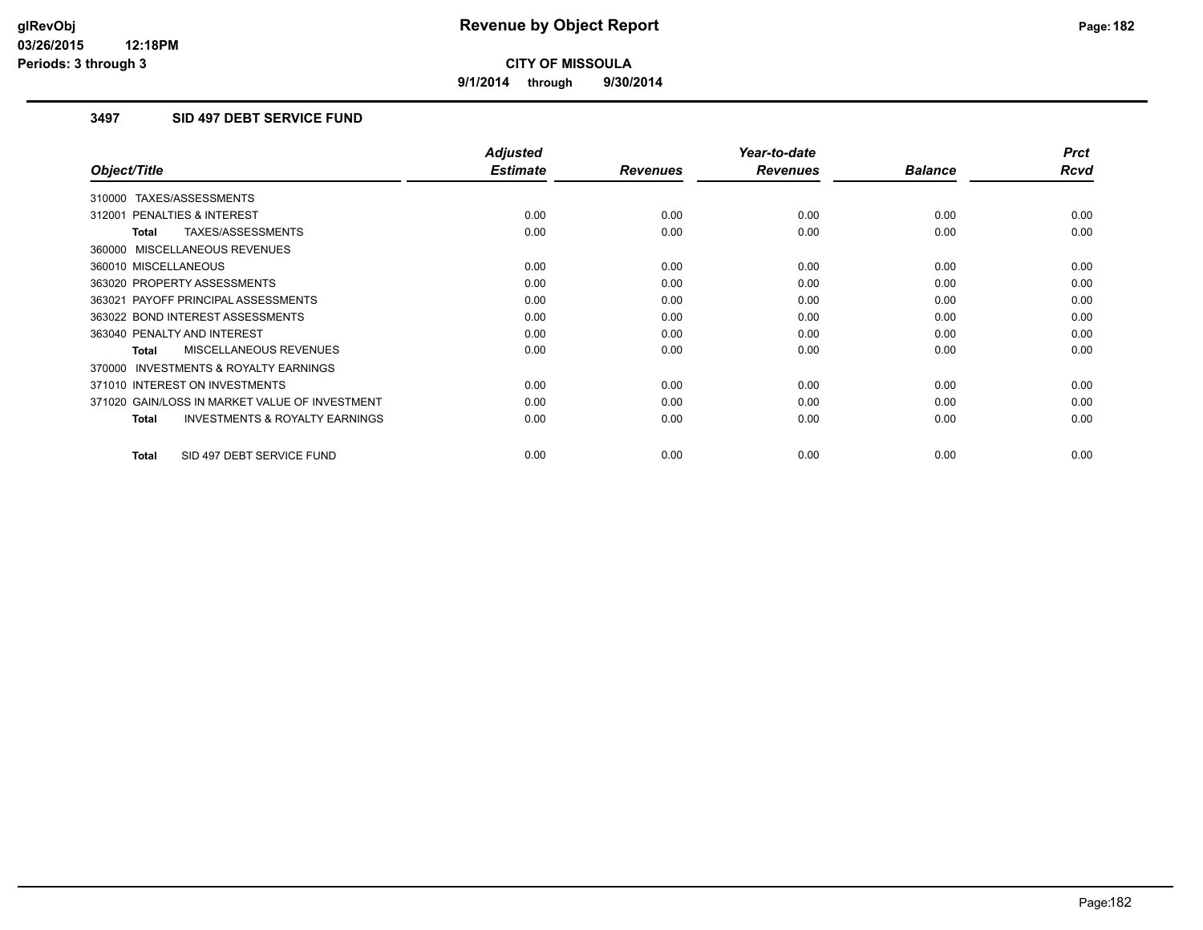# Revenue by Object Report

**CITY OF MISSOULA**

**9/1/2014 through 9/30/2014**

glRevObj
03/26/2015 12:18PM
Periods: 3 through 3

### 3497 SID 497 DEBT SERVICE FUND

| Object/Title | Adjusted Estimate | Revenues | Year-to-date Revenues | Balance | Prct Rcvd |
|---|---|---|---|---|---|
| 310000 TAXES/ASSESSMENTS | | | | | |
| 312001 PENALTIES & INTEREST | 0.00 | 0.00 | 0.00 | 0.00 | 0.00 |
| **Total** TAXES/ASSESSMENTS | 0.00 | 0.00 | 0.00 | 0.00 | 0.00 |
| 360000 MISCELLANEOUS REVENUES | | | | | |
| 360010 MISCELLANEOUS | 0.00 | 0.00 | 0.00 | 0.00 | 0.00 |
| 363020 PROPERTY ASSESSMENTS | 0.00 | 0.00 | 0.00 | 0.00 | 0.00 |
| 363021 PAYOFF PRINCIPAL ASSESSMENTS | 0.00 | 0.00 | 0.00 | 0.00 | 0.00 |
| 363022 BOND INTEREST ASSESSMENTS | 0.00 | 0.00 | 0.00 | 0.00 | 0.00 |
| 363040 PENALTY AND INTEREST | 0.00 | 0.00 | 0.00 | 0.00 | 0.00 |
| **Total** MISCELLANEOUS REVENUES | 0.00 | 0.00 | 0.00 | 0.00 | 0.00 |
| 370000 INVESTMENTS & ROYALTY EARNINGS | | | | | |
| 371010 INTEREST ON INVESTMENTS | 0.00 | 0.00 | 0.00 | 0.00 | 0.00 |
| 371020 GAIN/LOSS IN MARKET VALUE OF INVESTMENT | 0.00 | 0.00 | 0.00 | 0.00 | 0.00 |
| **Total** INVESTMENTS & ROYALTY EARNINGS | 0.00 | 0.00 | 0.00 | 0.00 | 0.00 |
| **Total** SID 497 DEBT SERVICE FUND | 0.00 | 0.00 | 0.00 | 0.00 | 0.00 |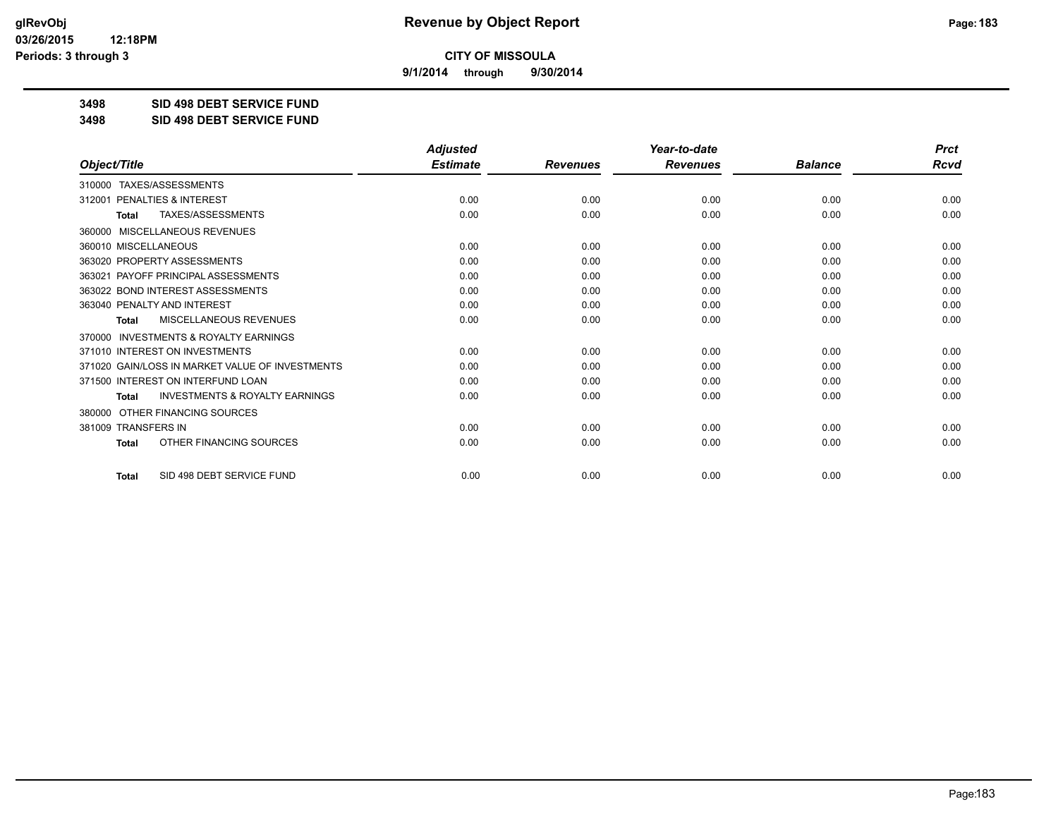**CITY OF MISSOULA**

**9/1/2014 through 9/30/2014**

**3498 SID 498 DEBT SERVICE FUND**

**3498 SID 498 DEBT SERVICE FUND**

| Object/Title | Adjusted Estimate | Revenues | Year-to-date Revenues | Balance | Prct Rcvd |
|---|---|---|---|---|---|
| 310000 TAXES/ASSESSMENTS | | | | | |
| 312001 PENALTIES & INTEREST | 0.00 | 0.00 | 0.00 | 0.00 | 0.00 |
| **Total** TAXES/ASSESSMENTS | 0.00 | 0.00 | 0.00 | 0.00 | 0.00 |
| 360000 MISCELLANEOUS REVENUES | | | | | |
| 360010 MISCELLANEOUS | 0.00 | 0.00 | 0.00 | 0.00 | 0.00 |
| 363020 PROPERTY ASSESSMENTS | 0.00 | 0.00 | 0.00 | 0.00 | 0.00 |
| 363021 PAYOFF PRINCIPAL ASSESSMENTS | 0.00 | 0.00 | 0.00 | 0.00 | 0.00 |
| 363022 BOND INTEREST ASSESSMENTS | 0.00 | 0.00 | 0.00 | 0.00 | 0.00 |
| 363040 PENALTY AND INTEREST | 0.00 | 0.00 | 0.00 | 0.00 | 0.00 |
| **Total** MISCELLANEOUS REVENUES | 0.00 | 0.00 | 0.00 | 0.00 | 0.00 |
| 370000 INVESTMENTS & ROYALTY EARNINGS | | | | | |
| 371010 INTEREST ON INVESTMENTS | 0.00 | 0.00 | 0.00 | 0.00 | 0.00 |
| 371020 GAIN/LOSS IN MARKET VALUE OF INVESTMENTS | 0.00 | 0.00 | 0.00 | 0.00 | 0.00 |
| 371500 INTEREST ON INTERFUND LOAN | 0.00 | 0.00 | 0.00 | 0.00 | 0.00 |
| **Total** INVESTMENTS & ROYALTY EARNINGS | 0.00 | 0.00 | 0.00 | 0.00 | 0.00 |
| 380000 OTHER FINANCING SOURCES | | | | | |
| 381009 TRANSFERS IN | 0.00 | 0.00 | 0.00 | 0.00 | 0.00 |
| **Total** OTHER FINANCING SOURCES | 0.00 | 0.00 | 0.00 | 0.00 | 0.00 |
| **Total** SID 498 DEBT SERVICE FUND | 0.00 | 0.00 | 0.00 | 0.00 | 0.00 |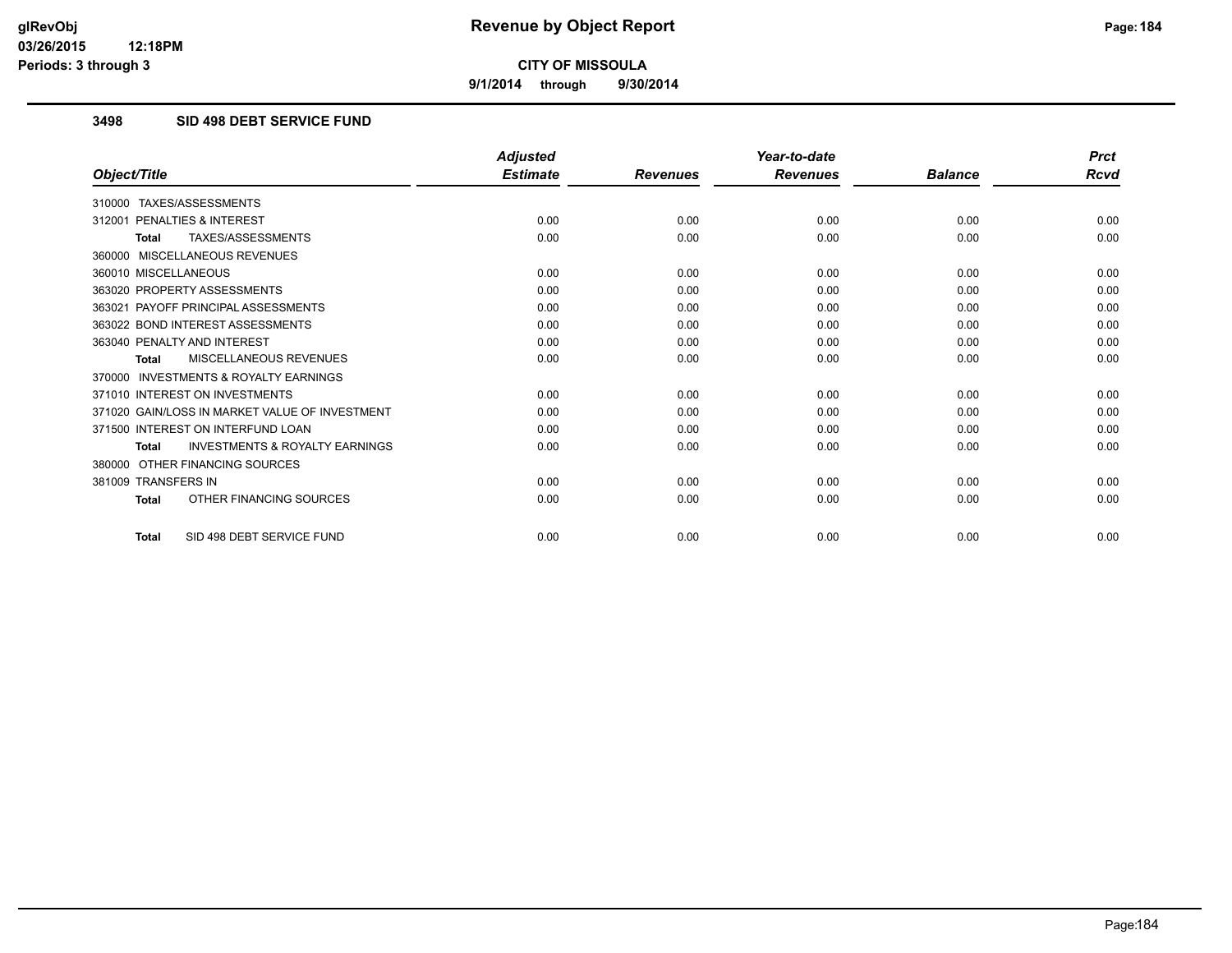**CITY OF MISSOULA**

**9/1/2014 through 9/30/2014**

### 3498 SID 498 DEBT SERVICE FUND

| Object/Title | Adjusted Estimate | Revenues | Year-to-date Revenues | Balance | Prct Rcvd |
|---|---|---|---|---|---|
| 310000 TAXES/ASSESSMENTS | | | | | |
| 312001 PENALTIES & INTEREST | 0.00 | 0.00 | 0.00 | 0.00 | 0.00 |
| **Total** TAXES/ASSESSMENTS | 0.00 | 0.00 | 0.00 | 0.00 | 0.00 |
| 360000 MISCELLANEOUS REVENUES | | | | | |
| 360010 MISCELLANEOUS | 0.00 | 0.00 | 0.00 | 0.00 | 0.00 |
| 363020 PROPERTY ASSESSMENTS | 0.00 | 0.00 | 0.00 | 0.00 | 0.00 |
| 363021 PAYOFF PRINCIPAL ASSESSMENTS | 0.00 | 0.00 | 0.00 | 0.00 | 0.00 |
| 363022 BOND INTEREST ASSESSMENTS | 0.00 | 0.00 | 0.00 | 0.00 | 0.00 |
| 363040 PENALTY AND INTEREST | 0.00 | 0.00 | 0.00 | 0.00 | 0.00 |
| **Total** MISCELLANEOUS REVENUES | 0.00 | 0.00 | 0.00 | 0.00 | 0.00 |
| 370000 INVESTMENTS & ROYALTY EARNINGS | | | | | |
| 371010 INTEREST ON INVESTMENTS | 0.00 | 0.00 | 0.00 | 0.00 | 0.00 |
| 371020 GAIN/LOSS IN MARKET VALUE OF INVESTMENT | 0.00 | 0.00 | 0.00 | 0.00 | 0.00 |
| 371500 INTEREST ON INTERFUND LOAN | 0.00 | 0.00 | 0.00 | 0.00 | 0.00 |
| **Total** INVESTMENTS & ROYALTY EARNINGS | 0.00 | 0.00 | 0.00 | 0.00 | 0.00 |
| 380000 OTHER FINANCING SOURCES | | | | | |
| 381009 TRANSFERS IN | 0.00 | 0.00 | 0.00 | 0.00 | 0.00 |
| **Total** OTHER FINANCING SOURCES | 0.00 | 0.00 | 0.00 | 0.00 | 0.00 |
| **Total** SID 498 DEBT SERVICE FUND | 0.00 | 0.00 | 0.00 | 0.00 | 0.00 |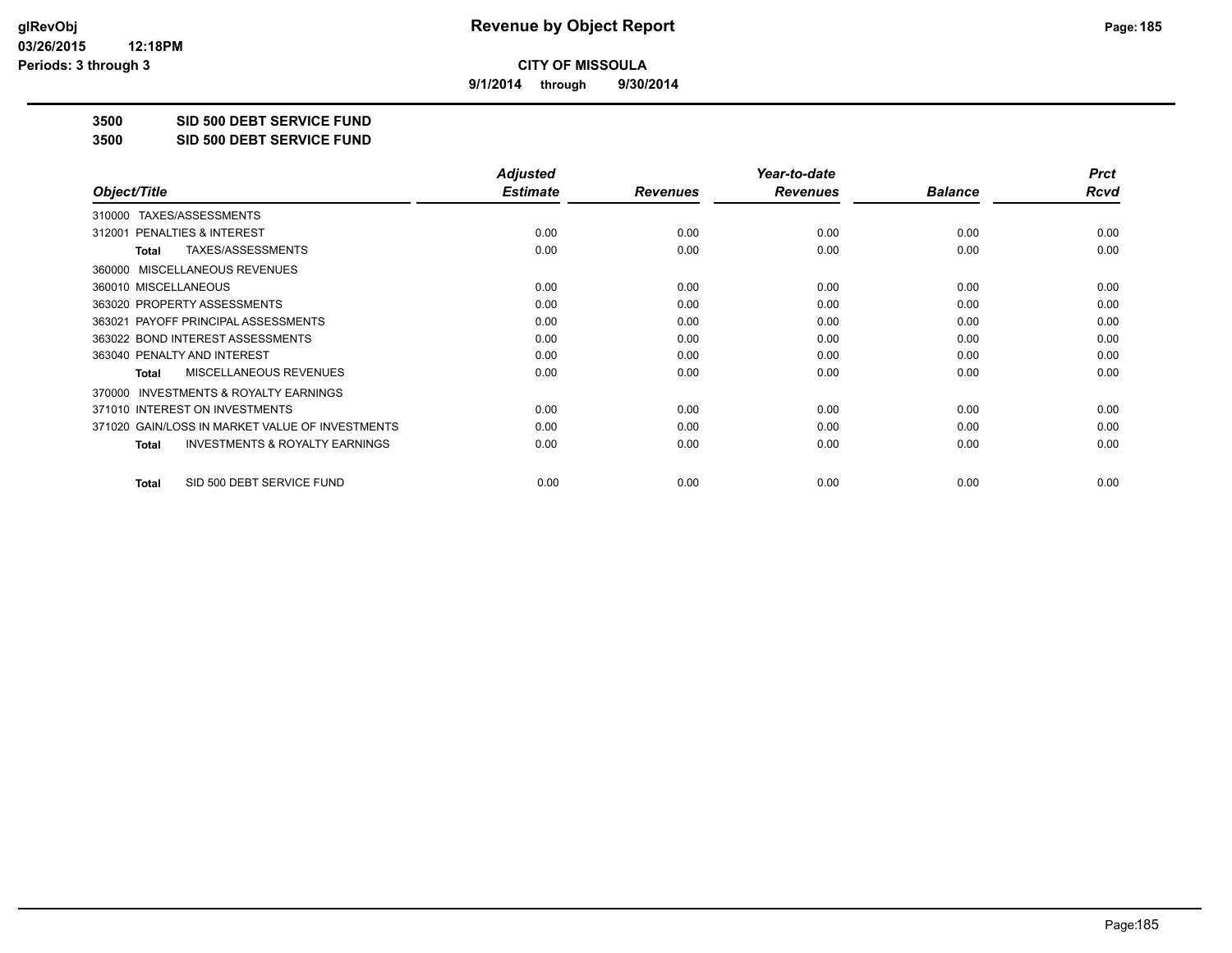**CITY OF MISSOULA**

**9/1/2014 through 9/30/2014**

**3500 SID 500 DEBT SERVICE FUND**

**3500 SID 500 DEBT SERVICE FUND**

| Object/Title | Adjusted Estimate | Revenues | Year-to-date Revenues | Balance | Prct Rcvd |
|---|---|---|---|---|---|
| 310000 TAXES/ASSESSMENTS | | | | | |
| 312001 PENALTIES & INTEREST | 0.00 | 0.00 | 0.00 | 0.00 | 0.00 |
| **Total** TAXES/ASSESSMENTS | 0.00 | 0.00 | 0.00 | 0.00 | 0.00 |
| 360000 MISCELLANEOUS REVENUES | | | | | |
| 360010 MISCELLANEOUS | 0.00 | 0.00 | 0.00 | 0.00 | 0.00 |
| 363020 PROPERTY ASSESSMENTS | 0.00 | 0.00 | 0.00 | 0.00 | 0.00 |
| 363021 PAYOFF PRINCIPAL ASSESSMENTS | 0.00 | 0.00 | 0.00 | 0.00 | 0.00 |
| 363022 BOND INTEREST ASSESSMENTS | 0.00 | 0.00 | 0.00 | 0.00 | 0.00 |
| 363040 PENALTY AND INTEREST | 0.00 | 0.00 | 0.00 | 0.00 | 0.00 |
| **Total** MISCELLANEOUS REVENUES | 0.00 | 0.00 | 0.00 | 0.00 | 0.00 |
| 370000 INVESTMENTS & ROYALTY EARNINGS | | | | | |
| 371010 INTEREST ON INVESTMENTS | 0.00 | 0.00 | 0.00 | 0.00 | 0.00 |
| 371020 GAIN/LOSS IN MARKET VALUE OF INVESTMENTS | 0.00 | 0.00 | 0.00 | 0.00 | 0.00 |
| **Total** INVESTMENTS & ROYALTY EARNINGS | 0.00 | 0.00 | 0.00 | 0.00 | 0.00 |
| **Total** SID 500 DEBT SERVICE FUND | 0.00 | 0.00 | 0.00 | 0.00 | 0.00 |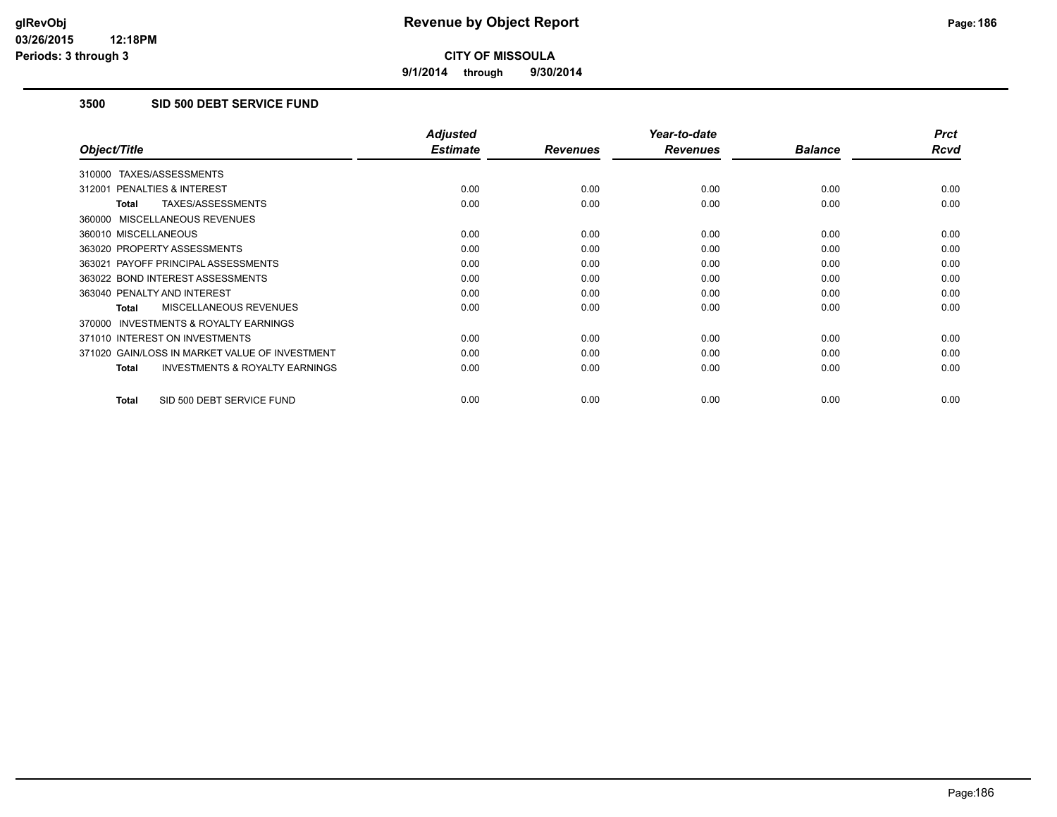# Revenue by Object Report

**CITY OF MISSOULA**

**9/1/2014 through 9/30/2014**

glRevObj
03/26/2015 12:18PM
Periods: 3 through 3

## 3500 SID 500 DEBT SERVICE FUND

| Object/Title | Adjusted Estimate | Revenues | Year-to-date Revenues | Balance | Prct Rcvd |
|---|---|---|---|---|---|
| 310000 TAXES/ASSESSMENTS | | | | | |
| 312001 PENALTIES & INTEREST | 0.00 | 0.00 | 0.00 | 0.00 | 0.00 |
| **Total** TAXES/ASSESSMENTS | 0.00 | 0.00 | 0.00 | 0.00 | 0.00 |
| 360000 MISCELLANEOUS REVENUES | | | | | |
| 360010 MISCELLANEOUS | 0.00 | 0.00 | 0.00 | 0.00 | 0.00 |
| 363020 PROPERTY ASSESSMENTS | 0.00 | 0.00 | 0.00 | 0.00 | 0.00 |
| 363021 PAYOFF PRINCIPAL ASSESSMENTS | 0.00 | 0.00 | 0.00 | 0.00 | 0.00 |
| 363022 BOND INTEREST ASSESSMENTS | 0.00 | 0.00 | 0.00 | 0.00 | 0.00 |
| 363040 PENALTY AND INTEREST | 0.00 | 0.00 | 0.00 | 0.00 | 0.00 |
| **Total** MISCELLANEOUS REVENUES | 0.00 | 0.00 | 0.00 | 0.00 | 0.00 |
| 370000 INVESTMENTS & ROYALTY EARNINGS | | | | | |
| 371010 INTEREST ON INVESTMENTS | 0.00 | 0.00 | 0.00 | 0.00 | 0.00 |
| 371020 GAIN/LOSS IN MARKET VALUE OF INVESTMENT | 0.00 | 0.00 | 0.00 | 0.00 | 0.00 |
| **Total** INVESTMENTS & ROYALTY EARNINGS | 0.00 | 0.00 | 0.00 | 0.00 | 0.00 |
| **Total** SID 500 DEBT SERVICE FUND | 0.00 | 0.00 | 0.00 | 0.00 | 0.00 |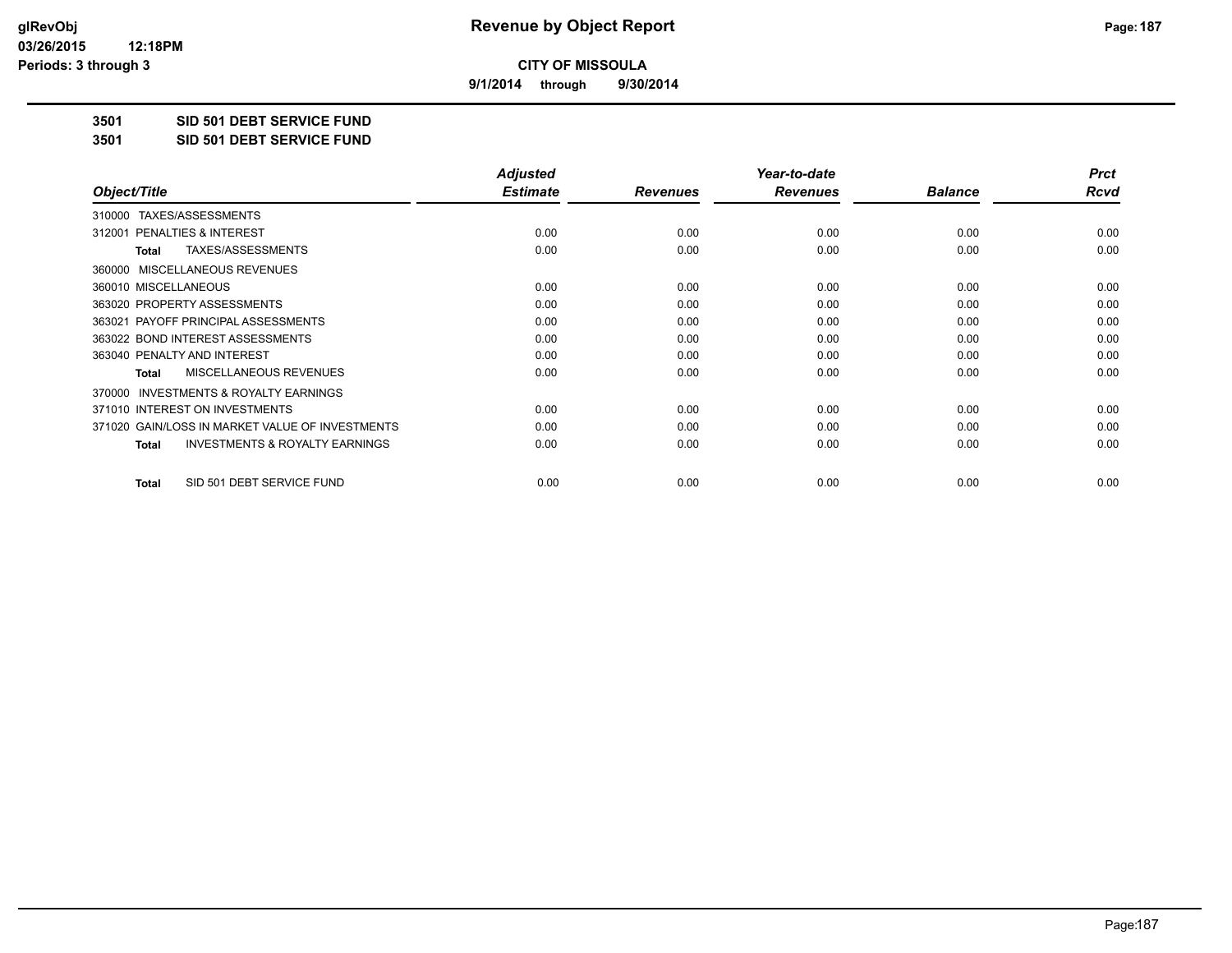**CITY OF MISSOULA**

**9/1/2014 through 9/30/2014**

**3501 SID 501 DEBT SERVICE FUND**

**3501 SID 501 DEBT SERVICE FUND**

| Object/Title | Adjusted Estimate | Revenues | Year-to-date Revenues | Balance | Prct Rcvd |
|---|---|---|---|---|---|
| 310000 TAXES/ASSESSMENTS | | | | | |
| 312001 PENALTIES & INTEREST | 0.00 | 0.00 | 0.00 | 0.00 | 0.00 |
| **Total** TAXES/ASSESSMENTS | 0.00 | 0.00 | 0.00 | 0.00 | 0.00 |
| 360000 MISCELLANEOUS REVENUES | | | | | |
| 360010 MISCELLANEOUS | 0.00 | 0.00 | 0.00 | 0.00 | 0.00 |
| 363020 PROPERTY ASSESSMENTS | 0.00 | 0.00 | 0.00 | 0.00 | 0.00 |
| 363021 PAYOFF PRINCIPAL ASSESSMENTS | 0.00 | 0.00 | 0.00 | 0.00 | 0.00 |
| 363022 BOND INTEREST ASSESSMENTS | 0.00 | 0.00 | 0.00 | 0.00 | 0.00 |
| 363040 PENALTY AND INTEREST | 0.00 | 0.00 | 0.00 | 0.00 | 0.00 |
| **Total** MISCELLANEOUS REVENUES | 0.00 | 0.00 | 0.00 | 0.00 | 0.00 |
| 370000 INVESTMENTS & ROYALTY EARNINGS | | | | | |
| 371010 INTEREST ON INVESTMENTS | 0.00 | 0.00 | 0.00 | 0.00 | 0.00 |
| 371020 GAIN/LOSS IN MARKET VALUE OF INVESTMENTS | 0.00 | 0.00 | 0.00 | 0.00 | 0.00 |
| **Total** INVESTMENTS & ROYALTY EARNINGS | 0.00 | 0.00 | 0.00 | 0.00 | 0.00 |
| **Total** SID 501 DEBT SERVICE FUND | 0.00 | 0.00 | 0.00 | 0.00 | 0.00 |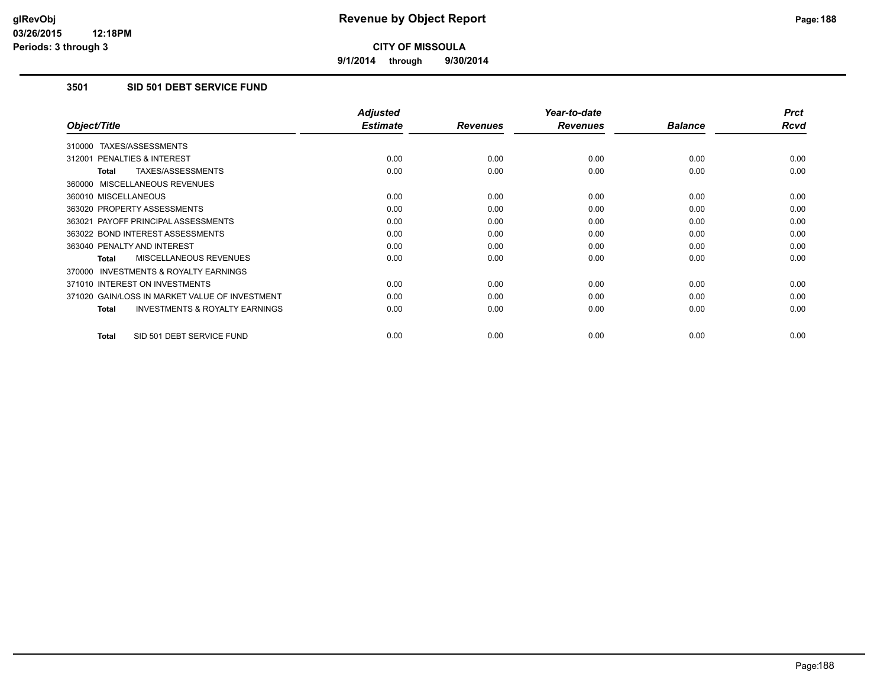**CITY OF MISSOULA**

**9/1/2014 through 9/30/2014**

## 3501 SID 501 DEBT SERVICE FUND

| Object/Title | Adjusted Estimate | Revenues | Year-to-date Revenues | Balance | Prct Rcvd |
|---|---|---|---|---|---|
| 310000 TAXES/ASSESSMENTS | | | | | |
| 312001 PENALTIES & INTEREST | 0.00 | 0.00 | 0.00 | 0.00 | 0.00 |
| **Total** TAXES/ASSESSMENTS | 0.00 | 0.00 | 0.00 | 0.00 | 0.00 |
| 360000 MISCELLANEOUS REVENUES | | | | | |
| 360010 MISCELLANEOUS | 0.00 | 0.00 | 0.00 | 0.00 | 0.00 |
| 363020 PROPERTY ASSESSMENTS | 0.00 | 0.00 | 0.00 | 0.00 | 0.00 |
| 363021 PAYOFF PRINCIPAL ASSESSMENTS | 0.00 | 0.00 | 0.00 | 0.00 | 0.00 |
| 363022 BOND INTEREST ASSESSMENTS | 0.00 | 0.00 | 0.00 | 0.00 | 0.00 |
| 363040 PENALTY AND INTEREST | 0.00 | 0.00 | 0.00 | 0.00 | 0.00 |
| **Total** MISCELLANEOUS REVENUES | 0.00 | 0.00 | 0.00 | 0.00 | 0.00 |
| 370000 INVESTMENTS & ROYALTY EARNINGS | | | | | |
| 371010 INTEREST ON INVESTMENTS | 0.00 | 0.00 | 0.00 | 0.00 | 0.00 |
| 371020 GAIN/LOSS IN MARKET VALUE OF INVESTMENT | 0.00 | 0.00 | 0.00 | 0.00 | 0.00 |
| **Total** INVESTMENTS & ROYALTY EARNINGS | 0.00 | 0.00 | 0.00 | 0.00 | 0.00 |
| **Total** SID 501 DEBT SERVICE FUND | 0.00 | 0.00 | 0.00 | 0.00 | 0.00 |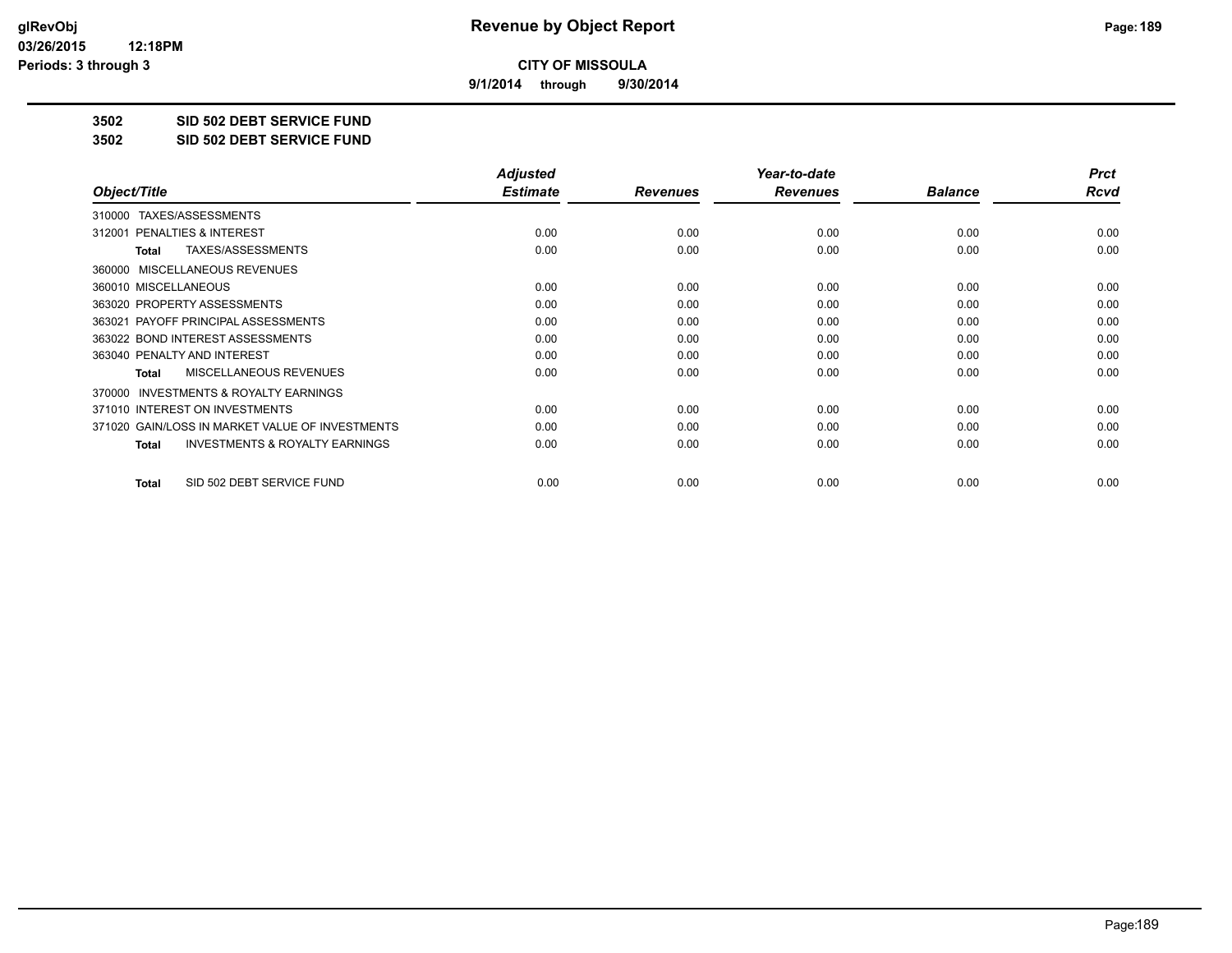**CITY OF MISSOULA**

**9/1/2014 through 9/30/2014**

**3502 SID 502 DEBT SERVICE FUND**

**3502 SID 502 DEBT SERVICE FUND**

| Object/Title | Adjusted Estimate | Revenues | Year-to-date Revenues | Balance | Prct Rcvd |
|---|---|---|---|---|---|
| 310000 TAXES/ASSESSMENTS | | | | | |
| 312001 PENALTIES & INTEREST | 0.00 | 0.00 | 0.00 | 0.00 | 0.00 |
| **Total** TAXES/ASSESSMENTS | 0.00 | 0.00 | 0.00 | 0.00 | 0.00 |
| 360000 MISCELLANEOUS REVENUES | | | | | |
| 360010 MISCELLANEOUS | 0.00 | 0.00 | 0.00 | 0.00 | 0.00 |
| 363020 PROPERTY ASSESSMENTS | 0.00 | 0.00 | 0.00 | 0.00 | 0.00 |
| 363021 PAYOFF PRINCIPAL ASSESSMENTS | 0.00 | 0.00 | 0.00 | 0.00 | 0.00 |
| 363022 BOND INTEREST ASSESSMENTS | 0.00 | 0.00 | 0.00 | 0.00 | 0.00 |
| 363040 PENALTY AND INTEREST | 0.00 | 0.00 | 0.00 | 0.00 | 0.00 |
| **Total** MISCELLANEOUS REVENUES | 0.00 | 0.00 | 0.00 | 0.00 | 0.00 |
| 370000 INVESTMENTS & ROYALTY EARNINGS | | | | | |
| 371010 INTEREST ON INVESTMENTS | 0.00 | 0.00 | 0.00 | 0.00 | 0.00 |
| 371020 GAIN/LOSS IN MARKET VALUE OF INVESTMENTS | 0.00 | 0.00 | 0.00 | 0.00 | 0.00 |
| **Total** INVESTMENTS & ROYALTY EARNINGS | 0.00 | 0.00 | 0.00 | 0.00 | 0.00 |
| **Total** SID 502 DEBT SERVICE FUND | 0.00 | 0.00 | 0.00 | 0.00 | 0.00 |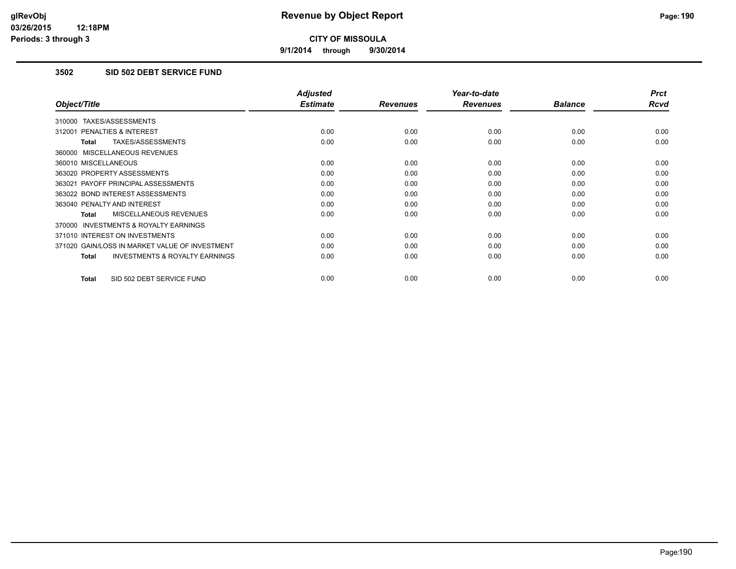**CITY OF MISSOULA**

**9/1/2014 through 9/30/2014**

### 3502 SID 502 DEBT SERVICE FUND

| Object/Title | Adjusted Estimate | Revenues | Year-to-date Revenues | Balance | Prct Rcvd |
|---|---|---|---|---|---|
| 310000 TAXES/ASSESSMENTS | | | | | |
| 312001 PENALTIES & INTEREST | 0.00 | 0.00 | 0.00 | 0.00 | 0.00 |
| **Total** TAXES/ASSESSMENTS | 0.00 | 0.00 | 0.00 | 0.00 | 0.00 |
| 360000 MISCELLANEOUS REVENUES | | | | | |
| 360010 MISCELLANEOUS | 0.00 | 0.00 | 0.00 | 0.00 | 0.00 |
| 363020 PROPERTY ASSESSMENTS | 0.00 | 0.00 | 0.00 | 0.00 | 0.00 |
| 363021 PAYOFF PRINCIPAL ASSESSMENTS | 0.00 | 0.00 | 0.00 | 0.00 | 0.00 |
| 363022 BOND INTEREST ASSESSMENTS | 0.00 | 0.00 | 0.00 | 0.00 | 0.00 |
| 363040 PENALTY AND INTEREST | 0.00 | 0.00 | 0.00 | 0.00 | 0.00 |
| **Total** MISCELLANEOUS REVENUES | 0.00 | 0.00 | 0.00 | 0.00 | 0.00 |
| 370000 INVESTMENTS & ROYALTY EARNINGS | | | | | |
| 371010 INTEREST ON INVESTMENTS | 0.00 | 0.00 | 0.00 | 0.00 | 0.00 |
| 371020 GAIN/LOSS IN MARKET VALUE OF INVESTMENT | 0.00 | 0.00 | 0.00 | 0.00 | 0.00 |
| **Total** INVESTMENTS & ROYALTY EARNINGS | 0.00 | 0.00 | 0.00 | 0.00 | 0.00 |
| **Total** SID 502 DEBT SERVICE FUND | 0.00 | 0.00 | 0.00 | 0.00 | 0.00 |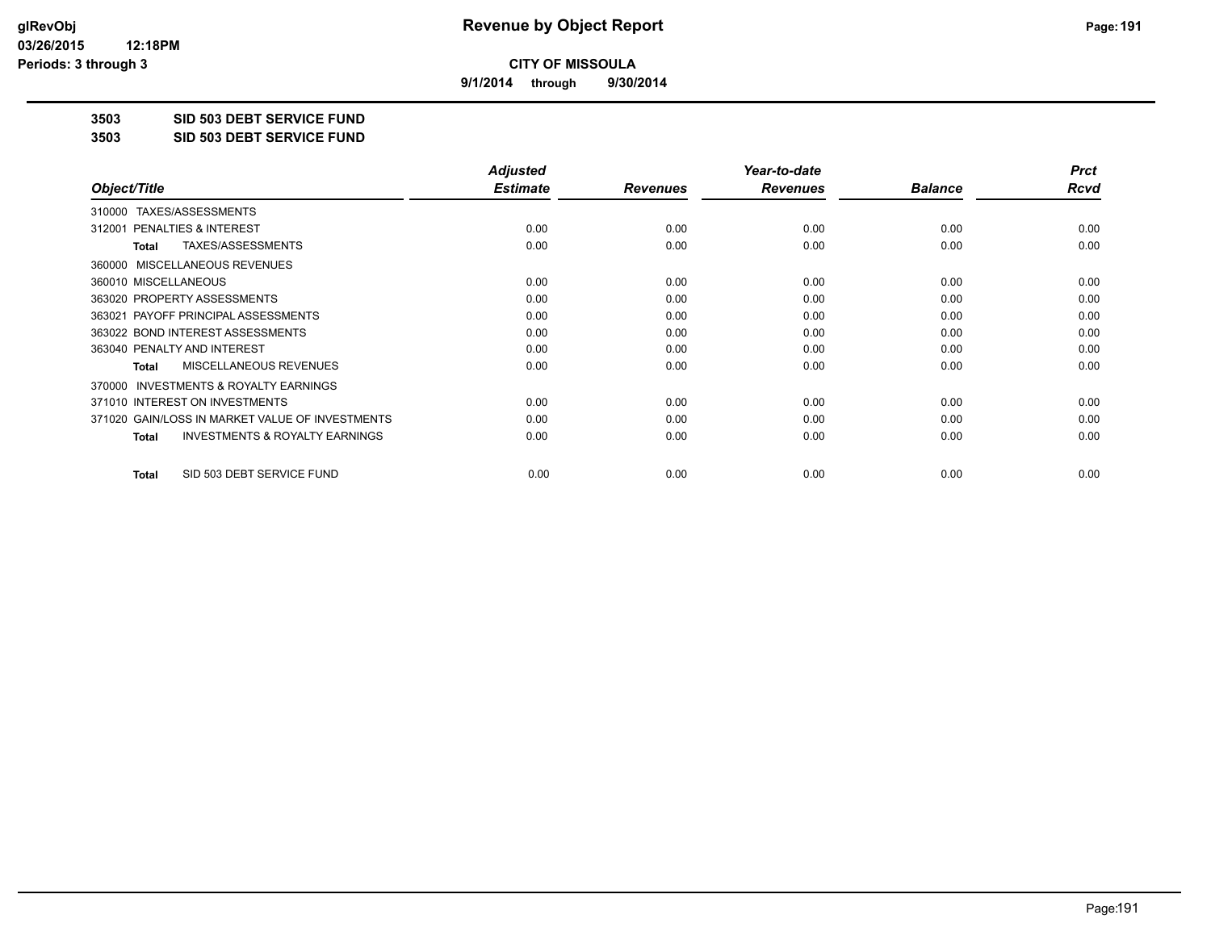**CITY OF MISSOULA**

**9/1/2014 through 9/30/2014**

## 3503 SID 503 DEBT SERVICE FUND

## 3503 SID 503 DEBT SERVICE FUND

| Object/Title | Adjusted Estimate | Revenues | Year-to-date Revenues | Balance | Prct Rcvd |
|---|---|---|---|---|---|
| 310000 TAXES/ASSESSMENTS | | | | | |
| 312001 PENALTIES & INTEREST | 0.00 | 0.00 | 0.00 | 0.00 | 0.00 |
| **Total** TAXES/ASSESSMENTS | 0.00 | 0.00 | 0.00 | 0.00 | 0.00 |
| 360000 MISCELLANEOUS REVENUES | | | | | |
| 360010 MISCELLANEOUS | 0.00 | 0.00 | 0.00 | 0.00 | 0.00 |
| 363020 PROPERTY ASSESSMENTS | 0.00 | 0.00 | 0.00 | 0.00 | 0.00 |
| 363021 PAYOFF PRINCIPAL ASSESSMENTS | 0.00 | 0.00 | 0.00 | 0.00 | 0.00 |
| 363022 BOND INTEREST ASSESSMENTS | 0.00 | 0.00 | 0.00 | 0.00 | 0.00 |
| 363040 PENALTY AND INTEREST | 0.00 | 0.00 | 0.00 | 0.00 | 0.00 |
| **Total** MISCELLANEOUS REVENUES | 0.00 | 0.00 | 0.00 | 0.00 | 0.00 |
| 370000 INVESTMENTS & ROYALTY EARNINGS | | | | | |
| 371010 INTEREST ON INVESTMENTS | 0.00 | 0.00 | 0.00 | 0.00 | 0.00 |
| 371020 GAIN/LOSS IN MARKET VALUE OF INVESTMENTS | 0.00 | 0.00 | 0.00 | 0.00 | 0.00 |
| **Total** INVESTMENTS & ROYALTY EARNINGS | 0.00 | 0.00 | 0.00 | 0.00 | 0.00 |
| **Total** SID 503 DEBT SERVICE FUND | 0.00 | 0.00 | 0.00 | 0.00 | 0.00 |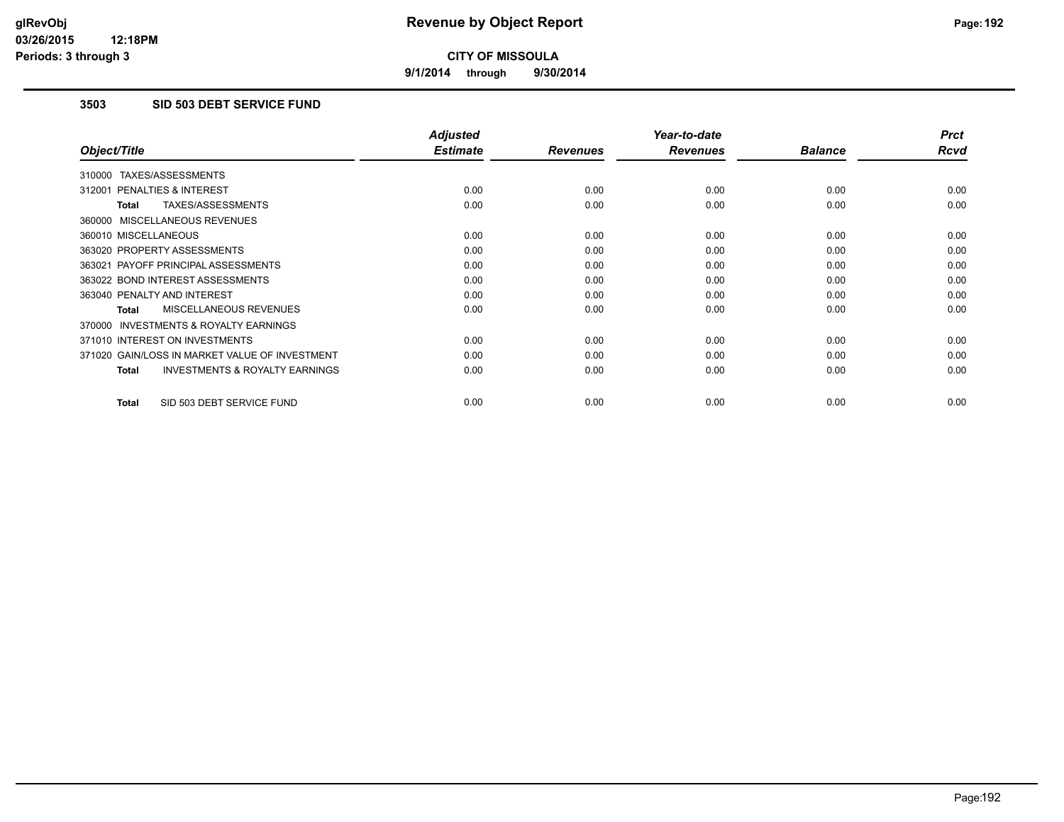**glRevObj**
**03/26/2015 12:18PM**
**Periods: 3 through 3**

# Revenue by Object Report

**CITY OF MISSOULA**

**9/1/2014 through 9/30/2014**

## 3503 SID 503 DEBT SERVICE FUND

| Object/Title | Adjusted Estimate | Revenues | Year-to-date Revenues | Balance | Prct Rcvd |
|---|---|---|---|---|---|
| 310000 TAXES/ASSESSMENTS | | | | | |
| 312001 PENALTIES & INTEREST | 0.00 | 0.00 | 0.00 | 0.00 | 0.00 |
| **Total** TAXES/ASSESSMENTS | 0.00 | 0.00 | 0.00 | 0.00 | 0.00 |
| 360000 MISCELLANEOUS REVENUES | | | | | |
| 360010 MISCELLANEOUS | 0.00 | 0.00 | 0.00 | 0.00 | 0.00 |
| 363020 PROPERTY ASSESSMENTS | 0.00 | 0.00 | 0.00 | 0.00 | 0.00 |
| 363021 PAYOFF PRINCIPAL ASSESSMENTS | 0.00 | 0.00 | 0.00 | 0.00 | 0.00 |
| 363022 BOND INTEREST ASSESSMENTS | 0.00 | 0.00 | 0.00 | 0.00 | 0.00 |
| 363040 PENALTY AND INTEREST | 0.00 | 0.00 | 0.00 | 0.00 | 0.00 |
| **Total** MISCELLANEOUS REVENUES | 0.00 | 0.00 | 0.00 | 0.00 | 0.00 |
| 370000 INVESTMENTS & ROYALTY EARNINGS | | | | | |
| 371010 INTEREST ON INVESTMENTS | 0.00 | 0.00 | 0.00 | 0.00 | 0.00 |
| 371020 GAIN/LOSS IN MARKET VALUE OF INVESTMENT | 0.00 | 0.00 | 0.00 | 0.00 | 0.00 |
| **Total** INVESTMENTS & ROYALTY EARNINGS | 0.00 | 0.00 | 0.00 | 0.00 | 0.00 |
| **Total** SID 503 DEBT SERVICE FUND | 0.00 | 0.00 | 0.00 | 0.00 | 0.00 |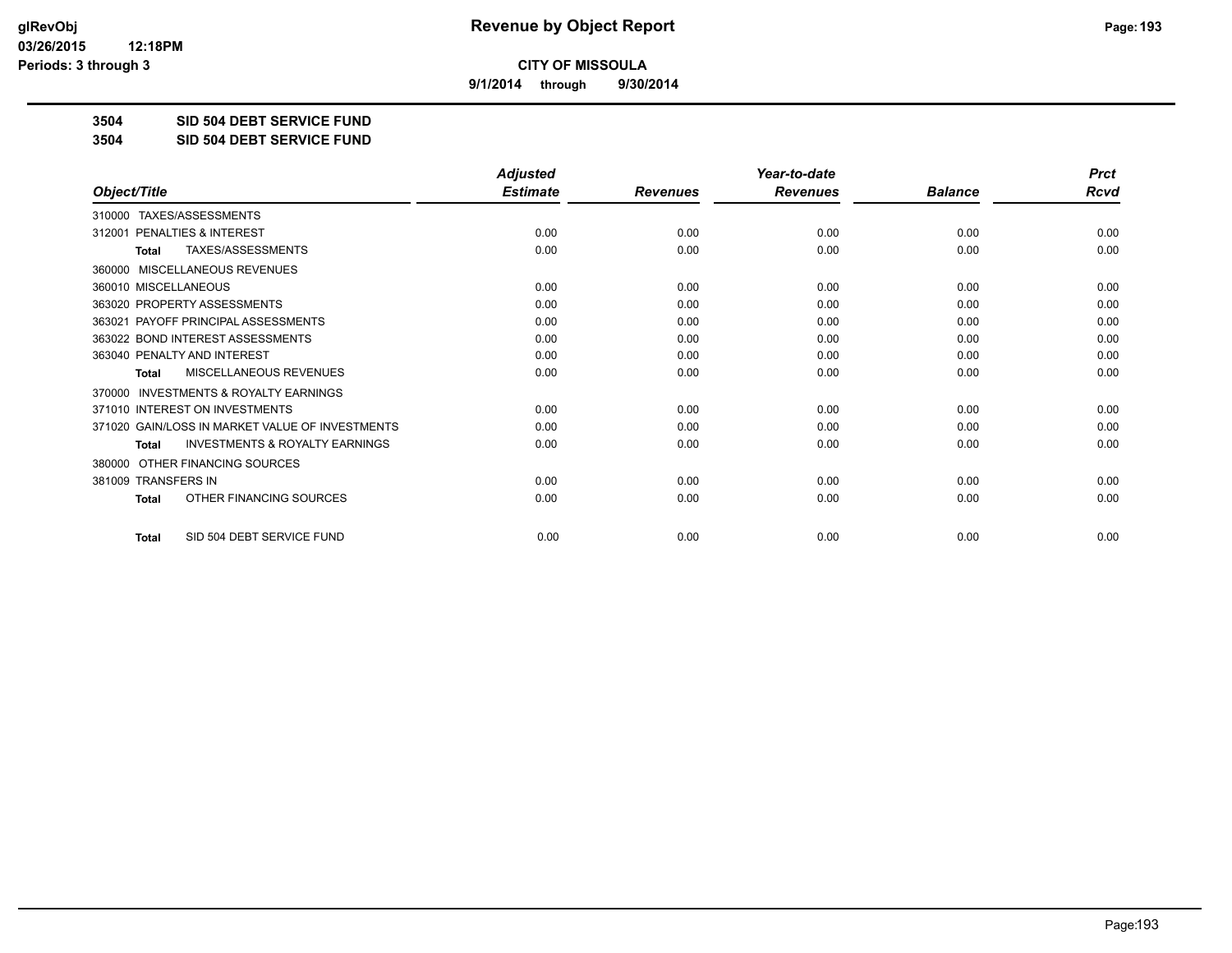**CITY OF MISSOULA**

**9/1/2014 through 9/30/2014**

**3504 SID 504 DEBT SERVICE FUND**

**3504 SID 504 DEBT SERVICE FUND**

| Object/Title | Adjusted Estimate | Revenues | Year-to-date Revenues | Balance | Prct Rcvd |
|---|---|---|---|---|---|
| 310000 TAXES/ASSESSMENTS | | | | | |
| 312001 PENALTIES & INTEREST | 0.00 | 0.00 | 0.00 | 0.00 | 0.00 |
| **Total** TAXES/ASSESSMENTS | 0.00 | 0.00 | 0.00 | 0.00 | 0.00 |
| 360000 MISCELLANEOUS REVENUES | | | | | |
| 360010 MISCELLANEOUS | 0.00 | 0.00 | 0.00 | 0.00 | 0.00 |
| 363020 PROPERTY ASSESSMENTS | 0.00 | 0.00 | 0.00 | 0.00 | 0.00 |
| 363021 PAYOFF PRINCIPAL ASSESSMENTS | 0.00 | 0.00 | 0.00 | 0.00 | 0.00 |
| 363022 BOND INTEREST ASSESSMENTS | 0.00 | 0.00 | 0.00 | 0.00 | 0.00 |
| 363040 PENALTY AND INTEREST | 0.00 | 0.00 | 0.00 | 0.00 | 0.00 |
| **Total** MISCELLANEOUS REVENUES | 0.00 | 0.00 | 0.00 | 0.00 | 0.00 |
| 370000 INVESTMENTS & ROYALTY EARNINGS | | | | | |
| 371010 INTEREST ON INVESTMENTS | 0.00 | 0.00 | 0.00 | 0.00 | 0.00 |
| 371020 GAIN/LOSS IN MARKET VALUE OF INVESTMENTS | 0.00 | 0.00 | 0.00 | 0.00 | 0.00 |
| **Total** INVESTMENTS & ROYALTY EARNINGS | 0.00 | 0.00 | 0.00 | 0.00 | 0.00 |
| 380000 OTHER FINANCING SOURCES | | | | | |
| 381009 TRANSFERS IN | 0.00 | 0.00 | 0.00 | 0.00 | 0.00 |
| **Total** OTHER FINANCING SOURCES | 0.00 | 0.00 | 0.00 | 0.00 | 0.00 |
| **Total** SID 504 DEBT SERVICE FUND | 0.00 | 0.00 | 0.00 | 0.00 | 0.00 |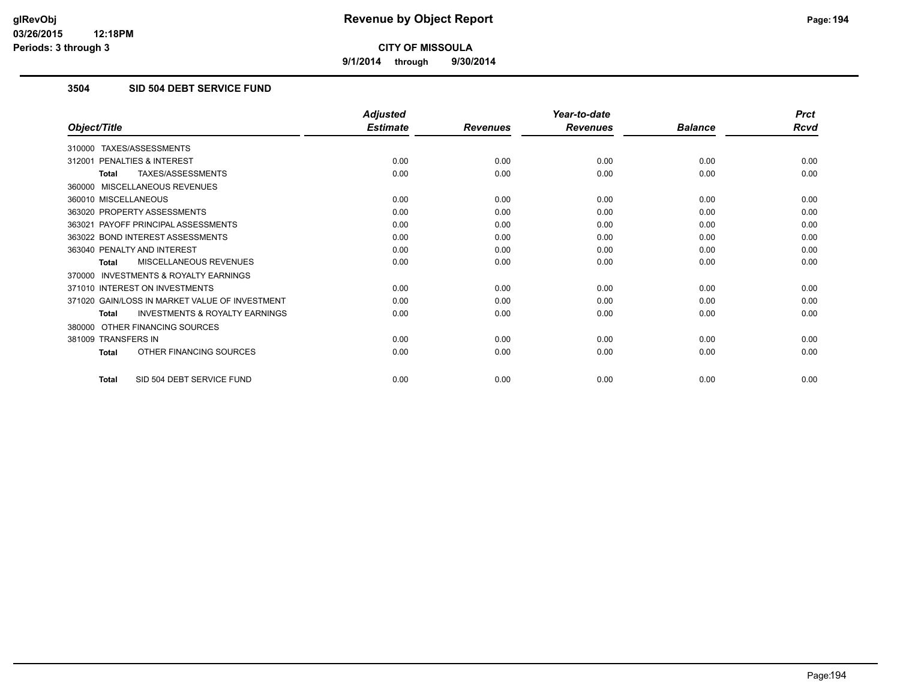**CITY OF MISSOULA**

**9/1/2014 through 9/30/2014**

### 3504 SID 504 DEBT SERVICE FUND

| Object/Title | Adjusted Estimate | Revenues | Year-to-date Revenues | Balance | Prct Rcvd |
|---|---|---|---|---|---|
| 310000 TAXES/ASSESSMENTS | | | | | |
| 312001 PENALTIES & INTEREST | 0.00 | 0.00 | 0.00 | 0.00 | 0.00 |
| **Total** TAXES/ASSESSMENTS | 0.00 | 0.00 | 0.00 | 0.00 | 0.00 |
| 360000 MISCELLANEOUS REVENUES | | | | | |
| 360010 MISCELLANEOUS | 0.00 | 0.00 | 0.00 | 0.00 | 0.00 |
| 363020 PROPERTY ASSESSMENTS | 0.00 | 0.00 | 0.00 | 0.00 | 0.00 |
| 363021 PAYOFF PRINCIPAL ASSESSMENTS | 0.00 | 0.00 | 0.00 | 0.00 | 0.00 |
| 363022 BOND INTEREST ASSESSMENTS | 0.00 | 0.00 | 0.00 | 0.00 | 0.00 |
| 363040 PENALTY AND INTEREST | 0.00 | 0.00 | 0.00 | 0.00 | 0.00 |
| **Total** MISCELLANEOUS REVENUES | 0.00 | 0.00 | 0.00 | 0.00 | 0.00 |
| 370000 INVESTMENTS & ROYALTY EARNINGS | | | | | |
| 371010 INTEREST ON INVESTMENTS | 0.00 | 0.00 | 0.00 | 0.00 | 0.00 |
| 371020 GAIN/LOSS IN MARKET VALUE OF INVESTMENT | 0.00 | 0.00 | 0.00 | 0.00 | 0.00 |
| **Total** INVESTMENTS & ROYALTY EARNINGS | 0.00 | 0.00 | 0.00 | 0.00 | 0.00 |
| 380000 OTHER FINANCING SOURCES | | | | | |
| 381009 TRANSFERS IN | 0.00 | 0.00 | 0.00 | 0.00 | 0.00 |
| **Total** OTHER FINANCING SOURCES | 0.00 | 0.00 | 0.00 | 0.00 | 0.00 |
| **Total** SID 504 DEBT SERVICE FUND | 0.00 | 0.00 | 0.00 | 0.00 | 0.00 |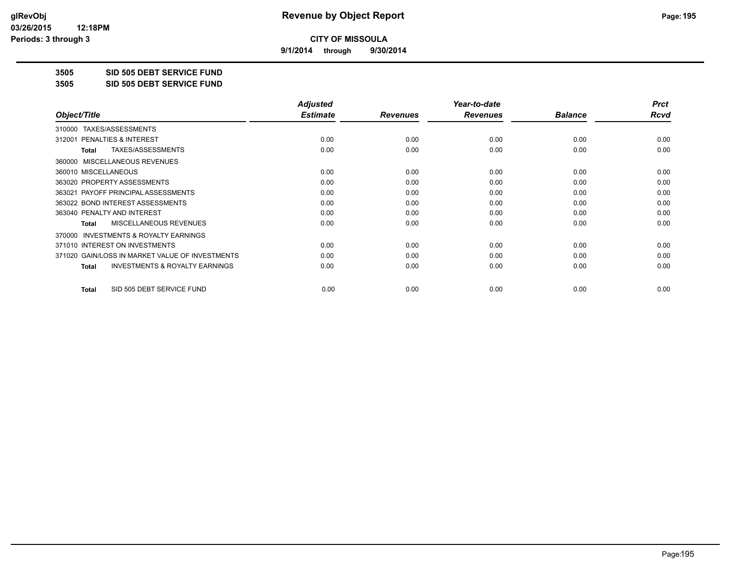**CITY OF MISSOULA**

**9/1/2014 through 9/30/2014**

**3505 SID 505 DEBT SERVICE FUND**

**3505 SID 505 DEBT SERVICE FUND**

| Object/Title | Adjusted Estimate | Revenues | Year-to-date Revenues | Balance | Prct Rcvd |
|---|---|---|---|---|---|
| 310000 TAXES/ASSESSMENTS | | | | | |
| 312001 PENALTIES & INTEREST | 0.00 | 0.00 | 0.00 | 0.00 | 0.00 |
| **Total** TAXES/ASSESSMENTS | 0.00 | 0.00 | 0.00 | 0.00 | 0.00 |
| 360000 MISCELLANEOUS REVENUES | | | | | |
| 360010 MISCELLANEOUS | 0.00 | 0.00 | 0.00 | 0.00 | 0.00 |
| 363020 PROPERTY ASSESSMENTS | 0.00 | 0.00 | 0.00 | 0.00 | 0.00 |
| 363021 PAYOFF PRINCIPAL ASSESSMENTS | 0.00 | 0.00 | 0.00 | 0.00 | 0.00 |
| 363022 BOND INTEREST ASSESSMENTS | 0.00 | 0.00 | 0.00 | 0.00 | 0.00 |
| 363040 PENALTY AND INTEREST | 0.00 | 0.00 | 0.00 | 0.00 | 0.00 |
| **Total** MISCELLANEOUS REVENUES | 0.00 | 0.00 | 0.00 | 0.00 | 0.00 |
| 370000 INVESTMENTS & ROYALTY EARNINGS | | | | | |
| 371010 INTEREST ON INVESTMENTS | 0.00 | 0.00 | 0.00 | 0.00 | 0.00 |
| 371020 GAIN/LOSS IN MARKET VALUE OF INVESTMENTS | 0.00 | 0.00 | 0.00 | 0.00 | 0.00 |
| **Total** INVESTMENTS & ROYALTY EARNINGS | 0.00 | 0.00 | 0.00 | 0.00 | 0.00 |
| **Total** SID 505 DEBT SERVICE FUND | 0.00 | 0.00 | 0.00 | 0.00 | 0.00 |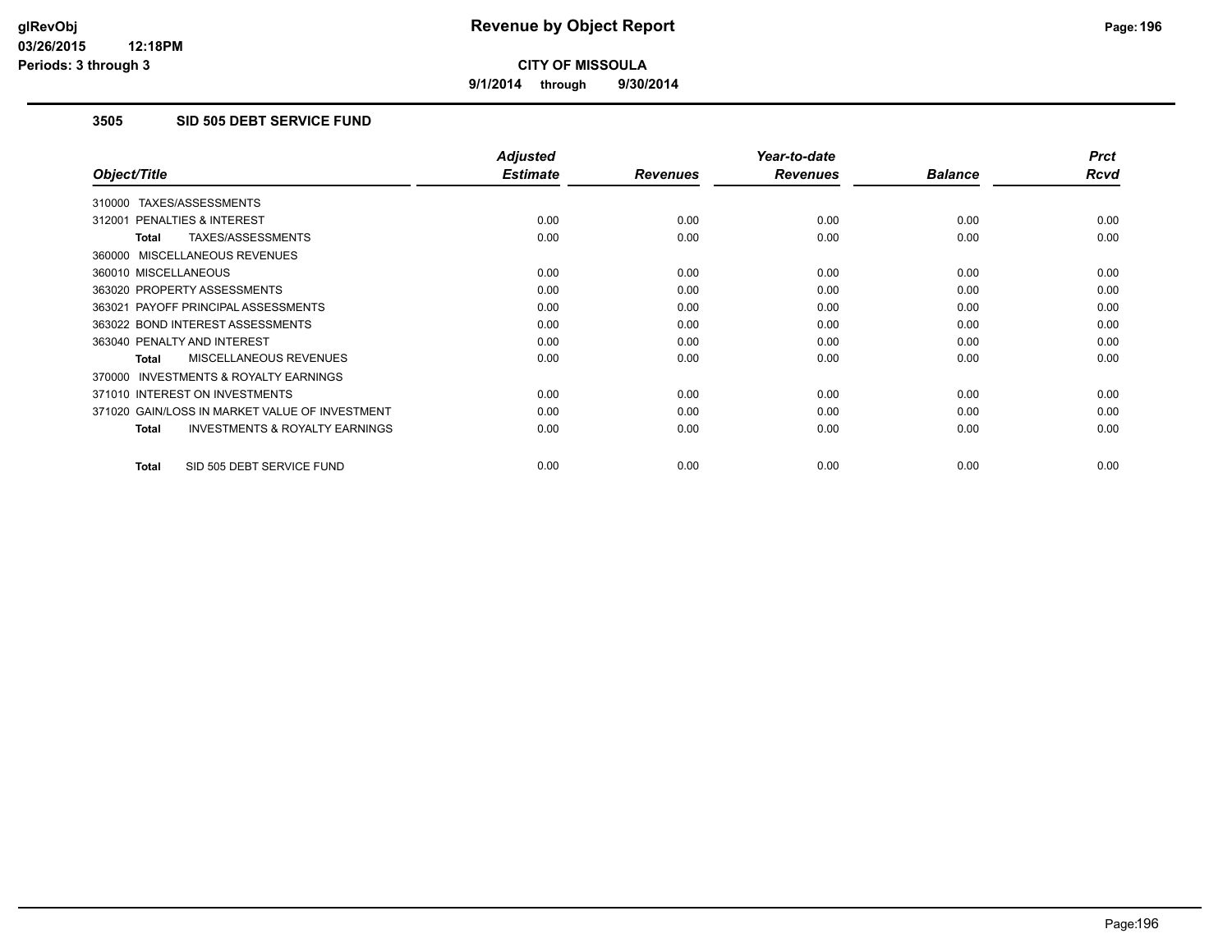**CITY OF MISSOULA**

**9/1/2014 through 9/30/2014**

### 3505 SID 505 DEBT SERVICE FUND

| Object/Title | Adjusted Estimate | Revenues | Year-to-date Revenues | Balance | Prct Rcvd |
|---|---|---|---|---|---|
| 310000 TAXES/ASSESSMENTS | | | | | |
| 312001 PENALTIES & INTEREST | 0.00 | 0.00 | 0.00 | 0.00 | 0.00 |
| **Total** TAXES/ASSESSMENTS | 0.00 | 0.00 | 0.00 | 0.00 | 0.00 |
| 360000 MISCELLANEOUS REVENUES | | | | | |
| 360010 MISCELLANEOUS | 0.00 | 0.00 | 0.00 | 0.00 | 0.00 |
| 363020 PROPERTY ASSESSMENTS | 0.00 | 0.00 | 0.00 | 0.00 | 0.00 |
| 363021 PAYOFF PRINCIPAL ASSESSMENTS | 0.00 | 0.00 | 0.00 | 0.00 | 0.00 |
| 363022 BOND INTEREST ASSESSMENTS | 0.00 | 0.00 | 0.00 | 0.00 | 0.00 |
| 363040 PENALTY AND INTEREST | 0.00 | 0.00 | 0.00 | 0.00 | 0.00 |
| **Total** MISCELLANEOUS REVENUES | 0.00 | 0.00 | 0.00 | 0.00 | 0.00 |
| 370000 INVESTMENTS & ROYALTY EARNINGS | | | | | |
| 371010 INTEREST ON INVESTMENTS | 0.00 | 0.00 | 0.00 | 0.00 | 0.00 |
| 371020 GAIN/LOSS IN MARKET VALUE OF INVESTMENT | 0.00 | 0.00 | 0.00 | 0.00 | 0.00 |
| **Total** INVESTMENTS & ROYALTY EARNINGS | 0.00 | 0.00 | 0.00 | 0.00 | 0.00 |
| **Total** SID 505 DEBT SERVICE FUND | 0.00 | 0.00 | 0.00 | 0.00 | 0.00 |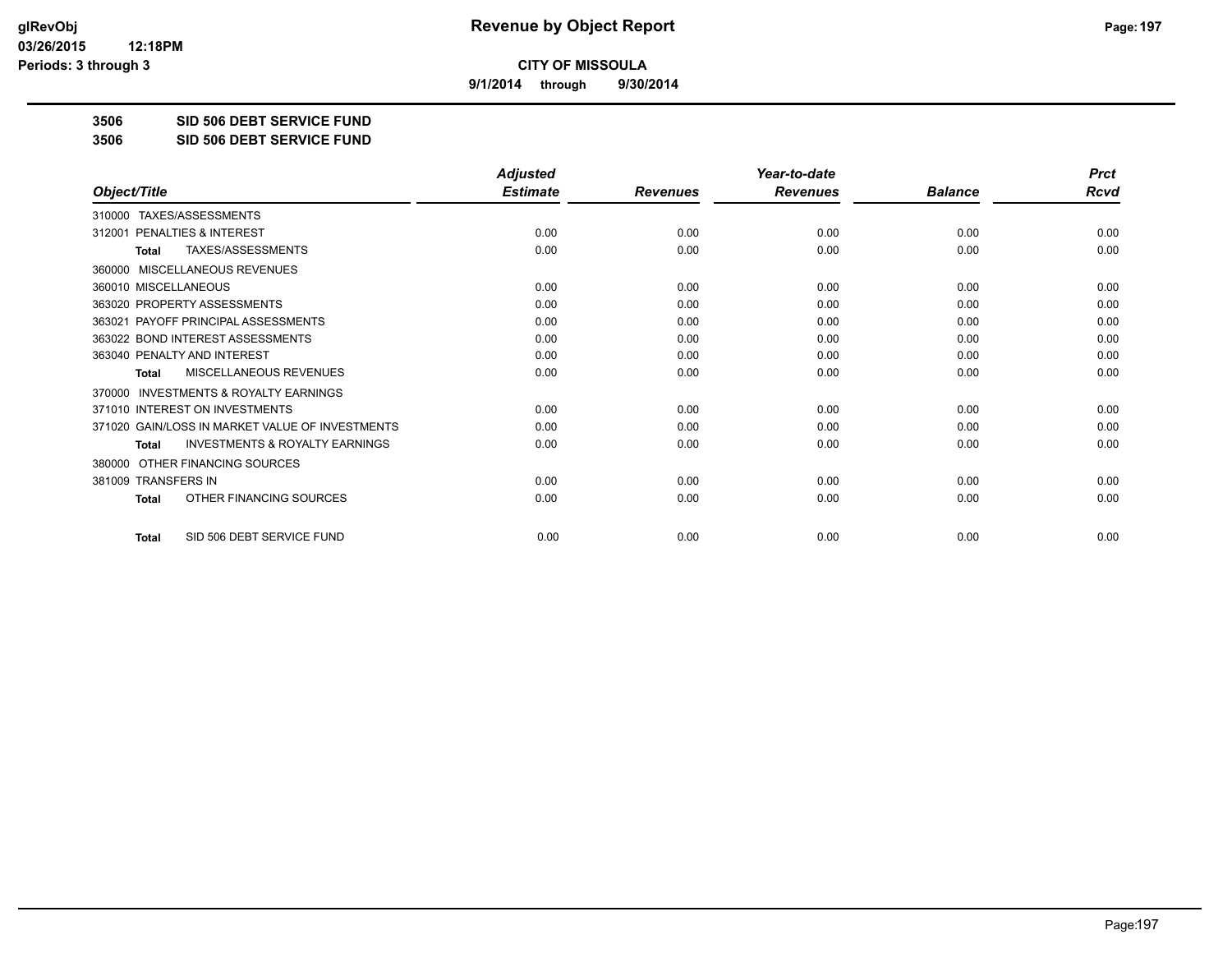**CITY OF MISSOULA**

**9/1/2014 through 9/30/2014**

**3506 SID 506 DEBT SERVICE FUND**

**3506 SID 506 DEBT SERVICE FUND**

| Object/Title | Adjusted Estimate | Revenues | Year-to-date Revenues | Balance | Prct Rcvd |
|---|---|---|---|---|---|
| 310000 TAXES/ASSESSMENTS | | | | | |
| 312001 PENALTIES & INTEREST | 0.00 | 0.00 | 0.00 | 0.00 | 0.00 |
| **Total** TAXES/ASSESSMENTS | 0.00 | 0.00 | 0.00 | 0.00 | 0.00 |
| 360000 MISCELLANEOUS REVENUES | | | | | |
| 360010 MISCELLANEOUS | 0.00 | 0.00 | 0.00 | 0.00 | 0.00 |
| 363020 PROPERTY ASSESSMENTS | 0.00 | 0.00 | 0.00 | 0.00 | 0.00 |
| 363021 PAYOFF PRINCIPAL ASSESSMENTS | 0.00 | 0.00 | 0.00 | 0.00 | 0.00 |
| 363022 BOND INTEREST ASSESSMENTS | 0.00 | 0.00 | 0.00 | 0.00 | 0.00 |
| 363040 PENALTY AND INTEREST | 0.00 | 0.00 | 0.00 | 0.00 | 0.00 |
| **Total** MISCELLANEOUS REVENUES | 0.00 | 0.00 | 0.00 | 0.00 | 0.00 |
| 370000 INVESTMENTS & ROYALTY EARNINGS | | | | | |
| 371010 INTEREST ON INVESTMENTS | 0.00 | 0.00 | 0.00 | 0.00 | 0.00 |
| 371020 GAIN/LOSS IN MARKET VALUE OF INVESTMENTS | 0.00 | 0.00 | 0.00 | 0.00 | 0.00 |
| **Total** INVESTMENTS & ROYALTY EARNINGS | 0.00 | 0.00 | 0.00 | 0.00 | 0.00 |
| 380000 OTHER FINANCING SOURCES | | | | | |
| 381009 TRANSFERS IN | 0.00 | 0.00 | 0.00 | 0.00 | 0.00 |
| **Total** OTHER FINANCING SOURCES | 0.00 | 0.00 | 0.00 | 0.00 | 0.00 |
| **Total** SID 506 DEBT SERVICE FUND | 0.00 | 0.00 | 0.00 | 0.00 | 0.00 |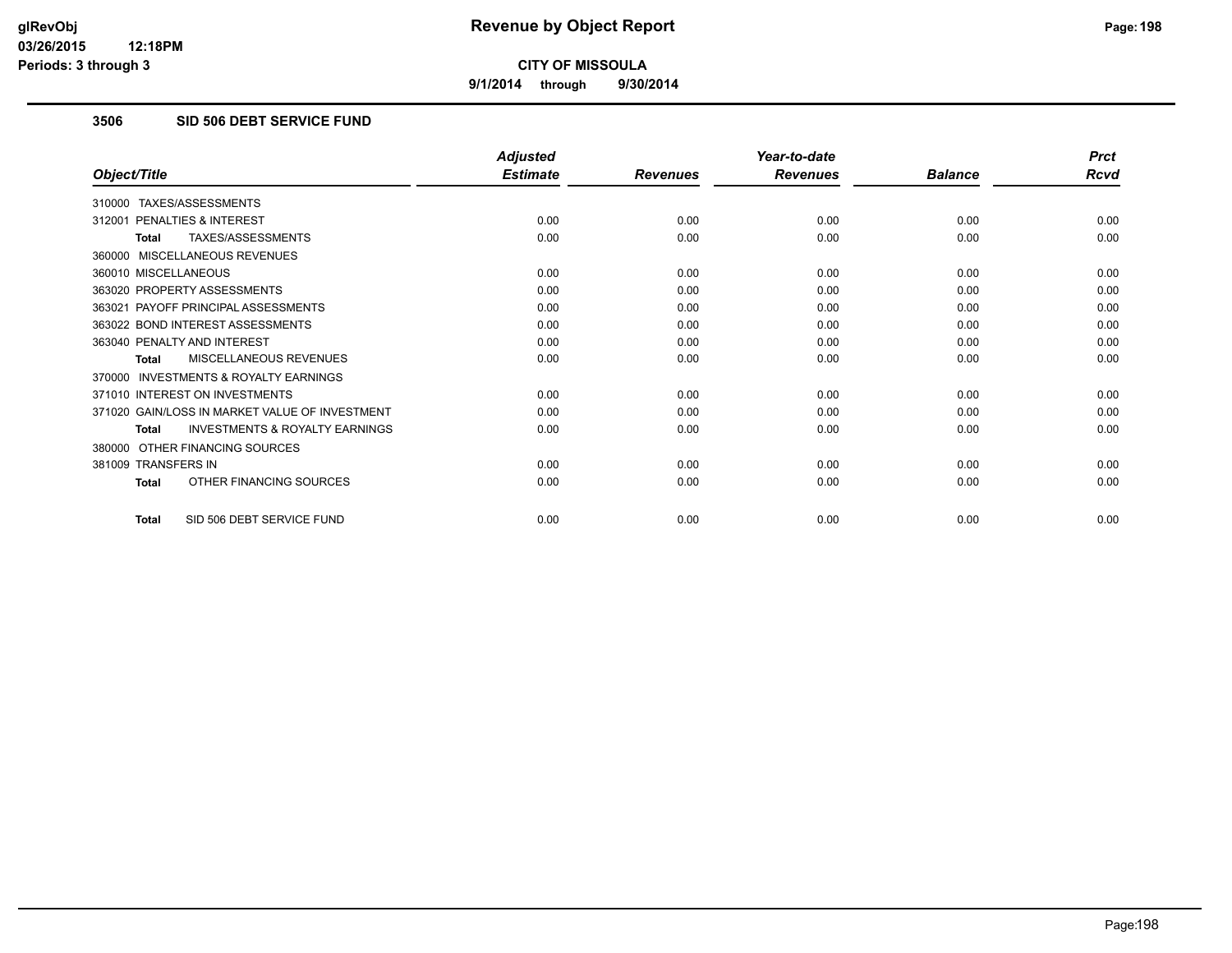**CITY OF MISSOULA**

**9/1/2014 through 9/30/2014**

### 3506 SID 506 DEBT SERVICE FUND

| Object/Title | Adjusted Estimate | Revenues | Year-to-date Revenues | Balance | Prct Rcvd |
|---|---|---|---|---|---|
| 310000 TAXES/ASSESSMENTS | | | | | |
| 312001 PENALTIES & INTEREST | 0.00 | 0.00 | 0.00 | 0.00 | 0.00 |
| **Total** TAXES/ASSESSMENTS | 0.00 | 0.00 | 0.00 | 0.00 | 0.00 |
| 360000 MISCELLANEOUS REVENUES | | | | | |
| 360010 MISCELLANEOUS | 0.00 | 0.00 | 0.00 | 0.00 | 0.00 |
| 363020 PROPERTY ASSESSMENTS | 0.00 | 0.00 | 0.00 | 0.00 | 0.00 |
| 363021 PAYOFF PRINCIPAL ASSESSMENTS | 0.00 | 0.00 | 0.00 | 0.00 | 0.00 |
| 363022 BOND INTEREST ASSESSMENTS | 0.00 | 0.00 | 0.00 | 0.00 | 0.00 |
| 363040 PENALTY AND INTEREST | 0.00 | 0.00 | 0.00 | 0.00 | 0.00 |
| **Total** MISCELLANEOUS REVENUES | 0.00 | 0.00 | 0.00 | 0.00 | 0.00 |
| 370000 INVESTMENTS & ROYALTY EARNINGS | | | | | |
| 371010 INTEREST ON INVESTMENTS | 0.00 | 0.00 | 0.00 | 0.00 | 0.00 |
| 371020 GAIN/LOSS IN MARKET VALUE OF INVESTMENT | 0.00 | 0.00 | 0.00 | 0.00 | 0.00 |
| **Total** INVESTMENTS & ROYALTY EARNINGS | 0.00 | 0.00 | 0.00 | 0.00 | 0.00 |
| 380000 OTHER FINANCING SOURCES | | | | | |
| 381009 TRANSFERS IN | 0.00 | 0.00 | 0.00 | 0.00 | 0.00 |
| **Total** OTHER FINANCING SOURCES | 0.00 | 0.00 | 0.00 | 0.00 | 0.00 |
| **Total** SID 506 DEBT SERVICE FUND | 0.00 | 0.00 | 0.00 | 0.00 | 0.00 |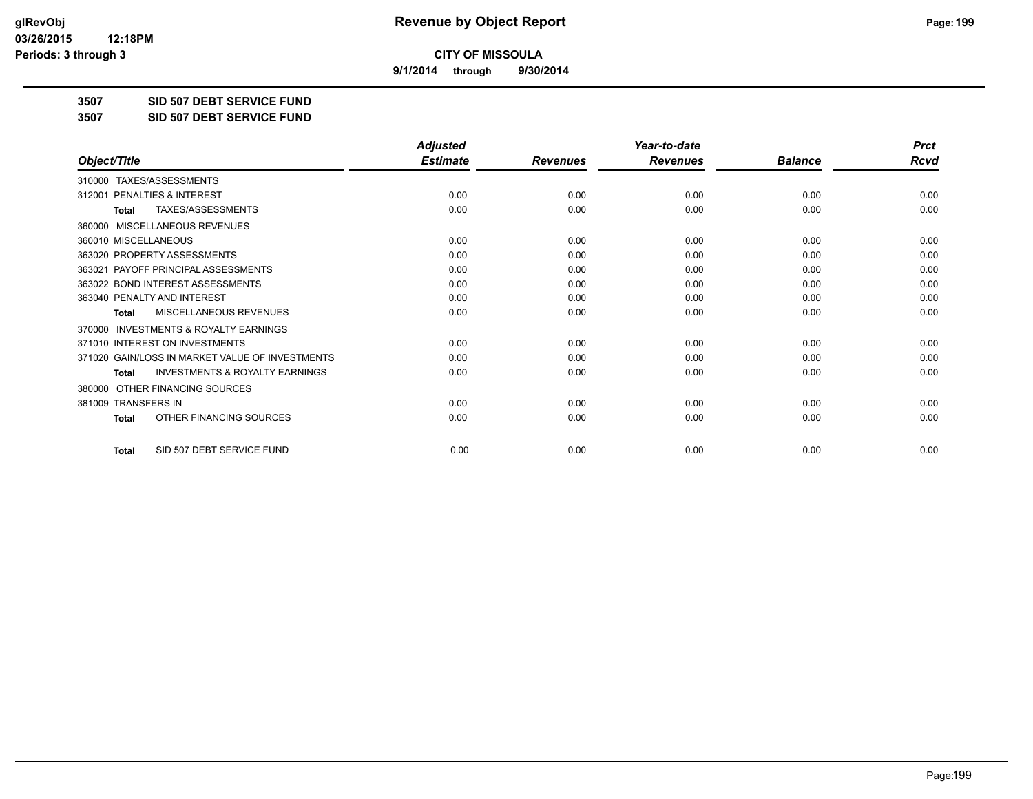**CITY OF MISSOULA**

**9/1/2014 through 9/30/2014**

**3507 SID 507 DEBT SERVICE FUND**

**3507 SID 507 DEBT SERVICE FUND**

| Object/Title | Adjusted Estimate | Revenues | Year-to-date Revenues | Balance | Prct Rcvd |
|---|---|---|---|---|---|
| 310000 TAXES/ASSESSMENTS | | | | | |
| 312001 PENALTIES & INTEREST | 0.00 | 0.00 | 0.00 | 0.00 | 0.00 |
| **Total** TAXES/ASSESSMENTS | 0.00 | 0.00 | 0.00 | 0.00 | 0.00 |
| 360000 MISCELLANEOUS REVENUES | | | | | |
| 360010 MISCELLANEOUS | 0.00 | 0.00 | 0.00 | 0.00 | 0.00 |
| 363020 PROPERTY ASSESSMENTS | 0.00 | 0.00 | 0.00 | 0.00 | 0.00 |
| 363021 PAYOFF PRINCIPAL ASSESSMENTS | 0.00 | 0.00 | 0.00 | 0.00 | 0.00 |
| 363022 BOND INTEREST ASSESSMENTS | 0.00 | 0.00 | 0.00 | 0.00 | 0.00 |
| 363040 PENALTY AND INTEREST | 0.00 | 0.00 | 0.00 | 0.00 | 0.00 |
| **Total** MISCELLANEOUS REVENUES | 0.00 | 0.00 | 0.00 | 0.00 | 0.00 |
| 370000 INVESTMENTS & ROYALTY EARNINGS | | | | | |
| 371010 INTEREST ON INVESTMENTS | 0.00 | 0.00 | 0.00 | 0.00 | 0.00 |
| 371020 GAIN/LOSS IN MARKET VALUE OF INVESTMENTS | 0.00 | 0.00 | 0.00 | 0.00 | 0.00 |
| **Total** INVESTMENTS & ROYALTY EARNINGS | 0.00 | 0.00 | 0.00 | 0.00 | 0.00 |
| 380000 OTHER FINANCING SOURCES | | | | | |
| 381009 TRANSFERS IN | 0.00 | 0.00 | 0.00 | 0.00 | 0.00 |
| **Total** OTHER FINANCING SOURCES | 0.00 | 0.00 | 0.00 | 0.00 | 0.00 |
| **Total** SID 507 DEBT SERVICE FUND | 0.00 | 0.00 | 0.00 | 0.00 | 0.00 |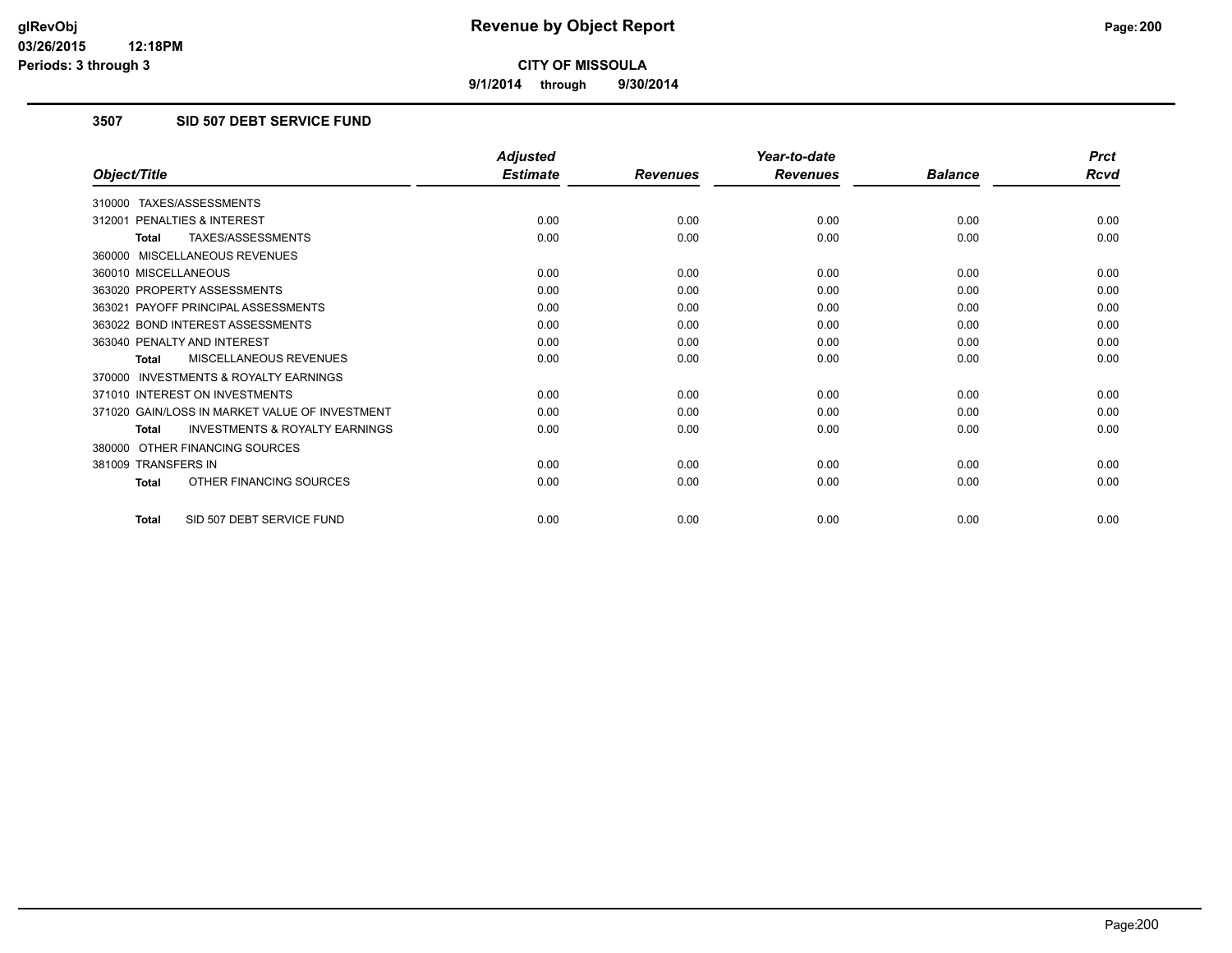# Revenue by Object Report

**CITY OF MISSOULA**

9/1/2014 through 9/30/2014

### 3507 SID 507 DEBT SERVICE FUND

| Object/Title | Adjusted Estimate | Revenues | Year-to-date Revenues | Balance | Prct Rcvd |
|---|---|---|---|---|---|
| 310000 TAXES/ASSESSMENTS | | | | | |
| 312001 PENALTIES & INTEREST | 0.00 | 0.00 | 0.00 | 0.00 | 0.00 |
| **Total** TAXES/ASSESSMENTS | 0.00 | 0.00 | 0.00 | 0.00 | 0.00 |
| 360000 MISCELLANEOUS REVENUES | | | | | |
| 360010 MISCELLANEOUS | 0.00 | 0.00 | 0.00 | 0.00 | 0.00 |
| 363020 PROPERTY ASSESSMENTS | 0.00 | 0.00 | 0.00 | 0.00 | 0.00 |
| 363021 PAYOFF PRINCIPAL ASSESSMENTS | 0.00 | 0.00 | 0.00 | 0.00 | 0.00 |
| 363022 BOND INTEREST ASSESSMENTS | 0.00 | 0.00 | 0.00 | 0.00 | 0.00 |
| 363040 PENALTY AND INTEREST | 0.00 | 0.00 | 0.00 | 0.00 | 0.00 |
| **Total** MISCELLANEOUS REVENUES | 0.00 | 0.00 | 0.00 | 0.00 | 0.00 |
| 370000 INVESTMENTS & ROYALTY EARNINGS | | | | | |
| 371010 INTEREST ON INVESTMENTS | 0.00 | 0.00 | 0.00 | 0.00 | 0.00 |
| 371020 GAIN/LOSS IN MARKET VALUE OF INVESTMENT | 0.00 | 0.00 | 0.00 | 0.00 | 0.00 |
| **Total** INVESTMENTS & ROYALTY EARNINGS | 0.00 | 0.00 | 0.00 | 0.00 | 0.00 |
| 380000 OTHER FINANCING SOURCES | | | | | |
| 381009 TRANSFERS IN | 0.00 | 0.00 | 0.00 | 0.00 | 0.00 |
| **Total** OTHER FINANCING SOURCES | 0.00 | 0.00 | 0.00 | 0.00 | 0.00 |
| **Total** SID 507 DEBT SERVICE FUND | 0.00 | 0.00 | 0.00 | 0.00 | 0.00 |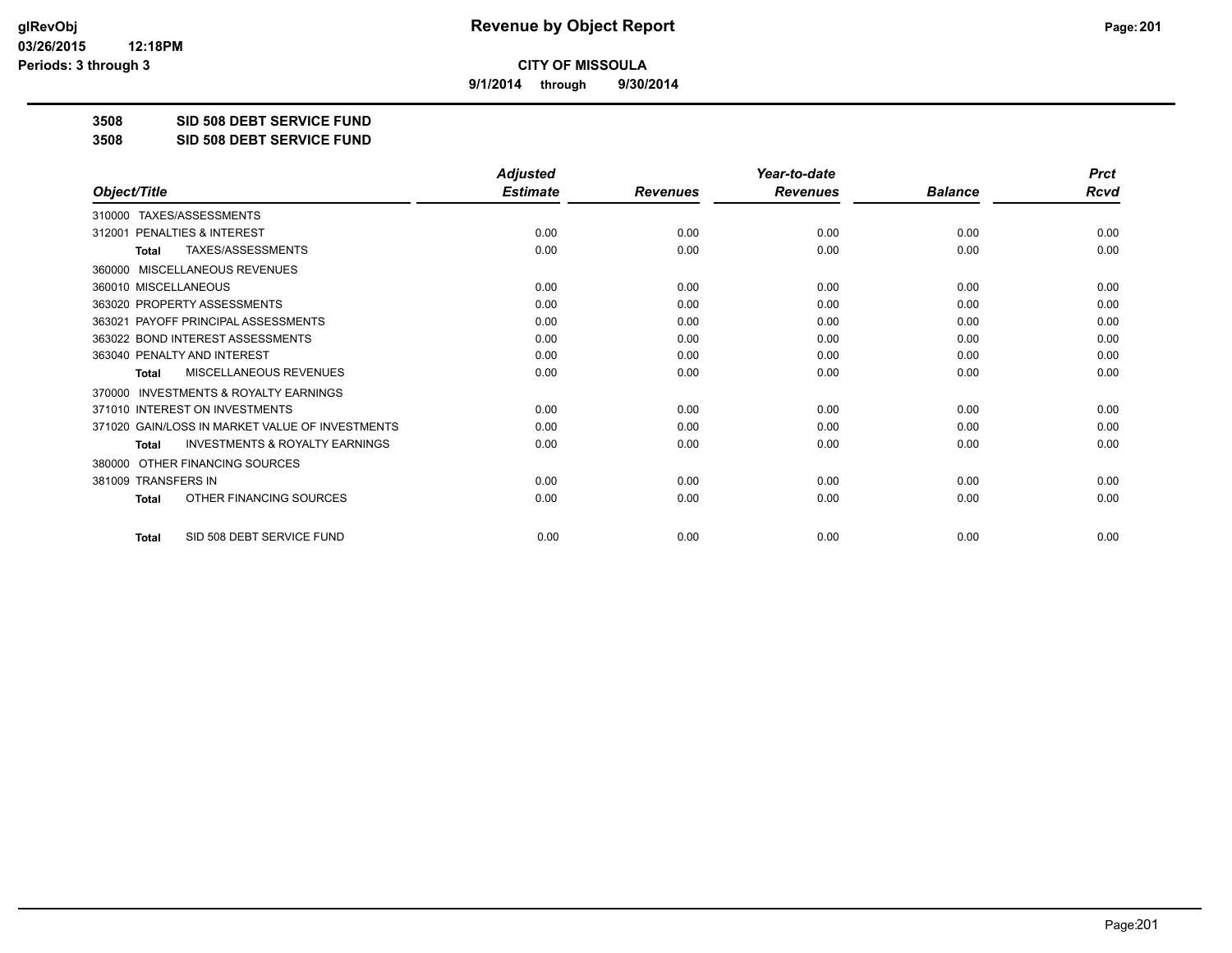# Revenue by Object Report

**CITY OF MISSOULA**

**9/1/2014 through 9/30/2014**

glRevObj
03/26/2015 12:18PM
Periods: 3 through 3

**3508 SID 508 DEBT SERVICE FUND**
**3508 SID 508 DEBT SERVICE FUND**

| Object/Title | Adjusted Estimate | Revenues | Year-to-date Revenues | Balance | Prct Rcvd |
|---|---|---|---|---|---|
| 310000 TAXES/ASSESSMENTS | | | | | |
| 312001 PENALTIES & INTEREST | 0.00 | 0.00 | 0.00 | 0.00 | 0.00 |
| **Total** TAXES/ASSESSMENTS | 0.00 | 0.00 | 0.00 | 0.00 | 0.00 |
| 360000 MISCELLANEOUS REVENUES | | | | | |
| 360010 MISCELLANEOUS | 0.00 | 0.00 | 0.00 | 0.00 | 0.00 |
| 363020 PROPERTY ASSESSMENTS | 0.00 | 0.00 | 0.00 | 0.00 | 0.00 |
| 363021 PAYOFF PRINCIPAL ASSESSMENTS | 0.00 | 0.00 | 0.00 | 0.00 | 0.00 |
| 363022 BOND INTEREST ASSESSMENTS | 0.00 | 0.00 | 0.00 | 0.00 | 0.00 |
| 363040 PENALTY AND INTEREST | 0.00 | 0.00 | 0.00 | 0.00 | 0.00 |
| **Total** MISCELLANEOUS REVENUES | 0.00 | 0.00 | 0.00 | 0.00 | 0.00 |
| 370000 INVESTMENTS & ROYALTY EARNINGS | | | | | |
| 371010 INTEREST ON INVESTMENTS | 0.00 | 0.00 | 0.00 | 0.00 | 0.00 |
| 371020 GAIN/LOSS IN MARKET VALUE OF INVESTMENTS | 0.00 | 0.00 | 0.00 | 0.00 | 0.00 |
| **Total** INVESTMENTS & ROYALTY EARNINGS | 0.00 | 0.00 | 0.00 | 0.00 | 0.00 |
| 380000 OTHER FINANCING SOURCES | | | | | |
| 381009 TRANSFERS IN | 0.00 | 0.00 | 0.00 | 0.00 | 0.00 |
| **Total** OTHER FINANCING SOURCES | 0.00 | 0.00 | 0.00 | 0.00 | 0.00 |
| **Total** SID 508 DEBT SERVICE FUND | 0.00 | 0.00 | 0.00 | 0.00 | 0.00 |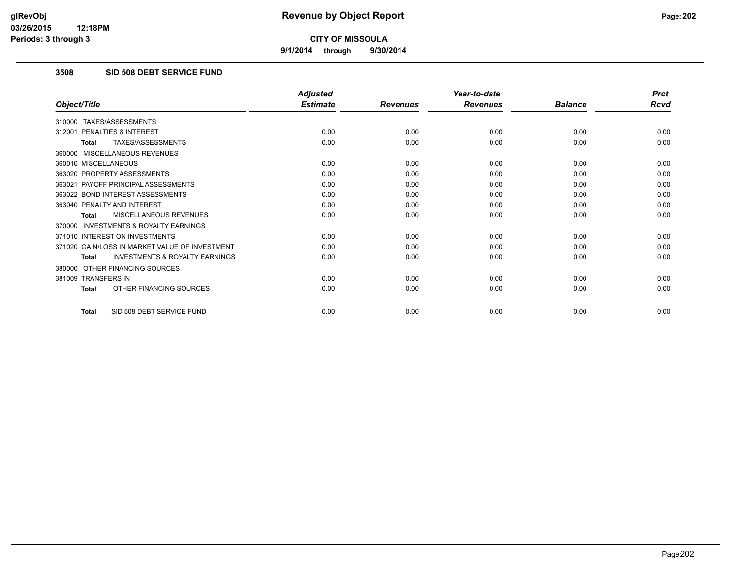**CITY OF MISSOULA**

**9/1/2014 through 9/30/2014**

## 3508 SID 508 DEBT SERVICE FUND

| Object/Title | Adjusted Estimate | Revenues | Year-to-date Revenues | Balance | Prct Rcvd |
|---|---|---|---|---|---|
| 310000 TAXES/ASSESSMENTS | | | | | |
| 312001 PENALTIES & INTEREST | 0.00 | 0.00 | 0.00 | 0.00 | 0.00 |
| **Total** TAXES/ASSESSMENTS | 0.00 | 0.00 | 0.00 | 0.00 | 0.00 |
| 360000 MISCELLANEOUS REVENUES | | | | | |
| 360010 MISCELLANEOUS | 0.00 | 0.00 | 0.00 | 0.00 | 0.00 |
| 363020 PROPERTY ASSESSMENTS | 0.00 | 0.00 | 0.00 | 0.00 | 0.00 |
| 363021 PAYOFF PRINCIPAL ASSESSMENTS | 0.00 | 0.00 | 0.00 | 0.00 | 0.00 |
| 363022 BOND INTEREST ASSESSMENTS | 0.00 | 0.00 | 0.00 | 0.00 | 0.00 |
| 363040 PENALTY AND INTEREST | 0.00 | 0.00 | 0.00 | 0.00 | 0.00 |
| **Total** MISCELLANEOUS REVENUES | 0.00 | 0.00 | 0.00 | 0.00 | 0.00 |
| 370000 INVESTMENTS & ROYALTY EARNINGS | | | | | |
| 371010 INTEREST ON INVESTMENTS | 0.00 | 0.00 | 0.00 | 0.00 | 0.00 |
| 371020 GAIN/LOSS IN MARKET VALUE OF INVESTMENT | 0.00 | 0.00 | 0.00 | 0.00 | 0.00 |
| **Total** INVESTMENTS & ROYALTY EARNINGS | 0.00 | 0.00 | 0.00 | 0.00 | 0.00 |
| 380000 OTHER FINANCING SOURCES | | | | | |
| 381009 TRANSFERS IN | 0.00 | 0.00 | 0.00 | 0.00 | 0.00 |
| **Total** OTHER FINANCING SOURCES | 0.00 | 0.00 | 0.00 | 0.00 | 0.00 |
| **Total** SID 508 DEBT SERVICE FUND | 0.00 | 0.00 | 0.00 | 0.00 | 0.00 |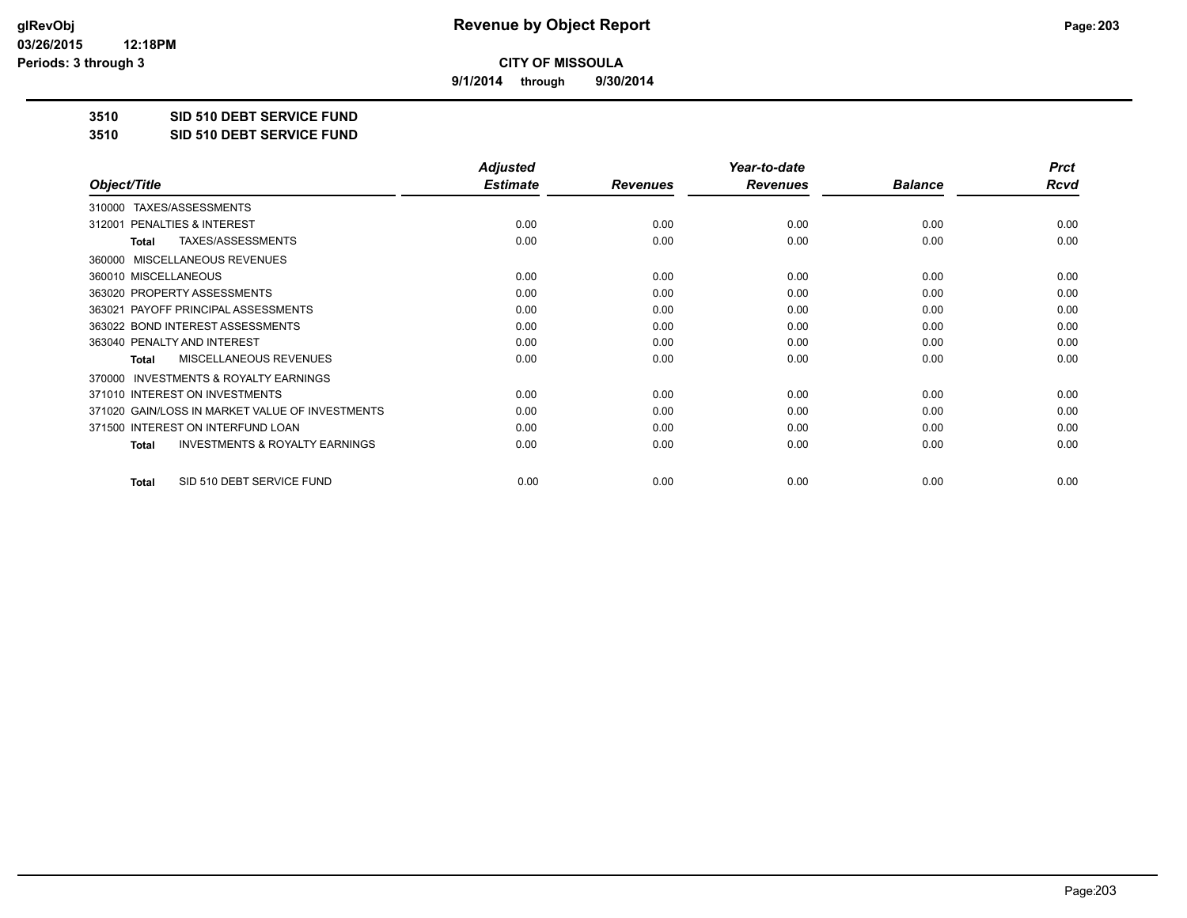**Revenue by Object Report**

**CITY OF MISSOULA**

**9/1/2014 through 9/30/2014**

**3510 SID 510 DEBT SERVICE FUND**

**3510 SID 510 DEBT SERVICE FUND**

| Object/Title | Adjusted Estimate | Revenues | Year-to-date Revenues | Balance | Prct Rcvd |
|---|---|---|---|---|---|
| 310000 TAXES/ASSESSMENTS | | | | | |
| 312001 PENALTIES & INTEREST | 0.00 | 0.00 | 0.00 | 0.00 | 0.00 |
| **Total** TAXES/ASSESSMENTS | 0.00 | 0.00 | 0.00 | 0.00 | 0.00 |
| 360000 MISCELLANEOUS REVENUES | | | | | |
| 360010 MISCELLANEOUS | 0.00 | 0.00 | 0.00 | 0.00 | 0.00 |
| 363020 PROPERTY ASSESSMENTS | 0.00 | 0.00 | 0.00 | 0.00 | 0.00 |
| 363021 PAYOFF PRINCIPAL ASSESSMENTS | 0.00 | 0.00 | 0.00 | 0.00 | 0.00 |
| 363022 BOND INTEREST ASSESSMENTS | 0.00 | 0.00 | 0.00 | 0.00 | 0.00 |
| 363040 PENALTY AND INTEREST | 0.00 | 0.00 | 0.00 | 0.00 | 0.00 |
| **Total** MISCELLANEOUS REVENUES | 0.00 | 0.00 | 0.00 | 0.00 | 0.00 |
| 370000 INVESTMENTS & ROYALTY EARNINGS | | | | | |
| 371010 INTEREST ON INVESTMENTS | 0.00 | 0.00 | 0.00 | 0.00 | 0.00 |
| 371020 GAIN/LOSS IN MARKET VALUE OF INVESTMENTS | 0.00 | 0.00 | 0.00 | 0.00 | 0.00 |
| 371500 INTEREST ON INTERFUND LOAN | 0.00 | 0.00 | 0.00 | 0.00 | 0.00 |
| **Total** INVESTMENTS & ROYALTY EARNINGS | 0.00 | 0.00 | 0.00 | 0.00 | 0.00 |
| **Total** SID 510 DEBT SERVICE FUND | 0.00 | 0.00 | 0.00 | 0.00 | 0.00 |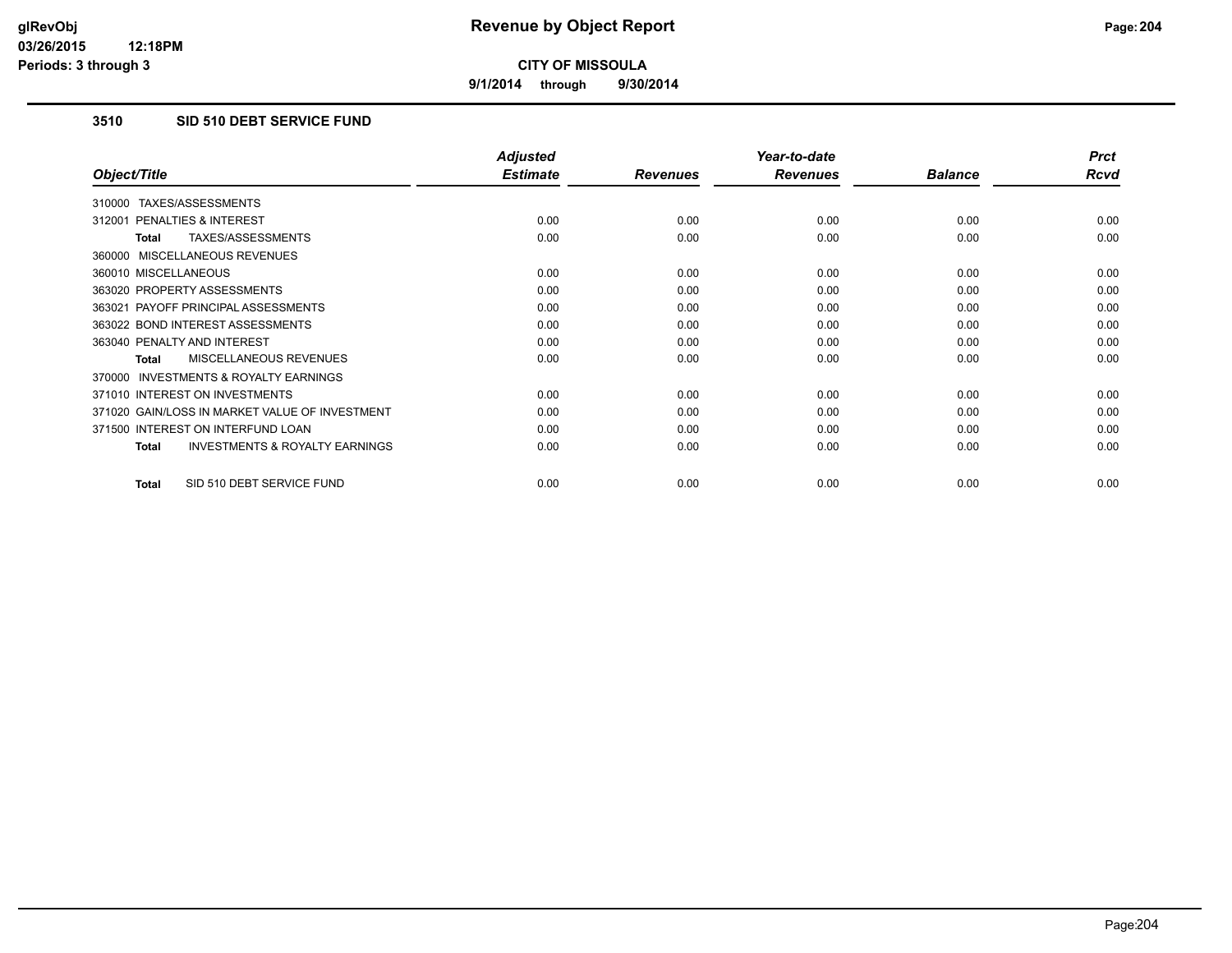**glRevObj**
**03/26/2015 12:18PM**
**Periods: 3 through 3**

# Revenue by Object Report

**CITY OF MISSOULA**

**9/1/2014 through 9/30/2014**

## 3510 SID 510 DEBT SERVICE FUND

| Object/Title | Adjusted Estimate | Revenues | Year-to-date Revenues | Balance | Prct Rcvd |
|---|---|---|---|---|---|
| 310000 TAXES/ASSESSMENTS | | | | | |
| 312001 PENALTIES & INTEREST | 0.00 | 0.00 | 0.00 | 0.00 | 0.00 |
| **Total** TAXES/ASSESSMENTS | 0.00 | 0.00 | 0.00 | 0.00 | 0.00 |
| 360000 MISCELLANEOUS REVENUES | | | | | |
| 360010 MISCELLANEOUS | 0.00 | 0.00 | 0.00 | 0.00 | 0.00 |
| 363020 PROPERTY ASSESSMENTS | 0.00 | 0.00 | 0.00 | 0.00 | 0.00 |
| 363021 PAYOFF PRINCIPAL ASSESSMENTS | 0.00 | 0.00 | 0.00 | 0.00 | 0.00 |
| 363022 BOND INTEREST ASSESSMENTS | 0.00 | 0.00 | 0.00 | 0.00 | 0.00 |
| 363040 PENALTY AND INTEREST | 0.00 | 0.00 | 0.00 | 0.00 | 0.00 |
| **Total** MISCELLANEOUS REVENUES | 0.00 | 0.00 | 0.00 | 0.00 | 0.00 |
| 370000 INVESTMENTS & ROYALTY EARNINGS | | | | | |
| 371010 INTEREST ON INVESTMENTS | 0.00 | 0.00 | 0.00 | 0.00 | 0.00 |
| 371020 GAIN/LOSS IN MARKET VALUE OF INVESTMENT | 0.00 | 0.00 | 0.00 | 0.00 | 0.00 |
| 371500 INTEREST ON INTERFUND LOAN | 0.00 | 0.00 | 0.00 | 0.00 | 0.00 |
| **Total** INVESTMENTS & ROYALTY EARNINGS | 0.00 | 0.00 | 0.00 | 0.00 | 0.00 |
| **Total** SID 510 DEBT SERVICE FUND | 0.00 | 0.00 | 0.00 | 0.00 | 0.00 |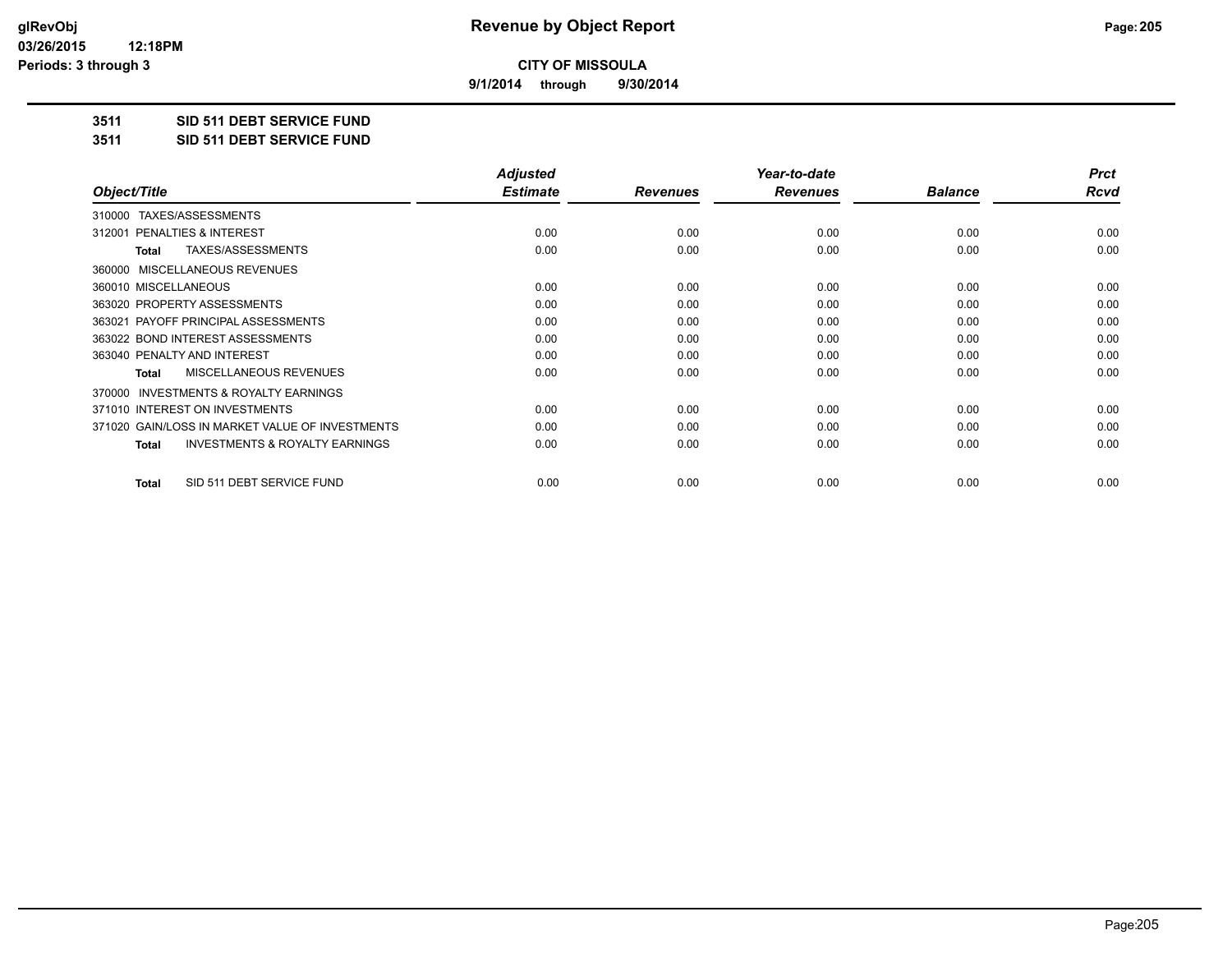# Revenue by Object Report

**CITY OF MISSOULA**

**9/1/2014 through 9/30/2014**

glRevObj
03/26/2015 12:18PM
Periods: 3 through 3

## 3511 SID 511 DEBT SERVICE FUND
## 3511 SID 511 DEBT SERVICE FUND

| Object/Title | Adjusted Estimate | Revenues | Year-to-date Revenues | Balance | Prct Rcvd |
|---|---|---|---|---|---|
| 310000 TAXES/ASSESSMENTS | | | | | |
| 312001 PENALTIES & INTEREST | 0.00 | 0.00 | 0.00 | 0.00 | 0.00 |
| **Total** TAXES/ASSESSMENTS | 0.00 | 0.00 | 0.00 | 0.00 | 0.00 |
| 360000 MISCELLANEOUS REVENUES | | | | | |
| 360010 MISCELLANEOUS | 0.00 | 0.00 | 0.00 | 0.00 | 0.00 |
| 363020 PROPERTY ASSESSMENTS | 0.00 | 0.00 | 0.00 | 0.00 | 0.00 |
| 363021 PAYOFF PRINCIPAL ASSESSMENTS | 0.00 | 0.00 | 0.00 | 0.00 | 0.00 |
| 363022 BOND INTEREST ASSESSMENTS | 0.00 | 0.00 | 0.00 | 0.00 | 0.00 |
| 363040 PENALTY AND INTEREST | 0.00 | 0.00 | 0.00 | 0.00 | 0.00 |
| **Total** MISCELLANEOUS REVENUES | 0.00 | 0.00 | 0.00 | 0.00 | 0.00 |
| 370000 INVESTMENTS & ROYALTY EARNINGS | | | | | |
| 371010 INTEREST ON INVESTMENTS | 0.00 | 0.00 | 0.00 | 0.00 | 0.00 |
| 371020 GAIN/LOSS IN MARKET VALUE OF INVESTMENTS | 0.00 | 0.00 | 0.00 | 0.00 | 0.00 |
| **Total** INVESTMENTS & ROYALTY EARNINGS | 0.00 | 0.00 | 0.00 | 0.00 | 0.00 |
| **Total** SID 511 DEBT SERVICE FUND | 0.00 | 0.00 | 0.00 | 0.00 | 0.00 |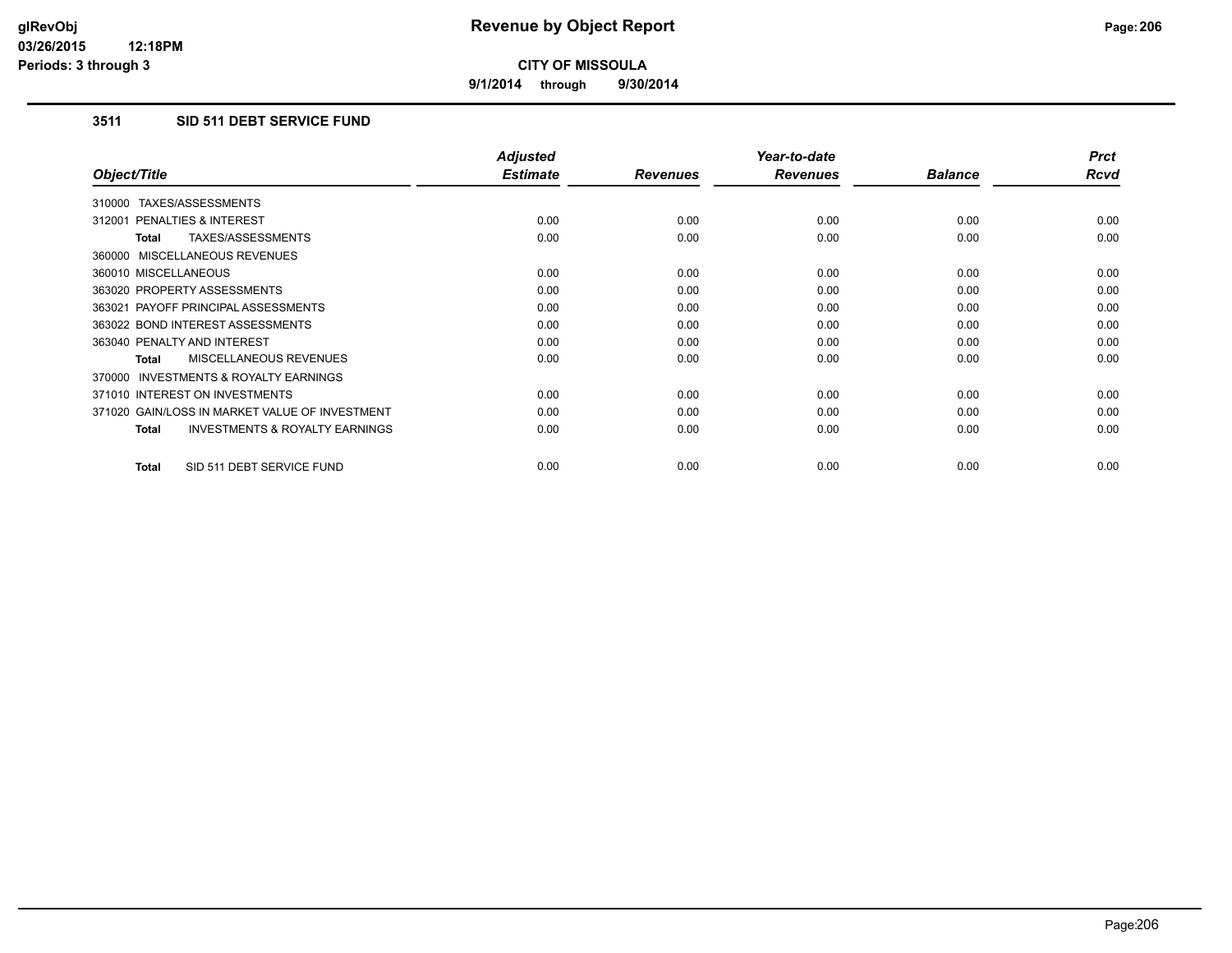**CITY OF MISSOULA**

**9/1/2014 through 9/30/2014**

### 3511 SID 511 DEBT SERVICE FUND

| Object/Title | Adjusted Estimate | Revenues | Year-to-date Revenues | Balance | Prct Rcvd |
|---|---|---|---|---|---|
| 310000 TAXES/ASSESSMENTS | | | | | |
| 312001 PENALTIES & INTEREST | 0.00 | 0.00 | 0.00 | 0.00 | 0.00 |
| **Total** TAXES/ASSESSMENTS | 0.00 | 0.00 | 0.00 | 0.00 | 0.00 |
| 360000 MISCELLANEOUS REVENUES | | | | | |
| 360010 MISCELLANEOUS | 0.00 | 0.00 | 0.00 | 0.00 | 0.00 |
| 363020 PROPERTY ASSESSMENTS | 0.00 | 0.00 | 0.00 | 0.00 | 0.00 |
| 363021 PAYOFF PRINCIPAL ASSESSMENTS | 0.00 | 0.00 | 0.00 | 0.00 | 0.00 |
| 363022 BOND INTEREST ASSESSMENTS | 0.00 | 0.00 | 0.00 | 0.00 | 0.00 |
| 363040 PENALTY AND INTEREST | 0.00 | 0.00 | 0.00 | 0.00 | 0.00 |
| **Total** MISCELLANEOUS REVENUES | 0.00 | 0.00 | 0.00 | 0.00 | 0.00 |
| 370000 INVESTMENTS & ROYALTY EARNINGS | | | | | |
| 371010 INTEREST ON INVESTMENTS | 0.00 | 0.00 | 0.00 | 0.00 | 0.00 |
| 371020 GAIN/LOSS IN MARKET VALUE OF INVESTMENT | 0.00 | 0.00 | 0.00 | 0.00 | 0.00 |
| **Total** INVESTMENTS & ROYALTY EARNINGS | 0.00 | 0.00 | 0.00 | 0.00 | 0.00 |
| **Total** SID 511 DEBT SERVICE FUND | 0.00 | 0.00 | 0.00 | 0.00 | 0.00 |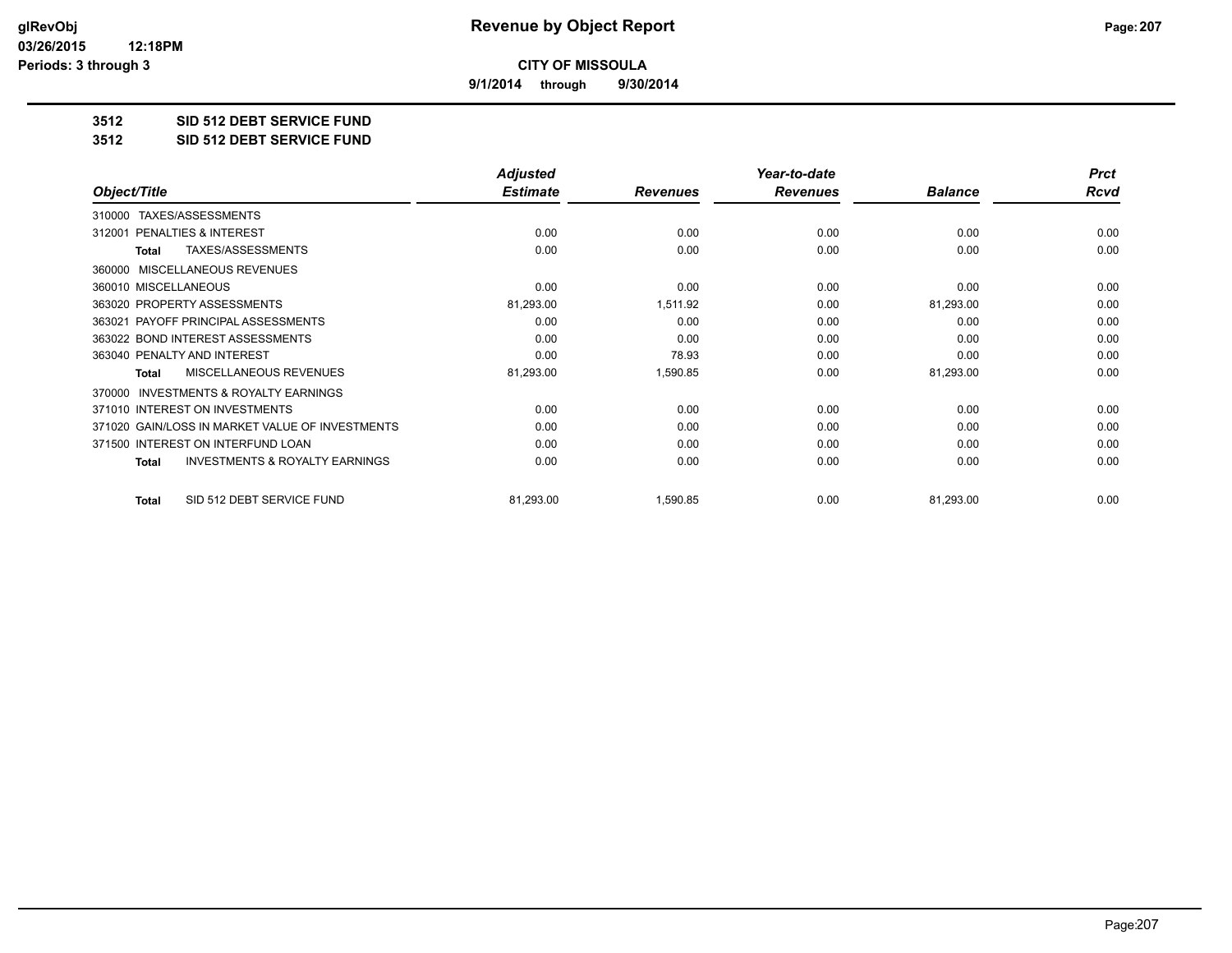**CITY OF MISSOULA**

**9/1/2014 through 9/30/2014**

## 3512 SID 512 DEBT SERVICE FUND

## 3512 SID 512 DEBT SERVICE FUND

| Object/Title | Adjusted Estimate | Revenues | Year-to-date Revenues | Balance | Prct Rcvd |
|---|---|---|---|---|---|
| 310000 TAXES/ASSESSMENTS | | | | | |
| 312001 PENALTIES & INTEREST | 0.00 | 0.00 | 0.00 | 0.00 | 0.00 |
| Total TAXES/ASSESSMENTS | 0.00 | 0.00 | 0.00 | 0.00 | 0.00 |
| 360000 MISCELLANEOUS REVENUES | | | | | |
| 360010 MISCELLANEOUS | 0.00 | 0.00 | 0.00 | 0.00 | 0.00 |
| 363020 PROPERTY ASSESSMENTS | 81,293.00 | 1,511.92 | 0.00 | 81,293.00 | 0.00 |
| 363021 PAYOFF PRINCIPAL ASSESSMENTS | 0.00 | 0.00 | 0.00 | 0.00 | 0.00 |
| 363022 BOND INTEREST ASSESSMENTS | 0.00 | 0.00 | 0.00 | 0.00 | 0.00 |
| 363040 PENALTY AND INTEREST | 0.00 | 78.93 | 0.00 | 0.00 | 0.00 |
| Total MISCELLANEOUS REVENUES | 81,293.00 | 1,590.85 | 0.00 | 81,293.00 | 0.00 |
| 370000 INVESTMENTS & ROYALTY EARNINGS | | | | | |
| 371010 INTEREST ON INVESTMENTS | 0.00 | 0.00 | 0.00 | 0.00 | 0.00 |
| 371020 GAIN/LOSS IN MARKET VALUE OF INVESTMENTS | 0.00 | 0.00 | 0.00 | 0.00 | 0.00 |
| 371500 INTEREST ON INTERFUND LOAN | 0.00 | 0.00 | 0.00 | 0.00 | 0.00 |
| Total INVESTMENTS & ROYALTY EARNINGS | 0.00 | 0.00 | 0.00 | 0.00 | 0.00 |
| Total SID 512 DEBT SERVICE FUND | 81,293.00 | 1,590.85 | 0.00 | 81,293.00 | 0.00 |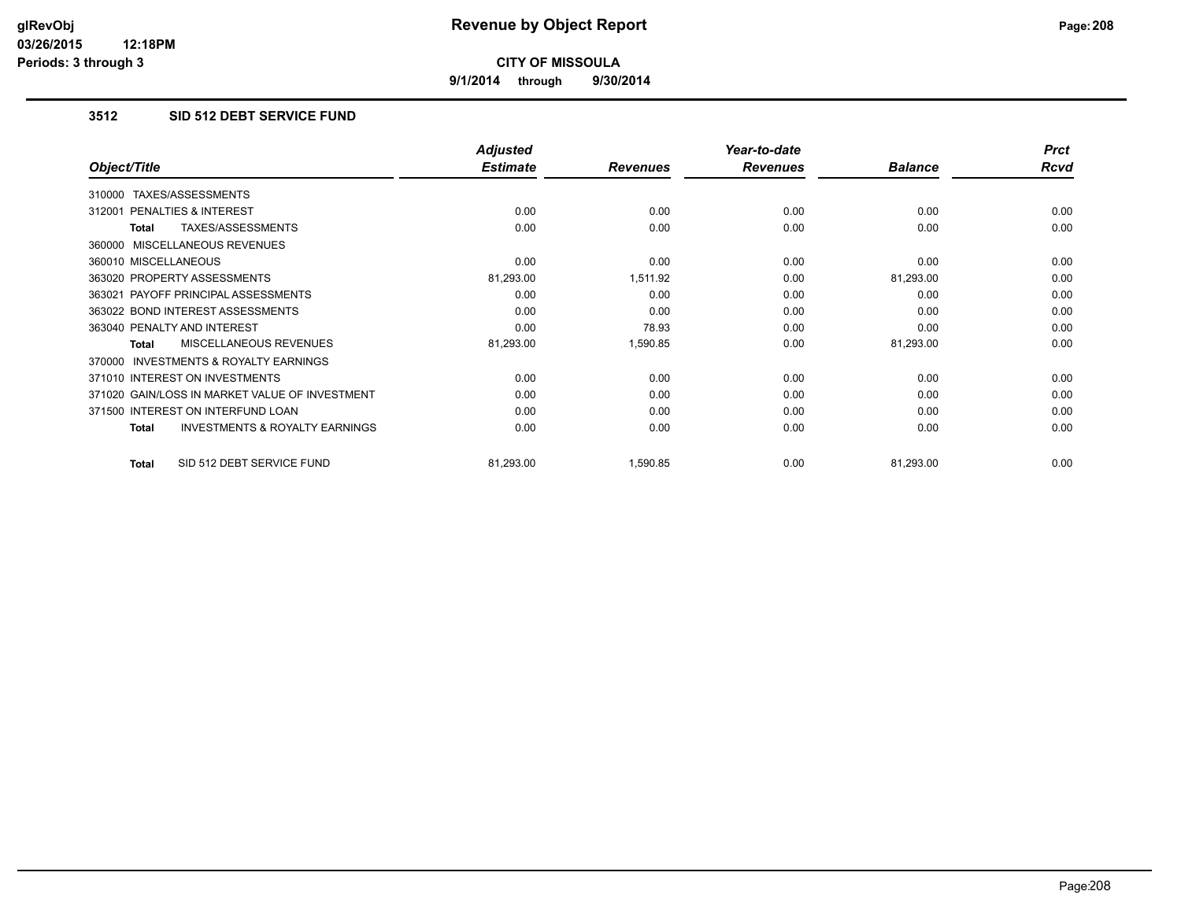**CITY OF MISSOULA**

**9/1/2014 through 9/30/2014**

## 3512 SID 512 DEBT SERVICE FUND

| Object/Title | Adjusted Estimate | Revenues | Year-to-date Revenues | Balance | Prct Rcvd |
|---|---|---|---|---|---|
| 310000 TAXES/ASSESSMENTS | | | | | |
| 312001 PENALTIES & INTEREST | 0.00 | 0.00 | 0.00 | 0.00 | 0.00 |
| **Total** TAXES/ASSESSMENTS | 0.00 | 0.00 | 0.00 | 0.00 | 0.00 |
| 360000 MISCELLANEOUS REVENUES | | | | | |
| 360010 MISCELLANEOUS | 0.00 | 0.00 | 0.00 | 0.00 | 0.00 |
| 363020 PROPERTY ASSESSMENTS | 81,293.00 | 1,511.92 | 0.00 | 81,293.00 | 0.00 |
| 363021 PAYOFF PRINCIPAL ASSESSMENTS | 0.00 | 0.00 | 0.00 | 0.00 | 0.00 |
| 363022 BOND INTEREST ASSESSMENTS | 0.00 | 0.00 | 0.00 | 0.00 | 0.00 |
| 363040 PENALTY AND INTEREST | 0.00 | 78.93 | 0.00 | 0.00 | 0.00 |
| **Total** MISCELLANEOUS REVENUES | 81,293.00 | 1,590.85 | 0.00 | 81,293.00 | 0.00 |
| 370000 INVESTMENTS & ROYALTY EARNINGS | | | | | |
| 371010 INTEREST ON INVESTMENTS | 0.00 | 0.00 | 0.00 | 0.00 | 0.00 |
| 371020 GAIN/LOSS IN MARKET VALUE OF INVESTMENT | 0.00 | 0.00 | 0.00 | 0.00 | 0.00 |
| 371500 INTEREST ON INTERFUND LOAN | 0.00 | 0.00 | 0.00 | 0.00 | 0.00 |
| **Total** INVESTMENTS & ROYALTY EARNINGS | 0.00 | 0.00 | 0.00 | 0.00 | 0.00 |
| **Total** SID 512 DEBT SERVICE FUND | 81,293.00 | 1,590.85 | 0.00 | 81,293.00 | 0.00 |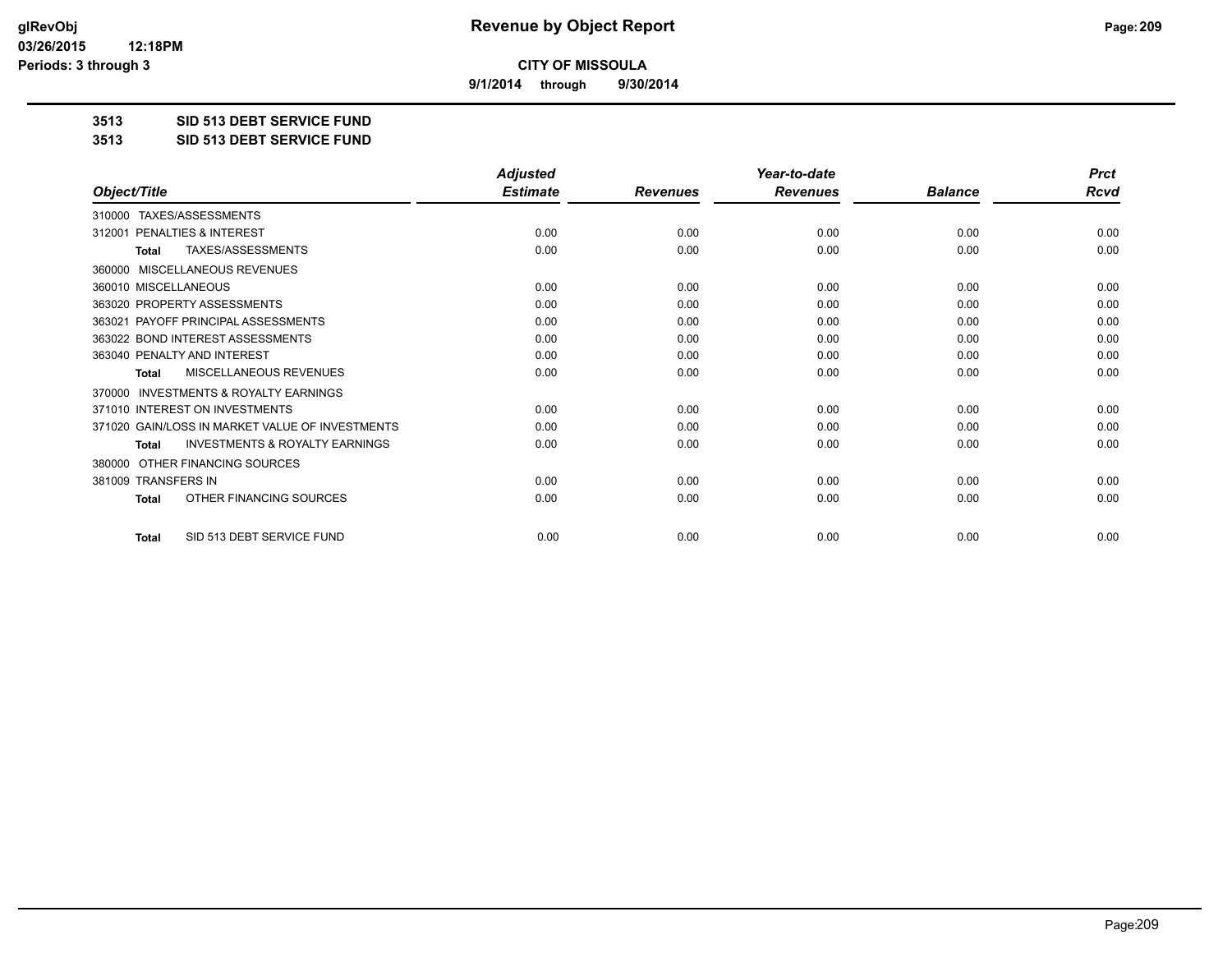**CITY OF MISSOULA**

**9/1/2014 through 9/30/2014**

**3513 SID 513 DEBT SERVICE FUND**

**3513 SID 513 DEBT SERVICE FUND**

| Object/Title | Adjusted Estimate | Revenues | Year-to-date Revenues | Balance | Prct Rcvd |
|---|---|---|---|---|---|
| 310000 TAXES/ASSESSMENTS | | | | | |
| 312001 PENALTIES & INTEREST | 0.00 | 0.00 | 0.00 | 0.00 | 0.00 |
| Total TAXES/ASSESSMENTS | 0.00 | 0.00 | 0.00 | 0.00 | 0.00 |
| 360000 MISCELLANEOUS REVENUES | | | | | |
| 360010 MISCELLANEOUS | 0.00 | 0.00 | 0.00 | 0.00 | 0.00 |
| 363020 PROPERTY ASSESSMENTS | 0.00 | 0.00 | 0.00 | 0.00 | 0.00 |
| 363021 PAYOFF PRINCIPAL ASSESSMENTS | 0.00 | 0.00 | 0.00 | 0.00 | 0.00 |
| 363022 BOND INTEREST ASSESSMENTS | 0.00 | 0.00 | 0.00 | 0.00 | 0.00 |
| 363040 PENALTY AND INTEREST | 0.00 | 0.00 | 0.00 | 0.00 | 0.00 |
| Total MISCELLANEOUS REVENUES | 0.00 | 0.00 | 0.00 | 0.00 | 0.00 |
| 370000 INVESTMENTS & ROYALTY EARNINGS | | | | | |
| 371010 INTEREST ON INVESTMENTS | 0.00 | 0.00 | 0.00 | 0.00 | 0.00 |
| 371020 GAIN/LOSS IN MARKET VALUE OF INVESTMENTS | 0.00 | 0.00 | 0.00 | 0.00 | 0.00 |
| Total INVESTMENTS & ROYALTY EARNINGS | 0.00 | 0.00 | 0.00 | 0.00 | 0.00 |
| 380000 OTHER FINANCING SOURCES | | | | | |
| 381009 TRANSFERS IN | 0.00 | 0.00 | 0.00 | 0.00 | 0.00 |
| Total OTHER FINANCING SOURCES | 0.00 | 0.00 | 0.00 | 0.00 | 0.00 |
| Total SID 513 DEBT SERVICE FUND | 0.00 | 0.00 | 0.00 | 0.00 | 0.00 |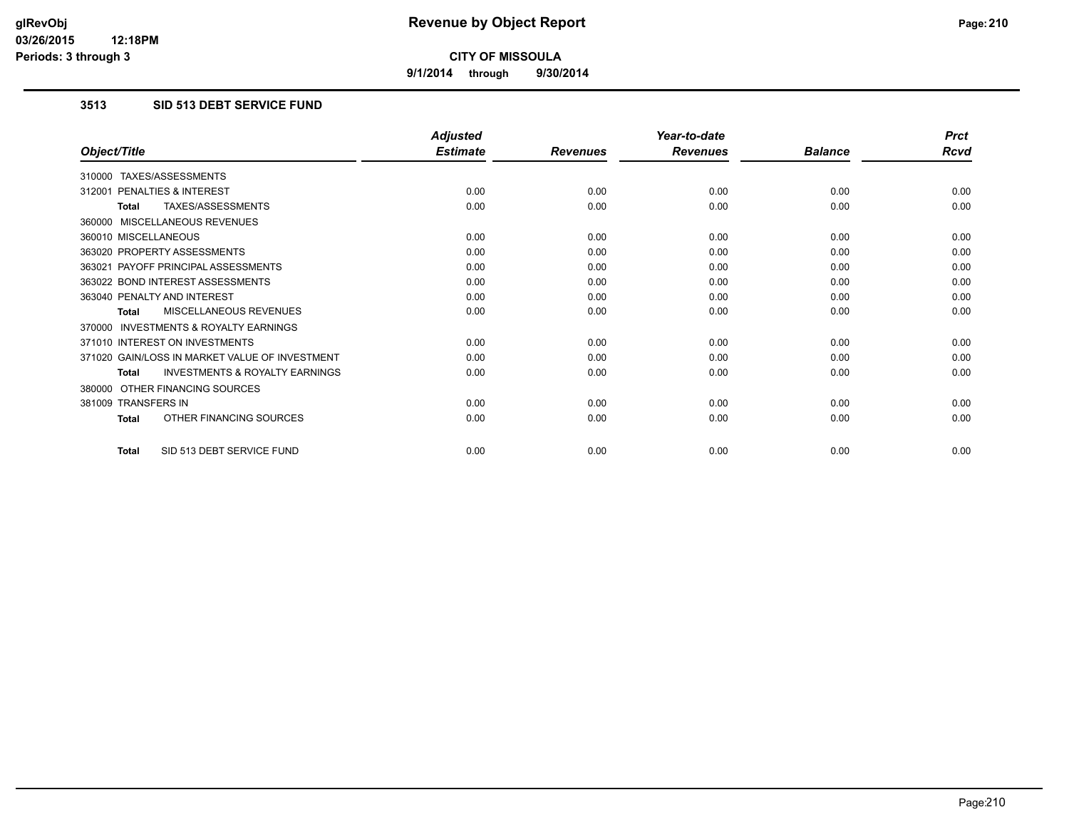**CITY OF MISSOULA**

**9/1/2014 through 9/30/2014**

### 3513 SID 513 DEBT SERVICE FUND

| Object/Title | Adjusted Estimate | Revenues | Year-to-date Revenues | Balance | Prct Rcvd |
|---|---|---|---|---|---|
| 310000 TAXES/ASSESSMENTS | | | | | |
| 312001 PENALTIES & INTEREST | 0.00 | 0.00 | 0.00 | 0.00 | 0.00 |
| **Total** TAXES/ASSESSMENTS | 0.00 | 0.00 | 0.00 | 0.00 | 0.00 |
| 360000 MISCELLANEOUS REVENUES | | | | | |
| 360010 MISCELLANEOUS | 0.00 | 0.00 | 0.00 | 0.00 | 0.00 |
| 363020 PROPERTY ASSESSMENTS | 0.00 | 0.00 | 0.00 | 0.00 | 0.00 |
| 363021 PAYOFF PRINCIPAL ASSESSMENTS | 0.00 | 0.00 | 0.00 | 0.00 | 0.00 |
| 363022 BOND INTEREST ASSESSMENTS | 0.00 | 0.00 | 0.00 | 0.00 | 0.00 |
| 363040 PENALTY AND INTEREST | 0.00 | 0.00 | 0.00 | 0.00 | 0.00 |
| **Total** MISCELLANEOUS REVENUES | 0.00 | 0.00 | 0.00 | 0.00 | 0.00 |
| 370000 INVESTMENTS & ROYALTY EARNINGS | | | | | |
| 371010 INTEREST ON INVESTMENTS | 0.00 | 0.00 | 0.00 | 0.00 | 0.00 |
| 371020 GAIN/LOSS IN MARKET VALUE OF INVESTMENT | 0.00 | 0.00 | 0.00 | 0.00 | 0.00 |
| **Total** INVESTMENTS & ROYALTY EARNINGS | 0.00 | 0.00 | 0.00 | 0.00 | 0.00 |
| 380000 OTHER FINANCING SOURCES | | | | | |
| 381009 TRANSFERS IN | 0.00 | 0.00 | 0.00 | 0.00 | 0.00 |
| **Total** OTHER FINANCING SOURCES | 0.00 | 0.00 | 0.00 | 0.00 | 0.00 |
| **Total** SID 513 DEBT SERVICE FUND | 0.00 | 0.00 | 0.00 | 0.00 | 0.00 |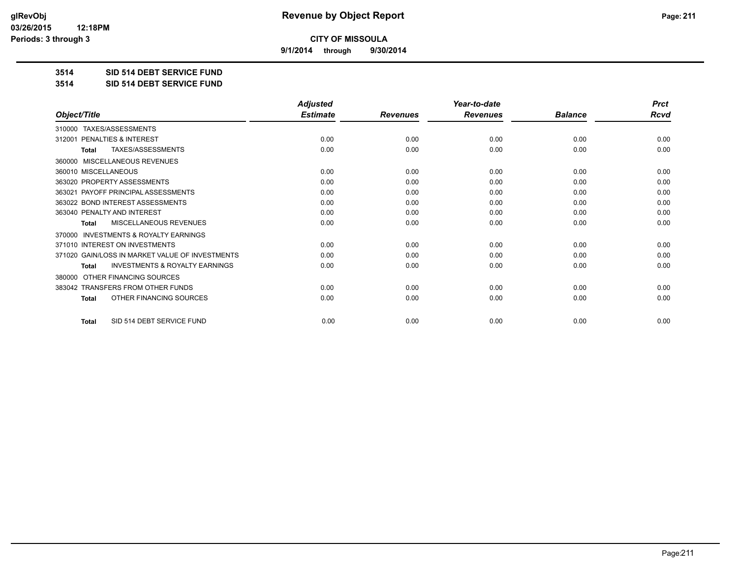# Revenue by Object Report

## CITY OF MISSOULA

**9/1/2014 through 9/30/2014**

glRevObj
03/26/2015 12:18PM
Periods: 3 through 3

**3514 SID 514 DEBT SERVICE FUND**

**3514 SID 514 DEBT SERVICE FUND**

| Object/Title | Adjusted Estimate | Revenues | Year-to-date Revenues | Balance | Prct Rcvd |
|---|---|---|---|---|---|
| 310000 TAXES/ASSESSMENTS | | | | | |
| 312001 PENALTIES & INTEREST | 0.00 | 0.00 | 0.00 | 0.00 | 0.00 |
| **Total** TAXES/ASSESSMENTS | 0.00 | 0.00 | 0.00 | 0.00 | 0.00 |
| 360000 MISCELLANEOUS REVENUES | | | | | |
| 360010 MISCELLANEOUS | 0.00 | 0.00 | 0.00 | 0.00 | 0.00 |
| 363020 PROPERTY ASSESSMENTS | 0.00 | 0.00 | 0.00 | 0.00 | 0.00 |
| 363021 PAYOFF PRINCIPAL ASSESSMENTS | 0.00 | 0.00 | 0.00 | 0.00 | 0.00 |
| 363022 BOND INTEREST ASSESSMENTS | 0.00 | 0.00 | 0.00 | 0.00 | 0.00 |
| 363040 PENALTY AND INTEREST | 0.00 | 0.00 | 0.00 | 0.00 | 0.00 |
| **Total** MISCELLANEOUS REVENUES | 0.00 | 0.00 | 0.00 | 0.00 | 0.00 |
| 370000 INVESTMENTS & ROYALTY EARNINGS | | | | | |
| 371010 INTEREST ON INVESTMENTS | 0.00 | 0.00 | 0.00 | 0.00 | 0.00 |
| 371020 GAIN/LOSS IN MARKET VALUE OF INVESTMENTS | 0.00 | 0.00 | 0.00 | 0.00 | 0.00 |
| **Total** INVESTMENTS & ROYALTY EARNINGS | 0.00 | 0.00 | 0.00 | 0.00 | 0.00 |
| 380000 OTHER FINANCING SOURCES | | | | | |
| 383042 TRANSFERS FROM OTHER FUNDS | 0.00 | 0.00 | 0.00 | 0.00 | 0.00 |
| **Total** OTHER FINANCING SOURCES | 0.00 | 0.00 | 0.00 | 0.00 | 0.00 |
| **Total** SID 514 DEBT SERVICE FUND | 0.00 | 0.00 | 0.00 | 0.00 | 0.00 |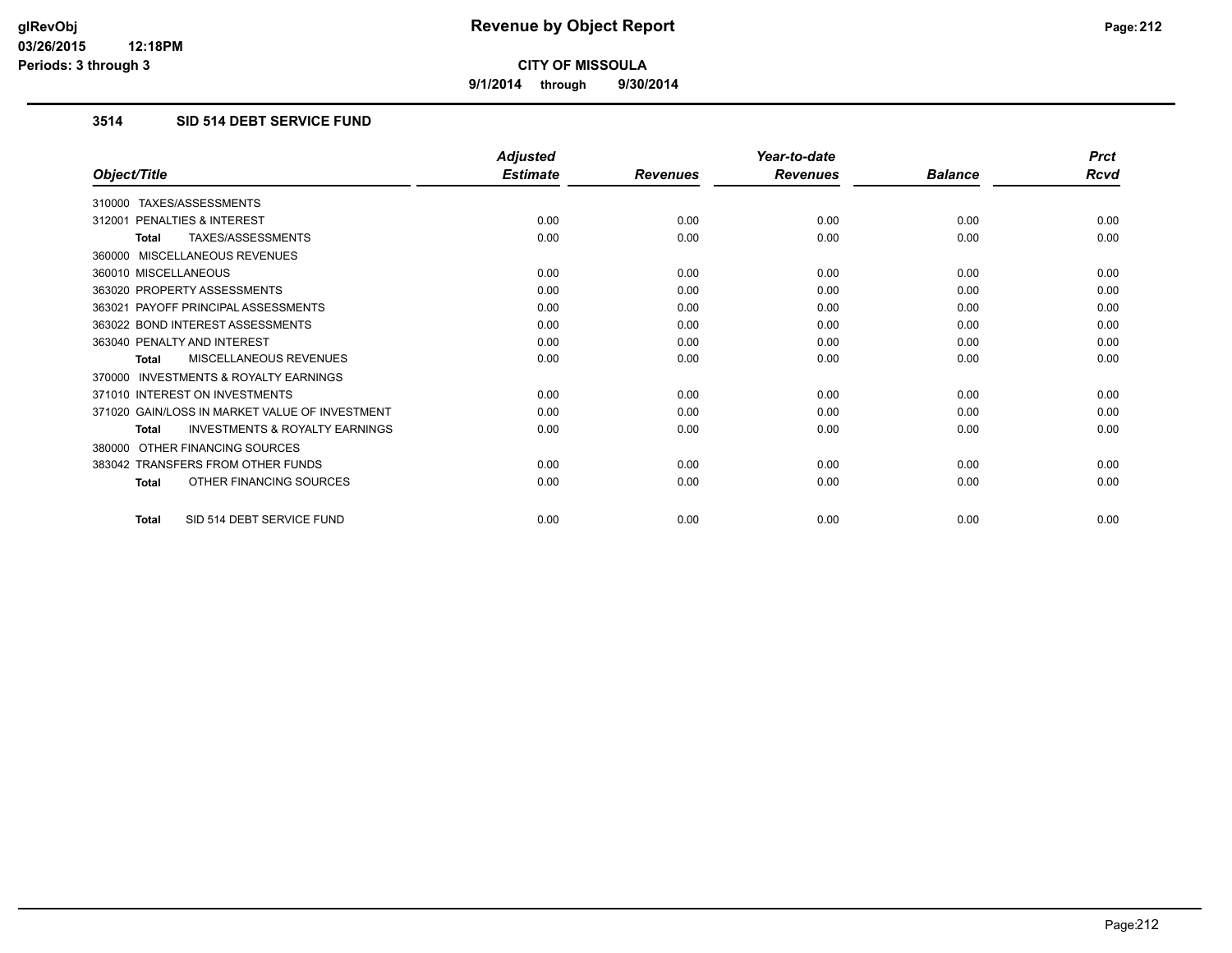**CITY OF MISSOULA**

**9/1/2014 through 9/30/2014**

### 3514 SID 514 DEBT SERVICE FUND

| Object/Title | Adjusted Estimate | Revenues | Year-to-date Revenues | Balance | Prct Rcvd |
|---|---|---|---|---|---|
| 310000 TAXES/ASSESSMENTS | | | | | |
| 312001 PENALTIES & INTEREST | 0.00 | 0.00 | 0.00 | 0.00 | 0.00 |
| **Total** TAXES/ASSESSMENTS | 0.00 | 0.00 | 0.00 | 0.00 | 0.00 |
| 360000 MISCELLANEOUS REVENUES | | | | | |
| 360010 MISCELLANEOUS | 0.00 | 0.00 | 0.00 | 0.00 | 0.00 |
| 363020 PROPERTY ASSESSMENTS | 0.00 | 0.00 | 0.00 | 0.00 | 0.00 |
| 363021 PAYOFF PRINCIPAL ASSESSMENTS | 0.00 | 0.00 | 0.00 | 0.00 | 0.00 |
| 363022 BOND INTEREST ASSESSMENTS | 0.00 | 0.00 | 0.00 | 0.00 | 0.00 |
| 363040 PENALTY AND INTEREST | 0.00 | 0.00 | 0.00 | 0.00 | 0.00 |
| **Total** MISCELLANEOUS REVENUES | 0.00 | 0.00 | 0.00 | 0.00 | 0.00 |
| 370000 INVESTMENTS & ROYALTY EARNINGS | | | | | |
| 371010 INTEREST ON INVESTMENTS | 0.00 | 0.00 | 0.00 | 0.00 | 0.00 |
| 371020 GAIN/LOSS IN MARKET VALUE OF INVESTMENT | 0.00 | 0.00 | 0.00 | 0.00 | 0.00 |
| **Total** INVESTMENTS & ROYALTY EARNINGS | 0.00 | 0.00 | 0.00 | 0.00 | 0.00 |
| 380000 OTHER FINANCING SOURCES | | | | | |
| 383042 TRANSFERS FROM OTHER FUNDS | 0.00 | 0.00 | 0.00 | 0.00 | 0.00 |
| **Total** OTHER FINANCING SOURCES | 0.00 | 0.00 | 0.00 | 0.00 | 0.00 |
| **Total** SID 514 DEBT SERVICE FUND | 0.00 | 0.00 | 0.00 | 0.00 | 0.00 |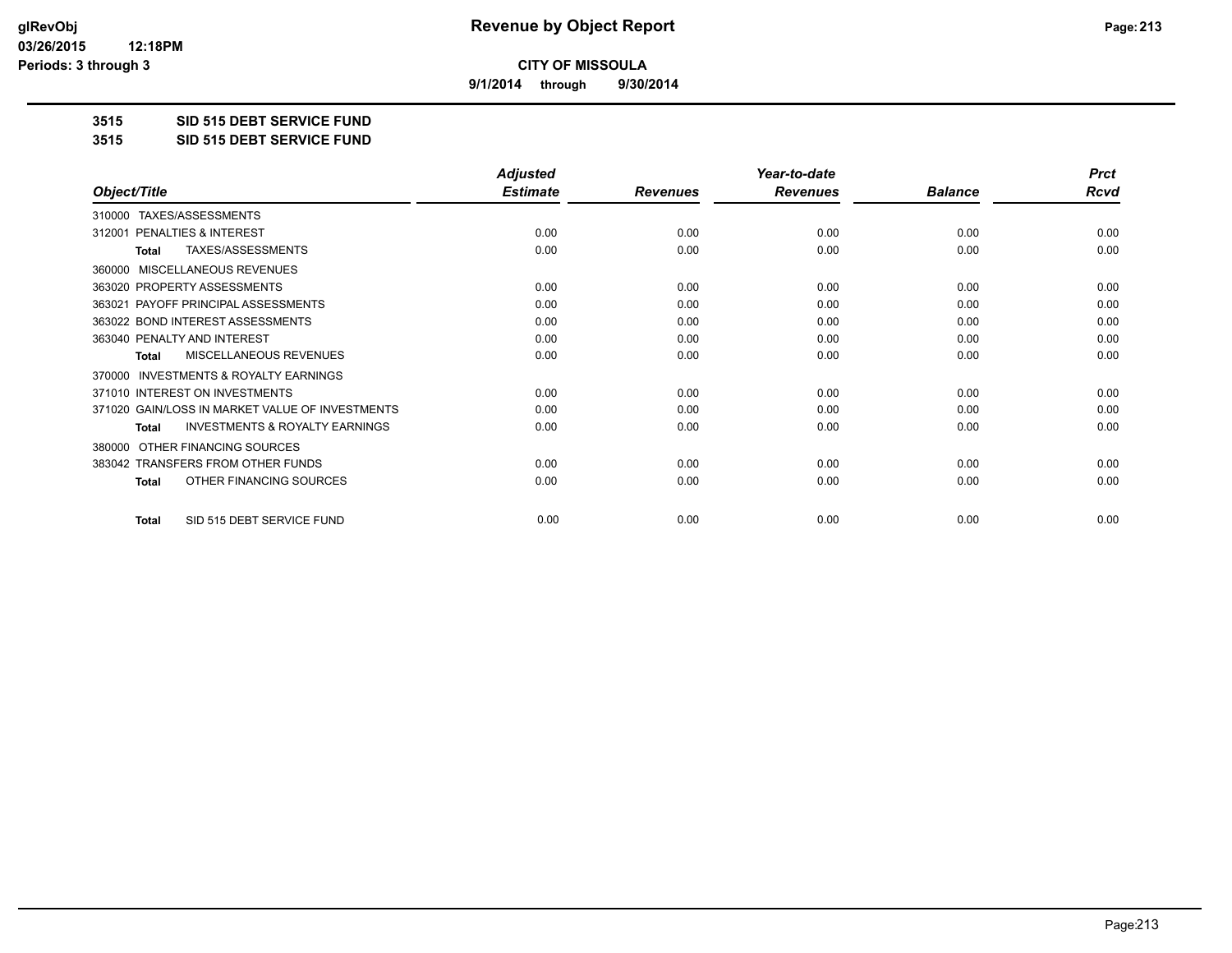**CITY OF MISSOULA**

**9/1/2014 through 9/30/2014**

## 3515 SID 515 DEBT SERVICE FUND

## 3515 SID 515 DEBT SERVICE FUND

| Object/Title | Adjusted Estimate | Revenues | Year-to-date Revenues | Balance | Prct Rcvd |
|---|---|---|---|---|---|
| 310000 TAXES/ASSESSMENTS | | | | | |
| 312001 PENALTIES & INTEREST | 0.00 | 0.00 | 0.00 | 0.00 | 0.00 |
| **Total** TAXES/ASSESSMENTS | 0.00 | 0.00 | 0.00 | 0.00 | 0.00 |
| 360000 MISCELLANEOUS REVENUES | | | | | |
| 363020 PROPERTY ASSESSMENTS | 0.00 | 0.00 | 0.00 | 0.00 | 0.00 |
| 363021 PAYOFF PRINCIPAL ASSESSMENTS | 0.00 | 0.00 | 0.00 | 0.00 | 0.00 |
| 363022 BOND INTEREST ASSESSMENTS | 0.00 | 0.00 | 0.00 | 0.00 | 0.00 |
| 363040 PENALTY AND INTEREST | 0.00 | 0.00 | 0.00 | 0.00 | 0.00 |
| **Total** MISCELLANEOUS REVENUES | 0.00 | 0.00 | 0.00 | 0.00 | 0.00 |
| 370000 INVESTMENTS & ROYALTY EARNINGS | | | | | |
| 371010 INTEREST ON INVESTMENTS | 0.00 | 0.00 | 0.00 | 0.00 | 0.00 |
| 371020 GAIN/LOSS IN MARKET VALUE OF INVESTMENTS | 0.00 | 0.00 | 0.00 | 0.00 | 0.00 |
| **Total** INVESTMENTS & ROYALTY EARNINGS | 0.00 | 0.00 | 0.00 | 0.00 | 0.00 |
| 380000 OTHER FINANCING SOURCES | | | | | |
| 383042 TRANSFERS FROM OTHER FUNDS | 0.00 | 0.00 | 0.00 | 0.00 | 0.00 |
| **Total** OTHER FINANCING SOURCES | 0.00 | 0.00 | 0.00 | 0.00 | 0.00 |
| **Total** SID 515 DEBT SERVICE FUND | 0.00 | 0.00 | 0.00 | 0.00 | 0.00 |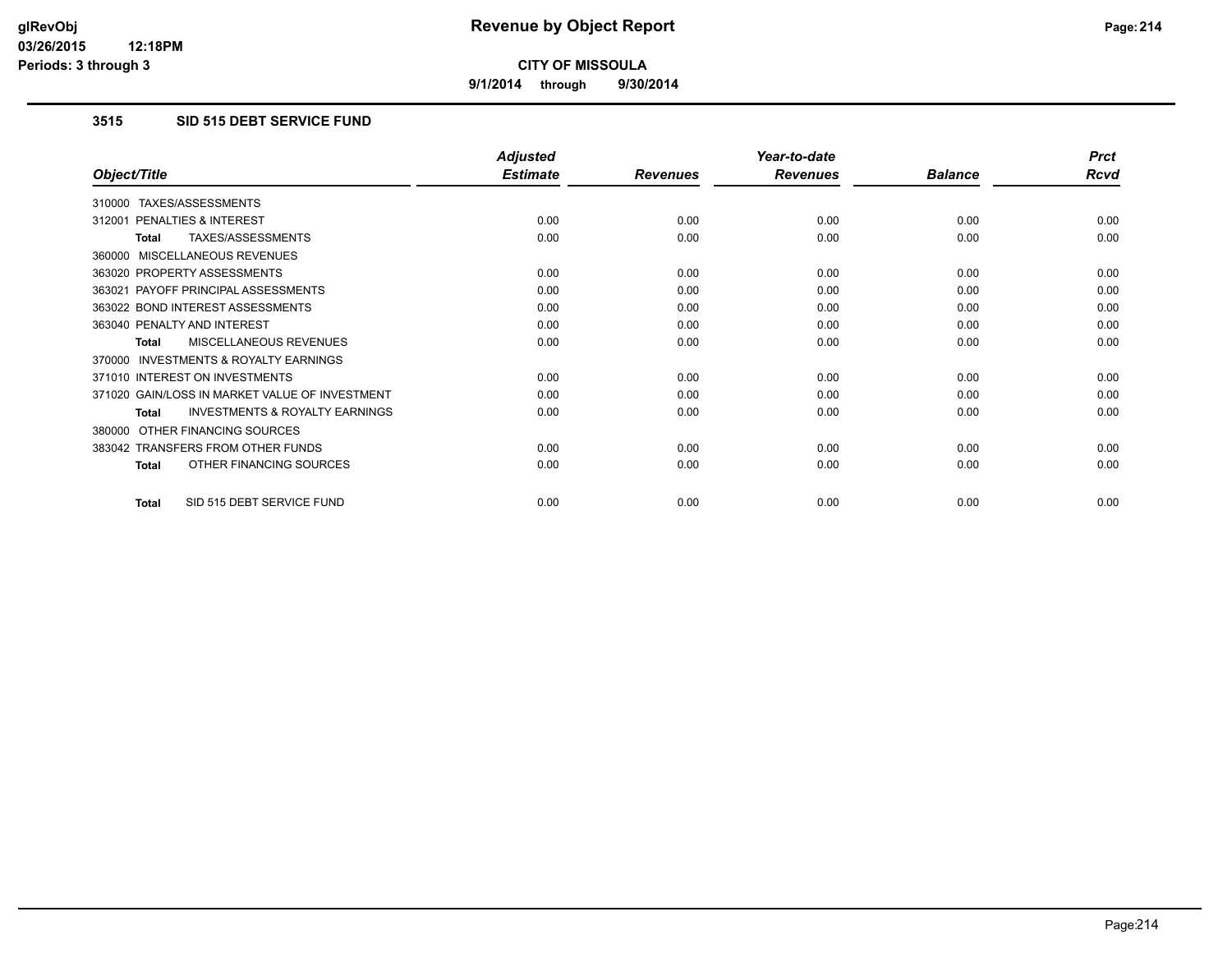# Revenue by Object Report

**CITY OF MISSOULA**

**9/1/2014 through 9/30/2014**

### 3515 SID 515 DEBT SERVICE FUND

| Object/Title | Adjusted Estimate | Revenues | Year-to-date Revenues | Balance | Prct Rcvd |
|---|---|---|---|---|---|
| 310000 TAXES/ASSESSMENTS | | | | | |
| 312001 PENALTIES & INTEREST | 0.00 | 0.00 | 0.00 | 0.00 | 0.00 |
| **Total** TAXES/ASSESSMENTS | 0.00 | 0.00 | 0.00 | 0.00 | 0.00 |
| 360000 MISCELLANEOUS REVENUES | | | | | |
| 363020 PROPERTY ASSESSMENTS | 0.00 | 0.00 | 0.00 | 0.00 | 0.00 |
| 363021 PAYOFF PRINCIPAL ASSESSMENTS | 0.00 | 0.00 | 0.00 | 0.00 | 0.00 |
| 363022 BOND INTEREST ASSESSMENTS | 0.00 | 0.00 | 0.00 | 0.00 | 0.00 |
| 363040 PENALTY AND INTEREST | 0.00 | 0.00 | 0.00 | 0.00 | 0.00 |
| **Total** MISCELLANEOUS REVENUES | 0.00 | 0.00 | 0.00 | 0.00 | 0.00 |
| 370000 INVESTMENTS & ROYALTY EARNINGS | | | | | |
| 371010 INTEREST ON INVESTMENTS | 0.00 | 0.00 | 0.00 | 0.00 | 0.00 |
| 371020 GAIN/LOSS IN MARKET VALUE OF INVESTMENT | 0.00 | 0.00 | 0.00 | 0.00 | 0.00 |
| **Total** INVESTMENTS & ROYALTY EARNINGS | 0.00 | 0.00 | 0.00 | 0.00 | 0.00 |
| 380000 OTHER FINANCING SOURCES | | | | | |
| 383042 TRANSFERS FROM OTHER FUNDS | 0.00 | 0.00 | 0.00 | 0.00 | 0.00 |
| **Total** OTHER FINANCING SOURCES | 0.00 | 0.00 | 0.00 | 0.00 | 0.00 |
| **Total** SID 515 DEBT SERVICE FUND | 0.00 | 0.00 | 0.00 | 0.00 | 0.00 |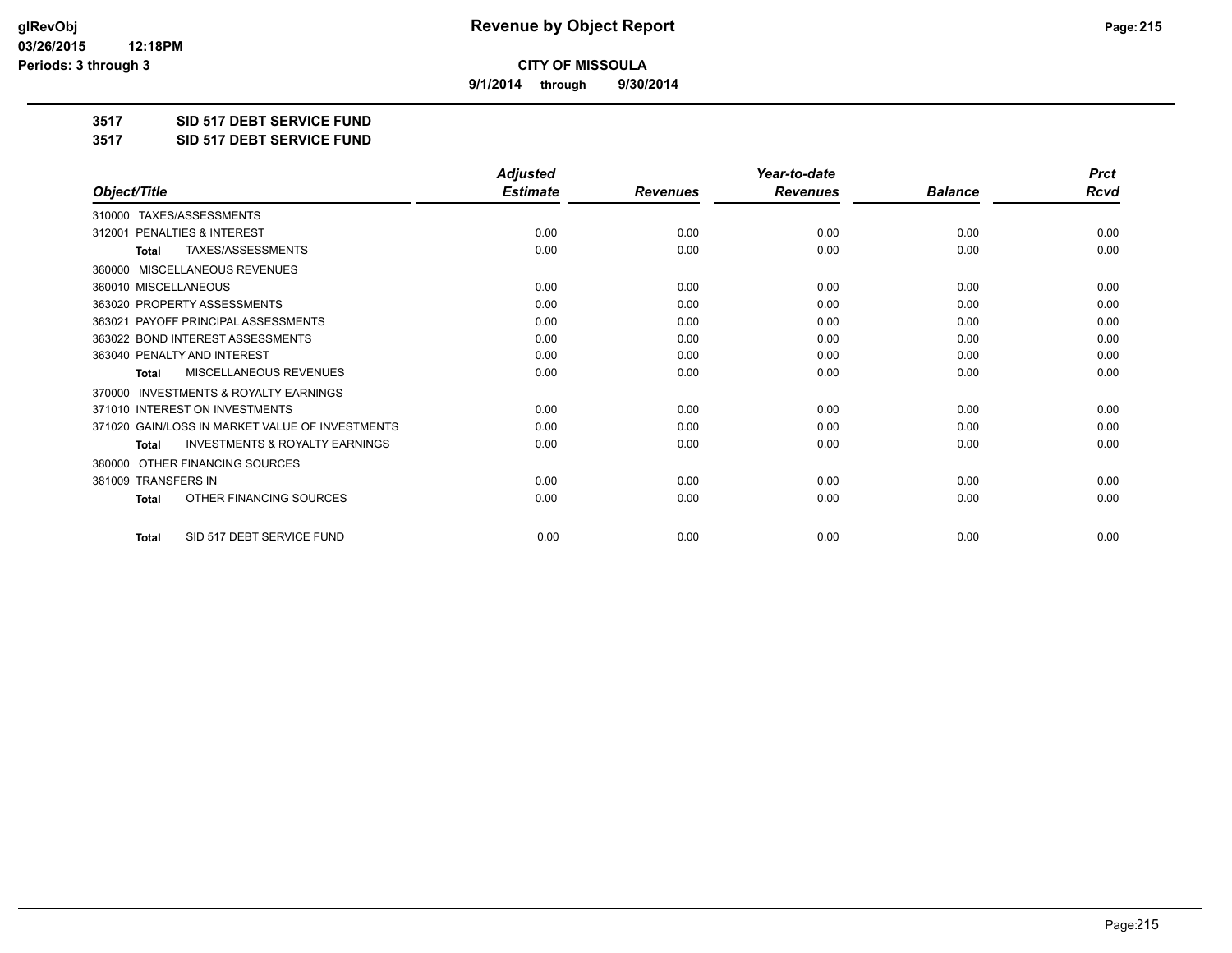**glRevObj**
**03/26/2015 12:18PM**
**Periods: 3 through 3**

# Revenue by Object Report

**CITY OF MISSOULA**

**9/1/2014 through 9/30/2014**

## 3517 SID 517 DEBT SERVICE FUND
## 3517 SID 517 DEBT SERVICE FUND

| Object/Title | Adjusted Estimate | Revenues | Year-to-date Revenues | Balance | Prct Rcvd |
|---|---|---|---|---|---|
| 310000 TAXES/ASSESSMENTS | | | | | |
| 312001 PENALTIES & INTEREST | 0.00 | 0.00 | 0.00 | 0.00 | 0.00 |
| **Total** TAXES/ASSESSMENTS | 0.00 | 0.00 | 0.00 | 0.00 | 0.00 |
| 360000 MISCELLANEOUS REVENUES | | | | | |
| 360010 MISCELLANEOUS | 0.00 | 0.00 | 0.00 | 0.00 | 0.00 |
| 363020 PROPERTY ASSESSMENTS | 0.00 | 0.00 | 0.00 | 0.00 | 0.00 |
| 363021 PAYOFF PRINCIPAL ASSESSMENTS | 0.00 | 0.00 | 0.00 | 0.00 | 0.00 |
| 363022 BOND INTEREST ASSESSMENTS | 0.00 | 0.00 | 0.00 | 0.00 | 0.00 |
| 363040 PENALTY AND INTEREST | 0.00 | 0.00 | 0.00 | 0.00 | 0.00 |
| **Total** MISCELLANEOUS REVENUES | 0.00 | 0.00 | 0.00 | 0.00 | 0.00 |
| 370000 INVESTMENTS & ROYALTY EARNINGS | | | | | |
| 371010 INTEREST ON INVESTMENTS | 0.00 | 0.00 | 0.00 | 0.00 | 0.00 |
| 371020 GAIN/LOSS IN MARKET VALUE OF INVESTMENTS | 0.00 | 0.00 | 0.00 | 0.00 | 0.00 |
| **Total** INVESTMENTS & ROYALTY EARNINGS | 0.00 | 0.00 | 0.00 | 0.00 | 0.00 |
| 380000 OTHER FINANCING SOURCES | | | | | |
| 381009 TRANSFERS IN | 0.00 | 0.00 | 0.00 | 0.00 | 0.00 |
| **Total** OTHER FINANCING SOURCES | 0.00 | 0.00 | 0.00 | 0.00 | 0.00 |
| **Total** SID 517 DEBT SERVICE FUND | 0.00 | 0.00 | 0.00 | 0.00 | 0.00 |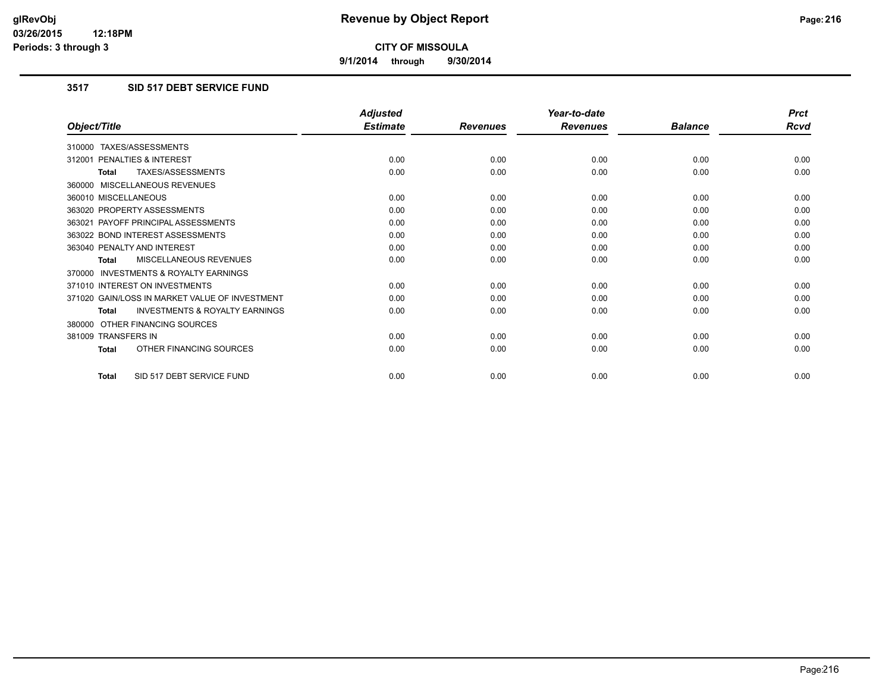# Revenue by Object Report

**CITY OF MISSOULA**

**9/1/2014 through 9/30/2014**

glRevObj
03/26/2015 12:18PM
Periods: 3 through 3

## 3517 SID 517 DEBT SERVICE FUND

| Object/Title | Adjusted Estimate | Revenues | Year-to-date Revenues | Balance | Prct Rcvd |
|---|---|---|---|---|---|
| 310000 TAXES/ASSESSMENTS | | | | | |
| 312001 PENALTIES & INTEREST | 0.00 | 0.00 | 0.00 | 0.00 | 0.00 |
| **Total** TAXES/ASSESSMENTS | 0.00 | 0.00 | 0.00 | 0.00 | 0.00 |
| 360000 MISCELLANEOUS REVENUES | | | | | |
| 360010 MISCELLANEOUS | 0.00 | 0.00 | 0.00 | 0.00 | 0.00 |
| 363020 PROPERTY ASSESSMENTS | 0.00 | 0.00 | 0.00 | 0.00 | 0.00 |
| 363021 PAYOFF PRINCIPAL ASSESSMENTS | 0.00 | 0.00 | 0.00 | 0.00 | 0.00 |
| 363022 BOND INTEREST ASSESSMENTS | 0.00 | 0.00 | 0.00 | 0.00 | 0.00 |
| 363040 PENALTY AND INTEREST | 0.00 | 0.00 | 0.00 | 0.00 | 0.00 |
| **Total** MISCELLANEOUS REVENUES | 0.00 | 0.00 | 0.00 | 0.00 | 0.00 |
| 370000 INVESTMENTS & ROYALTY EARNINGS | | | | | |
| 371010 INTEREST ON INVESTMENTS | 0.00 | 0.00 | 0.00 | 0.00 | 0.00 |
| 371020 GAIN/LOSS IN MARKET VALUE OF INVESTMENT | 0.00 | 0.00 | 0.00 | 0.00 | 0.00 |
| **Total** INVESTMENTS & ROYALTY EARNINGS | 0.00 | 0.00 | 0.00 | 0.00 | 0.00 |
| 380000 OTHER FINANCING SOURCES | | | | | |
| 381009 TRANSFERS IN | 0.00 | 0.00 | 0.00 | 0.00 | 0.00 |
| **Total** OTHER FINANCING SOURCES | 0.00 | 0.00 | 0.00 | 0.00 | 0.00 |
| **Total** SID 517 DEBT SERVICE FUND | 0.00 | 0.00 | 0.00 | 0.00 | 0.00 |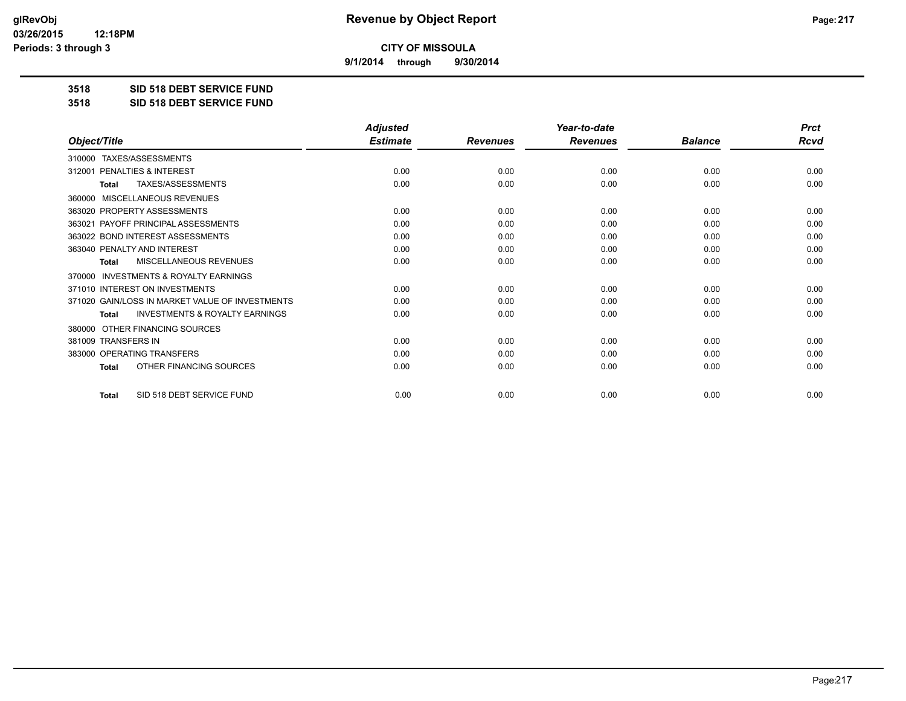**Revenue by Object Report**

**CITY OF MISSOULA**

**9/1/2014 through 9/30/2014**

glRevObj
03/26/2015 12:18PM
Periods: 3 through 3

## 3518 SID 518 DEBT SERVICE FUND

## 3518 SID 518 DEBT SERVICE FUND

| Object/Title | Adjusted Estimate | Revenues | Year-to-date Revenues | Balance | Prct Rcvd |
|---|---|---|---|---|---|
| 310000 TAXES/ASSESSMENTS | | | | | |
| 312001 PENALTIES & INTEREST | 0.00 | 0.00 | 0.00 | 0.00 | 0.00 |
| **Total** TAXES/ASSESSMENTS | 0.00 | 0.00 | 0.00 | 0.00 | 0.00 |
| 360000 MISCELLANEOUS REVENUES | | | | | |
| 363020 PROPERTY ASSESSMENTS | 0.00 | 0.00 | 0.00 | 0.00 | 0.00 |
| 363021 PAYOFF PRINCIPAL ASSESSMENTS | 0.00 | 0.00 | 0.00 | 0.00 | 0.00 |
| 363022 BOND INTEREST ASSESSMENTS | 0.00 | 0.00 | 0.00 | 0.00 | 0.00 |
| 363040 PENALTY AND INTEREST | 0.00 | 0.00 | 0.00 | 0.00 | 0.00 |
| **Total** MISCELLANEOUS REVENUES | 0.00 | 0.00 | 0.00 | 0.00 | 0.00 |
| 370000 INVESTMENTS & ROYALTY EARNINGS | | | | | |
| 371010 INTEREST ON INVESTMENTS | 0.00 | 0.00 | 0.00 | 0.00 | 0.00 |
| 371020 GAIN/LOSS IN MARKET VALUE OF INVESTMENTS | 0.00 | 0.00 | 0.00 | 0.00 | 0.00 |
| **Total** INVESTMENTS & ROYALTY EARNINGS | 0.00 | 0.00 | 0.00 | 0.00 | 0.00 |
| 380000 OTHER FINANCING SOURCES | | | | | |
| 381009 TRANSFERS IN | 0.00 | 0.00 | 0.00 | 0.00 | 0.00 |
| 383000 OPERATING TRANSFERS | 0.00 | 0.00 | 0.00 | 0.00 | 0.00 |
| **Total** OTHER FINANCING SOURCES | 0.00 | 0.00 | 0.00 | 0.00 | 0.00 |
| **Total** SID 518 DEBT SERVICE FUND | 0.00 | 0.00 | 0.00 | 0.00 | 0.00 |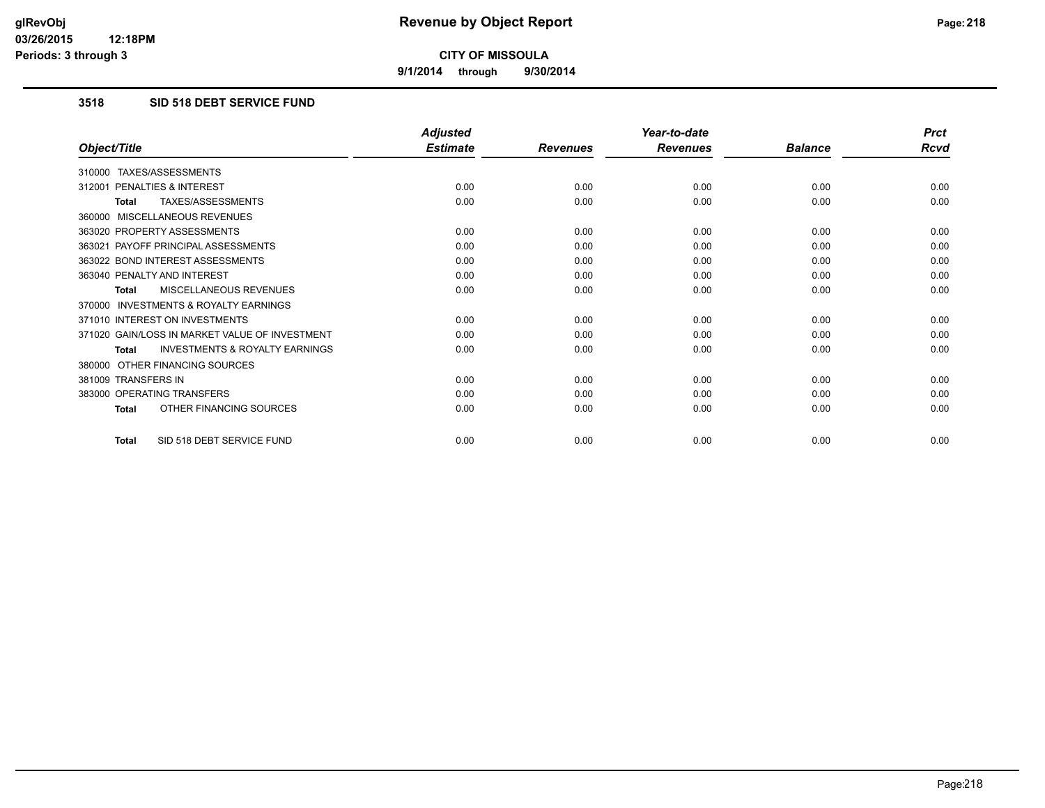# Revenue by Object Report

glRevObj
03/26/2015 12:18PM
Periods: 3 through 3

**CITY OF MISSOULA**

9/1/2014 through 9/30/2014

### 3518 SID 518 DEBT SERVICE FUND

| Object/Title | Adjusted Estimate | Revenues | Year-to-date Revenues | Balance | Prct Rcvd |
|---|---|---|---|---|---|
| 310000 TAXES/ASSESSMENTS | | | | | |
| 312001 PENALTIES & INTEREST | 0.00 | 0.00 | 0.00 | 0.00 | 0.00 |
| **Total** TAXES/ASSESSMENTS | 0.00 | 0.00 | 0.00 | 0.00 | 0.00 |
| 360000 MISCELLANEOUS REVENUES | | | | | |
| 363020 PROPERTY ASSESSMENTS | 0.00 | 0.00 | 0.00 | 0.00 | 0.00 |
| 363021 PAYOFF PRINCIPAL ASSESSMENTS | 0.00 | 0.00 | 0.00 | 0.00 | 0.00 |
| 363022 BOND INTEREST ASSESSMENTS | 0.00 | 0.00 | 0.00 | 0.00 | 0.00 |
| 363040 PENALTY AND INTEREST | 0.00 | 0.00 | 0.00 | 0.00 | 0.00 |
| **Total** MISCELLANEOUS REVENUES | 0.00 | 0.00 | 0.00 | 0.00 | 0.00 |
| 370000 INVESTMENTS & ROYALTY EARNINGS | | | | | |
| 371010 INTEREST ON INVESTMENTS | 0.00 | 0.00 | 0.00 | 0.00 | 0.00 |
| 371020 GAIN/LOSS IN MARKET VALUE OF INVESTMENT | 0.00 | 0.00 | 0.00 | 0.00 | 0.00 |
| **Total** INVESTMENTS & ROYALTY EARNINGS | 0.00 | 0.00 | 0.00 | 0.00 | 0.00 |
| 380000 OTHER FINANCING SOURCES | | | | | |
| 381009 TRANSFERS IN | 0.00 | 0.00 | 0.00 | 0.00 | 0.00 |
| 383000 OPERATING TRANSFERS | 0.00 | 0.00 | 0.00 | 0.00 | 0.00 |
| **Total** OTHER FINANCING SOURCES | 0.00 | 0.00 | 0.00 | 0.00 | 0.00 |
| **Total** SID 518 DEBT SERVICE FUND | 0.00 | 0.00 | 0.00 | 0.00 | 0.00 |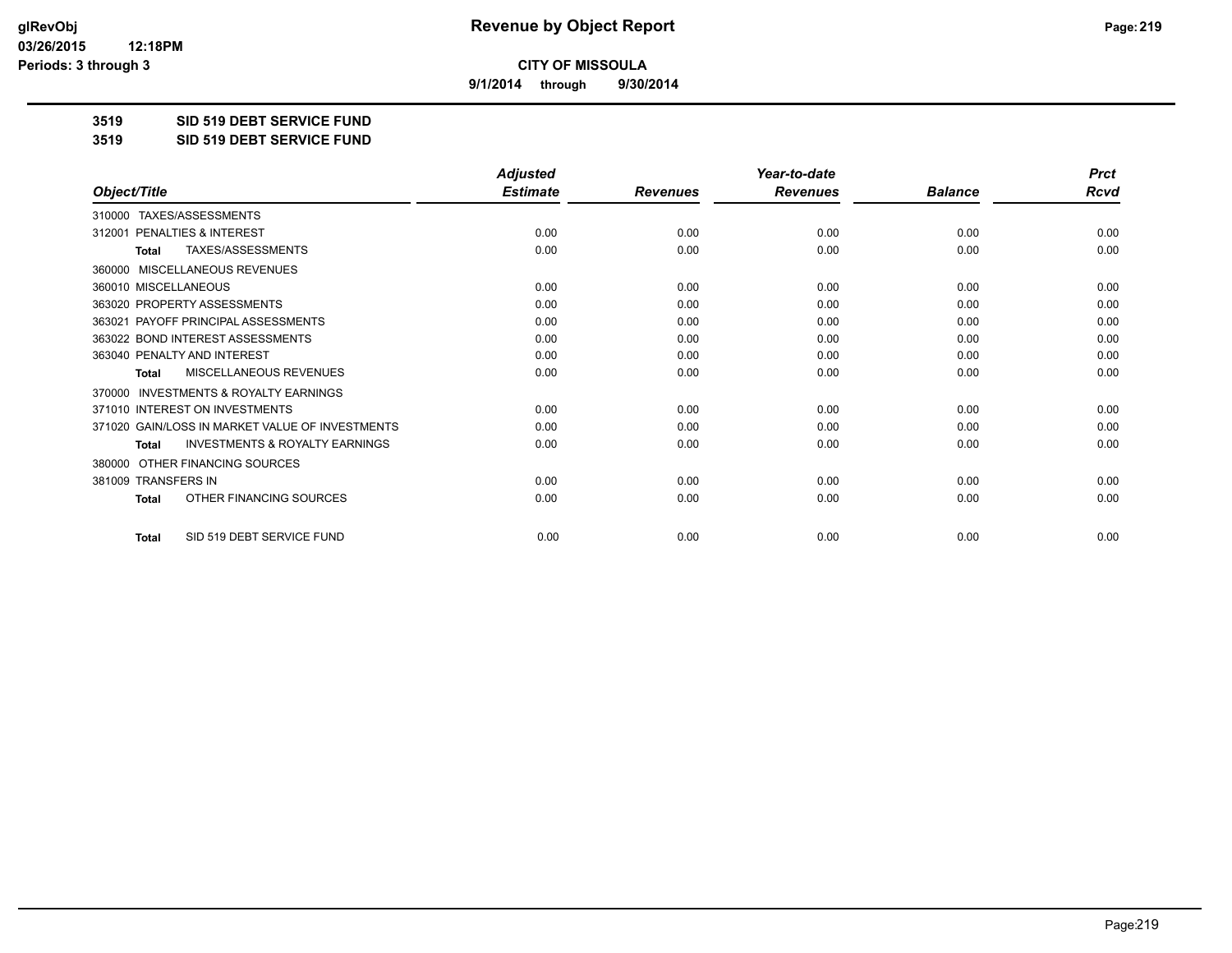**CITY OF MISSOULA**

**9/1/2014 through 9/30/2014**

**3519 SID 519 DEBT SERVICE FUND**

**3519 SID 519 DEBT SERVICE FUND**

| Object/Title | Adjusted Estimate | Revenues | Year-to-date Revenues | Balance | Prct Rcvd |
|---|---|---|---|---|---|
| 310000 TAXES/ASSESSMENTS | | | | | |
| 312001 PENALTIES & INTEREST | 0.00 | 0.00 | 0.00 | 0.00 | 0.00 |
| **Total** TAXES/ASSESSMENTS | 0.00 | 0.00 | 0.00 | 0.00 | 0.00 |
| 360000 MISCELLANEOUS REVENUES | | | | | |
| 360010 MISCELLANEOUS | 0.00 | 0.00 | 0.00 | 0.00 | 0.00 |
| 363020 PROPERTY ASSESSMENTS | 0.00 | 0.00 | 0.00 | 0.00 | 0.00 |
| 363021 PAYOFF PRINCIPAL ASSESSMENTS | 0.00 | 0.00 | 0.00 | 0.00 | 0.00 |
| 363022 BOND INTEREST ASSESSMENTS | 0.00 | 0.00 | 0.00 | 0.00 | 0.00 |
| 363040 PENALTY AND INTEREST | 0.00 | 0.00 | 0.00 | 0.00 | 0.00 |
| **Total** MISCELLANEOUS REVENUES | 0.00 | 0.00 | 0.00 | 0.00 | 0.00 |
| 370000 INVESTMENTS & ROYALTY EARNINGS | | | | | |
| 371010 INTEREST ON INVESTMENTS | 0.00 | 0.00 | 0.00 | 0.00 | 0.00 |
| 371020 GAIN/LOSS IN MARKET VALUE OF INVESTMENTS | 0.00 | 0.00 | 0.00 | 0.00 | 0.00 |
| **Total** INVESTMENTS & ROYALTY EARNINGS | 0.00 | 0.00 | 0.00 | 0.00 | 0.00 |
| 380000 OTHER FINANCING SOURCES | | | | | |
| 381009 TRANSFERS IN | 0.00 | 0.00 | 0.00 | 0.00 | 0.00 |
| **Total** OTHER FINANCING SOURCES | 0.00 | 0.00 | 0.00 | 0.00 | 0.00 |
| **Total** SID 519 DEBT SERVICE FUND | 0.00 | 0.00 | 0.00 | 0.00 | 0.00 |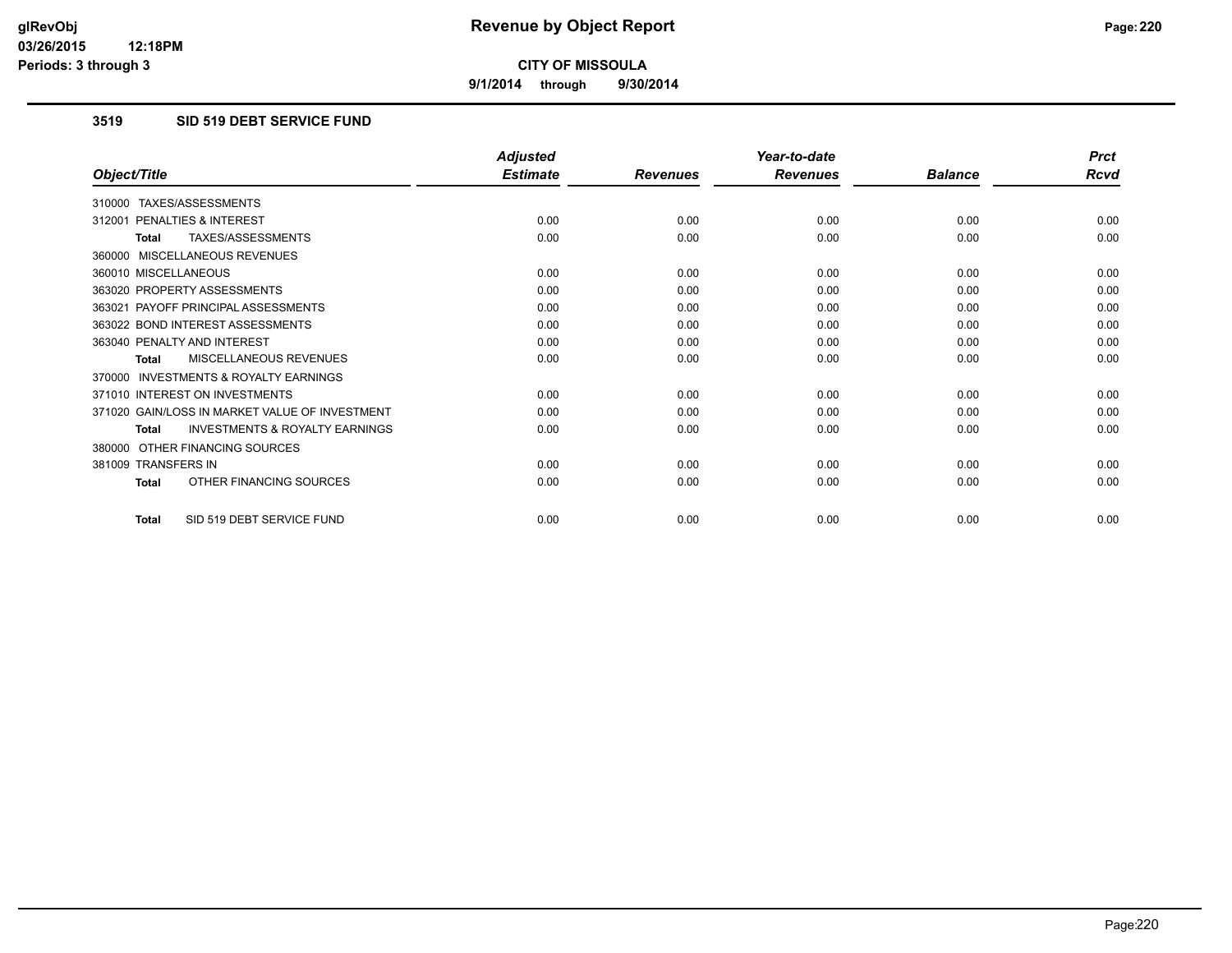**CITY OF MISSOULA**

**9/1/2014 through 9/30/2014**

glRevObj
03/26/2015 12:18PM
Periods: 3 through 3

# Revenue by Object Report

## 3519 SID 519 DEBT SERVICE FUND

| Object/Title | Adjusted Estimate | Revenues | Year-to-date Revenues | Balance | Prct Rcvd |
|---|---|---|---|---|---|
| 310000 TAXES/ASSESSMENTS | | | | | |
| 312001 PENALTIES & INTEREST | 0.00 | 0.00 | 0.00 | 0.00 | 0.00 |
| **Total** TAXES/ASSESSMENTS | 0.00 | 0.00 | 0.00 | 0.00 | 0.00 |
| 360000 MISCELLANEOUS REVENUES | | | | | |
| 360010 MISCELLANEOUS | 0.00 | 0.00 | 0.00 | 0.00 | 0.00 |
| 363020 PROPERTY ASSESSMENTS | 0.00 | 0.00 | 0.00 | 0.00 | 0.00 |
| 363021 PAYOFF PRINCIPAL ASSESSMENTS | 0.00 | 0.00 | 0.00 | 0.00 | 0.00 |
| 363022 BOND INTEREST ASSESSMENTS | 0.00 | 0.00 | 0.00 | 0.00 | 0.00 |
| 363040 PENALTY AND INTEREST | 0.00 | 0.00 | 0.00 | 0.00 | 0.00 |
| **Total** MISCELLANEOUS REVENUES | 0.00 | 0.00 | 0.00 | 0.00 | 0.00 |
| 370000 INVESTMENTS & ROYALTY EARNINGS | | | | | |
| 371010 INTEREST ON INVESTMENTS | 0.00 | 0.00 | 0.00 | 0.00 | 0.00 |
| 371020 GAIN/LOSS IN MARKET VALUE OF INVESTMENT | 0.00 | 0.00 | 0.00 | 0.00 | 0.00 |
| **Total** INVESTMENTS & ROYALTY EARNINGS | 0.00 | 0.00 | 0.00 | 0.00 | 0.00 |
| 380000 OTHER FINANCING SOURCES | | | | | |
| 381009 TRANSFERS IN | 0.00 | 0.00 | 0.00 | 0.00 | 0.00 |
| **Total** OTHER FINANCING SOURCES | 0.00 | 0.00 | 0.00 | 0.00 | 0.00 |
| **Total** SID 519 DEBT SERVICE FUND | 0.00 | 0.00 | 0.00 | 0.00 | 0.00 |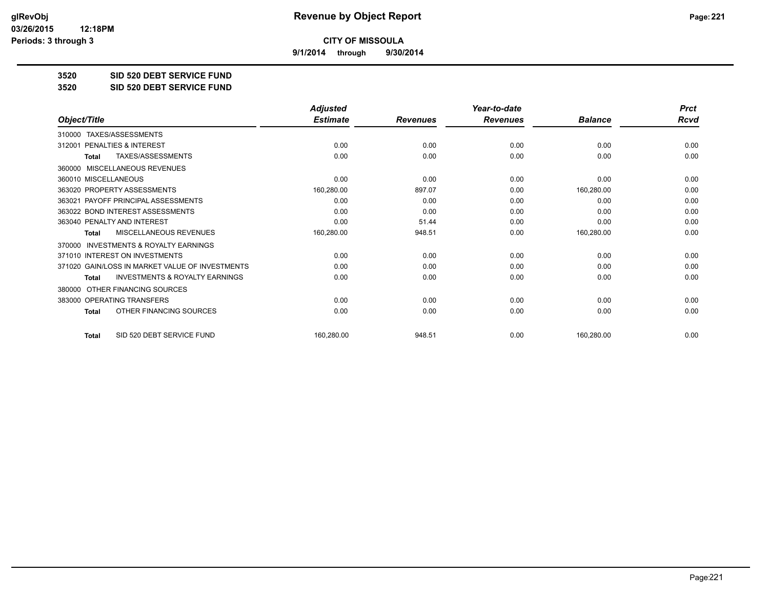# Revenue by Object Report

**CITY OF MISSOULA**

**9/1/2014 through 9/30/2014**

glRevObj
03/26/2015 12:18PM
Periods: 3 through 3

**3520 SID 520 DEBT SERVICE FUND**

**3520 SID 520 DEBT SERVICE FUND**

| Object/Title | Adjusted Estimate | Revenues | Year-to-date Revenues | Balance | Prct Rcvd |
|---|---|---|---|---|---|
| 310000 TAXES/ASSESSMENTS | | | | | |
| 312001 PENALTIES & INTEREST | 0.00 | 0.00 | 0.00 | 0.00 | 0.00 |
| Total TAXES/ASSESSMENTS | 0.00 | 0.00 | 0.00 | 0.00 | 0.00 |
| 360000 MISCELLANEOUS REVENUES | | | | | |
| 360010 MISCELLANEOUS | 0.00 | 0.00 | 0.00 | 0.00 | 0.00 |
| 363020 PROPERTY ASSESSMENTS | 160,280.00 | 897.07 | 0.00 | 160,280.00 | 0.00 |
| 363021 PAYOFF PRINCIPAL ASSESSMENTS | 0.00 | 0.00 | 0.00 | 0.00 | 0.00 |
| 363022 BOND INTEREST ASSESSMENTS | 0.00 | 0.00 | 0.00 | 0.00 | 0.00 |
| 363040 PENALTY AND INTEREST | 0.00 | 51.44 | 0.00 | 0.00 | 0.00 |
| Total MISCELLANEOUS REVENUES | 160,280.00 | 948.51 | 0.00 | 160,280.00 | 0.00 |
| 370000 INVESTMENTS & ROYALTY EARNINGS | | | | | |
| 371010 INTEREST ON INVESTMENTS | 0.00 | 0.00 | 0.00 | 0.00 | 0.00 |
| 371020 GAIN/LOSS IN MARKET VALUE OF INVESTMENTS | 0.00 | 0.00 | 0.00 | 0.00 | 0.00 |
| Total INVESTMENTS & ROYALTY EARNINGS | 0.00 | 0.00 | 0.00 | 0.00 | 0.00 |
| 380000 OTHER FINANCING SOURCES | | | | | |
| 383000 OPERATING TRANSFERS | 0.00 | 0.00 | 0.00 | 0.00 | 0.00 |
| Total OTHER FINANCING SOURCES | 0.00 | 0.00 | 0.00 | 0.00 | 0.00 |
| Total SID 520 DEBT SERVICE FUND | 160,280.00 | 948.51 | 0.00 | 160,280.00 | 0.00 |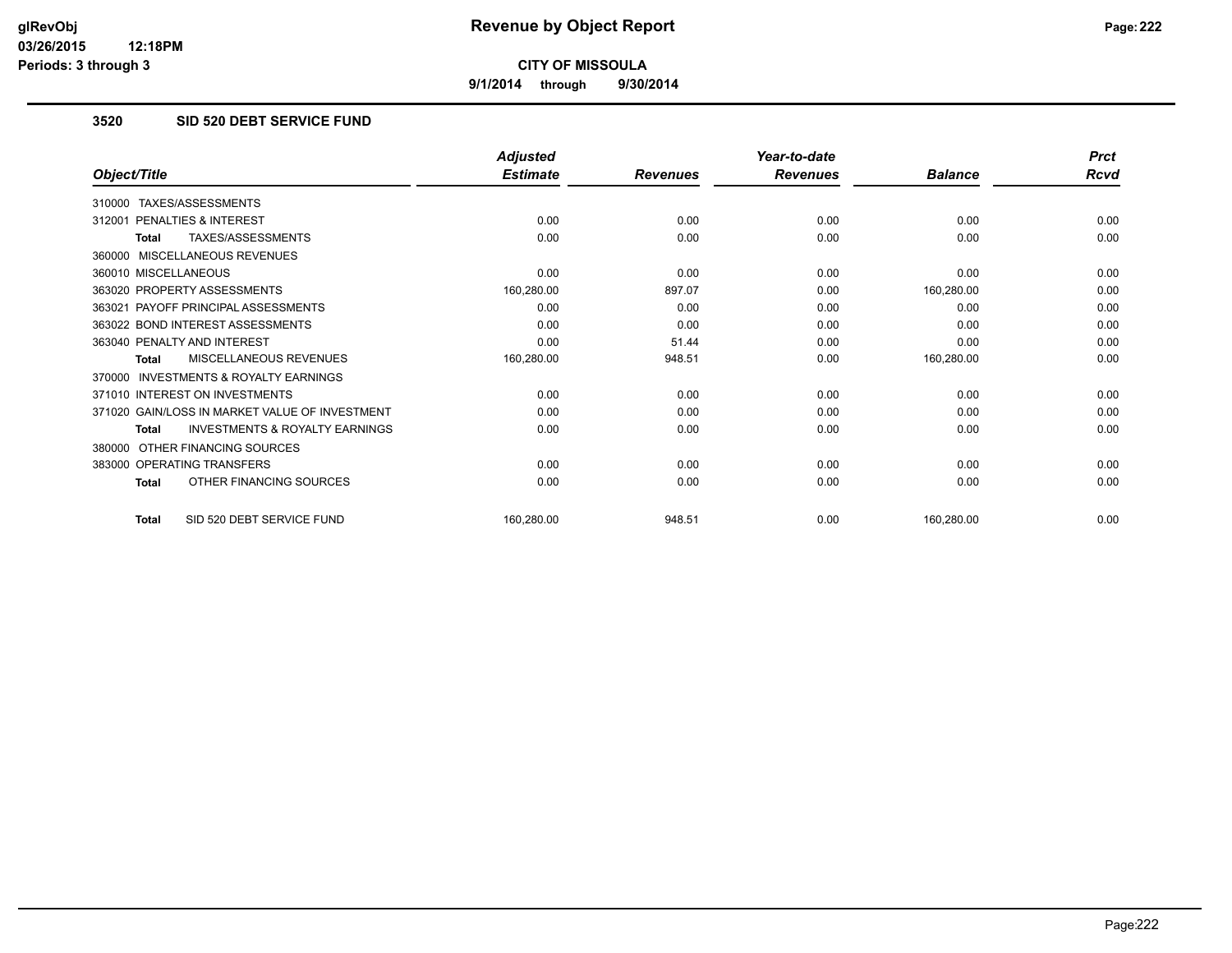**CITY OF MISSOULA**

**9/1/2014 through 9/30/2014**

## 3520 SID 520 DEBT SERVICE FUND

| Object/Title | Adjusted Estimate | Revenues | Year-to-date Revenues | Balance | Prct Rcvd |
|---|---|---|---|---|---|
| 310000 TAXES/ASSESSMENTS | | | | | |
| 312001 PENALTIES & INTEREST | 0.00 | 0.00 | 0.00 | 0.00 | 0.00 |
| **Total** TAXES/ASSESSMENTS | 0.00 | 0.00 | 0.00 | 0.00 | 0.00 |
| 360000 MISCELLANEOUS REVENUES | | | | | |
| 360010 MISCELLANEOUS | 0.00 | 0.00 | 0.00 | 0.00 | 0.00 |
| 363020 PROPERTY ASSESSMENTS | 160,280.00 | 897.07 | 0.00 | 160,280.00 | 0.00 |
| 363021 PAYOFF PRINCIPAL ASSESSMENTS | 0.00 | 0.00 | 0.00 | 0.00 | 0.00 |
| 363022 BOND INTEREST ASSESSMENTS | 0.00 | 0.00 | 0.00 | 0.00 | 0.00 |
| 363040 PENALTY AND INTEREST | 0.00 | 51.44 | 0.00 | 0.00 | 0.00 |
| **Total** MISCELLANEOUS REVENUES | 160,280.00 | 948.51 | 0.00 | 160,280.00 | 0.00 |
| 370000 INVESTMENTS & ROYALTY EARNINGS | | | | | |
| 371010 INTEREST ON INVESTMENTS | 0.00 | 0.00 | 0.00 | 0.00 | 0.00 |
| 371020 GAIN/LOSS IN MARKET VALUE OF INVESTMENT | 0.00 | 0.00 | 0.00 | 0.00 | 0.00 |
| **Total** INVESTMENTS & ROYALTY EARNINGS | 0.00 | 0.00 | 0.00 | 0.00 | 0.00 |
| 380000 OTHER FINANCING SOURCES | | | | | |
| 383000 OPERATING TRANSFERS | 0.00 | 0.00 | 0.00 | 0.00 | 0.00 |
| **Total** OTHER FINANCING SOURCES | 0.00 | 0.00 | 0.00 | 0.00 | 0.00 |
| **Total** SID 520 DEBT SERVICE FUND | 160,280.00 | 948.51 | 0.00 | 160,280.00 | 0.00 |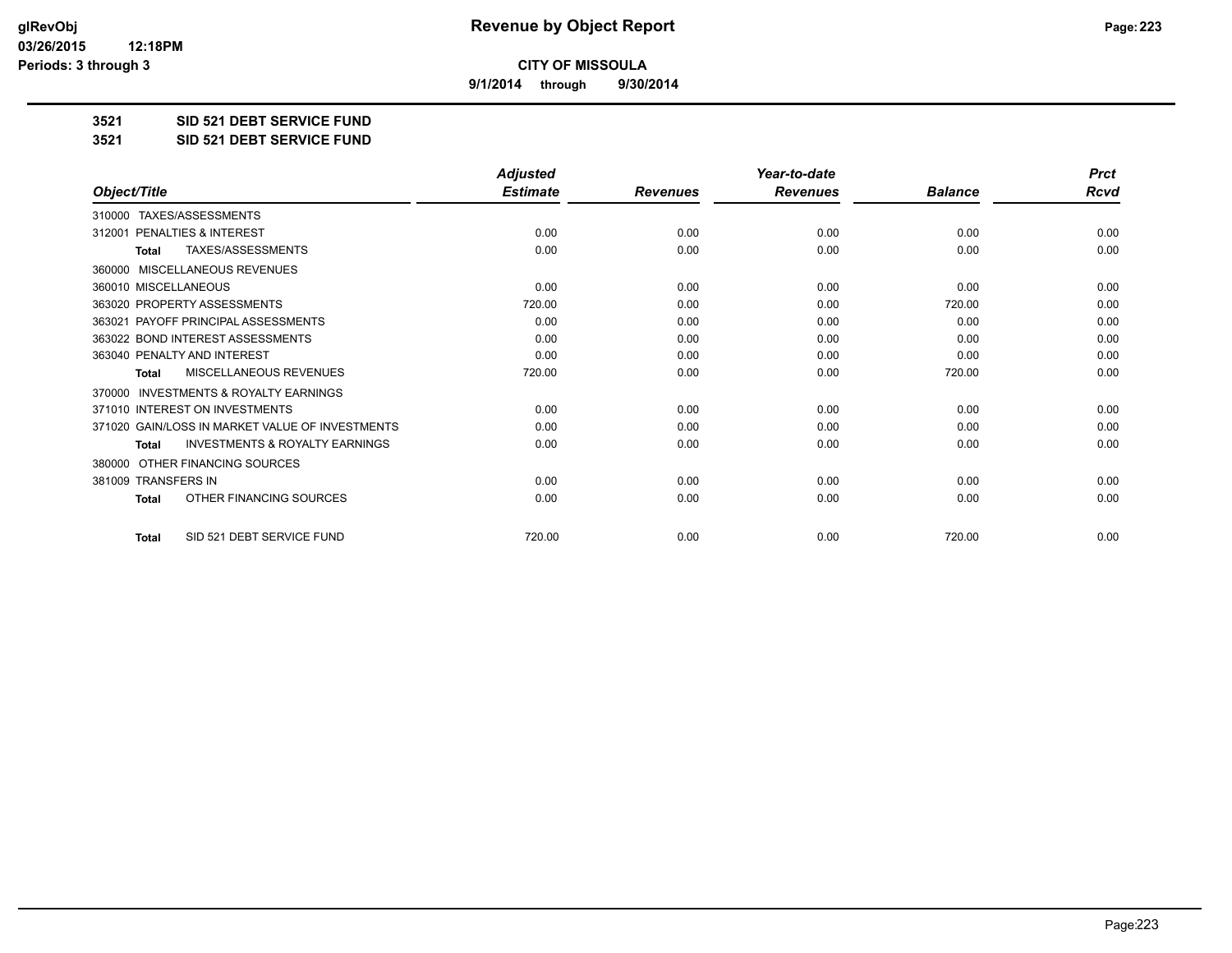**CITY OF MISSOULA**

**9/1/2014 through 9/30/2014**

**3521 SID 521 DEBT SERVICE FUND**

**3521 SID 521 DEBT SERVICE FUND**

| Object/Title | Adjusted Estimate | Revenues | Year-to-date Revenues | Balance | Prct Rcvd |
|---|---|---|---|---|---|
| 310000 TAXES/ASSESSMENTS | | | | | |
| 312001 PENALTIES & INTEREST | 0.00 | 0.00 | 0.00 | 0.00 | 0.00 |
| Total TAXES/ASSESSMENTS | 0.00 | 0.00 | 0.00 | 0.00 | 0.00 |
| 360000 MISCELLANEOUS REVENUES | | | | | |
| 360010 MISCELLANEOUS | 0.00 | 0.00 | 0.00 | 0.00 | 0.00 |
| 363020 PROPERTY ASSESSMENTS | 720.00 | 0.00 | 0.00 | 720.00 | 0.00 |
| 363021 PAYOFF PRINCIPAL ASSESSMENTS | 0.00 | 0.00 | 0.00 | 0.00 | 0.00 |
| 363022 BOND INTEREST ASSESSMENTS | 0.00 | 0.00 | 0.00 | 0.00 | 0.00 |
| 363040 PENALTY AND INTEREST | 0.00 | 0.00 | 0.00 | 0.00 | 0.00 |
| Total MISCELLANEOUS REVENUES | 720.00 | 0.00 | 0.00 | 720.00 | 0.00 |
| 370000 INVESTMENTS & ROYALTY EARNINGS | | | | | |
| 371010 INTEREST ON INVESTMENTS | 0.00 | 0.00 | 0.00 | 0.00 | 0.00 |
| 371020 GAIN/LOSS IN MARKET VALUE OF INVESTMENTS | 0.00 | 0.00 | 0.00 | 0.00 | 0.00 |
| Total INVESTMENTS & ROYALTY EARNINGS | 0.00 | 0.00 | 0.00 | 0.00 | 0.00 |
| 380000 OTHER FINANCING SOURCES | | | | | |
| 381009 TRANSFERS IN | 0.00 | 0.00 | 0.00 | 0.00 | 0.00 |
| Total OTHER FINANCING SOURCES | 0.00 | 0.00 | 0.00 | 0.00 | 0.00 |
| Total SID 521 DEBT SERVICE FUND | 720.00 | 0.00 | 0.00 | 720.00 | 0.00 |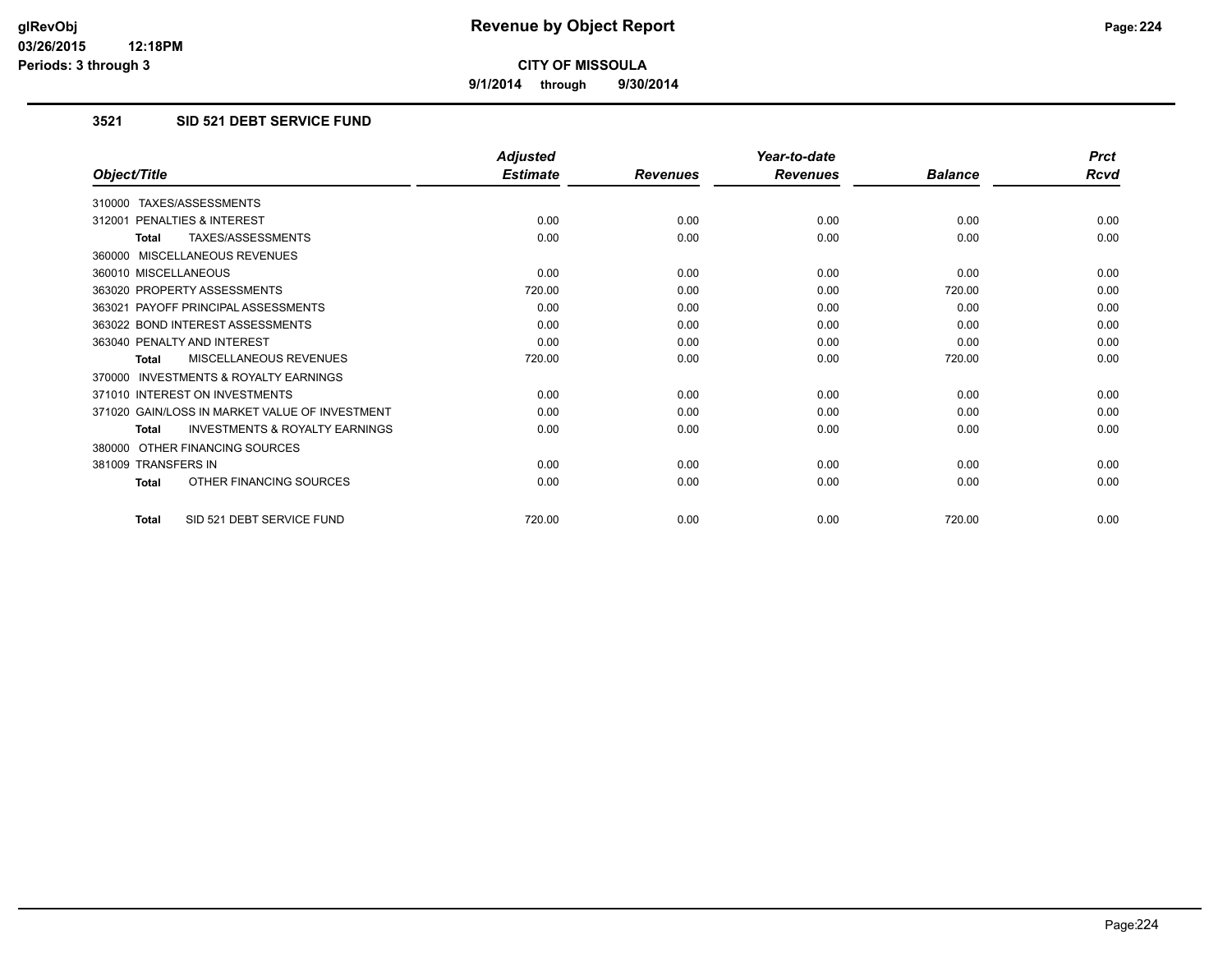**CITY OF MISSOULA**

**9/1/2014 through 9/30/2014**

### 3521 SID 521 DEBT SERVICE FUND

| Object/Title | Adjusted Estimate | Revenues | Year-to-date Revenues | Balance | Prct Rcvd |
|---|---|---|---|---|---|
| 310000 TAXES/ASSESSMENTS | | | | | |
| 312001 PENALTIES & INTEREST | 0.00 | 0.00 | 0.00 | 0.00 | 0.00 |
| **Total** TAXES/ASSESSMENTS | 0.00 | 0.00 | 0.00 | 0.00 | 0.00 |
| 360000 MISCELLANEOUS REVENUES | | | | | |
| 360010 MISCELLANEOUS | 0.00 | 0.00 | 0.00 | 0.00 | 0.00 |
| 363020 PROPERTY ASSESSMENTS | 720.00 | 0.00 | 0.00 | 720.00 | 0.00 |
| 363021 PAYOFF PRINCIPAL ASSESSMENTS | 0.00 | 0.00 | 0.00 | 0.00 | 0.00 |
| 363022 BOND INTEREST ASSESSMENTS | 0.00 | 0.00 | 0.00 | 0.00 | 0.00 |
| 363040 PENALTY AND INTEREST | 0.00 | 0.00 | 0.00 | 0.00 | 0.00 |
| **Total** MISCELLANEOUS REVENUES | 720.00 | 0.00 | 0.00 | 720.00 | 0.00 |
| 370000 INVESTMENTS & ROYALTY EARNINGS | | | | | |
| 371010 INTEREST ON INVESTMENTS | 0.00 | 0.00 | 0.00 | 0.00 | 0.00 |
| 371020 GAIN/LOSS IN MARKET VALUE OF INVESTMENT | 0.00 | 0.00 | 0.00 | 0.00 | 0.00 |
| **Total** INVESTMENTS & ROYALTY EARNINGS | 0.00 | 0.00 | 0.00 | 0.00 | 0.00 |
| 380000 OTHER FINANCING SOURCES | | | | | |
| 381009 TRANSFERS IN | 0.00 | 0.00 | 0.00 | 0.00 | 0.00 |
| **Total** OTHER FINANCING SOURCES | 0.00 | 0.00 | 0.00 | 0.00 | 0.00 |
| **Total** SID 521 DEBT SERVICE FUND | 720.00 | 0.00 | 0.00 | 720.00 | 0.00 |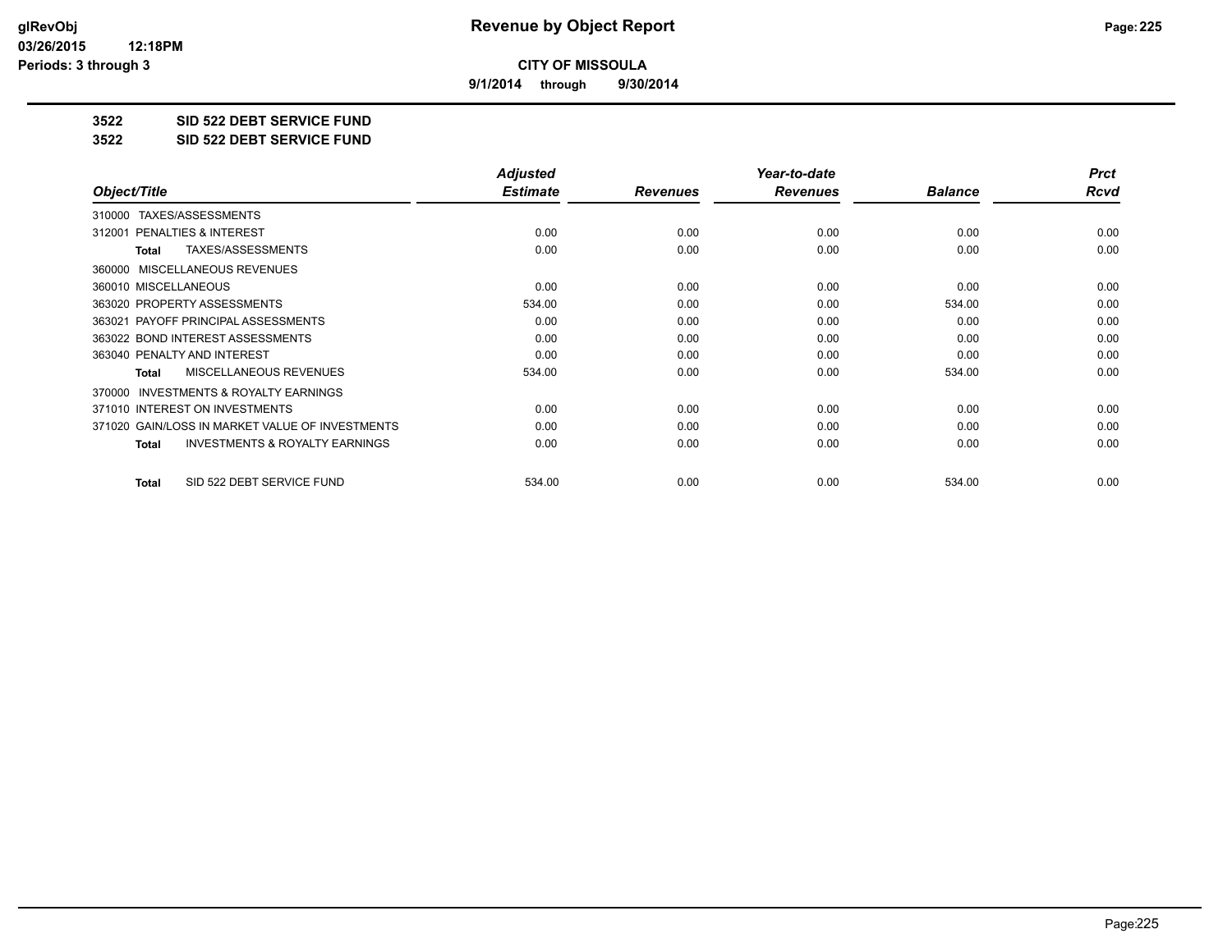**CITY OF MISSOULA**

**9/1/2014 through 9/30/2014**

**3522 SID 522 DEBT SERVICE FUND**

**3522 SID 522 DEBT SERVICE FUND**

| Object/Title | Adjusted Estimate | Revenues | Year-to-date Revenues | Balance | Prct Rcvd |
|---|---|---|---|---|---|
| 310000 TAXES/ASSESSMENTS | | | | | |
| 312001 PENALTIES & INTEREST | 0.00 | 0.00 | 0.00 | 0.00 | 0.00 |
| **Total** TAXES/ASSESSMENTS | 0.00 | 0.00 | 0.00 | 0.00 | 0.00 |
| 360000 MISCELLANEOUS REVENUES | | | | | |
| 360010 MISCELLANEOUS | 0.00 | 0.00 | 0.00 | 0.00 | 0.00 |
| 363020 PROPERTY ASSESSMENTS | 534.00 | 0.00 | 0.00 | 534.00 | 0.00 |
| 363021 PAYOFF PRINCIPAL ASSESSMENTS | 0.00 | 0.00 | 0.00 | 0.00 | 0.00 |
| 363022 BOND INTEREST ASSESSMENTS | 0.00 | 0.00 | 0.00 | 0.00 | 0.00 |
| 363040 PENALTY AND INTEREST | 0.00 | 0.00 | 0.00 | 0.00 | 0.00 |
| **Total** MISCELLANEOUS REVENUES | 534.00 | 0.00 | 0.00 | 534.00 | 0.00 |
| 370000 INVESTMENTS & ROYALTY EARNINGS | | | | | |
| 371010 INTEREST ON INVESTMENTS | 0.00 | 0.00 | 0.00 | 0.00 | 0.00 |
| 371020 GAIN/LOSS IN MARKET VALUE OF INVESTMENTS | 0.00 | 0.00 | 0.00 | 0.00 | 0.00 |
| **Total** INVESTMENTS & ROYALTY EARNINGS | 0.00 | 0.00 | 0.00 | 0.00 | 0.00 |
| **Total** SID 522 DEBT SERVICE FUND | 534.00 | 0.00 | 0.00 | 534.00 | 0.00 |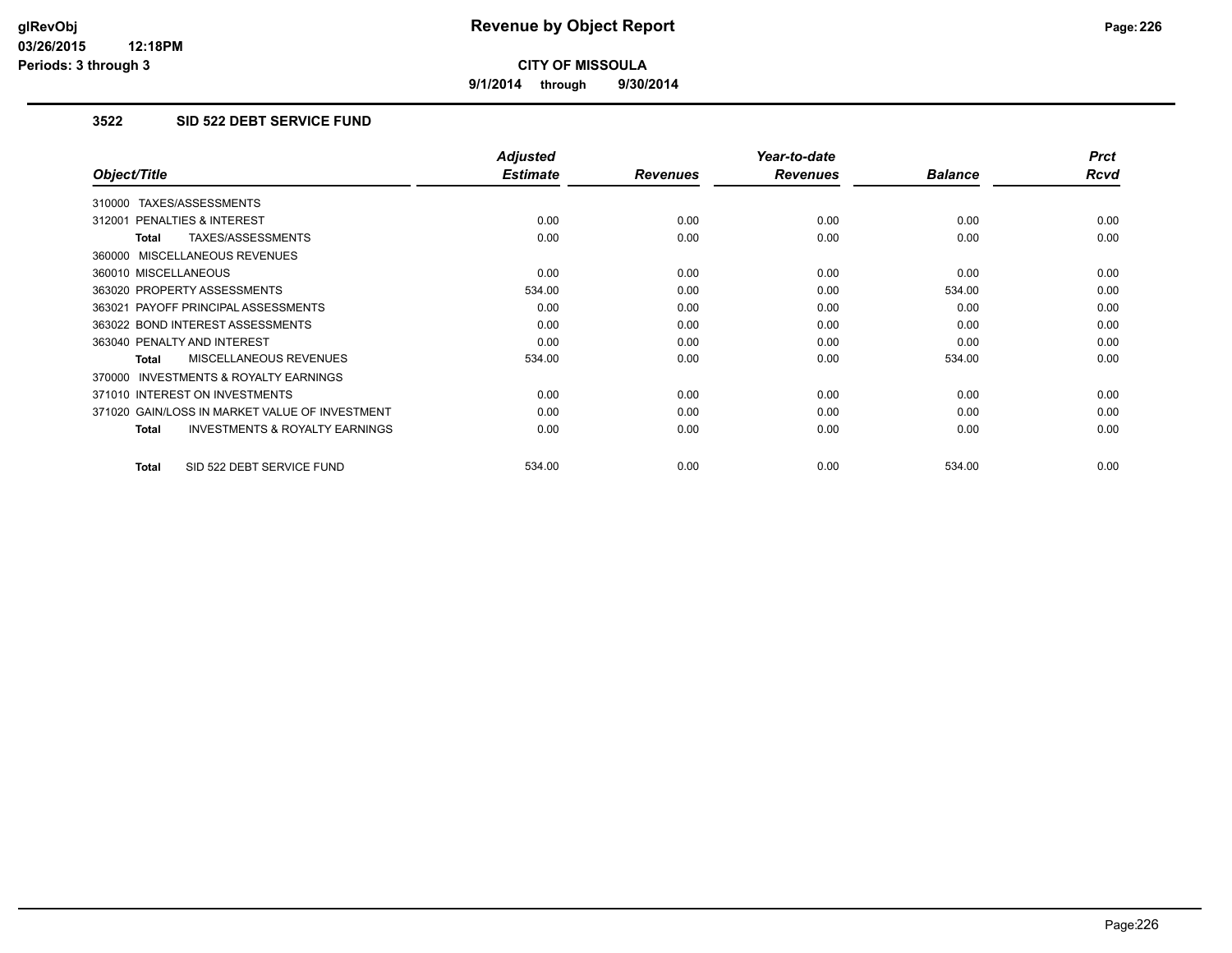# Revenue by Object Report

**CITY OF MISSOULA**

**9/1/2014 through 9/30/2014**

glRevObj
03/26/2015 12:18PM
Periods: 3 through 3

## 3522 SID 522 DEBT SERVICE FUND

| Object/Title | Adjusted Estimate | Revenues | Year-to-date Revenues | Balance | Prct Rcvd |
|---|---|---|---|---|---|
| 310000 TAXES/ASSESSMENTS | | | | | |
| 312001 PENALTIES & INTEREST | 0.00 | 0.00 | 0.00 | 0.00 | 0.00 |
| **Total** TAXES/ASSESSMENTS | 0.00 | 0.00 | 0.00 | 0.00 | 0.00 |
| 360000 MISCELLANEOUS REVENUES | | | | | |
| 360010 MISCELLANEOUS | 0.00 | 0.00 | 0.00 | 0.00 | 0.00 |
| 363020 PROPERTY ASSESSMENTS | 534.00 | 0.00 | 0.00 | 534.00 | 0.00 |
| 363021 PAYOFF PRINCIPAL ASSESSMENTS | 0.00 | 0.00 | 0.00 | 0.00 | 0.00 |
| 363022 BOND INTEREST ASSESSMENTS | 0.00 | 0.00 | 0.00 | 0.00 | 0.00 |
| 363040 PENALTY AND INTEREST | 0.00 | 0.00 | 0.00 | 0.00 | 0.00 |
| **Total** MISCELLANEOUS REVENUES | 534.00 | 0.00 | 0.00 | 534.00 | 0.00 |
| 370000 INVESTMENTS & ROYALTY EARNINGS | | | | | |
| 371010 INTEREST ON INVESTMENTS | 0.00 | 0.00 | 0.00 | 0.00 | 0.00 |
| 371020 GAIN/LOSS IN MARKET VALUE OF INVESTMENT | 0.00 | 0.00 | 0.00 | 0.00 | 0.00 |
| **Total** INVESTMENTS & ROYALTY EARNINGS | 0.00 | 0.00 | 0.00 | 0.00 | 0.00 |
| **Total** SID 522 DEBT SERVICE FUND | 534.00 | 0.00 | 0.00 | 534.00 | 0.00 |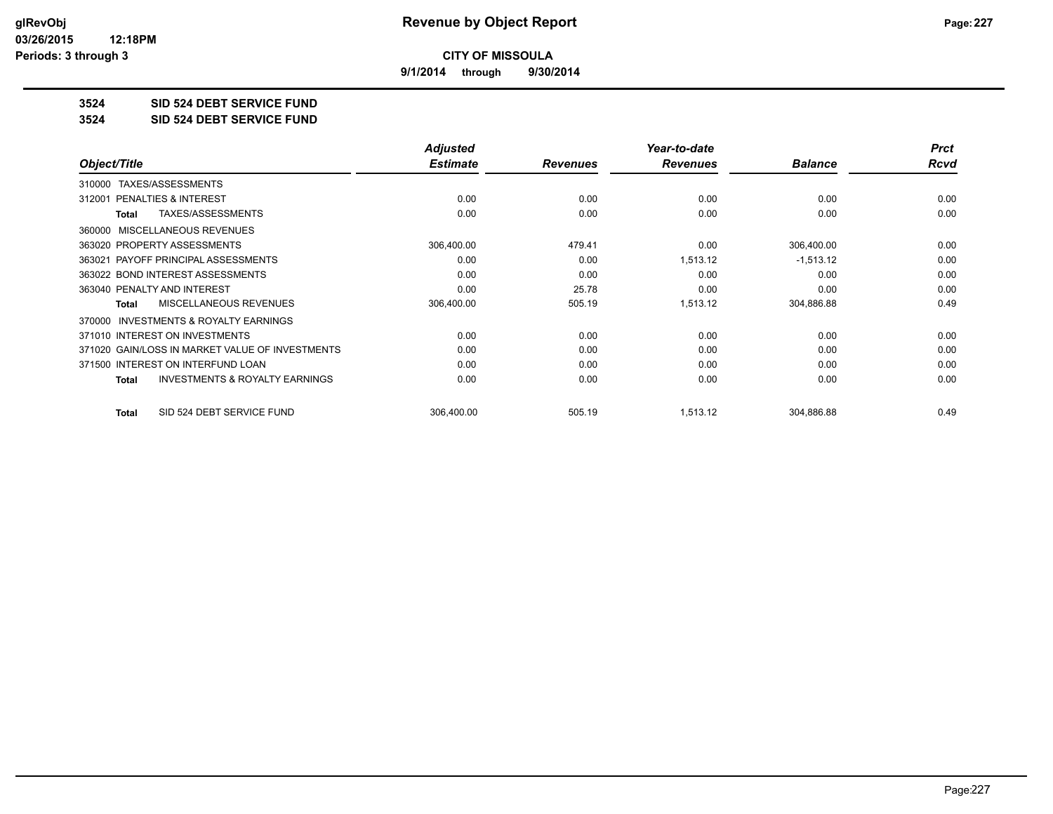# Revenue by Object Report

**CITY OF MISSOULA**

**9/1/2014 through 9/30/2014**

glRevObj
03/26/2015 12:18PM
Periods: 3 through 3

## 3524 SID 524 DEBT SERVICE FUND
## 3524 SID 524 DEBT SERVICE FUND

| Object/Title | Adjusted Estimate | Revenues | Year-to-date Revenues | Balance | Prct Rcvd |
|---|---|---|---|---|---|
| 310000 TAXES/ASSESSMENTS | | | | | |
| 312001 PENALTIES & INTEREST | 0.00 | 0.00 | 0.00 | 0.00 | 0.00 |
| **Total** TAXES/ASSESSMENTS | 0.00 | 0.00 | 0.00 | 0.00 | 0.00 |
| 360000 MISCELLANEOUS REVENUES | | | | | |
| 363020 PROPERTY ASSESSMENTS | 306,400.00 | 479.41 | 0.00 | 306,400.00 | 0.00 |
| 363021 PAYOFF PRINCIPAL ASSESSMENTS | 0.00 | 0.00 | 1,513.12 | -1,513.12 | 0.00 |
| 363022 BOND INTEREST ASSESSMENTS | 0.00 | 0.00 | 0.00 | 0.00 | 0.00 |
| 363040 PENALTY AND INTEREST | 0.00 | 25.78 | 0.00 | 0.00 | 0.00 |
| **Total** MISCELLANEOUS REVENUES | 306,400.00 | 505.19 | 1,513.12 | 304,886.88 | 0.49 |
| 370000 INVESTMENTS & ROYALTY EARNINGS | | | | | |
| 371010 INTEREST ON INVESTMENTS | 0.00 | 0.00 | 0.00 | 0.00 | 0.00 |
| 371020 GAIN/LOSS IN MARKET VALUE OF INVESTMENTS | 0.00 | 0.00 | 0.00 | 0.00 | 0.00 |
| 371500 INTEREST ON INTERFUND LOAN | 0.00 | 0.00 | 0.00 | 0.00 | 0.00 |
| **Total** INVESTMENTS & ROYALTY EARNINGS | 0.00 | 0.00 | 0.00 | 0.00 | 0.00 |
| **Total** SID 524 DEBT SERVICE FUND | 306,400.00 | 505.19 | 1,513.12 | 304,886.88 | 0.49 |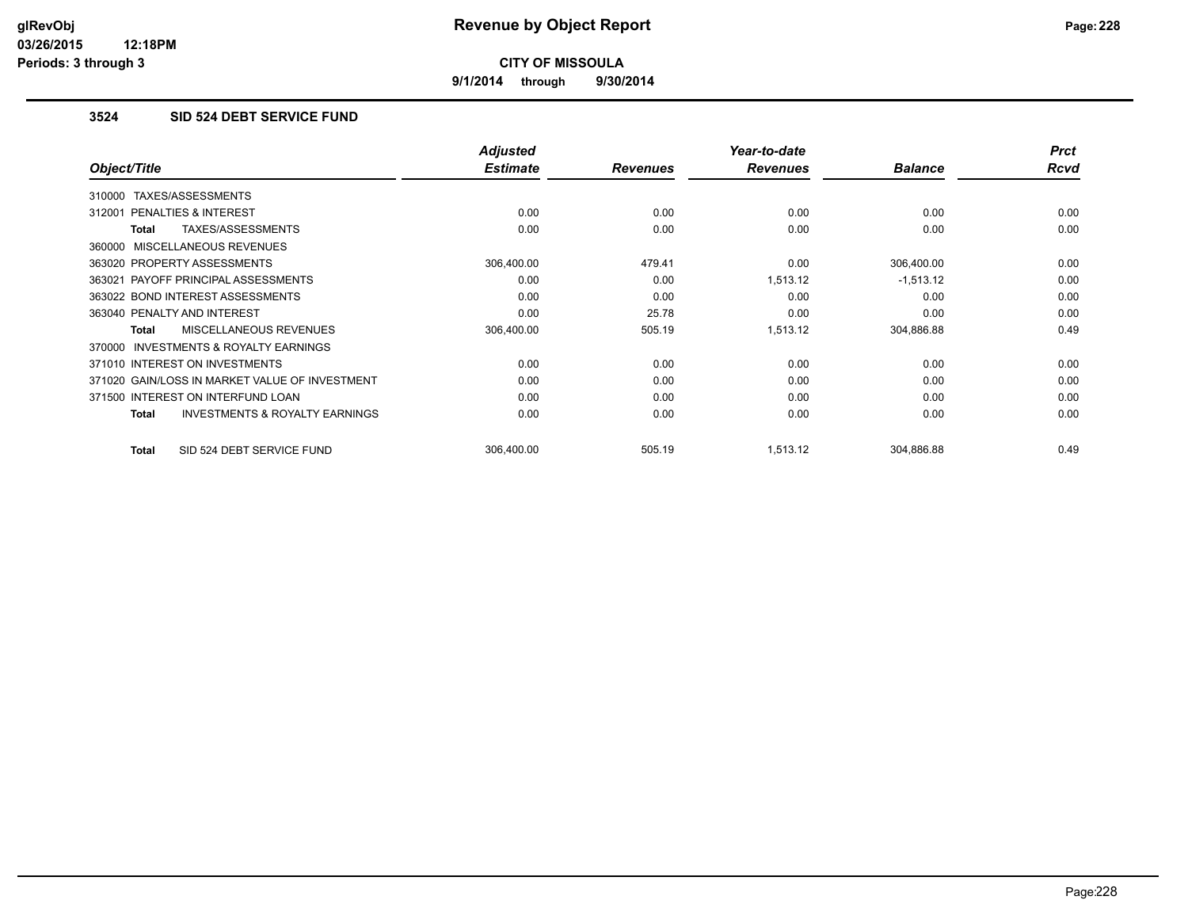glRevObj
03/26/2015 12:18PM
Periods: 3 through 3

# Revenue by Object Report

**CITY OF MISSOULA**

**9/1/2014 through 9/30/2014**

### 3524 SID 524 DEBT SERVICE FUND

| Object/Title | Adjusted Estimate | Revenues | Year-to-date Revenues | Balance | Prct Rcvd |
|---|---|---|---|---|---|
| 310000 TAXES/ASSESSMENTS | | | | | |
| 312001 PENALTIES & INTEREST | 0.00 | 0.00 | 0.00 | 0.00 | 0.00 |
| **Total** TAXES/ASSESSMENTS | 0.00 | 0.00 | 0.00 | 0.00 | 0.00 |
| 360000 MISCELLANEOUS REVENUES | | | | | |
| 363020 PROPERTY ASSESSMENTS | 306,400.00 | 479.41 | 0.00 | 306,400.00 | 0.00 |
| 363021 PAYOFF PRINCIPAL ASSESSMENTS | 0.00 | 0.00 | 1,513.12 | -1,513.12 | 0.00 |
| 363022 BOND INTEREST ASSESSMENTS | 0.00 | 0.00 | 0.00 | 0.00 | 0.00 |
| 363040 PENALTY AND INTEREST | 0.00 | 25.78 | 0.00 | 0.00 | 0.00 |
| **Total** MISCELLANEOUS REVENUES | 306,400.00 | 505.19 | 1,513.12 | 304,886.88 | 0.49 |
| 370000 INVESTMENTS & ROYALTY EARNINGS | | | | | |
| 371010 INTEREST ON INVESTMENTS | 0.00 | 0.00 | 0.00 | 0.00 | 0.00 |
| 371020 GAIN/LOSS IN MARKET VALUE OF INVESTMENT | 0.00 | 0.00 | 0.00 | 0.00 | 0.00 |
| 371500 INTEREST ON INTERFUND LOAN | 0.00 | 0.00 | 0.00 | 0.00 | 0.00 |
| **Total** INVESTMENTS & ROYALTY EARNINGS | 0.00 | 0.00 | 0.00 | 0.00 | 0.00 |
| **Total** SID 524 DEBT SERVICE FUND | 306,400.00 | 505.19 | 1,513.12 | 304,886.88 | 0.49 |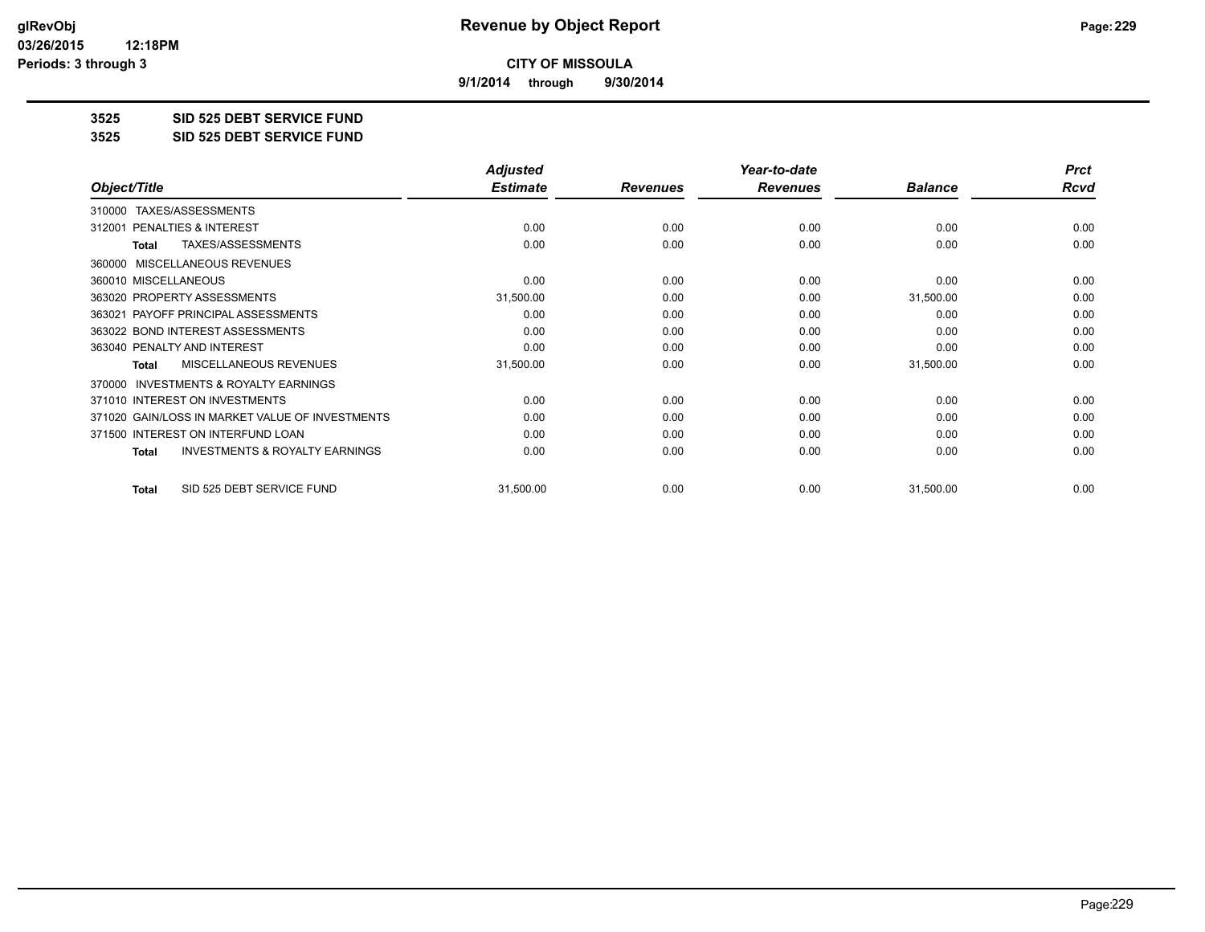# CITY OF MISSOULA

**9/1/2014 through 9/30/2014**

## 3525 SID 525 DEBT SERVICE FUND

## 3525 SID 525 DEBT SERVICE FUND

| Object/Title | Adjusted Estimate | Revenues | Year-to-date Revenues | Balance | Prct Rcvd |
|---|---|---|---|---|---|
| 310000 TAXES/ASSESSMENTS | | | | | |
| 312001 PENALTIES & INTEREST | 0.00 | 0.00 | 0.00 | 0.00 | 0.00 |
| **Total** TAXES/ASSESSMENTS | 0.00 | 0.00 | 0.00 | 0.00 | 0.00 |
| 360000 MISCELLANEOUS REVENUES | | | | | |
| 360010 MISCELLANEOUS | 0.00 | 0.00 | 0.00 | 0.00 | 0.00 |
| 363020 PROPERTY ASSESSMENTS | 31,500.00 | 0.00 | 0.00 | 31,500.00 | 0.00 |
| 363021 PAYOFF PRINCIPAL ASSESSMENTS | 0.00 | 0.00 | 0.00 | 0.00 | 0.00 |
| 363022 BOND INTEREST ASSESSMENTS | 0.00 | 0.00 | 0.00 | 0.00 | 0.00 |
| 363040 PENALTY AND INTEREST | 0.00 | 0.00 | 0.00 | 0.00 | 0.00 |
| **Total** MISCELLANEOUS REVENUES | 31,500.00 | 0.00 | 0.00 | 31,500.00 | 0.00 |
| 370000 INVESTMENTS & ROYALTY EARNINGS | | | | | |
| 371010 INTEREST ON INVESTMENTS | 0.00 | 0.00 | 0.00 | 0.00 | 0.00 |
| 371020 GAIN/LOSS IN MARKET VALUE OF INVESTMENTS | 0.00 | 0.00 | 0.00 | 0.00 | 0.00 |
| 371500 INTEREST ON INTERFUND LOAN | 0.00 | 0.00 | 0.00 | 0.00 | 0.00 |
| **Total** INVESTMENTS & ROYALTY EARNINGS | 0.00 | 0.00 | 0.00 | 0.00 | 0.00 |
| **Total** SID 525 DEBT SERVICE FUND | 31,500.00 | 0.00 | 0.00 | 31,500.00 | 0.00 |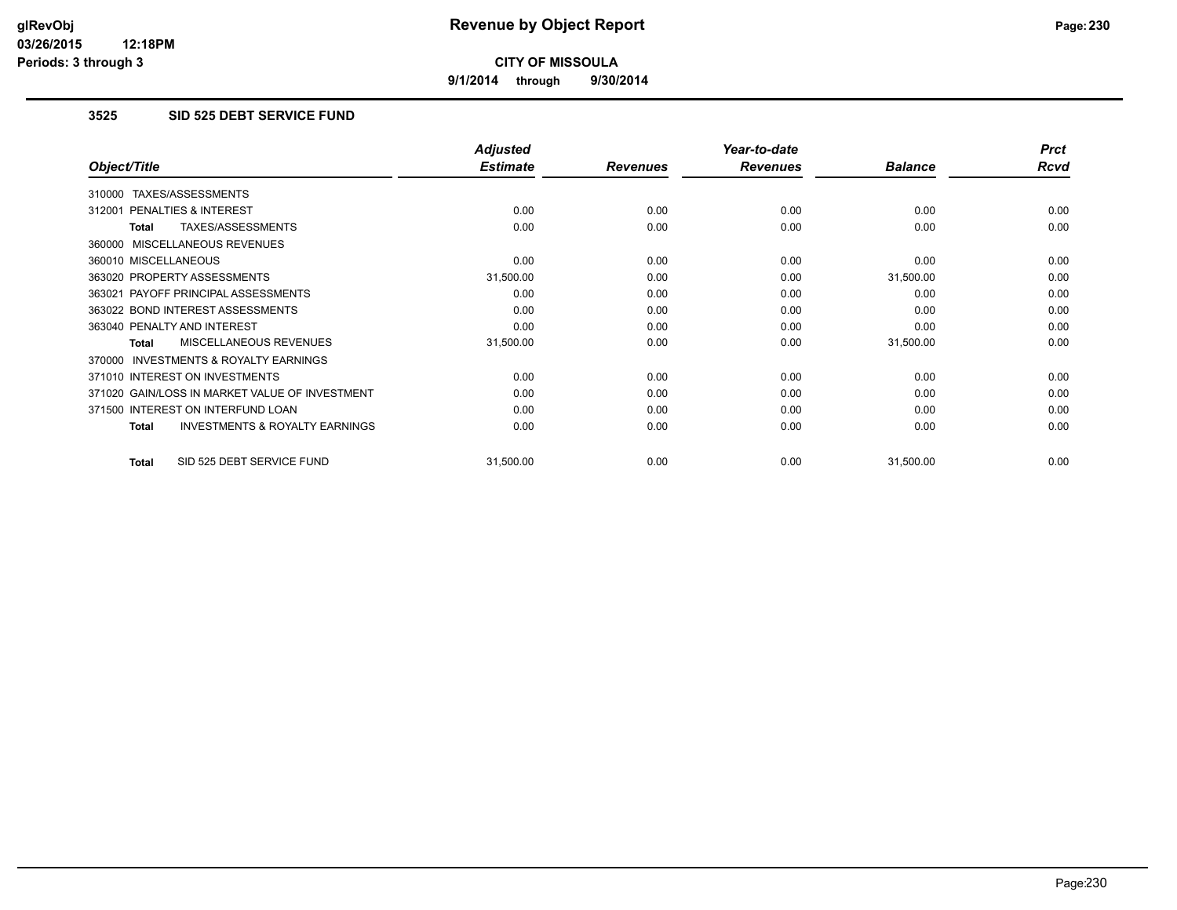# Revenue by Object Report

**CITY OF MISSOULA**

**9/1/2014 through 9/30/2014**

### 3525 SID 525 DEBT SERVICE FUND

| Object/Title | Adjusted Estimate | Revenues | Year-to-date Revenues | Balance | Prct Rcvd |
|---|---|---|---|---|---|
| 310000 TAXES/ASSESSMENTS | | | | | |
| 312001 PENALTIES & INTEREST | 0.00 | 0.00 | 0.00 | 0.00 | 0.00 |
| **Total** TAXES/ASSESSMENTS | 0.00 | 0.00 | 0.00 | 0.00 | 0.00 |
| 360000 MISCELLANEOUS REVENUES | | | | | |
| 360010 MISCELLANEOUS | 0.00 | 0.00 | 0.00 | 0.00 | 0.00 |
| 363020 PROPERTY ASSESSMENTS | 31,500.00 | 0.00 | 0.00 | 31,500.00 | 0.00 |
| 363021 PAYOFF PRINCIPAL ASSESSMENTS | 0.00 | 0.00 | 0.00 | 0.00 | 0.00 |
| 363022 BOND INTEREST ASSESSMENTS | 0.00 | 0.00 | 0.00 | 0.00 | 0.00 |
| 363040 PENALTY AND INTEREST | 0.00 | 0.00 | 0.00 | 0.00 | 0.00 |
| **Total** MISCELLANEOUS REVENUES | 31,500.00 | 0.00 | 0.00 | 31,500.00 | 0.00 |
| 370000 INVESTMENTS & ROYALTY EARNINGS | | | | | |
| 371010 INTEREST ON INVESTMENTS | 0.00 | 0.00 | 0.00 | 0.00 | 0.00 |
| 371020 GAIN/LOSS IN MARKET VALUE OF INVESTMENT | 0.00 | 0.00 | 0.00 | 0.00 | 0.00 |
| 371500 INTEREST ON INTERFUND LOAN | 0.00 | 0.00 | 0.00 | 0.00 | 0.00 |
| **Total** INVESTMENTS & ROYALTY EARNINGS | 0.00 | 0.00 | 0.00 | 0.00 | 0.00 |
| **Total** SID 525 DEBT SERVICE FUND | 31,500.00 | 0.00 | 0.00 | 31,500.00 | 0.00 |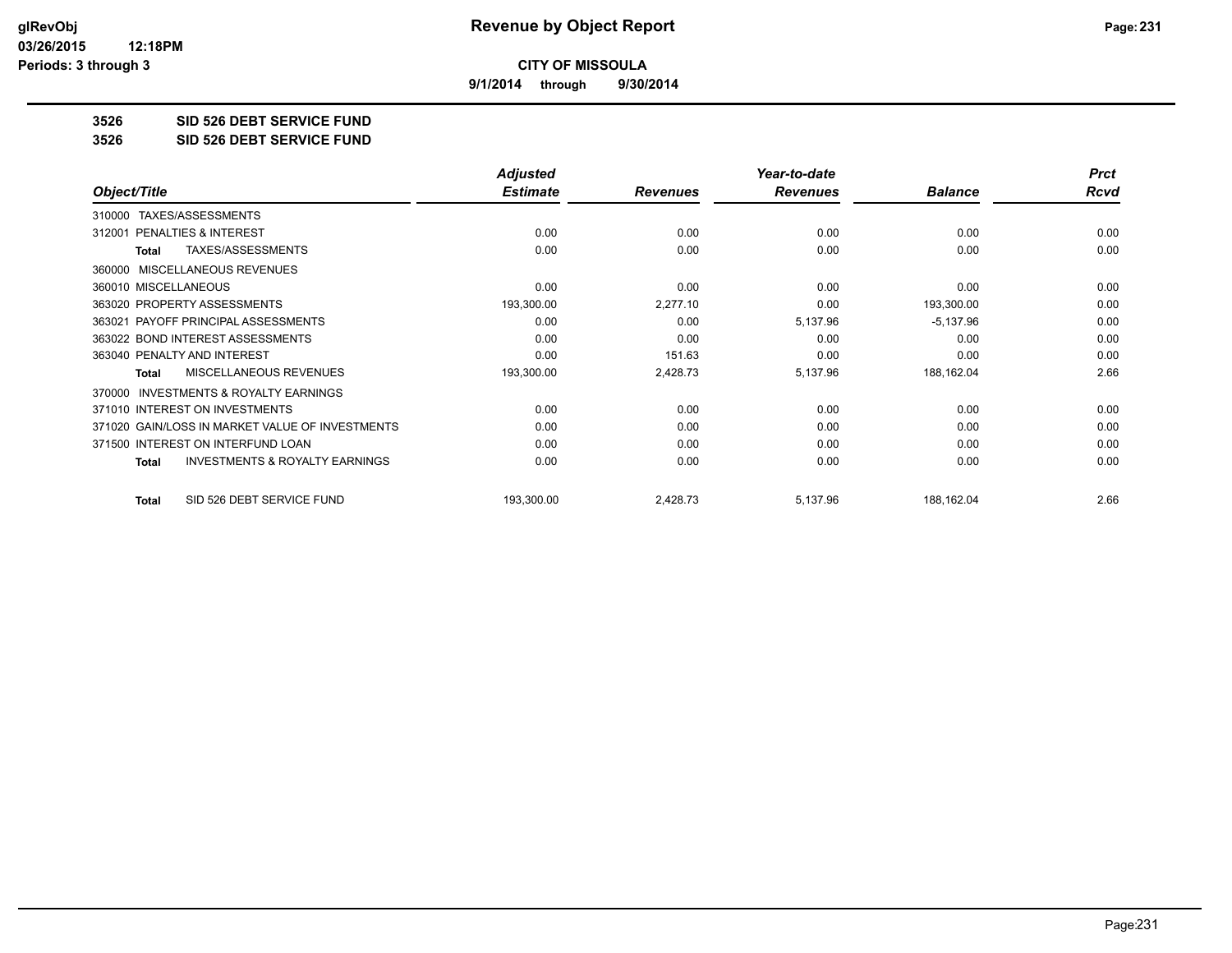**CITY OF MISSOULA**

**9/1/2014 through 9/30/2014**

**3526 SID 526 DEBT SERVICE FUND**

**3526 SID 526 DEBT SERVICE FUND**

| Object/Title | Adjusted Estimate | Revenues | Year-to-date Revenues | Balance | Prct Rcvd |
|---|---|---|---|---|---|
| 310000 TAXES/ASSESSMENTS | | | | | |
| 312001 PENALTIES & INTEREST | 0.00 | 0.00 | 0.00 | 0.00 | 0.00 |
| **Total** TAXES/ASSESSMENTS | 0.00 | 0.00 | 0.00 | 0.00 | 0.00 |
| 360000 MISCELLANEOUS REVENUES | | | | | |
| 360010 MISCELLANEOUS | 0.00 | 0.00 | 0.00 | 0.00 | 0.00 |
| 363020 PROPERTY ASSESSMENTS | 193,300.00 | 2,277.10 | 0.00 | 193,300.00 | 0.00 |
| 363021 PAYOFF PRINCIPAL ASSESSMENTS | 0.00 | 0.00 | 5,137.96 | -5,137.96 | 0.00 |
| 363022 BOND INTEREST ASSESSMENTS | 0.00 | 0.00 | 0.00 | 0.00 | 0.00 |
| 363040 PENALTY AND INTEREST | 0.00 | 151.63 | 0.00 | 0.00 | 0.00 |
| **Total** MISCELLANEOUS REVENUES | 193,300.00 | 2,428.73 | 5,137.96 | 188,162.04 | 2.66 |
| 370000 INVESTMENTS & ROYALTY EARNINGS | | | | | |
| 371010 INTEREST ON INVESTMENTS | 0.00 | 0.00 | 0.00 | 0.00 | 0.00 |
| 371020 GAIN/LOSS IN MARKET VALUE OF INVESTMENTS | 0.00 | 0.00 | 0.00 | 0.00 | 0.00 |
| 371500 INTEREST ON INTERFUND LOAN | 0.00 | 0.00 | 0.00 | 0.00 | 0.00 |
| **Total** INVESTMENTS & ROYALTY EARNINGS | 0.00 | 0.00 | 0.00 | 0.00 | 0.00 |
| **Total** SID 526 DEBT SERVICE FUND | 193,300.00 | 2,428.73 | 5,137.96 | 188,162.04 | 2.66 |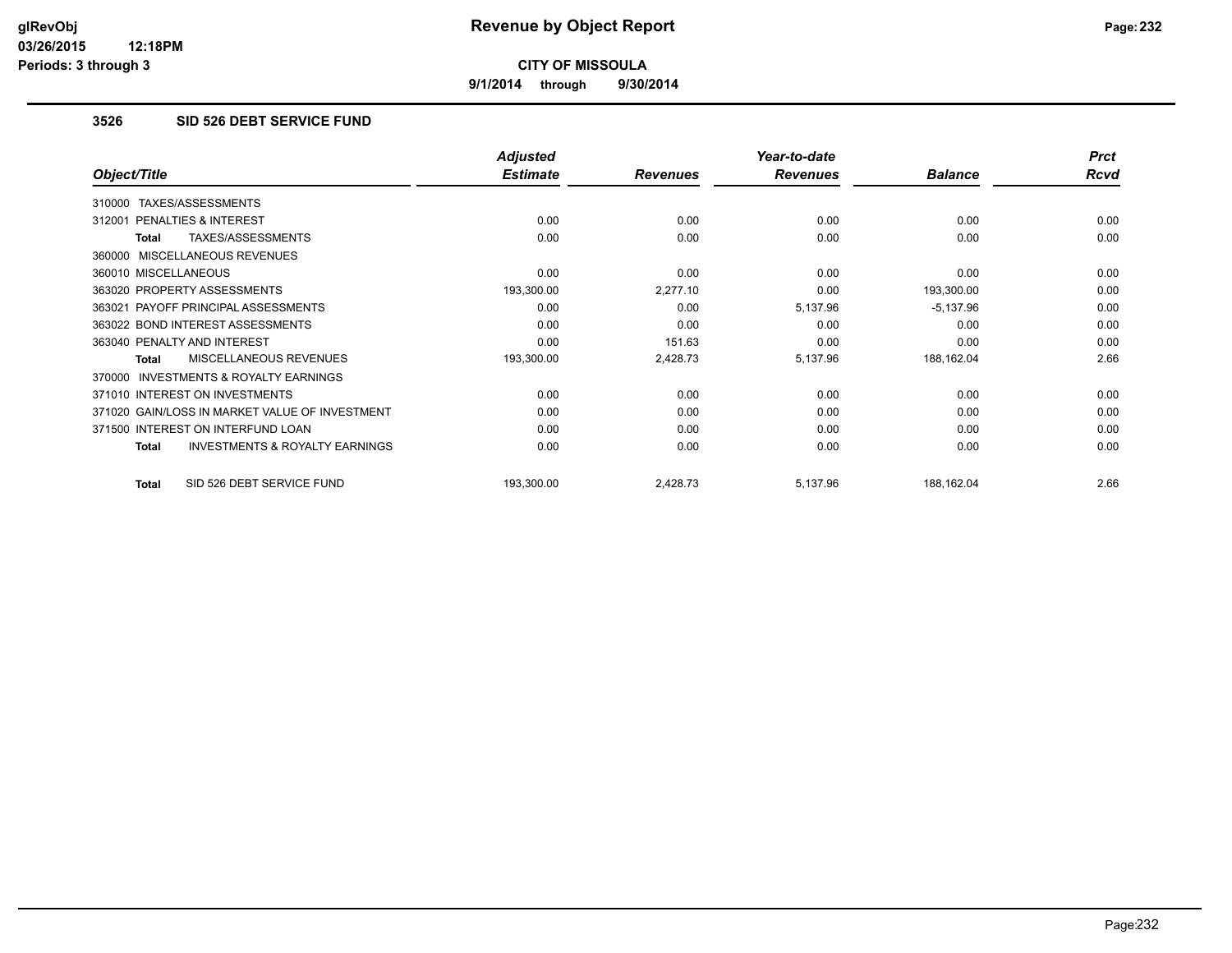# Revenue by Object Report

**CITY OF MISSOULA**

**9/1/2014 through 9/30/2014**

glRevObj
03/26/2015 12:18PM
Periods: 3 through 3

## 3526 SID 526 DEBT SERVICE FUND

| Object/Title | Adjusted Estimate | Revenues | Year-to-date Revenues | Balance | Prct Rcvd |
|---|---|---|---|---|---|
| 310000 TAXES/ASSESSMENTS | | | | | |
| 312001 PENALTIES & INTEREST | 0.00 | 0.00 | 0.00 | 0.00 | 0.00 |
| **Total** TAXES/ASSESSMENTS | 0.00 | 0.00 | 0.00 | 0.00 | 0.00 |
| 360000 MISCELLANEOUS REVENUES | | | | | |
| 360010 MISCELLANEOUS | 0.00 | 0.00 | 0.00 | 0.00 | 0.00 |
| 363020 PROPERTY ASSESSMENTS | 193,300.00 | 2,277.10 | 0.00 | 193,300.00 | 0.00 |
| 363021 PAYOFF PRINCIPAL ASSESSMENTS | 0.00 | 0.00 | 5,137.96 | -5,137.96 | 0.00 |
| 363022 BOND INTEREST ASSESSMENTS | 0.00 | 0.00 | 0.00 | 0.00 | 0.00 |
| 363040 PENALTY AND INTEREST | 0.00 | 151.63 | 0.00 | 0.00 | 0.00 |
| **Total** MISCELLANEOUS REVENUES | 193,300.00 | 2,428.73 | 5,137.96 | 188,162.04 | 2.66 |
| 370000 INVESTMENTS & ROYALTY EARNINGS | | | | | |
| 371010 INTEREST ON INVESTMENTS | 0.00 | 0.00 | 0.00 | 0.00 | 0.00 |
| 371020 GAIN/LOSS IN MARKET VALUE OF INVESTMENT | 0.00 | 0.00 | 0.00 | 0.00 | 0.00 |
| 371500 INTEREST ON INTERFUND LOAN | 0.00 | 0.00 | 0.00 | 0.00 | 0.00 |
| **Total** INVESTMENTS & ROYALTY EARNINGS | 0.00 | 0.00 | 0.00 | 0.00 | 0.00 |
| **Total** SID 526 DEBT SERVICE FUND | 193,300.00 | 2,428.73 | 5,137.96 | 188,162.04 | 2.66 |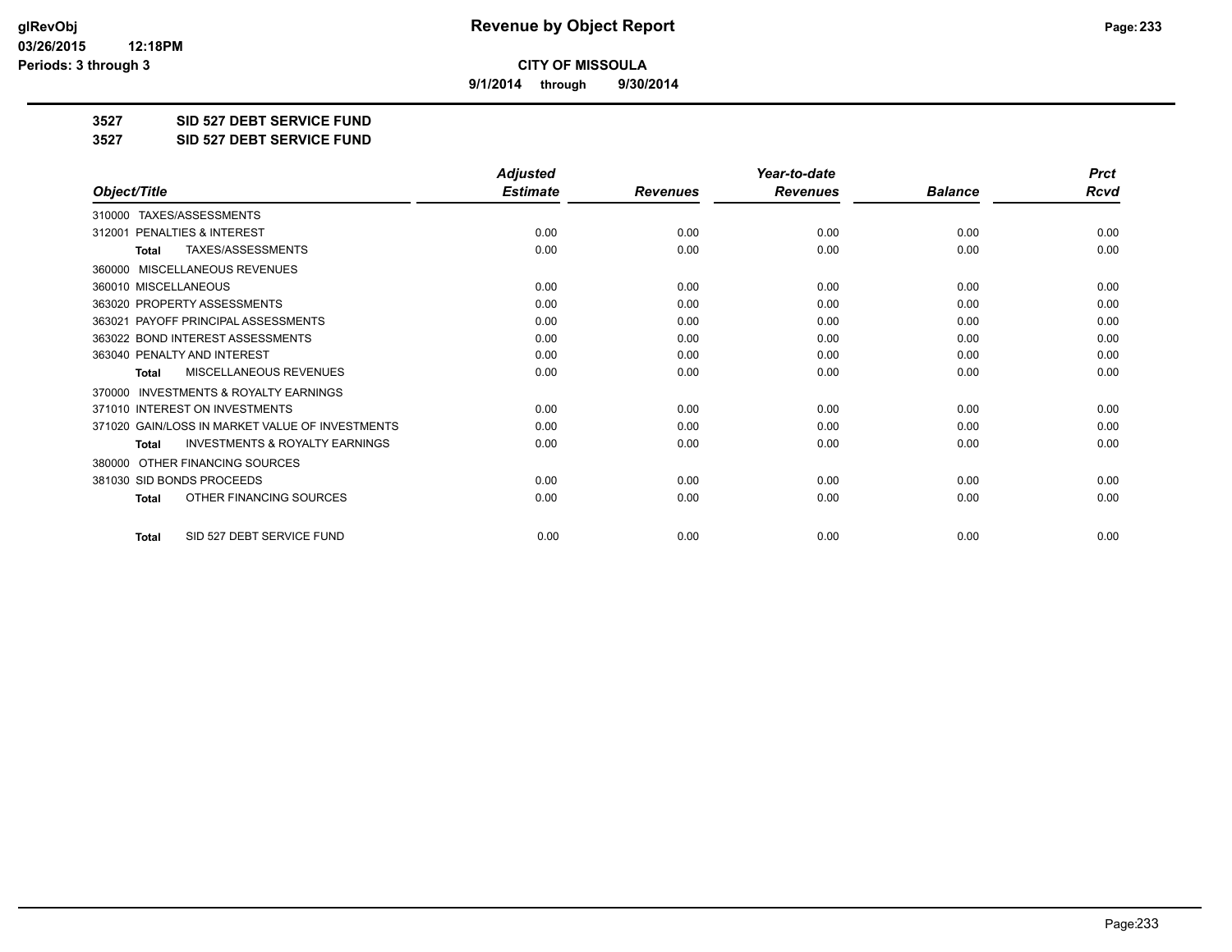# Revenue by Object Report

**CITY OF MISSOULA**

**9/1/2014 through 9/30/2014**

**glRevObj**
**03/26/2015 12:18PM**
**Periods: 3 through 3**

## 3527 SID 527 DEBT SERVICE FUND

## 3527 SID 527 DEBT SERVICE FUND

| Object/Title | Adjusted Estimate | Revenues | Year-to-date Revenues | Balance | Prct Rcvd |
|---|---|---|---|---|---|
| 310000 TAXES/ASSESSMENTS | | | | | |
| 312001 PENALTIES & INTEREST | 0.00 | 0.00 | 0.00 | 0.00 | 0.00 |
| **Total** TAXES/ASSESSMENTS | 0.00 | 0.00 | 0.00 | 0.00 | 0.00 |
| 360000 MISCELLANEOUS REVENUES | | | | | |
| 360010 MISCELLANEOUS | 0.00 | 0.00 | 0.00 | 0.00 | 0.00 |
| 363020 PROPERTY ASSESSMENTS | 0.00 | 0.00 | 0.00 | 0.00 | 0.00 |
| 363021 PAYOFF PRINCIPAL ASSESSMENTS | 0.00 | 0.00 | 0.00 | 0.00 | 0.00 |
| 363022 BOND INTEREST ASSESSMENTS | 0.00 | 0.00 | 0.00 | 0.00 | 0.00 |
| 363040 PENALTY AND INTEREST | 0.00 | 0.00 | 0.00 | 0.00 | 0.00 |
| **Total** MISCELLANEOUS REVENUES | 0.00 | 0.00 | 0.00 | 0.00 | 0.00 |
| 370000 INVESTMENTS & ROYALTY EARNINGS | | | | | |
| 371010 INTEREST ON INVESTMENTS | 0.00 | 0.00 | 0.00 | 0.00 | 0.00 |
| 371020 GAIN/LOSS IN MARKET VALUE OF INVESTMENTS | 0.00 | 0.00 | 0.00 | 0.00 | 0.00 |
| **Total** INVESTMENTS & ROYALTY EARNINGS | 0.00 | 0.00 | 0.00 | 0.00 | 0.00 |
| 380000 OTHER FINANCING SOURCES | | | | | |
| 381030 SID BONDS PROCEEDS | 0.00 | 0.00 | 0.00 | 0.00 | 0.00 |
| **Total** OTHER FINANCING SOURCES | 0.00 | 0.00 | 0.00 | 0.00 | 0.00 |
| **Total** SID 527 DEBT SERVICE FUND | 0.00 | 0.00 | 0.00 | 0.00 | 0.00 |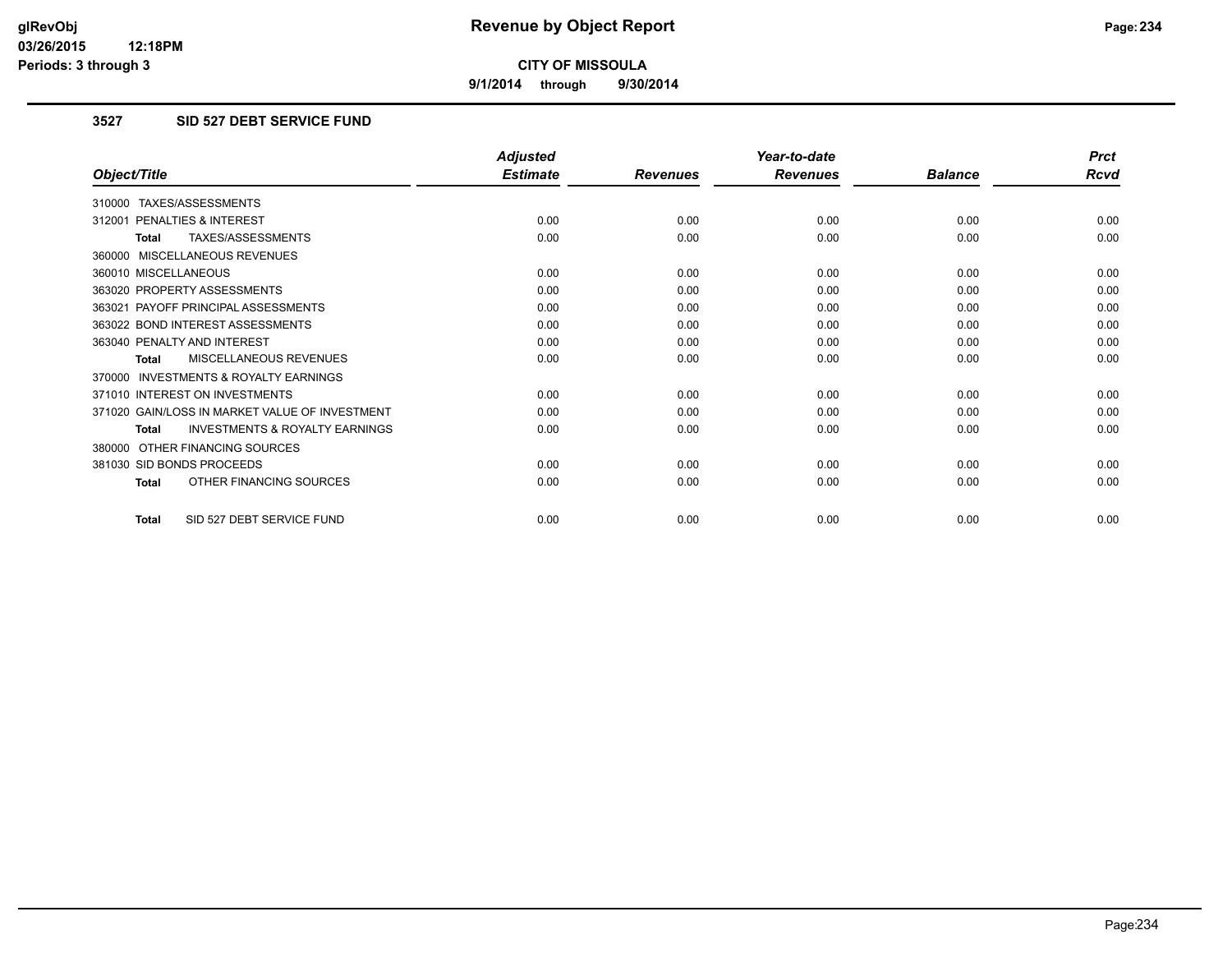**CITY OF MISSOULA**

**9/1/2014 through 9/30/2014**

## 3527 SID 527 DEBT SERVICE FUND

| Object/Title | Adjusted Estimate | Revenues | Year-to-date Revenues | Balance | Prct Rcvd |
|---|---|---|---|---|---|
| 310000 TAXES/ASSESSMENTS | | | | | |
| 312001 PENALTIES & INTEREST | 0.00 | 0.00 | 0.00 | 0.00 | 0.00 |
| **Total** TAXES/ASSESSMENTS | 0.00 | 0.00 | 0.00 | 0.00 | 0.00 |
| 360000 MISCELLANEOUS REVENUES | | | | | |
| 360010 MISCELLANEOUS | 0.00 | 0.00 | 0.00 | 0.00 | 0.00 |
| 363020 PROPERTY ASSESSMENTS | 0.00 | 0.00 | 0.00 | 0.00 | 0.00 |
| 363021 PAYOFF PRINCIPAL ASSESSMENTS | 0.00 | 0.00 | 0.00 | 0.00 | 0.00 |
| 363022 BOND INTEREST ASSESSMENTS | 0.00 | 0.00 | 0.00 | 0.00 | 0.00 |
| 363040 PENALTY AND INTEREST | 0.00 | 0.00 | 0.00 | 0.00 | 0.00 |
| **Total** MISCELLANEOUS REVENUES | 0.00 | 0.00 | 0.00 | 0.00 | 0.00 |
| 370000 INVESTMENTS & ROYALTY EARNINGS | | | | | |
| 371010 INTEREST ON INVESTMENTS | 0.00 | 0.00 | 0.00 | 0.00 | 0.00 |
| 371020 GAIN/LOSS IN MARKET VALUE OF INVESTMENT | 0.00 | 0.00 | 0.00 | 0.00 | 0.00 |
| **Total** INVESTMENTS & ROYALTY EARNINGS | 0.00 | 0.00 | 0.00 | 0.00 | 0.00 |
| 380000 OTHER FINANCING SOURCES | | | | | |
| 381030 SID BONDS PROCEEDS | 0.00 | 0.00 | 0.00 | 0.00 | 0.00 |
| **Total** OTHER FINANCING SOURCES | 0.00 | 0.00 | 0.00 | 0.00 | 0.00 |
| **Total** SID 527 DEBT SERVICE FUND | 0.00 | 0.00 | 0.00 | 0.00 | 0.00 |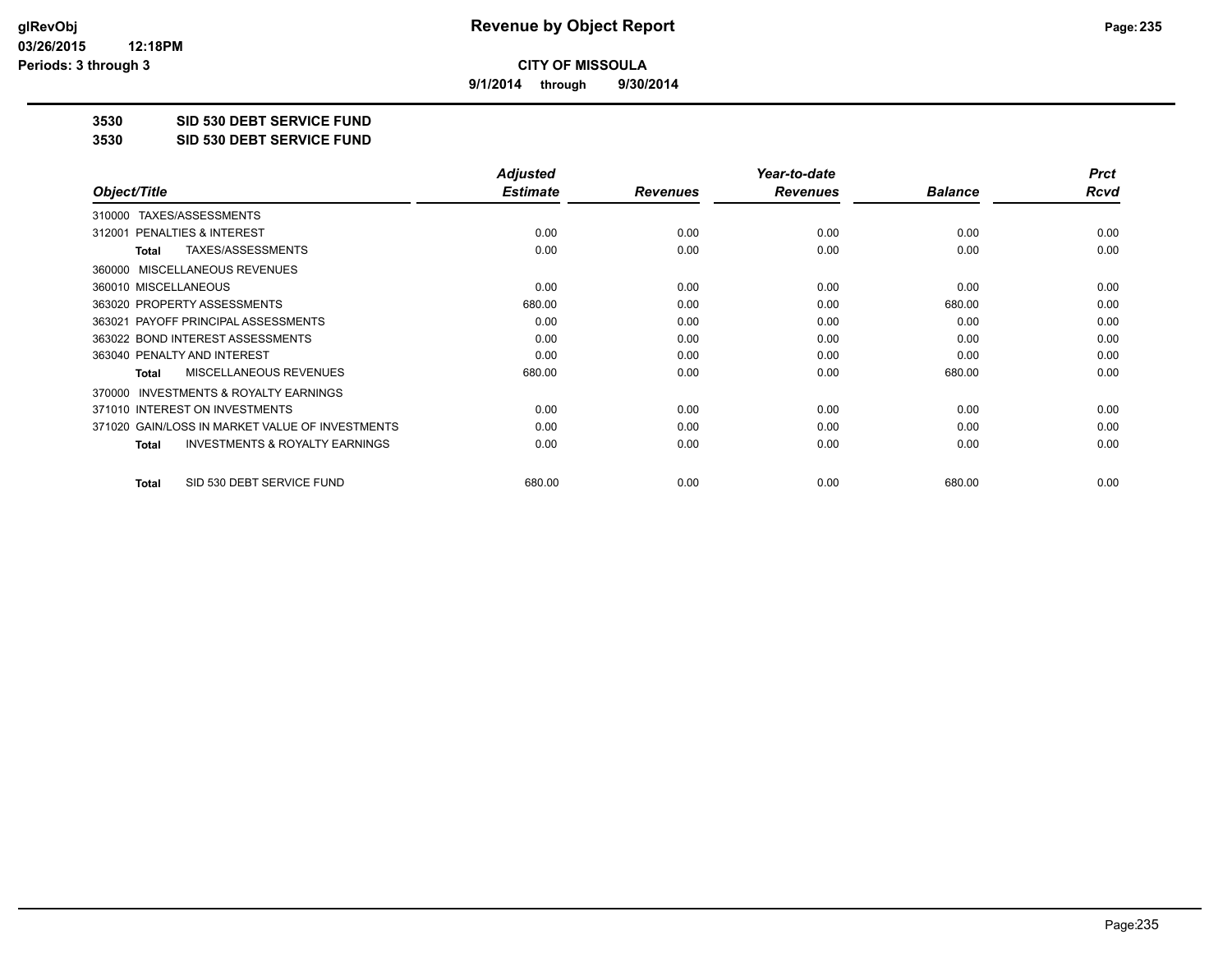# Revenue by Object Report

**CITY OF MISSOULA**

**9/1/2014 through 9/30/2014**

glRevObj
03/26/2015 12:18PM
Periods: 3 through 3

**3530 SID 530 DEBT SERVICE FUND**

**3530 SID 530 DEBT SERVICE FUND**

| Object/Title | Adjusted Estimate | Revenues | Year-to-date Revenues | Balance | Prct Rcvd |
|---|---|---|---|---|---|
| 310000 TAXES/ASSESSMENTS | | | | | |
| 312001 PENALTIES & INTEREST | 0.00 | 0.00 | 0.00 | 0.00 | 0.00 |
| **Total** TAXES/ASSESSMENTS | 0.00 | 0.00 | 0.00 | 0.00 | 0.00 |
| 360000 MISCELLANEOUS REVENUES | | | | | |
| 360010 MISCELLANEOUS | 0.00 | 0.00 | 0.00 | 0.00 | 0.00 |
| 363020 PROPERTY ASSESSMENTS | 680.00 | 0.00 | 0.00 | 680.00 | 0.00 |
| 363021 PAYOFF PRINCIPAL ASSESSMENTS | 0.00 | 0.00 | 0.00 | 0.00 | 0.00 |
| 363022 BOND INTEREST ASSESSMENTS | 0.00 | 0.00 | 0.00 | 0.00 | 0.00 |
| 363040 PENALTY AND INTEREST | 0.00 | 0.00 | 0.00 | 0.00 | 0.00 |
| **Total** MISCELLANEOUS REVENUES | 680.00 | 0.00 | 0.00 | 680.00 | 0.00 |
| 370000 INVESTMENTS & ROYALTY EARNINGS | | | | | |
| 371010 INTEREST ON INVESTMENTS | 0.00 | 0.00 | 0.00 | 0.00 | 0.00 |
| 371020 GAIN/LOSS IN MARKET VALUE OF INVESTMENTS | 0.00 | 0.00 | 0.00 | 0.00 | 0.00 |
| **Total** INVESTMENTS & ROYALTY EARNINGS | 0.00 | 0.00 | 0.00 | 0.00 | 0.00 |
| **Total** SID 530 DEBT SERVICE FUND | 680.00 | 0.00 | 0.00 | 680.00 | 0.00 |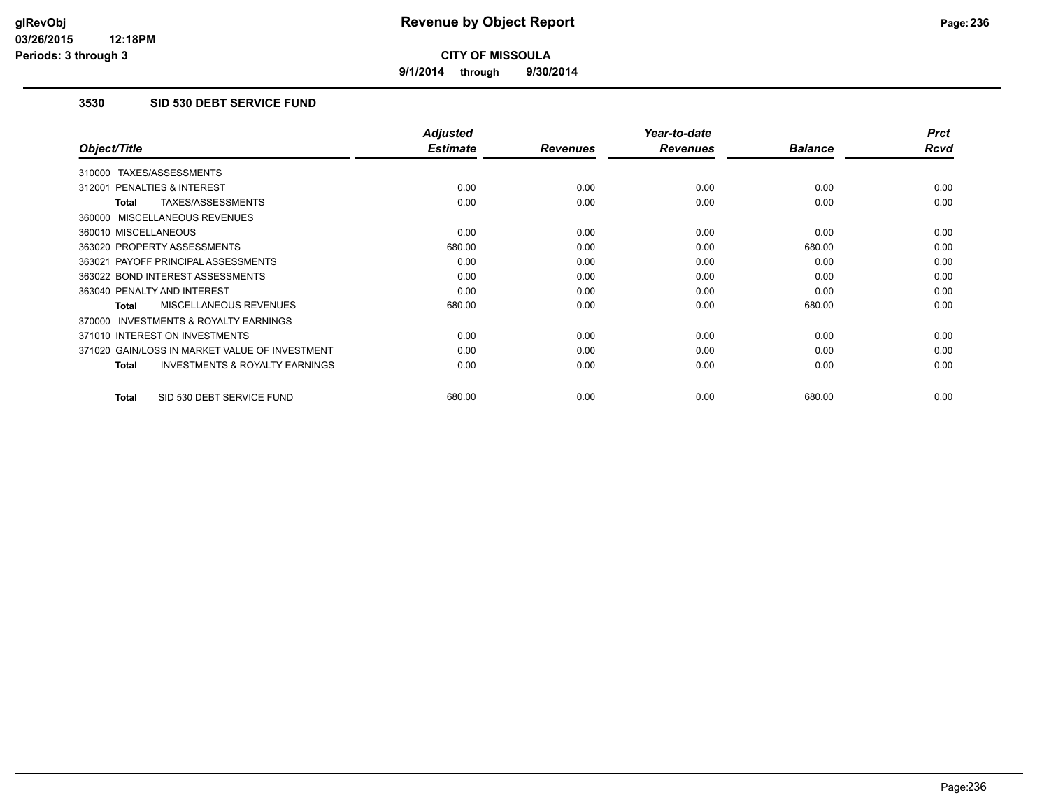# Revenue by Object Report

**CITY OF MISSOULA**

**9/1/2014 through 9/30/2014**

## 3530 SID 530 DEBT SERVICE FUND

| Object/Title | Adjusted Estimate | Revenues | Year-to-date Revenues | Balance | Prct Rcvd |
|---|---|---|---|---|---|
| 310000 TAXES/ASSESSMENTS | | | | | |
| 312001 PENALTIES & INTEREST | 0.00 | 0.00 | 0.00 | 0.00 | 0.00 |
| **Total** TAXES/ASSESSMENTS | 0.00 | 0.00 | 0.00 | 0.00 | 0.00 |
| 360000 MISCELLANEOUS REVENUES | | | | | |
| 360010 MISCELLANEOUS | 0.00 | 0.00 | 0.00 | 0.00 | 0.00 |
| 363020 PROPERTY ASSESSMENTS | 680.00 | 0.00 | 0.00 | 680.00 | 0.00 |
| 363021 PAYOFF PRINCIPAL ASSESSMENTS | 0.00 | 0.00 | 0.00 | 0.00 | 0.00 |
| 363022 BOND INTEREST ASSESSMENTS | 0.00 | 0.00 | 0.00 | 0.00 | 0.00 |
| 363040 PENALTY AND INTEREST | 0.00 | 0.00 | 0.00 | 0.00 | 0.00 |
| **Total** MISCELLANEOUS REVENUES | 680.00 | 0.00 | 0.00 | 680.00 | 0.00 |
| 370000 INVESTMENTS & ROYALTY EARNINGS | | | | | |
| 371010 INTEREST ON INVESTMENTS | 0.00 | 0.00 | 0.00 | 0.00 | 0.00 |
| 371020 GAIN/LOSS IN MARKET VALUE OF INVESTMENT | 0.00 | 0.00 | 0.00 | 0.00 | 0.00 |
| **Total** INVESTMENTS & ROYALTY EARNINGS | 0.00 | 0.00 | 0.00 | 0.00 | 0.00 |
| **Total** SID 530 DEBT SERVICE FUND | 680.00 | 0.00 | 0.00 | 680.00 | 0.00 |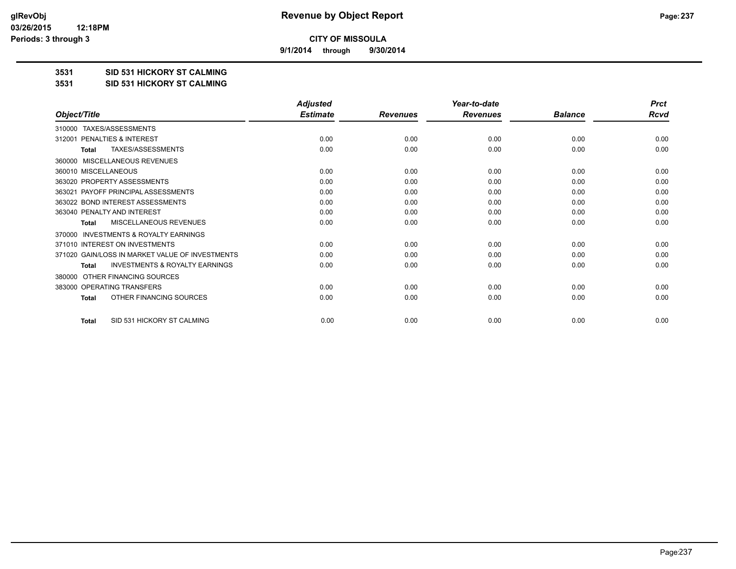# Revenue by Object Report

**CITY OF MISSOULA**

**9/1/2014 through 9/30/2014**

**glRevObj**
**03/26/2015 12:18PM**
**Periods: 3 through 3**

## 3531 SID 531 HICKORY ST CALMING
## 3531 SID 531 HICKORY ST CALMING

| Object/Title | Adjusted Estimate | Revenues | Year-to-date Revenues | Balance | Prct Rcvd |
|---|---|---|---|---|---|
| 310000 TAXES/ASSESSMENTS | | | | | |
| 312001 PENALTIES & INTEREST | 0.00 | 0.00 | 0.00 | 0.00 | 0.00 |
| Total TAXES/ASSESSMENTS | 0.00 | 0.00 | 0.00 | 0.00 | 0.00 |
| 360000 MISCELLANEOUS REVENUES | | | | | |
| 360010 MISCELLANEOUS | 0.00 | 0.00 | 0.00 | 0.00 | 0.00 |
| 363020 PROPERTY ASSESSMENTS | 0.00 | 0.00 | 0.00 | 0.00 | 0.00 |
| 363021 PAYOFF PRINCIPAL ASSESSMENTS | 0.00 | 0.00 | 0.00 | 0.00 | 0.00 |
| 363022 BOND INTEREST ASSESSMENTS | 0.00 | 0.00 | 0.00 | 0.00 | 0.00 |
| 363040 PENALTY AND INTEREST | 0.00 | 0.00 | 0.00 | 0.00 | 0.00 |
| Total MISCELLANEOUS REVENUES | 0.00 | 0.00 | 0.00 | 0.00 | 0.00 |
| 370000 INVESTMENTS & ROYALTY EARNINGS | | | | | |
| 371010 INTEREST ON INVESTMENTS | 0.00 | 0.00 | 0.00 | 0.00 | 0.00 |
| 371020 GAIN/LOSS IN MARKET VALUE OF INVESTMENTS | 0.00 | 0.00 | 0.00 | 0.00 | 0.00 |
| Total INVESTMENTS & ROYALTY EARNINGS | 0.00 | 0.00 | 0.00 | 0.00 | 0.00 |
| 380000 OTHER FINANCING SOURCES | | | | | |
| 383000 OPERATING TRANSFERS | 0.00 | 0.00 | 0.00 | 0.00 | 0.00 |
| Total OTHER FINANCING SOURCES | 0.00 | 0.00 | 0.00 | 0.00 | 0.00 |
| Total SID 531 HICKORY ST CALMING | 0.00 | 0.00 | 0.00 | 0.00 | 0.00 |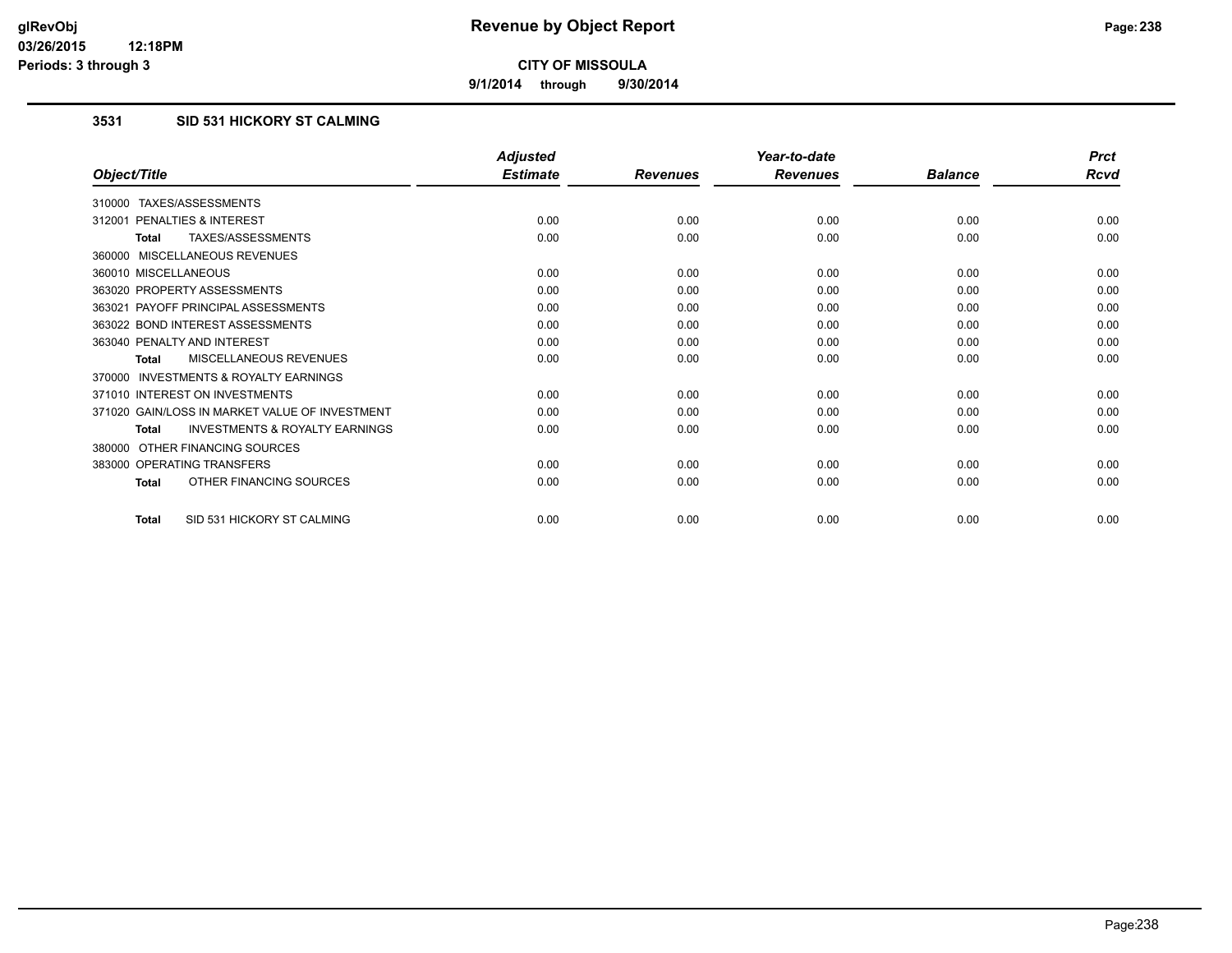**CITY OF MISSOULA**

**9/1/2014 through 9/30/2014**

## 3531 SID 531 HICKORY ST CALMING

| Object/Title | Adjusted Estimate | Revenues | Year-to-date Revenues | Balance | Prct Rcvd |
|---|---|---|---|---|---|
| 310000 TAXES/ASSESSMENTS | | | | | |
| 312001 PENALTIES & INTEREST | 0.00 | 0.00 | 0.00 | 0.00 | 0.00 |
| **Total** TAXES/ASSESSMENTS | 0.00 | 0.00 | 0.00 | 0.00 | 0.00 |
| 360000 MISCELLANEOUS REVENUES | | | | | |
| 360010 MISCELLANEOUS | 0.00 | 0.00 | 0.00 | 0.00 | 0.00 |
| 363020 PROPERTY ASSESSMENTS | 0.00 | 0.00 | 0.00 | 0.00 | 0.00 |
| 363021 PAYOFF PRINCIPAL ASSESSMENTS | 0.00 | 0.00 | 0.00 | 0.00 | 0.00 |
| 363022 BOND INTEREST ASSESSMENTS | 0.00 | 0.00 | 0.00 | 0.00 | 0.00 |
| 363040 PENALTY AND INTEREST | 0.00 | 0.00 | 0.00 | 0.00 | 0.00 |
| **Total** MISCELLANEOUS REVENUES | 0.00 | 0.00 | 0.00 | 0.00 | 0.00 |
| 370000 INVESTMENTS & ROYALTY EARNINGS | | | | | |
| 371010 INTEREST ON INVESTMENTS | 0.00 | 0.00 | 0.00 | 0.00 | 0.00 |
| 371020 GAIN/LOSS IN MARKET VALUE OF INVESTMENT | 0.00 | 0.00 | 0.00 | 0.00 | 0.00 |
| **Total** INVESTMENTS & ROYALTY EARNINGS | 0.00 | 0.00 | 0.00 | 0.00 | 0.00 |
| 380000 OTHER FINANCING SOURCES | | | | | |
| 383000 OPERATING TRANSFERS | 0.00 | 0.00 | 0.00 | 0.00 | 0.00 |
| **Total** OTHER FINANCING SOURCES | 0.00 | 0.00 | 0.00 | 0.00 | 0.00 |
| **Total** SID 531 HICKORY ST CALMING | 0.00 | 0.00 | 0.00 | 0.00 | 0.00 |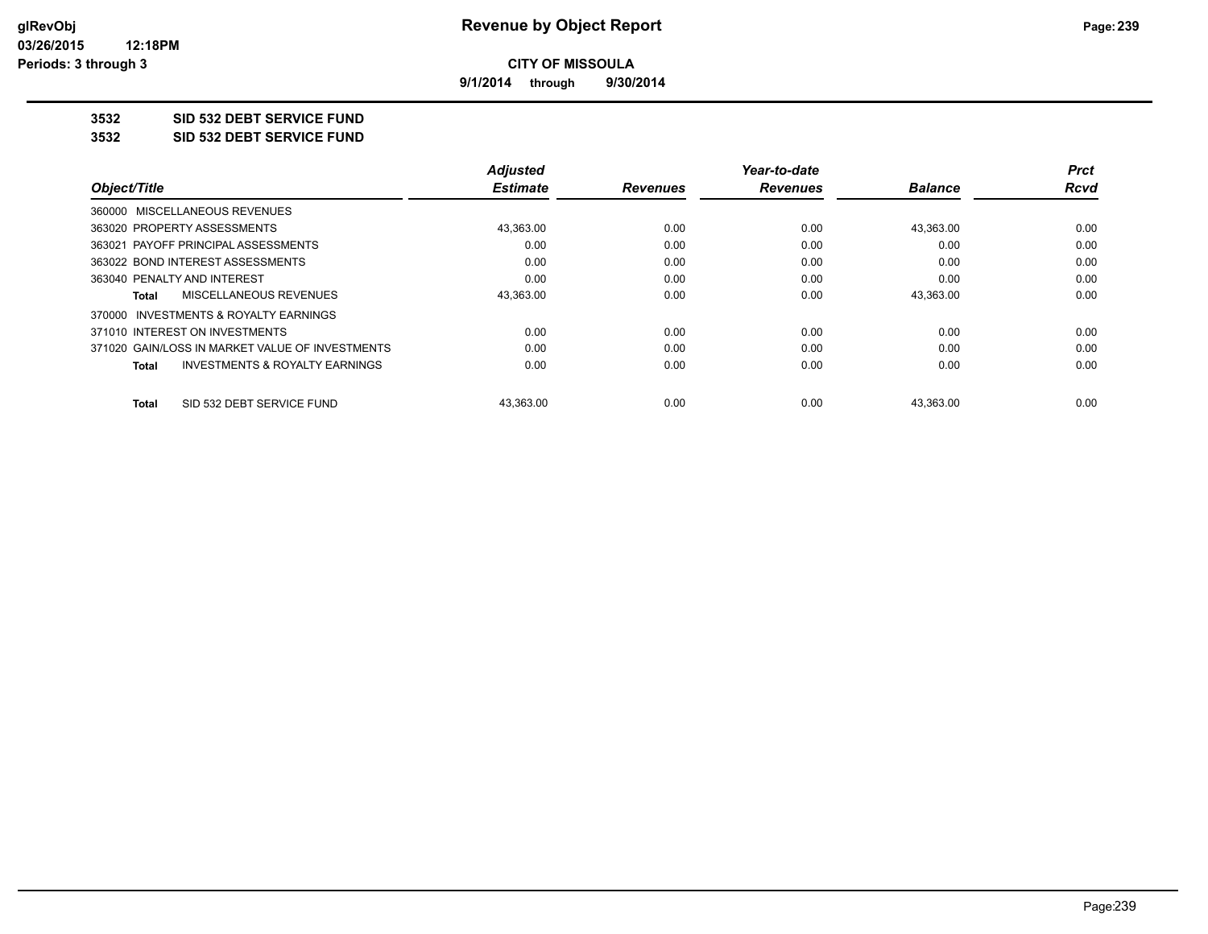**CITY OF MISSOULA**

**9/1/2014 through 9/30/2014**

## 3532 SID 532 DEBT SERVICE FUND

## 3532 SID 532 DEBT SERVICE FUND

| Object/Title | Adjusted Estimate | Revenues | Year-to-date Revenues | Balance | Prct Rcvd |
|---|---|---|---|---|---|
| 360000 MISCELLANEOUS REVENUES | | | | | |
| 363020 PROPERTY ASSESSMENTS | 43,363.00 | 0.00 | 0.00 | 43,363.00 | 0.00 |
| 363021 PAYOFF PRINCIPAL ASSESSMENTS | 0.00 | 0.00 | 0.00 | 0.00 | 0.00 |
| 363022 BOND INTEREST ASSESSMENTS | 0.00 | 0.00 | 0.00 | 0.00 | 0.00 |
| 363040 PENALTY AND INTEREST | 0.00 | 0.00 | 0.00 | 0.00 | 0.00 |
| **Total** MISCELLANEOUS REVENUES | 43,363.00 | 0.00 | 0.00 | 43,363.00 | 0.00 |
| 370000 INVESTMENTS & ROYALTY EARNINGS | | | | | |
| 371010 INTEREST ON INVESTMENTS | 0.00 | 0.00 | 0.00 | 0.00 | 0.00 |
| 371020 GAIN/LOSS IN MARKET VALUE OF INVESTMENTS | 0.00 | 0.00 | 0.00 | 0.00 | 0.00 |
| **Total** INVESTMENTS & ROYALTY EARNINGS | 0.00 | 0.00 | 0.00 | 0.00 | 0.00 |
| **Total** SID 532 DEBT SERVICE FUND | 43,363.00 | 0.00 | 0.00 | 43,363.00 | 0.00 |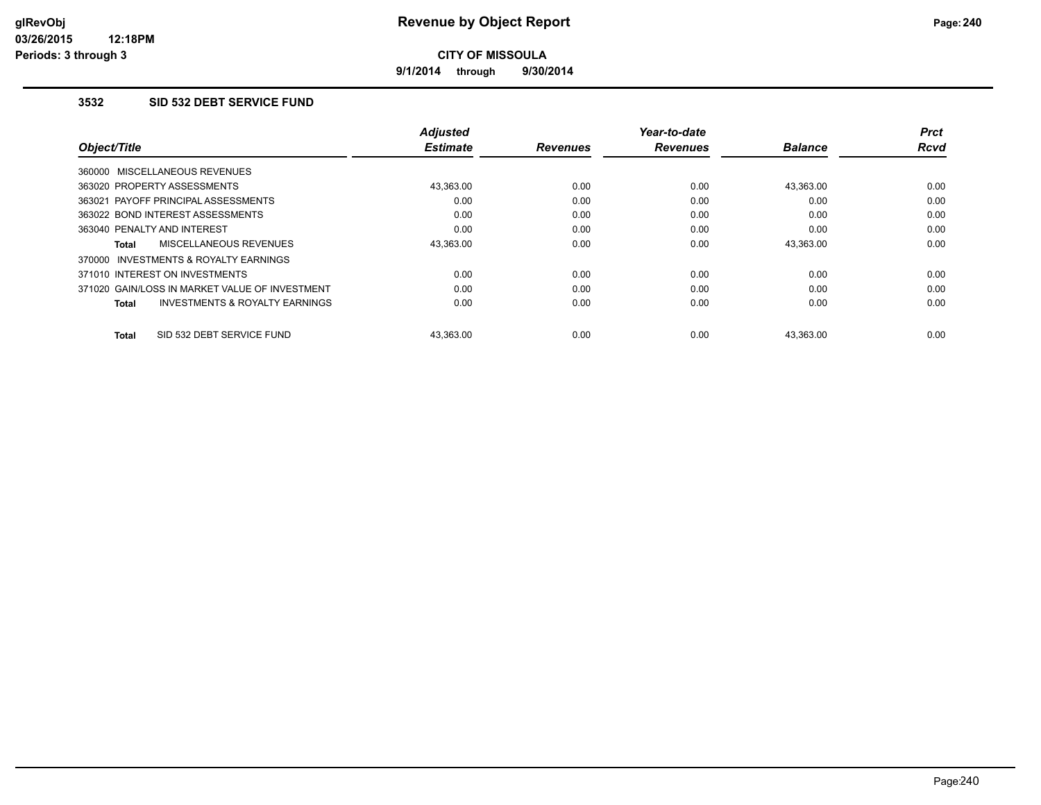# Revenue by Object Report

**CITY OF MISSOULA**

**9/1/2014 through 9/30/2014**

glRevObj
03/26/2015 12:18PM
Periods: 3 through 3

### 3532 SID 532 DEBT SERVICE FUND

| Object/Title | Adjusted Estimate | Revenues | Year-to-date Revenues | Balance | Prct Rcvd |
|---|---|---|---|---|---|
| 360000 MISCELLANEOUS REVENUES | | | | | |
| 363020 PROPERTY ASSESSMENTS | 43,363.00 | 0.00 | 0.00 | 43,363.00 | 0.00 |
| 363021 PAYOFF PRINCIPAL ASSESSMENTS | 0.00 | 0.00 | 0.00 | 0.00 | 0.00 |
| 363022 BOND INTEREST ASSESSMENTS | 0.00 | 0.00 | 0.00 | 0.00 | 0.00 |
| 363040 PENALTY AND INTEREST | 0.00 | 0.00 | 0.00 | 0.00 | 0.00 |
| **Total** MISCELLANEOUS REVENUES | 43,363.00 | 0.00 | 0.00 | 43,363.00 | 0.00 |
| 370000 INVESTMENTS & ROYALTY EARNINGS | | | | | |
| 371010 INTEREST ON INVESTMENTS | 0.00 | 0.00 | 0.00 | 0.00 | 0.00 |
| 371020 GAIN/LOSS IN MARKET VALUE OF INVESTMENT | 0.00 | 0.00 | 0.00 | 0.00 | 0.00 |
| **Total** INVESTMENTS & ROYALTY EARNINGS | 0.00 | 0.00 | 0.00 | 0.00 | 0.00 |
| **Total** SID 532 DEBT SERVICE FUND | 43,363.00 | 0.00 | 0.00 | 43,363.00 | 0.00 |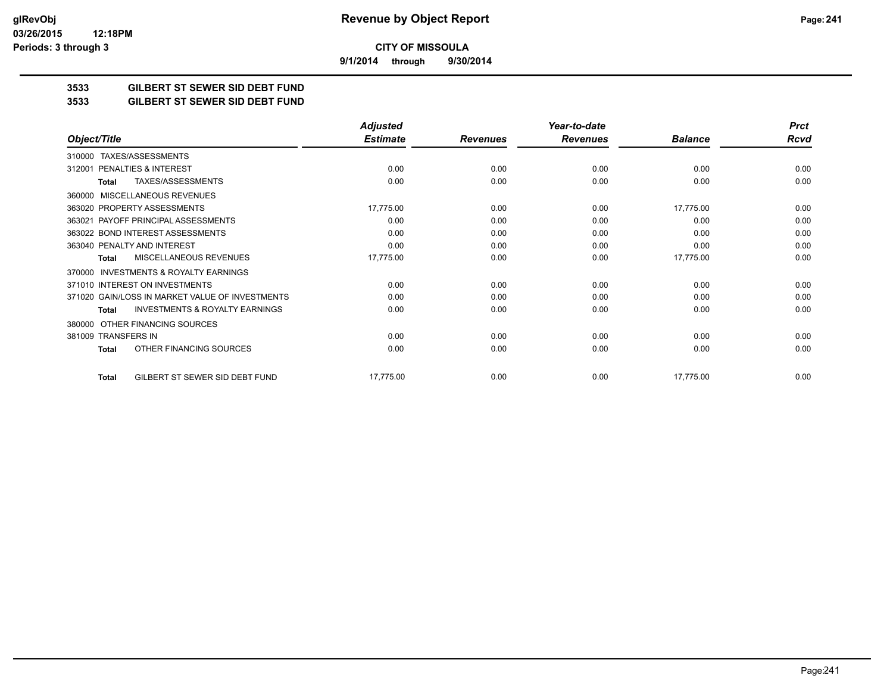**CITY OF MISSOULA**

**9/1/2014 through 9/30/2014**

## 3533 GILBERT ST SEWER SID DEBT FUND

## 3533 GILBERT ST SEWER SID DEBT FUND

| Object/Title | Adjusted Estimate | Revenues | Year-to-date Revenues | Balance | Prct Rcvd |
|---|---|---|---|---|---|
| 310000 TAXES/ASSESSMENTS | | | | | |
| 312001 PENALTIES & INTEREST | 0.00 | 0.00 | 0.00 | 0.00 | 0.00 |
| Total TAXES/ASSESSMENTS | 0.00 | 0.00 | 0.00 | 0.00 | 0.00 |
| 360000 MISCELLANEOUS REVENUES | | | | | |
| 363020 PROPERTY ASSESSMENTS | 17,775.00 | 0.00 | 0.00 | 17,775.00 | 0.00 |
| 363021 PAYOFF PRINCIPAL ASSESSMENTS | 0.00 | 0.00 | 0.00 | 0.00 | 0.00 |
| 363022 BOND INTEREST ASSESSMENTS | 0.00 | 0.00 | 0.00 | 0.00 | 0.00 |
| 363040 PENALTY AND INTEREST | 0.00 | 0.00 | 0.00 | 0.00 | 0.00 |
| Total MISCELLANEOUS REVENUES | 17,775.00 | 0.00 | 0.00 | 17,775.00 | 0.00 |
| 370000 INVESTMENTS & ROYALTY EARNINGS | | | | | |
| 371010 INTEREST ON INVESTMENTS | 0.00 | 0.00 | 0.00 | 0.00 | 0.00 |
| 371020 GAIN/LOSS IN MARKET VALUE OF INVESTMENTS | 0.00 | 0.00 | 0.00 | 0.00 | 0.00 |
| Total INVESTMENTS & ROYALTY EARNINGS | 0.00 | 0.00 | 0.00 | 0.00 | 0.00 |
| 380000 OTHER FINANCING SOURCES | | | | | |
| 381009 TRANSFERS IN | 0.00 | 0.00 | 0.00 | 0.00 | 0.00 |
| Total OTHER FINANCING SOURCES | 0.00 | 0.00 | 0.00 | 0.00 | 0.00 |
| Total GILBERT ST SEWER SID DEBT FUND | 17,775.00 | 0.00 | 0.00 | 17,775.00 | 0.00 |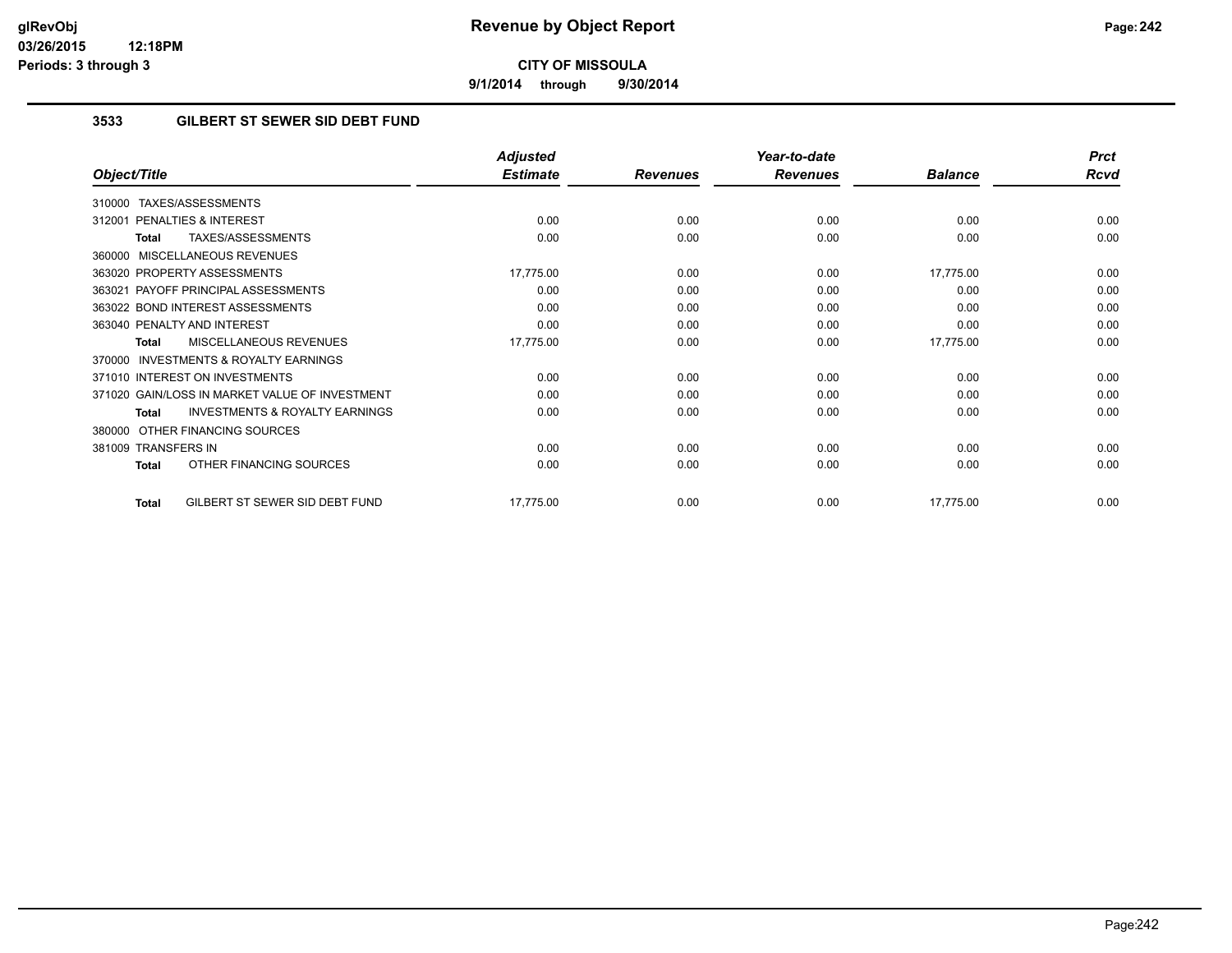**CITY OF MISSOULA**

**9/1/2014 through 9/30/2014**

## 3533 GILBERT ST SEWER SID DEBT FUND

| Object/Title | Adjusted Estimate | Revenues | Year-to-date Revenues | Balance | Prct Rcvd |
|---|---|---|---|---|---|
| 310000 TAXES/ASSESSMENTS | | | | | |
| 312001 PENALTIES & INTEREST | 0.00 | 0.00 | 0.00 | 0.00 | 0.00 |
| **Total** TAXES/ASSESSMENTS | 0.00 | 0.00 | 0.00 | 0.00 | 0.00 |
| 360000 MISCELLANEOUS REVENUES | | | | | |
| 363020 PROPERTY ASSESSMENTS | 17,775.00 | 0.00 | 0.00 | 17,775.00 | 0.00 |
| 363021 PAYOFF PRINCIPAL ASSESSMENTS | 0.00 | 0.00 | 0.00 | 0.00 | 0.00 |
| 363022 BOND INTEREST ASSESSMENTS | 0.00 | 0.00 | 0.00 | 0.00 | 0.00 |
| 363040 PENALTY AND INTEREST | 0.00 | 0.00 | 0.00 | 0.00 | 0.00 |
| **Total** MISCELLANEOUS REVENUES | 17,775.00 | 0.00 | 0.00 | 17,775.00 | 0.00 |
| 370000 INVESTMENTS & ROYALTY EARNINGS | | | | | |
| 371010 INTEREST ON INVESTMENTS | 0.00 | 0.00 | 0.00 | 0.00 | 0.00 |
| 371020 GAIN/LOSS IN MARKET VALUE OF INVESTMENT | 0.00 | 0.00 | 0.00 | 0.00 | 0.00 |
| **Total** INVESTMENTS & ROYALTY EARNINGS | 0.00 | 0.00 | 0.00 | 0.00 | 0.00 |
| 380000 OTHER FINANCING SOURCES | | | | | |
| 381009 TRANSFERS IN | 0.00 | 0.00 | 0.00 | 0.00 | 0.00 |
| **Total** OTHER FINANCING SOURCES | 0.00 | 0.00 | 0.00 | 0.00 | 0.00 |
| **Total** GILBERT ST SEWER SID DEBT FUND | 17,775.00 | 0.00 | 0.00 | 17,775.00 | 0.00 |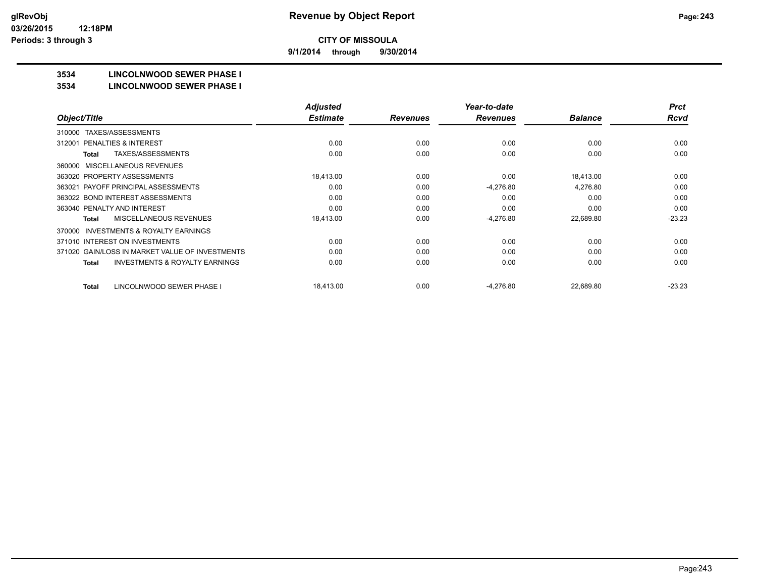**CITY OF MISSOULA**

**9/1/2014 through 9/30/2014**

## 3534 LINCOLNWOOD SEWER PHASE I

## 3534 LINCOLNWOOD SEWER PHASE I

| Object/Title | Adjusted Estimate | Revenues | Year-to-date Revenues | Balance | Prct Rcvd |
|---|---|---|---|---|---|
| 310000 TAXES/ASSESSMENTS | | | | | |
| 312001 PENALTIES & INTEREST | 0.00 | 0.00 | 0.00 | 0.00 | 0.00 |
| **Total** TAXES/ASSESSMENTS | 0.00 | 0.00 | 0.00 | 0.00 | 0.00 |
| 360000 MISCELLANEOUS REVENUES | | | | | |
| 363020 PROPERTY ASSESSMENTS | 18,413.00 | 0.00 | 0.00 | 18,413.00 | 0.00 |
| 363021 PAYOFF PRINCIPAL ASSESSMENTS | 0.00 | 0.00 | -4,276.80 | 4,276.80 | 0.00 |
| 363022 BOND INTEREST ASSESSMENTS | 0.00 | 0.00 | 0.00 | 0.00 | 0.00 |
| 363040 PENALTY AND INTEREST | 0.00 | 0.00 | 0.00 | 0.00 | 0.00 |
| **Total** MISCELLANEOUS REVENUES | 18,413.00 | 0.00 | -4,276.80 | 22,689.80 | -23.23 |
| 370000 INVESTMENTS & ROYALTY EARNINGS | | | | | |
| 371010 INTEREST ON INVESTMENTS | 0.00 | 0.00 | 0.00 | 0.00 | 0.00 |
| 371020 GAIN/LOSS IN MARKET VALUE OF INVESTMENTS | 0.00 | 0.00 | 0.00 | 0.00 | 0.00 |
| **Total** INVESTMENTS & ROYALTY EARNINGS | 0.00 | 0.00 | 0.00 | 0.00 | 0.00 |
| **Total** LINCOLNWOOD SEWER PHASE I | 18,413.00 | 0.00 | -4,276.80 | 22,689.80 | -23.23 |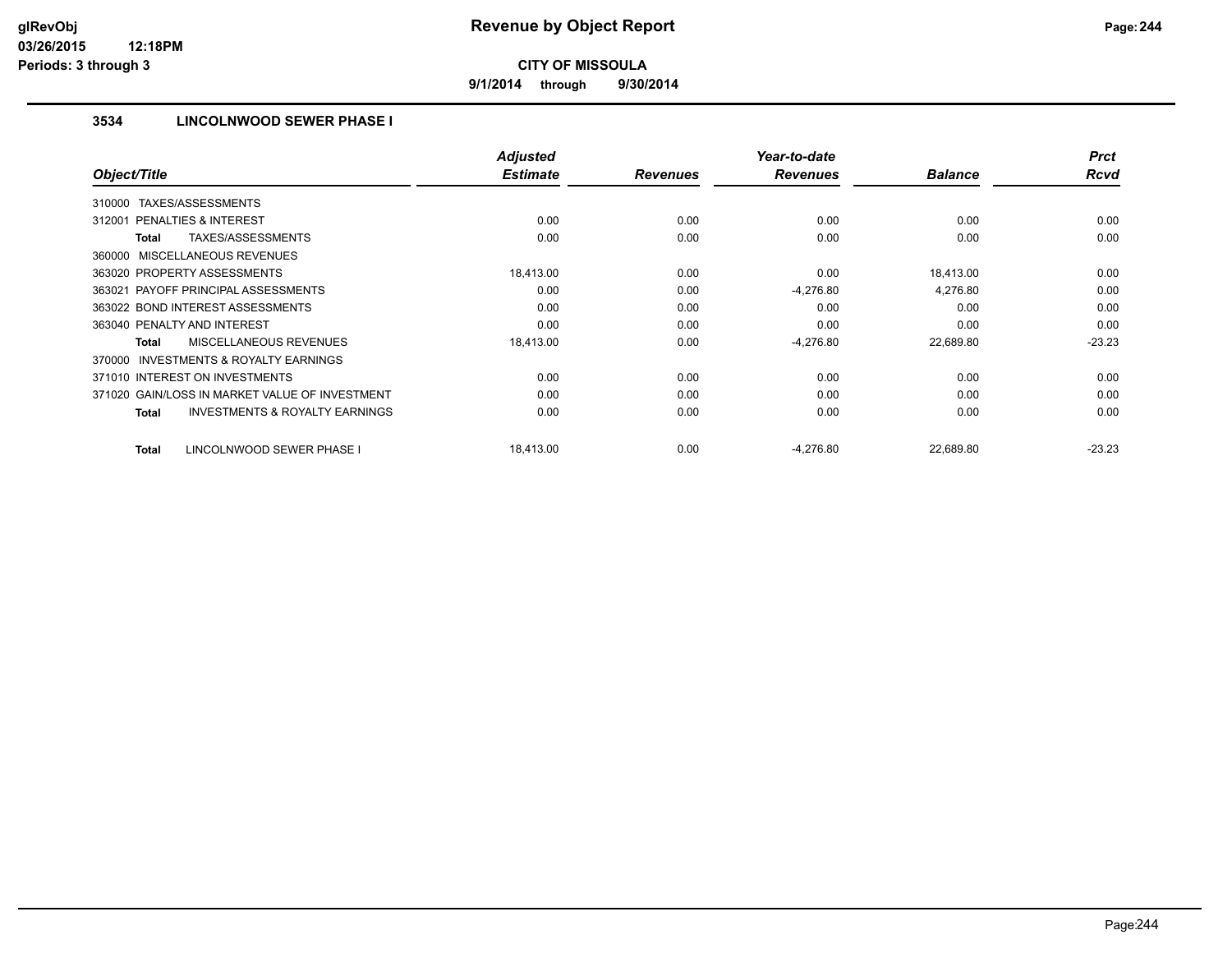**Revenue by Object Report**

**CITY OF MISSOULA**

**9/1/2014 through 9/30/2014**

glRevObj
03/26/2015 12:18PM
Periods: 3 through 3

### 3534 LINCOLNWOOD SEWER PHASE I

| Object/Title | Adjusted Estimate | Revenues | Year-to-date Revenues | Balance | Prct Rcvd |
|---|---|---|---|---|---|
| 310000 TAXES/ASSESSMENTS | | | | | |
| 312001 PENALTIES & INTEREST | 0.00 | 0.00 | 0.00 | 0.00 | 0.00 |
| **Total** TAXES/ASSESSMENTS | 0.00 | 0.00 | 0.00 | 0.00 | 0.00 |
| 360000 MISCELLANEOUS REVENUES | | | | | |
| 363020 PROPERTY ASSESSMENTS | 18,413.00 | 0.00 | 0.00 | 18,413.00 | 0.00 |
| 363021 PAYOFF PRINCIPAL ASSESSMENTS | 0.00 | 0.00 | -4,276.80 | 4,276.80 | 0.00 |
| 363022 BOND INTEREST ASSESSMENTS | 0.00 | 0.00 | 0.00 | 0.00 | 0.00 |
| 363040 PENALTY AND INTEREST | 0.00 | 0.00 | 0.00 | 0.00 | 0.00 |
| **Total** MISCELLANEOUS REVENUES | 18,413.00 | 0.00 | -4,276.80 | 22,689.80 | -23.23 |
| 370000 INVESTMENTS & ROYALTY EARNINGS | | | | | |
| 371010 INTEREST ON INVESTMENTS | 0.00 | 0.00 | 0.00 | 0.00 | 0.00 |
| 371020 GAIN/LOSS IN MARKET VALUE OF INVESTMENT | 0.00 | 0.00 | 0.00 | 0.00 | 0.00 |
| **Total** INVESTMENTS & ROYALTY EARNINGS | 0.00 | 0.00 | 0.00 | 0.00 | 0.00 |
| **Total** LINCOLNWOOD SEWER PHASE I | 18,413.00 | 0.00 | -4,276.80 | 22,689.80 | -23.23 |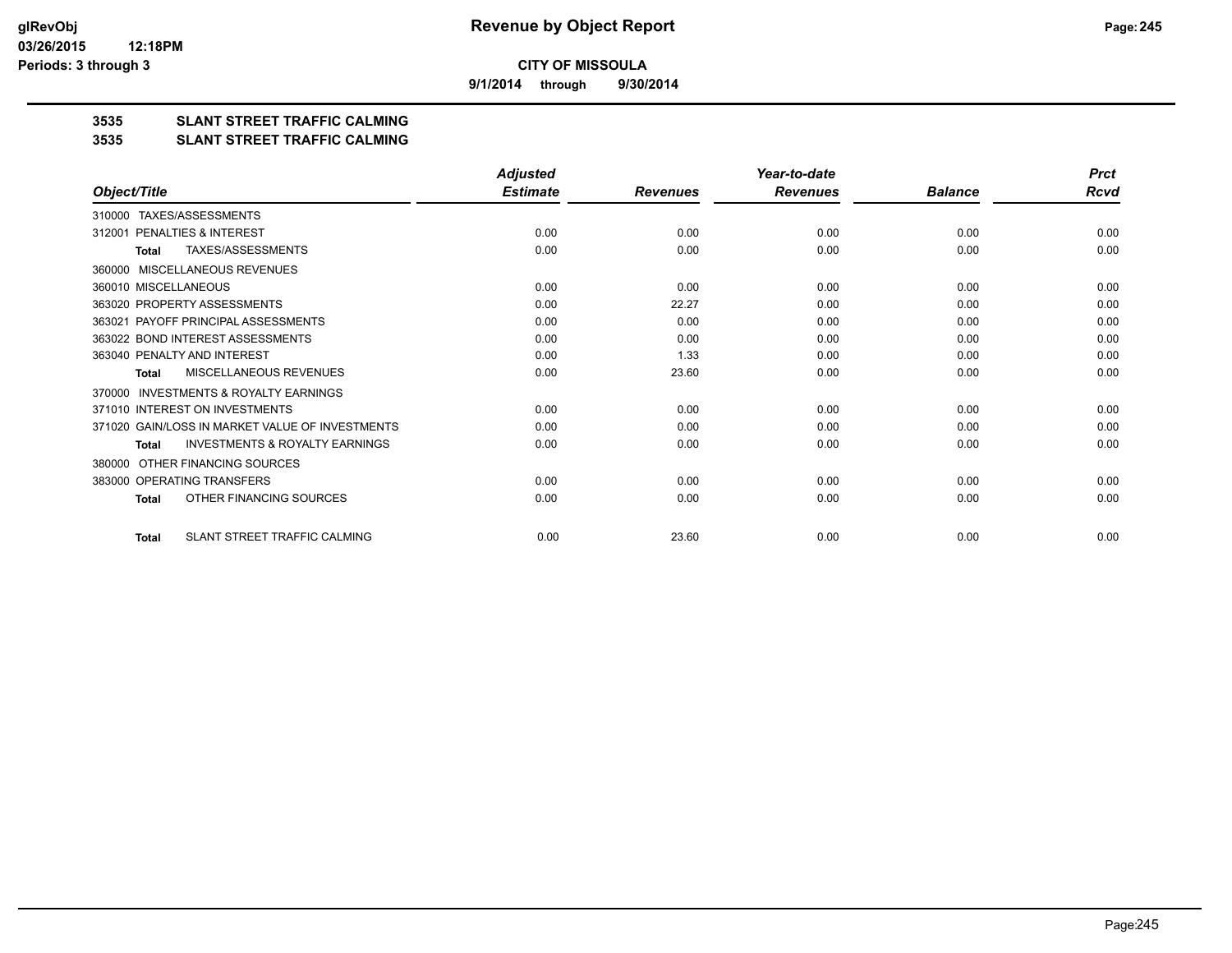**CITY OF MISSOULA**

**9/1/2014 through 9/30/2014**

**3535 SLANT STREET TRAFFIC CALMING**

**3535 SLANT STREET TRAFFIC CALMING**

| Object/Title | Adjusted Estimate | Revenues | Year-to-date Revenues | Balance | Prct Rcvd |
|---|---|---|---|---|---|
| 310000 TAXES/ASSESSMENTS | | | | | |
| 312001 PENALTIES & INTEREST | 0.00 | 0.00 | 0.00 | 0.00 | 0.00 |
| **Total** TAXES/ASSESSMENTS | 0.00 | 0.00 | 0.00 | 0.00 | 0.00 |
| 360000 MISCELLANEOUS REVENUES | | | | | |
| 360010 MISCELLANEOUS | 0.00 | 0.00 | 0.00 | 0.00 | 0.00 |
| 363020 PROPERTY ASSESSMENTS | 0.00 | 22.27 | 0.00 | 0.00 | 0.00 |
| 363021 PAYOFF PRINCIPAL ASSESSMENTS | 0.00 | 0.00 | 0.00 | 0.00 | 0.00 |
| 363022 BOND INTEREST ASSESSMENTS | 0.00 | 0.00 | 0.00 | 0.00 | 0.00 |
| 363040 PENALTY AND INTEREST | 0.00 | 1.33 | 0.00 | 0.00 | 0.00 |
| **Total** MISCELLANEOUS REVENUES | 0.00 | 23.60 | 0.00 | 0.00 | 0.00 |
| 370000 INVESTMENTS & ROYALTY EARNINGS | | | | | |
| 371010 INTEREST ON INVESTMENTS | 0.00 | 0.00 | 0.00 | 0.00 | 0.00 |
| 371020 GAIN/LOSS IN MARKET VALUE OF INVESTMENTS | 0.00 | 0.00 | 0.00 | 0.00 | 0.00 |
| **Total** INVESTMENTS & ROYALTY EARNINGS | 0.00 | 0.00 | 0.00 | 0.00 | 0.00 |
| 380000 OTHER FINANCING SOURCES | | | | | |
| 383000 OPERATING TRANSFERS | 0.00 | 0.00 | 0.00 | 0.00 | 0.00 |
| **Total** OTHER FINANCING SOURCES | 0.00 | 0.00 | 0.00 | 0.00 | 0.00 |
| **Total** SLANT STREET TRAFFIC CALMING | 0.00 | 23.60 | 0.00 | 0.00 | 0.00 |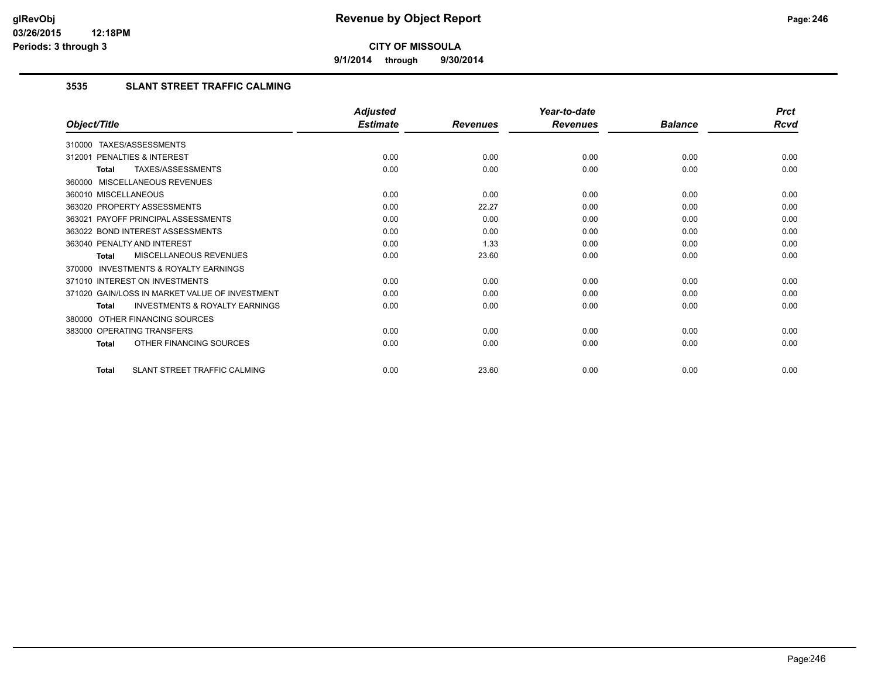**CITY OF MISSOULA**

**9/1/2014 through 9/30/2014**

## 3535 SLANT STREET TRAFFIC CALMING

| Object/Title | Adjusted Estimate | Revenues | Year-to-date Revenues | Balance | Prct Rcvd |
|---|---|---|---|---|---|
| 310000 TAXES/ASSESSMENTS | | | | | |
| 312001 PENALTIES & INTEREST | 0.00 | 0.00 | 0.00 | 0.00 | 0.00 |
| **Total** TAXES/ASSESSMENTS | 0.00 | 0.00 | 0.00 | 0.00 | 0.00 |
| 360000 MISCELLANEOUS REVENUES | | | | | |
| 360010 MISCELLANEOUS | 0.00 | 0.00 | 0.00 | 0.00 | 0.00 |
| 363020 PROPERTY ASSESSMENTS | 0.00 | 22.27 | 0.00 | 0.00 | 0.00 |
| 363021 PAYOFF PRINCIPAL ASSESSMENTS | 0.00 | 0.00 | 0.00 | 0.00 | 0.00 |
| 363022 BOND INTEREST ASSESSMENTS | 0.00 | 0.00 | 0.00 | 0.00 | 0.00 |
| 363040 PENALTY AND INTEREST | 0.00 | 1.33 | 0.00 | 0.00 | 0.00 |
| **Total** MISCELLANEOUS REVENUES | 0.00 | 23.60 | 0.00 | 0.00 | 0.00 |
| 370000 INVESTMENTS & ROYALTY EARNINGS | | | | | |
| 371010 INTEREST ON INVESTMENTS | 0.00 | 0.00 | 0.00 | 0.00 | 0.00 |
| 371020 GAIN/LOSS IN MARKET VALUE OF INVESTMENT | 0.00 | 0.00 | 0.00 | 0.00 | 0.00 |
| **Total** INVESTMENTS & ROYALTY EARNINGS | 0.00 | 0.00 | 0.00 | 0.00 | 0.00 |
| 380000 OTHER FINANCING SOURCES | | | | | |
| 383000 OPERATING TRANSFERS | 0.00 | 0.00 | 0.00 | 0.00 | 0.00 |
| **Total** OTHER FINANCING SOURCES | 0.00 | 0.00 | 0.00 | 0.00 | 0.00 |
| **Total** SLANT STREET TRAFFIC CALMING | 0.00 | 23.60 | 0.00 | 0.00 | 0.00 |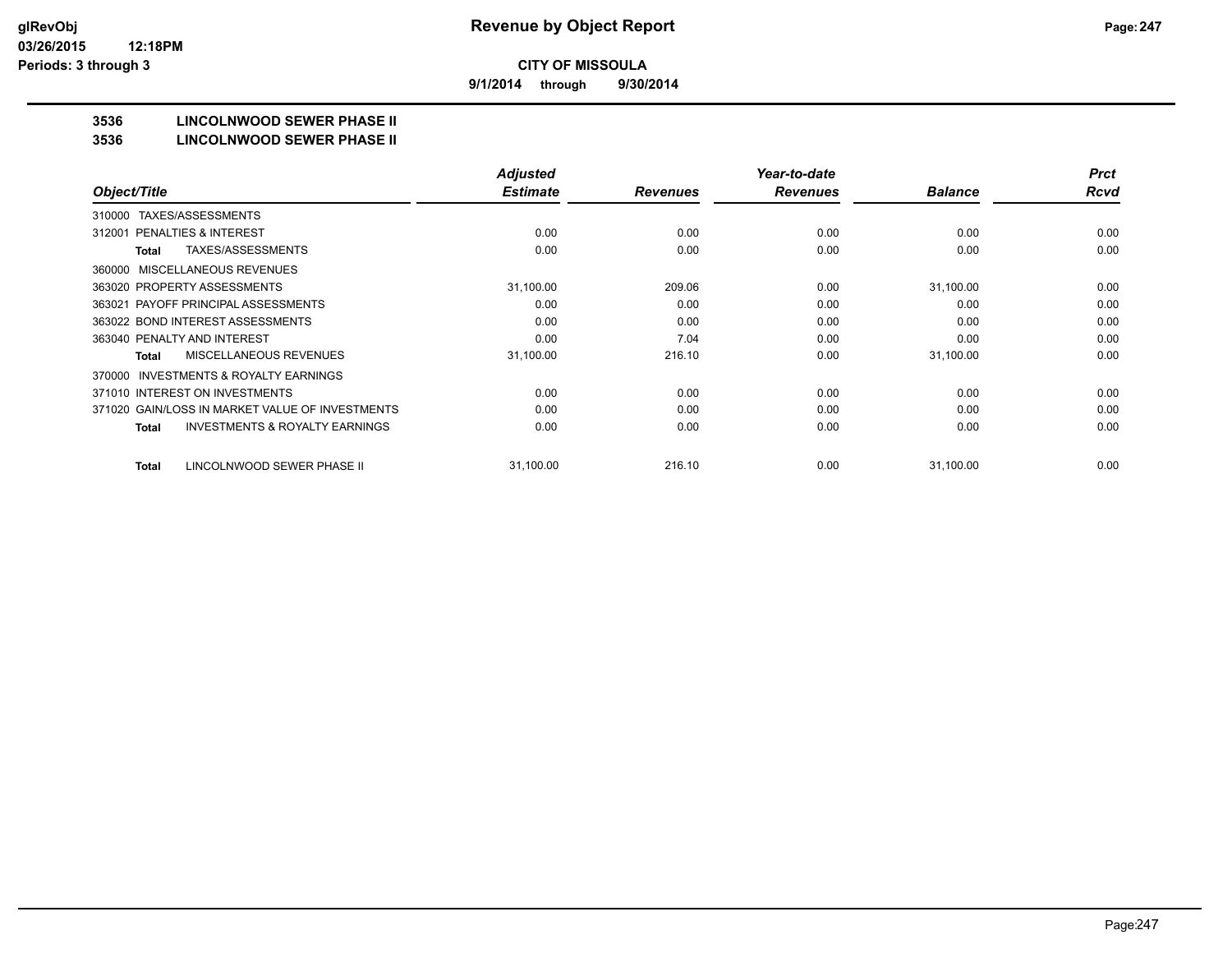**CITY OF MISSOULA**

**9/1/2014 through 9/30/2014**

**3536 LINCOLNWOOD SEWER PHASE II**

**3536 LINCOLNWOOD SEWER PHASE II**

| Object/Title | Adjusted Estimate | Revenues | Year-to-date Revenues | Balance | Prct Rcvd |
|---|---|---|---|---|---|
| 310000 TAXES/ASSESSMENTS | | | | | |
| 312001 PENALTIES & INTEREST | 0.00 | 0.00 | 0.00 | 0.00 | 0.00 |
| **Total** TAXES/ASSESSMENTS | 0.00 | 0.00 | 0.00 | 0.00 | 0.00 |
| 360000 MISCELLANEOUS REVENUES | | | | | |
| 363020 PROPERTY ASSESSMENTS | 31,100.00 | 209.06 | 0.00 | 31,100.00 | 0.00 |
| 363021 PAYOFF PRINCIPAL ASSESSMENTS | 0.00 | 0.00 | 0.00 | 0.00 | 0.00 |
| 363022 BOND INTEREST ASSESSMENTS | 0.00 | 0.00 | 0.00 | 0.00 | 0.00 |
| 363040 PENALTY AND INTEREST | 0.00 | 7.04 | 0.00 | 0.00 | 0.00 |
| **Total** MISCELLANEOUS REVENUES | 31,100.00 | 216.10 | 0.00 | 31,100.00 | 0.00 |
| 370000 INVESTMENTS & ROYALTY EARNINGS | | | | | |
| 371010 INTEREST ON INVESTMENTS | 0.00 | 0.00 | 0.00 | 0.00 | 0.00 |
| 371020 GAIN/LOSS IN MARKET VALUE OF INVESTMENTS | 0.00 | 0.00 | 0.00 | 0.00 | 0.00 |
| **Total** INVESTMENTS & ROYALTY EARNINGS | 0.00 | 0.00 | 0.00 | 0.00 | 0.00 |
| **Total** LINCOLNWOOD SEWER PHASE II | 31,100.00 | 216.10 | 0.00 | 31,100.00 | 0.00 |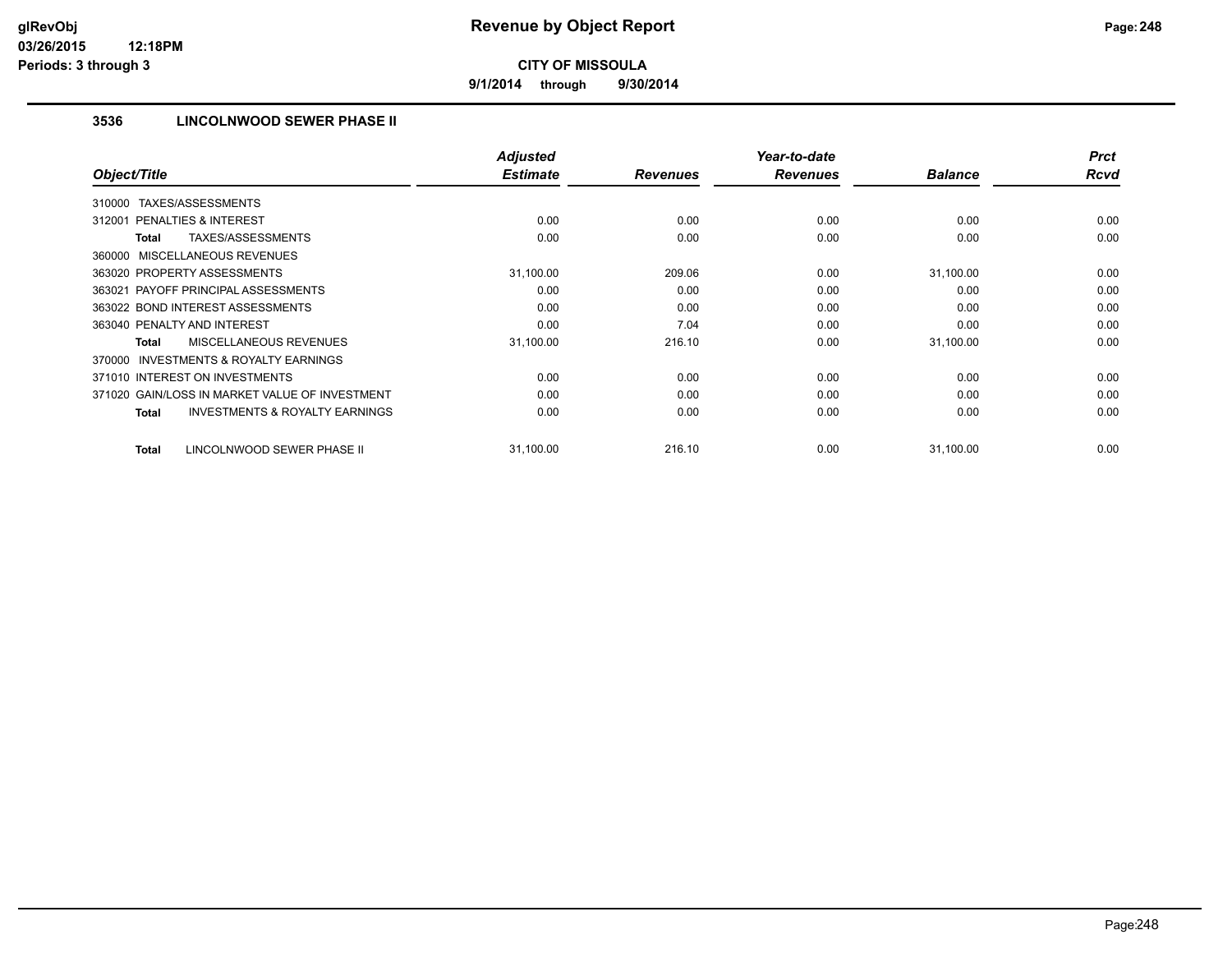**CITY OF MISSOULA**

**9/1/2014 through 9/30/2014**

### 3536 LINCOLNWOOD SEWER PHASE II

| Object/Title | Adjusted Estimate | Revenues | Year-to-date Revenues | Balance | Prct Rcvd |
|---|---|---|---|---|---|
| 310000 TAXES/ASSESSMENTS | | | | | |
| 312001 PENALTIES & INTEREST | 0.00 | 0.00 | 0.00 | 0.00 | 0.00 |
| **Total** TAXES/ASSESSMENTS | 0.00 | 0.00 | 0.00 | 0.00 | 0.00 |
| 360000 MISCELLANEOUS REVENUES | | | | | |
| 363020 PROPERTY ASSESSMENTS | 31,100.00 | 209.06 | 0.00 | 31,100.00 | 0.00 |
| 363021 PAYOFF PRINCIPAL ASSESSMENTS | 0.00 | 0.00 | 0.00 | 0.00 | 0.00 |
| 363022 BOND INTEREST ASSESSMENTS | 0.00 | 0.00 | 0.00 | 0.00 | 0.00 |
| 363040 PENALTY AND INTEREST | 0.00 | 7.04 | 0.00 | 0.00 | 0.00 |
| **Total** MISCELLANEOUS REVENUES | 31,100.00 | 216.10 | 0.00 | 31,100.00 | 0.00 |
| 370000 INVESTMENTS & ROYALTY EARNINGS | | | | | |
| 371010 INTEREST ON INVESTMENTS | 0.00 | 0.00 | 0.00 | 0.00 | 0.00 |
| 371020 GAIN/LOSS IN MARKET VALUE OF INVESTMENT | 0.00 | 0.00 | 0.00 | 0.00 | 0.00 |
| **Total** INVESTMENTS & ROYALTY EARNINGS | 0.00 | 0.00 | 0.00 | 0.00 | 0.00 |
| **Total** LINCOLNWOOD SEWER PHASE II | 31,100.00 | 216.10 | 0.00 | 31,100.00 | 0.00 |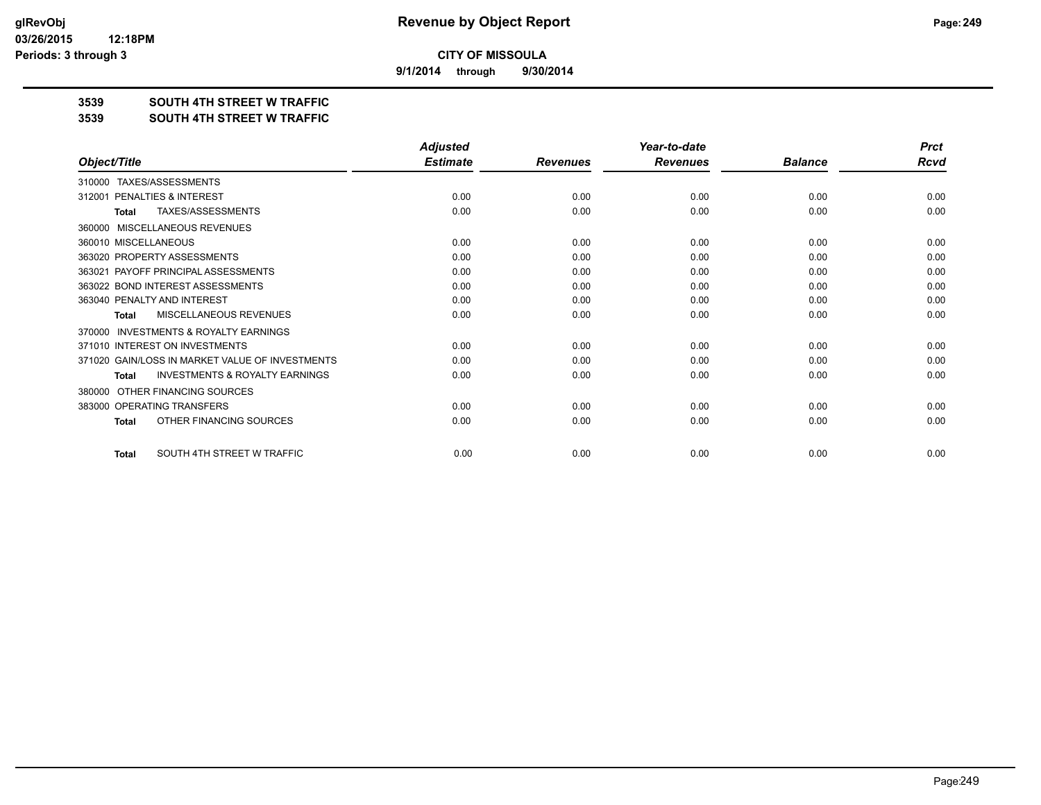# Revenue by Object Report

**CITY OF MISSOULA**

**9/1/2014 through 9/30/2014**

glRevObj
03/26/2015 12:18PM
Periods: 3 through 3

## 3539 SOUTH 4TH STREET W TRAFFIC
## 3539 SOUTH 4TH STREET W TRAFFIC

| Object/Title | Adjusted Estimate | Revenues | Year-to-date Revenues | Balance | Prct Rcvd |
|---|---|---|---|---|---|
| 310000 TAXES/ASSESSMENTS | | | | | |
| 312001 PENALTIES & INTEREST | 0.00 | 0.00 | 0.00 | 0.00 | 0.00 |
| **Total** TAXES/ASSESSMENTS | 0.00 | 0.00 | 0.00 | 0.00 | 0.00 |
| 360000 MISCELLANEOUS REVENUES | | | | | |
| 360010 MISCELLANEOUS | 0.00 | 0.00 | 0.00 | 0.00 | 0.00 |
| 363020 PROPERTY ASSESSMENTS | 0.00 | 0.00 | 0.00 | 0.00 | 0.00 |
| 363021 PAYOFF PRINCIPAL ASSESSMENTS | 0.00 | 0.00 | 0.00 | 0.00 | 0.00 |
| 363022 BOND INTEREST ASSESSMENTS | 0.00 | 0.00 | 0.00 | 0.00 | 0.00 |
| 363040 PENALTY AND INTEREST | 0.00 | 0.00 | 0.00 | 0.00 | 0.00 |
| **Total** MISCELLANEOUS REVENUES | 0.00 | 0.00 | 0.00 | 0.00 | 0.00 |
| 370000 INVESTMENTS & ROYALTY EARNINGS | | | | | |
| 371010 INTEREST ON INVESTMENTS | 0.00 | 0.00 | 0.00 | 0.00 | 0.00 |
| 371020 GAIN/LOSS IN MARKET VALUE OF INVESTMENTS | 0.00 | 0.00 | 0.00 | 0.00 | 0.00 |
| **Total** INVESTMENTS & ROYALTY EARNINGS | 0.00 | 0.00 | 0.00 | 0.00 | 0.00 |
| 380000 OTHER FINANCING SOURCES | | | | | |
| 383000 OPERATING TRANSFERS | 0.00 | 0.00 | 0.00 | 0.00 | 0.00 |
| **Total** OTHER FINANCING SOURCES | 0.00 | 0.00 | 0.00 | 0.00 | 0.00 |
| **Total** SOUTH 4TH STREET W TRAFFIC | 0.00 | 0.00 | 0.00 | 0.00 | 0.00 |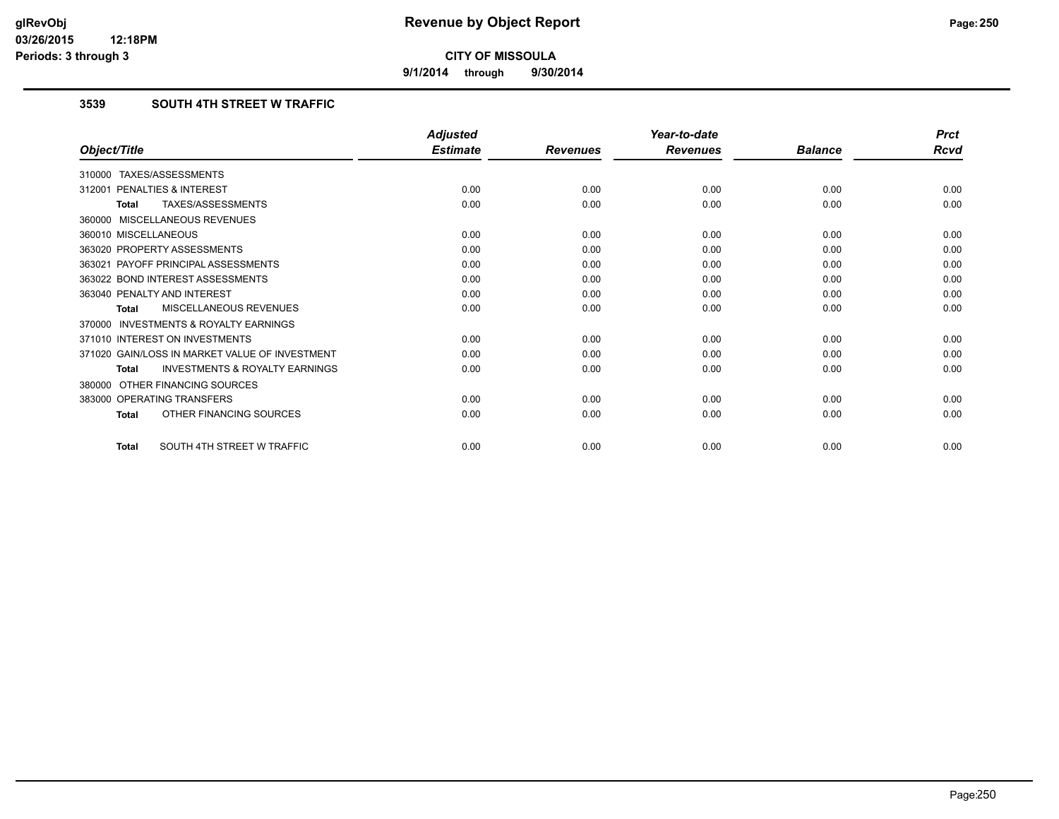**CITY OF MISSOULA**

**9/1/2014 through 9/30/2014**

## 3539 SOUTH 4TH STREET W TRAFFIC

| Object/Title | Adjusted Estimate | Revenues | Year-to-date Revenues | Balance | Prct Rcvd |
|---|---|---|---|---|---|
| 310000 TAXES/ASSESSMENTS | | | | | |
| 312001 PENALTIES & INTEREST | 0.00 | 0.00 | 0.00 | 0.00 | 0.00 |
| **Total** TAXES/ASSESSMENTS | 0.00 | 0.00 | 0.00 | 0.00 | 0.00 |
| 360000 MISCELLANEOUS REVENUES | | | | | |
| 360010 MISCELLANEOUS | 0.00 | 0.00 | 0.00 | 0.00 | 0.00 |
| 363020 PROPERTY ASSESSMENTS | 0.00 | 0.00 | 0.00 | 0.00 | 0.00 |
| 363021 PAYOFF PRINCIPAL ASSESSMENTS | 0.00 | 0.00 | 0.00 | 0.00 | 0.00 |
| 363022 BOND INTEREST ASSESSMENTS | 0.00 | 0.00 | 0.00 | 0.00 | 0.00 |
| 363040 PENALTY AND INTEREST | 0.00 | 0.00 | 0.00 | 0.00 | 0.00 |
| **Total** MISCELLANEOUS REVENUES | 0.00 | 0.00 | 0.00 | 0.00 | 0.00 |
| 370000 INVESTMENTS & ROYALTY EARNINGS | | | | | |
| 371010 INTEREST ON INVESTMENTS | 0.00 | 0.00 | 0.00 | 0.00 | 0.00 |
| 371020 GAIN/LOSS IN MARKET VALUE OF INVESTMENT | 0.00 | 0.00 | 0.00 | 0.00 | 0.00 |
| **Total** INVESTMENTS & ROYALTY EARNINGS | 0.00 | 0.00 | 0.00 | 0.00 | 0.00 |
| 380000 OTHER FINANCING SOURCES | | | | | |
| 383000 OPERATING TRANSFERS | 0.00 | 0.00 | 0.00 | 0.00 | 0.00 |
| **Total** OTHER FINANCING SOURCES | 0.00 | 0.00 | 0.00 | 0.00 | 0.00 |
| **Total** SOUTH 4TH STREET W TRAFFIC | 0.00 | 0.00 | 0.00 | 0.00 | 0.00 |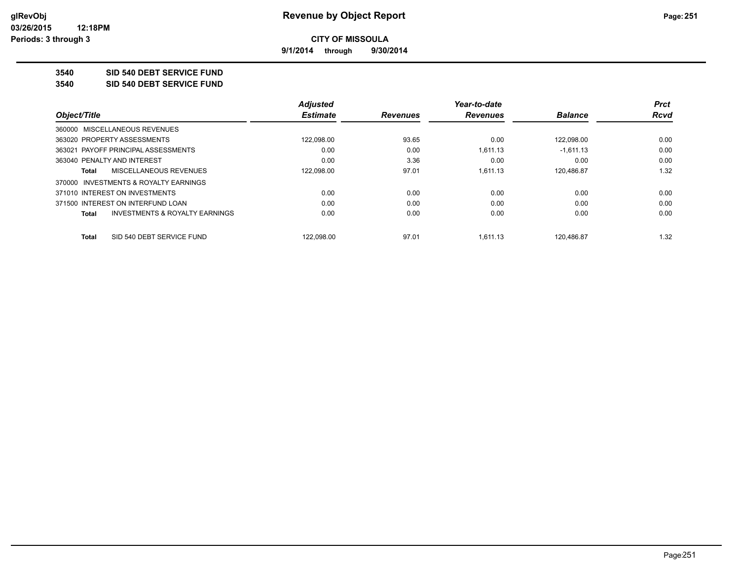**CITY OF MISSOULA**

**9/1/2014 through 9/30/2014**

**3540 SID 540 DEBT SERVICE FUND**

**3540 SID 540 DEBT SERVICE FUND**

| Object/Title | Adjusted Estimate | Revenues | Year-to-date Revenues | Balance | Prct Rcvd |
|---|---|---|---|---|---|
| 360000 MISCELLANEOUS REVENUES | | | | | |
| 363020 PROPERTY ASSESSMENTS | 122,098.00 | 93.65 | 0.00 | 122,098.00 | 0.00 |
| 363021 PAYOFF PRINCIPAL ASSESSMENTS | 0.00 | 0.00 | 1,611.13 | -1,611.13 | 0.00 |
| 363040 PENALTY AND INTEREST | 0.00 | 3.36 | 0.00 | 0.00 | 0.00 |
| **Total** MISCELLANEOUS REVENUES | 122,098.00 | 97.01 | 1,611.13 | 120,486.87 | 1.32 |
| 370000 INVESTMENTS & ROYALTY EARNINGS | | | | | |
| 371010 INTEREST ON INVESTMENTS | 0.00 | 0.00 | 0.00 | 0.00 | 0.00 |
| 371500 INTEREST ON INTERFUND LOAN | 0.00 | 0.00 | 0.00 | 0.00 | 0.00 |
| **Total** INVESTMENTS & ROYALTY EARNINGS | 0.00 | 0.00 | 0.00 | 0.00 | 0.00 |
| **Total** SID 540 DEBT SERVICE FUND | 122,098.00 | 97.01 | 1,611.13 | 120,486.87 | 1.32 |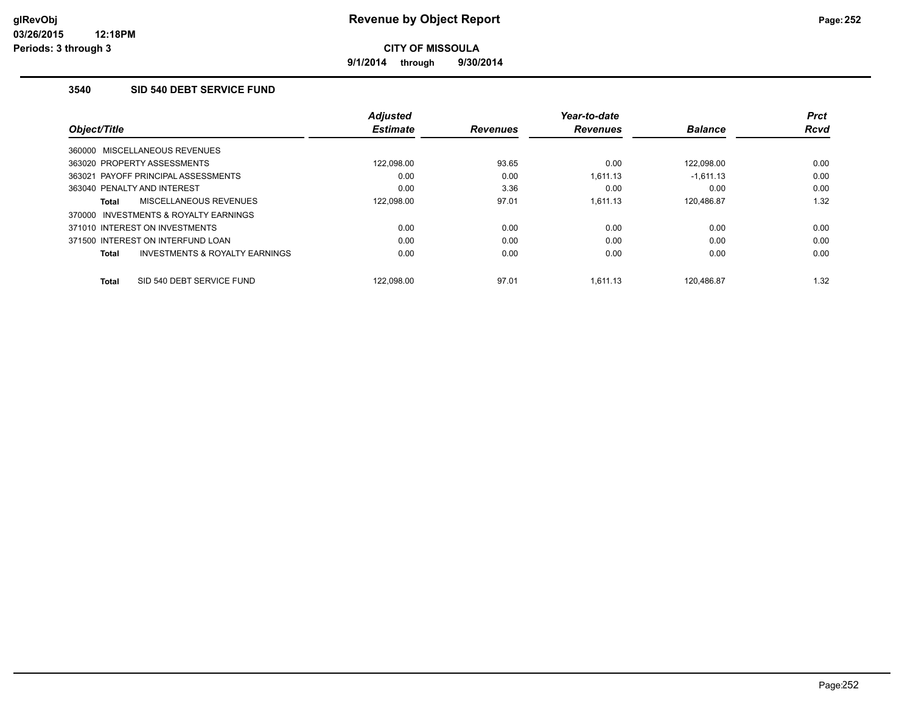**CITY OF MISSOULA**

**9/1/2014 through 9/30/2014**

## 3540 SID 540 DEBT SERVICE FUND

| Object/Title | Adjusted Estimate | Revenues | Year-to-date Revenues | Balance | Prct Rcvd |
|---|---|---|---|---|---|
| 360000 MISCELLANEOUS REVENUES | | | | | |
| 363020 PROPERTY ASSESSMENTS | 122,098.00 | 93.65 | 0.00 | 122,098.00 | 0.00 |
| 363021 PAYOFF PRINCIPAL ASSESSMENTS | 0.00 | 0.00 | 1,611.13 | -1,611.13 | 0.00 |
| 363040 PENALTY AND INTEREST | 0.00 | 3.36 | 0.00 | 0.00 | 0.00 |
| **Total** MISCELLANEOUS REVENUES | 122,098.00 | 97.01 | 1,611.13 | 120,486.87 | 1.32 |
| 370000 INVESTMENTS & ROYALTY EARNINGS | | | | | |
| 371010 INTEREST ON INVESTMENTS | 0.00 | 0.00 | 0.00 | 0.00 | 0.00 |
| 371500 INTEREST ON INTERFUND LOAN | 0.00 | 0.00 | 0.00 | 0.00 | 0.00 |
| **Total** INVESTMENTS & ROYALTY EARNINGS | 0.00 | 0.00 | 0.00 | 0.00 | 0.00 |
| **Total** SID 540 DEBT SERVICE FUND | 122,098.00 | 97.01 | 1,611.13 | 120,486.87 | 1.32 |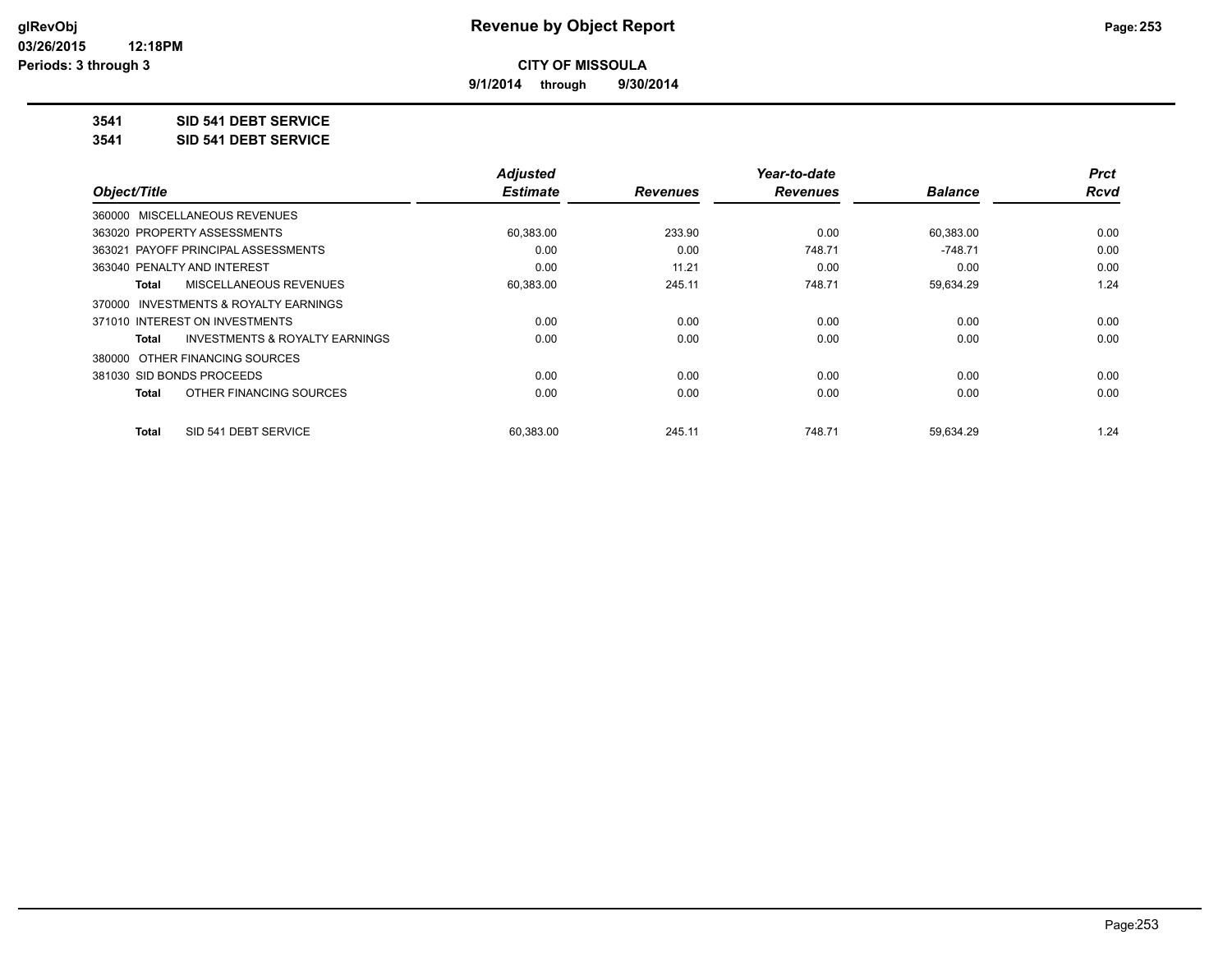**Revenue by Object Report**

**CITY OF MISSOULA**

**9/1/2014 through 9/30/2014**

**3541 SID 541 DEBT SERVICE**

**3541 SID 541 DEBT SERVICE**

| Object/Title | | Adjusted Estimate | Revenues | Year-to-date Revenues | Balance | Prct Rcvd |
|---|---|---|---|---|---|---|
| 360000 MISCELLANEOUS REVENUES | | | | | | |
| 363020 PROPERTY ASSESSMENTS | | 60,383.00 | 233.90 | 0.00 | 60,383.00 | 0.00 |
| 363021 PAYOFF PRINCIPAL ASSESSMENTS | | 0.00 | 0.00 | 748.71 | -748.71 | 0.00 |
| 363040 PENALTY AND INTEREST | | 0.00 | 11.21 | 0.00 | 0.00 | 0.00 |
| Total | MISCELLANEOUS REVENUES | 60,383.00 | 245.11 | 748.71 | 59,634.29 | 1.24 |
| 370000 INVESTMENTS & ROYALTY EARNINGS | | | | | | |
| 371010 INTEREST ON INVESTMENTS | | 0.00 | 0.00 | 0.00 | 0.00 | 0.00 |
| Total | INVESTMENTS & ROYALTY EARNINGS | 0.00 | 0.00 | 0.00 | 0.00 | 0.00 |
| 380000 OTHER FINANCING SOURCES | | | | | | |
| 381030 SID BONDS PROCEEDS | | 0.00 | 0.00 | 0.00 | 0.00 | 0.00 |
| Total | OTHER FINANCING SOURCES | 0.00 | 0.00 | 0.00 | 0.00 | 0.00 |
| Total | SID 541 DEBT SERVICE | 60,383.00 | 245.11 | 748.71 | 59,634.29 | 1.24 |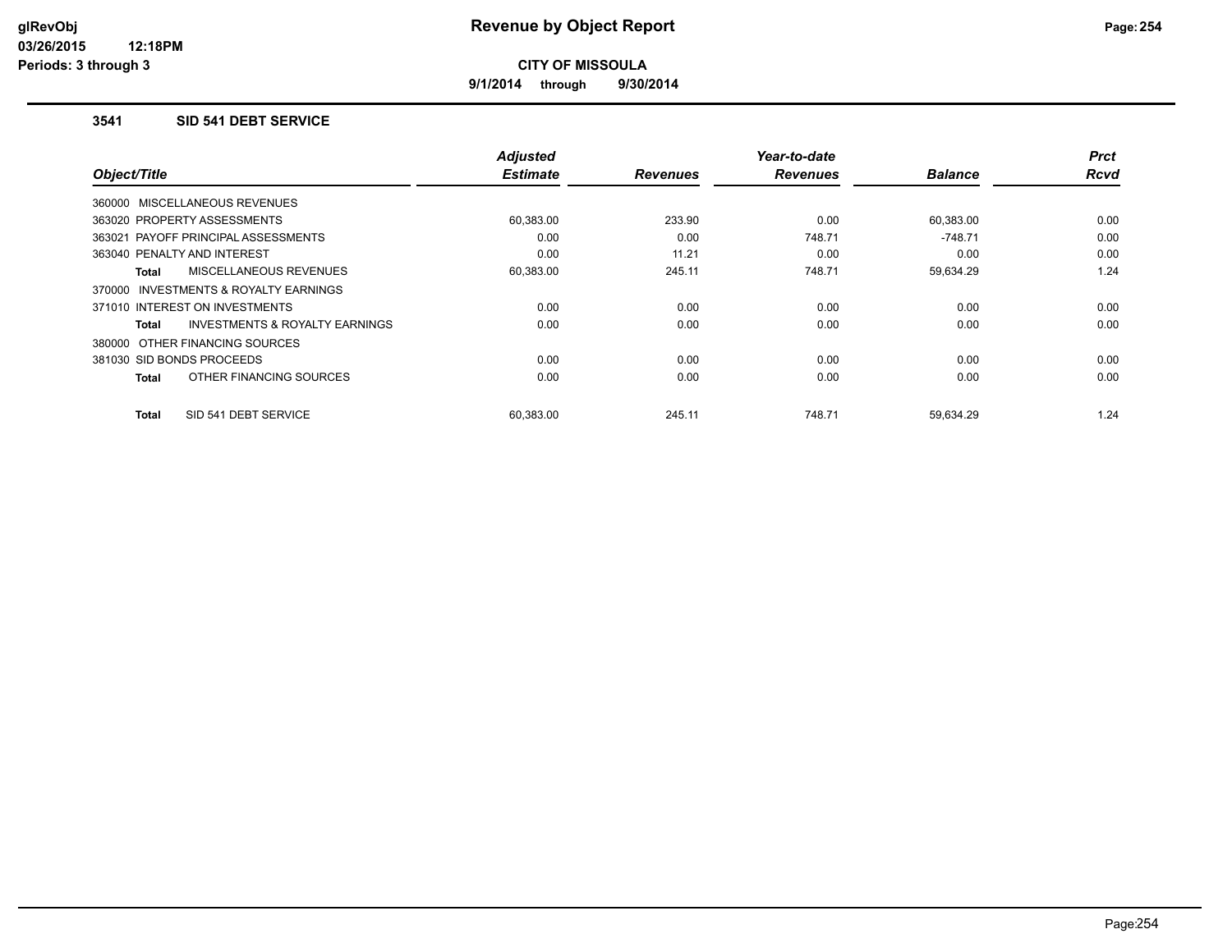**CITY OF MISSOULA**

**9/1/2014 through 9/30/2014**

### 3541 SID 541 DEBT SERVICE

| Object/Title | Adjusted Estimate | Revenues | Year-to-date Revenues | Balance | Prct Rcvd |
|---|---|---|---|---|---|
| 360000 MISCELLANEOUS REVENUES | | | | | |
| 363020 PROPERTY ASSESSMENTS | 60,383.00 | 233.90 | 0.00 | 60,383.00 | 0.00 |
| 363021 PAYOFF PRINCIPAL ASSESSMENTS | 0.00 | 0.00 | 748.71 | -748.71 | 0.00 |
| 363040 PENALTY AND INTEREST | 0.00 | 11.21 | 0.00 | 0.00 | 0.00 |
| **Total** MISCELLANEOUS REVENUES | 60,383.00 | 245.11 | 748.71 | 59,634.29 | 1.24 |
| 370000 INVESTMENTS & ROYALTY EARNINGS | | | | | |
| 371010 INTEREST ON INVESTMENTS | 0.00 | 0.00 | 0.00 | 0.00 | 0.00 |
| **Total** INVESTMENTS & ROYALTY EARNINGS | 0.00 | 0.00 | 0.00 | 0.00 | 0.00 |
| 380000 OTHER FINANCING SOURCES | | | | | |
| 381030 SID BONDS PROCEEDS | 0.00 | 0.00 | 0.00 | 0.00 | 0.00 |
| **Total** OTHER FINANCING SOURCES | 0.00 | 0.00 | 0.00 | 0.00 | 0.00 |
| **Total** SID 541 DEBT SERVICE | 60,383.00 | 245.11 | 748.71 | 59,634.29 | 1.24 |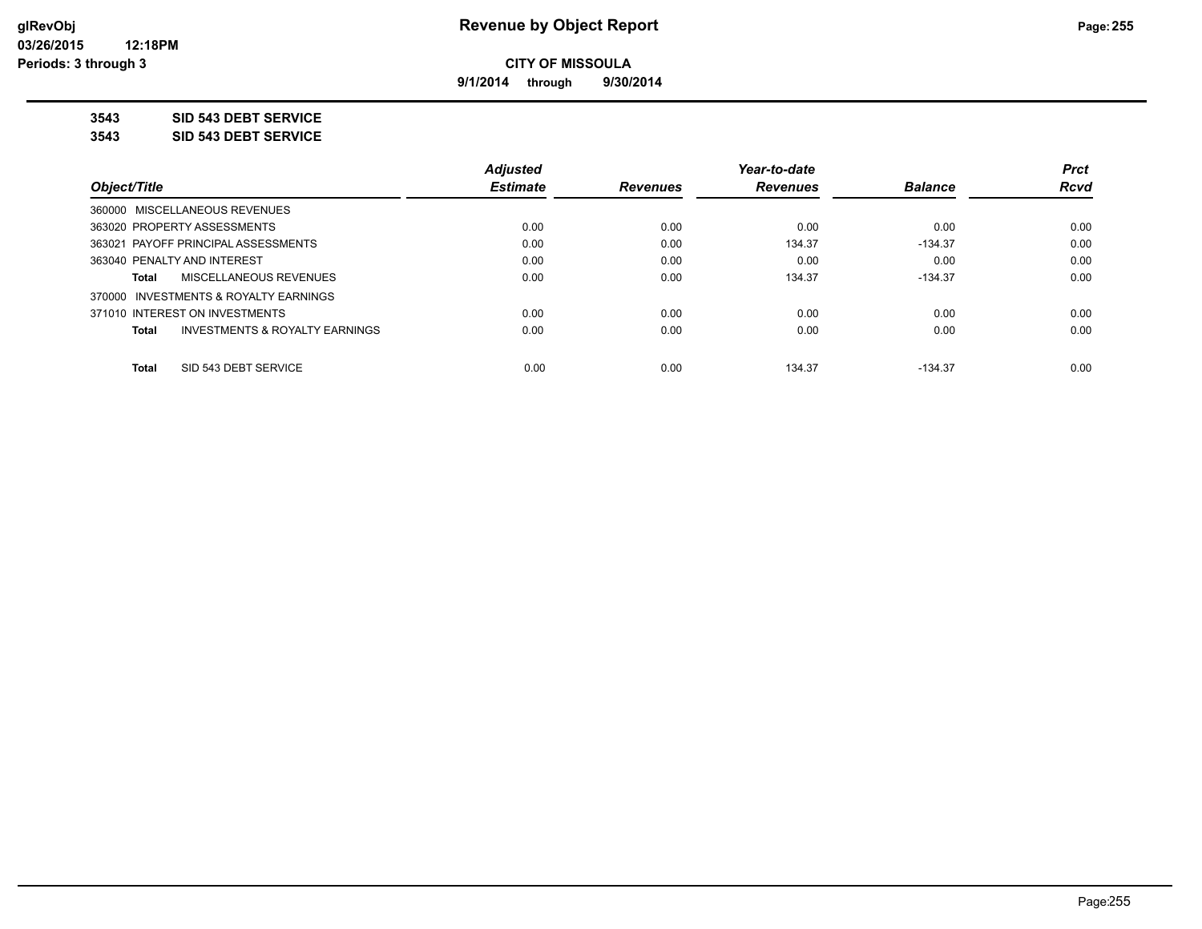**Revenue by Object Report**

**CITY OF MISSOULA**

**9/1/2014 through 9/30/2014**

**3543 SID 543 DEBT SERVICE**

**3543 SID 543 DEBT SERVICE**

| Object/Title | Adjusted Estimate | Revenues | Year-to-date Revenues | Balance | Prct Rcvd |
|---|---|---|---|---|---|
| 360000 MISCELLANEOUS REVENUES | | | | | |
| 363020 PROPERTY ASSESSMENTS | 0.00 | 0.00 | 0.00 | 0.00 | 0.00 |
| 363021 PAYOFF PRINCIPAL ASSESSMENTS | 0.00 | 0.00 | 134.37 | -134.37 | 0.00 |
| 363040 PENALTY AND INTEREST | 0.00 | 0.00 | 0.00 | 0.00 | 0.00 |
| **Total** MISCELLANEOUS REVENUES | 0.00 | 0.00 | 134.37 | -134.37 | 0.00 |
| 370000 INVESTMENTS & ROYALTY EARNINGS | | | | | |
| 371010 INTEREST ON INVESTMENTS | 0.00 | 0.00 | 0.00 | 0.00 | 0.00 |
| **Total** INVESTMENTS & ROYALTY EARNINGS | 0.00 | 0.00 | 0.00 | 0.00 | 0.00 |
| **Total** SID 543 DEBT SERVICE | 0.00 | 0.00 | 134.37 | -134.37 | 0.00 |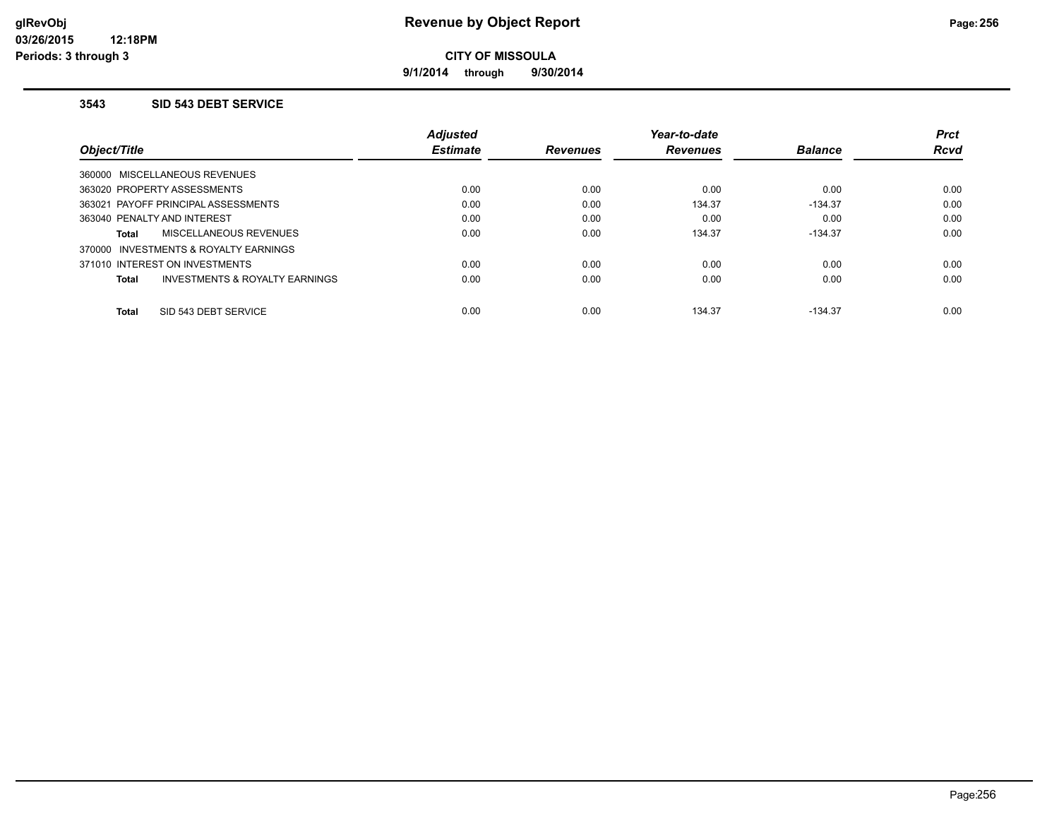**Revenue by Object Report**

**CITY OF MISSOULA**

**9/1/2014 through 9/30/2014**

glRevObj
03/26/2015 12:18PM
Periods: 3 through 3

### 3543 SID 543 DEBT SERVICE

| Object/Title | | Adjusted Estimate | Revenues | Year-to-date Revenues | Balance | Prct Rcvd |
|---|---|---|---|---|---|---|
| 360000 MISCELLANEOUS REVENUES | | | | | | |
| 363020 PROPERTY ASSESSMENTS | | 0.00 | 0.00 | 0.00 | 0.00 | 0.00 |
| 363021 PAYOFF PRINCIPAL ASSESSMENTS | | 0.00 | 0.00 | 134.37 | -134.37 | 0.00 |
| 363040 PENALTY AND INTEREST | | 0.00 | 0.00 | 0.00 | 0.00 | 0.00 |
| Total | MISCELLANEOUS REVENUES | 0.00 | 0.00 | 134.37 | -134.37 | 0.00 |
| 370000 INVESTMENTS & ROYALTY EARNINGS | | | | | | |
| 371010 INTEREST ON INVESTMENTS | | 0.00 | 0.00 | 0.00 | 0.00 | 0.00 |
| Total | INVESTMENTS & ROYALTY EARNINGS | 0.00 | 0.00 | 0.00 | 0.00 | 0.00 |
| Total | SID 543 DEBT SERVICE | 0.00 | 0.00 | 134.37 | -134.37 | 0.00 |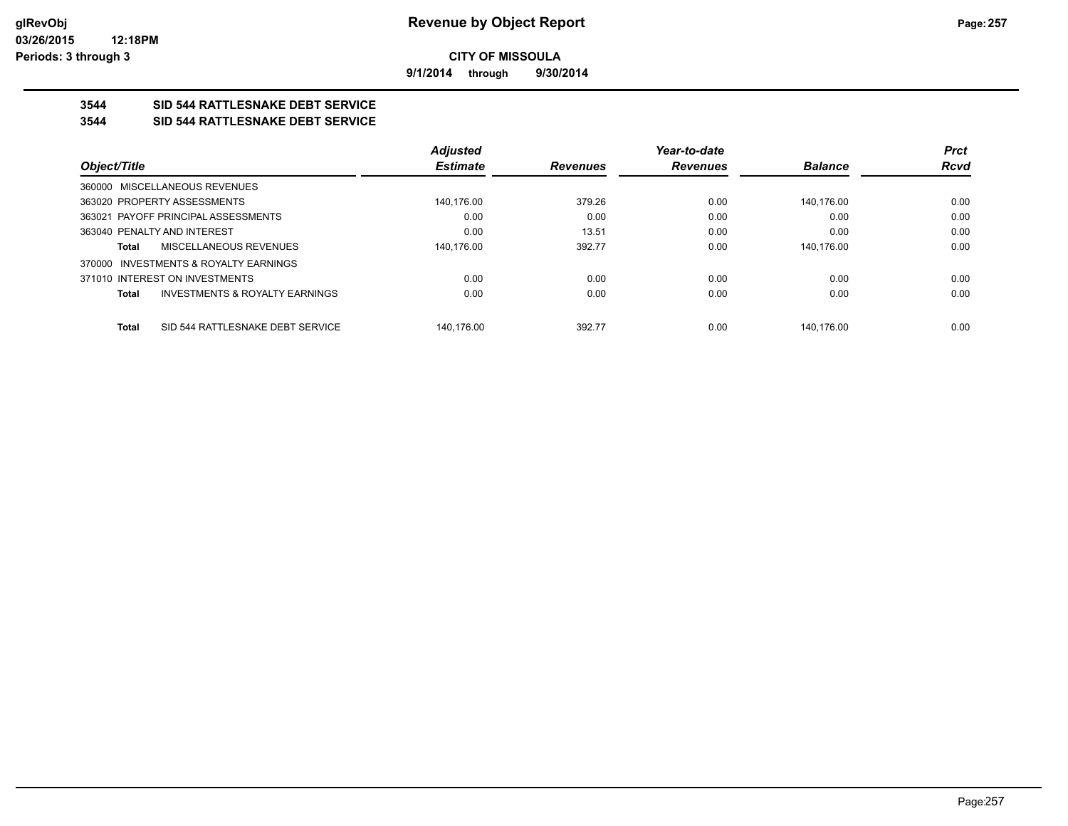**glRevObj**
**03/26/2015 12:18PM**
**Periods: 3 through 3**

# Revenue by Object Report

**CITY OF MISSOULA**

**9/1/2014 through 9/30/2014**

## 3544 SID 544 RATTLESNAKE DEBT SERVICE

## 3544 SID 544 RATTLESNAKE DEBT SERVICE

| Object/Title | Adjusted Estimate | Revenues | Year-to-date Revenues | Balance | Prct Rcvd |
|---|---|---|---|---|---|
| 360000 MISCELLANEOUS REVENUES | | | | | |
| 363020 PROPERTY ASSESSMENTS | 140,176.00 | 379.26 | 0.00 | 140,176.00 | 0.00 |
| 363021 PAYOFF PRINCIPAL ASSESSMENTS | 0.00 | 0.00 | 0.00 | 0.00 | 0.00 |
| 363040 PENALTY AND INTEREST | 0.00 | 13.51 | 0.00 | 0.00 | 0.00 |
| **Total** MISCELLANEOUS REVENUES | 140,176.00 | 392.77 | 0.00 | 140,176.00 | 0.00 |
| 370000 INVESTMENTS & ROYALTY EARNINGS | | | | | |
| 371010 INTEREST ON INVESTMENTS | 0.00 | 0.00 | 0.00 | 0.00 | 0.00 |
| **Total** INVESTMENTS & ROYALTY EARNINGS | 0.00 | 0.00 | 0.00 | 0.00 | 0.00 |
| **Total** SID 544 RATTLESNAKE DEBT SERVICE | 140,176.00 | 392.77 | 0.00 | 140,176.00 | 0.00 |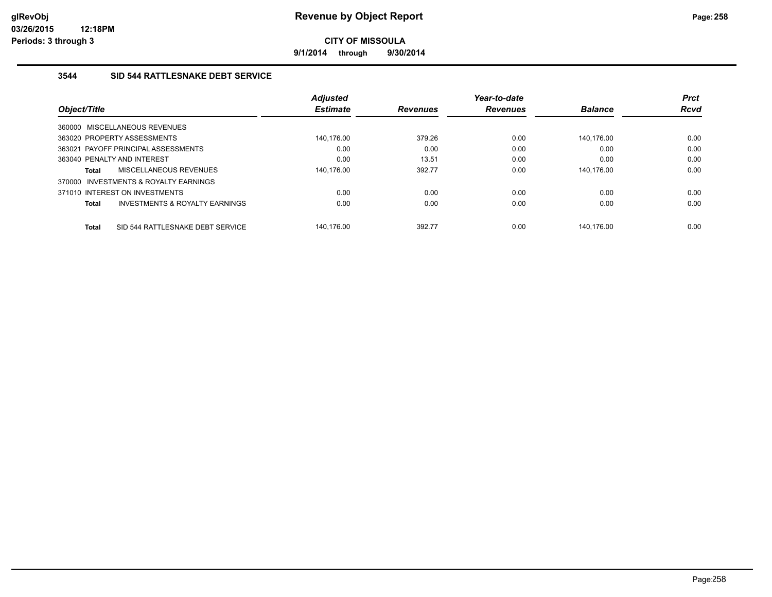# Revenue by Object Report

**CITY OF MISSOULA**

**9/1/2014 through 9/30/2014**

### 3544 SID 544 RATTLESNAKE DEBT SERVICE

| Object/Title | Adjusted Estimate | Revenues | Year-to-date Revenues | Balance | Prct Rcvd |
|---|---|---|---|---|---|
| 360000 MISCELLANEOUS REVENUES | | | | | |
| 363020 PROPERTY ASSESSMENTS | 140,176.00 | 379.26 | 0.00 | 140,176.00 | 0.00 |
| 363021 PAYOFF PRINCIPAL ASSESSMENTS | 0.00 | 0.00 | 0.00 | 0.00 | 0.00 |
| 363040 PENALTY AND INTEREST | 0.00 | 13.51 | 0.00 | 0.00 | 0.00 |
| **Total** MISCELLANEOUS REVENUES | 140,176.00 | 392.77 | 0.00 | 140,176.00 | 0.00 |
| 370000 INVESTMENTS & ROYALTY EARNINGS | | | | | |
| 371010 INTEREST ON INVESTMENTS | 0.00 | 0.00 | 0.00 | 0.00 | 0.00 |
| **Total** INVESTMENTS & ROYALTY EARNINGS | 0.00 | 0.00 | 0.00 | 0.00 | 0.00 |
| **Total** SID 544 RATTLESNAKE DEBT SERVICE | 140,176.00 | 392.77 | 0.00 | 140,176.00 | 0.00 |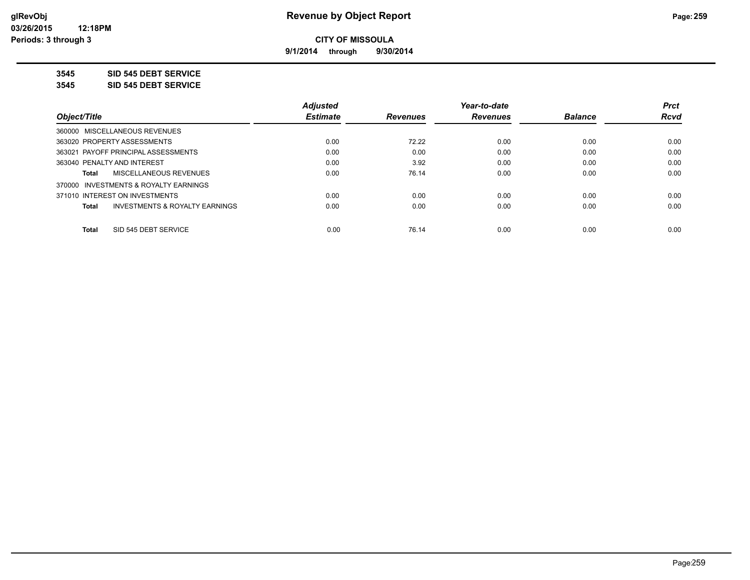# Revenue by Object Report

**CITY OF MISSOULA**

**9/1/2014 through 9/30/2014**

glRevObj
03/26/2015 12:18PM
Periods: 3 through 3

**3545 SID 545 DEBT SERVICE**

**3545 SID 545 DEBT SERVICE**

| Object/Title | Adjusted Estimate | Revenues | Year-to-date Revenues | Balance | Prct Rcvd |
|---|---|---|---|---|---|
| 360000 MISCELLANEOUS REVENUES | | | | | |
| 363020 PROPERTY ASSESSMENTS | 0.00 | 72.22 | 0.00 | 0.00 | 0.00 |
| 363021 PAYOFF PRINCIPAL ASSESSMENTS | 0.00 | 0.00 | 0.00 | 0.00 | 0.00 |
| 363040 PENALTY AND INTEREST | 0.00 | 3.92 | 0.00 | 0.00 | 0.00 |
| **Total** MISCELLANEOUS REVENUES | 0.00 | 76.14 | 0.00 | 0.00 | 0.00 |
| 370000 INVESTMENTS & ROYALTY EARNINGS | | | | | |
| 371010 INTEREST ON INVESTMENTS | 0.00 | 0.00 | 0.00 | 0.00 | 0.00 |
| **Total** INVESTMENTS & ROYALTY EARNINGS | 0.00 | 0.00 | 0.00 | 0.00 | 0.00 |
| **Total** SID 545 DEBT SERVICE | 0.00 | 76.14 | 0.00 | 0.00 | 0.00 |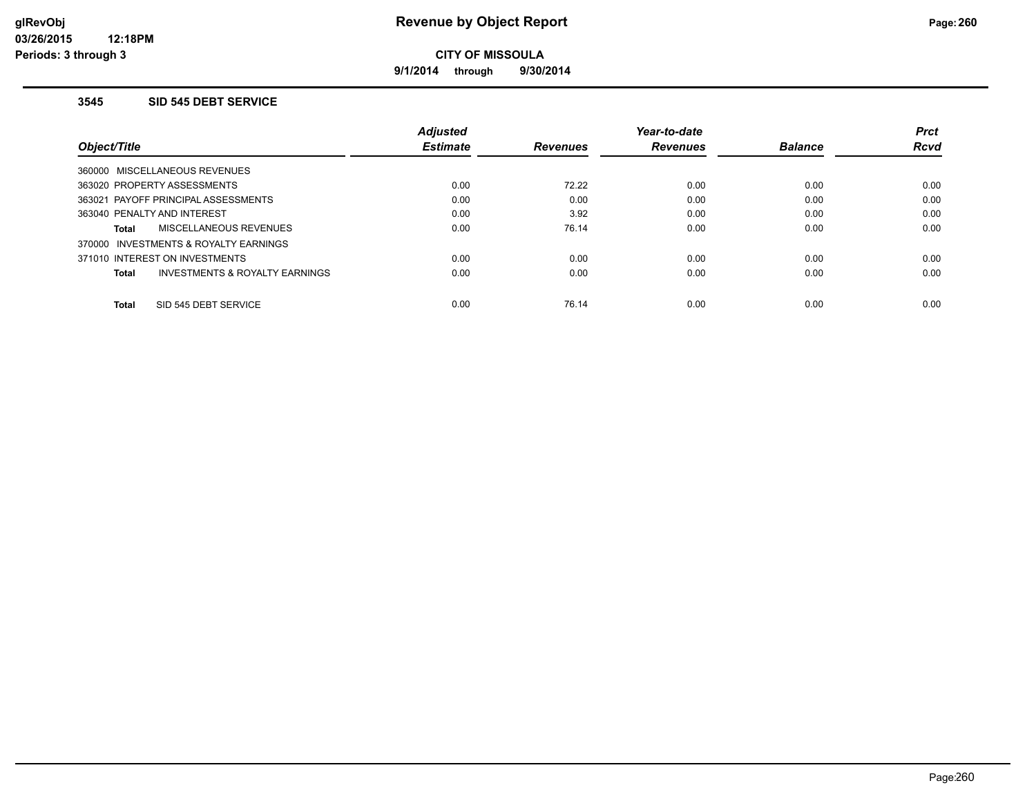**CITY OF MISSOULA**

**9/1/2014 through 9/30/2014**

### 3545 SID 545 DEBT SERVICE

| Object/Title | Adjusted Estimate | Revenues | Year-to-date Revenues | Balance | Prct Rcvd |
|---|---|---|---|---|---|
| 360000 MISCELLANEOUS REVENUES | | | | | |
| 363020 PROPERTY ASSESSMENTS | 0.00 | 72.22 | 0.00 | 0.00 | 0.00 |
| 363021 PAYOFF PRINCIPAL ASSESSMENTS | 0.00 | 0.00 | 0.00 | 0.00 | 0.00 |
| 363040 PENALTY AND INTEREST | 0.00 | 3.92 | 0.00 | 0.00 | 0.00 |
| **Total** MISCELLANEOUS REVENUES | 0.00 | 76.14 | 0.00 | 0.00 | 0.00 |
| 370000 INVESTMENTS & ROYALTY EARNINGS | | | | | |
| 371010 INTEREST ON INVESTMENTS | 0.00 | 0.00 | 0.00 | 0.00 | 0.00 |
| **Total** INVESTMENTS & ROYALTY EARNINGS | 0.00 | 0.00 | 0.00 | 0.00 | 0.00 |
| **Total** SID 545 DEBT SERVICE | 0.00 | 76.14 | 0.00 | 0.00 | 0.00 |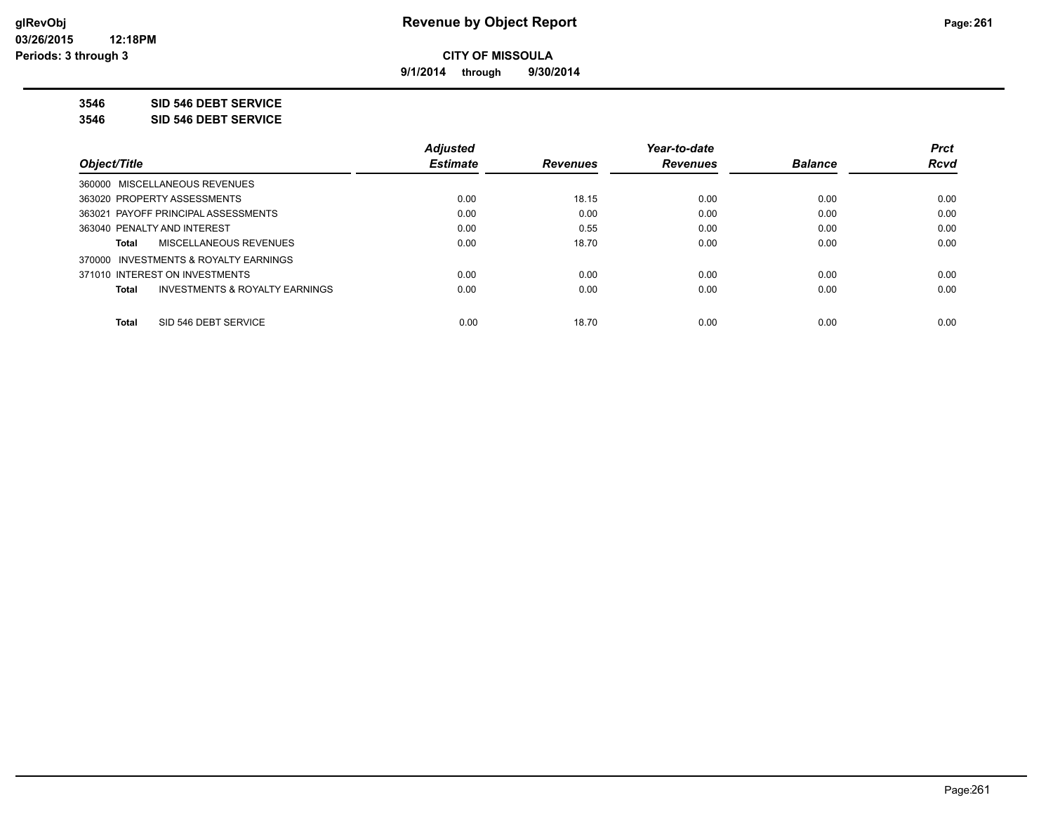**CITY OF MISSOULA**

**9/1/2014 through 9/30/2014**

**3546 SID 546 DEBT SERVICE**

**3546 SID 546 DEBT SERVICE**

| Object/Title | Adjusted Estimate | Revenues | Year-to-date Revenues | Balance | Prct Rcvd |
|---|---|---|---|---|---|
| 360000 MISCELLANEOUS REVENUES | | | | | |
| 363020 PROPERTY ASSESSMENTS | 0.00 | 18.15 | 0.00 | 0.00 | 0.00 |
| 363021 PAYOFF PRINCIPAL ASSESSMENTS | 0.00 | 0.00 | 0.00 | 0.00 | 0.00 |
| 363040 PENALTY AND INTEREST | 0.00 | 0.55 | 0.00 | 0.00 | 0.00 |
| **Total** MISCELLANEOUS REVENUES | 0.00 | 18.70 | 0.00 | 0.00 | 0.00 |
| 370000 INVESTMENTS & ROYALTY EARNINGS | | | | | |
| 371010 INTEREST ON INVESTMENTS | 0.00 | 0.00 | 0.00 | 0.00 | 0.00 |
| **Total** INVESTMENTS & ROYALTY EARNINGS | 0.00 | 0.00 | 0.00 | 0.00 | 0.00 |
| **Total** SID 546 DEBT SERVICE | 0.00 | 18.70 | 0.00 | 0.00 | 0.00 |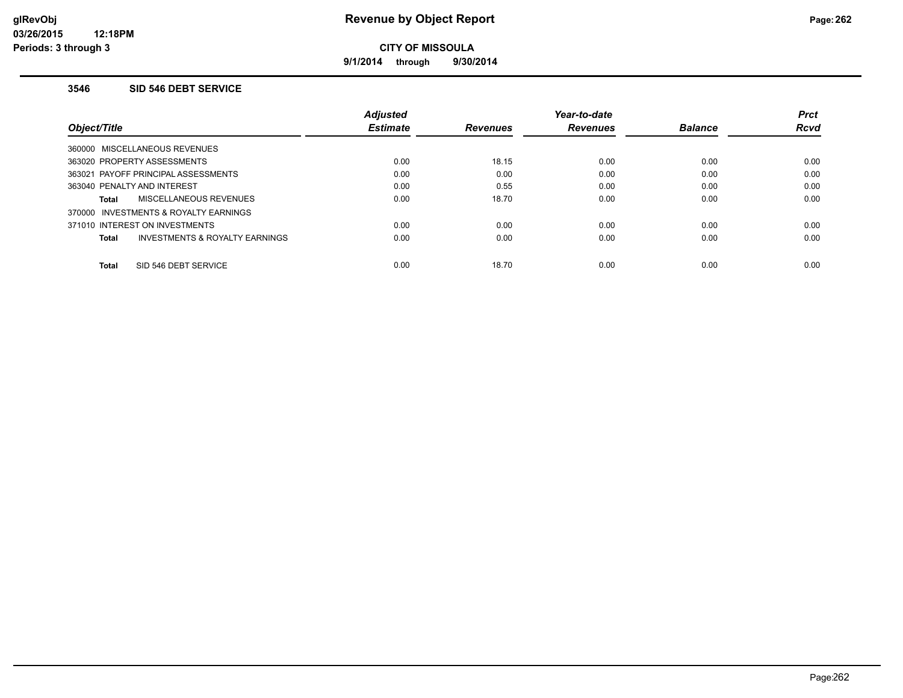# Revenue by Object Report

**CITY OF MISSOULA**

**9/1/2014 through 9/30/2014**

glRevObj
03/26/2015 12:18PM
Periods: 3 through 3

### 3546 SID 546 DEBT SERVICE

| Object/Title | Adjusted Estimate | Revenues | Year-to-date Revenues | Balance | Prct Rcvd |
|---|---|---|---|---|---|
| 360000 MISCELLANEOUS REVENUES | | | | | |
| 363020 PROPERTY ASSESSMENTS | 0.00 | 18.15 | 0.00 | 0.00 | 0.00 |
| 363021 PAYOFF PRINCIPAL ASSESSMENTS | 0.00 | 0.00 | 0.00 | 0.00 | 0.00 |
| 363040 PENALTY AND INTEREST | 0.00 | 0.55 | 0.00 | 0.00 | 0.00 |
| **Total** MISCELLANEOUS REVENUES | 0.00 | 18.70 | 0.00 | 0.00 | 0.00 |
| 370000 INVESTMENTS & ROYALTY EARNINGS | | | | | |
| 371010 INTEREST ON INVESTMENTS | 0.00 | 0.00 | 0.00 | 0.00 | 0.00 |
| **Total** INVESTMENTS & ROYALTY EARNINGS | 0.00 | 0.00 | 0.00 | 0.00 | 0.00 |
| **Total** SID 546 DEBT SERVICE | 0.00 | 18.70 | 0.00 | 0.00 | 0.00 |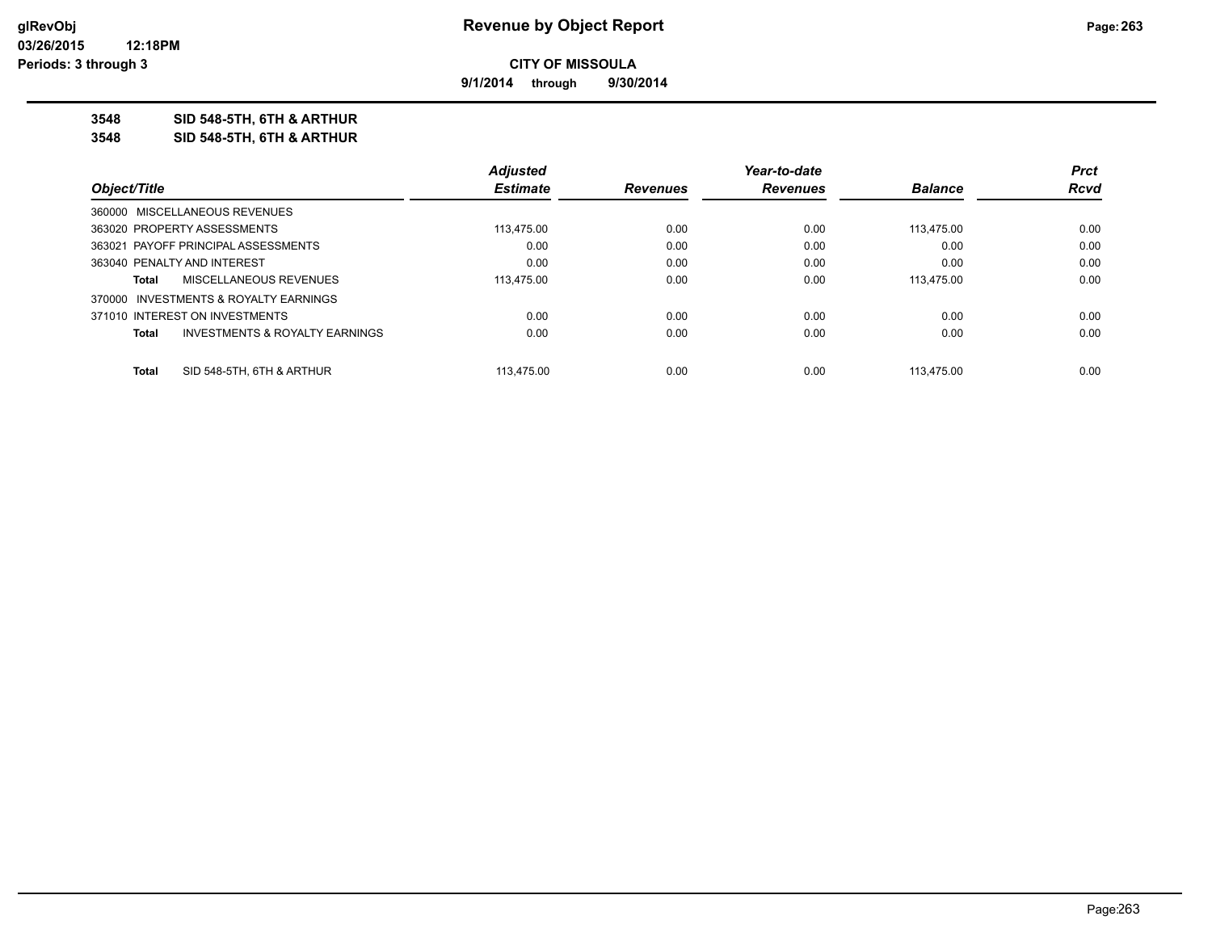# Revenue by Object Report

**CITY OF MISSOULA**

**9/1/2014 through 9/30/2014**

**3548 SID 548-5TH, 6TH & ARTHUR**

**3548 SID 548-5TH, 6TH & ARTHUR**

| Object/Title | Adjusted Estimate | Revenues | Year-to-date Revenues | Balance | Prct Rcvd |
|---|---|---|---|---|---|
| 360000 MISCELLANEOUS REVENUES | | | | | |
| 363020 PROPERTY ASSESSMENTS | 113,475.00 | 0.00 | 0.00 | 113,475.00 | 0.00 |
| 363021 PAYOFF PRINCIPAL ASSESSMENTS | 0.00 | 0.00 | 0.00 | 0.00 | 0.00 |
| 363040 PENALTY AND INTEREST | 0.00 | 0.00 | 0.00 | 0.00 | 0.00 |
| **Total** MISCELLANEOUS REVENUES | 113,475.00 | 0.00 | 0.00 | 113,475.00 | 0.00 |
| 370000 INVESTMENTS & ROYALTY EARNINGS | | | | | |
| 371010 INTEREST ON INVESTMENTS | 0.00 | 0.00 | 0.00 | 0.00 | 0.00 |
| **Total** INVESTMENTS & ROYALTY EARNINGS | 0.00 | 0.00 | 0.00 | 0.00 | 0.00 |
| **Total** SID 548-5TH, 6TH & ARTHUR | 113,475.00 | 0.00 | 0.00 | 113,475.00 | 0.00 |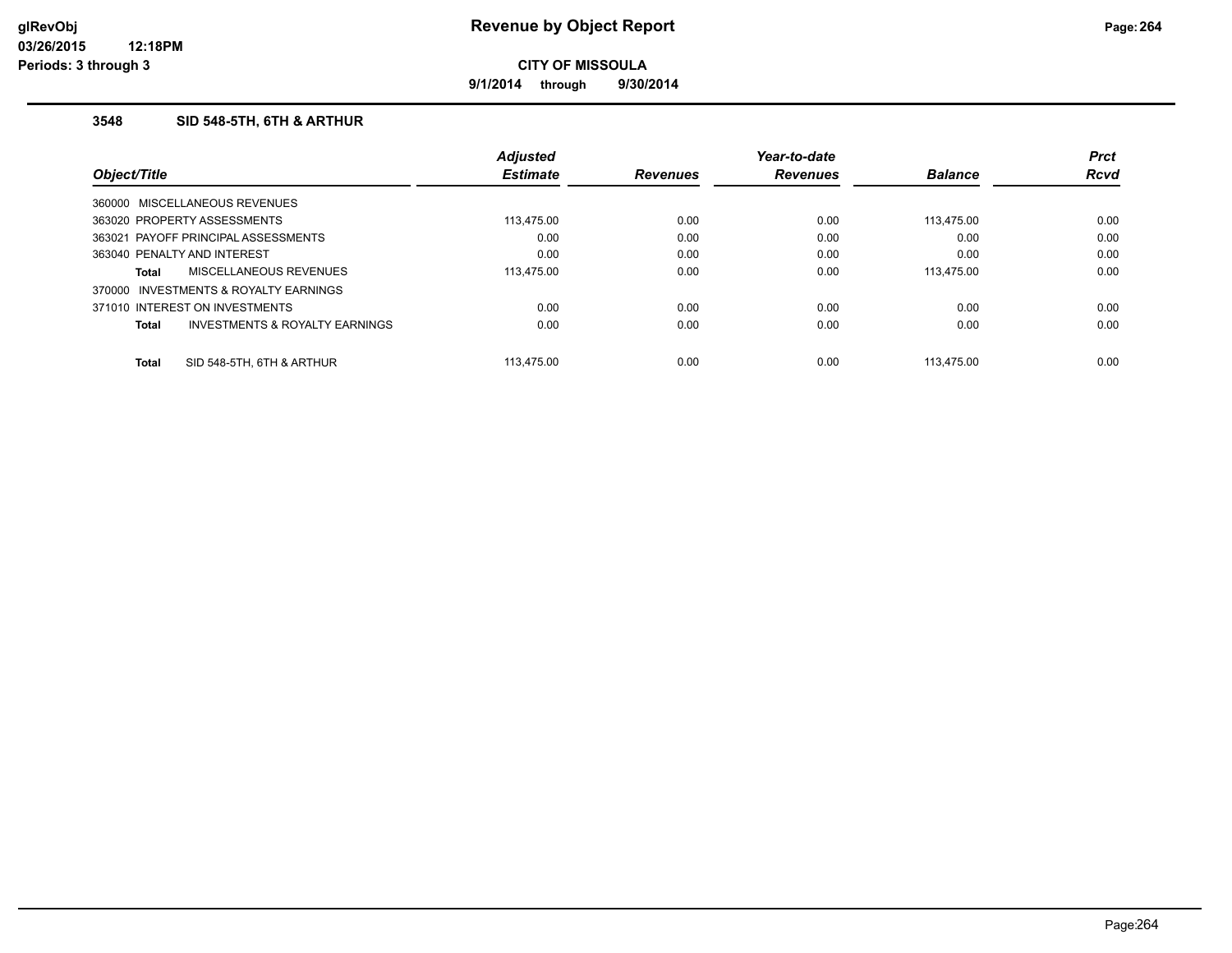# Revenue by Object Report

**CITY OF MISSOULA**

**9/1/2014 through 9/30/2014**

glRevObj
03/26/2015 12:18PM
Periods: 3 through 3

### 3548 SID 548-5TH, 6TH & ARTHUR

| Object/Title | Adjusted Estimate | Revenues | Year-to-date Revenues | Balance | Prct Rcvd |
|---|---|---|---|---|---|
| 360000 MISCELLANEOUS REVENUES | | | | | |
| 363020 PROPERTY ASSESSMENTS | 113,475.00 | 0.00 | 0.00 | 113,475.00 | 0.00 |
| 363021 PAYOFF PRINCIPAL ASSESSMENTS | 0.00 | 0.00 | 0.00 | 0.00 | 0.00 |
| 363040 PENALTY AND INTEREST | 0.00 | 0.00 | 0.00 | 0.00 | 0.00 |
| **Total** MISCELLANEOUS REVENUES | 113,475.00 | 0.00 | 0.00 | 113,475.00 | 0.00 |
| 370000 INVESTMENTS & ROYALTY EARNINGS | | | | | |
| 371010 INTEREST ON INVESTMENTS | 0.00 | 0.00 | 0.00 | 0.00 | 0.00 |
| **Total** INVESTMENTS & ROYALTY EARNINGS | 0.00 | 0.00 | 0.00 | 0.00 | 0.00 |
| **Total** SID 548-5TH, 6TH & ARTHUR | 113,475.00 | 0.00 | 0.00 | 113,475.00 | 0.00 |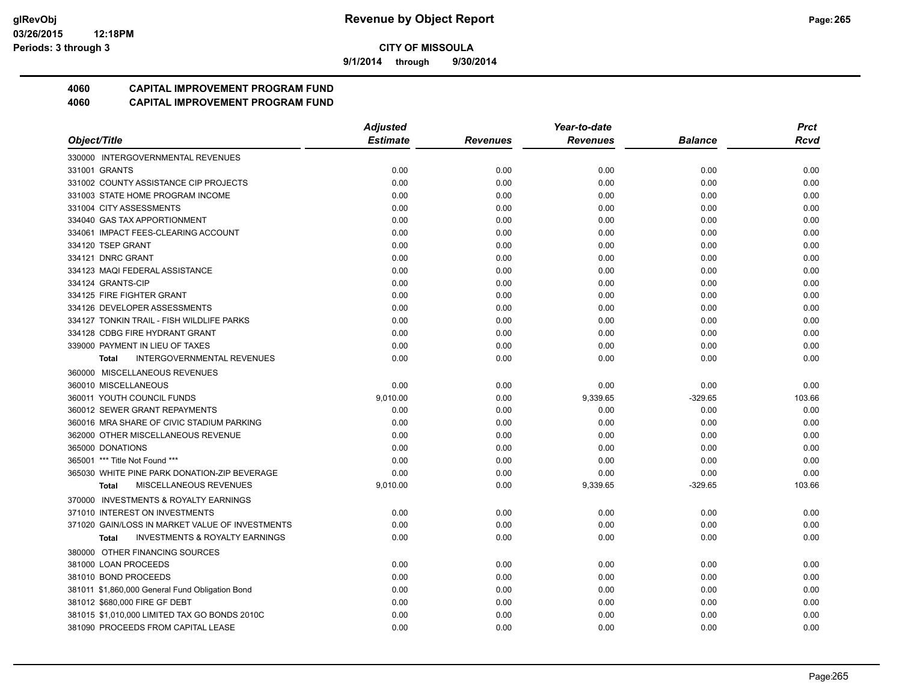# CITY OF MISSOULA

**9/1/2014 through 9/30/2014**

## 4060 CAPITAL IMPROVEMENT PROGRAM FUND
## 4060 CAPITAL IMPROVEMENT PROGRAM FUND

| Object/Title | Adjusted Estimate | Revenues | Year-to-date Revenues | Balance | Prct Rcvd |
|---|---|---|---|---|---|
| 330000 INTERGOVERNMENTAL REVENUES | | | | | |
| 331001 GRANTS | 0.00 | 0.00 | 0.00 | 0.00 | 0.00 |
| 331002 COUNTY ASSISTANCE CIP PROJECTS | 0.00 | 0.00 | 0.00 | 0.00 | 0.00 |
| 331003 STATE HOME PROGRAM INCOME | 0.00 | 0.00 | 0.00 | 0.00 | 0.00 |
| 331004 CITY ASSESSMENTS | 0.00 | 0.00 | 0.00 | 0.00 | 0.00 |
| 334040 GAS TAX APPORTIONMENT | 0.00 | 0.00 | 0.00 | 0.00 | 0.00 |
| 334061 IMPACT FEES-CLEARING ACCOUNT | 0.00 | 0.00 | 0.00 | 0.00 | 0.00 |
| 334120 TSEP GRANT | 0.00 | 0.00 | 0.00 | 0.00 | 0.00 |
| 334121 DNRC GRANT | 0.00 | 0.00 | 0.00 | 0.00 | 0.00 |
| 334123 MAQI FEDERAL ASSISTANCE | 0.00 | 0.00 | 0.00 | 0.00 | 0.00 |
| 334124 GRANTS-CIP | 0.00 | 0.00 | 0.00 | 0.00 | 0.00 |
| 334125 FIRE FIGHTER GRANT | 0.00 | 0.00 | 0.00 | 0.00 | 0.00 |
| 334126 DEVELOPER ASSESSMENTS | 0.00 | 0.00 | 0.00 | 0.00 | 0.00 |
| 334127 TONKIN TRAIL - FISH WILDLIFE PARKS | 0.00 | 0.00 | 0.00 | 0.00 | 0.00 |
| 334128 CDBG FIRE HYDRANT GRANT | 0.00 | 0.00 | 0.00 | 0.00 | 0.00 |
| 339000 PAYMENT IN LIEU OF TAXES | 0.00 | 0.00 | 0.00 | 0.00 | 0.00 |
| **Total** INTERGOVERNMENTAL REVENUES | 0.00 | 0.00 | 0.00 | 0.00 | 0.00 |
| 360000 MISCELLANEOUS REVENUES | | | | | |
| 360010 MISCELLANEOUS | 0.00 | 0.00 | 0.00 | 0.00 | 0.00 |
| 360011 YOUTH COUNCIL FUNDS | 9,010.00 | 0.00 | 9,339.65 | -329.65 | 103.66 |
| 360012 SEWER GRANT REPAYMENTS | 0.00 | 0.00 | 0.00 | 0.00 | 0.00 |
| 360016 MRA SHARE OF CIVIC STADIUM PARKING | 0.00 | 0.00 | 0.00 | 0.00 | 0.00 |
| 362000 OTHER MISCELLANEOUS REVENUE | 0.00 | 0.00 | 0.00 | 0.00 | 0.00 |
| 365000 DONATIONS | 0.00 | 0.00 | 0.00 | 0.00 | 0.00 |
| 365001 *** Title Not Found *** | 0.00 | 0.00 | 0.00 | 0.00 | 0.00 |
| 365030 WHITE PINE PARK DONATION-ZIP BEVERAGE | 0.00 | 0.00 | 0.00 | 0.00 | 0.00 |
| **Total** MISCELLANEOUS REVENUES | 9,010.00 | 0.00 | 9,339.65 | -329.65 | 103.66 |
| 370000 INVESTMENTS & ROYALTY EARNINGS | | | | | |
| 371010 INTEREST ON INVESTMENTS | 0.00 | 0.00 | 0.00 | 0.00 | 0.00 |
| 371020 GAIN/LOSS IN MARKET VALUE OF INVESTMENTS | 0.00 | 0.00 | 0.00 | 0.00 | 0.00 |
| **Total** INVESTMENTS & ROYALTY EARNINGS | 0.00 | 0.00 | 0.00 | 0.00 | 0.00 |
| 380000 OTHER FINANCING SOURCES | | | | | |
| 381000 LOAN PROCEEDS | 0.00 | 0.00 | 0.00 | 0.00 | 0.00 |
| 381010 BOND PROCEEDS | 0.00 | 0.00 | 0.00 | 0.00 | 0.00 |
| 381011 $1,860,000 General Fund Obligation Bond | 0.00 | 0.00 | 0.00 | 0.00 | 0.00 |
| 381012 $680,000 FIRE GF DEBT | 0.00 | 0.00 | 0.00 | 0.00 | 0.00 |
| 381015 $1,010,000 LIMITED TAX GO BONDS 2010C | 0.00 | 0.00 | 0.00 | 0.00 | 0.00 |
| 381090 PROCEEDS FROM CAPITAL LEASE | 0.00 | 0.00 | 0.00 | 0.00 | 0.00 |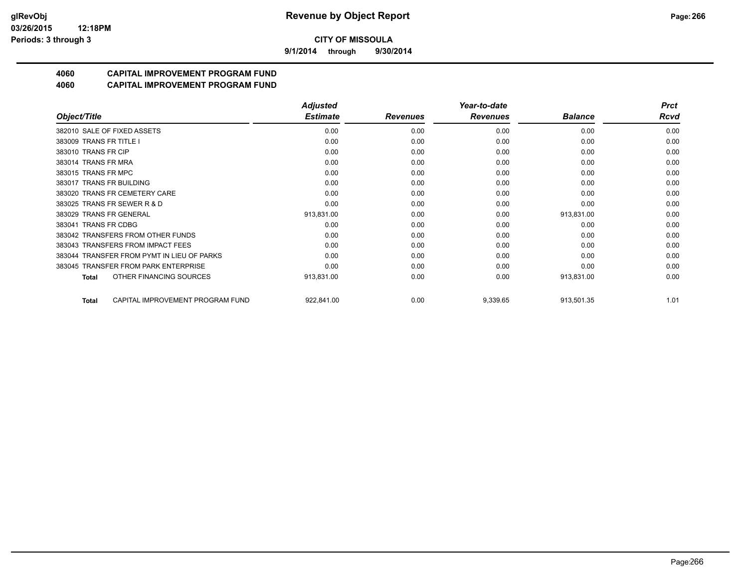**CITY OF MISSOULA**

**9/1/2014 through 9/30/2014**

## 4060 CAPITAL IMPROVEMENT PROGRAM FUND
## 4060 CAPITAL IMPROVEMENT PROGRAM FUND

| Object/Title | Adjusted Estimate | Revenues | Year-to-date Revenues | Balance | Prct Rcvd |
|---|---|---|---|---|---|
| 382010 SALE OF FIXED ASSETS | 0.00 | 0.00 | 0.00 | 0.00 | 0.00 |
| 383009 TRANS FR TITLE I | 0.00 | 0.00 | 0.00 | 0.00 | 0.00 |
| 383010 TRANS FR CIP | 0.00 | 0.00 | 0.00 | 0.00 | 0.00 |
| 383014 TRANS FR MRA | 0.00 | 0.00 | 0.00 | 0.00 | 0.00 |
| 383015 TRANS FR MPC | 0.00 | 0.00 | 0.00 | 0.00 | 0.00 |
| 383017 TRANS FR BUILDING | 0.00 | 0.00 | 0.00 | 0.00 | 0.00 |
| 383020 TRANS FR CEMETERY CARE | 0.00 | 0.00 | 0.00 | 0.00 | 0.00 |
| 383025 TRANS FR SEWER R & D | 0.00 | 0.00 | 0.00 | 0.00 | 0.00 |
| 383029 TRANS FR GENERAL | 913,831.00 | 0.00 | 0.00 | 913,831.00 | 0.00 |
| 383041 TRANS FR CDBG | 0.00 | 0.00 | 0.00 | 0.00 | 0.00 |
| 383042 TRANSFERS FROM OTHER FUNDS | 0.00 | 0.00 | 0.00 | 0.00 | 0.00 |
| 383043 TRANSFERS FROM IMPACT FEES | 0.00 | 0.00 | 0.00 | 0.00 | 0.00 |
| 383044 TRANSFER FROM PYMT IN LIEU OF PARKS | 0.00 | 0.00 | 0.00 | 0.00 | 0.00 |
| 383045 TRANSFER FROM PARK ENTERPRISE | 0.00 | 0.00 | 0.00 | 0.00 | 0.00 |
| **Total** OTHER FINANCING SOURCES | 913,831.00 | 0.00 | 0.00 | 913,831.00 | 0.00 |
| **Total** CAPITAL IMPROVEMENT PROGRAM FUND | 922,841.00 | 0.00 | 9,339.65 | 913,501.35 | 1.01 |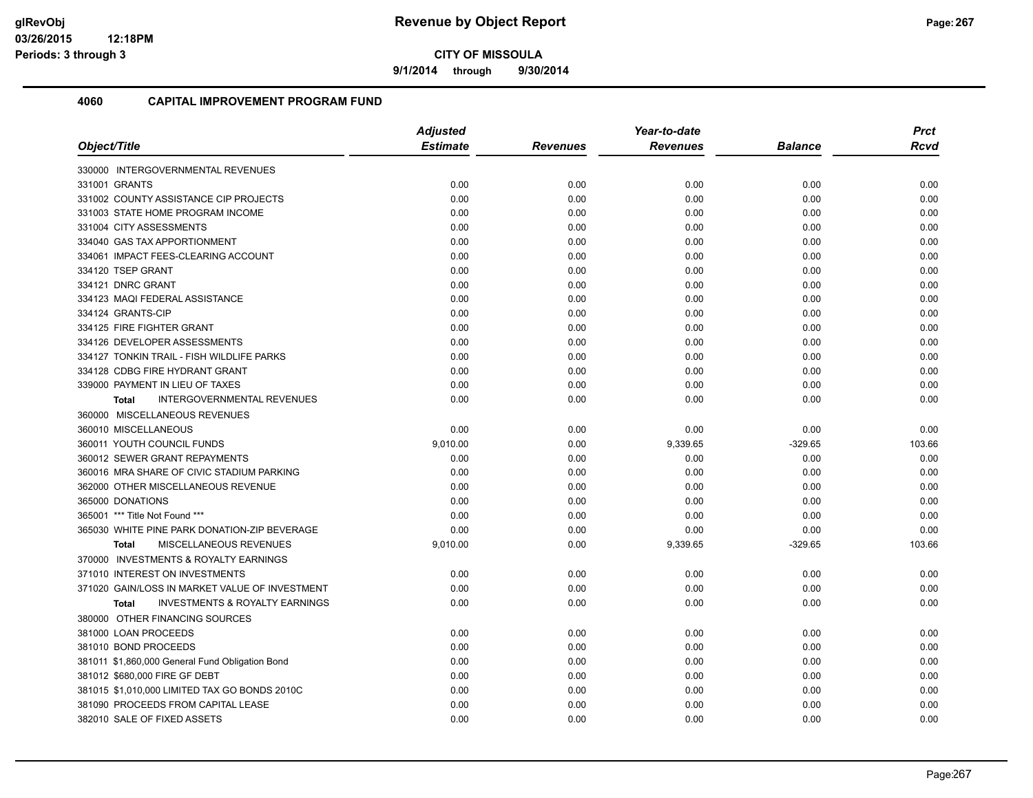**CITY OF MISSOULA**

**9/1/2014 through 9/30/2014**

## 4060 CAPITAL IMPROVEMENT PROGRAM FUND

| Object/Title | Adjusted Estimate | Revenues | Year-to-date Revenues | Balance | Prct Rcvd |
|---|---|---|---|---|---|
| 330000 INTERGOVERNMENTAL REVENUES | | | | | |
| 331001 GRANTS | 0.00 | 0.00 | 0.00 | 0.00 | 0.00 |
| 331002 COUNTY ASSISTANCE CIP PROJECTS | 0.00 | 0.00 | 0.00 | 0.00 | 0.00 |
| 331003 STATE HOME PROGRAM INCOME | 0.00 | 0.00 | 0.00 | 0.00 | 0.00 |
| 331004 CITY ASSESSMENTS | 0.00 | 0.00 | 0.00 | 0.00 | 0.00 |
| 334040 GAS TAX APPORTIONMENT | 0.00 | 0.00 | 0.00 | 0.00 | 0.00 |
| 334061 IMPACT FEES-CLEARING ACCOUNT | 0.00 | 0.00 | 0.00 | 0.00 | 0.00 |
| 334120 TSEP GRANT | 0.00 | 0.00 | 0.00 | 0.00 | 0.00 |
| 334121 DNRC GRANT | 0.00 | 0.00 | 0.00 | 0.00 | 0.00 |
| 334123 MAQI FEDERAL ASSISTANCE | 0.00 | 0.00 | 0.00 | 0.00 | 0.00 |
| 334124 GRANTS-CIP | 0.00 | 0.00 | 0.00 | 0.00 | 0.00 |
| 334125 FIRE FIGHTER GRANT | 0.00 | 0.00 | 0.00 | 0.00 | 0.00 |
| 334126 DEVELOPER ASSESSMENTS | 0.00 | 0.00 | 0.00 | 0.00 | 0.00 |
| 334127 TONKIN TRAIL - FISH WILDLIFE PARKS | 0.00 | 0.00 | 0.00 | 0.00 | 0.00 |
| 334128 CDBG FIRE HYDRANT GRANT | 0.00 | 0.00 | 0.00 | 0.00 | 0.00 |
| 339000 PAYMENT IN LIEU OF TAXES | 0.00 | 0.00 | 0.00 | 0.00 | 0.00 |
| **Total** INTERGOVERNMENTAL REVENUES | 0.00 | 0.00 | 0.00 | 0.00 | 0.00 |
| 360000 MISCELLANEOUS REVENUES | | | | | |
| 360010 MISCELLANEOUS | 0.00 | 0.00 | 0.00 | 0.00 | 0.00 |
| 360011 YOUTH COUNCIL FUNDS | 9,010.00 | 0.00 | 9,339.65 | -329.65 | 103.66 |
| 360012 SEWER GRANT REPAYMENTS | 0.00 | 0.00 | 0.00 | 0.00 | 0.00 |
| 360016 MRA SHARE OF CIVIC STADIUM PARKING | 0.00 | 0.00 | 0.00 | 0.00 | 0.00 |
| 362000 OTHER MISCELLANEOUS REVENUE | 0.00 | 0.00 | 0.00 | 0.00 | 0.00 |
| 365000 DONATIONS | 0.00 | 0.00 | 0.00 | 0.00 | 0.00 |
| 365001 *** Title Not Found *** | 0.00 | 0.00 | 0.00 | 0.00 | 0.00 |
| 365030 WHITE PINE PARK DONATION-ZIP BEVERAGE | 0.00 | 0.00 | 0.00 | 0.00 | 0.00 |
| **Total** MISCELLANEOUS REVENUES | 9,010.00 | 0.00 | 9,339.65 | -329.65 | 103.66 |
| 370000 INVESTMENTS & ROYALTY EARNINGS | | | | | |
| 371010 INTEREST ON INVESTMENTS | 0.00 | 0.00 | 0.00 | 0.00 | 0.00 |
| 371020 GAIN/LOSS IN MARKET VALUE OF INVESTMENT | 0.00 | 0.00 | 0.00 | 0.00 | 0.00 |
| **Total** INVESTMENTS & ROYALTY EARNINGS | 0.00 | 0.00 | 0.00 | 0.00 | 0.00 |
| 380000 OTHER FINANCING SOURCES | | | | | |
| 381000 LOAN PROCEEDS | 0.00 | 0.00 | 0.00 | 0.00 | 0.00 |
| 381010 BOND PROCEEDS | 0.00 | 0.00 | 0.00 | 0.00 | 0.00 |
| 381011 $1,860,000 General Fund Obligation Bond | 0.00 | 0.00 | 0.00 | 0.00 | 0.00 |
| 381012 $680,000 FIRE GF DEBT | 0.00 | 0.00 | 0.00 | 0.00 | 0.00 |
| 381015 $1,010,000 LIMITED TAX GO BONDS 2010C | 0.00 | 0.00 | 0.00 | 0.00 | 0.00 |
| 381090 PROCEEDS FROM CAPITAL LEASE | 0.00 | 0.00 | 0.00 | 0.00 | 0.00 |
| 382010 SALE OF FIXED ASSETS | 0.00 | 0.00 | 0.00 | 0.00 | 0.00 |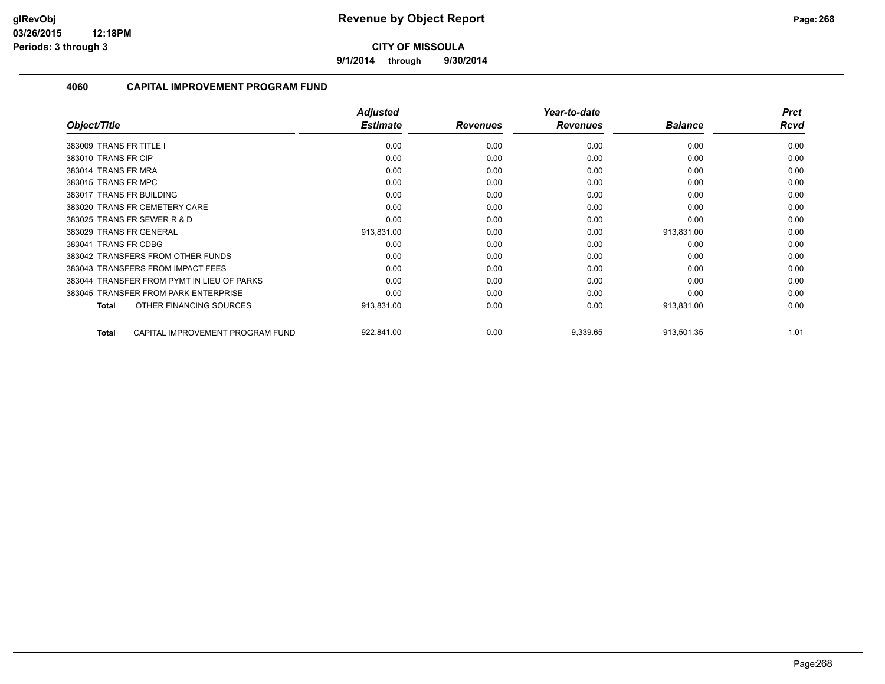# Revenue by Object Report

**CITY OF MISSOULA**

**9/1/2014 through 9/30/2014**

glRevObj
03/26/2015 12:18PM
Periods: 3 through 3

## 4060 CAPITAL IMPROVEMENT PROGRAM FUND

| Object/Title | Adjusted Estimate | Revenues | Year-to-date Revenues | Balance | Prct Rcvd |
|---|---|---|---|---|---|
| 383009 TRANS FR TITLE I | 0.00 | 0.00 | 0.00 | 0.00 | 0.00 |
| 383010 TRANS FR CIP | 0.00 | 0.00 | 0.00 | 0.00 | 0.00 |
| 383014 TRANS FR MRA | 0.00 | 0.00 | 0.00 | 0.00 | 0.00 |
| 383015 TRANS FR MPC | 0.00 | 0.00 | 0.00 | 0.00 | 0.00 |
| 383017 TRANS FR BUILDING | 0.00 | 0.00 | 0.00 | 0.00 | 0.00 |
| 383020 TRANS FR CEMETERY CARE | 0.00 | 0.00 | 0.00 | 0.00 | 0.00 |
| 383025 TRANS FR SEWER R & D | 0.00 | 0.00 | 0.00 | 0.00 | 0.00 |
| 383029 TRANS FR GENERAL | 913,831.00 | 0.00 | 0.00 | 913,831.00 | 0.00 |
| 383041 TRANS FR CDBG | 0.00 | 0.00 | 0.00 | 0.00 | 0.00 |
| 383042 TRANSFERS FROM OTHER FUNDS | 0.00 | 0.00 | 0.00 | 0.00 | 0.00 |
| 383043 TRANSFERS FROM IMPACT FEES | 0.00 | 0.00 | 0.00 | 0.00 | 0.00 |
| 383044 TRANSFER FROM PYMT IN LIEU OF PARKS | 0.00 | 0.00 | 0.00 | 0.00 | 0.00 |
| 383045 TRANSFER FROM PARK ENTERPRISE | 0.00 | 0.00 | 0.00 | 0.00 | 0.00 |
| **Total** OTHER FINANCING SOURCES | 913,831.00 | 0.00 | 0.00 | 913,831.00 | 0.00 |
| **Total** CAPITAL IMPROVEMENT PROGRAM FUND | 922,841.00 | 0.00 | 9,339.65 | 913,501.35 | 1.01 |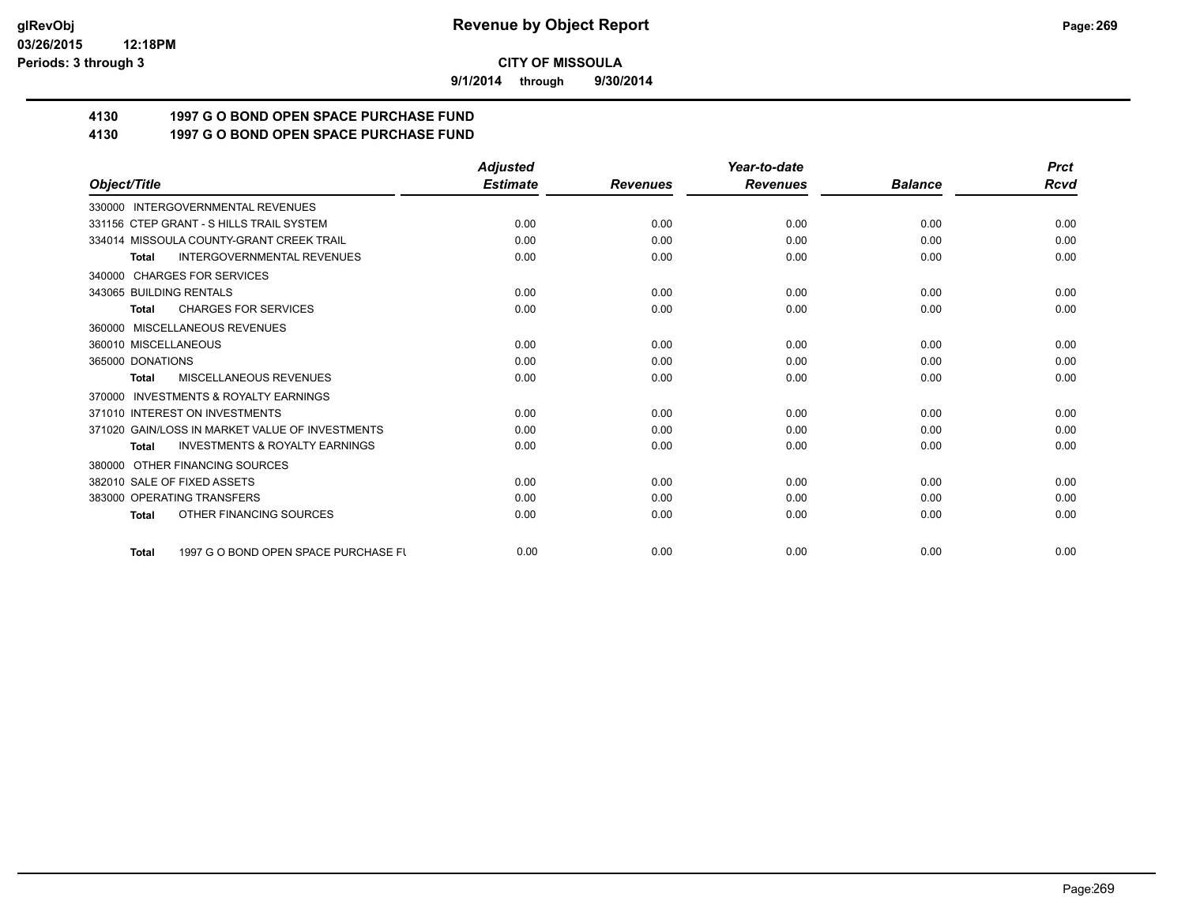**CITY OF MISSOULA**

**9/1/2014 through 9/30/2014**

## 4130 1997 G O BOND OPEN SPACE PURCHASE FUND
## 4130 1997 G O BOND OPEN SPACE PURCHASE FUND

| Object/Title | Adjusted Estimate | Revenues | Year-to-date Revenues | Balance | Prct Rcvd |
|---|---|---|---|---|---|
| 330000 INTERGOVERNMENTAL REVENUES | | | | | |
| 331156 CTEP GRANT - S HILLS TRAIL SYSTEM | 0.00 | 0.00 | 0.00 | 0.00 | 0.00 |
| 334014 MISSOULA COUNTY-GRANT CREEK TRAIL | 0.00 | 0.00 | 0.00 | 0.00 | 0.00 |
| Total INTERGOVERNMENTAL REVENUES | 0.00 | 0.00 | 0.00 | 0.00 | 0.00 |
| 340000 CHARGES FOR SERVICES | | | | | |
| 343065 BUILDING RENTALS | 0.00 | 0.00 | 0.00 | 0.00 | 0.00 |
| Total CHARGES FOR SERVICES | 0.00 | 0.00 | 0.00 | 0.00 | 0.00 |
| 360000 MISCELLANEOUS REVENUES | | | | | |
| 360010 MISCELLANEOUS | 0.00 | 0.00 | 0.00 | 0.00 | 0.00 |
| 365000 DONATIONS | 0.00 | 0.00 | 0.00 | 0.00 | 0.00 |
| Total MISCELLANEOUS REVENUES | 0.00 | 0.00 | 0.00 | 0.00 | 0.00 |
| 370000 INVESTMENTS & ROYALTY EARNINGS | | | | | |
| 371010 INTEREST ON INVESTMENTS | 0.00 | 0.00 | 0.00 | 0.00 | 0.00 |
| 371020 GAIN/LOSS IN MARKET VALUE OF INVESTMENTS | 0.00 | 0.00 | 0.00 | 0.00 | 0.00 |
| Total INVESTMENTS & ROYALTY EARNINGS | 0.00 | 0.00 | 0.00 | 0.00 | 0.00 |
| 380000 OTHER FINANCING SOURCES | | | | | |
| 382010 SALE OF FIXED ASSETS | 0.00 | 0.00 | 0.00 | 0.00 | 0.00 |
| 383000 OPERATING TRANSFERS | 0.00 | 0.00 | 0.00 | 0.00 | 0.00 |
| Total OTHER FINANCING SOURCES | 0.00 | 0.00 | 0.00 | 0.00 | 0.00 |
| Total 1997 G O BOND OPEN SPACE PURCHASE FU | 0.00 | 0.00 | 0.00 | 0.00 | 0.00 |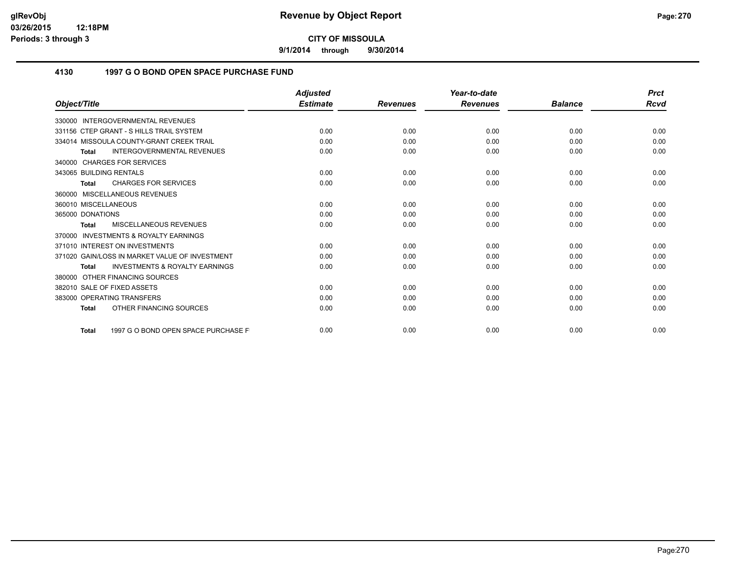**CITY OF MISSOULA**

**9/1/2014 through 9/30/2014**

### 4130 1997 G O BOND OPEN SPACE PURCHASE FUND

| Object/Title | Adjusted Estimate | Revenues | Year-to-date Revenues | Balance | Prct Rcvd |
|---|---|---|---|---|---|
| 330000 INTERGOVERNMENTAL REVENUES | | | | | |
| 331156 CTEP GRANT - S HILLS TRAIL SYSTEM | 0.00 | 0.00 | 0.00 | 0.00 | 0.00 |
| 334014 MISSOULA COUNTY-GRANT CREEK TRAIL | 0.00 | 0.00 | 0.00 | 0.00 | 0.00 |
| **Total** INTERGOVERNMENTAL REVENUES | 0.00 | 0.00 | 0.00 | 0.00 | 0.00 |
| 340000 CHARGES FOR SERVICES | | | | | |
| 343065 BUILDING RENTALS | 0.00 | 0.00 | 0.00 | 0.00 | 0.00 |
| **Total** CHARGES FOR SERVICES | 0.00 | 0.00 | 0.00 | 0.00 | 0.00 |
| 360000 MISCELLANEOUS REVENUES | | | | | |
| 360010 MISCELLANEOUS | 0.00 | 0.00 | 0.00 | 0.00 | 0.00 |
| 365000 DONATIONS | 0.00 | 0.00 | 0.00 | 0.00 | 0.00 |
| **Total** MISCELLANEOUS REVENUES | 0.00 | 0.00 | 0.00 | 0.00 | 0.00 |
| 370000 INVESTMENTS & ROYALTY EARNINGS | | | | | |
| 371010 INTEREST ON INVESTMENTS | 0.00 | 0.00 | 0.00 | 0.00 | 0.00 |
| 371020 GAIN/LOSS IN MARKET VALUE OF INVESTMENT | 0.00 | 0.00 | 0.00 | 0.00 | 0.00 |
| **Total** INVESTMENTS & ROYALTY EARNINGS | 0.00 | 0.00 | 0.00 | 0.00 | 0.00 |
| 380000 OTHER FINANCING SOURCES | | | | | |
| 382010 SALE OF FIXED ASSETS | 0.00 | 0.00 | 0.00 | 0.00 | 0.00 |
| 383000 OPERATING TRANSFERS | 0.00 | 0.00 | 0.00 | 0.00 | 0.00 |
| **Total** OTHER FINANCING SOURCES | 0.00 | 0.00 | 0.00 | 0.00 | 0.00 |
| **Total** 1997 G O BOND OPEN SPACE PURCHASE F | 0.00 | 0.00 | 0.00 | 0.00 | 0.00 |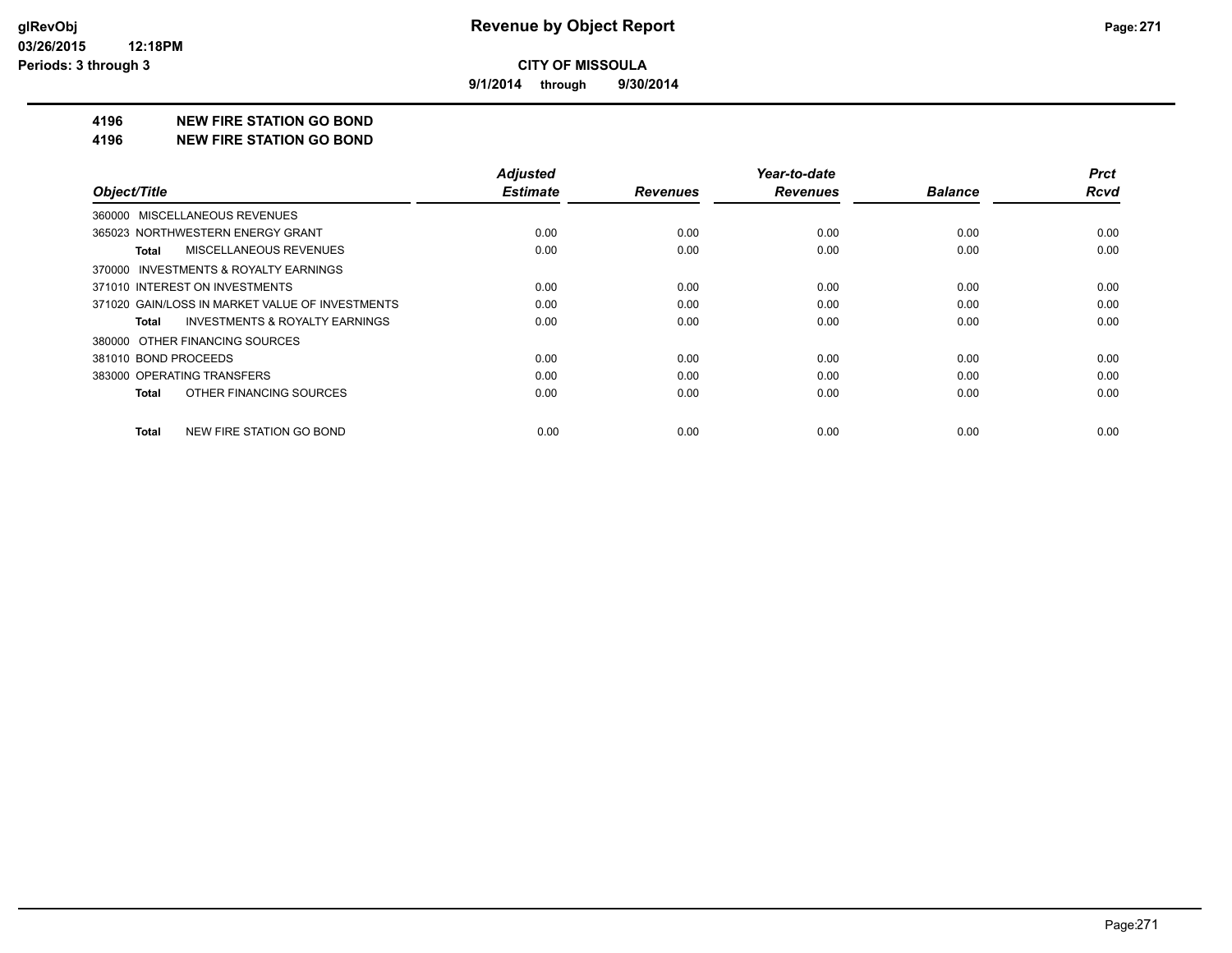**CITY OF MISSOULA**

**9/1/2014 through 9/30/2014**

**4196 NEW FIRE STATION GO BOND**

**4196 NEW FIRE STATION GO BOND**

| Object/Title | Adjusted Estimate | Revenues | Year-to-date Revenues | Balance | Prct Rcvd |
|---|---|---|---|---|---|
| 360000 MISCELLANEOUS REVENUES | | | | | |
| 365023 NORTHWESTERN ENERGY GRANT | 0.00 | 0.00 | 0.00 | 0.00 | 0.00 |
| **Total** MISCELLANEOUS REVENUES | 0.00 | 0.00 | 0.00 | 0.00 | 0.00 |
| 370000 INVESTMENTS & ROYALTY EARNINGS | | | | | |
| 371010 INTEREST ON INVESTMENTS | 0.00 | 0.00 | 0.00 | 0.00 | 0.00 |
| 371020 GAIN/LOSS IN MARKET VALUE OF INVESTMENTS | 0.00 | 0.00 | 0.00 | 0.00 | 0.00 |
| **Total** INVESTMENTS & ROYALTY EARNINGS | 0.00 | 0.00 | 0.00 | 0.00 | 0.00 |
| 380000 OTHER FINANCING SOURCES | | | | | |
| 381010 BOND PROCEEDS | 0.00 | 0.00 | 0.00 | 0.00 | 0.00 |
| 383000 OPERATING TRANSFERS | 0.00 | 0.00 | 0.00 | 0.00 | 0.00 |
| **Total** OTHER FINANCING SOURCES | 0.00 | 0.00 | 0.00 | 0.00 | 0.00 |
| **Total** NEW FIRE STATION GO BOND | 0.00 | 0.00 | 0.00 | 0.00 | 0.00 |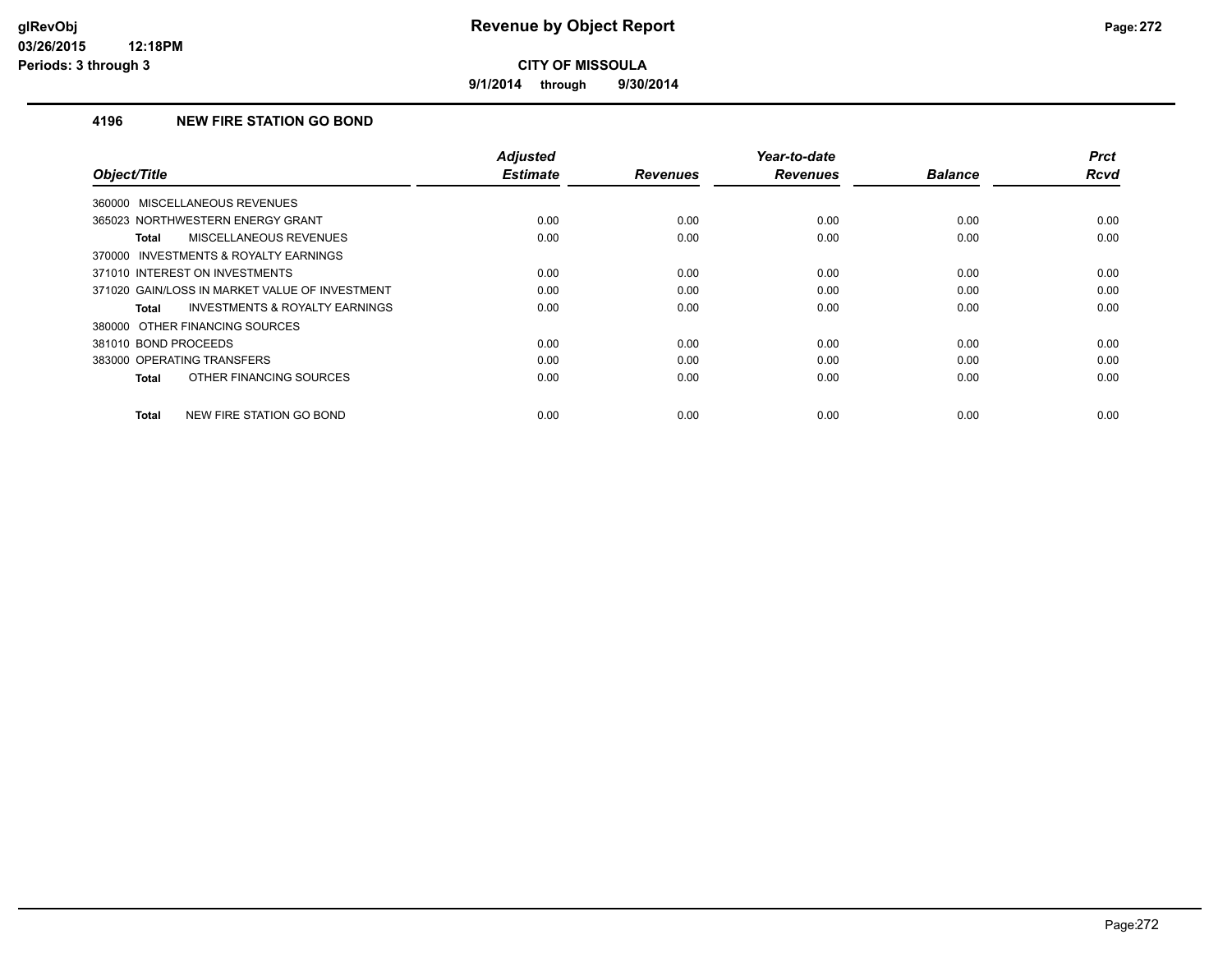**CITY OF MISSOULA**

**9/1/2014 through 9/30/2014**

### 4196 NEW FIRE STATION GO BOND

| Object/Title | Adjusted Estimate | Revenues | Year-to-date Revenues | Balance | Prct Rcvd |
|---|---|---|---|---|---|
| 360000 MISCELLANEOUS REVENUES | | | | | |
| 365023 NORTHWESTERN ENERGY GRANT | 0.00 | 0.00 | 0.00 | 0.00 | 0.00 |
| **Total** MISCELLANEOUS REVENUES | 0.00 | 0.00 | 0.00 | 0.00 | 0.00 |
| 370000 INVESTMENTS & ROYALTY EARNINGS | | | | | |
| 371010 INTEREST ON INVESTMENTS | 0.00 | 0.00 | 0.00 | 0.00 | 0.00 |
| 371020 GAIN/LOSS IN MARKET VALUE OF INVESTMENT | 0.00 | 0.00 | 0.00 | 0.00 | 0.00 |
| **Total** INVESTMENTS & ROYALTY EARNINGS | 0.00 | 0.00 | 0.00 | 0.00 | 0.00 |
| 380000 OTHER FINANCING SOURCES | | | | | |
| 381010 BOND PROCEEDS | 0.00 | 0.00 | 0.00 | 0.00 | 0.00 |
| 383000 OPERATING TRANSFERS | 0.00 | 0.00 | 0.00 | 0.00 | 0.00 |
| **Total** OTHER FINANCING SOURCES | 0.00 | 0.00 | 0.00 | 0.00 | 0.00 |
| **Total** NEW FIRE STATION GO BOND | 0.00 | 0.00 | 0.00 | 0.00 | 0.00 |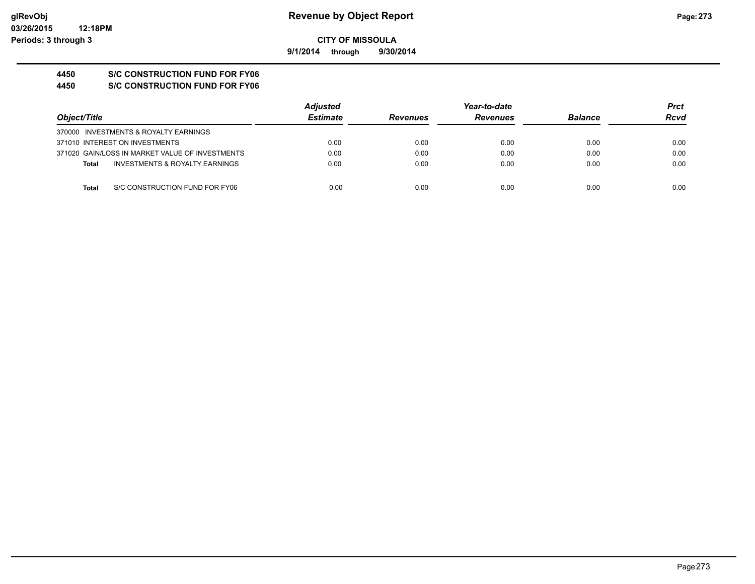**glRevObj**
**03/26/2015 12:18PM**
**Periods: 3 through 3**

# Revenue by Object Report

**CITY OF MISSOULA**

**9/1/2014 through 9/30/2014**

**4450 S/C CONSTRUCTION FUND FOR FY06**
**4450 S/C CONSTRUCTION FUND FOR FY06**

| Object/Title | Adjusted Estimate | Revenues | Year-to-date Revenues | Balance | Prct Rcvd |
|---|---|---|---|---|---|
| 370000 INVESTMENTS & ROYALTY EARNINGS | | | | | |
| 371010 INTEREST ON INVESTMENTS | 0.00 | 0.00 | 0.00 | 0.00 | 0.00 |
| 371020 GAIN/LOSS IN MARKET VALUE OF INVESTMENTS | 0.00 | 0.00 | 0.00 | 0.00 | 0.00 |
| **Total** INVESTMENTS & ROYALTY EARNINGS | 0.00 | 0.00 | 0.00 | 0.00 | 0.00 |
| **Total** S/C CONSTRUCTION FUND FOR FY06 | 0.00 | 0.00 | 0.00 | 0.00 | 0.00 |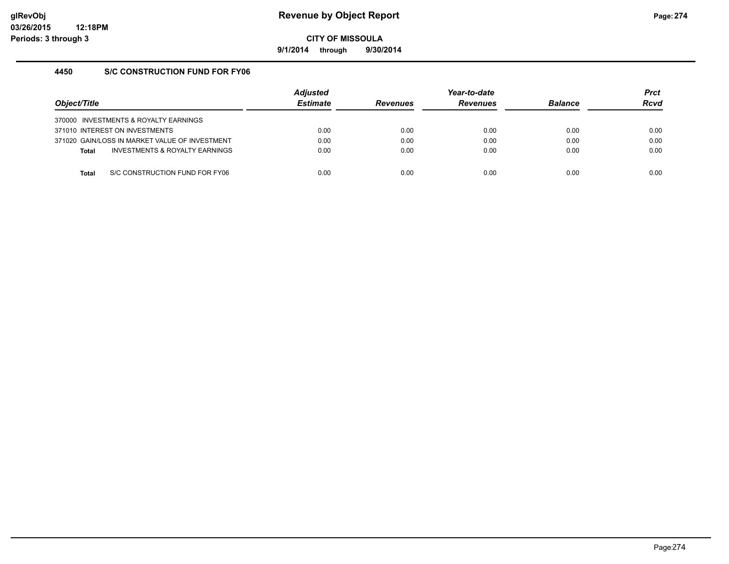# Revenue by Object Report

glRevObj
03/26/2015 12:18PM
Periods: 3 through 3

**CITY OF MISSOULA**

**9/1/2014 through 9/30/2014**

### 4450 S/C CONSTRUCTION FUND FOR FY06

| Object/Title | Adjusted Estimate | Revenues | Year-to-date Revenues | Balance | Prct Rcvd |
|---|---|---|---|---|---|
| 370000 INVESTMENTS & ROYALTY EARNINGS | | | | | |
| 371010 INTEREST ON INVESTMENTS | 0.00 | 0.00 | 0.00 | 0.00 | 0.00 |
| 371020 GAIN/LOSS IN MARKET VALUE OF INVESTMENT | 0.00 | 0.00 | 0.00 | 0.00 | 0.00 |
| **Total** INVESTMENTS & ROYALTY EARNINGS | 0.00 | 0.00 | 0.00 | 0.00 | 0.00 |
| **Total** S/C CONSTRUCTION FUND FOR FY06 | 0.00 | 0.00 | 0.00 | 0.00 | 0.00 |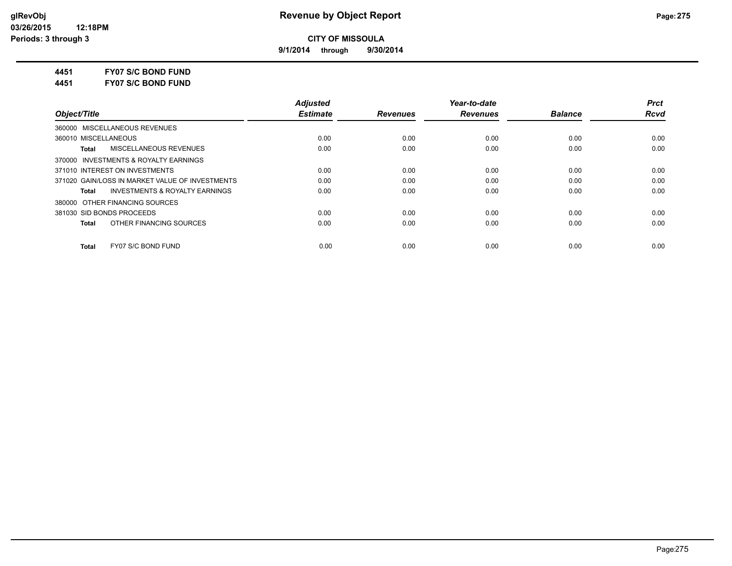**CITY OF MISSOULA**

**9/1/2014 through 9/30/2014**

**4451 FY07 S/C BOND FUND**

**4451 FY07 S/C BOND FUND**

| Object/Title | Adjusted Estimate | Revenues | Year-to-date Revenues | Balance | Prct Rcvd |
|---|---|---|---|---|---|
| 360000 MISCELLANEOUS REVENUES | | | | | |
| 360010 MISCELLANEOUS | 0.00 | 0.00 | 0.00 | 0.00 | 0.00 |
| **Total** MISCELLANEOUS REVENUES | 0.00 | 0.00 | 0.00 | 0.00 | 0.00 |
| 370000 INVESTMENTS & ROYALTY EARNINGS | | | | | |
| 371010 INTEREST ON INVESTMENTS | 0.00 | 0.00 | 0.00 | 0.00 | 0.00 |
| 371020 GAIN/LOSS IN MARKET VALUE OF INVESTMENTS | 0.00 | 0.00 | 0.00 | 0.00 | 0.00 |
| **Total** INVESTMENTS & ROYALTY EARNINGS | 0.00 | 0.00 | 0.00 | 0.00 | 0.00 |
| 380000 OTHER FINANCING SOURCES | | | | | |
| 381030 SID BONDS PROCEEDS | 0.00 | 0.00 | 0.00 | 0.00 | 0.00 |
| **Total** OTHER FINANCING SOURCES | 0.00 | 0.00 | 0.00 | 0.00 | 0.00 |
| **Total** FY07 S/C BOND FUND | 0.00 | 0.00 | 0.00 | 0.00 | 0.00 |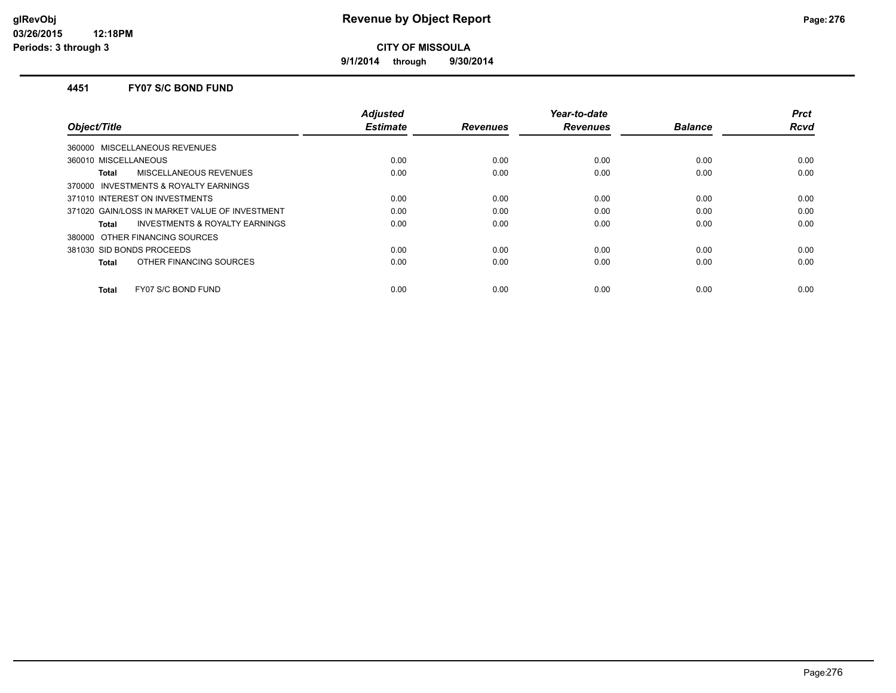# Revenue by Object Report

**CITY OF MISSOULA**

**9/1/2014 through 9/30/2014**

glRevObj
03/26/2015 12:18PM
Periods: 3 through 3

### 4451 FY07 S/C BOND FUND

| Object/Title | Adjusted Estimate | Revenues | Year-to-date Revenues | Balance | Prct Rcvd |
|---|---|---|---|---|---|
| 360000 MISCELLANEOUS REVENUES | | | | | |
| 360010 MISCELLANEOUS | 0.00 | 0.00 | 0.00 | 0.00 | 0.00 |
| **Total** MISCELLANEOUS REVENUES | 0.00 | 0.00 | 0.00 | 0.00 | 0.00 |
| 370000 INVESTMENTS & ROYALTY EARNINGS | | | | | |
| 371010 INTEREST ON INVESTMENTS | 0.00 | 0.00 | 0.00 | 0.00 | 0.00 |
| 371020 GAIN/LOSS IN MARKET VALUE OF INVESTMENT | 0.00 | 0.00 | 0.00 | 0.00 | 0.00 |
| **Total** INVESTMENTS & ROYALTY EARNINGS | 0.00 | 0.00 | 0.00 | 0.00 | 0.00 |
| 380000 OTHER FINANCING SOURCES | | | | | |
| 381030 SID BONDS PROCEEDS | 0.00 | 0.00 | 0.00 | 0.00 | 0.00 |
| **Total** OTHER FINANCING SOURCES | 0.00 | 0.00 | 0.00 | 0.00 | 0.00 |
| **Total** FY07 S/C BOND FUND | 0.00 | 0.00 | 0.00 | 0.00 | 0.00 |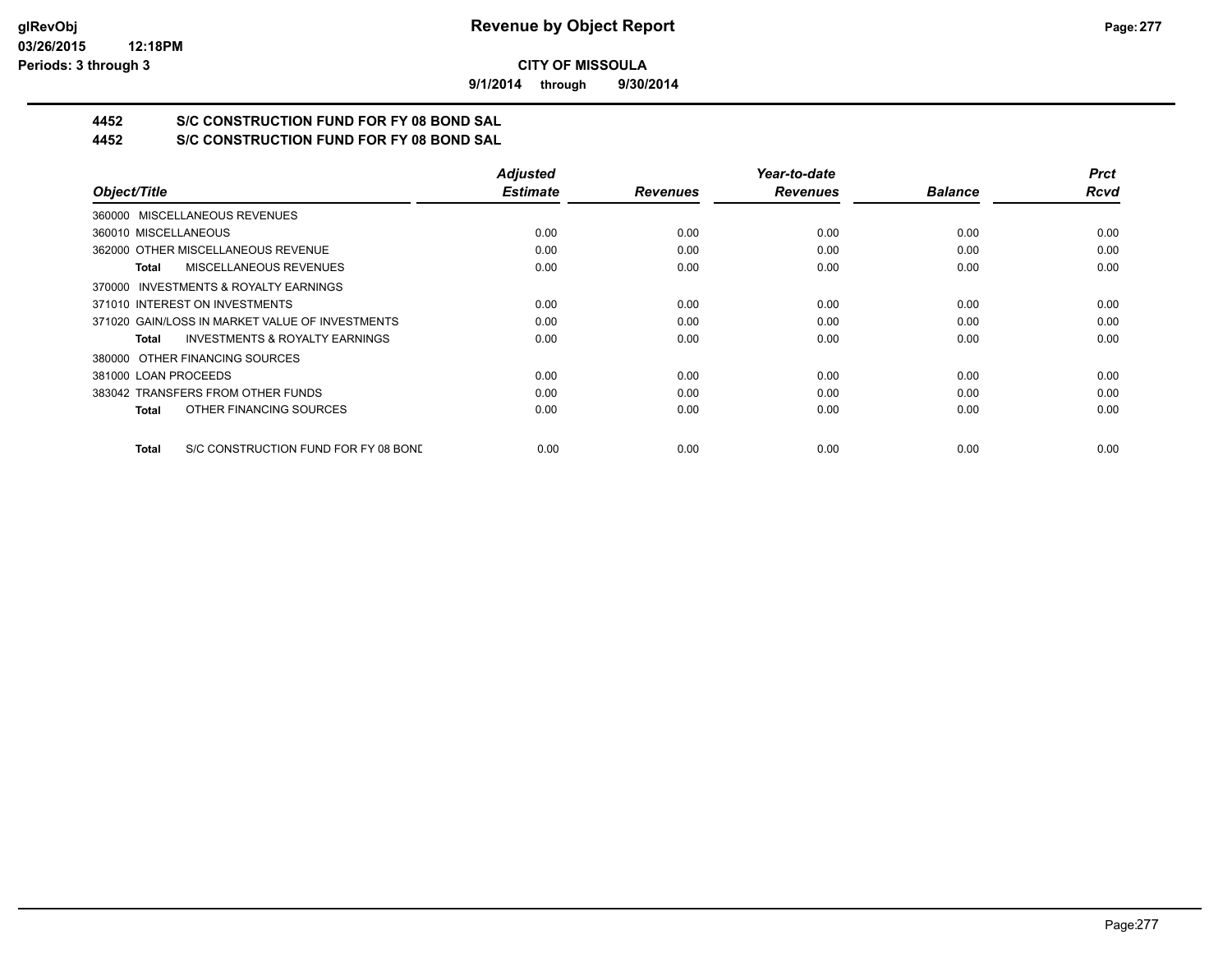# CITY OF MISSOULA

**9/1/2014 through 9/30/2014**

## 4452 S/C CONSTRUCTION FUND FOR FY 08 BOND SAL
## 4452 S/C CONSTRUCTION FUND FOR FY 08 BOND SAL

| Object/Title | Adjusted Estimate | Revenues | Year-to-date Revenues | Balance | Prct Rcvd |
|---|---|---|---|---|---|
| 360000 MISCELLANEOUS REVENUES | | | | | |
| 360010 MISCELLANEOUS | 0.00 | 0.00 | 0.00 | 0.00 | 0.00 |
| 362000 OTHER MISCELLANEOUS REVENUE | 0.00 | 0.00 | 0.00 | 0.00 | 0.00 |
| **Total** MISCELLANEOUS REVENUES | 0.00 | 0.00 | 0.00 | 0.00 | 0.00 |
| 370000 INVESTMENTS & ROYALTY EARNINGS | | | | | |
| 371010 INTEREST ON INVESTMENTS | 0.00 | 0.00 | 0.00 | 0.00 | 0.00 |
| 371020 GAIN/LOSS IN MARKET VALUE OF INVESTMENTS | 0.00 | 0.00 | 0.00 | 0.00 | 0.00 |
| **Total** INVESTMENTS & ROYALTY EARNINGS | 0.00 | 0.00 | 0.00 | 0.00 | 0.00 |
| 380000 OTHER FINANCING SOURCES | | | | | |
| 381000 LOAN PROCEEDS | 0.00 | 0.00 | 0.00 | 0.00 | 0.00 |
| 383042 TRANSFERS FROM OTHER FUNDS | 0.00 | 0.00 | 0.00 | 0.00 | 0.00 |
| **Total** OTHER FINANCING SOURCES | 0.00 | 0.00 | 0.00 | 0.00 | 0.00 |
| **Total** S/C CONSTRUCTION FUND FOR FY 08 BONE | 0.00 | 0.00 | 0.00 | 0.00 | 0.00 |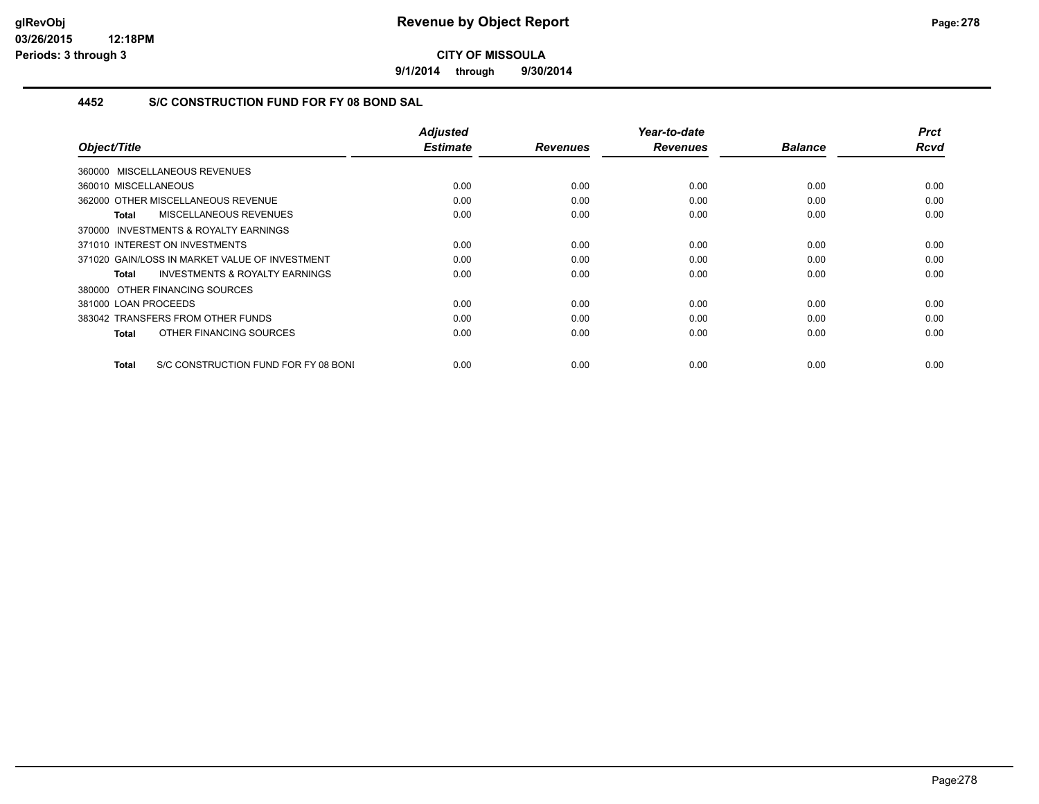**CITY OF MISSOULA**

**9/1/2014 through 9/30/2014**

### 4452 S/C CONSTRUCTION FUND FOR FY 08 BOND SAL

| Object/Title | Adjusted Estimate | Revenues | Year-to-date Revenues | Balance | Prct Rcvd |
|---|---|---|---|---|---|
| 360000 MISCELLANEOUS REVENUES | | | | | |
| 360010 MISCELLANEOUS | 0.00 | 0.00 | 0.00 | 0.00 | 0.00 |
| 362000 OTHER MISCELLANEOUS REVENUE | 0.00 | 0.00 | 0.00 | 0.00 | 0.00 |
| **Total** MISCELLANEOUS REVENUES | 0.00 | 0.00 | 0.00 | 0.00 | 0.00 |
| 370000 INVESTMENTS & ROYALTY EARNINGS | | | | | |
| 371010 INTEREST ON INVESTMENTS | 0.00 | 0.00 | 0.00 | 0.00 | 0.00 |
| 371020 GAIN/LOSS IN MARKET VALUE OF INVESTMENT | 0.00 | 0.00 | 0.00 | 0.00 | 0.00 |
| **Total** INVESTMENTS & ROYALTY EARNINGS | 0.00 | 0.00 | 0.00 | 0.00 | 0.00 |
| 380000 OTHER FINANCING SOURCES | | | | | |
| 381000 LOAN PROCEEDS | 0.00 | 0.00 | 0.00 | 0.00 | 0.00 |
| 383042 TRANSFERS FROM OTHER FUNDS | 0.00 | 0.00 | 0.00 | 0.00 | 0.00 |
| **Total** OTHER FINANCING SOURCES | 0.00 | 0.00 | 0.00 | 0.00 | 0.00 |
| **Total** S/C CONSTRUCTION FUND FOR FY 08 BONI | 0.00 | 0.00 | 0.00 | 0.00 | 0.00 |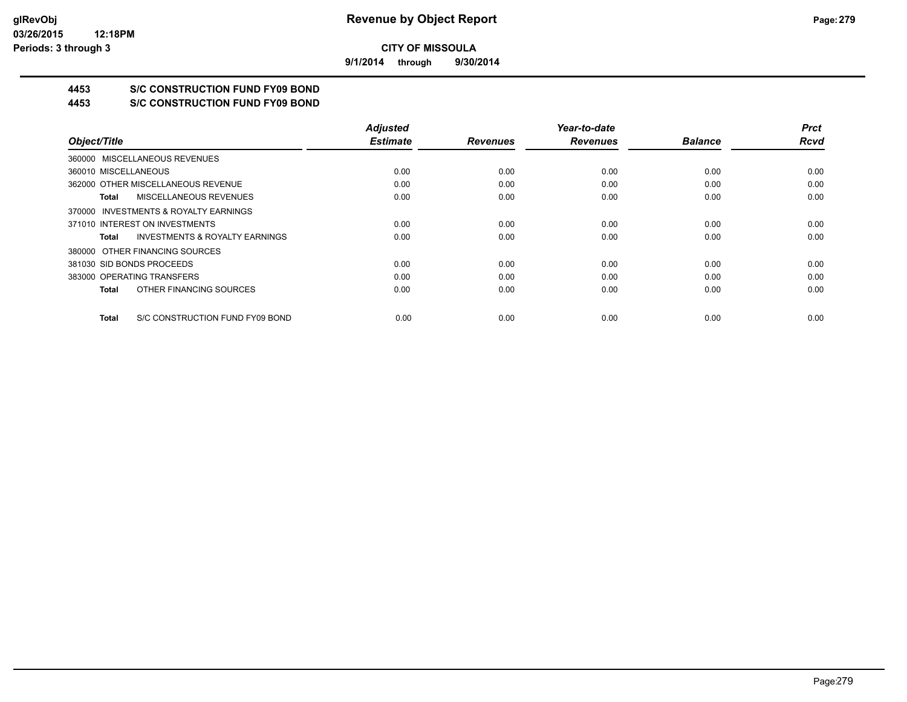**CITY OF MISSOULA**

**9/1/2014 through 9/30/2014**

# 4453 S/C CONSTRUCTION FUND FY09 BOND

# 4453 S/C CONSTRUCTION FUND FY09 BOND

| Object/Title | Adjusted Estimate | Revenues | Year-to-date Revenues | Balance | Prct Rcvd |
|---|---|---|---|---|---|
| 360000 MISCELLANEOUS REVENUES | | | | | |
| 360010 MISCELLANEOUS | 0.00 | 0.00 | 0.00 | 0.00 | 0.00 |
| 362000 OTHER MISCELLANEOUS REVENUE | 0.00 | 0.00 | 0.00 | 0.00 | 0.00 |
| **Total** MISCELLANEOUS REVENUES | 0.00 | 0.00 | 0.00 | 0.00 | 0.00 |
| 370000 INVESTMENTS & ROYALTY EARNINGS | | | | | |
| 371010 INTEREST ON INVESTMENTS | 0.00 | 0.00 | 0.00 | 0.00 | 0.00 |
| **Total** INVESTMENTS & ROYALTY EARNINGS | 0.00 | 0.00 | 0.00 | 0.00 | 0.00 |
| 380000 OTHER FINANCING SOURCES | | | | | |
| 381030 SID BONDS PROCEEDS | 0.00 | 0.00 | 0.00 | 0.00 | 0.00 |
| 383000 OPERATING TRANSFERS | 0.00 | 0.00 | 0.00 | 0.00 | 0.00 |
| **Total** OTHER FINANCING SOURCES | 0.00 | 0.00 | 0.00 | 0.00 | 0.00 |
| **Total** S/C CONSTRUCTION FUND FY09 BOND | 0.00 | 0.00 | 0.00 | 0.00 | 0.00 |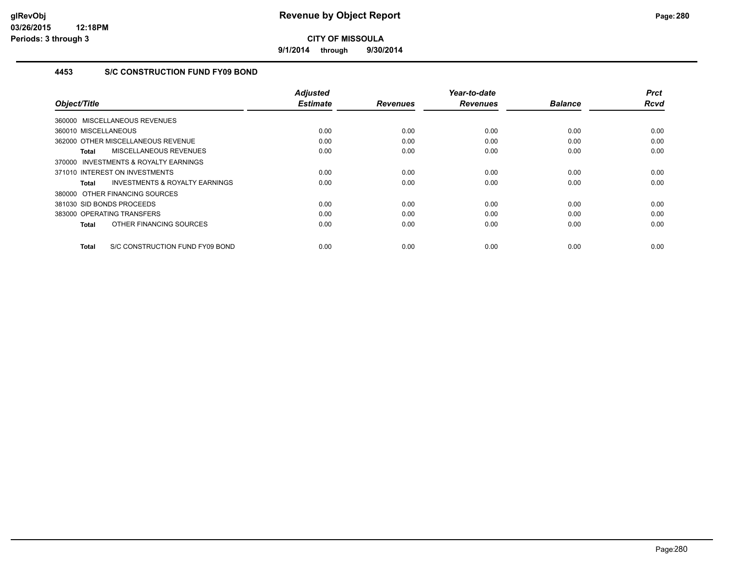**glRevObj**
**03/26/2015 12:18PM**
**Periods: 3 through 3**

# Revenue by Object Report

**CITY OF MISSOULA**

**9/1/2014 through 9/30/2014**

## 4453 S/C CONSTRUCTION FUND FY09 BOND

| *Object/Title* | *Adjusted Estimate* | *Revenues* | *Year-to-date Revenues* | *Balance* | *Prct Rcvd* |
|---|---|---|---|---|---|
| 360000 MISCELLANEOUS REVENUES | | | | | |
| 360010 MISCELLANEOUS | 0.00 | 0.00 | 0.00 | 0.00 | 0.00 |
| 362000 OTHER MISCELLANEOUS REVENUE | 0.00 | 0.00 | 0.00 | 0.00 | 0.00 |
| **Total** MISCELLANEOUS REVENUES | 0.00 | 0.00 | 0.00 | 0.00 | 0.00 |
| 370000 INVESTMENTS & ROYALTY EARNINGS | | | | | |
| 371010 INTEREST ON INVESTMENTS | 0.00 | 0.00 | 0.00 | 0.00 | 0.00 |
| **Total** INVESTMENTS & ROYALTY EARNINGS | 0.00 | 0.00 | 0.00 | 0.00 | 0.00 |
| 380000 OTHER FINANCING SOURCES | | | | | |
| 381030 SID BONDS PROCEEDS | 0.00 | 0.00 | 0.00 | 0.00 | 0.00 |
| 383000 OPERATING TRANSFERS | 0.00 | 0.00 | 0.00 | 0.00 | 0.00 |
| **Total** OTHER FINANCING SOURCES | 0.00 | 0.00 | 0.00 | 0.00 | 0.00 |
| **Total** S/C CONSTRUCTION FUND FY09 BOND | 0.00 | 0.00 | 0.00 | 0.00 | 0.00 |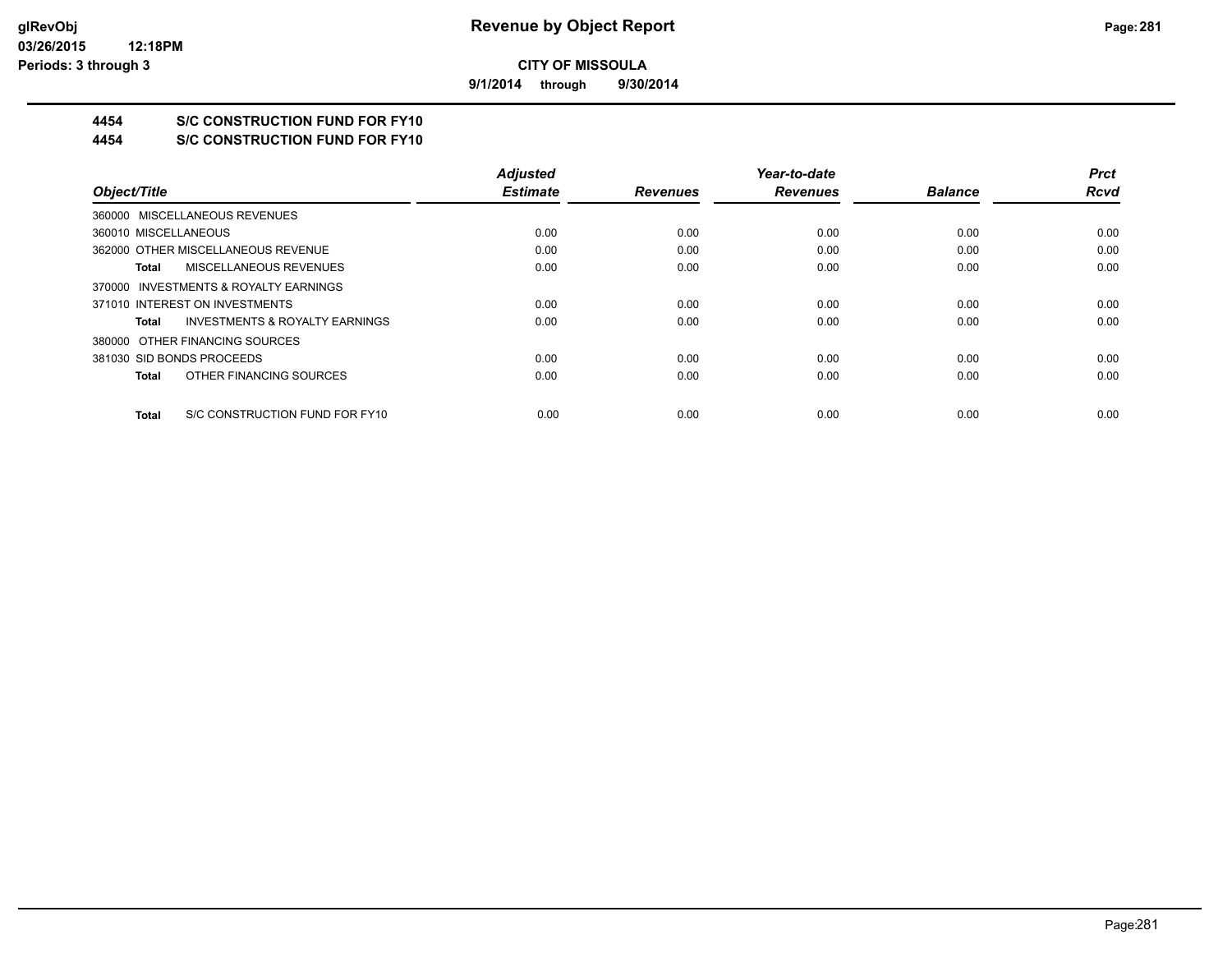**Revenue by Object Report**

**CITY OF MISSOULA**

**9/1/2014 through 9/30/2014**

glRevObj
03/26/2015 12:18PM
Periods: 3 through 3

## 4454 S/C CONSTRUCTION FUND FOR FY10
## 4454 S/C CONSTRUCTION FUND FOR FY10

| Object/Title | Adjusted Estimate | Revenues | Year-to-date Revenues | Balance | Prct Rcvd |
|---|---|---|---|---|---|
| 360000 MISCELLANEOUS REVENUES | | | | | |
| 360010 MISCELLANEOUS | 0.00 | 0.00 | 0.00 | 0.00 | 0.00 |
| 362000 OTHER MISCELLANEOUS REVENUE | 0.00 | 0.00 | 0.00 | 0.00 | 0.00 |
| **Total** MISCELLANEOUS REVENUES | 0.00 | 0.00 | 0.00 | 0.00 | 0.00 |
| 370000 INVESTMENTS & ROYALTY EARNINGS | | | | | |
| 371010 INTEREST ON INVESTMENTS | 0.00 | 0.00 | 0.00 | 0.00 | 0.00 |
| **Total** INVESTMENTS & ROYALTY EARNINGS | 0.00 | 0.00 | 0.00 | 0.00 | 0.00 |
| 380000 OTHER FINANCING SOURCES | | | | | |
| 381030 SID BONDS PROCEEDS | 0.00 | 0.00 | 0.00 | 0.00 | 0.00 |
| **Total** OTHER FINANCING SOURCES | 0.00 | 0.00 | 0.00 | 0.00 | 0.00 |
| **Total** S/C CONSTRUCTION FUND FOR FY10 | 0.00 | 0.00 | 0.00 | 0.00 | 0.00 |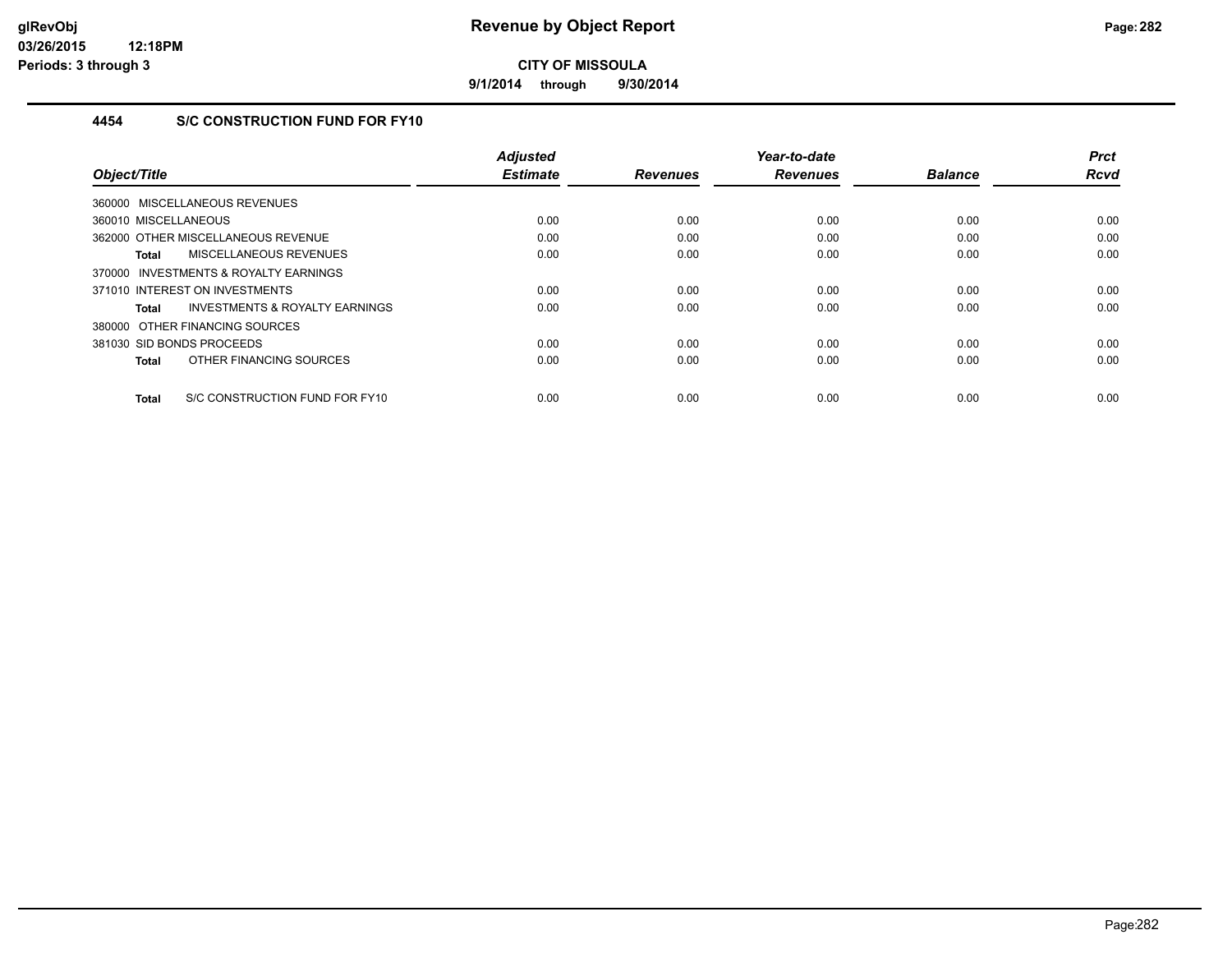# Revenue by Object Report

**CITY OF MISSOULA**

**9/1/2014 through 9/30/2014**

glRevObj
03/26/2015 12:18PM
Periods: 3 through 3

### 4454 S/C CONSTRUCTION FUND FOR FY10

| Object/Title | Adjusted Estimate | Revenues | Year-to-date Revenues | Balance | Prct Rcvd |
|---|---|---|---|---|---|
| 360000 MISCELLANEOUS REVENUES | | | | | |
| 360010 MISCELLANEOUS | 0.00 | 0.00 | 0.00 | 0.00 | 0.00 |
| 362000 OTHER MISCELLANEOUS REVENUE | 0.00 | 0.00 | 0.00 | 0.00 | 0.00 |
| **Total** MISCELLANEOUS REVENUES | 0.00 | 0.00 | 0.00 | 0.00 | 0.00 |
| 370000 INVESTMENTS & ROYALTY EARNINGS | | | | | |
| 371010 INTEREST ON INVESTMENTS | 0.00 | 0.00 | 0.00 | 0.00 | 0.00 |
| **Total** INVESTMENTS & ROYALTY EARNINGS | 0.00 | 0.00 | 0.00 | 0.00 | 0.00 |
| 380000 OTHER FINANCING SOURCES | | | | | |
| 381030 SID BONDS PROCEEDS | 0.00 | 0.00 | 0.00 | 0.00 | 0.00 |
| **Total** OTHER FINANCING SOURCES | 0.00 | 0.00 | 0.00 | 0.00 | 0.00 |
| **Total** S/C CONSTRUCTION FUND FOR FY10 | 0.00 | 0.00 | 0.00 | 0.00 | 0.00 |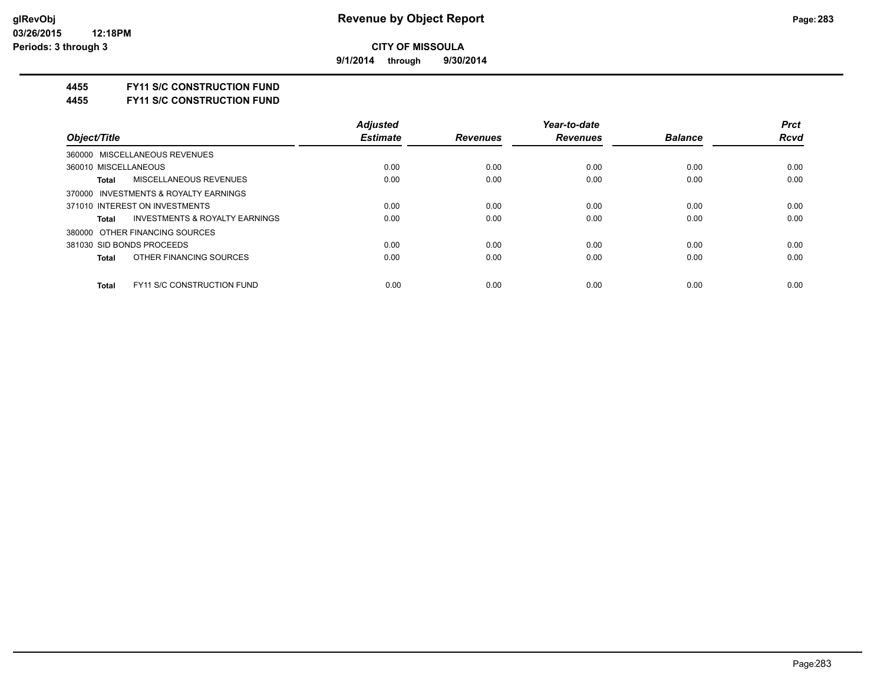**CITY OF MISSOULA**

**9/1/2014 through 9/30/2014**

**4455 FY11 S/C CONSTRUCTION FUND**

**4455 FY11 S/C CONSTRUCTION FUND**

| Object/Title | | Adjusted Estimate | Revenues | Year-to-date Revenues | Balance | Prct Rcvd |
|---|---|---|---|---|---|---|
| 360000 MISCELLANEOUS REVENUES | | | | | | |
| 360010 MISCELLANEOUS | | 0.00 | 0.00 | 0.00 | 0.00 | 0.00 |
| Total | MISCELLANEOUS REVENUES | 0.00 | 0.00 | 0.00 | 0.00 | 0.00 |
| 370000 INVESTMENTS & ROYALTY EARNINGS | | | | | | |
| 371010 INTEREST ON INVESTMENTS | | 0.00 | 0.00 | 0.00 | 0.00 | 0.00 |
| Total | INVESTMENTS & ROYALTY EARNINGS | 0.00 | 0.00 | 0.00 | 0.00 | 0.00 |
| 380000 OTHER FINANCING SOURCES | | | | | | |
| 381030 SID BONDS PROCEEDS | | 0.00 | 0.00 | 0.00 | 0.00 | 0.00 |
| Total | OTHER FINANCING SOURCES | 0.00 | 0.00 | 0.00 | 0.00 | 0.00 |
| Total | FY11 S/C CONSTRUCTION FUND | 0.00 | 0.00 | 0.00 | 0.00 | 0.00 |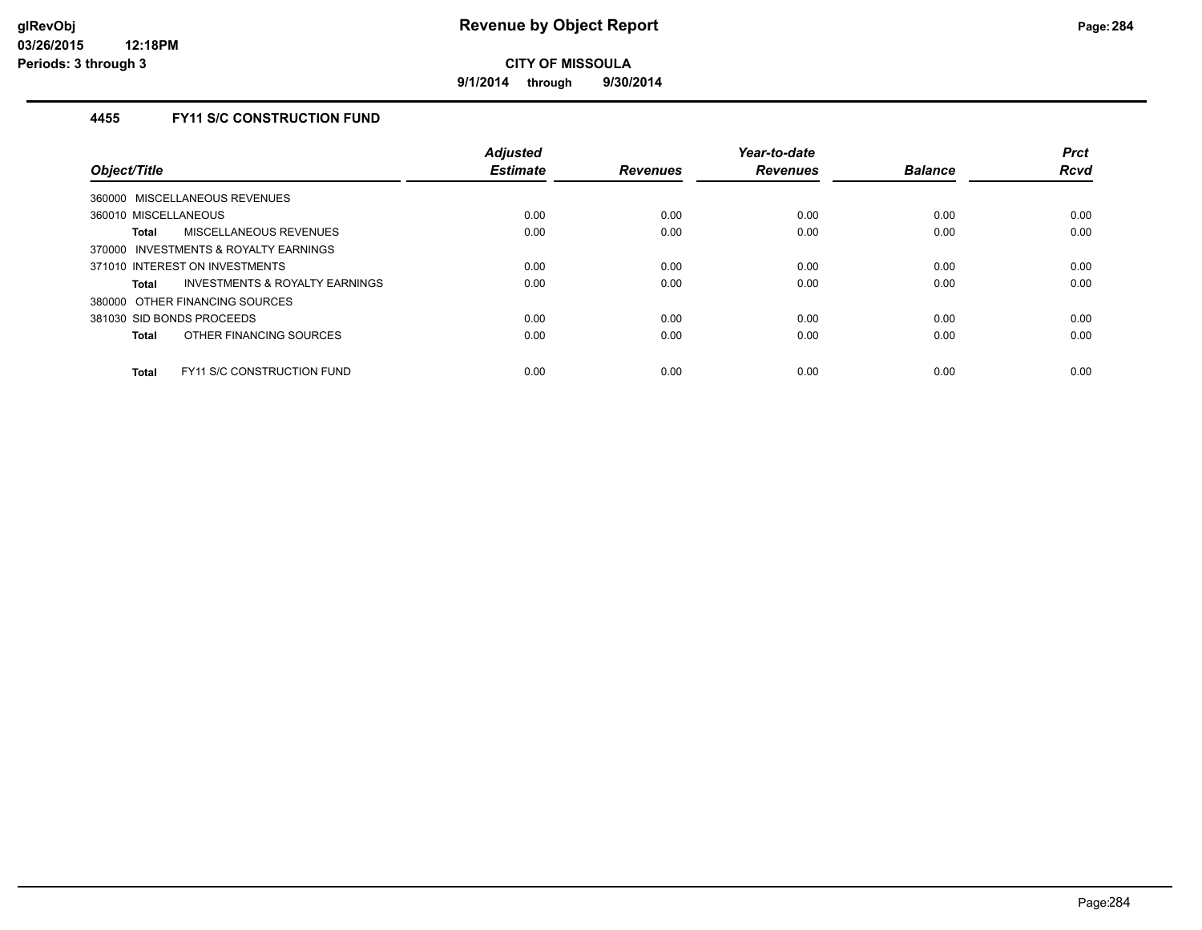# Revenue by Object Report

**CITY OF MISSOULA**

**9/1/2014 through 9/30/2014**

### 4455 FY11 S/C CONSTRUCTION FUND

| Object/Title | Adjusted Estimate | Revenues | Year-to-date Revenues | Balance | Prct Rcvd |
|---|---|---|---|---|---|
| 360000 MISCELLANEOUS REVENUES | | | | | |
| 360010 MISCELLANEOUS | 0.00 | 0.00 | 0.00 | 0.00 | 0.00 |
| **Total** MISCELLANEOUS REVENUES | 0.00 | 0.00 | 0.00 | 0.00 | 0.00 |
| 370000 INVESTMENTS & ROYALTY EARNINGS | | | | | |
| 371010 INTEREST ON INVESTMENTS | 0.00 | 0.00 | 0.00 | 0.00 | 0.00 |
| **Total** INVESTMENTS & ROYALTY EARNINGS | 0.00 | 0.00 | 0.00 | 0.00 | 0.00 |
| 380000 OTHER FINANCING SOURCES | | | | | |
| 381030 SID BONDS PROCEEDS | 0.00 | 0.00 | 0.00 | 0.00 | 0.00 |
| **Total** OTHER FINANCING SOURCES | 0.00 | 0.00 | 0.00 | 0.00 | 0.00 |
| **Total** FY11 S/C CONSTRUCTION FUND | 0.00 | 0.00 | 0.00 | 0.00 | 0.00 |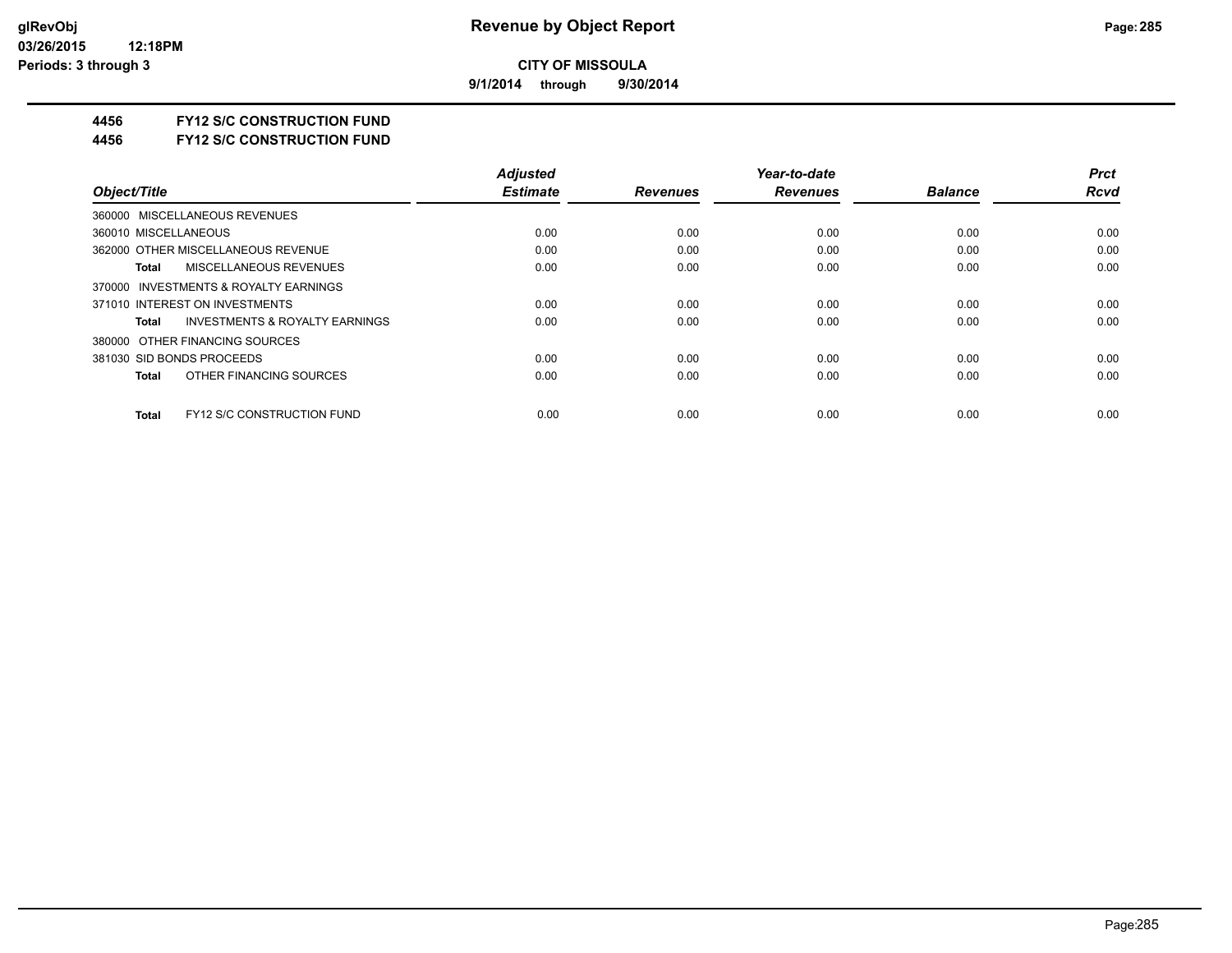**CITY OF MISSOULA**

**9/1/2014 through 9/30/2014**

**4456 FY12 S/C CONSTRUCTION FUND**

**4456 FY12 S/C CONSTRUCTION FUND**

| Object/Title | Adjusted Estimate | Revenues | Year-to-date Revenues | Balance | Prct Rcvd |
|---|---|---|---|---|---|
| 360000 MISCELLANEOUS REVENUES | | | | | |
| 360010 MISCELLANEOUS | 0.00 | 0.00 | 0.00 | 0.00 | 0.00 |
| 362000 OTHER MISCELLANEOUS REVENUE | 0.00 | 0.00 | 0.00 | 0.00 | 0.00 |
| **Total** MISCELLANEOUS REVENUES | 0.00 | 0.00 | 0.00 | 0.00 | 0.00 |
| 370000 INVESTMENTS & ROYALTY EARNINGS | | | | | |
| 371010 INTEREST ON INVESTMENTS | 0.00 | 0.00 | 0.00 | 0.00 | 0.00 |
| **Total** INVESTMENTS & ROYALTY EARNINGS | 0.00 | 0.00 | 0.00 | 0.00 | 0.00 |
| 380000 OTHER FINANCING SOURCES | | | | | |
| 381030 SID BONDS PROCEEDS | 0.00 | 0.00 | 0.00 | 0.00 | 0.00 |
| **Total** OTHER FINANCING SOURCES | 0.00 | 0.00 | 0.00 | 0.00 | 0.00 |
| **Total** FY12 S/C CONSTRUCTION FUND | 0.00 | 0.00 | 0.00 | 0.00 | 0.00 |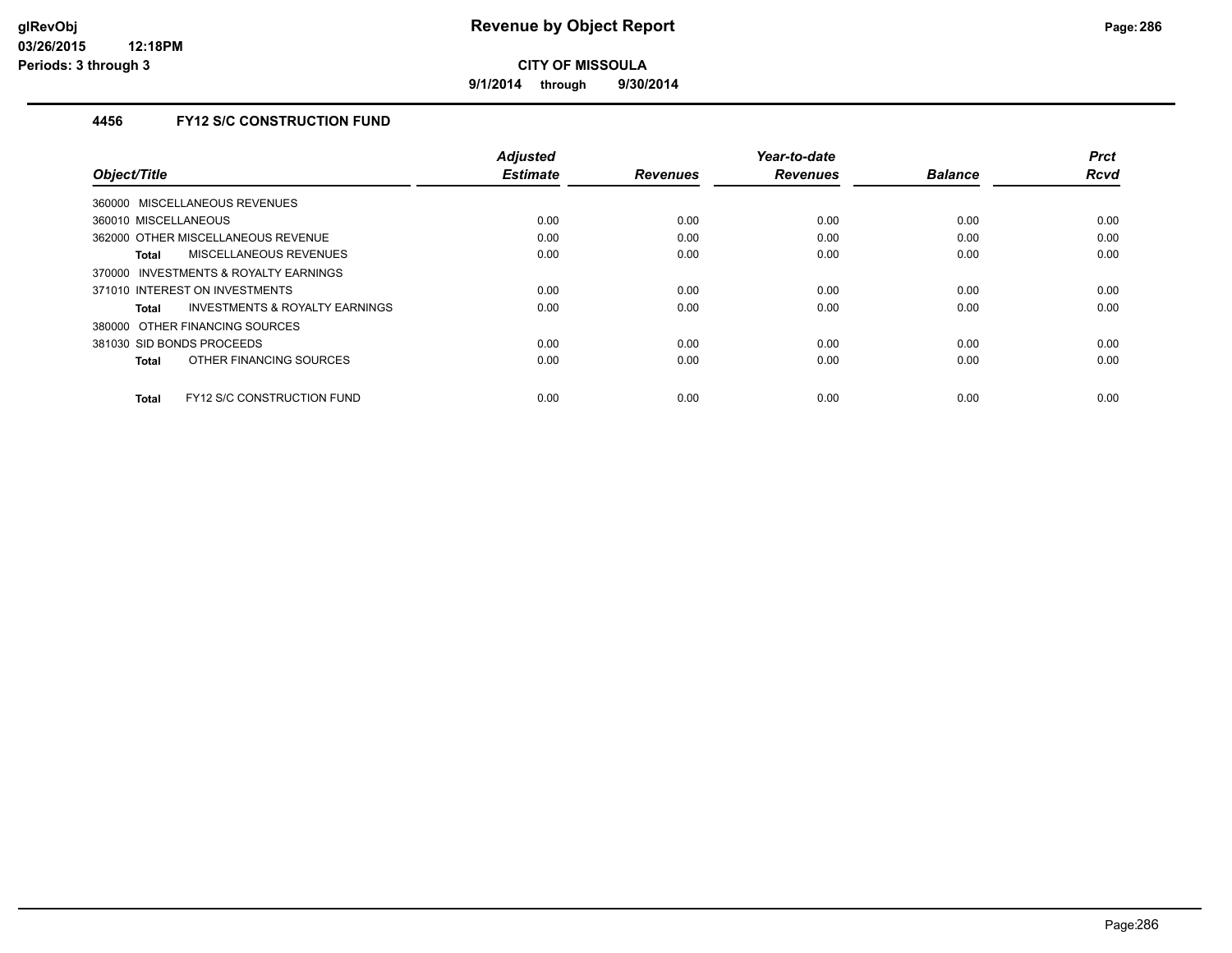# Revenue by Object Report

**CITY OF MISSOULA**

**9/1/2014 through 9/30/2014**

glRevObj
03/26/2015 12:18PM
Periods: 3 through 3

### 4456 FY12 S/C CONSTRUCTION FUND

| Object/Title | Adjusted Estimate | Revenues | Year-to-date Revenues | Balance | Prct Rcvd |
|---|---|---|---|---|---|
| 360000 MISCELLANEOUS REVENUES | | | | | |
| 360010 MISCELLANEOUS | 0.00 | 0.00 | 0.00 | 0.00 | 0.00 |
| 362000 OTHER MISCELLANEOUS REVENUE | 0.00 | 0.00 | 0.00 | 0.00 | 0.00 |
| **Total** MISCELLANEOUS REVENUES | 0.00 | 0.00 | 0.00 | 0.00 | 0.00 |
| 370000 INVESTMENTS & ROYALTY EARNINGS | | | | | |
| 371010 INTEREST ON INVESTMENTS | 0.00 | 0.00 | 0.00 | 0.00 | 0.00 |
| **Total** INVESTMENTS & ROYALTY EARNINGS | 0.00 | 0.00 | 0.00 | 0.00 | 0.00 |
| 380000 OTHER FINANCING SOURCES | | | | | |
| 381030 SID BONDS PROCEEDS | 0.00 | 0.00 | 0.00 | 0.00 | 0.00 |
| **Total** OTHER FINANCING SOURCES | 0.00 | 0.00 | 0.00 | 0.00 | 0.00 |
| **Total** FY12 S/C CONSTRUCTION FUND | 0.00 | 0.00 | 0.00 | 0.00 | 0.00 |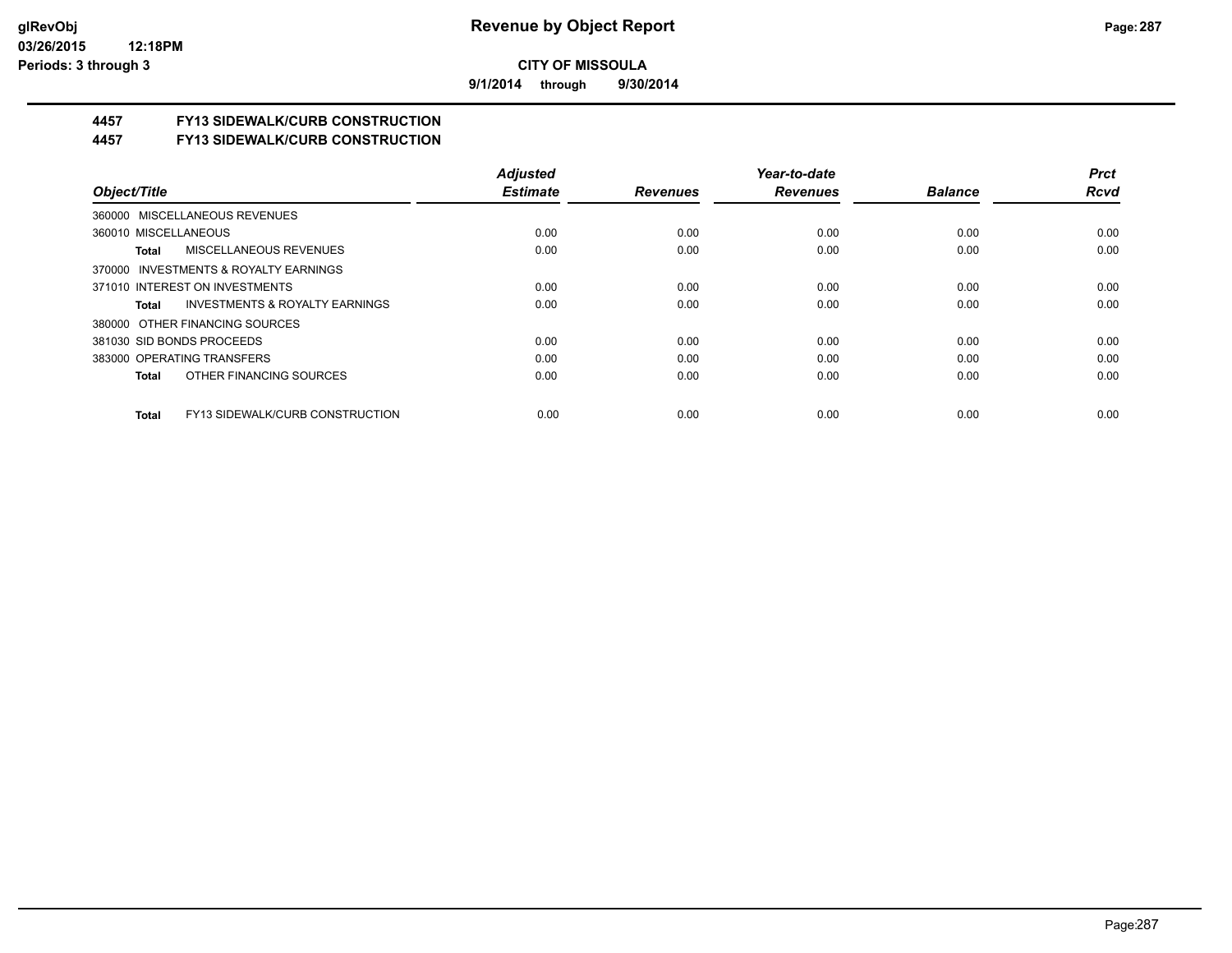# CITY OF MISSOULA

**9/1/2014 through 9/30/2014**

## 4457 FY13 SIDEWALK/CURB CONSTRUCTION
## 4457 FY13 SIDEWALK/CURB CONSTRUCTION

| Object/Title | Adjusted Estimate | Revenues | Year-to-date Revenues | Balance | Prct Rcvd |
|---|---|---|---|---|---|
| 360000 MISCELLANEOUS REVENUES | | | | | |
| 360010 MISCELLANEOUS | 0.00 | 0.00 | 0.00 | 0.00 | 0.00 |
| **Total** MISCELLANEOUS REVENUES | 0.00 | 0.00 | 0.00 | 0.00 | 0.00 |
| 370000 INVESTMENTS & ROYALTY EARNINGS | | | | | |
| 371010 INTEREST ON INVESTMENTS | 0.00 | 0.00 | 0.00 | 0.00 | 0.00 |
| **Total** INVESTMENTS & ROYALTY EARNINGS | 0.00 | 0.00 | 0.00 | 0.00 | 0.00 |
| 380000 OTHER FINANCING SOURCES | | | | | |
| 381030 SID BONDS PROCEEDS | 0.00 | 0.00 | 0.00 | 0.00 | 0.00 |
| 383000 OPERATING TRANSFERS | 0.00 | 0.00 | 0.00 | 0.00 | 0.00 |
| **Total** OTHER FINANCING SOURCES | 0.00 | 0.00 | 0.00 | 0.00 | 0.00 |
| **Total** FY13 SIDEWALK/CURB CONSTRUCTION | 0.00 | 0.00 | 0.00 | 0.00 | 0.00 |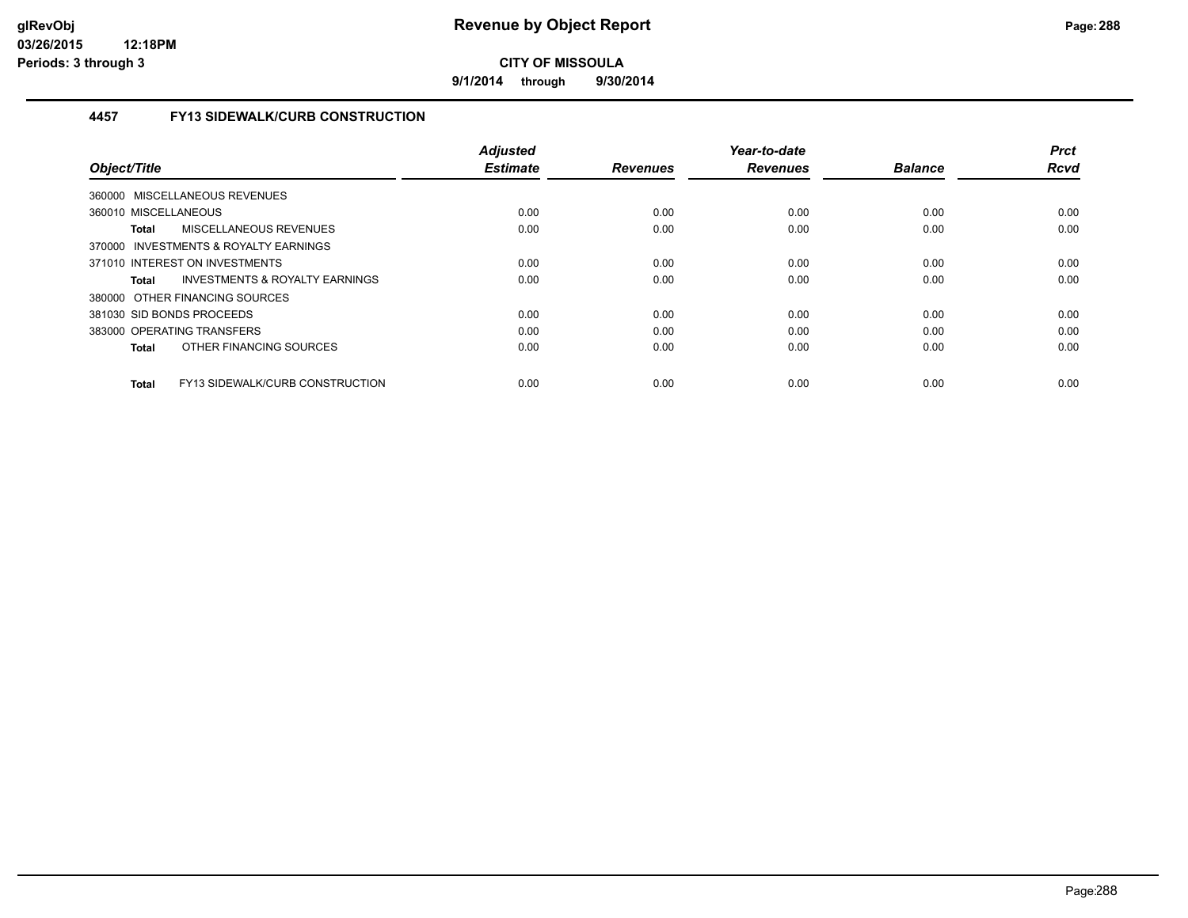# Revenue by Object Report

**CITY OF MISSOULA**

**9/1/2014 through 9/30/2014**

glRevObj
03/26/2015 12:18PM
Periods: 3 through 3

## 4457 FY13 SIDEWALK/CURB CONSTRUCTION

| Object/Title | Adjusted Estimate | Revenues | Year-to-date Revenues | Balance | Prct Rcvd |
|---|---|---|---|---|---|
| 360000 MISCELLANEOUS REVENUES | | | | | |
| 360010 MISCELLANEOUS | 0.00 | 0.00 | 0.00 | 0.00 | 0.00 |
| **Total** MISCELLANEOUS REVENUES | 0.00 | 0.00 | 0.00 | 0.00 | 0.00 |
| 370000 INVESTMENTS & ROYALTY EARNINGS | | | | | |
| 371010 INTEREST ON INVESTMENTS | 0.00 | 0.00 | 0.00 | 0.00 | 0.00 |
| **Total** INVESTMENTS & ROYALTY EARNINGS | 0.00 | 0.00 | 0.00 | 0.00 | 0.00 |
| 380000 OTHER FINANCING SOURCES | | | | | |
| 381030 SID BONDS PROCEEDS | 0.00 | 0.00 | 0.00 | 0.00 | 0.00 |
| 383000 OPERATING TRANSFERS | 0.00 | 0.00 | 0.00 | 0.00 | 0.00 |
| **Total** OTHER FINANCING SOURCES | 0.00 | 0.00 | 0.00 | 0.00 | 0.00 |
| **Total** FY13 SIDEWALK/CURB CONSTRUCTION | 0.00 | 0.00 | 0.00 | 0.00 | 0.00 |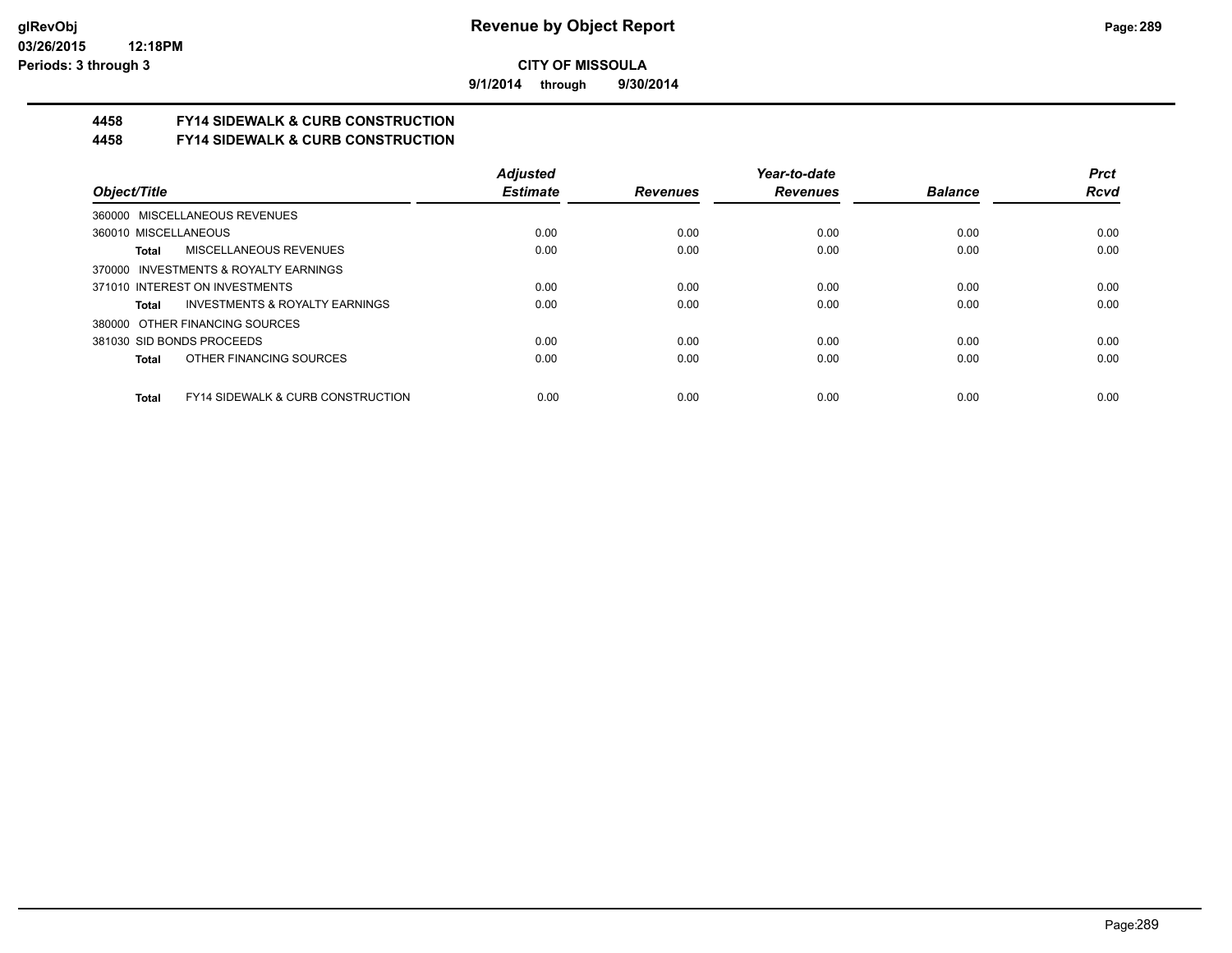**CITY OF MISSOULA**

**9/1/2014 through 9/30/2014**

## 4458 FY14 SIDEWALK & CURB CONSTRUCTION

## 4458 FY14 SIDEWALK & CURB CONSTRUCTION

| Object/Title | | Adjusted Estimate | Revenues | Year-to-date Revenues | Balance | Prct Rcvd |
|---|---|---|---|---|---|---|
| 360000 MISCELLANEOUS REVENUES | | | | | | |
| 360010 MISCELLANEOUS | | 0.00 | 0.00 | 0.00 | 0.00 | 0.00 |
| Total | MISCELLANEOUS REVENUES | 0.00 | 0.00 | 0.00 | 0.00 | 0.00 |
| 370000 INVESTMENTS & ROYALTY EARNINGS | | | | | | |
| 371010 INTEREST ON INVESTMENTS | | 0.00 | 0.00 | 0.00 | 0.00 | 0.00 |
| Total | INVESTMENTS & ROYALTY EARNINGS | 0.00 | 0.00 | 0.00 | 0.00 | 0.00 |
| 380000 OTHER FINANCING SOURCES | | | | | | |
| 381030 SID BONDS PROCEEDS | | 0.00 | 0.00 | 0.00 | 0.00 | 0.00 |
| Total | OTHER FINANCING SOURCES | 0.00 | 0.00 | 0.00 | 0.00 | 0.00 |
| Total | FY14 SIDEWALK & CURB CONSTRUCTION | 0.00 | 0.00 | 0.00 | 0.00 | 0.00 |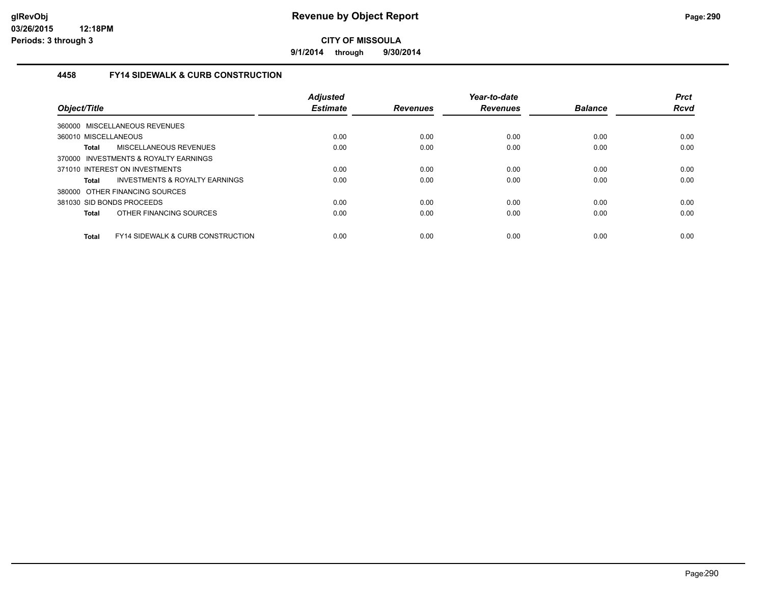**glRevObj** 03/26/2015 12:18PM Periods: 3 through 3

# Revenue by Object Report

**CITY OF MISSOULA**

**9/1/2014 through 9/30/2014**

### 4458 FY14 SIDEWALK & CURB CONSTRUCTION

| Object/Title | Adjusted Estimate | Revenues | Year-to-date Revenues | Balance | Prct Rcvd |
|---|---|---|---|---|---|
| 360000 MISCELLANEOUS REVENUES | | | | | |
| 360010 MISCELLANEOUS | 0.00 | 0.00 | 0.00 | 0.00 | 0.00 |
| **Total** MISCELLANEOUS REVENUES | 0.00 | 0.00 | 0.00 | 0.00 | 0.00 |
| 370000 INVESTMENTS & ROYALTY EARNINGS | | | | | |
| 371010 INTEREST ON INVESTMENTS | 0.00 | 0.00 | 0.00 | 0.00 | 0.00 |
| **Total** INVESTMENTS & ROYALTY EARNINGS | 0.00 | 0.00 | 0.00 | 0.00 | 0.00 |
| 380000 OTHER FINANCING SOURCES | | | | | |
| 381030 SID BONDS PROCEEDS | 0.00 | 0.00 | 0.00 | 0.00 | 0.00 |
| **Total** OTHER FINANCING SOURCES | 0.00 | 0.00 | 0.00 | 0.00 | 0.00 |
| **Total** FY14 SIDEWALK & CURB CONSTRUCTION | 0.00 | 0.00 | 0.00 | 0.00 | 0.00 |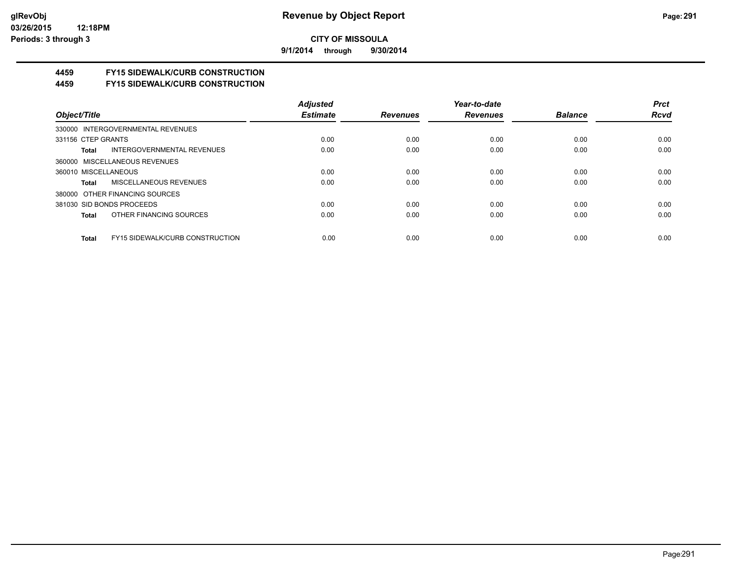**glRevObj**
**03/26/2015 12:18PM**
**Periods: 3 through 3**

# Revenue by Object Report

**CITY OF MISSOULA**

**9/1/2014 through 9/30/2014**

## 4459 FY15 SIDEWALK/CURB CONSTRUCTION
## 4459 FY15 SIDEWALK/CURB CONSTRUCTION

| Object/Title | Adjusted Estimate | Revenues | Year-to-date Revenues | Balance | Prct Rcvd |
|---|---|---|---|---|---|
| 330000 INTERGOVERNMENTAL REVENUES | | | | | |
| 331156 CTEP GRANTS | 0.00 | 0.00 | 0.00 | 0.00 | 0.00 |
| **Total** INTERGOVERNMENTAL REVENUES | 0.00 | 0.00 | 0.00 | 0.00 | 0.00 |
| 360000 MISCELLANEOUS REVENUES | | | | | |
| 360010 MISCELLANEOUS | 0.00 | 0.00 | 0.00 | 0.00 | 0.00 |
| **Total** MISCELLANEOUS REVENUES | 0.00 | 0.00 | 0.00 | 0.00 | 0.00 |
| 380000 OTHER FINANCING SOURCES | | | | | |
| 381030 SID BONDS PROCEEDS | 0.00 | 0.00 | 0.00 | 0.00 | 0.00 |
| **Total** OTHER FINANCING SOURCES | 0.00 | 0.00 | 0.00 | 0.00 | 0.00 |
| **Total** FY15 SIDEWALK/CURB CONSTRUCTION | 0.00 | 0.00 | 0.00 | 0.00 | 0.00 |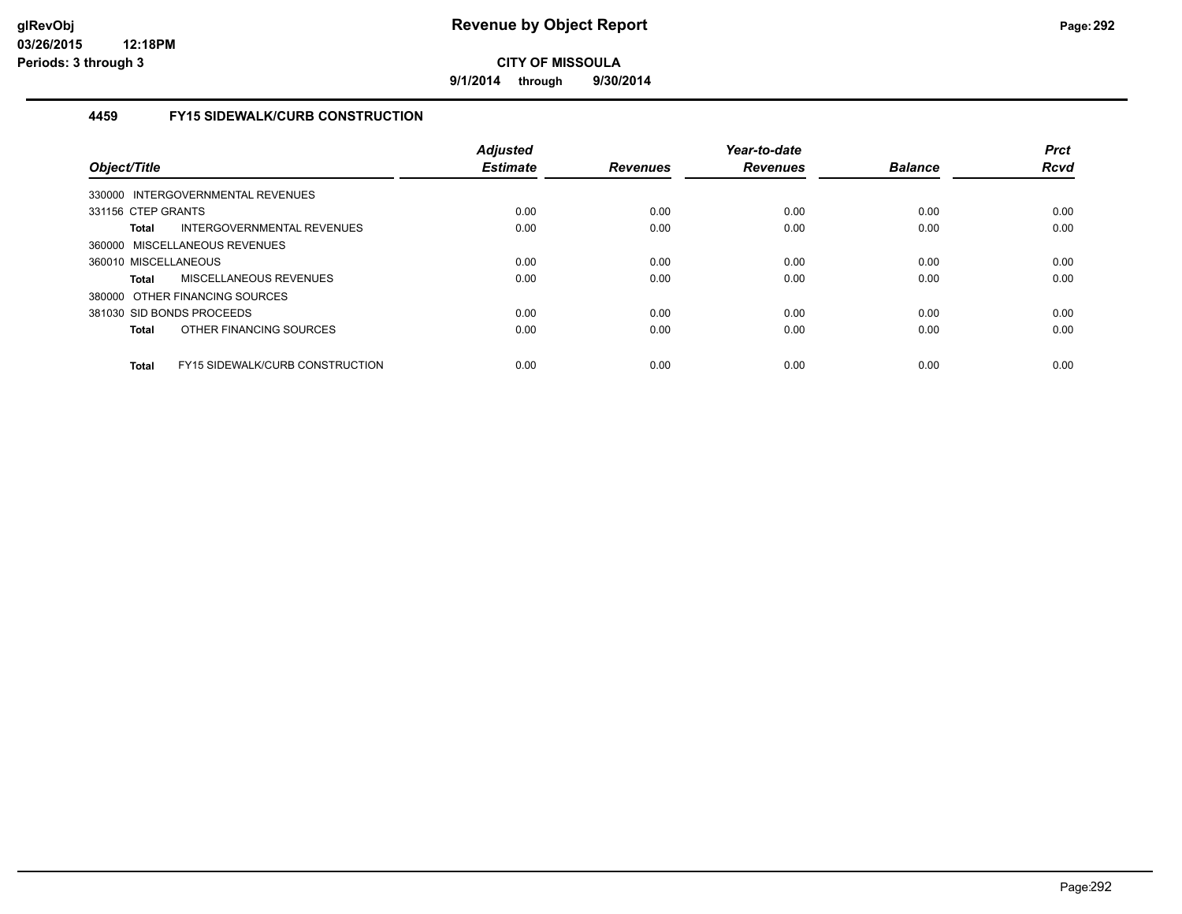**CITY OF MISSOULA**

**9/1/2014 through 9/30/2014**

### 4459 FY15 SIDEWALK/CURB CONSTRUCTION

| Object/Title | Adjusted Estimate | Revenues | Year-to-date Revenues | Balance | Prct Rcvd |
|---|---|---|---|---|---|
| 330000 INTERGOVERNMENTAL REVENUES | | | | | |
| 331156 CTEP GRANTS | 0.00 | 0.00 | 0.00 | 0.00 | 0.00 |
| **Total** INTERGOVERNMENTAL REVENUES | 0.00 | 0.00 | 0.00 | 0.00 | 0.00 |
| 360000 MISCELLANEOUS REVENUES | | | | | |
| 360010 MISCELLANEOUS | 0.00 | 0.00 | 0.00 | 0.00 | 0.00 |
| **Total** MISCELLANEOUS REVENUES | 0.00 | 0.00 | 0.00 | 0.00 | 0.00 |
| 380000 OTHER FINANCING SOURCES | | | | | |
| 381030 SID BONDS PROCEEDS | 0.00 | 0.00 | 0.00 | 0.00 | 0.00 |
| **Total** OTHER FINANCING SOURCES | 0.00 | 0.00 | 0.00 | 0.00 | 0.00 |
| **Total** FY15 SIDEWALK/CURB CONSTRUCTION | 0.00 | 0.00 | 0.00 | 0.00 | 0.00 |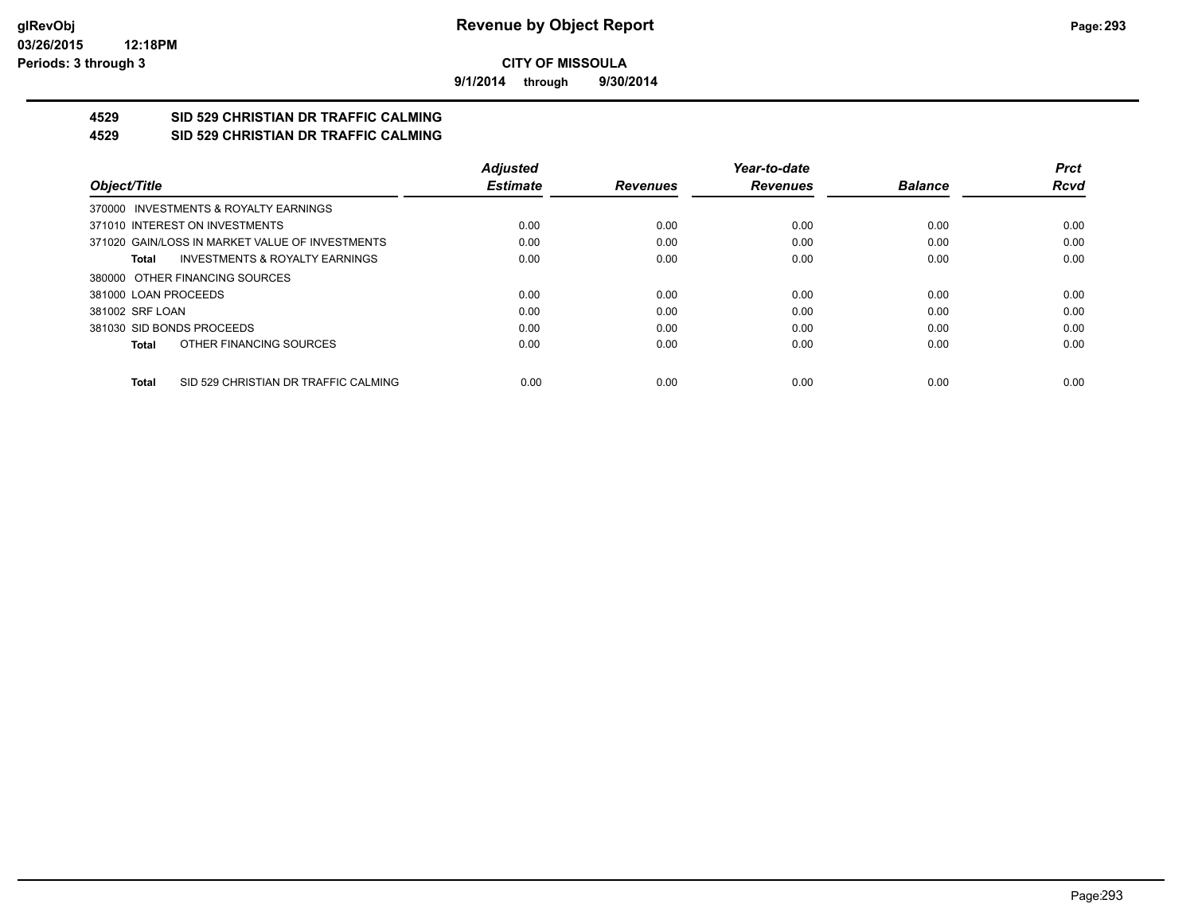**CITY OF MISSOULA**

**9/1/2014 through 9/30/2014**

## 4529 SID 529 CHRISTIAN DR TRAFFIC CALMING

## 4529 SID 529 CHRISTIAN DR TRAFFIC CALMING

| Object/Title | Adjusted Estimate | Revenues | Year-to-date Revenues | Balance | Prct Rcvd |
|---|---|---|---|---|---|
| 370000 INVESTMENTS & ROYALTY EARNINGS | | | | | |
| 371010 INTEREST ON INVESTMENTS | 0.00 | 0.00 | 0.00 | 0.00 | 0.00 |
| 371020 GAIN/LOSS IN MARKET VALUE OF INVESTMENTS | 0.00 | 0.00 | 0.00 | 0.00 | 0.00 |
| **Total** INVESTMENTS & ROYALTY EARNINGS | 0.00 | 0.00 | 0.00 | 0.00 | 0.00 |
| 380000 OTHER FINANCING SOURCES | | | | | |
| 381000 LOAN PROCEEDS | 0.00 | 0.00 | 0.00 | 0.00 | 0.00 |
| 381002 SRF LOAN | 0.00 | 0.00 | 0.00 | 0.00 | 0.00 |
| 381030 SID BONDS PROCEEDS | 0.00 | 0.00 | 0.00 | 0.00 | 0.00 |
| **Total** OTHER FINANCING SOURCES | 0.00 | 0.00 | 0.00 | 0.00 | 0.00 |
| **Total** SID 529 CHRISTIAN DR TRAFFIC CALMING | 0.00 | 0.00 | 0.00 | 0.00 | 0.00 |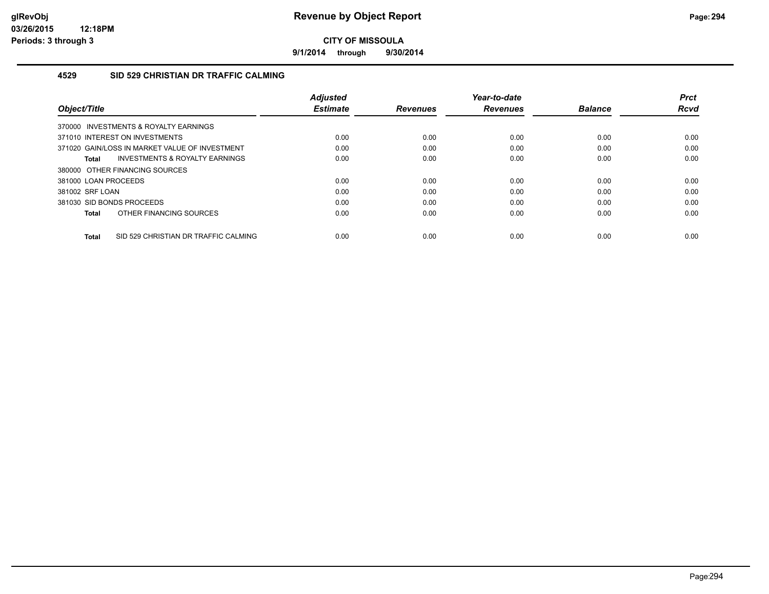# Revenue by Object Report

**CITY OF MISSOULA**

**9/1/2014 through 9/30/2014**

glRevObj
03/26/2015 12:18PM
Periods: 3 through 3

### 4529 SID 529 CHRISTIAN DR TRAFFIC CALMING

| Object/Title | Adjusted Estimate | Revenues | Year-to-date Revenues | Balance | Prct Rcvd |
|---|---|---|---|---|---|
| 370000 INVESTMENTS & ROYALTY EARNINGS | | | | | |
| 371010 INTEREST ON INVESTMENTS | 0.00 | 0.00 | 0.00 | 0.00 | 0.00 |
| 371020 GAIN/LOSS IN MARKET VALUE OF INVESTMENT | 0.00 | 0.00 | 0.00 | 0.00 | 0.00 |
| **Total** INVESTMENTS & ROYALTY EARNINGS | 0.00 | 0.00 | 0.00 | 0.00 | 0.00 |
| 380000 OTHER FINANCING SOURCES | | | | | |
| 381000 LOAN PROCEEDS | 0.00 | 0.00 | 0.00 | 0.00 | 0.00 |
| 381002 SRF LOAN | 0.00 | 0.00 | 0.00 | 0.00 | 0.00 |
| 381030 SID BONDS PROCEEDS | 0.00 | 0.00 | 0.00 | 0.00 | 0.00 |
| **Total** OTHER FINANCING SOURCES | 0.00 | 0.00 | 0.00 | 0.00 | 0.00 |
| **Total** SID 529 CHRISTIAN DR TRAFFIC CALMING | 0.00 | 0.00 | 0.00 | 0.00 | 0.00 |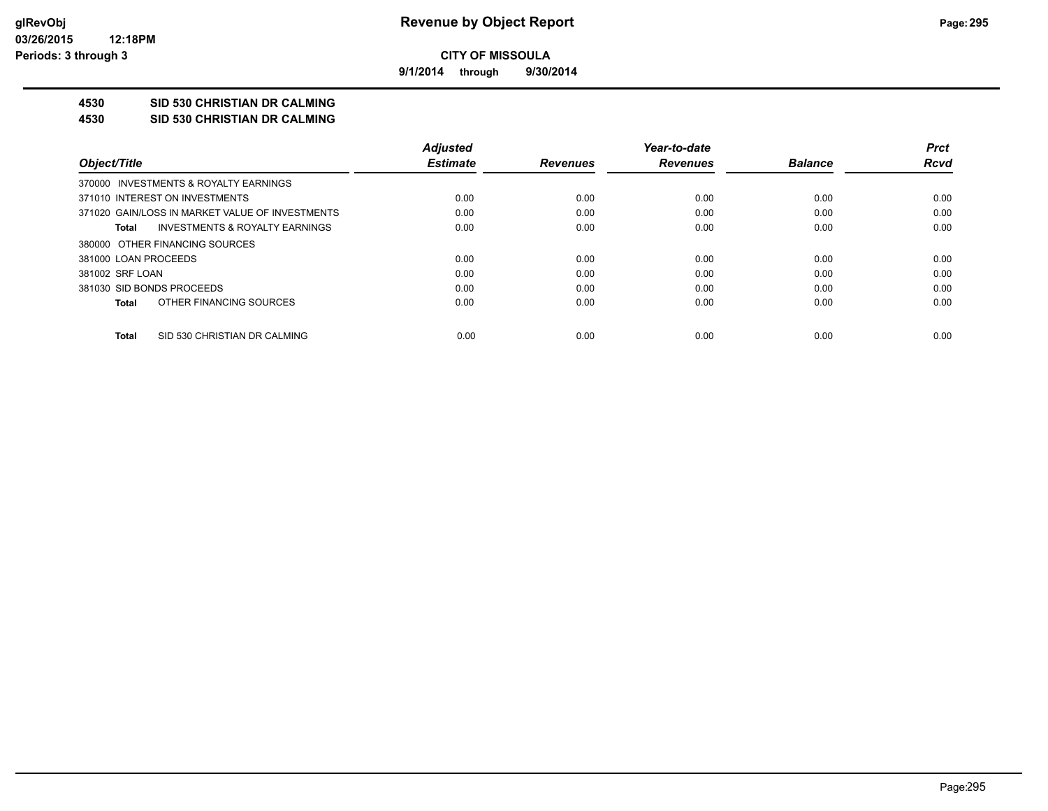**CITY OF MISSOULA**

**9/1/2014 through 9/30/2014**

## 4530 SID 530 CHRISTIAN DR CALMING
## 4530 SID 530 CHRISTIAN DR CALMING

| Object/Title | Adjusted Estimate | Revenues | Year-to-date Revenues | Balance | Prct Rcvd |
|---|---|---|---|---|---|
| 370000 INVESTMENTS & ROYALTY EARNINGS | | | | | |
| 371010 INTEREST ON INVESTMENTS | 0.00 | 0.00 | 0.00 | 0.00 | 0.00 |
| 371020 GAIN/LOSS IN MARKET VALUE OF INVESTMENTS | 0.00 | 0.00 | 0.00 | 0.00 | 0.00 |
| **Total** INVESTMENTS & ROYALTY EARNINGS | 0.00 | 0.00 | 0.00 | 0.00 | 0.00 |
| 380000 OTHER FINANCING SOURCES | | | | | |
| 381000 LOAN PROCEEDS | 0.00 | 0.00 | 0.00 | 0.00 | 0.00 |
| 381002 SRF LOAN | 0.00 | 0.00 | 0.00 | 0.00 | 0.00 |
| 381030 SID BONDS PROCEEDS | 0.00 | 0.00 | 0.00 | 0.00 | 0.00 |
| **Total** OTHER FINANCING SOURCES | 0.00 | 0.00 | 0.00 | 0.00 | 0.00 |
| **Total** SID 530 CHRISTIAN DR CALMING | 0.00 | 0.00 | 0.00 | 0.00 | 0.00 |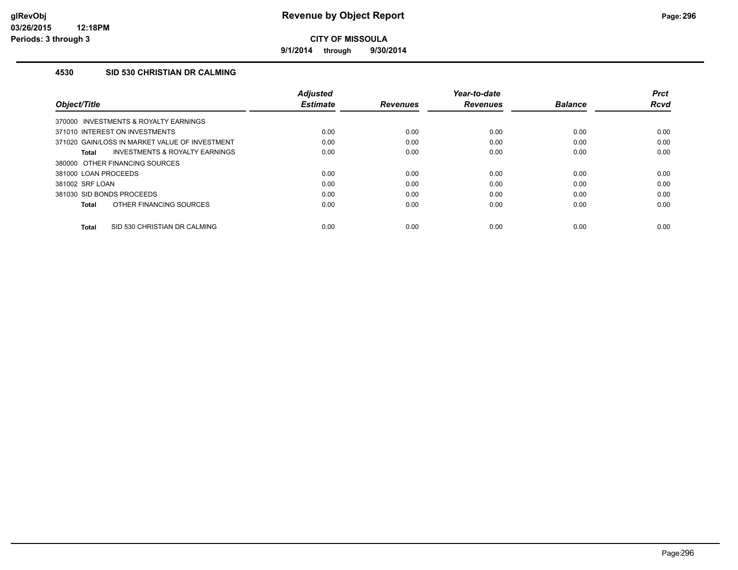# Revenue by Object Report

**CITY OF MISSOULA**

**9/1/2014 through 9/30/2014**

glRevObj
03/26/2015 12:18PM
Periods: 3 through 3

## 4530 SID 530 CHRISTIAN DR CALMING

| Object/Title | Adjusted Estimate | Revenues | Year-to-date Revenues | Balance | Prct Rcvd |
|---|---|---|---|---|---|
| 370000 INVESTMENTS & ROYALTY EARNINGS | | | | | |
| 371010 INTEREST ON INVESTMENTS | 0.00 | 0.00 | 0.00 | 0.00 | 0.00 |
| 371020 GAIN/LOSS IN MARKET VALUE OF INVESTMENT | 0.00 | 0.00 | 0.00 | 0.00 | 0.00 |
| **Total** INVESTMENTS & ROYALTY EARNINGS | 0.00 | 0.00 | 0.00 | 0.00 | 0.00 |
| 380000 OTHER FINANCING SOURCES | | | | | |
| 381000 LOAN PROCEEDS | 0.00 | 0.00 | 0.00 | 0.00 | 0.00 |
| 381002 SRF LOAN | 0.00 | 0.00 | 0.00 | 0.00 | 0.00 |
| 381030 SID BONDS PROCEEDS | 0.00 | 0.00 | 0.00 | 0.00 | 0.00 |
| **Total** OTHER FINANCING SOURCES | 0.00 | 0.00 | 0.00 | 0.00 | 0.00 |
| **Total** SID 530 CHRISTIAN DR CALMING | 0.00 | 0.00 | 0.00 | 0.00 | 0.00 |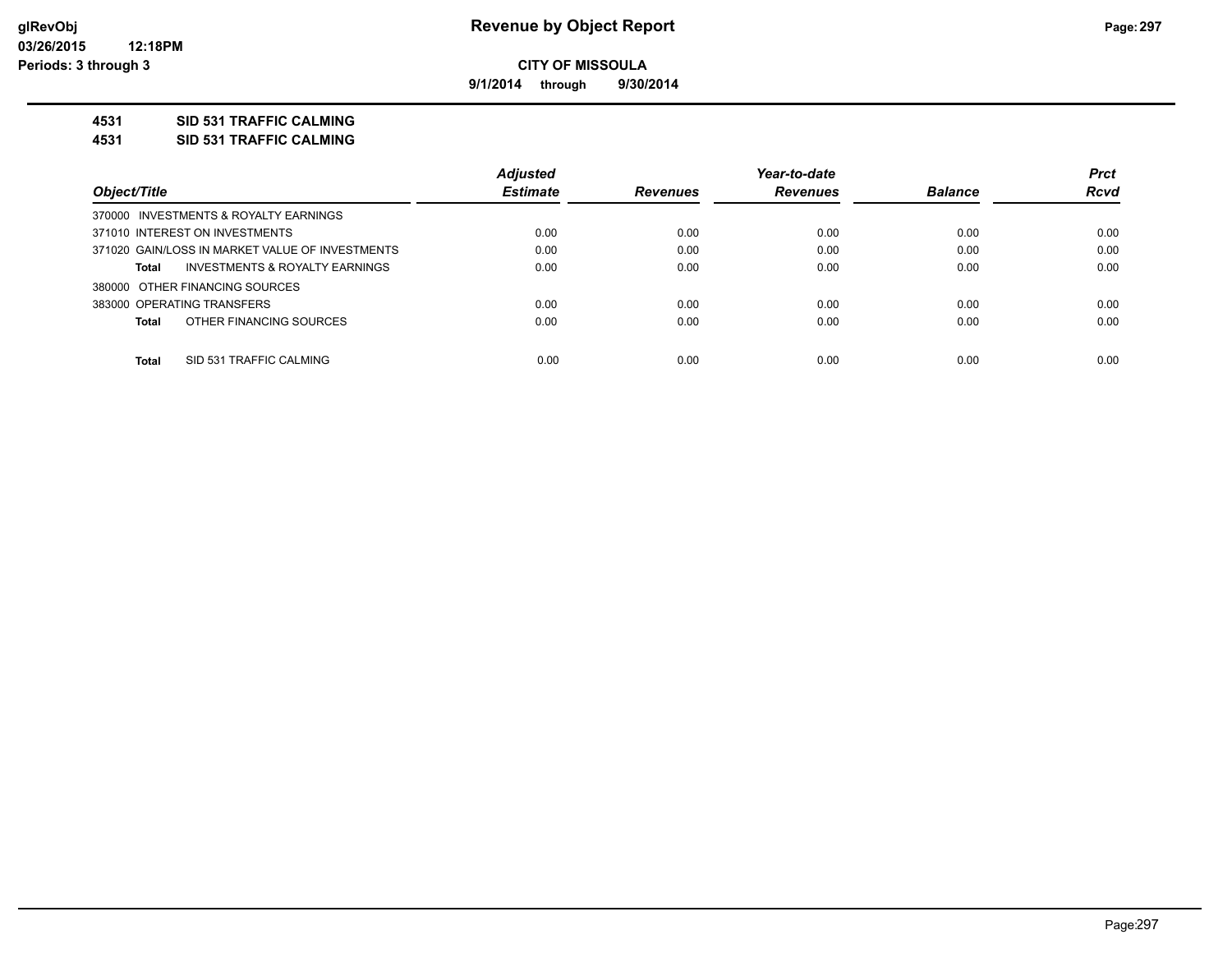# Revenue by Object Report

**glRevObj**
**03/26/2015 12:18PM**
**Periods: 3 through 3**

**CITY OF MISSOULA**

**9/1/2014 through 9/30/2014**

## 4531 SID 531 TRAFFIC CALMING

## 4531 SID 531 TRAFFIC CALMING

| Object/Title | Adjusted Estimate | Revenues | Year-to-date Revenues | Balance | Prct Rcvd |
|---|---|---|---|---|---|
| 370000 INVESTMENTS & ROYALTY EARNINGS | | | | | |
| 371010 INTEREST ON INVESTMENTS | 0.00 | 0.00 | 0.00 | 0.00 | 0.00 |
| 371020 GAIN/LOSS IN MARKET VALUE OF INVESTMENTS | 0.00 | 0.00 | 0.00 | 0.00 | 0.00 |
| **Total** INVESTMENTS & ROYALTY EARNINGS | 0.00 | 0.00 | 0.00 | 0.00 | 0.00 |
| 380000 OTHER FINANCING SOURCES | | | | | |
| 383000 OPERATING TRANSFERS | 0.00 | 0.00 | 0.00 | 0.00 | 0.00 |
| **Total** OTHER FINANCING SOURCES | 0.00 | 0.00 | 0.00 | 0.00 | 0.00 |
| **Total** SID 531 TRAFFIC CALMING | 0.00 | 0.00 | 0.00 | 0.00 | 0.00 |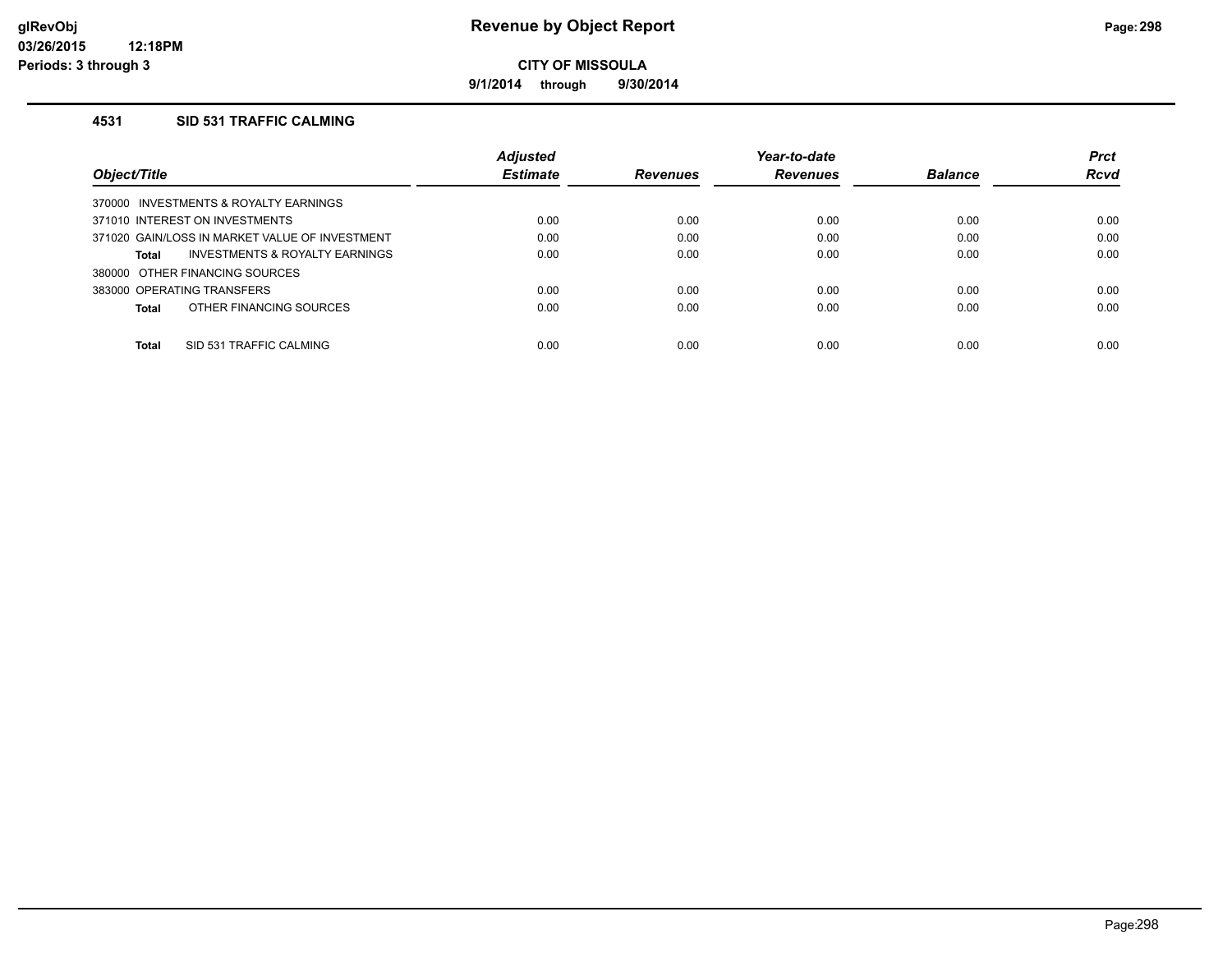**glRevObj**
**03/26/2015 12:18PM**
**Periods: 3 through 3**

# Revenue by Object Report

**CITY OF MISSOULA**

**9/1/2014 through 9/30/2014**

### 4531 SID 531 TRAFFIC CALMING

| Object/Title | Adjusted Estimate | Revenues | Year-to-date Revenues | Balance | Prct Rcvd |
|---|---|---|---|---|---|
| 370000 INVESTMENTS & ROYALTY EARNINGS | | | | | |
| 371010 INTEREST ON INVESTMENTS | 0.00 | 0.00 | 0.00 | 0.00 | 0.00 |
| 371020 GAIN/LOSS IN MARKET VALUE OF INVESTMENT | 0.00 | 0.00 | 0.00 | 0.00 | 0.00 |
| **Total** INVESTMENTS & ROYALTY EARNINGS | 0.00 | 0.00 | 0.00 | 0.00 | 0.00 |
| 380000 OTHER FINANCING SOURCES | | | | | |
| 383000 OPERATING TRANSFERS | 0.00 | 0.00 | 0.00 | 0.00 | 0.00 |
| **Total** OTHER FINANCING SOURCES | 0.00 | 0.00 | 0.00 | 0.00 | 0.00 |
| **Total** SID 531 TRAFFIC CALMING | 0.00 | 0.00 | 0.00 | 0.00 | 0.00 |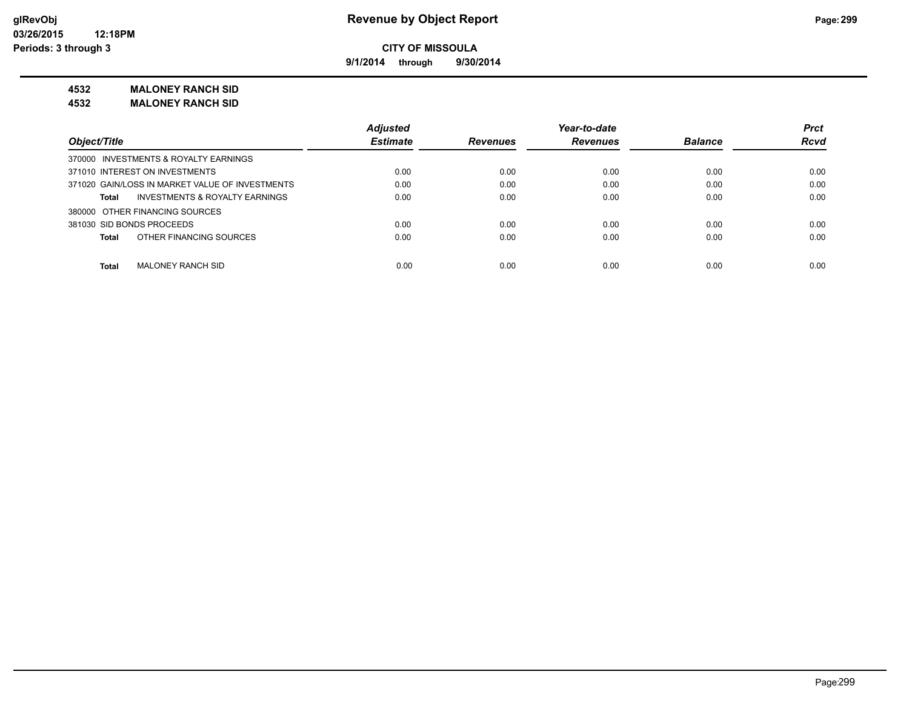**glRevObj**
**03/26/2015 12:18PM**
**Periods: 3 through 3**

# Revenue by Object Report

**CITY OF MISSOULA**

**9/1/2014 through 9/30/2014**

**4532 MALONEY RANCH SID**
**4532 MALONEY RANCH SID**

| Object/Title | Adjusted Estimate | Revenues | Year-to-date Revenues | Balance | Prct Rcvd |
|---|---|---|---|---|---|
| 370000 INVESTMENTS & ROYALTY EARNINGS | | | | | |
| 371010 INTEREST ON INVESTMENTS | 0.00 | 0.00 | 0.00 | 0.00 | 0.00 |
| 371020 GAIN/LOSS IN MARKET VALUE OF INVESTMENTS | 0.00 | 0.00 | 0.00 | 0.00 | 0.00 |
| **Total** INVESTMENTS & ROYALTY EARNINGS | 0.00 | 0.00 | 0.00 | 0.00 | 0.00 |
| 380000 OTHER FINANCING SOURCES | | | | | |
| 381030 SID BONDS PROCEEDS | 0.00 | 0.00 | 0.00 | 0.00 | 0.00 |
| **Total** OTHER FINANCING SOURCES | 0.00 | 0.00 | 0.00 | 0.00 | 0.00 |
| **Total** MALONEY RANCH SID | 0.00 | 0.00 | 0.00 | 0.00 | 0.00 |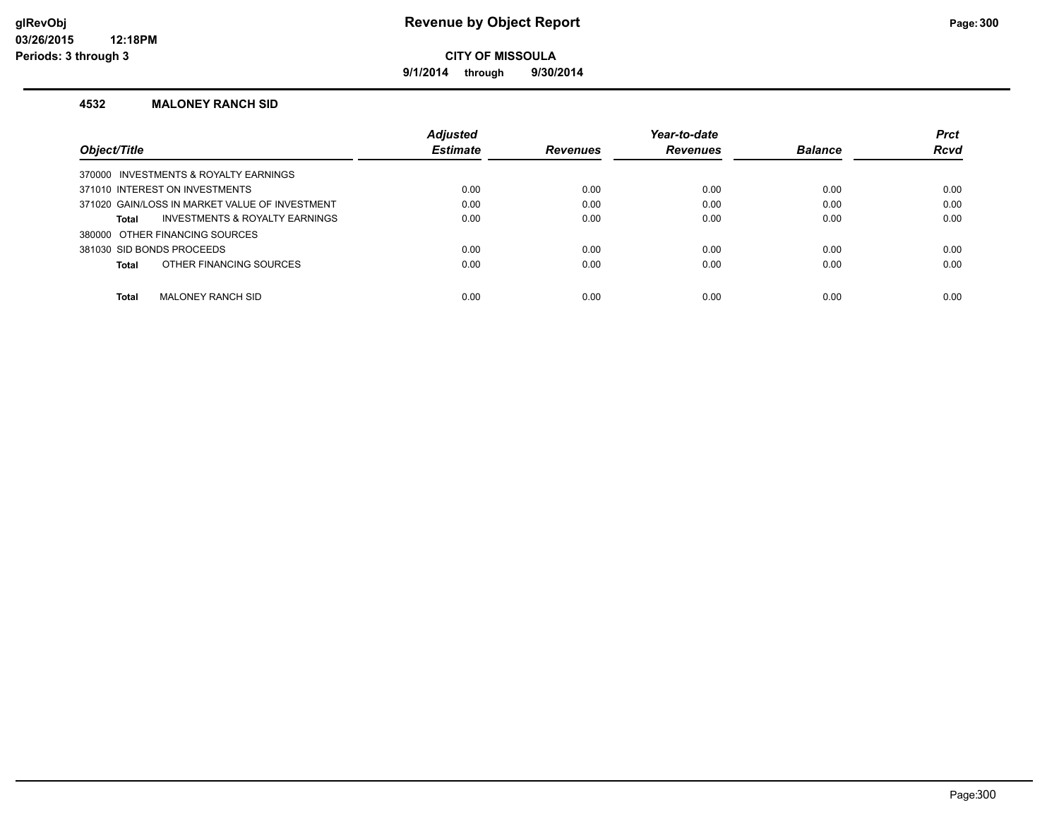**glRevObj**
**03/26/2015 12:18PM**
**Periods: 3 through 3**

# Revenue by Object Report

**CITY OF MISSOULA**

**9/1/2014 through 9/30/2014**

### 4532 MALONEY RANCH SID

| Object/Title | Adjusted Estimate | Revenues | Year-to-date Revenues | Balance | Prct Rcvd |
|---|---|---|---|---|---|
| 370000 INVESTMENTS & ROYALTY EARNINGS | | | | | |
| 371010 INTEREST ON INVESTMENTS | 0.00 | 0.00 | 0.00 | 0.00 | 0.00 |
| 371020 GAIN/LOSS IN MARKET VALUE OF INVESTMENT | 0.00 | 0.00 | 0.00 | 0.00 | 0.00 |
| **Total** INVESTMENTS & ROYALTY EARNINGS | 0.00 | 0.00 | 0.00 | 0.00 | 0.00 |
| 380000 OTHER FINANCING SOURCES | | | | | |
| 381030 SID BONDS PROCEEDS | 0.00 | 0.00 | 0.00 | 0.00 | 0.00 |
| **Total** OTHER FINANCING SOURCES | 0.00 | 0.00 | 0.00 | 0.00 | 0.00 |
| **Total** MALONEY RANCH SID | 0.00 | 0.00 | 0.00 | 0.00 | 0.00 |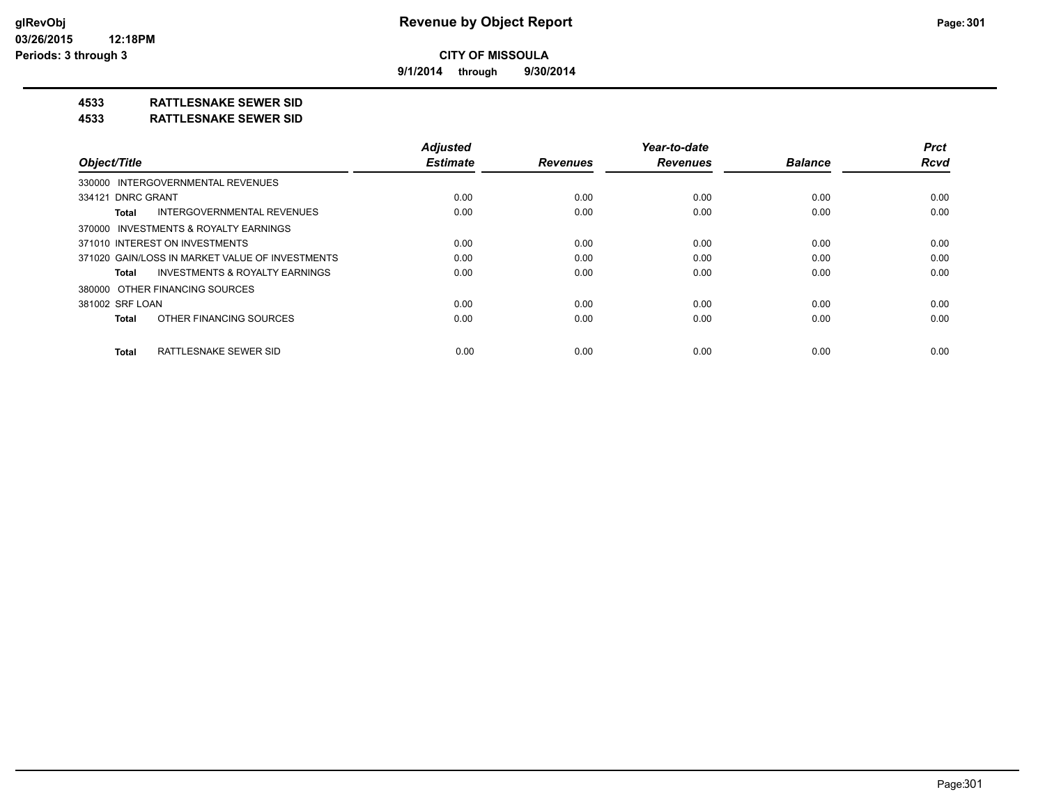**CITY OF MISSOULA**

**9/1/2014 through 9/30/2014**

**4533 RATTLESNAKE SEWER SID**

**4533 RATTLESNAKE SEWER SID**

| Object/Title | Adjusted Estimate | Revenues | Year-to-date Revenues | Balance | Prct Rcvd |
|---|---|---|---|---|---|
| 330000 INTERGOVERNMENTAL REVENUES | | | | | |
| 334121 DNRC GRANT | 0.00 | 0.00 | 0.00 | 0.00 | 0.00 |
| **Total** INTERGOVERNMENTAL REVENUES | 0.00 | 0.00 | 0.00 | 0.00 | 0.00 |
| 370000 INVESTMENTS & ROYALTY EARNINGS | | | | | |
| 371010 INTEREST ON INVESTMENTS | 0.00 | 0.00 | 0.00 | 0.00 | 0.00 |
| 371020 GAIN/LOSS IN MARKET VALUE OF INVESTMENTS | 0.00 | 0.00 | 0.00 | 0.00 | 0.00 |
| **Total** INVESTMENTS & ROYALTY EARNINGS | 0.00 | 0.00 | 0.00 | 0.00 | 0.00 |
| 380000 OTHER FINANCING SOURCES | | | | | |
| 381002 SRF LOAN | 0.00 | 0.00 | 0.00 | 0.00 | 0.00 |
| **Total** OTHER FINANCING SOURCES | 0.00 | 0.00 | 0.00 | 0.00 | 0.00 |
| **Total** RATTLESNAKE SEWER SID | 0.00 | 0.00 | 0.00 | 0.00 | 0.00 |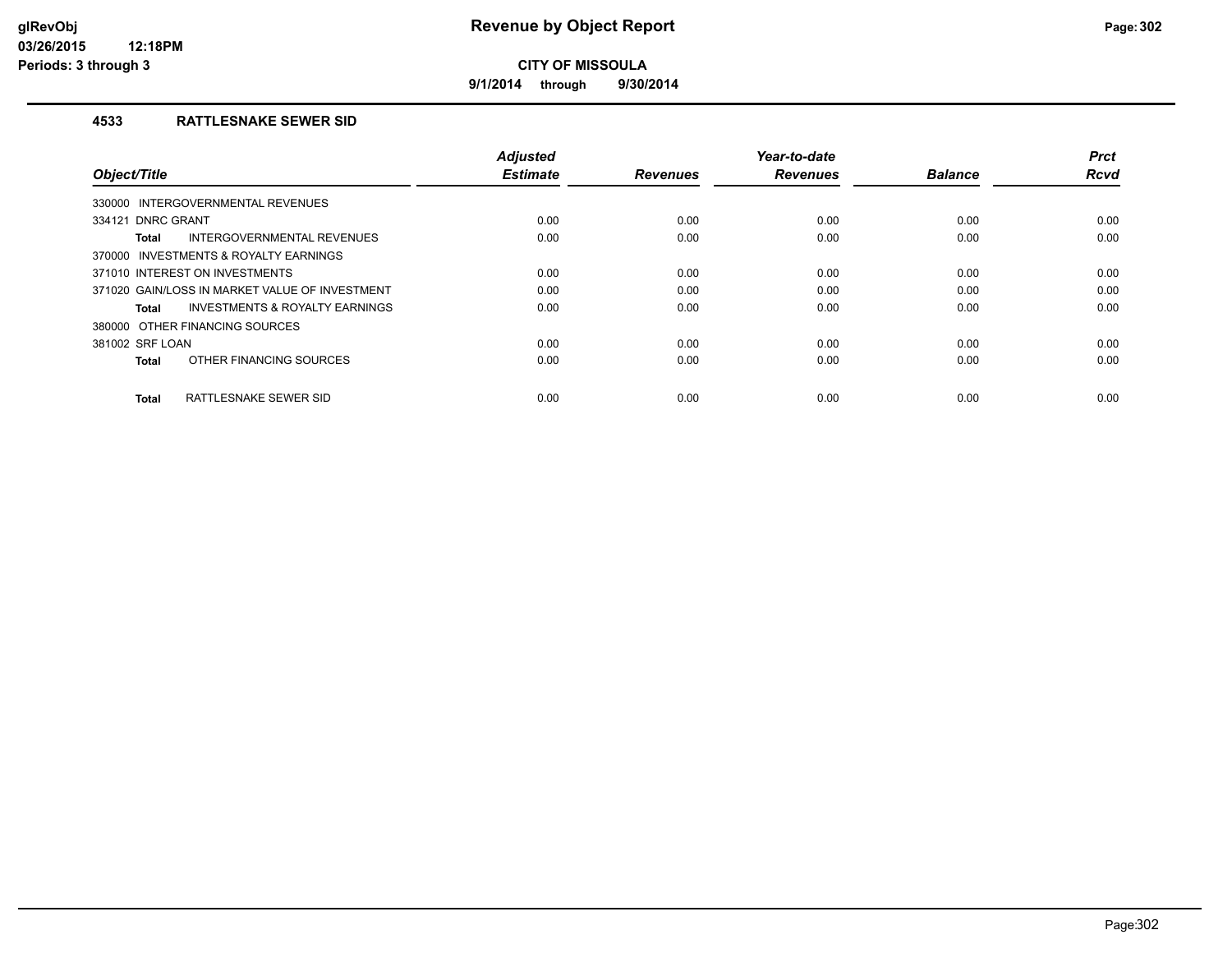**Revenue by Object Report**

**CITY OF MISSOULA**

**9/1/2014 through 9/30/2014**

glRevObj
03/26/2015 12:18PM
Periods: 3 through 3

### 4533 RATTLESNAKE SEWER SID

| Object/Title | Adjusted Estimate | Revenues | Year-to-date Revenues | Balance | Prct Rcvd |
|---|---|---|---|---|---|
| 330000 INTERGOVERNMENTAL REVENUES | | | | | |
| 334121 DNRC GRANT | 0.00 | 0.00 | 0.00 | 0.00 | 0.00 |
| **Total** INTERGOVERNMENTAL REVENUES | 0.00 | 0.00 | 0.00 | 0.00 | 0.00 |
| 370000 INVESTMENTS & ROYALTY EARNINGS | | | | | |
| 371010 INTEREST ON INVESTMENTS | 0.00 | 0.00 | 0.00 | 0.00 | 0.00 |
| 371020 GAIN/LOSS IN MARKET VALUE OF INVESTMENT | 0.00 | 0.00 | 0.00 | 0.00 | 0.00 |
| **Total** INVESTMENTS & ROYALTY EARNINGS | 0.00 | 0.00 | 0.00 | 0.00 | 0.00 |
| 380000 OTHER FINANCING SOURCES | | | | | |
| 381002 SRF LOAN | 0.00 | 0.00 | 0.00 | 0.00 | 0.00 |
| **Total** OTHER FINANCING SOURCES | 0.00 | 0.00 | 0.00 | 0.00 | 0.00 |
| **Total** RATTLESNAKE SEWER SID | 0.00 | 0.00 | 0.00 | 0.00 | 0.00 |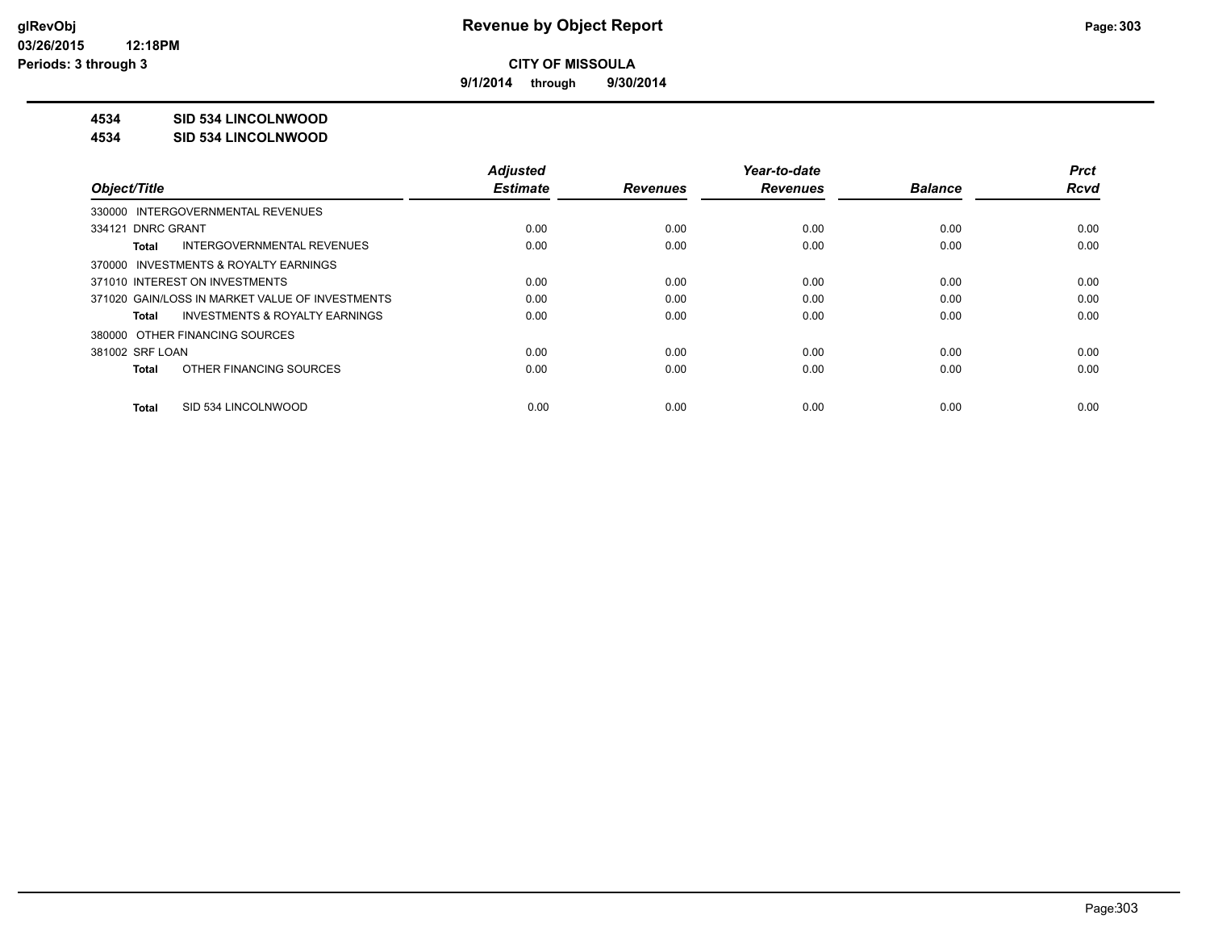**glRevObj**
**03/26/2015 12:18PM**
**Periods: 3 through 3**

# Revenue by Object Report

**CITY OF MISSOULA**

**9/1/2014 through 9/30/2014**

**4534 SID 534 LINCOLNWOOD**

**4534 SID 534 LINCOLNWOOD**

| Object/Title | Adjusted Estimate | Revenues | Year-to-date Revenues | Balance | Prct Rcvd |
|---|---|---|---|---|---|
| 330000 INTERGOVERNMENTAL REVENUES | | | | | |
| 334121 DNRC GRANT | 0.00 | 0.00 | 0.00 | 0.00 | 0.00 |
| **Total** INTERGOVERNMENTAL REVENUES | 0.00 | 0.00 | 0.00 | 0.00 | 0.00 |
| 370000 INVESTMENTS & ROYALTY EARNINGS | | | | | |
| 371010 INTEREST ON INVESTMENTS | 0.00 | 0.00 | 0.00 | 0.00 | 0.00 |
| 371020 GAIN/LOSS IN MARKET VALUE OF INVESTMENTS | 0.00 | 0.00 | 0.00 | 0.00 | 0.00 |
| **Total** INVESTMENTS & ROYALTY EARNINGS | 0.00 | 0.00 | 0.00 | 0.00 | 0.00 |
| 380000 OTHER FINANCING SOURCES | | | | | |
| 381002 SRF LOAN | 0.00 | 0.00 | 0.00 | 0.00 | 0.00 |
| **Total** OTHER FINANCING SOURCES | 0.00 | 0.00 | 0.00 | 0.00 | 0.00 |
| **Total** SID 534 LINCOLNWOOD | 0.00 | 0.00 | 0.00 | 0.00 | 0.00 |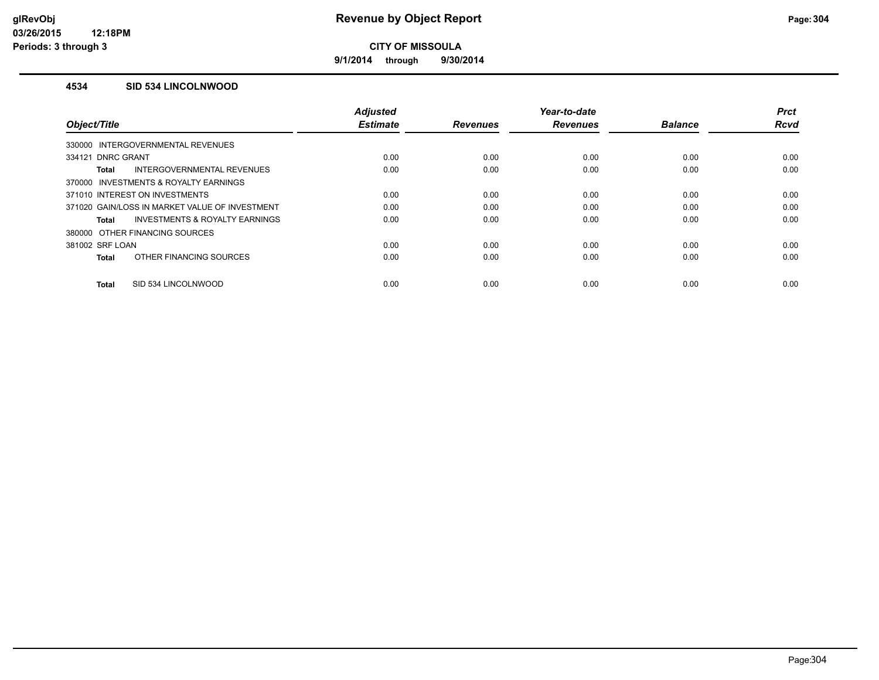**CITY OF MISSOULA**

**9/1/2014 through 9/30/2014**

### 4534 SID 534 LINCOLNWOOD

| *Object/Title* | *Adjusted Estimate* | *Revenues* | *Year-to-date Revenues* | *Balance* | *Prct Rcvd* |
|---|---|---|---|---|---|
| 330000 INTERGOVERNMENTAL REVENUES | | | | | |
| 334121 DNRC GRANT | 0.00 | 0.00 | 0.00 | 0.00 | 0.00 |
| **Total** INTERGOVERNMENTAL REVENUES | 0.00 | 0.00 | 0.00 | 0.00 | 0.00 |
| 370000 INVESTMENTS & ROYALTY EARNINGS | | | | | |
| 371010 INTEREST ON INVESTMENTS | 0.00 | 0.00 | 0.00 | 0.00 | 0.00 |
| 371020 GAIN/LOSS IN MARKET VALUE OF INVESTMENT | 0.00 | 0.00 | 0.00 | 0.00 | 0.00 |
| **Total** INVESTMENTS & ROYALTY EARNINGS | 0.00 | 0.00 | 0.00 | 0.00 | 0.00 |
| 380000 OTHER FINANCING SOURCES | | | | | |
| 381002 SRF LOAN | 0.00 | 0.00 | 0.00 | 0.00 | 0.00 |
| **Total** OTHER FINANCING SOURCES | 0.00 | 0.00 | 0.00 | 0.00 | 0.00 |
| **Total** SID 534 LINCOLNWOOD | 0.00 | 0.00 | 0.00 | 0.00 | 0.00 |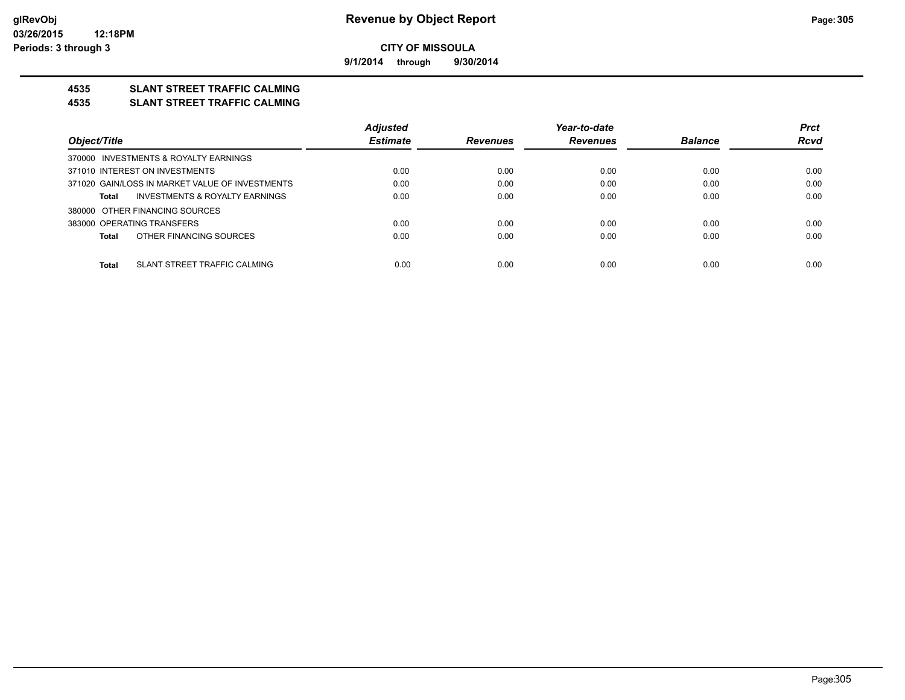**CITY OF MISSOULA**

**9/1/2014 through 9/30/2014**

## 4535 SLANT STREET TRAFFIC CALMING
## 4535 SLANT STREET TRAFFIC CALMING

| Object/Title | Adjusted Estimate | Revenues | Year-to-date Revenues | Balance | Prct Rcvd |
|---|---|---|---|---|---|
| 370000 INVESTMENTS & ROYALTY EARNINGS | | | | | |
| 371010 INTEREST ON INVESTMENTS | 0.00 | 0.00 | 0.00 | 0.00 | 0.00 |
| 371020 GAIN/LOSS IN MARKET VALUE OF INVESTMENTS | 0.00 | 0.00 | 0.00 | 0.00 | 0.00 |
| **Total** INVESTMENTS & ROYALTY EARNINGS | 0.00 | 0.00 | 0.00 | 0.00 | 0.00 |
| 380000 OTHER FINANCING SOURCES | | | | | |
| 383000 OPERATING TRANSFERS | 0.00 | 0.00 | 0.00 | 0.00 | 0.00 |
| **Total** OTHER FINANCING SOURCES | 0.00 | 0.00 | 0.00 | 0.00 | 0.00 |
| **Total** SLANT STREET TRAFFIC CALMING | 0.00 | 0.00 | 0.00 | 0.00 | 0.00 |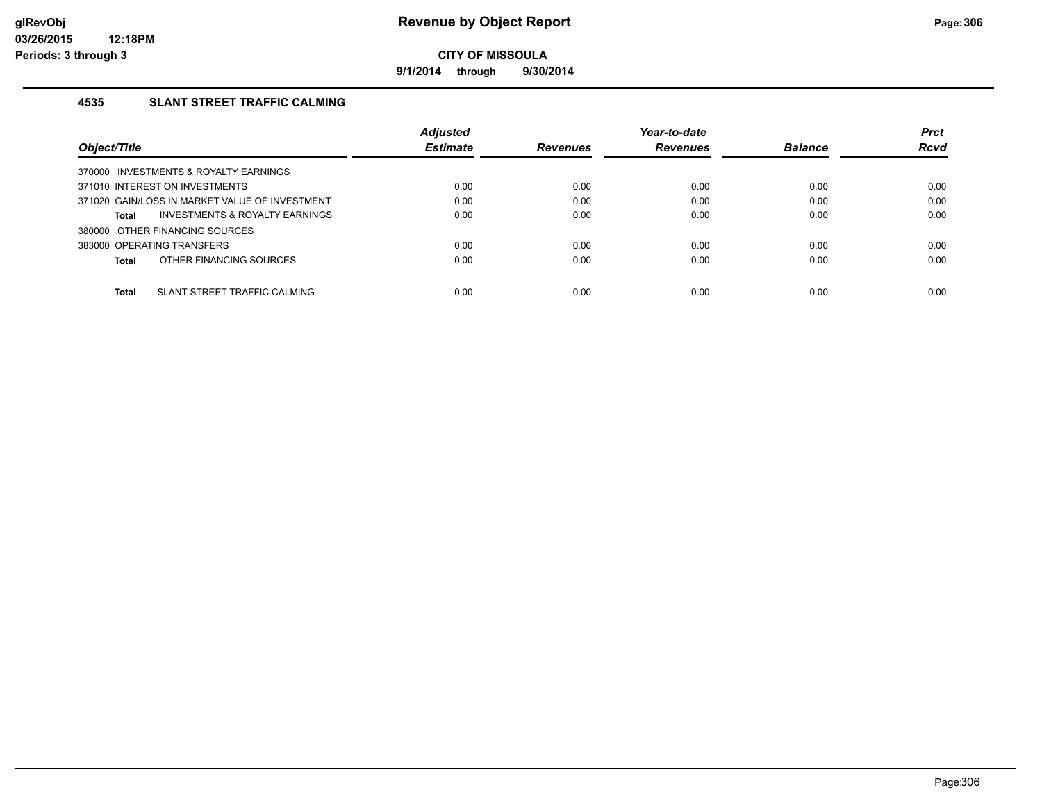# Revenue by Object Report

**CITY OF MISSOULA**

**9/1/2014 through 9/30/2014**

glRevObj
03/26/2015 12:18PM
Periods: 3 through 3

## 4535 SLANT STREET TRAFFIC CALMING

| Object/Title | Adjusted Estimate | Revenues | Year-to-date Revenues | Balance | Prct Rcvd |
|---|---|---|---|---|---|
| 370000 INVESTMENTS & ROYALTY EARNINGS | | | | | |
| 371010 INTEREST ON INVESTMENTS | 0.00 | 0.00 | 0.00 | 0.00 | 0.00 |
| 371020 GAIN/LOSS IN MARKET VALUE OF INVESTMENT | 0.00 | 0.00 | 0.00 | 0.00 | 0.00 |
| **Total** INVESTMENTS & ROYALTY EARNINGS | 0.00 | 0.00 | 0.00 | 0.00 | 0.00 |
| 380000 OTHER FINANCING SOURCES | | | | | |
| 383000 OPERATING TRANSFERS | 0.00 | 0.00 | 0.00 | 0.00 | 0.00 |
| **Total** OTHER FINANCING SOURCES | 0.00 | 0.00 | 0.00 | 0.00 | 0.00 |
| **Total** SLANT STREET TRAFFIC CALMING | 0.00 | 0.00 | 0.00 | 0.00 | 0.00 |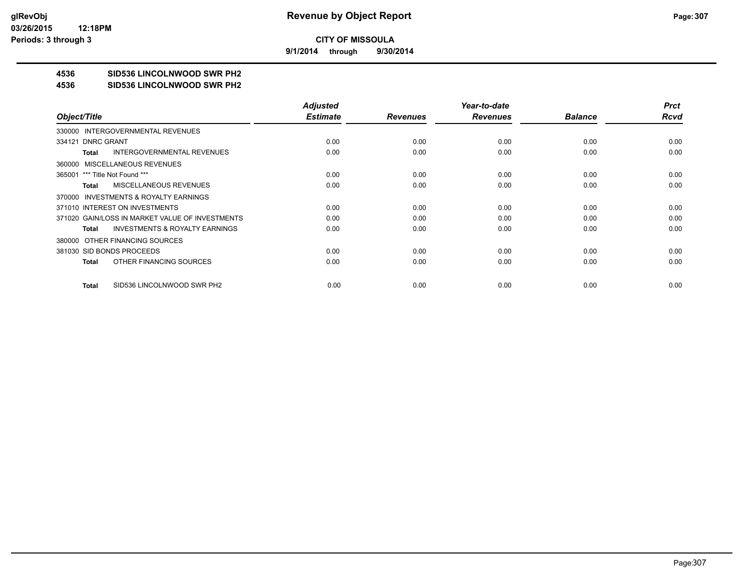**glRevObj**
**03/26/2015 12:18PM**
**Periods: 3 through 3**

# Revenue by Object Report

**CITY OF MISSOULA**

**9/1/2014 through 9/30/2014**

## 4536 SID536 LINCOLNWOOD SWR PH2
## 4536 SID536 LINCOLNWOOD SWR PH2

| Object/Title | Adjusted Estimate | Revenues | Year-to-date Revenues | Balance | Prct Rcvd |
|---|---|---|---|---|---|
| 330000 INTERGOVERNMENTAL REVENUES | | | | | |
| 334121 DNRC GRANT | 0.00 | 0.00 | 0.00 | 0.00 | 0.00 |
| **Total** INTERGOVERNMENTAL REVENUES | 0.00 | 0.00 | 0.00 | 0.00 | 0.00 |
| 360000 MISCELLANEOUS REVENUES | | | | | |
| 365001 *** Title Not Found *** | 0.00 | 0.00 | 0.00 | 0.00 | 0.00 |
| **Total** MISCELLANEOUS REVENUES | 0.00 | 0.00 | 0.00 | 0.00 | 0.00 |
| 370000 INVESTMENTS & ROYALTY EARNINGS | | | | | |
| 371010 INTEREST ON INVESTMENTS | 0.00 | 0.00 | 0.00 | 0.00 | 0.00 |
| 371020 GAIN/LOSS IN MARKET VALUE OF INVESTMENTS | 0.00 | 0.00 | 0.00 | 0.00 | 0.00 |
| **Total** INVESTMENTS & ROYALTY EARNINGS | 0.00 | 0.00 | 0.00 | 0.00 | 0.00 |
| 380000 OTHER FINANCING SOURCES | | | | | |
| 381030 SID BONDS PROCEEDS | 0.00 | 0.00 | 0.00 | 0.00 | 0.00 |
| **Total** OTHER FINANCING SOURCES | 0.00 | 0.00 | 0.00 | 0.00 | 0.00 |
| **Total** SID536 LINCOLNWOOD SWR PH2 | 0.00 | 0.00 | 0.00 | 0.00 | 0.00 |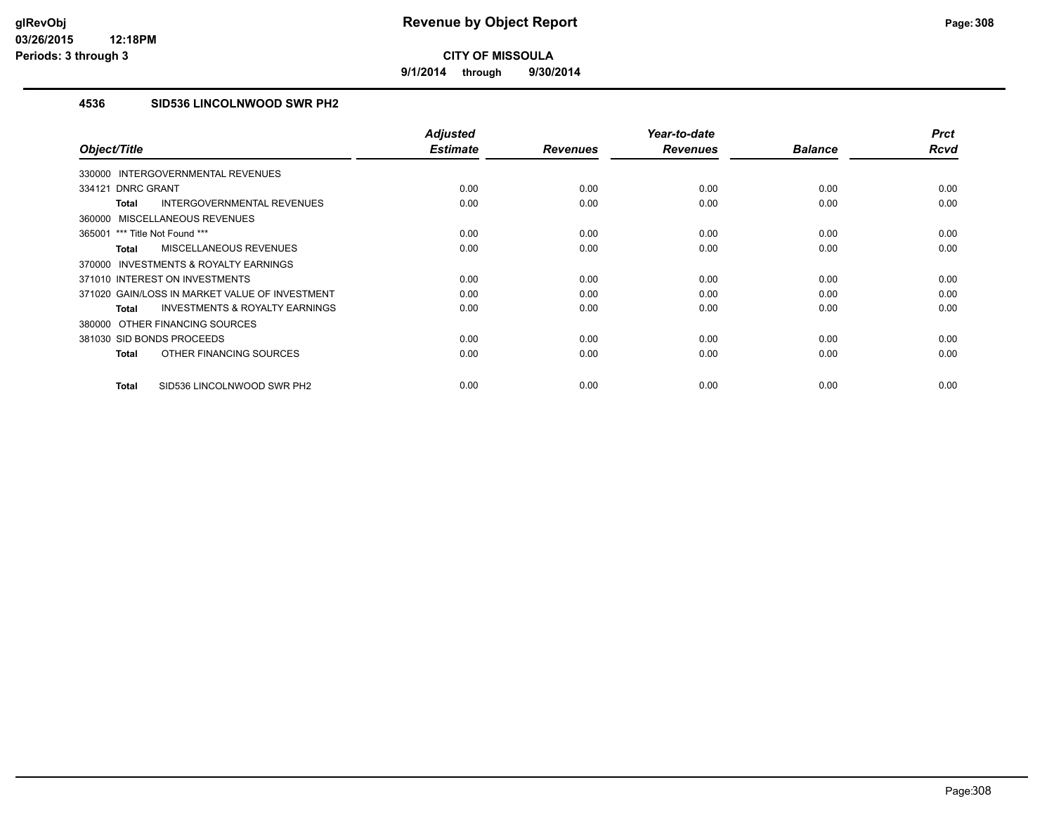**CITY OF MISSOULA**

**9/1/2014 through 9/30/2014**

### 4536 SID536 LINCOLNWOOD SWR PH2

| Object/Title | Adjusted Estimate | Revenues | Year-to-date Revenues | Balance | Prct Rcvd |
|---|---|---|---|---|---|
| 330000 INTERGOVERNMENTAL REVENUES | | | | | |
| 334121 DNRC GRANT | 0.00 | 0.00 | 0.00 | 0.00 | 0.00 |
| **Total** INTERGOVERNMENTAL REVENUES | 0.00 | 0.00 | 0.00 | 0.00 | 0.00 |
| 360000 MISCELLANEOUS REVENUES | | | | | |
| 365001 *** Title Not Found *** | 0.00 | 0.00 | 0.00 | 0.00 | 0.00 |
| **Total** MISCELLANEOUS REVENUES | 0.00 | 0.00 | 0.00 | 0.00 | 0.00 |
| 370000 INVESTMENTS & ROYALTY EARNINGS | | | | | |
| 371010 INTEREST ON INVESTMENTS | 0.00 | 0.00 | 0.00 | 0.00 | 0.00 |
| 371020 GAIN/LOSS IN MARKET VALUE OF INVESTMENT | 0.00 | 0.00 | 0.00 | 0.00 | 0.00 |
| **Total** INVESTMENTS & ROYALTY EARNINGS | 0.00 | 0.00 | 0.00 | 0.00 | 0.00 |
| 380000 OTHER FINANCING SOURCES | | | | | |
| 381030 SID BONDS PROCEEDS | 0.00 | 0.00 | 0.00 | 0.00 | 0.00 |
| **Total** OTHER FINANCING SOURCES | 0.00 | 0.00 | 0.00 | 0.00 | 0.00 |
| **Total** SID536 LINCOLNWOOD SWR PH2 | 0.00 | 0.00 | 0.00 | 0.00 | 0.00 |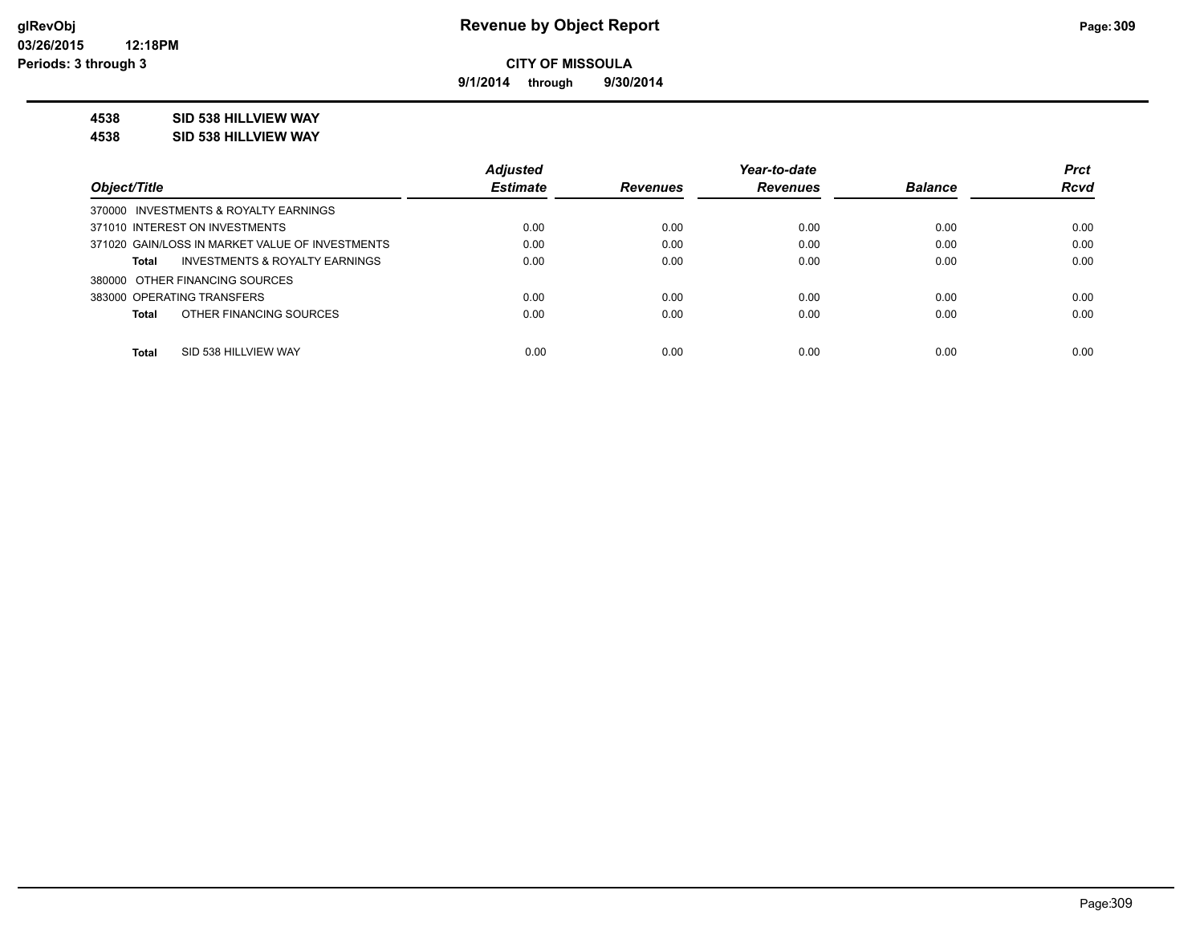# Revenue by Object Report

**CITY OF MISSOULA**

**9/1/2014 through 9/30/2014**

**glRevObj**
**03/26/2015 12:18PM**
**Periods: 3 through 3**

**4538 SID 538 HILLVIEW WAY**
**4538 SID 538 HILLVIEW WAY**

| Object/Title | Adjusted Estimate | Revenues | Year-to-date Revenues | Balance | Prct Rcvd |
|---|---|---|---|---|---|
| 370000 INVESTMENTS & ROYALTY EARNINGS | | | | | |
| 371010 INTEREST ON INVESTMENTS | 0.00 | 0.00 | 0.00 | 0.00 | 0.00 |
| 371020 GAIN/LOSS IN MARKET VALUE OF INVESTMENTS | 0.00 | 0.00 | 0.00 | 0.00 | 0.00 |
| **Total** INVESTMENTS & ROYALTY EARNINGS | 0.00 | 0.00 | 0.00 | 0.00 | 0.00 |
| 380000 OTHER FINANCING SOURCES | | | | | |
| 383000 OPERATING TRANSFERS | 0.00 | 0.00 | 0.00 | 0.00 | 0.00 |
| **Total** OTHER FINANCING SOURCES | 0.00 | 0.00 | 0.00 | 0.00 | 0.00 |
| **Total** SID 538 HILLVIEW WAY | 0.00 | 0.00 | 0.00 | 0.00 | 0.00 |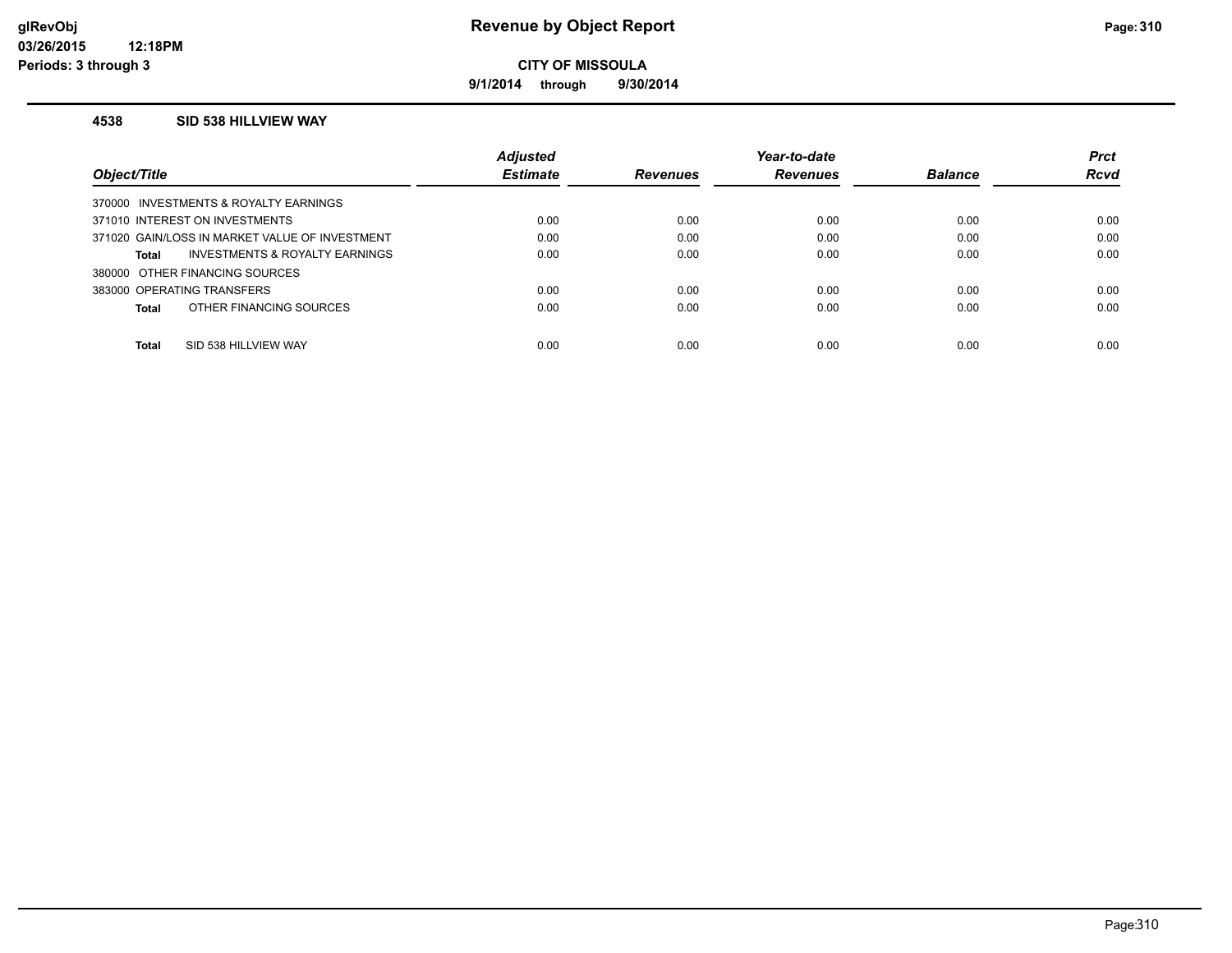**Revenue by Object Report**

**CITY OF MISSOULA**

**9/1/2014 through 9/30/2014**

**4538 SID 538 HILLVIEW WAY**

| Object/Title | Adjusted Estimate | Revenues | Year-to-date Revenues | Balance | Prct Rcvd |
|---|---|---|---|---|---|
| 370000 INVESTMENTS & ROYALTY EARNINGS | | | | | |
| 371010 INTEREST ON INVESTMENTS | 0.00 | 0.00 | 0.00 | 0.00 | 0.00 |
| 371020 GAIN/LOSS IN MARKET VALUE OF INVESTMENT | 0.00 | 0.00 | 0.00 | 0.00 | 0.00 |
| **Total** INVESTMENTS & ROYALTY EARNINGS | 0.00 | 0.00 | 0.00 | 0.00 | 0.00 |
| 380000 OTHER FINANCING SOURCES | | | | | |
| 383000 OPERATING TRANSFERS | 0.00 | 0.00 | 0.00 | 0.00 | 0.00 |
| **Total** OTHER FINANCING SOURCES | 0.00 | 0.00 | 0.00 | 0.00 | 0.00 |
| **Total** SID 538 HILLVIEW WAY | 0.00 | 0.00 | 0.00 | 0.00 | 0.00 |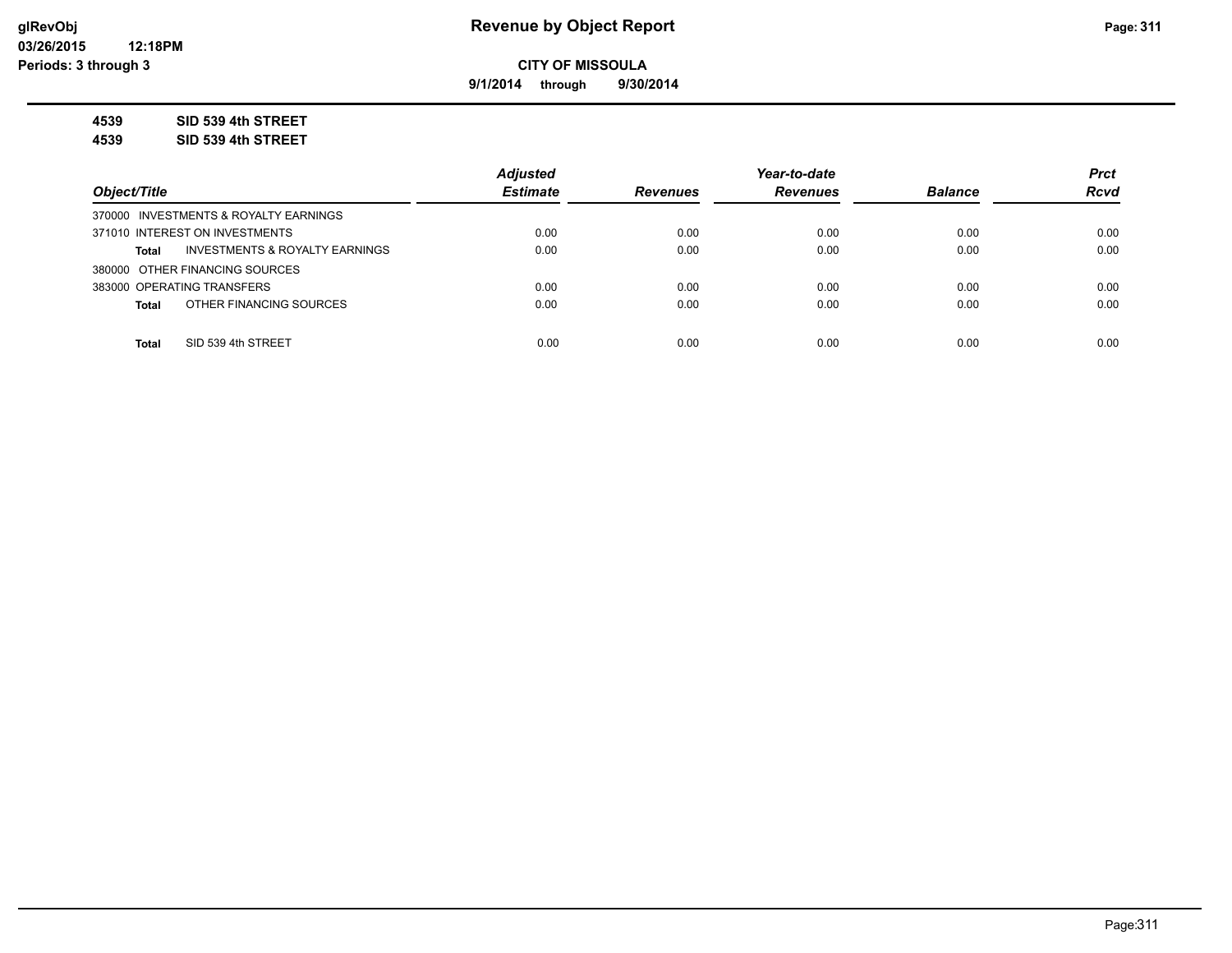**CITY OF MISSOULA**

**9/1/2014 through 9/30/2014**

**4539 SID 539 4th STREET**

**4539 SID 539 4th STREET**

| Object/Title | Adjusted Estimate | Revenues | Year-to-date Revenues | Balance | Prct Rcvd |
|---|---|---|---|---|---|
| 370000 INVESTMENTS & ROYALTY EARNINGS | | | | | |
| 371010 INTEREST ON INVESTMENTS | 0.00 | 0.00 | 0.00 | 0.00 | 0.00 |
| **Total** INVESTMENTS & ROYALTY EARNINGS | 0.00 | 0.00 | 0.00 | 0.00 | 0.00 |
| 380000 OTHER FINANCING SOURCES | | | | | |
| 383000 OPERATING TRANSFERS | 0.00 | 0.00 | 0.00 | 0.00 | 0.00 |
| **Total** OTHER FINANCING SOURCES | 0.00 | 0.00 | 0.00 | 0.00 | 0.00 |
| **Total** SID 539 4th STREET | 0.00 | 0.00 | 0.00 | 0.00 | 0.00 |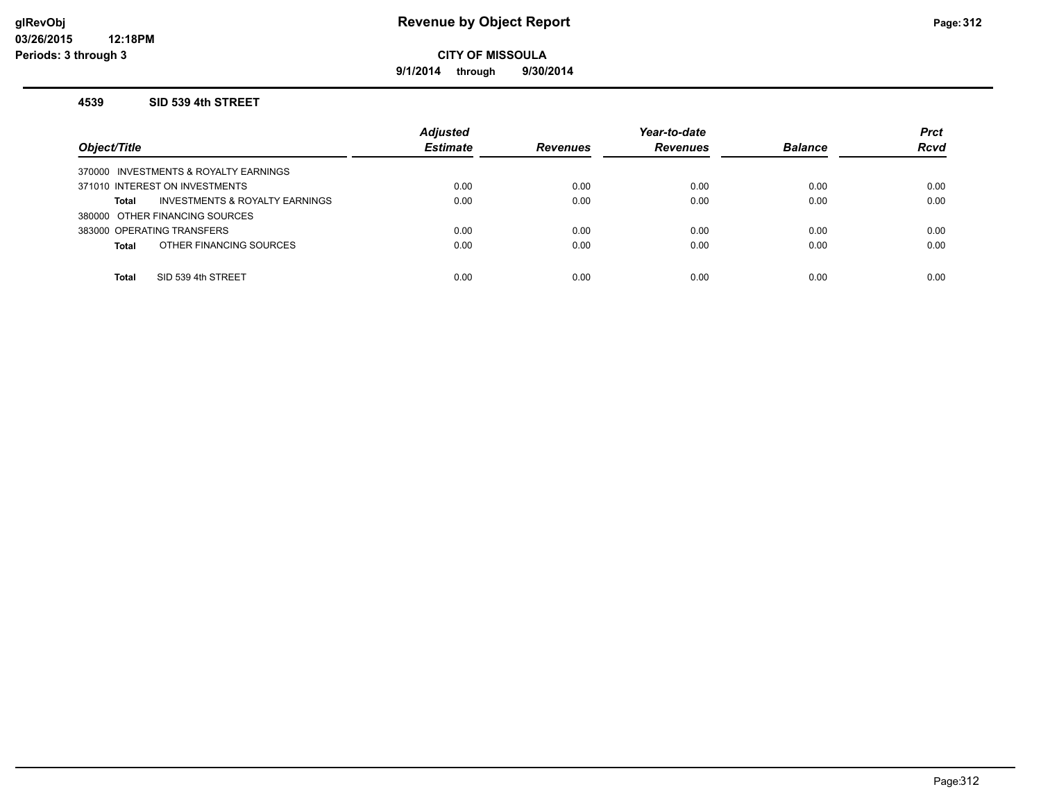# Revenue by Object Report

**CITY OF MISSOULA**

**9/1/2014 through 9/30/2014**

### 4539 SID 539 4th STREET

| Object/Title | Adjusted Estimate | Revenues | Year-to-date Revenues | Balance | Prct Rcvd |
|---|---|---|---|---|---|
| 370000 INVESTMENTS & ROYALTY EARNINGS | | | | | |
| 371010 INTEREST ON INVESTMENTS | 0.00 | 0.00 | 0.00 | 0.00 | 0.00 |
| **Total** INVESTMENTS & ROYALTY EARNINGS | 0.00 | 0.00 | 0.00 | 0.00 | 0.00 |
| 380000 OTHER FINANCING SOURCES | | | | | |
| 383000 OPERATING TRANSFERS | 0.00 | 0.00 | 0.00 | 0.00 | 0.00 |
| **Total** OTHER FINANCING SOURCES | 0.00 | 0.00 | 0.00 | 0.00 | 0.00 |
| **Total** SID 539 4th STREET | 0.00 | 0.00 | 0.00 | 0.00 | 0.00 |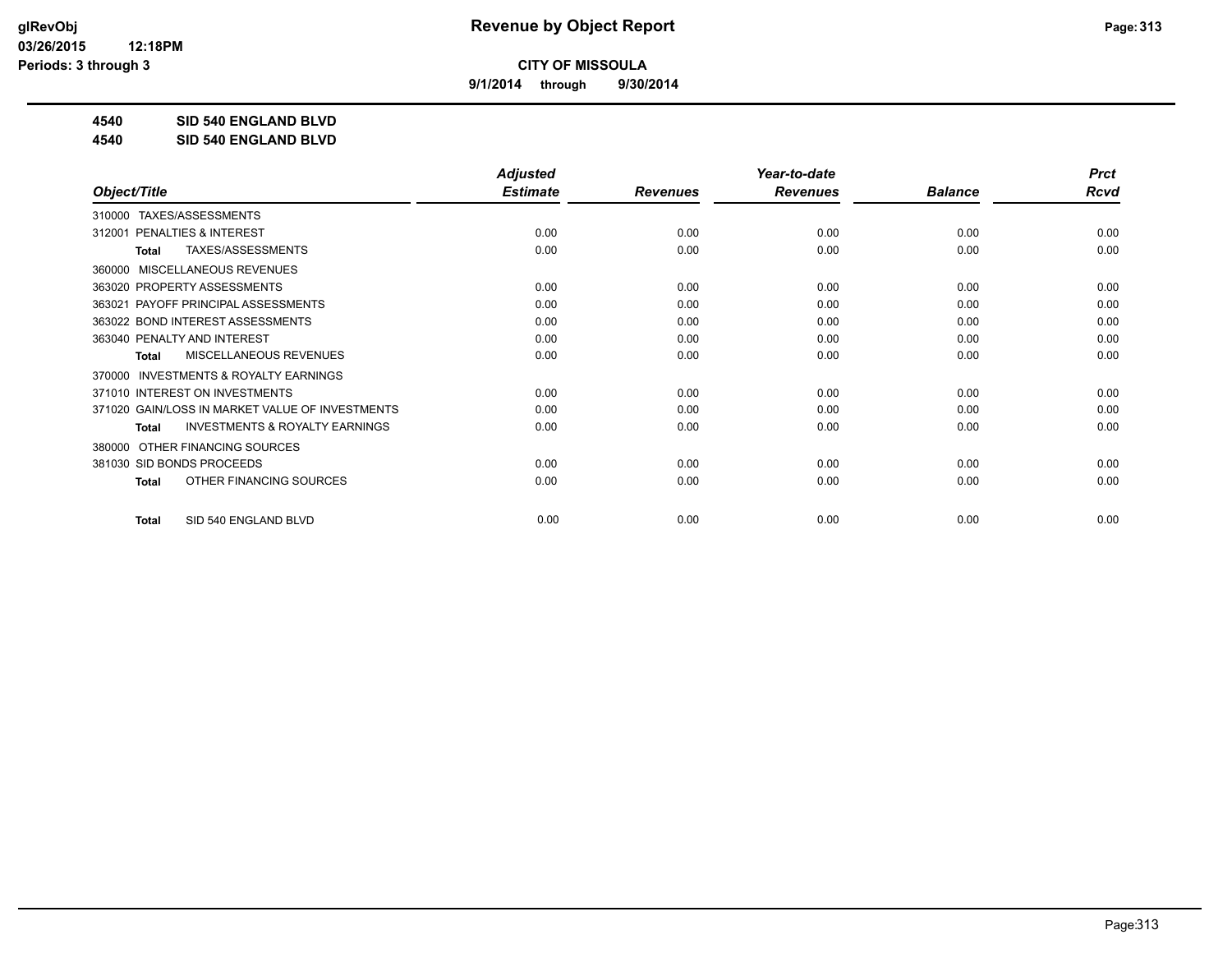**glRevObj**
**03/26/2015 12:18PM**
**Periods: 3 through 3**

# Revenue by Object Report

**CITY OF MISSOULA**

**9/1/2014 through 9/30/2014**

**4540 SID 540 ENGLAND BLVD**
**4540 SID 540 ENGLAND BLVD**

| Object/Title | *Adjusted Estimate* | *Revenues* | *Year-to-date Revenues* | *Balance* | *Prct Rcvd* |
|---|---|---|---|---|---|
| 310000 TAXES/ASSESSMENTS | | | | | |
| 312001 PENALTIES & INTEREST | 0.00 | 0.00 | 0.00 | 0.00 | 0.00 |
| **Total** TAXES/ASSESSMENTS | 0.00 | 0.00 | 0.00 | 0.00 | 0.00 |
| 360000 MISCELLANEOUS REVENUES | | | | | |
| 363020 PROPERTY ASSESSMENTS | 0.00 | 0.00 | 0.00 | 0.00 | 0.00 |
| 363021 PAYOFF PRINCIPAL ASSESSMENTS | 0.00 | 0.00 | 0.00 | 0.00 | 0.00 |
| 363022 BOND INTEREST ASSESSMENTS | 0.00 | 0.00 | 0.00 | 0.00 | 0.00 |
| 363040 PENALTY AND INTEREST | 0.00 | 0.00 | 0.00 | 0.00 | 0.00 |
| **Total** MISCELLANEOUS REVENUES | 0.00 | 0.00 | 0.00 | 0.00 | 0.00 |
| 370000 INVESTMENTS & ROYALTY EARNINGS | | | | | |
| 371010 INTEREST ON INVESTMENTS | 0.00 | 0.00 | 0.00 | 0.00 | 0.00 |
| 371020 GAIN/LOSS IN MARKET VALUE OF INVESTMENTS | 0.00 | 0.00 | 0.00 | 0.00 | 0.00 |
| **Total** INVESTMENTS & ROYALTY EARNINGS | 0.00 | 0.00 | 0.00 | 0.00 | 0.00 |
| 380000 OTHER FINANCING SOURCES | | | | | |
| 381030 SID BONDS PROCEEDS | 0.00 | 0.00 | 0.00 | 0.00 | 0.00 |
| **Total** OTHER FINANCING SOURCES | 0.00 | 0.00 | 0.00 | 0.00 | 0.00 |
| **Total** SID 540 ENGLAND BLVD | 0.00 | 0.00 | 0.00 | 0.00 | 0.00 |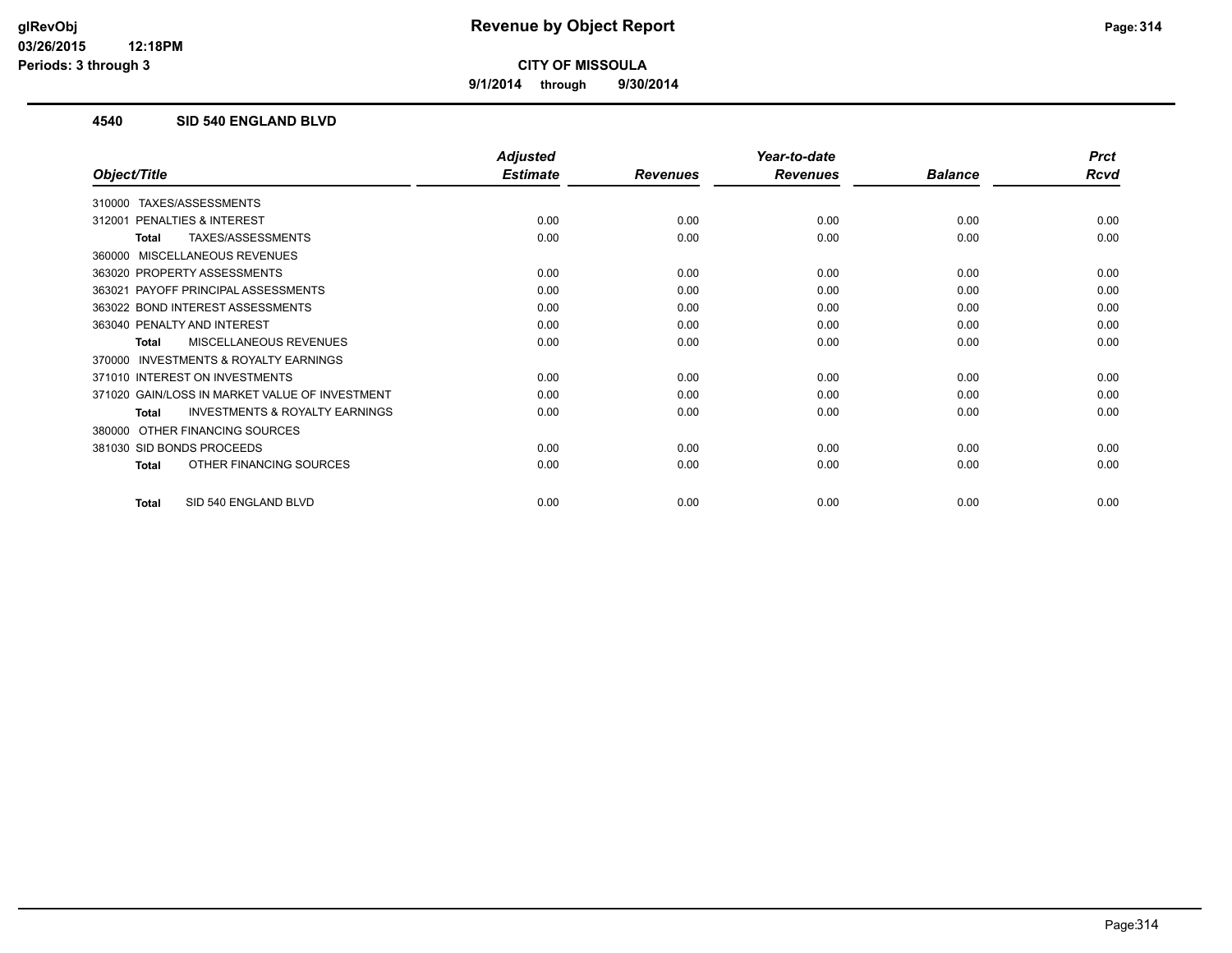# Revenue by Object Report

**CITY OF MISSOULA**

**9/1/2014 through 9/30/2014**

glRevObj
03/26/2015 12:18PM
Periods: 3 through 3

## 4540 SID 540 ENGLAND BLVD

| Object/Title | Adjusted Estimate | Revenues | Year-to-date Revenues | Balance | Prct Rcvd |
|---|---|---|---|---|---|
| 310000 TAXES/ASSESSMENTS | | | | | |
| 312001 PENALTIES & INTEREST | 0.00 | 0.00 | 0.00 | 0.00 | 0.00 |
| **Total** TAXES/ASSESSMENTS | 0.00 | 0.00 | 0.00 | 0.00 | 0.00 |
| 360000 MISCELLANEOUS REVENUES | | | | | |
| 363020 PROPERTY ASSESSMENTS | 0.00 | 0.00 | 0.00 | 0.00 | 0.00 |
| 363021 PAYOFF PRINCIPAL ASSESSMENTS | 0.00 | 0.00 | 0.00 | 0.00 | 0.00 |
| 363022 BOND INTEREST ASSESSMENTS | 0.00 | 0.00 | 0.00 | 0.00 | 0.00 |
| 363040 PENALTY AND INTEREST | 0.00 | 0.00 | 0.00 | 0.00 | 0.00 |
| **Total** MISCELLANEOUS REVENUES | 0.00 | 0.00 | 0.00 | 0.00 | 0.00 |
| 370000 INVESTMENTS & ROYALTY EARNINGS | | | | | |
| 371010 INTEREST ON INVESTMENTS | 0.00 | 0.00 | 0.00 | 0.00 | 0.00 |
| 371020 GAIN/LOSS IN MARKET VALUE OF INVESTMENT | 0.00 | 0.00 | 0.00 | 0.00 | 0.00 |
| **Total** INVESTMENTS & ROYALTY EARNINGS | 0.00 | 0.00 | 0.00 | 0.00 | 0.00 |
| 380000 OTHER FINANCING SOURCES | | | | | |
| 381030 SID BONDS PROCEEDS | 0.00 | 0.00 | 0.00 | 0.00 | 0.00 |
| **Total** OTHER FINANCING SOURCES | 0.00 | 0.00 | 0.00 | 0.00 | 0.00 |
| **Total** SID 540 ENGLAND BLVD | 0.00 | 0.00 | 0.00 | 0.00 | 0.00 |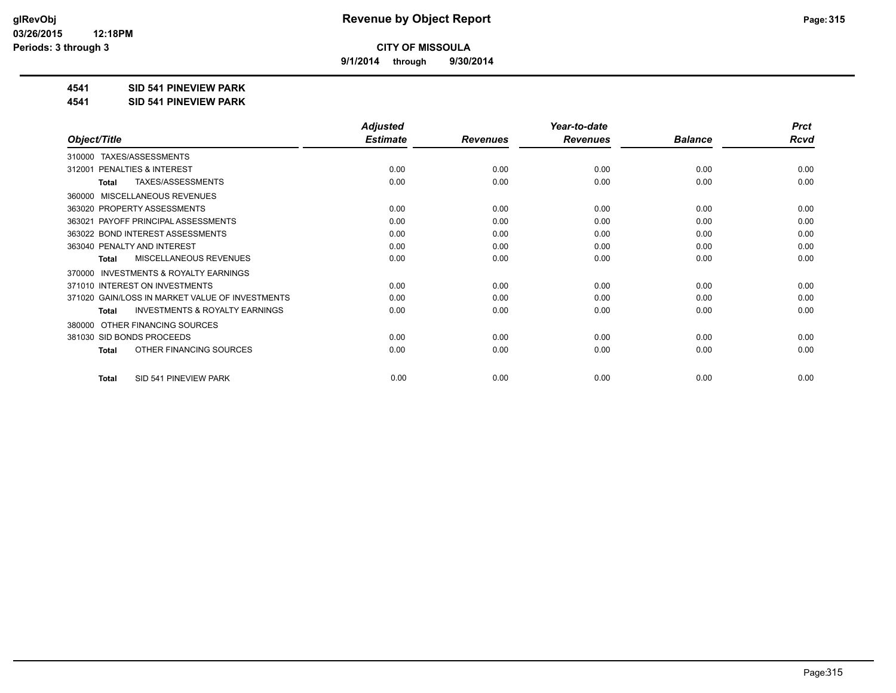# Revenue by Object Report

**CITY OF MISSOULA**

**9/1/2014 through 9/30/2014**

glRevObj
03/26/2015 12:18PM
Periods: 3 through 3

**4541 SID 541 PINEVIEW PARK**
**4541 SID 541 PINEVIEW PARK**

| Object/Title | Adjusted Estimate | Revenues | Year-to-date Revenues | Balance | Prct Rcvd |
|---|---|---|---|---|---|
| 310000 TAXES/ASSESSMENTS | | | | | |
| 312001 PENALTIES & INTEREST | 0.00 | 0.00 | 0.00 | 0.00 | 0.00 |
| **Total** TAXES/ASSESSMENTS | 0.00 | 0.00 | 0.00 | 0.00 | 0.00 |
| 360000 MISCELLANEOUS REVENUES | | | | | |
| 363020 PROPERTY ASSESSMENTS | 0.00 | 0.00 | 0.00 | 0.00 | 0.00 |
| 363021 PAYOFF PRINCIPAL ASSESSMENTS | 0.00 | 0.00 | 0.00 | 0.00 | 0.00 |
| 363022 BOND INTEREST ASSESSMENTS | 0.00 | 0.00 | 0.00 | 0.00 | 0.00 |
| 363040 PENALTY AND INTEREST | 0.00 | 0.00 | 0.00 | 0.00 | 0.00 |
| **Total** MISCELLANEOUS REVENUES | 0.00 | 0.00 | 0.00 | 0.00 | 0.00 |
| 370000 INVESTMENTS & ROYALTY EARNINGS | | | | | |
| 371010 INTEREST ON INVESTMENTS | 0.00 | 0.00 | 0.00 | 0.00 | 0.00 |
| 371020 GAIN/LOSS IN MARKET VALUE OF INVESTMENTS | 0.00 | 0.00 | 0.00 | 0.00 | 0.00 |
| **Total** INVESTMENTS & ROYALTY EARNINGS | 0.00 | 0.00 | 0.00 | 0.00 | 0.00 |
| 380000 OTHER FINANCING SOURCES | | | | | |
| 381030 SID BONDS PROCEEDS | 0.00 | 0.00 | 0.00 | 0.00 | 0.00 |
| **Total** OTHER FINANCING SOURCES | 0.00 | 0.00 | 0.00 | 0.00 | 0.00 |
| **Total** SID 541 PINEVIEW PARK | 0.00 | 0.00 | 0.00 | 0.00 | 0.00 |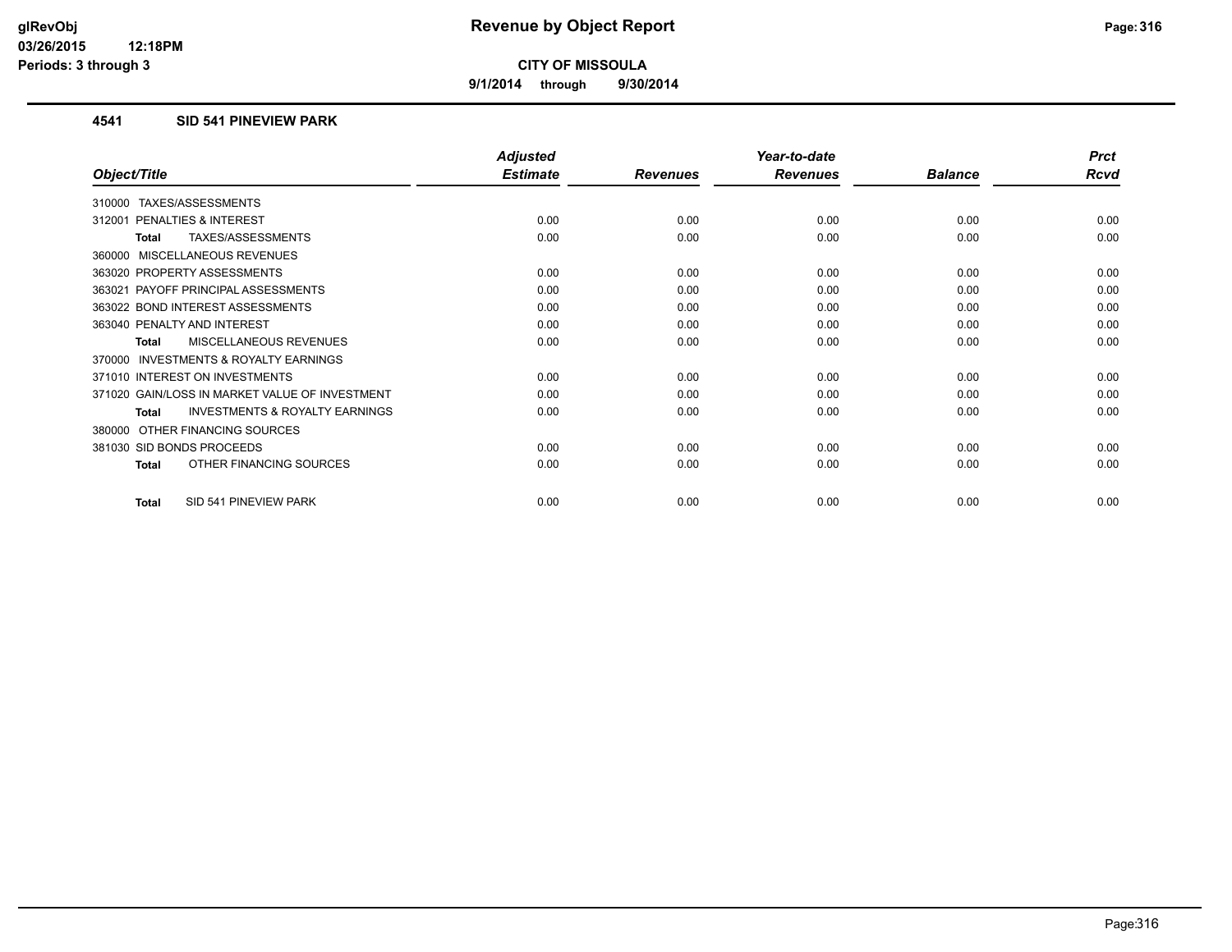# Revenue by Object Report

**CITY OF MISSOULA**

**9/1/2014 through 9/30/2014**

glRevObj
03/26/2015 12:18PM
Periods: 3 through 3

### 4541 SID 541 PINEVIEW PARK

| Object/Title | Adjusted Estimate | Revenues | Year-to-date Revenues | Balance | Prct Rcvd |
|---|---|---|---|---|---|
| 310000 TAXES/ASSESSMENTS | | | | | |
| 312001 PENALTIES & INTEREST | 0.00 | 0.00 | 0.00 | 0.00 | 0.00 |
| **Total** TAXES/ASSESSMENTS | 0.00 | 0.00 | 0.00 | 0.00 | 0.00 |
| 360000 MISCELLANEOUS REVENUES | | | | | |
| 363020 PROPERTY ASSESSMENTS | 0.00 | 0.00 | 0.00 | 0.00 | 0.00 |
| 363021 PAYOFF PRINCIPAL ASSESSMENTS | 0.00 | 0.00 | 0.00 | 0.00 | 0.00 |
| 363022 BOND INTEREST ASSESSMENTS | 0.00 | 0.00 | 0.00 | 0.00 | 0.00 |
| 363040 PENALTY AND INTEREST | 0.00 | 0.00 | 0.00 | 0.00 | 0.00 |
| **Total** MISCELLANEOUS REVENUES | 0.00 | 0.00 | 0.00 | 0.00 | 0.00 |
| 370000 INVESTMENTS & ROYALTY EARNINGS | | | | | |
| 371010 INTEREST ON INVESTMENTS | 0.00 | 0.00 | 0.00 | 0.00 | 0.00 |
| 371020 GAIN/LOSS IN MARKET VALUE OF INVESTMENT | 0.00 | 0.00 | 0.00 | 0.00 | 0.00 |
| **Total** INVESTMENTS & ROYALTY EARNINGS | 0.00 | 0.00 | 0.00 | 0.00 | 0.00 |
| 380000 OTHER FINANCING SOURCES | | | | | |
| 381030 SID BONDS PROCEEDS | 0.00 | 0.00 | 0.00 | 0.00 | 0.00 |
| **Total** OTHER FINANCING SOURCES | 0.00 | 0.00 | 0.00 | 0.00 | 0.00 |
| **Total** SID 541 PINEVIEW PARK | 0.00 | 0.00 | 0.00 | 0.00 | 0.00 |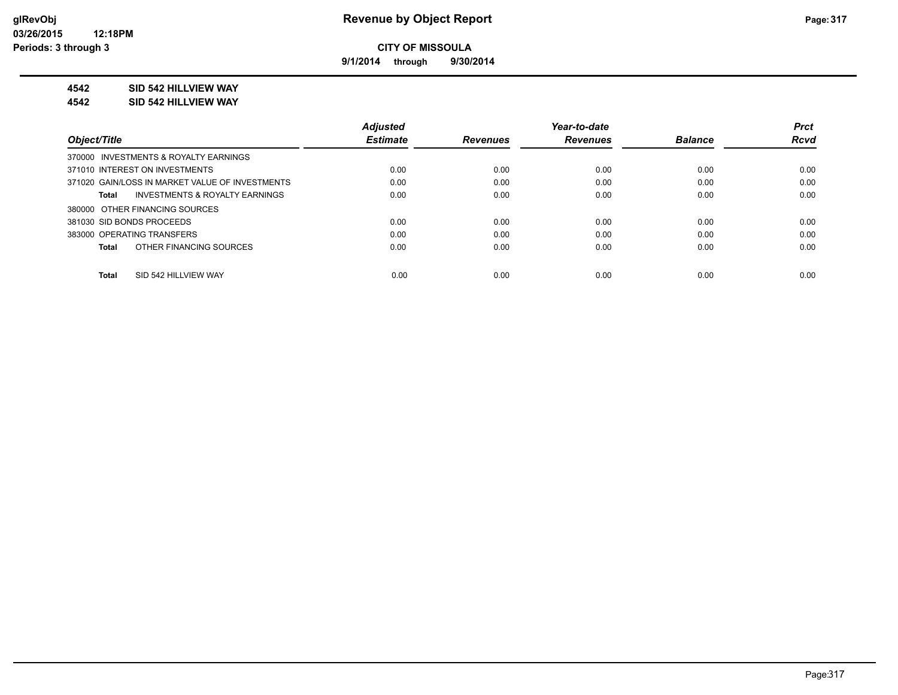**Revenue by Object Report**

**CITY OF MISSOULA**

**9/1/2014 through 9/30/2014**

glRevObj
03/26/2015 12:18PM
Periods: 3 through 3

**4542 SID 542 HILLVIEW WAY**

**4542 SID 542 HILLVIEW WAY**

| Object/Title | Adjusted Estimate | Revenues | Year-to-date Revenues | Balance | Prct Rcvd |
|---|---|---|---|---|---|
| 370000 INVESTMENTS & ROYALTY EARNINGS | | | | | |
| 371010 INTEREST ON INVESTMENTS | 0.00 | 0.00 | 0.00 | 0.00 | 0.00 |
| 371020 GAIN/LOSS IN MARKET VALUE OF INVESTMENTS | 0.00 | 0.00 | 0.00 | 0.00 | 0.00 |
| **Total** INVESTMENTS & ROYALTY EARNINGS | 0.00 | 0.00 | 0.00 | 0.00 | 0.00 |
| 380000 OTHER FINANCING SOURCES | | | | | |
| 381030 SID BONDS PROCEEDS | 0.00 | 0.00 | 0.00 | 0.00 | 0.00 |
| 383000 OPERATING TRANSFERS | 0.00 | 0.00 | 0.00 | 0.00 | 0.00 |
| **Total** OTHER FINANCING SOURCES | 0.00 | 0.00 | 0.00 | 0.00 | 0.00 |
| **Total** SID 542 HILLVIEW WAY | 0.00 | 0.00 | 0.00 | 0.00 | 0.00 |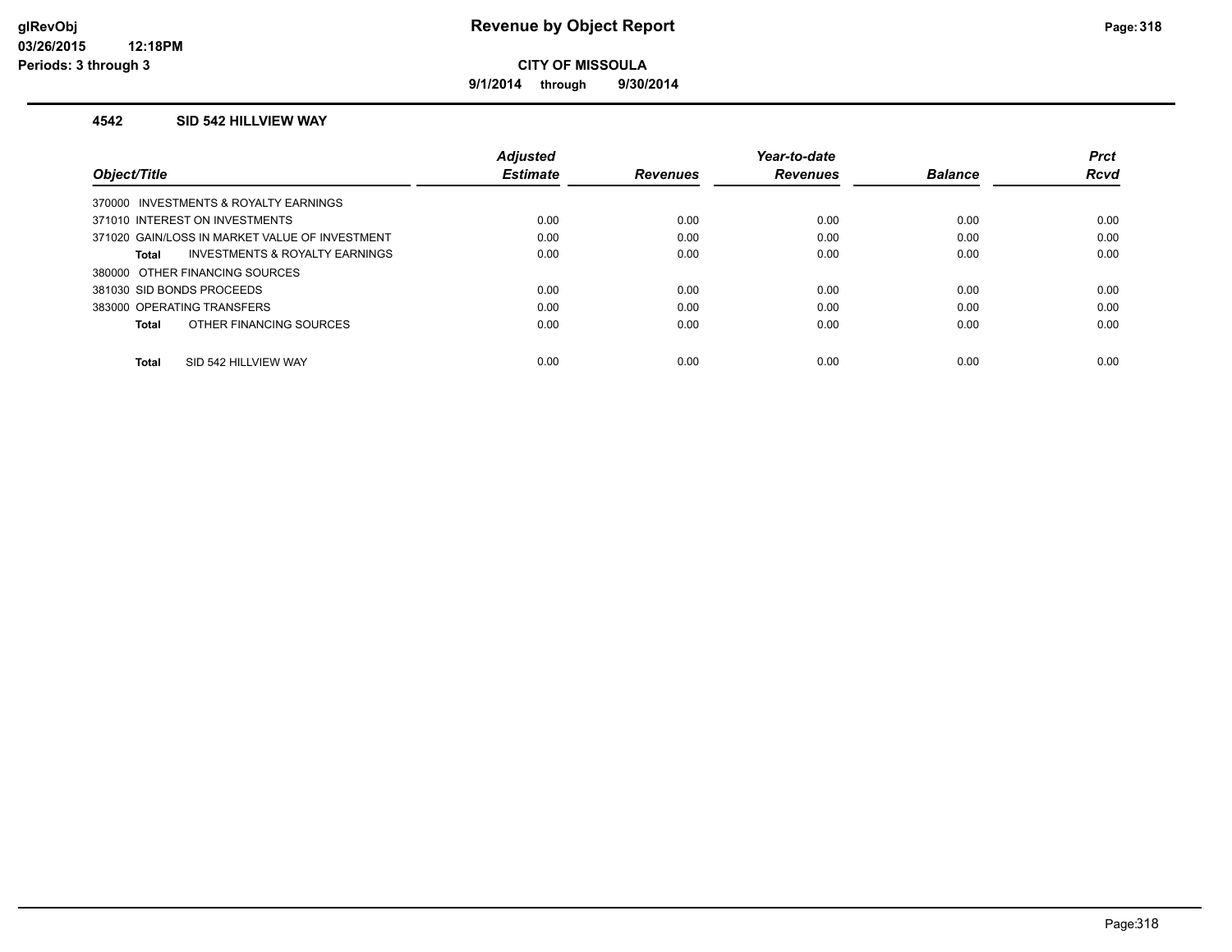# Revenue by Object Report

**CITY OF MISSOULA**

**9/1/2014 through 9/30/2014**

glRevObj
03/26/2015 12:18PM
Periods: 3 through 3

## 4542 SID 542 HILLVIEW WAY

| Object/Title | Adjusted Estimate | Revenues | Year-to-date Revenues | Balance | Prct Rcvd |
|---|---|---|---|---|---|
| 370000 INVESTMENTS & ROYALTY EARNINGS | | | | | |
| 371010 INTEREST ON INVESTMENTS | 0.00 | 0.00 | 0.00 | 0.00 | 0.00 |
| 371020 GAIN/LOSS IN MARKET VALUE OF INVESTMENT | 0.00 | 0.00 | 0.00 | 0.00 | 0.00 |
| **Total** INVESTMENTS & ROYALTY EARNINGS | 0.00 | 0.00 | 0.00 | 0.00 | 0.00 |
| 380000 OTHER FINANCING SOURCES | | | | | |
| 381030 SID BONDS PROCEEDS | 0.00 | 0.00 | 0.00 | 0.00 | 0.00 |
| 383000 OPERATING TRANSFERS | 0.00 | 0.00 | 0.00 | 0.00 | 0.00 |
| **Total** OTHER FINANCING SOURCES | 0.00 | 0.00 | 0.00 | 0.00 | 0.00 |
| **Total** SID 542 HILLVIEW WAY | 0.00 | 0.00 | 0.00 | 0.00 | 0.00 |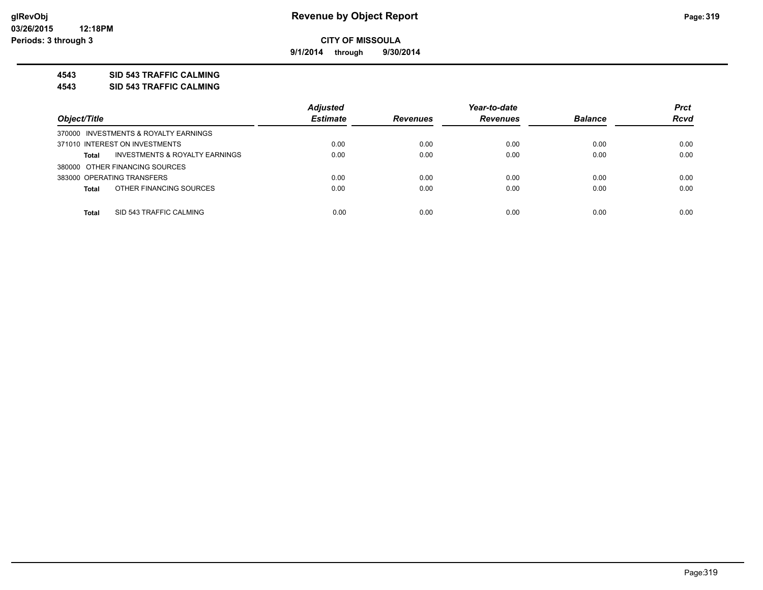**CITY OF MISSOULA**

**9/1/2014 through 9/30/2014**

**4543 SID 543 TRAFFIC CALMING**

**4543 SID 543 TRAFFIC CALMING**

| Object/Title | Adjusted Estimate | Revenues | Year-to-date Revenues | Balance | Prct Rcvd |
|---|---|---|---|---|---|
| 370000 INVESTMENTS & ROYALTY EARNINGS | | | | | |
| 371010 INTEREST ON INVESTMENTS | 0.00 | 0.00 | 0.00 | 0.00 | 0.00 |
| **Total** INVESTMENTS & ROYALTY EARNINGS | 0.00 | 0.00 | 0.00 | 0.00 | 0.00 |
| 380000 OTHER FINANCING SOURCES | | | | | |
| 383000 OPERATING TRANSFERS | 0.00 | 0.00 | 0.00 | 0.00 | 0.00 |
| **Total** OTHER FINANCING SOURCES | 0.00 | 0.00 | 0.00 | 0.00 | 0.00 |
| **Total** SID 543 TRAFFIC CALMING | 0.00 | 0.00 | 0.00 | 0.00 | 0.00 |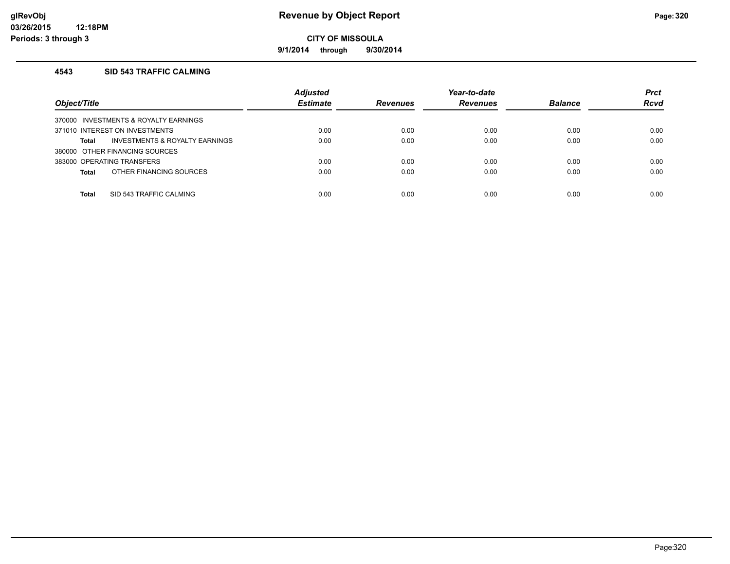# Revenue by Object Report

**CITY OF MISSOULA**

**9/1/2014 through 9/30/2014**

glRevObj
03/26/2015 12:18PM
Periods: 3 through 3

## 4543 SID 543 TRAFFIC CALMING

| Object/Title | Adjusted Estimate | Revenues | Year-to-date Revenues | Balance | Prct Rcvd |
|---|---|---|---|---|---|
| 370000 INVESTMENTS & ROYALTY EARNINGS | | | | | |
| 371010 INTEREST ON INVESTMENTS | 0.00 | 0.00 | 0.00 | 0.00 | 0.00 |
| **Total** INVESTMENTS & ROYALTY EARNINGS | 0.00 | 0.00 | 0.00 | 0.00 | 0.00 |
| 380000 OTHER FINANCING SOURCES | | | | | |
| 383000 OPERATING TRANSFERS | 0.00 | 0.00 | 0.00 | 0.00 | 0.00 |
| **Total** OTHER FINANCING SOURCES | 0.00 | 0.00 | 0.00 | 0.00 | 0.00 |
| **Total** SID 543 TRAFFIC CALMING | 0.00 | 0.00 | 0.00 | 0.00 | 0.00 |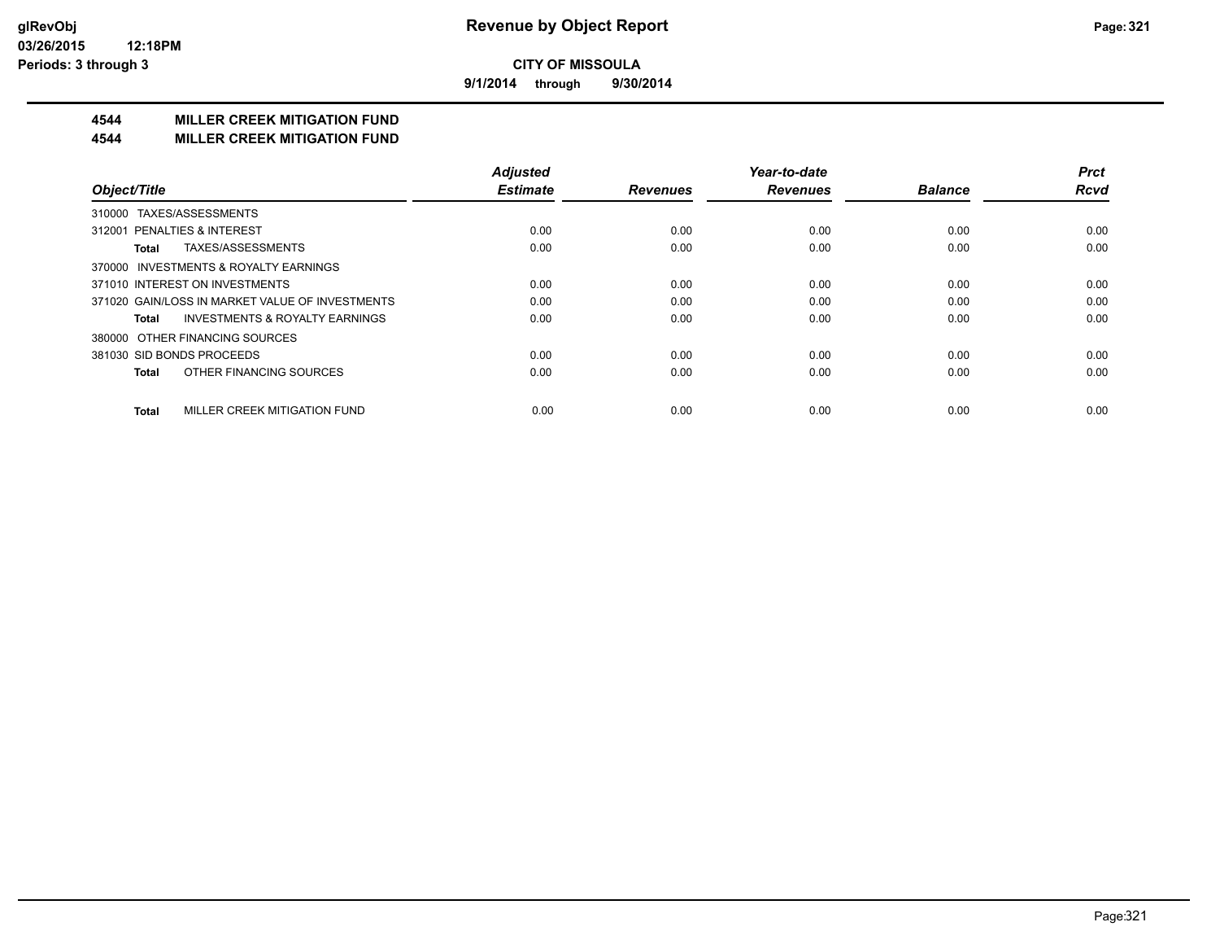**CITY OF MISSOULA**

**9/1/2014 through 9/30/2014**

## 4544 MILLER CREEK MITIGATION FUND

## 4544 MILLER CREEK MITIGATION FUND

| Object/Title | Adjusted Estimate | Revenues | Year-to-date Revenues | Balance | Prct Rcvd |
|---|---|---|---|---|---|
| 310000 TAXES/ASSESSMENTS | | | | | |
| 312001 PENALTIES & INTEREST | 0.00 | 0.00 | 0.00 | 0.00 | 0.00 |
| **Total** TAXES/ASSESSMENTS | 0.00 | 0.00 | 0.00 | 0.00 | 0.00 |
| 370000 INVESTMENTS & ROYALTY EARNINGS | | | | | |
| 371010 INTEREST ON INVESTMENTS | 0.00 | 0.00 | 0.00 | 0.00 | 0.00 |
| 371020 GAIN/LOSS IN MARKET VALUE OF INVESTMENTS | 0.00 | 0.00 | 0.00 | 0.00 | 0.00 |
| **Total** INVESTMENTS & ROYALTY EARNINGS | 0.00 | 0.00 | 0.00 | 0.00 | 0.00 |
| 380000 OTHER FINANCING SOURCES | | | | | |
| 381030 SID BONDS PROCEEDS | 0.00 | 0.00 | 0.00 | 0.00 | 0.00 |
| **Total** OTHER FINANCING SOURCES | 0.00 | 0.00 | 0.00 | 0.00 | 0.00 |
| **Total** MILLER CREEK MITIGATION FUND | 0.00 | 0.00 | 0.00 | 0.00 | 0.00 |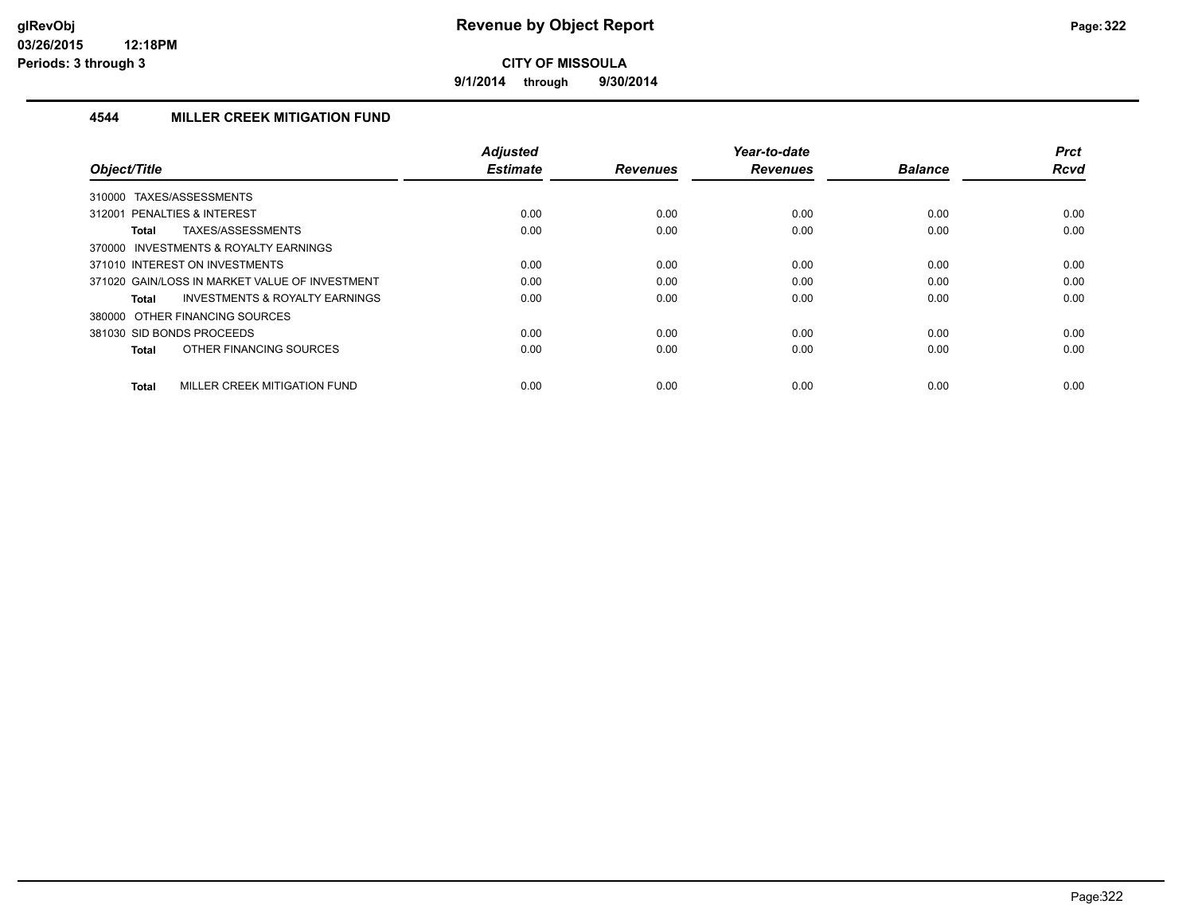**glRevObj**
**03/26/2015 12:18PM**
**Periods: 3 through 3**

# Revenue by Object Report

**CITY OF MISSOULA**

**9/1/2014 through 9/30/2014**

## 4544 MILLER CREEK MITIGATION FUND

| Object/Title | Adjusted Estimate | Revenues | Year-to-date Revenues | Balance | Prct Rcvd |
|---|---|---|---|---|---|
| 310000 TAXES/ASSESSMENTS | | | | | |
| 312001 PENALTIES & INTEREST | 0.00 | 0.00 | 0.00 | 0.00 | 0.00 |
| **Total** TAXES/ASSESSMENTS | 0.00 | 0.00 | 0.00 | 0.00 | 0.00 |
| 370000 INVESTMENTS & ROYALTY EARNINGS | | | | | |
| 371010 INTEREST ON INVESTMENTS | 0.00 | 0.00 | 0.00 | 0.00 | 0.00 |
| 371020 GAIN/LOSS IN MARKET VALUE OF INVESTMENT | 0.00 | 0.00 | 0.00 | 0.00 | 0.00 |
| **Total** INVESTMENTS & ROYALTY EARNINGS | 0.00 | 0.00 | 0.00 | 0.00 | 0.00 |
| 380000 OTHER FINANCING SOURCES | | | | | |
| 381030 SID BONDS PROCEEDS | 0.00 | 0.00 | 0.00 | 0.00 | 0.00 |
| **Total** OTHER FINANCING SOURCES | 0.00 | 0.00 | 0.00 | 0.00 | 0.00 |
| **Total** MILLER CREEK MITIGATION FUND | 0.00 | 0.00 | 0.00 | 0.00 | 0.00 |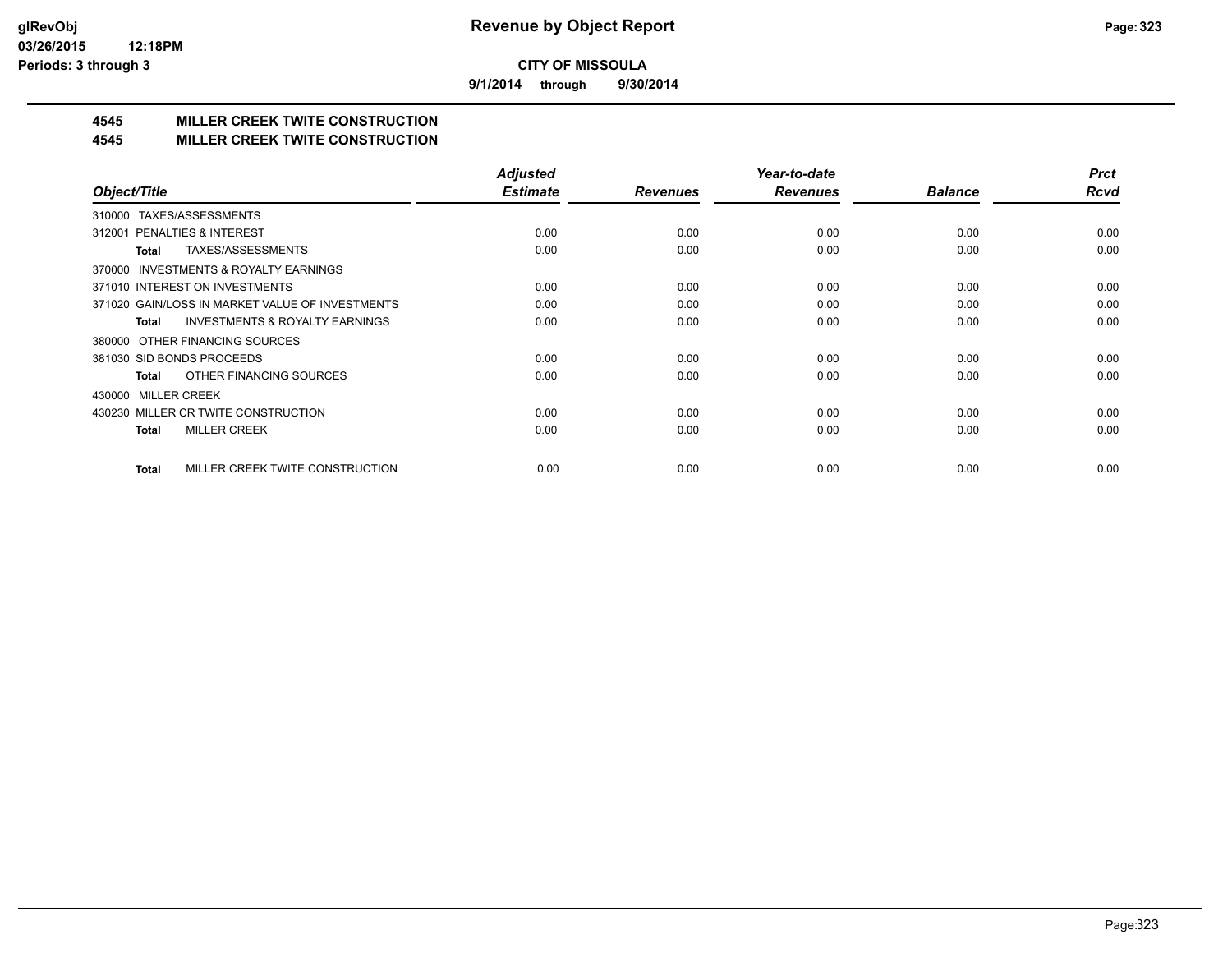**Revenue by Object Report**

**CITY OF MISSOULA**

**9/1/2014 through 9/30/2014**

glRevObj
03/26/2015 12:18PM
Periods: 3 through 3

## 4545 MILLER CREEK TWITE CONSTRUCTION
## 4545 MILLER CREEK TWITE CONSTRUCTION

| Object/Title | Adjusted Estimate | Revenues | Year-to-date Revenues | Balance | Prct Rcvd |
|---|---|---|---|---|---|
| 310000 TAXES/ASSESSMENTS | | | | | |
| 312001 PENALTIES & INTEREST | 0.00 | 0.00 | 0.00 | 0.00 | 0.00 |
| **Total** TAXES/ASSESSMENTS | 0.00 | 0.00 | 0.00 | 0.00 | 0.00 |
| 370000 INVESTMENTS & ROYALTY EARNINGS | | | | | |
| 371010 INTEREST ON INVESTMENTS | 0.00 | 0.00 | 0.00 | 0.00 | 0.00 |
| 371020 GAIN/LOSS IN MARKET VALUE OF INVESTMENTS | 0.00 | 0.00 | 0.00 | 0.00 | 0.00 |
| **Total** INVESTMENTS & ROYALTY EARNINGS | 0.00 | 0.00 | 0.00 | 0.00 | 0.00 |
| 380000 OTHER FINANCING SOURCES | | | | | |
| 381030 SID BONDS PROCEEDS | 0.00 | 0.00 | 0.00 | 0.00 | 0.00 |
| **Total** OTHER FINANCING SOURCES | 0.00 | 0.00 | 0.00 | 0.00 | 0.00 |
| 430000 MILLER CREEK | | | | | |
| 430230 MILLER CR TWITE CONSTRUCTION | 0.00 | 0.00 | 0.00 | 0.00 | 0.00 |
| **Total** MILLER CREEK | 0.00 | 0.00 | 0.00 | 0.00 | 0.00 |
| **Total** MILLER CREEK TWITE CONSTRUCTION | 0.00 | 0.00 | 0.00 | 0.00 | 0.00 |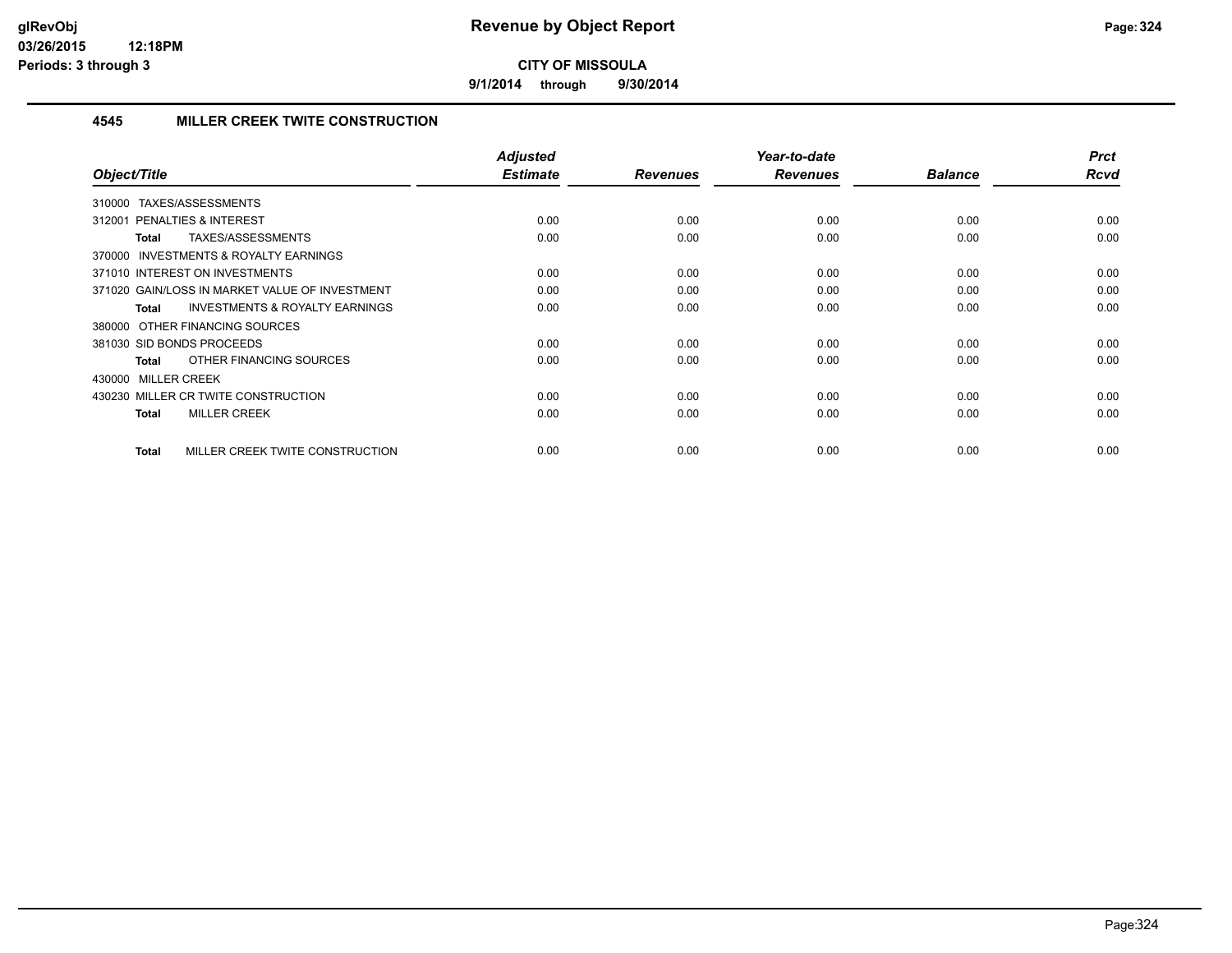**CITY OF MISSOULA**

**9/1/2014 through 9/30/2014**

## 4545 MILLER CREEK TWITE CONSTRUCTION

| Object/Title | Adjusted Estimate | Revenues | Year-to-date Revenues | Balance | Prct Rcvd |
|---|---|---|---|---|---|
| 310000 TAXES/ASSESSMENTS | | | | | |
| 312001 PENALTIES & INTEREST | 0.00 | 0.00 | 0.00 | 0.00 | 0.00 |
| **Total** TAXES/ASSESSMENTS | 0.00 | 0.00 | 0.00 | 0.00 | 0.00 |
| 370000 INVESTMENTS & ROYALTY EARNINGS | | | | | |
| 371010 INTEREST ON INVESTMENTS | 0.00 | 0.00 | 0.00 | 0.00 | 0.00 |
| 371020 GAIN/LOSS IN MARKET VALUE OF INVESTMENT | 0.00 | 0.00 | 0.00 | 0.00 | 0.00 |
| **Total** INVESTMENTS & ROYALTY EARNINGS | 0.00 | 0.00 | 0.00 | 0.00 | 0.00 |
| 380000 OTHER FINANCING SOURCES | | | | | |
| 381030 SID BONDS PROCEEDS | 0.00 | 0.00 | 0.00 | 0.00 | 0.00 |
| **Total** OTHER FINANCING SOURCES | 0.00 | 0.00 | 0.00 | 0.00 | 0.00 |
| 430000 MILLER CREEK | | | | | |
| 430230 MILLER CR TWITE CONSTRUCTION | 0.00 | 0.00 | 0.00 | 0.00 | 0.00 |
| **Total** MILLER CREEK | 0.00 | 0.00 | 0.00 | 0.00 | 0.00 |
| **Total** MILLER CREEK TWITE CONSTRUCTION | 0.00 | 0.00 | 0.00 | 0.00 | 0.00 |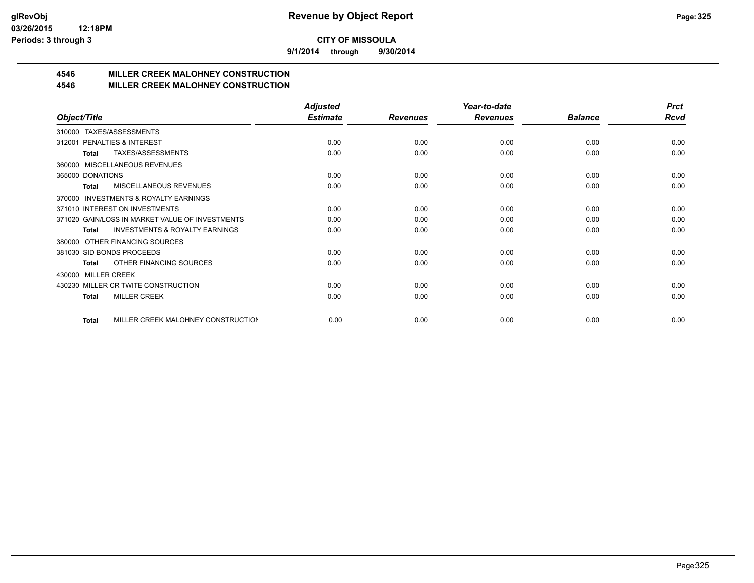**glRevObj**
**03/26/2015 12:18PM**
**Periods: 3 through 3**

# Revenue by Object Report

**CITY OF MISSOULA**

**9/1/2014 through 9/30/2014**

## 4546 MILLER CREEK MALOHNEY CONSTRUCTION
## 4546 MILLER CREEK MALOHNEY CONSTRUCTION

| *Object/Title* | *Adjusted Estimate* | *Revenues* | *Year-to-date Revenues* | *Balance* | *Prct Rcvd* |
|---|---|---|---|---|---|
| 310000 TAXES/ASSESSMENTS | | | | | |
| 312001 PENALTIES & INTEREST | 0.00 | 0.00 | 0.00 | 0.00 | 0.00 |
| **Total** TAXES/ASSESSMENTS | 0.00 | 0.00 | 0.00 | 0.00 | 0.00 |
| 360000 MISCELLANEOUS REVENUES | | | | | |
| 365000 DONATIONS | 0.00 | 0.00 | 0.00 | 0.00 | 0.00 |
| **Total** MISCELLANEOUS REVENUES | 0.00 | 0.00 | 0.00 | 0.00 | 0.00 |
| 370000 INVESTMENTS & ROYALTY EARNINGS | | | | | |
| 371010 INTEREST ON INVESTMENTS | 0.00 | 0.00 | 0.00 | 0.00 | 0.00 |
| 371020 GAIN/LOSS IN MARKET VALUE OF INVESTMENTS | 0.00 | 0.00 | 0.00 | 0.00 | 0.00 |
| **Total** INVESTMENTS & ROYALTY EARNINGS | 0.00 | 0.00 | 0.00 | 0.00 | 0.00 |
| 380000 OTHER FINANCING SOURCES | | | | | |
| 381030 SID BONDS PROCEEDS | 0.00 | 0.00 | 0.00 | 0.00 | 0.00 |
| **Total** OTHER FINANCING SOURCES | 0.00 | 0.00 | 0.00 | 0.00 | 0.00 |
| 430000 MILLER CREEK | | | | | |
| 430230 MILLER CR TWITE CONSTRUCTION | 0.00 | 0.00 | 0.00 | 0.00 | 0.00 |
| **Total** MILLER CREEK | 0.00 | 0.00 | 0.00 | 0.00 | 0.00 |
| **Total** MILLER CREEK MALOHNEY CONSTRUCTION | 0.00 | 0.00 | 0.00 | 0.00 | 0.00 |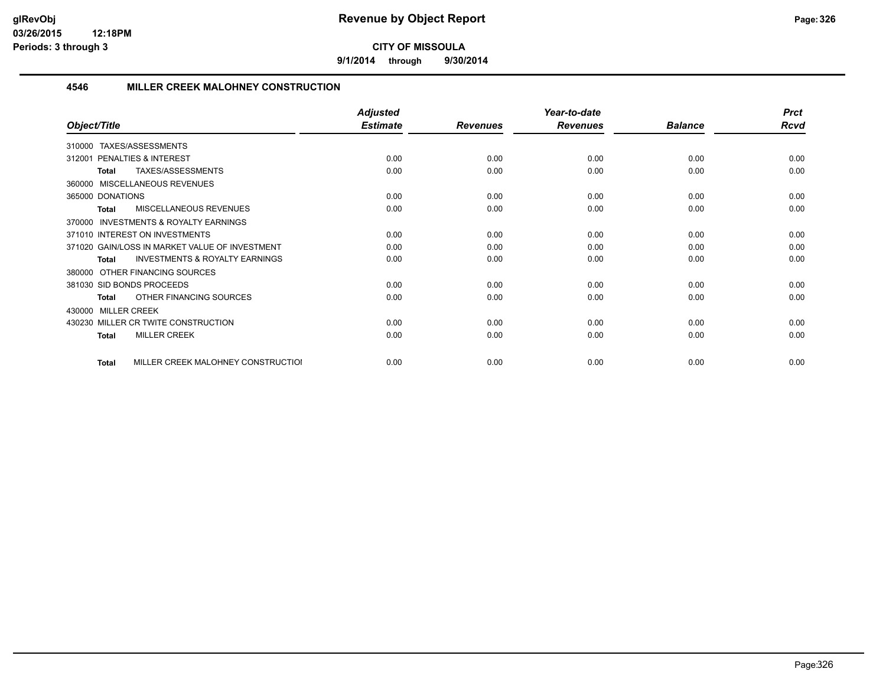**CITY OF MISSOULA**

**9/1/2014 through 9/30/2014**

### 4546 MILLER CREEK MALOHNEY CONSTRUCTION

| Object/Title | Adjusted Estimate | Revenues | Year-to-date Revenues | Balance | Prct Rcvd |
|---|---|---|---|---|---|
| 310000 TAXES/ASSESSMENTS | | | | | |
| 312001 PENALTIES & INTEREST | 0.00 | 0.00 | 0.00 | 0.00 | 0.00 |
| **Total** TAXES/ASSESSMENTS | 0.00 | 0.00 | 0.00 | 0.00 | 0.00 |
| 360000 MISCELLANEOUS REVENUES | | | | | |
| 365000 DONATIONS | 0.00 | 0.00 | 0.00 | 0.00 | 0.00 |
| **Total** MISCELLANEOUS REVENUES | 0.00 | 0.00 | 0.00 | 0.00 | 0.00 |
| 370000 INVESTMENTS & ROYALTY EARNINGS | | | | | |
| 371010 INTEREST ON INVESTMENTS | 0.00 | 0.00 | 0.00 | 0.00 | 0.00 |
| 371020 GAIN/LOSS IN MARKET VALUE OF INVESTMENT | 0.00 | 0.00 | 0.00 | 0.00 | 0.00 |
| **Total** INVESTMENTS & ROYALTY EARNINGS | 0.00 | 0.00 | 0.00 | 0.00 | 0.00 |
| 380000 OTHER FINANCING SOURCES | | | | | |
| 381030 SID BONDS PROCEEDS | 0.00 | 0.00 | 0.00 | 0.00 | 0.00 |
| **Total** OTHER FINANCING SOURCES | 0.00 | 0.00 | 0.00 | 0.00 | 0.00 |
| 430000 MILLER CREEK | | | | | |
| 430230 MILLER CR TWITE CONSTRUCTION | 0.00 | 0.00 | 0.00 | 0.00 | 0.00 |
| **Total** MILLER CREEK | 0.00 | 0.00 | 0.00 | 0.00 | 0.00 |
| **Total** MILLER CREEK MALOHNEY CONSTRUCTIOI | 0.00 | 0.00 | 0.00 | 0.00 | 0.00 |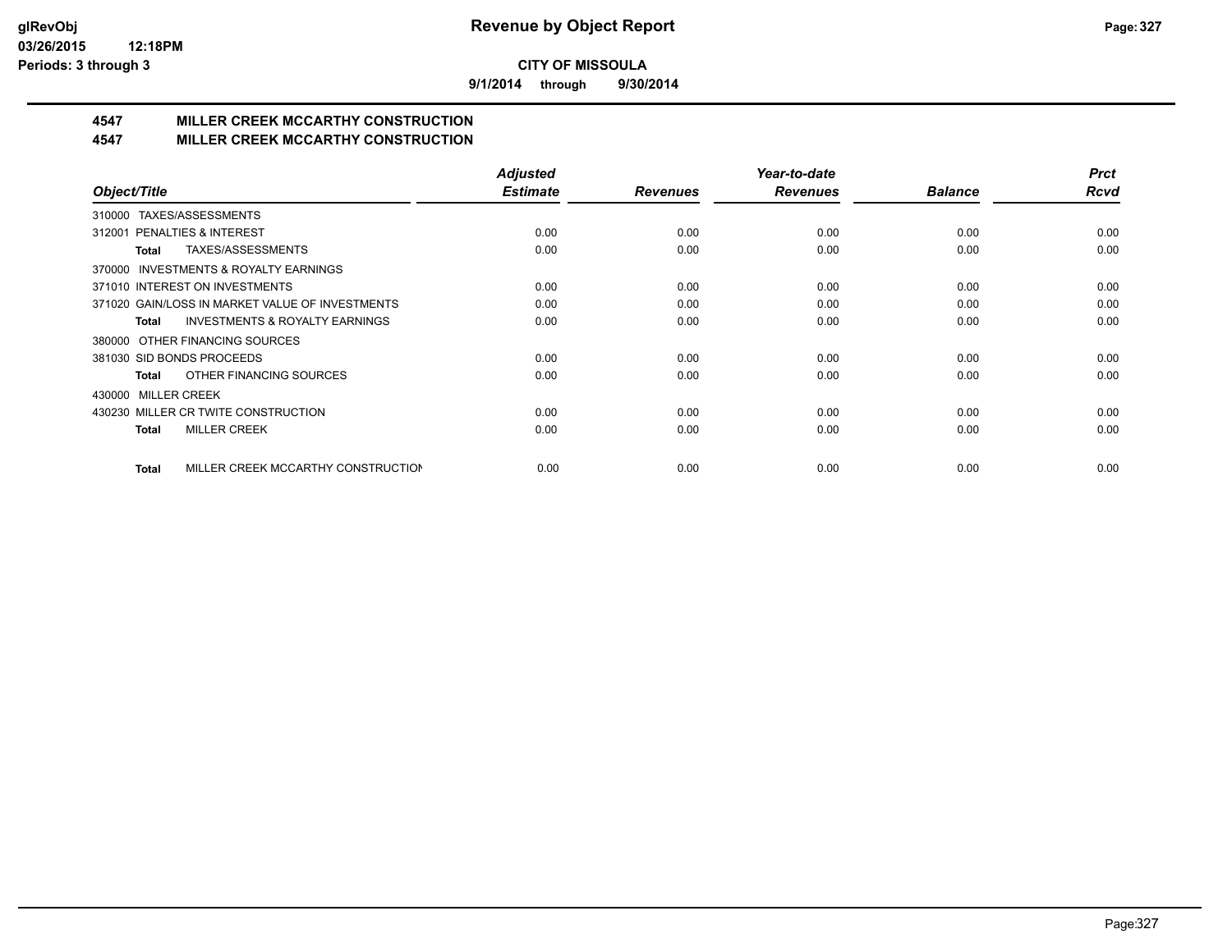**CITY OF MISSOULA**

**9/1/2014 through 9/30/2014**

# 4547 MILLER CREEK MCCARTHY CONSTRUCTION

## 4547 MILLER CREEK MCCARTHY CONSTRUCTION

| *Object/Title* | *Adjusted Estimate* | *Revenues* | *Year-to-date Revenues* | *Balance* | *Prct Rcvd* |
|---|---|---|---|---|---|
| 310000 TAXES/ASSESSMENTS | | | | | |
| 312001 PENALTIES & INTEREST | 0.00 | 0.00 | 0.00 | 0.00 | 0.00 |
| **Total** TAXES/ASSESSMENTS | 0.00 | 0.00 | 0.00 | 0.00 | 0.00 |
| 370000 INVESTMENTS & ROYALTY EARNINGS | | | | | |
| 371010 INTEREST ON INVESTMENTS | 0.00 | 0.00 | 0.00 | 0.00 | 0.00 |
| 371020 GAIN/LOSS IN MARKET VALUE OF INVESTMENTS | 0.00 | 0.00 | 0.00 | 0.00 | 0.00 |
| **Total** INVESTMENTS & ROYALTY EARNINGS | 0.00 | 0.00 | 0.00 | 0.00 | 0.00 |
| 380000 OTHER FINANCING SOURCES | | | | | |
| 381030 SID BONDS PROCEEDS | 0.00 | 0.00 | 0.00 | 0.00 | 0.00 |
| **Total** OTHER FINANCING SOURCES | 0.00 | 0.00 | 0.00 | 0.00 | 0.00 |
| 430000 MILLER CREEK | | | | | |
| 430230 MILLER CR TWITE CONSTRUCTION | 0.00 | 0.00 | 0.00 | 0.00 | 0.00 |
| **Total** MILLER CREEK | 0.00 | 0.00 | 0.00 | 0.00 | 0.00 |
| **Total** MILLER CREEK MCCARTHY CONSTRUCTION | 0.00 | 0.00 | 0.00 | 0.00 | 0.00 |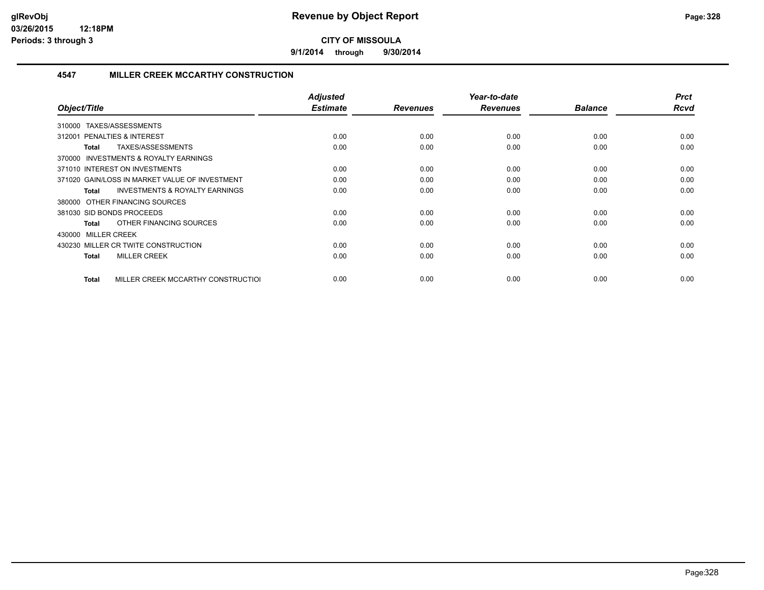**CITY OF MISSOULA**

**9/1/2014 through 9/30/2014**

## 4547 MILLER CREEK MCCARTHY CONSTRUCTION

| Object/Title | Adjusted Estimate | Revenues | Year-to-date Revenues | Balance | Prct Rcvd |
|---|---|---|---|---|---|
| 310000 TAXES/ASSESSMENTS | | | | | |
| 312001 PENALTIES & INTEREST | 0.00 | 0.00 | 0.00 | 0.00 | 0.00 |
| **Total** TAXES/ASSESSMENTS | 0.00 | 0.00 | 0.00 | 0.00 | 0.00 |
| 370000 INVESTMENTS & ROYALTY EARNINGS | | | | | |
| 371010 INTEREST ON INVESTMENTS | 0.00 | 0.00 | 0.00 | 0.00 | 0.00 |
| 371020 GAIN/LOSS IN MARKET VALUE OF INVESTMENT | 0.00 | 0.00 | 0.00 | 0.00 | 0.00 |
| **Total** INVESTMENTS & ROYALTY EARNINGS | 0.00 | 0.00 | 0.00 | 0.00 | 0.00 |
| 380000 OTHER FINANCING SOURCES | | | | | |
| 381030 SID BONDS PROCEEDS | 0.00 | 0.00 | 0.00 | 0.00 | 0.00 |
| **Total** OTHER FINANCING SOURCES | 0.00 | 0.00 | 0.00 | 0.00 | 0.00 |
| 430000 MILLER CREEK | | | | | |
| 430230 MILLER CR TWITE CONSTRUCTION | 0.00 | 0.00 | 0.00 | 0.00 | 0.00 |
| **Total** MILLER CREEK | 0.00 | 0.00 | 0.00 | 0.00 | 0.00 |
| **Total** MILLER CREEK MCCARTHY CONSTRUCTIOI | 0.00 | 0.00 | 0.00 | 0.00 | 0.00 |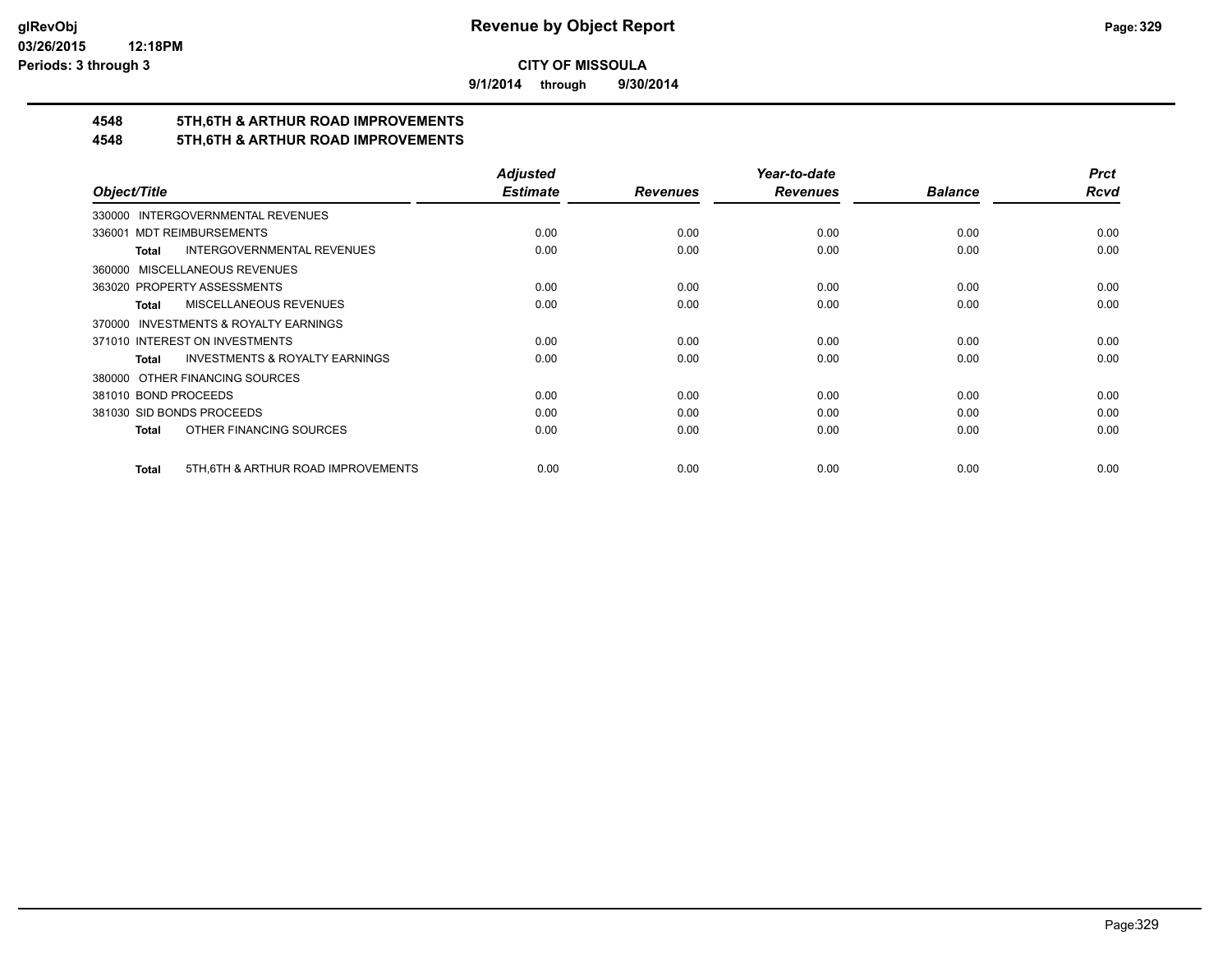# CITY OF MISSOULA

**9/1/2014 through 9/30/2014**

## 4548 5TH,6TH & ARTHUR ROAD IMPROVEMENTS
## 4548 5TH,6TH & ARTHUR ROAD IMPROVEMENTS

| Object/Title | Adjusted Estimate | Revenues | Year-to-date Revenues | Balance | Prct Rcvd |
|---|---|---|---|---|---|
| 330000 INTERGOVERNMENTAL REVENUES | | | | | |
| 336001 MDT REIMBURSEMENTS | 0.00 | 0.00 | 0.00 | 0.00 | 0.00 |
| **Total** INTERGOVERNMENTAL REVENUES | 0.00 | 0.00 | 0.00 | 0.00 | 0.00 |
| 360000 MISCELLANEOUS REVENUES | | | | | |
| 363020 PROPERTY ASSESSMENTS | 0.00 | 0.00 | 0.00 | 0.00 | 0.00 |
| **Total** MISCELLANEOUS REVENUES | 0.00 | 0.00 | 0.00 | 0.00 | 0.00 |
| 370000 INVESTMENTS & ROYALTY EARNINGS | | | | | |
| 371010 INTEREST ON INVESTMENTS | 0.00 | 0.00 | 0.00 | 0.00 | 0.00 |
| **Total** INVESTMENTS & ROYALTY EARNINGS | 0.00 | 0.00 | 0.00 | 0.00 | 0.00 |
| 380000 OTHER FINANCING SOURCES | | | | | |
| 381010 BOND PROCEEDS | 0.00 | 0.00 | 0.00 | 0.00 | 0.00 |
| 381030 SID BONDS PROCEEDS | 0.00 | 0.00 | 0.00 | 0.00 | 0.00 |
| **Total** OTHER FINANCING SOURCES | 0.00 | 0.00 | 0.00 | 0.00 | 0.00 |
| **Total** 5TH,6TH & ARTHUR ROAD IMPROVEMENTS | 0.00 | 0.00 | 0.00 | 0.00 | 0.00 |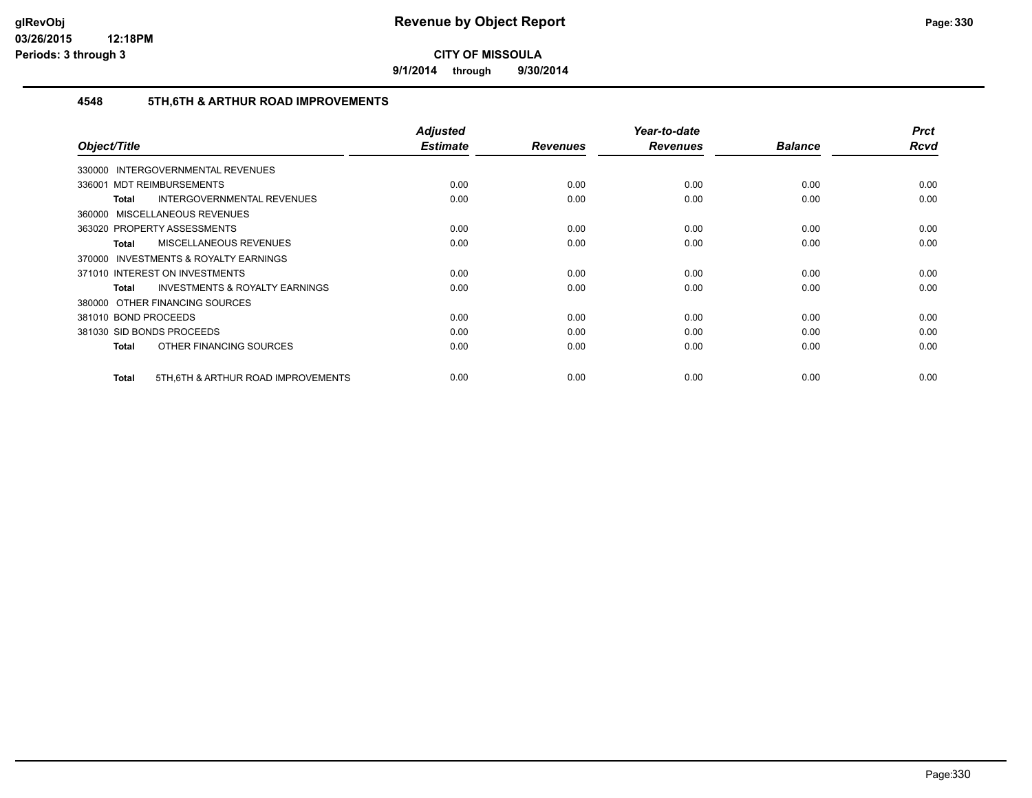# Revenue by Object Report

**CITY OF MISSOULA**

**9/1/2014 through 9/30/2014**

glRevObj
03/26/2015 12:18PM
Periods: 3 through 3

## 4548 5TH,6TH & ARTHUR ROAD IMPROVEMENTS

| Object/Title | Adjusted Estimate | Revenues | Year-to-date Revenues | Balance | Prct Rcvd |
|---|---|---|---|---|---|
| 330000 INTERGOVERNMENTAL REVENUES | | | | | |
| 336001 MDT REIMBURSEMENTS | 0.00 | 0.00 | 0.00 | 0.00 | 0.00 |
| **Total** INTERGOVERNMENTAL REVENUES | 0.00 | 0.00 | 0.00 | 0.00 | 0.00 |
| 360000 MISCELLANEOUS REVENUES | | | | | |
| 363020 PROPERTY ASSESSMENTS | 0.00 | 0.00 | 0.00 | 0.00 | 0.00 |
| **Total** MISCELLANEOUS REVENUES | 0.00 | 0.00 | 0.00 | 0.00 | 0.00 |
| 370000 INVESTMENTS & ROYALTY EARNINGS | | | | | |
| 371010 INTEREST ON INVESTMENTS | 0.00 | 0.00 | 0.00 | 0.00 | 0.00 |
| **Total** INVESTMENTS & ROYALTY EARNINGS | 0.00 | 0.00 | 0.00 | 0.00 | 0.00 |
| 380000 OTHER FINANCING SOURCES | | | | | |
| 381010 BOND PROCEEDS | 0.00 | 0.00 | 0.00 | 0.00 | 0.00 |
| 381030 SID BONDS PROCEEDS | 0.00 | 0.00 | 0.00 | 0.00 | 0.00 |
| **Total** OTHER FINANCING SOURCES | 0.00 | 0.00 | 0.00 | 0.00 | 0.00 |
| **Total** 5TH,6TH & ARTHUR ROAD IMPROVEMENTS | 0.00 | 0.00 | 0.00 | 0.00 | 0.00 |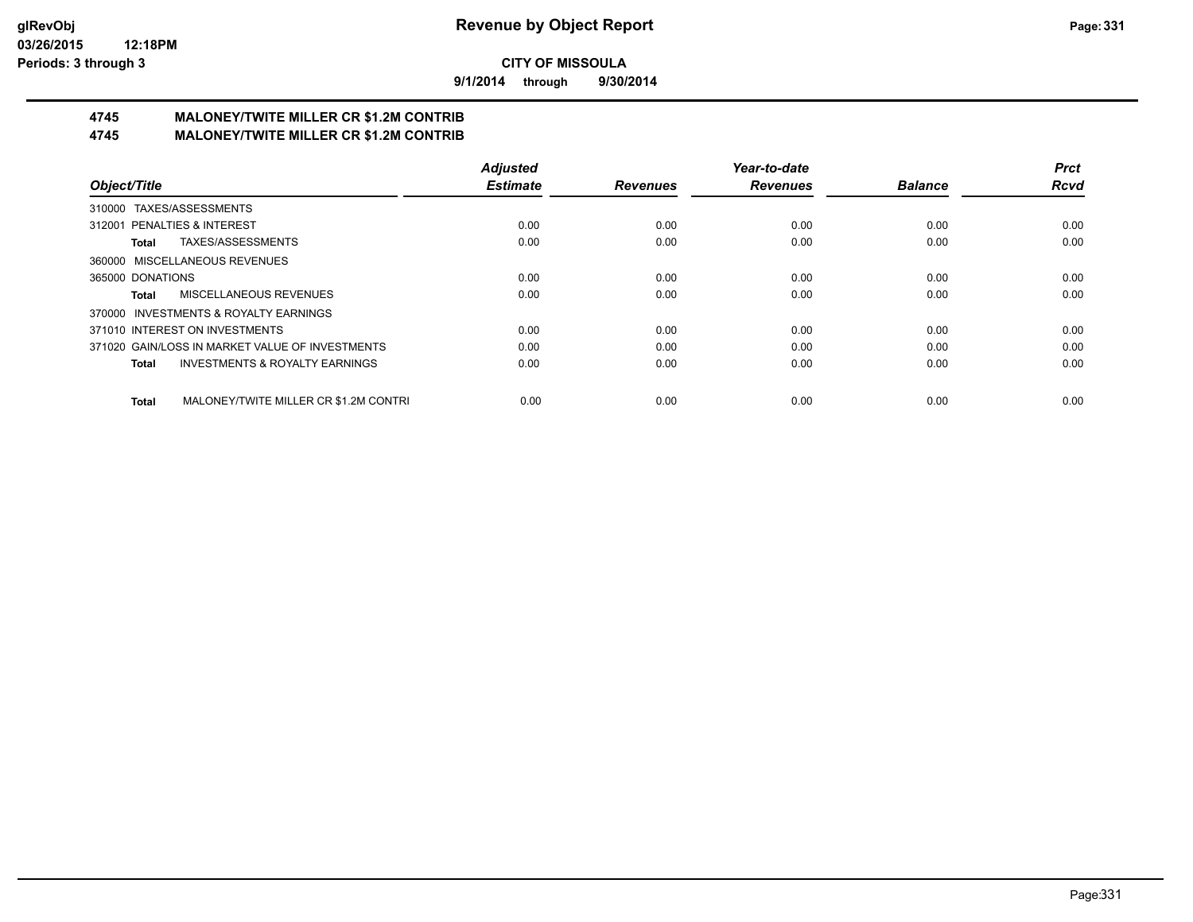**CITY OF MISSOULA**

**9/1/2014 through 9/30/2014**

## 4745 MALONEY/TWITE MILLER CR $1.2M CONTRIB
## 4745 MALONEY/TWITE MILLER CR $1.2M CONTRIB

| *Object/Title* | *Adjusted Estimate* | *Revenues* | *Year-to-date Revenues* | *Balance* | *Prct Rcvd* |
|---|---|---|---|---|---|
| 310000 TAXES/ASSESSMENTS | | | | | |
| 312001 PENALTIES & INTEREST | 0.00 | 0.00 | 0.00 | 0.00 | 0.00 |
| **Total** TAXES/ASSESSMENTS | 0.00 | 0.00 | 0.00 | 0.00 | 0.00 |
| 360000 MISCELLANEOUS REVENUES | | | | | |
| 365000 DONATIONS | 0.00 | 0.00 | 0.00 | 0.00 | 0.00 |
| **Total** MISCELLANEOUS REVENUES | 0.00 | 0.00 | 0.00 | 0.00 | 0.00 |
| 370000 INVESTMENTS & ROYALTY EARNINGS | | | | | |
| 371010 INTEREST ON INVESTMENTS | 0.00 | 0.00 | 0.00 | 0.00 | 0.00 |
| 371020 GAIN/LOSS IN MARKET VALUE OF INVESTMENTS | 0.00 | 0.00 | 0.00 | 0.00 | 0.00 |
| **Total** INVESTMENTS & ROYALTY EARNINGS | 0.00 | 0.00 | 0.00 | 0.00 | 0.00 |
| **Total** MALONEY/TWITE MILLER CR $1.2M CONTRI | 0.00 | 0.00 | 0.00 | 0.00 | 0.00 |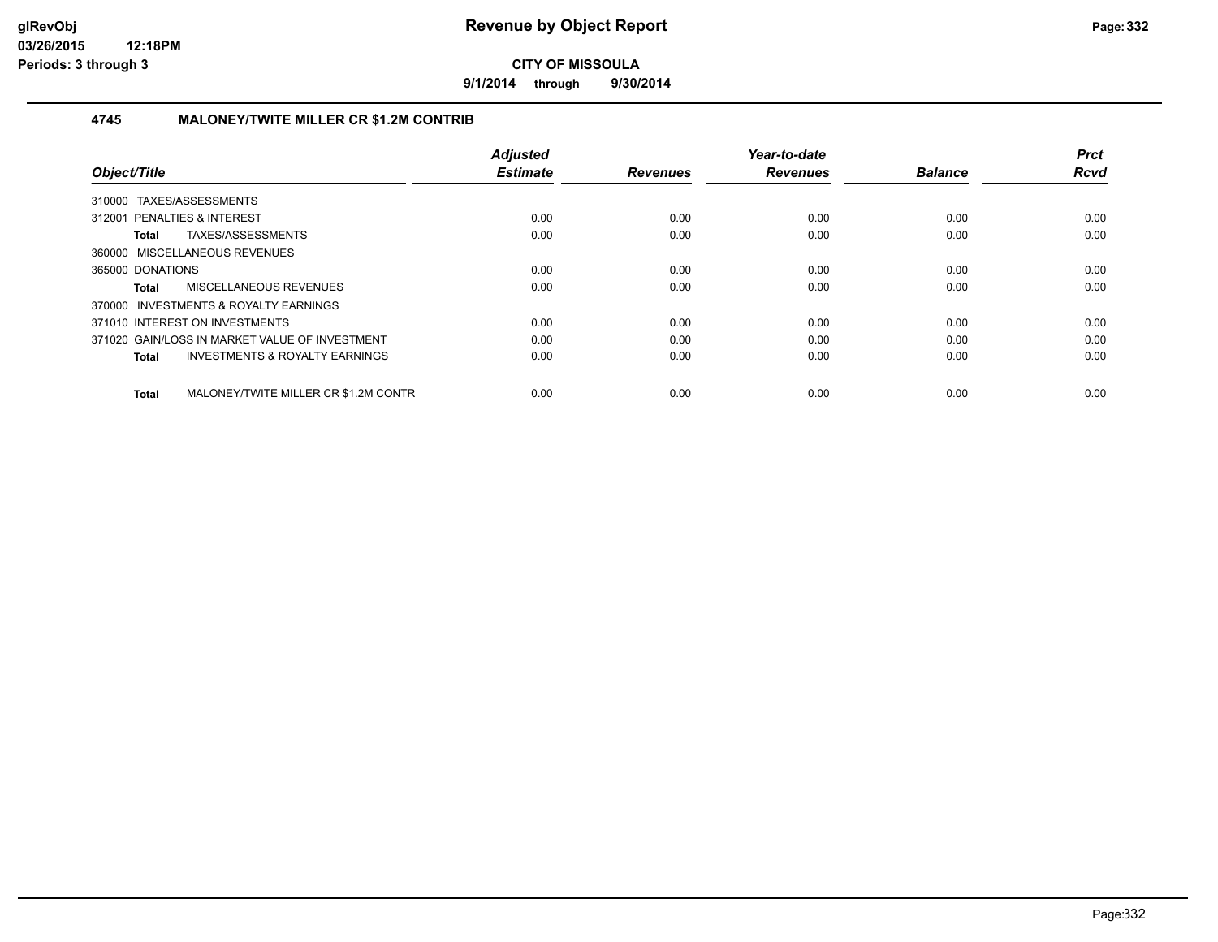**CITY OF MISSOULA**

**9/1/2014 through 9/30/2014**

### 4745 MALONEY/TWITE MILLER CR $1.2M CONTRIB

| Object/Title | Adjusted Estimate | Revenues | Year-to-date Revenues | Balance | Prct Rcvd |
|---|---|---|---|---|---|
| 310000 TAXES/ASSESSMENTS | | | | | |
| 312001 PENALTIES & INTEREST | 0.00 | 0.00 | 0.00 | 0.00 | 0.00 |
| **Total** TAXES/ASSESSMENTS | 0.00 | 0.00 | 0.00 | 0.00 | 0.00 |
| 360000 MISCELLANEOUS REVENUES | | | | | |
| 365000 DONATIONS | 0.00 | 0.00 | 0.00 | 0.00 | 0.00 |
| **Total** MISCELLANEOUS REVENUES | 0.00 | 0.00 | 0.00 | 0.00 | 0.00 |
| 370000 INVESTMENTS & ROYALTY EARNINGS | | | | | |
| 371010 INTEREST ON INVESTMENTS | 0.00 | 0.00 | 0.00 | 0.00 | 0.00 |
| 371020 GAIN/LOSS IN MARKET VALUE OF INVESTMENT | 0.00 | 0.00 | 0.00 | 0.00 | 0.00 |
| **Total** INVESTMENTS & ROYALTY EARNINGS | 0.00 | 0.00 | 0.00 | 0.00 | 0.00 |
| **Total** MALONEY/TWITE MILLER CR $1.2M CONTR | 0.00 | 0.00 | 0.00 | 0.00 | 0.00 |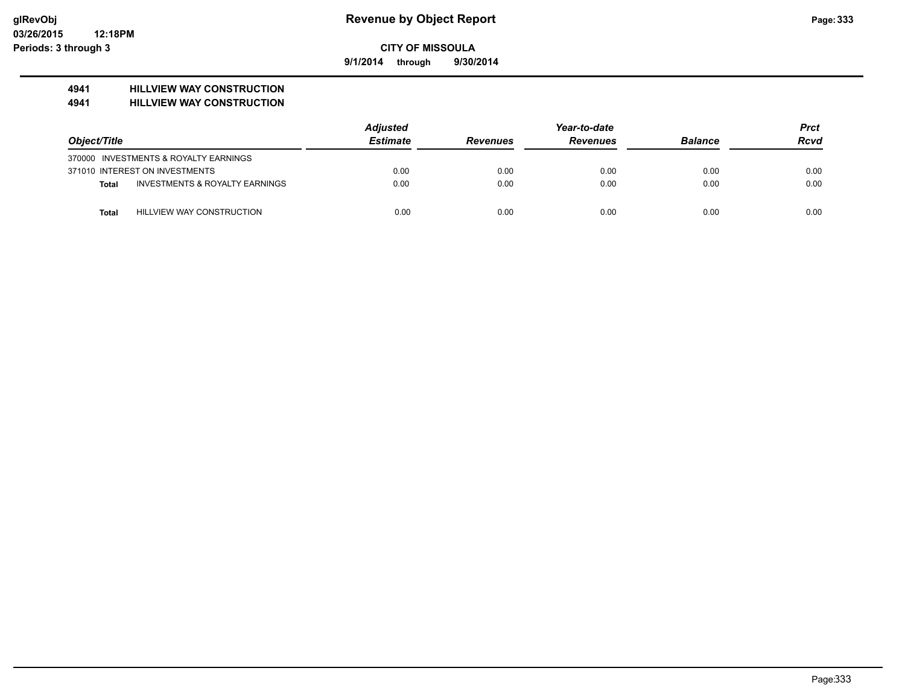**CITY OF MISSOULA**

**9/1/2014 through 9/30/2014**

**4941 HILLVIEW WAY CONSTRUCTION**

**4941 HILLVIEW WAY CONSTRUCTION**

| Object/Title | | Adjusted Estimate | Revenues | Year-to-date Revenues | Balance | Prct Rcvd |
|---|---|---|---|---|---|---|
| 370000 INVESTMENTS & ROYALTY EARNINGS | | | | | | |
| 371010 INTEREST ON INVESTMENTS | | 0.00 | 0.00 | 0.00 | 0.00 | 0.00 |
| **Total** | INVESTMENTS & ROYALTY EARNINGS | 0.00 | 0.00 | 0.00 | 0.00 | 0.00 |
| **Total** | HILLVIEW WAY CONSTRUCTION | 0.00 | 0.00 | 0.00 | 0.00 | 0.00 |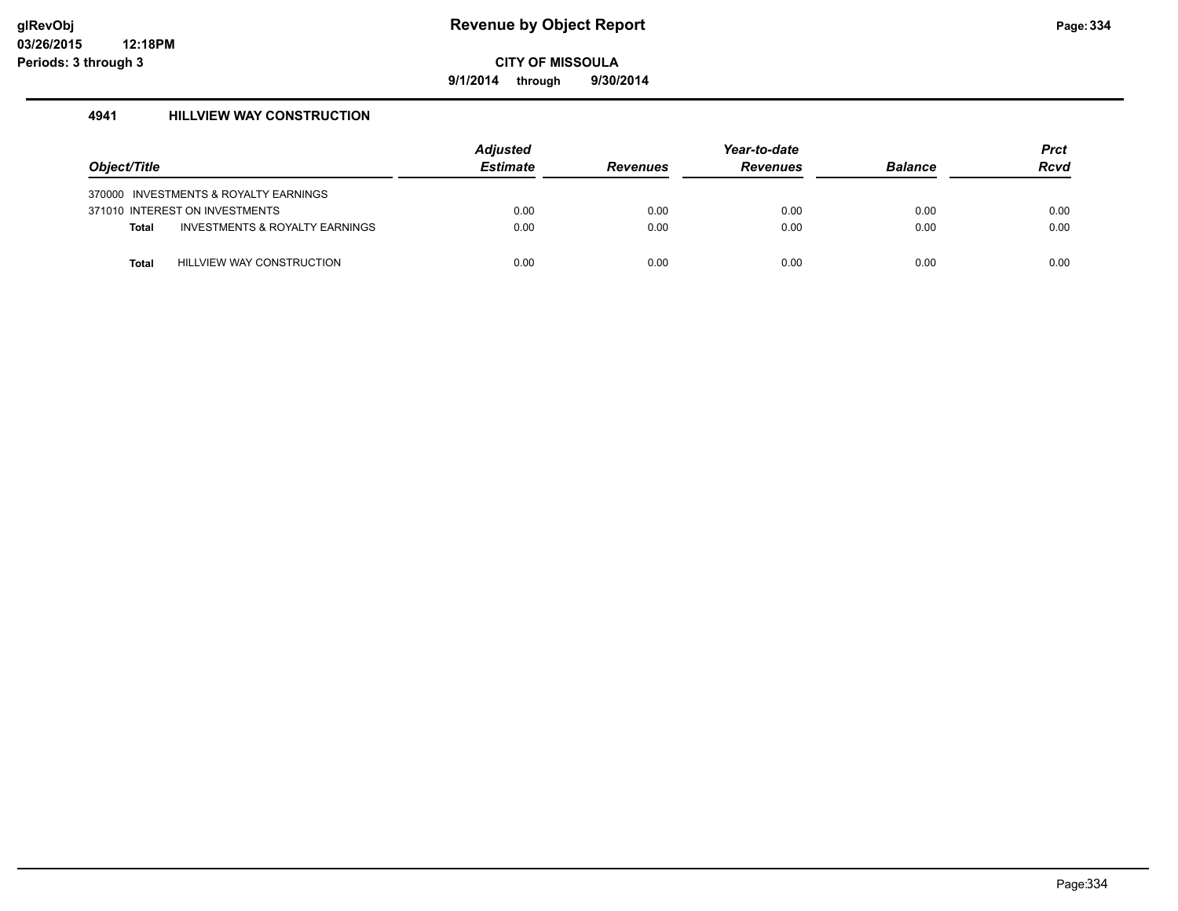**Revenue by Object Report**

**CITY OF MISSOULA**

**9/1/2014 through 9/30/2014**

glRevObj
03/26/2015 12:18PM
Periods: 3 through 3

### 4941 HILLVIEW WAY CONSTRUCTION

| Object/Title | | Adjusted Estimate | Revenues | Year-to-date Revenues | Balance | Prct Rcvd |
|---|---|---|---|---|---|---|
| 370000 INVESTMENTS & ROYALTY EARNINGS | | | | | | |
| 371010 INTEREST ON INVESTMENTS | | 0.00 | 0.00 | 0.00 | 0.00 | 0.00 |
| **Total** | INVESTMENTS & ROYALTY EARNINGS | 0.00 | 0.00 | 0.00 | 0.00 | 0.00 |
| **Total** | HILLVIEW WAY CONSTRUCTION | 0.00 | 0.00 | 0.00 | 0.00 | 0.00 |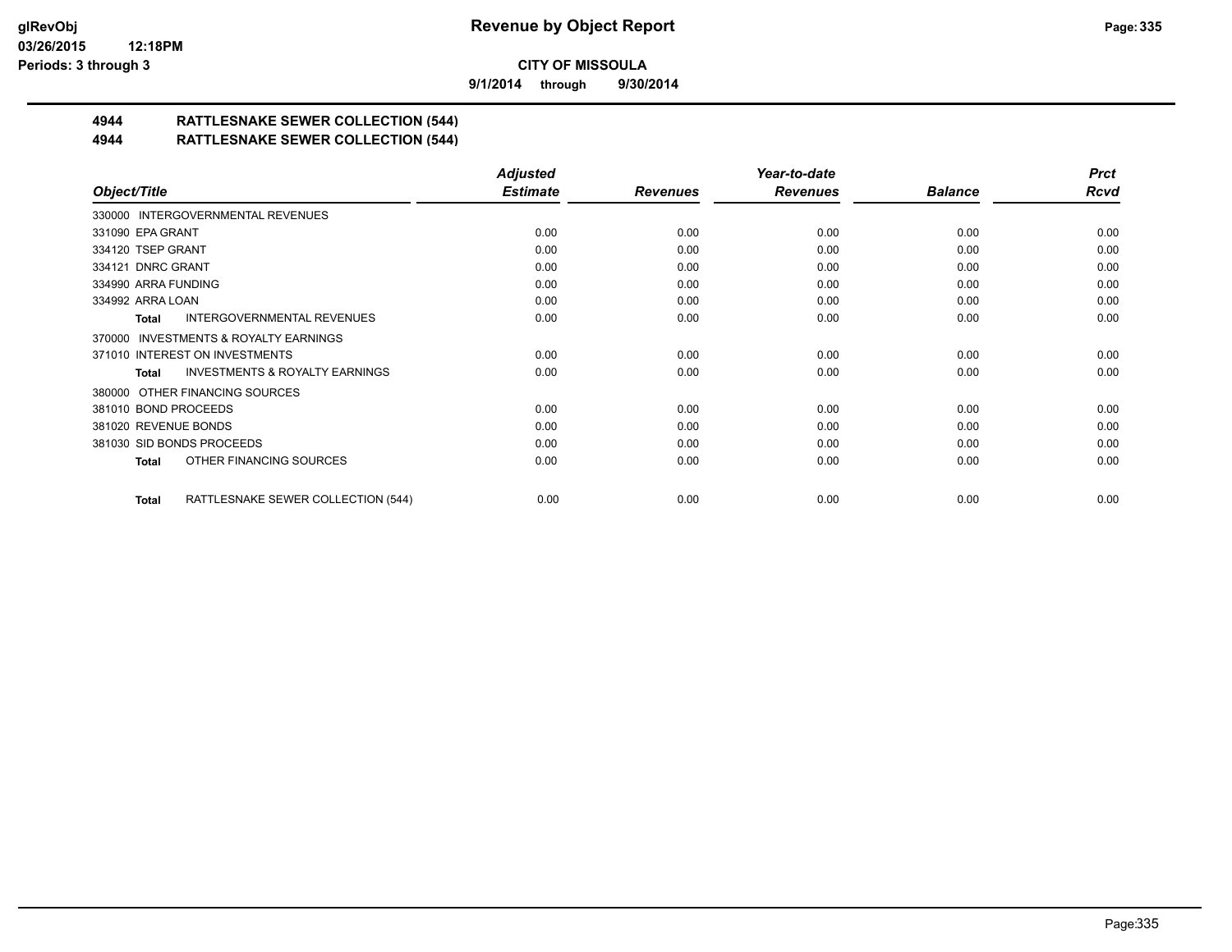**CITY OF MISSOULA**

**9/1/2014 through 9/30/2014**

## 4944 RATTLESNAKE SEWER COLLECTION (544)

## 4944 RATTLESNAKE SEWER COLLECTION (544)

| Object/Title | Adjusted Estimate | Revenues | Year-to-date Revenues | Balance | Prct Rcvd |
|---|---|---|---|---|---|
| 330000 INTERGOVERNMENTAL REVENUES | | | | | |
| 331090 EPA GRANT | 0.00 | 0.00 | 0.00 | 0.00 | 0.00 |
| 334120 TSEP GRANT | 0.00 | 0.00 | 0.00 | 0.00 | 0.00 |
| 334121 DNRC GRANT | 0.00 | 0.00 | 0.00 | 0.00 | 0.00 |
| 334990 ARRA FUNDING | 0.00 | 0.00 | 0.00 | 0.00 | 0.00 |
| 334992 ARRA LOAN | 0.00 | 0.00 | 0.00 | 0.00 | 0.00 |
| **Total** INTERGOVERNMENTAL REVENUES | 0.00 | 0.00 | 0.00 | 0.00 | 0.00 |
| 370000 INVESTMENTS & ROYALTY EARNINGS | | | | | |
| 371010 INTEREST ON INVESTMENTS | 0.00 | 0.00 | 0.00 | 0.00 | 0.00 |
| **Total** INVESTMENTS & ROYALTY EARNINGS | 0.00 | 0.00 | 0.00 | 0.00 | 0.00 |
| 380000 OTHER FINANCING SOURCES | | | | | |
| 381010 BOND PROCEEDS | 0.00 | 0.00 | 0.00 | 0.00 | 0.00 |
| 381020 REVENUE BONDS | 0.00 | 0.00 | 0.00 | 0.00 | 0.00 |
| 381030 SID BONDS PROCEEDS | 0.00 | 0.00 | 0.00 | 0.00 | 0.00 |
| **Total** OTHER FINANCING SOURCES | 0.00 | 0.00 | 0.00 | 0.00 | 0.00 |
| **Total** RATTLESNAKE SEWER COLLECTION (544) | 0.00 | 0.00 | 0.00 | 0.00 | 0.00 |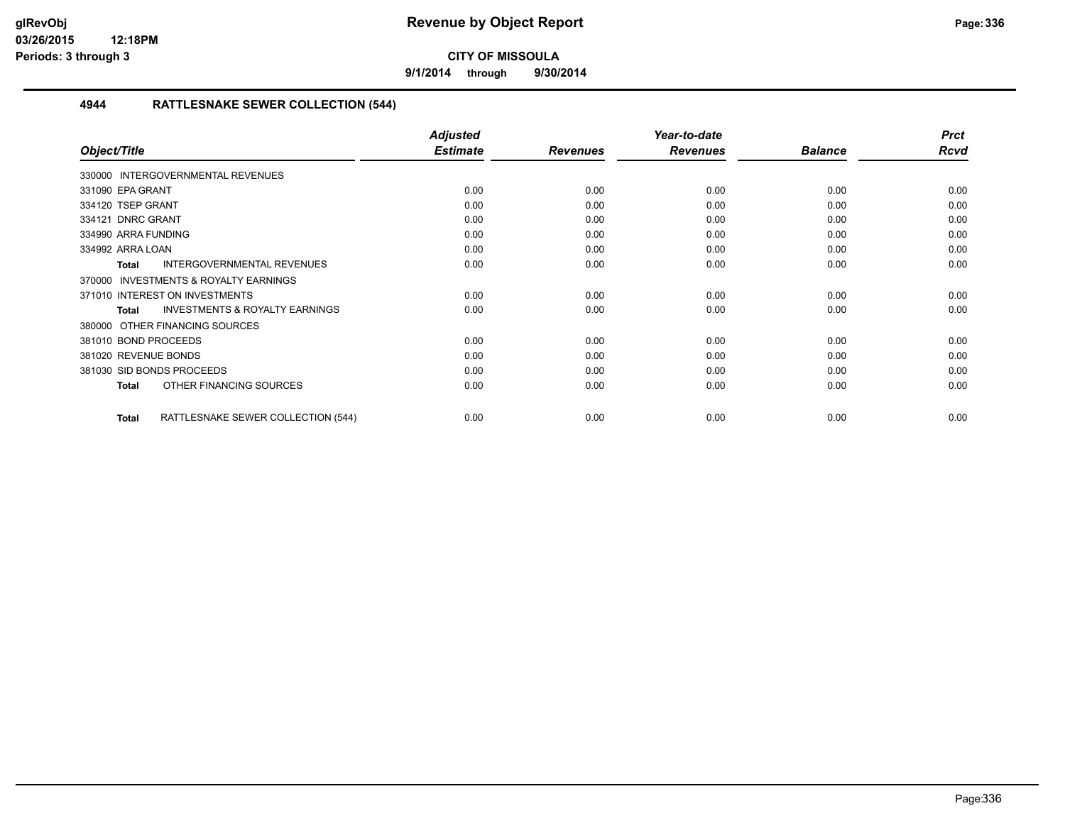**CITY OF MISSOULA**

**9/1/2014 through 9/30/2014**

## 4944 RATTLESNAKE SEWER COLLECTION (544)

| Object/Title | Adjusted Estimate | Revenues | Year-to-date Revenues | Balance | Prct Rcvd |
|---|---|---|---|---|---|
| 330000 INTERGOVERNMENTAL REVENUES | | | | | |
| 331090 EPA GRANT | 0.00 | 0.00 | 0.00 | 0.00 | 0.00 |
| 334120 TSEP GRANT | 0.00 | 0.00 | 0.00 | 0.00 | 0.00 |
| 334121 DNRC GRANT | 0.00 | 0.00 | 0.00 | 0.00 | 0.00 |
| 334990 ARRA FUNDING | 0.00 | 0.00 | 0.00 | 0.00 | 0.00 |
| 334992 ARRA LOAN | 0.00 | 0.00 | 0.00 | 0.00 | 0.00 |
| **Total** INTERGOVERNMENTAL REVENUES | 0.00 | 0.00 | 0.00 | 0.00 | 0.00 |
| 370000 INVESTMENTS & ROYALTY EARNINGS | | | | | |
| 371010 INTEREST ON INVESTMENTS | 0.00 | 0.00 | 0.00 | 0.00 | 0.00 |
| **Total** INVESTMENTS & ROYALTY EARNINGS | 0.00 | 0.00 | 0.00 | 0.00 | 0.00 |
| 380000 OTHER FINANCING SOURCES | | | | | |
| 381010 BOND PROCEEDS | 0.00 | 0.00 | 0.00 | 0.00 | 0.00 |
| 381020 REVENUE BONDS | 0.00 | 0.00 | 0.00 | 0.00 | 0.00 |
| 381030 SID BONDS PROCEEDS | 0.00 | 0.00 | 0.00 | 0.00 | 0.00 |
| **Total** OTHER FINANCING SOURCES | 0.00 | 0.00 | 0.00 | 0.00 | 0.00 |
| **Total** RATTLESNAKE SEWER COLLECTION (544) | 0.00 | 0.00 | 0.00 | 0.00 | 0.00 |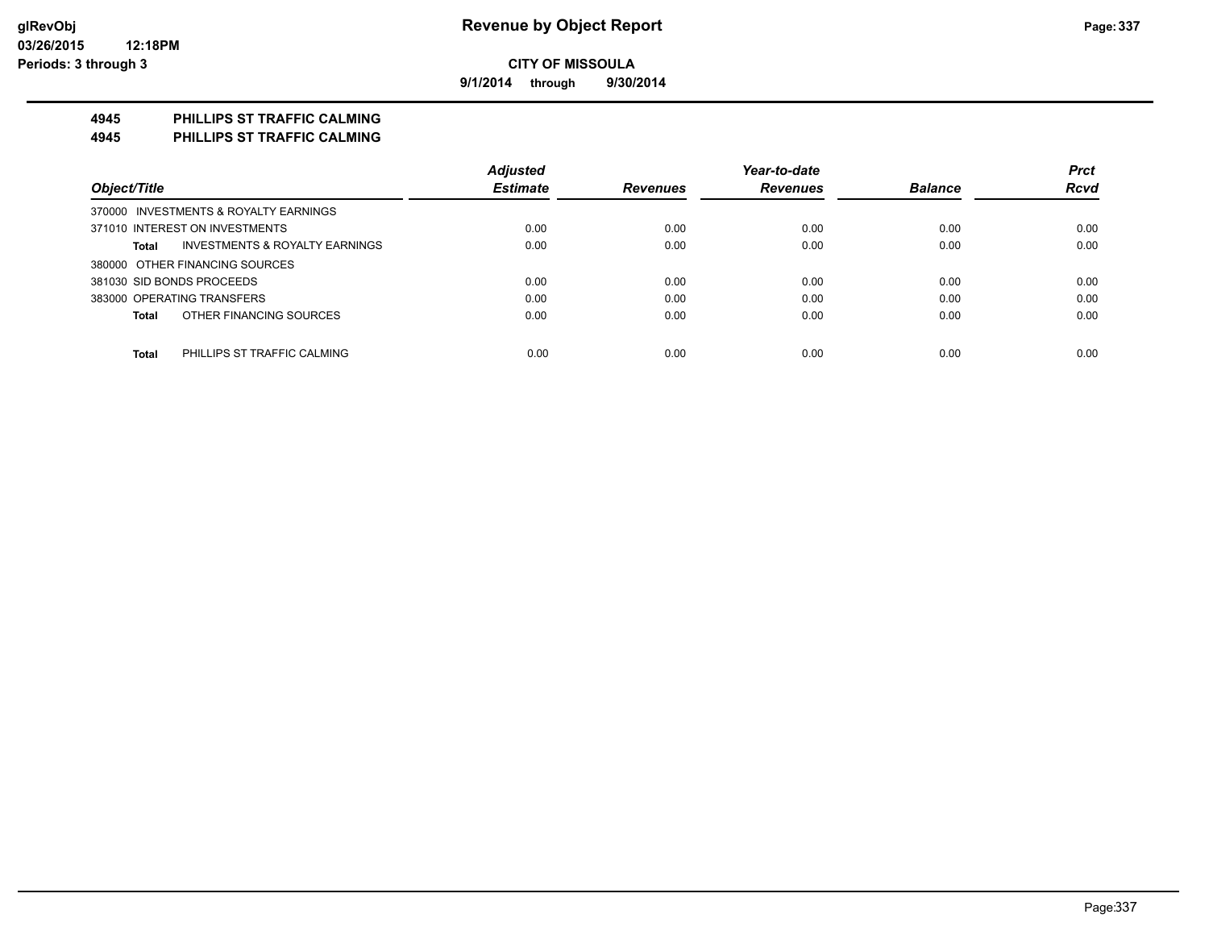# Revenue by Object Report

**CITY OF MISSOULA**

**9/1/2014 through 9/30/2014**

glRevObj
03/26/2015 12:18PM
Periods: 3 through 3

## 4945 PHILLIPS ST TRAFFIC CALMING
## 4945 PHILLIPS ST TRAFFIC CALMING

| Object/Title | Adjusted Estimate | Revenues | Year-to-date Revenues | Balance | Prct Rcvd |
|---|---|---|---|---|---|
| 370000 INVESTMENTS & ROYALTY EARNINGS | | | | | |
| 371010 INTEREST ON INVESTMENTS | 0.00 | 0.00 | 0.00 | 0.00 | 0.00 |
| **Total** INVESTMENTS & ROYALTY EARNINGS | 0.00 | 0.00 | 0.00 | 0.00 | 0.00 |
| 380000 OTHER FINANCING SOURCES | | | | | |
| 381030 SID BONDS PROCEEDS | 0.00 | 0.00 | 0.00 | 0.00 | 0.00 |
| 383000 OPERATING TRANSFERS | 0.00 | 0.00 | 0.00 | 0.00 | 0.00 |
| **Total** OTHER FINANCING SOURCES | 0.00 | 0.00 | 0.00 | 0.00 | 0.00 |
| **Total** PHILLIPS ST TRAFFIC CALMING | 0.00 | 0.00 | 0.00 | 0.00 | 0.00 |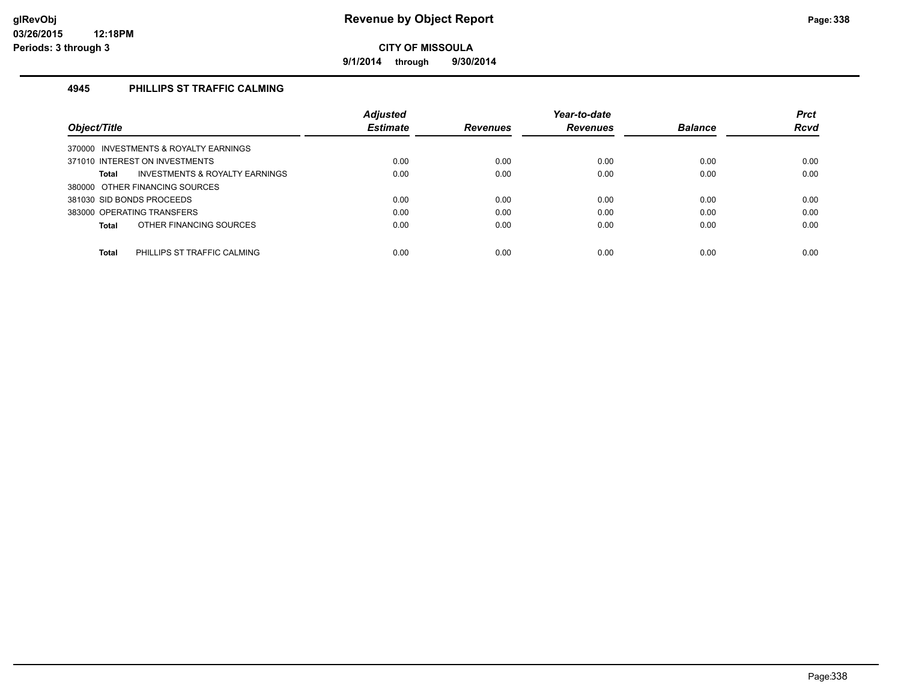# Revenue by Object Report

**CITY OF MISSOULA**

**9/1/2014 through 9/30/2014**

glRevObj
03/26/2015 12:18PM
Periods: 3 through 3

## 4945 PHILLIPS ST TRAFFIC CALMING

| Object/Title | Adjusted Estimate | Revenues | Year-to-date Revenues | Balance | Prct Rcvd |
|---|---|---|---|---|---|
| 370000 INVESTMENTS & ROYALTY EARNINGS | | | | | |
| 371010 INTEREST ON INVESTMENTS | 0.00 | 0.00 | 0.00 | 0.00 | 0.00 |
| **Total** INVESTMENTS & ROYALTY EARNINGS | 0.00 | 0.00 | 0.00 | 0.00 | 0.00 |
| 380000 OTHER FINANCING SOURCES | | | | | |
| 381030 SID BONDS PROCEEDS | 0.00 | 0.00 | 0.00 | 0.00 | 0.00 |
| 383000 OPERATING TRANSFERS | 0.00 | 0.00 | 0.00 | 0.00 | 0.00 |
| **Total** OTHER FINANCING SOURCES | 0.00 | 0.00 | 0.00 | 0.00 | 0.00 |
| **Total** PHILLIPS ST TRAFFIC CALMING | 0.00 | 0.00 | 0.00 | 0.00 | 0.00 |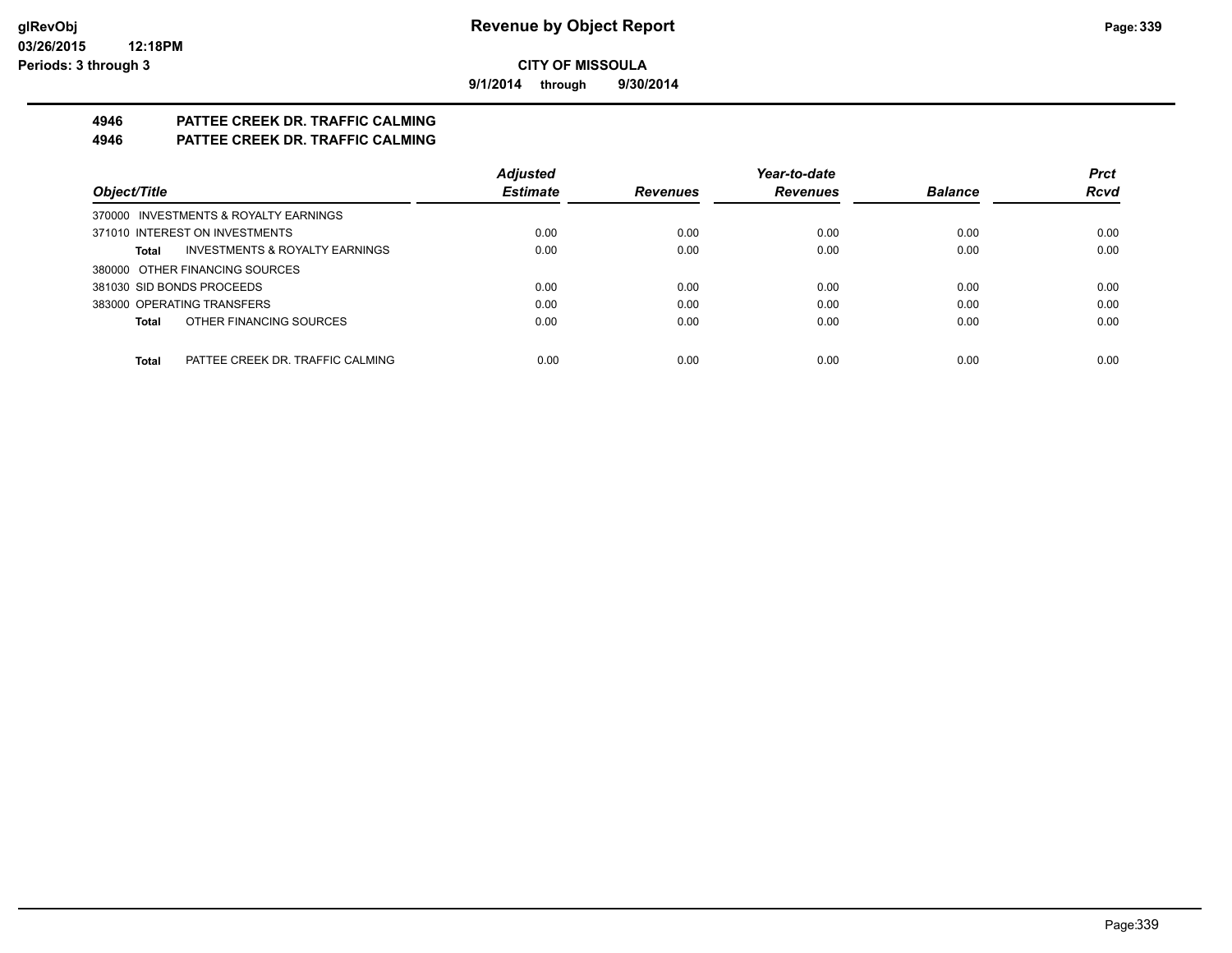**CITY OF MISSOULA**

**9/1/2014 through 9/30/2014**

## 4946 PATTEE CREEK DR. TRAFFIC CALMING
## 4946 PATTEE CREEK DR. TRAFFIC CALMING

| Object/Title | Adjusted Estimate | Revenues | Year-to-date Revenues | Balance | Prct Rcvd |
|---|---|---|---|---|---|
| 370000 INVESTMENTS & ROYALTY EARNINGS | | | | | |
| 371010 INTEREST ON INVESTMENTS | 0.00 | 0.00 | 0.00 | 0.00 | 0.00 |
| **Total** INVESTMENTS & ROYALTY EARNINGS | 0.00 | 0.00 | 0.00 | 0.00 | 0.00 |
| 380000 OTHER FINANCING SOURCES | | | | | |
| 381030 SID BONDS PROCEEDS | 0.00 | 0.00 | 0.00 | 0.00 | 0.00 |
| 383000 OPERATING TRANSFERS | 0.00 | 0.00 | 0.00 | 0.00 | 0.00 |
| **Total** OTHER FINANCING SOURCES | 0.00 | 0.00 | 0.00 | 0.00 | 0.00 |
| **Total** PATTEE CREEK DR. TRAFFIC CALMING | 0.00 | 0.00 | 0.00 | 0.00 | 0.00 |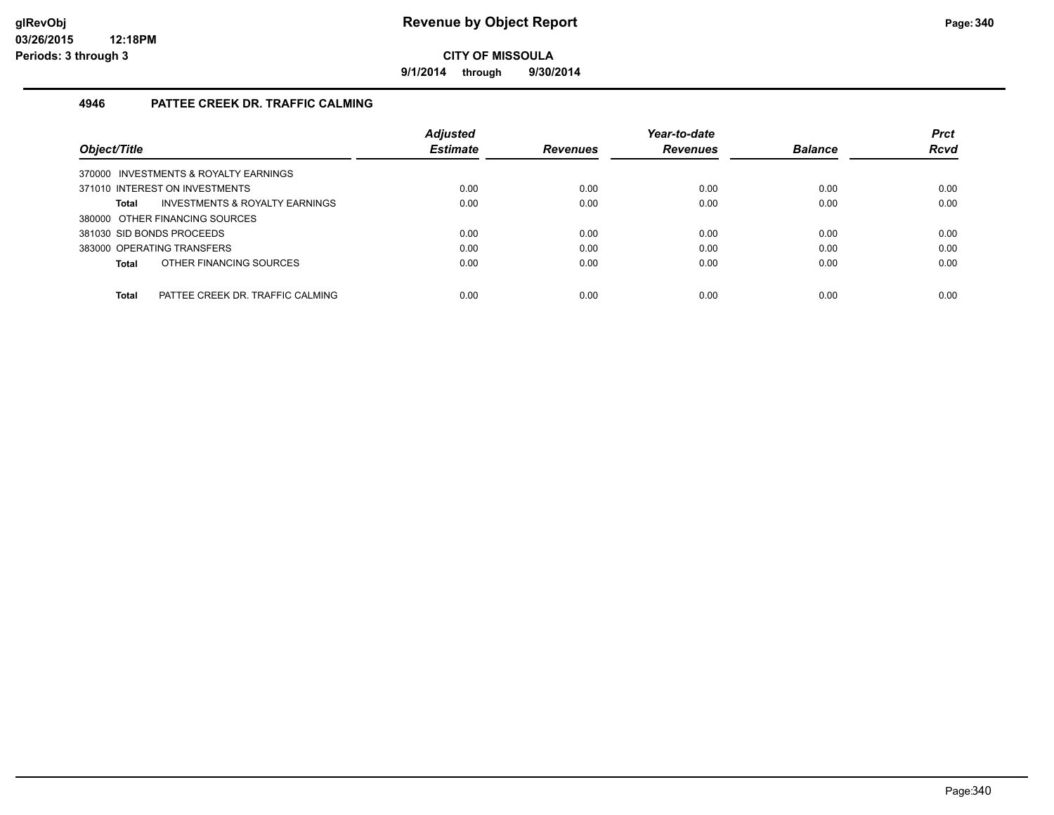**CITY OF MISSOULA**

**9/1/2014 through 9/30/2014**

## 4946 PATTEE CREEK DR. TRAFFIC CALMING

| Object/Title | | Adjusted Estimate | Revenues | Year-to-date Revenues | Balance | Prct Rcvd |
|---|---|---|---|---|---|---|
| 370000 INVESTMENTS & ROYALTY EARNINGS | | | | | | |
| 371010 INTEREST ON INVESTMENTS | | 0.00 | 0.00 | 0.00 | 0.00 | 0.00 |
| **Total** | INVESTMENTS & ROYALTY EARNINGS | 0.00 | 0.00 | 0.00 | 0.00 | 0.00 |
| 380000 OTHER FINANCING SOURCES | | | | | | |
| 381030 SID BONDS PROCEEDS | | 0.00 | 0.00 | 0.00 | 0.00 | 0.00 |
| 383000 OPERATING TRANSFERS | | 0.00 | 0.00 | 0.00 | 0.00 | 0.00 |
| **Total** | OTHER FINANCING SOURCES | 0.00 | 0.00 | 0.00 | 0.00 | 0.00 |
| **Total** | PATTEE CREEK DR. TRAFFIC CALMING | 0.00 | 0.00 | 0.00 | 0.00 | 0.00 |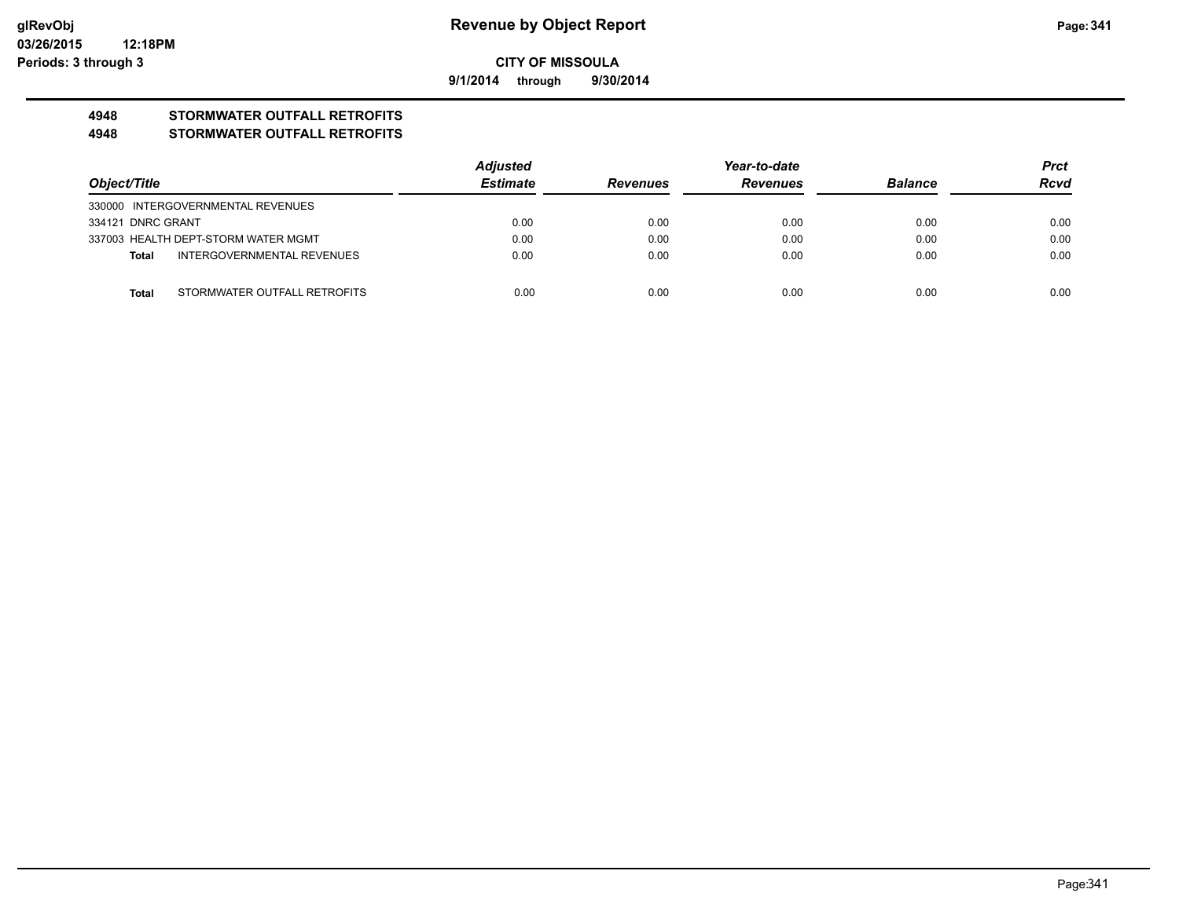**CITY OF MISSOULA**

**9/1/2014 through 9/30/2014**

### 4948 STORMWATER OUTFALL RETROFITS
### 4948 STORMWATER OUTFALL RETROFITS

| Object/Title | Adjusted Estimate | Revenues | Year-to-date Revenues | Balance | Prct Rcvd |
|---|---|---|---|---|---|
| 330000 INTERGOVERNMENTAL REVENUES | | | | | |
| 334121 DNRC GRANT | 0.00 | 0.00 | 0.00 | 0.00 | 0.00 |
| 337003 HEALTH DEPT-STORM WATER MGMT | 0.00 | 0.00 | 0.00 | 0.00 | 0.00 |
| **Total** INTERGOVERNMENTAL REVENUES | 0.00 | 0.00 | 0.00 | 0.00 | 0.00 |
| **Total** STORMWATER OUTFALL RETROFITS | 0.00 | 0.00 | 0.00 | 0.00 | 0.00 |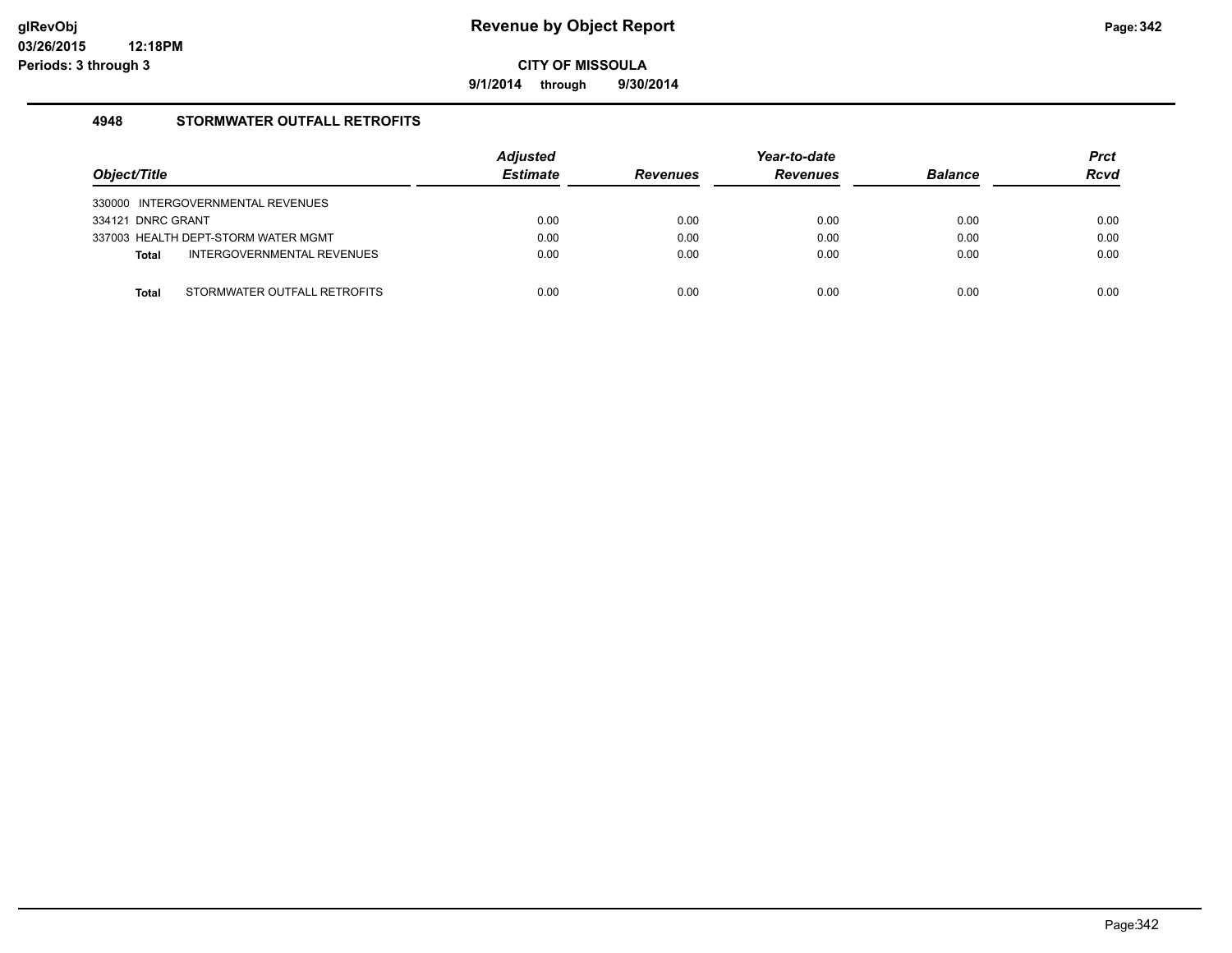# Revenue by Object Report

**CITY OF MISSOULA**

**9/1/2014 through 9/30/2014**

glRevObj
03/26/2015 12:18PM
Periods: 3 through 3

## 4948 STORMWATER OUTFALL RETROFITS

| Object/Title | | Adjusted Estimate | Revenues | Year-to-date Revenues | Balance | Prct Rcvd |
|---|---|---|---|---|---|---|
| 330000 INTERGOVERNMENTAL REVENUES | | | | | | |
| 334121 DNRC GRANT | | 0.00 | 0.00 | 0.00 | 0.00 | 0.00 |
| 337003 HEALTH DEPT-STORM WATER MGMT | | 0.00 | 0.00 | 0.00 | 0.00 | 0.00 |
| **Total** | INTERGOVERNMENTAL REVENUES | 0.00 | 0.00 | 0.00 | 0.00 | 0.00 |
| **Total** | STORMWATER OUTFALL RETROFITS | 0.00 | 0.00 | 0.00 | 0.00 | 0.00 |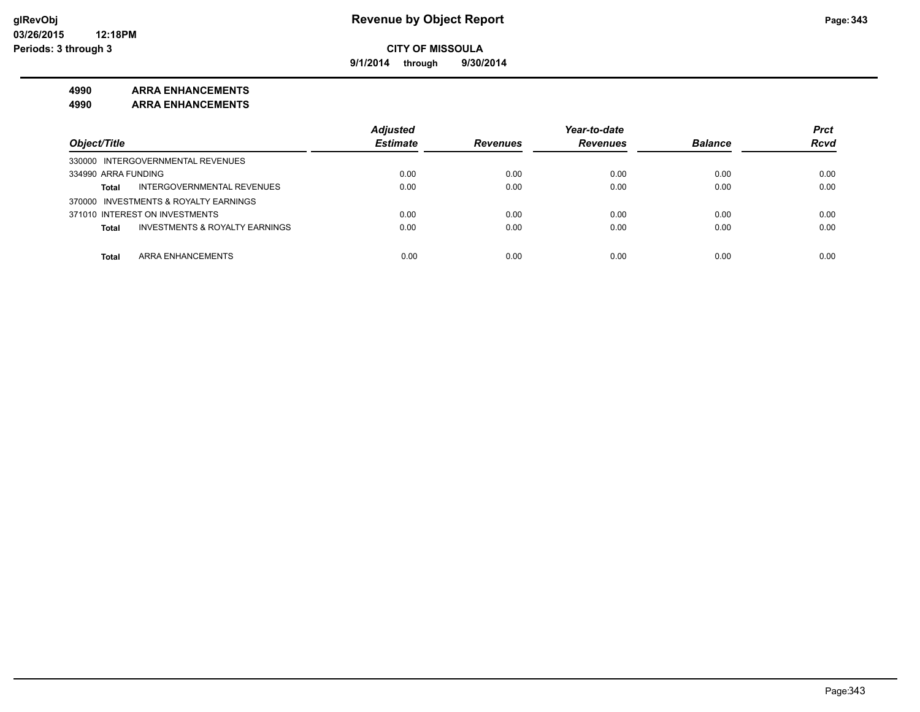**glRevObj**
**03/26/2015 12:18PM**
**Periods: 3 through 3**

# Revenue by Object Report

**CITY OF MISSOULA**

**9/1/2014 through 9/30/2014**

**4990 ARRA ENHANCEMENTS**
**4990 ARRA ENHANCEMENTS**

| Object/Title | Adjusted Estimate | Revenues | Year-to-date Revenues | Balance | Prct Rcvd |
|---|---|---|---|---|---|
| 330000 INTERGOVERNMENTAL REVENUES | | | | | |
| 334990 ARRA FUNDING | 0.00 | 0.00 | 0.00 | 0.00 | 0.00 |
| **Total** INTERGOVERNMENTAL REVENUES | 0.00 | 0.00 | 0.00 | 0.00 | 0.00 |
| 370000 INVESTMENTS & ROYALTY EARNINGS | | | | | |
| 371010 INTEREST ON INVESTMENTS | 0.00 | 0.00 | 0.00 | 0.00 | 0.00 |
| **Total** INVESTMENTS & ROYALTY EARNINGS | 0.00 | 0.00 | 0.00 | 0.00 | 0.00 |
| **Total** ARRA ENHANCEMENTS | 0.00 | 0.00 | 0.00 | 0.00 | 0.00 |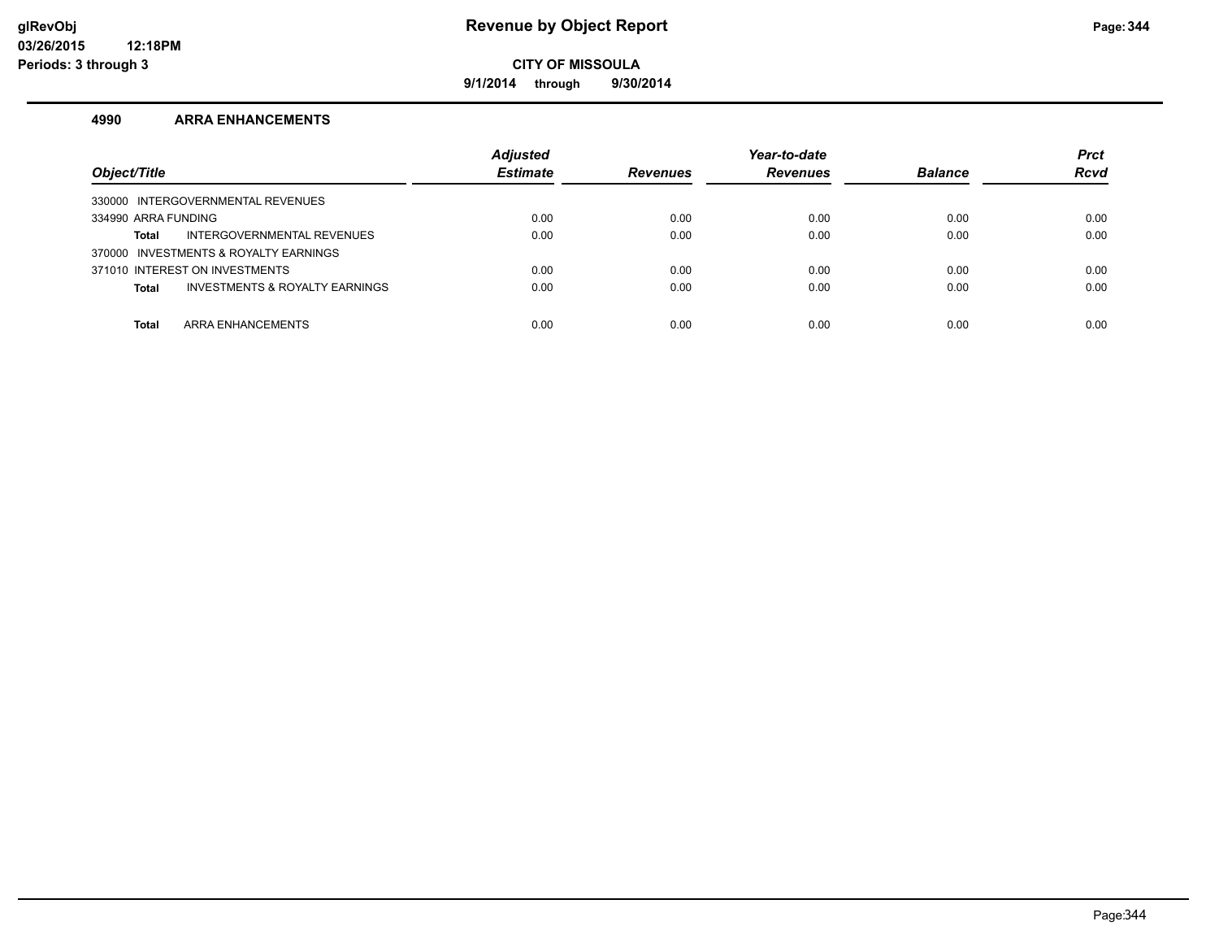# Revenue by Object Report

**CITY OF MISSOULA**

**9/1/2014 through 9/30/2014**

glRevObj
03/26/2015 12:18PM
Periods: 3 through 3

## 4990 ARRA ENHANCEMENTS

| Object/Title | Adjusted Estimate | Revenues | Year-to-date Revenues | Balance | Prct Rcvd |
|---|---|---|---|---|---|
| 330000 INTERGOVERNMENTAL REVENUES | | | | | |
| 334990 ARRA FUNDING | 0.00 | 0.00 | 0.00 | 0.00 | 0.00 |
| **Total** INTERGOVERNMENTAL REVENUES | 0.00 | 0.00 | 0.00 | 0.00 | 0.00 |
| 370000 INVESTMENTS & ROYALTY EARNINGS | | | | | |
| 371010 INTEREST ON INVESTMENTS | 0.00 | 0.00 | 0.00 | 0.00 | 0.00 |
| **Total** INVESTMENTS & ROYALTY EARNINGS | 0.00 | 0.00 | 0.00 | 0.00 | 0.00 |
| **Total** ARRA ENHANCEMENTS | 0.00 | 0.00 | 0.00 | 0.00 | 0.00 |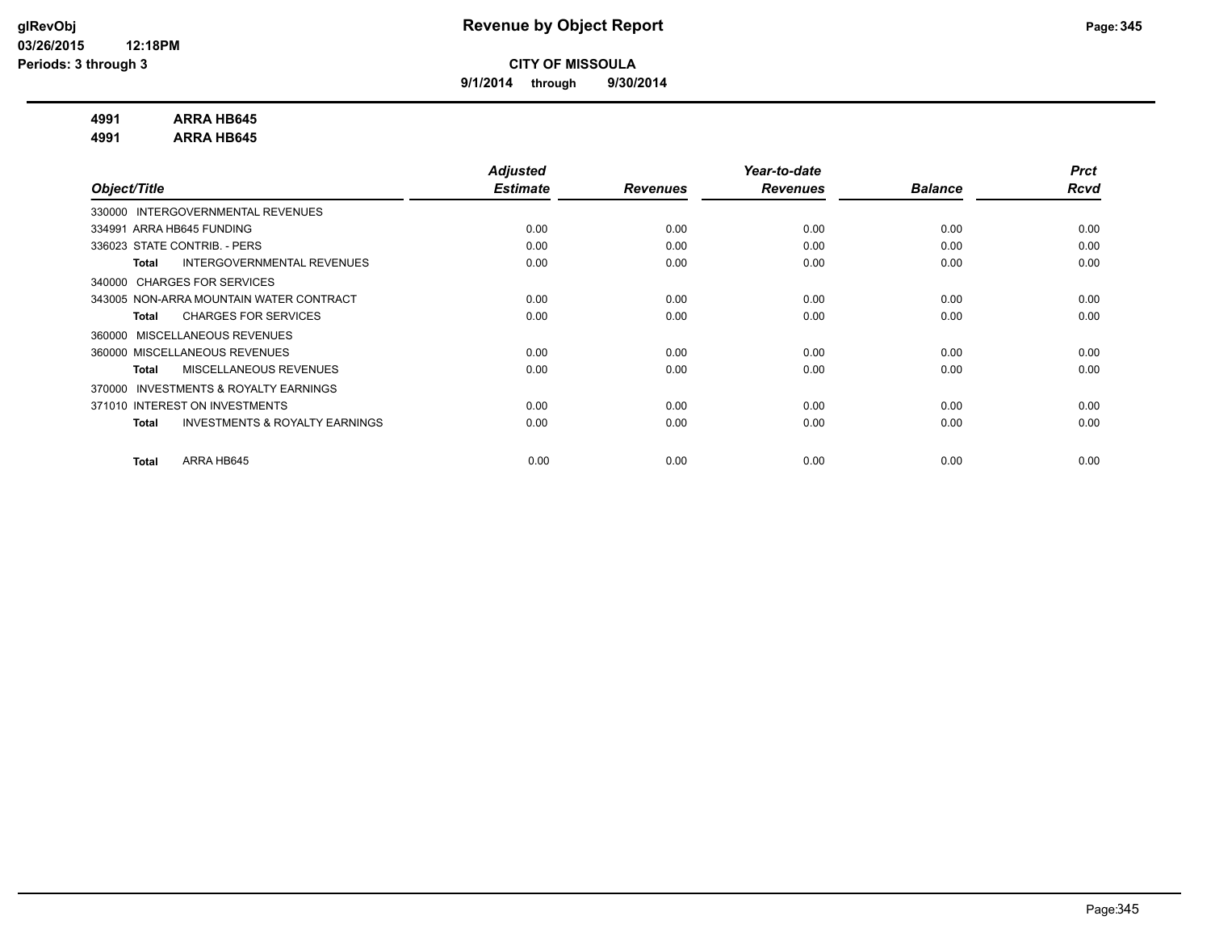**CITY OF MISSOULA**

**9/1/2014 through 9/30/2014**

**Revenue by Object Report**

**4991 ARRA HB645**

**4991 ARRA HB645**

| Object/Title | Adjusted Estimate | Revenues | Year-to-date Revenues | Balance | Prct Rcvd |
|---|---|---|---|---|---|
| 330000 INTERGOVERNMENTAL REVENUES | | | | | |
| 334991 ARRA HB645 FUNDING | 0.00 | 0.00 | 0.00 | 0.00 | 0.00 |
| 336023 STATE CONTRIB. - PERS | 0.00 | 0.00 | 0.00 | 0.00 | 0.00 |
| **Total** INTERGOVERNMENTAL REVENUES | 0.00 | 0.00 | 0.00 | 0.00 | 0.00 |
| 340000 CHARGES FOR SERVICES | | | | | |
| 343005 NON-ARRA MOUNTAIN WATER CONTRACT | 0.00 | 0.00 | 0.00 | 0.00 | 0.00 |
| **Total** CHARGES FOR SERVICES | 0.00 | 0.00 | 0.00 | 0.00 | 0.00 |
| 360000 MISCELLANEOUS REVENUES | | | | | |
| 360000 MISCELLANEOUS REVENUES | 0.00 | 0.00 | 0.00 | 0.00 | 0.00 |
| **Total** MISCELLANEOUS REVENUES | 0.00 | 0.00 | 0.00 | 0.00 | 0.00 |
| 370000 INVESTMENTS & ROYALTY EARNINGS | | | | | |
| 371010 INTEREST ON INVESTMENTS | 0.00 | 0.00 | 0.00 | 0.00 | 0.00 |
| **Total** INVESTMENTS & ROYALTY EARNINGS | 0.00 | 0.00 | 0.00 | 0.00 | 0.00 |
| **Total** ARRA HB645 | 0.00 | 0.00 | 0.00 | 0.00 | 0.00 |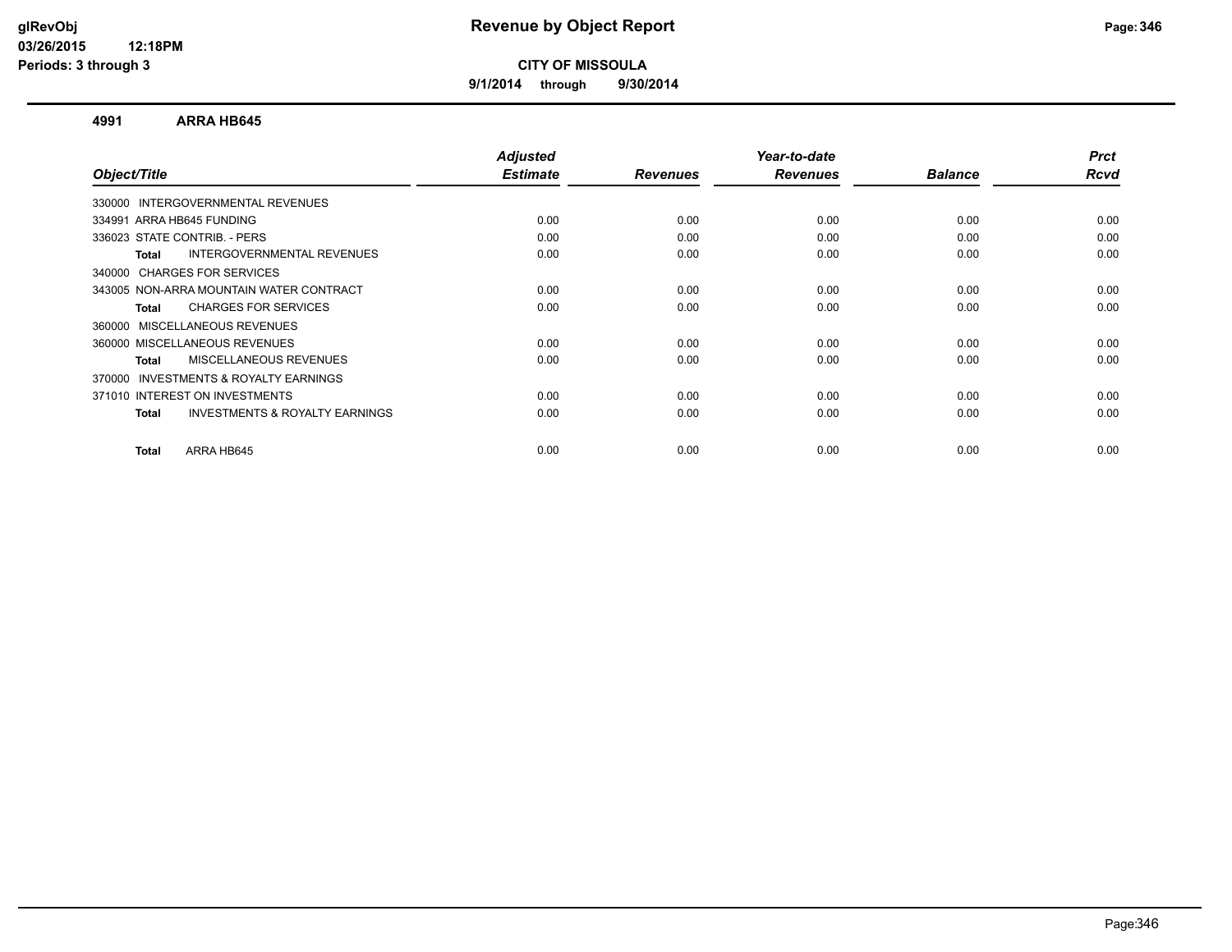# Revenue by Object Report

glRevObj
03/26/2015 12:18PM
Periods: 3 through 3

**CITY OF MISSOULA**

**9/1/2014 through 9/30/2014**

## 4991 ARRA HB645

| *Object/Title* | *Adjusted Estimate* | *Revenues* | *Year-to-date Revenues* | *Balance* | *Prct Rcvd* |
|---|---|---|---|---|---|
| 330000 INTERGOVERNMENTAL REVENUES | | | | | |
| 334991 ARRA HB645 FUNDING | 0.00 | 0.00 | 0.00 | 0.00 | 0.00 |
| 336023 STATE CONTRIB. - PERS | 0.00 | 0.00 | 0.00 | 0.00 | 0.00 |
| **Total** INTERGOVERNMENTAL REVENUES | 0.00 | 0.00 | 0.00 | 0.00 | 0.00 |
| 340000 CHARGES FOR SERVICES | | | | | |
| 343005 NON-ARRA MOUNTAIN WATER CONTRACT | 0.00 | 0.00 | 0.00 | 0.00 | 0.00 |
| **Total** CHARGES FOR SERVICES | 0.00 | 0.00 | 0.00 | 0.00 | 0.00 |
| 360000 MISCELLANEOUS REVENUES | | | | | |
| 360000 MISCELLANEOUS REVENUES | 0.00 | 0.00 | 0.00 | 0.00 | 0.00 |
| **Total** MISCELLANEOUS REVENUES | 0.00 | 0.00 | 0.00 | 0.00 | 0.00 |
| 370000 INVESTMENTS & ROYALTY EARNINGS | | | | | |
| 371010 INTEREST ON INVESTMENTS | 0.00 | 0.00 | 0.00 | 0.00 | 0.00 |
| **Total** INVESTMENTS & ROYALTY EARNINGS | 0.00 | 0.00 | 0.00 | 0.00 | 0.00 |
| **Total** ARRA HB645 | 0.00 | 0.00 | 0.00 | 0.00 | 0.00 |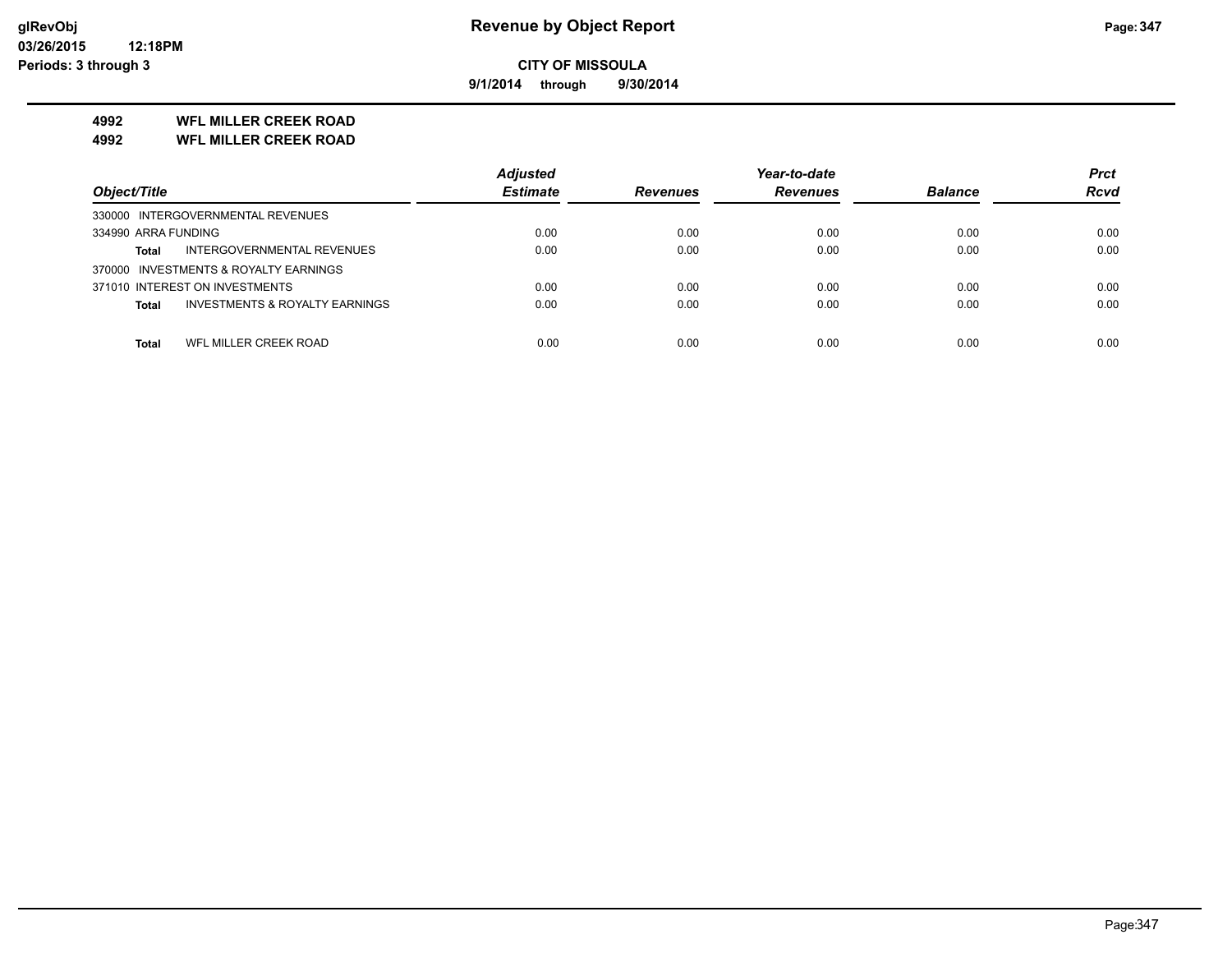# Revenue by Object Report

**CITY OF MISSOULA**

**9/1/2014 through 9/30/2014**

glRevObj
03/26/2015 12:18PM
Periods: 3 through 3

## 4992 WFL MILLER CREEK ROAD
## 4992 WFL MILLER CREEK ROAD

| Object/Title | Adjusted Estimate | Revenues | Year-to-date Revenues | Balance | Prct Rcvd |
|---|---|---|---|---|---|
| 330000 INTERGOVERNMENTAL REVENUES | | | | | |
| 334990 ARRA FUNDING | 0.00 | 0.00 | 0.00 | 0.00 | 0.00 |
| **Total** INTERGOVERNMENTAL REVENUES | 0.00 | 0.00 | 0.00 | 0.00 | 0.00 |
| 370000 INVESTMENTS & ROYALTY EARNINGS | | | | | |
| 371010 INTEREST ON INVESTMENTS | 0.00 | 0.00 | 0.00 | 0.00 | 0.00 |
| **Total** INVESTMENTS & ROYALTY EARNINGS | 0.00 | 0.00 | 0.00 | 0.00 | 0.00 |
| **Total** WFL MILLER CREEK ROAD | 0.00 | 0.00 | 0.00 | 0.00 | 0.00 |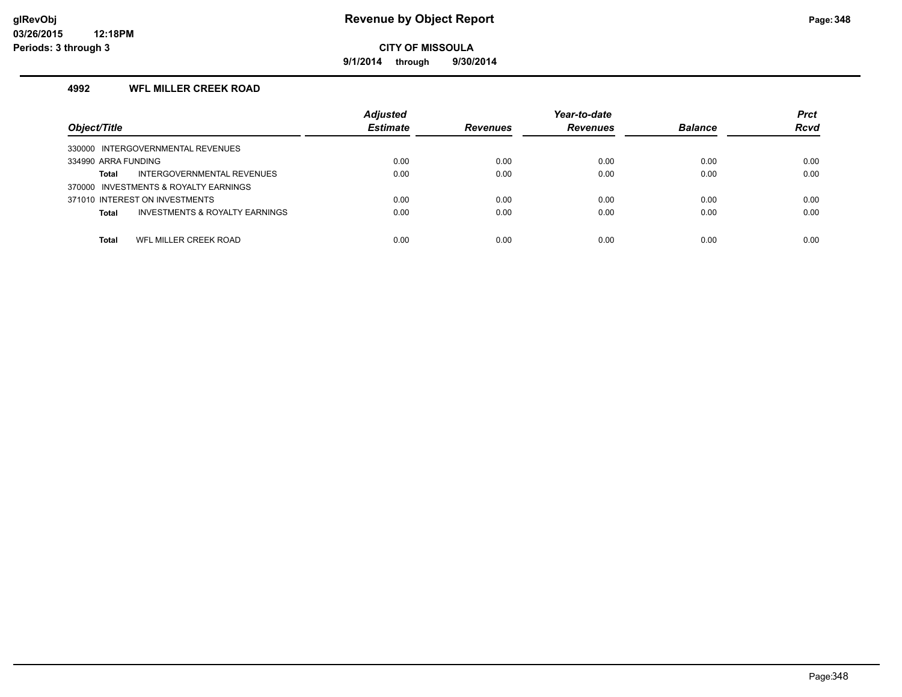# Revenue by Object Report

**CITY OF MISSOULA**

**9/1/2014 through 9/30/2014**

glRevObj
03/26/2015 12:18PM
Periods: 3 through 3

### 4992 WFL MILLER CREEK ROAD

| Object/Title | Adjusted Estimate | Revenues | Year-to-date Revenues | Balance | Prct Rcvd |
|---|---|---|---|---|---|
| 330000 INTERGOVERNMENTAL REVENUES | | | | | |
| 334990 ARRA FUNDING | 0.00 | 0.00 | 0.00 | 0.00 | 0.00 |
| **Total** INTERGOVERNMENTAL REVENUES | 0.00 | 0.00 | 0.00 | 0.00 | 0.00 |
| 370000 INVESTMENTS & ROYALTY EARNINGS | | | | | |
| 371010 INTEREST ON INVESTMENTS | 0.00 | 0.00 | 0.00 | 0.00 | 0.00 |
| **Total** INVESTMENTS & ROYALTY EARNINGS | 0.00 | 0.00 | 0.00 | 0.00 | 0.00 |
| **Total** WFL MILLER CREEK ROAD | 0.00 | 0.00 | 0.00 | 0.00 | 0.00 |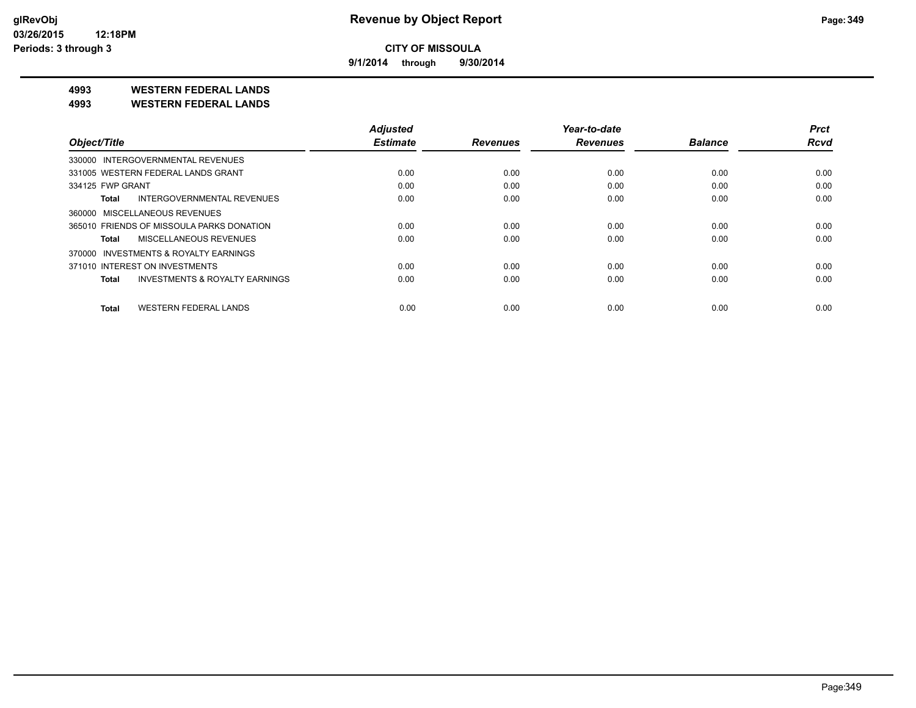**CITY OF MISSOULA**

**9/1/2014 through 9/30/2014**

**4993 WESTERN FEDERAL LANDS**

**4993 WESTERN FEDERAL LANDS**

| Object/Title | Adjusted Estimate | Revenues | Year-to-date Revenues | Balance | Prct Rcvd |
|---|---|---|---|---|---|
| 330000 INTERGOVERNMENTAL REVENUES | | | | | |
| 331005 WESTERN FEDERAL LANDS GRANT | 0.00 | 0.00 | 0.00 | 0.00 | 0.00 |
| 334125 FWP GRANT | 0.00 | 0.00 | 0.00 | 0.00 | 0.00 |
| **Total** INTERGOVERNMENTAL REVENUES | 0.00 | 0.00 | 0.00 | 0.00 | 0.00 |
| 360000 MISCELLANEOUS REVENUES | | | | | |
| 365010 FRIENDS OF MISSOULA PARKS DONATION | 0.00 | 0.00 | 0.00 | 0.00 | 0.00 |
| **Total** MISCELLANEOUS REVENUES | 0.00 | 0.00 | 0.00 | 0.00 | 0.00 |
| 370000 INVESTMENTS & ROYALTY EARNINGS | | | | | |
| 371010 INTEREST ON INVESTMENTS | 0.00 | 0.00 | 0.00 | 0.00 | 0.00 |
| **Total** INVESTMENTS & ROYALTY EARNINGS | 0.00 | 0.00 | 0.00 | 0.00 | 0.00 |
| **Total** WESTERN FEDERAL LANDS | 0.00 | 0.00 | 0.00 | 0.00 | 0.00 |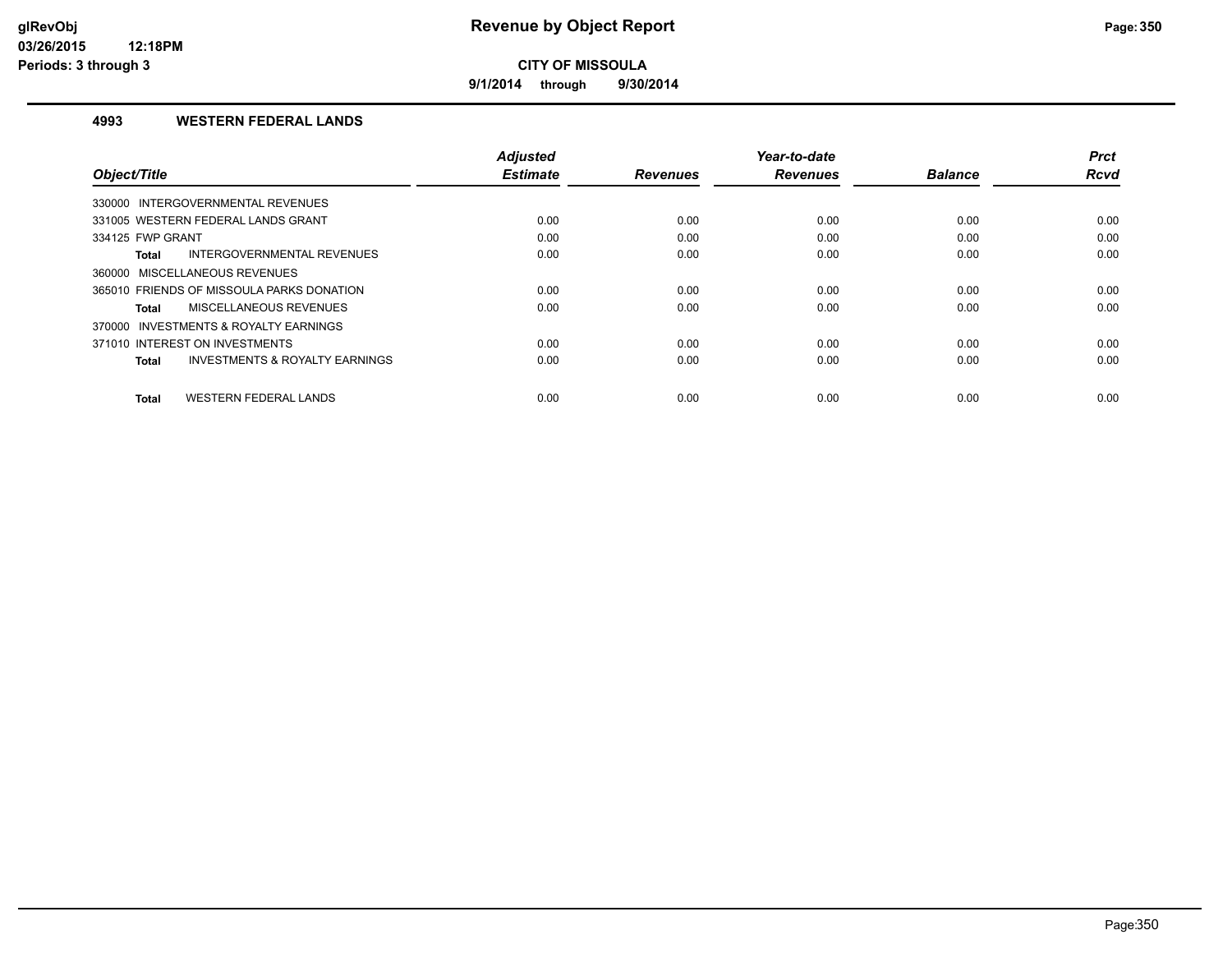**CITY OF MISSOULA**

**9/1/2014 through 9/30/2014**

## 4993 WESTERN FEDERAL LANDS

| *Object/Title* | *Adjusted Estimate* | *Revenues* | *Year-to-date Revenues* | *Balance* | *Prct Rcvd* |
|---|---|---|---|---|---|
| 330000 INTERGOVERNMENTAL REVENUES | | | | | |
| 331005 WESTERN FEDERAL LANDS GRANT | 0.00 | 0.00 | 0.00 | 0.00 | 0.00 |
| 334125 FWP GRANT | 0.00 | 0.00 | 0.00 | 0.00 | 0.00 |
| **Total** INTERGOVERNMENTAL REVENUES | 0.00 | 0.00 | 0.00 | 0.00 | 0.00 |
| 360000 MISCELLANEOUS REVENUES | | | | | |
| 365010 FRIENDS OF MISSOULA PARKS DONATION | 0.00 | 0.00 | 0.00 | 0.00 | 0.00 |
| **Total** MISCELLANEOUS REVENUES | 0.00 | 0.00 | 0.00 | 0.00 | 0.00 |
| 370000 INVESTMENTS & ROYALTY EARNINGS | | | | | |
| 371010 INTEREST ON INVESTMENTS | 0.00 | 0.00 | 0.00 | 0.00 | 0.00 |
| **Total** INVESTMENTS & ROYALTY EARNINGS | 0.00 | 0.00 | 0.00 | 0.00 | 0.00 |
| **Total** WESTERN FEDERAL LANDS | 0.00 | 0.00 | 0.00 | 0.00 | 0.00 |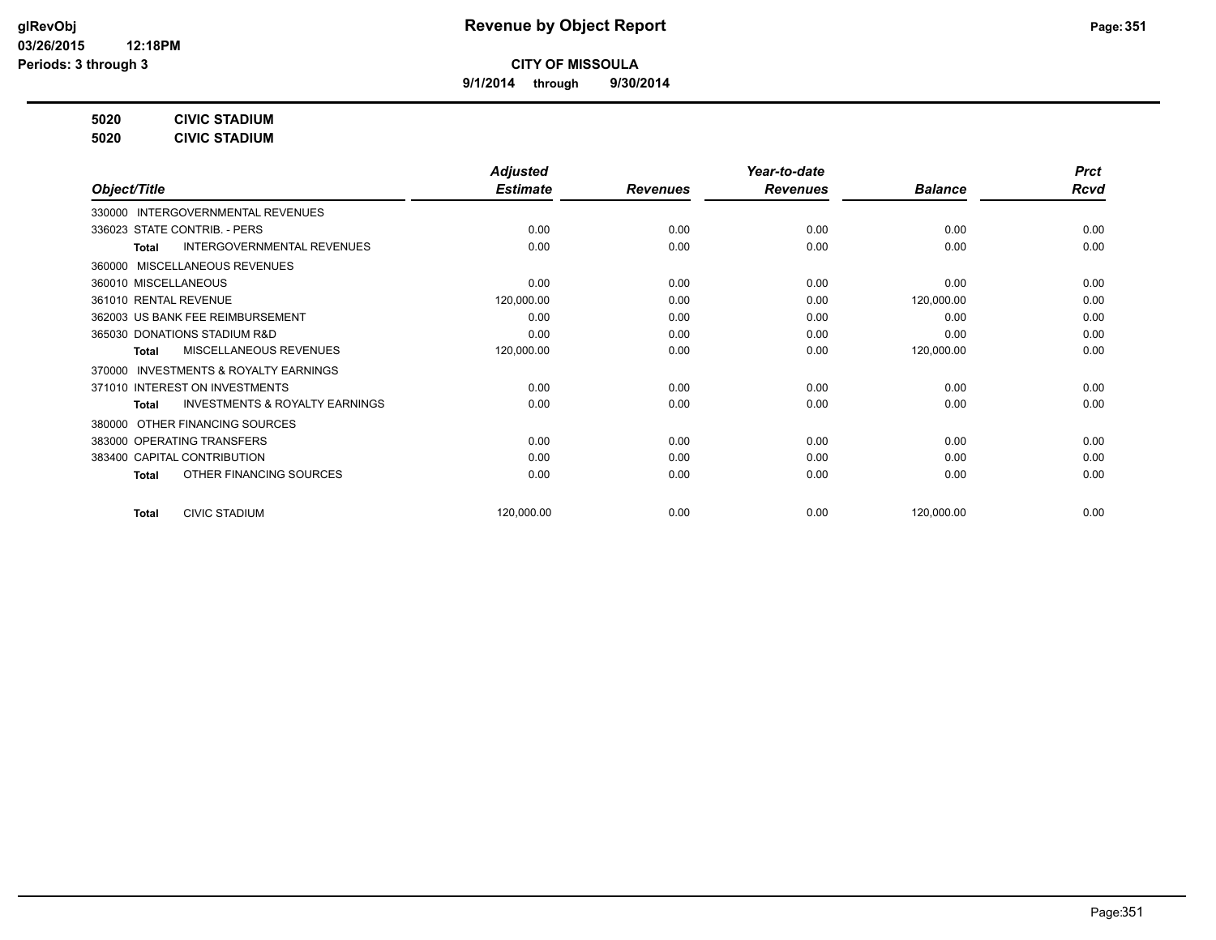**CITY OF MISSOULA**

**9/1/2014 through 9/30/2014**

**glRevObj**
**03/26/2015 12:18PM**
**Periods: 3 through 3**

# Revenue by Object Report

**5020 CIVIC STADIUM**
**5020 CIVIC STADIUM**

| Object/Title | Adjusted Estimate | Revenues | Year-to-date Revenues | Balance | Prct Rcvd |
|---|---|---|---|---|---|
| 330000 INTERGOVERNMENTAL REVENUES | | | | | |
| 336023 STATE CONTRIB. - PERS | 0.00 | 0.00 | 0.00 | 0.00 | 0.00 |
| **Total** INTERGOVERNMENTAL REVENUES | 0.00 | 0.00 | 0.00 | 0.00 | 0.00 |
| 360000 MISCELLANEOUS REVENUES | | | | | |
| 360010 MISCELLANEOUS | 0.00 | 0.00 | 0.00 | 0.00 | 0.00 |
| 361010 RENTAL REVENUE | 120,000.00 | 0.00 | 0.00 | 120,000.00 | 0.00 |
| 362003 US BANK FEE REIMBURSEMENT | 0.00 | 0.00 | 0.00 | 0.00 | 0.00 |
| 365030 DONATIONS STADIUM R&D | 0.00 | 0.00 | 0.00 | 0.00 | 0.00 |
| **Total** MISCELLANEOUS REVENUES | 120,000.00 | 0.00 | 0.00 | 120,000.00 | 0.00 |
| 370000 INVESTMENTS & ROYALTY EARNINGS | | | | | |
| 371010 INTEREST ON INVESTMENTS | 0.00 | 0.00 | 0.00 | 0.00 | 0.00 |
| **Total** INVESTMENTS & ROYALTY EARNINGS | 0.00 | 0.00 | 0.00 | 0.00 | 0.00 |
| 380000 OTHER FINANCING SOURCES | | | | | |
| 383000 OPERATING TRANSFERS | 0.00 | 0.00 | 0.00 | 0.00 | 0.00 |
| 383400 CAPITAL CONTRIBUTION | 0.00 | 0.00 | 0.00 | 0.00 | 0.00 |
| **Total** OTHER FINANCING SOURCES | 0.00 | 0.00 | 0.00 | 0.00 | 0.00 |
| **Total** CIVIC STADIUM | 120,000.00 | 0.00 | 0.00 | 120,000.00 | 0.00 |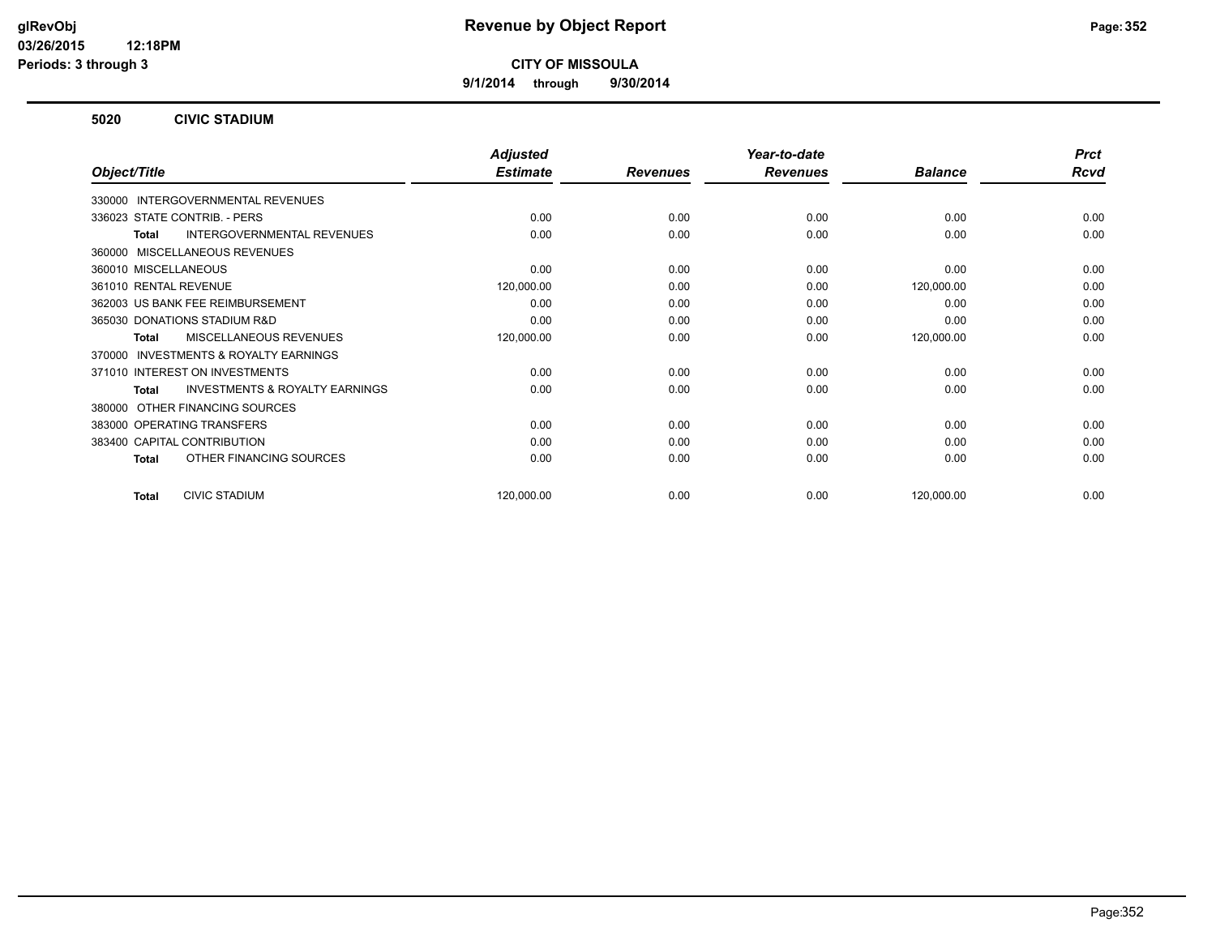# Revenue by Object Report

**CITY OF MISSOULA**

**9/1/2014 through 9/30/2014**

glRevObj
03/26/2015 12:18PM
Periods: 3 through 3

## 5020 CIVIC STADIUM

| Object/Title | Adjusted Estimate | Revenues | Year-to-date Revenues | Balance | Prct Rcvd |
|---|---|---|---|---|---|
| 330000 INTERGOVERNMENTAL REVENUES | | | | | |
| 336023 STATE CONTRIB. - PERS | 0.00 | 0.00 | 0.00 | 0.00 | 0.00 |
| **Total** INTERGOVERNMENTAL REVENUES | 0.00 | 0.00 | 0.00 | 0.00 | 0.00 |
| 360000 MISCELLANEOUS REVENUES | | | | | |
| 360010 MISCELLANEOUS | 0.00 | 0.00 | 0.00 | 0.00 | 0.00 |
| 361010 RENTAL REVENUE | 120,000.00 | 0.00 | 0.00 | 120,000.00 | 0.00 |
| 362003 US BANK FEE REIMBURSEMENT | 0.00 | 0.00 | 0.00 | 0.00 | 0.00 |
| 365030 DONATIONS STADIUM R&D | 0.00 | 0.00 | 0.00 | 0.00 | 0.00 |
| **Total** MISCELLANEOUS REVENUES | 120,000.00 | 0.00 | 0.00 | 120,000.00 | 0.00 |
| 370000 INVESTMENTS & ROYALTY EARNINGS | | | | | |
| 371010 INTEREST ON INVESTMENTS | 0.00 | 0.00 | 0.00 | 0.00 | 0.00 |
| **Total** INVESTMENTS & ROYALTY EARNINGS | 0.00 | 0.00 | 0.00 | 0.00 | 0.00 |
| 380000 OTHER FINANCING SOURCES | | | | | |
| 383000 OPERATING TRANSFERS | 0.00 | 0.00 | 0.00 | 0.00 | 0.00 |
| 383400 CAPITAL CONTRIBUTION | 0.00 | 0.00 | 0.00 | 0.00 | 0.00 |
| **Total** OTHER FINANCING SOURCES | 0.00 | 0.00 | 0.00 | 0.00 | 0.00 |
| **Total** CIVIC STADIUM | 120,000.00 | 0.00 | 0.00 | 120,000.00 | 0.00 |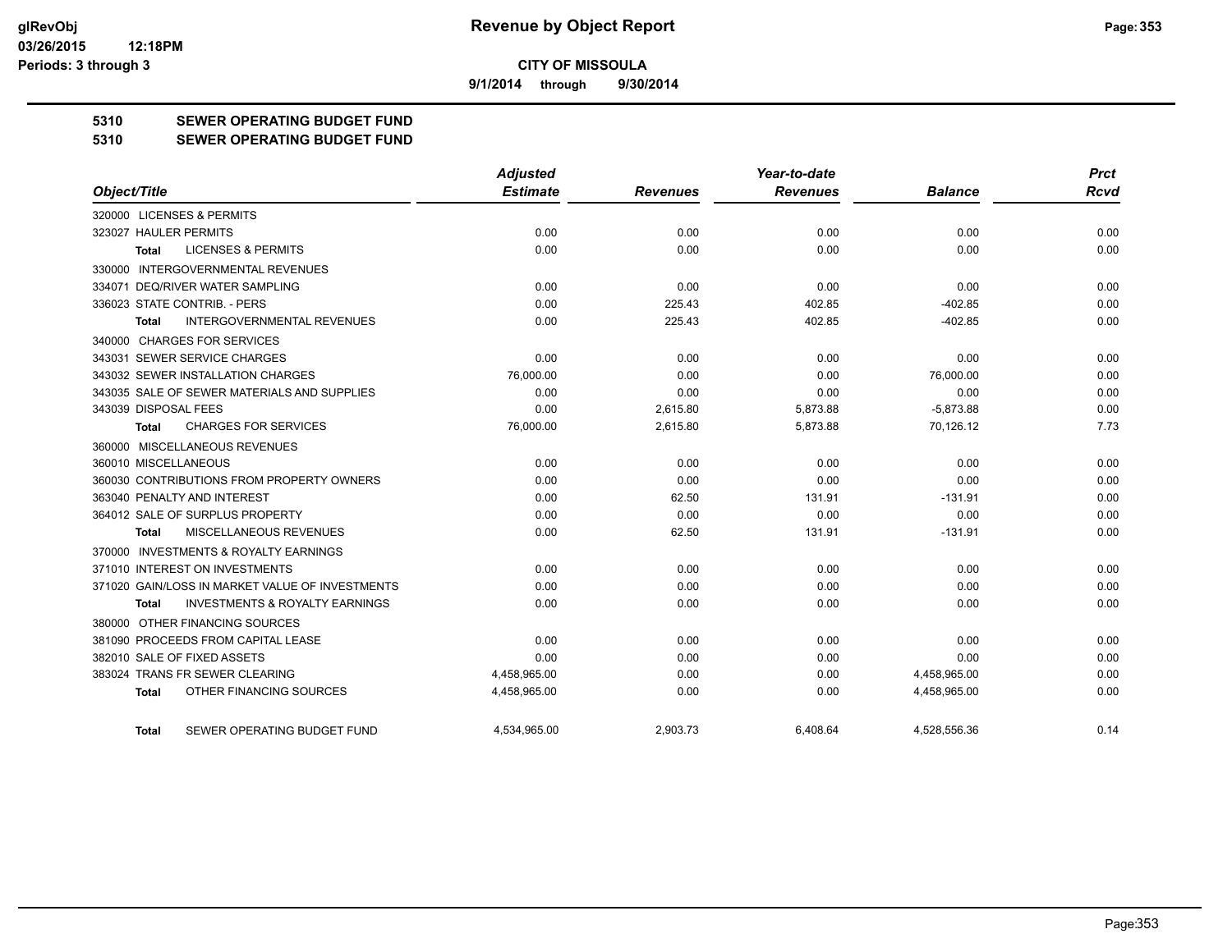# Revenue by Object Report

**CITY OF MISSOULA**

**9/1/2014 through 9/30/2014**

glRevObj
03/26/2015 12:18PM
Periods: 3 through 3

## 5310 SEWER OPERATING BUDGET FUND

## 5310 SEWER OPERATING BUDGET FUND

| Object/Title | Adjusted Estimate | Revenues | Year-to-date Revenues | Balance | Prct Rcvd |
|---|---|---|---|---|---|
| 320000 LICENSES & PERMITS | | | | | |
| 323027 HAULER PERMITS | 0.00 | 0.00 | 0.00 | 0.00 | 0.00 |
| **Total** LICENSES & PERMITS | 0.00 | 0.00 | 0.00 | 0.00 | 0.00 |
| 330000 INTERGOVERNMENTAL REVENUES | | | | | |
| 334071 DEQ/RIVER WATER SAMPLING | 0.00 | 0.00 | 0.00 | 0.00 | 0.00 |
| 336023 STATE CONTRIB. - PERS | 0.00 | 225.43 | 402.85 | -402.85 | 0.00 |
| **Total** INTERGOVERNMENTAL REVENUES | 0.00 | 225.43 | 402.85 | -402.85 | 0.00 |
| 340000 CHARGES FOR SERVICES | | | | | |
| 343031 SEWER SERVICE CHARGES | 0.00 | 0.00 | 0.00 | 0.00 | 0.00 |
| 343032 SEWER INSTALLATION CHARGES | 76,000.00 | 0.00 | 0.00 | 76,000.00 | 0.00 |
| 343035 SALE OF SEWER MATERIALS AND SUPPLIES | 0.00 | 0.00 | 0.00 | 0.00 | 0.00 |
| 343039 DISPOSAL FEES | 0.00 | 2,615.80 | 5,873.88 | -5,873.88 | 0.00 |
| **Total** CHARGES FOR SERVICES | 76,000.00 | 2,615.80 | 5,873.88 | 70,126.12 | 7.73 |
| 360000 MISCELLANEOUS REVENUES | | | | | |
| 360010 MISCELLANEOUS | 0.00 | 0.00 | 0.00 | 0.00 | 0.00 |
| 360030 CONTRIBUTIONS FROM PROPERTY OWNERS | 0.00 | 0.00 | 0.00 | 0.00 | 0.00 |
| 363040 PENALTY AND INTEREST | 0.00 | 62.50 | 131.91 | -131.91 | 0.00 |
| 364012 SALE OF SURPLUS PROPERTY | 0.00 | 0.00 | 0.00 | 0.00 | 0.00 |
| **Total** MISCELLANEOUS REVENUES | 0.00 | 62.50 | 131.91 | -131.91 | 0.00 |
| 370000 INVESTMENTS & ROYALTY EARNINGS | | | | | |
| 371010 INTEREST ON INVESTMENTS | 0.00 | 0.00 | 0.00 | 0.00 | 0.00 |
| 371020 GAIN/LOSS IN MARKET VALUE OF INVESTMENTS | 0.00 | 0.00 | 0.00 | 0.00 | 0.00 |
| **Total** INVESTMENTS & ROYALTY EARNINGS | 0.00 | 0.00 | 0.00 | 0.00 | 0.00 |
| 380000 OTHER FINANCING SOURCES | | | | | |
| 381090 PROCEEDS FROM CAPITAL LEASE | 0.00 | 0.00 | 0.00 | 0.00 | 0.00 |
| 382010 SALE OF FIXED ASSETS | 0.00 | 0.00 | 0.00 | 0.00 | 0.00 |
| 383024 TRANS FR SEWER CLEARING | 4,458,965.00 | 0.00 | 0.00 | 4,458,965.00 | 0.00 |
| **Total** OTHER FINANCING SOURCES | 4,458,965.00 | 0.00 | 0.00 | 4,458,965.00 | 0.00 |
| **Total** SEWER OPERATING BUDGET FUND | 4,534,965.00 | 2,903.73 | 6,408.64 | 4,528,556.36 | 0.14 |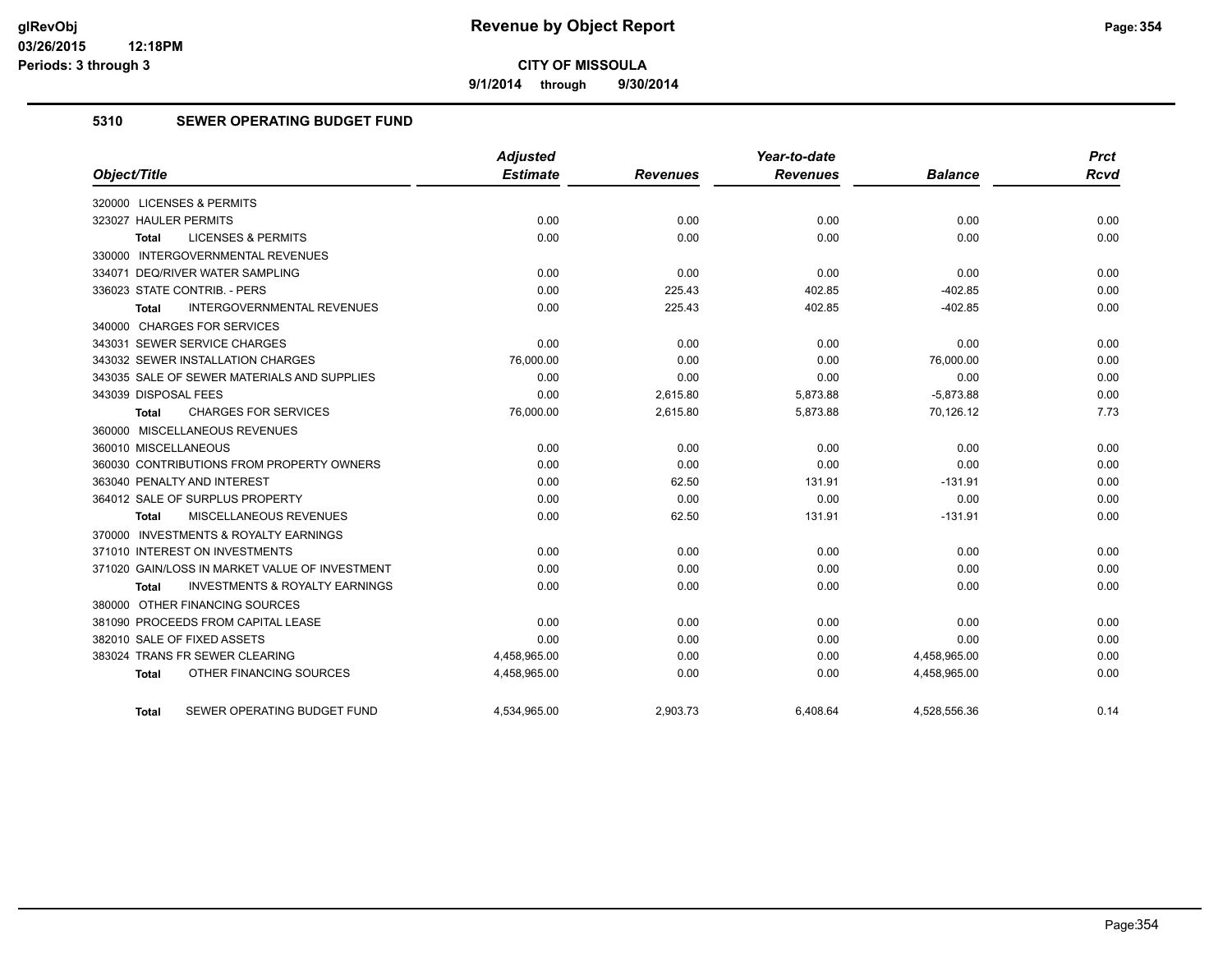**CITY OF MISSOULA**

**9/1/2014 through 9/30/2014**

## 5310 SEWER OPERATING BUDGET FUND

| Object/Title | Adjusted Estimate | Revenues | Year-to-date Revenues | Balance | Prct Rcvd |
|---|---|---|---|---|---|
| 320000 LICENSES & PERMITS | | | | | |
| 323027 HAULER PERMITS | 0.00 | 0.00 | 0.00 | 0.00 | 0.00 |
| **Total** LICENSES & PERMITS | 0.00 | 0.00 | 0.00 | 0.00 | 0.00 |
| 330000 INTERGOVERNMENTAL REVENUES | | | | | |
| 334071 DEQ/RIVER WATER SAMPLING | 0.00 | 0.00 | 0.00 | 0.00 | 0.00 |
| 336023 STATE CONTRIB. - PERS | 0.00 | 225.43 | 402.85 | -402.85 | 0.00 |
| **Total** INTERGOVERNMENTAL REVENUES | 0.00 | 225.43 | 402.85 | -402.85 | 0.00 |
| 340000 CHARGES FOR SERVICES | | | | | |
| 343031 SEWER SERVICE CHARGES | 0.00 | 0.00 | 0.00 | 0.00 | 0.00 |
| 343032 SEWER INSTALLATION CHARGES | 76,000.00 | 0.00 | 0.00 | 76,000.00 | 0.00 |
| 343035 SALE OF SEWER MATERIALS AND SUPPLIES | 0.00 | 0.00 | 0.00 | 0.00 | 0.00 |
| 343039 DISPOSAL FEES | 0.00 | 2,615.80 | 5,873.88 | -5,873.88 | 0.00 |
| **Total** CHARGES FOR SERVICES | 76,000.00 | 2,615.80 | 5,873.88 | 70,126.12 | 7.73 |
| 360000 MISCELLANEOUS REVENUES | | | | | |
| 360010 MISCELLANEOUS | 0.00 | 0.00 | 0.00 | 0.00 | 0.00 |
| 360030 CONTRIBUTIONS FROM PROPERTY OWNERS | 0.00 | 0.00 | 0.00 | 0.00 | 0.00 |
| 363040 PENALTY AND INTEREST | 0.00 | 62.50 | 131.91 | -131.91 | 0.00 |
| 364012 SALE OF SURPLUS PROPERTY | 0.00 | 0.00 | 0.00 | 0.00 | 0.00 |
| **Total** MISCELLANEOUS REVENUES | 0.00 | 62.50 | 131.91 | -131.91 | 0.00 |
| 370000 INVESTMENTS & ROYALTY EARNINGS | | | | | |
| 371010 INTEREST ON INVESTMENTS | 0.00 | 0.00 | 0.00 | 0.00 | 0.00 |
| 371020 GAIN/LOSS IN MARKET VALUE OF INVESTMENT | 0.00 | 0.00 | 0.00 | 0.00 | 0.00 |
| **Total** INVESTMENTS & ROYALTY EARNINGS | 0.00 | 0.00 | 0.00 | 0.00 | 0.00 |
| 380000 OTHER FINANCING SOURCES | | | | | |
| 381090 PROCEEDS FROM CAPITAL LEASE | 0.00 | 0.00 | 0.00 | 0.00 | 0.00 |
| 382010 SALE OF FIXED ASSETS | 0.00 | 0.00 | 0.00 | 0.00 | 0.00 |
| 383024 TRANS FR SEWER CLEARING | 4,458,965.00 | 0.00 | 0.00 | 4,458,965.00 | 0.00 |
| **Total** OTHER FINANCING SOURCES | 4,458,965.00 | 0.00 | 0.00 | 4,458,965.00 | 0.00 |
| **Total** SEWER OPERATING BUDGET FUND | 4,534,965.00 | 2,903.73 | 6,408.64 | 4,528,556.36 | 0.14 |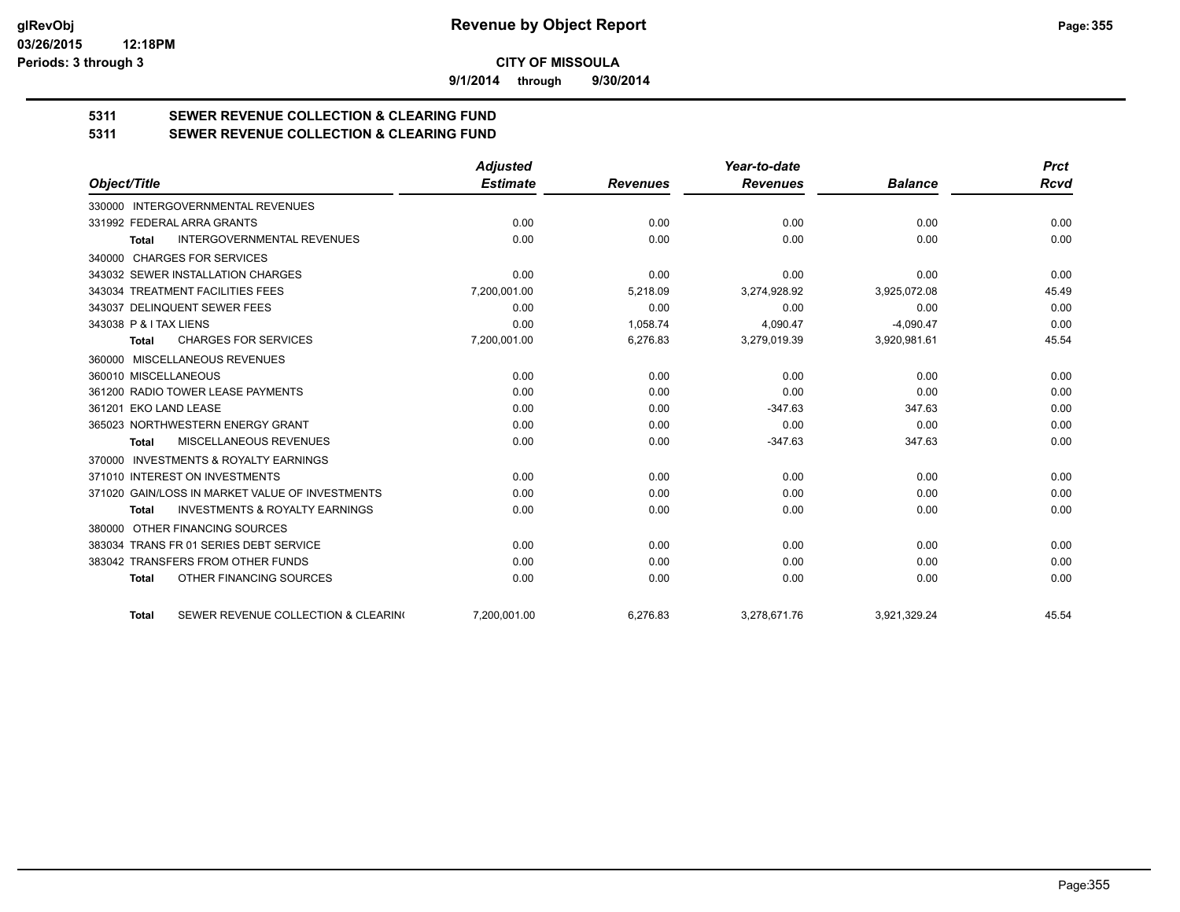# CITY OF MISSOULA

**9/1/2014 through 9/30/2014**

## 5311 SEWER REVENUE COLLECTION & CLEARING FUND
## 5311 SEWER REVENUE COLLECTION & CLEARING FUND

| Object/Title | Adjusted Estimate | Revenues | Year-to-date Revenues | Balance | Prct Rcvd |
|---|---|---|---|---|---|
| 330000 INTERGOVERNMENTAL REVENUES | | | | | |
| 331992 FEDERAL ARRA GRANTS | 0.00 | 0.00 | 0.00 | 0.00 | 0.00 |
| **Total** INTERGOVERNMENTAL REVENUES | 0.00 | 0.00 | 0.00 | 0.00 | 0.00 |
| 340000 CHARGES FOR SERVICES | | | | | |
| 343032 SEWER INSTALLATION CHARGES | 0.00 | 0.00 | 0.00 | 0.00 | 0.00 |
| 343034 TREATMENT FACILITIES FEES | 7,200,001.00 | 5,218.09 | 3,274,928.92 | 3,925,072.08 | 45.49 |
| 343037 DELINQUENT SEWER FEES | 0.00 | 0.00 | 0.00 | 0.00 | 0.00 |
| 343038 P & I TAX LIENS | 0.00 | 1,058.74 | 4,090.47 | -4,090.47 | 0.00 |
| **Total** CHARGES FOR SERVICES | 7,200,001.00 | 6,276.83 | 3,279,019.39 | 3,920,981.61 | 45.54 |
| 360000 MISCELLANEOUS REVENUES | | | | | |
| 360010 MISCELLANEOUS | 0.00 | 0.00 | 0.00 | 0.00 | 0.00 |
| 361200 RADIO TOWER LEASE PAYMENTS | 0.00 | 0.00 | 0.00 | 0.00 | 0.00 |
| 361201 EKO LAND LEASE | 0.00 | 0.00 | -347.63 | 347.63 | 0.00 |
| 365023 NORTHWESTERN ENERGY GRANT | 0.00 | 0.00 | 0.00 | 0.00 | 0.00 |
| **Total** MISCELLANEOUS REVENUES | 0.00 | 0.00 | -347.63 | 347.63 | 0.00 |
| 370000 INVESTMENTS & ROYALTY EARNINGS | | | | | |
| 371010 INTEREST ON INVESTMENTS | 0.00 | 0.00 | 0.00 | 0.00 | 0.00 |
| 371020 GAIN/LOSS IN MARKET VALUE OF INVESTMENTS | 0.00 | 0.00 | 0.00 | 0.00 | 0.00 |
| **Total** INVESTMENTS & ROYALTY EARNINGS | 0.00 | 0.00 | 0.00 | 0.00 | 0.00 |
| 380000 OTHER FINANCING SOURCES | | | | | |
| 383034 TRANS FR 01 SERIES DEBT SERVICE | 0.00 | 0.00 | 0.00 | 0.00 | 0.00 |
| 383042 TRANSFERS FROM OTHER FUNDS | 0.00 | 0.00 | 0.00 | 0.00 | 0.00 |
| **Total** OTHER FINANCING SOURCES | 0.00 | 0.00 | 0.00 | 0.00 | 0.00 |
| **Total** SEWER REVENUE COLLECTION & CLEARIN( | 7,200,001.00 | 6,276.83 | 3,278,671.76 | 3,921,329.24 | 45.54 |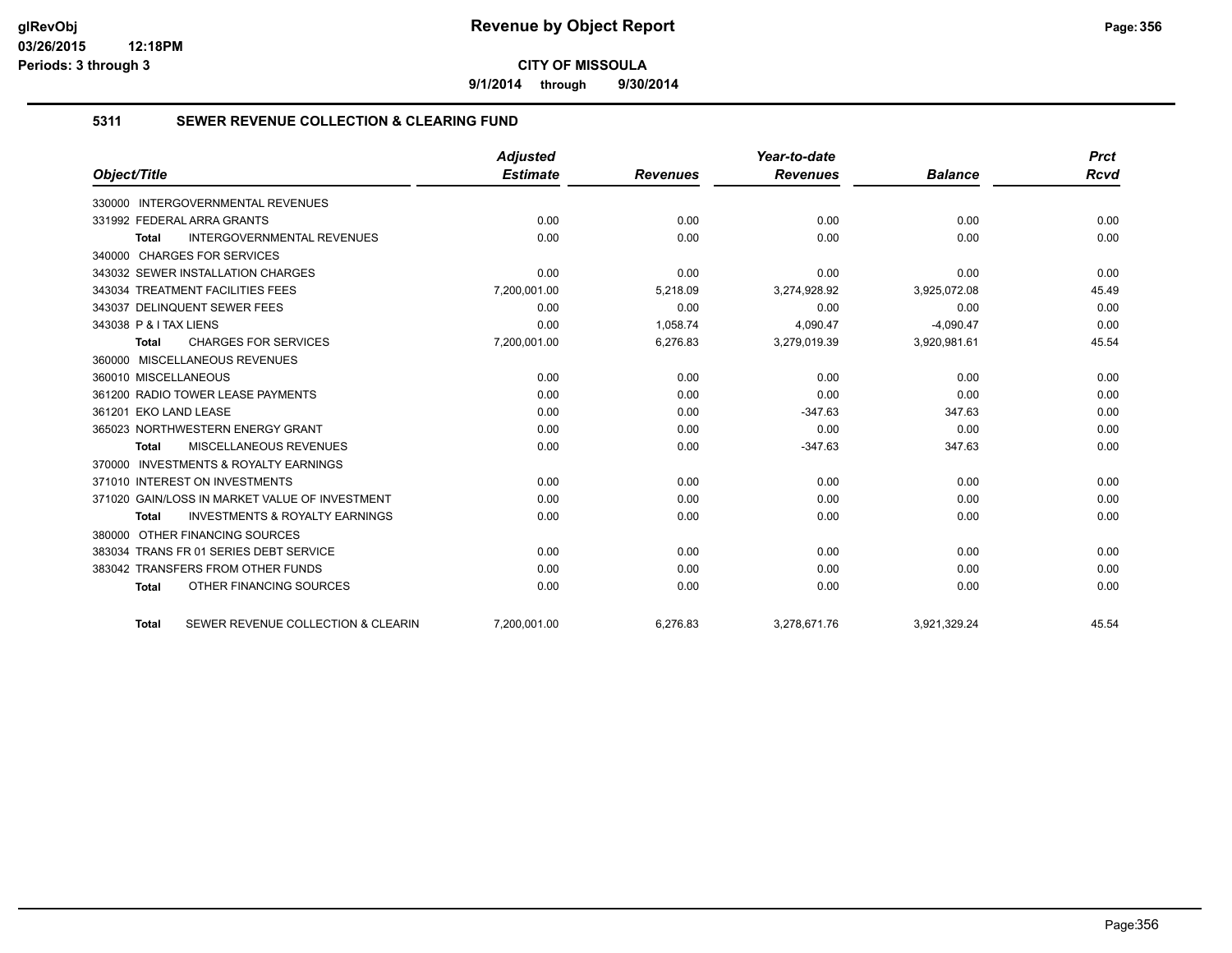# Revenue by Object Report

**CITY OF MISSOULA**

**9/1/2014 through 9/30/2014**

### 5311 SEWER REVENUE COLLECTION & CLEARING FUND

| Object/Title | Adjusted Estimate | Revenues | Year-to-date Revenues | Balance | Prct Rcvd |
|---|---|---|---|---|---|
| 330000 INTERGOVERNMENTAL REVENUES | | | | | |
| 331992 FEDERAL ARRA GRANTS | 0.00 | 0.00 | 0.00 | 0.00 | 0.00 |
| **Total** INTERGOVERNMENTAL REVENUES | 0.00 | 0.00 | 0.00 | 0.00 | 0.00 |
| 340000 CHARGES FOR SERVICES | | | | | |
| 343032 SEWER INSTALLATION CHARGES | 0.00 | 0.00 | 0.00 | 0.00 | 0.00 |
| 343034 TREATMENT FACILITIES FEES | 7,200,001.00 | 5,218.09 | 3,274,928.92 | 3,925,072.08 | 45.49 |
| 343037 DELINQUENT SEWER FEES | 0.00 | 0.00 | 0.00 | 0.00 | 0.00 |
| 343038 P & I TAX LIENS | 0.00 | 1,058.74 | 4,090.47 | -4,090.47 | 0.00 |
| **Total** CHARGES FOR SERVICES | 7,200,001.00 | 6,276.83 | 3,279,019.39 | 3,920,981.61 | 45.54 |
| 360000 MISCELLANEOUS REVENUES | | | | | |
| 360010 MISCELLANEOUS | 0.00 | 0.00 | 0.00 | 0.00 | 0.00 |
| 361200 RADIO TOWER LEASE PAYMENTS | 0.00 | 0.00 | 0.00 | 0.00 | 0.00 |
| 361201 EKO LAND LEASE | 0.00 | 0.00 | -347.63 | 347.63 | 0.00 |
| 365023 NORTHWESTERN ENERGY GRANT | 0.00 | 0.00 | 0.00 | 0.00 | 0.00 |
| **Total** MISCELLANEOUS REVENUES | 0.00 | 0.00 | -347.63 | 347.63 | 0.00 |
| 370000 INVESTMENTS & ROYALTY EARNINGS | | | | | |
| 371010 INTEREST ON INVESTMENTS | 0.00 | 0.00 | 0.00 | 0.00 | 0.00 |
| 371020 GAIN/LOSS IN MARKET VALUE OF INVESTMENT | 0.00 | 0.00 | 0.00 | 0.00 | 0.00 |
| **Total** INVESTMENTS & ROYALTY EARNINGS | 0.00 | 0.00 | 0.00 | 0.00 | 0.00 |
| 380000 OTHER FINANCING SOURCES | | | | | |
| 383034 TRANS FR 01 SERIES DEBT SERVICE | 0.00 | 0.00 | 0.00 | 0.00 | 0.00 |
| 383042 TRANSFERS FROM OTHER FUNDS | 0.00 | 0.00 | 0.00 | 0.00 | 0.00 |
| **Total** OTHER FINANCING SOURCES | 0.00 | 0.00 | 0.00 | 0.00 | 0.00 |
| **Total** SEWER REVENUE COLLECTION & CLEARIN | 7,200,001.00 | 6,276.83 | 3,278,671.76 | 3,921,329.24 | 45.54 |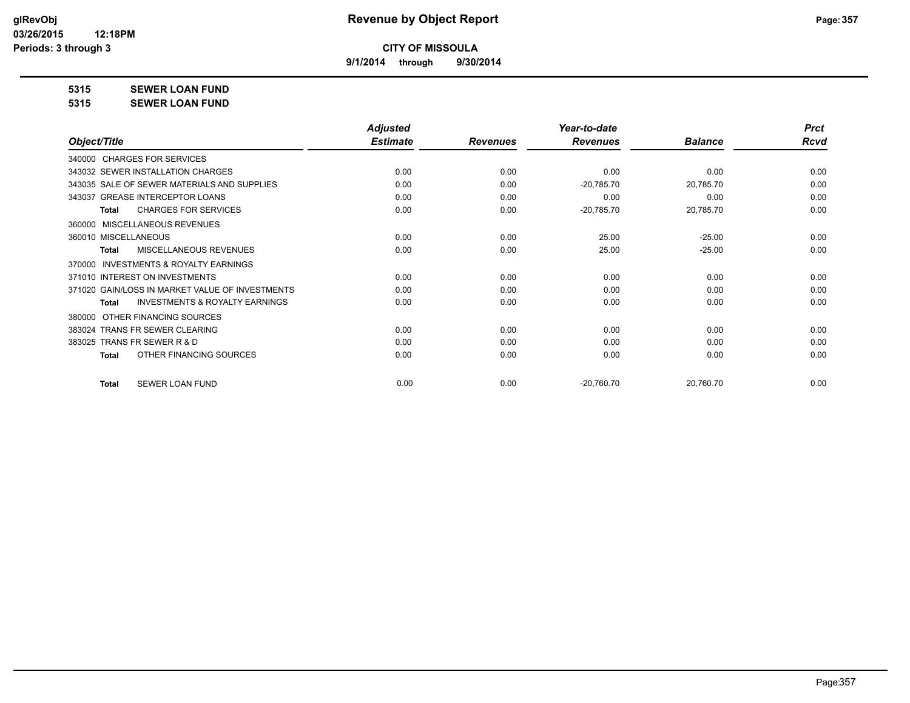# Revenue by Object Report

**CITY OF MISSOULA**

**9/1/2014 through 9/30/2014**

glRevObj
03/26/2015 12:18PM
Periods: 3 through 3

**5315 SEWER LOAN FUND**

**5315 SEWER LOAN FUND**

| Object/Title | Adjusted Estimate | Revenues | Year-to-date Revenues | Balance | Prct Rcvd |
|---|---|---|---|---|---|
| 340000 CHARGES FOR SERVICES | | | | | |
| 343032 SEWER INSTALLATION CHARGES | 0.00 | 0.00 | 0.00 | 0.00 | 0.00 |
| 343035 SALE OF SEWER MATERIALS AND SUPPLIES | 0.00 | 0.00 | -20,785.70 | 20,785.70 | 0.00 |
| 343037 GREASE INTERCEPTOR LOANS | 0.00 | 0.00 | 0.00 | 0.00 | 0.00 |
| **Total** CHARGES FOR SERVICES | 0.00 | 0.00 | -20,785.70 | 20,785.70 | 0.00 |
| 360000 MISCELLANEOUS REVENUES | | | | | |
| 360010 MISCELLANEOUS | 0.00 | 0.00 | 25.00 | -25.00 | 0.00 |
| **Total** MISCELLANEOUS REVENUES | 0.00 | 0.00 | 25.00 | -25.00 | 0.00 |
| 370000 INVESTMENTS & ROYALTY EARNINGS | | | | | |
| 371010 INTEREST ON INVESTMENTS | 0.00 | 0.00 | 0.00 | 0.00 | 0.00 |
| 371020 GAIN/LOSS IN MARKET VALUE OF INVESTMENTS | 0.00 | 0.00 | 0.00 | 0.00 | 0.00 |
| **Total** INVESTMENTS & ROYALTY EARNINGS | 0.00 | 0.00 | 0.00 | 0.00 | 0.00 |
| 380000 OTHER FINANCING SOURCES | | | | | |
| 383024 TRANS FR SEWER CLEARING | 0.00 | 0.00 | 0.00 | 0.00 | 0.00 |
| 383025 TRANS FR SEWER R & D | 0.00 | 0.00 | 0.00 | 0.00 | 0.00 |
| **Total** OTHER FINANCING SOURCES | 0.00 | 0.00 | 0.00 | 0.00 | 0.00 |
| **Total** SEWER LOAN FUND | 0.00 | 0.00 | -20,760.70 | 20,760.70 | 0.00 |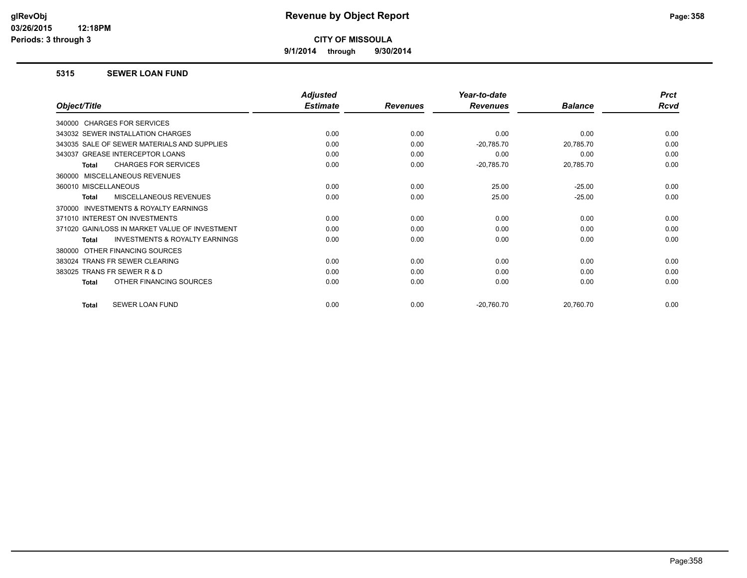**CITY OF MISSOULA**

**9/1/2014 through 9/30/2014**

### 5315 SEWER LOAN FUND

| Object/Title | Adjusted Estimate | Revenues | Year-to-date Revenues | Balance | Prct Rcvd |
|---|---|---|---|---|---|
| 340000 CHARGES FOR SERVICES | | | | | |
| 343032 SEWER INSTALLATION CHARGES | 0.00 | 0.00 | 0.00 | 0.00 | 0.00 |
| 343035 SALE OF SEWER MATERIALS AND SUPPLIES | 0.00 | 0.00 | -20,785.70 | 20,785.70 | 0.00 |
| 343037 GREASE INTERCEPTOR LOANS | 0.00 | 0.00 | 0.00 | 0.00 | 0.00 |
| **Total** CHARGES FOR SERVICES | 0.00 | 0.00 | -20,785.70 | 20,785.70 | 0.00 |
| 360000 MISCELLANEOUS REVENUES | | | | | |
| 360010 MISCELLANEOUS | 0.00 | 0.00 | 25.00 | -25.00 | 0.00 |
| **Total** MISCELLANEOUS REVENUES | 0.00 | 0.00 | 25.00 | -25.00 | 0.00 |
| 370000 INVESTMENTS & ROYALTY EARNINGS | | | | | |
| 371010 INTEREST ON INVESTMENTS | 0.00 | 0.00 | 0.00 | 0.00 | 0.00 |
| 371020 GAIN/LOSS IN MARKET VALUE OF INVESTMENT | 0.00 | 0.00 | 0.00 | 0.00 | 0.00 |
| **Total** INVESTMENTS & ROYALTY EARNINGS | 0.00 | 0.00 | 0.00 | 0.00 | 0.00 |
| 380000 OTHER FINANCING SOURCES | | | | | |
| 383024 TRANS FR SEWER CLEARING | 0.00 | 0.00 | 0.00 | 0.00 | 0.00 |
| 383025 TRANS FR SEWER R & D | 0.00 | 0.00 | 0.00 | 0.00 | 0.00 |
| **Total** OTHER FINANCING SOURCES | 0.00 | 0.00 | 0.00 | 0.00 | 0.00 |
| **Total** SEWER LOAN FUND | 0.00 | 0.00 | -20,760.70 | 20,760.70 | 0.00 |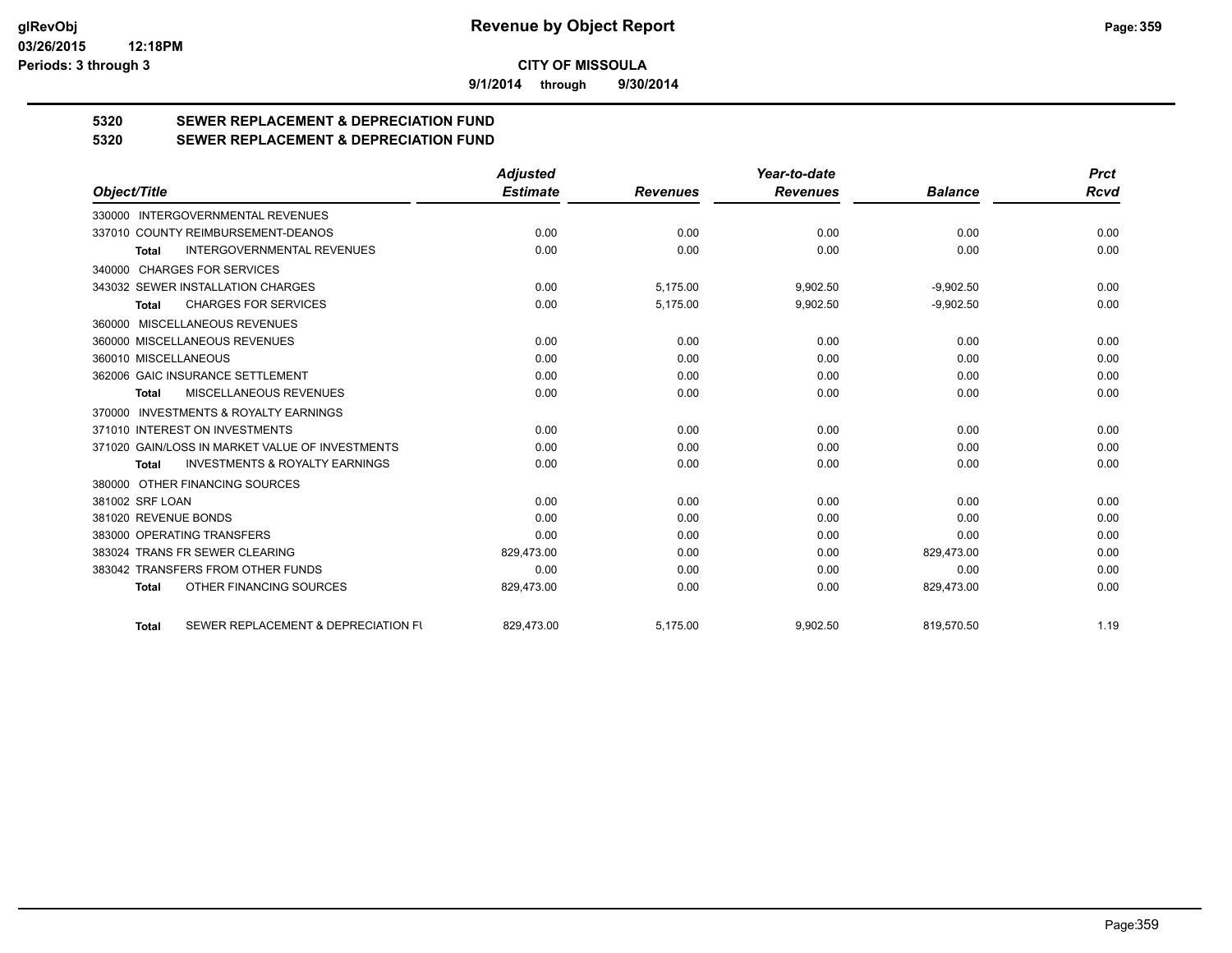**CITY OF MISSOULA**

**9/1/2014 through 9/30/2014**

# 5320 SEWER REPLACEMENT & DEPRECIATION FUND
## 5320 SEWER REPLACEMENT & DEPRECIATION FUND

| Object/Title | Adjusted Estimate | Revenues | Year-to-date Revenues | Balance | Prct Rcvd |
|---|---|---|---|---|---|
| 330000 INTERGOVERNMENTAL REVENUES | | | | | |
| 337010 COUNTY REIMBURSEMENT-DEANOS | 0.00 | 0.00 | 0.00 | 0.00 | 0.00 |
| **Total** INTERGOVERNMENTAL REVENUES | 0.00 | 0.00 | 0.00 | 0.00 | 0.00 |
| 340000 CHARGES FOR SERVICES | | | | | |
| 343032 SEWER INSTALLATION CHARGES | 0.00 | 5,175.00 | 9,902.50 | -9,902.50 | 0.00 |
| **Total** CHARGES FOR SERVICES | 0.00 | 5,175.00 | 9,902.50 | -9,902.50 | 0.00 |
| 360000 MISCELLANEOUS REVENUES | | | | | |
| 360000 MISCELLANEOUS REVENUES | 0.00 | 0.00 | 0.00 | 0.00 | 0.00 |
| 360010 MISCELLANEOUS | 0.00 | 0.00 | 0.00 | 0.00 | 0.00 |
| 362006 GAIC INSURANCE SETTLEMENT | 0.00 | 0.00 | 0.00 | 0.00 | 0.00 |
| **Total** MISCELLANEOUS REVENUES | 0.00 | 0.00 | 0.00 | 0.00 | 0.00 |
| 370000 INVESTMENTS & ROYALTY EARNINGS | | | | | |
| 371010 INTEREST ON INVESTMENTS | 0.00 | 0.00 | 0.00 | 0.00 | 0.00 |
| 371020 GAIN/LOSS IN MARKET VALUE OF INVESTMENTS | 0.00 | 0.00 | 0.00 | 0.00 | 0.00 |
| **Total** INVESTMENTS & ROYALTY EARNINGS | 0.00 | 0.00 | 0.00 | 0.00 | 0.00 |
| 380000 OTHER FINANCING SOURCES | | | | | |
| 381002 SRF LOAN | 0.00 | 0.00 | 0.00 | 0.00 | 0.00 |
| 381020 REVENUE BONDS | 0.00 | 0.00 | 0.00 | 0.00 | 0.00 |
| 383000 OPERATING TRANSFERS | 0.00 | 0.00 | 0.00 | 0.00 | 0.00 |
| 383024 TRANS FR SEWER CLEARING | 829,473.00 | 0.00 | 0.00 | 829,473.00 | 0.00 |
| 383042 TRANSFERS FROM OTHER FUNDS | 0.00 | 0.00 | 0.00 | 0.00 | 0.00 |
| **Total** OTHER FINANCING SOURCES | 829,473.00 | 0.00 | 0.00 | 829,473.00 | 0.00 |
| **Total** SEWER REPLACEMENT & DEPRECIATION FU | 829,473.00 | 5,175.00 | 9,902.50 | 819,570.50 | 1.19 |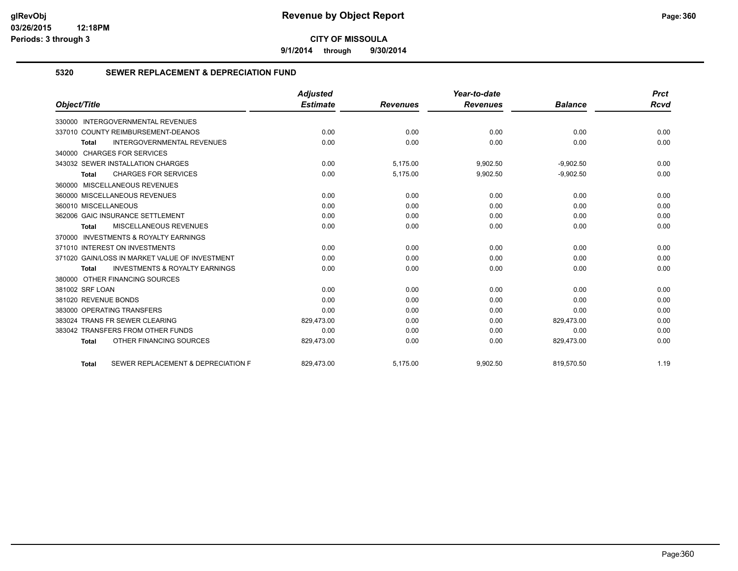**CITY OF MISSOULA**

**9/1/2014 through 9/30/2014**

### 5320 SEWER REPLACEMENT & DEPRECIATION FUND

| Object/Title | Adjusted Estimate | Revenues | Year-to-date Revenues | Balance | Prct Rcvd |
|---|---|---|---|---|---|
| 330000 INTERGOVERNMENTAL REVENUES | | | | | |
| 337010 COUNTY REIMBURSEMENT-DEANOS | 0.00 | 0.00 | 0.00 | 0.00 | 0.00 |
| Total INTERGOVERNMENTAL REVENUES | 0.00 | 0.00 | 0.00 | 0.00 | 0.00 |
| 340000 CHARGES FOR SERVICES | | | | | |
| 343032 SEWER INSTALLATION CHARGES | 0.00 | 5,175.00 | 9,902.50 | -9,902.50 | 0.00 |
| Total CHARGES FOR SERVICES | 0.00 | 5,175.00 | 9,902.50 | -9,902.50 | 0.00 |
| 360000 MISCELLANEOUS REVENUES | | | | | |
| 360000 MISCELLANEOUS REVENUES | 0.00 | 0.00 | 0.00 | 0.00 | 0.00 |
| 360010 MISCELLANEOUS | 0.00 | 0.00 | 0.00 | 0.00 | 0.00 |
| 362006 GAIC INSURANCE SETTLEMENT | 0.00 | 0.00 | 0.00 | 0.00 | 0.00 |
| Total MISCELLANEOUS REVENUES | 0.00 | 0.00 | 0.00 | 0.00 | 0.00 |
| 370000 INVESTMENTS & ROYALTY EARNINGS | | | | | |
| 371010 INTEREST ON INVESTMENTS | 0.00 | 0.00 | 0.00 | 0.00 | 0.00 |
| 371020 GAIN/LOSS IN MARKET VALUE OF INVESTMENT | 0.00 | 0.00 | 0.00 | 0.00 | 0.00 |
| Total INVESTMENTS & ROYALTY EARNINGS | 0.00 | 0.00 | 0.00 | 0.00 | 0.00 |
| 380000 OTHER FINANCING SOURCES | | | | | |
| 381002 SRF LOAN | 0.00 | 0.00 | 0.00 | 0.00 | 0.00 |
| 381020 REVENUE BONDS | 0.00 | 0.00 | 0.00 | 0.00 | 0.00 |
| 383000 OPERATING TRANSFERS | 0.00 | 0.00 | 0.00 | 0.00 | 0.00 |
| 383024 TRANS FR SEWER CLEARING | 829,473.00 | 0.00 | 0.00 | 829,473.00 | 0.00 |
| 383042 TRANSFERS FROM OTHER FUNDS | 0.00 | 0.00 | 0.00 | 0.00 | 0.00 |
| Total OTHER FINANCING SOURCES | 829,473.00 | 0.00 | 0.00 | 829,473.00 | 0.00 |
| Total SEWER REPLACEMENT & DEPRECIATION F | 829,473.00 | 5,175.00 | 9,902.50 | 819,570.50 | 1.19 |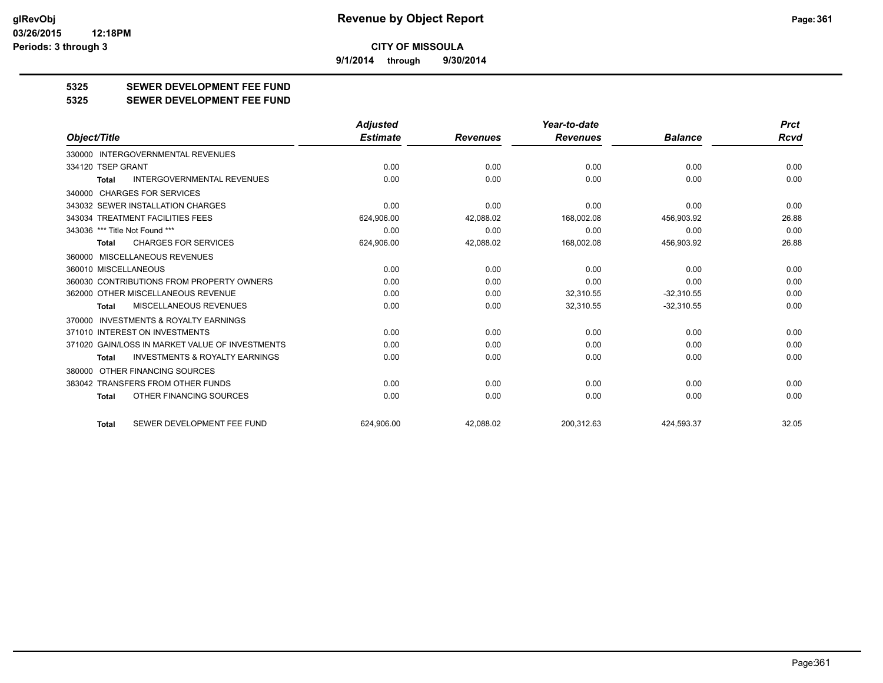# CITY OF MISSOULA

**9/1/2014 through 9/30/2014**

## 5325 SEWER DEVELOPMENT FEE FUND
## 5325 SEWER DEVELOPMENT FEE FUND

| Object/Title | Adjusted Estimate | Revenues | Year-to-date Revenues | Balance | Prct Rcvd |
|---|---|---|---|---|---|
| 330000 INTERGOVERNMENTAL REVENUES | | | | | |
| 334120 TSEP GRANT | 0.00 | 0.00 | 0.00 | 0.00 | 0.00 |
| **Total** INTERGOVERNMENTAL REVENUES | 0.00 | 0.00 | 0.00 | 0.00 | 0.00 |
| 340000 CHARGES FOR SERVICES | | | | | |
| 343032 SEWER INSTALLATION CHARGES | 0.00 | 0.00 | 0.00 | 0.00 | 0.00 |
| 343034 TREATMENT FACILITIES FEES | 624,906.00 | 42,088.02 | 168,002.08 | 456,903.92 | 26.88 |
| 343036 *** Title Not Found *** | 0.00 | 0.00 | 0.00 | 0.00 | 0.00 |
| **Total** CHARGES FOR SERVICES | 624,906.00 | 42,088.02 | 168,002.08 | 456,903.92 | 26.88 |
| 360000 MISCELLANEOUS REVENUES | | | | | |
| 360010 MISCELLANEOUS | 0.00 | 0.00 | 0.00 | 0.00 | 0.00 |
| 360030 CONTRIBUTIONS FROM PROPERTY OWNERS | 0.00 | 0.00 | 0.00 | 0.00 | 0.00 |
| 362000 OTHER MISCELLANEOUS REVENUE | 0.00 | 0.00 | 32,310.55 | -32,310.55 | 0.00 |
| **Total** MISCELLANEOUS REVENUES | 0.00 | 0.00 | 32,310.55 | -32,310.55 | 0.00 |
| 370000 INVESTMENTS & ROYALTY EARNINGS | | | | | |
| 371010 INTEREST ON INVESTMENTS | 0.00 | 0.00 | 0.00 | 0.00 | 0.00 |
| 371020 GAIN/LOSS IN MARKET VALUE OF INVESTMENTS | 0.00 | 0.00 | 0.00 | 0.00 | 0.00 |
| **Total** INVESTMENTS & ROYALTY EARNINGS | 0.00 | 0.00 | 0.00 | 0.00 | 0.00 |
| 380000 OTHER FINANCING SOURCES | | | | | |
| 383042 TRANSFERS FROM OTHER FUNDS | 0.00 | 0.00 | 0.00 | 0.00 | 0.00 |
| **Total** OTHER FINANCING SOURCES | 0.00 | 0.00 | 0.00 | 0.00 | 0.00 |
| **Total** SEWER DEVELOPMENT FEE FUND | 624,906.00 | 42,088.02 | 200,312.63 | 424,593.37 | 32.05 |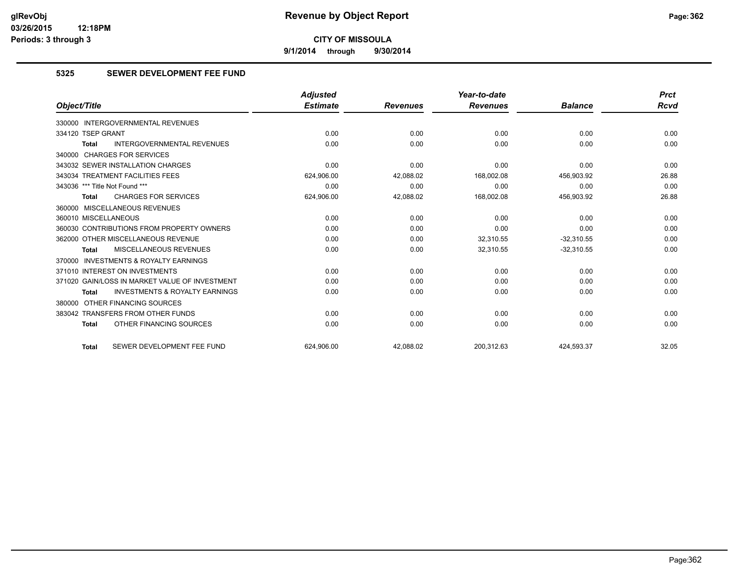**CITY OF MISSOULA**

**9/1/2014 through 9/30/2014**

## 5325 SEWER DEVELOPMENT FEE FUND

| Object/Title | Adjusted Estimate | Revenues | Year-to-date Revenues | Balance | Prct Rcvd |
|---|---|---|---|---|---|
| 330000 INTERGOVERNMENTAL REVENUES | | | | | |
| 334120 TSEP GRANT | 0.00 | 0.00 | 0.00 | 0.00 | 0.00 |
| **Total** INTERGOVERNMENTAL REVENUES | 0.00 | 0.00 | 0.00 | 0.00 | 0.00 |
| 340000 CHARGES FOR SERVICES | | | | | |
| 343032 SEWER INSTALLATION CHARGES | 0.00 | 0.00 | 0.00 | 0.00 | 0.00 |
| 343034 TREATMENT FACILITIES FEES | 624,906.00 | 42,088.02 | 168,002.08 | 456,903.92 | 26.88 |
| 343036 *** Title Not Found *** | 0.00 | 0.00 | 0.00 | 0.00 | 0.00 |
| **Total** CHARGES FOR SERVICES | 624,906.00 | 42,088.02 | 168,002.08 | 456,903.92 | 26.88 |
| 360000 MISCELLANEOUS REVENUES | | | | | |
| 360010 MISCELLANEOUS | 0.00 | 0.00 | 0.00 | 0.00 | 0.00 |
| 360030 CONTRIBUTIONS FROM PROPERTY OWNERS | 0.00 | 0.00 | 0.00 | 0.00 | 0.00 |
| 362000 OTHER MISCELLANEOUS REVENUE | 0.00 | 0.00 | 32,310.55 | -32,310.55 | 0.00 |
| **Total** MISCELLANEOUS REVENUES | 0.00 | 0.00 | 32,310.55 | -32,310.55 | 0.00 |
| 370000 INVESTMENTS & ROYALTY EARNINGS | | | | | |
| 371010 INTEREST ON INVESTMENTS | 0.00 | 0.00 | 0.00 | 0.00 | 0.00 |
| 371020 GAIN/LOSS IN MARKET VALUE OF INVESTMENT | 0.00 | 0.00 | 0.00 | 0.00 | 0.00 |
| **Total** INVESTMENTS & ROYALTY EARNINGS | 0.00 | 0.00 | 0.00 | 0.00 | 0.00 |
| 380000 OTHER FINANCING SOURCES | | | | | |
| 383042 TRANSFERS FROM OTHER FUNDS | 0.00 | 0.00 | 0.00 | 0.00 | 0.00 |
| **Total** OTHER FINANCING SOURCES | 0.00 | 0.00 | 0.00 | 0.00 | 0.00 |
| **Total** SEWER DEVELOPMENT FEE FUND | 624,906.00 | 42,088.02 | 200,312.63 | 424,593.37 | 32.05 |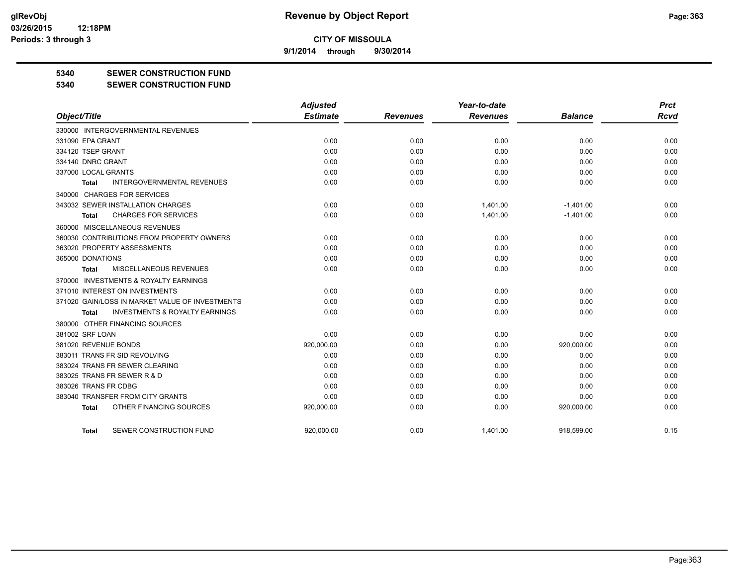**CITY OF MISSOULA**

**9/1/2014 through 9/30/2014**

**5340 SEWER CONSTRUCTION FUND**

**5340 SEWER CONSTRUCTION FUND**

| Object/Title | Adjusted Estimate | Revenues | Year-to-date Revenues | Balance | Prct Rcvd |
|---|---|---|---|---|---|
| 330000 INTERGOVERNMENTAL REVENUES | | | | | |
| 331090 EPA GRANT | 0.00 | 0.00 | 0.00 | 0.00 | 0.00 |
| 334120 TSEP GRANT | 0.00 | 0.00 | 0.00 | 0.00 | 0.00 |
| 334140 DNRC GRANT | 0.00 | 0.00 | 0.00 | 0.00 | 0.00 |
| 337000 LOCAL GRANTS | 0.00 | 0.00 | 0.00 | 0.00 | 0.00 |
| **Total** INTERGOVERNMENTAL REVENUES | 0.00 | 0.00 | 0.00 | 0.00 | 0.00 |
| 340000 CHARGES FOR SERVICES | | | | | |
| 343032 SEWER INSTALLATION CHARGES | 0.00 | 0.00 | 1,401.00 | -1,401.00 | 0.00 |
| **Total** CHARGES FOR SERVICES | 0.00 | 0.00 | 1,401.00 | -1,401.00 | 0.00 |
| 360000 MISCELLANEOUS REVENUES | | | | | |
| 360030 CONTRIBUTIONS FROM PROPERTY OWNERS | 0.00 | 0.00 | 0.00 | 0.00 | 0.00 |
| 363020 PROPERTY ASSESSMENTS | 0.00 | 0.00 | 0.00 | 0.00 | 0.00 |
| 365000 DONATIONS | 0.00 | 0.00 | 0.00 | 0.00 | 0.00 |
| **Total** MISCELLANEOUS REVENUES | 0.00 | 0.00 | 0.00 | 0.00 | 0.00 |
| 370000 INVESTMENTS & ROYALTY EARNINGS | | | | | |
| 371010 INTEREST ON INVESTMENTS | 0.00 | 0.00 | 0.00 | 0.00 | 0.00 |
| 371020 GAIN/LOSS IN MARKET VALUE OF INVESTMENTS | 0.00 | 0.00 | 0.00 | 0.00 | 0.00 |
| **Total** INVESTMENTS & ROYALTY EARNINGS | 0.00 | 0.00 | 0.00 | 0.00 | 0.00 |
| 380000 OTHER FINANCING SOURCES | | | | | |
| 381002 SRF LOAN | 0.00 | 0.00 | 0.00 | 0.00 | 0.00 |
| 381020 REVENUE BONDS | 920,000.00 | 0.00 | 0.00 | 920,000.00 | 0.00 |
| 383011 TRANS FR SID REVOLVING | 0.00 | 0.00 | 0.00 | 0.00 | 0.00 |
| 383024 TRANS FR SEWER CLEARING | 0.00 | 0.00 | 0.00 | 0.00 | 0.00 |
| 383025 TRANS FR SEWER R & D | 0.00 | 0.00 | 0.00 | 0.00 | 0.00 |
| 383026 TRANS FR CDBG | 0.00 | 0.00 | 0.00 | 0.00 | 0.00 |
| 383040 TRANSFER FROM CITY GRANTS | 0.00 | 0.00 | 0.00 | 0.00 | 0.00 |
| **Total** OTHER FINANCING SOURCES | 920,000.00 | 0.00 | 0.00 | 920,000.00 | 0.00 |
| **Total** SEWER CONSTRUCTION FUND | 920,000.00 | 0.00 | 1,401.00 | 918,599.00 | 0.15 |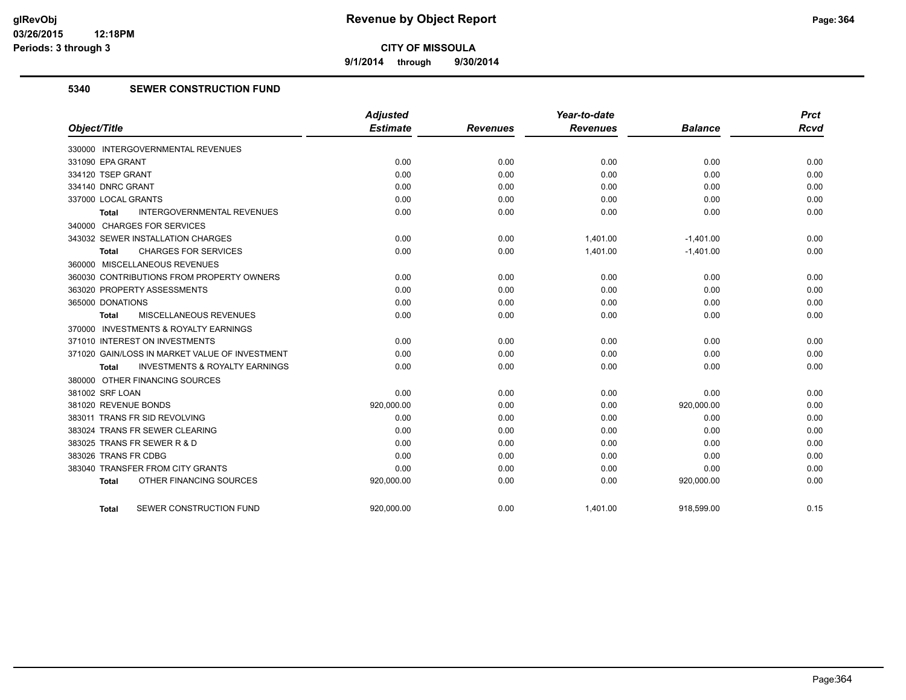# Revenue by Object Report

**CITY OF MISSOULA**

**9/1/2014 through 9/30/2014**

glRevObj
03/26/2015 12:18PM
Periods: 3 through 3

## 5340 SEWER CONSTRUCTION FUND

| Object/Title | Adjusted Estimate | Revenues | Year-to-date Revenues | Balance | Prct Rcvd |
|---|---|---|---|---|---|
| 330000 INTERGOVERNMENTAL REVENUES | | | | | |
| 331090 EPA GRANT | 0.00 | 0.00 | 0.00 | 0.00 | 0.00 |
| 334120 TSEP GRANT | 0.00 | 0.00 | 0.00 | 0.00 | 0.00 |
| 334140 DNRC GRANT | 0.00 | 0.00 | 0.00 | 0.00 | 0.00 |
| 337000 LOCAL GRANTS | 0.00 | 0.00 | 0.00 | 0.00 | 0.00 |
| Total INTERGOVERNMENTAL REVENUES | 0.00 | 0.00 | 0.00 | 0.00 | 0.00 |
| 340000 CHARGES FOR SERVICES | | | | | |
| 343032 SEWER INSTALLATION CHARGES | 0.00 | 0.00 | 1,401.00 | -1,401.00 | 0.00 |
| Total CHARGES FOR SERVICES | 0.00 | 0.00 | 1,401.00 | -1,401.00 | 0.00 |
| 360000 MISCELLANEOUS REVENUES | | | | | |
| 360030 CONTRIBUTIONS FROM PROPERTY OWNERS | 0.00 | 0.00 | 0.00 | 0.00 | 0.00 |
| 363020 PROPERTY ASSESSMENTS | 0.00 | 0.00 | 0.00 | 0.00 | 0.00 |
| 365000 DONATIONS | 0.00 | 0.00 | 0.00 | 0.00 | 0.00 |
| Total MISCELLANEOUS REVENUES | 0.00 | 0.00 | 0.00 | 0.00 | 0.00 |
| 370000 INVESTMENTS & ROYALTY EARNINGS | | | | | |
| 371010 INTEREST ON INVESTMENTS | 0.00 | 0.00 | 0.00 | 0.00 | 0.00 |
| 371020 GAIN/LOSS IN MARKET VALUE OF INVESTMENT | 0.00 | 0.00 | 0.00 | 0.00 | 0.00 |
| Total INVESTMENTS & ROYALTY EARNINGS | 0.00 | 0.00 | 0.00 | 0.00 | 0.00 |
| 380000 OTHER FINANCING SOURCES | | | | | |
| 381002 SRF LOAN | 0.00 | 0.00 | 0.00 | 0.00 | 0.00 |
| 381020 REVENUE BONDS | 920,000.00 | 0.00 | 0.00 | 920,000.00 | 0.00 |
| 383011 TRANS FR SID REVOLVING | 0.00 | 0.00 | 0.00 | 0.00 | 0.00 |
| 383024 TRANS FR SEWER CLEARING | 0.00 | 0.00 | 0.00 | 0.00 | 0.00 |
| 383025 TRANS FR SEWER R & D | 0.00 | 0.00 | 0.00 | 0.00 | 0.00 |
| 383026 TRANS FR CDBG | 0.00 | 0.00 | 0.00 | 0.00 | 0.00 |
| 383040 TRANSFER FROM CITY GRANTS | 0.00 | 0.00 | 0.00 | 0.00 | 0.00 |
| Total OTHER FINANCING SOURCES | 920,000.00 | 0.00 | 0.00 | 920,000.00 | 0.00 |
| Total SEWER CONSTRUCTION FUND | 920,000.00 | 0.00 | 1,401.00 | 918,599.00 | 0.15 |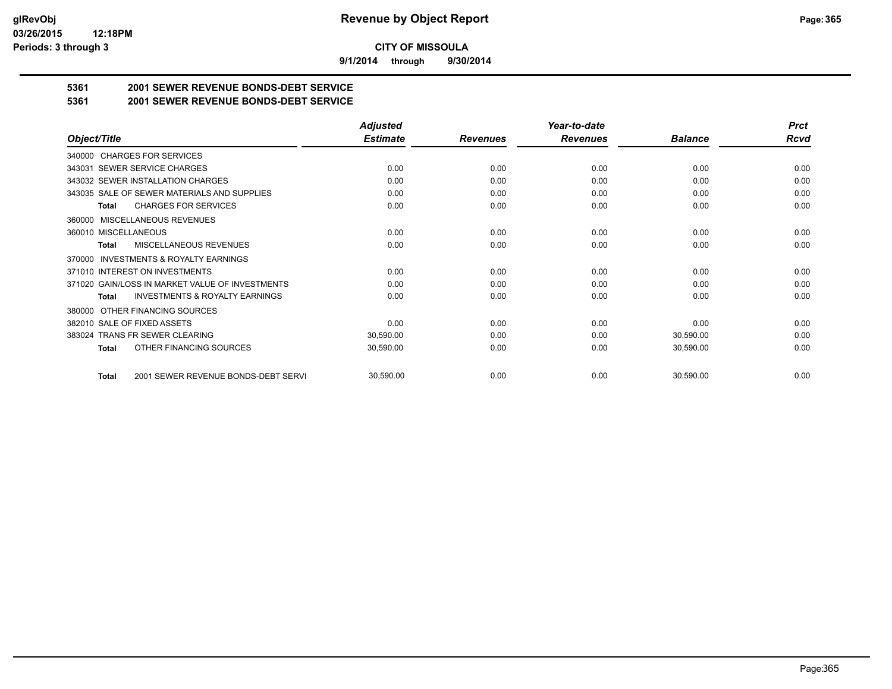**CITY OF MISSOULA**

**9/1/2014 through 9/30/2014**

## 5361 2001 SEWER REVENUE BONDS-DEBT SERVICE

## 5361 2001 SEWER REVENUE BONDS-DEBT SERVICE

| Object/Title | Adjusted Estimate | Revenues | Year-to-date Revenues | Balance | Prct Rcvd |
|---|---|---|---|---|---|
| 340000 CHARGES FOR SERVICES | | | | | |
| 343031 SEWER SERVICE CHARGES | 0.00 | 0.00 | 0.00 | 0.00 | 0.00 |
| 343032 SEWER INSTALLATION CHARGES | 0.00 | 0.00 | 0.00 | 0.00 | 0.00 |
| 343035 SALE OF SEWER MATERIALS AND SUPPLIES | 0.00 | 0.00 | 0.00 | 0.00 | 0.00 |
| **Total** CHARGES FOR SERVICES | 0.00 | 0.00 | 0.00 | 0.00 | 0.00 |
| 360000 MISCELLANEOUS REVENUES | | | | | |
| 360010 MISCELLANEOUS | 0.00 | 0.00 | 0.00 | 0.00 | 0.00 |
| **Total** MISCELLANEOUS REVENUES | 0.00 | 0.00 | 0.00 | 0.00 | 0.00 |
| 370000 INVESTMENTS & ROYALTY EARNINGS | | | | | |
| 371010 INTEREST ON INVESTMENTS | 0.00 | 0.00 | 0.00 | 0.00 | 0.00 |
| 371020 GAIN/LOSS IN MARKET VALUE OF INVESTMENTS | 0.00 | 0.00 | 0.00 | 0.00 | 0.00 |
| **Total** INVESTMENTS & ROYALTY EARNINGS | 0.00 | 0.00 | 0.00 | 0.00 | 0.00 |
| 380000 OTHER FINANCING SOURCES | | | | | |
| 382010 SALE OF FIXED ASSETS | 0.00 | 0.00 | 0.00 | 0.00 | 0.00 |
| 383024 TRANS FR SEWER CLEARING | 30,590.00 | 0.00 | 0.00 | 30,590.00 | 0.00 |
| **Total** OTHER FINANCING SOURCES | 30,590.00 | 0.00 | 0.00 | 30,590.00 | 0.00 |
| **Total** 2001 SEWER REVENUE BONDS-DEBT SERVI | 30,590.00 | 0.00 | 0.00 | 30,590.00 | 0.00 |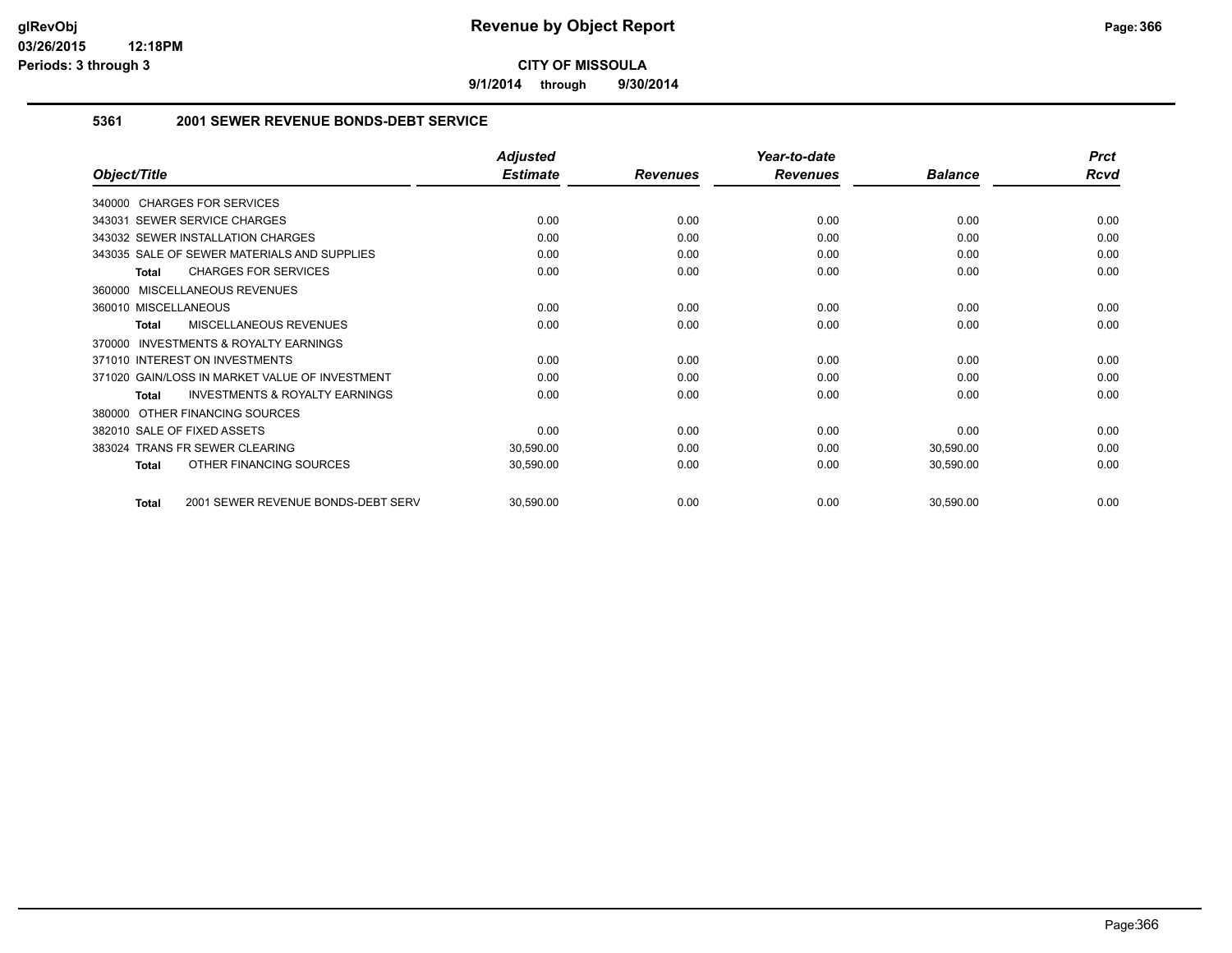**CITY OF MISSOULA**

**9/1/2014 through 9/30/2014**

### 5361 2001 SEWER REVENUE BONDS-DEBT SERVICE

| Object/Title | Adjusted Estimate | Revenues | Year-to-date Revenues | Balance | Prct Rcvd |
|---|---|---|---|---|---|
| 340000 CHARGES FOR SERVICES | | | | | |
| 343031 SEWER SERVICE CHARGES | 0.00 | 0.00 | 0.00 | 0.00 | 0.00 |
| 343032 SEWER INSTALLATION CHARGES | 0.00 | 0.00 | 0.00 | 0.00 | 0.00 |
| 343035 SALE OF SEWER MATERIALS AND SUPPLIES | 0.00 | 0.00 | 0.00 | 0.00 | 0.00 |
| **Total** CHARGES FOR SERVICES | 0.00 | 0.00 | 0.00 | 0.00 | 0.00 |
| 360000 MISCELLANEOUS REVENUES | | | | | |
| 360010 MISCELLANEOUS | 0.00 | 0.00 | 0.00 | 0.00 | 0.00 |
| **Total** MISCELLANEOUS REVENUES | 0.00 | 0.00 | 0.00 | 0.00 | 0.00 |
| 370000 INVESTMENTS & ROYALTY EARNINGS | | | | | |
| 371010 INTEREST ON INVESTMENTS | 0.00 | 0.00 | 0.00 | 0.00 | 0.00 |
| 371020 GAIN/LOSS IN MARKET VALUE OF INVESTMENT | 0.00 | 0.00 | 0.00 | 0.00 | 0.00 |
| **Total** INVESTMENTS & ROYALTY EARNINGS | 0.00 | 0.00 | 0.00 | 0.00 | 0.00 |
| 380000 OTHER FINANCING SOURCES | | | | | |
| 382010 SALE OF FIXED ASSETS | 0.00 | 0.00 | 0.00 | 0.00 | 0.00 |
| 383024 TRANS FR SEWER CLEARING | 30,590.00 | 0.00 | 0.00 | 30,590.00 | 0.00 |
| **Total** OTHER FINANCING SOURCES | 30,590.00 | 0.00 | 0.00 | 30,590.00 | 0.00 |
| **Total** 2001 SEWER REVENUE BONDS-DEBT SERV | 30,590.00 | 0.00 | 0.00 | 30,590.00 | 0.00 |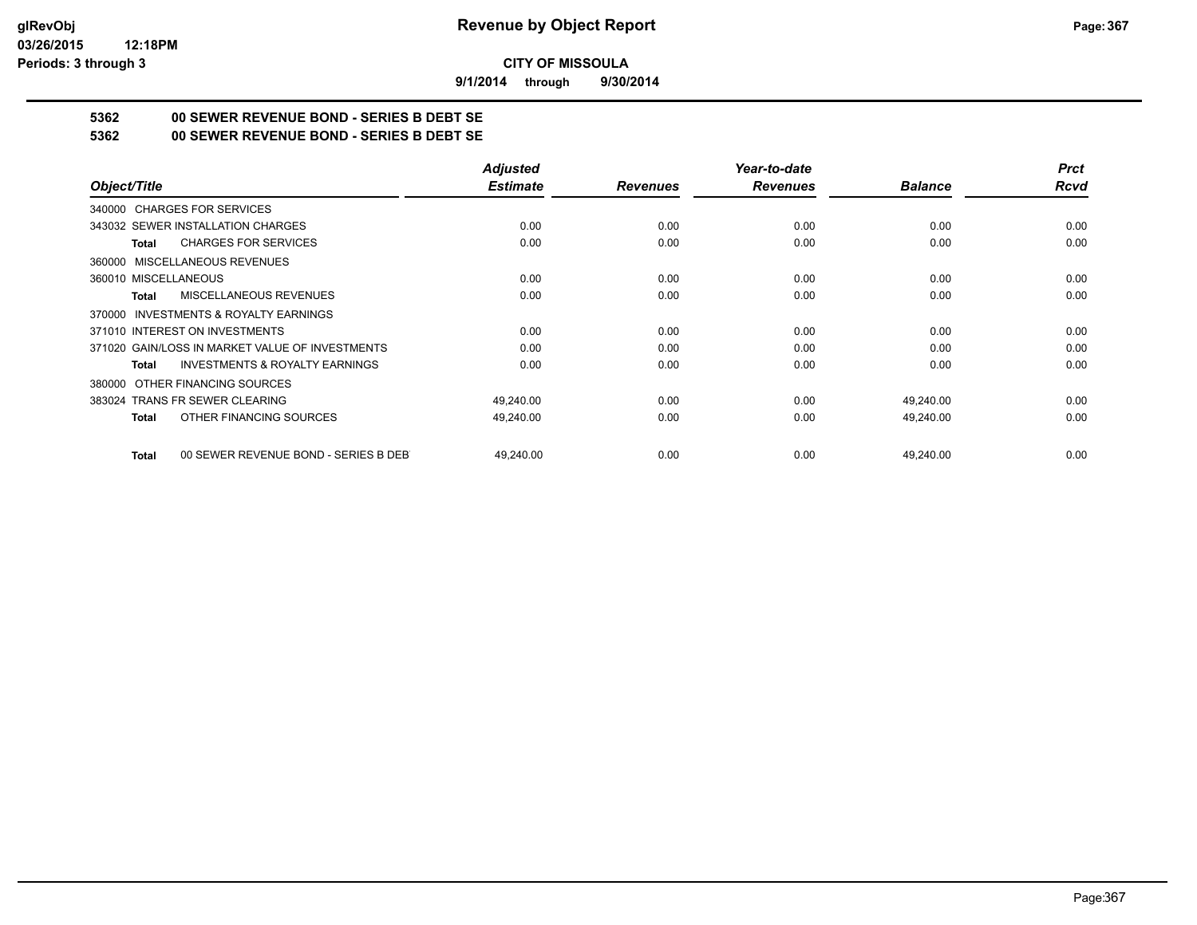**CITY OF MISSOULA**

**9/1/2014 through 9/30/2014**

## 5362 00 SEWER REVENUE BOND - SERIES B DEBT SE

## 5362 00 SEWER REVENUE BOND - SERIES B DEBT SE

| Object/Title | Adjusted Estimate | Revenues | Year-to-date Revenues | Balance | Prct Rcvd |
|---|---|---|---|---|---|
| 340000 CHARGES FOR SERVICES | | | | | |
| 343032 SEWER INSTALLATION CHARGES | 0.00 | 0.00 | 0.00 | 0.00 | 0.00 |
| **Total** CHARGES FOR SERVICES | 0.00 | 0.00 | 0.00 | 0.00 | 0.00 |
| 360000 MISCELLANEOUS REVENUES | | | | | |
| 360010 MISCELLANEOUS | 0.00 | 0.00 | 0.00 | 0.00 | 0.00 |
| **Total** MISCELLANEOUS REVENUES | 0.00 | 0.00 | 0.00 | 0.00 | 0.00 |
| 370000 INVESTMENTS & ROYALTY EARNINGS | | | | | |
| 371010 INTEREST ON INVESTMENTS | 0.00 | 0.00 | 0.00 | 0.00 | 0.00 |
| 371020 GAIN/LOSS IN MARKET VALUE OF INVESTMENTS | 0.00 | 0.00 | 0.00 | 0.00 | 0.00 |
| **Total** INVESTMENTS & ROYALTY EARNINGS | 0.00 | 0.00 | 0.00 | 0.00 | 0.00 |
| 380000 OTHER FINANCING SOURCES | | | | | |
| 383024 TRANS FR SEWER CLEARING | 49,240.00 | 0.00 | 0.00 | 49,240.00 | 0.00 |
| **Total** OTHER FINANCING SOURCES | 49,240.00 | 0.00 | 0.00 | 49,240.00 | 0.00 |
| **Total** 00 SEWER REVENUE BOND - SERIES B DEBT | 49,240.00 | 0.00 | 0.00 | 49,240.00 | 0.00 |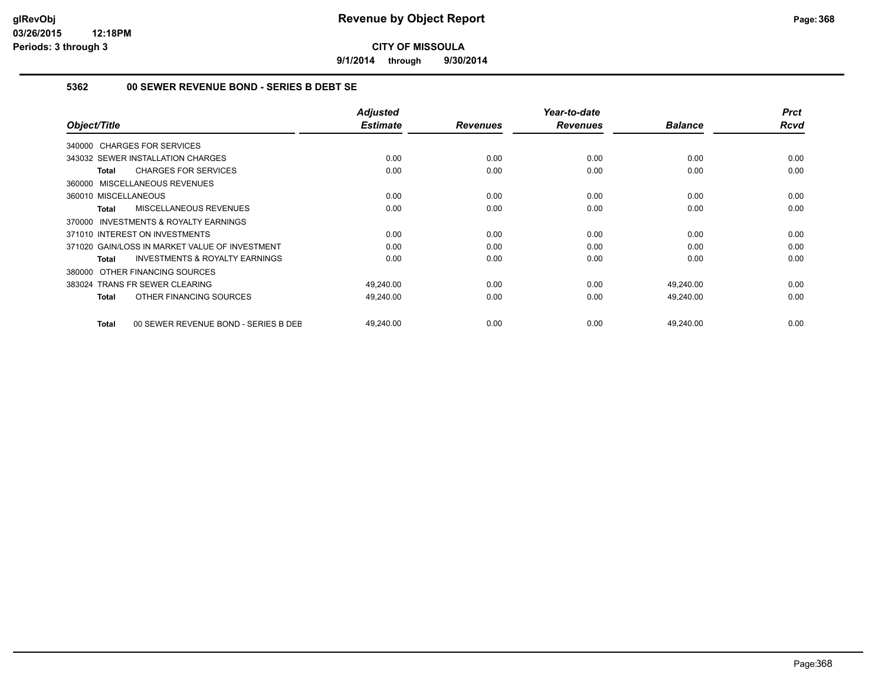**CITY OF MISSOULA**

**9/1/2014 through 9/30/2014**

### 5362 00 SEWER REVENUE BOND - SERIES B DEBT SE

| Object/Title | Adjusted Estimate | Revenues | Year-to-date Revenues | Balance | Prct Rcvd |
|---|---|---|---|---|---|
| 340000 CHARGES FOR SERVICES | | | | | |
| 343032 SEWER INSTALLATION CHARGES | 0.00 | 0.00 | 0.00 | 0.00 | 0.00 |
| **Total** CHARGES FOR SERVICES | 0.00 | 0.00 | 0.00 | 0.00 | 0.00 |
| 360000 MISCELLANEOUS REVENUES | | | | | |
| 360010 MISCELLANEOUS | 0.00 | 0.00 | 0.00 | 0.00 | 0.00 |
| **Total** MISCELLANEOUS REVENUES | 0.00 | 0.00 | 0.00 | 0.00 | 0.00 |
| 370000 INVESTMENTS & ROYALTY EARNINGS | | | | | |
| 371010 INTEREST ON INVESTMENTS | 0.00 | 0.00 | 0.00 | 0.00 | 0.00 |
| 371020 GAIN/LOSS IN MARKET VALUE OF INVESTMENT | 0.00 | 0.00 | 0.00 | 0.00 | 0.00 |
| **Total** INVESTMENTS & ROYALTY EARNINGS | 0.00 | 0.00 | 0.00 | 0.00 | 0.00 |
| 380000 OTHER FINANCING SOURCES | | | | | |
| 383024 TRANS FR SEWER CLEARING | 49,240.00 | 0.00 | 0.00 | 49,240.00 | 0.00 |
| **Total** OTHER FINANCING SOURCES | 49,240.00 | 0.00 | 0.00 | 49,240.00 | 0.00 |
| **Total** 00 SEWER REVENUE BOND - SERIES B DEB | 49,240.00 | 0.00 | 0.00 | 49,240.00 | 0.00 |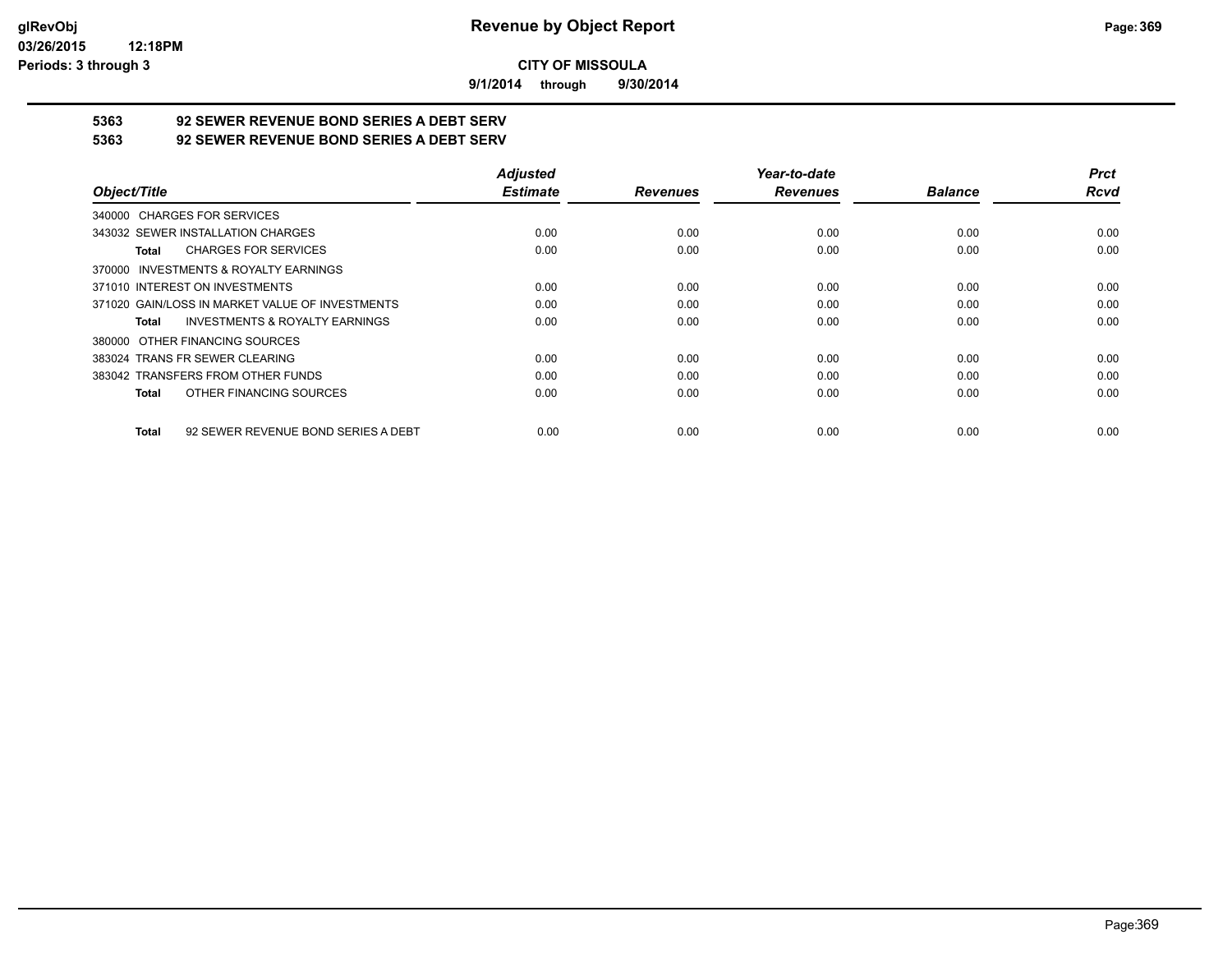**CITY OF MISSOULA**

**9/1/2014 through 9/30/2014**

## 5363 92 SEWER REVENUE BOND SERIES A DEBT SERV

## 5363 92 SEWER REVENUE BOND SERIES A DEBT SERV

| Object/Title | Adjusted Estimate | Revenues | Year-to-date Revenues | Balance | Prct Rcvd |
|---|---|---|---|---|---|
| 340000 CHARGES FOR SERVICES | | | | | |
| 343032 SEWER INSTALLATION CHARGES | 0.00 | 0.00 | 0.00 | 0.00 | 0.00 |
| **Total** CHARGES FOR SERVICES | 0.00 | 0.00 | 0.00 | 0.00 | 0.00 |
| 370000 INVESTMENTS & ROYALTY EARNINGS | | | | | |
| 371010 INTEREST ON INVESTMENTS | 0.00 | 0.00 | 0.00 | 0.00 | 0.00 |
| 371020 GAIN/LOSS IN MARKET VALUE OF INVESTMENTS | 0.00 | 0.00 | 0.00 | 0.00 | 0.00 |
| **Total** INVESTMENTS & ROYALTY EARNINGS | 0.00 | 0.00 | 0.00 | 0.00 | 0.00 |
| 380000 OTHER FINANCING SOURCES | | | | | |
| 383024 TRANS FR SEWER CLEARING | 0.00 | 0.00 | 0.00 | 0.00 | 0.00 |
| 383042 TRANSFERS FROM OTHER FUNDS | 0.00 | 0.00 | 0.00 | 0.00 | 0.00 |
| **Total** OTHER FINANCING SOURCES | 0.00 | 0.00 | 0.00 | 0.00 | 0.00 |
| **Total** 92 SEWER REVENUE BOND SERIES A DEBT | 0.00 | 0.00 | 0.00 | 0.00 | 0.00 |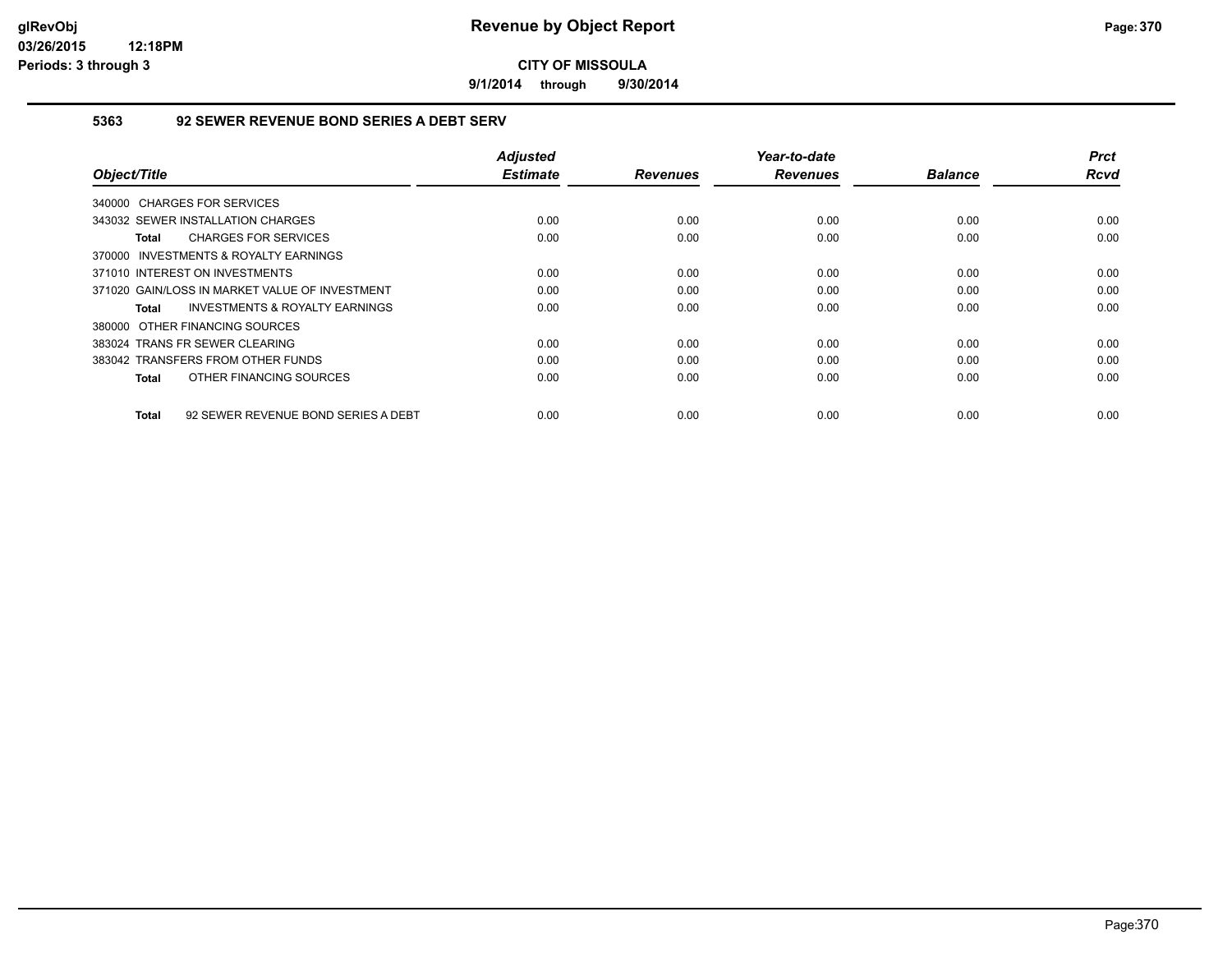**CITY OF MISSOULA**

**9/1/2014 through 9/30/2014**

### 5363 92 SEWER REVENUE BOND SERIES A DEBT SERV

| Object/Title | Adjusted Estimate | Revenues | Year-to-date Revenues | Balance | Prct Rcvd |
|---|---|---|---|---|---|
| 340000 CHARGES FOR SERVICES | | | | | |
| 343032 SEWER INSTALLATION CHARGES | 0.00 | 0.00 | 0.00 | 0.00 | 0.00 |
| **Total** CHARGES FOR SERVICES | 0.00 | 0.00 | 0.00 | 0.00 | 0.00 |
| 370000 INVESTMENTS & ROYALTY EARNINGS | | | | | |
| 371010 INTEREST ON INVESTMENTS | 0.00 | 0.00 | 0.00 | 0.00 | 0.00 |
| 371020 GAIN/LOSS IN MARKET VALUE OF INVESTMENT | 0.00 | 0.00 | 0.00 | 0.00 | 0.00 |
| **Total** INVESTMENTS & ROYALTY EARNINGS | 0.00 | 0.00 | 0.00 | 0.00 | 0.00 |
| 380000 OTHER FINANCING SOURCES | | | | | |
| 383024 TRANS FR SEWER CLEARING | 0.00 | 0.00 | 0.00 | 0.00 | 0.00 |
| 383042 TRANSFERS FROM OTHER FUNDS | 0.00 | 0.00 | 0.00 | 0.00 | 0.00 |
| **Total** OTHER FINANCING SOURCES | 0.00 | 0.00 | 0.00 | 0.00 | 0.00 |
| **Total** 92 SEWER REVENUE BOND SERIES A DEBT | 0.00 | 0.00 | 0.00 | 0.00 | 0.00 |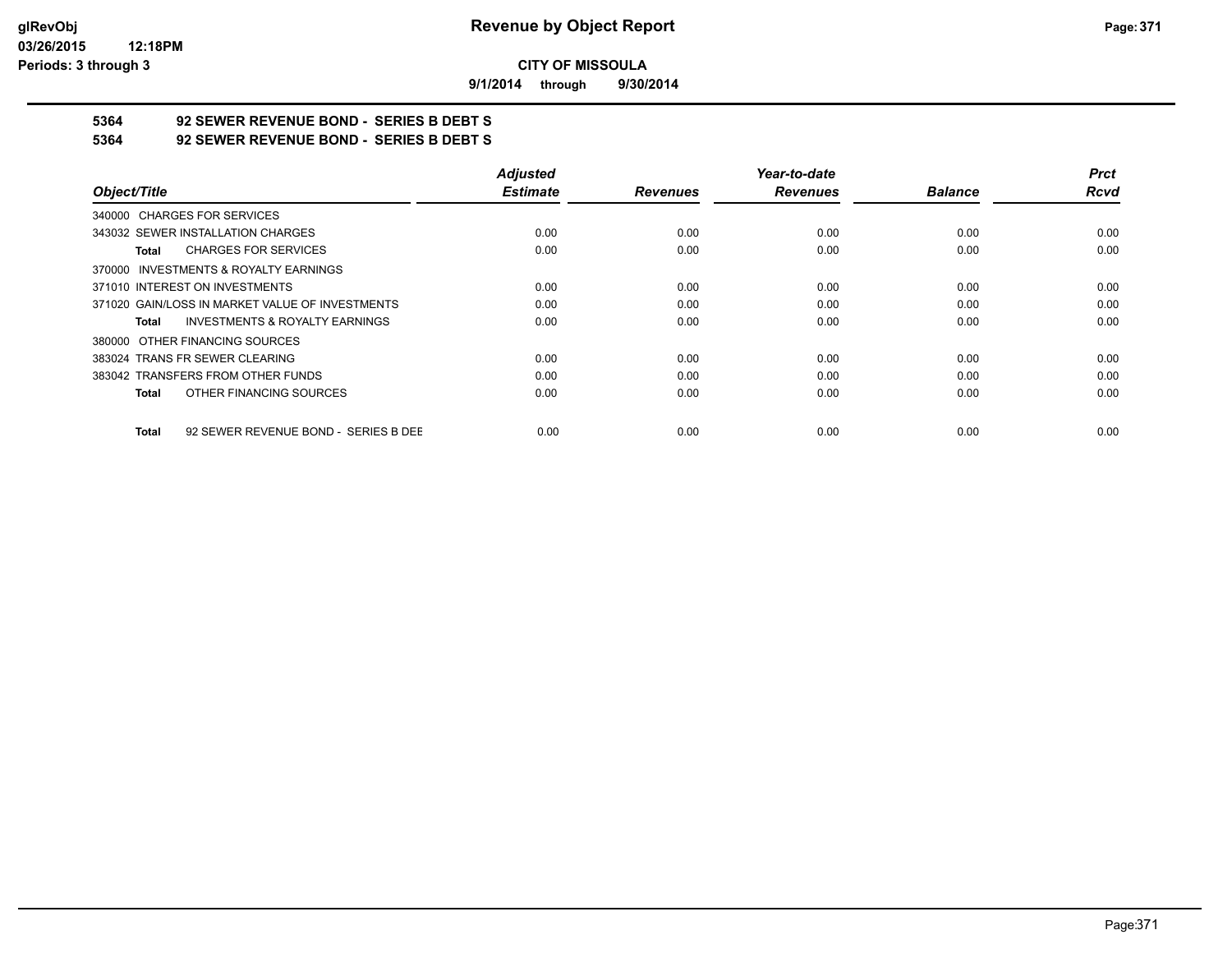**CITY OF MISSOULA**

**9/1/2014 through 9/30/2014**

**5364 92 SEWER REVENUE BOND - SERIES B DEBT S**

**5364 92 SEWER REVENUE BOND - SERIES B DEBT S**

| Object/Title | Adjusted Estimate | Revenues | Year-to-date Revenues | Balance | Prct Rcvd |
|---|---|---|---|---|---|
| 340000 CHARGES FOR SERVICES | | | | | |
| 343032 SEWER INSTALLATION CHARGES | 0.00 | 0.00 | 0.00 | 0.00 | 0.00 |
| **Total** CHARGES FOR SERVICES | 0.00 | 0.00 | 0.00 | 0.00 | 0.00 |
| 370000 INVESTMENTS & ROYALTY EARNINGS | | | | | |
| 371010 INTEREST ON INVESTMENTS | 0.00 | 0.00 | 0.00 | 0.00 | 0.00 |
| 371020 GAIN/LOSS IN MARKET VALUE OF INVESTMENTS | 0.00 | 0.00 | 0.00 | 0.00 | 0.00 |
| **Total** INVESTMENTS & ROYALTY EARNINGS | 0.00 | 0.00 | 0.00 | 0.00 | 0.00 |
| 380000 OTHER FINANCING SOURCES | | | | | |
| 383024 TRANS FR SEWER CLEARING | 0.00 | 0.00 | 0.00 | 0.00 | 0.00 |
| 383042 TRANSFERS FROM OTHER FUNDS | 0.00 | 0.00 | 0.00 | 0.00 | 0.00 |
| **Total** OTHER FINANCING SOURCES | 0.00 | 0.00 | 0.00 | 0.00 | 0.00 |
| **Total** 92 SEWER REVENUE BOND - SERIES B DEE | 0.00 | 0.00 | 0.00 | 0.00 | 0.00 |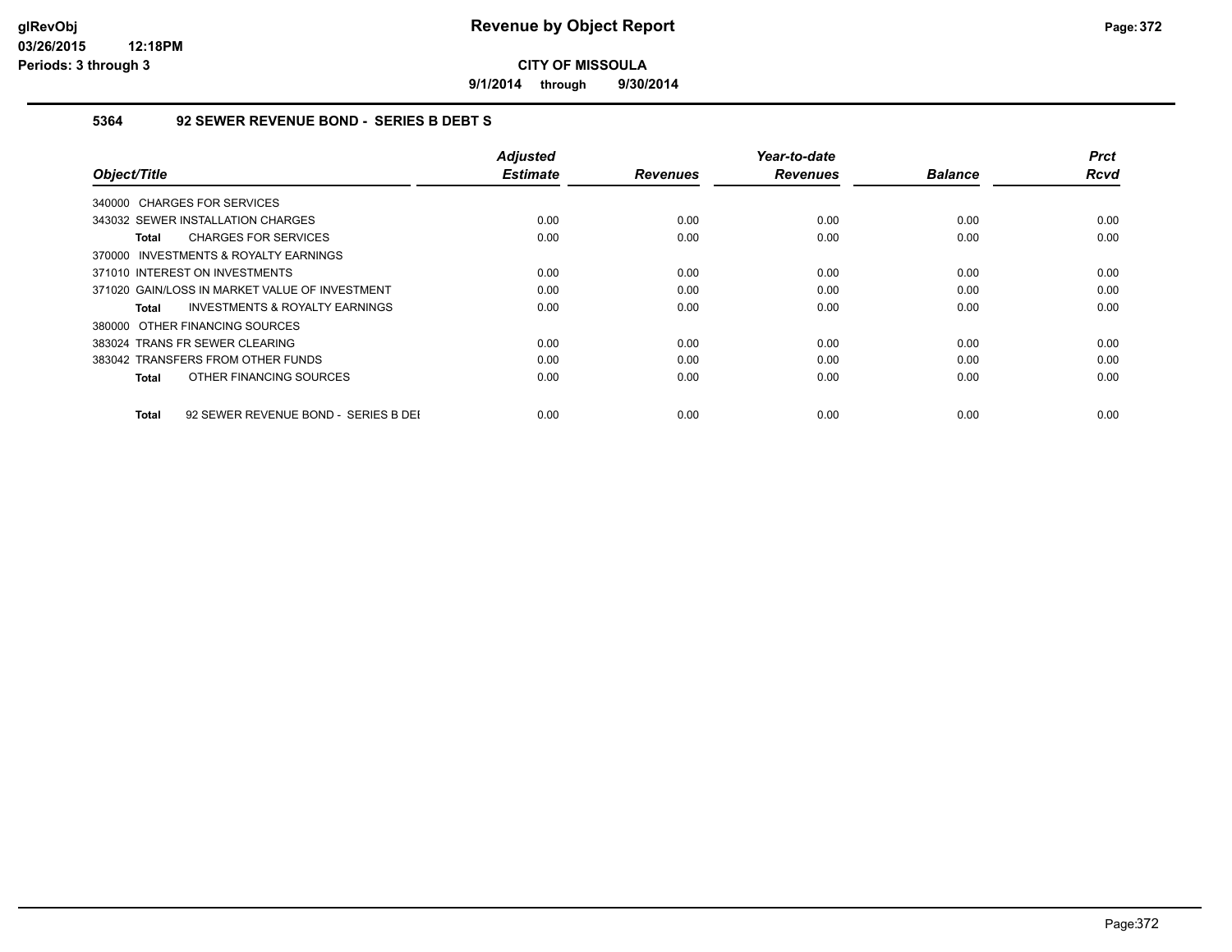**CITY OF MISSOULA**

**9/1/2014 through 9/30/2014**

### 5364 92 SEWER REVENUE BOND - SERIES B DEBT S

| Object/Title | Adjusted Estimate | Revenues | Year-to-date Revenues | Balance | Prct Rcvd |
|---|---|---|---|---|---|
| 340000 CHARGES FOR SERVICES | | | | | |
| 343032 SEWER INSTALLATION CHARGES | 0.00 | 0.00 | 0.00 | 0.00 | 0.00 |
| **Total** CHARGES FOR SERVICES | 0.00 | 0.00 | 0.00 | 0.00 | 0.00 |
| 370000 INVESTMENTS & ROYALTY EARNINGS | | | | | |
| 371010 INTEREST ON INVESTMENTS | 0.00 | 0.00 | 0.00 | 0.00 | 0.00 |
| 371020 GAIN/LOSS IN MARKET VALUE OF INVESTMENT | 0.00 | 0.00 | 0.00 | 0.00 | 0.00 |
| **Total** INVESTMENTS & ROYALTY EARNINGS | 0.00 | 0.00 | 0.00 | 0.00 | 0.00 |
| 380000 OTHER FINANCING SOURCES | | | | | |
| 383024 TRANS FR SEWER CLEARING | 0.00 | 0.00 | 0.00 | 0.00 | 0.00 |
| 383042 TRANSFERS FROM OTHER FUNDS | 0.00 | 0.00 | 0.00 | 0.00 | 0.00 |
| **Total** OTHER FINANCING SOURCES | 0.00 | 0.00 | 0.00 | 0.00 | 0.00 |
| **Total** 92 SEWER REVENUE BOND - SERIES B DEI | 0.00 | 0.00 | 0.00 | 0.00 | 0.00 |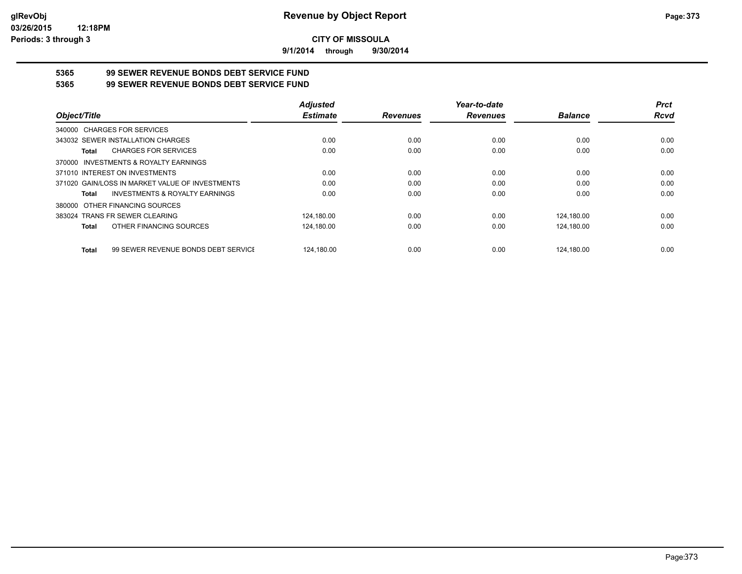**Revenue by Object Report**

**CITY OF MISSOULA**

**9/1/2014 through 9/30/2014**

glRevObj
03/26/2015 12:18PM
Periods: 3 through 3

## 5365 99 SEWER REVENUE BONDS DEBT SERVICE FUND
## 5365 99 SEWER REVENUE BONDS DEBT SERVICE FUND

| Object/Title | Adjusted Estimate | Revenues | Year-to-date Revenues | Balance | Prct Rcvd |
|---|---|---|---|---|---|
| 340000 CHARGES FOR SERVICES | | | | | |
| 343032 SEWER INSTALLATION CHARGES | 0.00 | 0.00 | 0.00 | 0.00 | 0.00 |
| **Total** CHARGES FOR SERVICES | 0.00 | 0.00 | 0.00 | 0.00 | 0.00 |
| 370000 INVESTMENTS & ROYALTY EARNINGS | | | | | |
| 371010 INTEREST ON INVESTMENTS | 0.00 | 0.00 | 0.00 | 0.00 | 0.00 |
| 371020 GAIN/LOSS IN MARKET VALUE OF INVESTMENTS | 0.00 | 0.00 | 0.00 | 0.00 | 0.00 |
| **Total** INVESTMENTS & ROYALTY EARNINGS | 0.00 | 0.00 | 0.00 | 0.00 | 0.00 |
| 380000 OTHER FINANCING SOURCES | | | | | |
| 383024 TRANS FR SEWER CLEARING | 124,180.00 | 0.00 | 0.00 | 124,180.00 | 0.00 |
| **Total** OTHER FINANCING SOURCES | 124,180.00 | 0.00 | 0.00 | 124,180.00 | 0.00 |
| **Total** 99 SEWER REVENUE BONDS DEBT SERVICE | 124,180.00 | 0.00 | 0.00 | 124,180.00 | 0.00 |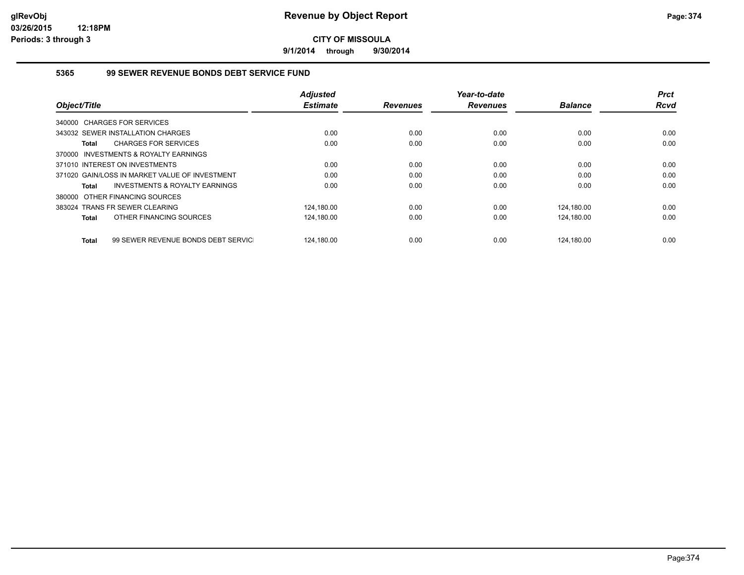## CITY OF MISSOULA

**9/1/2014 through 9/30/2014**

### 5365 99 SEWER REVENUE BONDS DEBT SERVICE FUND

| Object/Title | Adjusted Estimate | Revenues | Year-to-date Revenues | Balance | Prct Rcvd |
|---|---|---|---|---|---|
| 340000 CHARGES FOR SERVICES | | | | | |
| 343032 SEWER INSTALLATION CHARGES | 0.00 | 0.00 | 0.00 | 0.00 | 0.00 |
| **Total** CHARGES FOR SERVICES | 0.00 | 0.00 | 0.00 | 0.00 | 0.00 |
| 370000 INVESTMENTS & ROYALTY EARNINGS | | | | | |
| 371010 INTEREST ON INVESTMENTS | 0.00 | 0.00 | 0.00 | 0.00 | 0.00 |
| 371020 GAIN/LOSS IN MARKET VALUE OF INVESTMENT | 0.00 | 0.00 | 0.00 | 0.00 | 0.00 |
| **Total** INVESTMENTS & ROYALTY EARNINGS | 0.00 | 0.00 | 0.00 | 0.00 | 0.00 |
| 380000 OTHER FINANCING SOURCES | | | | | |
| 383024 TRANS FR SEWER CLEARING | 124,180.00 | 0.00 | 0.00 | 124,180.00 | 0.00 |
| **Total** OTHER FINANCING SOURCES | 124,180.00 | 0.00 | 0.00 | 124,180.00 | 0.00 |
| **Total** 99 SEWER REVENUE BONDS DEBT SERVICE | 124,180.00 | 0.00 | 0.00 | 124,180.00 | 0.00 |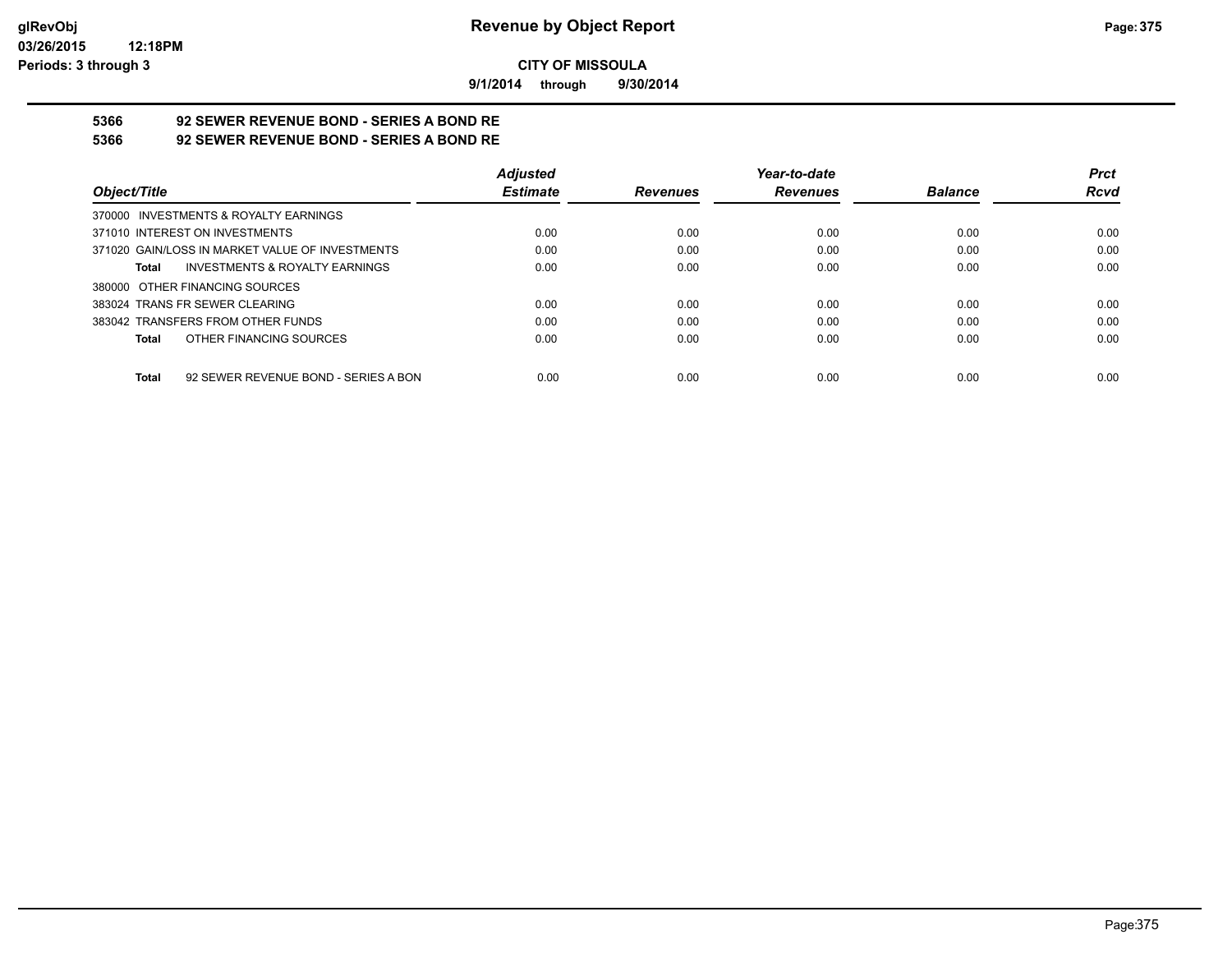**glRevObj**
**03/26/2015 12:18PM**
**Periods: 3 through 3**

# Revenue by Object Report

**CITY OF MISSOULA**

**9/1/2014 through 9/30/2014**

## 5366 92 SEWER REVENUE BOND - SERIES A BOND RE
## 5366 92 SEWER REVENUE BOND - SERIES A BOND RE

| Object/Title | Adjusted Estimate | Revenues | Year-to-date Revenues | Balance | Prct Rcvd |
|---|---|---|---|---|---|
| 370000 INVESTMENTS & ROYALTY EARNINGS | | | | | |
| 371010 INTEREST ON INVESTMENTS | 0.00 | 0.00 | 0.00 | 0.00 | 0.00 |
| 371020 GAIN/LOSS IN MARKET VALUE OF INVESTMENTS | 0.00 | 0.00 | 0.00 | 0.00 | 0.00 |
| **Total** INVESTMENTS & ROYALTY EARNINGS | 0.00 | 0.00 | 0.00 | 0.00 | 0.00 |
| 380000 OTHER FINANCING SOURCES | | | | | |
| 383024 TRANS FR SEWER CLEARING | 0.00 | 0.00 | 0.00 | 0.00 | 0.00 |
| 383042 TRANSFERS FROM OTHER FUNDS | 0.00 | 0.00 | 0.00 | 0.00 | 0.00 |
| **Total** OTHER FINANCING SOURCES | 0.00 | 0.00 | 0.00 | 0.00 | 0.00 |
| **Total** 92 SEWER REVENUE BOND - SERIES A BON | 0.00 | 0.00 | 0.00 | 0.00 | 0.00 |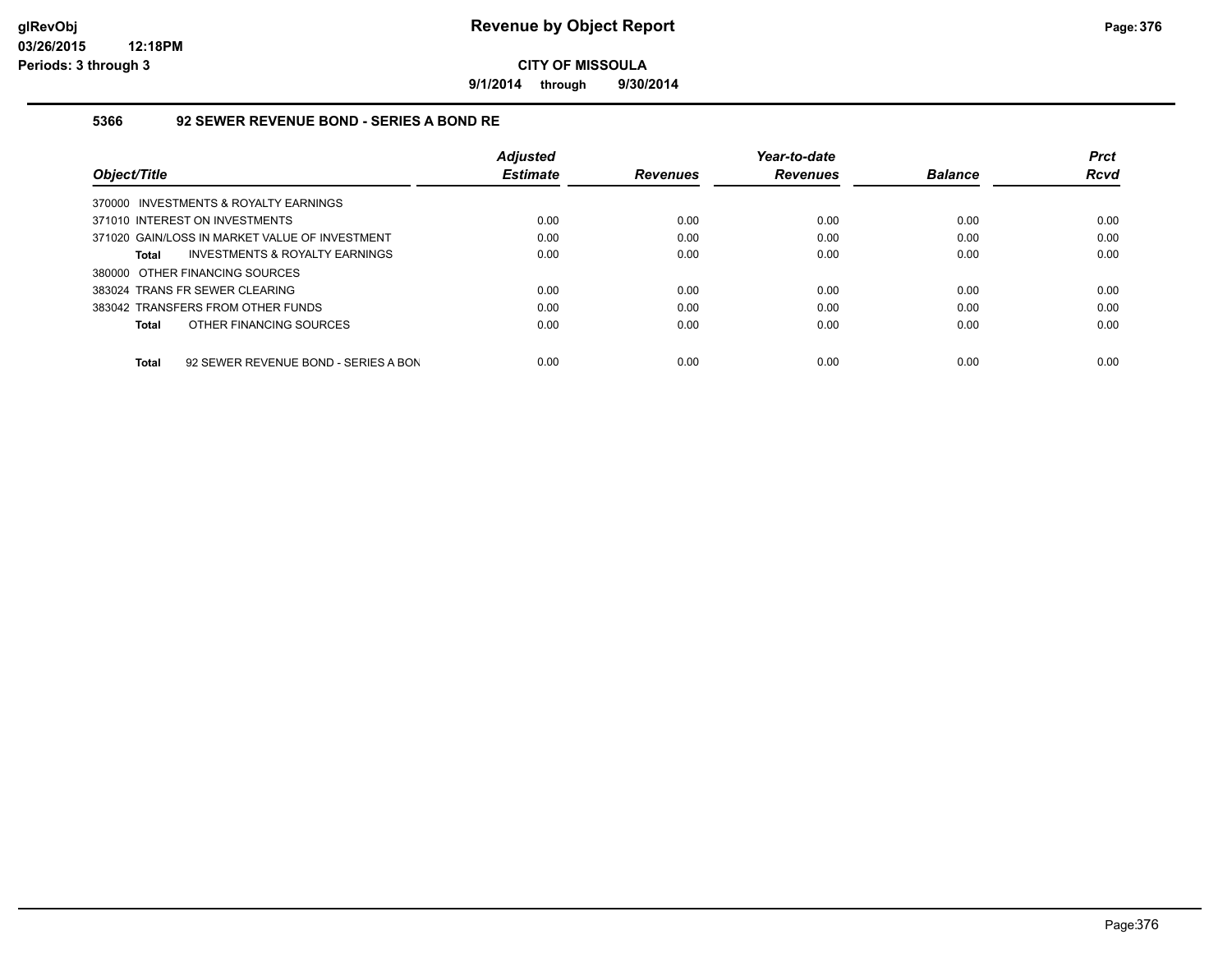**Revenue by Object Report**

**CITY OF MISSOULA**

**9/1/2014 through 9/30/2014**

glRevObj
03/26/2015 12:18PM
Periods: 3 through 3

### 5366 92 SEWER REVENUE BOND - SERIES A BOND RE

| Object/Title | Adjusted Estimate | Revenues | Year-to-date Revenues | Balance | Prct Rcvd |
|---|---|---|---|---|---|
| 370000 INVESTMENTS & ROYALTY EARNINGS | | | | | |
| 371010 INTEREST ON INVESTMENTS | 0.00 | 0.00 | 0.00 | 0.00 | 0.00 |
| 371020 GAIN/LOSS IN MARKET VALUE OF INVESTMENT | 0.00 | 0.00 | 0.00 | 0.00 | 0.00 |
| **Total** INVESTMENTS & ROYALTY EARNINGS | 0.00 | 0.00 | 0.00 | 0.00 | 0.00 |
| 380000 OTHER FINANCING SOURCES | | | | | |
| 383024 TRANS FR SEWER CLEARING | 0.00 | 0.00 | 0.00 | 0.00 | 0.00 |
| 383042 TRANSFERS FROM OTHER FUNDS | 0.00 | 0.00 | 0.00 | 0.00 | 0.00 |
| **Total** OTHER FINANCING SOURCES | 0.00 | 0.00 | 0.00 | 0.00 | 0.00 |
| **Total** 92 SEWER REVENUE BOND - SERIES A BON | 0.00 | 0.00 | 0.00 | 0.00 | 0.00 |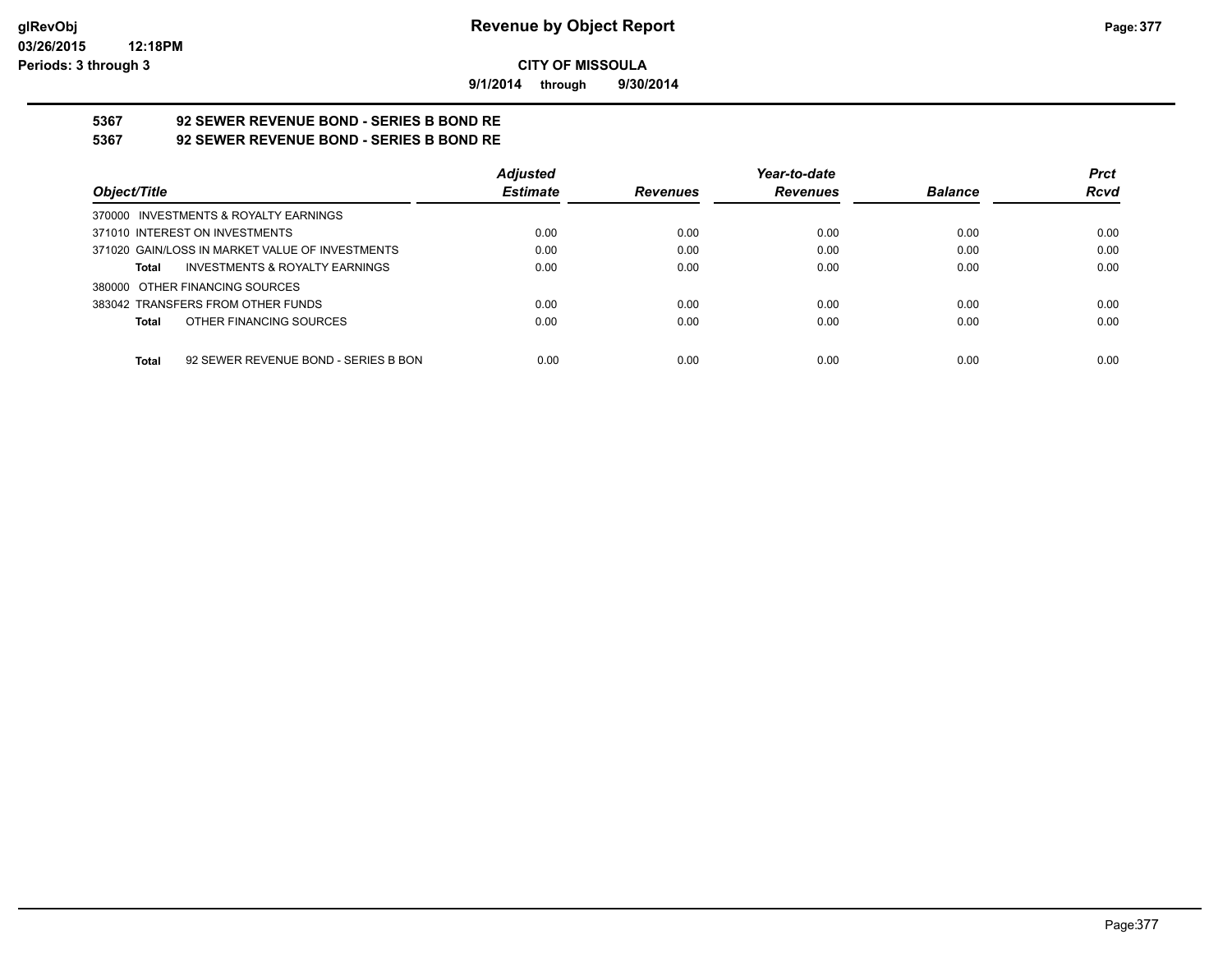**glRevObj**
**03/26/2015 12:18PM**
**Periods: 3 through 3**

# Revenue by Object Report

**CITY OF MISSOULA**

**9/1/2014 through 9/30/2014**

## 5367 92 SEWER REVENUE BOND - SERIES B BOND RE
## 5367 92 SEWER REVENUE BOND - SERIES B BOND RE

| *Object/Title* | *Adjusted Estimate* | *Revenues* | *Year-to-date Revenues* | *Balance* | *Prct Rcvd* |
|---|---|---|---|---|---|
| 370000 INVESTMENTS & ROYALTY EARNINGS | | | | | |
| 371010 INTEREST ON INVESTMENTS | 0.00 | 0.00 | 0.00 | 0.00 | 0.00 |
| 371020 GAIN/LOSS IN MARKET VALUE OF INVESTMENTS | 0.00 | 0.00 | 0.00 | 0.00 | 0.00 |
| **Total** INVESTMENTS & ROYALTY EARNINGS | 0.00 | 0.00 | 0.00 | 0.00 | 0.00 |
| 380000 OTHER FINANCING SOURCES | | | | | |
| 383042 TRANSFERS FROM OTHER FUNDS | 0.00 | 0.00 | 0.00 | 0.00 | 0.00 |
| **Total** OTHER FINANCING SOURCES | 0.00 | 0.00 | 0.00 | 0.00 | 0.00 |
| **Total** 92 SEWER REVENUE BOND - SERIES B BON | 0.00 | 0.00 | 0.00 | 0.00 | 0.00 |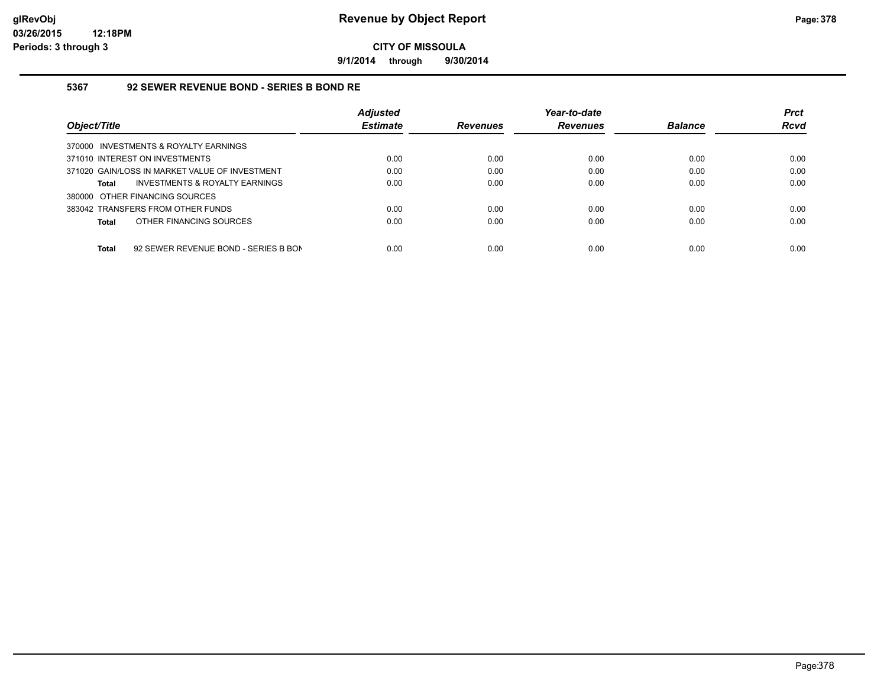# Revenue by Object Report

glRevObj
03/26/2015 12:18PM
Periods: 3 through 3

**CITY OF MISSOULA**

**9/1/2014 through 9/30/2014**

### 5367 92 SEWER REVENUE BOND - SERIES B BOND RE

| Object/Title | Adjusted Estimate | Revenues | Year-to-date Revenues | Balance | Prct Rcvd |
|---|---|---|---|---|---|
| 370000 INVESTMENTS & ROYALTY EARNINGS | | | | | |
| 371010 INTEREST ON INVESTMENTS | 0.00 | 0.00 | 0.00 | 0.00 | 0.00 |
| 371020 GAIN/LOSS IN MARKET VALUE OF INVESTMENT | 0.00 | 0.00 | 0.00 | 0.00 | 0.00 |
| **Total** INVESTMENTS & ROYALTY EARNINGS | 0.00 | 0.00 | 0.00 | 0.00 | 0.00 |
| 380000 OTHER FINANCING SOURCES | | | | | |
| 383042 TRANSFERS FROM OTHER FUNDS | 0.00 | 0.00 | 0.00 | 0.00 | 0.00 |
| **Total** OTHER FINANCING SOURCES | 0.00 | 0.00 | 0.00 | 0.00 | 0.00 |
| **Total** 92 SEWER REVENUE BOND - SERIES B BON | 0.00 | 0.00 | 0.00 | 0.00 | 0.00 |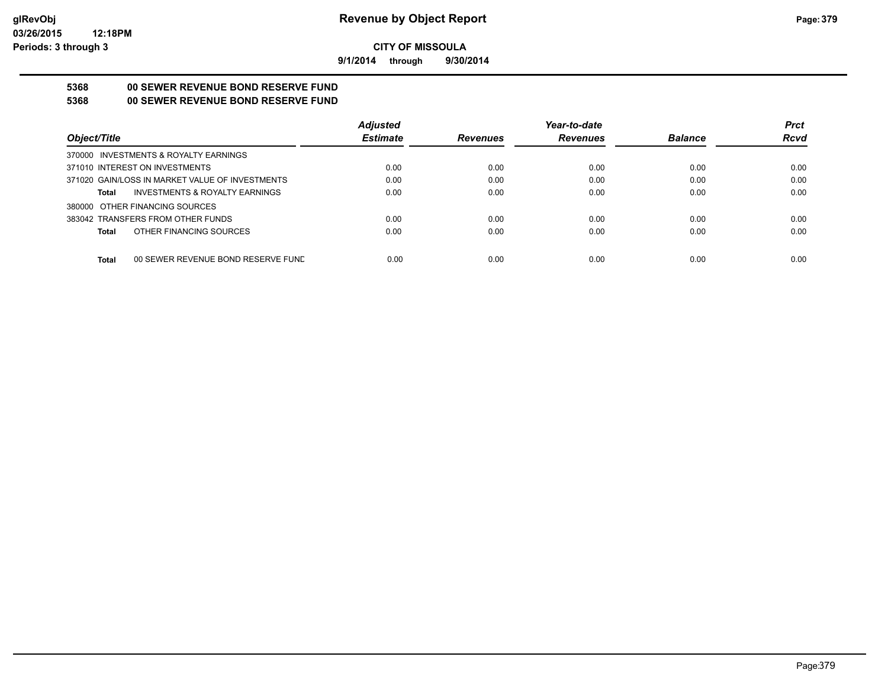# Revenue by Object Report

**CITY OF MISSOULA**

**9/1/2014 through 9/30/2014**

glRevObj
03/26/2015 12:18PM
Periods: 3 through 3

## 5368 00 SEWER REVENUE BOND RESERVE FUND
## 5368 00 SEWER REVENUE BOND RESERVE FUND

| Object/Title | Adjusted Estimate | Revenues | Year-to-date Revenues | Balance | Prct Rcvd |
|---|---|---|---|---|---|
| 370000 INVESTMENTS & ROYALTY EARNINGS | | | | | |
| 371010 INTEREST ON INVESTMENTS | 0.00 | 0.00 | 0.00 | 0.00 | 0.00 |
| 371020 GAIN/LOSS IN MARKET VALUE OF INVESTMENTS | 0.00 | 0.00 | 0.00 | 0.00 | 0.00 |
| **Total** INVESTMENTS & ROYALTY EARNINGS | 0.00 | 0.00 | 0.00 | 0.00 | 0.00 |
| 380000 OTHER FINANCING SOURCES | | | | | |
| 383042 TRANSFERS FROM OTHER FUNDS | 0.00 | 0.00 | 0.00 | 0.00 | 0.00 |
| **Total** OTHER FINANCING SOURCES | 0.00 | 0.00 | 0.00 | 0.00 | 0.00 |
| **Total** 00 SEWER REVENUE BOND RESERVE FUND | 0.00 | 0.00 | 0.00 | 0.00 | 0.00 |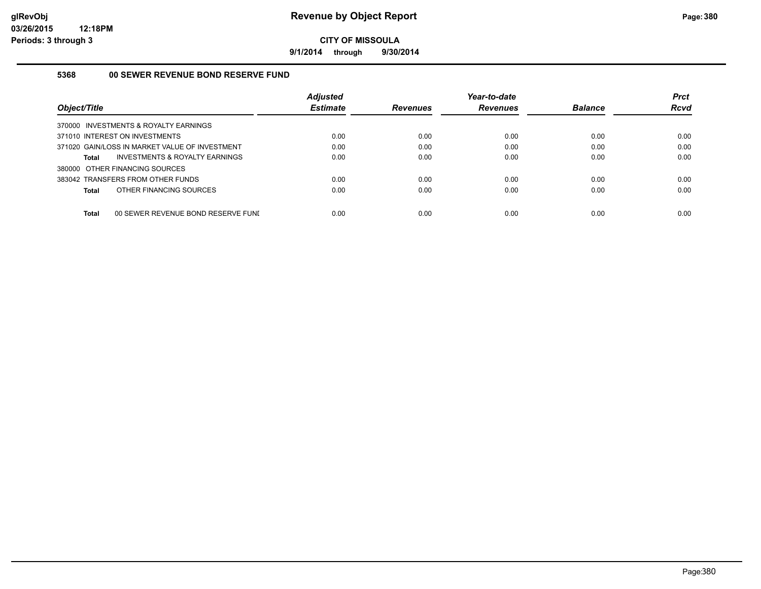**glRevObj**
**03/26/2015 12:18PM**
**Periods: 3 through 3**

# Revenue by Object Report

**CITY OF MISSOULA**

**9/1/2014 through 9/30/2014**

## 5368 00 SEWER REVENUE BOND RESERVE FUND

| Object/Title | Adjusted Estimate | Revenues | Year-to-date Revenues | Balance | Prct Rcvd |
|---|---|---|---|---|---|
| 370000 INVESTMENTS & ROYALTY EARNINGS | | | | | |
| 371010 INTEREST ON INVESTMENTS | 0.00 | 0.00 | 0.00 | 0.00 | 0.00 |
| 371020 GAIN/LOSS IN MARKET VALUE OF INVESTMENT | 0.00 | 0.00 | 0.00 | 0.00 | 0.00 |
| **Total** INVESTMENTS & ROYALTY EARNINGS | 0.00 | 0.00 | 0.00 | 0.00 | 0.00 |
| 380000 OTHER FINANCING SOURCES | | | | | |
| 383042 TRANSFERS FROM OTHER FUNDS | 0.00 | 0.00 | 0.00 | 0.00 | 0.00 |
| **Total** OTHER FINANCING SOURCES | 0.00 | 0.00 | 0.00 | 0.00 | 0.00 |
| **Total** 00 SEWER REVENUE BOND RESERVE FUNI | 0.00 | 0.00 | 0.00 | 0.00 | 0.00 |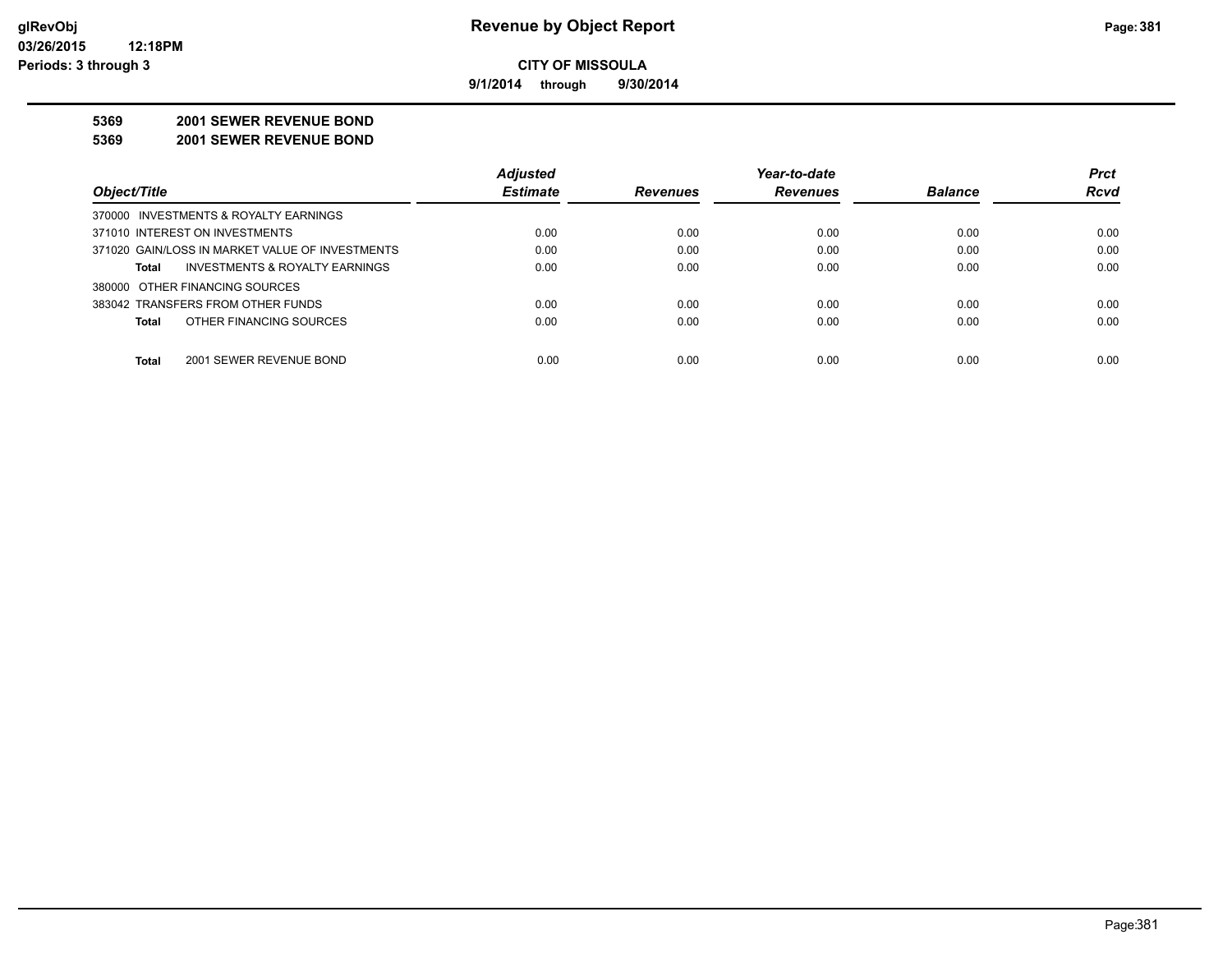# Revenue by Object Report

**CITY OF MISSOULA**

**9/1/2014 through 9/30/2014**

glRevObj
03/26/2015 12:18PM
Periods: 3 through 3

**5369 2001 SEWER REVENUE BOND**

**5369 2001 SEWER REVENUE BOND**

| Object/Title | Adjusted Estimate | Revenues | Year-to-date Revenues | Balance | Prct Rcvd |
|---|---|---|---|---|---|
| 370000 INVESTMENTS & ROYALTY EARNINGS | | | | | |
| 371010 INTEREST ON INVESTMENTS | 0.00 | 0.00 | 0.00 | 0.00 | 0.00 |
| 371020 GAIN/LOSS IN MARKET VALUE OF INVESTMENTS | 0.00 | 0.00 | 0.00 | 0.00 | 0.00 |
| **Total** INVESTMENTS & ROYALTY EARNINGS | 0.00 | 0.00 | 0.00 | 0.00 | 0.00 |
| 380000 OTHER FINANCING SOURCES | | | | | |
| 383042 TRANSFERS FROM OTHER FUNDS | 0.00 | 0.00 | 0.00 | 0.00 | 0.00 |
| **Total** OTHER FINANCING SOURCES | 0.00 | 0.00 | 0.00 | 0.00 | 0.00 |
| **Total** 2001 SEWER REVENUE BOND | 0.00 | 0.00 | 0.00 | 0.00 | 0.00 |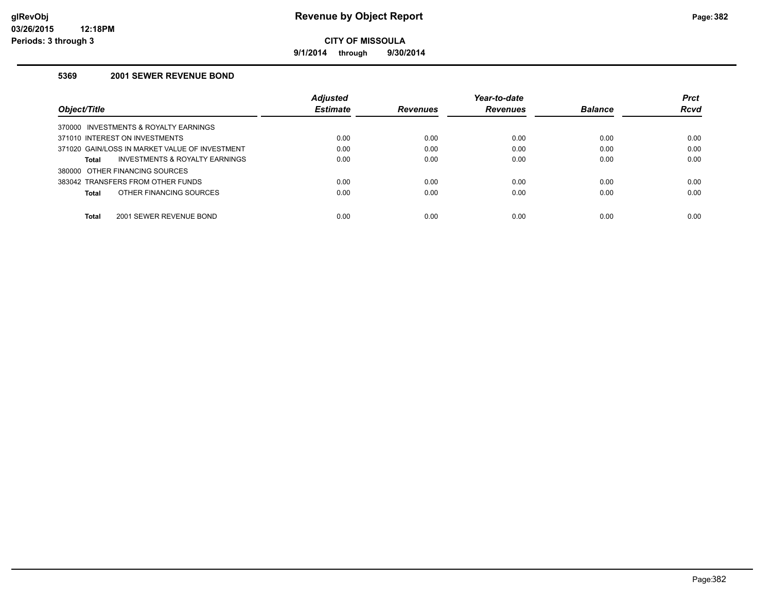**Revenue by Object Report**

**CITY OF MISSOULA**

**9/1/2014 through 9/30/2014**

### 5369 2001 SEWER REVENUE BOND

| Object/Title | Adjusted Estimate | Revenues | Year-to-date Revenues | Balance | Prct Rcvd |
|---|---|---|---|---|---|
| 370000 INVESTMENTS & ROYALTY EARNINGS | | | | | |
| 371010 INTEREST ON INVESTMENTS | 0.00 | 0.00 | 0.00 | 0.00 | 0.00 |
| 371020 GAIN/LOSS IN MARKET VALUE OF INVESTMENT | 0.00 | 0.00 | 0.00 | 0.00 | 0.00 |
| **Total** INVESTMENTS & ROYALTY EARNINGS | 0.00 | 0.00 | 0.00 | 0.00 | 0.00 |
| 380000 OTHER FINANCING SOURCES | | | | | |
| 383042 TRANSFERS FROM OTHER FUNDS | 0.00 | 0.00 | 0.00 | 0.00 | 0.00 |
| **Total** OTHER FINANCING SOURCES | 0.00 | 0.00 | 0.00 | 0.00 | 0.00 |
| **Total** 2001 SEWER REVENUE BOND | 0.00 | 0.00 | 0.00 | 0.00 | 0.00 |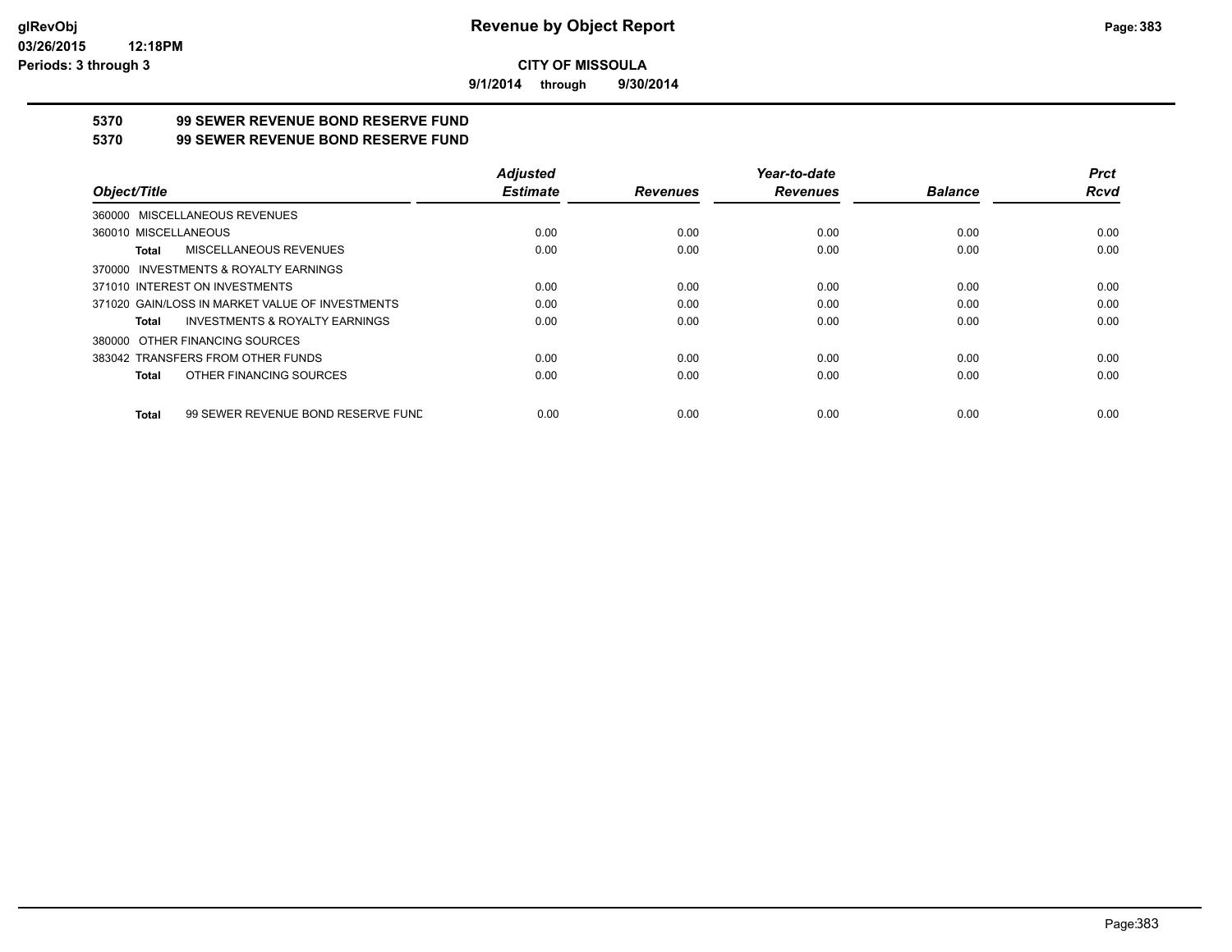# Revenue by Object Report

**CITY OF MISSOULA**

**9/1/2014 through 9/30/2014**

glRevObj
03/26/2015 12:18PM
Periods: 3 through 3

## 5370 99 SEWER REVENUE BOND RESERVE FUND
## 5370 99 SEWER REVENUE BOND RESERVE FUND

| Object/Title | Adjusted Estimate | Revenues | Year-to-date Revenues | Balance | Prct Rcvd |
|---|---|---|---|---|---|
| 360000 MISCELLANEOUS REVENUES | | | | | |
| 360010 MISCELLANEOUS | 0.00 | 0.00 | 0.00 | 0.00 | 0.00 |
| **Total** MISCELLANEOUS REVENUES | 0.00 | 0.00 | 0.00 | 0.00 | 0.00 |
| 370000 INVESTMENTS & ROYALTY EARNINGS | | | | | |
| 371010 INTEREST ON INVESTMENTS | 0.00 | 0.00 | 0.00 | 0.00 | 0.00 |
| 371020 GAIN/LOSS IN MARKET VALUE OF INVESTMENTS | 0.00 | 0.00 | 0.00 | 0.00 | 0.00 |
| **Total** INVESTMENTS & ROYALTY EARNINGS | 0.00 | 0.00 | 0.00 | 0.00 | 0.00 |
| 380000 OTHER FINANCING SOURCES | | | | | |
| 383042 TRANSFERS FROM OTHER FUNDS | 0.00 | 0.00 | 0.00 | 0.00 | 0.00 |
| **Total** OTHER FINANCING SOURCES | 0.00 | 0.00 | 0.00 | 0.00 | 0.00 |
| **Total** 99 SEWER REVENUE BOND RESERVE FUND | 0.00 | 0.00 | 0.00 | 0.00 | 0.00 |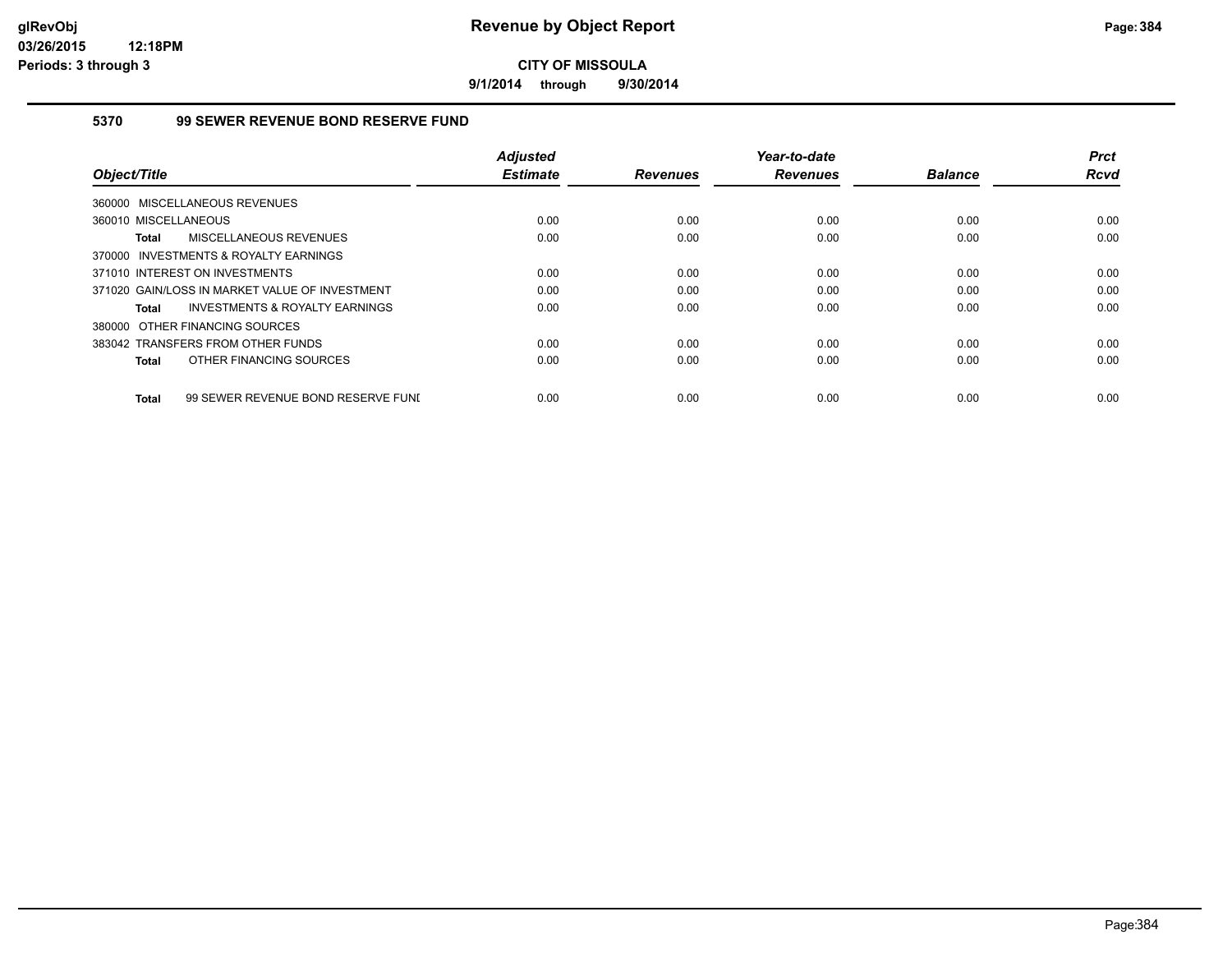**Revenue by Object Report**

**CITY OF MISSOULA**

**9/1/2014 through 9/30/2014**

## 5370 99 SEWER REVENUE BOND RESERVE FUND

| Object/Title | Adjusted Estimate | Revenues | Year-to-date Revenues | Balance | Prct Rcvd |
|---|---|---|---|---|---|
| 360000 MISCELLANEOUS REVENUES | | | | | |
| 360010 MISCELLANEOUS | 0.00 | 0.00 | 0.00 | 0.00 | 0.00 |
| **Total** MISCELLANEOUS REVENUES | 0.00 | 0.00 | 0.00 | 0.00 | 0.00 |
| 370000 INVESTMENTS & ROYALTY EARNINGS | | | | | |
| 371010 INTEREST ON INVESTMENTS | 0.00 | 0.00 | 0.00 | 0.00 | 0.00 |
| 371020 GAIN/LOSS IN MARKET VALUE OF INVESTMENT | 0.00 | 0.00 | 0.00 | 0.00 | 0.00 |
| **Total** INVESTMENTS & ROYALTY EARNINGS | 0.00 | 0.00 | 0.00 | 0.00 | 0.00 |
| 380000 OTHER FINANCING SOURCES | | | | | |
| 383042 TRANSFERS FROM OTHER FUNDS | 0.00 | 0.00 | 0.00 | 0.00 | 0.00 |
| **Total** OTHER FINANCING SOURCES | 0.00 | 0.00 | 0.00 | 0.00 | 0.00 |
| **Total** 99 SEWER REVENUE BOND RESERVE FUNI | 0.00 | 0.00 | 0.00 | 0.00 | 0.00 |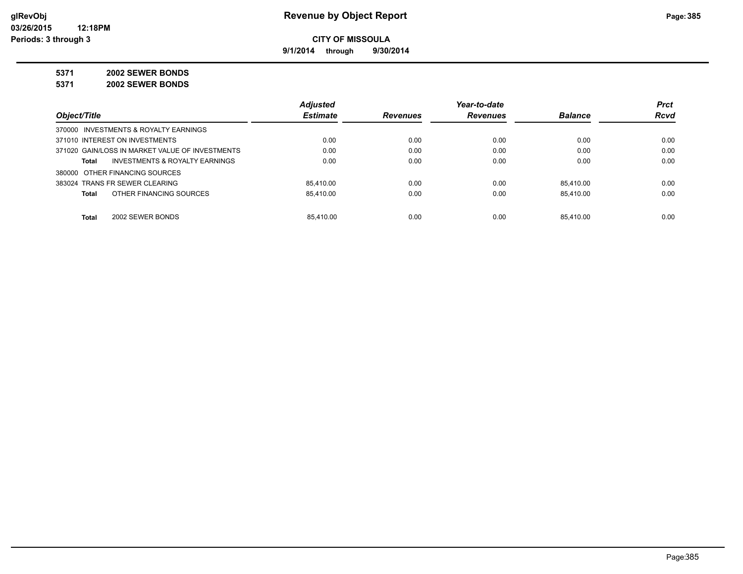# Revenue by Object Report

**CITY OF MISSOULA**

**9/1/2014 through 9/30/2014**

**5371 2002 SEWER BONDS**

**5371 2002 SEWER BONDS**

| Object/Title | Adjusted Estimate | Revenues | Year-to-date Revenues | Balance | Prct Rcvd |
|---|---|---|---|---|---|
| 370000 INVESTMENTS & ROYALTY EARNINGS | | | | | |
| 371010 INTEREST ON INVESTMENTS | 0.00 | 0.00 | 0.00 | 0.00 | 0.00 |
| 371020 GAIN/LOSS IN MARKET VALUE OF INVESTMENTS | 0.00 | 0.00 | 0.00 | 0.00 | 0.00 |
| **Total** INVESTMENTS & ROYALTY EARNINGS | 0.00 | 0.00 | 0.00 | 0.00 | 0.00 |
| 380000 OTHER FINANCING SOURCES | | | | | |
| 383024 TRANS FR SEWER CLEARING | 85,410.00 | 0.00 | 0.00 | 85,410.00 | 0.00 |
| **Total** OTHER FINANCING SOURCES | 85,410.00 | 0.00 | 0.00 | 85,410.00 | 0.00 |
| **Total** 2002 SEWER BONDS | 85,410.00 | 0.00 | 0.00 | 85,410.00 | 0.00 |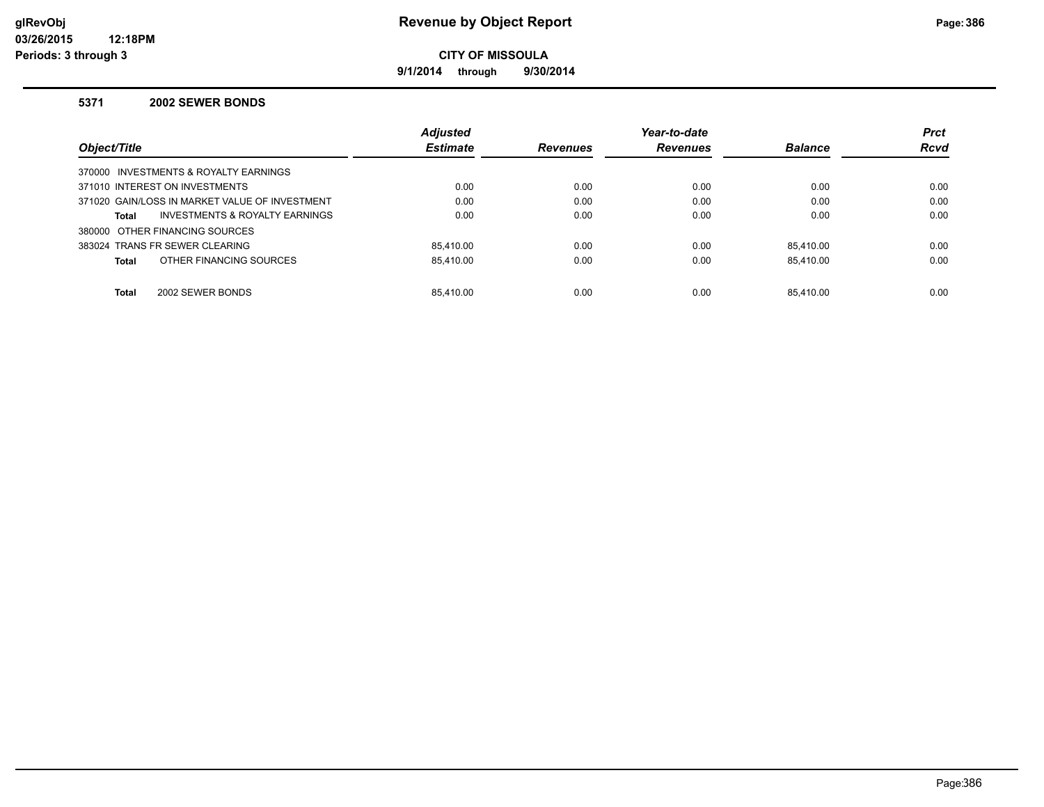# Revenue by Object Report

**CITY OF MISSOULA**

**9/1/2014 through 9/30/2014**

glRevObj
03/26/2015 12:18PM
Periods: 3 through 3

## 5371 2002 SEWER BONDS

| Object/Title | Adjusted Estimate | Revenues | Year-to-date Revenues | Balance | Prct Rcvd |
|---|---|---|---|---|---|
| 370000 INVESTMENTS & ROYALTY EARNINGS | | | | | |
| 371010 INTEREST ON INVESTMENTS | 0.00 | 0.00 | 0.00 | 0.00 | 0.00 |
| 371020 GAIN/LOSS IN MARKET VALUE OF INVESTMENT | 0.00 | 0.00 | 0.00 | 0.00 | 0.00 |
| **Total** INVESTMENTS & ROYALTY EARNINGS | 0.00 | 0.00 | 0.00 | 0.00 | 0.00 |
| 380000 OTHER FINANCING SOURCES | | | | | |
| 383024 TRANS FR SEWER CLEARING | 85,410.00 | 0.00 | 0.00 | 85,410.00 | 0.00 |
| **Total** OTHER FINANCING SOURCES | 85,410.00 | 0.00 | 0.00 | 85,410.00 | 0.00 |
| **Total** 2002 SEWER BONDS | 85,410.00 | 0.00 | 0.00 | 85,410.00 | 0.00 |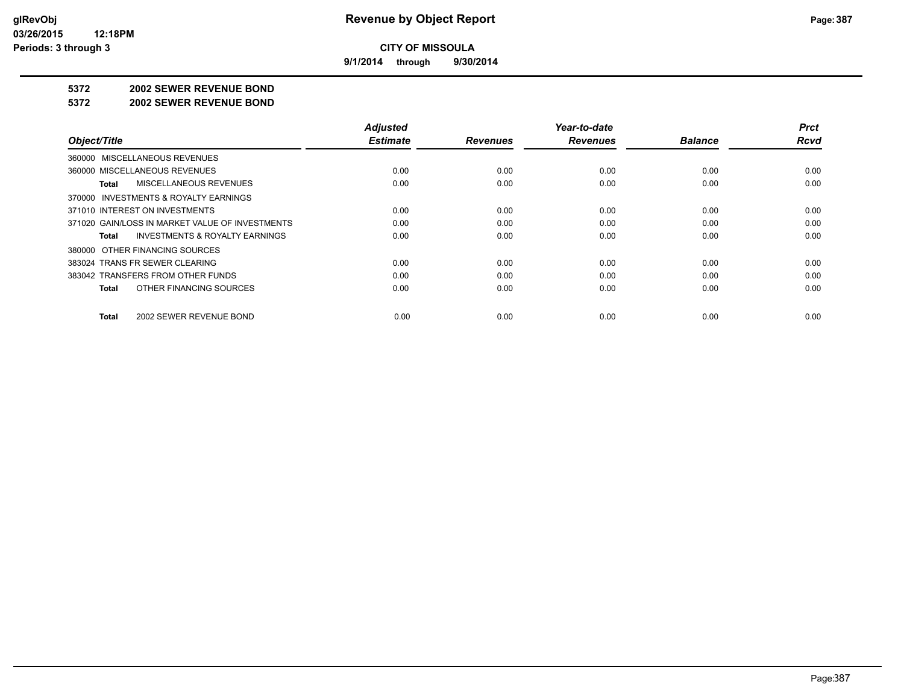# Revenue by Object Report

**CITY OF MISSOULA**

**9/1/2014 through 9/30/2014**

glRevObj
03/26/2015 12:18PM
Periods: 3 through 3

## 5372 2002 SEWER REVENUE BOND

## 5372 2002 SEWER REVENUE BOND

| Object/Title | Adjusted Estimate | Revenues | Year-to-date Revenues | Balance | Prct Rcvd |
|---|---|---|---|---|---|
| 360000 MISCELLANEOUS REVENUES | | | | | |
| 360000 MISCELLANEOUS REVENUES | 0.00 | 0.00 | 0.00 | 0.00 | 0.00 |
| **Total** MISCELLANEOUS REVENUES | 0.00 | 0.00 | 0.00 | 0.00 | 0.00 |
| 370000 INVESTMENTS & ROYALTY EARNINGS | | | | | |
| 371010 INTEREST ON INVESTMENTS | 0.00 | 0.00 | 0.00 | 0.00 | 0.00 |
| 371020 GAIN/LOSS IN MARKET VALUE OF INVESTMENTS | 0.00 | 0.00 | 0.00 | 0.00 | 0.00 |
| **Total** INVESTMENTS & ROYALTY EARNINGS | 0.00 | 0.00 | 0.00 | 0.00 | 0.00 |
| 380000 OTHER FINANCING SOURCES | | | | | |
| 383024 TRANS FR SEWER CLEARING | 0.00 | 0.00 | 0.00 | 0.00 | 0.00 |
| 383042 TRANSFERS FROM OTHER FUNDS | 0.00 | 0.00 | 0.00 | 0.00 | 0.00 |
| **Total** OTHER FINANCING SOURCES | 0.00 | 0.00 | 0.00 | 0.00 | 0.00 |
| **Total** 2002 SEWER REVENUE BOND | 0.00 | 0.00 | 0.00 | 0.00 | 0.00 |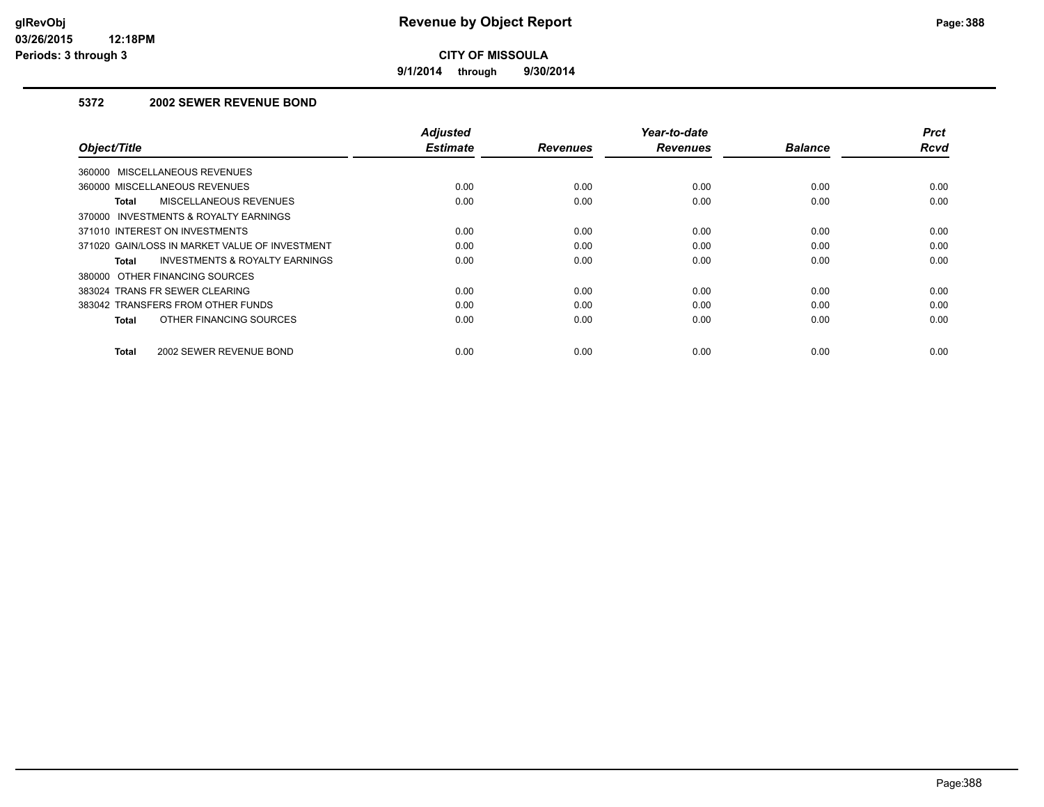**CITY OF MISSOULA**

**9/1/2014 through 9/30/2014**

### 5372 2002 SEWER REVENUE BOND

| Object/Title | Adjusted Estimate | Revenues | Year-to-date Revenues | Balance | Prct Rcvd |
|---|---|---|---|---|---|
| 360000 MISCELLANEOUS REVENUES | | | | | |
| 360000 MISCELLANEOUS REVENUES | 0.00 | 0.00 | 0.00 | 0.00 | 0.00 |
| **Total** MISCELLANEOUS REVENUES | 0.00 | 0.00 | 0.00 | 0.00 | 0.00 |
| 370000 INVESTMENTS & ROYALTY EARNINGS | | | | | |
| 371010 INTEREST ON INVESTMENTS | 0.00 | 0.00 | 0.00 | 0.00 | 0.00 |
| 371020 GAIN/LOSS IN MARKET VALUE OF INVESTMENT | 0.00 | 0.00 | 0.00 | 0.00 | 0.00 |
| **Total** INVESTMENTS & ROYALTY EARNINGS | 0.00 | 0.00 | 0.00 | 0.00 | 0.00 |
| 380000 OTHER FINANCING SOURCES | | | | | |
| 383024 TRANS FR SEWER CLEARING | 0.00 | 0.00 | 0.00 | 0.00 | 0.00 |
| 383042 TRANSFERS FROM OTHER FUNDS | 0.00 | 0.00 | 0.00 | 0.00 | 0.00 |
| **Total** OTHER FINANCING SOURCES | 0.00 | 0.00 | 0.00 | 0.00 | 0.00 |
| **Total** 2002 SEWER REVENUE BOND | 0.00 | 0.00 | 0.00 | 0.00 | 0.00 |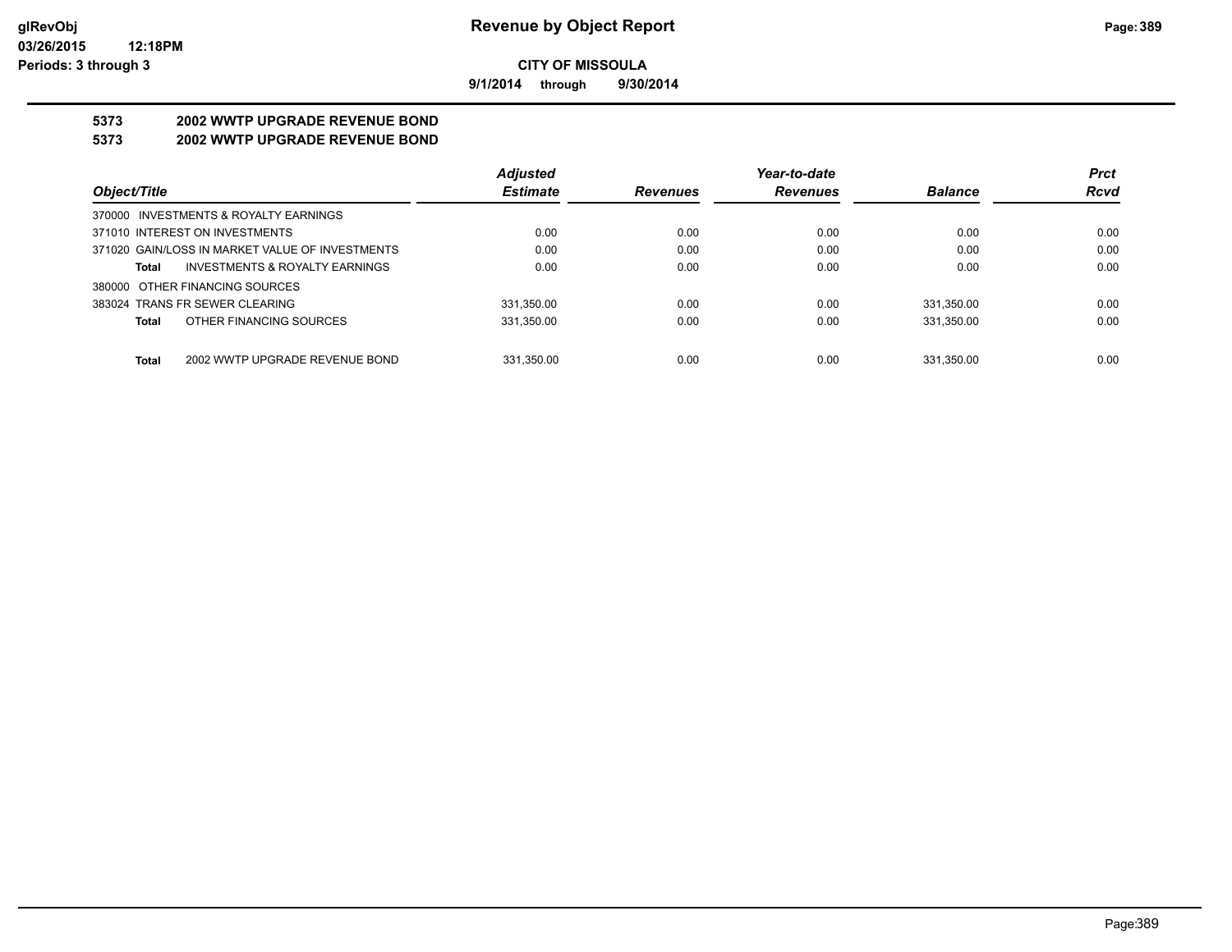**glRevObj** **Revenue by Object Report**

**03/26/2015 12:18PM**

**Periods: 3 through 3**

**CITY OF MISSOULA**

**9/1/2014 through 9/30/2014**

**5373 2002 WWTP UPGRADE REVENUE BOND**

**5373 2002 WWTP UPGRADE REVENUE BOND**

| Object/Title | Adjusted Estimate | Revenues | Year-to-date Revenues | Balance | Prct Rcvd |
|---|---|---|---|---|---|
| 370000 INVESTMENTS & ROYALTY EARNINGS | | | | | |
| 371010 INTEREST ON INVESTMENTS | 0.00 | 0.00 | 0.00 | 0.00 | 0.00 |
| 371020 GAIN/LOSS IN MARKET VALUE OF INVESTMENTS | 0.00 | 0.00 | 0.00 | 0.00 | 0.00 |
| **Total** INVESTMENTS & ROYALTY EARNINGS | 0.00 | 0.00 | 0.00 | 0.00 | 0.00 |
| 380000 OTHER FINANCING SOURCES | | | | | |
| 383024 TRANS FR SEWER CLEARING | 331,350.00 | 0.00 | 0.00 | 331,350.00 | 0.00 |
| **Total** OTHER FINANCING SOURCES | 331,350.00 | 0.00 | 0.00 | 331,350.00 | 0.00 |
| **Total** 2002 WWTP UPGRADE REVENUE BOND | 331,350.00 | 0.00 | 0.00 | 331,350.00 | 0.00 |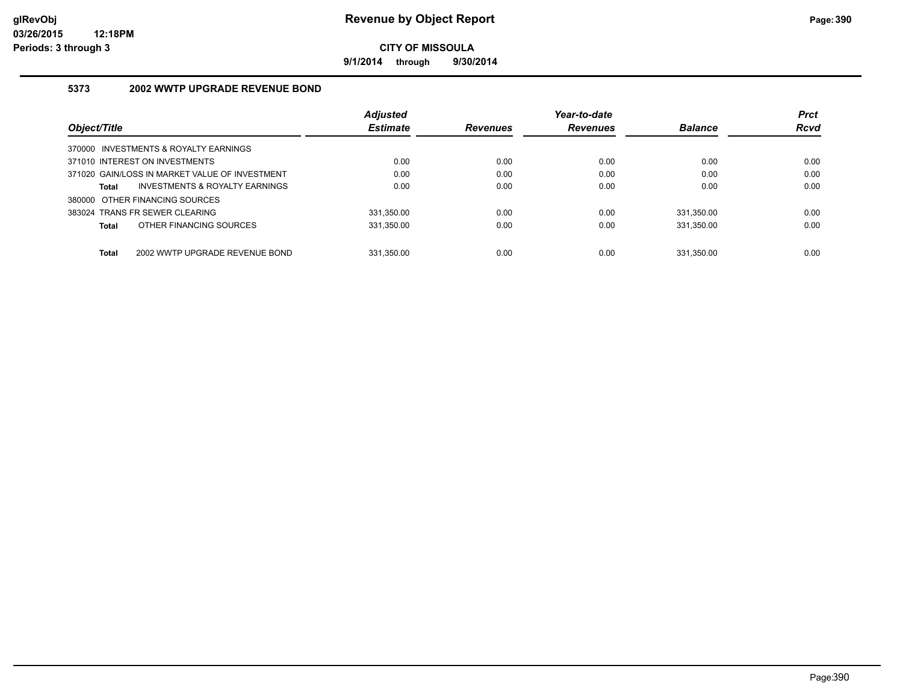**glRevObj**
**03/26/2015 12:18PM**
**Periods: 3 through 3**

# Revenue by Object Report

**CITY OF MISSOULA**

**9/1/2014 through 9/30/2014**

## 5373 2002 WWTP UPGRADE REVENUE BOND

| Object/Title | | Adjusted Estimate | Revenues | Year-to-date Revenues | Balance | Prct Rcvd |
|---|---|---|---|---|---|---|
| 370000 INVESTMENTS & ROYALTY EARNINGS | | | | | | |
| 371010 INTEREST ON INVESTMENTS | | 0.00 | 0.00 | 0.00 | 0.00 | 0.00 |
| 371020 GAIN/LOSS IN MARKET VALUE OF INVESTMENT | | 0.00 | 0.00 | 0.00 | 0.00 | 0.00 |
| **Total** | INVESTMENTS & ROYALTY EARNINGS | 0.00 | 0.00 | 0.00 | 0.00 | 0.00 |
| 380000 OTHER FINANCING SOURCES | | | | | | |
| 383024 TRANS FR SEWER CLEARING | | 331,350.00 | 0.00 | 0.00 | 331,350.00 | 0.00 |
| **Total** | OTHER FINANCING SOURCES | 331,350.00 | 0.00 | 0.00 | 331,350.00 | 0.00 |
| **Total** | 2002 WWTP UPGRADE REVENUE BOND | 331,350.00 | 0.00 | 0.00 | 331,350.00 | 0.00 |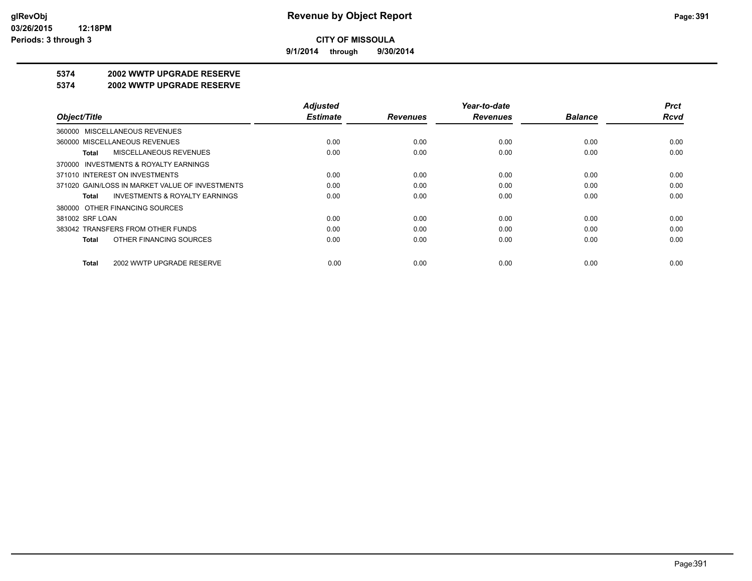**CITY OF MISSOULA**

**9/1/2014 through 9/30/2014**

**Revenue by Object Report**

glRevObj
03/26/2015 12:18PM
Periods: 3 through 3

## 5374 2002 WWTP UPGRADE RESERVE

## 5374 2002 WWTP UPGRADE RESERVE

| Object/Title | Adjusted Estimate | Revenues | Year-to-date Revenues | Balance | Prct Rcvd |
|---|---|---|---|---|---|
| 360000 MISCELLANEOUS REVENUES | | | | | |
| 360000 MISCELLANEOUS REVENUES | 0.00 | 0.00 | 0.00 | 0.00 | 0.00 |
| **Total** MISCELLANEOUS REVENUES | 0.00 | 0.00 | 0.00 | 0.00 | 0.00 |
| 370000 INVESTMENTS & ROYALTY EARNINGS | | | | | |
| 371010 INTEREST ON INVESTMENTS | 0.00 | 0.00 | 0.00 | 0.00 | 0.00 |
| 371020 GAIN/LOSS IN MARKET VALUE OF INVESTMENTS | 0.00 | 0.00 | 0.00 | 0.00 | 0.00 |
| **Total** INVESTMENTS & ROYALTY EARNINGS | 0.00 | 0.00 | 0.00 | 0.00 | 0.00 |
| 380000 OTHER FINANCING SOURCES | | | | | |
| 381002 SRF LOAN | 0.00 | 0.00 | 0.00 | 0.00 | 0.00 |
| 383042 TRANSFERS FROM OTHER FUNDS | 0.00 | 0.00 | 0.00 | 0.00 | 0.00 |
| **Total** OTHER FINANCING SOURCES | 0.00 | 0.00 | 0.00 | 0.00 | 0.00 |
| **Total** 2002 WWTP UPGRADE RESERVE | 0.00 | 0.00 | 0.00 | 0.00 | 0.00 |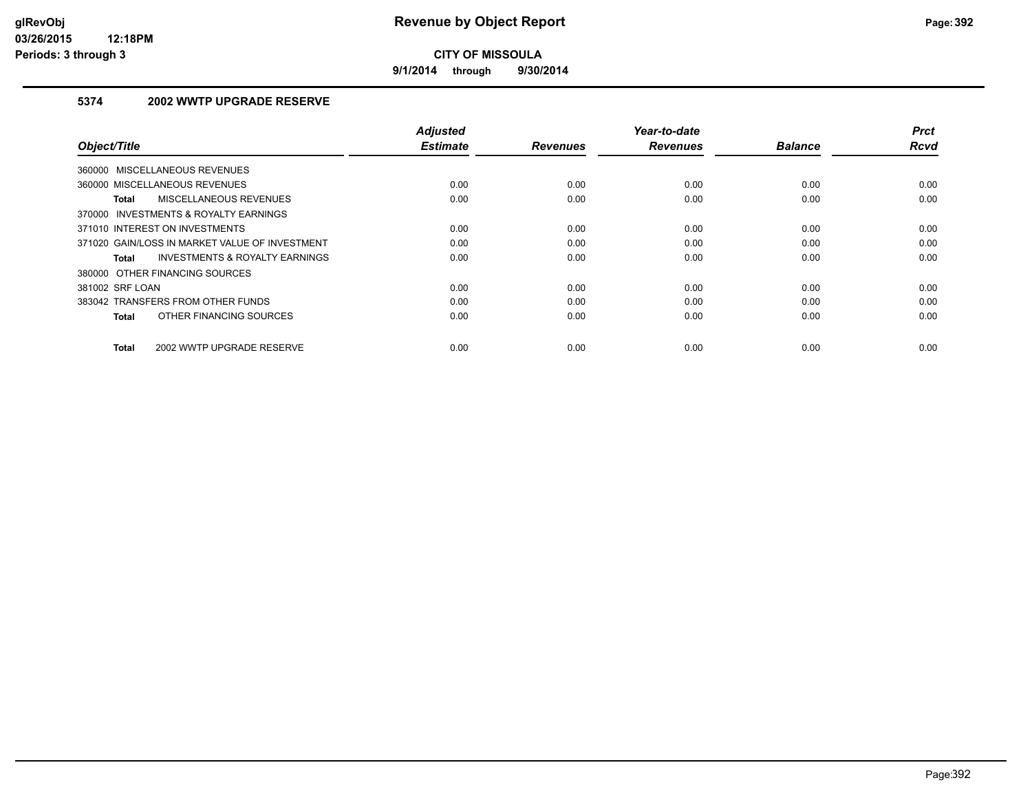# Revenue by Object Report

**CITY OF MISSOULA**

**9/1/2014 through 9/30/2014**

glRevObj
03/26/2015 12:18PM
Periods: 3 through 3

## 5374 2002 WWTP UPGRADE RESERVE

| Object/Title | Adjusted Estimate | Revenues | Year-to-date Revenues | Balance | Prct Rcvd |
|---|---|---|---|---|---|
| 360000 MISCELLANEOUS REVENUES | | | | | |
| 360000 MISCELLANEOUS REVENUES | 0.00 | 0.00 | 0.00 | 0.00 | 0.00 |
| **Total** MISCELLANEOUS REVENUES | 0.00 | 0.00 | 0.00 | 0.00 | 0.00 |
| 370000 INVESTMENTS & ROYALTY EARNINGS | | | | | |
| 371010 INTEREST ON INVESTMENTS | 0.00 | 0.00 | 0.00 | 0.00 | 0.00 |
| 371020 GAIN/LOSS IN MARKET VALUE OF INVESTMENT | 0.00 | 0.00 | 0.00 | 0.00 | 0.00 |
| **Total** INVESTMENTS & ROYALTY EARNINGS | 0.00 | 0.00 | 0.00 | 0.00 | 0.00 |
| 380000 OTHER FINANCING SOURCES | | | | | |
| 381002 SRF LOAN | 0.00 | 0.00 | 0.00 | 0.00 | 0.00 |
| 383042 TRANSFERS FROM OTHER FUNDS | 0.00 | 0.00 | 0.00 | 0.00 | 0.00 |
| **Total** OTHER FINANCING SOURCES | 0.00 | 0.00 | 0.00 | 0.00 | 0.00 |
| **Total** 2002 WWTP UPGRADE RESERVE | 0.00 | 0.00 | 0.00 | 0.00 | 0.00 |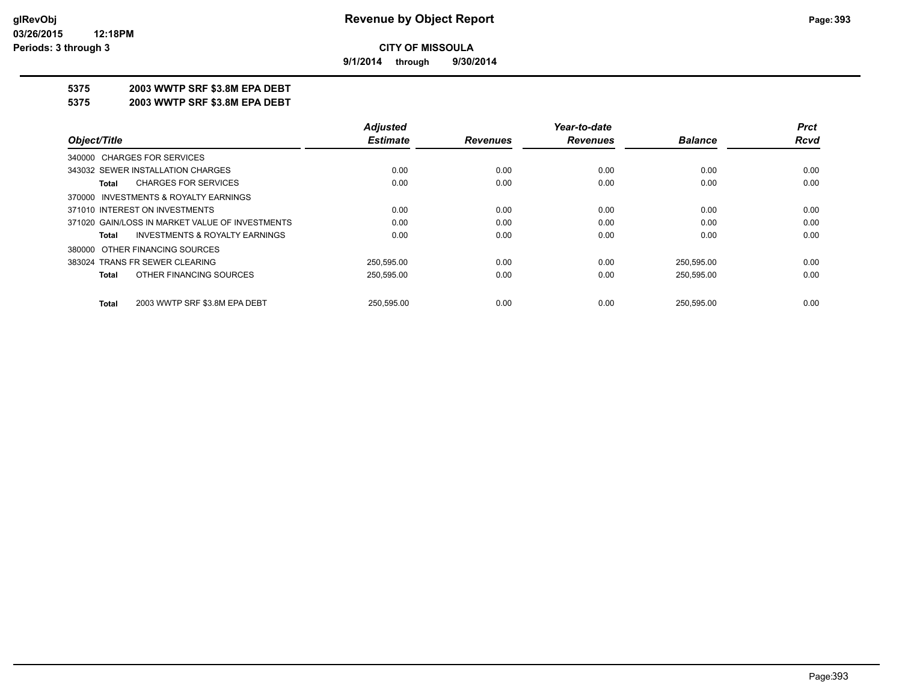**Revenue by Object Report**

**CITY OF MISSOULA**

**9/1/2014 through 9/30/2014**

glRevObj
03/26/2015 12:18PM
Periods: 3 through 3

**5375 2003 WWTP SRF $3.8M EPA DEBT**

**5375 2003 WWTP SRF $3.8M EPA DEBT**

| Object/Title | Adjusted Estimate | Revenues | Year-to-date Revenues | Balance | Prct Rcvd |
|---|---|---|---|---|---|
| 340000 CHARGES FOR SERVICES | | | | | |
| 343032 SEWER INSTALLATION CHARGES | 0.00 | 0.00 | 0.00 | 0.00 | 0.00 |
| **Total** CHARGES FOR SERVICES | 0.00 | 0.00 | 0.00 | 0.00 | 0.00 |
| 370000 INVESTMENTS & ROYALTY EARNINGS | | | | | |
| 371010 INTEREST ON INVESTMENTS | 0.00 | 0.00 | 0.00 | 0.00 | 0.00 |
| 371020 GAIN/LOSS IN MARKET VALUE OF INVESTMENTS | 0.00 | 0.00 | 0.00 | 0.00 | 0.00 |
| **Total** INVESTMENTS & ROYALTY EARNINGS | 0.00 | 0.00 | 0.00 | 0.00 | 0.00 |
| 380000 OTHER FINANCING SOURCES | | | | | |
| 383024 TRANS FR SEWER CLEARING | 250,595.00 | 0.00 | 0.00 | 250,595.00 | 0.00 |
| **Total** OTHER FINANCING SOURCES | 250,595.00 | 0.00 | 0.00 | 250,595.00 | 0.00 |
| **Total** 2003 WWTP SRF $3.8M EPA DEBT | 250,595.00 | 0.00 | 0.00 | 250,595.00 | 0.00 |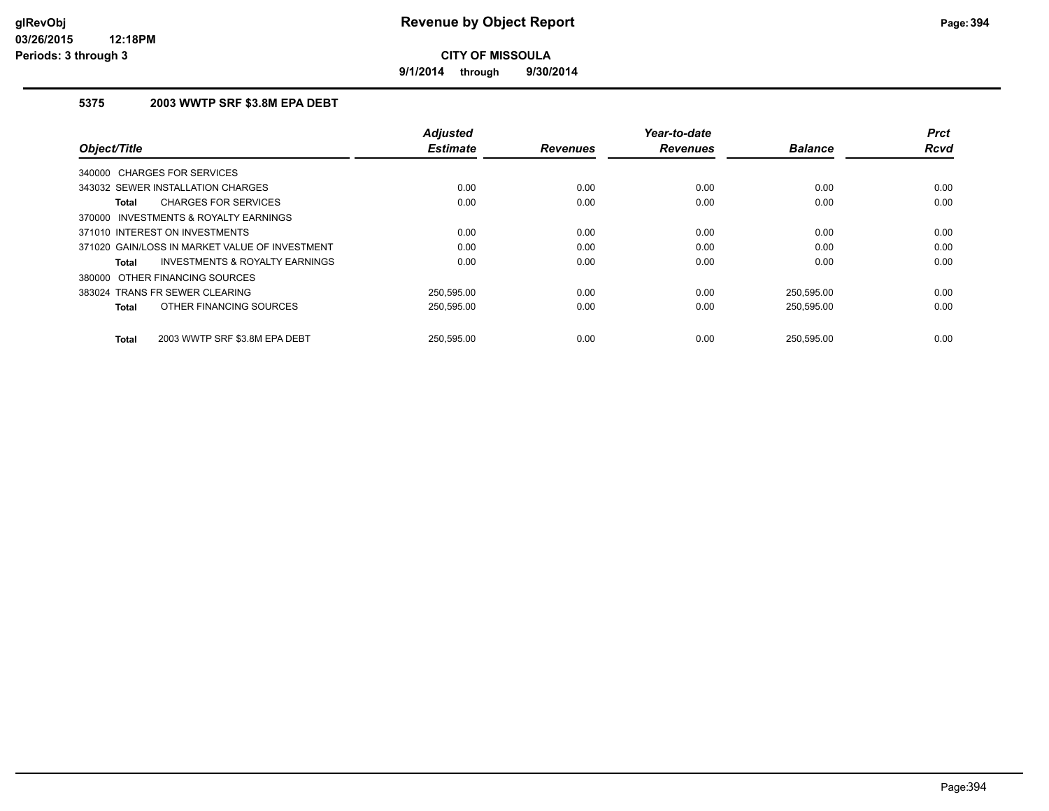# Revenue by Object Report

**CITY OF MISSOULA**

**9/1/2014 through 9/30/2014**

glRevObj
03/26/2015 12:18PM
Periods: 3 through 3

## 5375 2003 WWTP SRF $3.8M EPA DEBT

| Object/Title | Adjusted Estimate | Revenues | Year-to-date Revenues | Balance | Prct Rcvd |
|---|---|---|---|---|---|
| 340000 CHARGES FOR SERVICES | | | | | |
| 343032 SEWER INSTALLATION CHARGES | 0.00 | 0.00 | 0.00 | 0.00 | 0.00 |
| **Total** CHARGES FOR SERVICES | 0.00 | 0.00 | 0.00 | 0.00 | 0.00 |
| 370000 INVESTMENTS & ROYALTY EARNINGS | | | | | |
| 371010 INTEREST ON INVESTMENTS | 0.00 | 0.00 | 0.00 | 0.00 | 0.00 |
| 371020 GAIN/LOSS IN MARKET VALUE OF INVESTMENT | 0.00 | 0.00 | 0.00 | 0.00 | 0.00 |
| **Total** INVESTMENTS & ROYALTY EARNINGS | 0.00 | 0.00 | 0.00 | 0.00 | 0.00 |
| 380000 OTHER FINANCING SOURCES | | | | | |
| 383024 TRANS FR SEWER CLEARING | 250,595.00 | 0.00 | 0.00 | 250,595.00 | 0.00 |
| **Total** OTHER FINANCING SOURCES | 250,595.00 | 0.00 | 0.00 | 250,595.00 | 0.00 |
| **Total** 2003 WWTP SRF $3.8M EPA DEBT | 250,595.00 | 0.00 | 0.00 | 250,595.00 | 0.00 |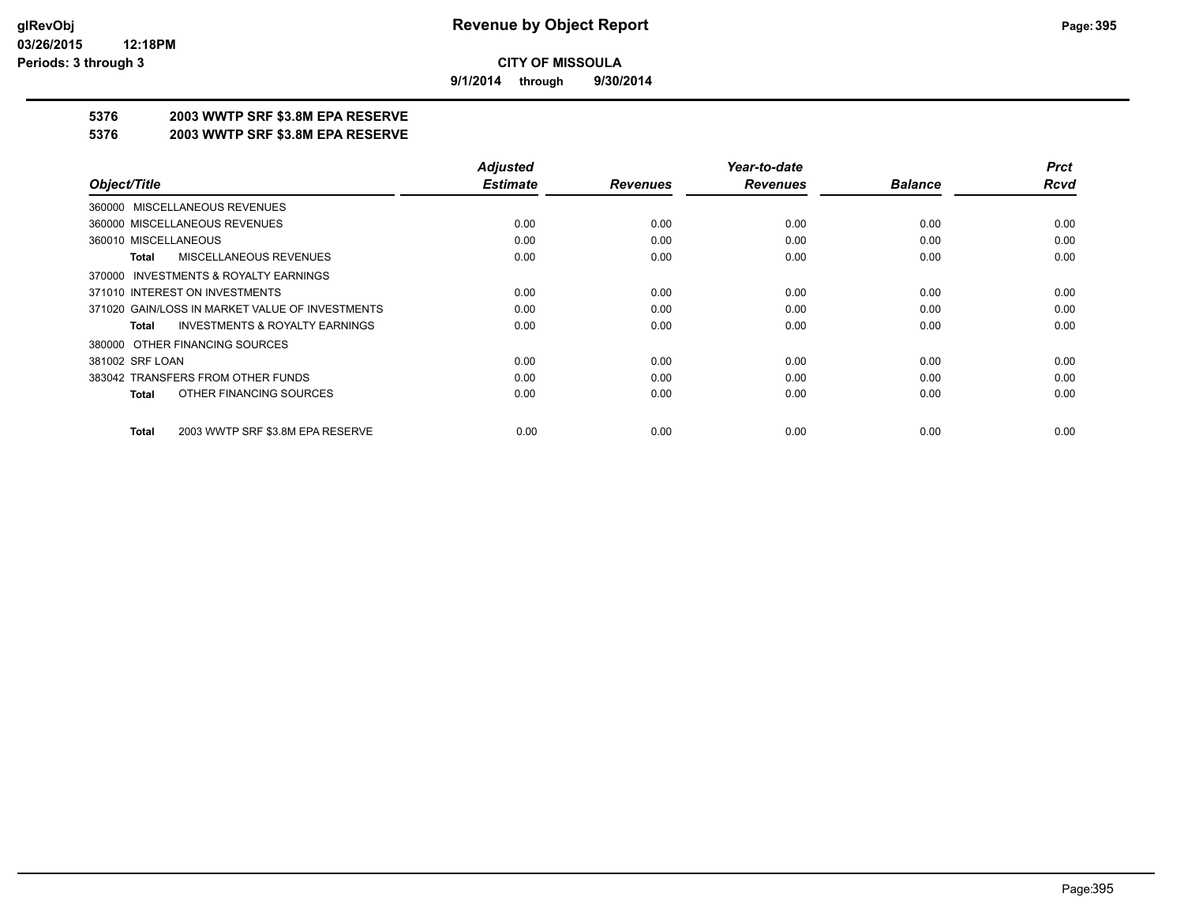**Revenue by Object Report**

**CITY OF MISSOULA**

**9/1/2014 through 9/30/2014**

glRevObj
03/26/2015 12:18PM
Periods: 3 through 3

## 5376 2003 WWTP SRF $3.8M EPA RESERVE

## 5376 2003 WWTP SRF $3.8M EPA RESERVE

| Object/Title | Adjusted Estimate | Revenues | Year-to-date Revenues | Balance | Prct Rcvd |
|---|---|---|---|---|---|
| 360000 MISCELLANEOUS REVENUES | | | | | |
| 360000 MISCELLANEOUS REVENUES | 0.00 | 0.00 | 0.00 | 0.00 | 0.00 |
| 360010 MISCELLANEOUS | 0.00 | 0.00 | 0.00 | 0.00 | 0.00 |
| **Total** MISCELLANEOUS REVENUES | 0.00 | 0.00 | 0.00 | 0.00 | 0.00 |
| 370000 INVESTMENTS & ROYALTY EARNINGS | | | | | |
| 371010 INTEREST ON INVESTMENTS | 0.00 | 0.00 | 0.00 | 0.00 | 0.00 |
| 371020 GAIN/LOSS IN MARKET VALUE OF INVESTMENTS | 0.00 | 0.00 | 0.00 | 0.00 | 0.00 |
| **Total** INVESTMENTS & ROYALTY EARNINGS | 0.00 | 0.00 | 0.00 | 0.00 | 0.00 |
| 380000 OTHER FINANCING SOURCES | | | | | |
| 381002 SRF LOAN | 0.00 | 0.00 | 0.00 | 0.00 | 0.00 |
| 383042 TRANSFERS FROM OTHER FUNDS | 0.00 | 0.00 | 0.00 | 0.00 | 0.00 |
| **Total** OTHER FINANCING SOURCES | 0.00 | 0.00 | 0.00 | 0.00 | 0.00 |
| **Total** 2003 WWTP SRF $3.8M EPA RESERVE | 0.00 | 0.00 | 0.00 | 0.00 | 0.00 |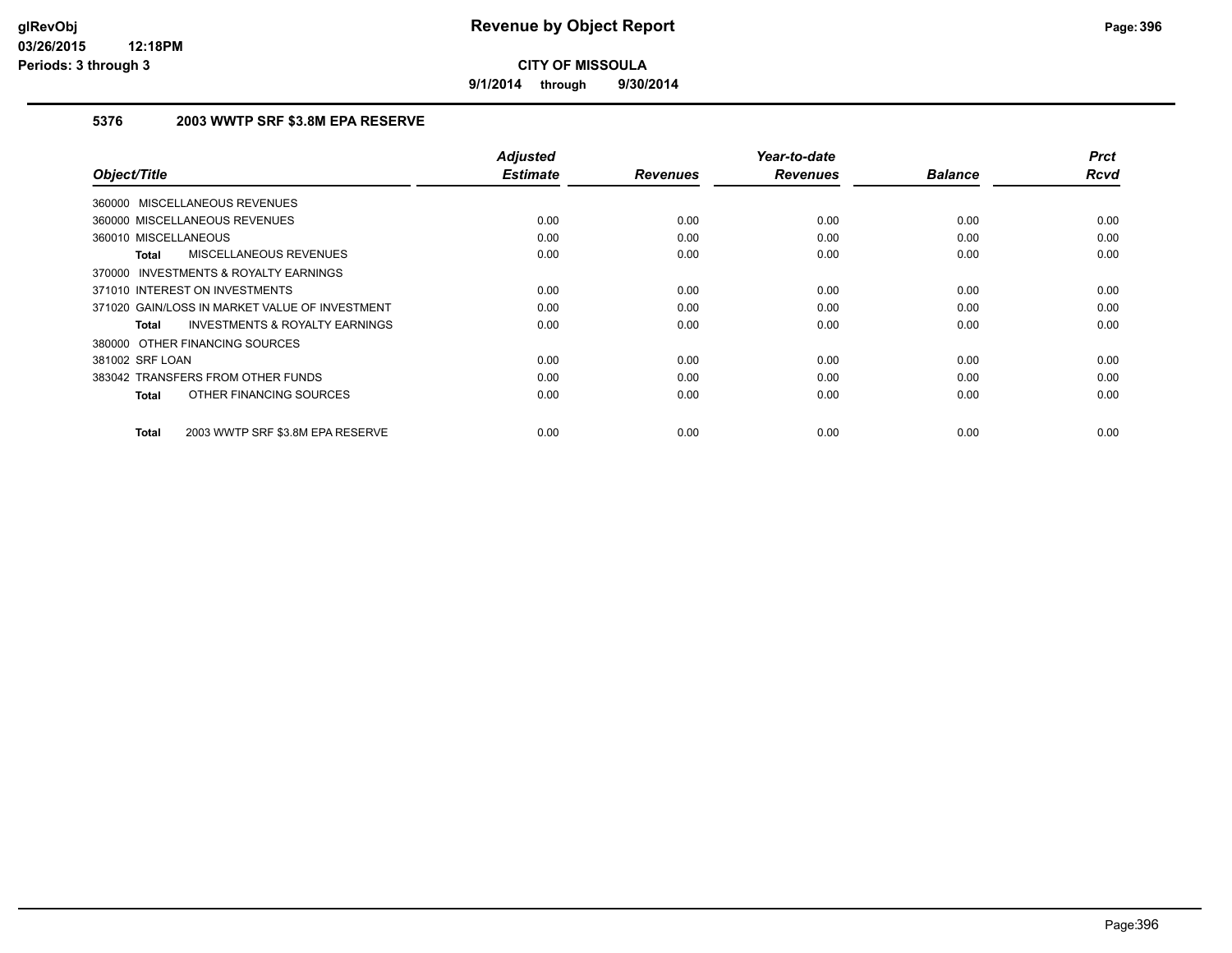**CITY OF MISSOULA**

**9/1/2014 through 9/30/2014**

### 5376 2003 WWTP SRF $3.8M EPA RESERVE

| *Object/Title* | *Adjusted Estimate* | *Revenues* | *Year-to-date Revenues* | *Balance* | *Prct Rcvd* |
|---|---|---|---|---|---|
| 360000 MISCELLANEOUS REVENUES | | | | | |
| 360000 MISCELLANEOUS REVENUES | 0.00 | 0.00 | 0.00 | 0.00 | 0.00 |
| 360010 MISCELLANEOUS | 0.00 | 0.00 | 0.00 | 0.00 | 0.00 |
| **Total** MISCELLANEOUS REVENUES | 0.00 | 0.00 | 0.00 | 0.00 | 0.00 |
| 370000 INVESTMENTS & ROYALTY EARNINGS | | | | | |
| 371010 INTEREST ON INVESTMENTS | 0.00 | 0.00 | 0.00 | 0.00 | 0.00 |
| 371020 GAIN/LOSS IN MARKET VALUE OF INVESTMENT | 0.00 | 0.00 | 0.00 | 0.00 | 0.00 |
| **Total** INVESTMENTS & ROYALTY EARNINGS | 0.00 | 0.00 | 0.00 | 0.00 | 0.00 |
| 380000 OTHER FINANCING SOURCES | | | | | |
| 381002 SRF LOAN | 0.00 | 0.00 | 0.00 | 0.00 | 0.00 |
| 383042 TRANSFERS FROM OTHER FUNDS | 0.00 | 0.00 | 0.00 | 0.00 | 0.00 |
| **Total** OTHER FINANCING SOURCES | 0.00 | 0.00 | 0.00 | 0.00 | 0.00 |
| **Total** 2003 WWTP SRF $3.8M EPA RESERVE | 0.00 | 0.00 | 0.00 | 0.00 | 0.00 |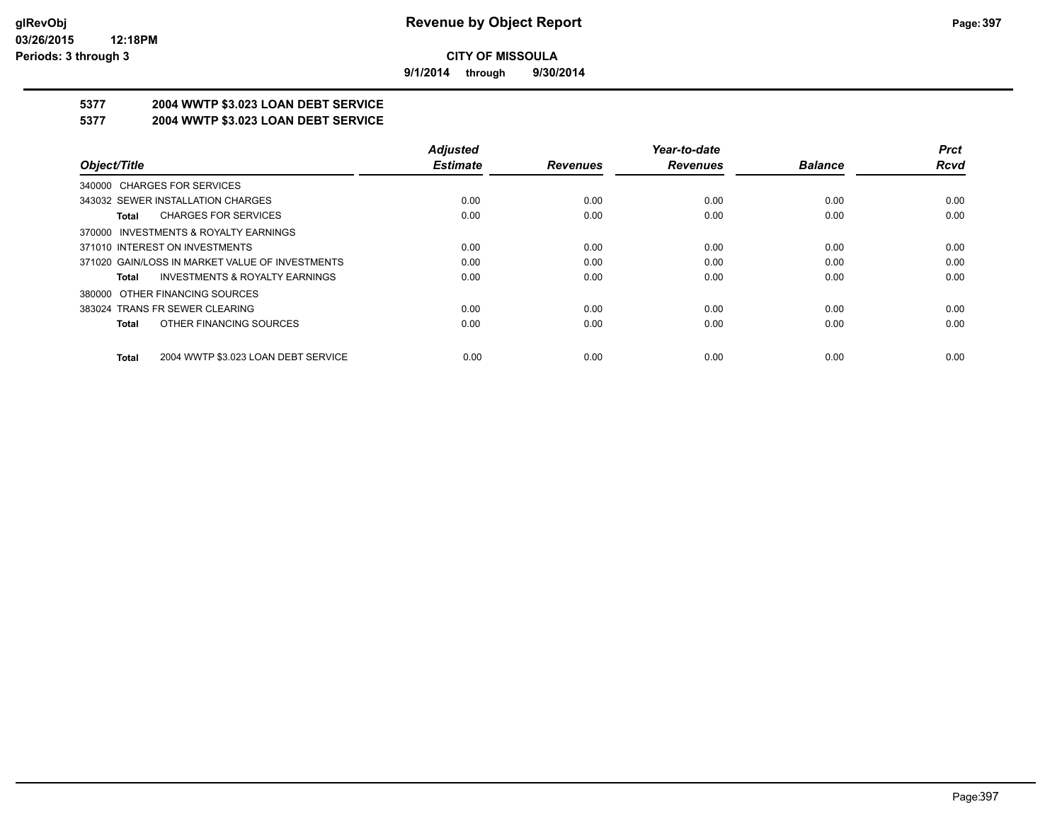**CITY OF MISSOULA**

**9/1/2014 through 9/30/2014**

## 5377 2004 WWTP $3.023 LOAN DEBT SERVICE

## 5377 2004 WWTP $3.023 LOAN DEBT SERVICE

| Object/Title | Adjusted Estimate | Revenues | Year-to-date Revenues | Balance | Prct Rcvd |
|---|---|---|---|---|---|
| 340000 CHARGES FOR SERVICES | | | | | |
| 343032 SEWER INSTALLATION CHARGES | 0.00 | 0.00 | 0.00 | 0.00 | 0.00 |
| **Total** CHARGES FOR SERVICES | 0.00 | 0.00 | 0.00 | 0.00 | 0.00 |
| 370000 INVESTMENTS & ROYALTY EARNINGS | | | | | |
| 371010 INTEREST ON INVESTMENTS | 0.00 | 0.00 | 0.00 | 0.00 | 0.00 |
| 371020 GAIN/LOSS IN MARKET VALUE OF INVESTMENTS | 0.00 | 0.00 | 0.00 | 0.00 | 0.00 |
| **Total** INVESTMENTS & ROYALTY EARNINGS | 0.00 | 0.00 | 0.00 | 0.00 | 0.00 |
| 380000 OTHER FINANCING SOURCES | | | | | |
| 383024 TRANS FR SEWER CLEARING | 0.00 | 0.00 | 0.00 | 0.00 | 0.00 |
| **Total** OTHER FINANCING SOURCES | 0.00 | 0.00 | 0.00 | 0.00 | 0.00 |
| **Total** 2004 WWTP $3.023 LOAN DEBT SERVICE | 0.00 | 0.00 | 0.00 | 0.00 | 0.00 |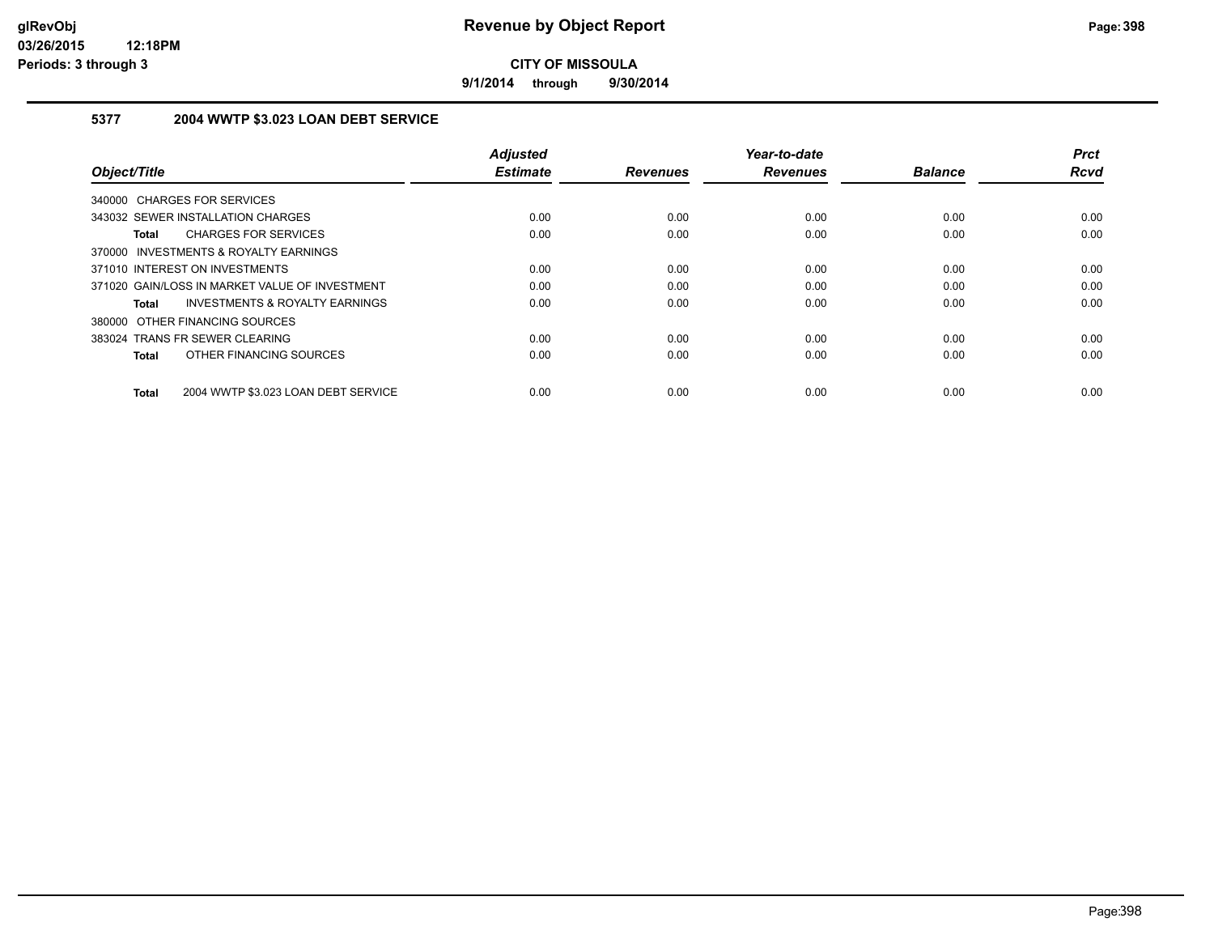# Revenue by Object Report

**CITY OF MISSOULA**

**9/1/2014 through 9/30/2014**

### 5377 2004 WWTP $3.023 LOAN DEBT SERVICE

| Object/Title | Adjusted Estimate | Revenues | Year-to-date Revenues | Balance | Prct Rcvd |
|---|---|---|---|---|---|
| 340000 CHARGES FOR SERVICES | | | | | |
| 343032 SEWER INSTALLATION CHARGES | 0.00 | 0.00 | 0.00 | 0.00 | 0.00 |
| **Total** CHARGES FOR SERVICES | 0.00 | 0.00 | 0.00 | 0.00 | 0.00 |
| 370000 INVESTMENTS & ROYALTY EARNINGS | | | | | |
| 371010 INTEREST ON INVESTMENTS | 0.00 | 0.00 | 0.00 | 0.00 | 0.00 |
| 371020 GAIN/LOSS IN MARKET VALUE OF INVESTMENT | 0.00 | 0.00 | 0.00 | 0.00 | 0.00 |
| **Total** INVESTMENTS & ROYALTY EARNINGS | 0.00 | 0.00 | 0.00 | 0.00 | 0.00 |
| 380000 OTHER FINANCING SOURCES | | | | | |
| 383024 TRANS FR SEWER CLEARING | 0.00 | 0.00 | 0.00 | 0.00 | 0.00 |
| **Total** OTHER FINANCING SOURCES | 0.00 | 0.00 | 0.00 | 0.00 | 0.00 |
| **Total** 2004 WWTP $3.023 LOAN DEBT SERVICE | 0.00 | 0.00 | 0.00 | 0.00 | 0.00 |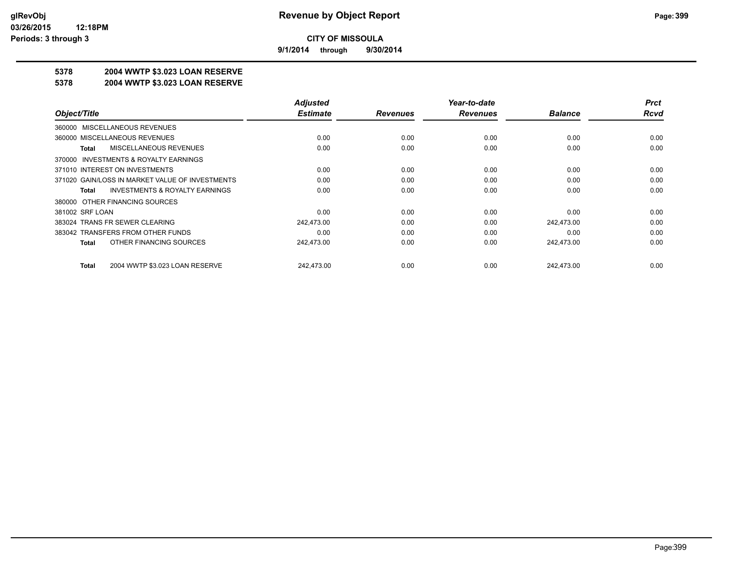# Revenue by Object Report

**CITY OF MISSOULA**

9/1/2014 through 9/30/2014

glRevObj
03/26/2015 12:18PM
Periods: 3 through 3

## 5378 2004 WWTP $3.023 LOAN RESERVE
## 5378 2004 WWTP $3.023 LOAN RESERVE

| Object/Title | Adjusted Estimate | Revenues | Year-to-date Revenues | Balance | Prct Rcvd |
|---|---|---|---|---|---|
| 360000 MISCELLANEOUS REVENUES | | | | | |
| 360000 MISCELLANEOUS REVENUES | 0.00 | 0.00 | 0.00 | 0.00 | 0.00 |
| **Total** MISCELLANEOUS REVENUES | 0.00 | 0.00 | 0.00 | 0.00 | 0.00 |
| 370000 INVESTMENTS & ROYALTY EARNINGS | | | | | |
| 371010 INTEREST ON INVESTMENTS | 0.00 | 0.00 | 0.00 | 0.00 | 0.00 |
| 371020 GAIN/LOSS IN MARKET VALUE OF INVESTMENTS | 0.00 | 0.00 | 0.00 | 0.00 | 0.00 |
| **Total** INVESTMENTS & ROYALTY EARNINGS | 0.00 | 0.00 | 0.00 | 0.00 | 0.00 |
| 380000 OTHER FINANCING SOURCES | | | | | |
| 381002 SRF LOAN | 0.00 | 0.00 | 0.00 | 0.00 | 0.00 |
| 383024 TRANS FR SEWER CLEARING | 242,473.00 | 0.00 | 0.00 | 242,473.00 | 0.00 |
| 383042 TRANSFERS FROM OTHER FUNDS | 0.00 | 0.00 | 0.00 | 0.00 | 0.00 |
| **Total** OTHER FINANCING SOURCES | 242,473.00 | 0.00 | 0.00 | 242,473.00 | 0.00 |
| **Total** 2004 WWTP $3.023 LOAN RESERVE | 242,473.00 | 0.00 | 0.00 | 242,473.00 | 0.00 |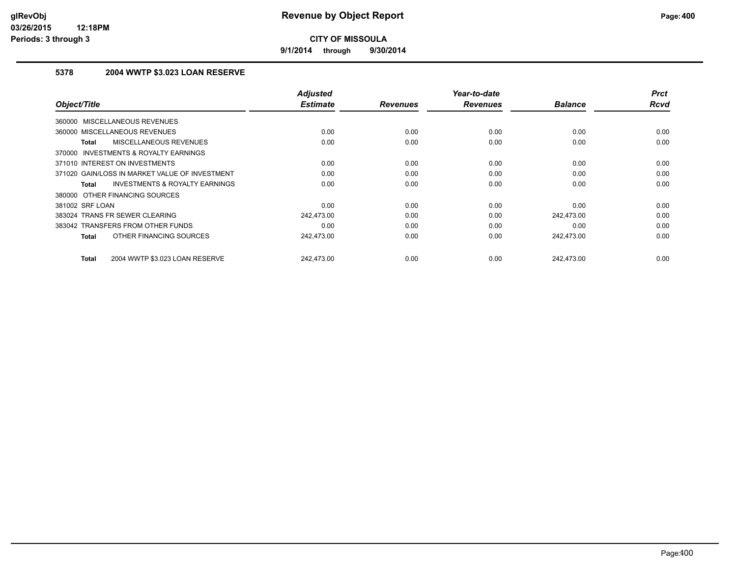**glRevObj**
**03/26/2015 12:18PM**
**Periods: 3 through 3**

# Revenue by Object Report

**CITY OF MISSOULA**

**9/1/2014 through 9/30/2014**

## 5378 2004 WWTP $3.023 LOAN RESERVE

| Object/Title | Adjusted Estimate | Revenues | Year-to-date Revenues | Balance | Prct Rcvd |
|---|---|---|---|---|---|
| 360000 MISCELLANEOUS REVENUES | | | | | |
| 360000 MISCELLANEOUS REVENUES | 0.00 | 0.00 | 0.00 | 0.00 | 0.00 |
| **Total** MISCELLANEOUS REVENUES | 0.00 | 0.00 | 0.00 | 0.00 | 0.00 |
| 370000 INVESTMENTS & ROYALTY EARNINGS | | | | | |
| 371010 INTEREST ON INVESTMENTS | 0.00 | 0.00 | 0.00 | 0.00 | 0.00 |
| 371020 GAIN/LOSS IN MARKET VALUE OF INVESTMENT | 0.00 | 0.00 | 0.00 | 0.00 | 0.00 |
| **Total** INVESTMENTS & ROYALTY EARNINGS | 0.00 | 0.00 | 0.00 | 0.00 | 0.00 |
| 380000 OTHER FINANCING SOURCES | | | | | |
| 381002 SRF LOAN | 0.00 | 0.00 | 0.00 | 0.00 | 0.00 |
| 383024 TRANS FR SEWER CLEARING | 242,473.00 | 0.00 | 0.00 | 242,473.00 | 0.00 |
| 383042 TRANSFERS FROM OTHER FUNDS | 0.00 | 0.00 | 0.00 | 0.00 | 0.00 |
| **Total** OTHER FINANCING SOURCES | 242,473.00 | 0.00 | 0.00 | 242,473.00 | 0.00 |
| **Total** 2004 WWTP $3.023 LOAN RESERVE | 242,473.00 | 0.00 | 0.00 | 242,473.00 | 0.00 |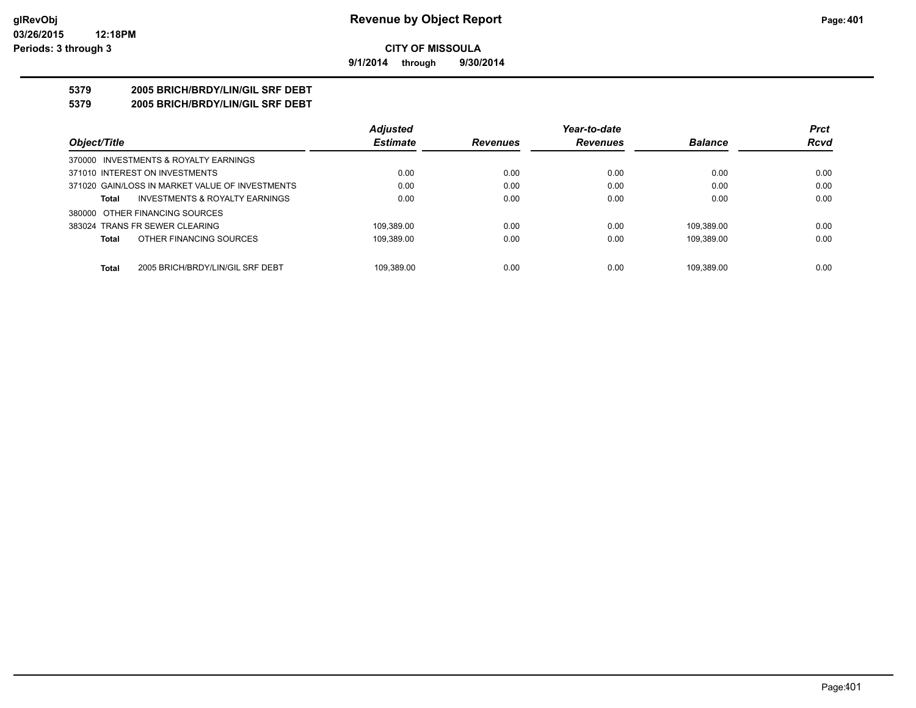# Revenue by Object Report

**CITY OF MISSOULA**

**9/1/2014 through 9/30/2014**

**5379 2005 BRICH/BRDY/LIN/GIL SRF DEBT**

**5379 2005 BRICH/BRDY/LIN/GIL SRF DEBT**

| Object/Title | Adjusted Estimate | Revenues | Year-to-date Revenues | Balance | Prct Rcvd |
|---|---|---|---|---|---|
| 370000 INVESTMENTS & ROYALTY EARNINGS | | | | | |
| 371010 INTEREST ON INVESTMENTS | 0.00 | 0.00 | 0.00 | 0.00 | 0.00 |
| 371020 GAIN/LOSS IN MARKET VALUE OF INVESTMENTS | 0.00 | 0.00 | 0.00 | 0.00 | 0.00 |
| **Total** INVESTMENTS & ROYALTY EARNINGS | 0.00 | 0.00 | 0.00 | 0.00 | 0.00 |
| 380000 OTHER FINANCING SOURCES | | | | | |
| 383024 TRANS FR SEWER CLEARING | 109,389.00 | 0.00 | 0.00 | 109,389.00 | 0.00 |
| **Total** OTHER FINANCING SOURCES | 109,389.00 | 0.00 | 0.00 | 109,389.00 | 0.00 |
| **Total** 2005 BRICH/BRDY/LIN/GIL SRF DEBT | 109,389.00 | 0.00 | 0.00 | 109,389.00 | 0.00 |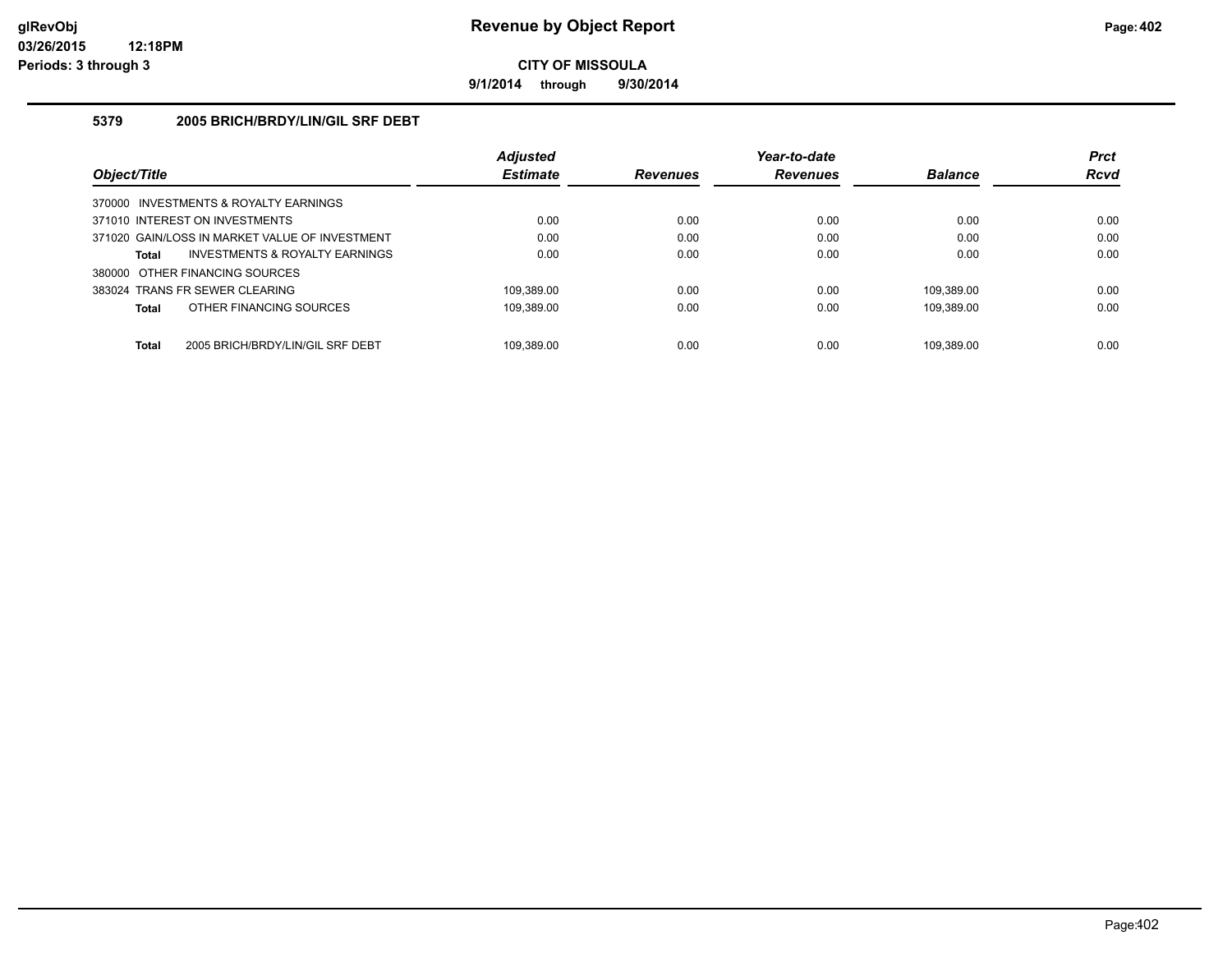**glRevObj**
**03/26/2015 12:18PM**
**Periods: 3 through 3**

# Revenue by Object Report

**CITY OF MISSOULA**

**9/1/2014 through 9/30/2014**

### 5379 2005 BRICH/BRDY/LIN/GIL SRF DEBT

| Object/Title | Adjusted Estimate | Revenues | Year-to-date Revenues | Balance | Prct Rcvd |
|---|---|---|---|---|---|
| 370000 INVESTMENTS & ROYALTY EARNINGS | | | | | |
| 371010 INTEREST ON INVESTMENTS | 0.00 | 0.00 | 0.00 | 0.00 | 0.00 |
| 371020 GAIN/LOSS IN MARKET VALUE OF INVESTMENT | 0.00 | 0.00 | 0.00 | 0.00 | 0.00 |
| **Total** INVESTMENTS & ROYALTY EARNINGS | 0.00 | 0.00 | 0.00 | 0.00 | 0.00 |
| 380000 OTHER FINANCING SOURCES | | | | | |
| 383024 TRANS FR SEWER CLEARING | 109,389.00 | 0.00 | 0.00 | 109,389.00 | 0.00 |
| **Total** OTHER FINANCING SOURCES | 109,389.00 | 0.00 | 0.00 | 109,389.00 | 0.00 |
| **Total** 2005 BRICH/BRDY/LIN/GIL SRF DEBT | 109,389.00 | 0.00 | 0.00 | 109,389.00 | 0.00 |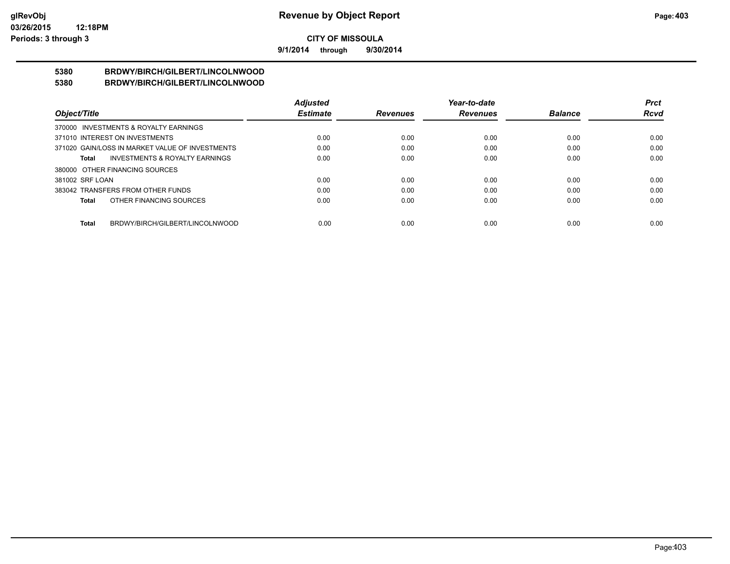**CITY OF MISSOULA**

**9/1/2014 through 9/30/2014**

**5380 BRDWY/BIRCH/GILBERT/LINCOLNWOOD**

**5380 BRDWY/BIRCH/GILBERT/LINCOLNWOOD**

| Object/Title | Adjusted Estimate | Revenues | Year-to-date Revenues | Balance | Prct Rcvd |
|---|---|---|---|---|---|
| 370000 INVESTMENTS & ROYALTY EARNINGS | | | | | |
| 371010 INTEREST ON INVESTMENTS | 0.00 | 0.00 | 0.00 | 0.00 | 0.00 |
| 371020 GAIN/LOSS IN MARKET VALUE OF INVESTMENTS | 0.00 | 0.00 | 0.00 | 0.00 | 0.00 |
| **Total** INVESTMENTS & ROYALTY EARNINGS | 0.00 | 0.00 | 0.00 | 0.00 | 0.00 |
| 380000 OTHER FINANCING SOURCES | | | | | |
| 381002 SRF LOAN | 0.00 | 0.00 | 0.00 | 0.00 | 0.00 |
| 383042 TRANSFERS FROM OTHER FUNDS | 0.00 | 0.00 | 0.00 | 0.00 | 0.00 |
| **Total** OTHER FINANCING SOURCES | 0.00 | 0.00 | 0.00 | 0.00 | 0.00 |
| **Total** BRDWY/BIRCH/GILBERT/LINCOLNWOOD | 0.00 | 0.00 | 0.00 | 0.00 | 0.00 |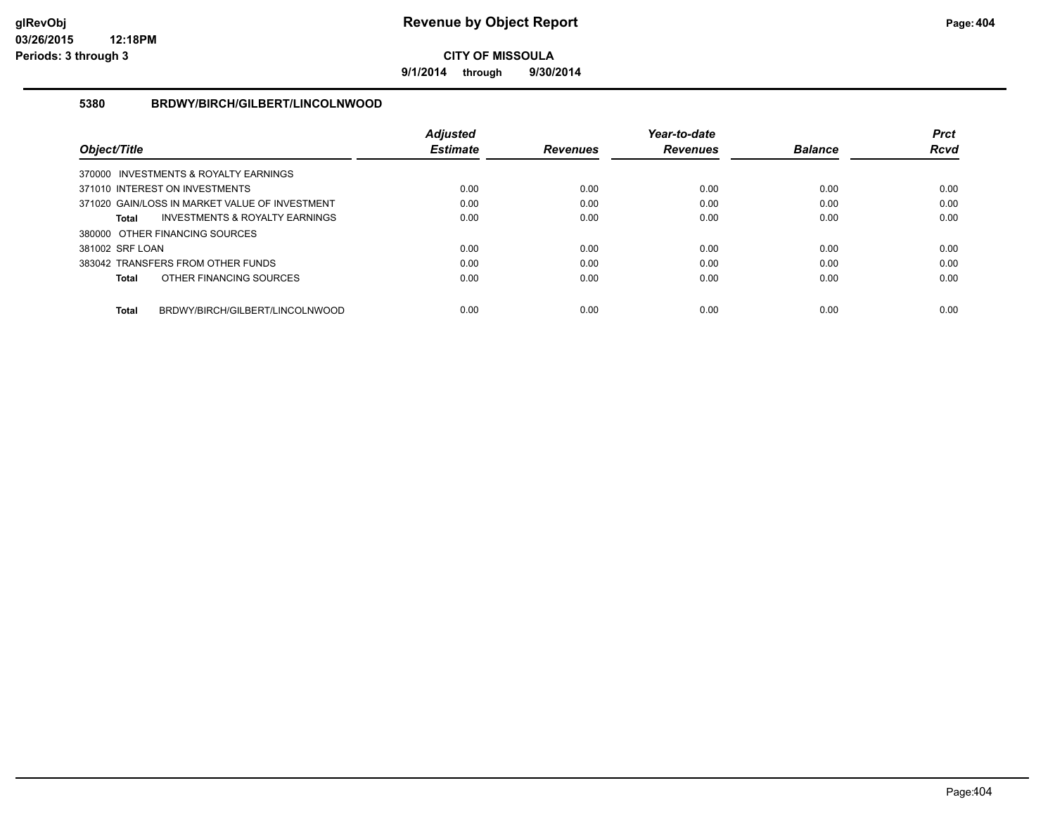**Revenue by Object Report**

**CITY OF MISSOULA**

**9/1/2014 through 9/30/2014**

glRevObj
03/26/2015 12:18PM
Periods: 3 through 3

## 5380 BRDWY/BIRCH/GILBERT/LINCOLNWOOD

| Object/Title | Adjusted Estimate | Revenues | Year-to-date Revenues | Balance | Prct Rcvd |
|---|---|---|---|---|---|
| 370000 INVESTMENTS & ROYALTY EARNINGS | | | | | |
| 371010 INTEREST ON INVESTMENTS | 0.00 | 0.00 | 0.00 | 0.00 | 0.00 |
| 371020 GAIN/LOSS IN MARKET VALUE OF INVESTMENT | 0.00 | 0.00 | 0.00 | 0.00 | 0.00 |
| **Total** INVESTMENTS & ROYALTY EARNINGS | 0.00 | 0.00 | 0.00 | 0.00 | 0.00 |
| 380000 OTHER FINANCING SOURCES | | | | | |
| 381002 SRF LOAN | 0.00 | 0.00 | 0.00 | 0.00 | 0.00 |
| 383042 TRANSFERS FROM OTHER FUNDS | 0.00 | 0.00 | 0.00 | 0.00 | 0.00 |
| **Total** OTHER FINANCING SOURCES | 0.00 | 0.00 | 0.00 | 0.00 | 0.00 |
| **Total** BRDWY/BIRCH/GILBERT/LINCOLNWOOD | 0.00 | 0.00 | 0.00 | 0.00 | 0.00 |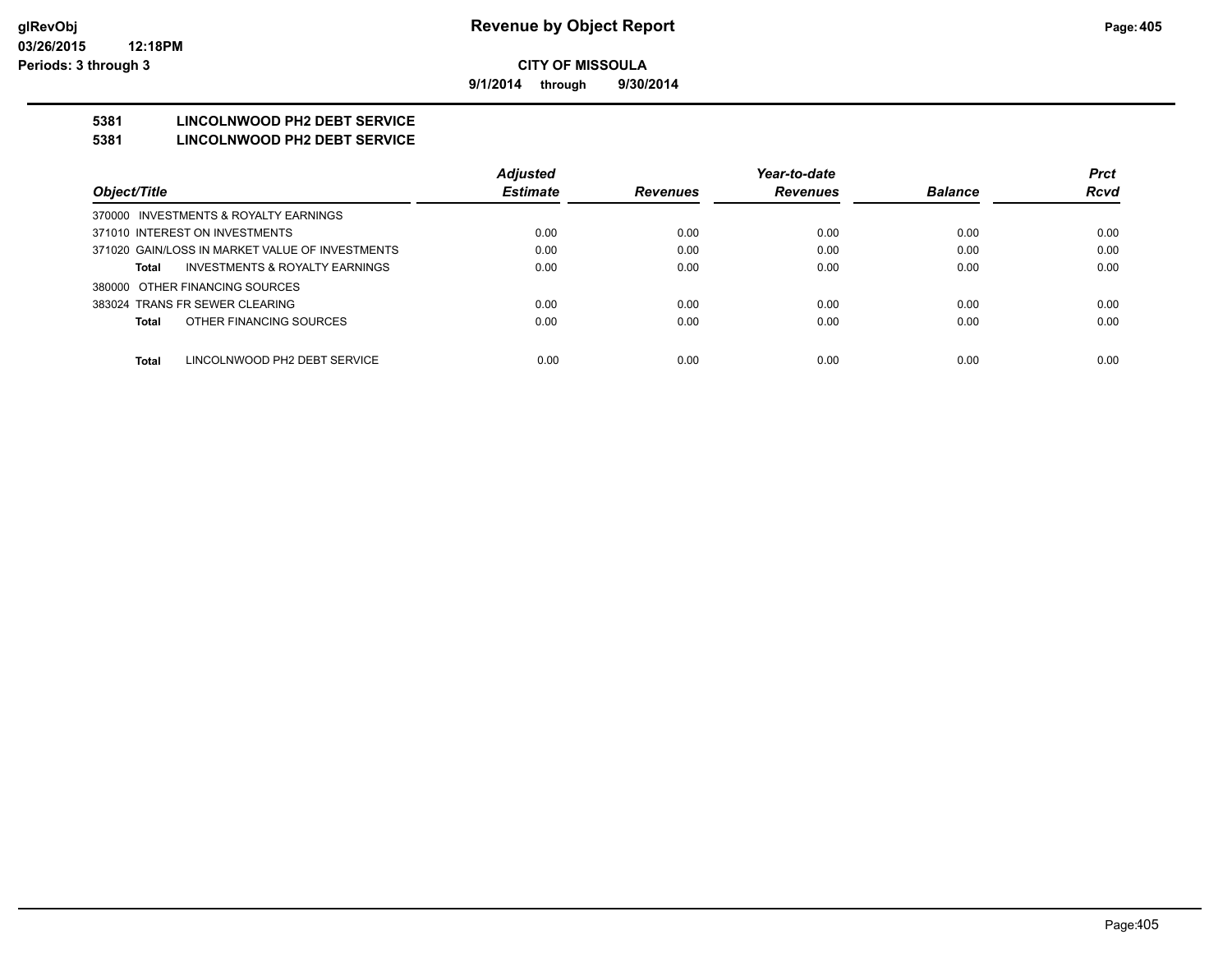**CITY OF MISSOULA**

**9/1/2014 through 9/30/2014**

**5381 LINCOLNWOOD PH2 DEBT SERVICE**

**5381 LINCOLNWOOD PH2 DEBT SERVICE**

| Object/Title | | Adjusted Estimate | Revenues | Year-to-date Revenues | Balance | Prct Rcvd |
|---|---|---|---|---|---|---|
| 370000 INVESTMENTS & ROYALTY EARNINGS | | | | | | |
| 371010 INTEREST ON INVESTMENTS | | 0.00 | 0.00 | 0.00 | 0.00 | 0.00 |
| 371020 GAIN/LOSS IN MARKET VALUE OF INVESTMENTS | | 0.00 | 0.00 | 0.00 | 0.00 | 0.00 |
| **Total** | INVESTMENTS & ROYALTY EARNINGS | 0.00 | 0.00 | 0.00 | 0.00 | 0.00 |
| 380000 OTHER FINANCING SOURCES | | | | | | |
| 383024 TRANS FR SEWER CLEARING | | 0.00 | 0.00 | 0.00 | 0.00 | 0.00 |
| **Total** | OTHER FINANCING SOURCES | 0.00 | 0.00 | 0.00 | 0.00 | 0.00 |
| **Total** | LINCOLNWOOD PH2 DEBT SERVICE | 0.00 | 0.00 | 0.00 | 0.00 | 0.00 |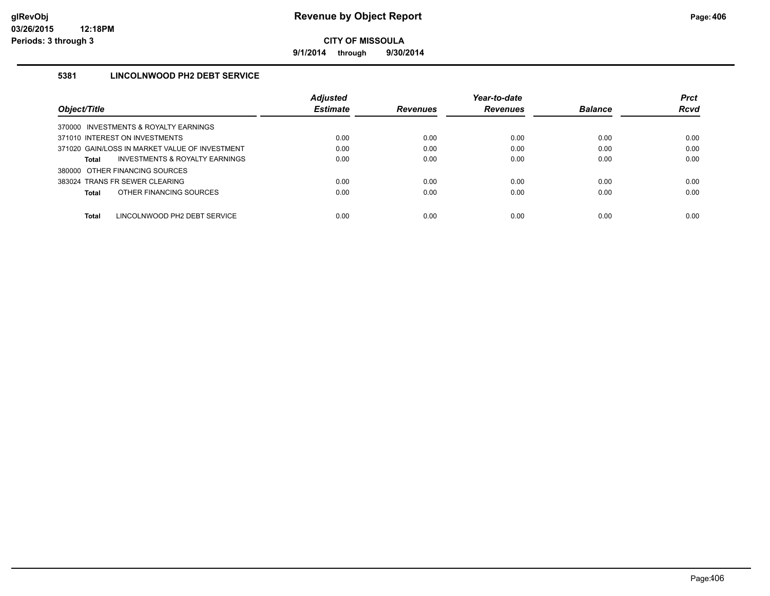**Revenue by Object Report**

**CITY OF MISSOULA**

**9/1/2014 through 9/30/2014**

glRevObj
03/26/2015 12:18PM
Periods: 3 through 3

### 5381 LINCOLNWOOD PH2 DEBT SERVICE

| Object/Title | Adjusted Estimate | Revenues | Year-to-date Revenues | Balance | Prct Rcvd |
|---|---|---|---|---|---|
| 370000 INVESTMENTS & ROYALTY EARNINGS | | | | | |
| 371010 INTEREST ON INVESTMENTS | 0.00 | 0.00 | 0.00 | 0.00 | 0.00 |
| 371020 GAIN/LOSS IN MARKET VALUE OF INVESTMENT | 0.00 | 0.00 | 0.00 | 0.00 | 0.00 |
| **Total** INVESTMENTS & ROYALTY EARNINGS | 0.00 | 0.00 | 0.00 | 0.00 | 0.00 |
| 380000 OTHER FINANCING SOURCES | | | | | |
| 383024 TRANS FR SEWER CLEARING | 0.00 | 0.00 | 0.00 | 0.00 | 0.00 |
| **Total** OTHER FINANCING SOURCES | 0.00 | 0.00 | 0.00 | 0.00 | 0.00 |
| **Total** LINCOLNWOOD PH2 DEBT SERVICE | 0.00 | 0.00 | 0.00 | 0.00 | 0.00 |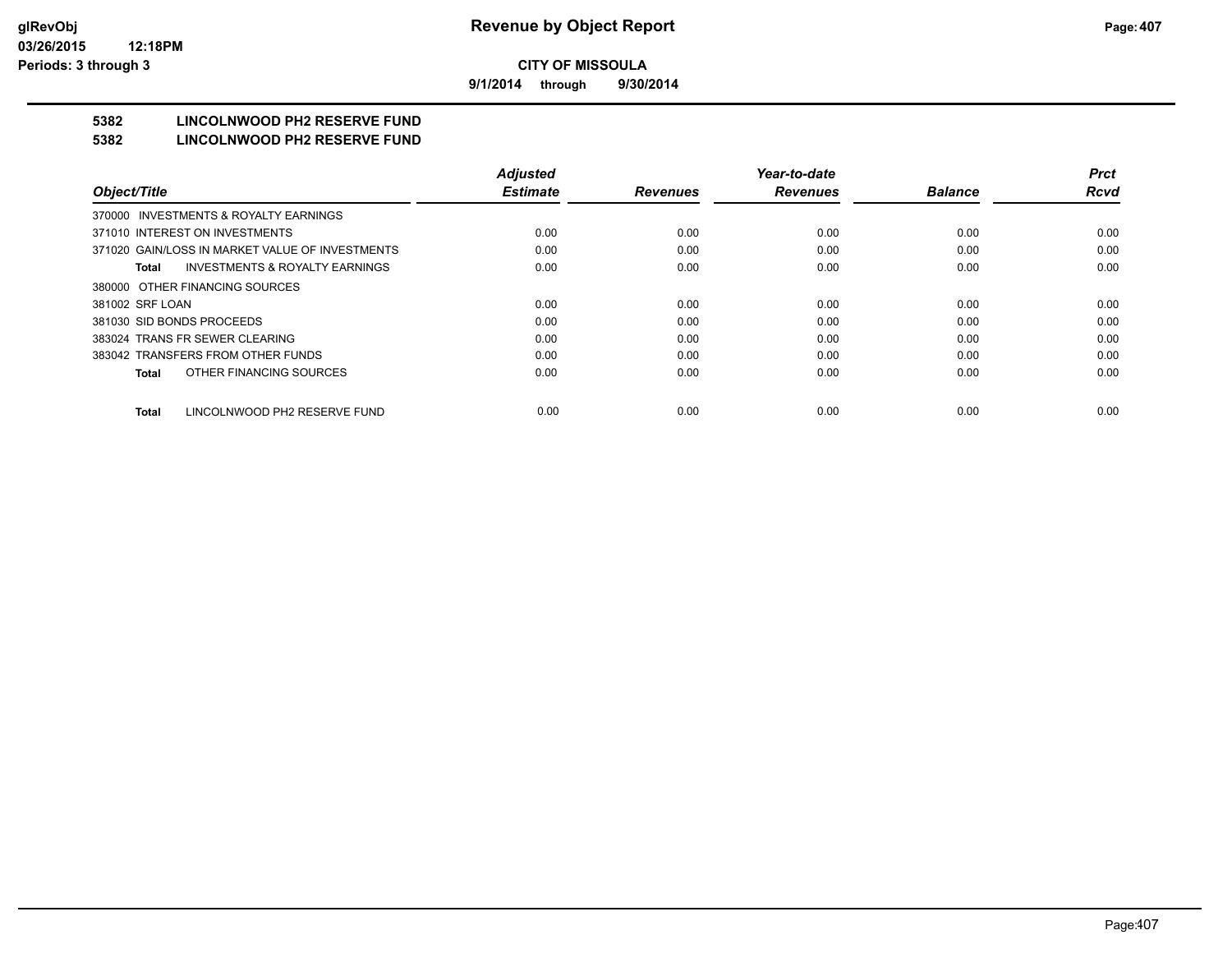**CITY OF MISSOULA**

**9/1/2014 through 9/30/2014**

## 5382 LINCOLNWOOD PH2 RESERVE FUND
## 5382 LINCOLNWOOD PH2 RESERVE FUND

| Object/Title | Adjusted Estimate | Revenues | Year-to-date Revenues | Balance | Prct Rcvd |
|---|---|---|---|---|---|
| 370000 INVESTMENTS & ROYALTY EARNINGS | | | | | |
| 371010 INTEREST ON INVESTMENTS | 0.00 | 0.00 | 0.00 | 0.00 | 0.00 |
| 371020 GAIN/LOSS IN MARKET VALUE OF INVESTMENTS | 0.00 | 0.00 | 0.00 | 0.00 | 0.00 |
| **Total** INVESTMENTS & ROYALTY EARNINGS | 0.00 | 0.00 | 0.00 | 0.00 | 0.00 |
| 380000 OTHER FINANCING SOURCES | | | | | |
| 381002 SRF LOAN | 0.00 | 0.00 | 0.00 | 0.00 | 0.00 |
| 381030 SID BONDS PROCEEDS | 0.00 | 0.00 | 0.00 | 0.00 | 0.00 |
| 383024 TRANS FR SEWER CLEARING | 0.00 | 0.00 | 0.00 | 0.00 | 0.00 |
| 383042 TRANSFERS FROM OTHER FUNDS | 0.00 | 0.00 | 0.00 | 0.00 | 0.00 |
| **Total** OTHER FINANCING SOURCES | 0.00 | 0.00 | 0.00 | 0.00 | 0.00 |
| **Total** LINCOLNWOOD PH2 RESERVE FUND | 0.00 | 0.00 | 0.00 | 0.00 | 0.00 |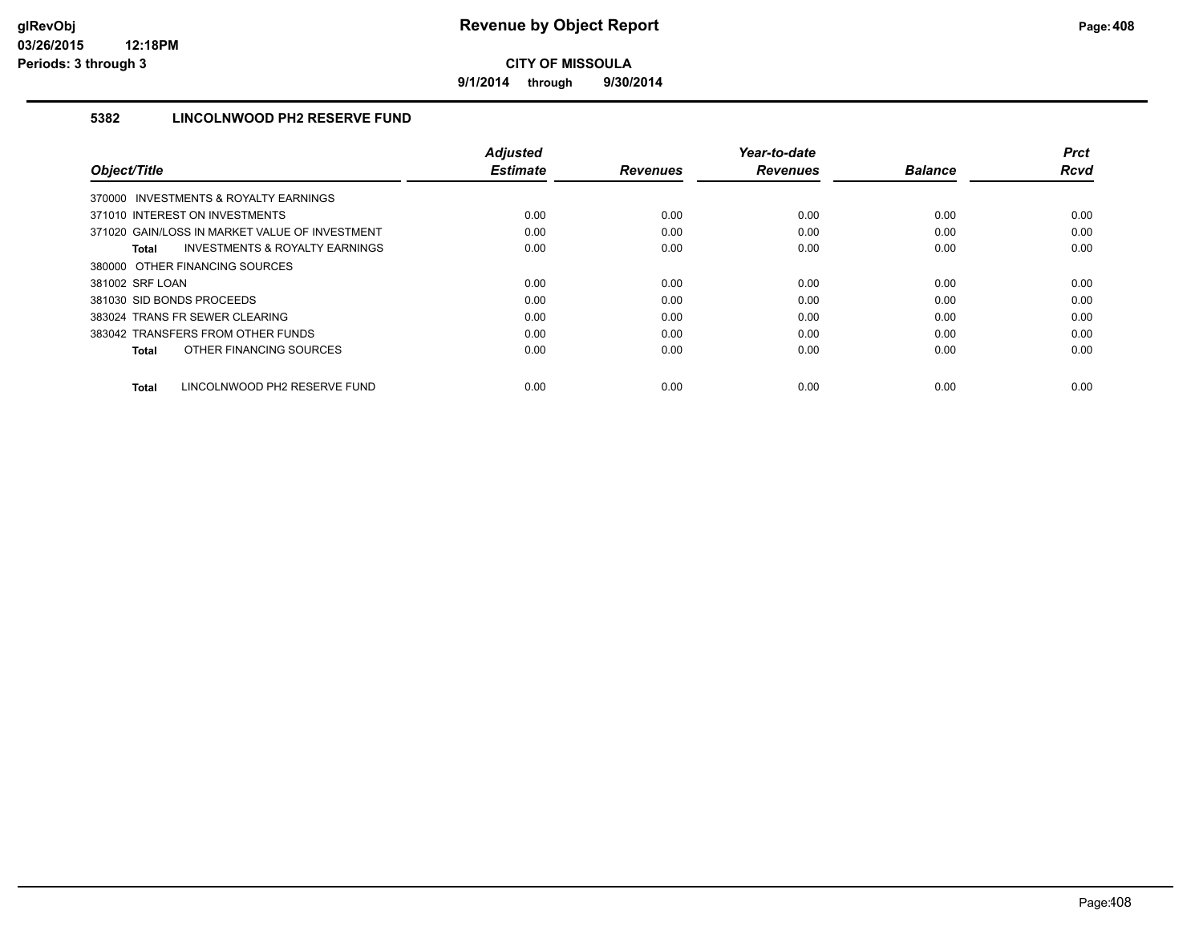**CITY OF MISSOULA**

**9/1/2014 through 9/30/2014**

### 5382 LINCOLNWOOD PH2 RESERVE FUND

| Object/Title | Adjusted Estimate | Revenues | Year-to-date Revenues | Balance | Prct Rcvd |
|---|---|---|---|---|---|
| 370000 INVESTMENTS & ROYALTY EARNINGS | | | | | |
| 371010 INTEREST ON INVESTMENTS | 0.00 | 0.00 | 0.00 | 0.00 | 0.00 |
| 371020 GAIN/LOSS IN MARKET VALUE OF INVESTMENT | 0.00 | 0.00 | 0.00 | 0.00 | 0.00 |
| **Total** INVESTMENTS & ROYALTY EARNINGS | 0.00 | 0.00 | 0.00 | 0.00 | 0.00 |
| 380000 OTHER FINANCING SOURCES | | | | | |
| 381002 SRF LOAN | 0.00 | 0.00 | 0.00 | 0.00 | 0.00 |
| 381030 SID BONDS PROCEEDS | 0.00 | 0.00 | 0.00 | 0.00 | 0.00 |
| 383024 TRANS FR SEWER CLEARING | 0.00 | 0.00 | 0.00 | 0.00 | 0.00 |
| 383042 TRANSFERS FROM OTHER FUNDS | 0.00 | 0.00 | 0.00 | 0.00 | 0.00 |
| **Total** OTHER FINANCING SOURCES | 0.00 | 0.00 | 0.00 | 0.00 | 0.00 |
| **Total** LINCOLNWOOD PH2 RESERVE FUND | 0.00 | 0.00 | 0.00 | 0.00 | 0.00 |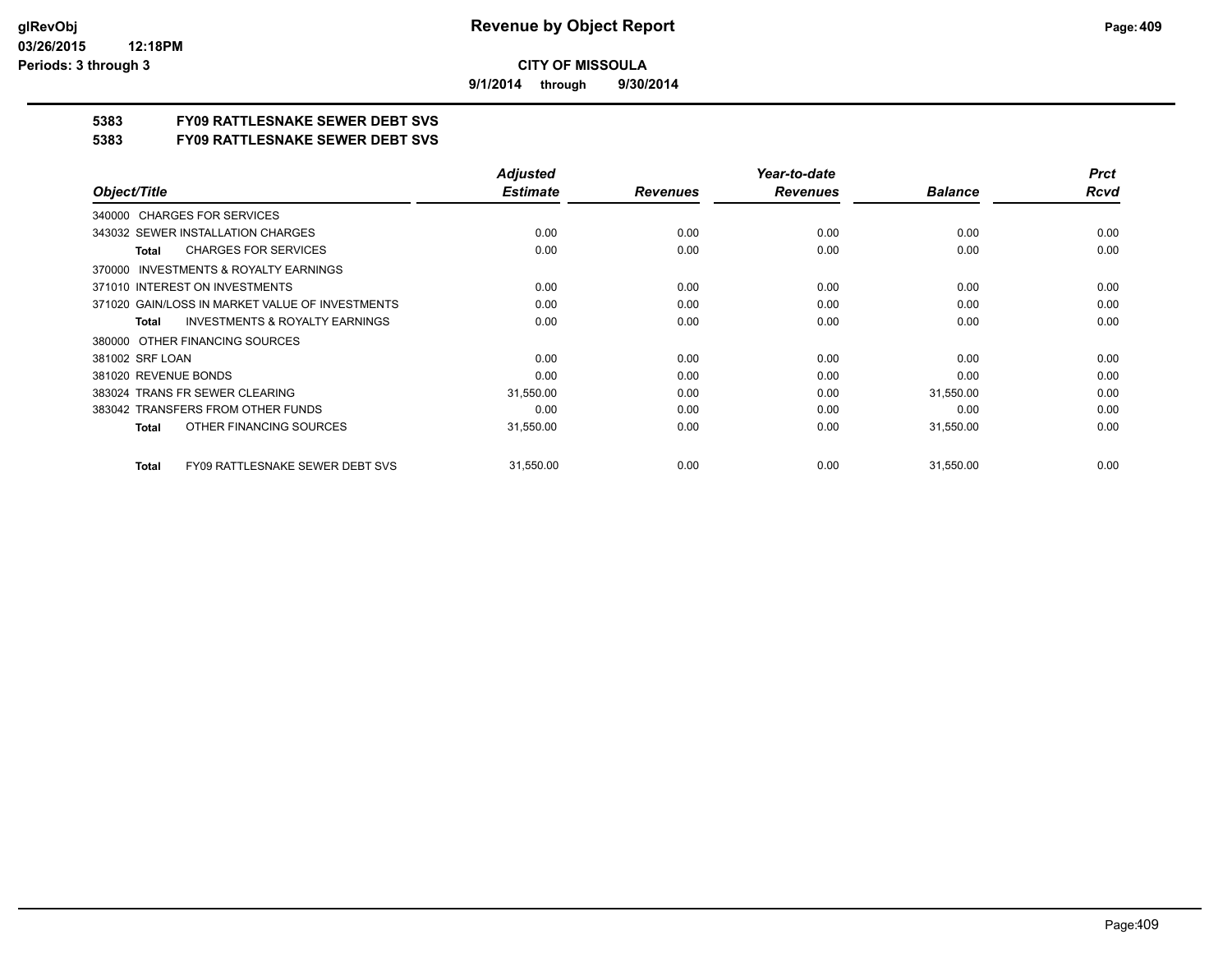**CITY OF MISSOULA**

**9/1/2014 through 9/30/2014**

**5383 FY09 RATTLESNAKE SEWER DEBT SVS**

**5383 FY09 RATTLESNAKE SEWER DEBT SVS**

| *Object/Title* | *Adjusted Estimate* | *Revenues* | *Year-to-date Revenues* | *Balance* | *Prct Rcvd* |
|---|---|---|---|---|---|
| 340000 CHARGES FOR SERVICES | | | | | |
| 343032 SEWER INSTALLATION CHARGES | 0.00 | 0.00 | 0.00 | 0.00 | 0.00 |
| **Total** CHARGES FOR SERVICES | 0.00 | 0.00 | 0.00 | 0.00 | 0.00 |
| 370000 INVESTMENTS & ROYALTY EARNINGS | | | | | |
| 371010 INTEREST ON INVESTMENTS | 0.00 | 0.00 | 0.00 | 0.00 | 0.00 |
| 371020 GAIN/LOSS IN MARKET VALUE OF INVESTMENTS | 0.00 | 0.00 | 0.00 | 0.00 | 0.00 |
| **Total** INVESTMENTS & ROYALTY EARNINGS | 0.00 | 0.00 | 0.00 | 0.00 | 0.00 |
| 380000 OTHER FINANCING SOURCES | | | | | |
| 381002 SRF LOAN | 0.00 | 0.00 | 0.00 | 0.00 | 0.00 |
| 381020 REVENUE BONDS | 0.00 | 0.00 | 0.00 | 0.00 | 0.00 |
| 383024 TRANS FR SEWER CLEARING | 31,550.00 | 0.00 | 0.00 | 31,550.00 | 0.00 |
| 383042 TRANSFERS FROM OTHER FUNDS | 0.00 | 0.00 | 0.00 | 0.00 | 0.00 |
| **Total** OTHER FINANCING SOURCES | 31,550.00 | 0.00 | 0.00 | 31,550.00 | 0.00 |
| **Total** FY09 RATTLESNAKE SEWER DEBT SVS | 31,550.00 | 0.00 | 0.00 | 31,550.00 | 0.00 |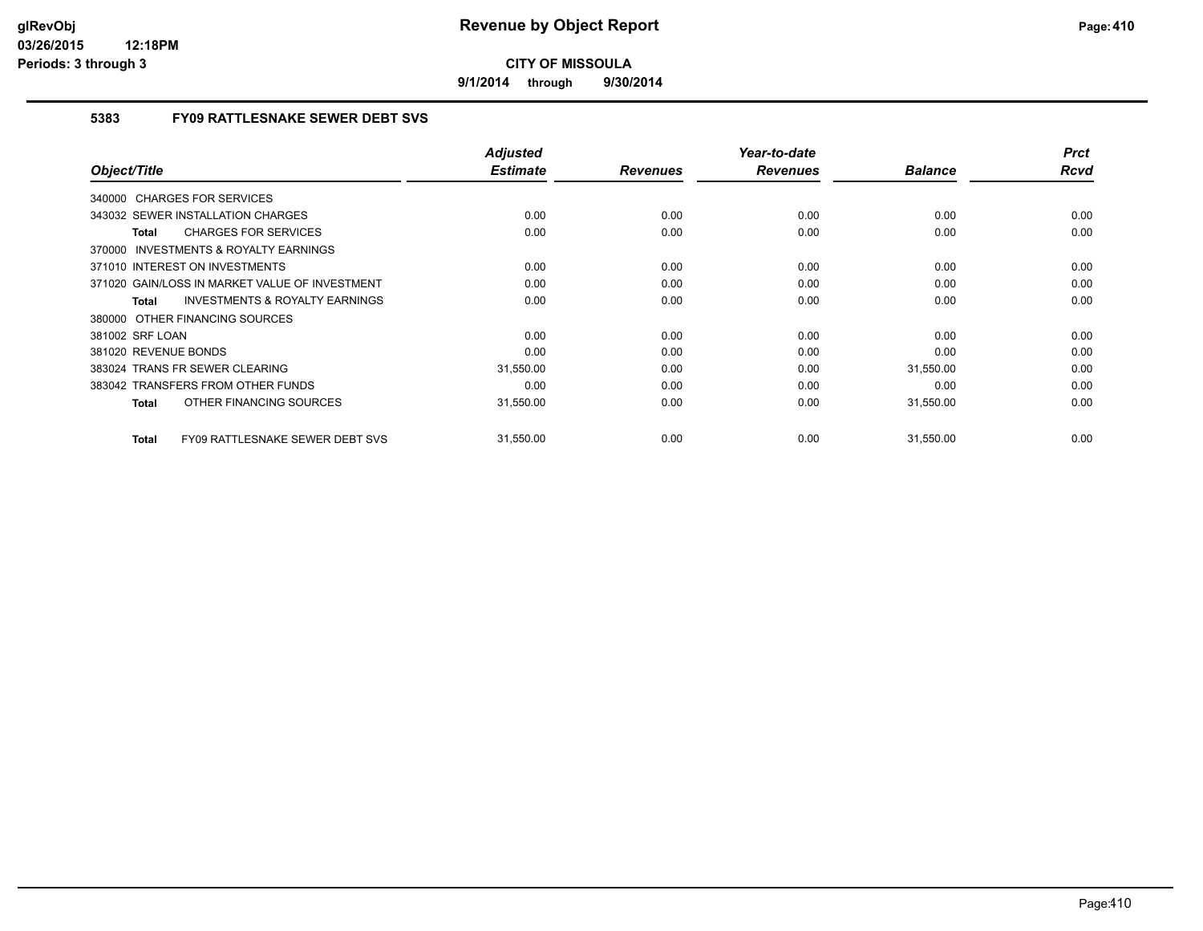**CITY OF MISSOULA**

**9/1/2014 through 9/30/2014**

### 5383 FY09 RATTLESNAKE SEWER DEBT SVS

| Object/Title | Adjusted Estimate | Revenues | Year-to-date Revenues | Balance | Prct Rcvd |
|---|---|---|---|---|---|
| 340000 CHARGES FOR SERVICES | | | | | |
| 343032 SEWER INSTALLATION CHARGES | 0.00 | 0.00 | 0.00 | 0.00 | 0.00 |
| **Total** CHARGES FOR SERVICES | 0.00 | 0.00 | 0.00 | 0.00 | 0.00 |
| 370000 INVESTMENTS & ROYALTY EARNINGS | | | | | |
| 371010 INTEREST ON INVESTMENTS | 0.00 | 0.00 | 0.00 | 0.00 | 0.00 |
| 371020 GAIN/LOSS IN MARKET VALUE OF INVESTMENT | 0.00 | 0.00 | 0.00 | 0.00 | 0.00 |
| **Total** INVESTMENTS & ROYALTY EARNINGS | 0.00 | 0.00 | 0.00 | 0.00 | 0.00 |
| 380000 OTHER FINANCING SOURCES | | | | | |
| 381002 SRF LOAN | 0.00 | 0.00 | 0.00 | 0.00 | 0.00 |
| 381020 REVENUE BONDS | 0.00 | 0.00 | 0.00 | 0.00 | 0.00 |
| 383024 TRANS FR SEWER CLEARING | 31,550.00 | 0.00 | 0.00 | 31,550.00 | 0.00 |
| 383042 TRANSFERS FROM OTHER FUNDS | 0.00 | 0.00 | 0.00 | 0.00 | 0.00 |
| **Total** OTHER FINANCING SOURCES | 31,550.00 | 0.00 | 0.00 | 31,550.00 | 0.00 |
| **Total** FY09 RATTLESNAKE SEWER DEBT SVS | 31,550.00 | 0.00 | 0.00 | 31,550.00 | 0.00 |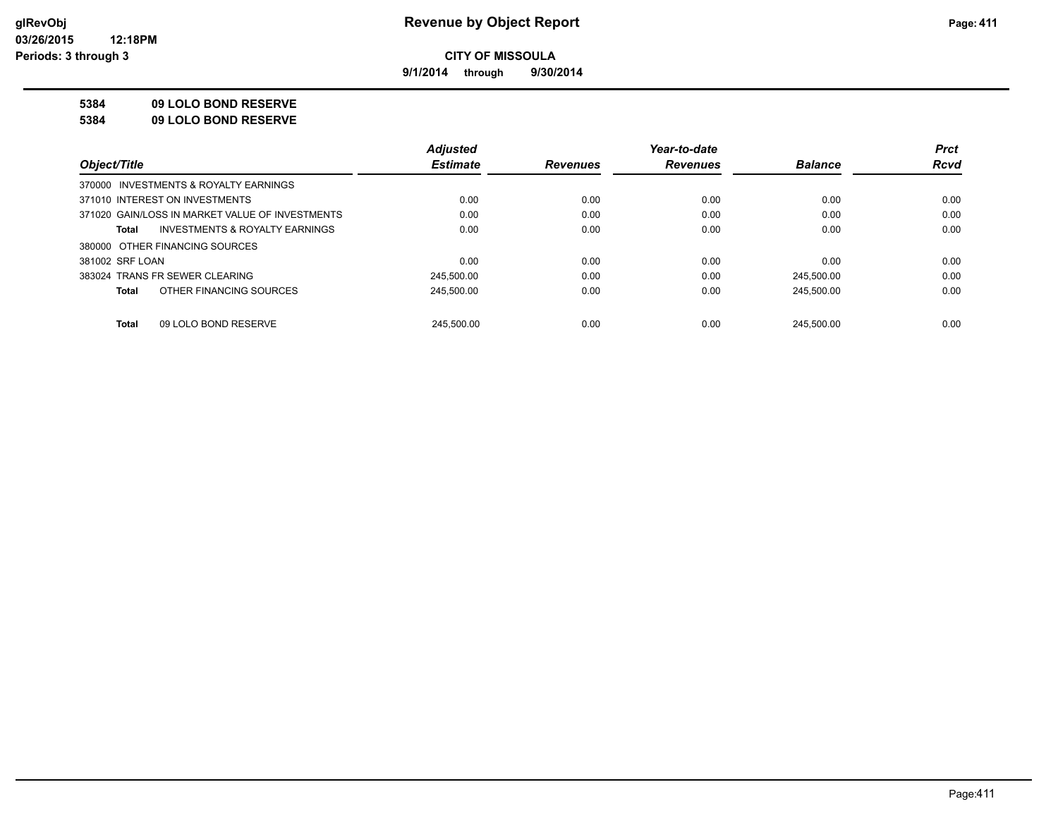**glRevObj**
**03/26/2015 12:18PM**
**Periods: 3 through 3**

# Revenue by Object Report

**CITY OF MISSOULA**

**9/1/2014 through 9/30/2014**

**5384 09 LOLO BOND RESERVE**

**5384 09 LOLO BOND RESERVE**

| Object/Title | Adjusted Estimate | Revenues | Year-to-date Revenues | Balance | Prct Rcvd |
|---|---|---|---|---|---|
| 370000 INVESTMENTS & ROYALTY EARNINGS | | | | | |
| 371010 INTEREST ON INVESTMENTS | 0.00 | 0.00 | 0.00 | 0.00 | 0.00 |
| 371020 GAIN/LOSS IN MARKET VALUE OF INVESTMENTS | 0.00 | 0.00 | 0.00 | 0.00 | 0.00 |
| **Total** INVESTMENTS & ROYALTY EARNINGS | 0.00 | 0.00 | 0.00 | 0.00 | 0.00 |
| 380000 OTHER FINANCING SOURCES | | | | | |
| 381002 SRF LOAN | 0.00 | 0.00 | 0.00 | 0.00 | 0.00 |
| 383024 TRANS FR SEWER CLEARING | 245,500.00 | 0.00 | 0.00 | 245,500.00 | 0.00 |
| **Total** OTHER FINANCING SOURCES | 245,500.00 | 0.00 | 0.00 | 245,500.00 | 0.00 |
| **Total** 09 LOLO BOND RESERVE | 245,500.00 | 0.00 | 0.00 | 245,500.00 | 0.00 |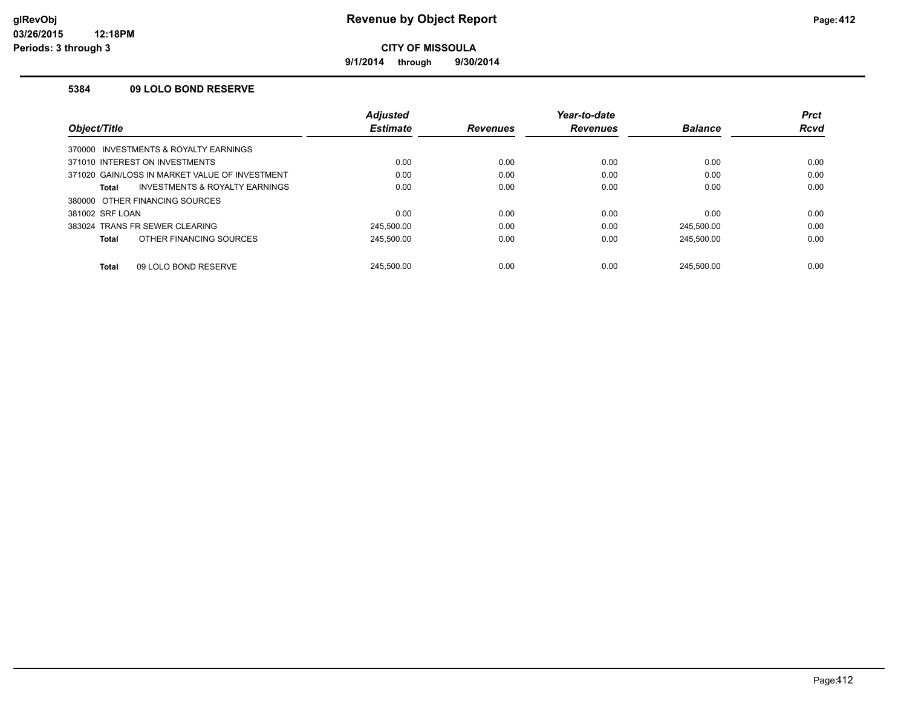**Revenue by Object Report**

**CITY OF MISSOULA**

**9/1/2014 through 9/30/2014**

### 5384 09 LOLO BOND RESERVE

| Object/Title | | Adjusted Estimate | Revenues | Year-to-date Revenues | Balance | Prct Rcvd |
|---|---|---|---|---|---|---|
| 370000 INVESTMENTS & ROYALTY EARNINGS | | | | | | |
| 371010 INTEREST ON INVESTMENTS | | 0.00 | 0.00 | 0.00 | 0.00 | 0.00 |
| 371020 GAIN/LOSS IN MARKET VALUE OF INVESTMENT | | 0.00 | 0.00 | 0.00 | 0.00 | 0.00 |
| **Total** | INVESTMENTS & ROYALTY EARNINGS | 0.00 | 0.00 | 0.00 | 0.00 | 0.00 |
| 380000 OTHER FINANCING SOURCES | | | | | | |
| 381002 SRF LOAN | | 0.00 | 0.00 | 0.00 | 0.00 | 0.00 |
| 383024 TRANS FR SEWER CLEARING | | 245,500.00 | 0.00 | 0.00 | 245,500.00 | 0.00 |
| **Total** | OTHER FINANCING SOURCES | 245,500.00 | 0.00 | 0.00 | 245,500.00 | 0.00 |
| **Total** | 09 LOLO BOND RESERVE | 245,500.00 | 0.00 | 0.00 | 245,500.00 | 0.00 |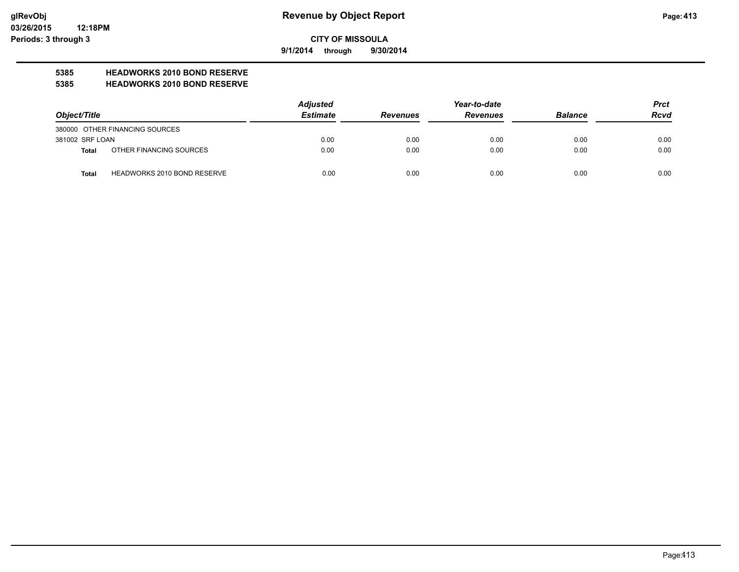**CITY OF MISSOULA**

**9/1/2014 through 9/30/2014**

## 5385 HEADWORKS 2010 BOND RESERVE
## 5385 HEADWORKS 2010 BOND RESERVE

| Object/Title | | Adjusted Estimate | Revenues | Year-to-date Revenues | Balance | Prct Rcvd |
|---|---|---|---|---|---|---|
| 380000 OTHER FINANCING SOURCES | | | | | | |
| 381002 SRF LOAN | | 0.00 | 0.00 | 0.00 | 0.00 | 0.00 |
| **Total** | OTHER FINANCING SOURCES | 0.00 | 0.00 | 0.00 | 0.00 | 0.00 |
| **Total** | HEADWORKS 2010 BOND RESERVE | 0.00 | 0.00 | 0.00 | 0.00 | 0.00 |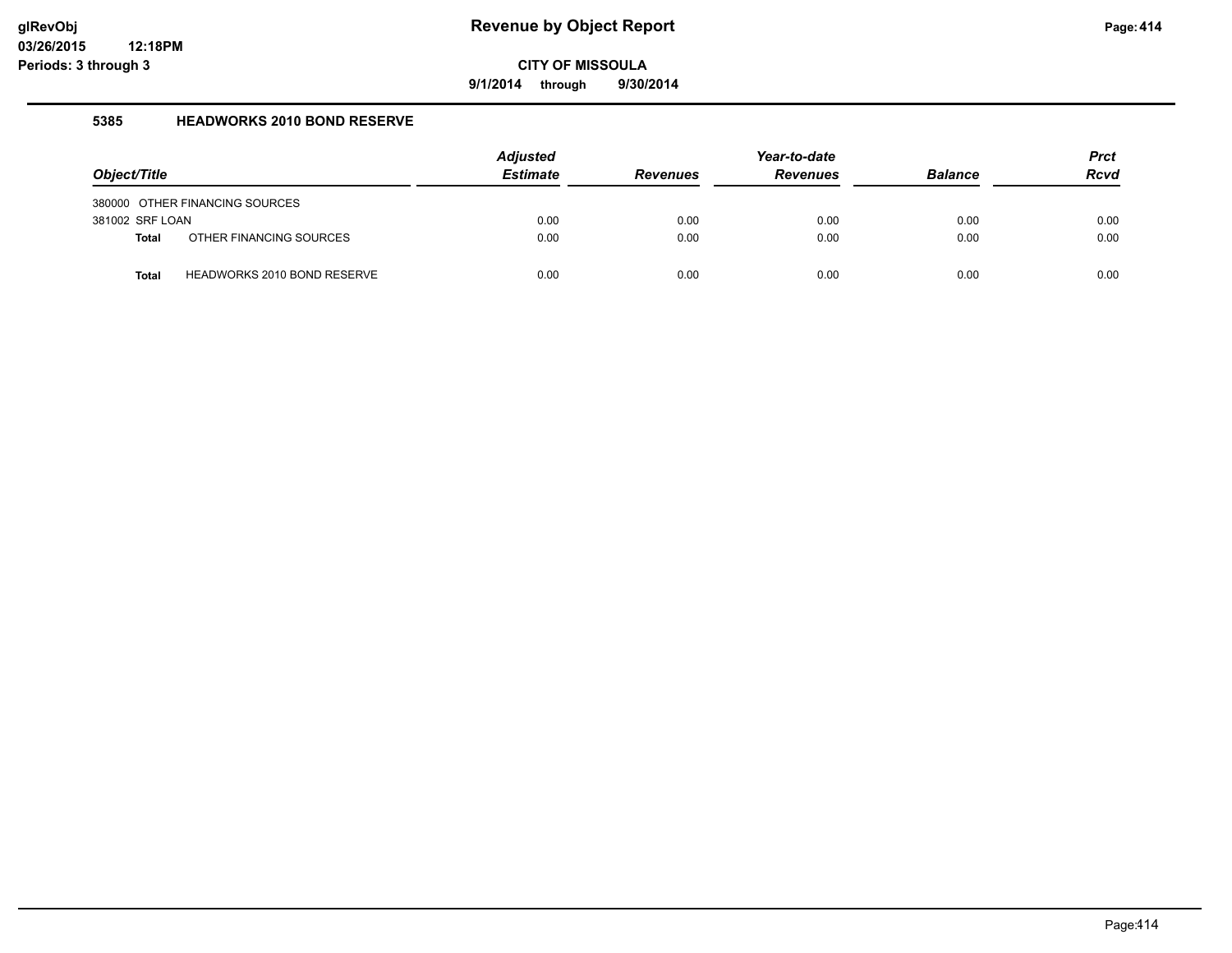# Revenue by Object Report

**CITY OF MISSOULA**

**9/1/2014 through 9/30/2014**

### 5385 HEADWORKS 2010 BOND RESERVE

| Object/Title | | Adjusted Estimate | Revenues | Year-to-date Revenues | Balance | Prct Rcvd |
|---|---|---|---|---|---|---|
| 380000 OTHER FINANCING SOURCES | | | | | | |
| 381002 SRF LOAN | | 0.00 | 0.00 | 0.00 | 0.00 | 0.00 |
| **Total** | OTHER FINANCING SOURCES | 0.00 | 0.00 | 0.00 | 0.00 | 0.00 |
| **Total** | HEADWORKS 2010 BOND RESERVE | 0.00 | 0.00 | 0.00 | 0.00 | 0.00 |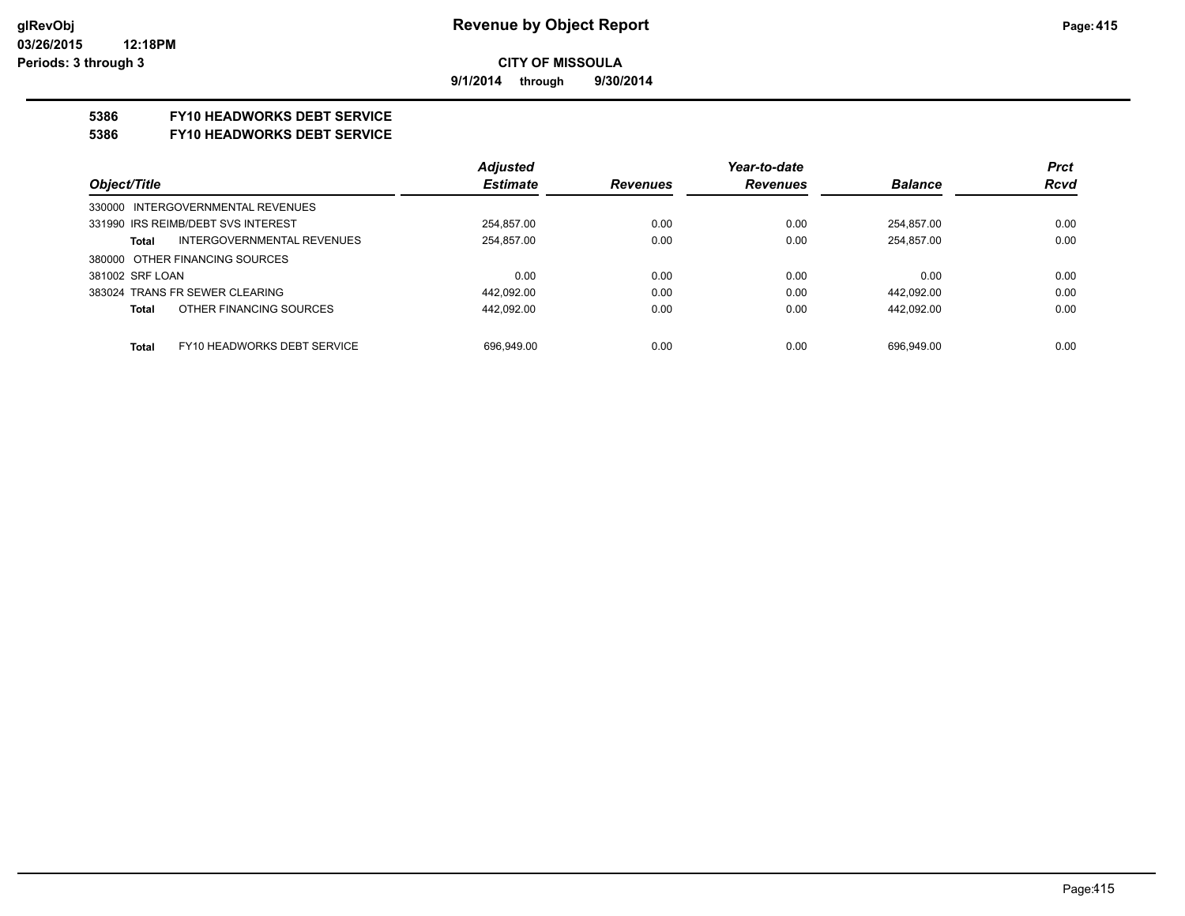**Revenue by Object Report**

**CITY OF MISSOULA**

**9/1/2014 through 9/30/2014**

glRevObj
03/26/2015 12:18PM
Periods: 3 through 3

**5386 FY10 HEADWORKS DEBT SERVICE**
**5386 FY10 HEADWORKS DEBT SERVICE**

| Object/Title | Adjusted Estimate | Revenues | Year-to-date Revenues | Balance | Prct Rcvd |
|---|---|---|---|---|---|
| 330000 INTERGOVERNMENTAL REVENUES | | | | | |
| 331990 IRS REIMB/DEBT SVS INTEREST | 254,857.00 | 0.00 | 0.00 | 254,857.00 | 0.00 |
| **Total** INTERGOVERNMENTAL REVENUES | 254,857.00 | 0.00 | 0.00 | 254,857.00 | 0.00 |
| 380000 OTHER FINANCING SOURCES | | | | | |
| 381002 SRF LOAN | 0.00 | 0.00 | 0.00 | 0.00 | 0.00 |
| 383024 TRANS FR SEWER CLEARING | 442,092.00 | 0.00 | 0.00 | 442,092.00 | 0.00 |
| **Total** OTHER FINANCING SOURCES | 442,092.00 | 0.00 | 0.00 | 442,092.00 | 0.00 |
| **Total** FY10 HEADWORKS DEBT SERVICE | 696,949.00 | 0.00 | 0.00 | 696,949.00 | 0.00 |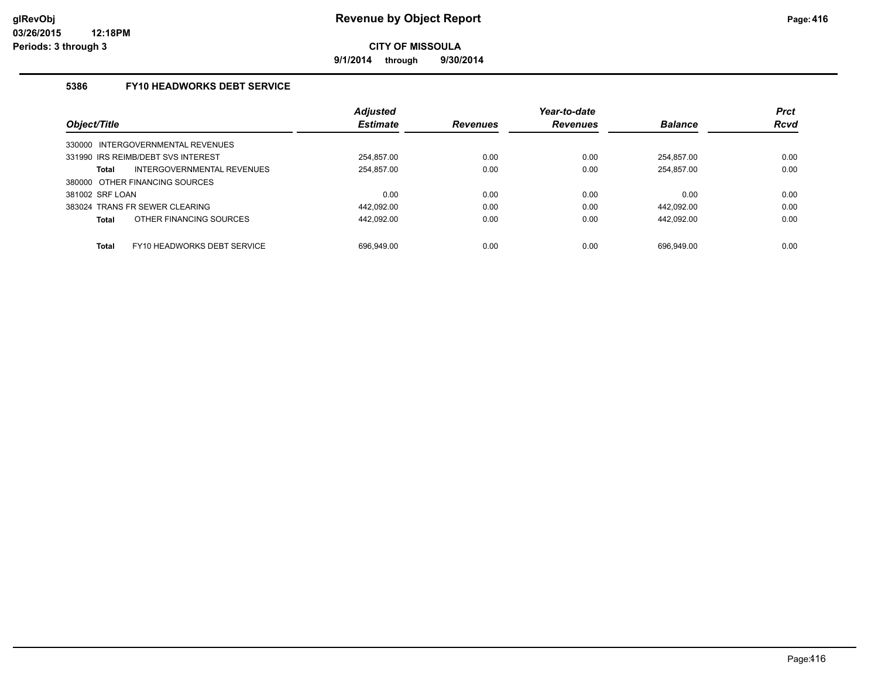# Revenue by Object Report

**CITY OF MISSOULA**

**9/1/2014 through 9/30/2014**

glRevObj
03/26/2015 12:18PM
Periods: 3 through 3

## 5386 FY10 HEADWORKS DEBT SERVICE

| Object/Title | Adjusted Estimate | Revenues | Year-to-date Revenues | Balance | Prct Rcvd |
|---|---|---|---|---|---|
| 330000 INTERGOVERNMENTAL REVENUES | | | | | |
| 331990 IRS REIMB/DEBT SVS INTEREST | 254,857.00 | 0.00 | 0.00 | 254,857.00 | 0.00 |
| **Total** INTERGOVERNMENTAL REVENUES | 254,857.00 | 0.00 | 0.00 | 254,857.00 | 0.00 |
| 380000 OTHER FINANCING SOURCES | | | | | |
| 381002 SRF LOAN | 0.00 | 0.00 | 0.00 | 0.00 | 0.00 |
| 383024 TRANS FR SEWER CLEARING | 442,092.00 | 0.00 | 0.00 | 442,092.00 | 0.00 |
| **Total** OTHER FINANCING SOURCES | 442,092.00 | 0.00 | 0.00 | 442,092.00 | 0.00 |
| **Total** FY10 HEADWORKS DEBT SERVICE | 696,949.00 | 0.00 | 0.00 | 696,949.00 | 0.00 |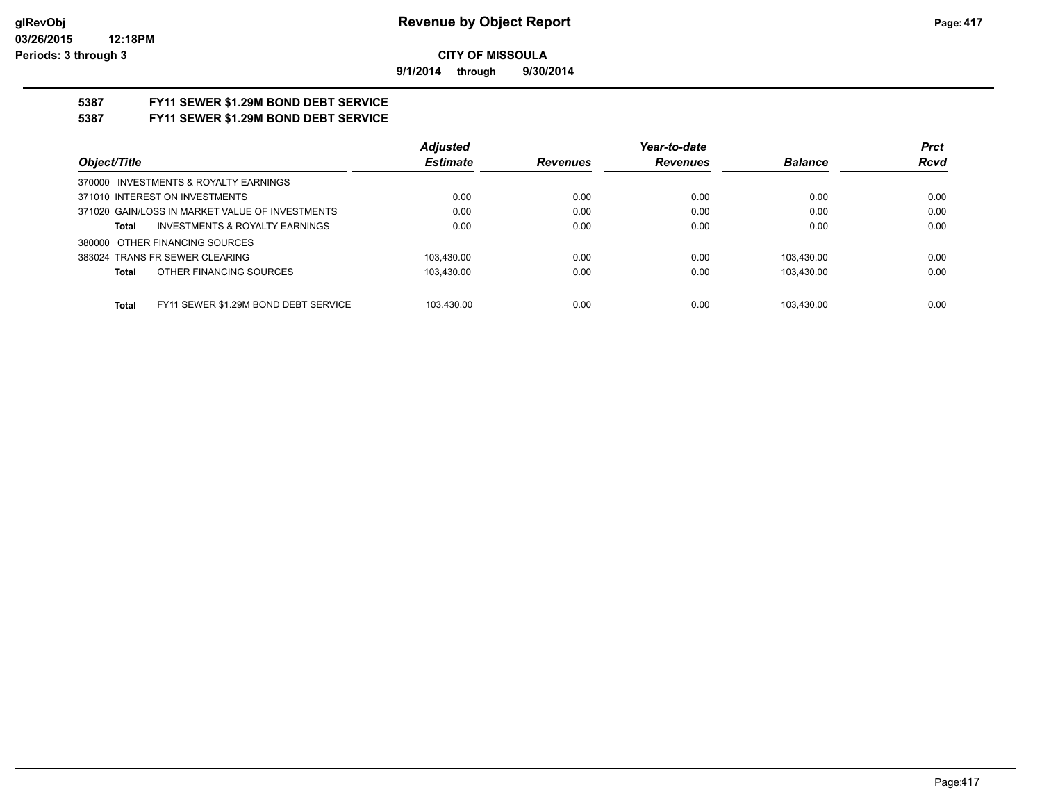**CITY OF MISSOULA**

**9/1/2014 through 9/30/2014**

## 5387 FY11 SEWER $1.29M BOND DEBT SERVICE

## 5387 FY11 SEWER $1.29M BOND DEBT SERVICE

| Object/Title | Adjusted Estimate | Revenues | Year-to-date Revenues | Balance | Prct Rcvd |
|---|---|---|---|---|---|
| 370000 INVESTMENTS & ROYALTY EARNINGS | | | | | |
| 371010 INTEREST ON INVESTMENTS | 0.00 | 0.00 | 0.00 | 0.00 | 0.00 |
| 371020 GAIN/LOSS IN MARKET VALUE OF INVESTMENTS | 0.00 | 0.00 | 0.00 | 0.00 | 0.00 |
| **Total** INVESTMENTS & ROYALTY EARNINGS | 0.00 | 0.00 | 0.00 | 0.00 | 0.00 |
| 380000 OTHER FINANCING SOURCES | | | | | |
| 383024 TRANS FR SEWER CLEARING | 103,430.00 | 0.00 | 0.00 | 103,430.00 | 0.00 |
| **Total** OTHER FINANCING SOURCES | 103,430.00 | 0.00 | 0.00 | 103,430.00 | 0.00 |
| **Total** FY11 SEWER $1.29M BOND DEBT SERVICE | 103,430.00 | 0.00 | 0.00 | 103,430.00 | 0.00 |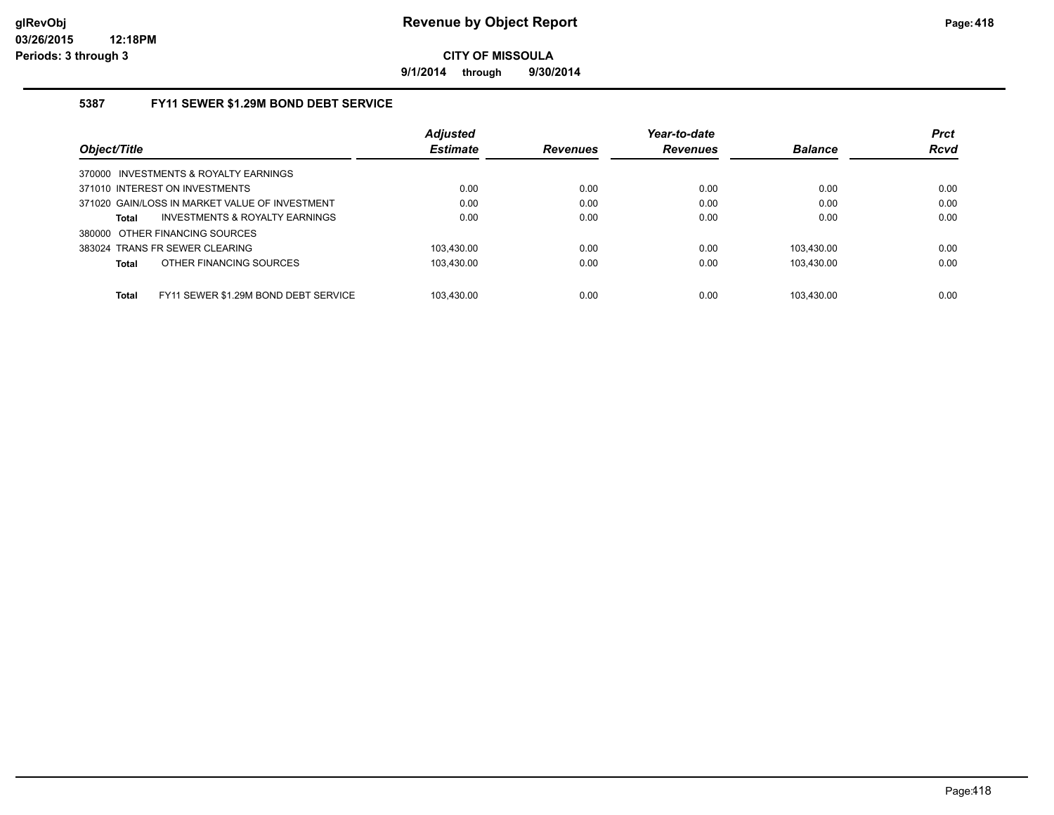**Revenue by Object Report**

**CITY OF MISSOULA**

**9/1/2014 through 9/30/2014**

### 5387 FY11 SEWER $1.29M BOND DEBT SERVICE

| Object/Title | | Adjusted Estimate | Revenues | Year-to-date Revenues | Balance | Prct Rcvd |
|---|---|---|---|---|---|---|
| 370000 INVESTMENTS & ROYALTY EARNINGS | | | | | | |
| 371010 INTEREST ON INVESTMENTS | | 0.00 | 0.00 | 0.00 | 0.00 | 0.00 |
| 371020 GAIN/LOSS IN MARKET VALUE OF INVESTMENT | | 0.00 | 0.00 | 0.00 | 0.00 | 0.00 |
| **Total** | INVESTMENTS & ROYALTY EARNINGS | 0.00 | 0.00 | 0.00 | 0.00 | 0.00 |
| 380000 OTHER FINANCING SOURCES | | | | | | |
| 383024 TRANS FR SEWER CLEARING | | 103,430.00 | 0.00 | 0.00 | 103,430.00 | 0.00 |
| **Total** | OTHER FINANCING SOURCES | 103,430.00 | 0.00 | 0.00 | 103,430.00 | 0.00 |
| **Total** | FY11 SEWER $1.29M BOND DEBT SERVICE | 103,430.00 | 0.00 | 0.00 | 103,430.00 | 0.00 |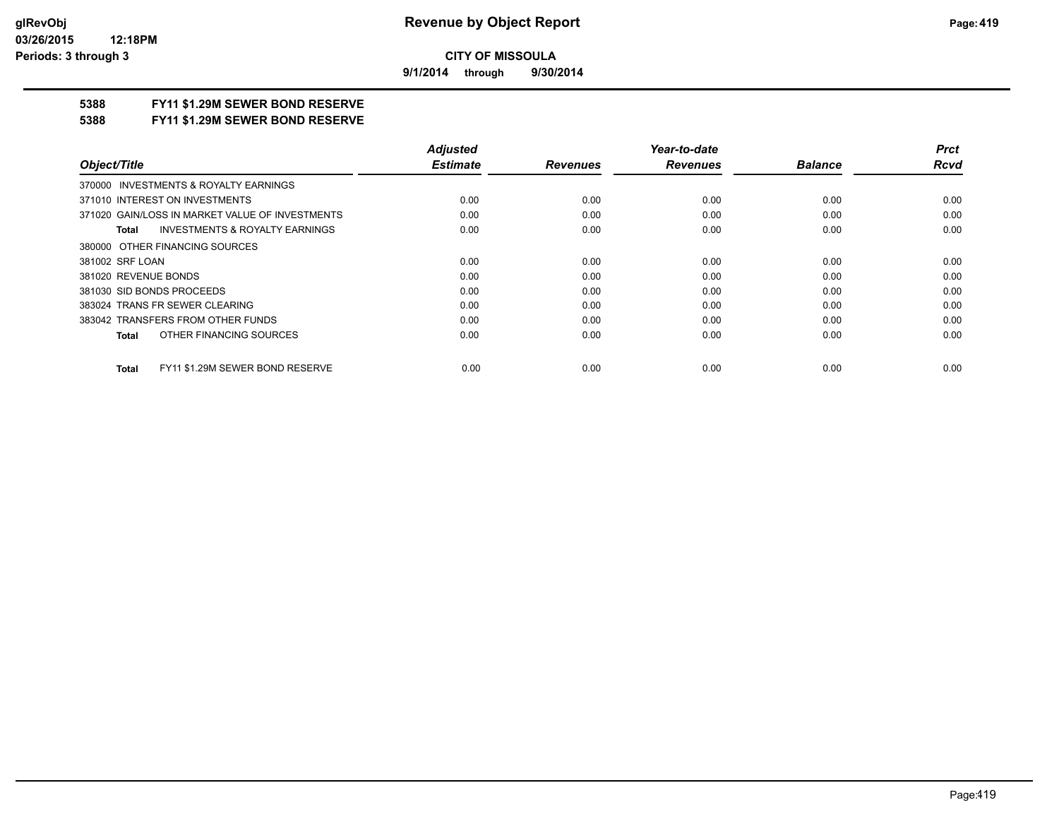**CITY OF MISSOULA**

**9/1/2014 through 9/30/2014**

**5388 FY11 $1.29M SEWER BOND RESERVE**

**5388 FY11 $1.29M SEWER BOND RESERVE**

| *Object/Title* | *Adjusted Estimate* | *Revenues* | *Year-to-date Revenues* | *Balance* | *Prct Rcvd* |
|---|---|---|---|---|---|
| 370000 INVESTMENTS & ROYALTY EARNINGS | | | | | |
| 371010 INTEREST ON INVESTMENTS | 0.00 | 0.00 | 0.00 | 0.00 | 0.00 |
| 371020 GAIN/LOSS IN MARKET VALUE OF INVESTMENTS | 0.00 | 0.00 | 0.00 | 0.00 | 0.00 |
| **Total** INVESTMENTS & ROYALTY EARNINGS | 0.00 | 0.00 | 0.00 | 0.00 | 0.00 |
| 380000 OTHER FINANCING SOURCES | | | | | |
| 381002 SRF LOAN | 0.00 | 0.00 | 0.00 | 0.00 | 0.00 |
| 381020 REVENUE BONDS | 0.00 | 0.00 | 0.00 | 0.00 | 0.00 |
| 381030 SID BONDS PROCEEDS | 0.00 | 0.00 | 0.00 | 0.00 | 0.00 |
| 383024 TRANS FR SEWER CLEARING | 0.00 | 0.00 | 0.00 | 0.00 | 0.00 |
| 383042 TRANSFERS FROM OTHER FUNDS | 0.00 | 0.00 | 0.00 | 0.00 | 0.00 |
| **Total** OTHER FINANCING SOURCES | 0.00 | 0.00 | 0.00 | 0.00 | 0.00 |
| **Total** FY11 $1.29M SEWER BOND RESERVE | 0.00 | 0.00 | 0.00 | 0.00 | 0.00 |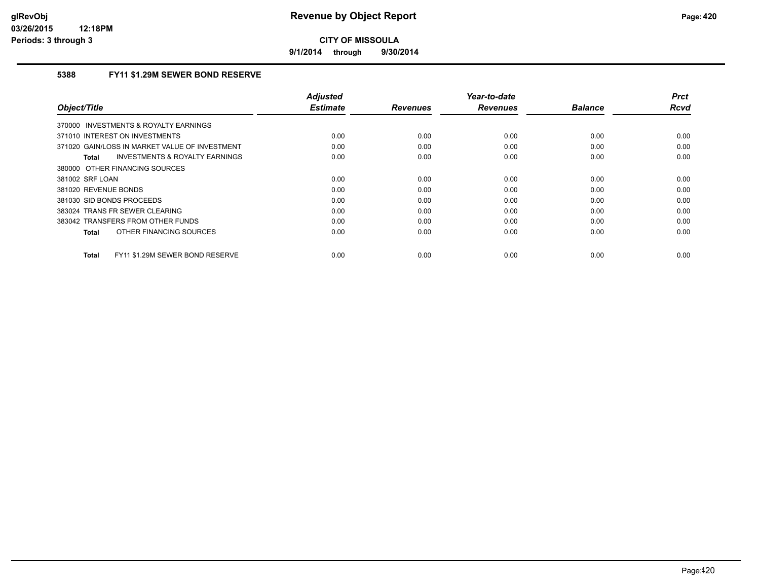**CITY OF MISSOULA**

**9/1/2014 through 9/30/2014**

### 5388 FY11 $1.29M SEWER BOND RESERVE

| Object/Title | Adjusted Estimate | Revenues | Year-to-date Revenues | Balance | Prct Rcvd |
|---|---|---|---|---|---|
| 370000 INVESTMENTS & ROYALTY EARNINGS | | | | | |
| 371010 INTEREST ON INVESTMENTS | 0.00 | 0.00 | 0.00 | 0.00 | 0.00 |
| 371020 GAIN/LOSS IN MARKET VALUE OF INVESTMENT | 0.00 | 0.00 | 0.00 | 0.00 | 0.00 |
| **Total** INVESTMENTS & ROYALTY EARNINGS | 0.00 | 0.00 | 0.00 | 0.00 | 0.00 |
| 380000 OTHER FINANCING SOURCES | | | | | |
| 381002 SRF LOAN | 0.00 | 0.00 | 0.00 | 0.00 | 0.00 |
| 381020 REVENUE BONDS | 0.00 | 0.00 | 0.00 | 0.00 | 0.00 |
| 381030 SID BONDS PROCEEDS | 0.00 | 0.00 | 0.00 | 0.00 | 0.00 |
| 383024 TRANS FR SEWER CLEARING | 0.00 | 0.00 | 0.00 | 0.00 | 0.00 |
| 383042 TRANSFERS FROM OTHER FUNDS | 0.00 | 0.00 | 0.00 | 0.00 | 0.00 |
| **Total** OTHER FINANCING SOURCES | 0.00 | 0.00 | 0.00 | 0.00 | 0.00 |
| **Total** FY11 $1.29M SEWER BOND RESERVE | 0.00 | 0.00 | 0.00 | 0.00 | 0.00 |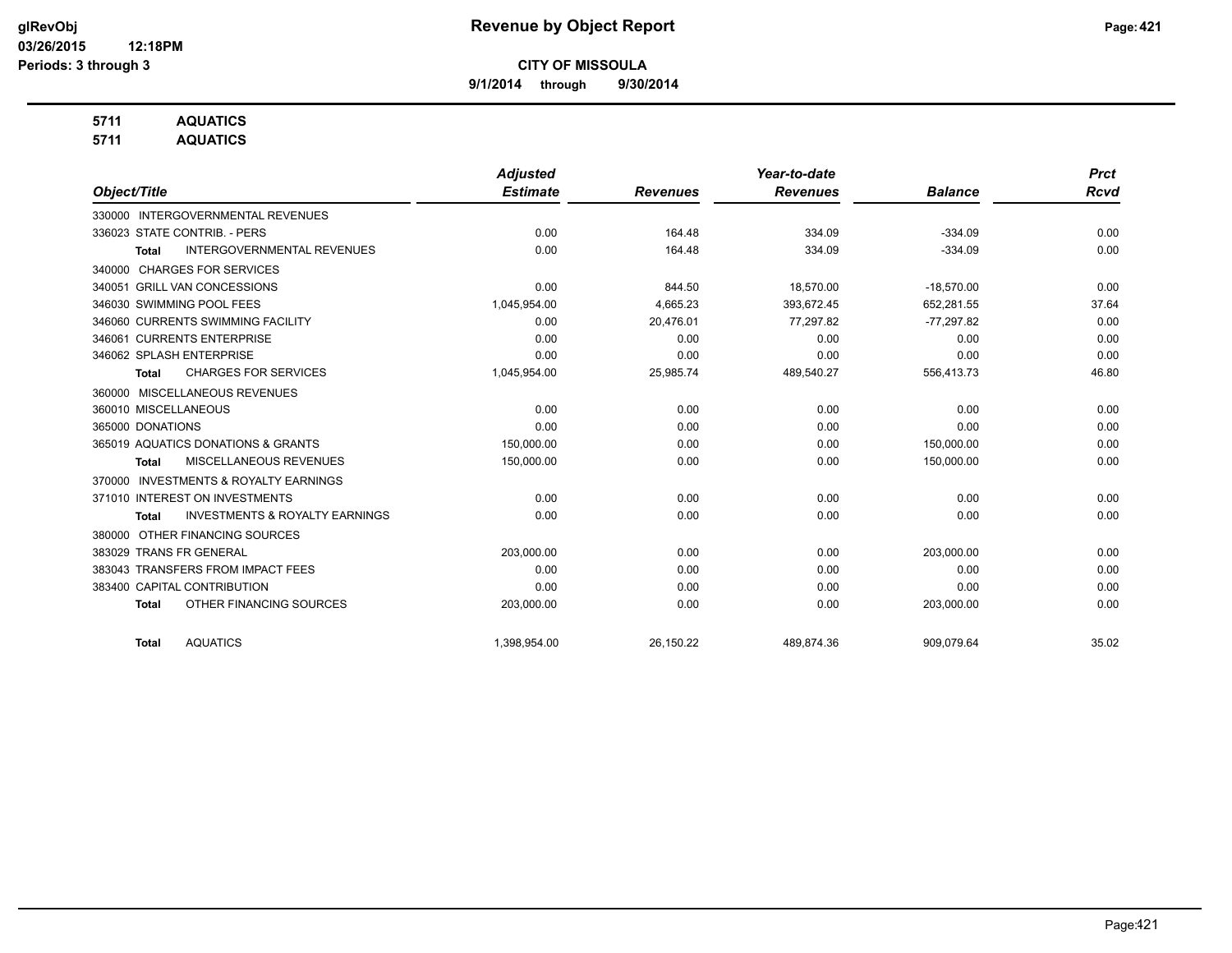**Revenue by Object Report**

**CITY OF MISSOULA**

**9/1/2014 through 9/30/2014**

glRevObj
03/26/2015 12:18PM
Periods: 3 through 3

**5711 AQUATICS**
**5711 AQUATICS**

| Object/Title | Adjusted Estimate | Revenues | Year-to-date Revenues | Balance | Prct Rcvd |
|---|---|---|---|---|---|
| 330000 INTERGOVERNMENTAL REVENUES | | | | | |
| 336023 STATE CONTRIB. - PERS | 0.00 | 164.48 | 334.09 | -334.09 | 0.00 |
| **Total** INTERGOVERNMENTAL REVENUES | 0.00 | 164.48 | 334.09 | -334.09 | 0.00 |
| 340000 CHARGES FOR SERVICES | | | | | |
| 340051 GRILL VAN CONCESSIONS | 0.00 | 844.50 | 18,570.00 | -18,570.00 | 0.00 |
| 346030 SWIMMING POOL FEES | 1,045,954.00 | 4,665.23 | 393,672.45 | 652,281.55 | 37.64 |
| 346060 CURRENTS SWIMMING FACILITY | 0.00 | 20,476.01 | 77,297.82 | -77,297.82 | 0.00 |
| 346061 CURRENTS ENTERPRISE | 0.00 | 0.00 | 0.00 | 0.00 | 0.00 |
| 346062 SPLASH ENTERPRISE | 0.00 | 0.00 | 0.00 | 0.00 | 0.00 |
| **Total** CHARGES FOR SERVICES | 1,045,954.00 | 25,985.74 | 489,540.27 | 556,413.73 | 46.80 |
| 360000 MISCELLANEOUS REVENUES | | | | | |
| 360010 MISCELLANEOUS | 0.00 | 0.00 | 0.00 | 0.00 | 0.00 |
| 365000 DONATIONS | 0.00 | 0.00 | 0.00 | 0.00 | 0.00 |
| 365019 AQUATICS DONATIONS & GRANTS | 150,000.00 | 0.00 | 0.00 | 150,000.00 | 0.00 |
| **Total** MISCELLANEOUS REVENUES | 150,000.00 | 0.00 | 0.00 | 150,000.00 | 0.00 |
| 370000 INVESTMENTS & ROYALTY EARNINGS | | | | | |
| 371010 INTEREST ON INVESTMENTS | 0.00 | 0.00 | 0.00 | 0.00 | 0.00 |
| **Total** INVESTMENTS & ROYALTY EARNINGS | 0.00 | 0.00 | 0.00 | 0.00 | 0.00 |
| 380000 OTHER FINANCING SOURCES | | | | | |
| 383029 TRANS FR GENERAL | 203,000.00 | 0.00 | 0.00 | 203,000.00 | 0.00 |
| 383043 TRANSFERS FROM IMPACT FEES | 0.00 | 0.00 | 0.00 | 0.00 | 0.00 |
| 383400 CAPITAL CONTRIBUTION | 0.00 | 0.00 | 0.00 | 0.00 | 0.00 |
| **Total** OTHER FINANCING SOURCES | 203,000.00 | 0.00 | 0.00 | 203,000.00 | 0.00 |
| **Total** AQUATICS | 1,398,954.00 | 26,150.22 | 489,874.36 | 909,079.64 | 35.02 |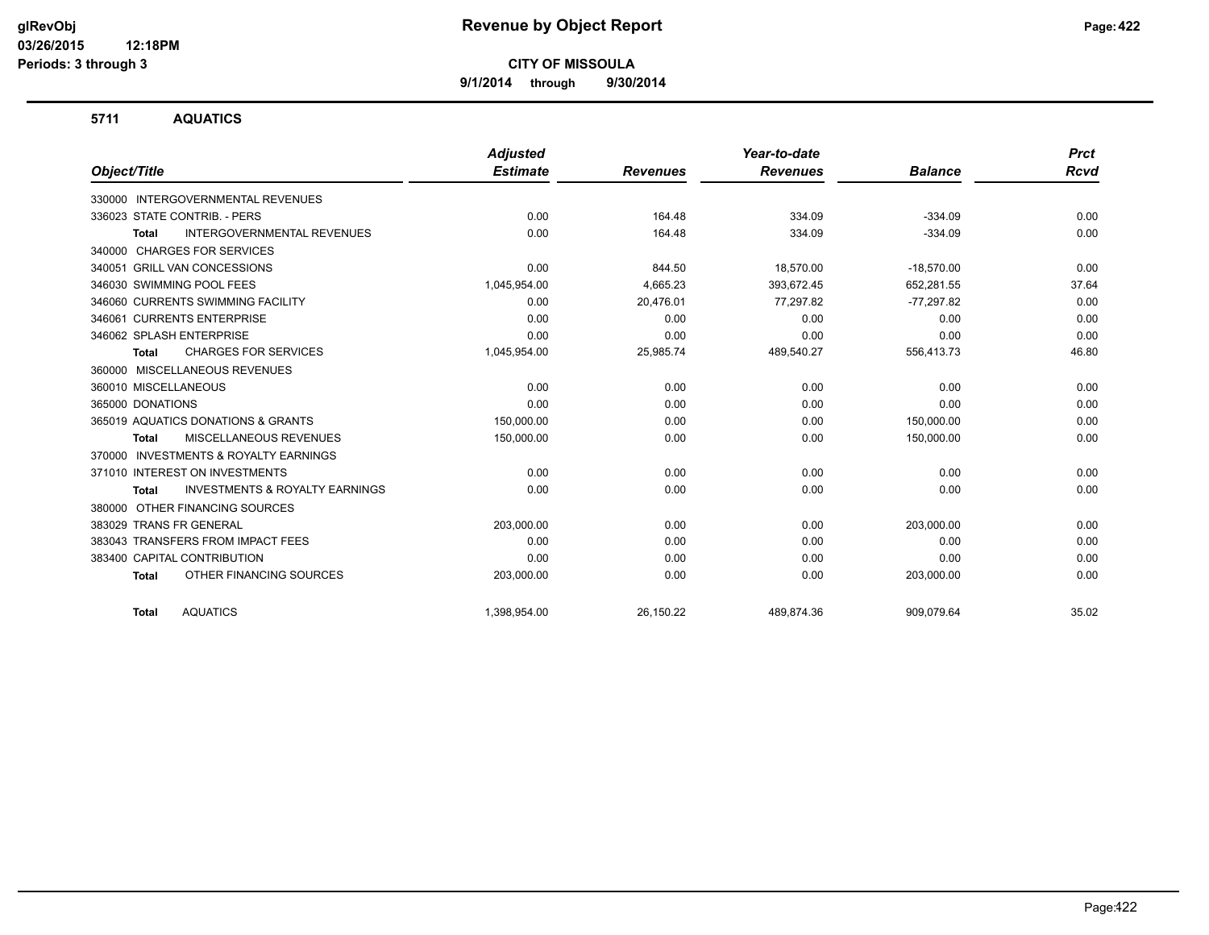# Revenue by Object Report

**CITY OF MISSOULA**

**9/1/2014 through 9/30/2014**

glRevObj
03/26/2015 12:18PM
Periods: 3 through 3

## 5711 AQUATICS

| Object/Title | Adjusted Estimate | Revenues | Year-to-date Revenues | Balance | Prct Rcvd |
|---|---|---|---|---|---|
| 330000 INTERGOVERNMENTAL REVENUES | | | | | |
| 336023 STATE CONTRIB. - PERS | 0.00 | 164.48 | 334.09 | -334.09 | 0.00 |
| **Total** INTERGOVERNMENTAL REVENUES | 0.00 | 164.48 | 334.09 | -334.09 | 0.00 |
| 340000 CHARGES FOR SERVICES | | | | | |
| 340051 GRILL VAN CONCESSIONS | 0.00 | 844.50 | 18,570.00 | -18,570.00 | 0.00 |
| 346030 SWIMMING POOL FEES | 1,045,954.00 | 4,665.23 | 393,672.45 | 652,281.55 | 37.64 |
| 346060 CURRENTS SWIMMING FACILITY | 0.00 | 20,476.01 | 77,297.82 | -77,297.82 | 0.00 |
| 346061 CURRENTS ENTERPRISE | 0.00 | 0.00 | 0.00 | 0.00 | 0.00 |
| 346062 SPLASH ENTERPRISE | 0.00 | 0.00 | 0.00 | 0.00 | 0.00 |
| **Total** CHARGES FOR SERVICES | 1,045,954.00 | 25,985.74 | 489,540.27 | 556,413.73 | 46.80 |
| 360000 MISCELLANEOUS REVENUES | | | | | |
| 360010 MISCELLANEOUS | 0.00 | 0.00 | 0.00 | 0.00 | 0.00 |
| 365000 DONATIONS | 0.00 | 0.00 | 0.00 | 0.00 | 0.00 |
| 365019 AQUATICS DONATIONS & GRANTS | 150,000.00 | 0.00 | 0.00 | 150,000.00 | 0.00 |
| **Total** MISCELLANEOUS REVENUES | 150,000.00 | 0.00 | 0.00 | 150,000.00 | 0.00 |
| 370000 INVESTMENTS & ROYALTY EARNINGS | | | | | |
| 371010 INTEREST ON INVESTMENTS | 0.00 | 0.00 | 0.00 | 0.00 | 0.00 |
| **Total** INVESTMENTS & ROYALTY EARNINGS | 0.00 | 0.00 | 0.00 | 0.00 | 0.00 |
| 380000 OTHER FINANCING SOURCES | | | | | |
| 383029 TRANS FR GENERAL | 203,000.00 | 0.00 | 0.00 | 203,000.00 | 0.00 |
| 383043 TRANSFERS FROM IMPACT FEES | 0.00 | 0.00 | 0.00 | 0.00 | 0.00 |
| 383400 CAPITAL CONTRIBUTION | 0.00 | 0.00 | 0.00 | 0.00 | 0.00 |
| **Total** OTHER FINANCING SOURCES | 203,000.00 | 0.00 | 0.00 | 203,000.00 | 0.00 |
| **Total** AQUATICS | 1,398,954.00 | 26,150.22 | 489,874.36 | 909,079.64 | 35.02 |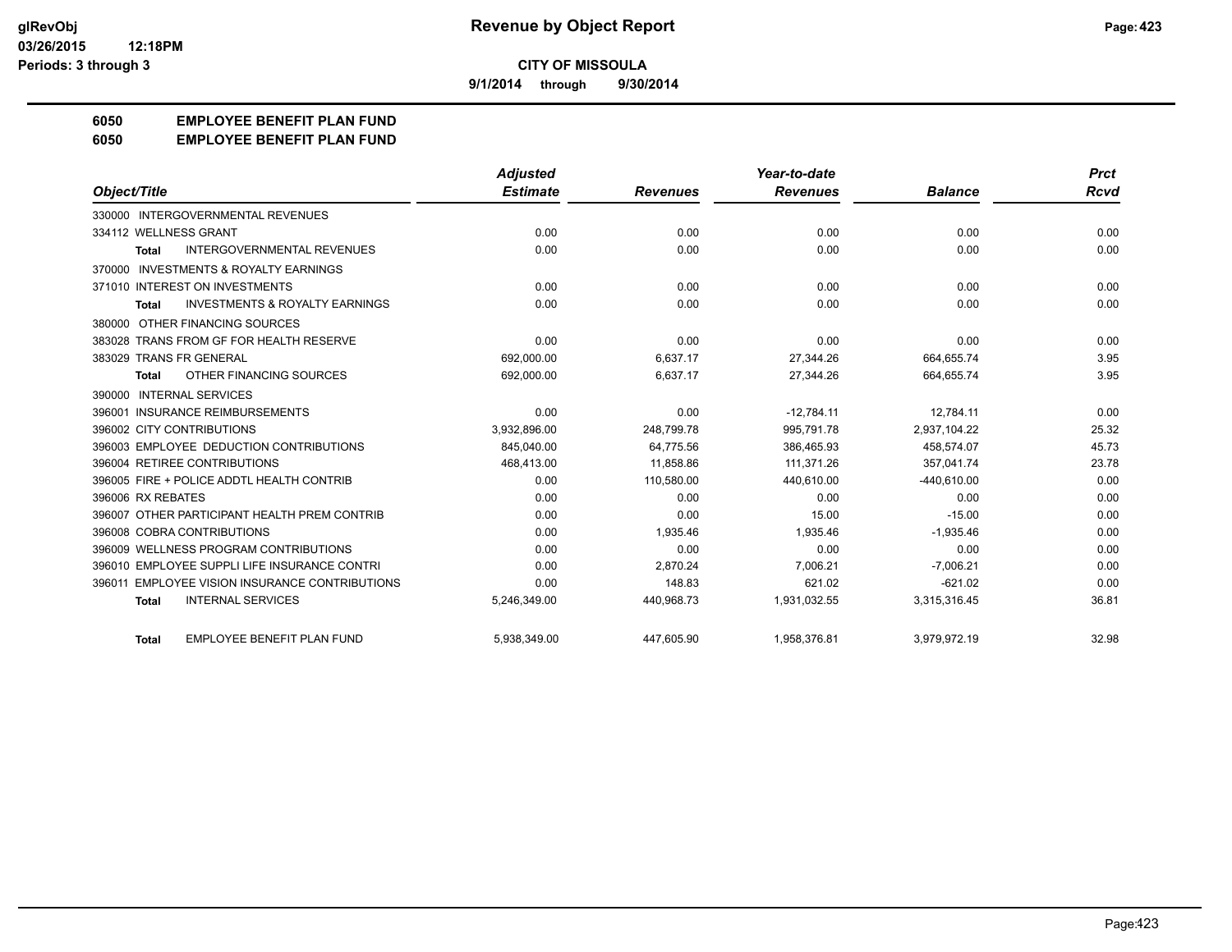# CITY OF MISSOULA

**9/1/2014 through 9/30/2014**

**Revenue by Object Report**

glRevObj
03/26/2015 12:18PM
Periods: 3 through 3

## 6050 EMPLOYEE BENEFIT PLAN FUND
## 6050 EMPLOYEE BENEFIT PLAN FUND

| Object/Title | Adjusted Estimate | Revenues | Year-to-date Revenues | Balance | Prct Rcvd |
|---|---|---|---|---|---|
| 330000 INTERGOVERNMENTAL REVENUES | | | | | |
| 334112 WELLNESS GRANT | 0.00 | 0.00 | 0.00 | 0.00 | 0.00 |
| **Total** INTERGOVERNMENTAL REVENUES | 0.00 | 0.00 | 0.00 | 0.00 | 0.00 |
| 370000 INVESTMENTS & ROYALTY EARNINGS | | | | | |
| 371010 INTEREST ON INVESTMENTS | 0.00 | 0.00 | 0.00 | 0.00 | 0.00 |
| **Total** INVESTMENTS & ROYALTY EARNINGS | 0.00 | 0.00 | 0.00 | 0.00 | 0.00 |
| 380000 OTHER FINANCING SOURCES | | | | | |
| 383028 TRANS FROM GF FOR HEALTH RESERVE | 0.00 | 0.00 | 0.00 | 0.00 | 0.00 |
| 383029 TRANS FR GENERAL | 692,000.00 | 6,637.17 | 27,344.26 | 664,655.74 | 3.95 |
| **Total** OTHER FINANCING SOURCES | 692,000.00 | 6,637.17 | 27,344.26 | 664,655.74 | 3.95 |
| 390000 INTERNAL SERVICES | | | | | |
| 396001 INSURANCE REIMBURSEMENTS | 0.00 | 0.00 | -12,784.11 | 12,784.11 | 0.00 |
| 396002 CITY CONTRIBUTIONS | 3,932,896.00 | 248,799.78 | 995,791.78 | 2,937,104.22 | 25.32 |
| 396003 EMPLOYEE DEDUCTION CONTRIBUTIONS | 845,040.00 | 64,775.56 | 386,465.93 | 458,574.07 | 45.73 |
| 396004 RETIREE CONTRIBUTIONS | 468,413.00 | 11,858.86 | 111,371.26 | 357,041.74 | 23.78 |
| 396005 FIRE + POLICE ADDTL HEALTH CONTRIB | 0.00 | 110,580.00 | 440,610.00 | -440,610.00 | 0.00 |
| 396006 RX REBATES | 0.00 | 0.00 | 0.00 | 0.00 | 0.00 |
| 396007 OTHER PARTICIPANT HEALTH PREM CONTRIB | 0.00 | 0.00 | 15.00 | -15.00 | 0.00 |
| 396008 COBRA CONTRIBUTIONS | 0.00 | 1,935.46 | 1,935.46 | -1,935.46 | 0.00 |
| 396009 WELLNESS PROGRAM CONTRIBUTIONS | 0.00 | 0.00 | 0.00 | 0.00 | 0.00 |
| 396010 EMPLOYEE SUPPLI LIFE INSURANCE CONTRI | 0.00 | 2,870.24 | 7,006.21 | -7,006.21 | 0.00 |
| 396011 EMPLOYEE VISION INSURANCE CONTRIBUTIONS | 0.00 | 148.83 | 621.02 | -621.02 | 0.00 |
| **Total** INTERNAL SERVICES | 5,246,349.00 | 440,968.73 | 1,931,032.55 | 3,315,316.45 | 36.81 |
| **Total** EMPLOYEE BENEFIT PLAN FUND | 5,938,349.00 | 447,605.90 | 1,958,376.81 | 3,979,972.19 | 32.98 |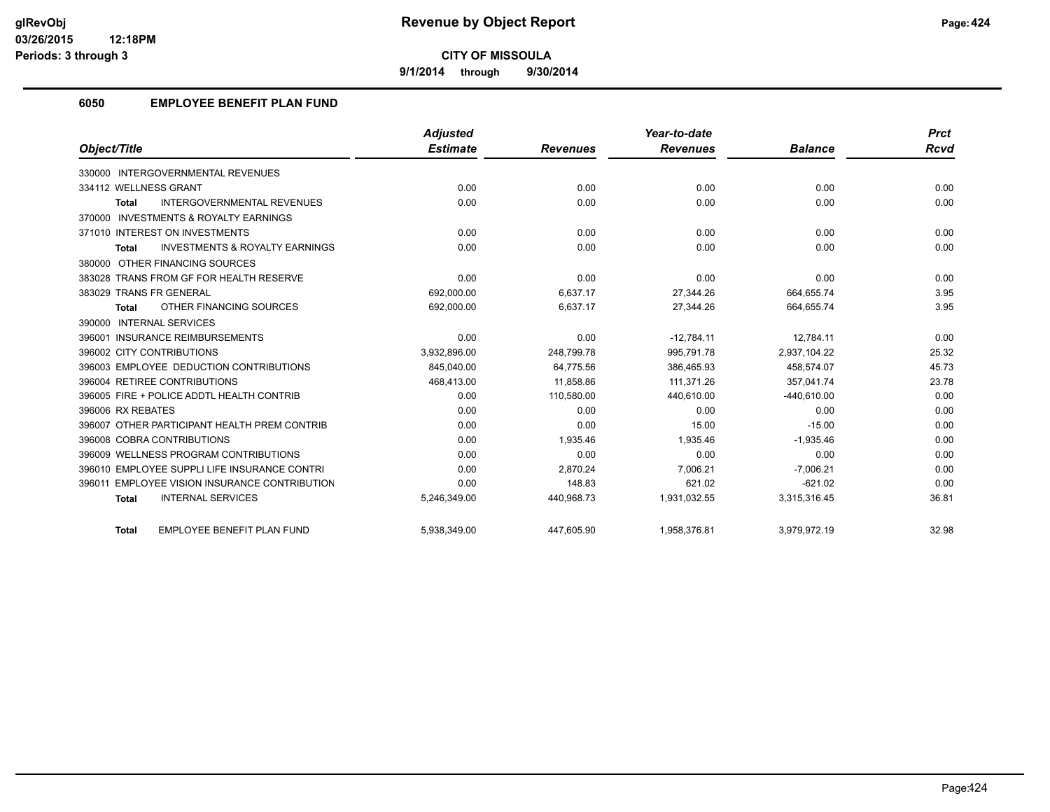# Revenue by Object Report

**CITY OF MISSOULA**

**9/1/2014 through 9/30/2014**

glRevObj
03/26/2015 12:18PM
Periods: 3 through 3

## 6050 EMPLOYEE BENEFIT PLAN FUND

| Object/Title | Adjusted Estimate | Revenues | Year-to-date Revenues | Balance | Prct Rcvd |
|---|---|---|---|---|---|
| 330000 INTERGOVERNMENTAL REVENUES | | | | | |
| 334112 WELLNESS GRANT | 0.00 | 0.00 | 0.00 | 0.00 | 0.00 |
| **Total** INTERGOVERNMENTAL REVENUES | 0.00 | 0.00 | 0.00 | 0.00 | 0.00 |
| 370000 INVESTMENTS & ROYALTY EARNINGS | | | | | |
| 371010 INTEREST ON INVESTMENTS | 0.00 | 0.00 | 0.00 | 0.00 | 0.00 |
| **Total** INVESTMENTS & ROYALTY EARNINGS | 0.00 | 0.00 | 0.00 | 0.00 | 0.00 |
| 380000 OTHER FINANCING SOURCES | | | | | |
| 383028 TRANS FROM GF FOR HEALTH RESERVE | 0.00 | 0.00 | 0.00 | 0.00 | 0.00 |
| 383029 TRANS FR GENERAL | 692,000.00 | 6,637.17 | 27,344.26 | 664,655.74 | 3.95 |
| **Total** OTHER FINANCING SOURCES | 692,000.00 | 6,637.17 | 27,344.26 | 664,655.74 | 3.95 |
| 390000 INTERNAL SERVICES | | | | | |
| 396001 INSURANCE REIMBURSEMENTS | 0.00 | 0.00 | -12,784.11 | 12,784.11 | 0.00 |
| 396002 CITY CONTRIBUTIONS | 3,932,896.00 | 248,799.78 | 995,791.78 | 2,937,104.22 | 25.32 |
| 396003 EMPLOYEE DEDUCTION CONTRIBUTIONS | 845,040.00 | 64,775.56 | 386,465.93 | 458,574.07 | 45.73 |
| 396004 RETIREE CONTRIBUTIONS | 468,413.00 | 11,858.86 | 111,371.26 | 357,041.74 | 23.78 |
| 396005 FIRE + POLICE ADDTL HEALTH CONTRIB | 0.00 | 110,580.00 | 440,610.00 | -440,610.00 | 0.00 |
| 396006 RX REBATES | 0.00 | 0.00 | 0.00 | 0.00 | 0.00 |
| 396007 OTHER PARTICIPANT HEALTH PREM CONTRIB | 0.00 | 0.00 | 15.00 | -15.00 | 0.00 |
| 396008 COBRA CONTRIBUTIONS | 0.00 | 1,935.46 | 1,935.46 | -1,935.46 | 0.00 |
| 396009 WELLNESS PROGRAM CONTRIBUTIONS | 0.00 | 0.00 | 0.00 | 0.00 | 0.00 |
| 396010 EMPLOYEE SUPPLI LIFE INSURANCE CONTRI | 0.00 | 2,870.24 | 7,006.21 | -7,006.21 | 0.00 |
| 396011 EMPLOYEE VISION INSURANCE CONTRIBUTION | 0.00 | 148.83 | 621.02 | -621.02 | 0.00 |
| **Total** INTERNAL SERVICES | 5,246,349.00 | 440,968.73 | 1,931,032.55 | 3,315,316.45 | 36.81 |
| **Total** EMPLOYEE BENEFIT PLAN FUND | 5,938,349.00 | 447,605.90 | 1,958,376.81 | 3,979,972.19 | 32.98 |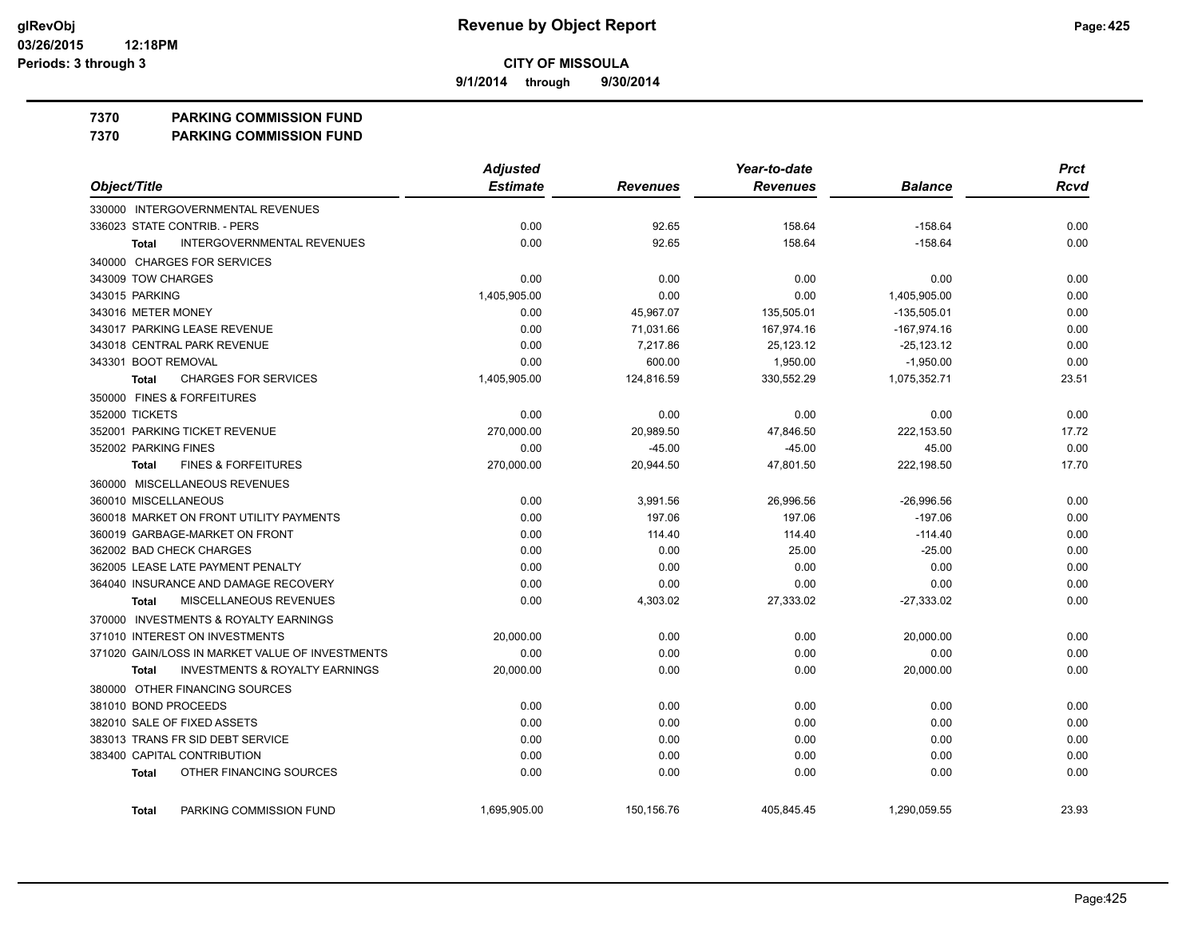# Revenue by Object Report

glRevObj
03/26/2015 12:18PM
Periods: 3 through 3

**CITY OF MISSOULA**

9/1/2014 through 9/30/2014

**7370 PARKING COMMISSION FUND**
**7370 PARKING COMMISSION FUND**

| Object/Title | Adjusted Estimate | Revenues | Year-to-date Revenues | Balance | Prct Rcvd |
|---|---|---|---|---|---|
| 330000 INTERGOVERNMENTAL REVENUES | | | | | |
| 336023 STATE CONTRIB. - PERS | 0.00 | 92.65 | 158.64 | -158.64 | 0.00 |
| **Total** INTERGOVERNMENTAL REVENUES | 0.00 | 92.65 | 158.64 | -158.64 | 0.00 |
| 340000 CHARGES FOR SERVICES | | | | | |
| 343009 TOW CHARGES | 0.00 | 0.00 | 0.00 | 0.00 | 0.00 |
| 343015 PARKING | 1,405,905.00 | 0.00 | 0.00 | 1,405,905.00 | 0.00 |
| 343016 METER MONEY | 0.00 | 45,967.07 | 135,505.01 | -135,505.01 | 0.00 |
| 343017 PARKING LEASE REVENUE | 0.00 | 71,031.66 | 167,974.16 | -167,974.16 | 0.00 |
| 343018 CENTRAL PARK REVENUE | 0.00 | 7,217.86 | 25,123.12 | -25,123.12 | 0.00 |
| 343301 BOOT REMOVAL | 0.00 | 600.00 | 1,950.00 | -1,950.00 | 0.00 |
| **Total** CHARGES FOR SERVICES | 1,405,905.00 | 124,816.59 | 330,552.29 | 1,075,352.71 | 23.51 |
| 350000 FINES & FORFEITURES | | | | | |
| 352000 TICKETS | 0.00 | 0.00 | 0.00 | 0.00 | 0.00 |
| 352001 PARKING TICKET REVENUE | 270,000.00 | 20,989.50 | 47,846.50 | 222,153.50 | 17.72 |
| 352002 PARKING FINES | 0.00 | -45.00 | -45.00 | 45.00 | 0.00 |
| **Total** FINES & FORFEITURES | 270,000.00 | 20,944.50 | 47,801.50 | 222,198.50 | 17.70 |
| 360000 MISCELLANEOUS REVENUES | | | | | |
| 360010 MISCELLANEOUS | 0.00 | 3,991.56 | 26,996.56 | -26,996.56 | 0.00 |
| 360018 MARKET ON FRONT UTILITY PAYMENTS | 0.00 | 197.06 | 197.06 | -197.06 | 0.00 |
| 360019 GARBAGE-MARKET ON FRONT | 0.00 | 114.40 | 114.40 | -114.40 | 0.00 |
| 362002 BAD CHECK CHARGES | 0.00 | 0.00 | 25.00 | -25.00 | 0.00 |
| 362005 LEASE LATE PAYMENT PENALTY | 0.00 | 0.00 | 0.00 | 0.00 | 0.00 |
| 364040 INSURANCE AND DAMAGE RECOVERY | 0.00 | 0.00 | 0.00 | 0.00 | 0.00 |
| **Total** MISCELLANEOUS REVENUES | 0.00 | 4,303.02 | 27,333.02 | -27,333.02 | 0.00 |
| 370000 INVESTMENTS & ROYALTY EARNINGS | | | | | |
| 371010 INTEREST ON INVESTMENTS | 20,000.00 | 0.00 | 0.00 | 20,000.00 | 0.00 |
| 371020 GAIN/LOSS IN MARKET VALUE OF INVESTMENTS | 0.00 | 0.00 | 0.00 | 0.00 | 0.00 |
| **Total** INVESTMENTS & ROYALTY EARNINGS | 20,000.00 | 0.00 | 0.00 | 20,000.00 | 0.00 |
| 380000 OTHER FINANCING SOURCES | | | | | |
| 381010 BOND PROCEEDS | 0.00 | 0.00 | 0.00 | 0.00 | 0.00 |
| 382010 SALE OF FIXED ASSETS | 0.00 | 0.00 | 0.00 | 0.00 | 0.00 |
| 383013 TRANS FR SID DEBT SERVICE | 0.00 | 0.00 | 0.00 | 0.00 | 0.00 |
| 383400 CAPITAL CONTRIBUTION | 0.00 | 0.00 | 0.00 | 0.00 | 0.00 |
| **Total** OTHER FINANCING SOURCES | 0.00 | 0.00 | 0.00 | 0.00 | 0.00 |
| **Total** PARKING COMMISSION FUND | 1,695,905.00 | 150,156.76 | 405,845.45 | 1,290,059.55 | 23.93 |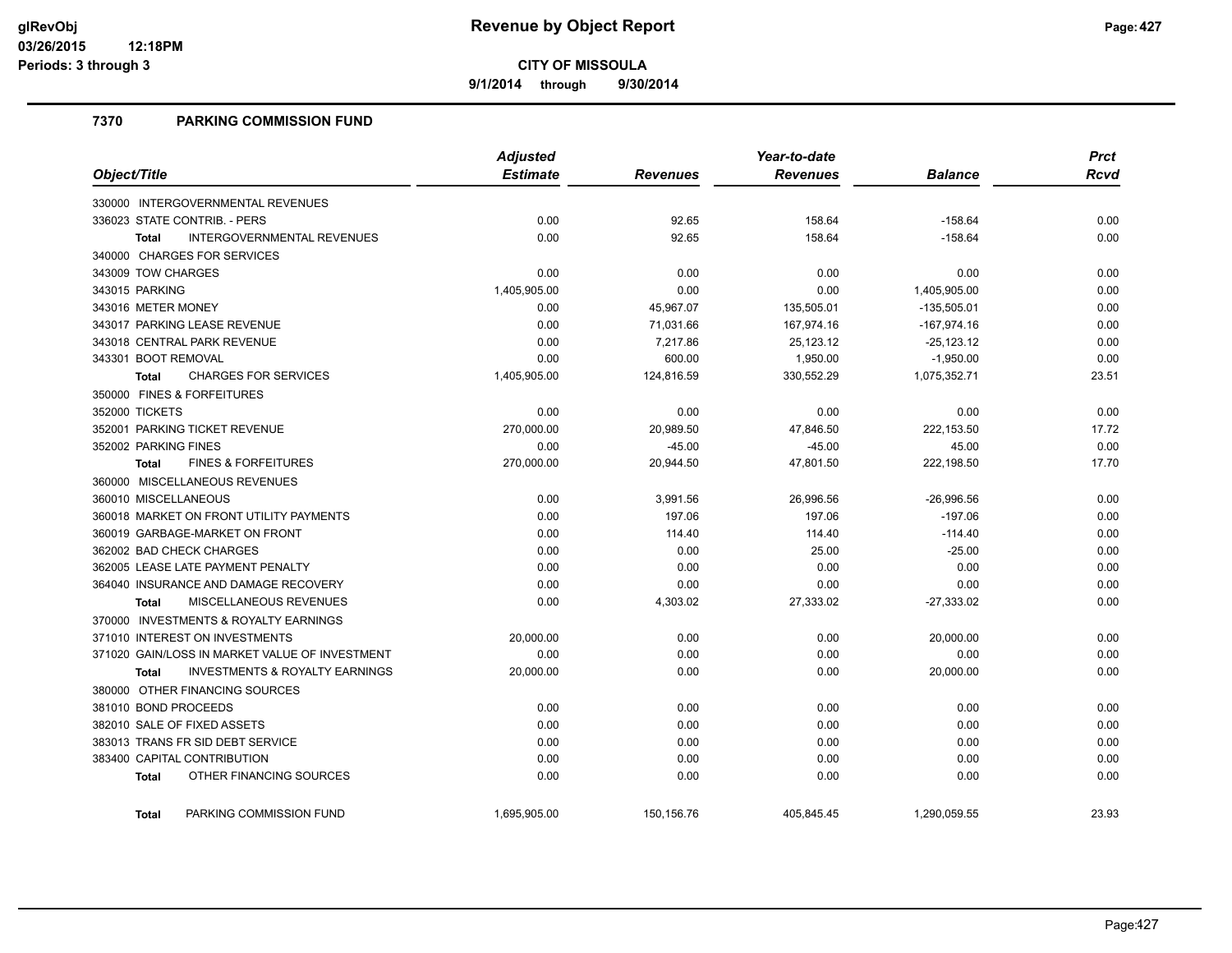# Revenue by Object Report

**CITY OF MISSOULA**

**9/1/2014 through 9/30/2014**

glRevObj
03/26/2015 12:18PM
Periods: 3 through 3

## 7370 PARKING COMMISSION FUND

| Object/Title | Adjusted Estimate | Revenues | Year-to-date Revenues | Balance | Prct Rcvd |
|---|---|---|---|---|---|
| 330000 INTERGOVERNMENTAL REVENUES | | | | | |
| 336023 STATE CONTRIB. - PERS | 0.00 | 92.65 | 158.64 | -158.64 | 0.00 |
| **Total** INTERGOVERNMENTAL REVENUES | 0.00 | 92.65 | 158.64 | -158.64 | 0.00 |
| 340000 CHARGES FOR SERVICES | | | | | |
| 343009 TOW CHARGES | 0.00 | 0.00 | 0.00 | 0.00 | 0.00 |
| 343015 PARKING | 1,405,905.00 | 0.00 | 0.00 | 1,405,905.00 | 0.00 |
| 343016 METER MONEY | 0.00 | 45,967.07 | 135,505.01 | -135,505.01 | 0.00 |
| 343017 PARKING LEASE REVENUE | 0.00 | 71,031.66 | 167,974.16 | -167,974.16 | 0.00 |
| 343018 CENTRAL PARK REVENUE | 0.00 | 7,217.86 | 25,123.12 | -25,123.12 | 0.00 |
| 343301 BOOT REMOVAL | 0.00 | 600.00 | 1,950.00 | -1,950.00 | 0.00 |
| **Total** CHARGES FOR SERVICES | 1,405,905.00 | 124,816.59 | 330,552.29 | 1,075,352.71 | 23.51 |
| 350000 FINES & FORFEITURES | | | | | |
| 352000 TICKETS | 0.00 | 0.00 | 0.00 | 0.00 | 0.00 |
| 352001 PARKING TICKET REVENUE | 270,000.00 | 20,989.50 | 47,846.50 | 222,153.50 | 17.72 |
| 352002 PARKING FINES | 0.00 | -45.00 | -45.00 | 45.00 | 0.00 |
| **Total** FINES & FORFEITURES | 270,000.00 | 20,944.50 | 47,801.50 | 222,198.50 | 17.70 |
| 360000 MISCELLANEOUS REVENUES | | | | | |
| 360010 MISCELLANEOUS | 0.00 | 3,991.56 | 26,996.56 | -26,996.56 | 0.00 |
| 360018 MARKET ON FRONT UTILITY PAYMENTS | 0.00 | 197.06 | 197.06 | -197.06 | 0.00 |
| 360019 GARBAGE-MARKET ON FRONT | 0.00 | 114.40 | 114.40 | -114.40 | 0.00 |
| 362002 BAD CHECK CHARGES | 0.00 | 0.00 | 25.00 | -25.00 | 0.00 |
| 362005 LEASE LATE PAYMENT PENALTY | 0.00 | 0.00 | 0.00 | 0.00 | 0.00 |
| 364040 INSURANCE AND DAMAGE RECOVERY | 0.00 | 0.00 | 0.00 | 0.00 | 0.00 |
| **Total** MISCELLANEOUS REVENUES | 0.00 | 4,303.02 | 27,333.02 | -27,333.02 | 0.00 |
| 370000 INVESTMENTS & ROYALTY EARNINGS | | | | | |
| 371010 INTEREST ON INVESTMENTS | 20,000.00 | 0.00 | 0.00 | 20,000.00 | 0.00 |
| 371020 GAIN/LOSS IN MARKET VALUE OF INVESTMENT | 0.00 | 0.00 | 0.00 | 0.00 | 0.00 |
| **Total** INVESTMENTS & ROYALTY EARNINGS | 20,000.00 | 0.00 | 0.00 | 20,000.00 | 0.00 |
| 380000 OTHER FINANCING SOURCES | | | | | |
| 381010 BOND PROCEEDS | 0.00 | 0.00 | 0.00 | 0.00 | 0.00 |
| 382010 SALE OF FIXED ASSETS | 0.00 | 0.00 | 0.00 | 0.00 | 0.00 |
| 383013 TRANS FR SID DEBT SERVICE | 0.00 | 0.00 | 0.00 | 0.00 | 0.00 |
| 383400 CAPITAL CONTRIBUTION | 0.00 | 0.00 | 0.00 | 0.00 | 0.00 |
| **Total** OTHER FINANCING SOURCES | 0.00 | 0.00 | 0.00 | 0.00 | 0.00 |
| **Total** PARKING COMMISSION FUND | 1,695,905.00 | 150,156.76 | 405,845.45 | 1,290,059.55 | 23.93 |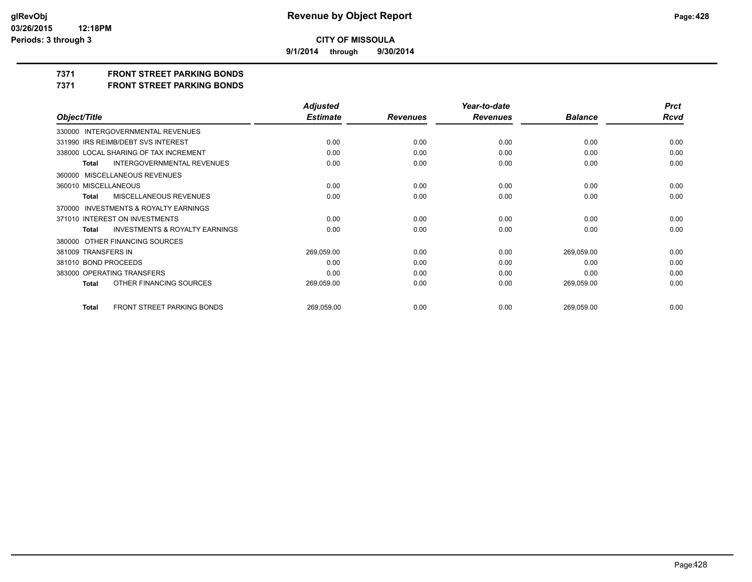**CITY OF MISSOULA**

**9/1/2014 through 9/30/2014**

## 7371 FRONT STREET PARKING BONDS

## 7371 FRONT STREET PARKING BONDS

| Object/Title | Adjusted Estimate | Revenues | Year-to-date Revenues | Balance | Prct Rcvd |
|---|---|---|---|---|---|
| 330000 INTERGOVERNMENTAL REVENUES | | | | | |
| 331990 IRS REIMB/DEBT SVS INTEREST | 0.00 | 0.00 | 0.00 | 0.00 | 0.00 |
| 338000 LOCAL SHARING OF TAX INCREMENT | 0.00 | 0.00 | 0.00 | 0.00 | 0.00 |
| Total INTERGOVERNMENTAL REVENUES | 0.00 | 0.00 | 0.00 | 0.00 | 0.00 |
| 360000 MISCELLANEOUS REVENUES | | | | | |
| 360010 MISCELLANEOUS | 0.00 | 0.00 | 0.00 | 0.00 | 0.00 |
| Total MISCELLANEOUS REVENUES | 0.00 | 0.00 | 0.00 | 0.00 | 0.00 |
| 370000 INVESTMENTS & ROYALTY EARNINGS | | | | | |
| 371010 INTEREST ON INVESTMENTS | 0.00 | 0.00 | 0.00 | 0.00 | 0.00 |
| Total INVESTMENTS & ROYALTY EARNINGS | 0.00 | 0.00 | 0.00 | 0.00 | 0.00 |
| 380000 OTHER FINANCING SOURCES | | | | | |
| 381009 TRANSFERS IN | 269,059.00 | 0.00 | 0.00 | 269,059.00 | 0.00 |
| 381010 BOND PROCEEDS | 0.00 | 0.00 | 0.00 | 0.00 | 0.00 |
| 383000 OPERATING TRANSFERS | 0.00 | 0.00 | 0.00 | 0.00 | 0.00 |
| Total OTHER FINANCING SOURCES | 269,059.00 | 0.00 | 0.00 | 269,059.00 | 0.00 |
| Total FRONT STREET PARKING BONDS | 269,059.00 | 0.00 | 0.00 | 269,059.00 | 0.00 |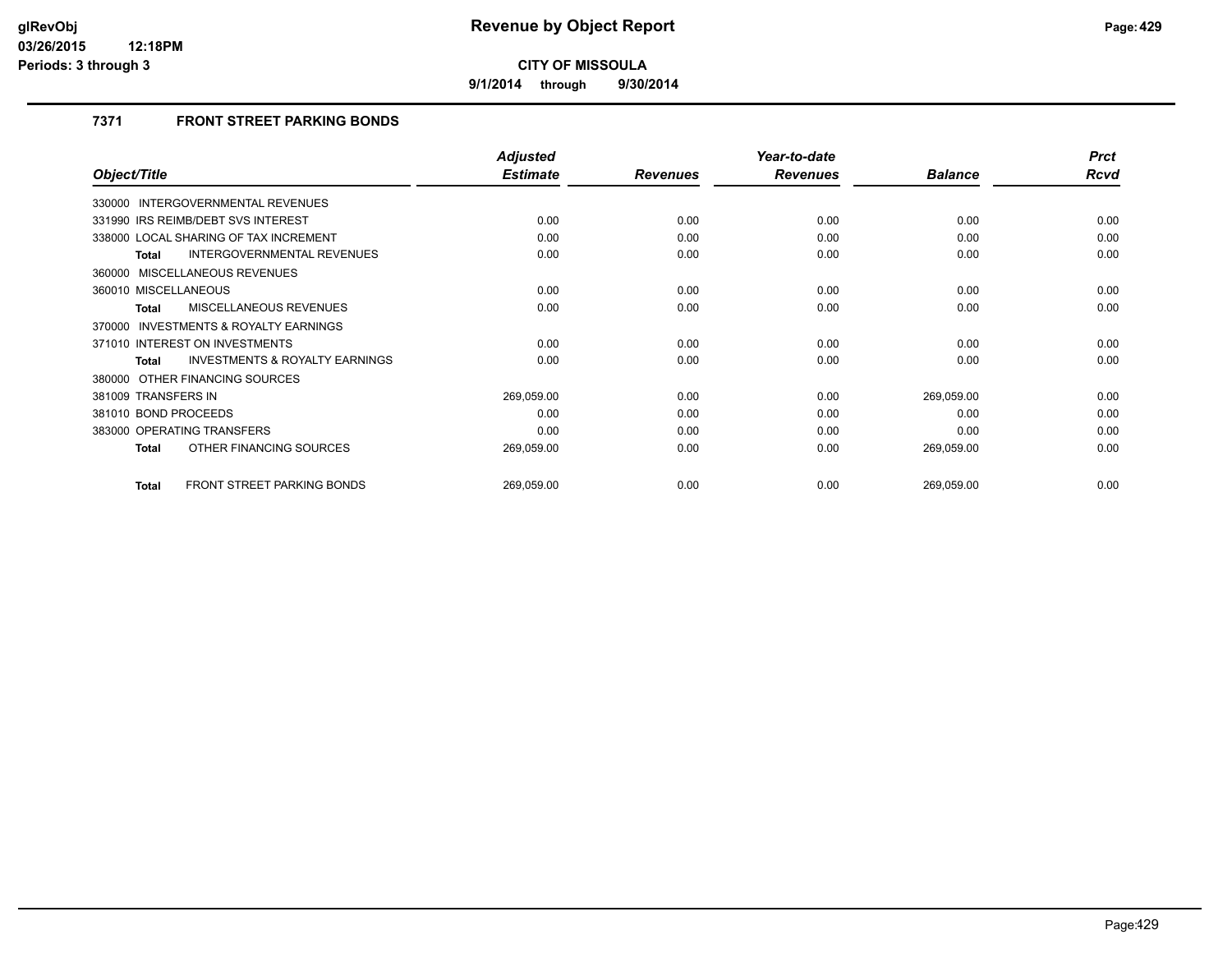# Revenue by Object Report

**CITY OF MISSOULA**

**9/1/2014 through 9/30/2014**

glRevObj
03/26/2015 12:18PM
Periods: 3 through 3

### 7371 FRONT STREET PARKING BONDS

| Object/Title | Adjusted Estimate | Revenues | Year-to-date Revenues | Balance | Prct Rcvd |
|---|---|---|---|---|---|
| 330000 INTERGOVERNMENTAL REVENUES | | | | | |
| 331990 IRS REIMB/DEBT SVS INTEREST | 0.00 | 0.00 | 0.00 | 0.00 | 0.00 |
| 338000 LOCAL SHARING OF TAX INCREMENT | 0.00 | 0.00 | 0.00 | 0.00 | 0.00 |
| **Total** INTERGOVERNMENTAL REVENUES | 0.00 | 0.00 | 0.00 | 0.00 | 0.00 |
| 360000 MISCELLANEOUS REVENUES | | | | | |
| 360010 MISCELLANEOUS | 0.00 | 0.00 | 0.00 | 0.00 | 0.00 |
| **Total** MISCELLANEOUS REVENUES | 0.00 | 0.00 | 0.00 | 0.00 | 0.00 |
| 370000 INVESTMENTS & ROYALTY EARNINGS | | | | | |
| 371010 INTEREST ON INVESTMENTS | 0.00 | 0.00 | 0.00 | 0.00 | 0.00 |
| **Total** INVESTMENTS & ROYALTY EARNINGS | 0.00 | 0.00 | 0.00 | 0.00 | 0.00 |
| 380000 OTHER FINANCING SOURCES | | | | | |
| 381009 TRANSFERS IN | 269,059.00 | 0.00 | 0.00 | 269,059.00 | 0.00 |
| 381010 BOND PROCEEDS | 0.00 | 0.00 | 0.00 | 0.00 | 0.00 |
| 383000 OPERATING TRANSFERS | 0.00 | 0.00 | 0.00 | 0.00 | 0.00 |
| **Total** OTHER FINANCING SOURCES | 269,059.00 | 0.00 | 0.00 | 269,059.00 | 0.00 |
| **Total** FRONT STREET PARKING BONDS | 269,059.00 | 0.00 | 0.00 | 269,059.00 | 0.00 |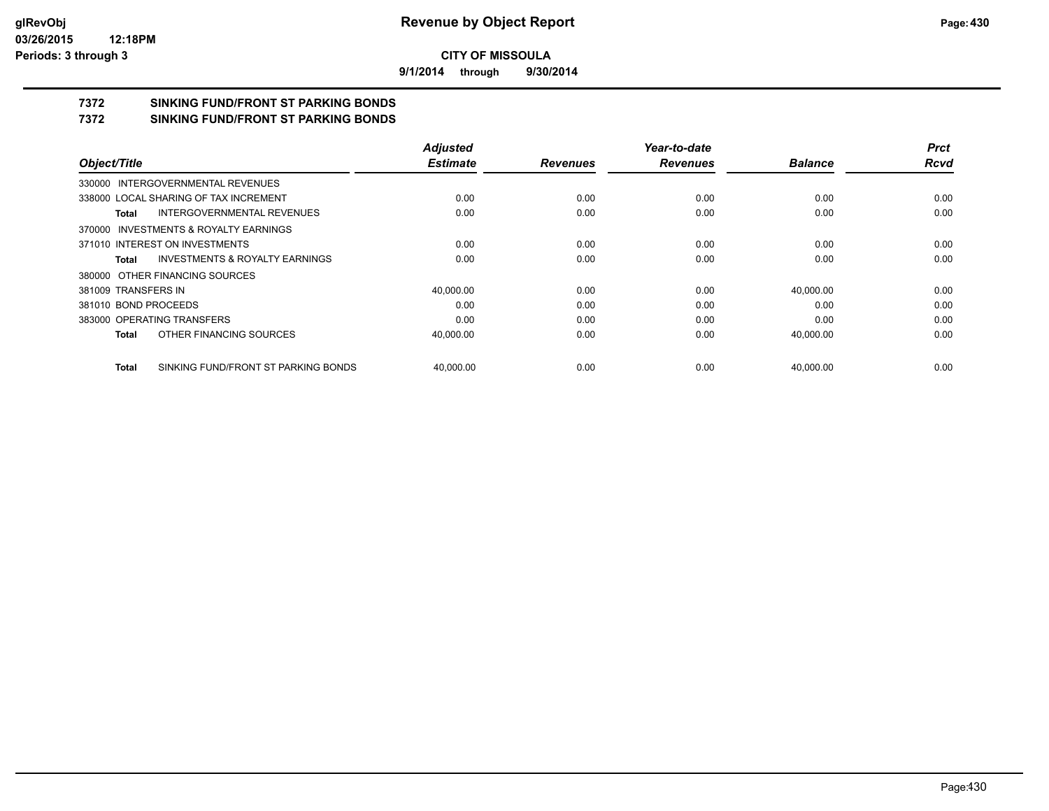**CITY OF MISSOULA**

**9/1/2014 through 9/30/2014**

## 7372 SINKING FUND/FRONT ST PARKING BONDS

## 7372 SINKING FUND/FRONT ST PARKING BONDS

| Object/Title | Adjusted Estimate | Revenues | Year-to-date Revenues | Balance | Prct Rcvd |
|---|---|---|---|---|---|
| 330000 INTERGOVERNMENTAL REVENUES | | | | | |
| 338000 LOCAL SHARING OF TAX INCREMENT | 0.00 | 0.00 | 0.00 | 0.00 | 0.00 |
| **Total** INTERGOVERNMENTAL REVENUES | 0.00 | 0.00 | 0.00 | 0.00 | 0.00 |
| 370000 INVESTMENTS & ROYALTY EARNINGS | | | | | |
| 371010 INTEREST ON INVESTMENTS | 0.00 | 0.00 | 0.00 | 0.00 | 0.00 |
| **Total** INVESTMENTS & ROYALTY EARNINGS | 0.00 | 0.00 | 0.00 | 0.00 | 0.00 |
| 380000 OTHER FINANCING SOURCES | | | | | |
| 381009 TRANSFERS IN | 40,000.00 | 0.00 | 0.00 | 40,000.00 | 0.00 |
| 381010 BOND PROCEEDS | 0.00 | 0.00 | 0.00 | 0.00 | 0.00 |
| 383000 OPERATING TRANSFERS | 0.00 | 0.00 | 0.00 | 0.00 | 0.00 |
| **Total** OTHER FINANCING SOURCES | 40,000.00 | 0.00 | 0.00 | 40,000.00 | 0.00 |
| **Total** SINKING FUND/FRONT ST PARKING BONDS | 40,000.00 | 0.00 | 0.00 | 40,000.00 | 0.00 |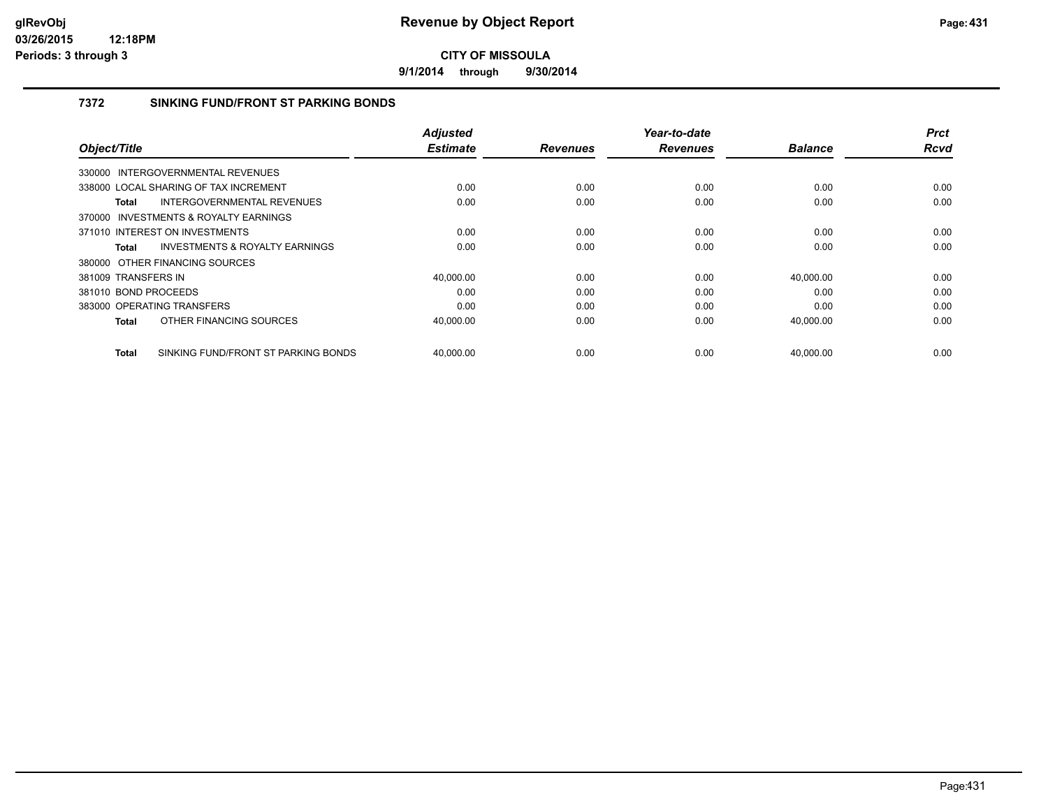# Revenue by Object Report

**CITY OF MISSOULA**

**9/1/2014 through 9/30/2014**

glRevObj
03/26/2015 12:18PM
Periods: 3 through 3

## 7372 SINKING FUND/FRONT ST PARKING BONDS

| Object/Title | Adjusted Estimate | Revenues | Year-to-date Revenues | Balance | Prct Rcvd |
|---|---|---|---|---|---|
| 330000 INTERGOVERNMENTAL REVENUES | | | | | |
| 338000 LOCAL SHARING OF TAX INCREMENT | 0.00 | 0.00 | 0.00 | 0.00 | 0.00 |
| **Total** INTERGOVERNMENTAL REVENUES | 0.00 | 0.00 | 0.00 | 0.00 | 0.00 |
| 370000 INVESTMENTS & ROYALTY EARNINGS | | | | | |
| 371010 INTEREST ON INVESTMENTS | 0.00 | 0.00 | 0.00 | 0.00 | 0.00 |
| **Total** INVESTMENTS & ROYALTY EARNINGS | 0.00 | 0.00 | 0.00 | 0.00 | 0.00 |
| 380000 OTHER FINANCING SOURCES | | | | | |
| 381009 TRANSFERS IN | 40,000.00 | 0.00 | 0.00 | 40,000.00 | 0.00 |
| 381010 BOND PROCEEDS | 0.00 | 0.00 | 0.00 | 0.00 | 0.00 |
| 383000 OPERATING TRANSFERS | 0.00 | 0.00 | 0.00 | 0.00 | 0.00 |
| **Total** OTHER FINANCING SOURCES | 40,000.00 | 0.00 | 0.00 | 40,000.00 | 0.00 |
| **Total** SINKING FUND/FRONT ST PARKING BONDS | 40,000.00 | 0.00 | 0.00 | 40,000.00 | 0.00 |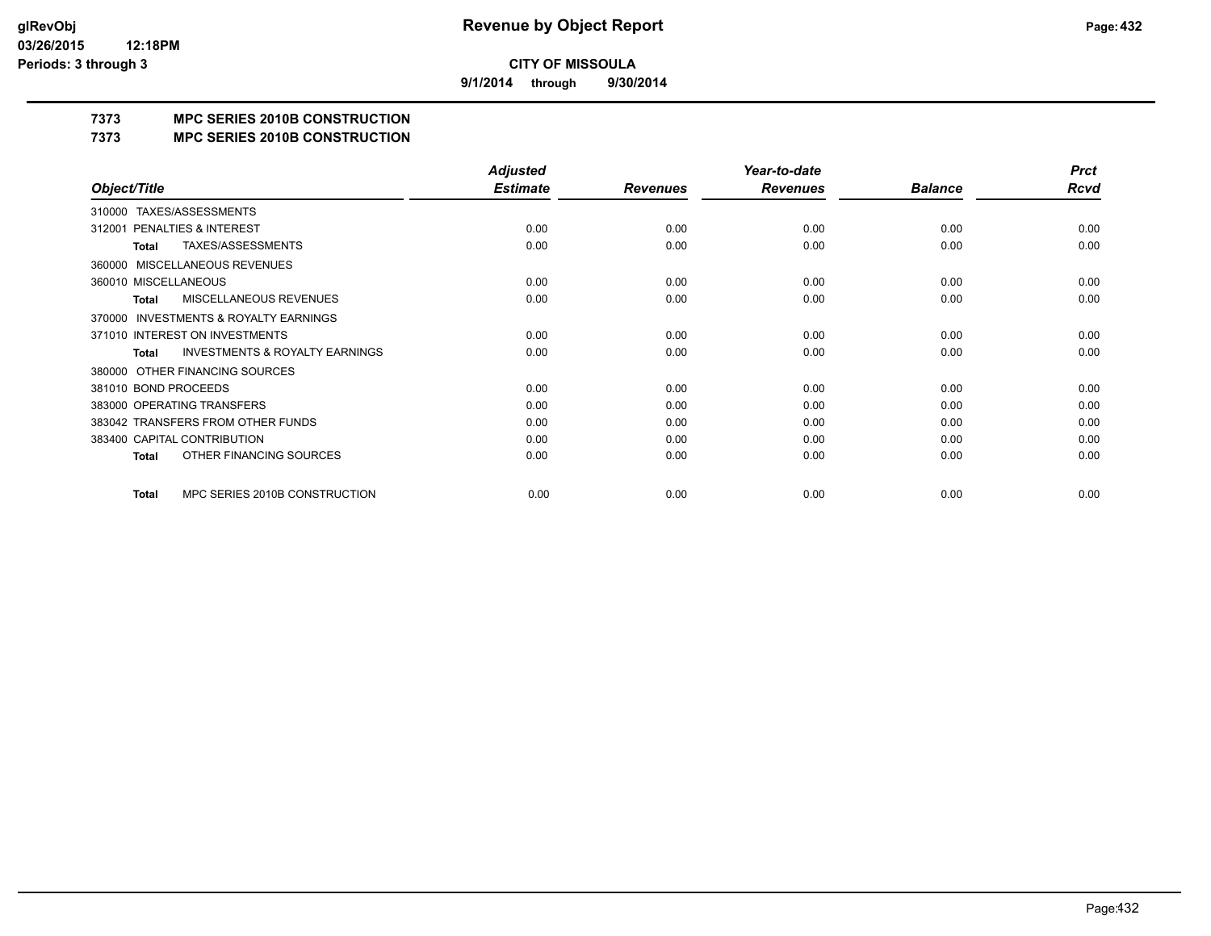**CITY OF MISSOULA**

**9/1/2014 through 9/30/2014**

## 7373 MPC SERIES 2010B CONSTRUCTION
## 7373 MPC SERIES 2010B CONSTRUCTION

| Object/Title | Adjusted Estimate | Revenues | Year-to-date Revenues | Balance | Prct Rcvd |
|---|---|---|---|---|---|
| 310000 TAXES/ASSESSMENTS | | | | | |
| 312001 PENALTIES & INTEREST | 0.00 | 0.00 | 0.00 | 0.00 | 0.00 |
| **Total** TAXES/ASSESSMENTS | 0.00 | 0.00 | 0.00 | 0.00 | 0.00 |
| 360000 MISCELLANEOUS REVENUES | | | | | |
| 360010 MISCELLANEOUS | 0.00 | 0.00 | 0.00 | 0.00 | 0.00 |
| **Total** MISCELLANEOUS REVENUES | 0.00 | 0.00 | 0.00 | 0.00 | 0.00 |
| 370000 INVESTMENTS & ROYALTY EARNINGS | | | | | |
| 371010 INTEREST ON INVESTMENTS | 0.00 | 0.00 | 0.00 | 0.00 | 0.00 |
| **Total** INVESTMENTS & ROYALTY EARNINGS | 0.00 | 0.00 | 0.00 | 0.00 | 0.00 |
| 380000 OTHER FINANCING SOURCES | | | | | |
| 381010 BOND PROCEEDS | 0.00 | 0.00 | 0.00 | 0.00 | 0.00 |
| 383000 OPERATING TRANSFERS | 0.00 | 0.00 | 0.00 | 0.00 | 0.00 |
| 383042 TRANSFERS FROM OTHER FUNDS | 0.00 | 0.00 | 0.00 | 0.00 | 0.00 |
| 383400 CAPITAL CONTRIBUTION | 0.00 | 0.00 | 0.00 | 0.00 | 0.00 |
| **Total** OTHER FINANCING SOURCES | 0.00 | 0.00 | 0.00 | 0.00 | 0.00 |
| **Total** MPC SERIES 2010B CONSTRUCTION | 0.00 | 0.00 | 0.00 | 0.00 | 0.00 |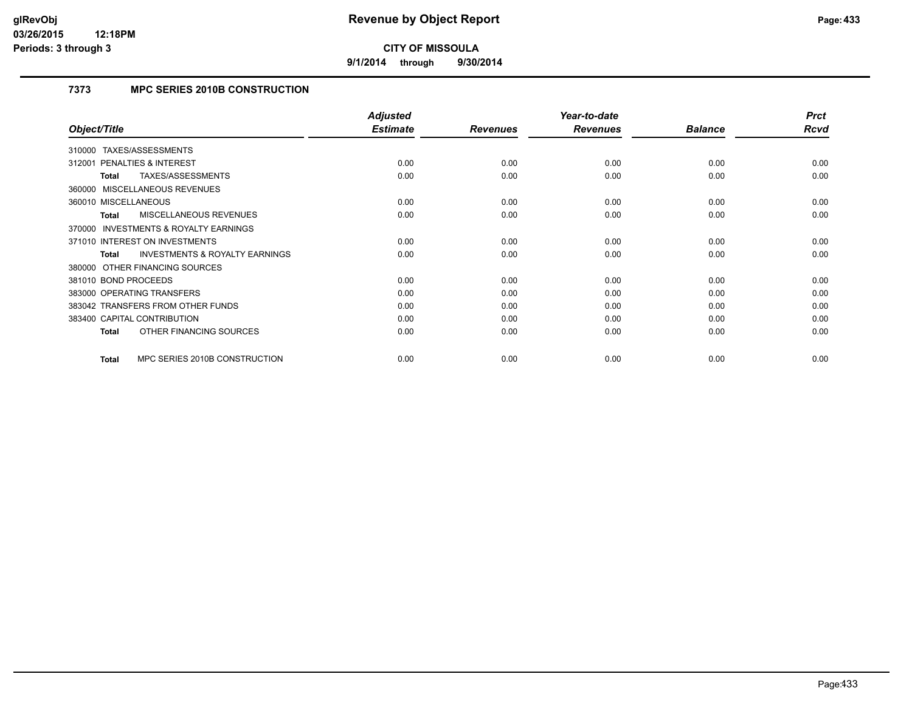**CITY OF MISSOULA**

**9/1/2014 through 9/30/2014**

### 7373 MPC SERIES 2010B CONSTRUCTION

| Object/Title | Adjusted Estimate | Revenues | Year-to-date Revenues | Balance | Prct Rcvd |
|---|---|---|---|---|---|
| 310000 TAXES/ASSESSMENTS | | | | | |
| 312001 PENALTIES & INTEREST | 0.00 | 0.00 | 0.00 | 0.00 | 0.00 |
| **Total** TAXES/ASSESSMENTS | 0.00 | 0.00 | 0.00 | 0.00 | 0.00 |
| 360000 MISCELLANEOUS REVENUES | | | | | |
| 360010 MISCELLANEOUS | 0.00 | 0.00 | 0.00 | 0.00 | 0.00 |
| **Total** MISCELLANEOUS REVENUES | 0.00 | 0.00 | 0.00 | 0.00 | 0.00 |
| 370000 INVESTMENTS & ROYALTY EARNINGS | | | | | |
| 371010 INTEREST ON INVESTMENTS | 0.00 | 0.00 | 0.00 | 0.00 | 0.00 |
| **Total** INVESTMENTS & ROYALTY EARNINGS | 0.00 | 0.00 | 0.00 | 0.00 | 0.00 |
| 380000 OTHER FINANCING SOURCES | | | | | |
| 381010 BOND PROCEEDS | 0.00 | 0.00 | 0.00 | 0.00 | 0.00 |
| 383000 OPERATING TRANSFERS | 0.00 | 0.00 | 0.00 | 0.00 | 0.00 |
| 383042 TRANSFERS FROM OTHER FUNDS | 0.00 | 0.00 | 0.00 | 0.00 | 0.00 |
| 383400 CAPITAL CONTRIBUTION | 0.00 | 0.00 | 0.00 | 0.00 | 0.00 |
| **Total** OTHER FINANCING SOURCES | 0.00 | 0.00 | 0.00 | 0.00 | 0.00 |
| **Total** MPC SERIES 2010B CONSTRUCTION | 0.00 | 0.00 | 0.00 | 0.00 | 0.00 |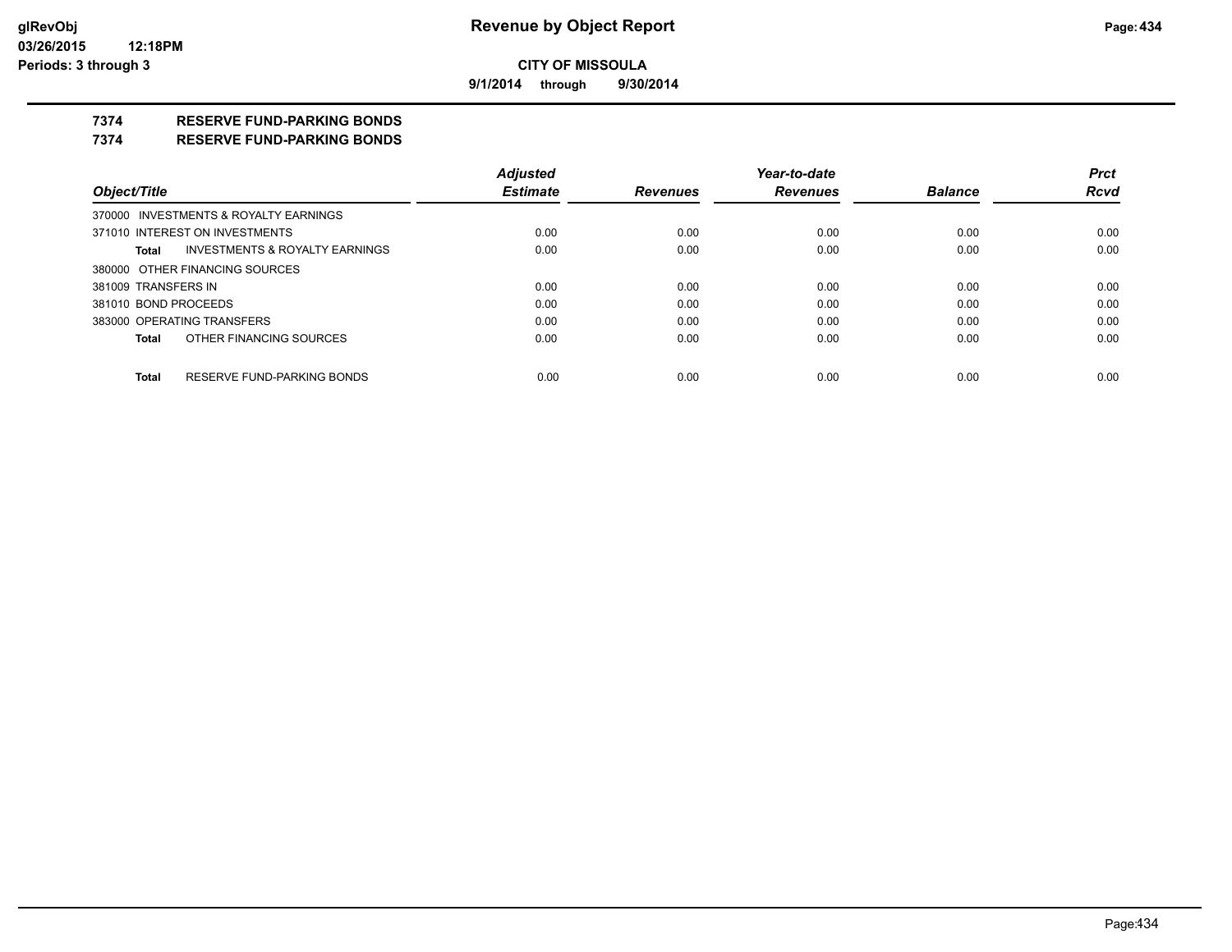**CITY OF MISSOULA**

**9/1/2014 through 9/30/2014**

## 7374 RESERVE FUND-PARKING BONDS

## 7374 RESERVE FUND-PARKING BONDS

| Object/Title | Adjusted Estimate | Revenues | Year-to-date Revenues | Balance | Prct Rcvd |
|---|---|---|---|---|---|
| 370000 INVESTMENTS & ROYALTY EARNINGS | | | | | |
| 371010 INTEREST ON INVESTMENTS | 0.00 | 0.00 | 0.00 | 0.00 | 0.00 |
| **Total** INVESTMENTS & ROYALTY EARNINGS | 0.00 | 0.00 | 0.00 | 0.00 | 0.00 |
| 380000 OTHER FINANCING SOURCES | | | | | |
| 381009 TRANSFERS IN | 0.00 | 0.00 | 0.00 | 0.00 | 0.00 |
| 381010 BOND PROCEEDS | 0.00 | 0.00 | 0.00 | 0.00 | 0.00 |
| 383000 OPERATING TRANSFERS | 0.00 | 0.00 | 0.00 | 0.00 | 0.00 |
| **Total** OTHER FINANCING SOURCES | 0.00 | 0.00 | 0.00 | 0.00 | 0.00 |
| **Total** RESERVE FUND-PARKING BONDS | 0.00 | 0.00 | 0.00 | 0.00 | 0.00 |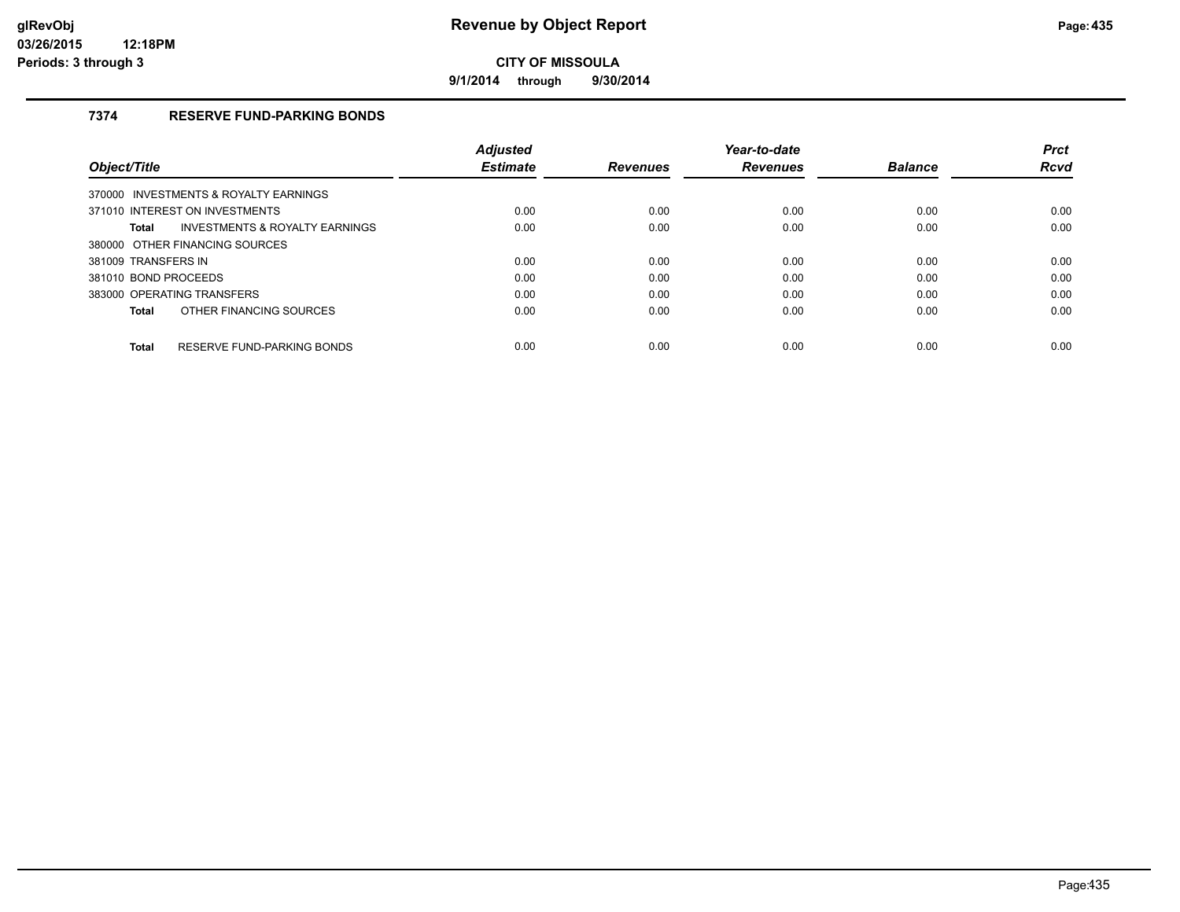**Revenue by Object Report**

**CITY OF MISSOULA**

**9/1/2014 through 9/30/2014**

### 7374 RESERVE FUND-PARKING BONDS

| Object/Title | Adjusted Estimate | Revenues | Year-to-date Revenues | Balance | Prct Rcvd |
|---|---|---|---|---|---|
| 370000 INVESTMENTS & ROYALTY EARNINGS | | | | | |
| 371010 INTEREST ON INVESTMENTS | 0.00 | 0.00 | 0.00 | 0.00 | 0.00 |
| **Total** INVESTMENTS & ROYALTY EARNINGS | 0.00 | 0.00 | 0.00 | 0.00 | 0.00 |
| 380000 OTHER FINANCING SOURCES | | | | | |
| 381009 TRANSFERS IN | 0.00 | 0.00 | 0.00 | 0.00 | 0.00 |
| 381010 BOND PROCEEDS | 0.00 | 0.00 | 0.00 | 0.00 | 0.00 |
| 383000 OPERATING TRANSFERS | 0.00 | 0.00 | 0.00 | 0.00 | 0.00 |
| **Total** OTHER FINANCING SOURCES | 0.00 | 0.00 | 0.00 | 0.00 | 0.00 |
| **Total** RESERVE FUND-PARKING BONDS | 0.00 | 0.00 | 0.00 | 0.00 | 0.00 |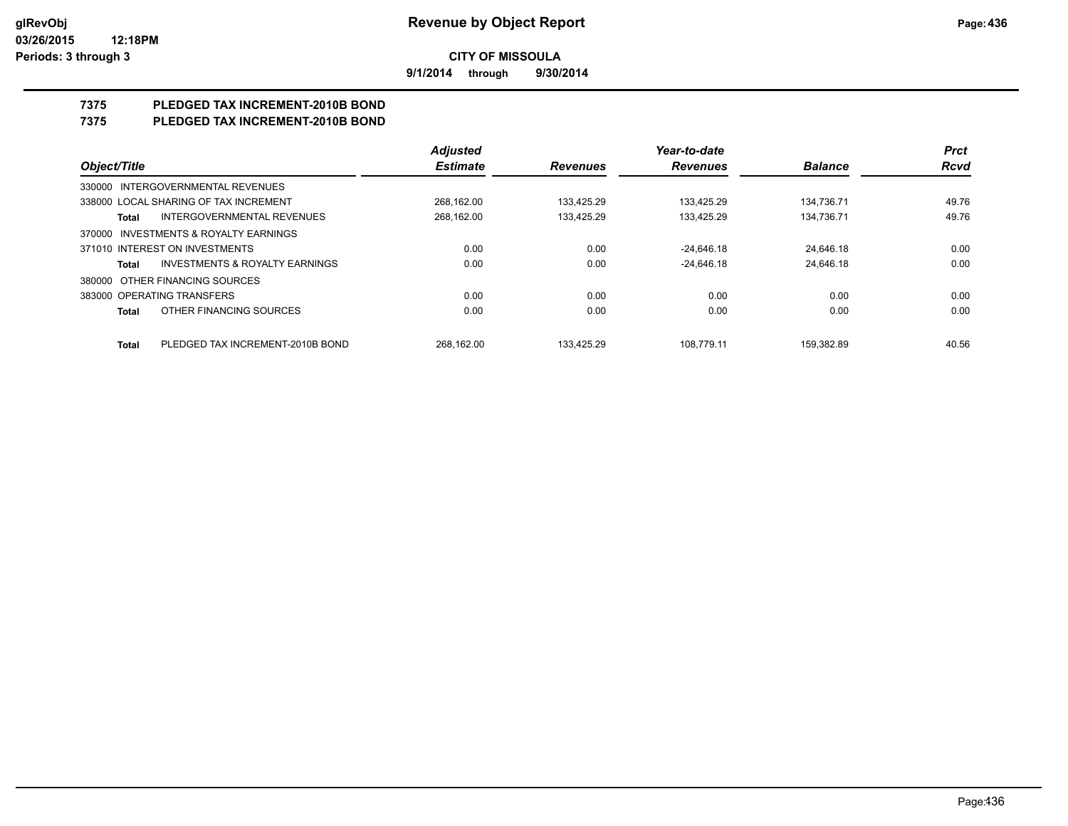**CITY OF MISSOULA**

**9/1/2014 through 9/30/2014**

## 7375 PLEDGED TAX INCREMENT-2010B BOND

## 7375 PLEDGED TAX INCREMENT-2010B BOND

| Object/Title | Adjusted Estimate | Revenues | Year-to-date Revenues | Balance | Prct Rcvd |
|---|---|---|---|---|---|
| 330000 INTERGOVERNMENTAL REVENUES | | | | | |
| 338000 LOCAL SHARING OF TAX INCREMENT | 268,162.00 | 133,425.29 | 133,425.29 | 134,736.71 | 49.76 |
| **Total** INTERGOVERNMENTAL REVENUES | 268,162.00 | 133,425.29 | 133,425.29 | 134,736.71 | 49.76 |
| 370000 INVESTMENTS & ROYALTY EARNINGS | | | | | |
| 371010 INTEREST ON INVESTMENTS | 0.00 | 0.00 | -24,646.18 | 24,646.18 | 0.00 |
| **Total** INVESTMENTS & ROYALTY EARNINGS | 0.00 | 0.00 | -24,646.18 | 24,646.18 | 0.00 |
| 380000 OTHER FINANCING SOURCES | | | | | |
| 383000 OPERATING TRANSFERS | 0.00 | 0.00 | 0.00 | 0.00 | 0.00 |
| **Total** OTHER FINANCING SOURCES | 0.00 | 0.00 | 0.00 | 0.00 | 0.00 |
| **Total** PLEDGED TAX INCREMENT-2010B BOND | 268,162.00 | 133,425.29 | 108,779.11 | 159,382.89 | 40.56 |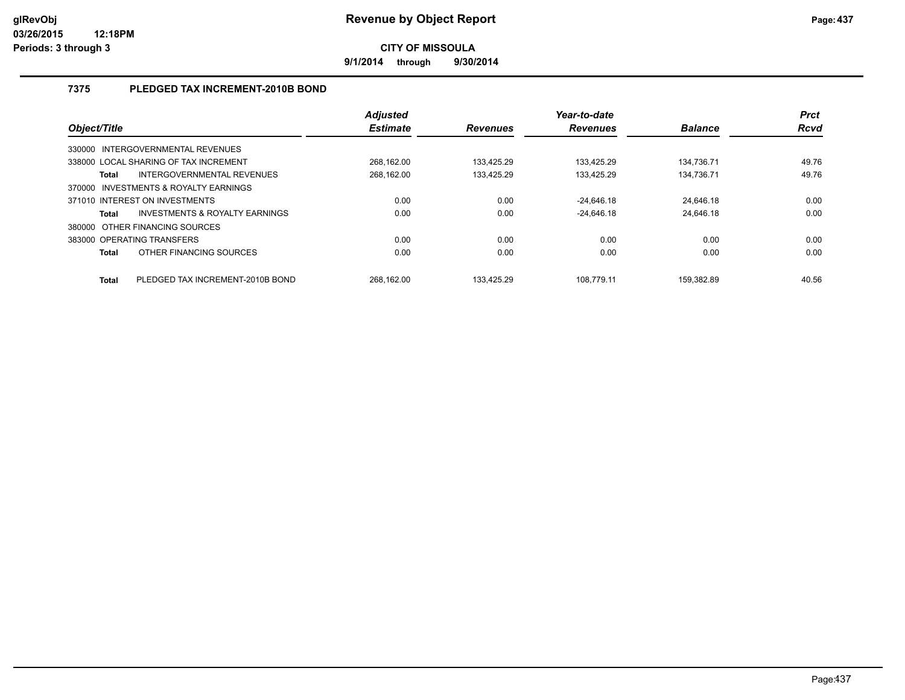**CITY OF MISSOULA**

**9/1/2014 through 9/30/2014**

### 7375 PLEDGED TAX INCREMENT-2010B BOND

| Object/Title | | Adjusted Estimate | Revenues | Year-to-date Revenues | Balance | Prct Rcvd |
|---|---|---|---|---|---|---|
| 330000 INTERGOVERNMENTAL REVENUES | | | | | | |
| 338000 LOCAL SHARING OF TAX INCREMENT | | 268,162.00 | 133,425.29 | 133,425.29 | 134,736.71 | 49.76 |
| **Total** | INTERGOVERNMENTAL REVENUES | 268,162.00 | 133,425.29 | 133,425.29 | 134,736.71 | 49.76 |
| 370000 INVESTMENTS & ROYALTY EARNINGS | | | | | | |
| 371010 INTEREST ON INVESTMENTS | | 0.00 | 0.00 | -24,646.18 | 24,646.18 | 0.00 |
| **Total** | INVESTMENTS & ROYALTY EARNINGS | 0.00 | 0.00 | -24,646.18 | 24,646.18 | 0.00 |
| 380000 OTHER FINANCING SOURCES | | | | | | |
| 383000 OPERATING TRANSFERS | | 0.00 | 0.00 | 0.00 | 0.00 | 0.00 |
| **Total** | OTHER FINANCING SOURCES | 0.00 | 0.00 | 0.00 | 0.00 | 0.00 |
| **Total** | PLEDGED TAX INCREMENT-2010B BOND | 268,162.00 | 133,425.29 | 108,779.11 | 159,382.89 | 40.56 |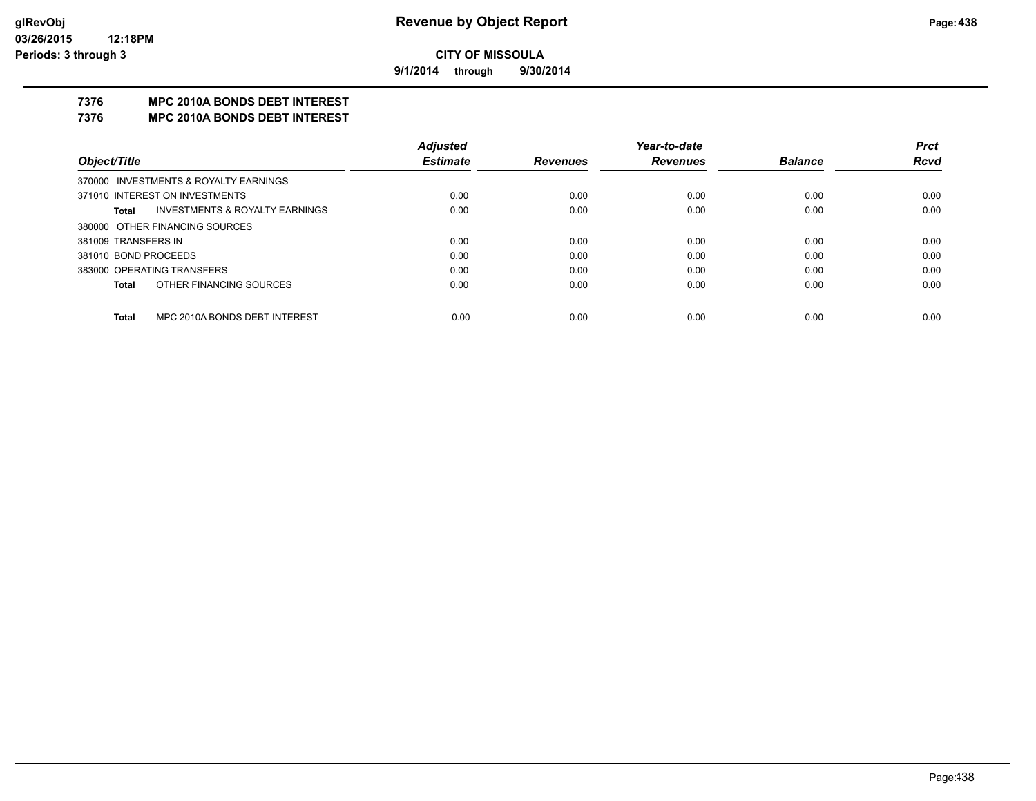**CITY OF MISSOULA**

**9/1/2014 through 9/30/2014**

## 7376 MPC 2010A BONDS DEBT INTEREST

## 7376 MPC 2010A BONDS DEBT INTEREST

| Object/Title | Adjusted Estimate | Revenues | Year-to-date Revenues | Balance | Prct Rcvd |
|---|---|---|---|---|---|
| 370000 INVESTMENTS & ROYALTY EARNINGS | | | | | |
| 371010 INTEREST ON INVESTMENTS | 0.00 | 0.00 | 0.00 | 0.00 | 0.00 |
| **Total** INVESTMENTS & ROYALTY EARNINGS | 0.00 | 0.00 | 0.00 | 0.00 | 0.00 |
| 380000 OTHER FINANCING SOURCES | | | | | |
| 381009 TRANSFERS IN | 0.00 | 0.00 | 0.00 | 0.00 | 0.00 |
| 381010 BOND PROCEEDS | 0.00 | 0.00 | 0.00 | 0.00 | 0.00 |
| 383000 OPERATING TRANSFERS | 0.00 | 0.00 | 0.00 | 0.00 | 0.00 |
| **Total** OTHER FINANCING SOURCES | 0.00 | 0.00 | 0.00 | 0.00 | 0.00 |
| **Total** MPC 2010A BONDS DEBT INTEREST | 0.00 | 0.00 | 0.00 | 0.00 | 0.00 |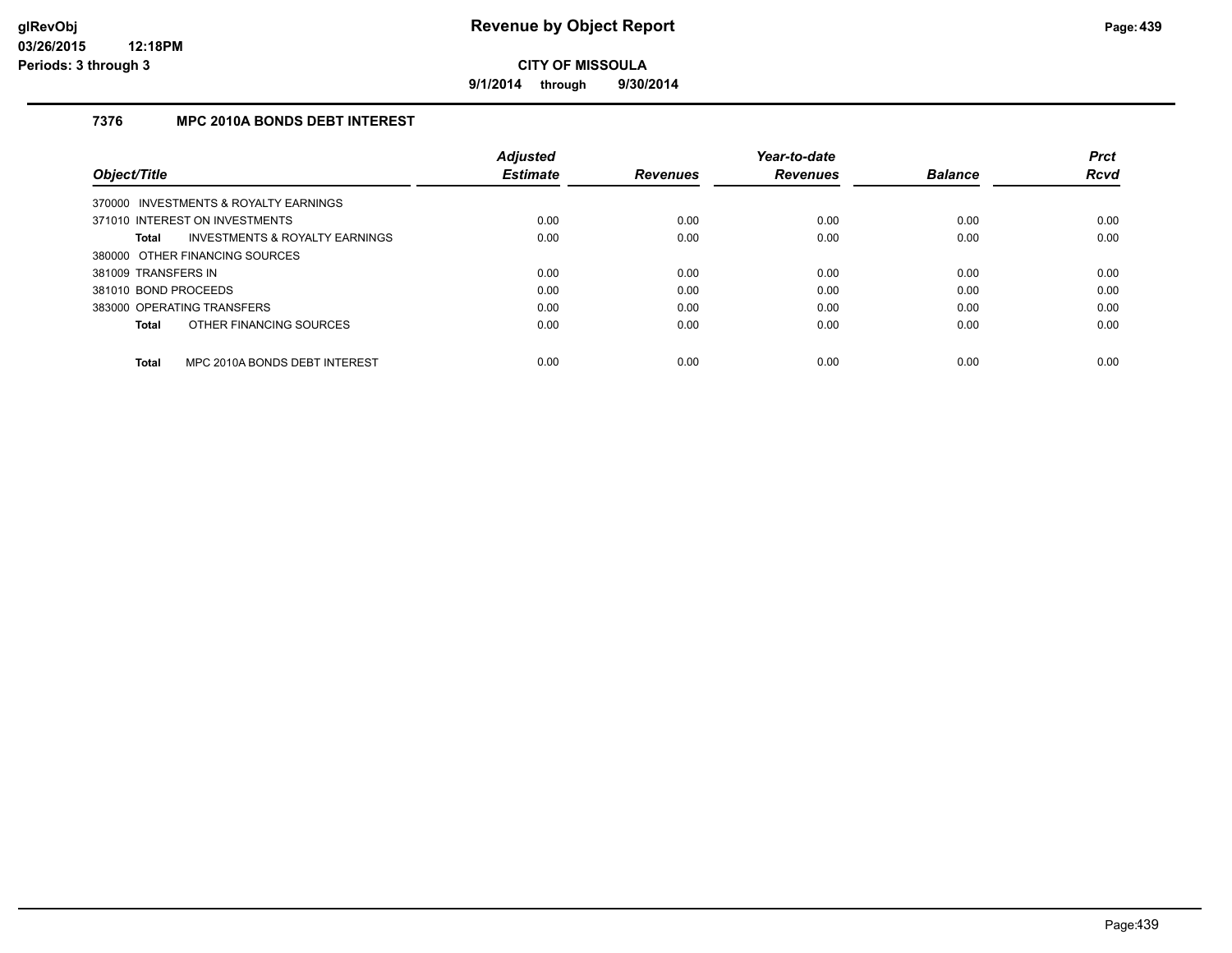**Revenue by Object Report**

**CITY OF MISSOULA**

**9/1/2014 through 9/30/2014**

glRevObj
03/26/2015 12:18PM
Periods: 3 through 3

### 7376 MPC 2010A BONDS DEBT INTEREST

| Object/Title | Adjusted Estimate | Revenues | Year-to-date Revenues | Balance | Prct Rcvd |
|---|---|---|---|---|---|
| 370000 INVESTMENTS & ROYALTY EARNINGS | | | | | |
| 371010 INTEREST ON INVESTMENTS | 0.00 | 0.00 | 0.00 | 0.00 | 0.00 |
| **Total** INVESTMENTS & ROYALTY EARNINGS | 0.00 | 0.00 | 0.00 | 0.00 | 0.00 |
| 380000 OTHER FINANCING SOURCES | | | | | |
| 381009 TRANSFERS IN | 0.00 | 0.00 | 0.00 | 0.00 | 0.00 |
| 381010 BOND PROCEEDS | 0.00 | 0.00 | 0.00 | 0.00 | 0.00 |
| 383000 OPERATING TRANSFERS | 0.00 | 0.00 | 0.00 | 0.00 | 0.00 |
| **Total** OTHER FINANCING SOURCES | 0.00 | 0.00 | 0.00 | 0.00 | 0.00 |
| **Total** MPC 2010A BONDS DEBT INTEREST | 0.00 | 0.00 | 0.00 | 0.00 | 0.00 |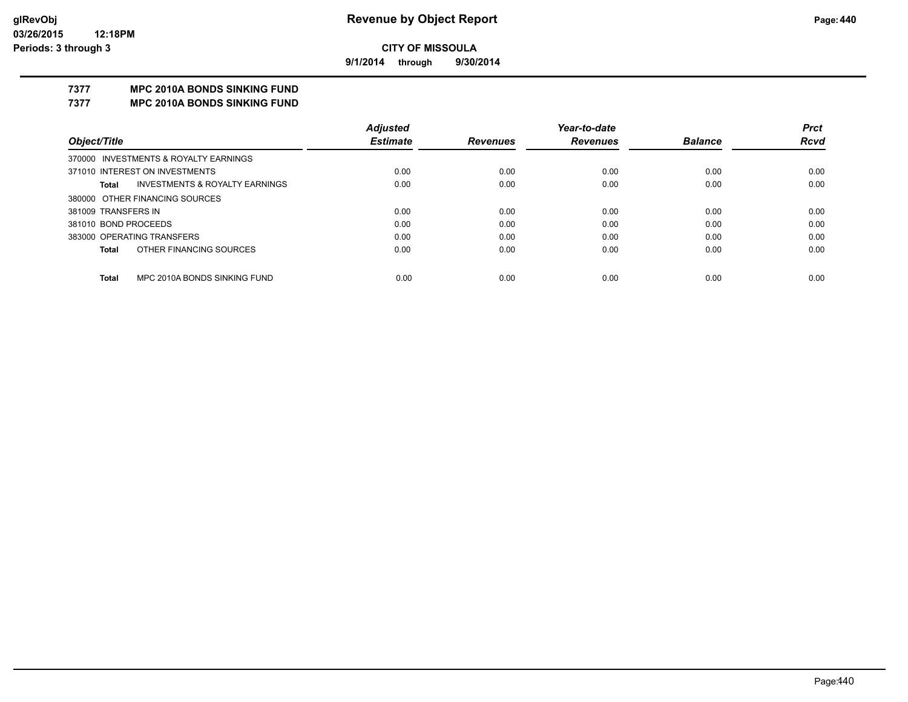**CITY OF MISSOULA**

**9/1/2014 through 9/30/2014**

**7377 MPC 2010A BONDS SINKING FUND**

**7377 MPC 2010A BONDS SINKING FUND**

| Object/Title | Adjusted Estimate | Revenues | Year-to-date Revenues | Balance | Prct Rcvd |
|---|---|---|---|---|---|
| 370000 INVESTMENTS & ROYALTY EARNINGS | | | | | |
| 371010 INTEREST ON INVESTMENTS | 0.00 | 0.00 | 0.00 | 0.00 | 0.00 |
| **Total** INVESTMENTS & ROYALTY EARNINGS | 0.00 | 0.00 | 0.00 | 0.00 | 0.00 |
| 380000 OTHER FINANCING SOURCES | | | | | |
| 381009 TRANSFERS IN | 0.00 | 0.00 | 0.00 | 0.00 | 0.00 |
| 381010 BOND PROCEEDS | 0.00 | 0.00 | 0.00 | 0.00 | 0.00 |
| 383000 OPERATING TRANSFERS | 0.00 | 0.00 | 0.00 | 0.00 | 0.00 |
| **Total** OTHER FINANCING SOURCES | 0.00 | 0.00 | 0.00 | 0.00 | 0.00 |
| **Total** MPC 2010A BONDS SINKING FUND | 0.00 | 0.00 | 0.00 | 0.00 | 0.00 |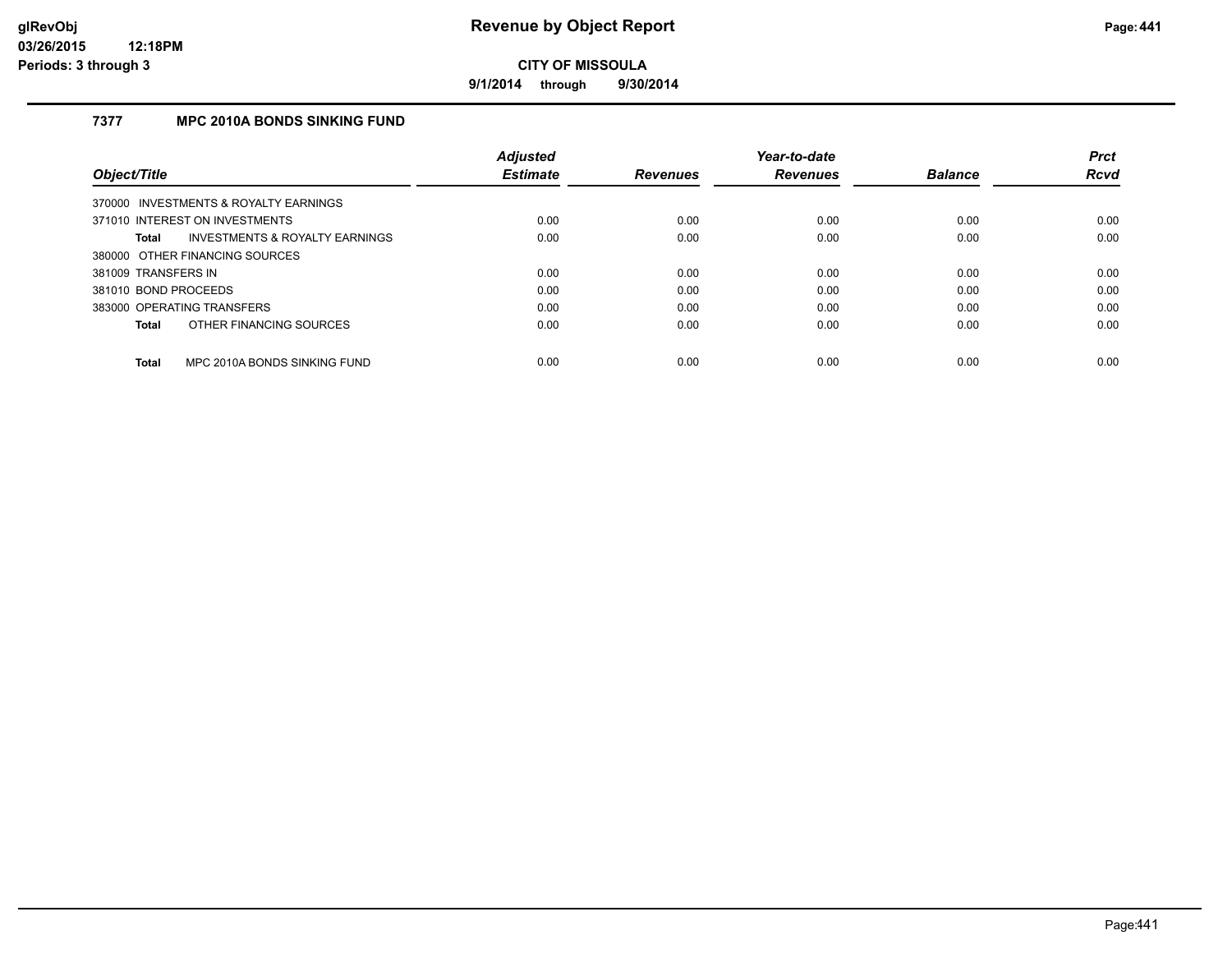# Revenue by Object Report

**CITY OF MISSOULA**

**9/1/2014 through 9/30/2014**

glRevObj
03/26/2015 12:18PM
Periods: 3 through 3

### 7377 MPC 2010A BONDS SINKING FUND

| Object/Title | | Adjusted Estimate | Revenues | Year-to-date Revenues | Balance | Prct Rcvd |
|---|---|---|---|---|---|---|
| 370000 INVESTMENTS & ROYALTY EARNINGS | | | | | | |
| 371010 INTEREST ON INVESTMENTS | | 0.00 | 0.00 | 0.00 | 0.00 | 0.00 |
| **Total** | INVESTMENTS & ROYALTY EARNINGS | 0.00 | 0.00 | 0.00 | 0.00 | 0.00 |
| 380000 OTHER FINANCING SOURCES | | | | | | |
| 381009 TRANSFERS IN | | 0.00 | 0.00 | 0.00 | 0.00 | 0.00 |
| 381010 BOND PROCEEDS | | 0.00 | 0.00 | 0.00 | 0.00 | 0.00 |
| 383000 OPERATING TRANSFERS | | 0.00 | 0.00 | 0.00 | 0.00 | 0.00 |
| **Total** | OTHER FINANCING SOURCES | 0.00 | 0.00 | 0.00 | 0.00 | 0.00 |
| **Total** | MPC 2010A BONDS SINKING FUND | 0.00 | 0.00 | 0.00 | 0.00 | 0.00 |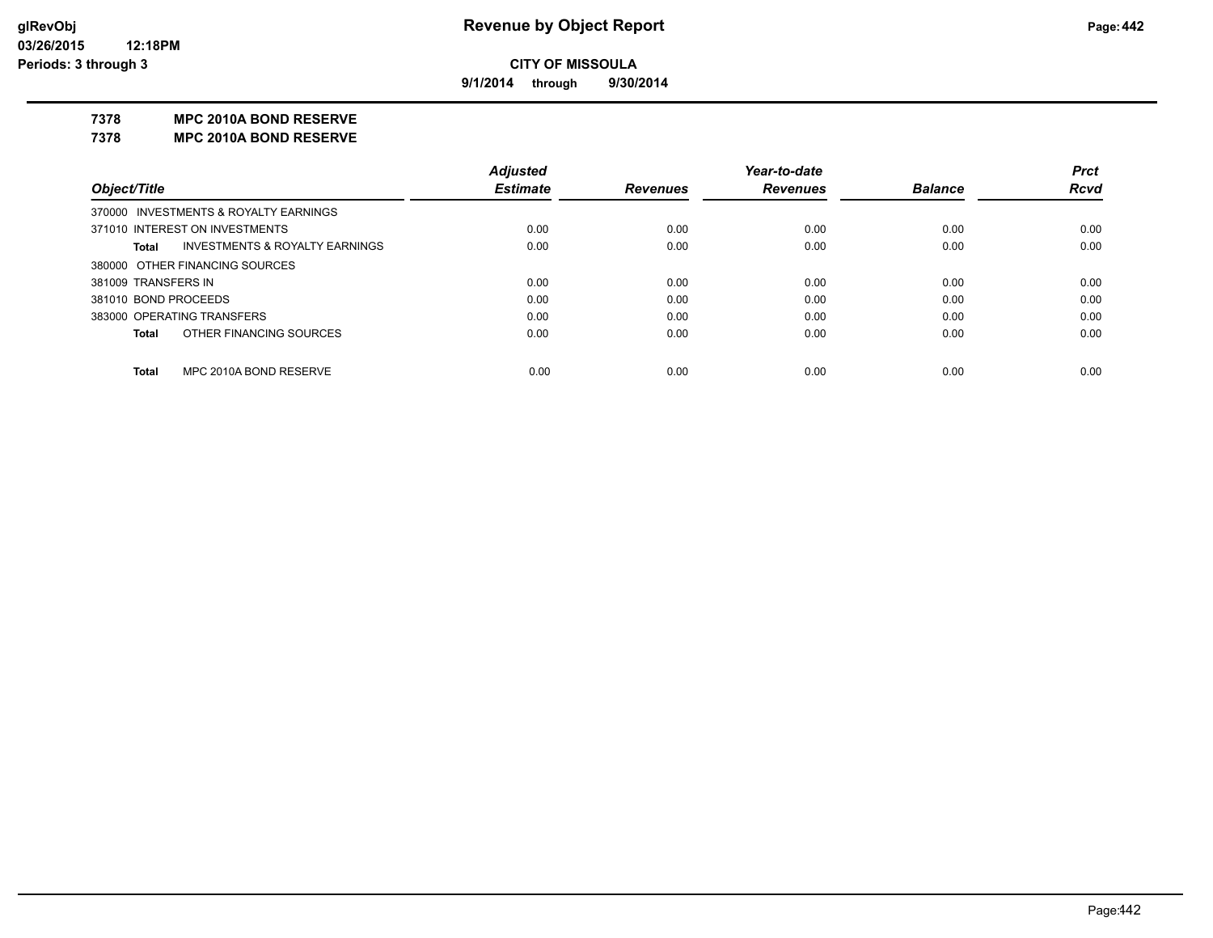# Revenue by Object Report

**CITY OF MISSOULA**

**9/1/2014 through 9/30/2014**

glRevObj
03/26/2015 12:18PM
Periods: 3 through 3

**7378 MPC 2010A BOND RESERVE**

**7378 MPC 2010A BOND RESERVE**

| Object/Title | Adjusted Estimate | Revenues | Year-to-date Revenues | Balance | Prct Rcvd |
|---|---|---|---|---|---|
| 370000 INVESTMENTS & ROYALTY EARNINGS | | | | | |
| 371010 INTEREST ON INVESTMENTS | 0.00 | 0.00 | 0.00 | 0.00 | 0.00 |
| **Total** INVESTMENTS & ROYALTY EARNINGS | 0.00 | 0.00 | 0.00 | 0.00 | 0.00 |
| 380000 OTHER FINANCING SOURCES | | | | | |
| 381009 TRANSFERS IN | 0.00 | 0.00 | 0.00 | 0.00 | 0.00 |
| 381010 BOND PROCEEDS | 0.00 | 0.00 | 0.00 | 0.00 | 0.00 |
| 383000 OPERATING TRANSFERS | 0.00 | 0.00 | 0.00 | 0.00 | 0.00 |
| **Total** OTHER FINANCING SOURCES | 0.00 | 0.00 | 0.00 | 0.00 | 0.00 |
| **Total** MPC 2010A BOND RESERVE | 0.00 | 0.00 | 0.00 | 0.00 | 0.00 |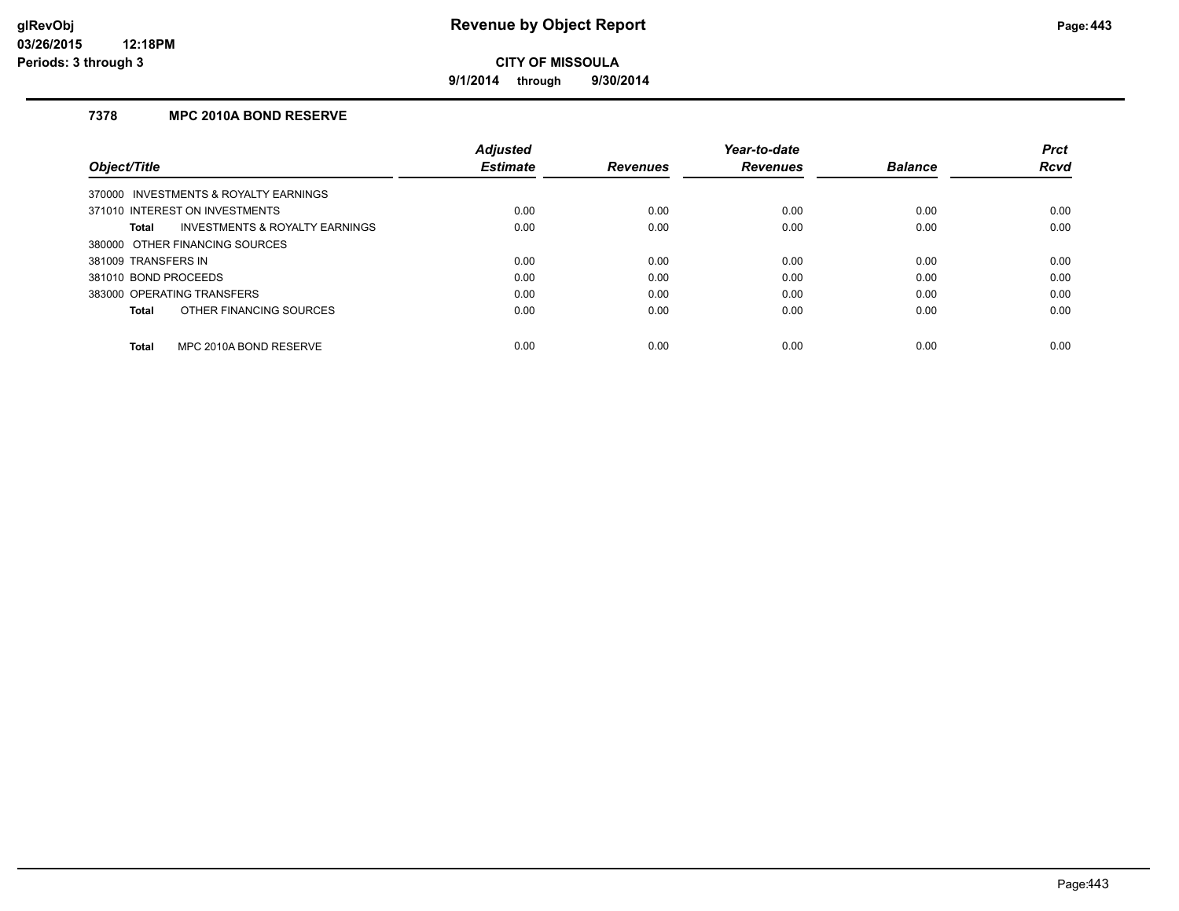# Revenue by Object Report

**CITY OF MISSOULA**

**9/1/2014 through 9/30/2014**

glRevObj
03/26/2015 12:18PM
Periods: 3 through 3

### 7378 MPC 2010A BOND RESERVE

| Object/Title | Adjusted Estimate | Revenues | Year-to-date Revenues | Balance | Prct Rcvd |
|---|---|---|---|---|---|
| 370000 INVESTMENTS & ROYALTY EARNINGS | | | | | |
| 371010 INTEREST ON INVESTMENTS | 0.00 | 0.00 | 0.00 | 0.00 | 0.00 |
| **Total** INVESTMENTS & ROYALTY EARNINGS | 0.00 | 0.00 | 0.00 | 0.00 | 0.00 |
| 380000 OTHER FINANCING SOURCES | | | | | |
| 381009 TRANSFERS IN | 0.00 | 0.00 | 0.00 | 0.00 | 0.00 |
| 381010 BOND PROCEEDS | 0.00 | 0.00 | 0.00 | 0.00 | 0.00 |
| 383000 OPERATING TRANSFERS | 0.00 | 0.00 | 0.00 | 0.00 | 0.00 |
| **Total** OTHER FINANCING SOURCES | 0.00 | 0.00 | 0.00 | 0.00 | 0.00 |
| **Total** MPC 2010A BOND RESERVE | 0.00 | 0.00 | 0.00 | 0.00 | 0.00 |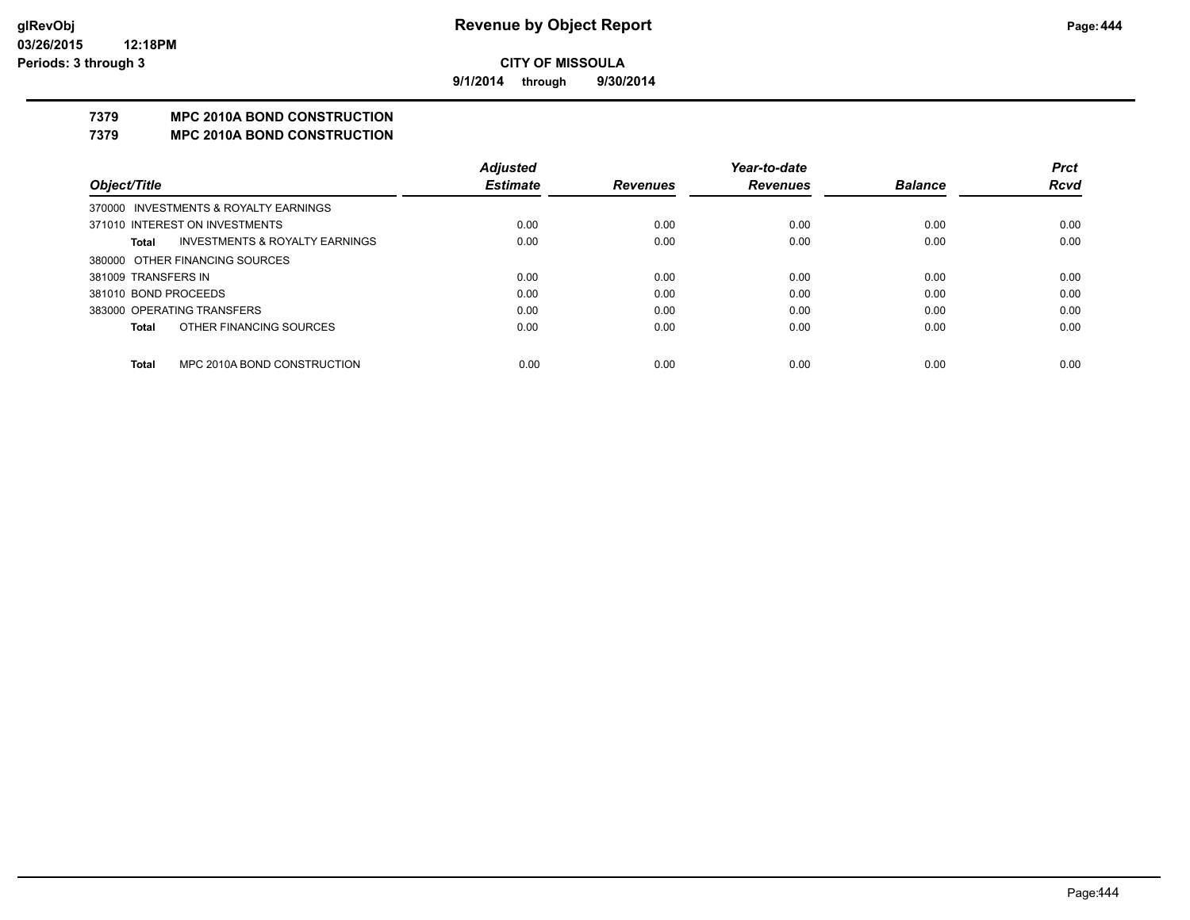**glRevObj**
**03/26/2015 12:18PM**
**Periods: 3 through 3**

# Revenue by Object Report

**CITY OF MISSOULA**

**9/1/2014 through 9/30/2014**

## 7379 MPC 2010A BOND CONSTRUCTION
## 7379 MPC 2010A BOND CONSTRUCTION

| Object/Title | Adjusted Estimate | Revenues | Year-to-date Revenues | Balance | Prct Rcvd |
|---|---|---|---|---|---|
| 370000 INVESTMENTS & ROYALTY EARNINGS | | | | | |
| 371010 INTEREST ON INVESTMENTS | 0.00 | 0.00 | 0.00 | 0.00 | 0.00 |
| **Total** INVESTMENTS & ROYALTY EARNINGS | 0.00 | 0.00 | 0.00 | 0.00 | 0.00 |
| 380000 OTHER FINANCING SOURCES | | | | | |
| 381009 TRANSFERS IN | 0.00 | 0.00 | 0.00 | 0.00 | 0.00 |
| 381010 BOND PROCEEDS | 0.00 | 0.00 | 0.00 | 0.00 | 0.00 |
| 383000 OPERATING TRANSFERS | 0.00 | 0.00 | 0.00 | 0.00 | 0.00 |
| **Total** OTHER FINANCING SOURCES | 0.00 | 0.00 | 0.00 | 0.00 | 0.00 |
| **Total** MPC 2010A BOND CONSTRUCTION | 0.00 | 0.00 | 0.00 | 0.00 | 0.00 |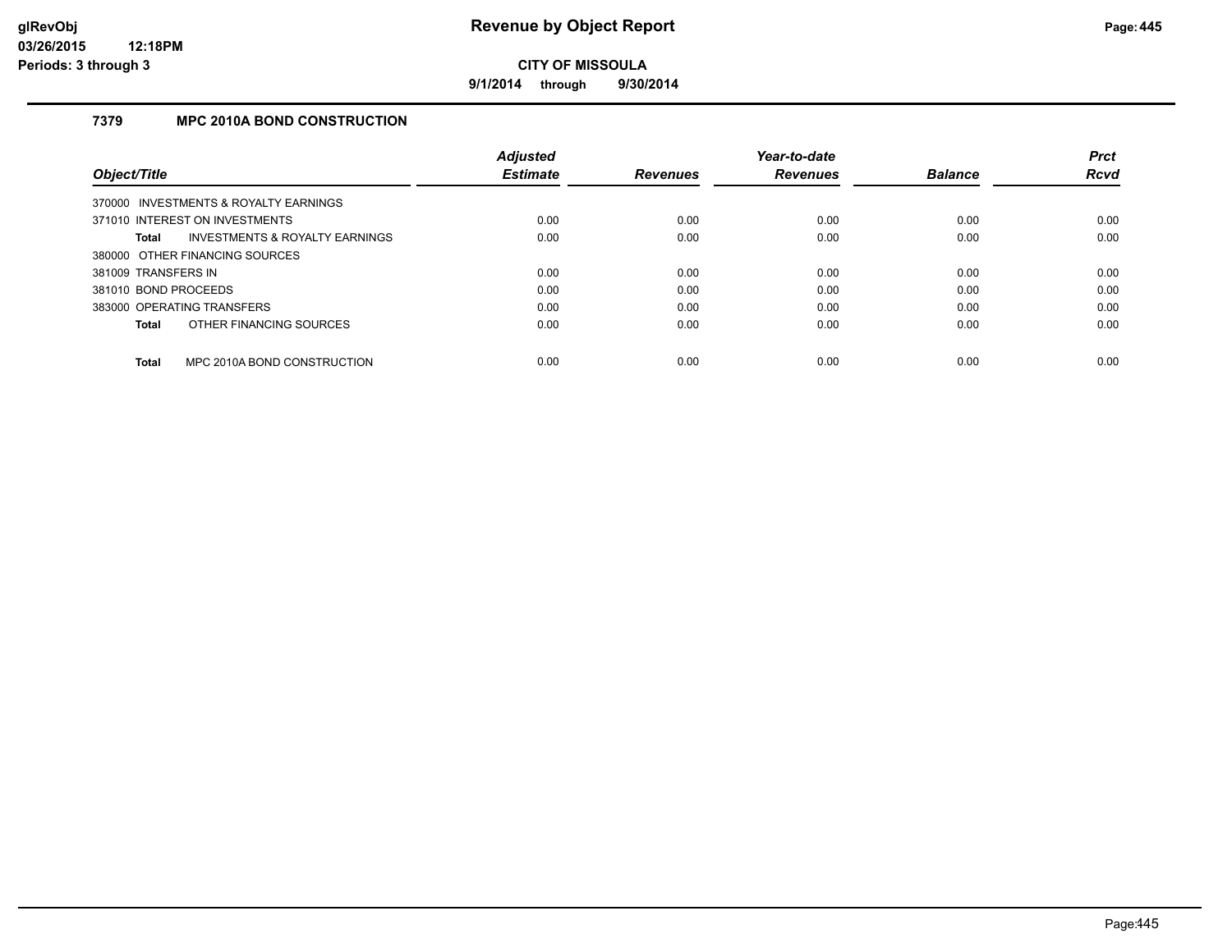**Revenue by Object Report**

**CITY OF MISSOULA**

**9/1/2014 through 9/30/2014**

glRevObj
03/26/2015 12:18PM
Periods: 3 through 3

### 7379 MPC 2010A BOND CONSTRUCTION

| Object/Title | Adjusted Estimate | Revenues | Year-to-date Revenues | Balance | Prct Rcvd |
|---|---|---|---|---|---|
| 370000 INVESTMENTS & ROYALTY EARNINGS | | | | | |
| 371010 INTEREST ON INVESTMENTS | 0.00 | 0.00 | 0.00 | 0.00 | 0.00 |
| **Total** INVESTMENTS & ROYALTY EARNINGS | 0.00 | 0.00 | 0.00 | 0.00 | 0.00 |
| 380000 OTHER FINANCING SOURCES | | | | | |
| 381009 TRANSFERS IN | 0.00 | 0.00 | 0.00 | 0.00 | 0.00 |
| 381010 BOND PROCEEDS | 0.00 | 0.00 | 0.00 | 0.00 | 0.00 |
| 383000 OPERATING TRANSFERS | 0.00 | 0.00 | 0.00 | 0.00 | 0.00 |
| **Total** OTHER FINANCING SOURCES | 0.00 | 0.00 | 0.00 | 0.00 | 0.00 |
| **Total** MPC 2010A BOND CONSTRUCTION | 0.00 | 0.00 | 0.00 | 0.00 | 0.00 |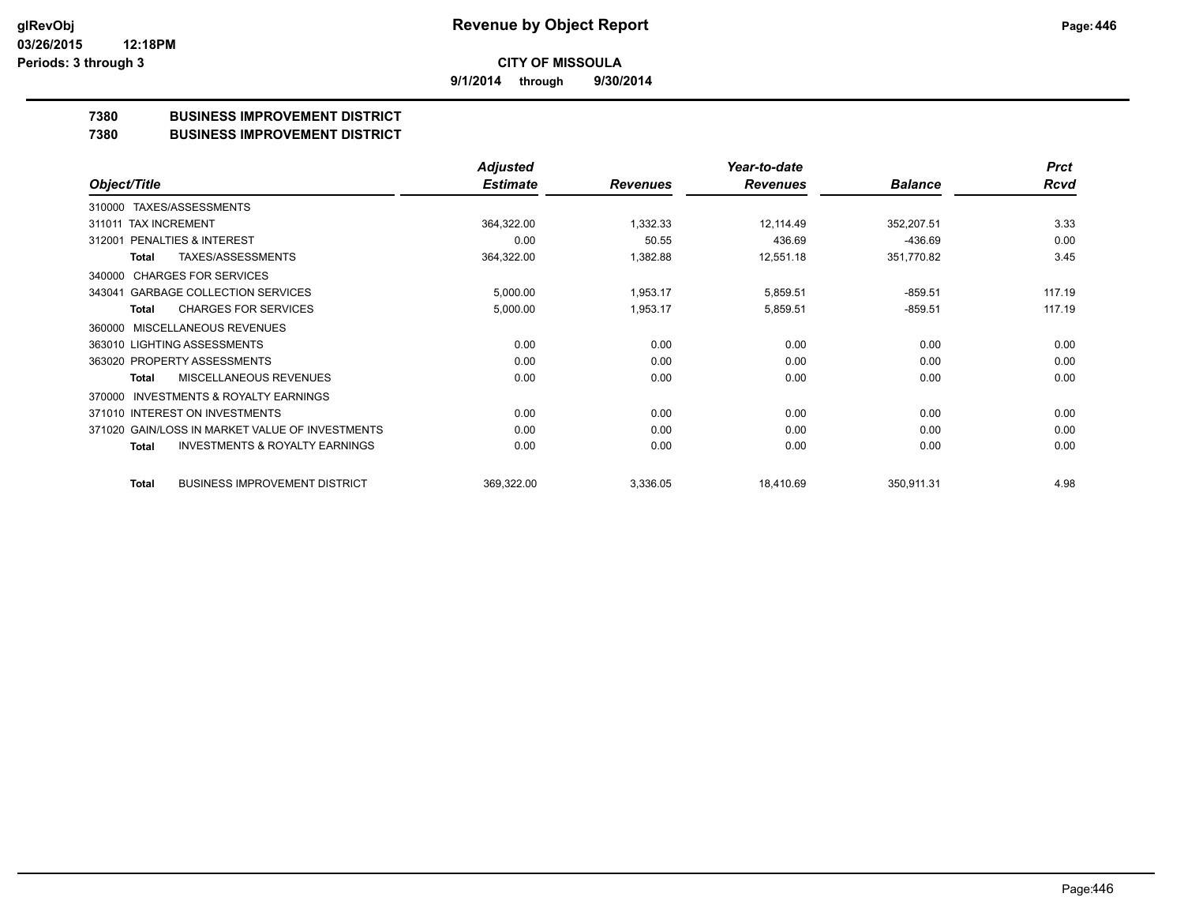**CITY OF MISSOULA**

**9/1/2014 through 9/30/2014**

## 7380 BUSINESS IMPROVEMENT DISTRICT
## 7380 BUSINESS IMPROVEMENT DISTRICT

| Object/Title | Adjusted Estimate | Revenues | Year-to-date Revenues | Balance | Prct Rcvd |
|---|---|---|---|---|---|
| 310000 TAXES/ASSESSMENTS | | | | | |
| 311011 TAX INCREMENT | 364,322.00 | 1,332.33 | 12,114.49 | 352,207.51 | 3.33 |
| 312001 PENALTIES & INTEREST | 0.00 | 50.55 | 436.69 | -436.69 | 0.00 |
| **Total** TAXES/ASSESSMENTS | 364,322.00 | 1,382.88 | 12,551.18 | 351,770.82 | 3.45 |
| 340000 CHARGES FOR SERVICES | | | | | |
| 343041 GARBAGE COLLECTION SERVICES | 5,000.00 | 1,953.17 | 5,859.51 | -859.51 | 117.19 |
| **Total** CHARGES FOR SERVICES | 5,000.00 | 1,953.17 | 5,859.51 | -859.51 | 117.19 |
| 360000 MISCELLANEOUS REVENUES | | | | | |
| 363010 LIGHTING ASSESSMENTS | 0.00 | 0.00 | 0.00 | 0.00 | 0.00 |
| 363020 PROPERTY ASSESSMENTS | 0.00 | 0.00 | 0.00 | 0.00 | 0.00 |
| **Total** MISCELLANEOUS REVENUES | 0.00 | 0.00 | 0.00 | 0.00 | 0.00 |
| 370000 INVESTMENTS & ROYALTY EARNINGS | | | | | |
| 371010 INTEREST ON INVESTMENTS | 0.00 | 0.00 | 0.00 | 0.00 | 0.00 |
| 371020 GAIN/LOSS IN MARKET VALUE OF INVESTMENTS | 0.00 | 0.00 | 0.00 | 0.00 | 0.00 |
| **Total** INVESTMENTS & ROYALTY EARNINGS | 0.00 | 0.00 | 0.00 | 0.00 | 0.00 |
| **Total** BUSINESS IMPROVEMENT DISTRICT | 369,322.00 | 3,336.05 | 18,410.69 | 350,911.31 | 4.98 |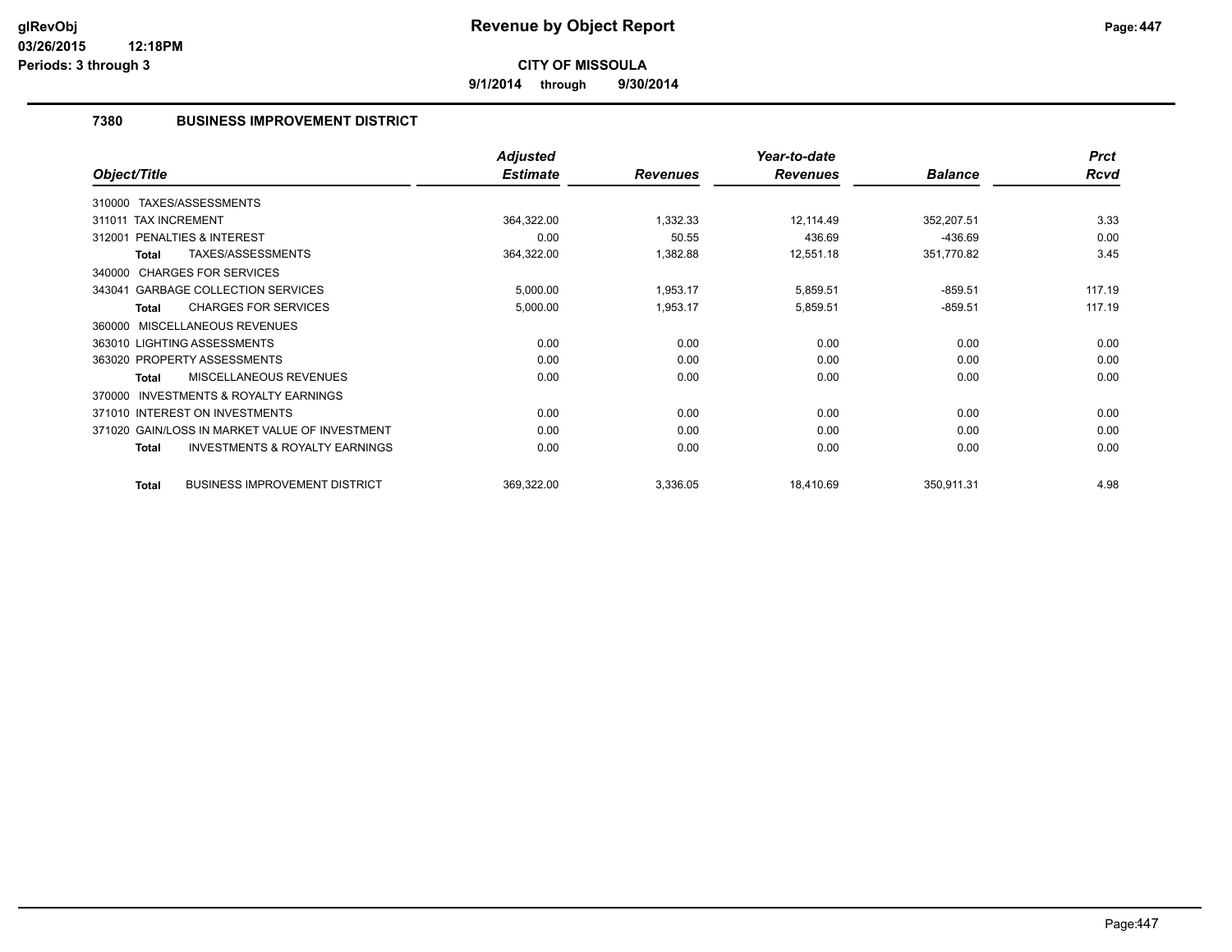**CITY OF MISSOULA**

**9/1/2014 through 9/30/2014**

## 7380 BUSINESS IMPROVEMENT DISTRICT

| Object/Title | Adjusted Estimate | Revenues | Year-to-date Revenues | Balance | Prct Rcvd |
|---|---|---|---|---|---|
| 310000 TAXES/ASSESSMENTS | | | | | |
| 311011 TAX INCREMENT | 364,322.00 | 1,332.33 | 12,114.49 | 352,207.51 | 3.33 |
| 312001 PENALTIES & INTEREST | 0.00 | 50.55 | 436.69 | -436.69 | 0.00 |
| **Total** TAXES/ASSESSMENTS | 364,322.00 | 1,382.88 | 12,551.18 | 351,770.82 | 3.45 |
| 340000 CHARGES FOR SERVICES | | | | | |
| 343041 GARBAGE COLLECTION SERVICES | 5,000.00 | 1,953.17 | 5,859.51 | -859.51 | 117.19 |
| **Total** CHARGES FOR SERVICES | 5,000.00 | 1,953.17 | 5,859.51 | -859.51 | 117.19 |
| 360000 MISCELLANEOUS REVENUES | | | | | |
| 363010 LIGHTING ASSESSMENTS | 0.00 | 0.00 | 0.00 | 0.00 | 0.00 |
| 363020 PROPERTY ASSESSMENTS | 0.00 | 0.00 | 0.00 | 0.00 | 0.00 |
| **Total** MISCELLANEOUS REVENUES | 0.00 | 0.00 | 0.00 | 0.00 | 0.00 |
| 370000 INVESTMENTS & ROYALTY EARNINGS | | | | | |
| 371010 INTEREST ON INVESTMENTS | 0.00 | 0.00 | 0.00 | 0.00 | 0.00 |
| 371020 GAIN/LOSS IN MARKET VALUE OF INVESTMENT | 0.00 | 0.00 | 0.00 | 0.00 | 0.00 |
| **Total** INVESTMENTS & ROYALTY EARNINGS | 0.00 | 0.00 | 0.00 | 0.00 | 0.00 |
| **Total** BUSINESS IMPROVEMENT DISTRICT | 369,322.00 | 3,336.05 | 18,410.69 | 350,911.31 | 4.98 |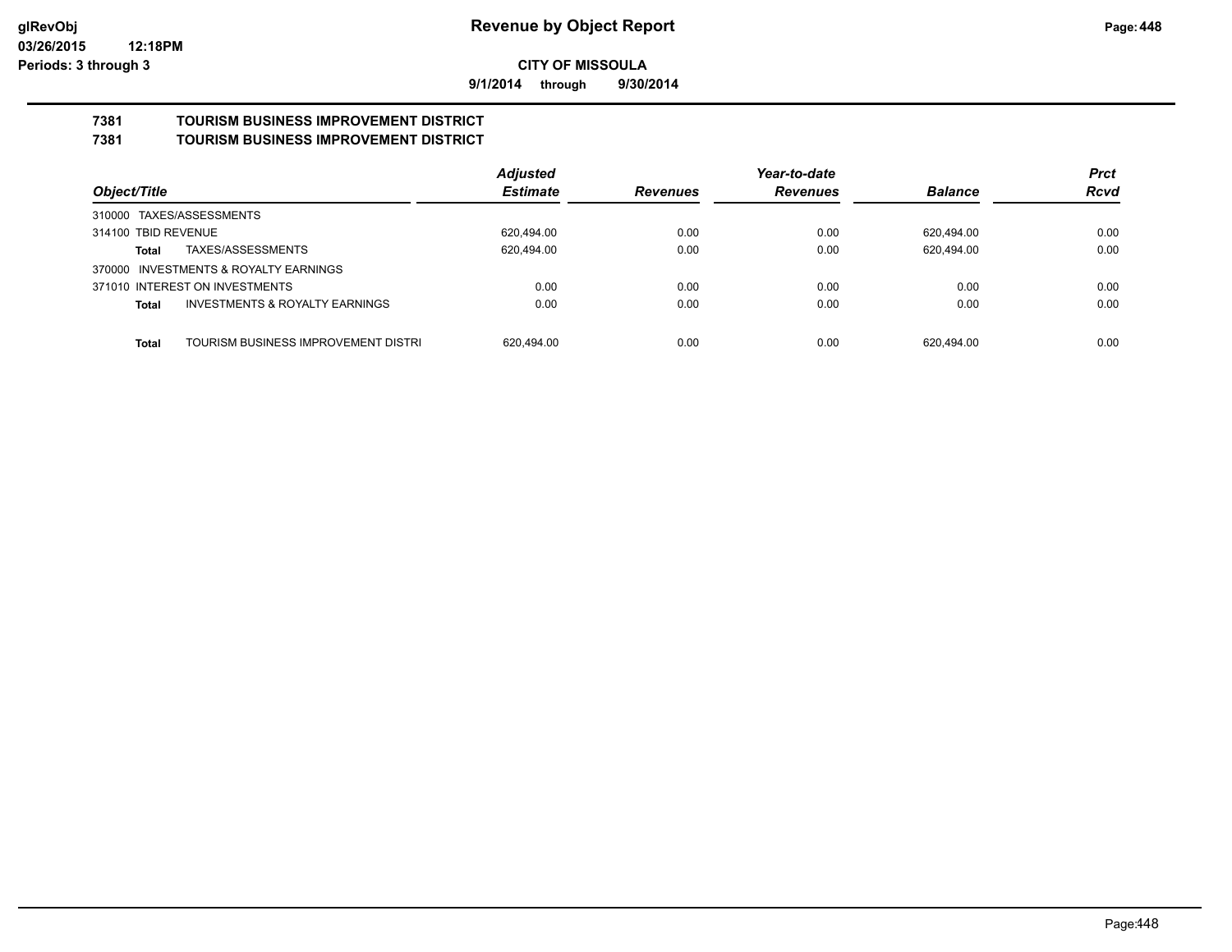# Revenue by Object Report

glRevObj
03/26/2015 12:18PM
Periods: 3 through 3

**CITY OF MISSOULA**

**9/1/2014 through 9/30/2014**

## 7381 TOURISM BUSINESS IMPROVEMENT DISTRICT
## 7381 TOURISM BUSINESS IMPROVEMENT DISTRICT

| Object/Title | Adjusted Estimate | Revenues | Year-to-date Revenues | Balance | Prct Rcvd |
|---|---|---|---|---|---|
| 310000 TAXES/ASSESSMENTS | | | | | |
| 314100 TBID REVENUE | 620,494.00 | 0.00 | 0.00 | 620,494.00 | 0.00 |
| **Total** TAXES/ASSESSMENTS | 620,494.00 | 0.00 | 0.00 | 620,494.00 | 0.00 |
| 370000 INVESTMENTS & ROYALTY EARNINGS | | | | | |
| 371010 INTEREST ON INVESTMENTS | 0.00 | 0.00 | 0.00 | 0.00 | 0.00 |
| **Total** INVESTMENTS & ROYALTY EARNINGS | 0.00 | 0.00 | 0.00 | 0.00 | 0.00 |
| **Total** TOURISM BUSINESS IMPROVEMENT DISTRI | 620,494.00 | 0.00 | 0.00 | 620,494.00 | 0.00 |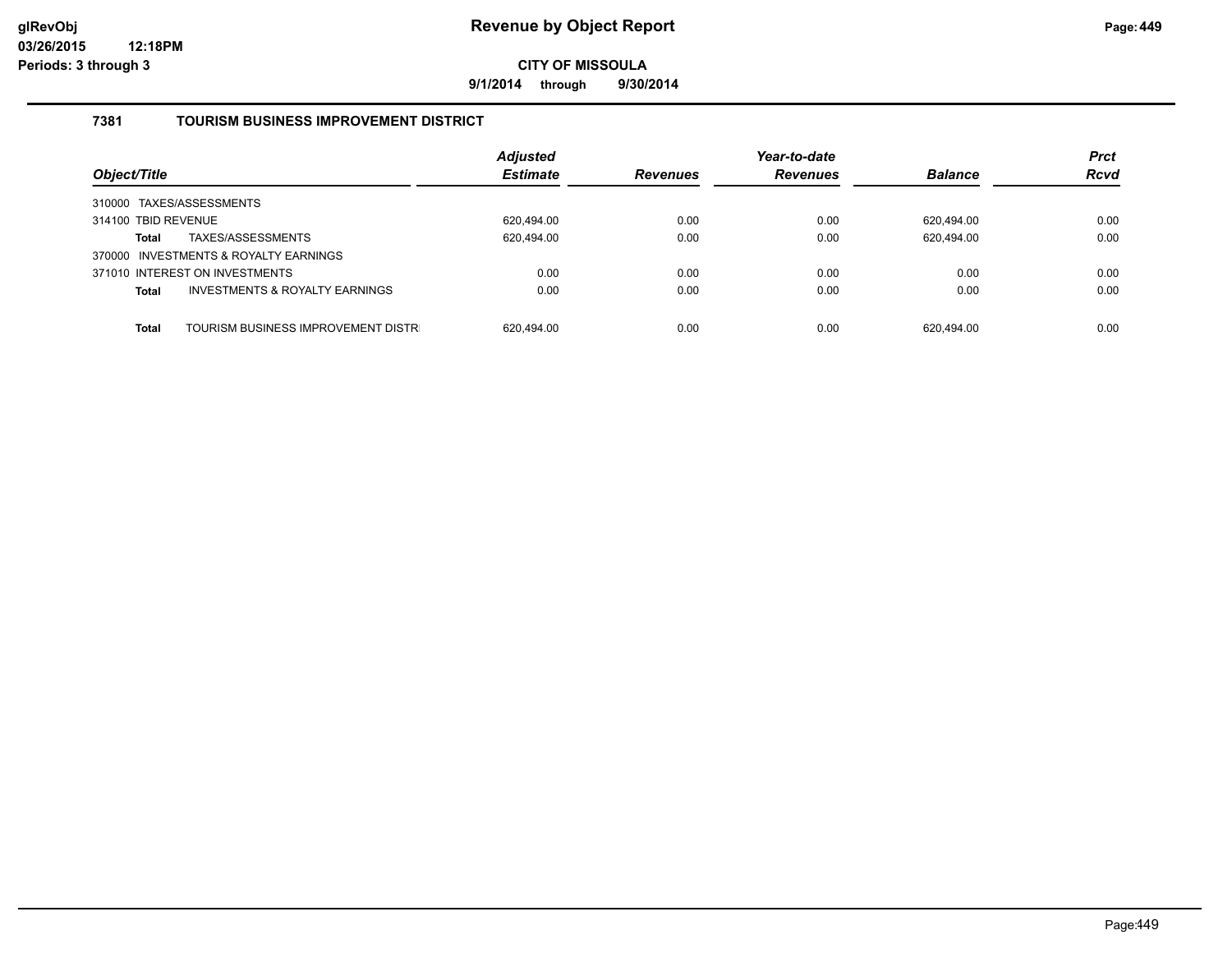# Revenue by Object Report

**CITY OF MISSOULA**

**9/1/2014 through 9/30/2014**

### 7381 TOURISM BUSINESS IMPROVEMENT DISTRICT

| Object/Title | Adjusted Estimate | Revenues | Year-to-date Revenues | Balance | Prct Rcvd |
|---|---|---|---|---|---|
| 310000 TAXES/ASSESSMENTS | | | | | |
| 314100 TBID REVENUE | 620,494.00 | 0.00 | 0.00 | 620,494.00 | 0.00 |
| **Total** TAXES/ASSESSMENTS | 620,494.00 | 0.00 | 0.00 | 620,494.00 | 0.00 |
| 370000 INVESTMENTS & ROYALTY EARNINGS | | | | | |
| 371010 INTEREST ON INVESTMENTS | 0.00 | 0.00 | 0.00 | 0.00 | 0.00 |
| **Total** INVESTMENTS & ROYALTY EARNINGS | 0.00 | 0.00 | 0.00 | 0.00 | 0.00 |
| **Total** TOURISM BUSINESS IMPROVEMENT DISTR | 620,494.00 | 0.00 | 0.00 | 620,494.00 | 0.00 |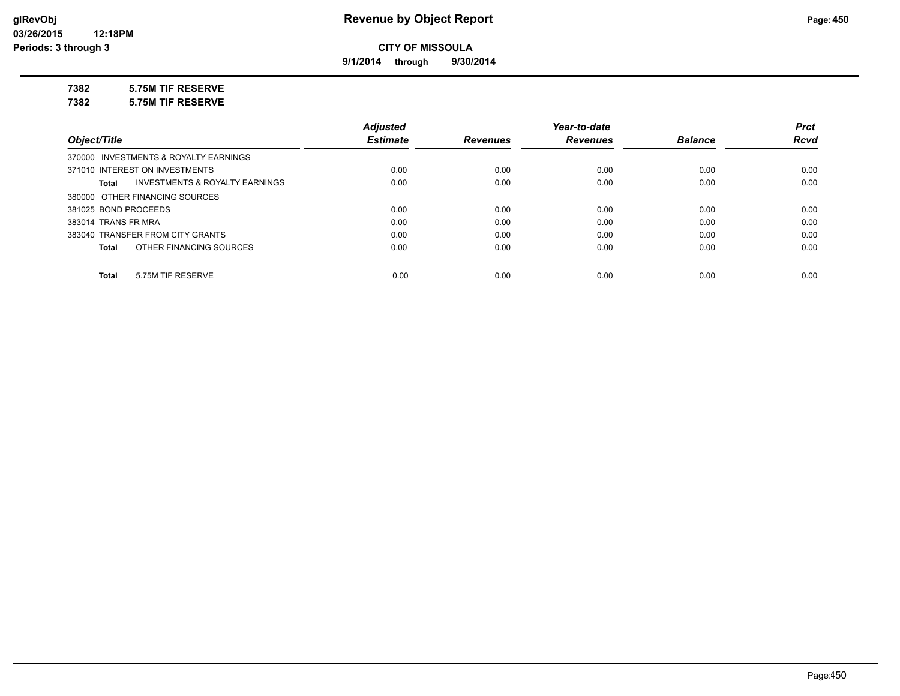**Revenue by Object Report**

**CITY OF MISSOULA**

**9/1/2014 through 9/30/2014**

**7382 5.75M TIF RESERVE**

**7382 5.75M TIF RESERVE**

| Object/Title | Adjusted Estimate | Revenues | Year-to-date Revenues | Balance | Prct Rcvd |
|---|---|---|---|---|---|
| 370000 INVESTMENTS & ROYALTY EARNINGS | | | | | |
| 371010 INTEREST ON INVESTMENTS | 0.00 | 0.00 | 0.00 | 0.00 | 0.00 |
| **Total** INVESTMENTS & ROYALTY EARNINGS | 0.00 | 0.00 | 0.00 | 0.00 | 0.00 |
| 380000 OTHER FINANCING SOURCES | | | | | |
| 381025 BOND PROCEEDS | 0.00 | 0.00 | 0.00 | 0.00 | 0.00 |
| 383014 TRANS FR MRA | 0.00 | 0.00 | 0.00 | 0.00 | 0.00 |
| 383040 TRANSFER FROM CITY GRANTS | 0.00 | 0.00 | 0.00 | 0.00 | 0.00 |
| **Total** OTHER FINANCING SOURCES | 0.00 | 0.00 | 0.00 | 0.00 | 0.00 |
| **Total** 5.75M TIF RESERVE | 0.00 | 0.00 | 0.00 | 0.00 | 0.00 |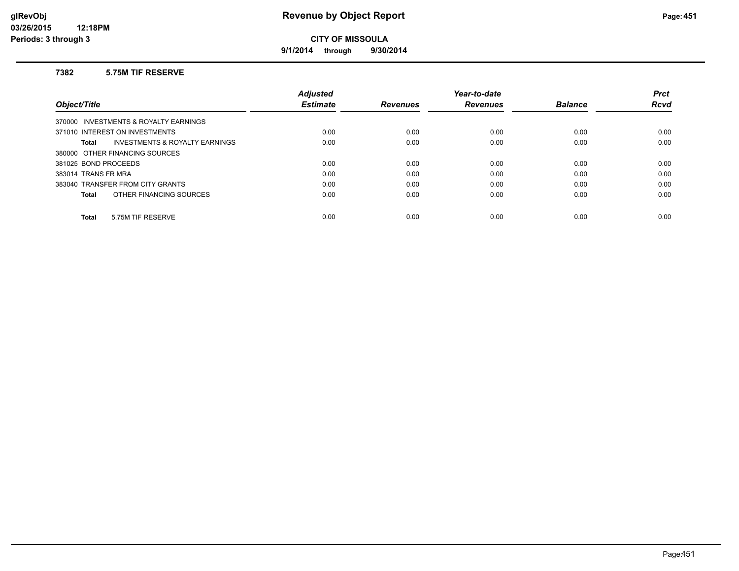# Revenue by Object Report

**CITY OF MISSOULA**

**9/1/2014 through 9/30/2014**

glRevObj
03/26/2015 12:18PM
Periods: 3 through 3

### 7382 5.75M TIF RESERVE

| Object/Title | Adjusted Estimate | Revenues | Year-to-date Revenues | Balance | Prct Rcvd |
|---|---|---|---|---|---|
| 370000 INVESTMENTS & ROYALTY EARNINGS | | | | | |
| 371010 INTEREST ON INVESTMENTS | 0.00 | 0.00 | 0.00 | 0.00 | 0.00 |
| **Total** INVESTMENTS & ROYALTY EARNINGS | 0.00 | 0.00 | 0.00 | 0.00 | 0.00 |
| 380000 OTHER FINANCING SOURCES | | | | | |
| 381025 BOND PROCEEDS | 0.00 | 0.00 | 0.00 | 0.00 | 0.00 |
| 383014 TRANS FR MRA | 0.00 | 0.00 | 0.00 | 0.00 | 0.00 |
| 383040 TRANSFER FROM CITY GRANTS | 0.00 | 0.00 | 0.00 | 0.00 | 0.00 |
| **Total** OTHER FINANCING SOURCES | 0.00 | 0.00 | 0.00 | 0.00 | 0.00 |
| **Total** 5.75M TIF RESERVE | 0.00 | 0.00 | 0.00 | 0.00 | 0.00 |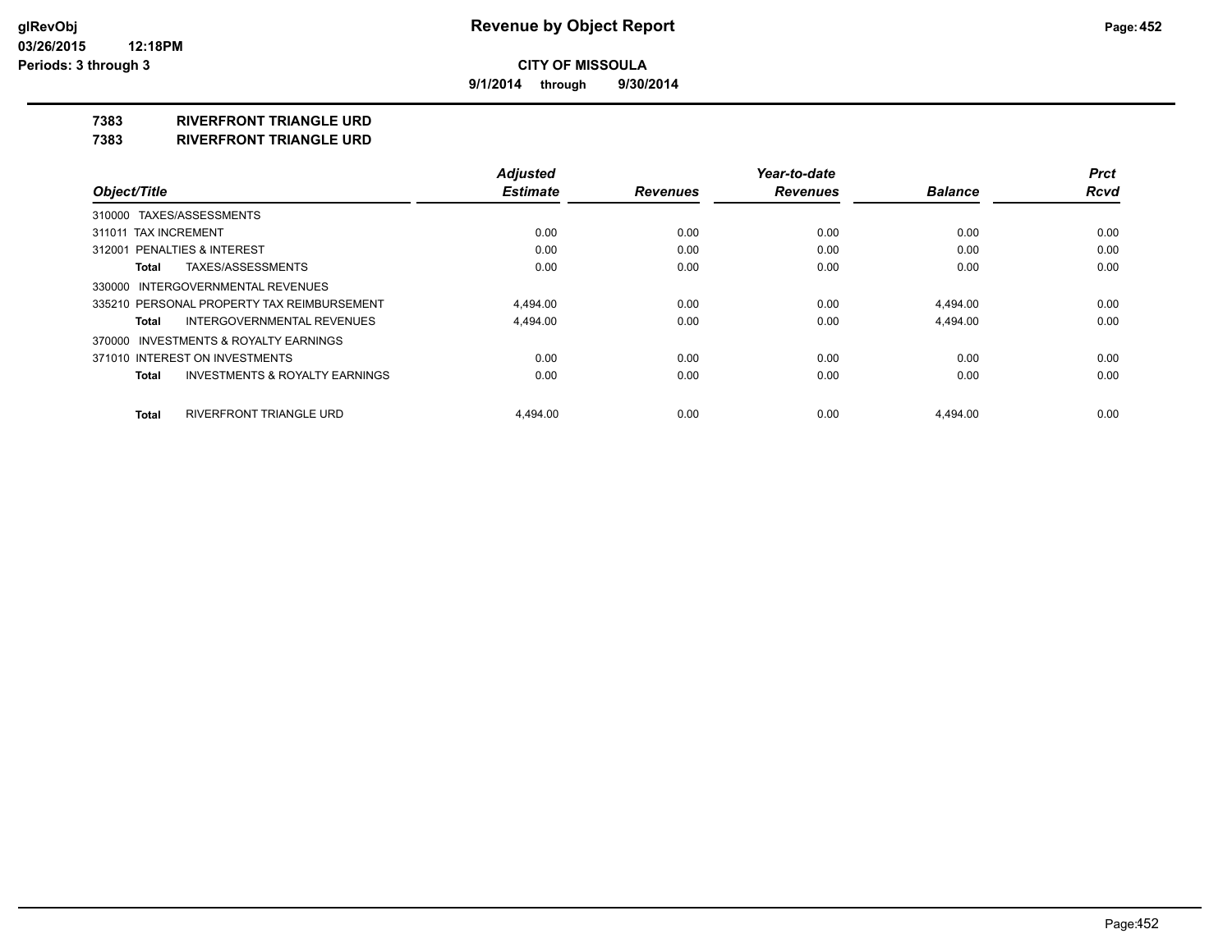**CITY OF MISSOULA**

**9/1/2014 through 9/30/2014**

**7383 RIVERFRONT TRIANGLE URD**

**7383 RIVERFRONT TRIANGLE URD**

| Object/Title | Adjusted Estimate | Revenues | Year-to-date Revenues | Balance | Prct Rcvd |
|---|---|---|---|---|---|
| 310000 TAXES/ASSESSMENTS | | | | | |
| 311011 TAX INCREMENT | 0.00 | 0.00 | 0.00 | 0.00 | 0.00 |
| 312001 PENALTIES & INTEREST | 0.00 | 0.00 | 0.00 | 0.00 | 0.00 |
| **Total** TAXES/ASSESSMENTS | 0.00 | 0.00 | 0.00 | 0.00 | 0.00 |
| 330000 INTERGOVERNMENTAL REVENUES | | | | | |
| 335210 PERSONAL PROPERTY TAX REIMBURSEMENT | 4,494.00 | 0.00 | 0.00 | 4,494.00 | 0.00 |
| **Total** INTERGOVERNMENTAL REVENUES | 4,494.00 | 0.00 | 0.00 | 4,494.00 | 0.00 |
| 370000 INVESTMENTS & ROYALTY EARNINGS | | | | | |
| 371010 INTEREST ON INVESTMENTS | 0.00 | 0.00 | 0.00 | 0.00 | 0.00 |
| **Total** INVESTMENTS & ROYALTY EARNINGS | 0.00 | 0.00 | 0.00 | 0.00 | 0.00 |
| **Total** RIVERFRONT TRIANGLE URD | 4,494.00 | 0.00 | 0.00 | 4,494.00 | 0.00 |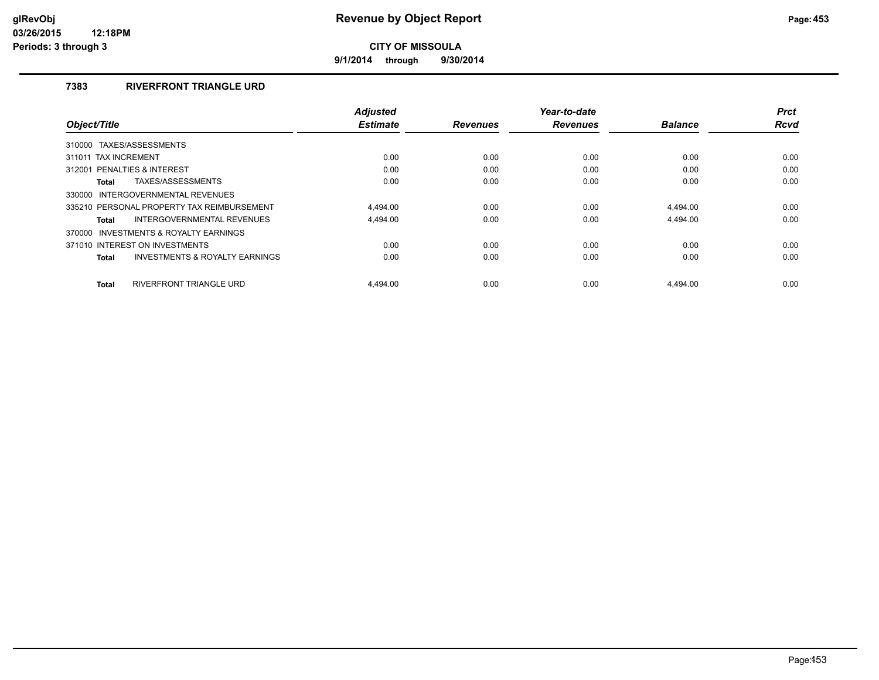# Revenue by Object Report

**CITY OF MISSOULA**

**9/1/2014 through 9/30/2014**

glRevObj
03/26/2015 12:18PM
Periods: 3 through 3

### 7383 RIVERFRONT TRIANGLE URD

| Object/Title | Adjusted Estimate | Revenues | Year-to-date Revenues | Balance | Prct Rcvd |
|---|---|---|---|---|---|
| 310000 TAXES/ASSESSMENTS | | | | | |
| 311011 TAX INCREMENT | 0.00 | 0.00 | 0.00 | 0.00 | 0.00 |
| 312001 PENALTIES & INTEREST | 0.00 | 0.00 | 0.00 | 0.00 | 0.00 |
| **Total** TAXES/ASSESSMENTS | 0.00 | 0.00 | 0.00 | 0.00 | 0.00 |
| 330000 INTERGOVERNMENTAL REVENUES | | | | | |
| 335210 PERSONAL PROPERTY TAX REIMBURSEMENT | 4,494.00 | 0.00 | 0.00 | 4,494.00 | 0.00 |
| **Total** INTERGOVERNMENTAL REVENUES | 4,494.00 | 0.00 | 0.00 | 4,494.00 | 0.00 |
| 370000 INVESTMENTS & ROYALTY EARNINGS | | | | | |
| 371010 INTEREST ON INVESTMENTS | 0.00 | 0.00 | 0.00 | 0.00 | 0.00 |
| **Total** INVESTMENTS & ROYALTY EARNINGS | 0.00 | 0.00 | 0.00 | 0.00 | 0.00 |
| **Total** RIVERFRONT TRIANGLE URD | 4,494.00 | 0.00 | 0.00 | 4,494.00 | 0.00 |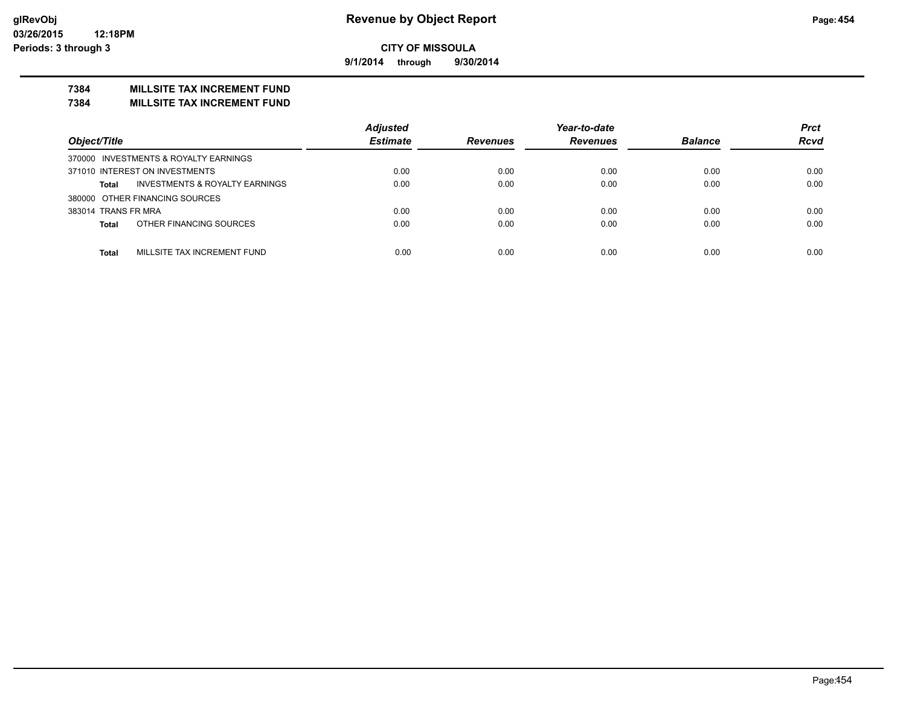**CITY OF MISSOULA**

**9/1/2014 through 9/30/2014**

**7384 MILLSITE TAX INCREMENT FUND**

**7384 MILLSITE TAX INCREMENT FUND**

| Object/Title | | Adjusted Estimate | Revenues | Year-to-date Revenues | Balance | Prct Rcvd |
|---|---|---|---|---|---|---|
| 370000 INVESTMENTS & ROYALTY EARNINGS | | | | | | |
| 371010 INTEREST ON INVESTMENTS | | 0.00 | 0.00 | 0.00 | 0.00 | 0.00 |
| Total | INVESTMENTS & ROYALTY EARNINGS | 0.00 | 0.00 | 0.00 | 0.00 | 0.00 |
| 380000 OTHER FINANCING SOURCES | | | | | | |
| 383014 TRANS FR MRA | | 0.00 | 0.00 | 0.00 | 0.00 | 0.00 |
| Total | OTHER FINANCING SOURCES | 0.00 | 0.00 | 0.00 | 0.00 | 0.00 |
| Total | MILLSITE TAX INCREMENT FUND | 0.00 | 0.00 | 0.00 | 0.00 | 0.00 |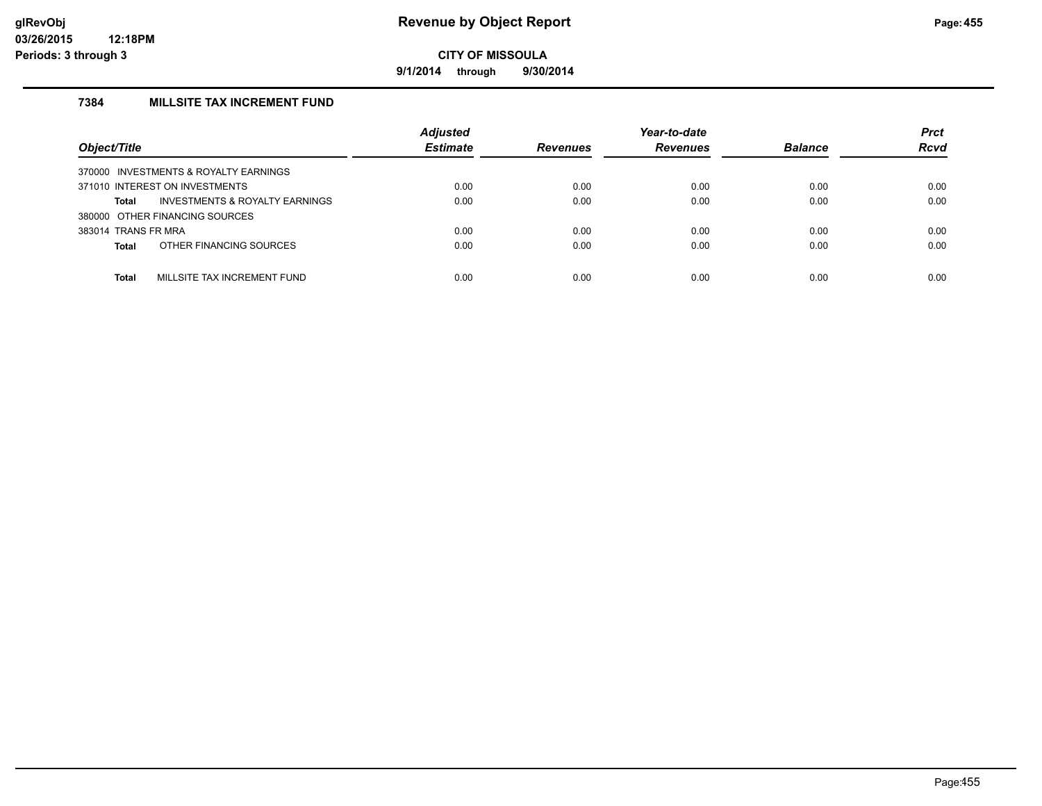# Revenue by Object Report

**CITY OF MISSOULA**

**9/1/2014 through 9/30/2014**

glRevObj
03/26/2015 12:18PM
Periods: 3 through 3

## 7384 MILLSITE TAX INCREMENT FUND

| Object/Title | Adjusted Estimate | Revenues | Year-to-date Revenues | Balance | Prct Rcvd |
|---|---|---|---|---|---|
| 370000 INVESTMENTS & ROYALTY EARNINGS | | | | | |
| 371010 INTEREST ON INVESTMENTS | 0.00 | 0.00 | 0.00 | 0.00 | 0.00 |
| **Total** INVESTMENTS & ROYALTY EARNINGS | 0.00 | 0.00 | 0.00 | 0.00 | 0.00 |
| 380000 OTHER FINANCING SOURCES | | | | | |
| 383014 TRANS FR MRA | 0.00 | 0.00 | 0.00 | 0.00 | 0.00 |
| **Total** OTHER FINANCING SOURCES | 0.00 | 0.00 | 0.00 | 0.00 | 0.00 |
| **Total** MILLSITE TAX INCREMENT FUND | 0.00 | 0.00 | 0.00 | 0.00 | 0.00 |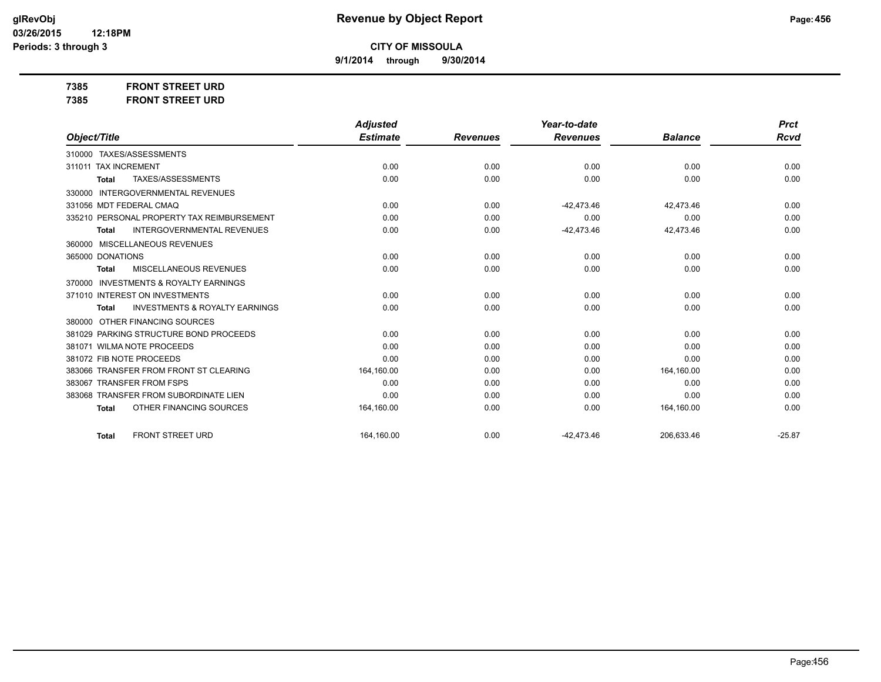**CITY OF MISSOULA**

**9/1/2014 through 9/30/2014**

**7385 FRONT STREET URD**

**7385 FRONT STREET URD**

| Object/Title | Adjusted Estimate | Revenues | Year-to-date Revenues | Balance | Prct Rcvd |
|---|---|---|---|---|---|
| 310000 TAXES/ASSESSMENTS | | | | | |
| 311011 TAX INCREMENT | 0.00 | 0.00 | 0.00 | 0.00 | 0.00 |
| **Total** TAXES/ASSESSMENTS | 0.00 | 0.00 | 0.00 | 0.00 | 0.00 |
| 330000 INTERGOVERNMENTAL REVENUES | | | | | |
| 331056 MDT FEDERAL CMAQ | 0.00 | 0.00 | -42,473.46 | 42,473.46 | 0.00 |
| 335210 PERSONAL PROPERTY TAX REIMBURSEMENT | 0.00 | 0.00 | 0.00 | 0.00 | 0.00 |
| **Total** INTERGOVERNMENTAL REVENUES | 0.00 | 0.00 | -42,473.46 | 42,473.46 | 0.00 |
| 360000 MISCELLANEOUS REVENUES | | | | | |
| 365000 DONATIONS | 0.00 | 0.00 | 0.00 | 0.00 | 0.00 |
| **Total** MISCELLANEOUS REVENUES | 0.00 | 0.00 | 0.00 | 0.00 | 0.00 |
| 370000 INVESTMENTS & ROYALTY EARNINGS | | | | | |
| 371010 INTEREST ON INVESTMENTS | 0.00 | 0.00 | 0.00 | 0.00 | 0.00 |
| **Total** INVESTMENTS & ROYALTY EARNINGS | 0.00 | 0.00 | 0.00 | 0.00 | 0.00 |
| 380000 OTHER FINANCING SOURCES | | | | | |
| 381029 PARKING STRUCTURE BOND PROCEEDS | 0.00 | 0.00 | 0.00 | 0.00 | 0.00 |
| 381071 WILMA NOTE PROCEEDS | 0.00 | 0.00 | 0.00 | 0.00 | 0.00 |
| 381072 FIB NOTE PROCEEDS | 0.00 | 0.00 | 0.00 | 0.00 | 0.00 |
| 383066 TRANSFER FROM FRONT ST CLEARING | 164,160.00 | 0.00 | 0.00 | 164,160.00 | 0.00 |
| 383067 TRANSFER FROM FSPS | 0.00 | 0.00 | 0.00 | 0.00 | 0.00 |
| 383068 TRANSFER FROM SUBORDINATE LIEN | 0.00 | 0.00 | 0.00 | 0.00 | 0.00 |
| **Total** OTHER FINANCING SOURCES | 164,160.00 | 0.00 | 0.00 | 164,160.00 | 0.00 |
| **Total** FRONT STREET URD | 164,160.00 | 0.00 | -42,473.46 | 206,633.46 | -25.87 |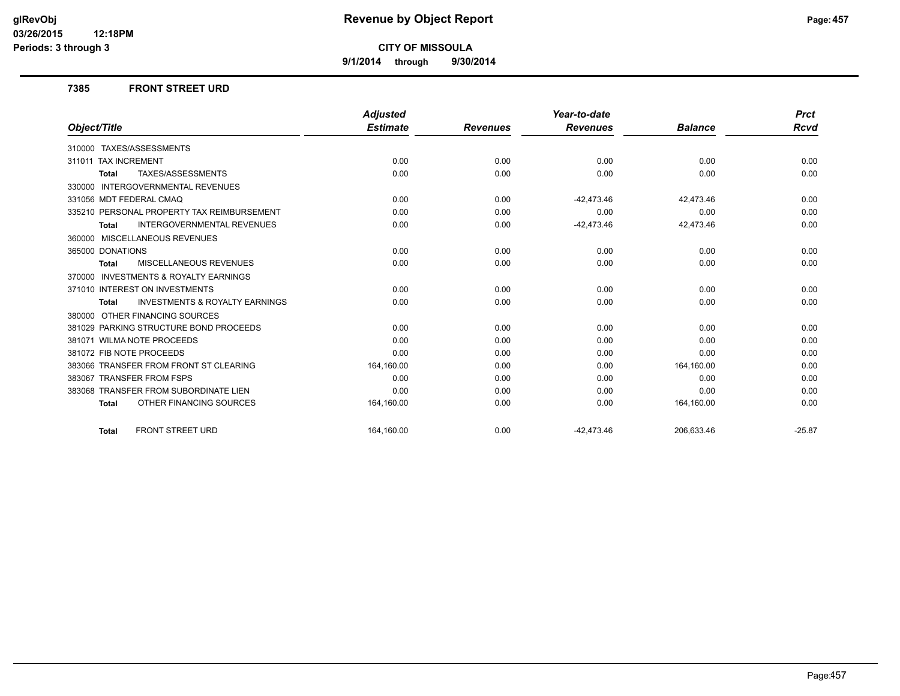**CITY OF MISSOULA**

**9/1/2014 through 9/30/2014**

### 7385 FRONT STREET URD

| Object/Title | Adjusted Estimate | Revenues | Year-to-date Revenues | Balance | Prct Rcvd |
|---|---|---|---|---|---|
| 310000 TAXES/ASSESSMENTS | | | | | |
| 311011 TAX INCREMENT | 0.00 | 0.00 | 0.00 | 0.00 | 0.00 |
| Total TAXES/ASSESSMENTS | 0.00 | 0.00 | 0.00 | 0.00 | 0.00 |
| 330000 INTERGOVERNMENTAL REVENUES | | | | | |
| 331056 MDT FEDERAL CMAQ | 0.00 | 0.00 | -42,473.46 | 42,473.46 | 0.00 |
| 335210 PERSONAL PROPERTY TAX REIMBURSEMENT | 0.00 | 0.00 | 0.00 | 0.00 | 0.00 |
| Total INTERGOVERNMENTAL REVENUES | 0.00 | 0.00 | -42,473.46 | 42,473.46 | 0.00 |
| 360000 MISCELLANEOUS REVENUES | | | | | |
| 365000 DONATIONS | 0.00 | 0.00 | 0.00 | 0.00 | 0.00 |
| Total MISCELLANEOUS REVENUES | 0.00 | 0.00 | 0.00 | 0.00 | 0.00 |
| 370000 INVESTMENTS & ROYALTY EARNINGS | | | | | |
| 371010 INTEREST ON INVESTMENTS | 0.00 | 0.00 | 0.00 | 0.00 | 0.00 |
| Total INVESTMENTS & ROYALTY EARNINGS | 0.00 | 0.00 | 0.00 | 0.00 | 0.00 |
| 380000 OTHER FINANCING SOURCES | | | | | |
| 381029 PARKING STRUCTURE BOND PROCEEDS | 0.00 | 0.00 | 0.00 | 0.00 | 0.00 |
| 381071 WILMA NOTE PROCEEDS | 0.00 | 0.00 | 0.00 | 0.00 | 0.00 |
| 381072 FIB NOTE PROCEEDS | 0.00 | 0.00 | 0.00 | 0.00 | 0.00 |
| 383066 TRANSFER FROM FRONT ST CLEARING | 164,160.00 | 0.00 | 0.00 | 164,160.00 | 0.00 |
| 383067 TRANSFER FROM FSPS | 0.00 | 0.00 | 0.00 | 0.00 | 0.00 |
| 383068 TRANSFER FROM SUBORDINATE LIEN | 0.00 | 0.00 | 0.00 | 0.00 | 0.00 |
| Total OTHER FINANCING SOURCES | 164,160.00 | 0.00 | 0.00 | 164,160.00 | 0.00 |
| Total FRONT STREET URD | 164,160.00 | 0.00 | -42,473.46 | 206,633.46 | -25.87 |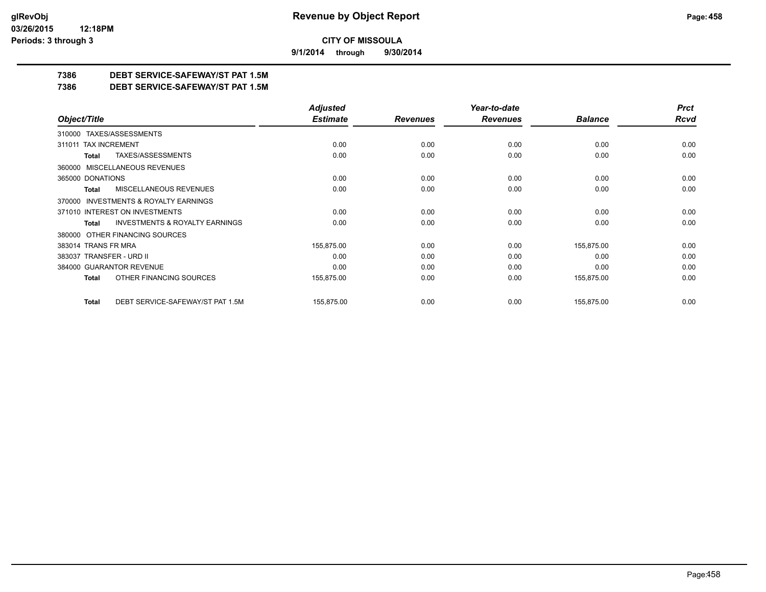# Revenue by Object Report

**CITY OF MISSOULA**

**9/1/2014 through 9/30/2014**

glRevObj
03/26/2015 12:18PM
Periods: 3 through 3

**7386 DEBT SERVICE-SAFEWAY/ST PAT 1.5M**

**7386 DEBT SERVICE-SAFEWAY/ST PAT 1.5M**

| Object/Title | | Adjusted Estimate | Revenues | Year-to-date Revenues | Balance | Prct Rcvd |
|---|---|---|---|---|---|---|
| 310000 TAXES/ASSESSMENTS | | | | | | |
| 311011 TAX INCREMENT | | 0.00 | 0.00 | 0.00 | 0.00 | 0.00 |
| Total | TAXES/ASSESSMENTS | 0.00 | 0.00 | 0.00 | 0.00 | 0.00 |
| 360000 MISCELLANEOUS REVENUES | | | | | | |
| 365000 DONATIONS | | 0.00 | 0.00 | 0.00 | 0.00 | 0.00 |
| Total | MISCELLANEOUS REVENUES | 0.00 | 0.00 | 0.00 | 0.00 | 0.00 |
| 370000 INVESTMENTS & ROYALTY EARNINGS | | | | | | |
| 371010 INTEREST ON INVESTMENTS | | 0.00 | 0.00 | 0.00 | 0.00 | 0.00 |
| Total | INVESTMENTS & ROYALTY EARNINGS | 0.00 | 0.00 | 0.00 | 0.00 | 0.00 |
| 380000 OTHER FINANCING SOURCES | | | | | | |
| 383014 TRANS FR MRA | | 155,875.00 | 0.00 | 0.00 | 155,875.00 | 0.00 |
| 383037 TRANSFER - URD II | | 0.00 | 0.00 | 0.00 | 0.00 | 0.00 |
| 384000 GUARANTOR REVENUE | | 0.00 | 0.00 | 0.00 | 0.00 | 0.00 |
| Total | OTHER FINANCING SOURCES | 155,875.00 | 0.00 | 0.00 | 155,875.00 | 0.00 |
| Total | DEBT SERVICE-SAFEWAY/ST PAT 1.5M | 155,875.00 | 0.00 | 0.00 | 155,875.00 | 0.00 |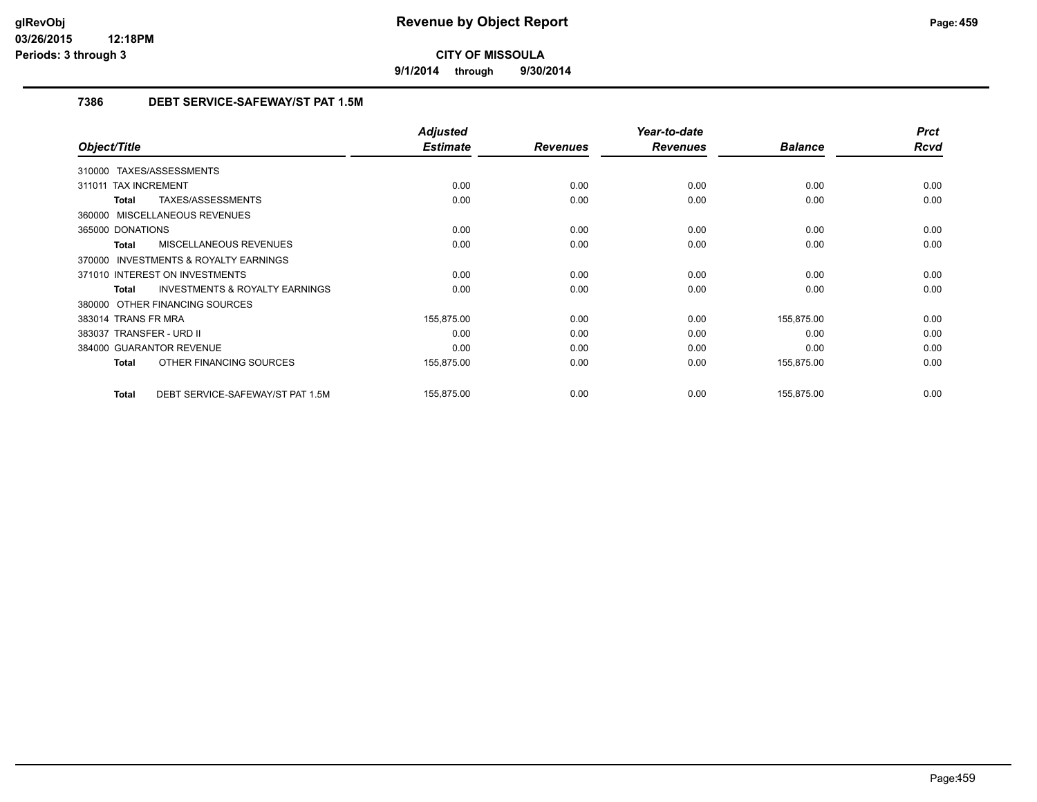**Revenue by Object Report**

**CITY OF MISSOULA**

**9/1/2014 through 9/30/2014**

### 7386 DEBT SERVICE-SAFEWAY/ST PAT 1.5M

| Object/Title | Adjusted Estimate | Revenues | Year-to-date Revenues | Balance | Prct Rcvd |
|---|---|---|---|---|---|
| 310000 TAXES/ASSESSMENTS | | | | | |
| 311011 TAX INCREMENT | 0.00 | 0.00 | 0.00 | 0.00 | 0.00 |
| **Total** TAXES/ASSESSMENTS | 0.00 | 0.00 | 0.00 | 0.00 | 0.00 |
| 360000 MISCELLANEOUS REVENUES | | | | | |
| 365000 DONATIONS | 0.00 | 0.00 | 0.00 | 0.00 | 0.00 |
| **Total** MISCELLANEOUS REVENUES | 0.00 | 0.00 | 0.00 | 0.00 | 0.00 |
| 370000 INVESTMENTS & ROYALTY EARNINGS | | | | | |
| 371010 INTEREST ON INVESTMENTS | 0.00 | 0.00 | 0.00 | 0.00 | 0.00 |
| **Total** INVESTMENTS & ROYALTY EARNINGS | 0.00 | 0.00 | 0.00 | 0.00 | 0.00 |
| 380000 OTHER FINANCING SOURCES | | | | | |
| 383014 TRANS FR MRA | 155,875.00 | 0.00 | 0.00 | 155,875.00 | 0.00 |
| 383037 TRANSFER - URD II | 0.00 | 0.00 | 0.00 | 0.00 | 0.00 |
| 384000 GUARANTOR REVENUE | 0.00 | 0.00 | 0.00 | 0.00 | 0.00 |
| **Total** OTHER FINANCING SOURCES | 155,875.00 | 0.00 | 0.00 | 155,875.00 | 0.00 |
| **Total** DEBT SERVICE-SAFEWAY/ST PAT 1.5M | 155,875.00 | 0.00 | 0.00 | 155,875.00 | 0.00 |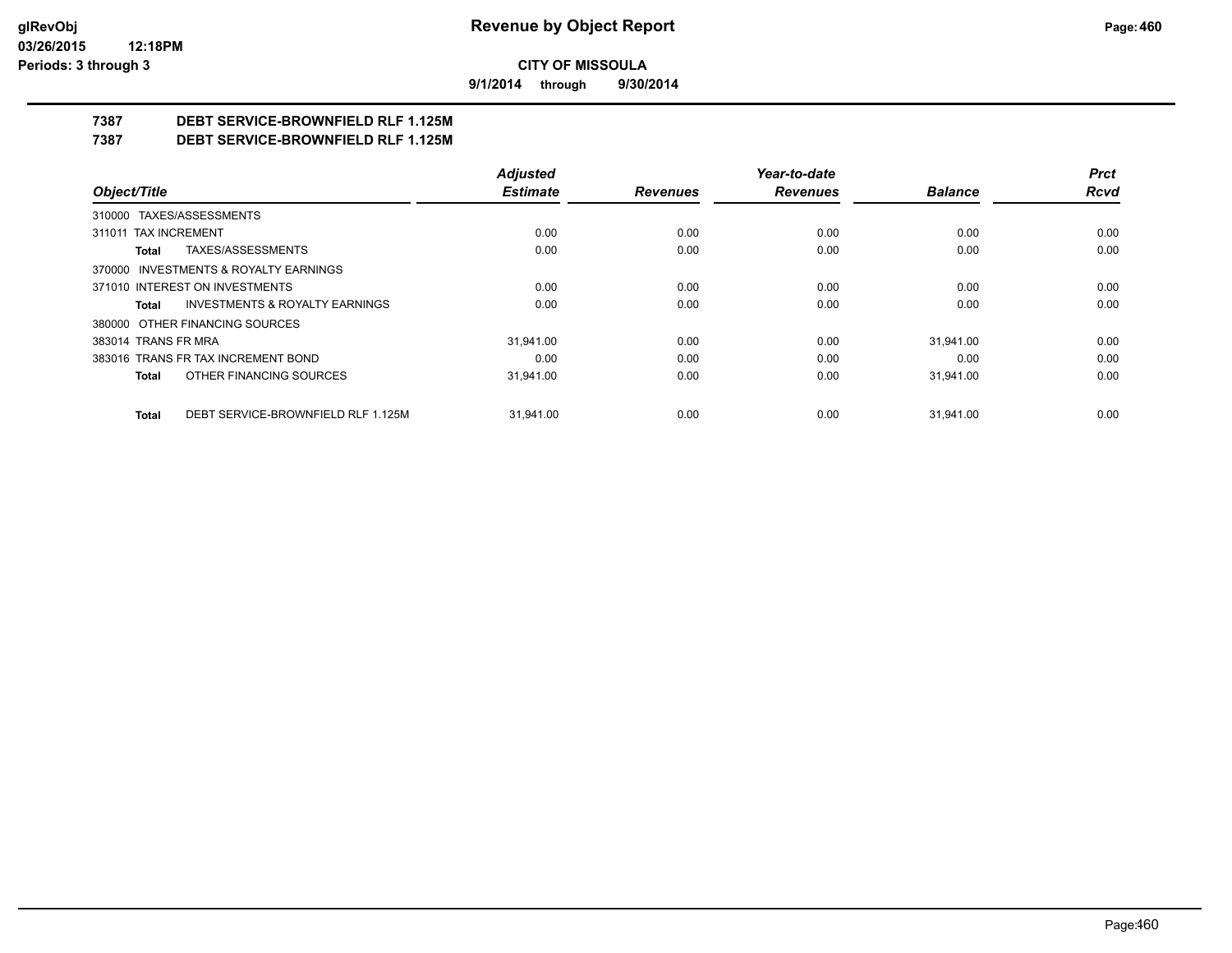# CITY OF MISSOULA

**9/1/2014 through 9/30/2014**

## 7387 DEBT SERVICE-BROWNFIELD RLF 1.125M
## 7387 DEBT SERVICE-BROWNFIELD RLF 1.125M

| Object/Title | Adjusted Estimate | Revenues | Year-to-date Revenues | Balance | Prct Rcvd |
|---|---|---|---|---|---|
| 310000 TAXES/ASSESSMENTS | | | | | |
| 311011 TAX INCREMENT | 0.00 | 0.00 | 0.00 | 0.00 | 0.00 |
| **Total** TAXES/ASSESSMENTS | 0.00 | 0.00 | 0.00 | 0.00 | 0.00 |
| 370000 INVESTMENTS & ROYALTY EARNINGS | | | | | |
| 371010 INTEREST ON INVESTMENTS | 0.00 | 0.00 | 0.00 | 0.00 | 0.00 |
| **Total** INVESTMENTS & ROYALTY EARNINGS | 0.00 | 0.00 | 0.00 | 0.00 | 0.00 |
| 380000 OTHER FINANCING SOURCES | | | | | |
| 383014 TRANS FR MRA | 31,941.00 | 0.00 | 0.00 | 31,941.00 | 0.00 |
| 383016 TRANS FR TAX INCREMENT BOND | 0.00 | 0.00 | 0.00 | 0.00 | 0.00 |
| **Total** OTHER FINANCING SOURCES | 31,941.00 | 0.00 | 0.00 | 31,941.00 | 0.00 |
| **Total** DEBT SERVICE-BROWNFIELD RLF 1.125M | 31,941.00 | 0.00 | 0.00 | 31,941.00 | 0.00 |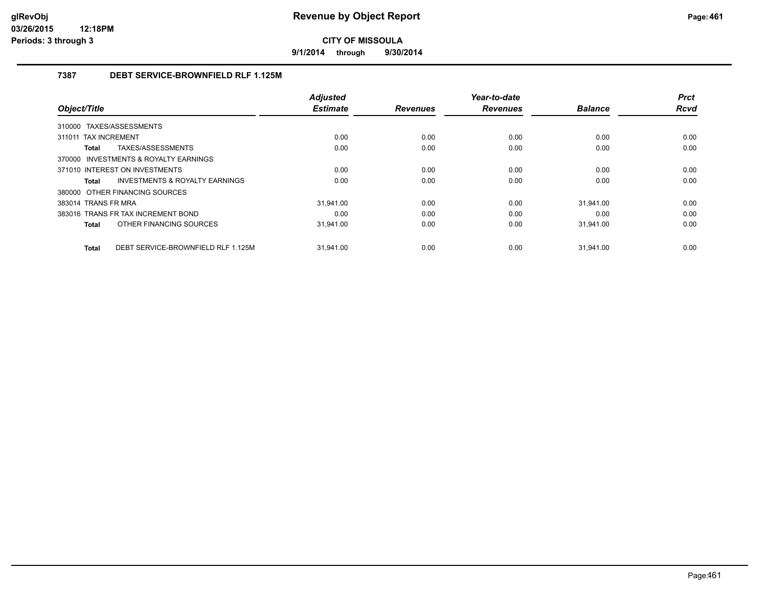# Revenue by Object Report

**CITY OF MISSOULA**

**9/1/2014 through 9/30/2014**

### 7387 DEBT SERVICE-BROWNFIELD RLF 1.125M

| Object/Title | Adjusted Estimate | Revenues | Year-to-date Revenues | Balance | Prct Rcvd |
|---|---|---|---|---|---|
| 310000 TAXES/ASSESSMENTS | | | | | |
| 311011 TAX INCREMENT | 0.00 | 0.00 | 0.00 | 0.00 | 0.00 |
| **Total** TAXES/ASSESSMENTS | 0.00 | 0.00 | 0.00 | 0.00 | 0.00 |
| 370000 INVESTMENTS & ROYALTY EARNINGS | | | | | |
| 371010 INTEREST ON INVESTMENTS | 0.00 | 0.00 | 0.00 | 0.00 | 0.00 |
| **Total** INVESTMENTS & ROYALTY EARNINGS | 0.00 | 0.00 | 0.00 | 0.00 | 0.00 |
| 380000 OTHER FINANCING SOURCES | | | | | |
| 383014 TRANS FR MRA | 31,941.00 | 0.00 | 0.00 | 31,941.00 | 0.00 |
| 383016 TRANS FR TAX INCREMENT BOND | 0.00 | 0.00 | 0.00 | 0.00 | 0.00 |
| **Total** OTHER FINANCING SOURCES | 31,941.00 | 0.00 | 0.00 | 31,941.00 | 0.00 |
| **Total** DEBT SERVICE-BROWNFIELD RLF 1.125M | 31,941.00 | 0.00 | 0.00 | 31,941.00 | 0.00 |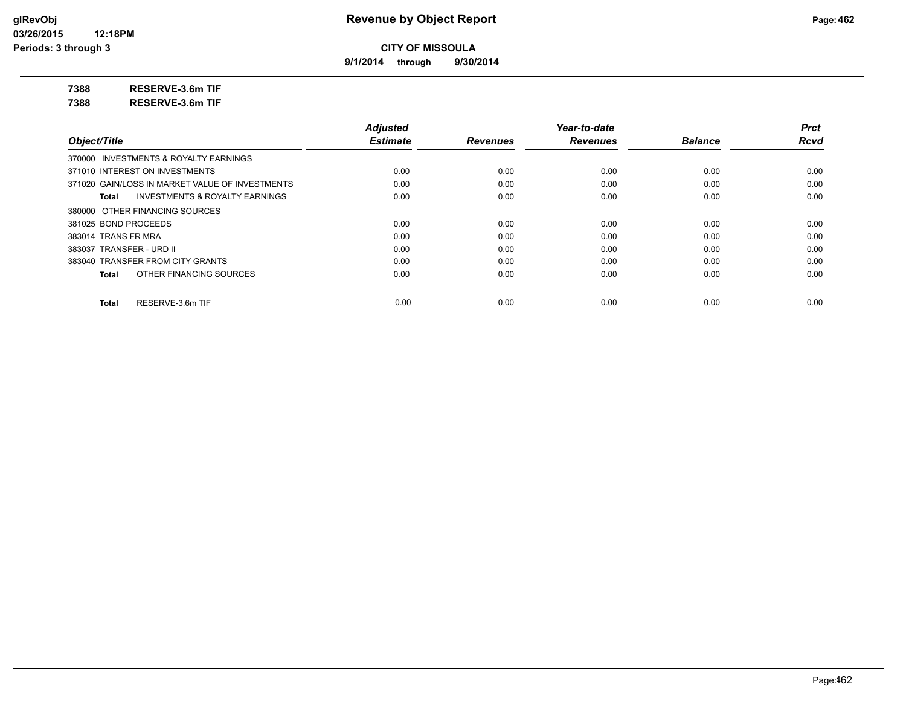**Revenue by Object Report**

**CITY OF MISSOULA**

**9/1/2014 through 9/30/2014**

**7388 RESERVE-3.6m TIF**

**7388 RESERVE-3.6m TIF**

| *Object/Title* | *Adjusted Estimate* | *Revenues* | *Year-to-date Revenues* | *Balance* | *Prct Rcvd* |
|---|---|---|---|---|---|
| 370000 INVESTMENTS & ROYALTY EARNINGS | | | | | |
| 371010 INTEREST ON INVESTMENTS | 0.00 | 0.00 | 0.00 | 0.00 | 0.00 |
| 371020 GAIN/LOSS IN MARKET VALUE OF INVESTMENTS | 0.00 | 0.00 | 0.00 | 0.00 | 0.00 |
| **Total** INVESTMENTS & ROYALTY EARNINGS | 0.00 | 0.00 | 0.00 | 0.00 | 0.00 |
| 380000 OTHER FINANCING SOURCES | | | | | |
| 381025 BOND PROCEEDS | 0.00 | 0.00 | 0.00 | 0.00 | 0.00 |
| 383014 TRANS FR MRA | 0.00 | 0.00 | 0.00 | 0.00 | 0.00 |
| 383037 TRANSFER - URD II | 0.00 | 0.00 | 0.00 | 0.00 | 0.00 |
| 383040 TRANSFER FROM CITY GRANTS | 0.00 | 0.00 | 0.00 | 0.00 | 0.00 |
| **Total** OTHER FINANCING SOURCES | 0.00 | 0.00 | 0.00 | 0.00 | 0.00 |
| **Total** RESERVE-3.6m TIF | 0.00 | 0.00 | 0.00 | 0.00 | 0.00 |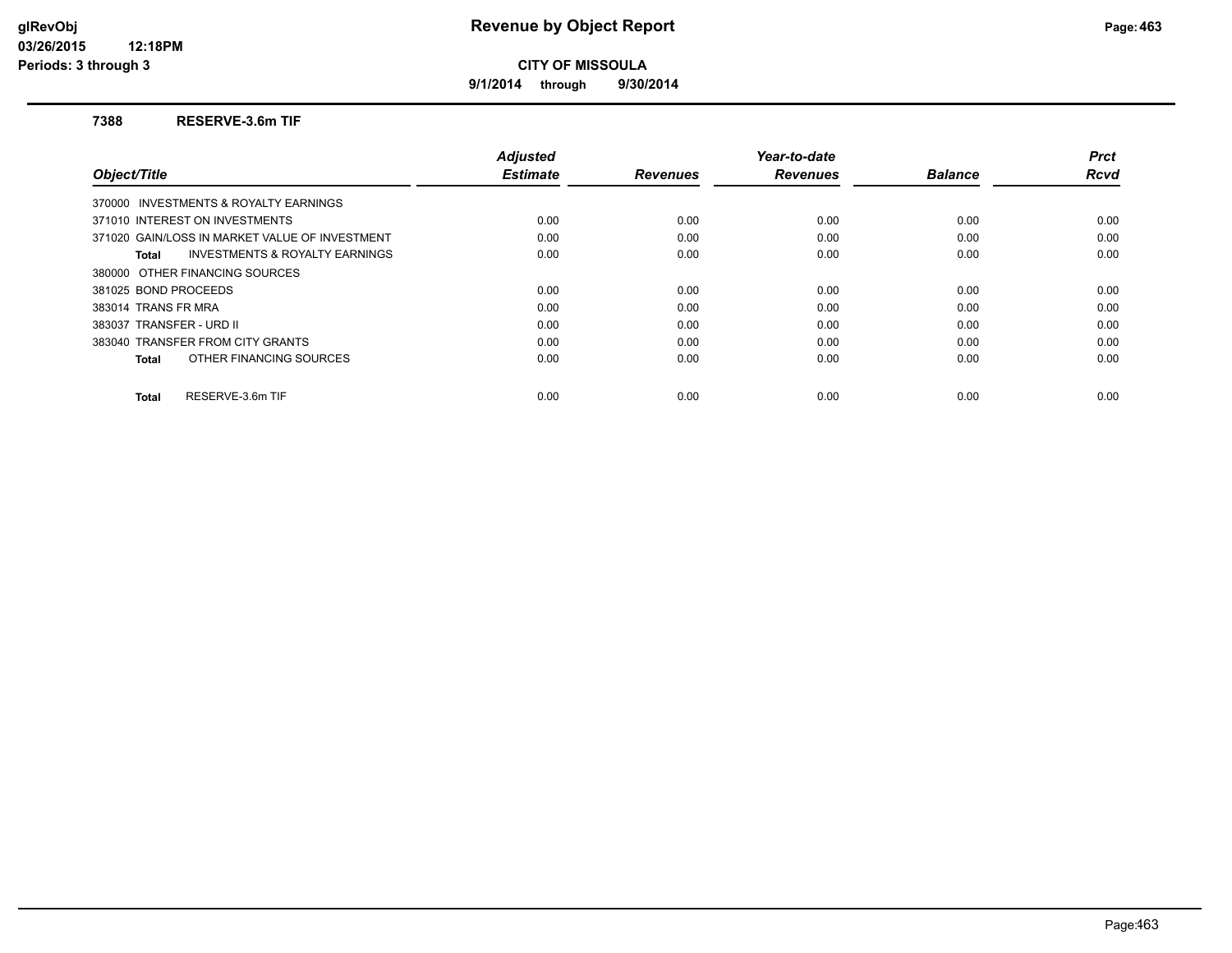**glRevObj**
**03/26/2015 12:18PM**
**Periods: 3 through 3**

# Revenue by Object Report

**CITY OF MISSOULA**

**9/1/2014 through 9/30/2014**

## 7388 RESERVE-3.6m TIF

| Object/Title | Adjusted Estimate | Revenues | Year-to-date Revenues | Balance | Prct Rcvd |
|---|---|---|---|---|---|
| 370000 INVESTMENTS & ROYALTY EARNINGS | | | | | |
| 371010 INTEREST ON INVESTMENTS | 0.00 | 0.00 | 0.00 | 0.00 | 0.00 |
| 371020 GAIN/LOSS IN MARKET VALUE OF INVESTMENT | 0.00 | 0.00 | 0.00 | 0.00 | 0.00 |
| **Total** INVESTMENTS & ROYALTY EARNINGS | 0.00 | 0.00 | 0.00 | 0.00 | 0.00 |
| 380000 OTHER FINANCING SOURCES | | | | | |
| 381025 BOND PROCEEDS | 0.00 | 0.00 | 0.00 | 0.00 | 0.00 |
| 383014 TRANS FR MRA | 0.00 | 0.00 | 0.00 | 0.00 | 0.00 |
| 383037 TRANSFER - URD II | 0.00 | 0.00 | 0.00 | 0.00 | 0.00 |
| 383040 TRANSFER FROM CITY GRANTS | 0.00 | 0.00 | 0.00 | 0.00 | 0.00 |
| **Total** OTHER FINANCING SOURCES | 0.00 | 0.00 | 0.00 | 0.00 | 0.00 |
| **Total** RESERVE-3.6m TIF | 0.00 | 0.00 | 0.00 | 0.00 | 0.00 |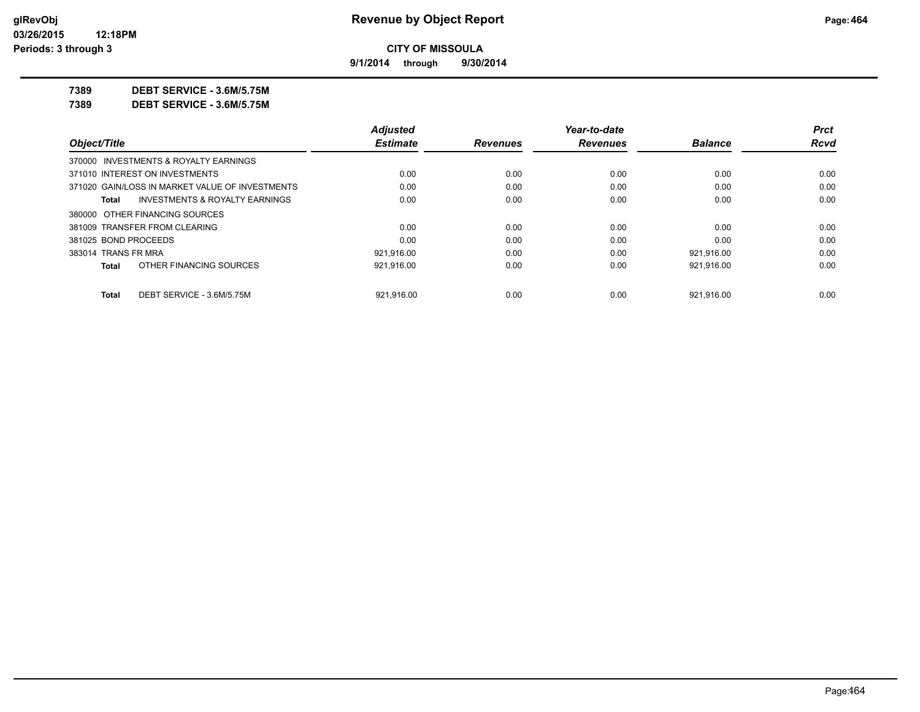# Revenue by Object Report

**CITY OF MISSOULA**

**9/1/2014 through 9/30/2014**

glRevObj
03/26/2015 12:18PM
Periods: 3 through 3

**7389 DEBT SERVICE - 3.6M/5.75M**

**7389 DEBT SERVICE - 3.6M/5.75M**

| Object/Title | Adjusted Estimate | Revenues | Year-to-date Revenues | Balance | Prct Rcvd |
|---|---|---|---|---|---|
| 370000 INVESTMENTS & ROYALTY EARNINGS | | | | | |
| 371010 INTEREST ON INVESTMENTS | 0.00 | 0.00 | 0.00 | 0.00 | 0.00 |
| 371020 GAIN/LOSS IN MARKET VALUE OF INVESTMENTS | 0.00 | 0.00 | 0.00 | 0.00 | 0.00 |
| **Total** INVESTMENTS & ROYALTY EARNINGS | 0.00 | 0.00 | 0.00 | 0.00 | 0.00 |
| 380000 OTHER FINANCING SOURCES | | | | | |
| 381009 TRANSFER FROM CLEARING | 0.00 | 0.00 | 0.00 | 0.00 | 0.00 |
| 381025 BOND PROCEEDS | 0.00 | 0.00 | 0.00 | 0.00 | 0.00 |
| 383014 TRANS FR MRA | 921,916.00 | 0.00 | 0.00 | 921,916.00 | 0.00 |
| **Total** OTHER FINANCING SOURCES | 921,916.00 | 0.00 | 0.00 | 921,916.00 | 0.00 |
| **Total** DEBT SERVICE - 3.6M/5.75M | 921,916.00 | 0.00 | 0.00 | 921,916.00 | 0.00 |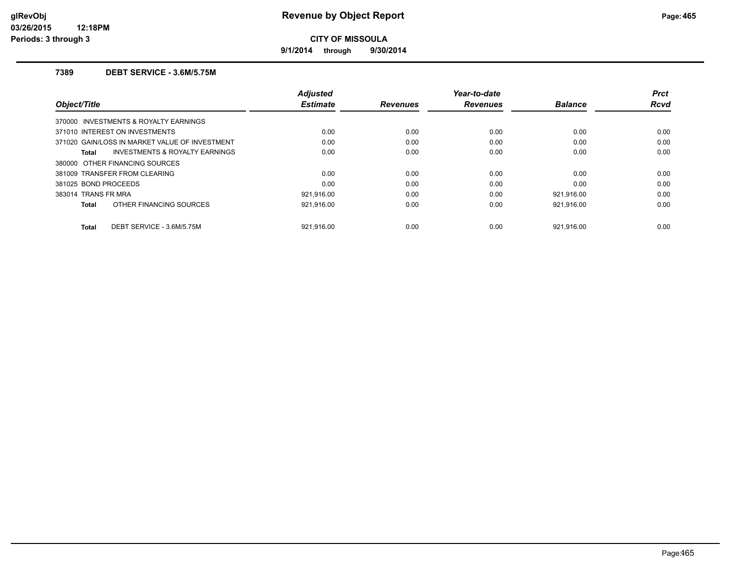# Revenue by Object Report

**CITY OF MISSOULA**

**9/1/2014 through 9/30/2014**

### 7389 DEBT SERVICE - 3.6M/5.75M

| Object/Title | Adjusted Estimate | Revenues | Year-to-date Revenues | Balance | Prct Rcvd |
|---|---|---|---|---|---|
| 370000 INVESTMENTS & ROYALTY EARNINGS | | | | | |
| 371010 INTEREST ON INVESTMENTS | 0.00 | 0.00 | 0.00 | 0.00 | 0.00 |
| 371020 GAIN/LOSS IN MARKET VALUE OF INVESTMENT | 0.00 | 0.00 | 0.00 | 0.00 | 0.00 |
| **Total** INVESTMENTS & ROYALTY EARNINGS | 0.00 | 0.00 | 0.00 | 0.00 | 0.00 |
| 380000 OTHER FINANCING SOURCES | | | | | |
| 381009 TRANSFER FROM CLEARING | 0.00 | 0.00 | 0.00 | 0.00 | 0.00 |
| 381025 BOND PROCEEDS | 0.00 | 0.00 | 0.00 | 0.00 | 0.00 |
| 383014 TRANS FR MRA | 921,916.00 | 0.00 | 0.00 | 921,916.00 | 0.00 |
| **Total** OTHER FINANCING SOURCES | 921,916.00 | 0.00 | 0.00 | 921,916.00 | 0.00 |
| **Total** DEBT SERVICE - 3.6M/5.75M | 921,916.00 | 0.00 | 0.00 | 921,916.00 | 0.00 |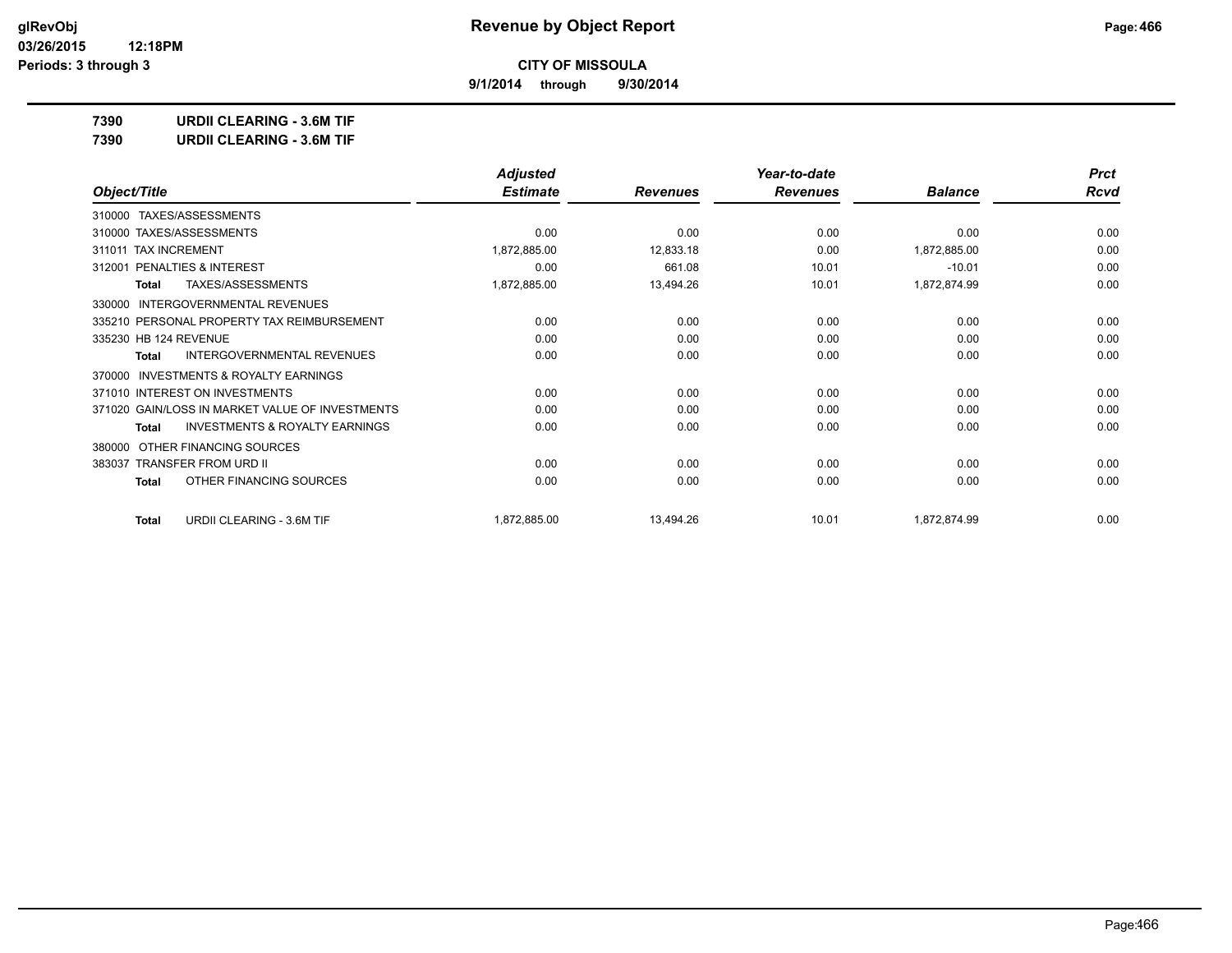**Revenue by Object Report**

**CITY OF MISSOULA**

**9/1/2014 through 9/30/2014**

**7390 URDII CLEARING - 3.6M TIF**

**7390 URDII CLEARING - 3.6M TIF**

| Object/Title | Adjusted Estimate | Revenues | Year-to-date Revenues | Balance | Prct Rcvd |
|---|---|---|---|---|---|
| 310000 TAXES/ASSESSMENTS | | | | | |
| 310000 TAXES/ASSESSMENTS | 0.00 | 0.00 | 0.00 | 0.00 | 0.00 |
| 311011 TAX INCREMENT | 1,872,885.00 | 12,833.18 | 0.00 | 1,872,885.00 | 0.00 |
| 312001 PENALTIES & INTEREST | 0.00 | 661.08 | 10.01 | -10.01 | 0.00 |
| **Total** TAXES/ASSESSMENTS | 1,872,885.00 | 13,494.26 | 10.01 | 1,872,874.99 | 0.00 |
| 330000 INTERGOVERNMENTAL REVENUES | | | | | |
| 335210 PERSONAL PROPERTY TAX REIMBURSEMENT | 0.00 | 0.00 | 0.00 | 0.00 | 0.00 |
| 335230 HB 124 REVENUE | 0.00 | 0.00 | 0.00 | 0.00 | 0.00 |
| **Total** INTERGOVERNMENTAL REVENUES | 0.00 | 0.00 | 0.00 | 0.00 | 0.00 |
| 370000 INVESTMENTS & ROYALTY EARNINGS | | | | | |
| 371010 INTEREST ON INVESTMENTS | 0.00 | 0.00 | 0.00 | 0.00 | 0.00 |
| 371020 GAIN/LOSS IN MARKET VALUE OF INVESTMENTS | 0.00 | 0.00 | 0.00 | 0.00 | 0.00 |
| **Total** INVESTMENTS & ROYALTY EARNINGS | 0.00 | 0.00 | 0.00 | 0.00 | 0.00 |
| 380000 OTHER FINANCING SOURCES | | | | | |
| 383037 TRANSFER FROM URD II | 0.00 | 0.00 | 0.00 | 0.00 | 0.00 |
| **Total** OTHER FINANCING SOURCES | 0.00 | 0.00 | 0.00 | 0.00 | 0.00 |
| **Total** URDII CLEARING - 3.6M TIF | 1,872,885.00 | 13,494.26 | 10.01 | 1,872,874.99 | 0.00 |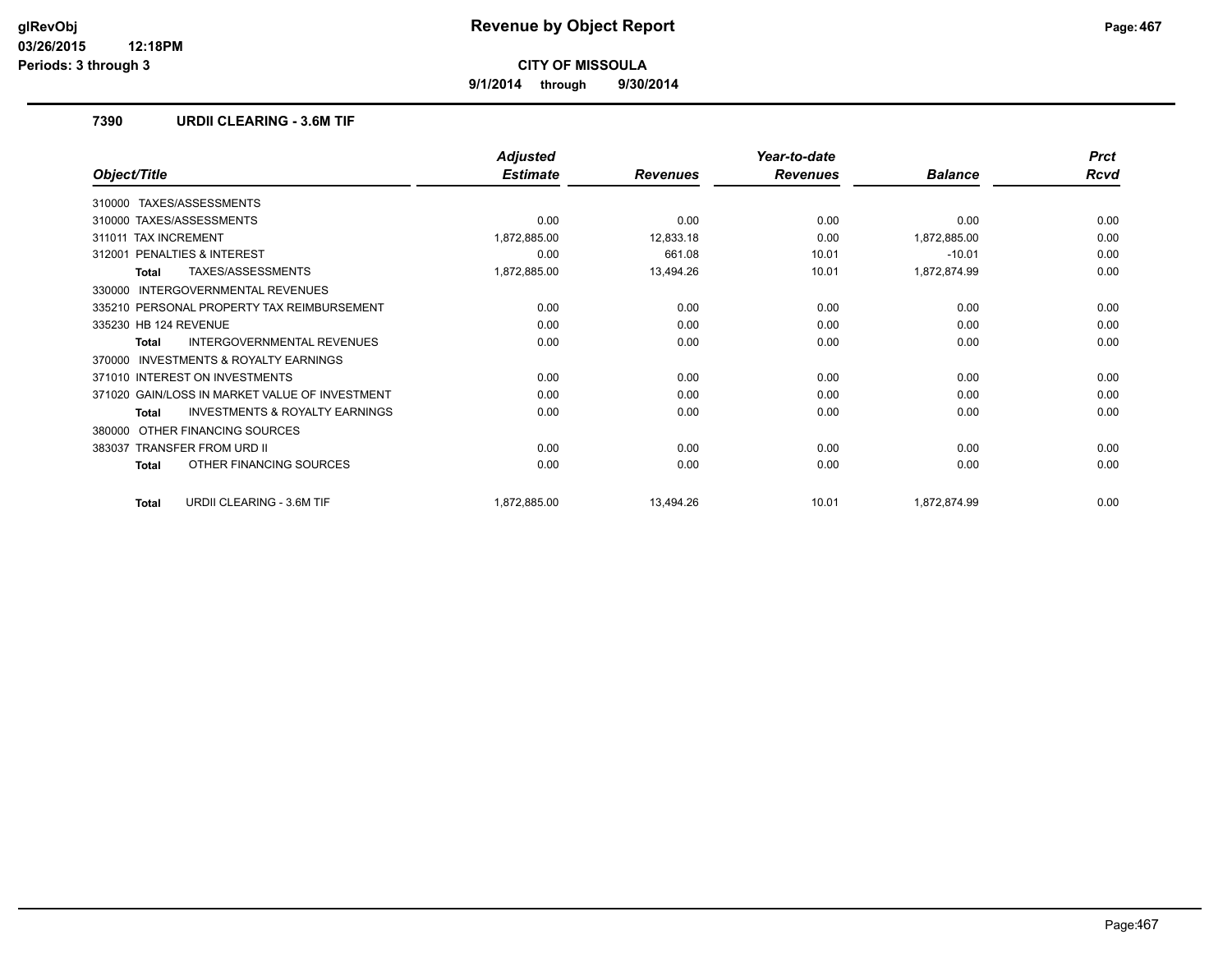# Revenue by Object Report

**CITY OF MISSOULA**

**9/1/2014 through 9/30/2014**

glRevObj
03/26/2015 12:18PM
Periods: 3 through 3

### 7390 URDII CLEARING - 3.6M TIF

| Object/Title | Adjusted Estimate | Revenues | Year-to-date Revenues | Balance | Prct Rcvd |
|---|---|---|---|---|---|
| 310000 TAXES/ASSESSMENTS | | | | | |
| 310000 TAXES/ASSESSMENTS | 0.00 | 0.00 | 0.00 | 0.00 | 0.00 |
| 311011 TAX INCREMENT | 1,872,885.00 | 12,833.18 | 0.00 | 1,872,885.00 | 0.00 |
| 312001 PENALTIES & INTEREST | 0.00 | 661.08 | 10.01 | -10.01 | 0.00 |
| **Total** TAXES/ASSESSMENTS | 1,872,885.00 | 13,494.26 | 10.01 | 1,872,874.99 | 0.00 |
| 330000 INTERGOVERNMENTAL REVENUES | | | | | |
| 335210 PERSONAL PROPERTY TAX REIMBURSEMENT | 0.00 | 0.00 | 0.00 | 0.00 | 0.00 |
| 335230 HB 124 REVENUE | 0.00 | 0.00 | 0.00 | 0.00 | 0.00 |
| **Total** INTERGOVERNMENTAL REVENUES | 0.00 | 0.00 | 0.00 | 0.00 | 0.00 |
| 370000 INVESTMENTS & ROYALTY EARNINGS | | | | | |
| 371010 INTEREST ON INVESTMENTS | 0.00 | 0.00 | 0.00 | 0.00 | 0.00 |
| 371020 GAIN/LOSS IN MARKET VALUE OF INVESTMENT | 0.00 | 0.00 | 0.00 | 0.00 | 0.00 |
| **Total** INVESTMENTS & ROYALTY EARNINGS | 0.00 | 0.00 | 0.00 | 0.00 | 0.00 |
| 380000 OTHER FINANCING SOURCES | | | | | |
| 383037 TRANSFER FROM URD II | 0.00 | 0.00 | 0.00 | 0.00 | 0.00 |
| **Total** OTHER FINANCING SOURCES | 0.00 | 0.00 | 0.00 | 0.00 | 0.00 |
| **Total** URDII CLEARING - 3.6M TIF | 1,872,885.00 | 13,494.26 | 10.01 | 1,872,874.99 | 0.00 |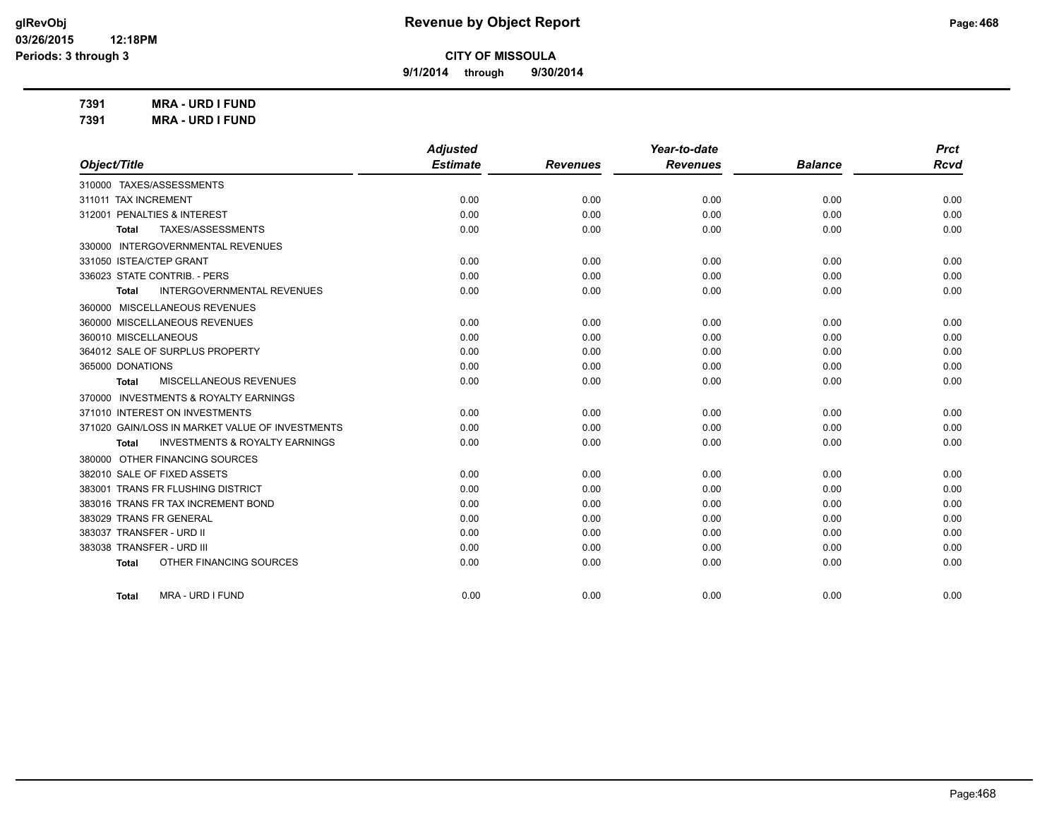**CITY OF MISSOULA**

**9/1/2014 through 9/30/2014**

**7391 MRA - URD I FUND**

**7391 MRA - URD I FUND**

| Object/Title | Adjusted Estimate | Revenues | Year-to-date Revenues | Balance | Prct Rcvd |
|---|---|---|---|---|---|
| 310000 TAXES/ASSESSMENTS | | | | | |
| 311011 TAX INCREMENT | 0.00 | 0.00 | 0.00 | 0.00 | 0.00 |
| 312001 PENALTIES & INTEREST | 0.00 | 0.00 | 0.00 | 0.00 | 0.00 |
| **Total** TAXES/ASSESSMENTS | 0.00 | 0.00 | 0.00 | 0.00 | 0.00 |
| 330000 INTERGOVERNMENTAL REVENUES | | | | | |
| 331050 ISTEA/CTEP GRANT | 0.00 | 0.00 | 0.00 | 0.00 | 0.00 |
| 336023 STATE CONTRIB. - PERS | 0.00 | 0.00 | 0.00 | 0.00 | 0.00 |
| **Total** INTERGOVERNMENTAL REVENUES | 0.00 | 0.00 | 0.00 | 0.00 | 0.00 |
| 360000 MISCELLANEOUS REVENUES | | | | | |
| 360000 MISCELLANEOUS REVENUES | 0.00 | 0.00 | 0.00 | 0.00 | 0.00 |
| 360010 MISCELLANEOUS | 0.00 | 0.00 | 0.00 | 0.00 | 0.00 |
| 364012 SALE OF SURPLUS PROPERTY | 0.00 | 0.00 | 0.00 | 0.00 | 0.00 |
| 365000 DONATIONS | 0.00 | 0.00 | 0.00 | 0.00 | 0.00 |
| **Total** MISCELLANEOUS REVENUES | 0.00 | 0.00 | 0.00 | 0.00 | 0.00 |
| 370000 INVESTMENTS & ROYALTY EARNINGS | | | | | |
| 371010 INTEREST ON INVESTMENTS | 0.00 | 0.00 | 0.00 | 0.00 | 0.00 |
| 371020 GAIN/LOSS IN MARKET VALUE OF INVESTMENTS | 0.00 | 0.00 | 0.00 | 0.00 | 0.00 |
| **Total** INVESTMENTS & ROYALTY EARNINGS | 0.00 | 0.00 | 0.00 | 0.00 | 0.00 |
| 380000 OTHER FINANCING SOURCES | | | | | |
| 382010 SALE OF FIXED ASSETS | 0.00 | 0.00 | 0.00 | 0.00 | 0.00 |
| 383001 TRANS FR FLUSHING DISTRICT | 0.00 | 0.00 | 0.00 | 0.00 | 0.00 |
| 383016 TRANS FR TAX INCREMENT BOND | 0.00 | 0.00 | 0.00 | 0.00 | 0.00 |
| 383029 TRANS FR GENERAL | 0.00 | 0.00 | 0.00 | 0.00 | 0.00 |
| 383037 TRANSFER - URD II | 0.00 | 0.00 | 0.00 | 0.00 | 0.00 |
| 383038 TRANSFER - URD III | 0.00 | 0.00 | 0.00 | 0.00 | 0.00 |
| **Total** OTHER FINANCING SOURCES | 0.00 | 0.00 | 0.00 | 0.00 | 0.00 |
| **Total** MRA - URD I FUND | 0.00 | 0.00 | 0.00 | 0.00 | 0.00 |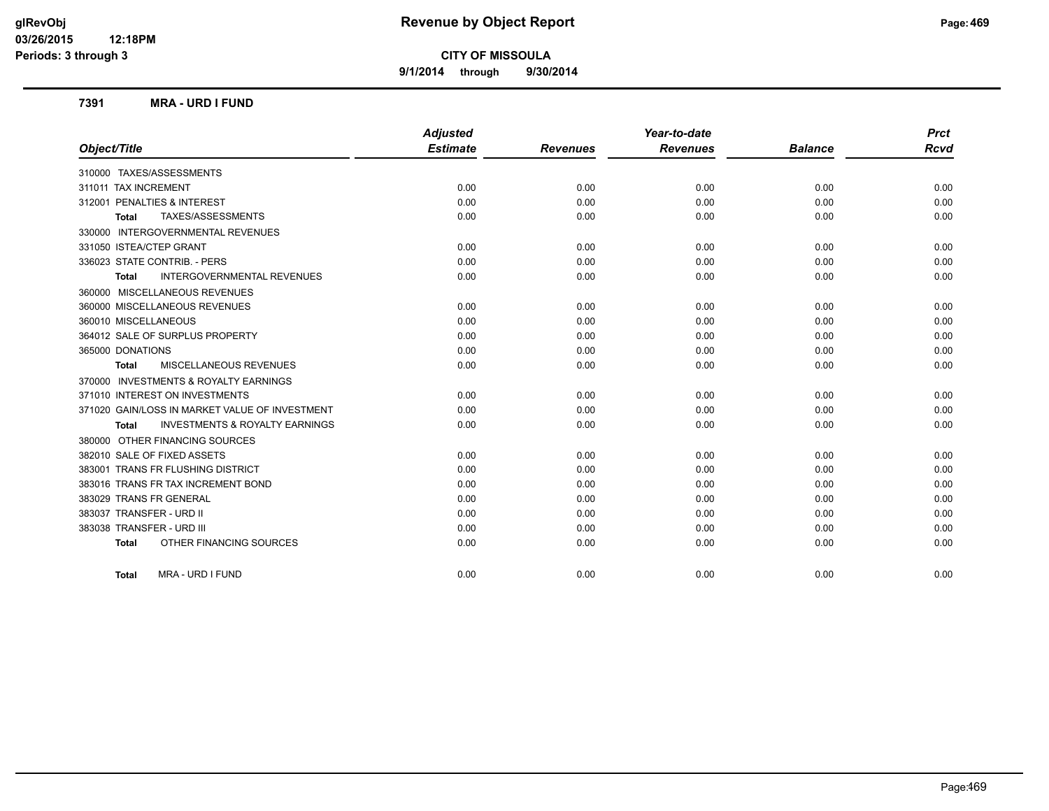# Revenue by Object Report

**CITY OF MISSOULA**

**9/1/2014 through 9/30/2014**

## 7391 MRA - URD I FUND

| Object/Title | Adjusted Estimate | Revenues | Year-to-date Revenues | Balance | Prct Rcvd |
|---|---|---|---|---|---|
| 310000 TAXES/ASSESSMENTS | | | | | |
| 311011 TAX INCREMENT | 0.00 | 0.00 | 0.00 | 0.00 | 0.00 |
| 312001 PENALTIES & INTEREST | 0.00 | 0.00 | 0.00 | 0.00 | 0.00 |
| **Total** TAXES/ASSESSMENTS | 0.00 | 0.00 | 0.00 | 0.00 | 0.00 |
| 330000 INTERGOVERNMENTAL REVENUES | | | | | |
| 331050 ISTEA/CTEP GRANT | 0.00 | 0.00 | 0.00 | 0.00 | 0.00 |
| 336023 STATE CONTRIB. - PERS | 0.00 | 0.00 | 0.00 | 0.00 | 0.00 |
| **Total** INTERGOVERNMENTAL REVENUES | 0.00 | 0.00 | 0.00 | 0.00 | 0.00 |
| 360000 MISCELLANEOUS REVENUES | | | | | |
| 360000 MISCELLANEOUS REVENUES | 0.00 | 0.00 | 0.00 | 0.00 | 0.00 |
| 360010 MISCELLANEOUS | 0.00 | 0.00 | 0.00 | 0.00 | 0.00 |
| 364012 SALE OF SURPLUS PROPERTY | 0.00 | 0.00 | 0.00 | 0.00 | 0.00 |
| 365000 DONATIONS | 0.00 | 0.00 | 0.00 | 0.00 | 0.00 |
| **Total** MISCELLANEOUS REVENUES | 0.00 | 0.00 | 0.00 | 0.00 | 0.00 |
| 370000 INVESTMENTS & ROYALTY EARNINGS | | | | | |
| 371010 INTEREST ON INVESTMENTS | 0.00 | 0.00 | 0.00 | 0.00 | 0.00 |
| 371020 GAIN/LOSS IN MARKET VALUE OF INVESTMENT | 0.00 | 0.00 | 0.00 | 0.00 | 0.00 |
| **Total** INVESTMENTS & ROYALTY EARNINGS | 0.00 | 0.00 | 0.00 | 0.00 | 0.00 |
| 380000 OTHER FINANCING SOURCES | | | | | |
| 382010 SALE OF FIXED ASSETS | 0.00 | 0.00 | 0.00 | 0.00 | 0.00 |
| 383001 TRANS FR FLUSHING DISTRICT | 0.00 | 0.00 | 0.00 | 0.00 | 0.00 |
| 383016 TRANS FR TAX INCREMENT BOND | 0.00 | 0.00 | 0.00 | 0.00 | 0.00 |
| 383029 TRANS FR GENERAL | 0.00 | 0.00 | 0.00 | 0.00 | 0.00 |
| 383037 TRANSFER - URD II | 0.00 | 0.00 | 0.00 | 0.00 | 0.00 |
| 383038 TRANSFER - URD III | 0.00 | 0.00 | 0.00 | 0.00 | 0.00 |
| **Total** OTHER FINANCING SOURCES | 0.00 | 0.00 | 0.00 | 0.00 | 0.00 |
| **Total** MRA - URD I FUND | 0.00 | 0.00 | 0.00 | 0.00 | 0.00 |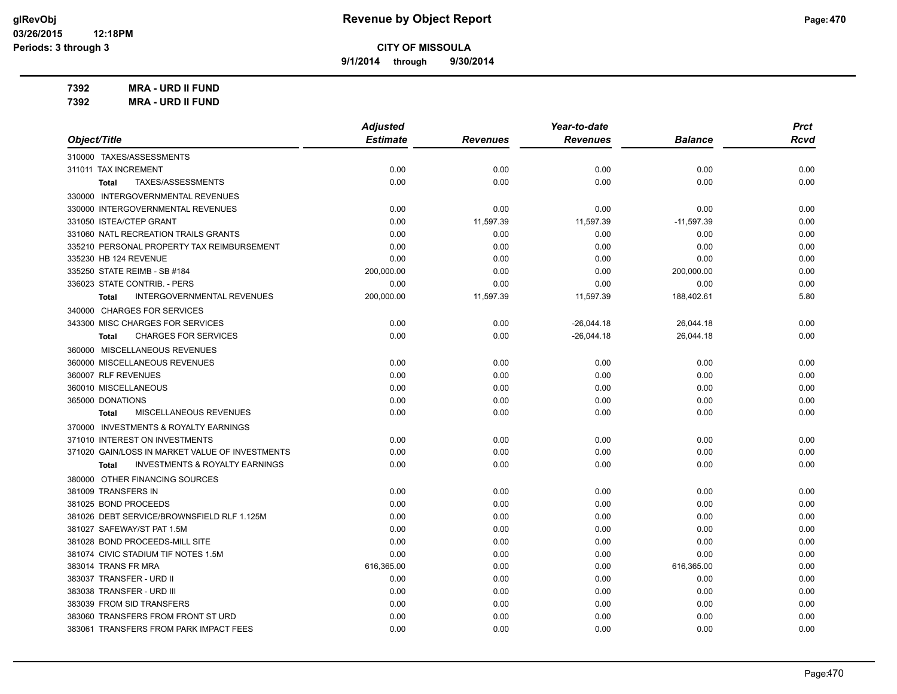**CITY OF MISSOULA**

**Revenue by Object Report**

**9/1/2014 through 9/30/2014**

glRevObj
03/26/2015 12:18PM
Periods: 3 through 3

**7392 MRA - URD II FUND**
**7392 MRA - URD II FUND**

| Object/Title | Adjusted Estimate | Revenues | Year-to-date Revenues | Balance | Prct Rcvd |
|---|---|---|---|---|---|
| 310000 TAXES/ASSESSMENTS | | | | | |
| 311011 TAX INCREMENT | 0.00 | 0.00 | 0.00 | 0.00 | 0.00 |
| **Total** TAXES/ASSESSMENTS | 0.00 | 0.00 | 0.00 | 0.00 | 0.00 |
| 330000 INTERGOVERNMENTAL REVENUES | | | | | |
| 330000 INTERGOVERNMENTAL REVENUES | 0.00 | 0.00 | 0.00 | 0.00 | 0.00 |
| 331050 ISTEA/CTEP GRANT | 0.00 | 11,597.39 | 11,597.39 | -11,597.39 | 0.00 |
| 331060 NATL RECREATION TRAILS GRANTS | 0.00 | 0.00 | 0.00 | 0.00 | 0.00 |
| 335210 PERSONAL PROPERTY TAX REIMBURSEMENT | 0.00 | 0.00 | 0.00 | 0.00 | 0.00 |
| 335230 HB 124 REVENUE | 0.00 | 0.00 | 0.00 | 0.00 | 0.00 |
| 335250 STATE REIMB - SB #184 | 200,000.00 | 0.00 | 0.00 | 200,000.00 | 0.00 |
| 336023 STATE CONTRIB. - PERS | 0.00 | 0.00 | 0.00 | 0.00 | 0.00 |
| **Total** INTERGOVERNMENTAL REVENUES | 200,000.00 | 11,597.39 | 11,597.39 | 188,402.61 | 5.80 |
| 340000 CHARGES FOR SERVICES | | | | | |
| 343300 MISC CHARGES FOR SERVICES | 0.00 | 0.00 | -26,044.18 | 26,044.18 | 0.00 |
| **Total** CHARGES FOR SERVICES | 0.00 | 0.00 | -26,044.18 | 26,044.18 | 0.00 |
| 360000 MISCELLANEOUS REVENUES | | | | | |
| 360000 MISCELLANEOUS REVENUES | 0.00 | 0.00 | 0.00 | 0.00 | 0.00 |
| 360007 RLF REVENUES | 0.00 | 0.00 | 0.00 | 0.00 | 0.00 |
| 360010 MISCELLANEOUS | 0.00 | 0.00 | 0.00 | 0.00 | 0.00 |
| 365000 DONATIONS | 0.00 | 0.00 | 0.00 | 0.00 | 0.00 |
| **Total** MISCELLANEOUS REVENUES | 0.00 | 0.00 | 0.00 | 0.00 | 0.00 |
| 370000 INVESTMENTS & ROYALTY EARNINGS | | | | | |
| 371010 INTEREST ON INVESTMENTS | 0.00 | 0.00 | 0.00 | 0.00 | 0.00 |
| 371020 GAIN/LOSS IN MARKET VALUE OF INVESTMENTS | 0.00 | 0.00 | 0.00 | 0.00 | 0.00 |
| **Total** INVESTMENTS & ROYALTY EARNINGS | 0.00 | 0.00 | 0.00 | 0.00 | 0.00 |
| 380000 OTHER FINANCING SOURCES | | | | | |
| 381009 TRANSFERS IN | 0.00 | 0.00 | 0.00 | 0.00 | 0.00 |
| 381025 BOND PROCEEDS | 0.00 | 0.00 | 0.00 | 0.00 | 0.00 |
| 381026 DEBT SERVICE/BROWNSFIELD RLF 1.125M | 0.00 | 0.00 | 0.00 | 0.00 | 0.00 |
| 381027 SAFEWAY/ST PAT 1.5M | 0.00 | 0.00 | 0.00 | 0.00 | 0.00 |
| 381028 BOND PROCEEDS-MILL SITE | 0.00 | 0.00 | 0.00 | 0.00 | 0.00 |
| 381074 CIVIC STADIUM TIF NOTES 1.5M | 0.00 | 0.00 | 0.00 | 0.00 | 0.00 |
| 383014 TRANS FR MRA | 616,365.00 | 0.00 | 0.00 | 616,365.00 | 0.00 |
| 383037 TRANSFER - URD II | 0.00 | 0.00 | 0.00 | 0.00 | 0.00 |
| 383038 TRANSFER - URD III | 0.00 | 0.00 | 0.00 | 0.00 | 0.00 |
| 383039 FROM SID TRANSFERS | 0.00 | 0.00 | 0.00 | 0.00 | 0.00 |
| 383060 TRANSFERS FROM FRONT ST URD | 0.00 | 0.00 | 0.00 | 0.00 | 0.00 |
| 383061 TRANSFERS FROM PARK IMPACT FEES | 0.00 | 0.00 | 0.00 | 0.00 | 0.00 |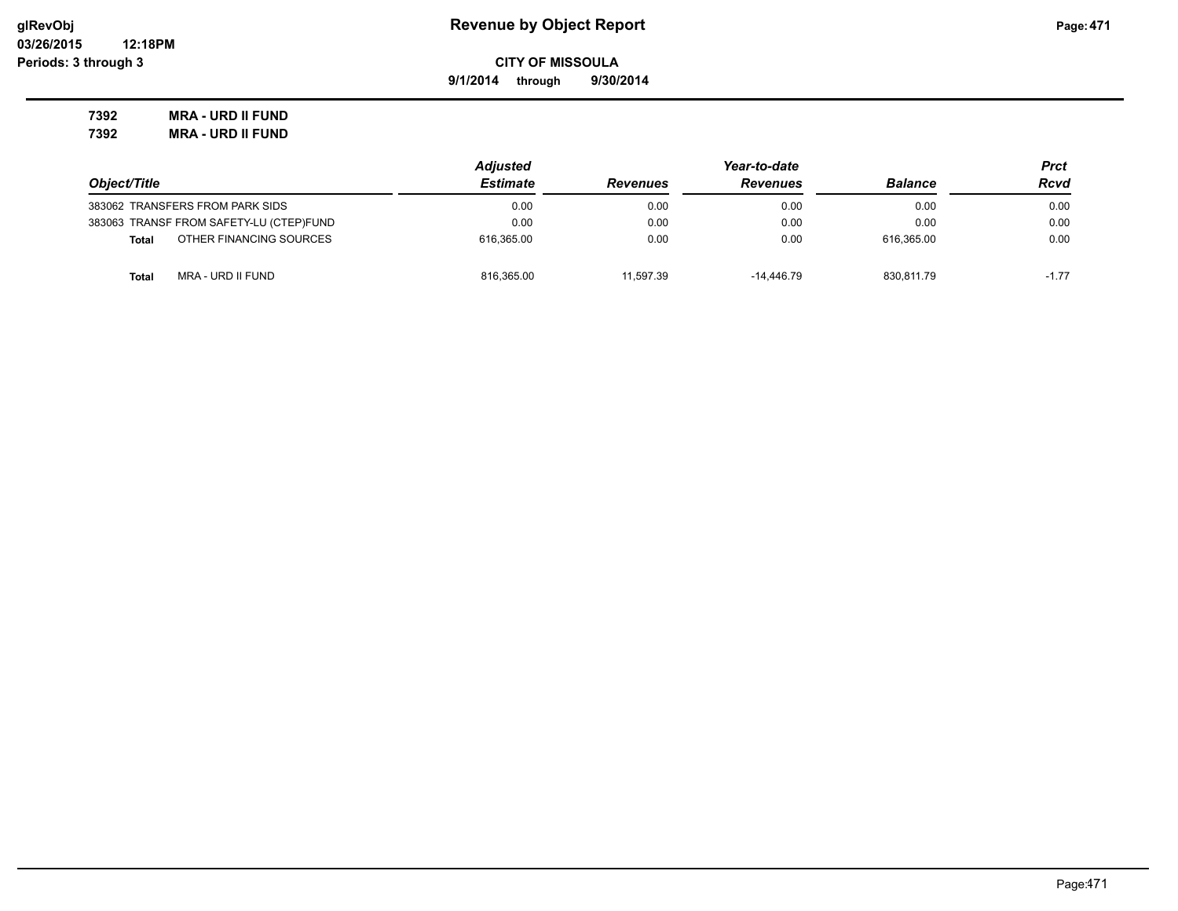# Revenue by Object Report

**CITY OF MISSOULA**

**9/1/2014 through 9/30/2014**

**7392 MRA - URD II FUND**

**7392 MRA - URD II FUND**

| Object/Title | Adjusted Estimate | Revenues | Year-to-date Revenues | Balance | Prct Rcvd |
|---|---|---|---|---|---|
| 383062 TRANSFERS FROM PARK SIDS | 0.00 | 0.00 | 0.00 | 0.00 | 0.00 |
| 383063 TRANSF FROM SAFETY-LU (CTEP)FUND | 0.00 | 0.00 | 0.00 | 0.00 | 0.00 |
| **Total** OTHER FINANCING SOURCES | 616,365.00 | 0.00 | 0.00 | 616,365.00 | 0.00 |
| **Total** MRA - URD II FUND | 816,365.00 | 11,597.39 | -14,446.79 | 830,811.79 | -1.77 |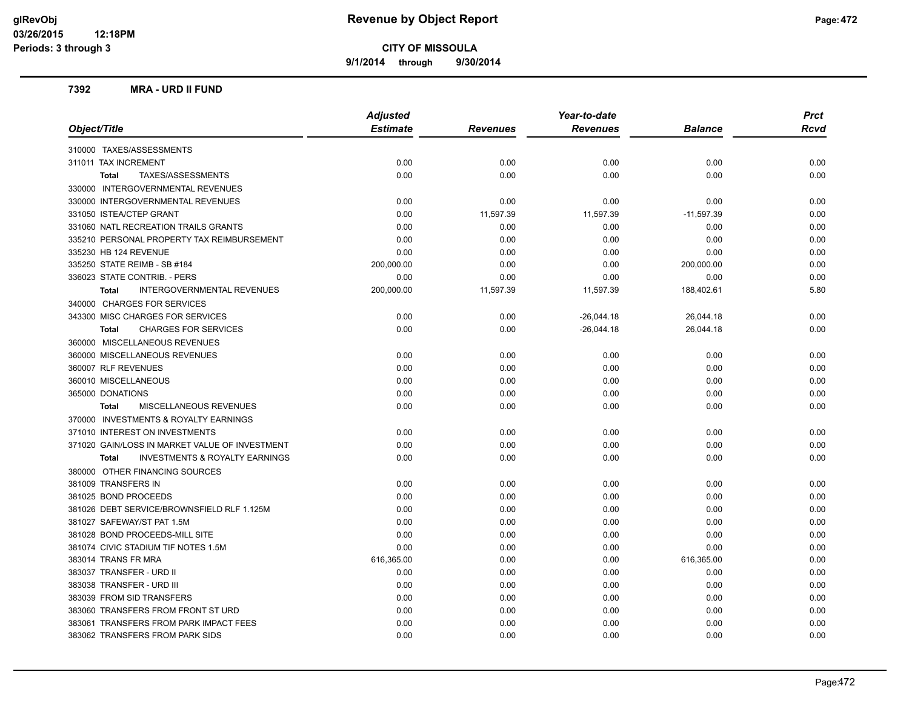# Revenue by Object Report

**CITY OF MISSOULA**

**9/1/2014 through 9/30/2014**

glRevObj
03/26/2015 12:18PM
Periods: 3 through 3

### 7392 MRA - URD II FUND

| Object/Title | Adjusted Estimate | Revenues | Year-to-date Revenues | Balance | Prct Rcvd |
|---|---|---|---|---|---|
| 310000 TAXES/ASSESSMENTS | | | | | |
| 311011 TAX INCREMENT | 0.00 | 0.00 | 0.00 | 0.00 | 0.00 |
| **Total** TAXES/ASSESSMENTS | 0.00 | 0.00 | 0.00 | 0.00 | 0.00 |
| 330000 INTERGOVERNMENTAL REVENUES | | | | | |
| 330000 INTERGOVERNMENTAL REVENUES | 0.00 | 0.00 | 0.00 | 0.00 | 0.00 |
| 331050 ISTEA/CTEP GRANT | 0.00 | 11,597.39 | 11,597.39 | -11,597.39 | 0.00 |
| 331060 NATL RECREATION TRAILS GRANTS | 0.00 | 0.00 | 0.00 | 0.00 | 0.00 |
| 335210 PERSONAL PROPERTY TAX REIMBURSEMENT | 0.00 | 0.00 | 0.00 | 0.00 | 0.00 |
| 335230 HB 124 REVENUE | 0.00 | 0.00 | 0.00 | 0.00 | 0.00 |
| 335250 STATE REIMB - SB #184 | 200,000.00 | 0.00 | 0.00 | 200,000.00 | 0.00 |
| 336023 STATE CONTRIB. - PERS | 0.00 | 0.00 | 0.00 | 0.00 | 0.00 |
| **Total** INTERGOVERNMENTAL REVENUES | 200,000.00 | 11,597.39 | 11,597.39 | 188,402.61 | 5.80 |
| 340000 CHARGES FOR SERVICES | | | | | |
| 343300 MISC CHARGES FOR SERVICES | 0.00 | 0.00 | -26,044.18 | 26,044.18 | 0.00 |
| **Total** CHARGES FOR SERVICES | 0.00 | 0.00 | -26,044.18 | 26,044.18 | 0.00 |
| 360000 MISCELLANEOUS REVENUES | | | | | |
| 360000 MISCELLANEOUS REVENUES | 0.00 | 0.00 | 0.00 | 0.00 | 0.00 |
| 360007 RLF REVENUES | 0.00 | 0.00 | 0.00 | 0.00 | 0.00 |
| 360010 MISCELLANEOUS | 0.00 | 0.00 | 0.00 | 0.00 | 0.00 |
| 365000 DONATIONS | 0.00 | 0.00 | 0.00 | 0.00 | 0.00 |
| **Total** MISCELLANEOUS REVENUES | 0.00 | 0.00 | 0.00 | 0.00 | 0.00 |
| 370000 INVESTMENTS & ROYALTY EARNINGS | | | | | |
| 371010 INTEREST ON INVESTMENTS | 0.00 | 0.00 | 0.00 | 0.00 | 0.00 |
| 371020 GAIN/LOSS IN MARKET VALUE OF INVESTMENT | 0.00 | 0.00 | 0.00 | 0.00 | 0.00 |
| **Total** INVESTMENTS & ROYALTY EARNINGS | 0.00 | 0.00 | 0.00 | 0.00 | 0.00 |
| 380000 OTHER FINANCING SOURCES | | | | | |
| 381009 TRANSFERS IN | 0.00 | 0.00 | 0.00 | 0.00 | 0.00 |
| 381025 BOND PROCEEDS | 0.00 | 0.00 | 0.00 | 0.00 | 0.00 |
| 381026 DEBT SERVICE/BROWNSFIELD RLF 1.125M | 0.00 | 0.00 | 0.00 | 0.00 | 0.00 |
| 381027 SAFEWAY/ST PAT 1.5M | 0.00 | 0.00 | 0.00 | 0.00 | 0.00 |
| 381028 BOND PROCEEDS-MILL SITE | 0.00 | 0.00 | 0.00 | 0.00 | 0.00 |
| 381074 CIVIC STADIUM TIF NOTES 1.5M | 0.00 | 0.00 | 0.00 | 0.00 | 0.00 |
| 383014 TRANS FR MRA | 616,365.00 | 0.00 | 0.00 | 616,365.00 | 0.00 |
| 383037 TRANSFER - URD II | 0.00 | 0.00 | 0.00 | 0.00 | 0.00 |
| 383038 TRANSFER - URD III | 0.00 | 0.00 | 0.00 | 0.00 | 0.00 |
| 383039 FROM SID TRANSFERS | 0.00 | 0.00 | 0.00 | 0.00 | 0.00 |
| 383060 TRANSFERS FROM FRONT ST URD | 0.00 | 0.00 | 0.00 | 0.00 | 0.00 |
| 383061 TRANSFERS FROM PARK IMPACT FEES | 0.00 | 0.00 | 0.00 | 0.00 | 0.00 |
| 383062 TRANSFERS FROM PARK SIDS | 0.00 | 0.00 | 0.00 | 0.00 | 0.00 |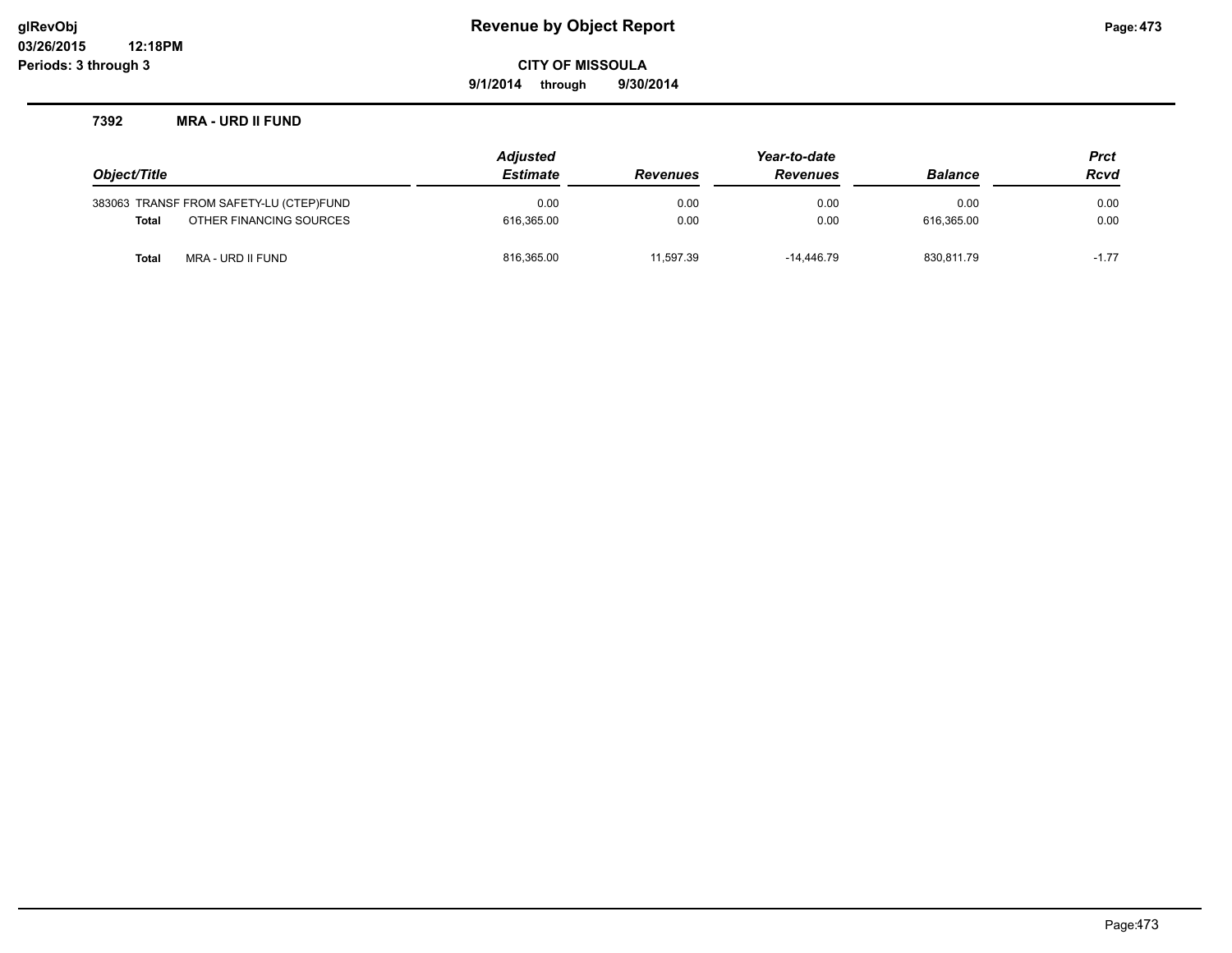**Revenue by Object Report**

**CITY OF MISSOULA**

**9/1/2014 through 9/30/2014**

glRevObj
03/26/2015 12:18PM
Periods: 3 through 3

### 7392 MRA - URD II FUND

| Object/Title | Adjusted Estimate | Revenues | Year-to-date Revenues | Balance | Prct Rcvd |
|---|---|---|---|---|---|
| 383063 TRANSF FROM SAFETY-LU (CTEP)FUND | 0.00 | 0.00 | 0.00 | 0.00 | 0.00 |
| **Total** OTHER FINANCING SOURCES | 616,365.00 | 0.00 | 0.00 | 616,365.00 | 0.00 |
| **Total** MRA - URD II FUND | 816,365.00 | 11,597.39 | -14,446.79 | 830,811.79 | -1.77 |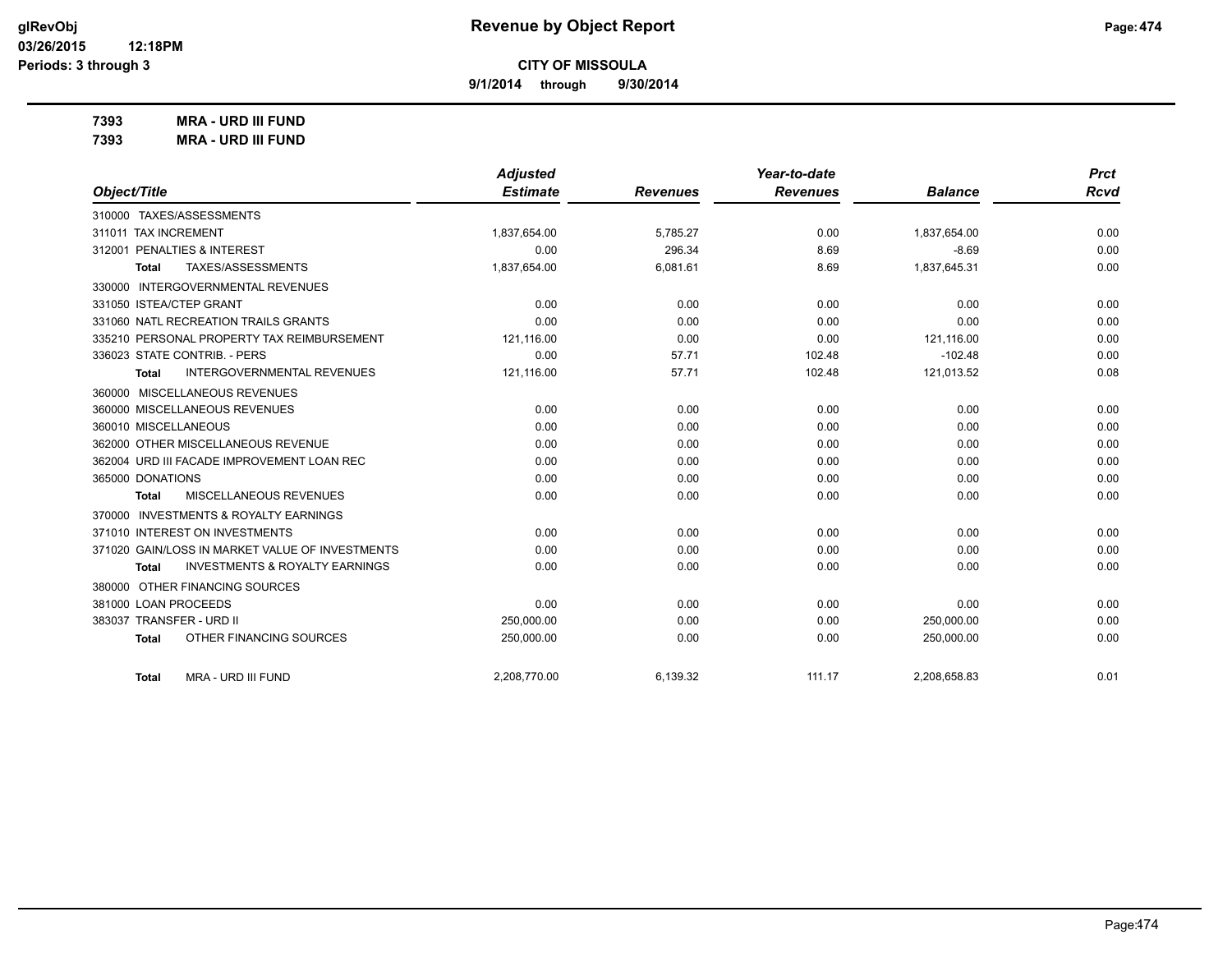**CITY OF MISSOULA**

**9/1/2014 through 9/30/2014**

**Revenue by Object Report**

glRevObj
03/26/2015 12:18PM
Periods: 3 through 3

**7393 MRA - URD III FUND**

**7393 MRA - URD III FUND**

| Object/Title | Adjusted Estimate | Revenues | Year-to-date Revenues | Balance | Prct Rcvd |
|---|---|---|---|---|---|
| 310000 TAXES/ASSESSMENTS | | | | | |
| 311011 TAX INCREMENT | 1,837,654.00 | 5,785.27 | 0.00 | 1,837,654.00 | 0.00 |
| 312001 PENALTIES & INTEREST | 0.00 | 296.34 | 8.69 | -8.69 | 0.00 |
| Total TAXES/ASSESSMENTS | 1,837,654.00 | 6,081.61 | 8.69 | 1,837,645.31 | 0.00 |
| 330000 INTERGOVERNMENTAL REVENUES | | | | | |
| 331050 ISTEA/CTEP GRANT | 0.00 | 0.00 | 0.00 | 0.00 | 0.00 |
| 331060 NATL RECREATION TRAILS GRANTS | 0.00 | 0.00 | 0.00 | 0.00 | 0.00 |
| 335210 PERSONAL PROPERTY TAX REIMBURSEMENT | 121,116.00 | 0.00 | 0.00 | 121,116.00 | 0.00 |
| 336023 STATE CONTRIB. - PERS | 0.00 | 57.71 | 102.48 | -102.48 | 0.00 |
| Total INTERGOVERNMENTAL REVENUES | 121,116.00 | 57.71 | 102.48 | 121,013.52 | 0.08 |
| 360000 MISCELLANEOUS REVENUES | | | | | |
| 360000 MISCELLANEOUS REVENUES | 0.00 | 0.00 | 0.00 | 0.00 | 0.00 |
| 360010 MISCELLANEOUS | 0.00 | 0.00 | 0.00 | 0.00 | 0.00 |
| 362000 OTHER MISCELLANEOUS REVENUE | 0.00 | 0.00 | 0.00 | 0.00 | 0.00 |
| 362004 URD III FACADE IMPROVEMENT LOAN REC | 0.00 | 0.00 | 0.00 | 0.00 | 0.00 |
| 365000 DONATIONS | 0.00 | 0.00 | 0.00 | 0.00 | 0.00 |
| Total MISCELLANEOUS REVENUES | 0.00 | 0.00 | 0.00 | 0.00 | 0.00 |
| 370000 INVESTMENTS & ROYALTY EARNINGS | | | | | |
| 371010 INTEREST ON INVESTMENTS | 0.00 | 0.00 | 0.00 | 0.00 | 0.00 |
| 371020 GAIN/LOSS IN MARKET VALUE OF INVESTMENTS | 0.00 | 0.00 | 0.00 | 0.00 | 0.00 |
| Total INVESTMENTS & ROYALTY EARNINGS | 0.00 | 0.00 | 0.00 | 0.00 | 0.00 |
| 380000 OTHER FINANCING SOURCES | | | | | |
| 381000 LOAN PROCEEDS | 0.00 | 0.00 | 0.00 | 0.00 | 0.00 |
| 383037 TRANSFER - URD II | 250,000.00 | 0.00 | 0.00 | 250,000.00 | 0.00 |
| Total OTHER FINANCING SOURCES | 250,000.00 | 0.00 | 0.00 | 250,000.00 | 0.00 |
| Total MRA - URD III FUND | 2,208,770.00 | 6,139.32 | 111.17 | 2,208,658.83 | 0.01 |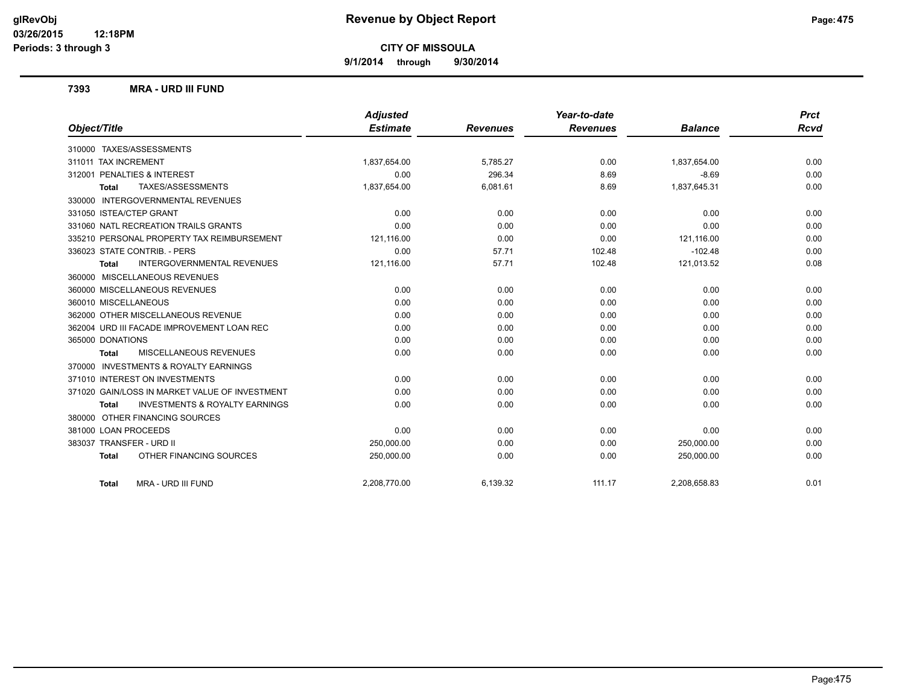**CITY OF MISSOULA**

**9/1/2014 through 9/30/2014**

### 7393 MRA - URD III FUND

| Object/Title | Adjusted Estimate | Revenues | Year-to-date Revenues | Balance | Prct Rcvd |
|---|---|---|---|---|---|
| 310000 TAXES/ASSESSMENTS | | | | | |
| 311011 TAX INCREMENT | 1,837,654.00 | 5,785.27 | 0.00 | 1,837,654.00 | 0.00 |
| 312001 PENALTIES & INTEREST | 0.00 | 296.34 | 8.69 | -8.69 | 0.00 |
| **Total** TAXES/ASSESSMENTS | 1,837,654.00 | 6,081.61 | 8.69 | 1,837,645.31 | 0.00 |
| 330000 INTERGOVERNMENTAL REVENUES | | | | | |
| 331050 ISTEA/CTEP GRANT | 0.00 | 0.00 | 0.00 | 0.00 | 0.00 |
| 331060 NATL RECREATION TRAILS GRANTS | 0.00 | 0.00 | 0.00 | 0.00 | 0.00 |
| 335210 PERSONAL PROPERTY TAX REIMBURSEMENT | 121,116.00 | 0.00 | 0.00 | 121,116.00 | 0.00 |
| 336023 STATE CONTRIB. - PERS | 0.00 | 57.71 | 102.48 | -102.48 | 0.00 |
| **Total** INTERGOVERNMENTAL REVENUES | 121,116.00 | 57.71 | 102.48 | 121,013.52 | 0.08 |
| 360000 MISCELLANEOUS REVENUES | | | | | |
| 360000 MISCELLANEOUS REVENUES | 0.00 | 0.00 | 0.00 | 0.00 | 0.00 |
| 360010 MISCELLANEOUS | 0.00 | 0.00 | 0.00 | 0.00 | 0.00 |
| 362000 OTHER MISCELLANEOUS REVENUE | 0.00 | 0.00 | 0.00 | 0.00 | 0.00 |
| 362004 URD III FACADE IMPROVEMENT LOAN REC | 0.00 | 0.00 | 0.00 | 0.00 | 0.00 |
| 365000 DONATIONS | 0.00 | 0.00 | 0.00 | 0.00 | 0.00 |
| **Total** MISCELLANEOUS REVENUES | 0.00 | 0.00 | 0.00 | 0.00 | 0.00 |
| 370000 INVESTMENTS & ROYALTY EARNINGS | | | | | |
| 371010 INTEREST ON INVESTMENTS | 0.00 | 0.00 | 0.00 | 0.00 | 0.00 |
| 371020 GAIN/LOSS IN MARKET VALUE OF INVESTMENT | 0.00 | 0.00 | 0.00 | 0.00 | 0.00 |
| **Total** INVESTMENTS & ROYALTY EARNINGS | 0.00 | 0.00 | 0.00 | 0.00 | 0.00 |
| 380000 OTHER FINANCING SOURCES | | | | | |
| 381000 LOAN PROCEEDS | 0.00 | 0.00 | 0.00 | 0.00 | 0.00 |
| 383037 TRANSFER - URD II | 250,000.00 | 0.00 | 0.00 | 250,000.00 | 0.00 |
| **Total** OTHER FINANCING SOURCES | 250,000.00 | 0.00 | 0.00 | 250,000.00 | 0.00 |
| **Total** MRA - URD III FUND | 2,208,770.00 | 6,139.32 | 111.17 | 2,208,658.83 | 0.01 |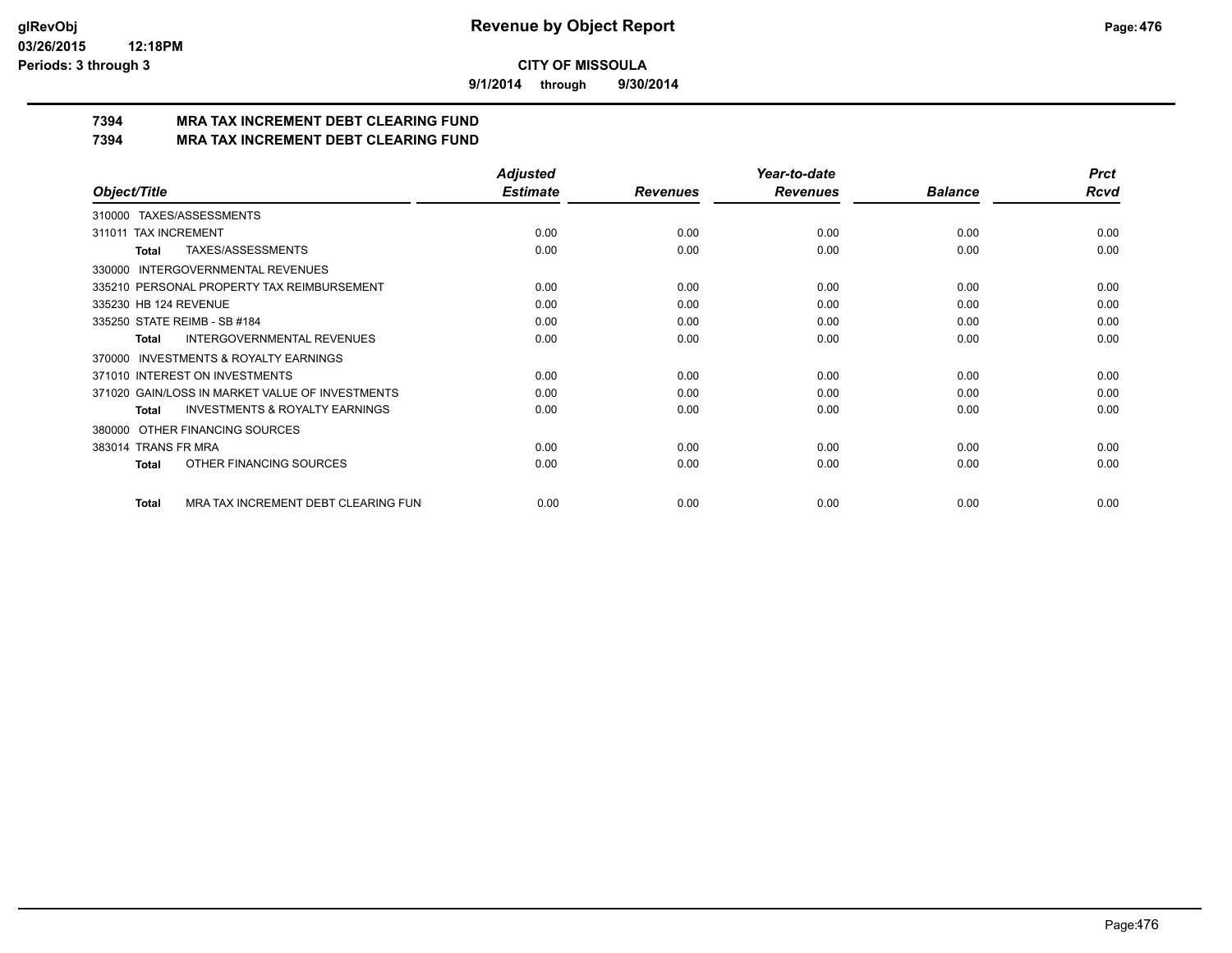**CITY OF MISSOULA**

**9/1/2014 through 9/30/2014**

# 7394 MRA TAX INCREMENT DEBT CLEARING FUND
# 7394 MRA TAX INCREMENT DEBT CLEARING FUND

| *Object/Title* | *Adjusted Estimate* | *Revenues* | *Year-to-date Revenues* | *Balance* | *Prct Rcvd* |
|---|---|---|---|---|---|
| 310000 TAXES/ASSESSMENTS | | | | | |
| 311011 TAX INCREMENT | 0.00 | 0.00 | 0.00 | 0.00 | 0.00 |
| **Total** TAXES/ASSESSMENTS | 0.00 | 0.00 | 0.00 | 0.00 | 0.00 |
| 330000 INTERGOVERNMENTAL REVENUES | | | | | |
| 335210 PERSONAL PROPERTY TAX REIMBURSEMENT | 0.00 | 0.00 | 0.00 | 0.00 | 0.00 |
| 335230 HB 124 REVENUE | 0.00 | 0.00 | 0.00 | 0.00 | 0.00 |
| 335250 STATE REIMB - SB #184 | 0.00 | 0.00 | 0.00 | 0.00 | 0.00 |
| **Total** INTERGOVERNMENTAL REVENUES | 0.00 | 0.00 | 0.00 | 0.00 | 0.00 |
| 370000 INVESTMENTS & ROYALTY EARNINGS | | | | | |
| 371010 INTEREST ON INVESTMENTS | 0.00 | 0.00 | 0.00 | 0.00 | 0.00 |
| 371020 GAIN/LOSS IN MARKET VALUE OF INVESTMENTS | 0.00 | 0.00 | 0.00 | 0.00 | 0.00 |
| **Total** INVESTMENTS & ROYALTY EARNINGS | 0.00 | 0.00 | 0.00 | 0.00 | 0.00 |
| 380000 OTHER FINANCING SOURCES | | | | | |
| 383014 TRANS FR MRA | 0.00 | 0.00 | 0.00 | 0.00 | 0.00 |
| **Total** OTHER FINANCING SOURCES | 0.00 | 0.00 | 0.00 | 0.00 | 0.00 |
| **Total** MRA TAX INCREMENT DEBT CLEARING FUN | 0.00 | 0.00 | 0.00 | 0.00 | 0.00 |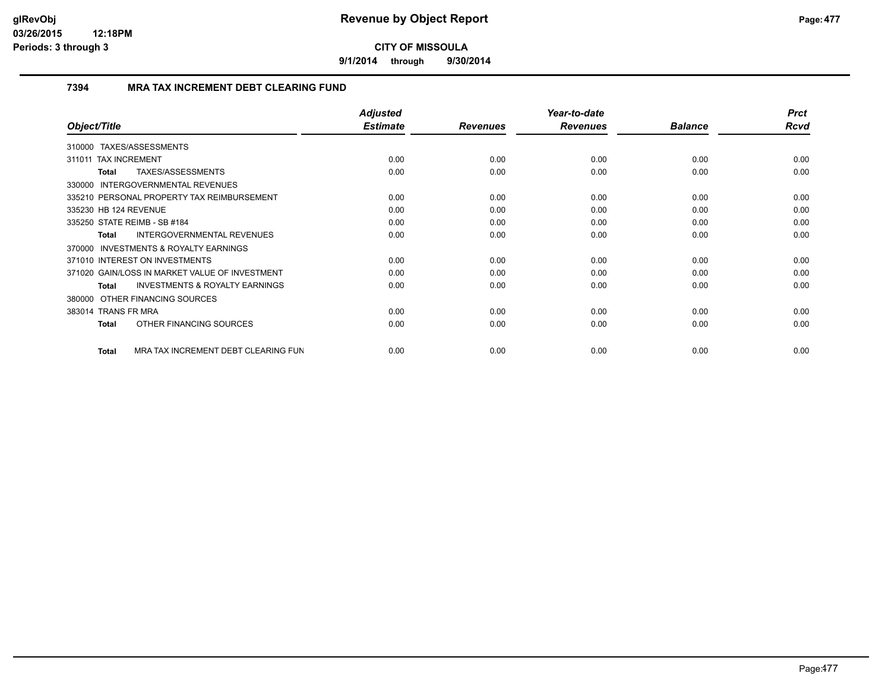# Revenue by Object Report

glRevObj
03/26/2015 12:18PM
Periods: 3 through 3

**CITY OF MISSOULA**

**9/1/2014 through 9/30/2014**

## 7394 MRA TAX INCREMENT DEBT CLEARING FUND

| Object/Title | Adjusted Estimate | Revenues | Year-to-date Revenues | Balance | Prct Rcvd |
|---|---|---|---|---|---|
| 310000 TAXES/ASSESSMENTS | | | | | |
| 311011 TAX INCREMENT | 0.00 | 0.00 | 0.00 | 0.00 | 0.00 |
| **Total** TAXES/ASSESSMENTS | 0.00 | 0.00 | 0.00 | 0.00 | 0.00 |
| 330000 INTERGOVERNMENTAL REVENUES | | | | | |
| 335210 PERSONAL PROPERTY TAX REIMBURSEMENT | 0.00 | 0.00 | 0.00 | 0.00 | 0.00 |
| 335230 HB 124 REVENUE | 0.00 | 0.00 | 0.00 | 0.00 | 0.00 |
| 335250 STATE REIMB - SB #184 | 0.00 | 0.00 | 0.00 | 0.00 | 0.00 |
| **Total** INTERGOVERNMENTAL REVENUES | 0.00 | 0.00 | 0.00 | 0.00 | 0.00 |
| 370000 INVESTMENTS & ROYALTY EARNINGS | | | | | |
| 371010 INTEREST ON INVESTMENTS | 0.00 | 0.00 | 0.00 | 0.00 | 0.00 |
| 371020 GAIN/LOSS IN MARKET VALUE OF INVESTMENT | 0.00 | 0.00 | 0.00 | 0.00 | 0.00 |
| **Total** INVESTMENTS & ROYALTY EARNINGS | 0.00 | 0.00 | 0.00 | 0.00 | 0.00 |
| 380000 OTHER FINANCING SOURCES | | | | | |
| 383014 TRANS FR MRA | 0.00 | 0.00 | 0.00 | 0.00 | 0.00 |
| **Total** OTHER FINANCING SOURCES | 0.00 | 0.00 | 0.00 | 0.00 | 0.00 |
| **Total** MRA TAX INCREMENT DEBT CLEARING FUN | 0.00 | 0.00 | 0.00 | 0.00 | 0.00 |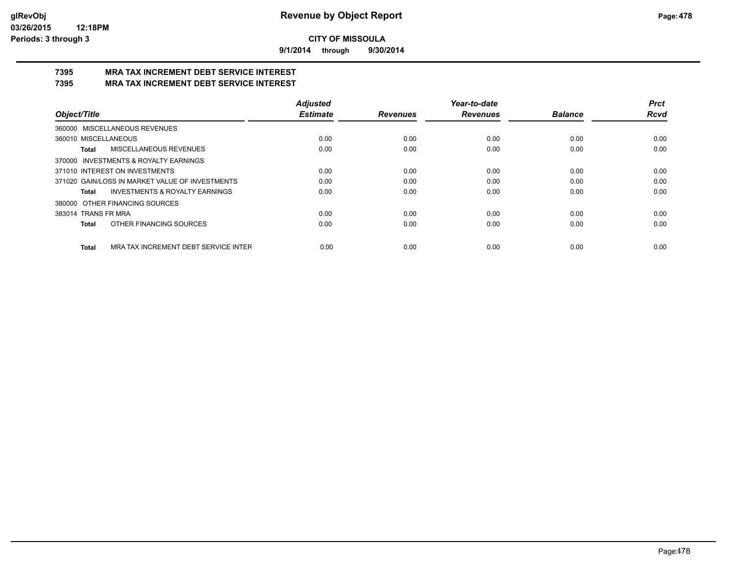**Revenue by Object Report**

**CITY OF MISSOULA**

**9/1/2014 through 9/30/2014**

glRevObj
03/26/2015 12:18PM
Periods: 3 through 3

## 7395 MRA TAX INCREMENT DEBT SERVICE INTEREST
## 7395 MRA TAX INCREMENT DEBT SERVICE INTEREST

| Object/Title | Adjusted Estimate | Revenues | Year-to-date Revenues | Balance | Prct Rcvd |
|---|---|---|---|---|---|
| 360000 MISCELLANEOUS REVENUES | | | | | |
| 360010 MISCELLANEOUS | 0.00 | 0.00 | 0.00 | 0.00 | 0.00 |
| **Total** MISCELLANEOUS REVENUES | 0.00 | 0.00 | 0.00 | 0.00 | 0.00 |
| 370000 INVESTMENTS & ROYALTY EARNINGS | | | | | |
| 371010 INTEREST ON INVESTMENTS | 0.00 | 0.00 | 0.00 | 0.00 | 0.00 |
| 371020 GAIN/LOSS IN MARKET VALUE OF INVESTMENTS | 0.00 | 0.00 | 0.00 | 0.00 | 0.00 |
| **Total** INVESTMENTS & ROYALTY EARNINGS | 0.00 | 0.00 | 0.00 | 0.00 | 0.00 |
| 380000 OTHER FINANCING SOURCES | | | | | |
| 383014 TRANS FR MRA | 0.00 | 0.00 | 0.00 | 0.00 | 0.00 |
| **Total** OTHER FINANCING SOURCES | 0.00 | 0.00 | 0.00 | 0.00 | 0.00 |
| **Total** MRA TAX INCREMENT DEBT SERVICE INTER | 0.00 | 0.00 | 0.00 | 0.00 | 0.00 |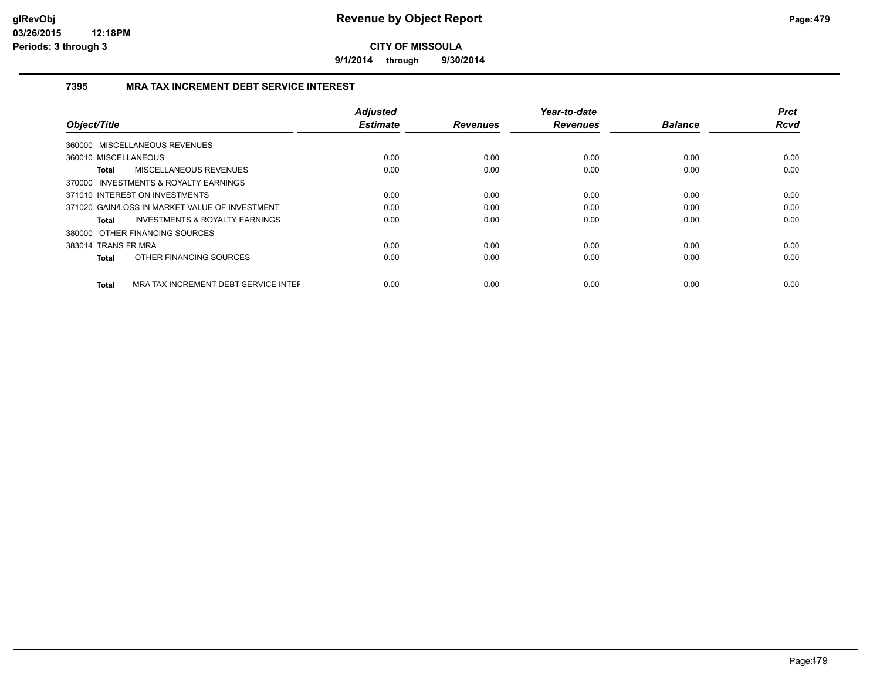# Revenue by Object Report

**CITY OF MISSOULA**

**9/1/2014 through 9/30/2014**

glRevObj
03/26/2015 12:18PM
Periods: 3 through 3

## 7395 MRA TAX INCREMENT DEBT SERVICE INTEREST

| Object/Title | Adjusted Estimate | Revenues | Year-to-date Revenues | Balance | Prct Rcvd |
|---|---|---|---|---|---|
| 360000 MISCELLANEOUS REVENUES | | | | | |
| 360010 MISCELLANEOUS | 0.00 | 0.00 | 0.00 | 0.00 | 0.00 |
| **Total** MISCELLANEOUS REVENUES | 0.00 | 0.00 | 0.00 | 0.00 | 0.00 |
| 370000 INVESTMENTS & ROYALTY EARNINGS | | | | | |
| 371010 INTEREST ON INVESTMENTS | 0.00 | 0.00 | 0.00 | 0.00 | 0.00 |
| 371020 GAIN/LOSS IN MARKET VALUE OF INVESTMENT | 0.00 | 0.00 | 0.00 | 0.00 | 0.00 |
| **Total** INVESTMENTS & ROYALTY EARNINGS | 0.00 | 0.00 | 0.00 | 0.00 | 0.00 |
| 380000 OTHER FINANCING SOURCES | | | | | |
| 383014 TRANS FR MRA | 0.00 | 0.00 | 0.00 | 0.00 | 0.00 |
| **Total** OTHER FINANCING SOURCES | 0.00 | 0.00 | 0.00 | 0.00 | 0.00 |
| **Total** MRA TAX INCREMENT DEBT SERVICE INTEF | 0.00 | 0.00 | 0.00 | 0.00 | 0.00 |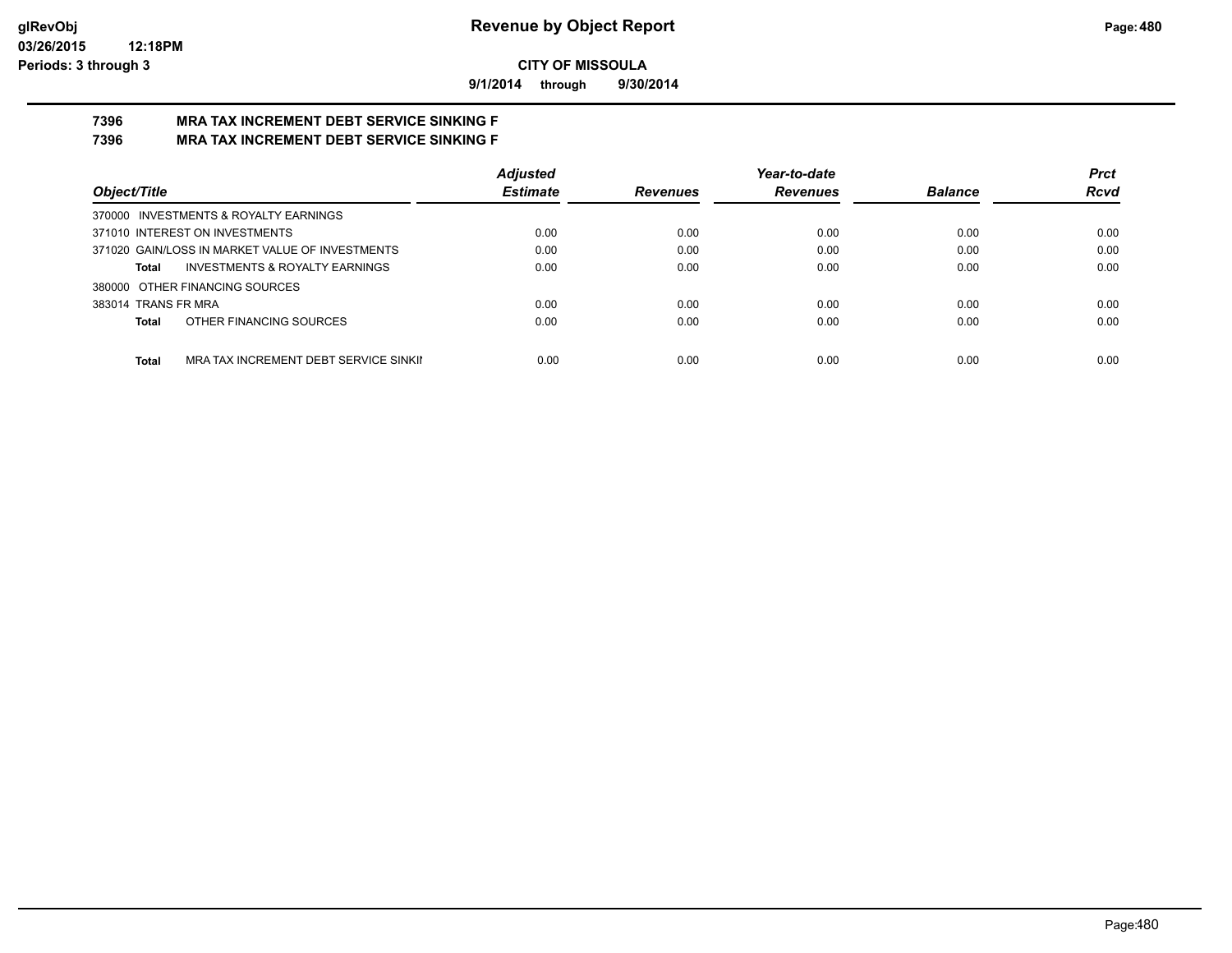**CITY OF MISSOULA**

**9/1/2014 through 9/30/2014**

**Revenue by Object Report**

glRevObj
03/26/2015 12:18PM
Periods: 3 through 3

## 7396 MRA TAX INCREMENT DEBT SERVICE SINKING F

## 7396 MRA TAX INCREMENT DEBT SERVICE SINKING F

| Object/Title | | Adjusted Estimate | Revenues | Year-to-date Revenues | Balance | Prct Rcvd |
|---|---|---|---|---|---|---|
| 370000 INVESTMENTS & ROYALTY EARNINGS | | | | | | |
| 371010 INTEREST ON INVESTMENTS | | 0.00 | 0.00 | 0.00 | 0.00 | 0.00 |
| 371020 GAIN/LOSS IN MARKET VALUE OF INVESTMENTS | | 0.00 | 0.00 | 0.00 | 0.00 | 0.00 |
| Total | INVESTMENTS & ROYALTY EARNINGS | 0.00 | 0.00 | 0.00 | 0.00 | 0.00 |
| 380000 OTHER FINANCING SOURCES | | | | | | |
| 383014 TRANS FR MRA | | 0.00 | 0.00 | 0.00 | 0.00 | 0.00 |
| Total | OTHER FINANCING SOURCES | 0.00 | 0.00 | 0.00 | 0.00 | 0.00 |
| Total | MRA TAX INCREMENT DEBT SERVICE SINKII | 0.00 | 0.00 | 0.00 | 0.00 | 0.00 |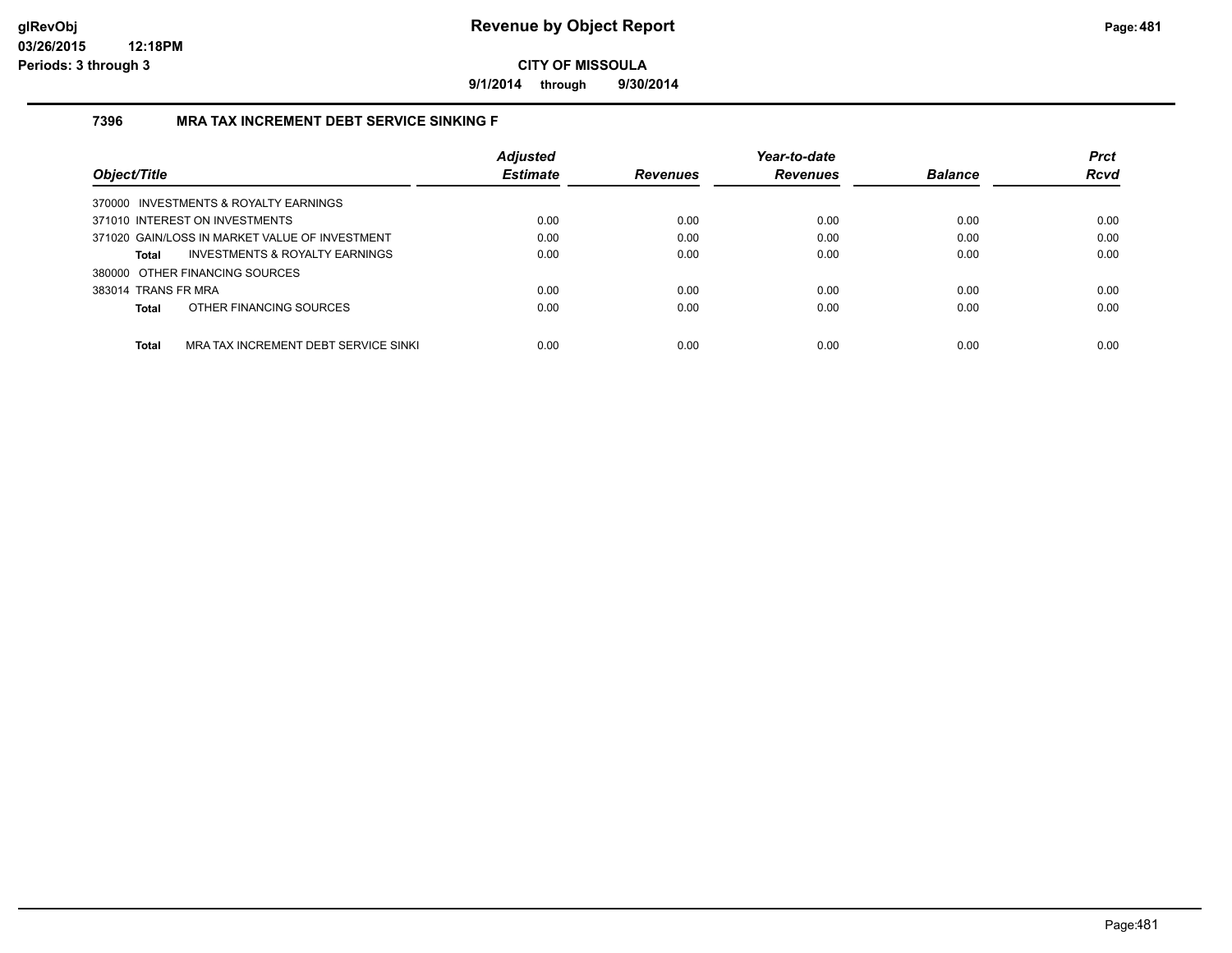**CITY OF MISSOULA**

**9/1/2014 through 9/30/2014**

### 7396 MRA TAX INCREMENT DEBT SERVICE SINKING F

| Object/Title | Adjusted Estimate | Revenues | Year-to-date Revenues | Balance | Prct Rcvd |
|---|---|---|---|---|---|
| 370000 INVESTMENTS & ROYALTY EARNINGS | | | | | |
| 371010 INTEREST ON INVESTMENTS | 0.00 | 0.00 | 0.00 | 0.00 | 0.00 |
| 371020 GAIN/LOSS IN MARKET VALUE OF INVESTMENT | 0.00 | 0.00 | 0.00 | 0.00 | 0.00 |
| **Total** INVESTMENTS & ROYALTY EARNINGS | 0.00 | 0.00 | 0.00 | 0.00 | 0.00 |
| 380000 OTHER FINANCING SOURCES | | | | | |
| 383014 TRANS FR MRA | 0.00 | 0.00 | 0.00 | 0.00 | 0.00 |
| **Total** OTHER FINANCING SOURCES | 0.00 | 0.00 | 0.00 | 0.00 | 0.00 |
| **Total** MRA TAX INCREMENT DEBT SERVICE SINKI | 0.00 | 0.00 | 0.00 | 0.00 | 0.00 |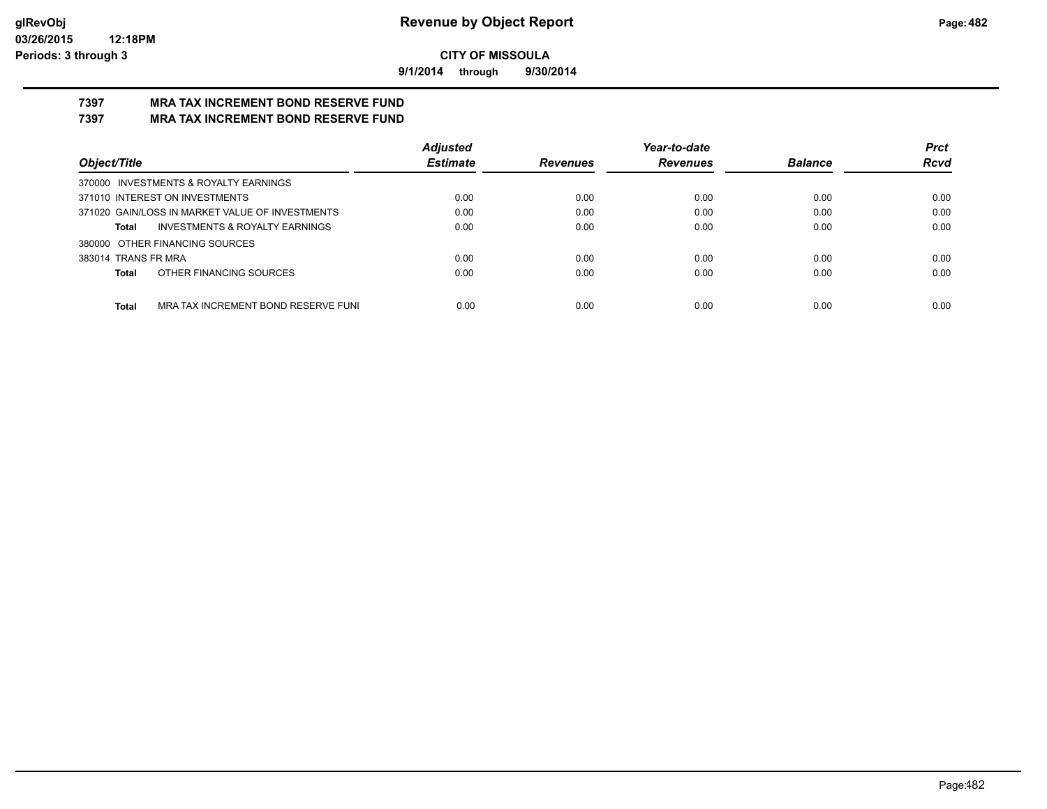**glRevObj**
**03/26/2015 12:18PM**
**Periods: 3 through 3**

# Revenue by Object Report

**CITY OF MISSOULA**

**9/1/2014 through 9/30/2014**

## 7397 MRA TAX INCREMENT BOND RESERVE FUND
## 7397 MRA TAX INCREMENT BOND RESERVE FUND

| *Object/Title* | *Adjusted Estimate* | *Revenues* | *Year-to-date Revenues* | *Balance* | *Prct Rcvd* |
|---|---|---|---|---|---|
| 370000 INVESTMENTS & ROYALTY EARNINGS | | | | | |
| 371010 INTEREST ON INVESTMENTS | 0.00 | 0.00 | 0.00 | 0.00 | 0.00 |
| 371020 GAIN/LOSS IN MARKET VALUE OF INVESTMENTS | 0.00 | 0.00 | 0.00 | 0.00 | 0.00 |
| **Total** INVESTMENTS & ROYALTY EARNINGS | 0.00 | 0.00 | 0.00 | 0.00 | 0.00 |
| 380000 OTHER FINANCING SOURCES | | | | | |
| 383014 TRANS FR MRA | 0.00 | 0.00 | 0.00 | 0.00 | 0.00 |
| **Total** OTHER FINANCING SOURCES | 0.00 | 0.00 | 0.00 | 0.00 | 0.00 |
| **Total** MRA TAX INCREMENT BOND RESERVE FUNI | 0.00 | 0.00 | 0.00 | 0.00 | 0.00 |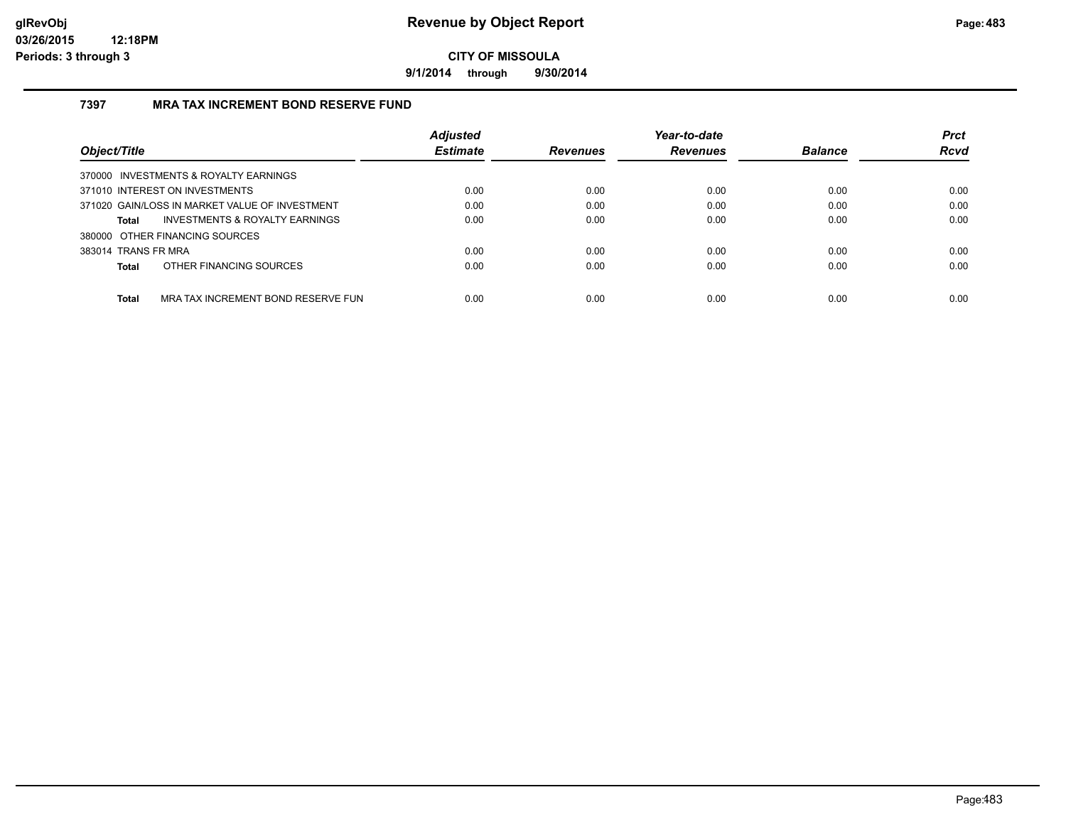# Revenue by Object Report

glRevObj
03/26/2015 12:18PM
Periods: 3 through 3

**CITY OF MISSOULA**

**9/1/2014 through 9/30/2014**

## 7397 MRA TAX INCREMENT BOND RESERVE FUND

| Object/Title | Adjusted Estimate | Revenues | Year-to-date Revenues | Balance | Prct Rcvd |
|---|---|---|---|---|---|
| 370000 INVESTMENTS & ROYALTY EARNINGS | | | | | |
| 371010 INTEREST ON INVESTMENTS | 0.00 | 0.00 | 0.00 | 0.00 | 0.00 |
| 371020 GAIN/LOSS IN MARKET VALUE OF INVESTMENT | 0.00 | 0.00 | 0.00 | 0.00 | 0.00 |
| **Total** INVESTMENTS & ROYALTY EARNINGS | 0.00 | 0.00 | 0.00 | 0.00 | 0.00 |
| 380000 OTHER FINANCING SOURCES | | | | | |
| 383014 TRANS FR MRA | 0.00 | 0.00 | 0.00 | 0.00 | 0.00 |
| **Total** OTHER FINANCING SOURCES | 0.00 | 0.00 | 0.00 | 0.00 | 0.00 |
| **Total** MRA TAX INCREMENT BOND RESERVE FUN | 0.00 | 0.00 | 0.00 | 0.00 | 0.00 |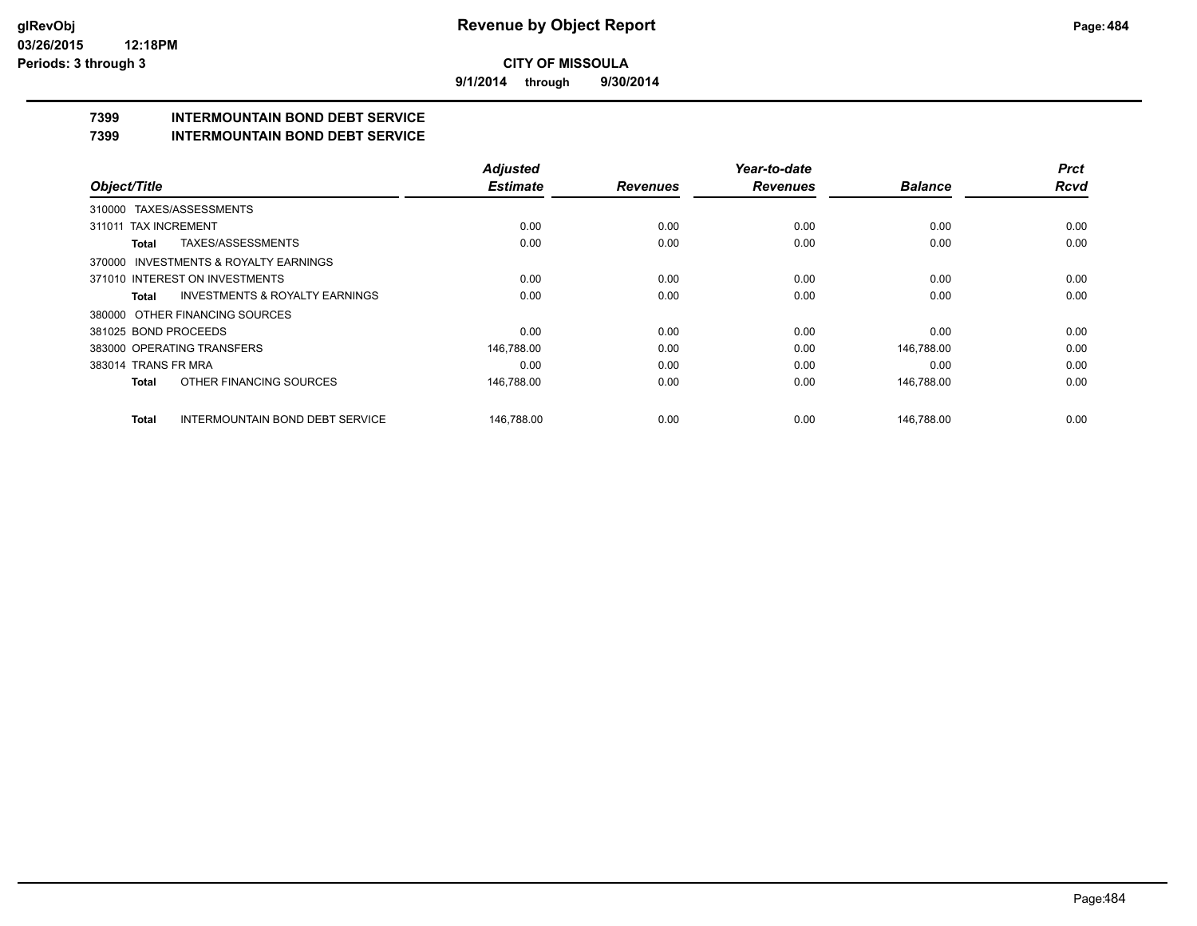**CITY OF MISSOULA**

**9/1/2014 through 9/30/2014**

## 7399 INTERMOUNTAIN BOND DEBT SERVICE

## 7399 INTERMOUNTAIN BOND DEBT SERVICE

| Object/Title | Adjusted Estimate | Revenues | Year-to-date Revenues | Balance | Prct Rcvd |
|---|---|---|---|---|---|
| 310000 TAXES/ASSESSMENTS | | | | | |
| 311011 TAX INCREMENT | 0.00 | 0.00 | 0.00 | 0.00 | 0.00 |
| **Total** TAXES/ASSESSMENTS | 0.00 | 0.00 | 0.00 | 0.00 | 0.00 |
| 370000 INVESTMENTS & ROYALTY EARNINGS | | | | | |
| 371010 INTEREST ON INVESTMENTS | 0.00 | 0.00 | 0.00 | 0.00 | 0.00 |
| **Total** INVESTMENTS & ROYALTY EARNINGS | 0.00 | 0.00 | 0.00 | 0.00 | 0.00 |
| 380000 OTHER FINANCING SOURCES | | | | | |
| 381025 BOND PROCEEDS | 0.00 | 0.00 | 0.00 | 0.00 | 0.00 |
| 383000 OPERATING TRANSFERS | 146,788.00 | 0.00 | 0.00 | 146,788.00 | 0.00 |
| 383014 TRANS FR MRA | 0.00 | 0.00 | 0.00 | 0.00 | 0.00 |
| **Total** OTHER FINANCING SOURCES | 146,788.00 | 0.00 | 0.00 | 146,788.00 | 0.00 |
| **Total** INTERMOUNTAIN BOND DEBT SERVICE | 146,788.00 | 0.00 | 0.00 | 146,788.00 | 0.00 |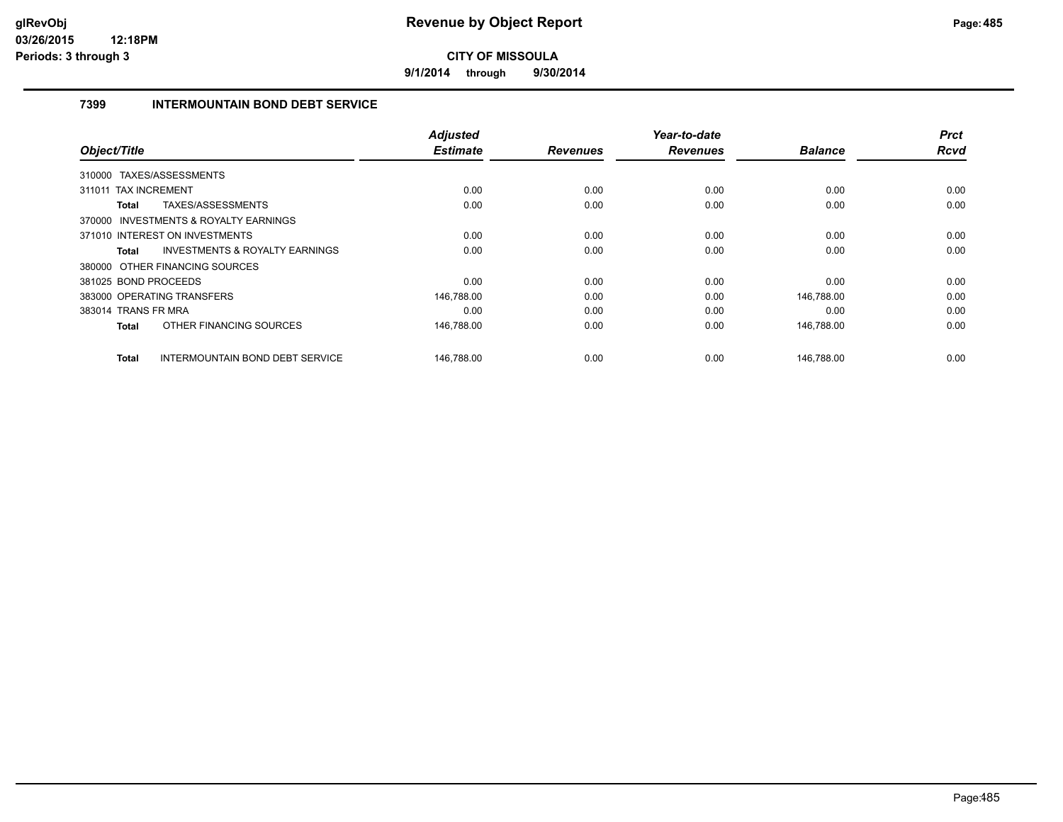# Revenue by Object Report

**CITY OF MISSOULA**

**9/1/2014 through 9/30/2014**

glRevObj
03/26/2015 12:18PM
Periods: 3 through 3

## 7399 INTERMOUNTAIN BOND DEBT SERVICE

| Object/Title | Adjusted Estimate | Revenues | Year-to-date Revenues | Balance | Prct Rcvd |
|---|---|---|---|---|---|
| 310000 TAXES/ASSESSMENTS | | | | | |
| 311011 TAX INCREMENT | 0.00 | 0.00 | 0.00 | 0.00 | 0.00 |
| **Total** TAXES/ASSESSMENTS | 0.00 | 0.00 | 0.00 | 0.00 | 0.00 |
| 370000 INVESTMENTS & ROYALTY EARNINGS | | | | | |
| 371010 INTEREST ON INVESTMENTS | 0.00 | 0.00 | 0.00 | 0.00 | 0.00 |
| **Total** INVESTMENTS & ROYALTY EARNINGS | 0.00 | 0.00 | 0.00 | 0.00 | 0.00 |
| 380000 OTHER FINANCING SOURCES | | | | | |
| 381025 BOND PROCEEDS | 0.00 | 0.00 | 0.00 | 0.00 | 0.00 |
| 383000 OPERATING TRANSFERS | 146,788.00 | 0.00 | 0.00 | 146,788.00 | 0.00 |
| 383014 TRANS FR MRA | 0.00 | 0.00 | 0.00 | 0.00 | 0.00 |
| **Total** OTHER FINANCING SOURCES | 146,788.00 | 0.00 | 0.00 | 146,788.00 | 0.00 |
| **Total** INTERMOUNTAIN BOND DEBT SERVICE | 146,788.00 | 0.00 | 0.00 | 146,788.00 | 0.00 |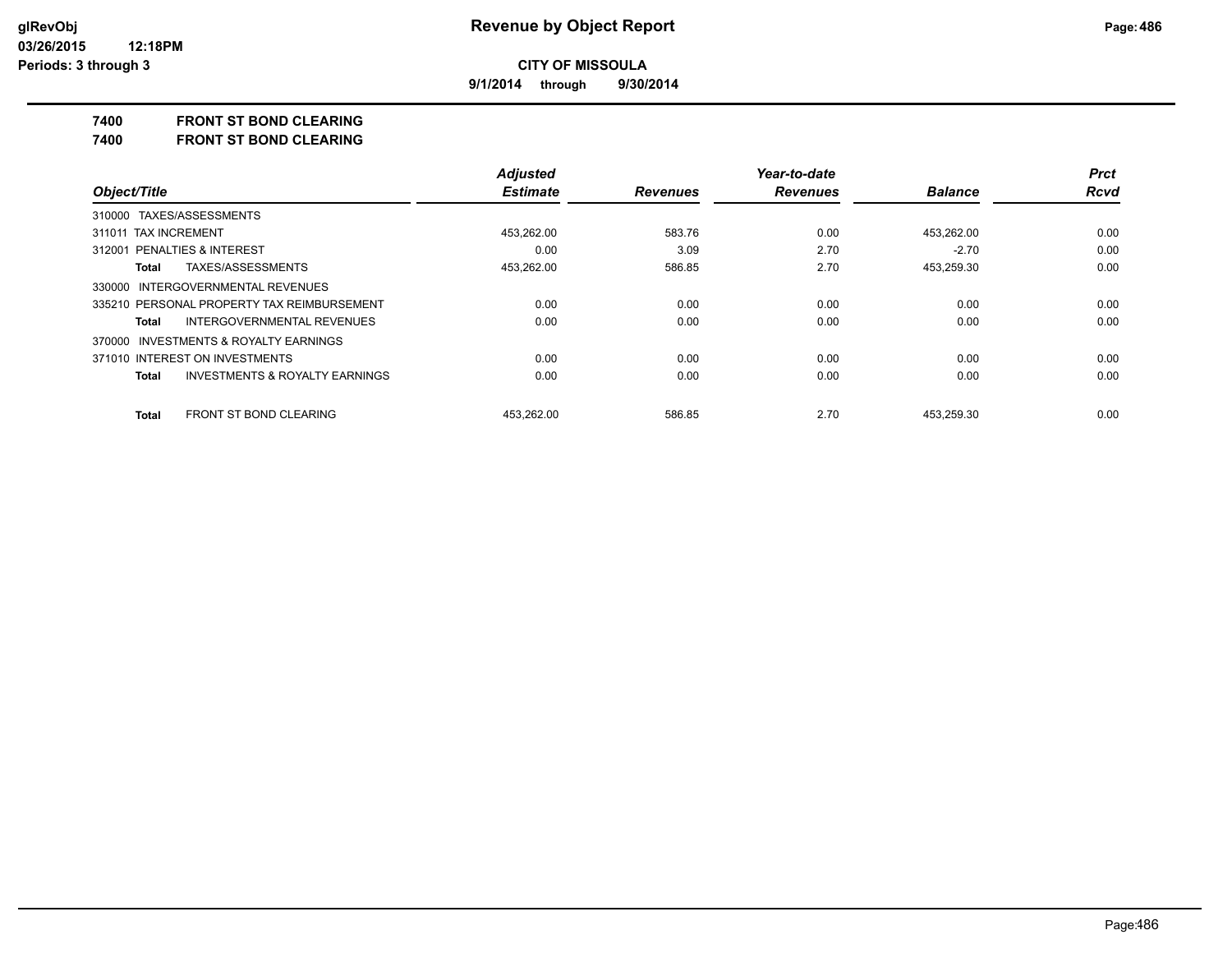**Revenue by Object Report**

**CITY OF MISSOULA**

**9/1/2014 through 9/30/2014**

**7400 FRONT ST BOND CLEARING**
**7400 FRONT ST BOND CLEARING**

| Object/Title | Adjusted Estimate | Revenues | Year-to-date Revenues | Balance | Prct Rcvd |
|---|---|---|---|---|---|
| 310000 TAXES/ASSESSMENTS | | | | | |
| 311011 TAX INCREMENT | 453,262.00 | 583.76 | 0.00 | 453,262.00 | 0.00 |
| 312001 PENALTIES & INTEREST | 0.00 | 3.09 | 2.70 | -2.70 | 0.00 |
| **Total** TAXES/ASSESSMENTS | 453,262.00 | 586.85 | 2.70 | 453,259.30 | 0.00 |
| 330000 INTERGOVERNMENTAL REVENUES | | | | | |
| 335210 PERSONAL PROPERTY TAX REIMBURSEMENT | 0.00 | 0.00 | 0.00 | 0.00 | 0.00 |
| **Total** INTERGOVERNMENTAL REVENUES | 0.00 | 0.00 | 0.00 | 0.00 | 0.00 |
| 370000 INVESTMENTS & ROYALTY EARNINGS | | | | | |
| 371010 INTEREST ON INVESTMENTS | 0.00 | 0.00 | 0.00 | 0.00 | 0.00 |
| **Total** INVESTMENTS & ROYALTY EARNINGS | 0.00 | 0.00 | 0.00 | 0.00 | 0.00 |
| **Total** FRONT ST BOND CLEARING | 453,262.00 | 586.85 | 2.70 | 453,259.30 | 0.00 |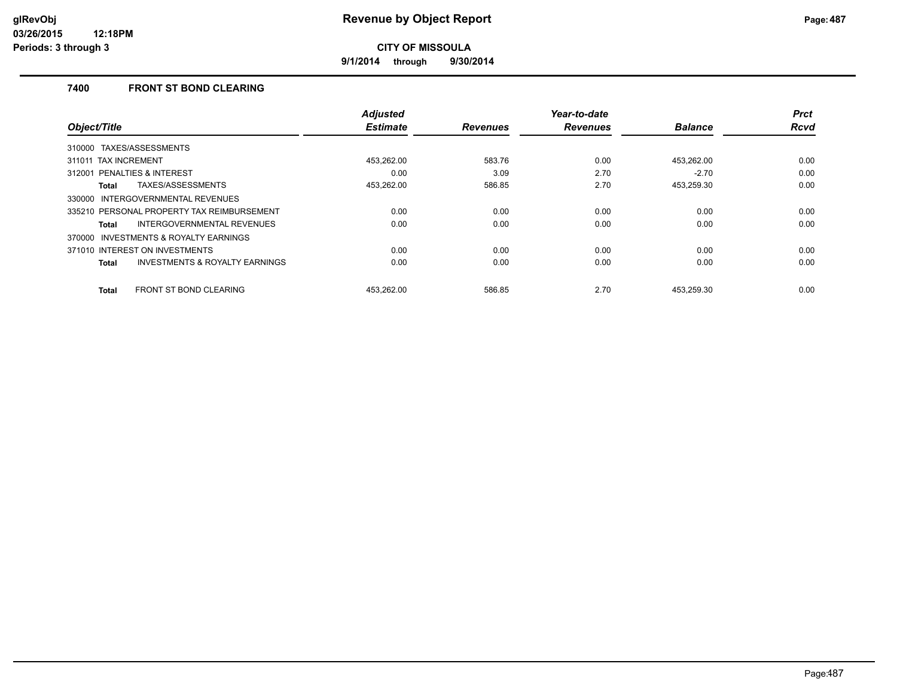# Revenue by Object Report

**CITY OF MISSOULA**

**9/1/2014 through 9/30/2014**

glRevObj
03/26/2015 12:18PM
Periods: 3 through 3

### 7400 FRONT ST BOND CLEARING

| Object/Title | Adjusted Estimate | Revenues | Year-to-date Revenues | Balance | Prct Rcvd |
|---|---|---|---|---|---|
| 310000 TAXES/ASSESSMENTS | | | | | |
| 311011 TAX INCREMENT | 453,262.00 | 583.76 | 0.00 | 453,262.00 | 0.00 |
| 312001 PENALTIES & INTEREST | 0.00 | 3.09 | 2.70 | -2.70 | 0.00 |
| **Total** TAXES/ASSESSMENTS | 453,262.00 | 586.85 | 2.70 | 453,259.30 | 0.00 |
| 330000 INTERGOVERNMENTAL REVENUES | | | | | |
| 335210 PERSONAL PROPERTY TAX REIMBURSEMENT | 0.00 | 0.00 | 0.00 | 0.00 | 0.00 |
| **Total** INTERGOVERNMENTAL REVENUES | 0.00 | 0.00 | 0.00 | 0.00 | 0.00 |
| 370000 INVESTMENTS & ROYALTY EARNINGS | | | | | |
| 371010 INTEREST ON INVESTMENTS | 0.00 | 0.00 | 0.00 | 0.00 | 0.00 |
| **Total** INVESTMENTS & ROYALTY EARNINGS | 0.00 | 0.00 | 0.00 | 0.00 | 0.00 |
| **Total** FRONT ST BOND CLEARING | 453,262.00 | 586.85 | 2.70 | 453,259.30 | 0.00 |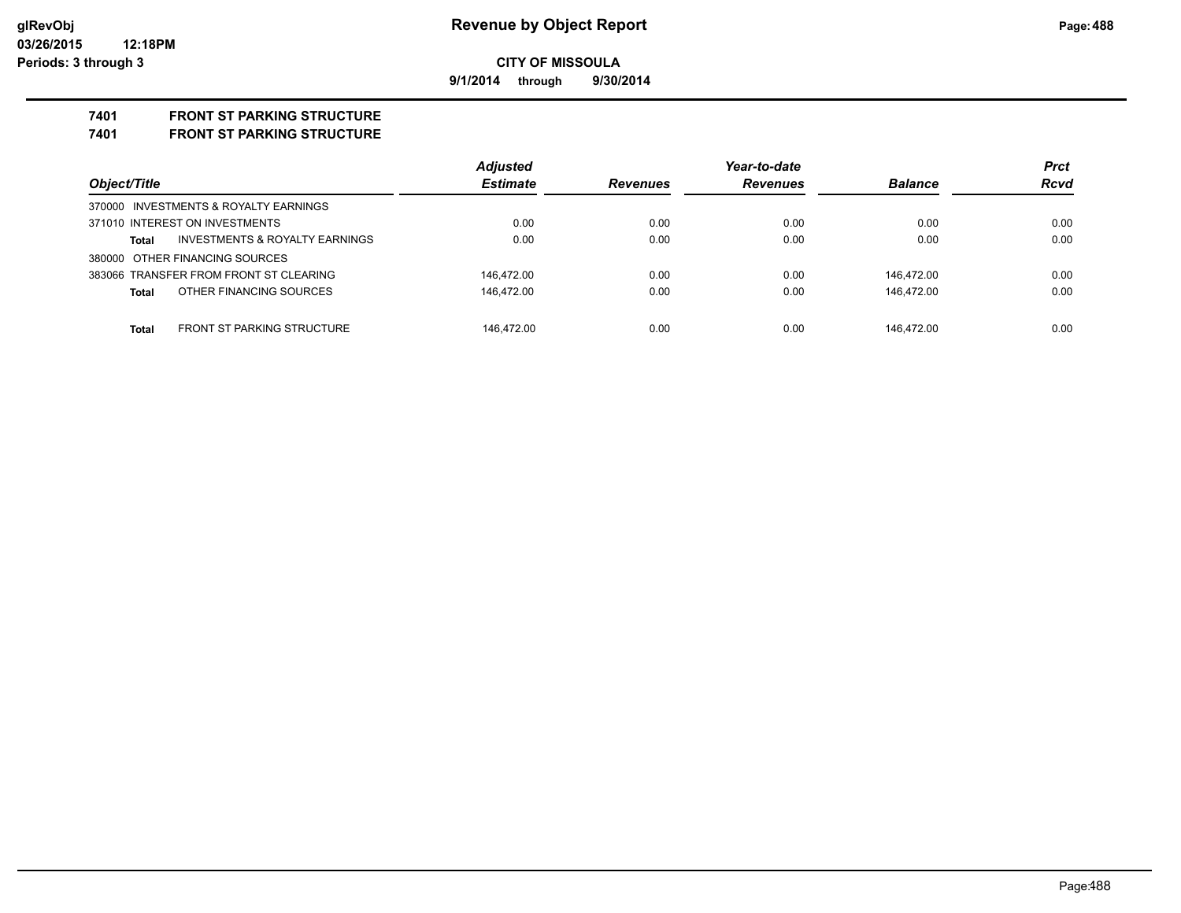# Revenue by Object Report

**CITY OF MISSOULA**

**9/1/2014 through 9/30/2014**

**7401 FRONT ST PARKING STRUCTURE**

**7401 FRONT ST PARKING STRUCTURE**

| Object/Title | | Adjusted Estimate | Revenues | Year-to-date Revenues | Balance | Prct Rcvd |
|---|---|---|---|---|---|---|
| 370000 INVESTMENTS & ROYALTY EARNINGS | | | | | | |
| 371010 INTEREST ON INVESTMENTS | | 0.00 | 0.00 | 0.00 | 0.00 | 0.00 |
| Total | INVESTMENTS & ROYALTY EARNINGS | 0.00 | 0.00 | 0.00 | 0.00 | 0.00 |
| 380000 OTHER FINANCING SOURCES | | | | | | |
| 383066 TRANSFER FROM FRONT ST CLEARING | | 146,472.00 | 0.00 | 0.00 | 146,472.00 | 0.00 |
| Total | OTHER FINANCING SOURCES | 146,472.00 | 0.00 | 0.00 | 146,472.00 | 0.00 |
| Total | FRONT ST PARKING STRUCTURE | 146,472.00 | 0.00 | 0.00 | 146,472.00 | 0.00 |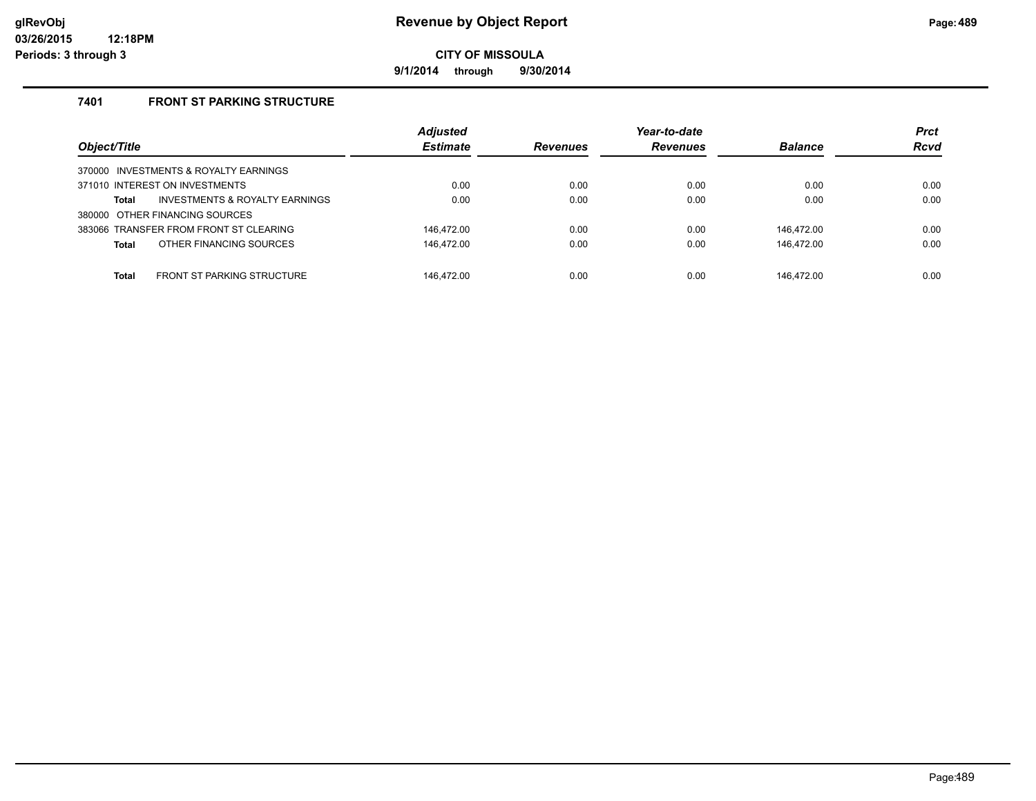**Revenue by Object Report**

**CITY OF MISSOULA**

**9/1/2014 through 9/30/2014**

glRevObj
03/26/2015 12:18PM
Periods: 3 through 3

### 7401 FRONT ST PARKING STRUCTURE

| Object/Title | Adjusted Estimate | Revenues | Year-to-date Revenues | Balance | Prct Rcvd |
|---|---|---|---|---|---|
| 370000 INVESTMENTS & ROYALTY EARNINGS | | | | | |
| 371010 INTEREST ON INVESTMENTS | 0.00 | 0.00 | 0.00 | 0.00 | 0.00 |
| **Total** INVESTMENTS & ROYALTY EARNINGS | 0.00 | 0.00 | 0.00 | 0.00 | 0.00 |
| 380000 OTHER FINANCING SOURCES | | | | | |
| 383066 TRANSFER FROM FRONT ST CLEARING | 146,472.00 | 0.00 | 0.00 | 146,472.00 | 0.00 |
| **Total** OTHER FINANCING SOURCES | 146,472.00 | 0.00 | 0.00 | 146,472.00 | 0.00 |
| **Total** FRONT ST PARKING STRUCTURE | 146,472.00 | 0.00 | 0.00 | 146,472.00 | 0.00 |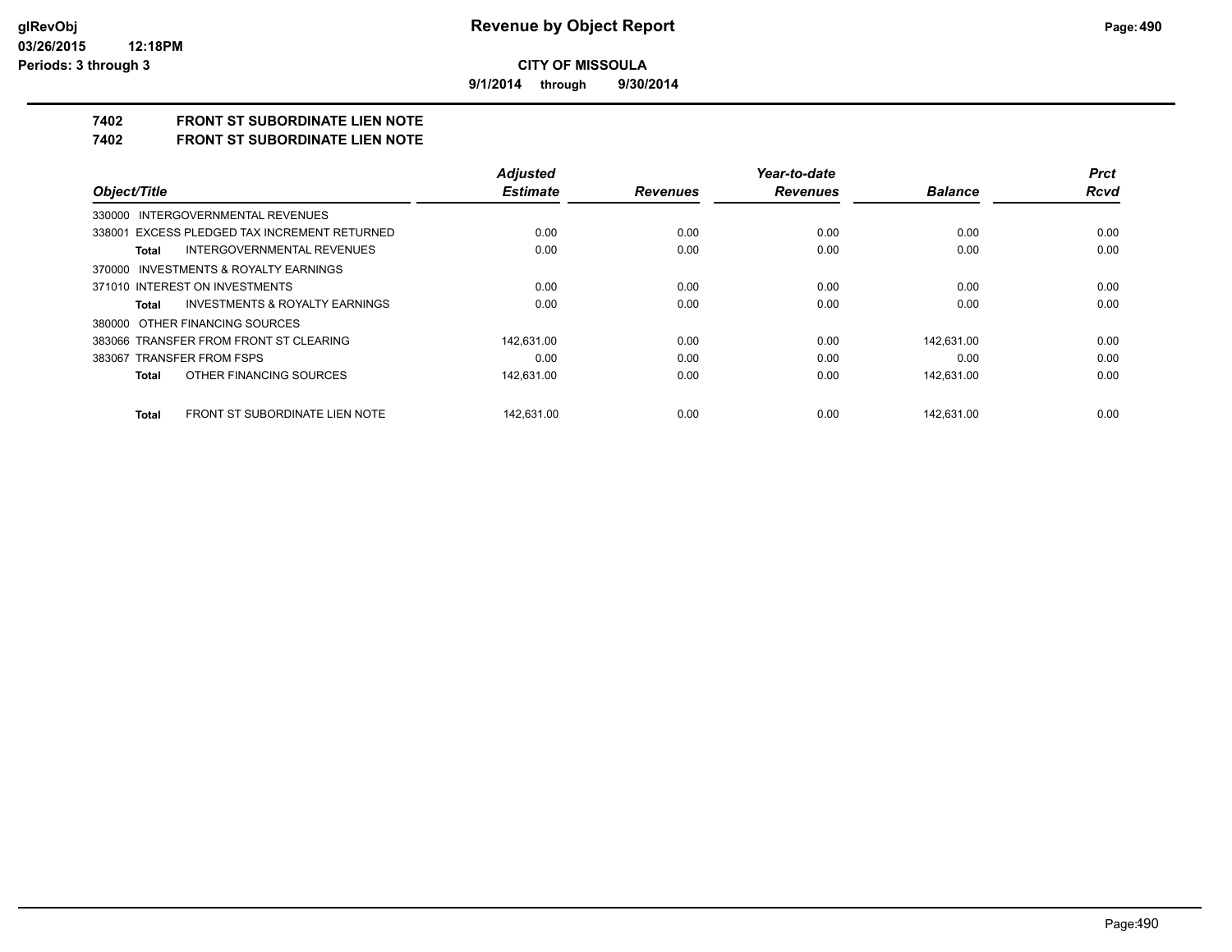# Revenue by Object Report

**CITY OF MISSOULA**

**9/1/2014 through 9/30/2014**

glRevObj
03/26/2015 12:18PM
Periods: 3 through 3

## 7402 FRONT ST SUBORDINATE LIEN NOTE
## 7402 FRONT ST SUBORDINATE LIEN NOTE

| Object/Title | Adjusted Estimate | Revenues | Year-to-date Revenues | Balance | Prct Rcvd |
|---|---|---|---|---|---|
| 330000 INTERGOVERNMENTAL REVENUES | | | | | |
| 338001 EXCESS PLEDGED TAX INCREMENT RETURNED | 0.00 | 0.00 | 0.00 | 0.00 | 0.00 |
| **Total** INTERGOVERNMENTAL REVENUES | 0.00 | 0.00 | 0.00 | 0.00 | 0.00 |
| 370000 INVESTMENTS & ROYALTY EARNINGS | | | | | |
| 371010 INTEREST ON INVESTMENTS | 0.00 | 0.00 | 0.00 | 0.00 | 0.00 |
| **Total** INVESTMENTS & ROYALTY EARNINGS | 0.00 | 0.00 | 0.00 | 0.00 | 0.00 |
| 380000 OTHER FINANCING SOURCES | | | | | |
| 383066 TRANSFER FROM FRONT ST CLEARING | 142,631.00 | 0.00 | 0.00 | 142,631.00 | 0.00 |
| 383067 TRANSFER FROM FSPS | 0.00 | 0.00 | 0.00 | 0.00 | 0.00 |
| **Total** OTHER FINANCING SOURCES | 142,631.00 | 0.00 | 0.00 | 142,631.00 | 0.00 |
| **Total** FRONT ST SUBORDINATE LIEN NOTE | 142,631.00 | 0.00 | 0.00 | 142,631.00 | 0.00 |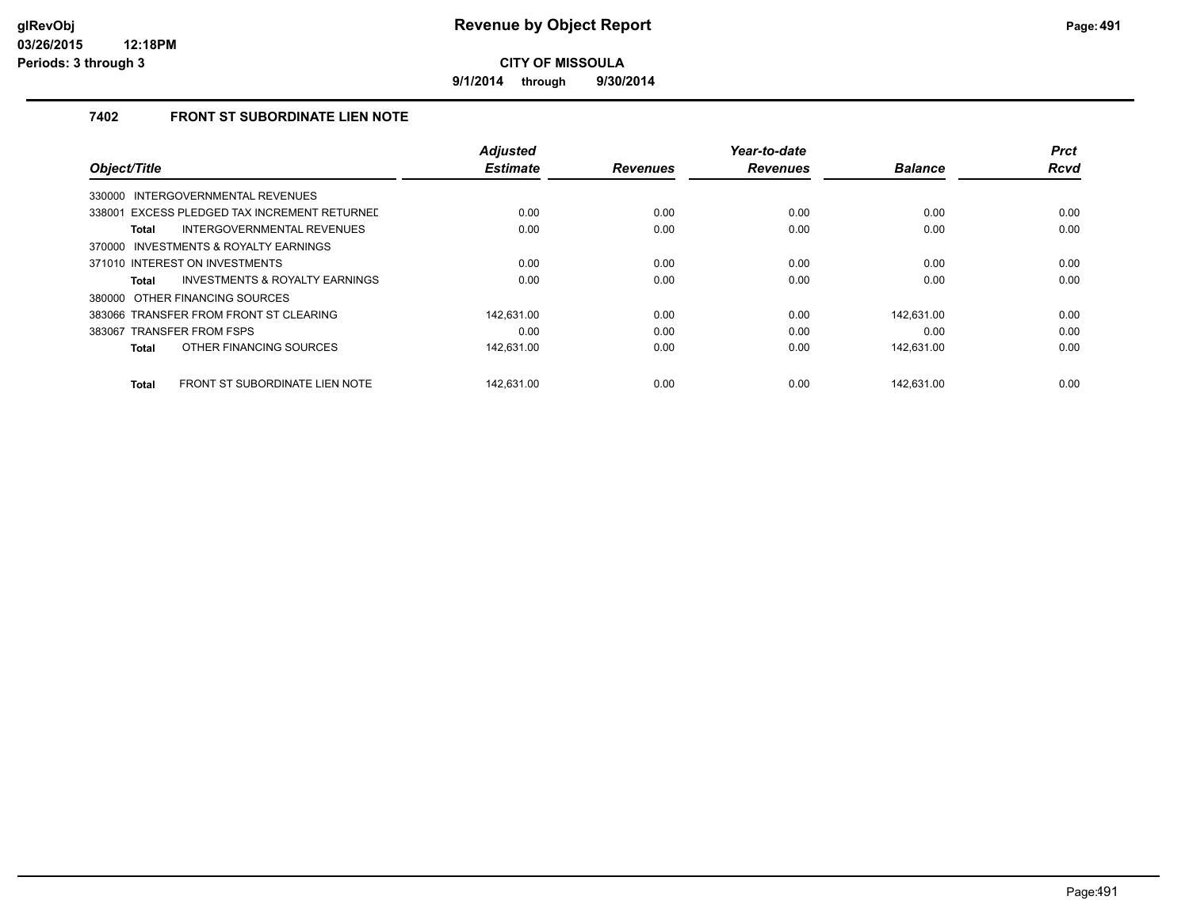**glRevObj**
**03/26/2015 12:18PM**
**Periods: 3 through 3**

# Revenue by Object Report

**CITY OF MISSOULA**

**9/1/2014 through 9/30/2014**

### 7402 FRONT ST SUBORDINATE LIEN NOTE

| Object/Title | Adjusted Estimate | Revenues | Year-to-date Revenues | Balance | Prct Rcvd |
|---|---|---|---|---|---|
| 330000 INTERGOVERNMENTAL REVENUES | | | | | |
| 338001 EXCESS PLEDGED TAX INCREMENT RETURNED | 0.00 | 0.00 | 0.00 | 0.00 | 0.00 |
| **Total** INTERGOVERNMENTAL REVENUES | 0.00 | 0.00 | 0.00 | 0.00 | 0.00 |
| 370000 INVESTMENTS & ROYALTY EARNINGS | | | | | |
| 371010 INTEREST ON INVESTMENTS | 0.00 | 0.00 | 0.00 | 0.00 | 0.00 |
| **Total** INVESTMENTS & ROYALTY EARNINGS | 0.00 | 0.00 | 0.00 | 0.00 | 0.00 |
| 380000 OTHER FINANCING SOURCES | | | | | |
| 383066 TRANSFER FROM FRONT ST CLEARING | 142,631.00 | 0.00 | 0.00 | 142,631.00 | 0.00 |
| 383067 TRANSFER FROM FSPS | 0.00 | 0.00 | 0.00 | 0.00 | 0.00 |
| **Total** OTHER FINANCING SOURCES | 142,631.00 | 0.00 | 0.00 | 142,631.00 | 0.00 |
| **Total** FRONT ST SUBORDINATE LIEN NOTE | 142,631.00 | 0.00 | 0.00 | 142,631.00 | 0.00 |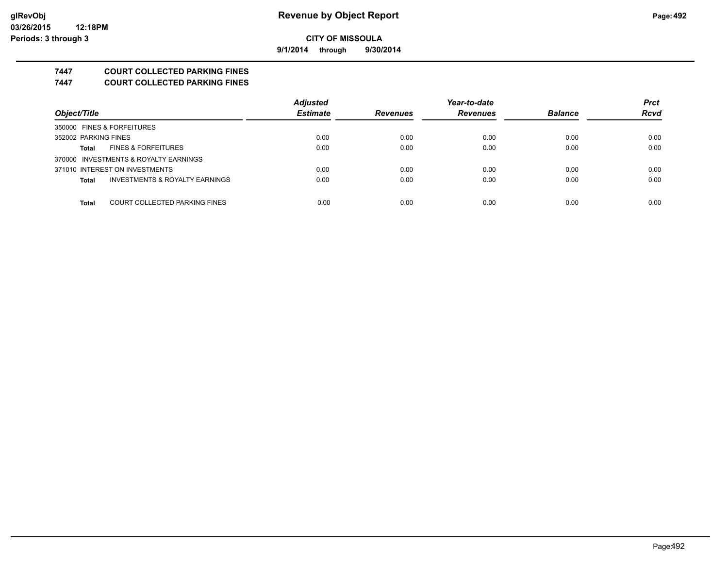# Revenue by Object Report

**CITY OF MISSOULA**

**9/1/2014 through 9/30/2014**

glRevObj
03/26/2015 12:18PM
Periods: 3 through 3

## 7447 COURT COLLECTED PARKING FINES
## 7447 COURT COLLECTED PARKING FINES

| Object/Title | | Adjusted Estimate | Revenues | Year-to-date Revenues | Balance | Prct Rcvd |
|---|---|---|---|---|---|---|
| 350000 FINES & FORFEITURES | | | | | | |
| 352002 PARKING FINES | | 0.00 | 0.00 | 0.00 | 0.00 | 0.00 |
| Total | FINES & FORFEITURES | 0.00 | 0.00 | 0.00 | 0.00 | 0.00 |
| 370000 INVESTMENTS & ROYALTY EARNINGS | | | | | | |
| 371010 INTEREST ON INVESTMENTS | | 0.00 | 0.00 | 0.00 | 0.00 | 0.00 |
| Total | INVESTMENTS & ROYALTY EARNINGS | 0.00 | 0.00 | 0.00 | 0.00 | 0.00 |
| Total | COURT COLLECTED PARKING FINES | 0.00 | 0.00 | 0.00 | 0.00 | 0.00 |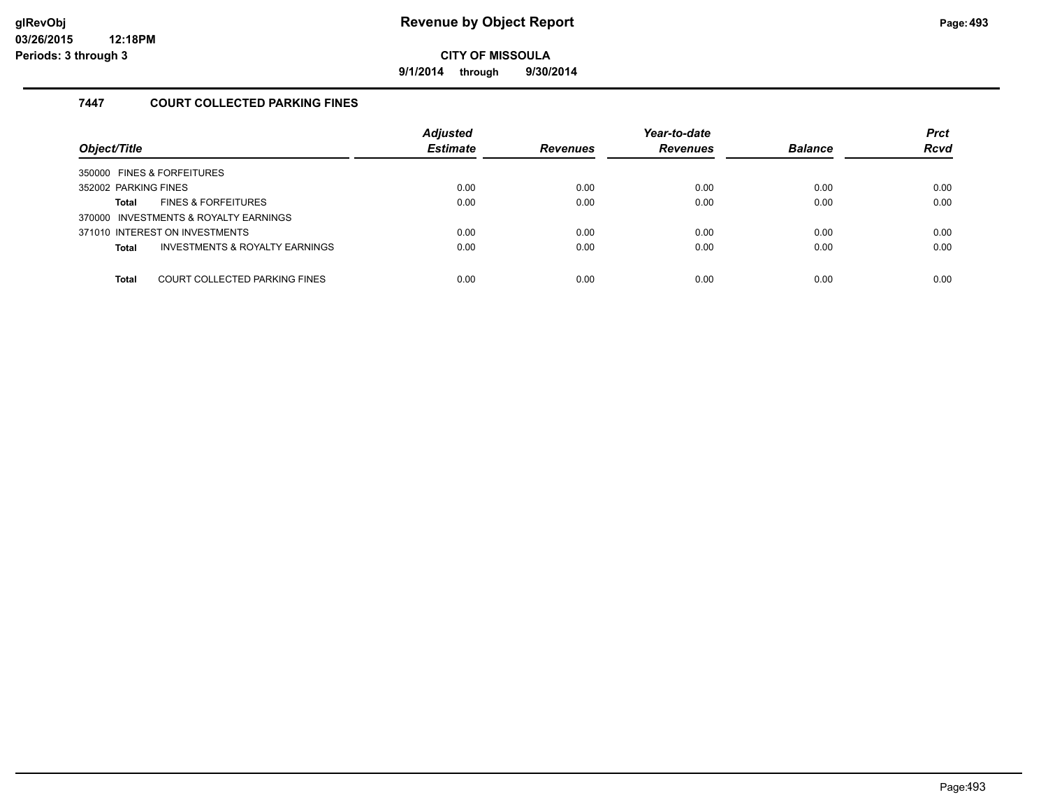glRevObj
03/26/2015 12:18PM
Periods: 3 through 3

# Revenue by Object Report

**CITY OF MISSOULA**

**9/1/2014 through 9/30/2014**

## 7447 COURT COLLECTED PARKING FINES

| Object/Title | | Adjusted Estimate | Revenues | Year-to-date Revenues | Balance | Prct Rcvd |
|---|---|---|---|---|---|---|
| 350000 FINES & FORFEITURES | | | | | | |
| 352002 PARKING FINES | | 0.00 | 0.00 | 0.00 | 0.00 | 0.00 |
| **Total** | FINES & FORFEITURES | 0.00 | 0.00 | 0.00 | 0.00 | 0.00 |
| 370000 INVESTMENTS & ROYALTY EARNINGS | | | | | | |
| 371010 INTEREST ON INVESTMENTS | | 0.00 | 0.00 | 0.00 | 0.00 | 0.00 |
| **Total** | INVESTMENTS & ROYALTY EARNINGS | 0.00 | 0.00 | 0.00 | 0.00 | 0.00 |
| **Total** | COURT COLLECTED PARKING FINES | 0.00 | 0.00 | 0.00 | 0.00 | 0.00 |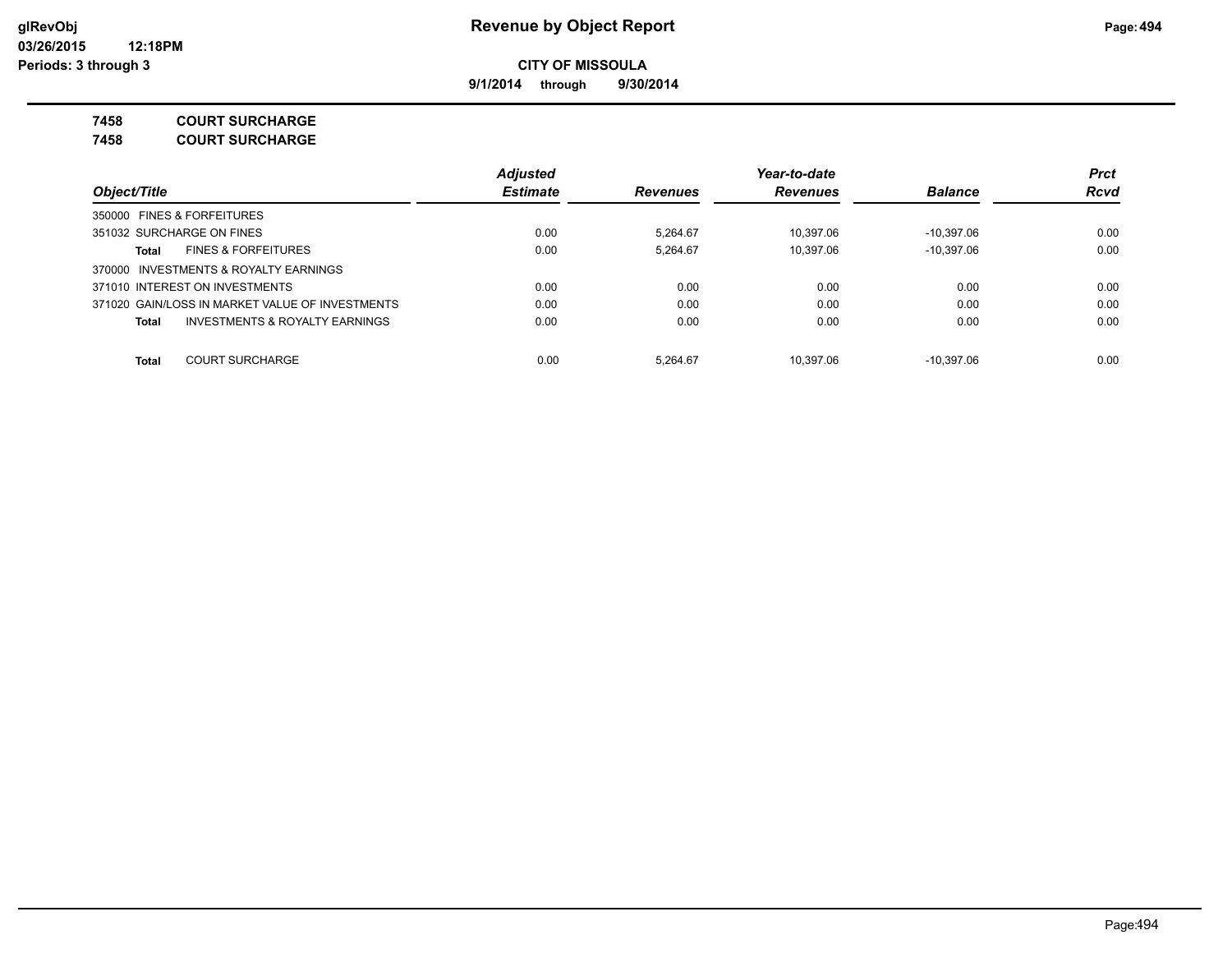# Revenue by Object Report

**CITY OF MISSOULA**

**9/1/2014 through 9/30/2014**

**7458 COURT SURCHARGE**

**7458 COURT SURCHARGE**

| Object/Title | Adjusted Estimate | Revenues | Year-to-date Revenues | Balance | Prct Rcvd |
|---|---|---|---|---|---|
| 350000 FINES & FORFEITURES | | | | | |
| 351032 SURCHARGE ON FINES | 0.00 | 5,264.67 | 10,397.06 | -10,397.06 | 0.00 |
| **Total** FINES & FORFEITURES | 0.00 | 5,264.67 | 10,397.06 | -10,397.06 | 0.00 |
| 370000 INVESTMENTS & ROYALTY EARNINGS | | | | | |
| 371010 INTEREST ON INVESTMENTS | 0.00 | 0.00 | 0.00 | 0.00 | 0.00 |
| 371020 GAIN/LOSS IN MARKET VALUE OF INVESTMENTS | 0.00 | 0.00 | 0.00 | 0.00 | 0.00 |
| **Total** INVESTMENTS & ROYALTY EARNINGS | 0.00 | 0.00 | 0.00 | 0.00 | 0.00 |
| **Total** COURT SURCHARGE | 0.00 | 5,264.67 | 10,397.06 | -10,397.06 | 0.00 |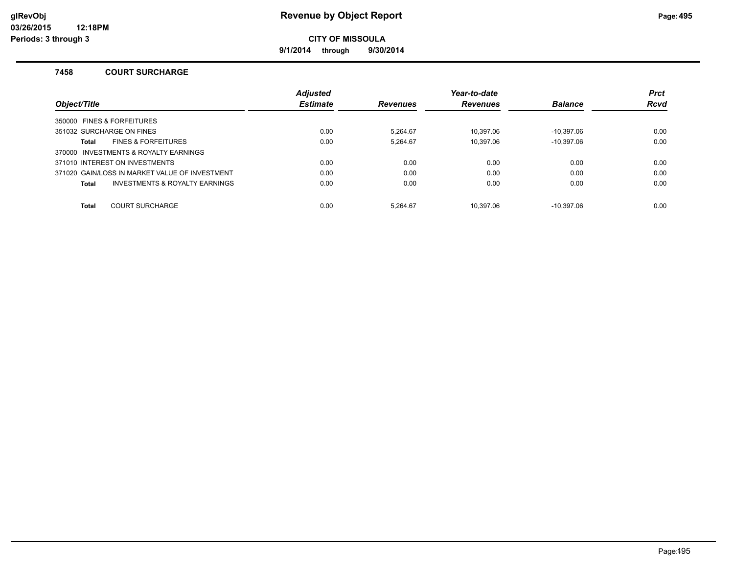# Revenue by Object Report

**CITY OF MISSOULA**

**9/1/2014 through 9/30/2014**

glRevObj
03/26/2015 12:18PM
Periods: 3 through 3

### 7458 COURT SURCHARGE

| Object/Title | Adjusted Estimate | Revenues | Year-to-date Revenues | Balance | Prct Rcvd |
|---|---|---|---|---|---|
| 350000 FINES & FORFEITURES | | | | | |
| 351032 SURCHARGE ON FINES | 0.00 | 5,264.67 | 10,397.06 | -10,397.06 | 0.00 |
| **Total** FINES & FORFEITURES | 0.00 | 5,264.67 | 10,397.06 | -10,397.06 | 0.00 |
| 370000 INVESTMENTS & ROYALTY EARNINGS | | | | | |
| 371010 INTEREST ON INVESTMENTS | 0.00 | 0.00 | 0.00 | 0.00 | 0.00 |
| 371020 GAIN/LOSS IN MARKET VALUE OF INVESTMENT | 0.00 | 0.00 | 0.00 | 0.00 | 0.00 |
| **Total** INVESTMENTS & ROYALTY EARNINGS | 0.00 | 0.00 | 0.00 | 0.00 | 0.00 |
| **Total** COURT SURCHARGE | 0.00 | 5,264.67 | 10,397.06 | -10,397.06 | 0.00 |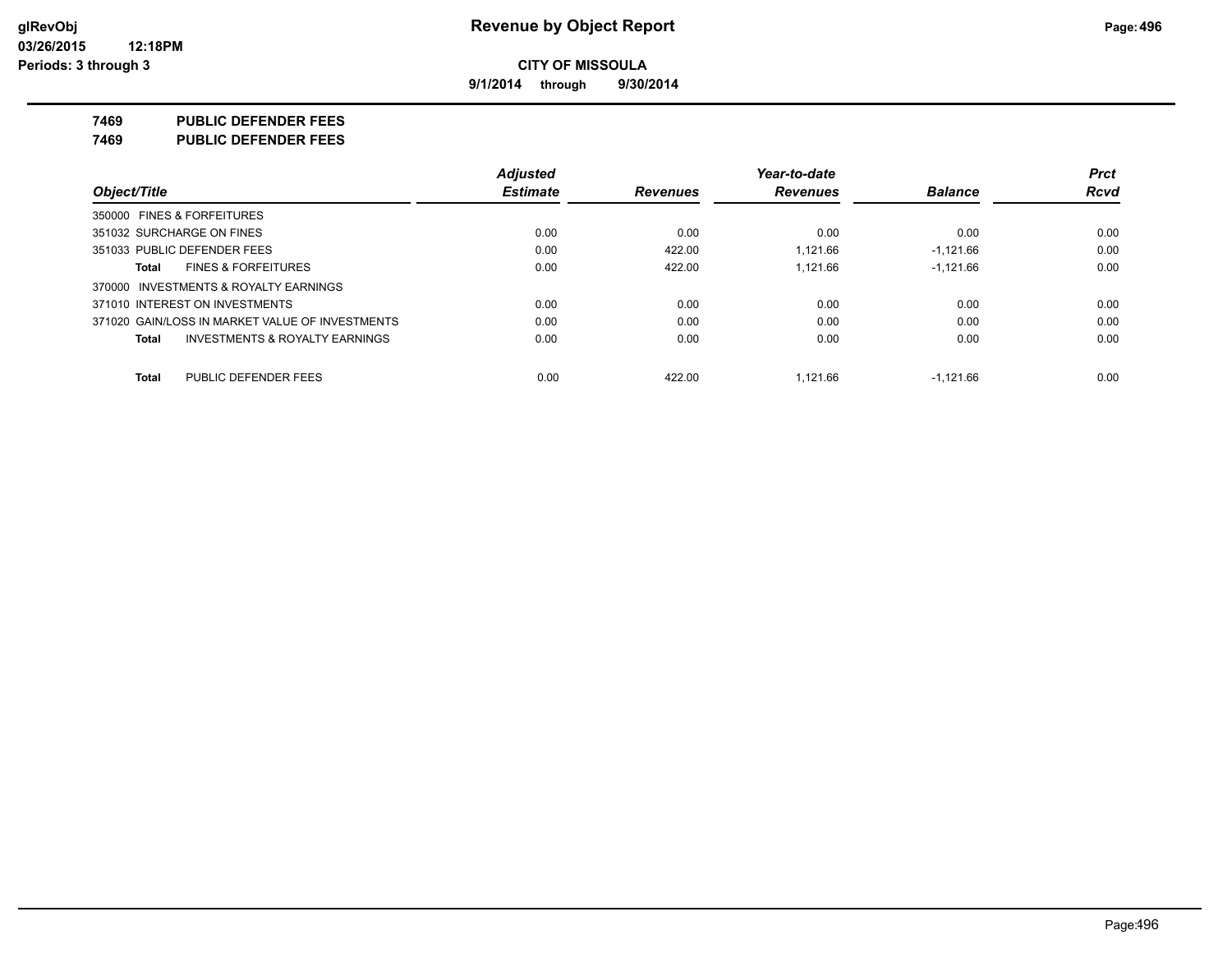glRevObj
03/26/2015 12:18PM
Periods: 3 through 3

# Revenue by Object Report

**CITY OF MISSOULA**

**9/1/2014 through 9/30/2014**

**7469 PUBLIC DEFENDER FEES**

**7469 PUBLIC DEFENDER FEES**

| Object/Title | Adjusted Estimate | Revenues | Year-to-date Revenues | Balance | Prct Rcvd |
|---|---|---|---|---|---|
| 350000 FINES & FORFEITURES | | | | | |
| 351032 SURCHARGE ON FINES | 0.00 | 0.00 | 0.00 | 0.00 | 0.00 |
| 351033 PUBLIC DEFENDER FEES | 0.00 | 422.00 | 1,121.66 | -1,121.66 | 0.00 |
| **Total** FINES & FORFEITURES | 0.00 | 422.00 | 1,121.66 | -1,121.66 | 0.00 |
| 370000 INVESTMENTS & ROYALTY EARNINGS | | | | | |
| 371010 INTEREST ON INVESTMENTS | 0.00 | 0.00 | 0.00 | 0.00 | 0.00 |
| 371020 GAIN/LOSS IN MARKET VALUE OF INVESTMENTS | 0.00 | 0.00 | 0.00 | 0.00 | 0.00 |
| **Total** INVESTMENTS & ROYALTY EARNINGS | 0.00 | 0.00 | 0.00 | 0.00 | 0.00 |
| **Total** PUBLIC DEFENDER FEES | 0.00 | 422.00 | 1,121.66 | -1,121.66 | 0.00 |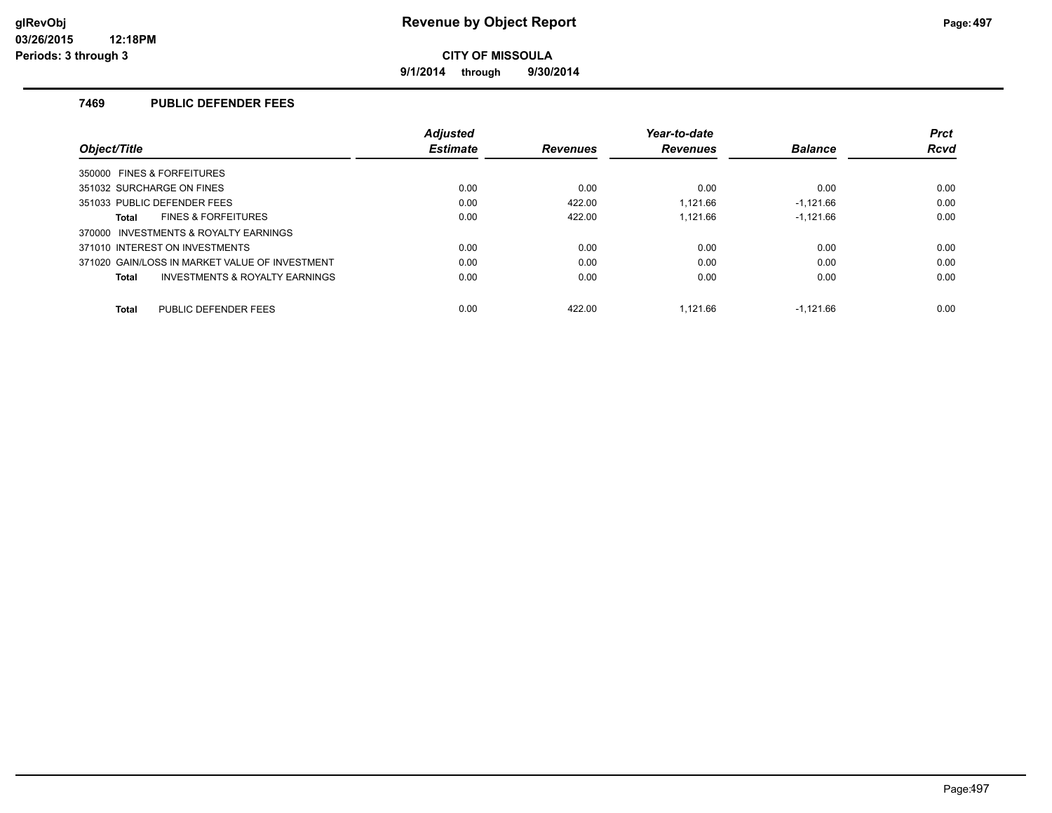# Revenue by Object Report

**CITY OF MISSOULA**

**9/1/2014 through 9/30/2014**

glRevObj
03/26/2015 12:18PM
Periods: 3 through 3

### 7469 PUBLIC DEFENDER FEES

| Object/Title | Adjusted Estimate | Revenues | Year-to-date Revenues | Balance | Prct Rcvd |
|---|---|---|---|---|---|
| 350000 FINES & FORFEITURES | | | | | |
| 351032 SURCHARGE ON FINES | 0.00 | 0.00 | 0.00 | 0.00 | 0.00 |
| 351033 PUBLIC DEFENDER FEES | 0.00 | 422.00 | 1,121.66 | -1,121.66 | 0.00 |
| **Total** FINES & FORFEITURES | 0.00 | 422.00 | 1,121.66 | -1,121.66 | 0.00 |
| 370000 INVESTMENTS & ROYALTY EARNINGS | | | | | |
| 371010 INTEREST ON INVESTMENTS | 0.00 | 0.00 | 0.00 | 0.00 | 0.00 |
| 371020 GAIN/LOSS IN MARKET VALUE OF INVESTMENT | 0.00 | 0.00 | 0.00 | 0.00 | 0.00 |
| **Total** INVESTMENTS & ROYALTY EARNINGS | 0.00 | 0.00 | 0.00 | 0.00 | 0.00 |
| **Total** PUBLIC DEFENDER FEES | 0.00 | 422.00 | 1,121.66 | -1,121.66 | 0.00 |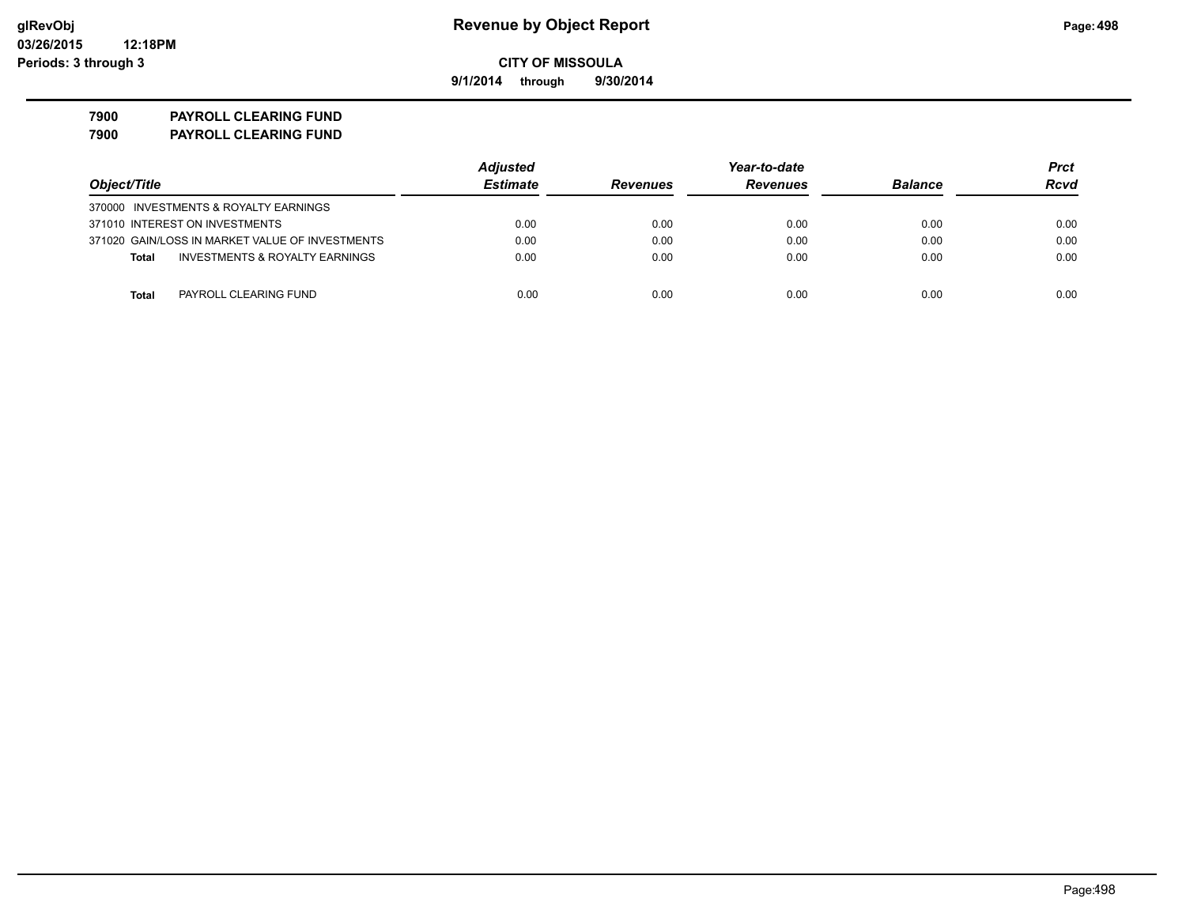**CITY OF MISSOULA**

**9/1/2014 through 9/30/2014**

## 7900 PAYROLL CLEARING FUND

## 7900 PAYROLL CLEARING FUND

| Object/Title | Adjusted Estimate | Revenues | Year-to-date Revenues | Balance | Prct Rcvd |
|---|---|---|---|---|---|
| 370000 INVESTMENTS & ROYALTY EARNINGS | | | | | |
| 371010 INTEREST ON INVESTMENTS | 0.00 | 0.00 | 0.00 | 0.00 | 0.00 |
| 371020 GAIN/LOSS IN MARKET VALUE OF INVESTMENTS | 0.00 | 0.00 | 0.00 | 0.00 | 0.00 |
| **Total** INVESTMENTS & ROYALTY EARNINGS | 0.00 | 0.00 | 0.00 | 0.00 | 0.00 |
| **Total** PAYROLL CLEARING FUND | 0.00 | 0.00 | 0.00 | 0.00 | 0.00 |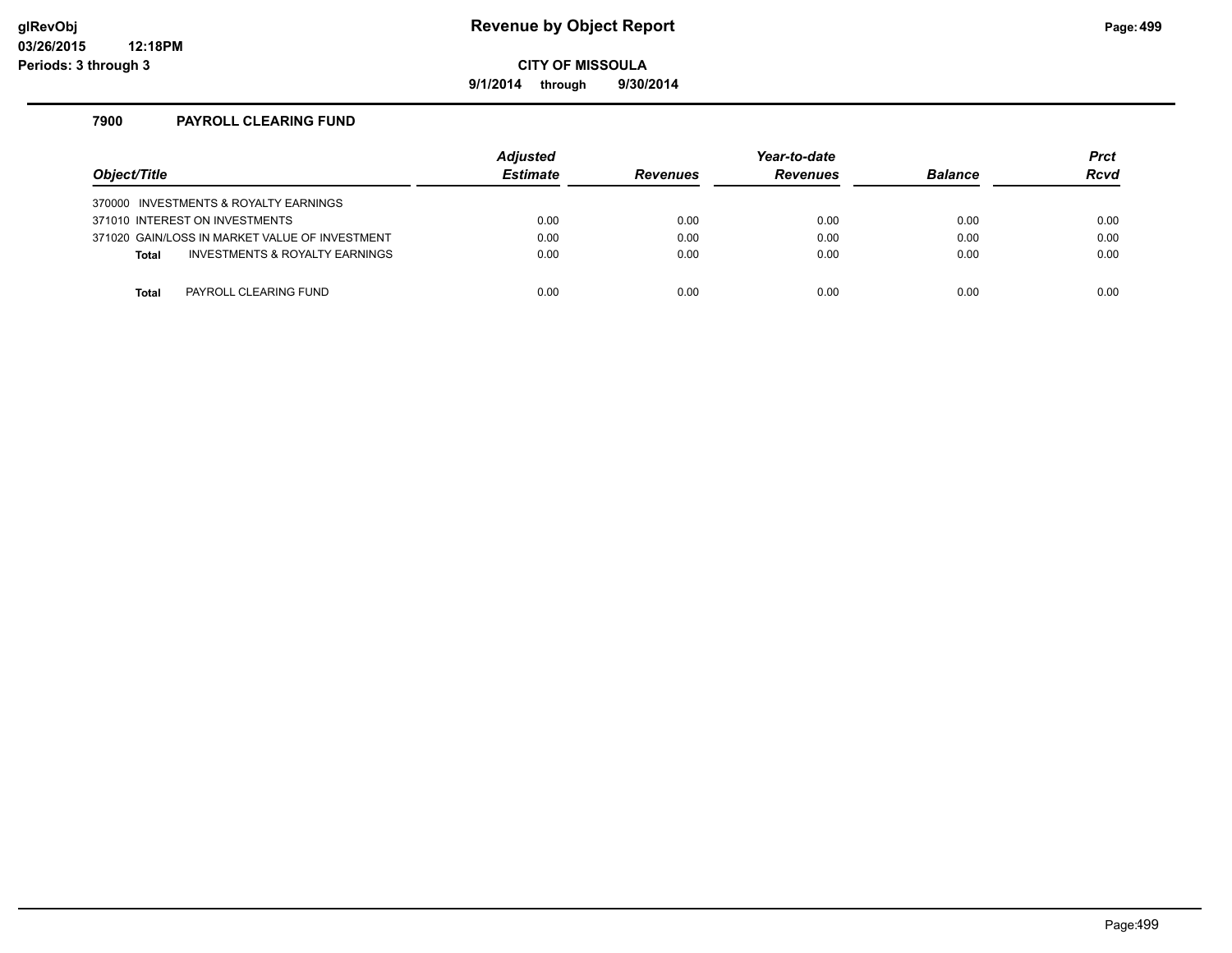# Revenue by Object Report

glRevObj
03/26/2015 12:18PM
Periods: 3 through 3

**CITY OF MISSOULA**

**9/1/2014 through 9/30/2014**

## 7900 PAYROLL CLEARING FUND

| Object/Title | Adjusted Estimate | Revenues | Year-to-date Revenues | Balance | Prct Rcvd |
|---|---|---|---|---|---|
| 370000 INVESTMENTS & ROYALTY EARNINGS | | | | | |
| 371010 INTEREST ON INVESTMENTS | 0.00 | 0.00 | 0.00 | 0.00 | 0.00 |
| 371020 GAIN/LOSS IN MARKET VALUE OF INVESTMENT | 0.00 | 0.00 | 0.00 | 0.00 | 0.00 |
| **Total** INVESTMENTS & ROYALTY EARNINGS | 0.00 | 0.00 | 0.00 | 0.00 | 0.00 |
| **Total** PAYROLL CLEARING FUND | 0.00 | 0.00 | 0.00 | 0.00 | 0.00 |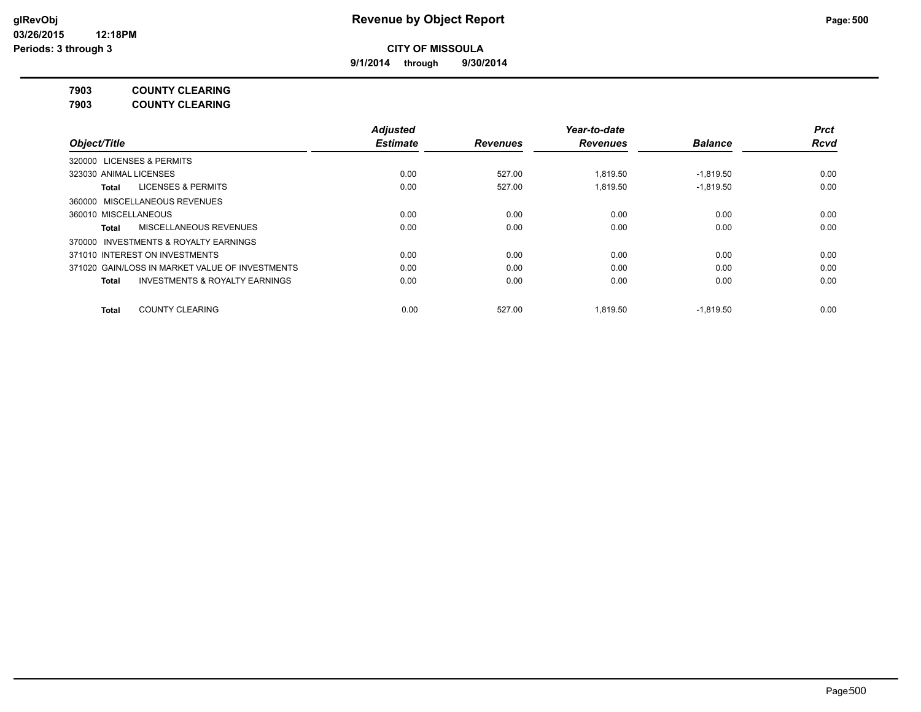# Revenue by Object Report

**CITY OF MISSOULA**

**9/1/2014 through 9/30/2014**

glRevObj
03/26/2015 12:18PM
Periods: 3 through 3

**7903 COUNTY CLEARING**

**7903 COUNTY CLEARING**

| Object/Title | Adjusted Estimate | Revenues | Year-to-date Revenues | Balance | Prct Rcvd |
|---|---|---|---|---|---|
| 320000 LICENSES & PERMITS | | | | | |
| 323030 ANIMAL LICENSES | 0.00 | 527.00 | 1,819.50 | -1,819.50 | 0.00 |
| **Total** LICENSES & PERMITS | 0.00 | 527.00 | 1,819.50 | -1,819.50 | 0.00 |
| 360000 MISCELLANEOUS REVENUES | | | | | |
| 360010 MISCELLANEOUS | 0.00 | 0.00 | 0.00 | 0.00 | 0.00 |
| **Total** MISCELLANEOUS REVENUES | 0.00 | 0.00 | 0.00 | 0.00 | 0.00 |
| 370000 INVESTMENTS & ROYALTY EARNINGS | | | | | |
| 371010 INTEREST ON INVESTMENTS | 0.00 | 0.00 | 0.00 | 0.00 | 0.00 |
| 371020 GAIN/LOSS IN MARKET VALUE OF INVESTMENTS | 0.00 | 0.00 | 0.00 | 0.00 | 0.00 |
| **Total** INVESTMENTS & ROYALTY EARNINGS | 0.00 | 0.00 | 0.00 | 0.00 | 0.00 |
| **Total** COUNTY CLEARING | 0.00 | 527.00 | 1,819.50 | -1,819.50 | 0.00 |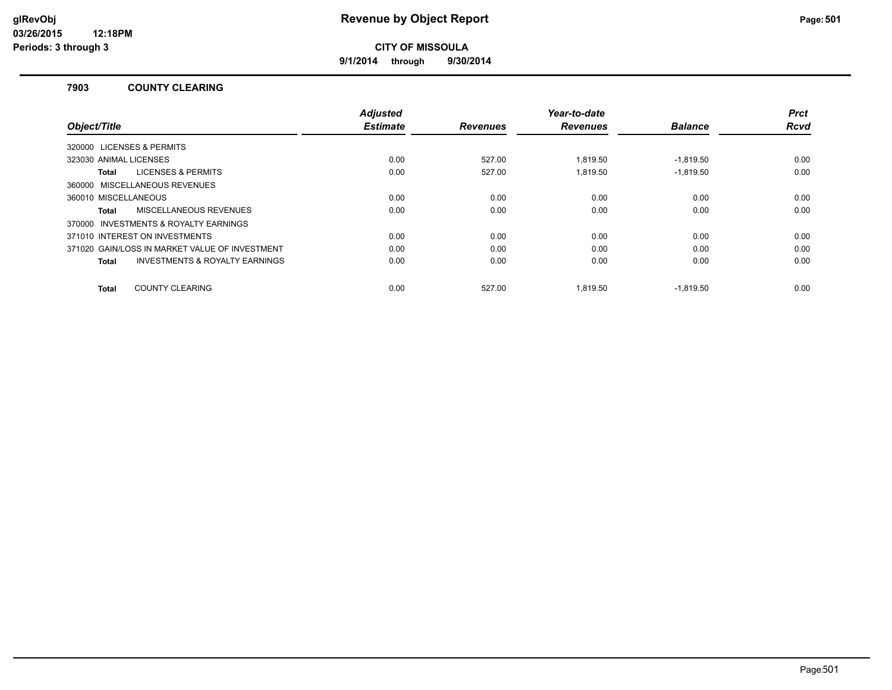# Revenue by Object Report

**CITY OF MISSOULA**

**9/1/2014 through 9/30/2014**

glRevObj
03/26/2015 12:18PM
Periods: 3 through 3

## 7903 COUNTY CLEARING

| Object/Title | Adjusted Estimate | Revenues | Year-to-date Revenues | Balance | Prct Rcvd |
|---|---|---|---|---|---|
| 320000 LICENSES & PERMITS | | | | | |
| 323030 ANIMAL LICENSES | 0.00 | 527.00 | 1,819.50 | -1,819.50 | 0.00 |
| **Total** LICENSES & PERMITS | 0.00 | 527.00 | 1,819.50 | -1,819.50 | 0.00 |
| 360000 MISCELLANEOUS REVENUES | | | | | |
| 360010 MISCELLANEOUS | 0.00 | 0.00 | 0.00 | 0.00 | 0.00 |
| **Total** MISCELLANEOUS REVENUES | 0.00 | 0.00 | 0.00 | 0.00 | 0.00 |
| 370000 INVESTMENTS & ROYALTY EARNINGS | | | | | |
| 371010 INTEREST ON INVESTMENTS | 0.00 | 0.00 | 0.00 | 0.00 | 0.00 |
| 371020 GAIN/LOSS IN MARKET VALUE OF INVESTMENT | 0.00 | 0.00 | 0.00 | 0.00 | 0.00 |
| **Total** INVESTMENTS & ROYALTY EARNINGS | 0.00 | 0.00 | 0.00 | 0.00 | 0.00 |
| **Total** COUNTY CLEARING | 0.00 | 527.00 | 1,819.50 | -1,819.50 | 0.00 |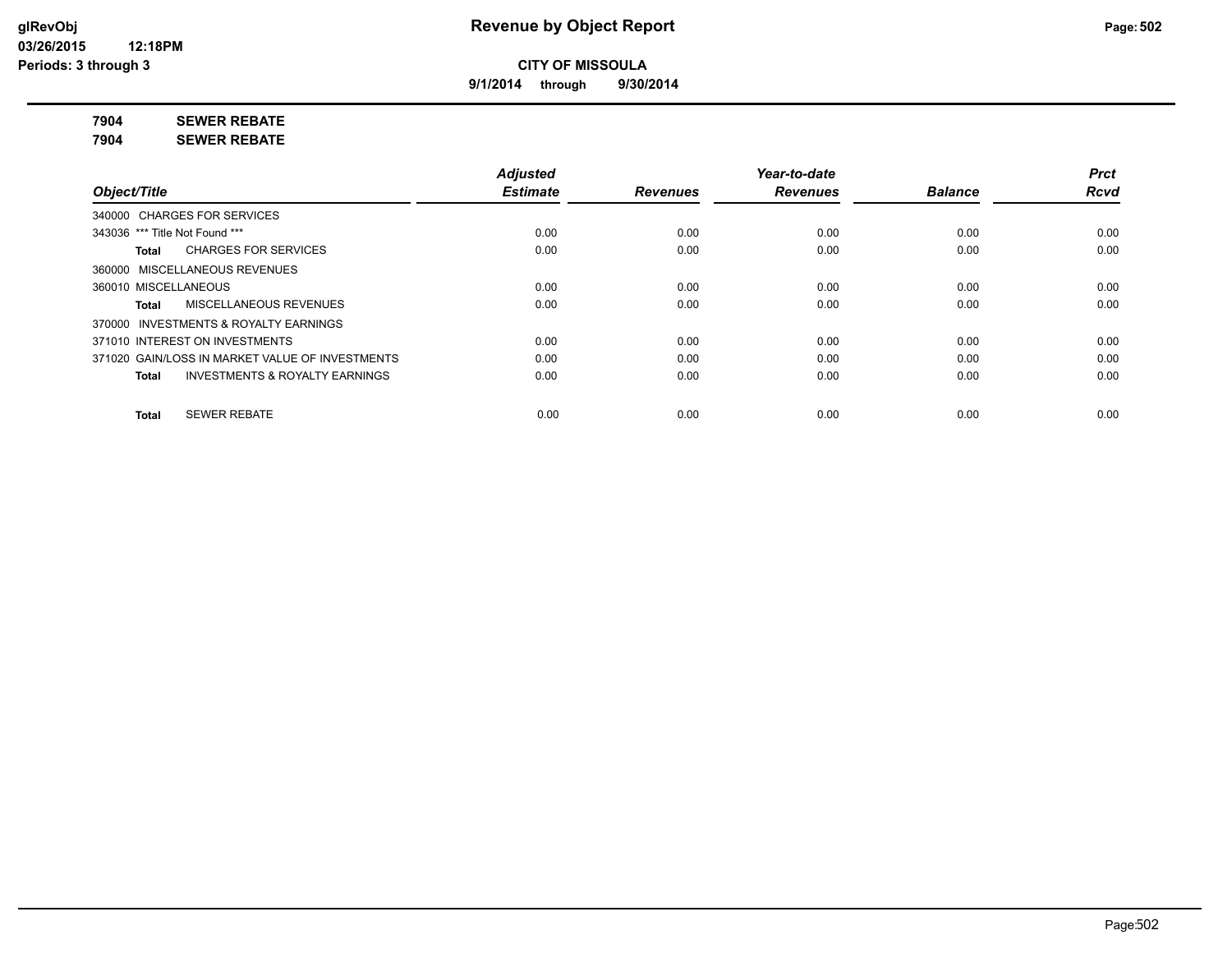**Revenue by Object Report**

**CITY OF MISSOULA**

**9/1/2014 through 9/30/2014**

glRevObj
03/26/2015 12:18PM
Periods: 3 through 3

**7904 SEWER REBATE**

**7904 SEWER REBATE**

| *Object/Title* | *Adjusted Estimate* | *Revenues* | *Year-to-date Revenues* | *Balance* | *Prct Rcvd* |
|---|---|---|---|---|---|
| 340000 CHARGES FOR SERVICES | | | | | |
| 343036 *** Title Not Found *** | 0.00 | 0.00 | 0.00 | 0.00 | 0.00 |
| **Total** CHARGES FOR SERVICES | 0.00 | 0.00 | 0.00 | 0.00 | 0.00 |
| 360000 MISCELLANEOUS REVENUES | | | | | |
| 360010 MISCELLANEOUS | 0.00 | 0.00 | 0.00 | 0.00 | 0.00 |
| **Total** MISCELLANEOUS REVENUES | 0.00 | 0.00 | 0.00 | 0.00 | 0.00 |
| 370000 INVESTMENTS & ROYALTY EARNINGS | | | | | |
| 371010 INTEREST ON INVESTMENTS | 0.00 | 0.00 | 0.00 | 0.00 | 0.00 |
| 371020 GAIN/LOSS IN MARKET VALUE OF INVESTMENTS | 0.00 | 0.00 | 0.00 | 0.00 | 0.00 |
| **Total** INVESTMENTS & ROYALTY EARNINGS | 0.00 | 0.00 | 0.00 | 0.00 | 0.00 |
| **Total** SEWER REBATE | 0.00 | 0.00 | 0.00 | 0.00 | 0.00 |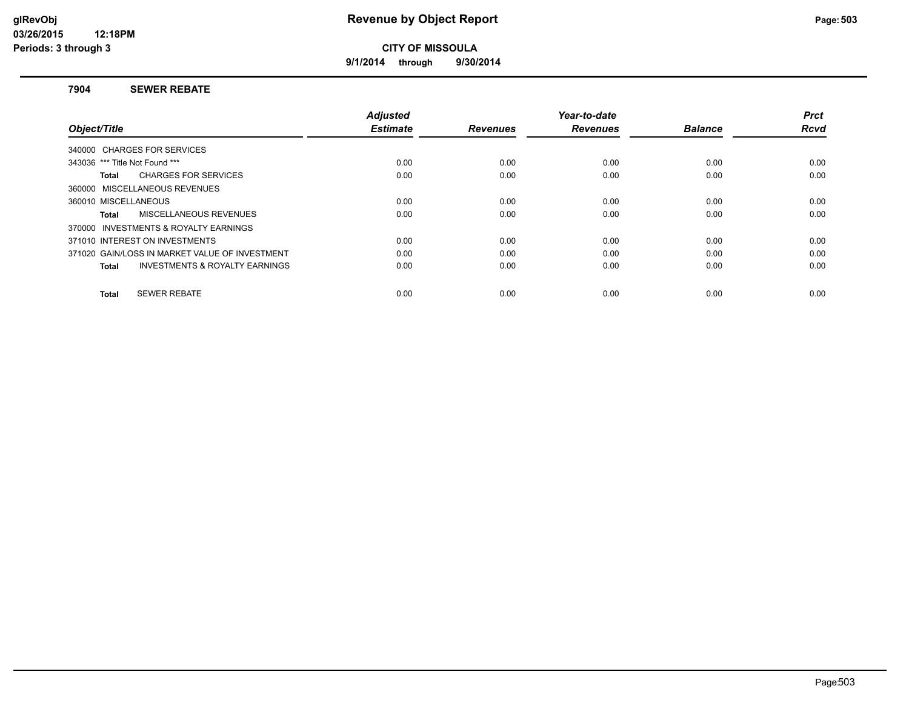# Revenue by Object Report

**CITY OF MISSOULA**

**9/1/2014 through 9/30/2014**

glRevObj
03/26/2015 12:18PM
Periods: 3 through 3

## 7904 SEWER REBATE

| Object/Title | Adjusted Estimate | Revenues | Year-to-date Revenues | Balance | Prct Rcvd |
|---|---|---|---|---|---|
| 340000 CHARGES FOR SERVICES | | | | | |
| 343036 *** Title Not Found *** | 0.00 | 0.00 | 0.00 | 0.00 | 0.00 |
| **Total** CHARGES FOR SERVICES | 0.00 | 0.00 | 0.00 | 0.00 | 0.00 |
| 360000 MISCELLANEOUS REVENUES | | | | | |
| 360010 MISCELLANEOUS | 0.00 | 0.00 | 0.00 | 0.00 | 0.00 |
| **Total** MISCELLANEOUS REVENUES | 0.00 | 0.00 | 0.00 | 0.00 | 0.00 |
| 370000 INVESTMENTS & ROYALTY EARNINGS | | | | | |
| 371010 INTEREST ON INVESTMENTS | 0.00 | 0.00 | 0.00 | 0.00 | 0.00 |
| 371020 GAIN/LOSS IN MARKET VALUE OF INVESTMENT | 0.00 | 0.00 | 0.00 | 0.00 | 0.00 |
| **Total** INVESTMENTS & ROYALTY EARNINGS | 0.00 | 0.00 | 0.00 | 0.00 | 0.00 |
| **Total** SEWER REBATE | 0.00 | 0.00 | 0.00 | 0.00 | 0.00 |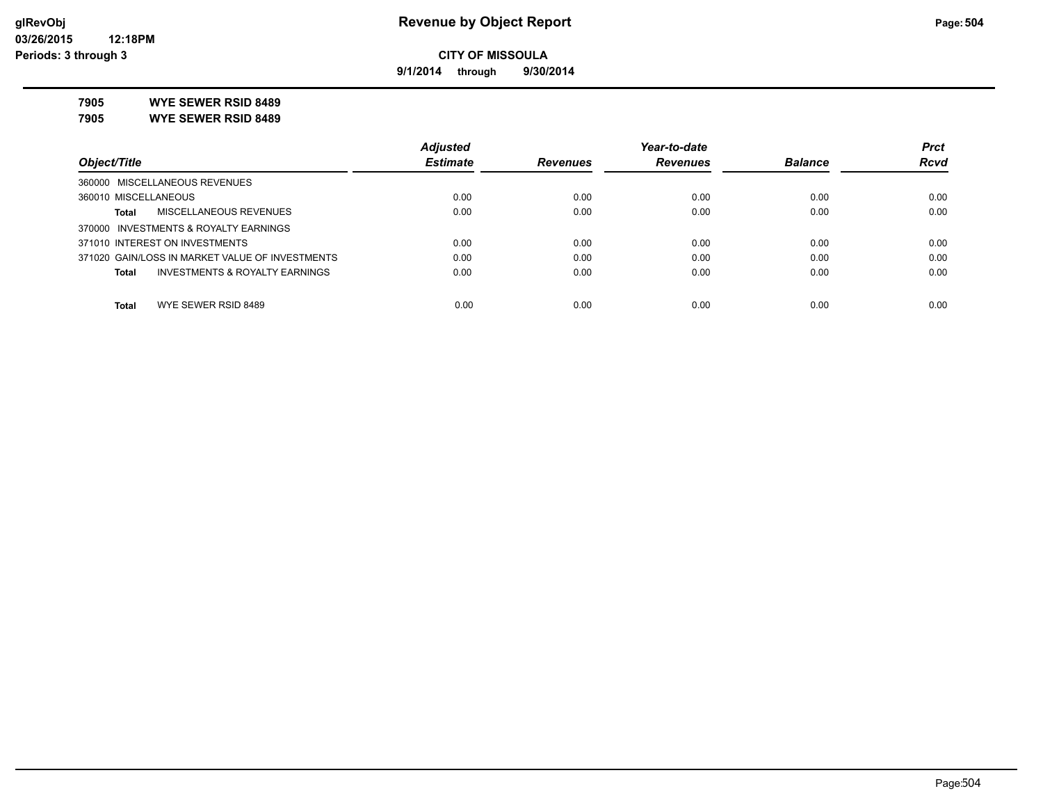**Revenue by Object Report**

**CITY OF MISSOULA**

**9/1/2014 through 9/30/2014**

glRevObj
03/26/2015 12:18PM
Periods: 3 through 3

**7905 WYE SEWER RSID 8489**

**7905 WYE SEWER RSID 8489**

| Object/Title | Adjusted Estimate | Revenues | Year-to-date Revenues | Balance | Prct Rcvd |
|---|---|---|---|---|---|
| 360000 MISCELLANEOUS REVENUES | | | | | |
| 360010 MISCELLANEOUS | 0.00 | 0.00 | 0.00 | 0.00 | 0.00 |
| **Total** MISCELLANEOUS REVENUES | 0.00 | 0.00 | 0.00 | 0.00 | 0.00 |
| 370000 INVESTMENTS & ROYALTY EARNINGS | | | | | |
| 371010 INTEREST ON INVESTMENTS | 0.00 | 0.00 | 0.00 | 0.00 | 0.00 |
| 371020 GAIN/LOSS IN MARKET VALUE OF INVESTMENTS | 0.00 | 0.00 | 0.00 | 0.00 | 0.00 |
| **Total** INVESTMENTS & ROYALTY EARNINGS | 0.00 | 0.00 | 0.00 | 0.00 | 0.00 |
| **Total** WYE SEWER RSID 8489 | 0.00 | 0.00 | 0.00 | 0.00 | 0.00 |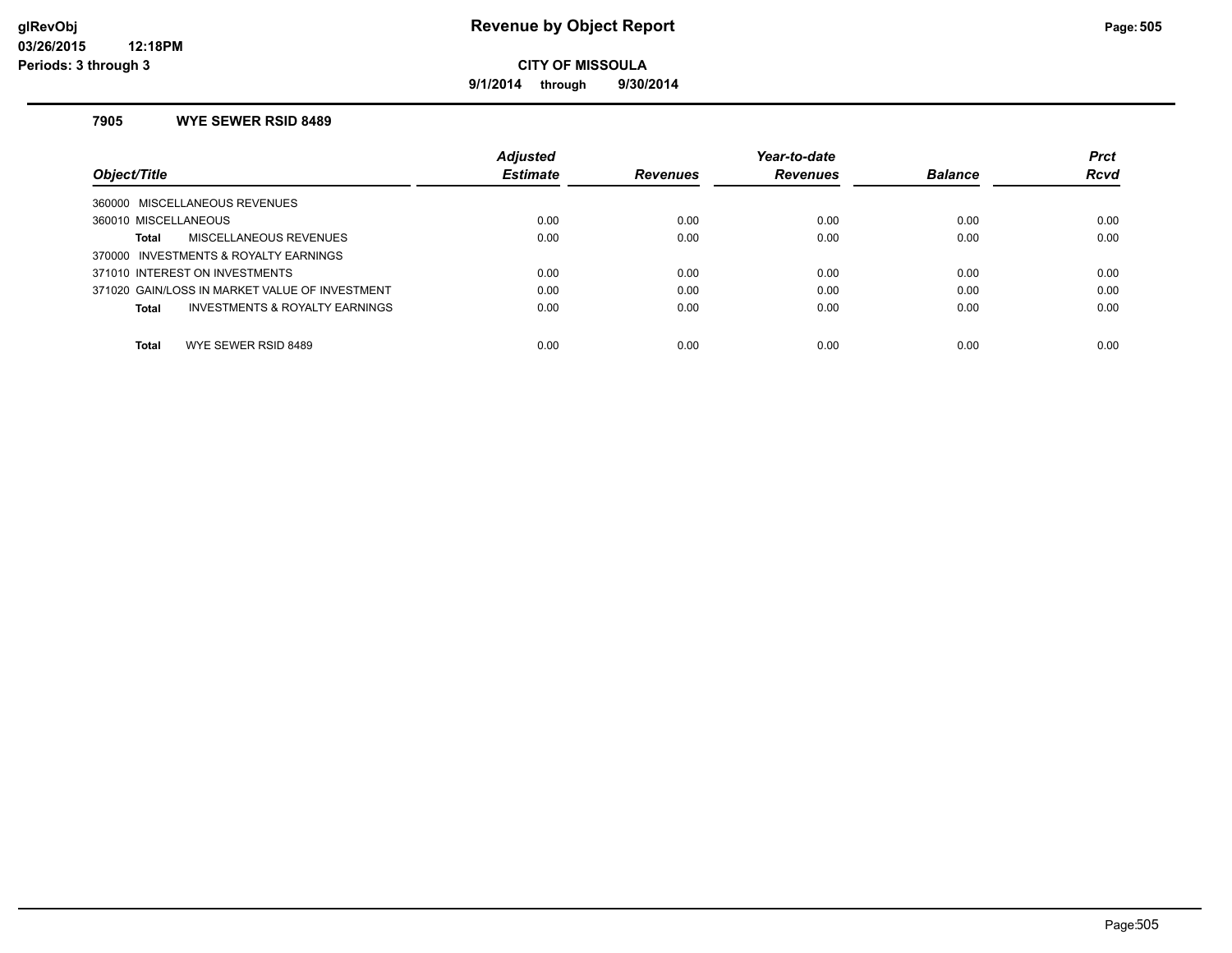**CITY OF MISSOULA**

**9/1/2014 through 9/30/2014**

### 7905 WYE SEWER RSID 8489

| Object/Title | Adjusted Estimate | Revenues | Year-to-date Revenues | Balance | Prct Rcvd |
|---|---|---|---|---|---|
| 360000 MISCELLANEOUS REVENUES | | | | | |
| 360010 MISCELLANEOUS | 0.00 | 0.00 | 0.00 | 0.00 | 0.00 |
| **Total** MISCELLANEOUS REVENUES | 0.00 | 0.00 | 0.00 | 0.00 | 0.00 |
| 370000 INVESTMENTS & ROYALTY EARNINGS | | | | | |
| 371010 INTEREST ON INVESTMENTS | 0.00 | 0.00 | 0.00 | 0.00 | 0.00 |
| 371020 GAIN/LOSS IN MARKET VALUE OF INVESTMENT | 0.00 | 0.00 | 0.00 | 0.00 | 0.00 |
| **Total** INVESTMENTS & ROYALTY EARNINGS | 0.00 | 0.00 | 0.00 | 0.00 | 0.00 |
| **Total** WYE SEWER RSID 8489 | 0.00 | 0.00 | 0.00 | 0.00 | 0.00 |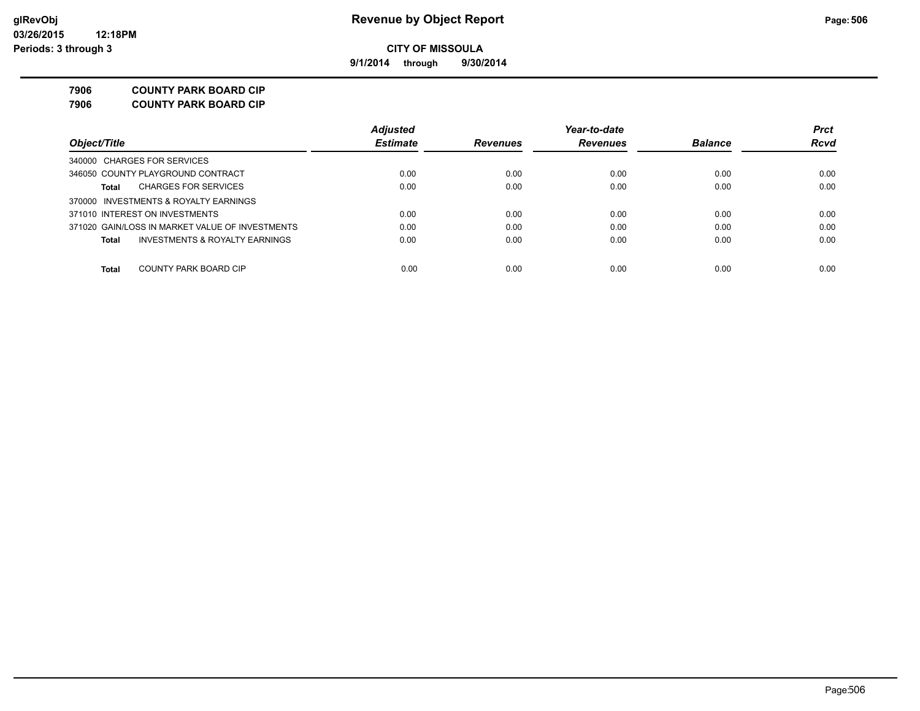**CITY OF MISSOULA**

**9/1/2014 through 9/30/2014**

## 7906 COUNTY PARK BOARD CIP

## 7906 COUNTY PARK BOARD CIP

| Object/Title | Adjusted Estimate | Revenues | Year-to-date Revenues | Balance | Prct Rcvd |
|---|---|---|---|---|---|
| 340000 CHARGES FOR SERVICES | | | | | |
| 346050 COUNTY PLAYGROUND CONTRACT | 0.00 | 0.00 | 0.00 | 0.00 | 0.00 |
| **Total** CHARGES FOR SERVICES | 0.00 | 0.00 | 0.00 | 0.00 | 0.00 |
| 370000 INVESTMENTS & ROYALTY EARNINGS | | | | | |
| 371010 INTEREST ON INVESTMENTS | 0.00 | 0.00 | 0.00 | 0.00 | 0.00 |
| 371020 GAIN/LOSS IN MARKET VALUE OF INVESTMENTS | 0.00 | 0.00 | 0.00 | 0.00 | 0.00 |
| **Total** INVESTMENTS & ROYALTY EARNINGS | 0.00 | 0.00 | 0.00 | 0.00 | 0.00 |
| **Total** COUNTY PARK BOARD CIP | 0.00 | 0.00 | 0.00 | 0.00 | 0.00 |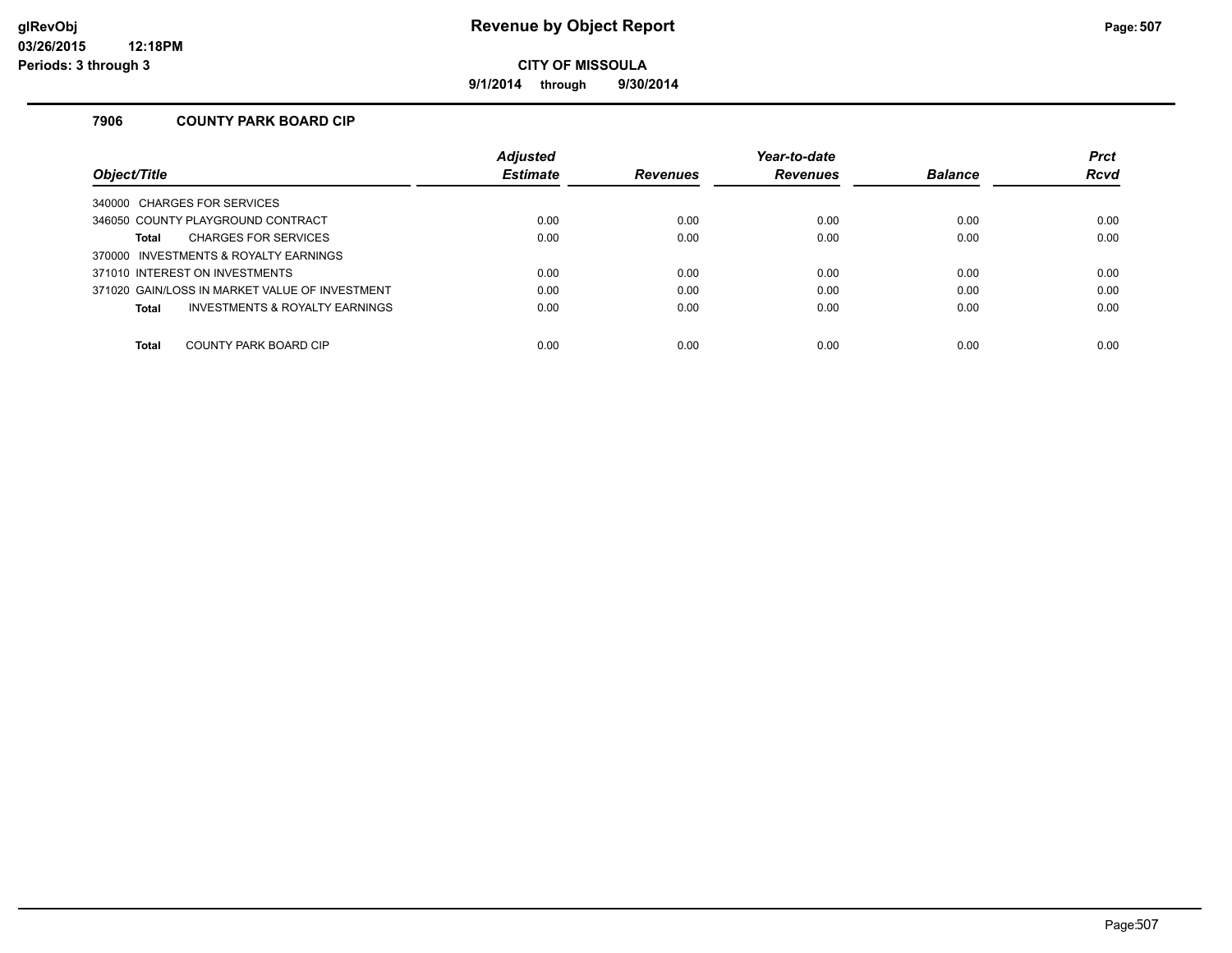# Revenue by Object Report

**CITY OF MISSOULA**

**9/1/2014 through 9/30/2014**

glRevObj
03/26/2015 12:18PM
Periods: 3 through 3

### 7906 COUNTY PARK BOARD CIP

| Object/Title | Adjusted Estimate | Revenues | Year-to-date Revenues | Balance | Prct Rcvd |
|---|---|---|---|---|---|
| 340000 CHARGES FOR SERVICES | | | | | |
| 346050 COUNTY PLAYGROUND CONTRACT | 0.00 | 0.00 | 0.00 | 0.00 | 0.00 |
| **Total** CHARGES FOR SERVICES | 0.00 | 0.00 | 0.00 | 0.00 | 0.00 |
| 370000 INVESTMENTS & ROYALTY EARNINGS | | | | | |
| 371010 INTEREST ON INVESTMENTS | 0.00 | 0.00 | 0.00 | 0.00 | 0.00 |
| 371020 GAIN/LOSS IN MARKET VALUE OF INVESTMENT | 0.00 | 0.00 | 0.00 | 0.00 | 0.00 |
| **Total** INVESTMENTS & ROYALTY EARNINGS | 0.00 | 0.00 | 0.00 | 0.00 | 0.00 |
| **Total** COUNTY PARK BOARD CIP | 0.00 | 0.00 | 0.00 | 0.00 | 0.00 |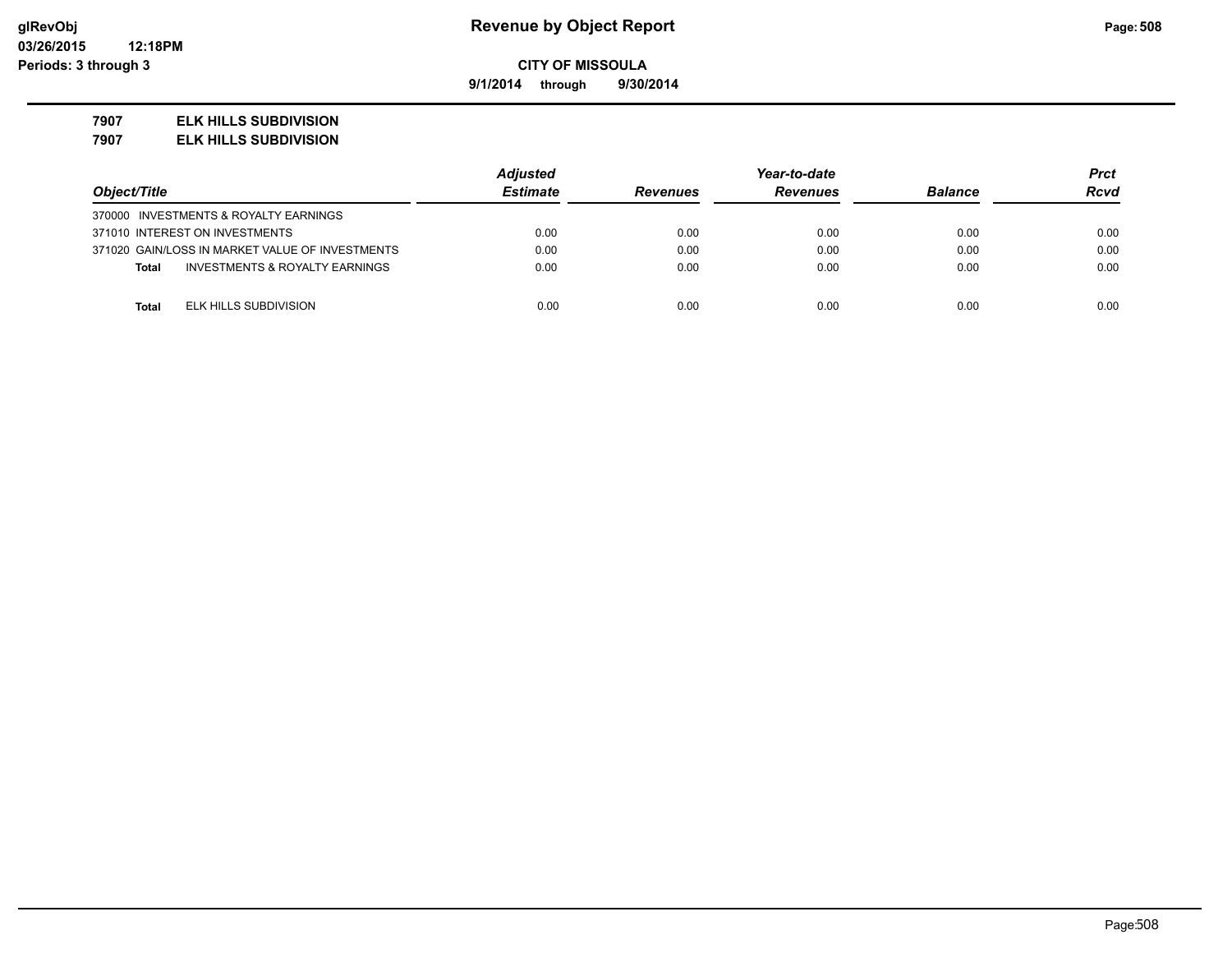**CITY OF MISSOULA**

**9/1/2014 through 9/30/2014**

**7907 ELK HILLS SUBDIVISION**

**7907 ELK HILLS SUBDIVISION**

| Object/Title | Adjusted Estimate | Revenues | Year-to-date Revenues | Balance | Prct Rcvd |
|---|---|---|---|---|---|
| 370000 INVESTMENTS & ROYALTY EARNINGS | | | | | |
| 371010 INTEREST ON INVESTMENTS | 0.00 | 0.00 | 0.00 | 0.00 | 0.00 |
| 371020 GAIN/LOSS IN MARKET VALUE OF INVESTMENTS | 0.00 | 0.00 | 0.00 | 0.00 | 0.00 |
| **Total** INVESTMENTS & ROYALTY EARNINGS | 0.00 | 0.00 | 0.00 | 0.00 | 0.00 |
| **Total** ELK HILLS SUBDIVISION | 0.00 | 0.00 | 0.00 | 0.00 | 0.00 |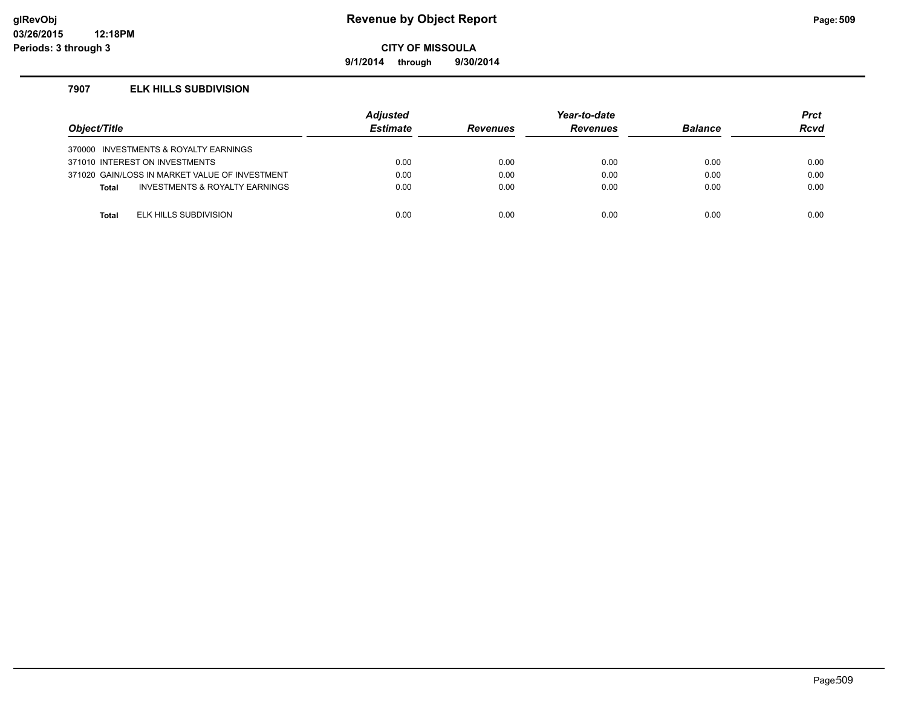**glRevObj**
**03/26/2015 12:18PM**
**Periods: 3 through 3**

# Revenue by Object Report

**CITY OF MISSOULA**

**9/1/2014 through 9/30/2014**

## 7907 ELK HILLS SUBDIVISION

| *Object/Title* | *Adjusted Estimate* | *Revenues* | *Year-to-date Revenues* | *Balance* | *Prct Rcvd* |
|---|---|---|---|---|---|
| 370000 INVESTMENTS & ROYALTY EARNINGS | | | | | |
| 371010 INTEREST ON INVESTMENTS | 0.00 | 0.00 | 0.00 | 0.00 | 0.00 |
| 371020 GAIN/LOSS IN MARKET VALUE OF INVESTMENT | 0.00 | 0.00 | 0.00 | 0.00 | 0.00 |
| **Total** INVESTMENTS & ROYALTY EARNINGS | 0.00 | 0.00 | 0.00 | 0.00 | 0.00 |
| **Total** ELK HILLS SUBDIVISION | 0.00 | 0.00 | 0.00 | 0.00 | 0.00 |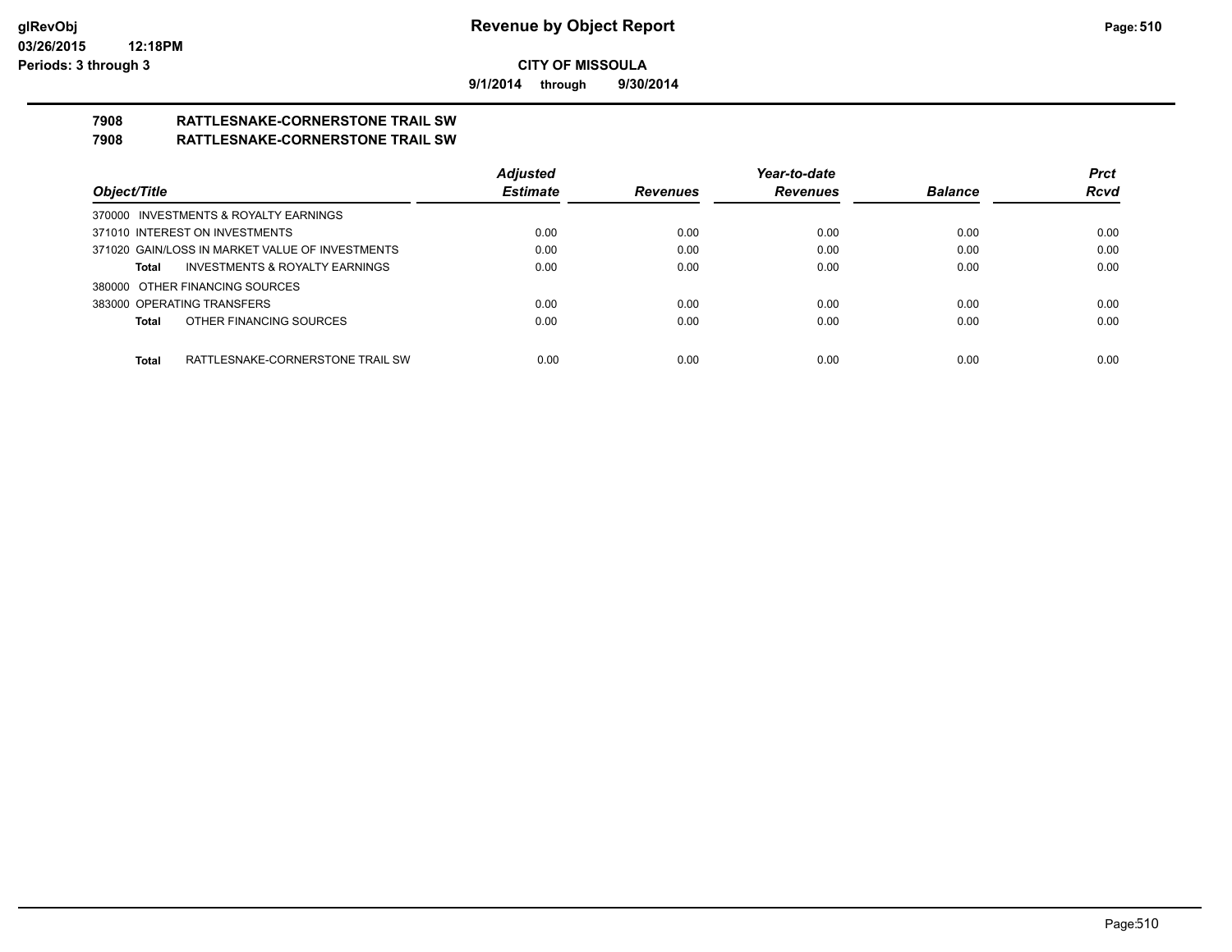glRevObj
03/26/2015 12:18PM
Periods: 3 through 3

# Revenue by Object Report

**CITY OF MISSOULA**

**9/1/2014 through 9/30/2014**

## 7908 RATTLESNAKE-CORNERSTONE TRAIL SW
## 7908 RATTLESNAKE-CORNERSTONE TRAIL SW

| Object/Title | Adjusted Estimate | Revenues | Year-to-date Revenues | Balance | Prct Rcvd |
|---|---|---|---|---|---|
| 370000 INVESTMENTS & ROYALTY EARNINGS | | | | | |
| 371010 INTEREST ON INVESTMENTS | 0.00 | 0.00 | 0.00 | 0.00 | 0.00 |
| 371020 GAIN/LOSS IN MARKET VALUE OF INVESTMENTS | 0.00 | 0.00 | 0.00 | 0.00 | 0.00 |
| **Total** INVESTMENTS & ROYALTY EARNINGS | 0.00 | 0.00 | 0.00 | 0.00 | 0.00 |
| 380000 OTHER FINANCING SOURCES | | | | | |
| 383000 OPERATING TRANSFERS | 0.00 | 0.00 | 0.00 | 0.00 | 0.00 |
| **Total** OTHER FINANCING SOURCES | 0.00 | 0.00 | 0.00 | 0.00 | 0.00 |
| **Total** RATTLESNAKE-CORNERSTONE TRAIL SW | 0.00 | 0.00 | 0.00 | 0.00 | 0.00 |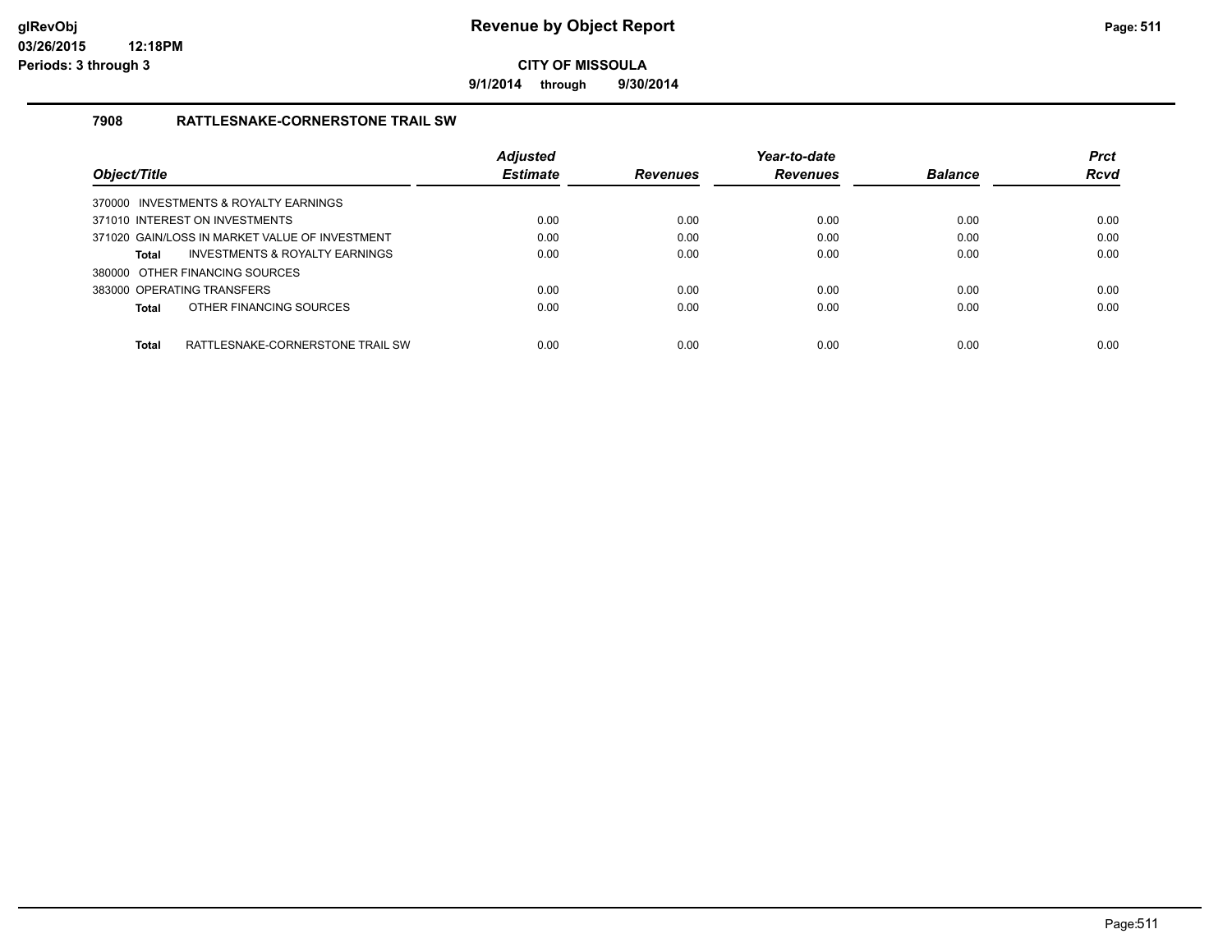# Revenue by Object Report

**CITY OF MISSOULA**

**9/1/2014 through 9/30/2014**

glRevObj
03/26/2015 12:18PM
Periods: 3 through 3

### 7908 RATTLESNAKE-CORNERSTONE TRAIL SW

| Object/Title | Adjusted Estimate | Revenues | Year-to-date Revenues | Balance | Prct Rcvd |
|---|---|---|---|---|---|
| 370000 INVESTMENTS & ROYALTY EARNINGS | | | | | |
| 371010 INTEREST ON INVESTMENTS | 0.00 | 0.00 | 0.00 | 0.00 | 0.00 |
| 371020 GAIN/LOSS IN MARKET VALUE OF INVESTMENT | 0.00 | 0.00 | 0.00 | 0.00 | 0.00 |
| **Total** INVESTMENTS & ROYALTY EARNINGS | 0.00 | 0.00 | 0.00 | 0.00 | 0.00 |
| 380000 OTHER FINANCING SOURCES | | | | | |
| 383000 OPERATING TRANSFERS | 0.00 | 0.00 | 0.00 | 0.00 | 0.00 |
| **Total** OTHER FINANCING SOURCES | 0.00 | 0.00 | 0.00 | 0.00 | 0.00 |
| **Total** RATTLESNAKE-CORNERSTONE TRAIL SW | 0.00 | 0.00 | 0.00 | 0.00 | 0.00 |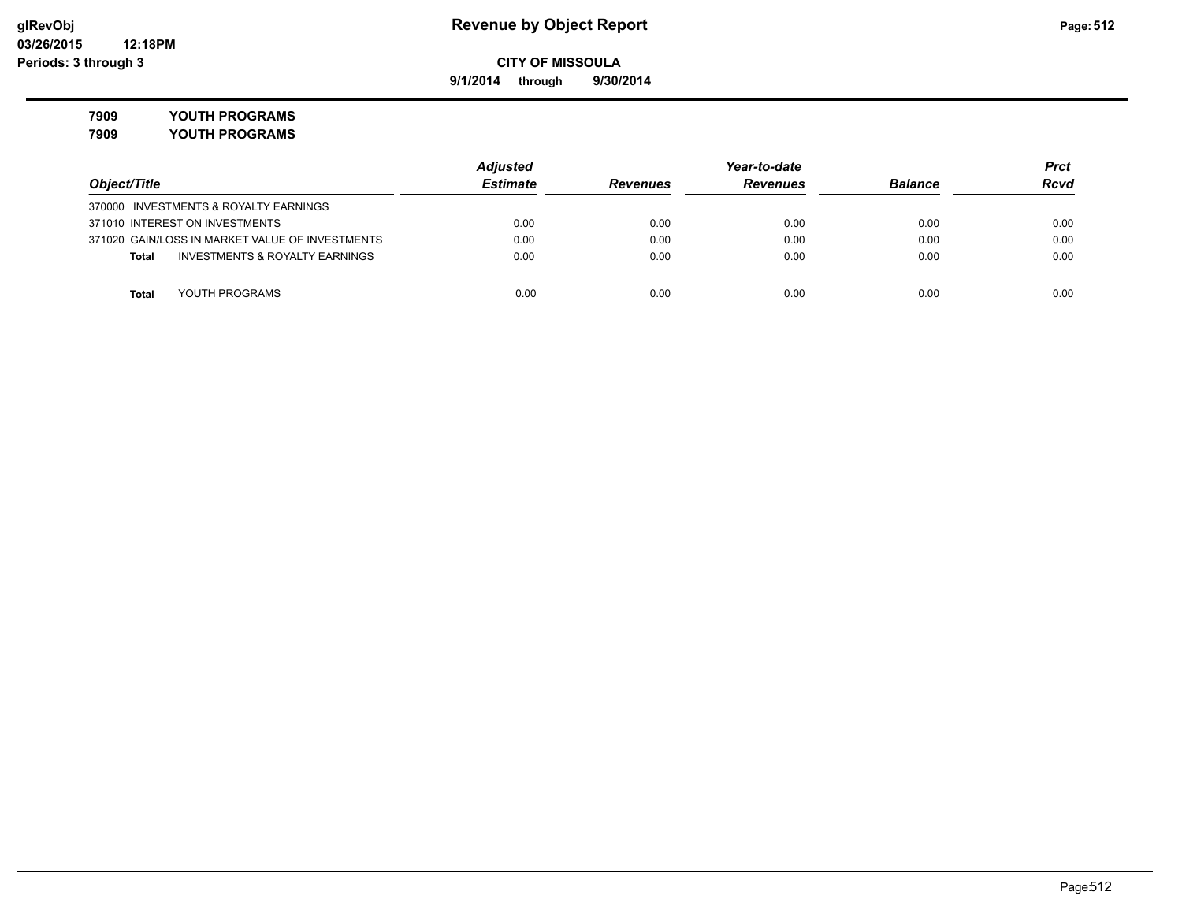# Revenue by Object Report

glRevObj
03/26/2015 12:18PM
Periods: 3 through 3

**CITY OF MISSOULA**

**9/1/2014 through 9/30/2014**

**7909 YOUTH PROGRAMS**
**7909 YOUTH PROGRAMS**

| Object/Title | Adjusted Estimate | Revenues | Year-to-date Revenues | Balance | Prct Rcvd |
|---|---|---|---|---|---|
| 370000 INVESTMENTS & ROYALTY EARNINGS | | | | | |
| 371010 INTEREST ON INVESTMENTS | 0.00 | 0.00 | 0.00 | 0.00 | 0.00 |
| 371020 GAIN/LOSS IN MARKET VALUE OF INVESTMENTS | 0.00 | 0.00 | 0.00 | 0.00 | 0.00 |
| **Total** INVESTMENTS & ROYALTY EARNINGS | 0.00 | 0.00 | 0.00 | 0.00 | 0.00 |
| **Total** YOUTH PROGRAMS | 0.00 | 0.00 | 0.00 | 0.00 | 0.00 |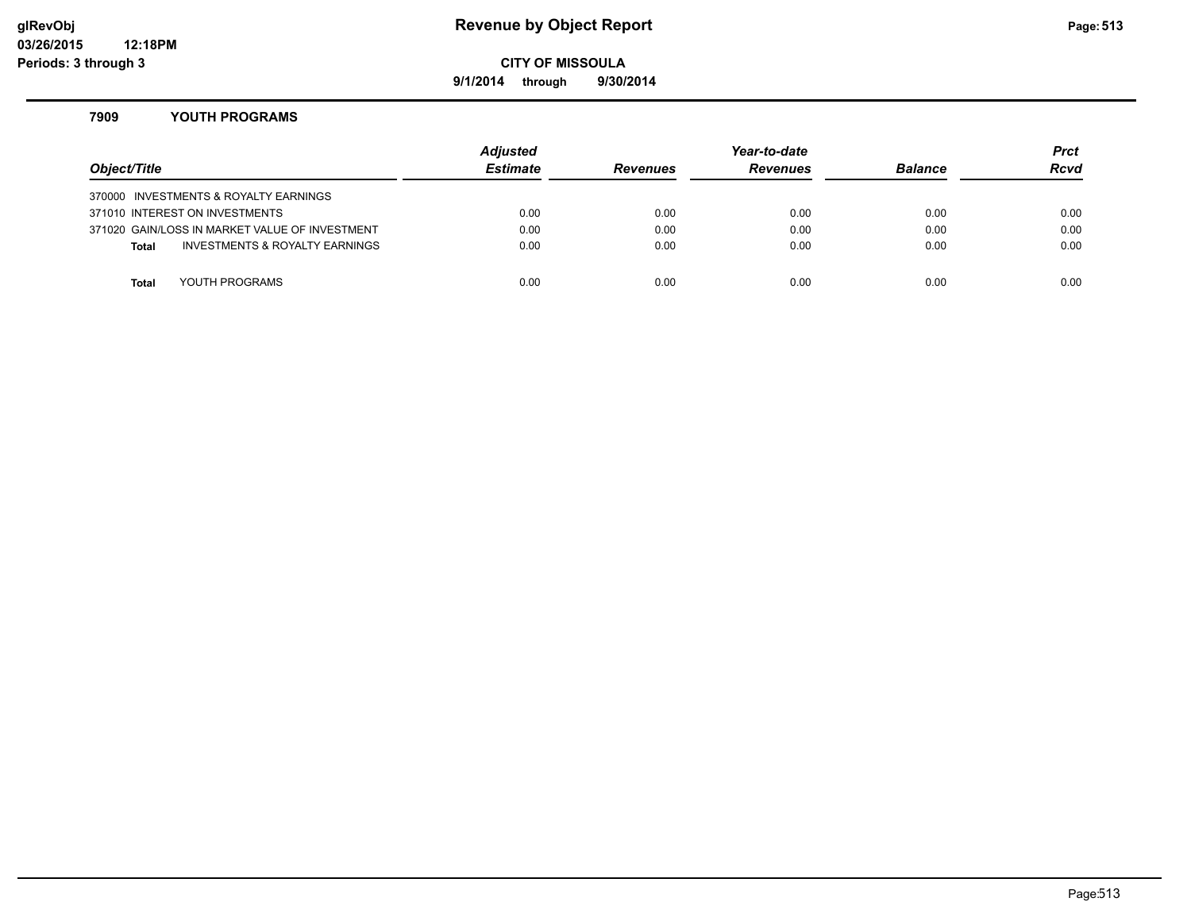# Revenue by Object Report

**CITY OF MISSOULA**

**9/1/2014 through 9/30/2014**

### 7909 YOUTH PROGRAMS

| Object/Title | Adjusted Estimate | Revenues | Year-to-date Revenues | Balance | Prct Rcvd |
|---|---|---|---|---|---|
| 370000 INVESTMENTS & ROYALTY EARNINGS | | | | | |
| 371010 INTEREST ON INVESTMENTS | 0.00 | 0.00 | 0.00 | 0.00 | 0.00 |
| 371020 GAIN/LOSS IN MARKET VALUE OF INVESTMENT | 0.00 | 0.00 | 0.00 | 0.00 | 0.00 |
| **Total** INVESTMENTS & ROYALTY EARNINGS | 0.00 | 0.00 | 0.00 | 0.00 | 0.00 |
| **Total** YOUTH PROGRAMS | 0.00 | 0.00 | 0.00 | 0.00 | 0.00 |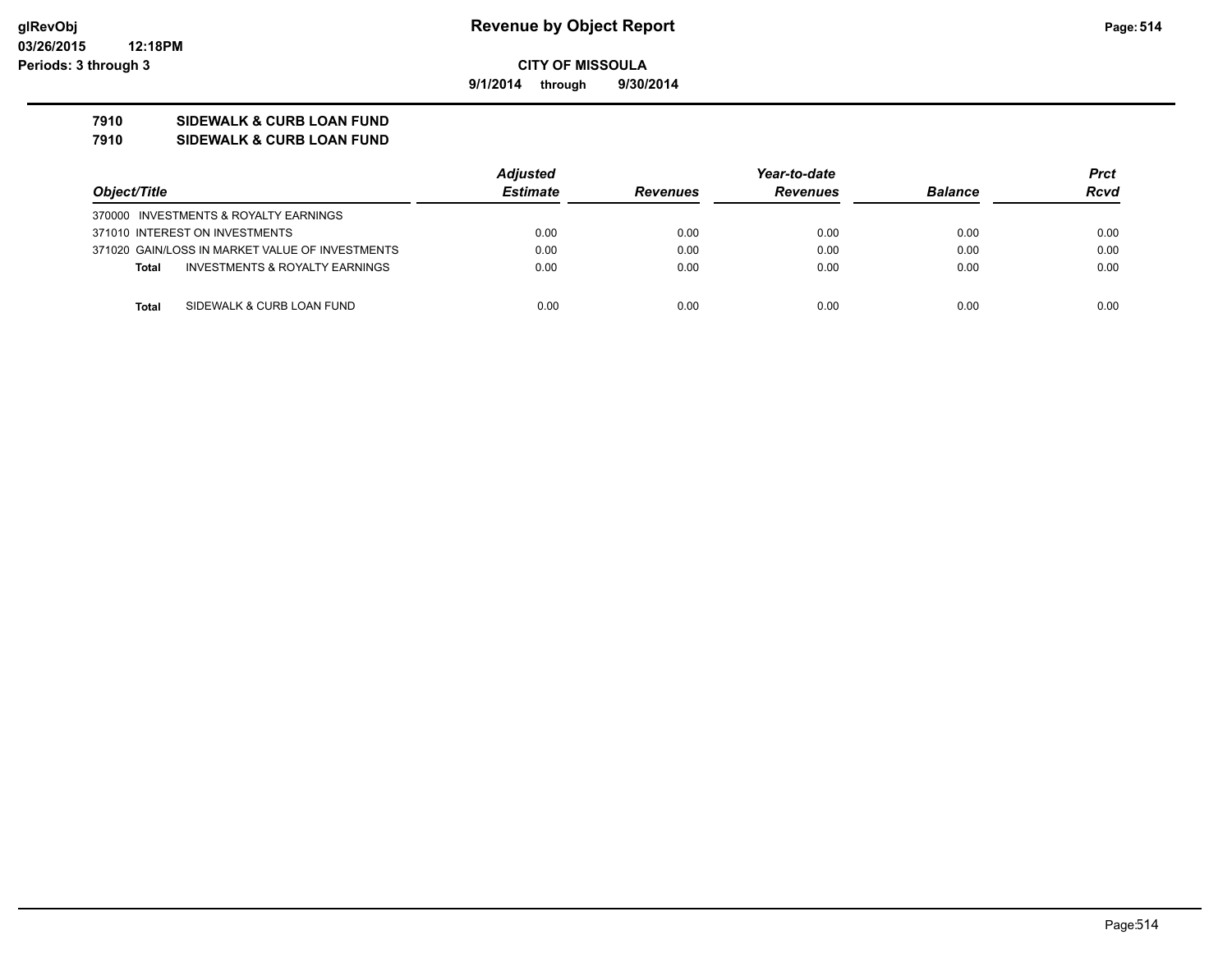**CITY OF MISSOULA**

**9/1/2014 through 9/30/2014**

**7910 SIDEWALK & CURB LOAN FUND**

**7910 SIDEWALK & CURB LOAN FUND**

| Object/Title | Adjusted Estimate | Revenues | Year-to-date Revenues | Balance | Prct Rcvd |
|---|---|---|---|---|---|
| 370000 INVESTMENTS & ROYALTY EARNINGS | | | | | |
| 371010 INTEREST ON INVESTMENTS | 0.00 | 0.00 | 0.00 | 0.00 | 0.00 |
| 371020 GAIN/LOSS IN MARKET VALUE OF INVESTMENTS | 0.00 | 0.00 | 0.00 | 0.00 | 0.00 |
| **Total** INVESTMENTS & ROYALTY EARNINGS | 0.00 | 0.00 | 0.00 | 0.00 | 0.00 |
| **Total** SIDEWALK & CURB LOAN FUND | 0.00 | 0.00 | 0.00 | 0.00 | 0.00 |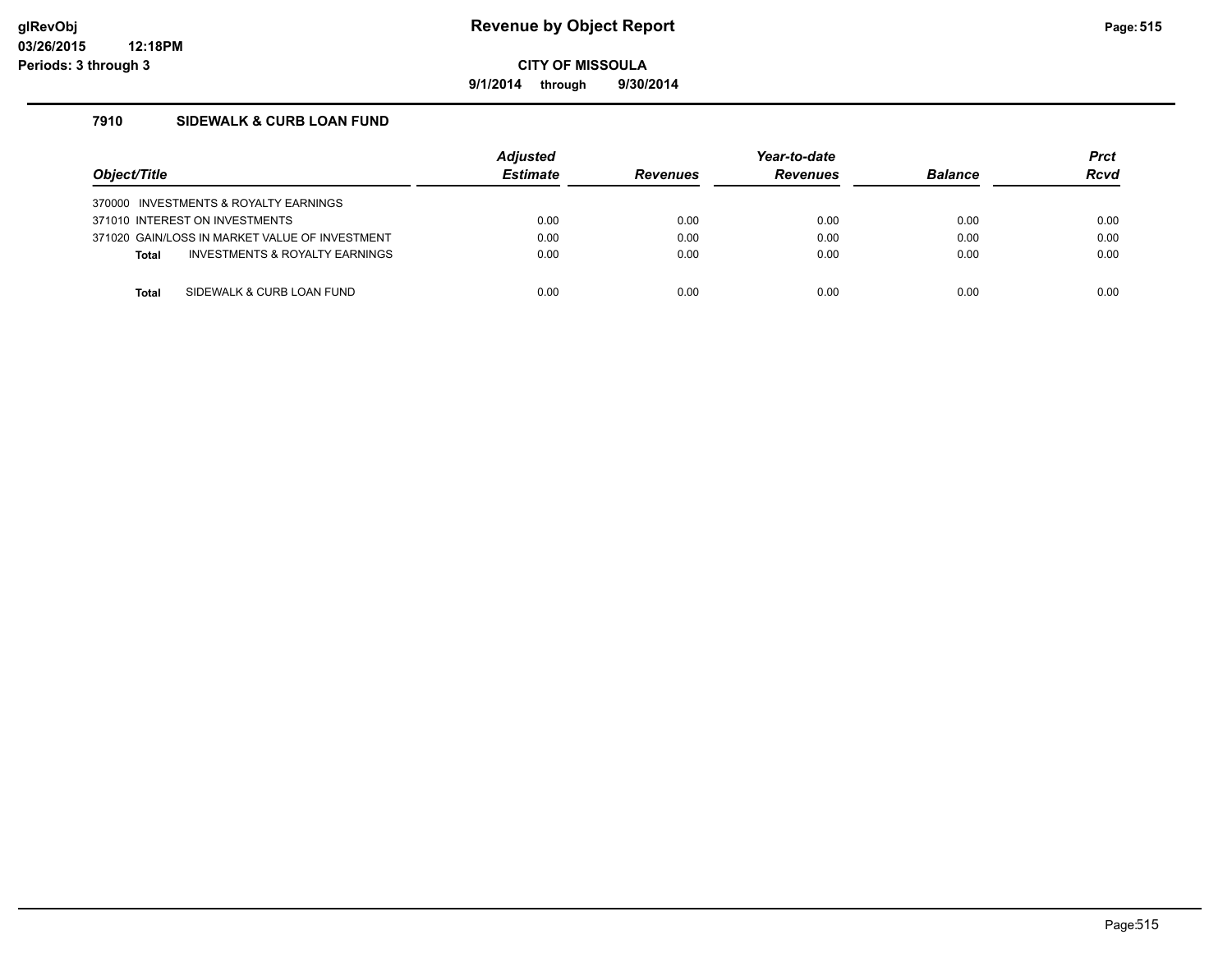# Revenue by Object Report

**CITY OF MISSOULA**

**9/1/2014 through 9/30/2014**

glRevObj
03/26/2015 12:18PM
Periods: 3 through 3

## 7910 SIDEWALK & CURB LOAN FUND

| Object/Title | Adjusted Estimate | Revenues | Year-to-date Revenues | Balance | Prct Rcvd |
|---|---|---|---|---|---|
| 370000 INVESTMENTS & ROYALTY EARNINGS | | | | | |
| 371010 INTEREST ON INVESTMENTS | 0.00 | 0.00 | 0.00 | 0.00 | 0.00 |
| 371020 GAIN/LOSS IN MARKET VALUE OF INVESTMENT | 0.00 | 0.00 | 0.00 | 0.00 | 0.00 |
| **Total** INVESTMENTS & ROYALTY EARNINGS | 0.00 | 0.00 | 0.00 | 0.00 | 0.00 |
| | | | | | |
| **Total** SIDEWALK & CURB LOAN FUND | 0.00 | 0.00 | 0.00 | 0.00 | 0.00 |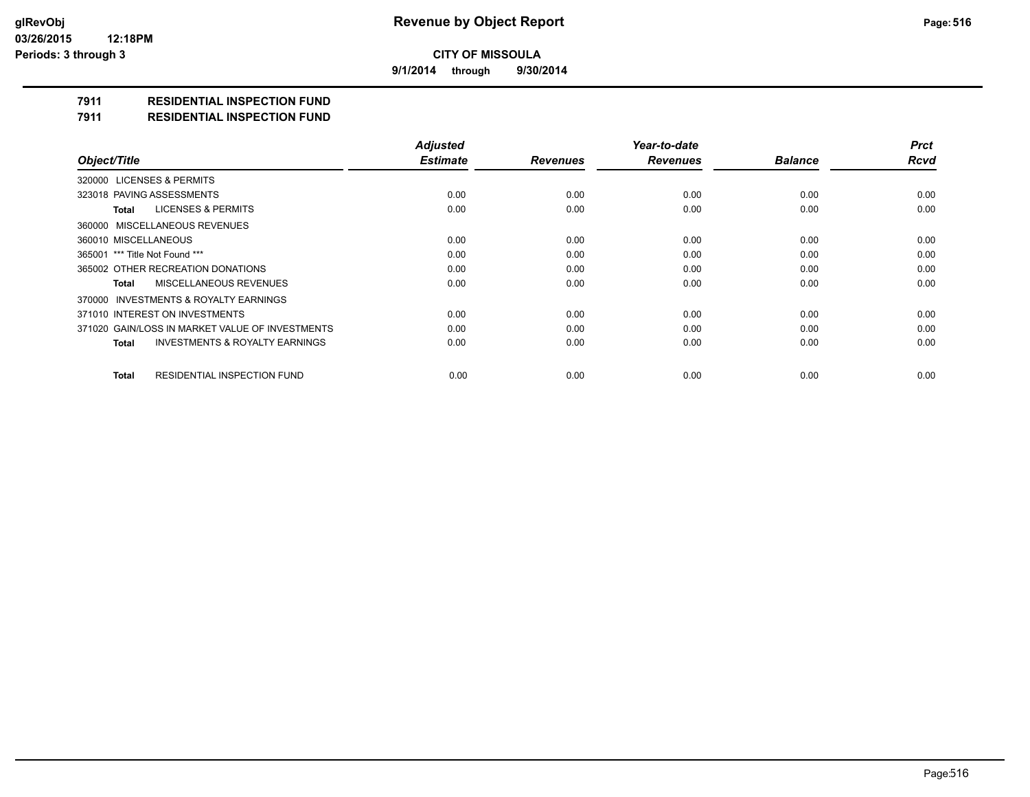**CITY OF MISSOULA**

**9/1/2014 through 9/30/2014**

## 7911 RESIDENTIAL INSPECTION FUND
## 7911 RESIDENTIAL INSPECTION FUND

| Object/Title | Adjusted Estimate | Revenues | Year-to-date Revenues | Balance | Prct Rcvd |
|---|---|---|---|---|---|
| 320000 LICENSES & PERMITS | | | | | |
| 323018 PAVING ASSESSMENTS | 0.00 | 0.00 | 0.00 | 0.00 | 0.00 |
| **Total** LICENSES & PERMITS | 0.00 | 0.00 | 0.00 | 0.00 | 0.00 |
| 360000 MISCELLANEOUS REVENUES | | | | | |
| 360010 MISCELLANEOUS | 0.00 | 0.00 | 0.00 | 0.00 | 0.00 |
| 365001 *** Title Not Found *** | 0.00 | 0.00 | 0.00 | 0.00 | 0.00 |
| 365002 OTHER RECREATION DONATIONS | 0.00 | 0.00 | 0.00 | 0.00 | 0.00 |
| **Total** MISCELLANEOUS REVENUES | 0.00 | 0.00 | 0.00 | 0.00 | 0.00 |
| 370000 INVESTMENTS & ROYALTY EARNINGS | | | | | |
| 371010 INTEREST ON INVESTMENTS | 0.00 | 0.00 | 0.00 | 0.00 | 0.00 |
| 371020 GAIN/LOSS IN MARKET VALUE OF INVESTMENTS | 0.00 | 0.00 | 0.00 | 0.00 | 0.00 |
| **Total** INVESTMENTS & ROYALTY EARNINGS | 0.00 | 0.00 | 0.00 | 0.00 | 0.00 |
| **Total** RESIDENTIAL INSPECTION FUND | 0.00 | 0.00 | 0.00 | 0.00 | 0.00 |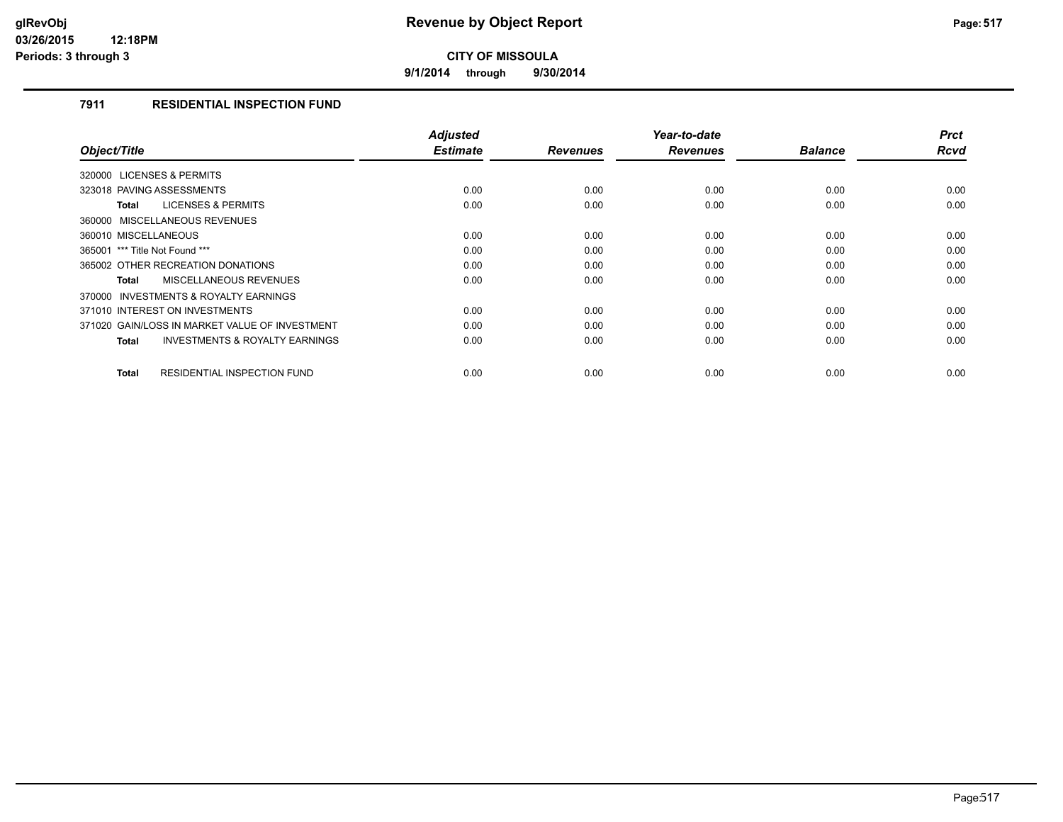# Revenue by Object Report

**CITY OF MISSOULA**

**9/1/2014 through 9/30/2014**

glRevObj
03/26/2015 12:18PM
Periods: 3 through 3

### 7911 RESIDENTIAL INSPECTION FUND

| Object/Title | Adjusted Estimate | Revenues | Year-to-date Revenues | Balance | Prct Rcvd |
|---|---|---|---|---|---|
| 320000 LICENSES & PERMITS | | | | | |
| 323018 PAVING ASSESSMENTS | 0.00 | 0.00 | 0.00 | 0.00 | 0.00 |
| **Total** LICENSES & PERMITS | 0.00 | 0.00 | 0.00 | 0.00 | 0.00 |
| 360000 MISCELLANEOUS REVENUES | | | | | |
| 360010 MISCELLANEOUS | 0.00 | 0.00 | 0.00 | 0.00 | 0.00 |
| 365001 *** Title Not Found *** | 0.00 | 0.00 | 0.00 | 0.00 | 0.00 |
| 365002 OTHER RECREATION DONATIONS | 0.00 | 0.00 | 0.00 | 0.00 | 0.00 |
| **Total** MISCELLANEOUS REVENUES | 0.00 | 0.00 | 0.00 | 0.00 | 0.00 |
| 370000 INVESTMENTS & ROYALTY EARNINGS | | | | | |
| 371010 INTEREST ON INVESTMENTS | 0.00 | 0.00 | 0.00 | 0.00 | 0.00 |
| 371020 GAIN/LOSS IN MARKET VALUE OF INVESTMENT | 0.00 | 0.00 | 0.00 | 0.00 | 0.00 |
| **Total** INVESTMENTS & ROYALTY EARNINGS | 0.00 | 0.00 | 0.00 | 0.00 | 0.00 |
| **Total** RESIDENTIAL INSPECTION FUND | 0.00 | 0.00 | 0.00 | 0.00 | 0.00 |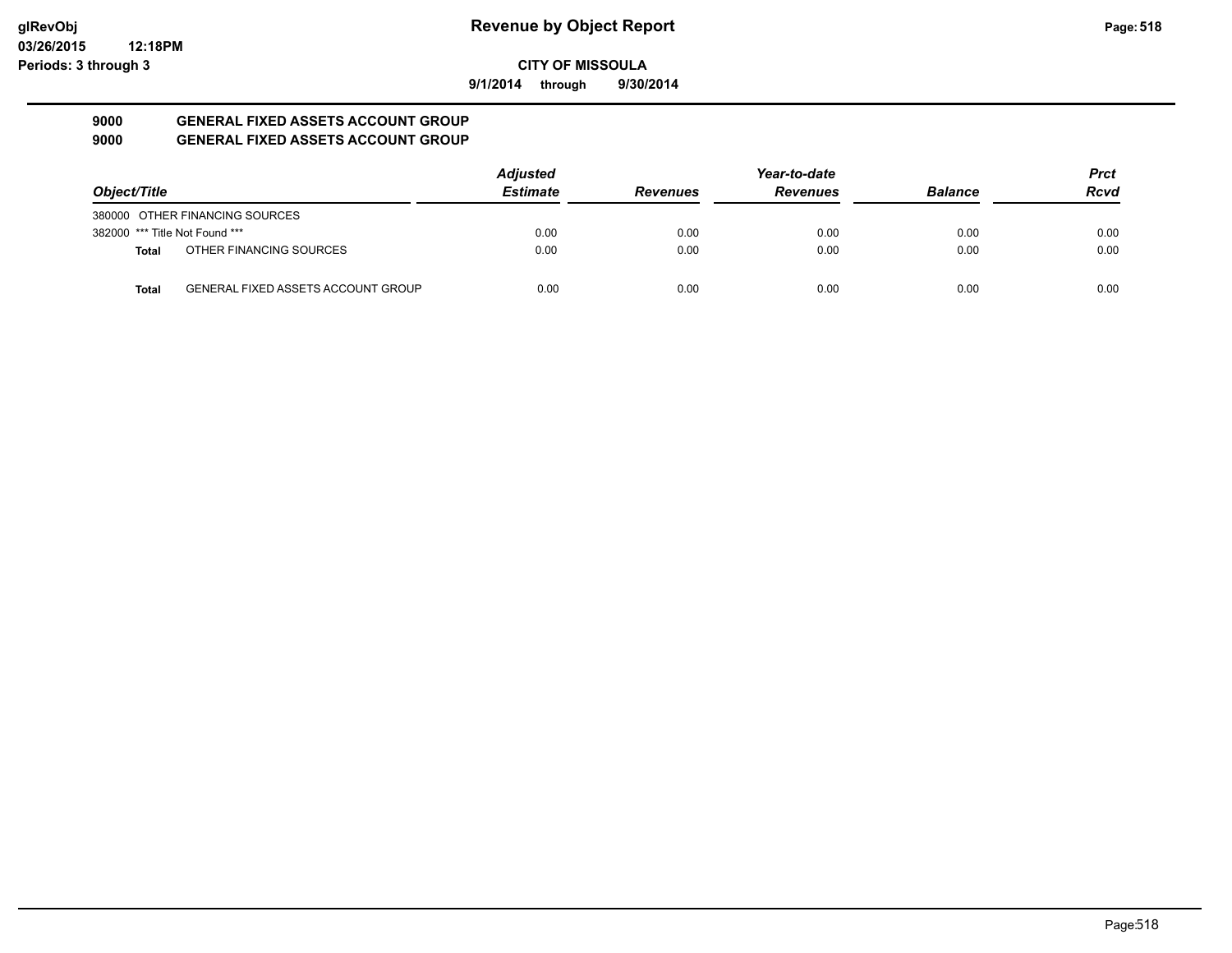# Revenue by Object Report

**CITY OF MISSOULA**

**9/1/2014 through 9/30/2014**

glRevObj
03/26/2015 12:18PM
Periods: 3 through 3

## 9000 GENERAL FIXED ASSETS ACCOUNT GROUP
## 9000 GENERAL FIXED ASSETS ACCOUNT GROUP

| Object/Title | | Adjusted Estimate | Revenues | Year-to-date Revenues | Balance | Prct Rcvd |
|---|---|---|---|---|---|---|
| 380000 OTHER FINANCING SOURCES | | | | | | |
| 382000 *** Title Not Found *** | | 0.00 | 0.00 | 0.00 | 0.00 | 0.00 |
| **Total** | OTHER FINANCING SOURCES | 0.00 | 0.00 | 0.00 | 0.00 | 0.00 |
| **Total** | GENERAL FIXED ASSETS ACCOUNT GROUP | 0.00 | 0.00 | 0.00 | 0.00 | 0.00 |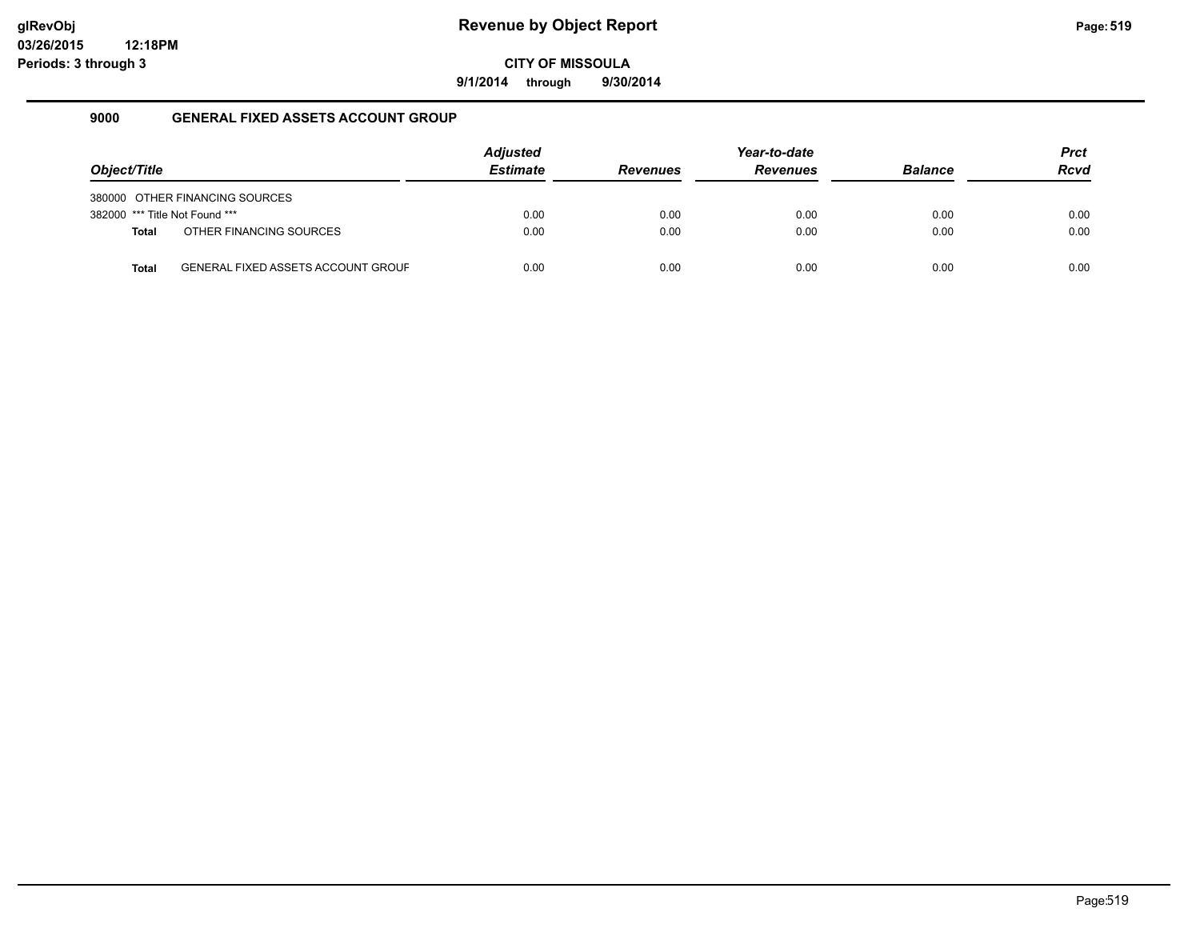# Revenue by Object Report

glRevObj
03/26/2015 12:18PM
Periods: 3 through 3

**CITY OF MISSOULA**

**9/1/2014 through 9/30/2014**

## 9000 GENERAL FIXED ASSETS ACCOUNT GROUP

| Object/Title | | Adjusted Estimate | Revenues | Year-to-date Revenues | Balance | Prct Rcvd |
|---|---|---|---|---|---|---|
| 380000 | OTHER FINANCING SOURCES | | | | | |
| 382000 | *** Title Not Found *** | 0.00 | 0.00 | 0.00 | 0.00 | 0.00 |
| **Total** | OTHER FINANCING SOURCES | 0.00 | 0.00 | 0.00 | 0.00 | 0.00 |
| **Total** | GENERAL FIXED ASSETS ACCOUNT GROUF | 0.00 | 0.00 | 0.00 | 0.00 | 0.00 |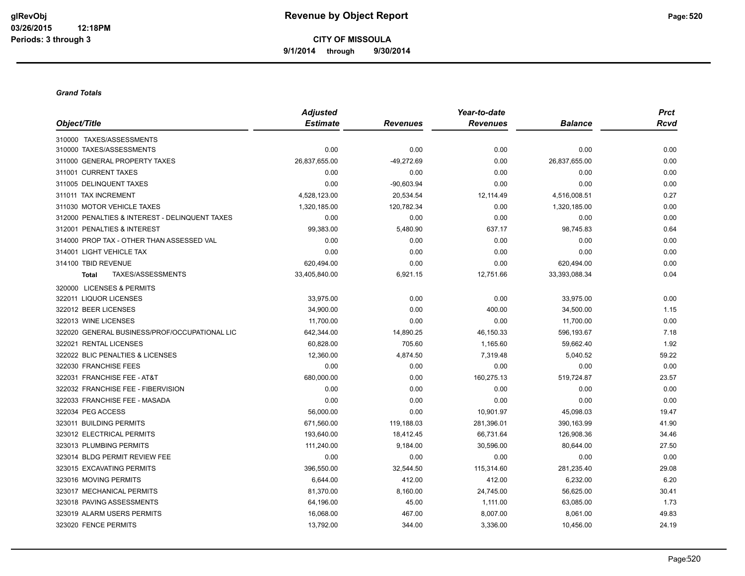# Revenue by Object Report

glRevObj
03/26/2015 12:18PM
Periods: 3 through 3

**CITY OF MISSOULA**

**9/1/2014 through 9/30/2014**

***Grand Totals***

| Object/Title | Adjusted Estimate | Revenues | Year-to-date Revenues | Balance | Prct Rcvd |
|---|---|---|---|---|---|
| 310000 TAXES/ASSESSMENTS | | | | | |
| 310000 TAXES/ASSESSMENTS | 0.00 | 0.00 | 0.00 | 0.00 | 0.00 |
| 311000 GENERAL PROPERTY TAXES | 26,837,655.00 | -49,272.69 | 0.00 | 26,837,655.00 | 0.00 |
| 311001 CURRENT TAXES | 0.00 | 0.00 | 0.00 | 0.00 | 0.00 |
| 311005 DELINQUENT TAXES | 0.00 | -90,603.94 | 0.00 | 0.00 | 0.00 |
| 311011 TAX INCREMENT | 4,528,123.00 | 20,534.54 | 12,114.49 | 4,516,008.51 | 0.27 |
| 311030 MOTOR VEHICLE TAXES | 1,320,185.00 | 120,782.34 | 0.00 | 1,320,185.00 | 0.00 |
| 312000 PENALTIES & INTEREST - DELINQUENT TAXES | 0.00 | 0.00 | 0.00 | 0.00 | 0.00 |
| 312001 PENALTIES & INTEREST | 99,383.00 | 5,480.90 | 637.17 | 98,745.83 | 0.64 |
| 314000 PROP TAX - OTHER THAN ASSESSED VAL | 0.00 | 0.00 | 0.00 | 0.00 | 0.00 |
| 314001 LIGHT VEHICLE TAX | 0.00 | 0.00 | 0.00 | 0.00 | 0.00 |
| 314100 TBID REVENUE | 620,494.00 | 0.00 | 0.00 | 620,494.00 | 0.00 |
| **Total** TAXES/ASSESSMENTS | 33,405,840.00 | 6,921.15 | 12,751.66 | 33,393,088.34 | 0.04 |
| 320000 LICENSES & PERMITS | | | | | |
| 322011 LIQUOR LICENSES | 33,975.00 | 0.00 | 0.00 | 33,975.00 | 0.00 |
| 322012 BEER LICENSES | 34,900.00 | 0.00 | 400.00 | 34,500.00 | 1.15 |
| 322013 WINE LICENSES | 11,700.00 | 0.00 | 0.00 | 11,700.00 | 0.00 |
| 322020 GENERAL BUSINESS/PROF/OCCUPATIONAL LIC | 642,344.00 | 14,890.25 | 46,150.33 | 596,193.67 | 7.18 |
| 322021 RENTAL LICENSES | 60,828.00 | 705.60 | 1,165.60 | 59,662.40 | 1.92 |
| 322022 BLIC PENALTIES & LICENSES | 12,360.00 | 4,874.50 | 7,319.48 | 5,040.52 | 59.22 |
| 322030 FRANCHISE FEES | 0.00 | 0.00 | 0.00 | 0.00 | 0.00 |
| 322031 FRANCHISE FEE - AT&T | 680,000.00 | 0.00 | 160,275.13 | 519,724.87 | 23.57 |
| 322032 FRANCHISE FEE - FIBERVISION | 0.00 | 0.00 | 0.00 | 0.00 | 0.00 |
| 322033 FRANCHISE FEE - MASADA | 0.00 | 0.00 | 0.00 | 0.00 | 0.00 |
| 322034 PEG ACCESS | 56,000.00 | 0.00 | 10,901.97 | 45,098.03 | 19.47 |
| 323011 BUILDING PERMITS | 671,560.00 | 119,188.03 | 281,396.01 | 390,163.99 | 41.90 |
| 323012 ELECTRICAL PERMITS | 193,640.00 | 18,412.45 | 66,731.64 | 126,908.36 | 34.46 |
| 323013 PLUMBING PERMITS | 111,240.00 | 9,184.00 | 30,596.00 | 80,644.00 | 27.50 |
| 323014 BLDG PERMIT REVIEW FEE | 0.00 | 0.00 | 0.00 | 0.00 | 0.00 |
| 323015 EXCAVATING PERMITS | 396,550.00 | 32,544.50 | 115,314.60 | 281,235.40 | 29.08 |
| 323016 MOVING PERMITS | 6,644.00 | 412.00 | 412.00 | 6,232.00 | 6.20 |
| 323017 MECHANICAL PERMITS | 81,370.00 | 8,160.00 | 24,745.00 | 56,625.00 | 30.41 |
| 323018 PAVING ASSESSMENTS | 64,196.00 | 45.00 | 1,111.00 | 63,085.00 | 1.73 |
| 323019 ALARM USERS PERMITS | 16,068.00 | 467.00 | 8,007.00 | 8,061.00 | 49.83 |
| 323020 FENCE PERMITS | 13,792.00 | 344.00 | 3,336.00 | 10,456.00 | 24.19 |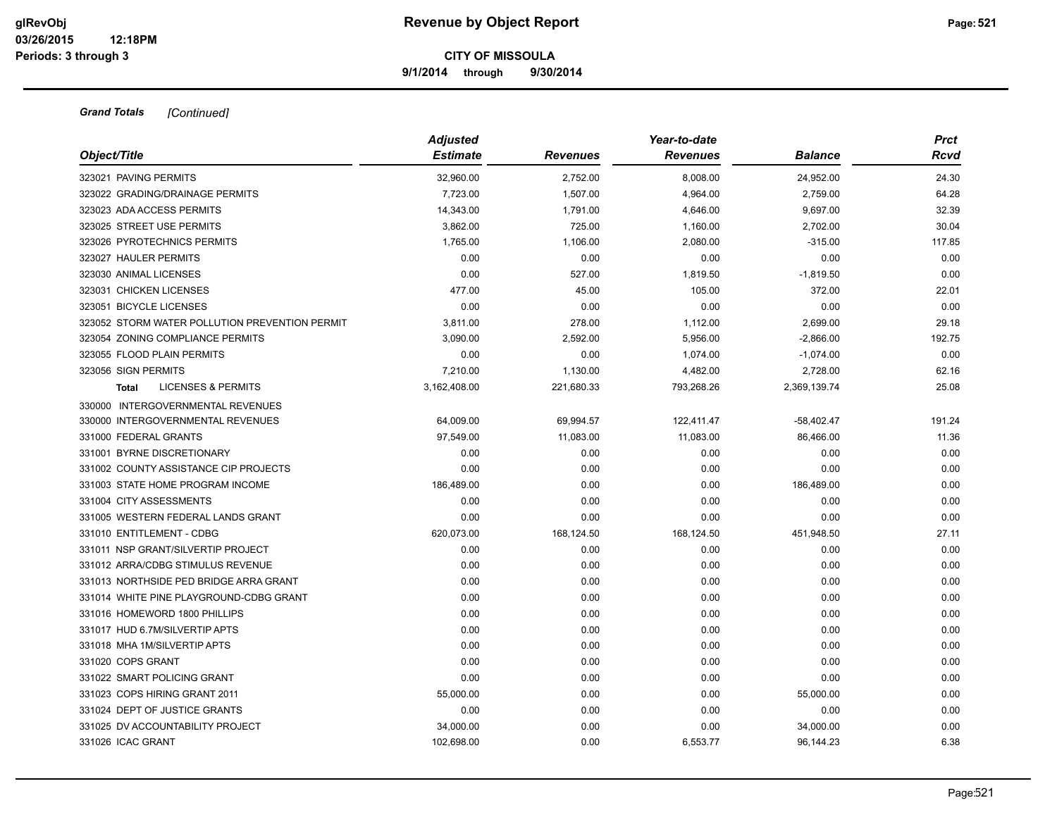**Grand Totals** *[Continued]*

| Object/Title | Adjusted Estimate | Revenues | Year-to-date Revenues | Balance | Prct Rcvd |
|---|---|---|---|---|---|
| 323021 PAVING PERMITS | 32,960.00 | 2,752.00 | 8,008.00 | 24,952.00 | 24.30 |
| 323022 GRADING/DRAINAGE PERMITS | 7,723.00 | 1,507.00 | 4,964.00 | 2,759.00 | 64.28 |
| 323023 ADA ACCESS PERMITS | 14,343.00 | 1,791.00 | 4,646.00 | 9,697.00 | 32.39 |
| 323025 STREET USE PERMITS | 3,862.00 | 725.00 | 1,160.00 | 2,702.00 | 30.04 |
| 323026 PYROTECHNICS PERMITS | 1,765.00 | 1,106.00 | 2,080.00 | -315.00 | 117.85 |
| 323027 HAULER PERMITS | 0.00 | 0.00 | 0.00 | 0.00 | 0.00 |
| 323030 ANIMAL LICENSES | 0.00 | 527.00 | 1,819.50 | -1,819.50 | 0.00 |
| 323031 CHICKEN LICENSES | 477.00 | 45.00 | 105.00 | 372.00 | 22.01 |
| 323051 BICYCLE LICENSES | 0.00 | 0.00 | 0.00 | 0.00 | 0.00 |
| 323052 STORM WATER POLLUTION PREVENTION PERMIT | 3,811.00 | 278.00 | 1,112.00 | 2,699.00 | 29.18 |
| 323054 ZONING COMPLIANCE PERMITS | 3,090.00 | 2,592.00 | 5,956.00 | -2,866.00 | 192.75 |
| 323055 FLOOD PLAIN PERMITS | 0.00 | 0.00 | 1,074.00 | -1,074.00 | 0.00 |
| 323056 SIGN PERMITS | 7,210.00 | 1,130.00 | 4,482.00 | 2,728.00 | 62.16 |
| **Total** LICENSES & PERMITS | 3,162,408.00 | 221,680.33 | 793,268.26 | 2,369,139.74 | 25.08 |
| 330000 INTERGOVERNMENTAL REVENUES | | | | | |
| 330000 INTERGOVERNMENTAL REVENUES | 64,009.00 | 69,994.57 | 122,411.47 | -58,402.47 | 191.24 |
| 331000 FEDERAL GRANTS | 97,549.00 | 11,083.00 | 11,083.00 | 86,466.00 | 11.36 |
| 331001 BYRNE DISCRETIONARY | 0.00 | 0.00 | 0.00 | 0.00 | 0.00 |
| 331002 COUNTY ASSISTANCE CIP PROJECTS | 0.00 | 0.00 | 0.00 | 0.00 | 0.00 |
| 331003 STATE HOME PROGRAM INCOME | 186,489.00 | 0.00 | 0.00 | 186,489.00 | 0.00 |
| 331004 CITY ASSESSMENTS | 0.00 | 0.00 | 0.00 | 0.00 | 0.00 |
| 331005 WESTERN FEDERAL LANDS GRANT | 0.00 | 0.00 | 0.00 | 0.00 | 0.00 |
| 331010 ENTITLEMENT - CDBG | 620,073.00 | 168,124.50 | 168,124.50 | 451,948.50 | 27.11 |
| 331011 NSP GRANT/SILVERTIP PROJECT | 0.00 | 0.00 | 0.00 | 0.00 | 0.00 |
| 331012 ARRA/CDBG STIMULUS REVENUE | 0.00 | 0.00 | 0.00 | 0.00 | 0.00 |
| 331013 NORTHSIDE PED BRIDGE ARRA GRANT | 0.00 | 0.00 | 0.00 | 0.00 | 0.00 |
| 331014 WHITE PINE PLAYGROUND-CDBG GRANT | 0.00 | 0.00 | 0.00 | 0.00 | 0.00 |
| 331016 HOMEWORD 1800 PHILLIPS | 0.00 | 0.00 | 0.00 | 0.00 | 0.00 |
| 331017 HUD 6.7M/SILVERTIP APTS | 0.00 | 0.00 | 0.00 | 0.00 | 0.00 |
| 331018 MHA 1M/SILVERTIP APTS | 0.00 | 0.00 | 0.00 | 0.00 | 0.00 |
| 331020 COPS GRANT | 0.00 | 0.00 | 0.00 | 0.00 | 0.00 |
| 331022 SMART POLICING GRANT | 0.00 | 0.00 | 0.00 | 0.00 | 0.00 |
| 331023 COPS HIRING GRANT 2011 | 55,000.00 | 0.00 | 0.00 | 55,000.00 | 0.00 |
| 331024 DEPT OF JUSTICE GRANTS | 0.00 | 0.00 | 0.00 | 0.00 | 0.00 |
| 331025 DV ACCOUNTABILITY PROJECT | 34,000.00 | 0.00 | 0.00 | 34,000.00 | 0.00 |
| 331026 ICAC GRANT | 102,698.00 | 0.00 | 6,553.77 | 96,144.23 | 6.38 |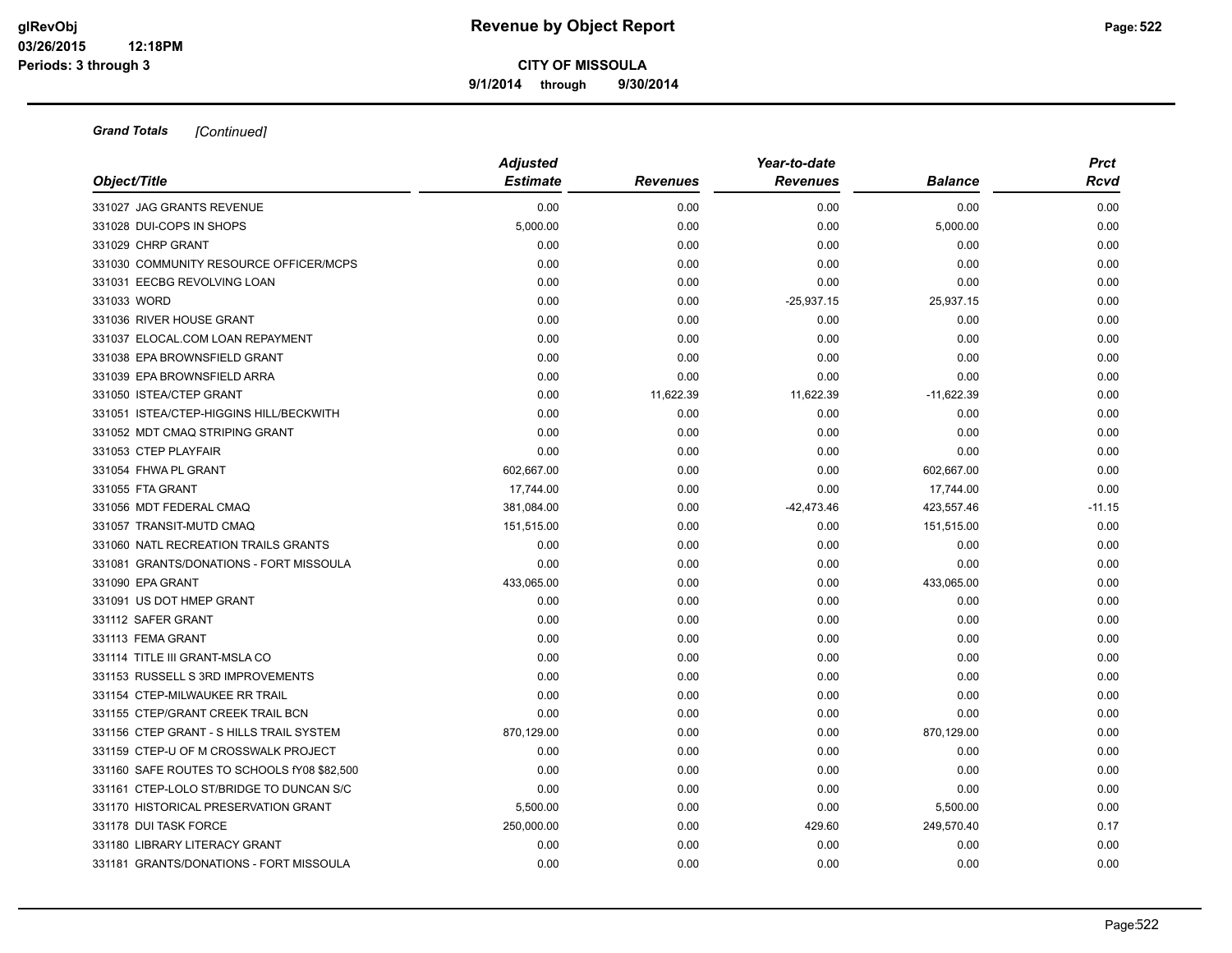**CITY OF MISSOULA**

**9/1/2014 through 9/30/2014**

***Grand Totals*** *[Continued]*

| *Object/Title* | *Adjusted Estimate* | *Revenues* | *Year-to-date Revenues* | *Balance* | *Prct Rcvd* |
|---|---|---|---|---|---|
| 331027 JAG GRANTS REVENUE | 0.00 | 0.00 | 0.00 | 0.00 | 0.00 |
| 331028 DUI-COPS IN SHOPS | 5,000.00 | 0.00 | 0.00 | 5,000.00 | 0.00 |
| 331029 CHRP GRANT | 0.00 | 0.00 | 0.00 | 0.00 | 0.00 |
| 331030 COMMUNITY RESOURCE OFFICER/MCPS | 0.00 | 0.00 | 0.00 | 0.00 | 0.00 |
| 331031 EECBG REVOLVING LOAN | 0.00 | 0.00 | 0.00 | 0.00 | 0.00 |
| 331033 WORD | 0.00 | 0.00 | -25,937.15 | 25,937.15 | 0.00 |
| 331036 RIVER HOUSE GRANT | 0.00 | 0.00 | 0.00 | 0.00 | 0.00 |
| 331037 ELOCAL.COM LOAN REPAYMENT | 0.00 | 0.00 | 0.00 | 0.00 | 0.00 |
| 331038 EPA BROWNSFIELD GRANT | 0.00 | 0.00 | 0.00 | 0.00 | 0.00 |
| 331039 EPA BROWNSFIELD ARRA | 0.00 | 0.00 | 0.00 | 0.00 | 0.00 |
| 331050 ISTEA/CTEP GRANT | 0.00 | 11,622.39 | 11,622.39 | -11,622.39 | 0.00 |
| 331051 ISTEA/CTEP-HIGGINS HILL/BECKWITH | 0.00 | 0.00 | 0.00 | 0.00 | 0.00 |
| 331052 MDT CMAQ STRIPING GRANT | 0.00 | 0.00 | 0.00 | 0.00 | 0.00 |
| 331053 CTEP PLAYFAIR | 0.00 | 0.00 | 0.00 | 0.00 | 0.00 |
| 331054 FHWA PL GRANT | 602,667.00 | 0.00 | 0.00 | 602,667.00 | 0.00 |
| 331055 FTA GRANT | 17,744.00 | 0.00 | 0.00 | 17,744.00 | 0.00 |
| 331056 MDT FEDERAL CMAQ | 381,084.00 | 0.00 | -42,473.46 | 423,557.46 | -11.15 |
| 331057 TRANSIT-MUTD CMAQ | 151,515.00 | 0.00 | 0.00 | 151,515.00 | 0.00 |
| 331060 NATL RECREATION TRAILS GRANTS | 0.00 | 0.00 | 0.00 | 0.00 | 0.00 |
| 331081 GRANTS/DONATIONS - FORT MISSOULA | 0.00 | 0.00 | 0.00 | 0.00 | 0.00 |
| 331090 EPA GRANT | 433,065.00 | 0.00 | 0.00 | 433,065.00 | 0.00 |
| 331091 US DOT HMEP GRANT | 0.00 | 0.00 | 0.00 | 0.00 | 0.00 |
| 331112 SAFER GRANT | 0.00 | 0.00 | 0.00 | 0.00 | 0.00 |
| 331113 FEMA GRANT | 0.00 | 0.00 | 0.00 | 0.00 | 0.00 |
| 331114 TITLE III GRANT-MSLA CO | 0.00 | 0.00 | 0.00 | 0.00 | 0.00 |
| 331153 RUSSELL S 3RD IMPROVEMENTS | 0.00 | 0.00 | 0.00 | 0.00 | 0.00 |
| 331154 CTEP-MILWAUKEE RR TRAIL | 0.00 | 0.00 | 0.00 | 0.00 | 0.00 |
| 331155 CTEP/GRANT CREEK TRAIL BCN | 0.00 | 0.00 | 0.00 | 0.00 | 0.00 |
| 331156 CTEP GRANT - S HILLS TRAIL SYSTEM | 870,129.00 | 0.00 | 0.00 | 870,129.00 | 0.00 |
| 331159 CTEP-U OF M CROSSWALK PROJECT | 0.00 | 0.00 | 0.00 | 0.00 | 0.00 |
| 331160 SAFE ROUTES TO SCHOOLS fY08 $82,500 | 0.00 | 0.00 | 0.00 | 0.00 | 0.00 |
| 331161 CTEP-LOLO ST/BRIDGE TO DUNCAN S/C | 0.00 | 0.00 | 0.00 | 0.00 | 0.00 |
| 331170 HISTORICAL PRESERVATION GRANT | 5,500.00 | 0.00 | 0.00 | 5,500.00 | 0.00 |
| 331178 DUI TASK FORCE | 250,000.00 | 0.00 | 429.60 | 249,570.40 | 0.17 |
| 331180 LIBRARY LITERACY GRANT | 0.00 | 0.00 | 0.00 | 0.00 | 0.00 |
| 331181 GRANTS/DONATIONS - FORT MISSOULA | 0.00 | 0.00 | 0.00 | 0.00 | 0.00 |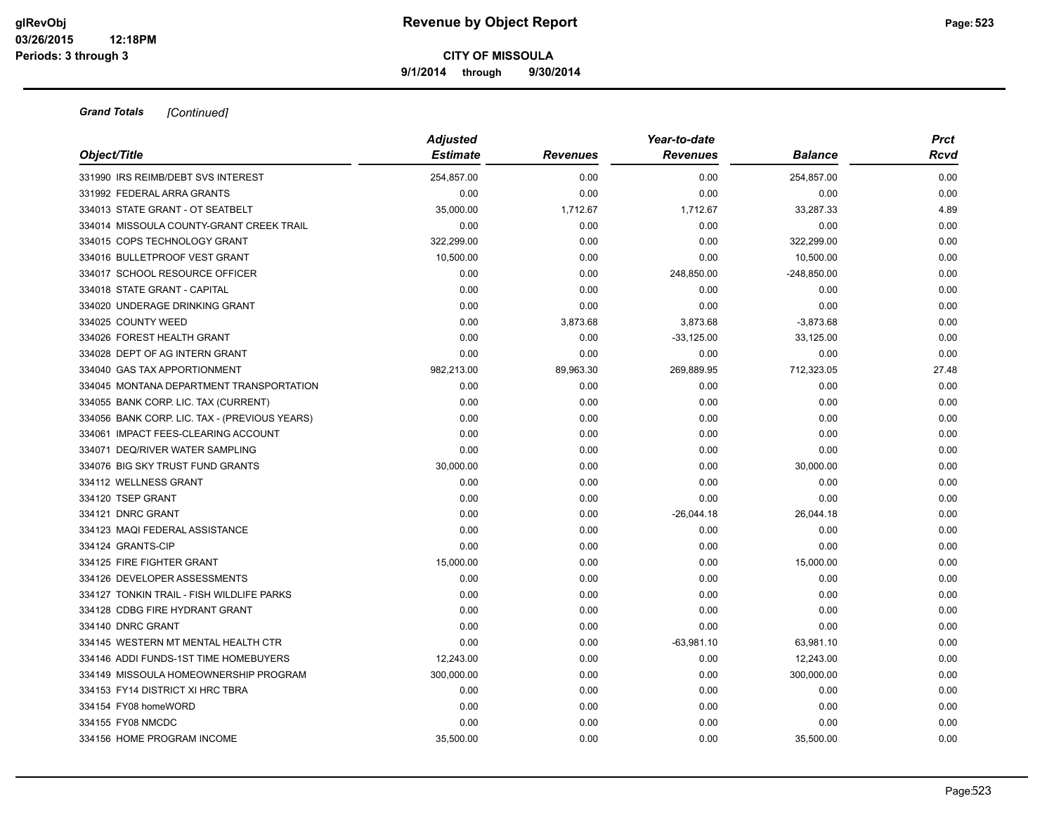**Revenue by Object Report**

**CITY OF MISSOULA**

**9/1/2014 through 9/30/2014**

glRevObj
03/26/2015 12:18PM
Periods: 3 through 3

***Grand Totals*** *[Continued]*

| *Object/Title* | *Adjusted Estimate* | *Revenues* | *Year-to-date Revenues* | *Balance* | *Prct Rcvd* |
|---|---|---|---|---|---|
| 331990 IRS REIMB/DEBT SVS INTEREST | 254,857.00 | 0.00 | 0.00 | 254,857.00 | 0.00 |
| 331992 FEDERAL ARRA GRANTS | 0.00 | 0.00 | 0.00 | 0.00 | 0.00 |
| 334013 STATE GRANT - OT SEATBELT | 35,000.00 | 1,712.67 | 1,712.67 | 33,287.33 | 4.89 |
| 334014 MISSOULA COUNTY-GRANT CREEK TRAIL | 0.00 | 0.00 | 0.00 | 0.00 | 0.00 |
| 334015 COPS TECHNOLOGY GRANT | 322,299.00 | 0.00 | 0.00 | 322,299.00 | 0.00 |
| 334016 BULLETPROOF VEST GRANT | 10,500.00 | 0.00 | 0.00 | 10,500.00 | 0.00 |
| 334017 SCHOOL RESOURCE OFFICER | 0.00 | 0.00 | 248,850.00 | -248,850.00 | 0.00 |
| 334018 STATE GRANT - CAPITAL | 0.00 | 0.00 | 0.00 | 0.00 | 0.00 |
| 334020 UNDERAGE DRINKING GRANT | 0.00 | 0.00 | 0.00 | 0.00 | 0.00 |
| 334025 COUNTY WEED | 0.00 | 3,873.68 | 3,873.68 | -3,873.68 | 0.00 |
| 334026 FOREST HEALTH GRANT | 0.00 | 0.00 | -33,125.00 | 33,125.00 | 0.00 |
| 334028 DEPT OF AG INTERN GRANT | 0.00 | 0.00 | 0.00 | 0.00 | 0.00 |
| 334040 GAS TAX APPORTIONMENT | 982,213.00 | 89,963.30 | 269,889.95 | 712,323.05 | 27.48 |
| 334045 MONTANA DEPARTMENT TRANSPORTATION | 0.00 | 0.00 | 0.00 | 0.00 | 0.00 |
| 334055 BANK CORP. LIC. TAX (CURRENT) | 0.00 | 0.00 | 0.00 | 0.00 | 0.00 |
| 334056 BANK CORP. LIC. TAX - (PREVIOUS YEARS) | 0.00 | 0.00 | 0.00 | 0.00 | 0.00 |
| 334061 IMPACT FEES-CLEARING ACCOUNT | 0.00 | 0.00 | 0.00 | 0.00 | 0.00 |
| 334071 DEQ/RIVER WATER SAMPLING | 0.00 | 0.00 | 0.00 | 0.00 | 0.00 |
| 334076 BIG SKY TRUST FUND GRANTS | 30,000.00 | 0.00 | 0.00 | 30,000.00 | 0.00 |
| 334112 WELLNESS GRANT | 0.00 | 0.00 | 0.00 | 0.00 | 0.00 |
| 334120 TSEP GRANT | 0.00 | 0.00 | 0.00 | 0.00 | 0.00 |
| 334121 DNRC GRANT | 0.00 | 0.00 | -26,044.18 | 26,044.18 | 0.00 |
| 334123 MAQI FEDERAL ASSISTANCE | 0.00 | 0.00 | 0.00 | 0.00 | 0.00 |
| 334124 GRANTS-CIP | 0.00 | 0.00 | 0.00 | 0.00 | 0.00 |
| 334125 FIRE FIGHTER GRANT | 15,000.00 | 0.00 | 0.00 | 15,000.00 | 0.00 |
| 334126 DEVELOPER ASSESSMENTS | 0.00 | 0.00 | 0.00 | 0.00 | 0.00 |
| 334127 TONKIN TRAIL - FISH WILDLIFE PARKS | 0.00 | 0.00 | 0.00 | 0.00 | 0.00 |
| 334128 CDBG FIRE HYDRANT GRANT | 0.00 | 0.00 | 0.00 | 0.00 | 0.00 |
| 334140 DNRC GRANT | 0.00 | 0.00 | 0.00 | 0.00 | 0.00 |
| 334145 WESTERN MT MENTAL HEALTH CTR | 0.00 | 0.00 | -63,981.10 | 63,981.10 | 0.00 |
| 334146 ADDI FUNDS-1ST TIME HOMEBUYERS | 12,243.00 | 0.00 | 0.00 | 12,243.00 | 0.00 |
| 334149 MISSOULA HOMEOWNERSHIP PROGRAM | 300,000.00 | 0.00 | 0.00 | 300,000.00 | 0.00 |
| 334153 FY14 DISTRICT XI HRC TBRA | 0.00 | 0.00 | 0.00 | 0.00 | 0.00 |
| 334154 FY08 homeWORD | 0.00 | 0.00 | 0.00 | 0.00 | 0.00 |
| 334155 FY08 NMCDC | 0.00 | 0.00 | 0.00 | 0.00 | 0.00 |
| 334156 HOME PROGRAM INCOME | 35,500.00 | 0.00 | 0.00 | 35,500.00 | 0.00 |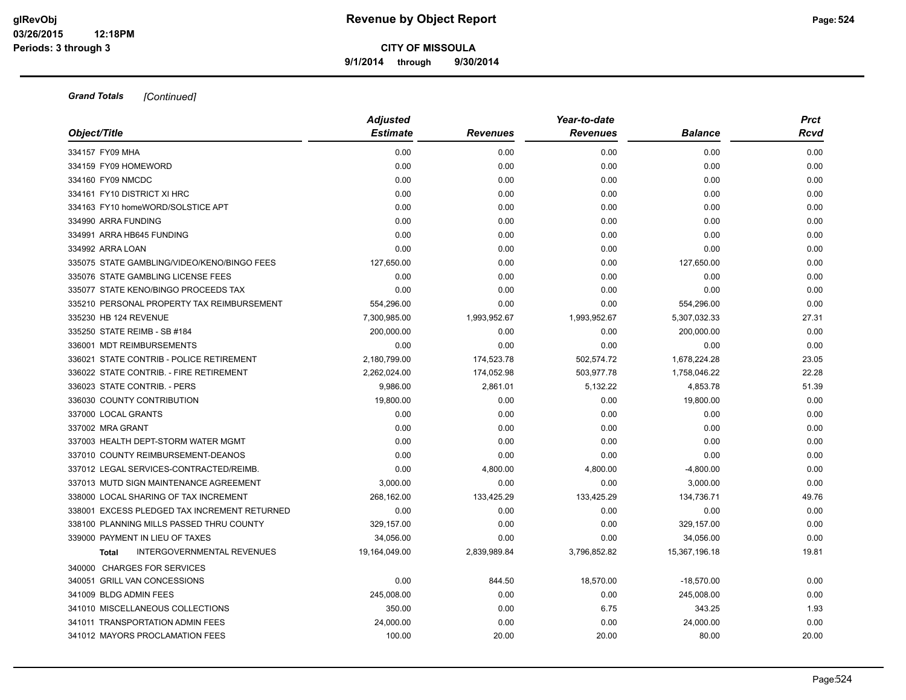**Grand Totals** *[Continued]*

| Object/Title | *Adjusted Estimate* | *Revenues* | *Year-to-date Revenues* | *Balance* | *Prct Rcvd* |
|---|---|---|---|---|---|
| 334157 FY09 MHA | 0.00 | 0.00 | 0.00 | 0.00 | 0.00 |
| 334159 FY09 HOMEWORD | 0.00 | 0.00 | 0.00 | 0.00 | 0.00 |
| 334160 FY09 NMCDC | 0.00 | 0.00 | 0.00 | 0.00 | 0.00 |
| 334161 FY10 DISTRICT XI HRC | 0.00 | 0.00 | 0.00 | 0.00 | 0.00 |
| 334163 FY10 homeWORD/SOLSTICE APT | 0.00 | 0.00 | 0.00 | 0.00 | 0.00 |
| 334990 ARRA FUNDING | 0.00 | 0.00 | 0.00 | 0.00 | 0.00 |
| 334991 ARRA HB645 FUNDING | 0.00 | 0.00 | 0.00 | 0.00 | 0.00 |
| 334992 ARRA LOAN | 0.00 | 0.00 | 0.00 | 0.00 | 0.00 |
| 335075 STATE GAMBLING/VIDEO/KENO/BINGO FEES | 127,650.00 | 0.00 | 0.00 | 127,650.00 | 0.00 |
| 335076 STATE GAMBLING LICENSE FEES | 0.00 | 0.00 | 0.00 | 0.00 | 0.00 |
| 335077 STATE KENO/BINGO PROCEEDS TAX | 0.00 | 0.00 | 0.00 | 0.00 | 0.00 |
| 335210 PERSONAL PROPERTY TAX REIMBURSEMENT | 554,296.00 | 0.00 | 0.00 | 554,296.00 | 0.00 |
| 335230 HB 124 REVENUE | 7,300,985.00 | 1,993,952.67 | 1,993,952.67 | 5,307,032.33 | 27.31 |
| 335250 STATE REIMB - SB #184 | 200,000.00 | 0.00 | 0.00 | 200,000.00 | 0.00 |
| 336001 MDT REIMBURSEMENTS | 0.00 | 0.00 | 0.00 | 0.00 | 0.00 |
| 336021 STATE CONTRIB - POLICE RETIREMENT | 2,180,799.00 | 174,523.78 | 502,574.72 | 1,678,224.28 | 23.05 |
| 336022 STATE CONTRIB. - FIRE RETIREMENT | 2,262,024.00 | 174,052.98 | 503,977.78 | 1,758,046.22 | 22.28 |
| 336023 STATE CONTRIB. - PERS | 9,986.00 | 2,861.01 | 5,132.22 | 4,853.78 | 51.39 |
| 336030 COUNTY CONTRIBUTION | 19,800.00 | 0.00 | 0.00 | 19,800.00 | 0.00 |
| 337000 LOCAL GRANTS | 0.00 | 0.00 | 0.00 | 0.00 | 0.00 |
| 337002 MRA GRANT | 0.00 | 0.00 | 0.00 | 0.00 | 0.00 |
| 337003 HEALTH DEPT-STORM WATER MGMT | 0.00 | 0.00 | 0.00 | 0.00 | 0.00 |
| 337010 COUNTY REIMBURSEMENT-DEANOS | 0.00 | 0.00 | 0.00 | 0.00 | 0.00 |
| 337012 LEGAL SERVICES-CONTRACTED/REIMB. | 0.00 | 4,800.00 | 4,800.00 | -4,800.00 | 0.00 |
| 337013 MUTD SIGN MAINTENANCE AGREEMENT | 3,000.00 | 0.00 | 0.00 | 3,000.00 | 0.00 |
| 338000 LOCAL SHARING OF TAX INCREMENT | 268,162.00 | 133,425.29 | 133,425.29 | 134,736.71 | 49.76 |
| 338001 EXCESS PLEDGED TAX INCREMENT RETURNED | 0.00 | 0.00 | 0.00 | 0.00 | 0.00 |
| 338100 PLANNING MILLS PASSED THRU COUNTY | 329,157.00 | 0.00 | 0.00 | 329,157.00 | 0.00 |
| 339000 PAYMENT IN LIEU OF TAXES | 34,056.00 | 0.00 | 0.00 | 34,056.00 | 0.00 |
| **Total** INTERGOVERNMENTAL REVENUES | 19,164,049.00 | 2,839,989.84 | 3,796,852.82 | 15,367,196.18 | 19.81 |
| 340000 CHARGES FOR SERVICES | | | | | |
| 340051 GRILL VAN CONCESSIONS | 0.00 | 844.50 | 18,570.00 | -18,570.00 | 0.00 |
| 341009 BLDG ADMIN FEES | 245,008.00 | 0.00 | 0.00 | 245,008.00 | 0.00 |
| 341010 MISCELLANEOUS COLLECTIONS | 350.00 | 0.00 | 6.75 | 343.25 | 1.93 |
| 341011 TRANSPORTATION ADMIN FEES | 24,000.00 | 0.00 | 0.00 | 24,000.00 | 0.00 |
| 341012 MAYORS PROCLAMATION FEES | 100.00 | 20.00 | 20.00 | 80.00 | 20.00 |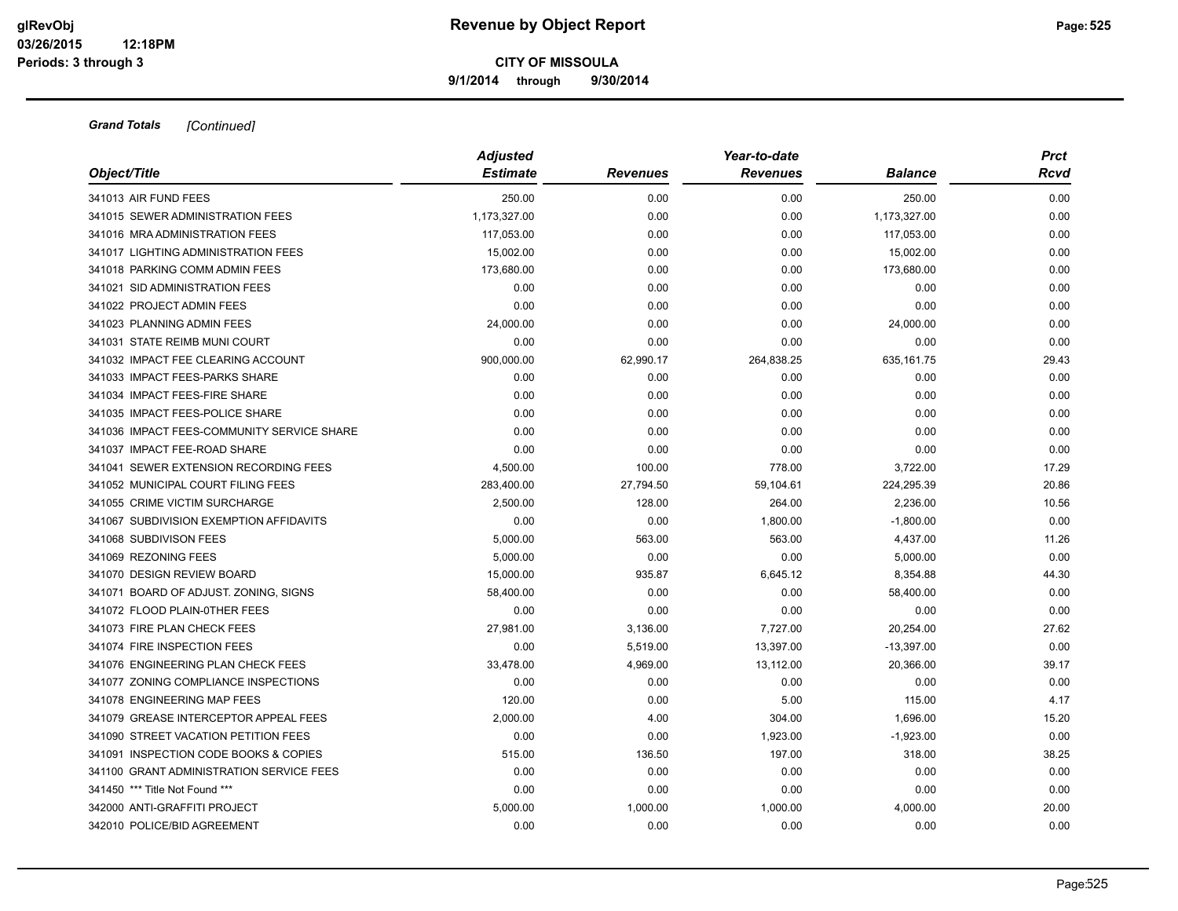**Grand Totals** *[Continued]*

| Object/Title | Adjusted Estimate | Revenues | Year-to-date Revenues | Balance | Prct Rcvd |
|---|---|---|---|---|---|
| 341013 AIR FUND FEES | 250.00 | 0.00 | 0.00 | 250.00 | 0.00 |
| 341015 SEWER ADMINISTRATION FEES | 1,173,327.00 | 0.00 | 0.00 | 1,173,327.00 | 0.00 |
| 341016 MRA ADMINISTRATION FEES | 117,053.00 | 0.00 | 0.00 | 117,053.00 | 0.00 |
| 341017 LIGHTING ADMINISTRATION FEES | 15,002.00 | 0.00 | 0.00 | 15,002.00 | 0.00 |
| 341018 PARKING COMM ADMIN FEES | 173,680.00 | 0.00 | 0.00 | 173,680.00 | 0.00 |
| 341021 SID ADMINISTRATION FEES | 0.00 | 0.00 | 0.00 | 0.00 | 0.00 |
| 341022 PROJECT ADMIN FEES | 0.00 | 0.00 | 0.00 | 0.00 | 0.00 |
| 341023 PLANNING ADMIN FEES | 24,000.00 | 0.00 | 0.00 | 24,000.00 | 0.00 |
| 341031 STATE REIMB MUNI COURT | 0.00 | 0.00 | 0.00 | 0.00 | 0.00 |
| 341032 IMPACT FEE CLEARING ACCOUNT | 900,000.00 | 62,990.17 | 264,838.25 | 635,161.75 | 29.43 |
| 341033 IMPACT FEES-PARKS SHARE | 0.00 | 0.00 | 0.00 | 0.00 | 0.00 |
| 341034 IMPACT FEES-FIRE SHARE | 0.00 | 0.00 | 0.00 | 0.00 | 0.00 |
| 341035 IMPACT FEES-POLICE SHARE | 0.00 | 0.00 | 0.00 | 0.00 | 0.00 |
| 341036 IMPACT FEES-COMMUNITY SERVICE SHARE | 0.00 | 0.00 | 0.00 | 0.00 | 0.00 |
| 341037 IMPACT FEE-ROAD SHARE | 0.00 | 0.00 | 0.00 | 0.00 | 0.00 |
| 341041 SEWER EXTENSION RECORDING FEES | 4,500.00 | 100.00 | 778.00 | 3,722.00 | 17.29 |
| 341052 MUNICIPAL COURT FILING FEES | 283,400.00 | 27,794.50 | 59,104.61 | 224,295.39 | 20.86 |
| 341055 CRIME VICTIM SURCHARGE | 2,500.00 | 128.00 | 264.00 | 2,236.00 | 10.56 |
| 341067 SUBDIVISION EXEMPTION AFFIDAVITS | 0.00 | 0.00 | 1,800.00 | -1,800.00 | 0.00 |
| 341068 SUBDIVISON FEES | 5,000.00 | 563.00 | 563.00 | 4,437.00 | 11.26 |
| 341069 REZONING FEES | 5,000.00 | 0.00 | 0.00 | 5,000.00 | 0.00 |
| 341070 DESIGN REVIEW BOARD | 15,000.00 | 935.87 | 6,645.12 | 8,354.88 | 44.30 |
| 341071 BOARD OF ADJUST. ZONING, SIGNS | 58,400.00 | 0.00 | 0.00 | 58,400.00 | 0.00 |
| 341072 FLOOD PLAIN-0THER FEES | 0.00 | 0.00 | 0.00 | 0.00 | 0.00 |
| 341073 FIRE PLAN CHECK FEES | 27,981.00 | 3,136.00 | 7,727.00 | 20,254.00 | 27.62 |
| 341074 FIRE INSPECTION FEES | 0.00 | 5,519.00 | 13,397.00 | -13,397.00 | 0.00 |
| 341076 ENGINEERING PLAN CHECK FEES | 33,478.00 | 4,969.00 | 13,112.00 | 20,366.00 | 39.17 |
| 341077 ZONING COMPLIANCE INSPECTIONS | 0.00 | 0.00 | 0.00 | 0.00 | 0.00 |
| 341078 ENGINEERING MAP FEES | 120.00 | 0.00 | 5.00 | 115.00 | 4.17 |
| 341079 GREASE INTERCEPTOR APPEAL FEES | 2,000.00 | 4.00 | 304.00 | 1,696.00 | 15.20 |
| 341090 STREET VACATION PETITION FEES | 0.00 | 0.00 | 1,923.00 | -1,923.00 | 0.00 |
| 341091 INSPECTION CODE BOOKS & COPIES | 515.00 | 136.50 | 197.00 | 318.00 | 38.25 |
| 341100 GRANT ADMINISTRATION SERVICE FEES | 0.00 | 0.00 | 0.00 | 0.00 | 0.00 |
| 341450 *** Title Not Found *** | 0.00 | 0.00 | 0.00 | 0.00 | 0.00 |
| 342000 ANTI-GRAFFITI PROJECT | 5,000.00 | 1,000.00 | 1,000.00 | 4,000.00 | 20.00 |
| 342010 POLICE/BID AGREEMENT | 0.00 | 0.00 | 0.00 | 0.00 | 0.00 |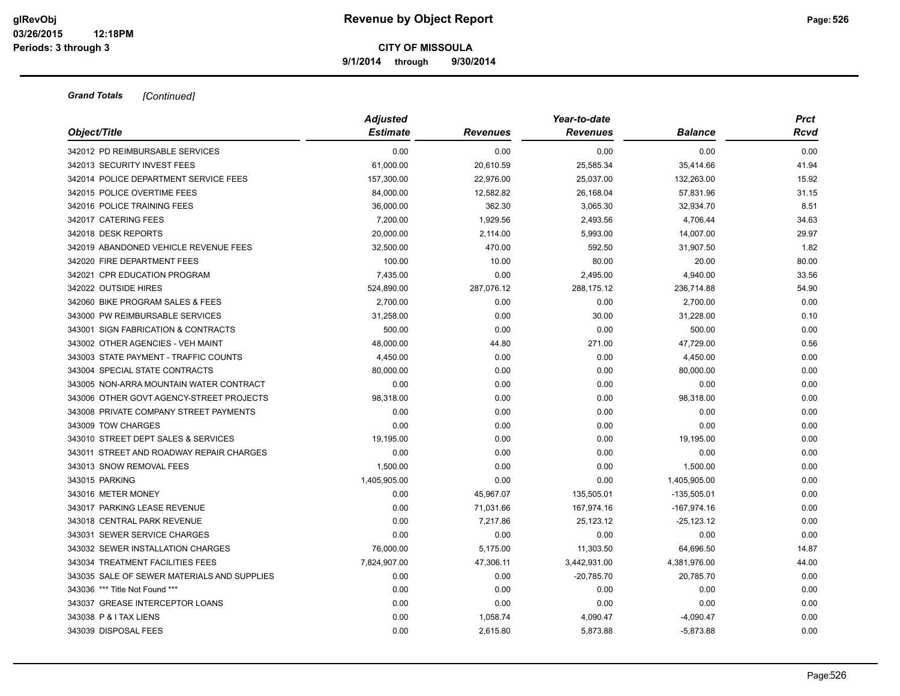**Grand Totals** *[Continued]*

| Object/Title | Adjusted Estimate | Revenues | Year-to-date Revenues | Balance | Prct Rcvd |
|---|---|---|---|---|---|
| 342012 PD REIMBURSABLE SERVICES | 0.00 | 0.00 | 0.00 | 0.00 | 0.00 |
| 342013 SECURITY INVEST FEES | 61,000.00 | 20,610.59 | 25,585.34 | 35,414.66 | 41.94 |
| 342014 POLICE DEPARTMENT SERVICE FEES | 157,300.00 | 22,976.00 | 25,037.00 | 132,263.00 | 15.92 |
| 342015 POLICE OVERTIME FEES | 84,000.00 | 12,582.82 | 26,168.04 | 57,831.96 | 31.15 |
| 342016 POLICE TRAINING FEES | 36,000.00 | 362.30 | 3,065.30 | 32,934.70 | 8.51 |
| 342017 CATERING FEES | 7,200.00 | 1,929.56 | 2,493.56 | 4,706.44 | 34.63 |
| 342018 DESK REPORTS | 20,000.00 | 2,114.00 | 5,993.00 | 14,007.00 | 29.97 |
| 342019 ABANDONED VEHICLE REVENUE FEES | 32,500.00 | 470.00 | 592.50 | 31,907.50 | 1.82 |
| 342020 FIRE DEPARTMENT FEES | 100.00 | 10.00 | 80.00 | 20.00 | 80.00 |
| 342021 CPR EDUCATION PROGRAM | 7,435.00 | 0.00 | 2,495.00 | 4,940.00 | 33.56 |
| 342022 OUTSIDE HIRES | 524,890.00 | 287,076.12 | 288,175.12 | 236,714.88 | 54.90 |
| 342060 BIKE PROGRAM SALES & FEES | 2,700.00 | 0.00 | 0.00 | 2,700.00 | 0.00 |
| 343000 PW REIMBURSABLE SERVICES | 31,258.00 | 0.00 | 30.00 | 31,228.00 | 0.10 |
| 343001 SIGN FABRICATION & CONTRACTS | 500.00 | 0.00 | 0.00 | 500.00 | 0.00 |
| 343002 OTHER AGENCIES - VEH MAINT | 48,000.00 | 44.80 | 271.00 | 47,729.00 | 0.56 |
| 343003 STATE PAYMENT - TRAFFIC COUNTS | 4,450.00 | 0.00 | 0.00 | 4,450.00 | 0.00 |
| 343004 SPECIAL STATE CONTRACTS | 80,000.00 | 0.00 | 0.00 | 80,000.00 | 0.00 |
| 343005 NON-ARRA MOUNTAIN WATER CONTRACT | 0.00 | 0.00 | 0.00 | 0.00 | 0.00 |
| 343006 OTHER GOVT AGENCY-STREET PROJECTS | 98,318.00 | 0.00 | 0.00 | 98,318.00 | 0.00 |
| 343008 PRIVATE COMPANY STREET PAYMENTS | 0.00 | 0.00 | 0.00 | 0.00 | 0.00 |
| 343009 TOW CHARGES | 0.00 | 0.00 | 0.00 | 0.00 | 0.00 |
| 343010 STREET DEPT SALES & SERVICES | 19,195.00 | 0.00 | 0.00 | 19,195.00 | 0.00 |
| 343011 STREET AND ROADWAY REPAIR CHARGES | 0.00 | 0.00 | 0.00 | 0.00 | 0.00 |
| 343013 SNOW REMOVAL FEES | 1,500.00 | 0.00 | 0.00 | 1,500.00 | 0.00 |
| 343015 PARKING | 1,405,905.00 | 0.00 | 0.00 | 1,405,905.00 | 0.00 |
| 343016 METER MONEY | 0.00 | 45,967.07 | 135,505.01 | -135,505.01 | 0.00 |
| 343017 PARKING LEASE REVENUE | 0.00 | 71,031.66 | 167,974.16 | -167,974.16 | 0.00 |
| 343018 CENTRAL PARK REVENUE | 0.00 | 7,217.86 | 25,123.12 | -25,123.12 | 0.00 |
| 343031 SEWER SERVICE CHARGES | 0.00 | 0.00 | 0.00 | 0.00 | 0.00 |
| 343032 SEWER INSTALLATION CHARGES | 76,000.00 | 5,175.00 | 11,303.50 | 64,696.50 | 14.87 |
| 343034 TREATMENT FACILITIES FEES | 7,824,907.00 | 47,306.11 | 3,442,931.00 | 4,381,976.00 | 44.00 |
| 343035 SALE OF SEWER MATERIALS AND SUPPLIES | 0.00 | 0.00 | -20,785.70 | 20,785.70 | 0.00 |
| 343036 *** Title Not Found *** | 0.00 | 0.00 | 0.00 | 0.00 | 0.00 |
| 343037 GREASE INTERCEPTOR LOANS | 0.00 | 0.00 | 0.00 | 0.00 | 0.00 |
| 343038 P & I TAX LIENS | 0.00 | 1,058.74 | 4,090.47 | -4,090.47 | 0.00 |
| 343039 DISPOSAL FEES | 0.00 | 2,615.80 | 5,873.88 | -5,873.88 | 0.00 |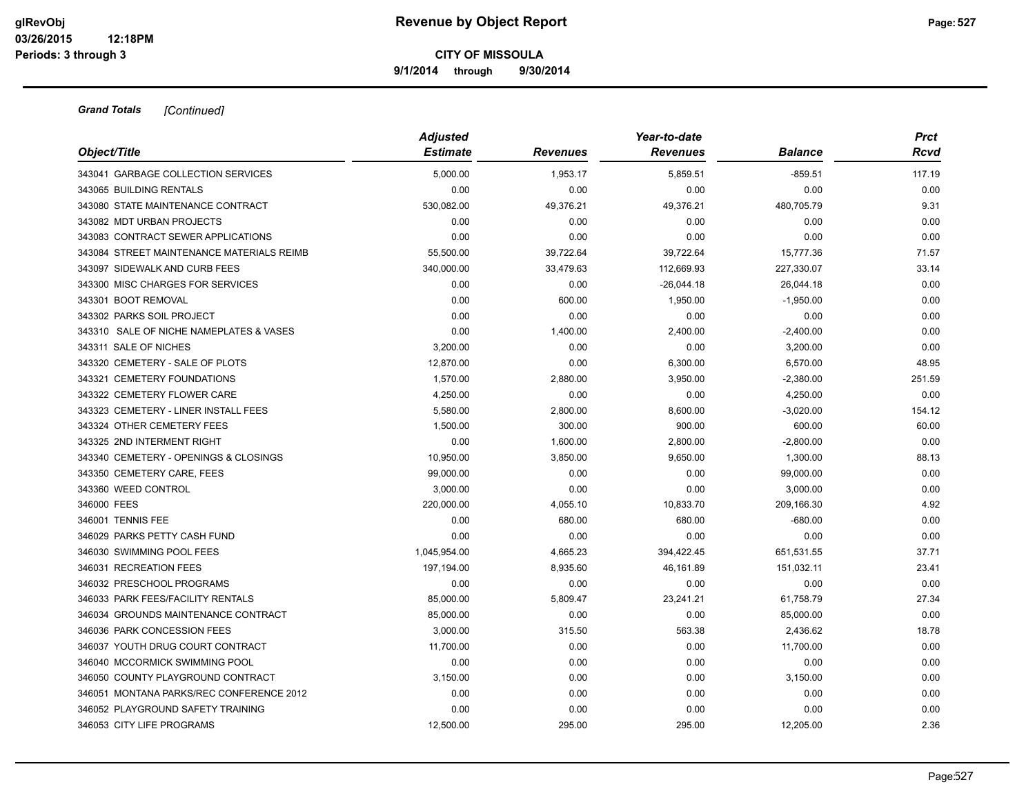**CITY OF MISSOULA**

**9/1/2014 through 9/30/2014**

***Grand Totals*** *[Continued]*

| *Object/Title* | *Adjusted Estimate* | *Revenues* | *Year-to-date Revenues* | *Balance* | *Prct Rcvd* |
|---|---|---|---|---|---|
| 343041 GARBAGE COLLECTION SERVICES | 5,000.00 | 1,953.17 | 5,859.51 | -859.51 | 117.19 |
| 343065 BUILDING RENTALS | 0.00 | 0.00 | 0.00 | 0.00 | 0.00 |
| 343080 STATE MAINTENANCE CONTRACT | 530,082.00 | 49,376.21 | 49,376.21 | 480,705.79 | 9.31 |
| 343082 MDT URBAN PROJECTS | 0.00 | 0.00 | 0.00 | 0.00 | 0.00 |
| 343083 CONTRACT SEWER APPLICATIONS | 0.00 | 0.00 | 0.00 | 0.00 | 0.00 |
| 343084 STREET MAINTENANCE MATERIALS REIMB | 55,500.00 | 39,722.64 | 39,722.64 | 15,777.36 | 71.57 |
| 343097 SIDEWALK AND CURB FEES | 340,000.00 | 33,479.63 | 112,669.93 | 227,330.07 | 33.14 |
| 343300 MISC CHARGES FOR SERVICES | 0.00 | 0.00 | -26,044.18 | 26,044.18 | 0.00 |
| 343301 BOOT REMOVAL | 0.00 | 600.00 | 1,950.00 | -1,950.00 | 0.00 |
| 343302 PARKS SOIL PROJECT | 0.00 | 0.00 | 0.00 | 0.00 | 0.00 |
| 343310 SALE OF NICHE NAMEPLATES & VASES | 0.00 | 1,400.00 | 2,400.00 | -2,400.00 | 0.00 |
| 343311 SALE OF NICHES | 3,200.00 | 0.00 | 0.00 | 3,200.00 | 0.00 |
| 343320 CEMETERY - SALE OF PLOTS | 12,870.00 | 0.00 | 6,300.00 | 6,570.00 | 48.95 |
| 343321 CEMETERY FOUNDATIONS | 1,570.00 | 2,880.00 | 3,950.00 | -2,380.00 | 251.59 |
| 343322 CEMETERY FLOWER CARE | 4,250.00 | 0.00 | 0.00 | 4,250.00 | 0.00 |
| 343323 CEMETERY - LINER INSTALL FEES | 5,580.00 | 2,800.00 | 8,600.00 | -3,020.00 | 154.12 |
| 343324 OTHER CEMETERY FEES | 1,500.00 | 300.00 | 900.00 | 600.00 | 60.00 |
| 343325 2ND INTERMENT RIGHT | 0.00 | 1,600.00 | 2,800.00 | -2,800.00 | 0.00 |
| 343340 CEMETERY - OPENINGS & CLOSINGS | 10,950.00 | 3,850.00 | 9,650.00 | 1,300.00 | 88.13 |
| 343350 CEMETERY CARE, FEES | 99,000.00 | 0.00 | 0.00 | 99,000.00 | 0.00 |
| 343360 WEED CONTROL | 3,000.00 | 0.00 | 0.00 | 3,000.00 | 0.00 |
| 346000 FEES | 220,000.00 | 4,055.10 | 10,833.70 | 209,166.30 | 4.92 |
| 346001 TENNIS FEE | 0.00 | 680.00 | 680.00 | -680.00 | 0.00 |
| 346029 PARKS PETTY CASH FUND | 0.00 | 0.00 | 0.00 | 0.00 | 0.00 |
| 346030 SWIMMING POOL FEES | 1,045,954.00 | 4,665.23 | 394,422.45 | 651,531.55 | 37.71 |
| 346031 RECREATION FEES | 197,194.00 | 8,935.60 | 46,161.89 | 151,032.11 | 23.41 |
| 346032 PRESCHOOL PROGRAMS | 0.00 | 0.00 | 0.00 | 0.00 | 0.00 |
| 346033 PARK FEES/FACILITY RENTALS | 85,000.00 | 5,809.47 | 23,241.21 | 61,758.79 | 27.34 |
| 346034 GROUNDS MAINTENANCE CONTRACT | 85,000.00 | 0.00 | 0.00 | 85,000.00 | 0.00 |
| 346036 PARK CONCESSION FEES | 3,000.00 | 315.50 | 563.38 | 2,436.62 | 18.78 |
| 346037 YOUTH DRUG COURT CONTRACT | 11,700.00 | 0.00 | 0.00 | 11,700.00 | 0.00 |
| 346040 MCCORMICK SWIMMING POOL | 0.00 | 0.00 | 0.00 | 0.00 | 0.00 |
| 346050 COUNTY PLAYGROUND CONTRACT | 3,150.00 | 0.00 | 0.00 | 3,150.00 | 0.00 |
| 346051 MONTANA PARKS/REC CONFERENCE 2012 | 0.00 | 0.00 | 0.00 | 0.00 | 0.00 |
| 346052 PLAYGROUND SAFETY TRAINING | 0.00 | 0.00 | 0.00 | 0.00 | 0.00 |
| 346053 CITY LIFE PROGRAMS | 12,500.00 | 295.00 | 295.00 | 12,205.00 | 2.36 |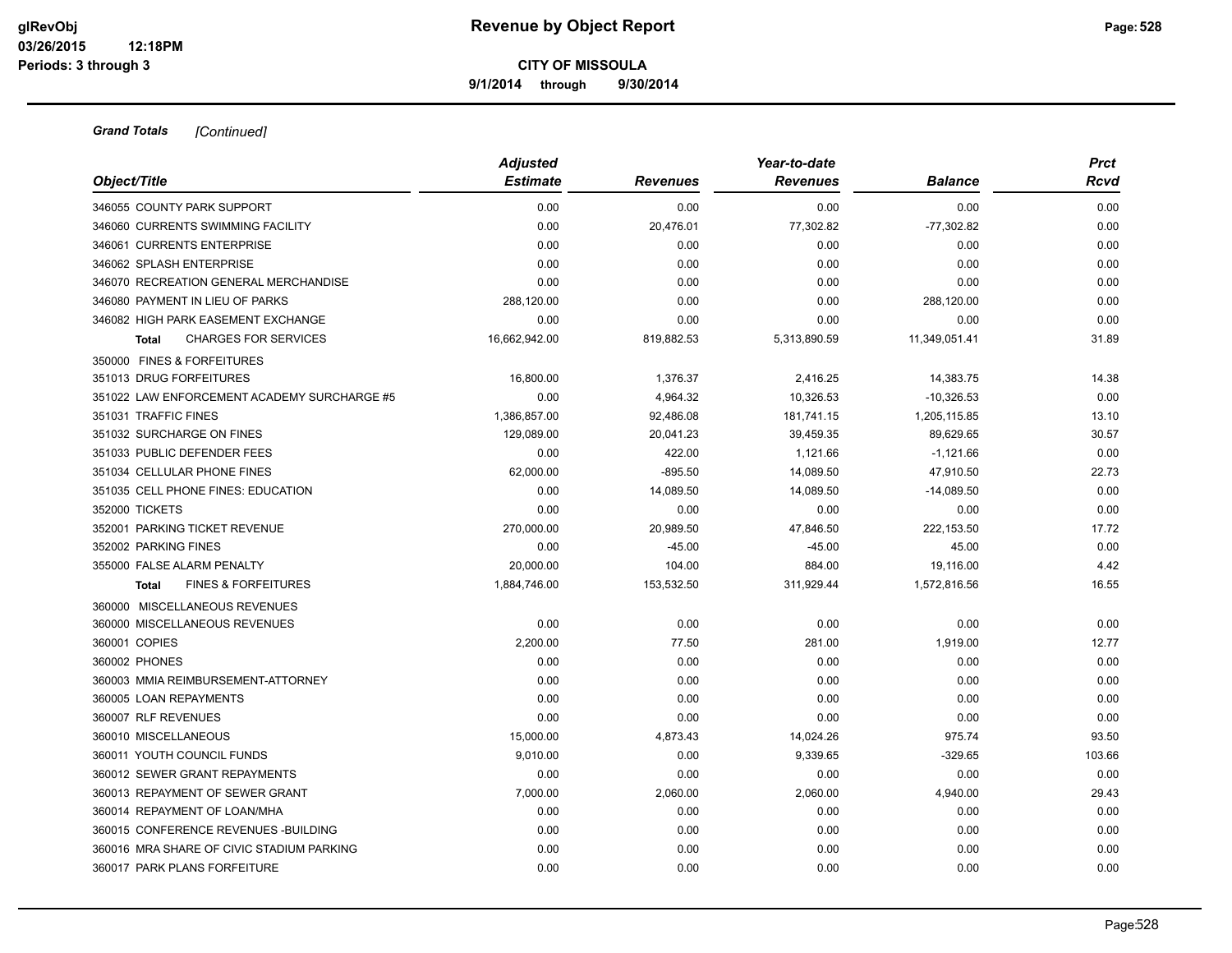**Grand Totals** *[Continued]*

| Object/Title | Adjusted Estimate | Revenues | Year-to-date Revenues | Balance | Prct Rcvd |
|---|---|---|---|---|---|
| 346055 COUNTY PARK SUPPORT | 0.00 | 0.00 | 0.00 | 0.00 | 0.00 |
| 346060 CURRENTS SWIMMING FACILITY | 0.00 | 20,476.01 | 77,302.82 | -77,302.82 | 0.00 |
| 346061 CURRENTS ENTERPRISE | 0.00 | 0.00 | 0.00 | 0.00 | 0.00 |
| 346062 SPLASH ENTERPRISE | 0.00 | 0.00 | 0.00 | 0.00 | 0.00 |
| 346070 RECREATION GENERAL MERCHANDISE | 0.00 | 0.00 | 0.00 | 0.00 | 0.00 |
| 346080 PAYMENT IN LIEU OF PARKS | 288,120.00 | 0.00 | 0.00 | 288,120.00 | 0.00 |
| 346082 HIGH PARK EASEMENT EXCHANGE | 0.00 | 0.00 | 0.00 | 0.00 | 0.00 |
| **Total** CHARGES FOR SERVICES | 16,662,942.00 | 819,882.53 | 5,313,890.59 | 11,349,051.41 | 31.89 |
| 350000 FINES & FORFEITURES | | | | | |
| 351013 DRUG FORFEITURES | 16,800.00 | 1,376.37 | 2,416.25 | 14,383.75 | 14.38 |
| 351022 LAW ENFORCEMENT ACADEMY SURCHARGE #5 | 0.00 | 4,964.32 | 10,326.53 | -10,326.53 | 0.00 |
| 351031 TRAFFIC FINES | 1,386,857.00 | 92,486.08 | 181,741.15 | 1,205,115.85 | 13.10 |
| 351032 SURCHARGE ON FINES | 129,089.00 | 20,041.23 | 39,459.35 | 89,629.65 | 30.57 |
| 351033 PUBLIC DEFENDER FEES | 0.00 | 422.00 | 1,121.66 | -1,121.66 | 0.00 |
| 351034 CELLULAR PHONE FINES | 62,000.00 | -895.50 | 14,089.50 | 47,910.50 | 22.73 |
| 351035 CELL PHONE FINES: EDUCATION | 0.00 | 14,089.50 | 14,089.50 | -14,089.50 | 0.00 |
| 352000 TICKETS | 0.00 | 0.00 | 0.00 | 0.00 | 0.00 |
| 352001 PARKING TICKET REVENUE | 270,000.00 | 20,989.50 | 47,846.50 | 222,153.50 | 17.72 |
| 352002 PARKING FINES | 0.00 | -45.00 | -45.00 | 45.00 | 0.00 |
| 355000 FALSE ALARM PENALTY | 20,000.00 | 104.00 | 884.00 | 19,116.00 | 4.42 |
| **Total** FINES & FORFEITURES | 1,884,746.00 | 153,532.50 | 311,929.44 | 1,572,816.56 | 16.55 |
| 360000 MISCELLANEOUS REVENUES | | | | | |
| 360000 MISCELLANEOUS REVENUES | 0.00 | 0.00 | 0.00 | 0.00 | 0.00 |
| 360001 COPIES | 2,200.00 | 77.50 | 281.00 | 1,919.00 | 12.77 |
| 360002 PHONES | 0.00 | 0.00 | 0.00 | 0.00 | 0.00 |
| 360003 MMIA REIMBURSEMENT-ATTORNEY | 0.00 | 0.00 | 0.00 | 0.00 | 0.00 |
| 360005 LOAN REPAYMENTS | 0.00 | 0.00 | 0.00 | 0.00 | 0.00 |
| 360007 RLF REVENUES | 0.00 | 0.00 | 0.00 | 0.00 | 0.00 |
| 360010 MISCELLANEOUS | 15,000.00 | 4,873.43 | 14,024.26 | 975.74 | 93.50 |
| 360011 YOUTH COUNCIL FUNDS | 9,010.00 | 0.00 | 9,339.65 | -329.65 | 103.66 |
| 360012 SEWER GRANT REPAYMENTS | 0.00 | 0.00 | 0.00 | 0.00 | 0.00 |
| 360013 REPAYMENT OF SEWER GRANT | 7,000.00 | 2,060.00 | 2,060.00 | 4,940.00 | 29.43 |
| 360014 REPAYMENT OF LOAN/MHA | 0.00 | 0.00 | 0.00 | 0.00 | 0.00 |
| 360015 CONFERENCE REVENUES -BUILDING | 0.00 | 0.00 | 0.00 | 0.00 | 0.00 |
| 360016 MRA SHARE OF CIVIC STADIUM PARKING | 0.00 | 0.00 | 0.00 | 0.00 | 0.00 |
| 360017 PARK PLANS FORFEITURE | 0.00 | 0.00 | 0.00 | 0.00 | 0.00 |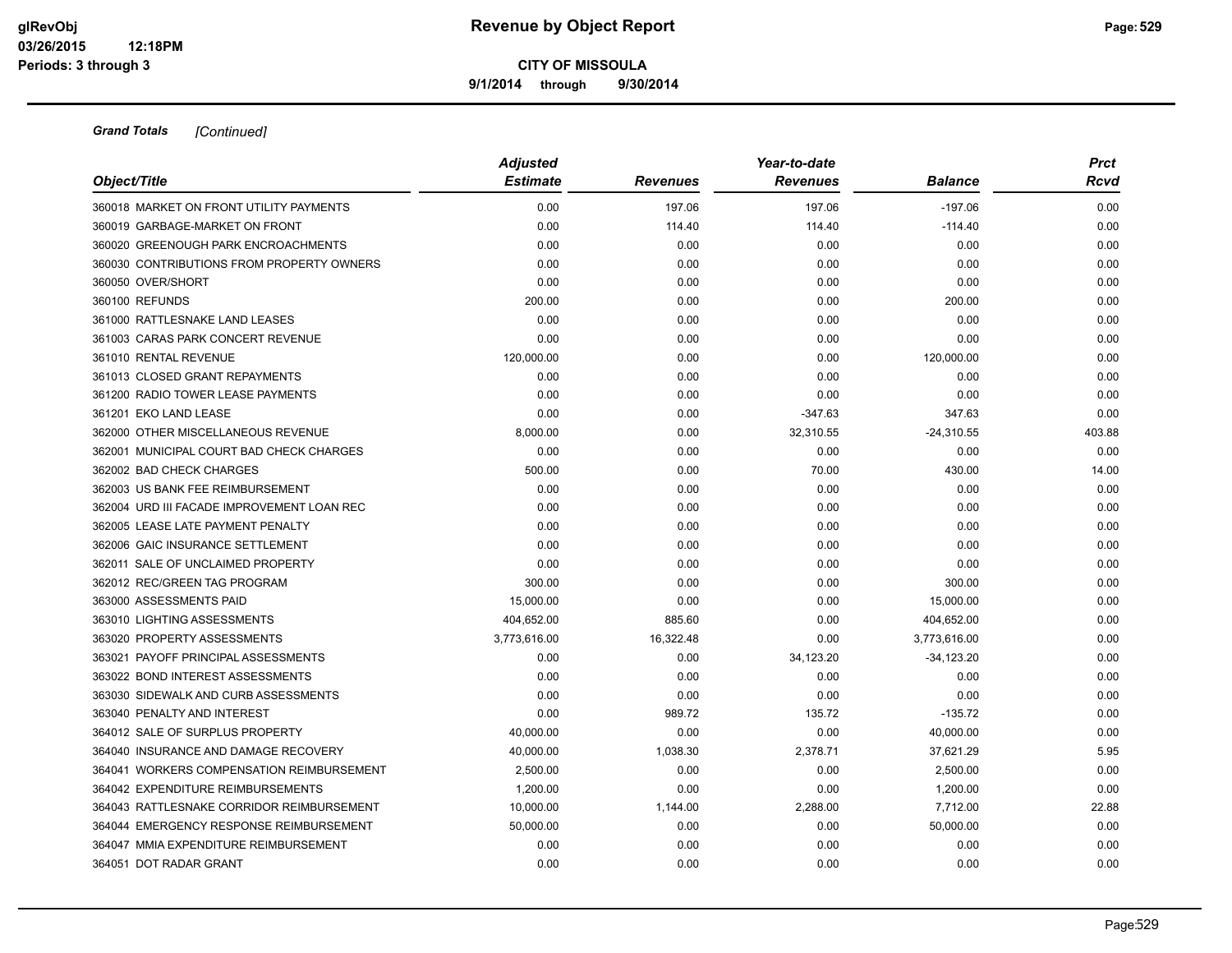**Grand Totals** *[Continued]*

| Object/Title | Adjusted Estimate | Revenues | Year-to-date Revenues | Balance | Prct Rcvd |
|---|---|---|---|---|---|
| 360018 MARKET ON FRONT UTILITY PAYMENTS | 0.00 | 197.06 | 197.06 | -197.06 | 0.00 |
| 360019 GARBAGE-MARKET ON FRONT | 0.00 | 114.40 | 114.40 | -114.40 | 0.00 |
| 360020 GREENOUGH PARK ENCROACHMENTS | 0.00 | 0.00 | 0.00 | 0.00 | 0.00 |
| 360030 CONTRIBUTIONS FROM PROPERTY OWNERS | 0.00 | 0.00 | 0.00 | 0.00 | 0.00 |
| 360050 OVER/SHORT | 0.00 | 0.00 | 0.00 | 0.00 | 0.00 |
| 360100 REFUNDS | 200.00 | 0.00 | 0.00 | 200.00 | 0.00 |
| 361000 RATTLESNAKE LAND LEASES | 0.00 | 0.00 | 0.00 | 0.00 | 0.00 |
| 361003 CARAS PARK CONCERT REVENUE | 0.00 | 0.00 | 0.00 | 0.00 | 0.00 |
| 361010 RENTAL REVENUE | 120,000.00 | 0.00 | 0.00 | 120,000.00 | 0.00 |
| 361013 CLOSED GRANT REPAYMENTS | 0.00 | 0.00 | 0.00 | 0.00 | 0.00 |
| 361200 RADIO TOWER LEASE PAYMENTS | 0.00 | 0.00 | 0.00 | 0.00 | 0.00 |
| 361201 EKO LAND LEASE | 0.00 | 0.00 | -347.63 | 347.63 | 0.00 |
| 362000 OTHER MISCELLANEOUS REVENUE | 8,000.00 | 0.00 | 32,310.55 | -24,310.55 | 403.88 |
| 362001 MUNICIPAL COURT BAD CHECK CHARGES | 0.00 | 0.00 | 0.00 | 0.00 | 0.00 |
| 362002 BAD CHECK CHARGES | 500.00 | 0.00 | 70.00 | 430.00 | 14.00 |
| 362003 US BANK FEE REIMBURSEMENT | 0.00 | 0.00 | 0.00 | 0.00 | 0.00 |
| 362004 URD III FACADE IMPROVEMENT LOAN REC | 0.00 | 0.00 | 0.00 | 0.00 | 0.00 |
| 362005 LEASE LATE PAYMENT PENALTY | 0.00 | 0.00 | 0.00 | 0.00 | 0.00 |
| 362006 GAIC INSURANCE SETTLEMENT | 0.00 | 0.00 | 0.00 | 0.00 | 0.00 |
| 362011 SALE OF UNCLAIMED PROPERTY | 0.00 | 0.00 | 0.00 | 0.00 | 0.00 |
| 362012 REC/GREEN TAG PROGRAM | 300.00 | 0.00 | 0.00 | 300.00 | 0.00 |
| 363000 ASSESSMENTS PAID | 15,000.00 | 0.00 | 0.00 | 15,000.00 | 0.00 |
| 363010 LIGHTING ASSESSMENTS | 404,652.00 | 885.60 | 0.00 | 404,652.00 | 0.00 |
| 363020 PROPERTY ASSESSMENTS | 3,773,616.00 | 16,322.48 | 0.00 | 3,773,616.00 | 0.00 |
| 363021 PAYOFF PRINCIPAL ASSESSMENTS | 0.00 | 0.00 | 34,123.20 | -34,123.20 | 0.00 |
| 363022 BOND INTEREST ASSESSMENTS | 0.00 | 0.00 | 0.00 | 0.00 | 0.00 |
| 363030 SIDEWALK AND CURB ASSESSMENTS | 0.00 | 0.00 | 0.00 | 0.00 | 0.00 |
| 363040 PENALTY AND INTEREST | 0.00 | 989.72 | 135.72 | -135.72 | 0.00 |
| 364012 SALE OF SURPLUS PROPERTY | 40,000.00 | 0.00 | 0.00 | 40,000.00 | 0.00 |
| 364040 INSURANCE AND DAMAGE RECOVERY | 40,000.00 | 1,038.30 | 2,378.71 | 37,621.29 | 5.95 |
| 364041 WORKERS COMPENSATION REIMBURSEMENT | 2,500.00 | 0.00 | 0.00 | 2,500.00 | 0.00 |
| 364042 EXPENDITURE REIMBURSEMENTS | 1,200.00 | 0.00 | 0.00 | 1,200.00 | 0.00 |
| 364043 RATTLESNAKE CORRIDOR REIMBURSEMENT | 10,000.00 | 1,144.00 | 2,288.00 | 7,712.00 | 22.88 |
| 364044 EMERGENCY RESPONSE REIMBURSEMENT | 50,000.00 | 0.00 | 0.00 | 50,000.00 | 0.00 |
| 364047 MMIA EXPENDITURE REIMBURSEMENT | 0.00 | 0.00 | 0.00 | 0.00 | 0.00 |
| 364051 DOT RADAR GRANT | 0.00 | 0.00 | 0.00 | 0.00 | 0.00 |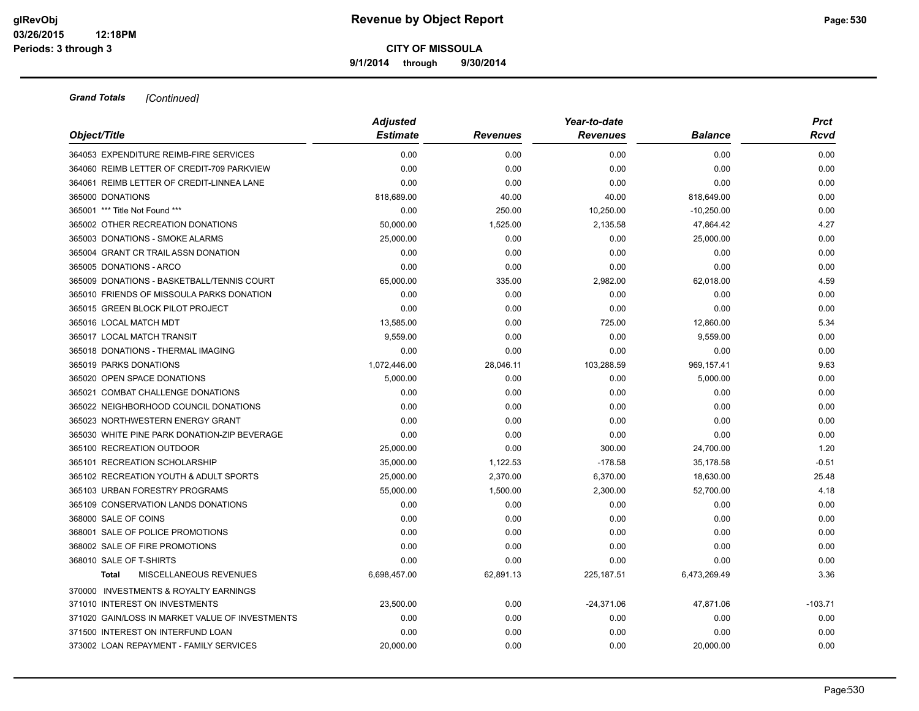**Grand Totals** *[Continued]*

| Object/Title | Adjusted Estimate | Revenues | Year-to-date Revenues | Balance | Prct Rcvd |
|---|---|---|---|---|---|
| 364053 EXPENDITURE REIMB-FIRE SERVICES | 0.00 | 0.00 | 0.00 | 0.00 | 0.00 |
| 364060 REIMB LETTER OF CREDIT-709 PARKVIEW | 0.00 | 0.00 | 0.00 | 0.00 | 0.00 |
| 364061 REIMB LETTER OF CREDIT-LINNEA LANE | 0.00 | 0.00 | 0.00 | 0.00 | 0.00 |
| 365000 DONATIONS | 818,689.00 | 40.00 | 40.00 | 818,649.00 | 0.00 |
| 365001 *** Title Not Found *** | 0.00 | 250.00 | 10,250.00 | -10,250.00 | 0.00 |
| 365002 OTHER RECREATION DONATIONS | 50,000.00 | 1,525.00 | 2,135.58 | 47,864.42 | 4.27 |
| 365003 DONATIONS - SMOKE ALARMS | 25,000.00 | 0.00 | 0.00 | 25,000.00 | 0.00 |
| 365004 GRANT CR TRAIL ASSN DONATION | 0.00 | 0.00 | 0.00 | 0.00 | 0.00 |
| 365005 DONATIONS - ARCO | 0.00 | 0.00 | 0.00 | 0.00 | 0.00 |
| 365009 DONATIONS - BASKETBALL/TENNIS COURT | 65,000.00 | 335.00 | 2,982.00 | 62,018.00 | 4.59 |
| 365010 FRIENDS OF MISSOULA PARKS DONATION | 0.00 | 0.00 | 0.00 | 0.00 | 0.00 |
| 365015 GREEN BLOCK PILOT PROJECT | 0.00 | 0.00 | 0.00 | 0.00 | 0.00 |
| 365016 LOCAL MATCH MDT | 13,585.00 | 0.00 | 725.00 | 12,860.00 | 5.34 |
| 365017 LOCAL MATCH TRANSIT | 9,559.00 | 0.00 | 0.00 | 9,559.00 | 0.00 |
| 365018 DONATIONS - THERMAL IMAGING | 0.00 | 0.00 | 0.00 | 0.00 | 0.00 |
| 365019 PARKS DONATIONS | 1,072,446.00 | 28,046.11 | 103,288.59 | 969,157.41 | 9.63 |
| 365020 OPEN SPACE DONATIONS | 5,000.00 | 0.00 | 0.00 | 5,000.00 | 0.00 |
| 365021 COMBAT CHALLENGE DONATIONS | 0.00 | 0.00 | 0.00 | 0.00 | 0.00 |
| 365022 NEIGHBORHOOD COUNCIL DONATIONS | 0.00 | 0.00 | 0.00 | 0.00 | 0.00 |
| 365023 NORTHWESTERN ENERGY GRANT | 0.00 | 0.00 | 0.00 | 0.00 | 0.00 |
| 365030 WHITE PINE PARK DONATION-ZIP BEVERAGE | 0.00 | 0.00 | 0.00 | 0.00 | 0.00 |
| 365100 RECREATION OUTDOOR | 25,000.00 | 0.00 | 300.00 | 24,700.00 | 1.20 |
| 365101 RECREATION SCHOLARSHIP | 35,000.00 | 1,122.53 | -178.58 | 35,178.58 | -0.51 |
| 365102 RECREATION YOUTH & ADULT SPORTS | 25,000.00 | 2,370.00 | 6,370.00 | 18,630.00 | 25.48 |
| 365103 URBAN FORESTRY PROGRAMS | 55,000.00 | 1,500.00 | 2,300.00 | 52,700.00 | 4.18 |
| 365109 CONSERVATION LANDS DONATIONS | 0.00 | 0.00 | 0.00 | 0.00 | 0.00 |
| 368000 SALE OF COINS | 0.00 | 0.00 | 0.00 | 0.00 | 0.00 |
| 368001 SALE OF POLICE PROMOTIONS | 0.00 | 0.00 | 0.00 | 0.00 | 0.00 |
| 368002 SALE OF FIRE PROMOTIONS | 0.00 | 0.00 | 0.00 | 0.00 | 0.00 |
| 368010 SALE OF T-SHIRTS | 0.00 | 0.00 | 0.00 | 0.00 | 0.00 |
| **Total** MISCELLANEOUS REVENUES | 6,698,457.00 | 62,891.13 | 225,187.51 | 6,473,269.49 | 3.36 |
| 370000 INVESTMENTS & ROYALTY EARNINGS | | | | | |
| 371010 INTEREST ON INVESTMENTS | 23,500.00 | 0.00 | -24,371.06 | 47,871.06 | -103.71 |
| 371020 GAIN/LOSS IN MARKET VALUE OF INVESTMENTS | 0.00 | 0.00 | 0.00 | 0.00 | 0.00 |
| 371500 INTEREST ON INTERFUND LOAN | 0.00 | 0.00 | 0.00 | 0.00 | 0.00 |
| 373002 LOAN REPAYMENT - FAMILY SERVICES | 20,000.00 | 0.00 | 0.00 | 20,000.00 | 0.00 |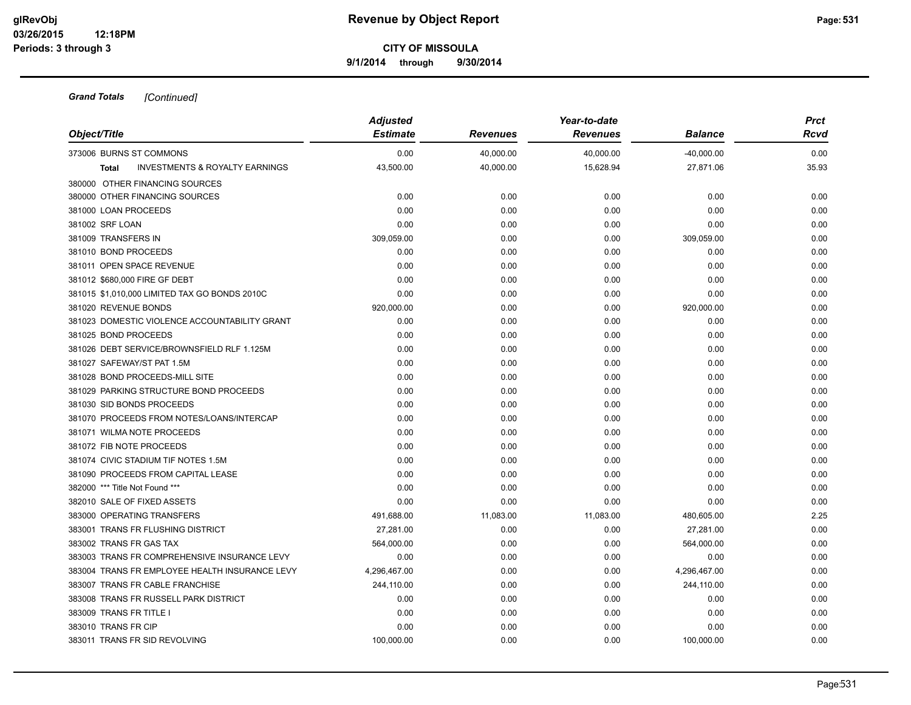# Revenue by Object Report

**CITY OF MISSOULA**

**9/1/2014 through 9/30/2014**

***Grand Totals*** *[Continued]*

| Object/Title | Adjusted Estimate | Revenues | Year-to-date Revenues | Balance | Prct Rcvd |
|---|---|---|---|---|---|
| 373006 BURNS ST COMMONS | 0.00 | 40,000.00 | 40,000.00 | -40,000.00 | 0.00 |
| **Total** INVESTMENTS & ROYALTY EARNINGS | 43,500.00 | 40,000.00 | 15,628.94 | 27,871.06 | 35.93 |
| 380000 OTHER FINANCING SOURCES | | | | | |
| 380000 OTHER FINANCING SOURCES | 0.00 | 0.00 | 0.00 | 0.00 | 0.00 |
| 381000 LOAN PROCEEDS | 0.00 | 0.00 | 0.00 | 0.00 | 0.00 |
| 381002 SRF LOAN | 0.00 | 0.00 | 0.00 | 0.00 | 0.00 |
| 381009 TRANSFERS IN | 309,059.00 | 0.00 | 0.00 | 309,059.00 | 0.00 |
| 381010 BOND PROCEEDS | 0.00 | 0.00 | 0.00 | 0.00 | 0.00 |
| 381011 OPEN SPACE REVENUE | 0.00 | 0.00 | 0.00 | 0.00 | 0.00 |
| 381012 $680,000 FIRE GF DEBT | 0.00 | 0.00 | 0.00 | 0.00 | 0.00 |
| 381015 $1,010,000 LIMITED TAX GO BONDS 2010C | 0.00 | 0.00 | 0.00 | 0.00 | 0.00 |
| 381020 REVENUE BONDS | 920,000.00 | 0.00 | 0.00 | 920,000.00 | 0.00 |
| 381023 DOMESTIC VIOLENCE ACCOUNTABILITY GRANT | 0.00 | 0.00 | 0.00 | 0.00 | 0.00 |
| 381025 BOND PROCEEDS | 0.00 | 0.00 | 0.00 | 0.00 | 0.00 |
| 381026 DEBT SERVICE/BROWNSFIELD RLF 1.125M | 0.00 | 0.00 | 0.00 | 0.00 | 0.00 |
| 381027 SAFEWAY/ST PAT 1.5M | 0.00 | 0.00 | 0.00 | 0.00 | 0.00 |
| 381028 BOND PROCEEDS-MILL SITE | 0.00 | 0.00 | 0.00 | 0.00 | 0.00 |
| 381029 PARKING STRUCTURE BOND PROCEEDS | 0.00 | 0.00 | 0.00 | 0.00 | 0.00 |
| 381030 SID BONDS PROCEEDS | 0.00 | 0.00 | 0.00 | 0.00 | 0.00 |
| 381070 PROCEEDS FROM NOTES/LOANS/INTERCAP | 0.00 | 0.00 | 0.00 | 0.00 | 0.00 |
| 381071 WILMA NOTE PROCEEDS | 0.00 | 0.00 | 0.00 | 0.00 | 0.00 |
| 381072 FIB NOTE PROCEEDS | 0.00 | 0.00 | 0.00 | 0.00 | 0.00 |
| 381074 CIVIC STADIUM TIF NOTES 1.5M | 0.00 | 0.00 | 0.00 | 0.00 | 0.00 |
| 381090 PROCEEDS FROM CAPITAL LEASE | 0.00 | 0.00 | 0.00 | 0.00 | 0.00 |
| 382000 *** Title Not Found *** | 0.00 | 0.00 | 0.00 | 0.00 | 0.00 |
| 382010 SALE OF FIXED ASSETS | 0.00 | 0.00 | 0.00 | 0.00 | 0.00 |
| 383000 OPERATING TRANSFERS | 491,688.00 | 11,083.00 | 11,083.00 | 480,605.00 | 2.25 |
| 383001 TRANS FR FLUSHING DISTRICT | 27,281.00 | 0.00 | 0.00 | 27,281.00 | 0.00 |
| 383002 TRANS FR GAS TAX | 564,000.00 | 0.00 | 0.00 | 564,000.00 | 0.00 |
| 383003 TRANS FR COMPREHENSIVE INSURANCE LEVY | 0.00 | 0.00 | 0.00 | 0.00 | 0.00 |
| 383004 TRANS FR EMPLOYEE HEALTH INSURANCE LEVY | 4,296,467.00 | 0.00 | 0.00 | 4,296,467.00 | 0.00 |
| 383007 TRANS FR CABLE FRANCHISE | 244,110.00 | 0.00 | 0.00 | 244,110.00 | 0.00 |
| 383008 TRANS FR RUSSELL PARK DISTRICT | 0.00 | 0.00 | 0.00 | 0.00 | 0.00 |
| 383009 TRANS FR TITLE I | 0.00 | 0.00 | 0.00 | 0.00 | 0.00 |
| 383010 TRANS FR CIP | 0.00 | 0.00 | 0.00 | 0.00 | 0.00 |
| 383011 TRANS FR SID REVOLVING | 100,000.00 | 0.00 | 0.00 | 100,000.00 | 0.00 |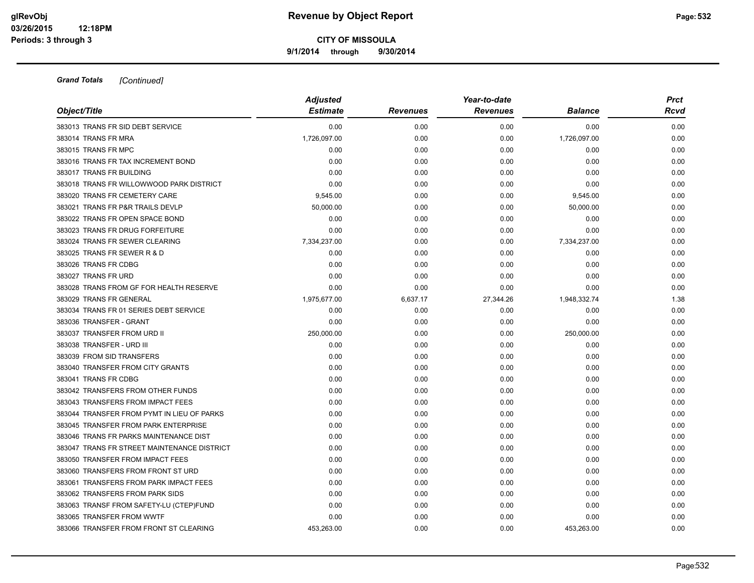**CITY OF MISSOULA**

**9/1/2014 through 9/30/2014**

***Grand Totals*** *[Continued]*

| *Object/Title* | *Adjusted Estimate* | *Revenues* | *Year-to-date Revenues* | *Balance* | *Prct Rcvd* |
|---|---|---|---|---|---|
| 383013 TRANS FR SID DEBT SERVICE | 0.00 | 0.00 | 0.00 | 0.00 | 0.00 |
| 383014 TRANS FR MRA | 1,726,097.00 | 0.00 | 0.00 | 1,726,097.00 | 0.00 |
| 383015 TRANS FR MPC | 0.00 | 0.00 | 0.00 | 0.00 | 0.00 |
| 383016 TRANS FR TAX INCREMENT BOND | 0.00 | 0.00 | 0.00 | 0.00 | 0.00 |
| 383017 TRANS FR BUILDING | 0.00 | 0.00 | 0.00 | 0.00 | 0.00 |
| 383018 TRANS FR WILLOWWOOD PARK DISTRICT | 0.00 | 0.00 | 0.00 | 0.00 | 0.00 |
| 383020 TRANS FR CEMETERY CARE | 9,545.00 | 0.00 | 0.00 | 9,545.00 | 0.00 |
| 383021 TRANS FR P&R TRAILS DEVLP | 50,000.00 | 0.00 | 0.00 | 50,000.00 | 0.00 |
| 383022 TRANS FR OPEN SPACE BOND | 0.00 | 0.00 | 0.00 | 0.00 | 0.00 |
| 383023 TRANS FR DRUG FORFEITURE | 0.00 | 0.00 | 0.00 | 0.00 | 0.00 |
| 383024 TRANS FR SEWER CLEARING | 7,334,237.00 | 0.00 | 0.00 | 7,334,237.00 | 0.00 |
| 383025 TRANS FR SEWER R & D | 0.00 | 0.00 | 0.00 | 0.00 | 0.00 |
| 383026 TRANS FR CDBG | 0.00 | 0.00 | 0.00 | 0.00 | 0.00 |
| 383027 TRANS FR URD | 0.00 | 0.00 | 0.00 | 0.00 | 0.00 |
| 383028 TRANS FROM GF FOR HEALTH RESERVE | 0.00 | 0.00 | 0.00 | 0.00 | 0.00 |
| 383029 TRANS FR GENERAL | 1,975,677.00 | 6,637.17 | 27,344.26 | 1,948,332.74 | 1.38 |
| 383034 TRANS FR 01 SERIES DEBT SERVICE | 0.00 | 0.00 | 0.00 | 0.00 | 0.00 |
| 383036 TRANSFER - GRANT | 0.00 | 0.00 | 0.00 | 0.00 | 0.00 |
| 383037 TRANSFER FROM URD II | 250,000.00 | 0.00 | 0.00 | 250,000.00 | 0.00 |
| 383038 TRANSFER - URD III | 0.00 | 0.00 | 0.00 | 0.00 | 0.00 |
| 383039 FROM SID TRANSFERS | 0.00 | 0.00 | 0.00 | 0.00 | 0.00 |
| 383040 TRANSFER FROM CITY GRANTS | 0.00 | 0.00 | 0.00 | 0.00 | 0.00 |
| 383041 TRANS FR CDBG | 0.00 | 0.00 | 0.00 | 0.00 | 0.00 |
| 383042 TRANSFERS FROM OTHER FUNDS | 0.00 | 0.00 | 0.00 | 0.00 | 0.00 |
| 383043 TRANSFERS FROM IMPACT FEES | 0.00 | 0.00 | 0.00 | 0.00 | 0.00 |
| 383044 TRANSFER FROM PYMT IN LIEU OF PARKS | 0.00 | 0.00 | 0.00 | 0.00 | 0.00 |
| 383045 TRANSFER FROM PARK ENTERPRISE | 0.00 | 0.00 | 0.00 | 0.00 | 0.00 |
| 383046 TRANS FR PARKS MAINTENANCE DIST | 0.00 | 0.00 | 0.00 | 0.00 | 0.00 |
| 383047 TRANS FR STREET MAINTENANCE DISTRICT | 0.00 | 0.00 | 0.00 | 0.00 | 0.00 |
| 383050 TRANSFER FROM IMPACT FEES | 0.00 | 0.00 | 0.00 | 0.00 | 0.00 |
| 383060 TRANSFERS FROM FRONT ST URD | 0.00 | 0.00 | 0.00 | 0.00 | 0.00 |
| 383061 TRANSFERS FROM PARK IMPACT FEES | 0.00 | 0.00 | 0.00 | 0.00 | 0.00 |
| 383062 TRANSFERS FROM PARK SIDS | 0.00 | 0.00 | 0.00 | 0.00 | 0.00 |
| 383063 TRANSF FROM SAFETY-LU (CTEP)FUND | 0.00 | 0.00 | 0.00 | 0.00 | 0.00 |
| 383065 TRANSFER FROM WWTF | 0.00 | 0.00 | 0.00 | 0.00 | 0.00 |
| 383066 TRANSFER FROM FRONT ST CLEARING | 453,263.00 | 0.00 | 0.00 | 453,263.00 | 0.00 |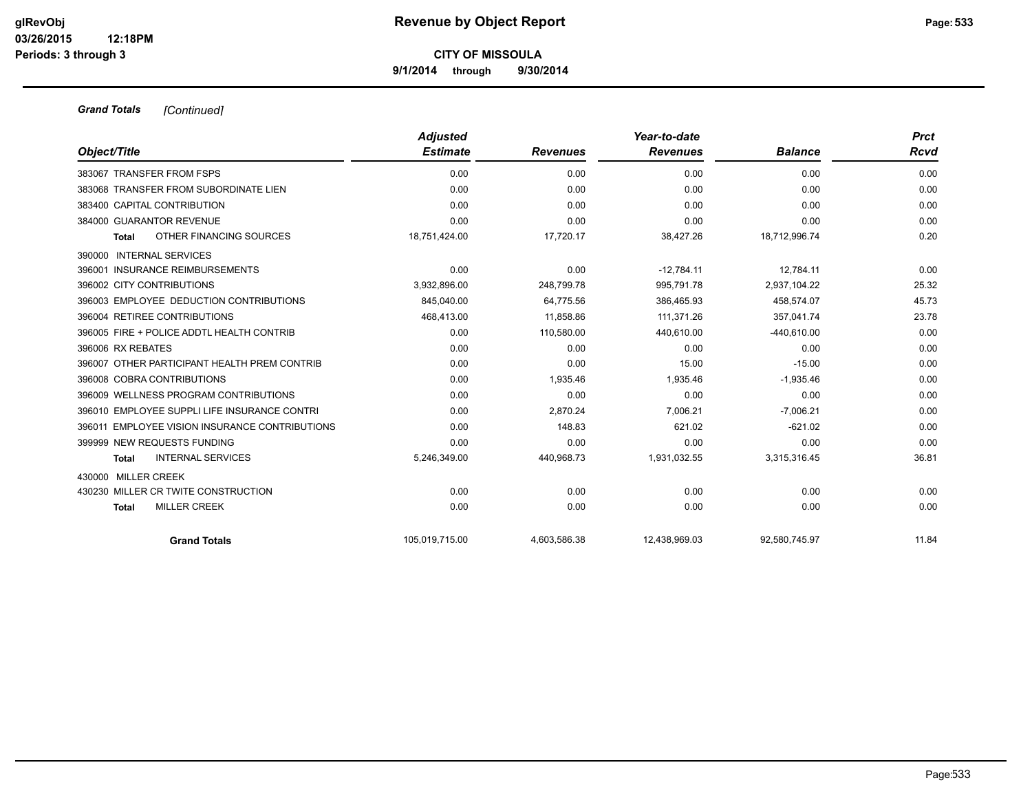# Revenue by Object Report

**CITY OF MISSOULA**

**9/1/2014 through 9/30/2014**

*Grand Totals [Continued]*

| Object/Title | Adjusted Estimate | Revenues | Year-to-date Revenues | Balance | Prct Rcvd |
|---|---|---|---|---|---|
| 383067 TRANSFER FROM FSPS | 0.00 | 0.00 | 0.00 | 0.00 | 0.00 |
| 383068 TRANSFER FROM SUBORDINATE LIEN | 0.00 | 0.00 | 0.00 | 0.00 | 0.00 |
| 383400 CAPITAL CONTRIBUTION | 0.00 | 0.00 | 0.00 | 0.00 | 0.00 |
| 384000 GUARANTOR REVENUE | 0.00 | 0.00 | 0.00 | 0.00 | 0.00 |
| **Total** OTHER FINANCING SOURCES | 18,751,424.00 | 17,720.17 | 38,427.26 | 18,712,996.74 | 0.20 |
| 390000 INTERNAL SERVICES | | | | | |
| 396001 INSURANCE REIMBURSEMENTS | 0.00 | 0.00 | -12,784.11 | 12,784.11 | 0.00 |
| 396002 CITY CONTRIBUTIONS | 3,932,896.00 | 248,799.78 | 995,791.78 | 2,937,104.22 | 25.32 |
| 396003 EMPLOYEE DEDUCTION CONTRIBUTIONS | 845,040.00 | 64,775.56 | 386,465.93 | 458,574.07 | 45.73 |
| 396004 RETIREE CONTRIBUTIONS | 468,413.00 | 11,858.86 | 111,371.26 | 357,041.74 | 23.78 |
| 396005 FIRE + POLICE ADDTL HEALTH CONTRIB | 0.00 | 110,580.00 | 440,610.00 | -440,610.00 | 0.00 |
| 396006 RX REBATES | 0.00 | 0.00 | 0.00 | 0.00 | 0.00 |
| 396007 OTHER PARTICIPANT HEALTH PREM CONTRIB | 0.00 | 0.00 | 15.00 | -15.00 | 0.00 |
| 396008 COBRA CONTRIBUTIONS | 0.00 | 1,935.46 | 1,935.46 | -1,935.46 | 0.00 |
| 396009 WELLNESS PROGRAM CONTRIBUTIONS | 0.00 | 0.00 | 0.00 | 0.00 | 0.00 |
| 396010 EMPLOYEE SUPPLI LIFE INSURANCE CONTRI | 0.00 | 2,870.24 | 7,006.21 | -7,006.21 | 0.00 |
| 396011 EMPLOYEE VISION INSURANCE CONTRIBUTIONS | 0.00 | 148.83 | 621.02 | -621.02 | 0.00 |
| 399999 NEW REQUESTS FUNDING | 0.00 | 0.00 | 0.00 | 0.00 | 0.00 |
| **Total** INTERNAL SERVICES | 5,246,349.00 | 440,968.73 | 1,931,032.55 | 3,315,316.45 | 36.81 |
| 430000 MILLER CREEK | | | | | |
| 430230 MILLER CR TWITE CONSTRUCTION | 0.00 | 0.00 | 0.00 | 0.00 | 0.00 |
| **Total** MILLER CREEK | 0.00 | 0.00 | 0.00 | 0.00 | 0.00 |
| **Grand Totals** | 105,019,715.00 | 4,603,586.38 | 12,438,969.03 | 92,580,745.97 | 11.84 |